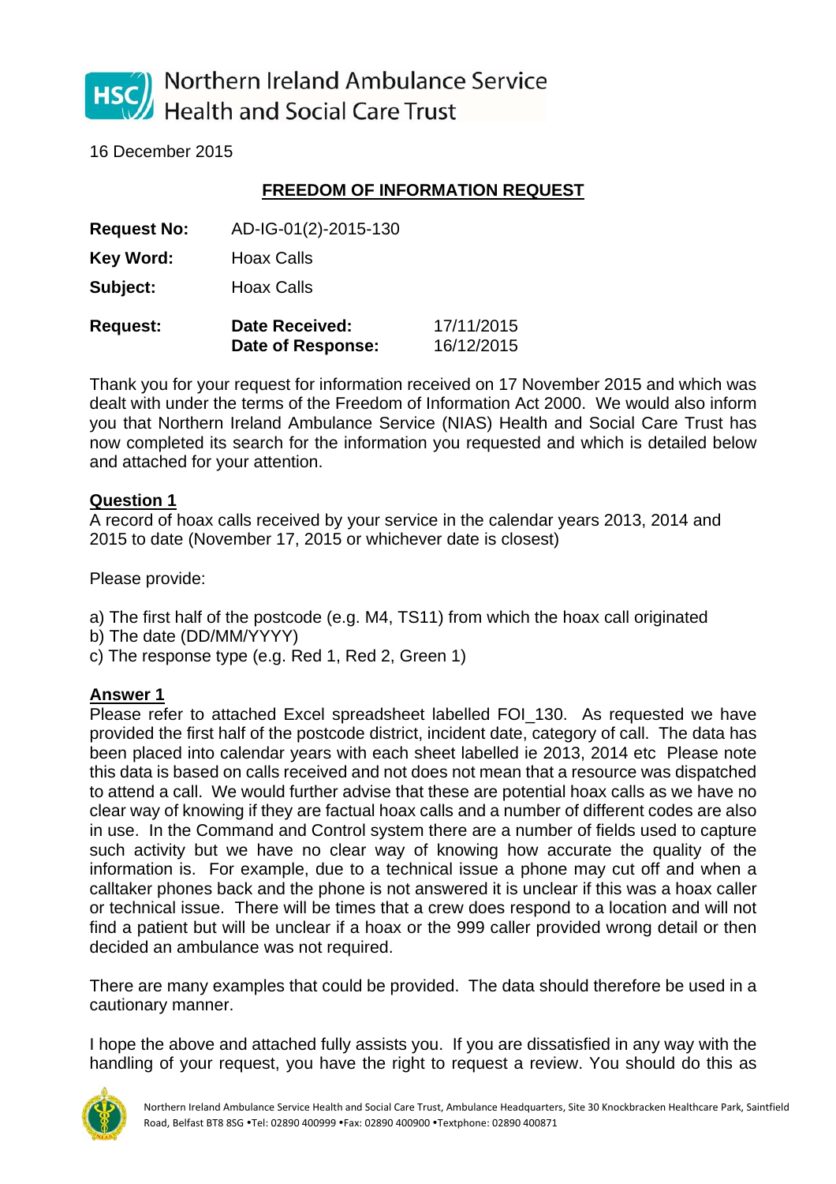Northern Ireland Ambulance Service
Health and Social Care Trust

16 December 2015

## FREEDOM OF INFORMATION REQUEST

| | | |
|---|---|---|
| **Request No:** | AD-IG-01(2)-2015-130 | |
| **Key Word:** | Hoax Calls | |
| **Subject:** | Hoax Calls | |
| **Request:** | **Date Received:** | 17/11/2015 |
| | **Date of Response:** | 16/12/2015 |

Thank you for your request for information received on 17 November 2015 and which was dealt with under the terms of the Freedom of Information Act 2000. We would also inform you that Northern Ireland Ambulance Service (NIAS) Health and Social Care Trust has now completed its search for the information you requested and which is detailed below and attached for your attention.

**Question 1**

A record of hoax calls received by your service in the calendar years 2013, 2014 and 2015 to date (November 17, 2015 or whichever date is closest)

Please provide:

a) The first half of the postcode (e.g. M4, TS11) from which the hoax call originated
b) The date (DD/MM/YYYY)
c) The response type (e.g. Red 1, Red 2, Green 1)

**Answer 1**

Please refer to attached Excel spreadsheet labelled FOI_130. As requested we have provided the first half of the postcode district, incident date, category of call. The data has been placed into calendar years with each sheet labelled ie 2013, 2014 etc Please note this data is based on calls received and not does not mean that a resource was dispatched to attend a call. We would further advise that these are potential hoax calls as we have no clear way of knowing if they are factual hoax calls and a number of different codes are also in use. In the Command and Control system there are a number of fields used to capture such activity but we have no clear way of knowing how accurate the quality of the information is. For example, due to a technical issue a phone may cut off and when a calltaker phones back and the phone is not answered it is unclear if this was a hoax caller or technical issue. There will be times that a crew does respond to a location and will not find a patient but will be unclear if a hoax or the 999 caller provided wrong detail or then decided an ambulance was not required.

There are many examples that could be provided. The data should therefore be used in a cautionary manner.

I hope the above and attached fully assists you. If you are dissatisfied in any way with the handling of your request, you have the right to request a review. You should do this as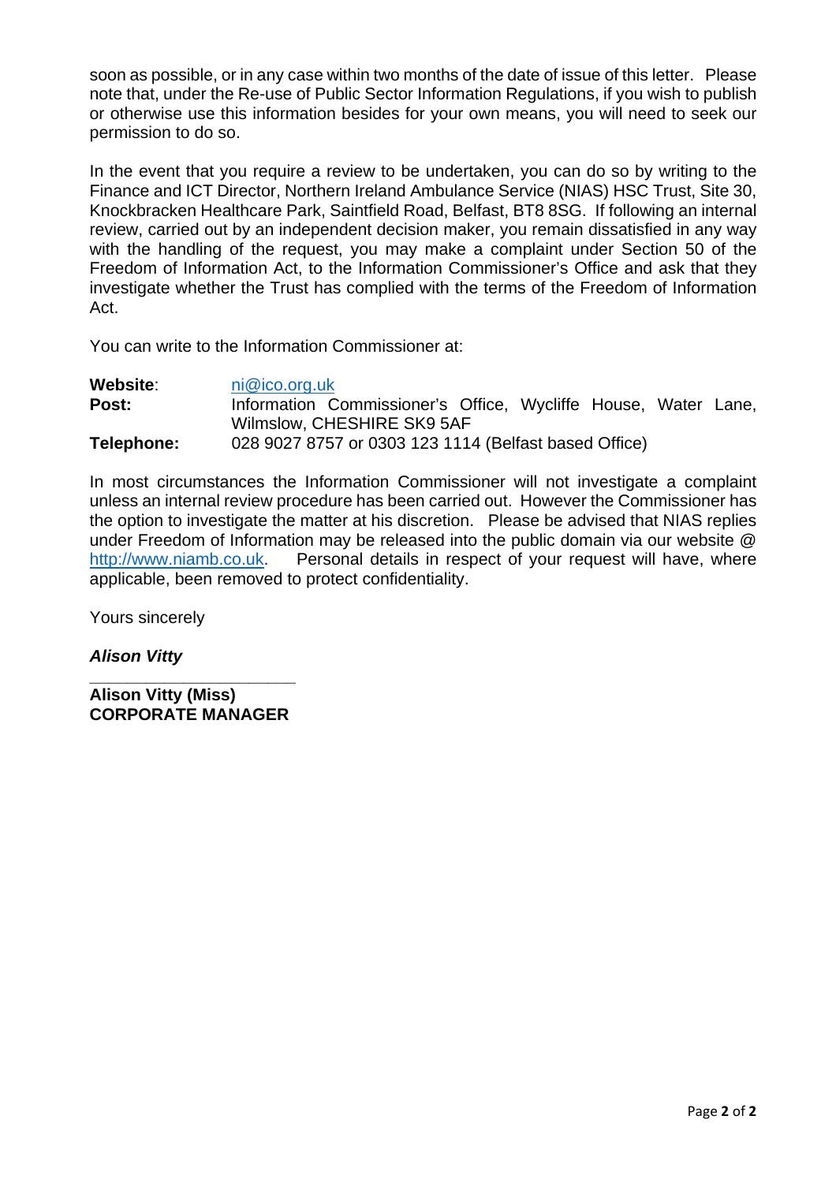soon as possible, or in any case within two months of the date of issue of this letter. Please note that, under the Re-use of Public Sector Information Regulations, if you wish to publish or otherwise use this information besides for your own means, you will need to seek our permission to do so.

In the event that you require a review to be undertaken, you can do so by writing to the Finance and ICT Director, Northern Ireland Ambulance Service (NIAS) HSC Trust, Site 30, Knockbracken Healthcare Park, Saintfield Road, Belfast, BT8 8SG. If following an internal review, carried out by an independent decision maker, you remain dissatisfied in any way with the handling of the request, you may make a complaint under Section 50 of the Freedom of Information Act, to the Information Commissioner's Office and ask that they investigate whether the Trust has complied with the terms of the Freedom of Information Act.

You can write to the Information Commissioner at:

| | |
|---|---|
| **Website**: | ni@ico.org.uk |
| **Post:** | Information Commissioner's Office, Wycliffe House, Water Lane, Wilmslow, CHESHIRE SK9 5AF |
| **Telephone:** | 028 9027 8757 or 0303 123 1114 (Belfast based Office) |

In most circumstances the Information Commissioner will not investigate a complaint unless an internal review procedure has been carried out. However the Commissioner has the option to investigate the matter at his discretion. Please be advised that NIAS replies under Freedom of Information may be released into the public domain via our website @ http://www.niamb.co.uk. Personal details in respect of your request will have, where applicable, been removed to protect confidentiality.

Yours sincerely

***Alison Vitty***

___________________________

**Alison Vitty (Miss)**
**CORPORATE MANAGER**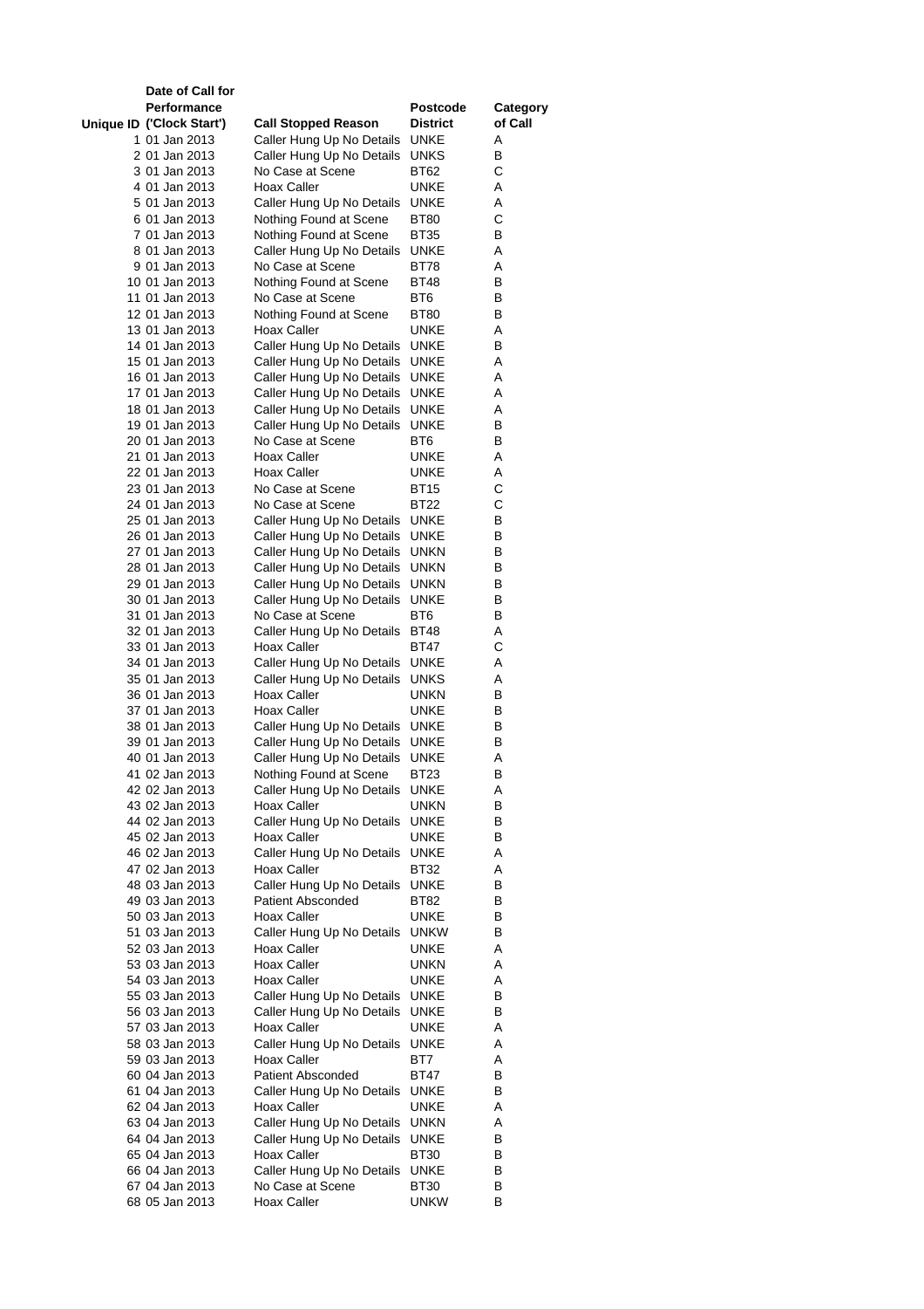| Unique ID | Date of Call for Performance ('Clock Start') | Call Stopped Reason | Postcode District | Category of Call |
|---|---|---|---|---|
| 1 | 01 Jan 2013 | Caller Hung Up No Details | UNKE | A |
| 2 | 01 Jan 2013 | Caller Hung Up No Details | UNKS | B |
| 3 | 01 Jan 2013 | No Case at Scene | BT62 | C |
| 4 | 01 Jan 2013 | Hoax Caller | UNKE | A |
| 5 | 01 Jan 2013 | Caller Hung Up No Details | UNKE | A |
| 6 | 01 Jan 2013 | Nothing Found at Scene | BT80 | C |
| 7 | 01 Jan 2013 | Nothing Found at Scene | BT35 | B |
| 8 | 01 Jan 2013 | Caller Hung Up No Details | UNKE | A |
| 9 | 01 Jan 2013 | No Case at Scene | BT78 | A |
| 10 | 01 Jan 2013 | Nothing Found at Scene | BT48 | B |
| 11 | 01 Jan 2013 | No Case at Scene | BT6 | B |
| 12 | 01 Jan 2013 | Nothing Found at Scene | BT80 | B |
| 13 | 01 Jan 2013 | Hoax Caller | UNKE | A |
| 14 | 01 Jan 2013 | Caller Hung Up No Details | UNKE | B |
| 15 | 01 Jan 2013 | Caller Hung Up No Details | UNKE | A |
| 16 | 01 Jan 2013 | Caller Hung Up No Details | UNKE | A |
| 17 | 01 Jan 2013 | Caller Hung Up No Details | UNKE | A |
| 18 | 01 Jan 2013 | Caller Hung Up No Details | UNKE | A |
| 19 | 01 Jan 2013 | Caller Hung Up No Details | UNKE | B |
| 20 | 01 Jan 2013 | No Case at Scene | BT6 | B |
| 21 | 01 Jan 2013 | Hoax Caller | UNKE | A |
| 22 | 01 Jan 2013 | Hoax Caller | UNKE | A |
| 23 | 01 Jan 2013 | No Case at Scene | BT15 | C |
| 24 | 01 Jan 2013 | No Case at Scene | BT22 | C |
| 25 | 01 Jan 2013 | Caller Hung Up No Details | UNKE | B |
| 26 | 01 Jan 2013 | Caller Hung Up No Details | UNKE | B |
| 27 | 01 Jan 2013 | Caller Hung Up No Details | UNKN | B |
| 28 | 01 Jan 2013 | Caller Hung Up No Details | UNKN | B |
| 29 | 01 Jan 2013 | Caller Hung Up No Details | UNKN | B |
| 30 | 01 Jan 2013 | Caller Hung Up No Details | UNKE | B |
| 31 | 01 Jan 2013 | No Case at Scene | BT6 | B |
| 32 | 01 Jan 2013 | Caller Hung Up No Details | BT48 | A |
| 33 | 01 Jan 2013 | Hoax Caller | BT47 | C |
| 34 | 01 Jan 2013 | Caller Hung Up No Details | UNKE | A |
| 35 | 01 Jan 2013 | Caller Hung Up No Details | UNKS | A |
| 36 | 01 Jan 2013 | Hoax Caller | UNKN | B |
| 37 | 01 Jan 2013 | Hoax Caller | UNKE | B |
| 38 | 01 Jan 2013 | Caller Hung Up No Details | UNKE | B |
| 39 | 01 Jan 2013 | Caller Hung Up No Details | UNKE | B |
| 40 | 01 Jan 2013 | Caller Hung Up No Details | UNKE | A |
| 41 | 02 Jan 2013 | Nothing Found at Scene | BT23 | B |
| 42 | 02 Jan 2013 | Caller Hung Up No Details | UNKE | A |
| 43 | 02 Jan 2013 | Hoax Caller | UNKN | B |
| 44 | 02 Jan 2013 | Caller Hung Up No Details | UNKE | B |
| 45 | 02 Jan 2013 | Hoax Caller | UNKE | B |
| 46 | 02 Jan 2013 | Caller Hung Up No Details | UNKE | A |
| 47 | 02 Jan 2013 | Hoax Caller | BT32 | A |
| 48 | 03 Jan 2013 | Caller Hung Up No Details | UNKE | B |
| 49 | 03 Jan 2013 | Patient Absconded | BT82 | B |
| 50 | 03 Jan 2013 | Hoax Caller | UNKE | B |
| 51 | 03 Jan 2013 | Caller Hung Up No Details | UNKW | B |
| 52 | 03 Jan 2013 | Hoax Caller | UNKE | A |
| 53 | 03 Jan 2013 | Hoax Caller | UNKN | A |
| 54 | 03 Jan 2013 | Hoax Caller | UNKE | A |
| 55 | 03 Jan 2013 | Caller Hung Up No Details | UNKE | B |
| 56 | 03 Jan 2013 | Caller Hung Up No Details | UNKE | B |
| 57 | 03 Jan 2013 | Hoax Caller | UNKE | A |
| 58 | 03 Jan 2013 | Caller Hung Up No Details | UNKE | A |
| 59 | 03 Jan 2013 | Hoax Caller | BT7 | A |
| 60 | 04 Jan 2013 | Patient Absconded | BT47 | B |
| 61 | 04 Jan 2013 | Caller Hung Up No Details | UNKE | B |
| 62 | 04 Jan 2013 | Hoax Caller | UNKE | A |
| 63 | 04 Jan 2013 | Caller Hung Up No Details | UNKN | A |
| 64 | 04 Jan 2013 | Caller Hung Up No Details | UNKE | B |
| 65 | 04 Jan 2013 | Hoax Caller | BT30 | B |
| 66 | 04 Jan 2013 | Caller Hung Up No Details | UNKE | B |
| 67 | 04 Jan 2013 | No Case at Scene | BT30 | B |
| 68 | 05 Jan 2013 | Hoax Caller | UNKW | B |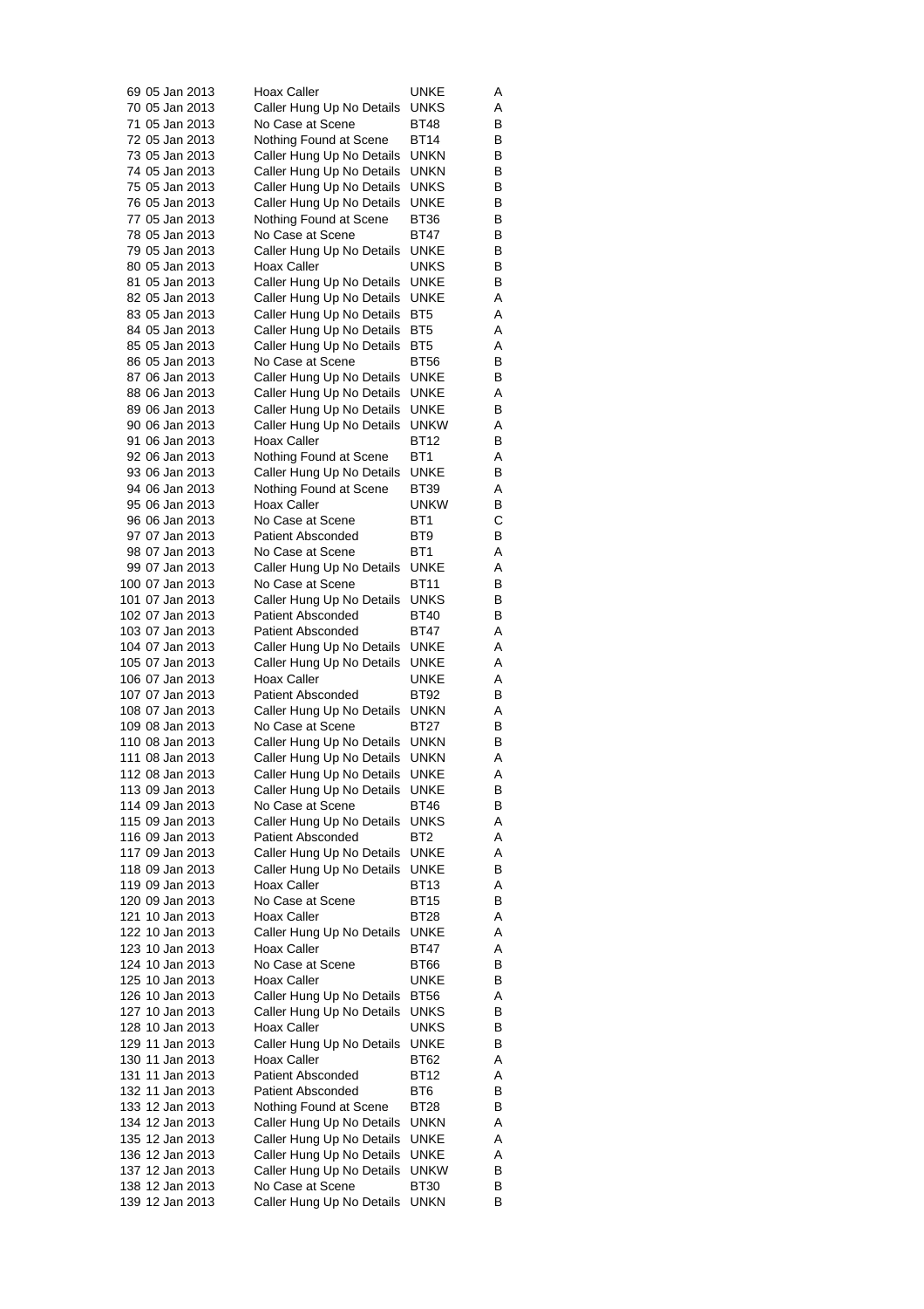| | | | | |
|---|---|---|---|---|
| 69 | 05 Jan 2013 | Hoax Caller | UNKE | A |
| 70 | 05 Jan 2013 | Caller Hung Up No Details | UNKS | A |
| 71 | 05 Jan 2013 | No Case at Scene | BT48 | B |
| 72 | 05 Jan 2013 | Nothing Found at Scene | BT14 | B |
| 73 | 05 Jan 2013 | Caller Hung Up No Details | UNKN | B |
| 74 | 05 Jan 2013 | Caller Hung Up No Details | UNKN | B |
| 75 | 05 Jan 2013 | Caller Hung Up No Details | UNKS | B |
| 76 | 05 Jan 2013 | Caller Hung Up No Details | UNKE | B |
| 77 | 05 Jan 2013 | Nothing Found at Scene | BT36 | B |
| 78 | 05 Jan 2013 | No Case at Scene | BT47 | B |
| 79 | 05 Jan 2013 | Caller Hung Up No Details | UNKE | B |
| 80 | 05 Jan 2013 | Hoax Caller | UNKS | B |
| 81 | 05 Jan 2013 | Caller Hung Up No Details | UNKE | B |
| 82 | 05 Jan 2013 | Caller Hung Up No Details | UNKE | A |
| 83 | 05 Jan 2013 | Caller Hung Up No Details | BT5 | A |
| 84 | 05 Jan 2013 | Caller Hung Up No Details | BT5 | A |
| 85 | 05 Jan 2013 | Caller Hung Up No Details | BT5 | A |
| 86 | 05 Jan 2013 | No Case at Scene | BT56 | B |
| 87 | 06 Jan 2013 | Caller Hung Up No Details | UNKE | B |
| 88 | 06 Jan 2013 | Caller Hung Up No Details | UNKE | A |
| 89 | 06 Jan 2013 | Caller Hung Up No Details | UNKE | B |
| 90 | 06 Jan 2013 | Caller Hung Up No Details | UNKW | A |
| 91 | 06 Jan 2013 | Hoax Caller | BT12 | B |
| 92 | 06 Jan 2013 | Nothing Found at Scene | BT1 | A |
| 93 | 06 Jan 2013 | Caller Hung Up No Details | UNKE | B |
| 94 | 06 Jan 2013 | Nothing Found at Scene | BT39 | A |
| 95 | 06 Jan 2013 | Hoax Caller | UNKW | B |
| 96 | 06 Jan 2013 | No Case at Scene | BT1 | C |
| 97 | 07 Jan 2013 | Patient Absconded | BT9 | B |
| 98 | 07 Jan 2013 | No Case at Scene | BT1 | A |
| 99 | 07 Jan 2013 | Caller Hung Up No Details | UNKE | A |
| 100 | 07 Jan 2013 | No Case at Scene | BT11 | B |
| 101 | 07 Jan 2013 | Caller Hung Up No Details | UNKS | B |
| 102 | 07 Jan 2013 | Patient Absconded | BT40 | B |
| 103 | 07 Jan 2013 | Patient Absconded | BT47 | A |
| 104 | 07 Jan 2013 | Caller Hung Up No Details | UNKE | A |
| 105 | 07 Jan 2013 | Caller Hung Up No Details | UNKE | A |
| 106 | 07 Jan 2013 | Hoax Caller | UNKE | A |
| 107 | 07 Jan 2013 | Patient Absconded | BT92 | B |
| 108 | 07 Jan 2013 | Caller Hung Up No Details | UNKN | A |
| 109 | 08 Jan 2013 | No Case at Scene | BT27 | B |
| 110 | 08 Jan 2013 | Caller Hung Up No Details | UNKN | B |
| 111 | 08 Jan 2013 | Caller Hung Up No Details | UNKN | A |
| 112 | 08 Jan 2013 | Caller Hung Up No Details | UNKE | A |
| 113 | 09 Jan 2013 | Caller Hung Up No Details | UNKE | B |
| 114 | 09 Jan 2013 | No Case at Scene | BT46 | B |
| 115 | 09 Jan 2013 | Caller Hung Up No Details | UNKS | A |
| 116 | 09 Jan 2013 | Patient Absconded | BT2 | A |
| 117 | 09 Jan 2013 | Caller Hung Up No Details | UNKE | A |
| 118 | 09 Jan 2013 | Caller Hung Up No Details | UNKE | B |
| 119 | 09 Jan 2013 | Hoax Caller | BT13 | A |
| 120 | 09 Jan 2013 | No Case at Scene | BT15 | B |
| 121 | 10 Jan 2013 | Hoax Caller | BT28 | A |
| 122 | 10 Jan 2013 | Caller Hung Up No Details | UNKE | A |
| 123 | 10 Jan 2013 | Hoax Caller | BT47 | A |
| 124 | 10 Jan 2013 | No Case at Scene | BT66 | B |
| 125 | 10 Jan 2013 | Hoax Caller | UNKE | B |
| 126 | 10 Jan 2013 | Caller Hung Up No Details | BT56 | A |
| 127 | 10 Jan 2013 | Caller Hung Up No Details | UNKS | B |
| 128 | 10 Jan 2013 | Hoax Caller | UNKS | B |
| 129 | 11 Jan 2013 | Caller Hung Up No Details | UNKE | B |
| 130 | 11 Jan 2013 | Hoax Caller | BT62 | A |
| 131 | 11 Jan 2013 | Patient Absconded | BT12 | A |
| 132 | 11 Jan 2013 | Patient Absconded | BT6 | B |
| 133 | 12 Jan 2013 | Nothing Found at Scene | BT28 | B |
| 134 | 12 Jan 2013 | Caller Hung Up No Details | UNKN | A |
| 135 | 12 Jan 2013 | Caller Hung Up No Details | UNKE | A |
| 136 | 12 Jan 2013 | Caller Hung Up No Details | UNKE | A |
| 137 | 12 Jan 2013 | Caller Hung Up No Details | UNKW | B |
| 138 | 12 Jan 2013 | No Case at Scene | BT30 | B |
| 139 | 12 Jan 2013 | Caller Hung Up No Details | UNKN | B |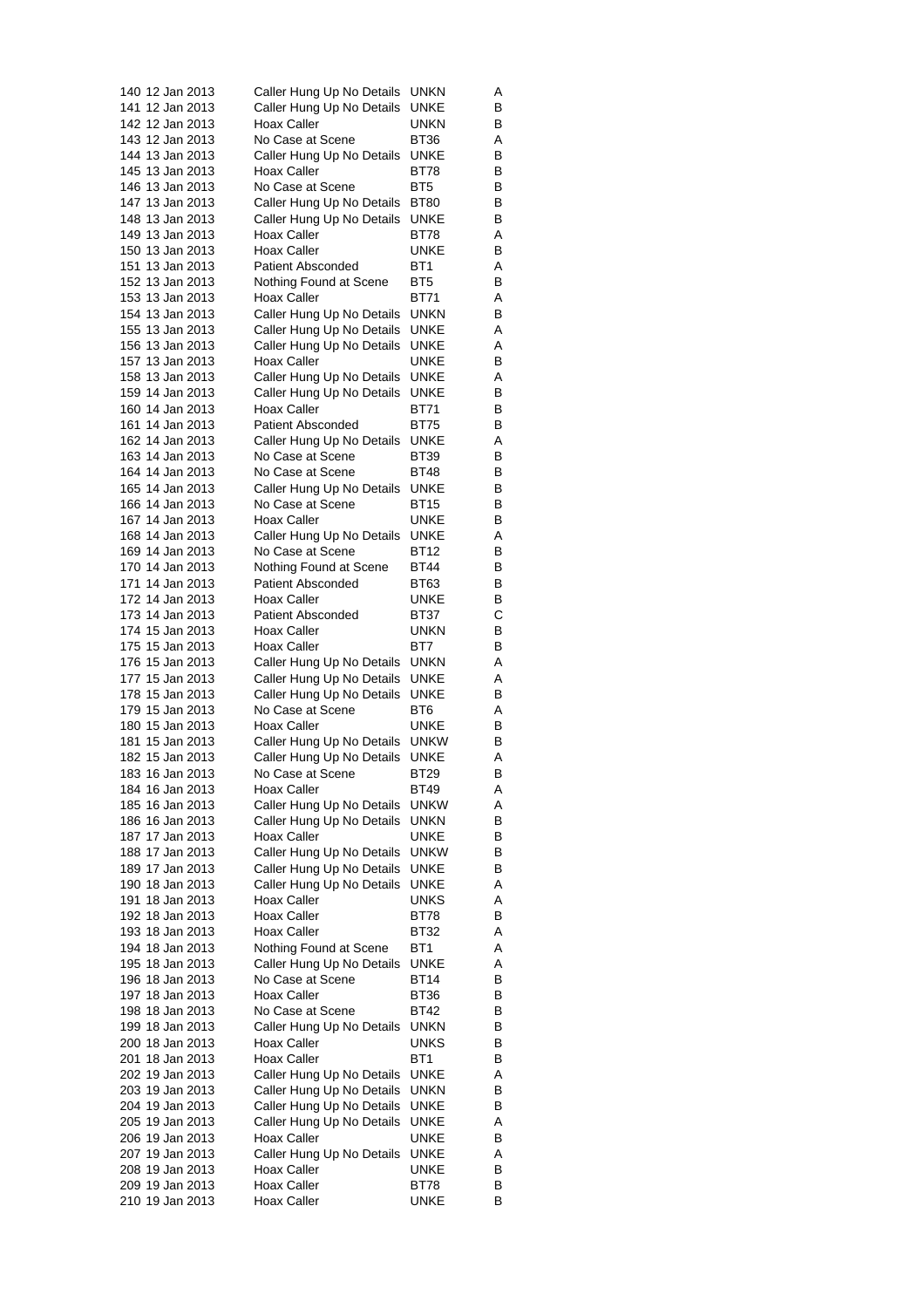| | | | | |
|---|---|---|---|---|
| 140 | 12 Jan 2013 | Caller Hung Up No Details | UNKN | A |
| 141 | 12 Jan 2013 | Caller Hung Up No Details | UNKE | B |
| 142 | 12 Jan 2013 | Hoax Caller | UNKN | B |
| 143 | 12 Jan 2013 | No Case at Scene | BT36 | A |
| 144 | 13 Jan 2013 | Caller Hung Up No Details | UNKE | B |
| 145 | 13 Jan 2013 | Hoax Caller | BT78 | B |
| 146 | 13 Jan 2013 | No Case at Scene | BT5 | B |
| 147 | 13 Jan 2013 | Caller Hung Up No Details | BT80 | B |
| 148 | 13 Jan 2013 | Caller Hung Up No Details | UNKE | B |
| 149 | 13 Jan 2013 | Hoax Caller | BT78 | A |
| 150 | 13 Jan 2013 | Hoax Caller | UNKE | B |
| 151 | 13 Jan 2013 | Patient Absconded | BT1 | A |
| 152 | 13 Jan 2013 | Nothing Found at Scene | BT5 | B |
| 153 | 13 Jan 2013 | Hoax Caller | BT71 | A |
| 154 | 13 Jan 2013 | Caller Hung Up No Details | UNKN | B |
| 155 | 13 Jan 2013 | Caller Hung Up No Details | UNKE | A |
| 156 | 13 Jan 2013 | Caller Hung Up No Details | UNKE | A |
| 157 | 13 Jan 2013 | Hoax Caller | UNKE | B |
| 158 | 13 Jan 2013 | Caller Hung Up No Details | UNKE | A |
| 159 | 14 Jan 2013 | Caller Hung Up No Details | UNKE | B |
| 160 | 14 Jan 2013 | Hoax Caller | BT71 | B |
| 161 | 14 Jan 2013 | Patient Absconded | BT75 | B |
| 162 | 14 Jan 2013 | Caller Hung Up No Details | UNKE | A |
| 163 | 14 Jan 2013 | No Case at Scene | BT39 | B |
| 164 | 14 Jan 2013 | No Case at Scene | BT48 | B |
| 165 | 14 Jan 2013 | Caller Hung Up No Details | UNKE | B |
| 166 | 14 Jan 2013 | No Case at Scene | BT15 | B |
| 167 | 14 Jan 2013 | Hoax Caller | UNKE | B |
| 168 | 14 Jan 2013 | Caller Hung Up No Details | UNKE | A |
| 169 | 14 Jan 2013 | No Case at Scene | BT12 | B |
| 170 | 14 Jan 2013 | Nothing Found at Scene | BT44 | B |
| 171 | 14 Jan 2013 | Patient Absconded | BT63 | B |
| 172 | 14 Jan 2013 | Hoax Caller | UNKE | B |
| 173 | 14 Jan 2013 | Patient Absconded | BT37 | C |
| 174 | 15 Jan 2013 | Hoax Caller | UNKN | B |
| 175 | 15 Jan 2013 | Hoax Caller | BT7 | B |
| 176 | 15 Jan 2013 | Caller Hung Up No Details | UNKN | A |
| 177 | 15 Jan 2013 | Caller Hung Up No Details | UNKE | A |
| 178 | 15 Jan 2013 | Caller Hung Up No Details | UNKE | B |
| 179 | 15 Jan 2013 | No Case at Scene | BT6 | A |
| 180 | 15 Jan 2013 | Hoax Caller | UNKE | B |
| 181 | 15 Jan 2013 | Caller Hung Up No Details | UNKW | B |
| 182 | 15 Jan 2013 | Caller Hung Up No Details | UNKE | A |
| 183 | 16 Jan 2013 | No Case at Scene | BT29 | B |
| 184 | 16 Jan 2013 | Hoax Caller | BT49 | A |
| 185 | 16 Jan 2013 | Caller Hung Up No Details | UNKW | A |
| 186 | 16 Jan 2013 | Caller Hung Up No Details | UNKN | B |
| 187 | 17 Jan 2013 | Hoax Caller | UNKE | B |
| 188 | 17 Jan 2013 | Caller Hung Up No Details | UNKW | B |
| 189 | 17 Jan 2013 | Caller Hung Up No Details | UNKE | B |
| 190 | 18 Jan 2013 | Caller Hung Up No Details | UNKE | A |
| 191 | 18 Jan 2013 | Hoax Caller | UNKS | A |
| 192 | 18 Jan 2013 | Hoax Caller | BT78 | B |
| 193 | 18 Jan 2013 | Hoax Caller | BT32 | A |
| 194 | 18 Jan 2013 | Nothing Found at Scene | BT1 | A |
| 195 | 18 Jan 2013 | Caller Hung Up No Details | UNKE | A |
| 196 | 18 Jan 2013 | No Case at Scene | BT14 | B |
| 197 | 18 Jan 2013 | Hoax Caller | BT36 | B |
| 198 | 18 Jan 2013 | No Case at Scene | BT42 | B |
| 199 | 18 Jan 2013 | Caller Hung Up No Details | UNKN | B |
| 200 | 18 Jan 2013 | Hoax Caller | UNKS | B |
| 201 | 18 Jan 2013 | Hoax Caller | BT1 | B |
| 202 | 19 Jan 2013 | Caller Hung Up No Details | UNKE | A |
| 203 | 19 Jan 2013 | Caller Hung Up No Details | UNKN | B |
| 204 | 19 Jan 2013 | Caller Hung Up No Details | UNKE | B |
| 205 | 19 Jan 2013 | Caller Hung Up No Details | UNKE | A |
| 206 | 19 Jan 2013 | Hoax Caller | UNKE | B |
| 207 | 19 Jan 2013 | Caller Hung Up No Details | UNKE | A |
| 208 | 19 Jan 2013 | Hoax Caller | UNKE | B |
| 209 | 19 Jan 2013 | Hoax Caller | BT78 | B |
| 210 | 19 Jan 2013 | Hoax Caller | UNKE | B |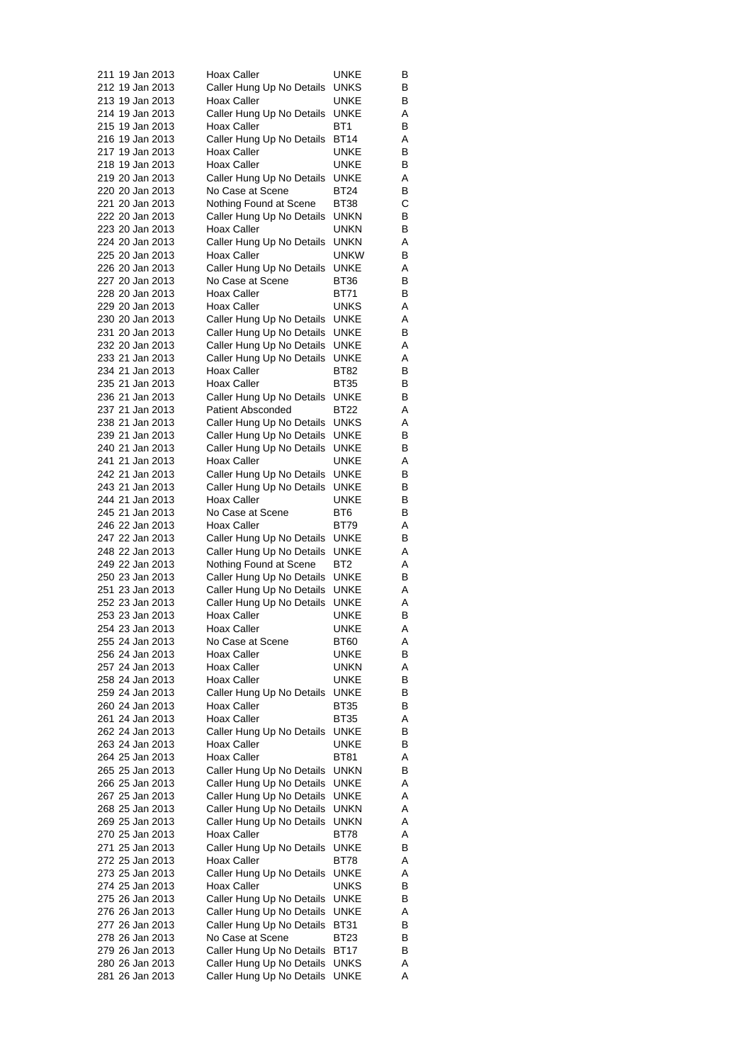| | | | | |
|---|---|---|---|---|
| 211 | 19 Jan 2013 | Hoax Caller | UNKE | B |
| 212 | 19 Jan 2013 | Caller Hung Up No Details | UNKS | B |
| 213 | 19 Jan 2013 | Hoax Caller | UNKE | B |
| 214 | 19 Jan 2013 | Caller Hung Up No Details | UNKE | A |
| 215 | 19 Jan 2013 | Hoax Caller | BT1 | B |
| 216 | 19 Jan 2013 | Caller Hung Up No Details | BT14 | A |
| 217 | 19 Jan 2013 | Hoax Caller | UNKE | B |
| 218 | 19 Jan 2013 | Hoax Caller | UNKE | B |
| 219 | 20 Jan 2013 | Caller Hung Up No Details | UNKE | A |
| 220 | 20 Jan 2013 | No Case at Scene | BT24 | B |
| 221 | 20 Jan 2013 | Nothing Found at Scene | BT38 | C |
| 222 | 20 Jan 2013 | Caller Hung Up No Details | UNKN | B |
| 223 | 20 Jan 2013 | Hoax Caller | UNKN | B |
| 224 | 20 Jan 2013 | Caller Hung Up No Details | UNKN | A |
| 225 | 20 Jan 2013 | Hoax Caller | UNKW | B |
| 226 | 20 Jan 2013 | Caller Hung Up No Details | UNKE | A |
| 227 | 20 Jan 2013 | No Case at Scene | BT36 | B |
| 228 | 20 Jan 2013 | Hoax Caller | BT71 | B |
| 229 | 20 Jan 2013 | Hoax Caller | UNKS | A |
| 230 | 20 Jan 2013 | Caller Hung Up No Details | UNKE | A |
| 231 | 20 Jan 2013 | Caller Hung Up No Details | UNKE | B |
| 232 | 20 Jan 2013 | Caller Hung Up No Details | UNKE | A |
| 233 | 21 Jan 2013 | Caller Hung Up No Details | UNKE | A |
| 234 | 21 Jan 2013 | Hoax Caller | BT82 | B |
| 235 | 21 Jan 2013 | Hoax Caller | BT35 | B |
| 236 | 21 Jan 2013 | Caller Hung Up No Details | UNKE | B |
| 237 | 21 Jan 2013 | Patient Absconded | BT22 | A |
| 238 | 21 Jan 2013 | Caller Hung Up No Details | UNKS | A |
| 239 | 21 Jan 2013 | Caller Hung Up No Details | UNKE | B |
| 240 | 21 Jan 2013 | Caller Hung Up No Details | UNKE | B |
| 241 | 21 Jan 2013 | Hoax Caller | UNKE | A |
| 242 | 21 Jan 2013 | Caller Hung Up No Details | UNKE | B |
| 243 | 21 Jan 2013 | Caller Hung Up No Details | UNKE | B |
| 244 | 21 Jan 2013 | Hoax Caller | UNKE | B |
| 245 | 21 Jan 2013 | No Case at Scene | BT6 | B |
| 246 | 22 Jan 2013 | Hoax Caller | BT79 | A |
| 247 | 22 Jan 2013 | Caller Hung Up No Details | UNKE | B |
| 248 | 22 Jan 2013 | Caller Hung Up No Details | UNKE | A |
| 249 | 22 Jan 2013 | Nothing Found at Scene | BT2 | A |
| 250 | 23 Jan 2013 | Caller Hung Up No Details | UNKE | B |
| 251 | 23 Jan 2013 | Caller Hung Up No Details | UNKE | A |
| 252 | 23 Jan 2013 | Caller Hung Up No Details | UNKE | A |
| 253 | 23 Jan 2013 | Hoax Caller | UNKE | B |
| 254 | 23 Jan 2013 | Hoax Caller | UNKE | A |
| 255 | 24 Jan 2013 | No Case at Scene | BT60 | A |
| 256 | 24 Jan 2013 | Hoax Caller | UNKE | B |
| 257 | 24 Jan 2013 | Hoax Caller | UNKN | A |
| 258 | 24 Jan 2013 | Hoax Caller | UNKE | B |
| 259 | 24 Jan 2013 | Caller Hung Up No Details | UNKE | B |
| 260 | 24 Jan 2013 | Hoax Caller | BT35 | B |
| 261 | 24 Jan 2013 | Hoax Caller | BT35 | A |
| 262 | 24 Jan 2013 | Caller Hung Up No Details | UNKE | B |
| 263 | 24 Jan 2013 | Hoax Caller | UNKE | B |
| 264 | 25 Jan 2013 | Hoax Caller | BT81 | A |
| 265 | 25 Jan 2013 | Caller Hung Up No Details | UNKN | B |
| 266 | 25 Jan 2013 | Caller Hung Up No Details | UNKE | A |
| 267 | 25 Jan 2013 | Caller Hung Up No Details | UNKE | A |
| 268 | 25 Jan 2013 | Caller Hung Up No Details | UNKN | A |
| 269 | 25 Jan 2013 | Caller Hung Up No Details | UNKN | A |
| 270 | 25 Jan 2013 | Hoax Caller | BT78 | A |
| 271 | 25 Jan 2013 | Caller Hung Up No Details | UNKE | B |
| 272 | 25 Jan 2013 | Hoax Caller | BT78 | A |
| 273 | 25 Jan 2013 | Caller Hung Up No Details | UNKE | A |
| 274 | 25 Jan 2013 | Hoax Caller | UNKS | B |
| 275 | 26 Jan 2013 | Caller Hung Up No Details | UNKE | B |
| 276 | 26 Jan 2013 | Caller Hung Up No Details | UNKE | A |
| 277 | 26 Jan 2013 | Caller Hung Up No Details | BT31 | B |
| 278 | 26 Jan 2013 | No Case at Scene | BT23 | B |
| 279 | 26 Jan 2013 | Caller Hung Up No Details | BT17 | B |
| 280 | 26 Jan 2013 | Caller Hung Up No Details | UNKS | A |
| 281 | 26 Jan 2013 | Caller Hung Up No Details | UNKE | A |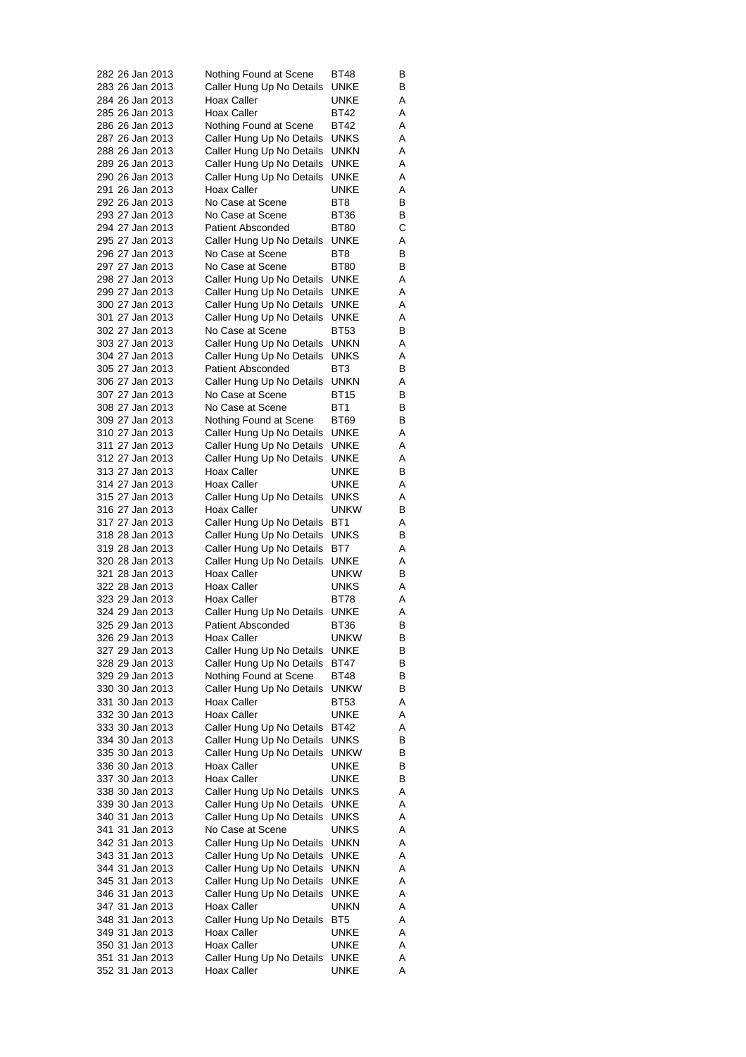| | | | | |
|---|---|---|---|---|
| 282 | 26 Jan 2013 | Nothing Found at Scene | BT48 | B |
| 283 | 26 Jan 2013 | Caller Hung Up No Details | UNKE | B |
| 284 | 26 Jan 2013 | Hoax Caller | UNKE | A |
| 285 | 26 Jan 2013 | Hoax Caller | BT42 | A |
| 286 | 26 Jan 2013 | Nothing Found at Scene | BT42 | A |
| 287 | 26 Jan 2013 | Caller Hung Up No Details | UNKS | A |
| 288 | 26 Jan 2013 | Caller Hung Up No Details | UNKN | A |
| 289 | 26 Jan 2013 | Caller Hung Up No Details | UNKE | A |
| 290 | 26 Jan 2013 | Caller Hung Up No Details | UNKE | A |
| 291 | 26 Jan 2013 | Hoax Caller | UNKE | A |
| 292 | 26 Jan 2013 | No Case at Scene | BT8 | B |
| 293 | 27 Jan 2013 | No Case at Scene | BT36 | B |
| 294 | 27 Jan 2013 | Patient Absconded | BT80 | C |
| 295 | 27 Jan 2013 | Caller Hung Up No Details | UNKE | A |
| 296 | 27 Jan 2013 | No Case at Scene | BT8 | B |
| 297 | 27 Jan 2013 | No Case at Scene | BT80 | B |
| 298 | 27 Jan 2013 | Caller Hung Up No Details | UNKE | A |
| 299 | 27 Jan 2013 | Caller Hung Up No Details | UNKE | A |
| 300 | 27 Jan 2013 | Caller Hung Up No Details | UNKE | A |
| 301 | 27 Jan 2013 | Caller Hung Up No Details | UNKE | A |
| 302 | 27 Jan 2013 | No Case at Scene | BT53 | B |
| 303 | 27 Jan 2013 | Caller Hung Up No Details | UNKN | A |
| 304 | 27 Jan 2013 | Caller Hung Up No Details | UNKS | A |
| 305 | 27 Jan 2013 | Patient Absconded | BT3 | B |
| 306 | 27 Jan 2013 | Caller Hung Up No Details | UNKN | A |
| 307 | 27 Jan 2013 | No Case at Scene | BT15 | B |
| 308 | 27 Jan 2013 | No Case at Scene | BT1 | B |
| 309 | 27 Jan 2013 | Nothing Found at Scene | BT69 | B |
| 310 | 27 Jan 2013 | Caller Hung Up No Details | UNKE | A |
| 311 | 27 Jan 2013 | Caller Hung Up No Details | UNKE | A |
| 312 | 27 Jan 2013 | Caller Hung Up No Details | UNKE | A |
| 313 | 27 Jan 2013 | Hoax Caller | UNKE | B |
| 314 | 27 Jan 2013 | Hoax Caller | UNKE | A |
| 315 | 27 Jan 2013 | Caller Hung Up No Details | UNKS | A |
| 316 | 27 Jan 2013 | Hoax Caller | UNKW | B |
| 317 | 27 Jan 2013 | Caller Hung Up No Details | BT1 | A |
| 318 | 28 Jan 2013 | Caller Hung Up No Details | UNKS | B |
| 319 | 28 Jan 2013 | Caller Hung Up No Details | BT7 | A |
| 320 | 28 Jan 2013 | Caller Hung Up No Details | UNKE | A |
| 321 | 28 Jan 2013 | Hoax Caller | UNKW | B |
| 322 | 28 Jan 2013 | Hoax Caller | UNKS | A |
| 323 | 29 Jan 2013 | Hoax Caller | BT78 | A |
| 324 | 29 Jan 2013 | Caller Hung Up No Details | UNKE | A |
| 325 | 29 Jan 2013 | Patient Absconded | BT36 | B |
| 326 | 29 Jan 2013 | Hoax Caller | UNKW | B |
| 327 | 29 Jan 2013 | Caller Hung Up No Details | UNKE | B |
| 328 | 29 Jan 2013 | Caller Hung Up No Details | BT47 | B |
| 329 | 29 Jan 2013 | Nothing Found at Scene | BT48 | B |
| 330 | 30 Jan 2013 | Caller Hung Up No Details | UNKW | B |
| 331 | 30 Jan 2013 | Hoax Caller | BT53 | A |
| 332 | 30 Jan 2013 | Hoax Caller | UNKE | A |
| 333 | 30 Jan 2013 | Caller Hung Up No Details | BT42 | A |
| 334 | 30 Jan 2013 | Caller Hung Up No Details | UNKS | B |
| 335 | 30 Jan 2013 | Caller Hung Up No Details | UNKW | B |
| 336 | 30 Jan 2013 | Hoax Caller | UNKE | B |
| 337 | 30 Jan 2013 | Hoax Caller | UNKE | B |
| 338 | 30 Jan 2013 | Caller Hung Up No Details | UNKS | A |
| 339 | 30 Jan 2013 | Caller Hung Up No Details | UNKE | A |
| 340 | 31 Jan 2013 | Caller Hung Up No Details | UNKS | A |
| 341 | 31 Jan 2013 | No Case at Scene | UNKS | A |
| 342 | 31 Jan 2013 | Caller Hung Up No Details | UNKN | A |
| 343 | 31 Jan 2013 | Caller Hung Up No Details | UNKE | A |
| 344 | 31 Jan 2013 | Caller Hung Up No Details | UNKN | A |
| 345 | 31 Jan 2013 | Caller Hung Up No Details | UNKE | A |
| 346 | 31 Jan 2013 | Caller Hung Up No Details | UNKE | A |
| 347 | 31 Jan 2013 | Hoax Caller | UNKN | A |
| 348 | 31 Jan 2013 | Caller Hung Up No Details | BT5 | A |
| 349 | 31 Jan 2013 | Hoax Caller | UNKE | A |
| 350 | 31 Jan 2013 | Hoax Caller | UNKE | A |
| 351 | 31 Jan 2013 | Caller Hung Up No Details | UNKE | A |
| 352 | 31 Jan 2013 | Hoax Caller | UNKE | A |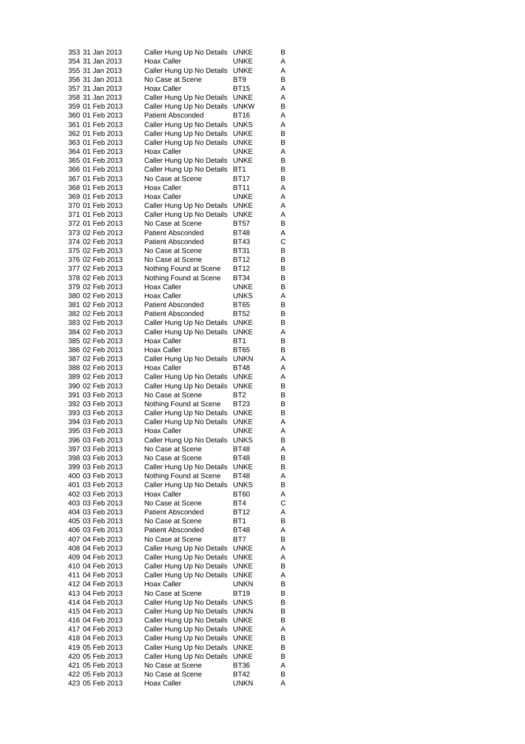| | | | | |
|---|---|---|---|---|
| 353 | 31 Jan 2013 | Caller Hung Up No Details | UNKE | B |
| 354 | 31 Jan 2013 | Hoax Caller | UNKE | A |
| 355 | 31 Jan 2013 | Caller Hung Up No Details | UNKE | A |
| 356 | 31 Jan 2013 | No Case at Scene | BT9 | B |
| 357 | 31 Jan 2013 | Hoax Caller | BT15 | A |
| 358 | 31 Jan 2013 | Caller Hung Up No Details | UNKE | A |
| 359 | 01 Feb 2013 | Caller Hung Up No Details | UNKW | B |
| 360 | 01 Feb 2013 | Patient Absconded | BT16 | A |
| 361 | 01 Feb 2013 | Caller Hung Up No Details | UNKS | A |
| 362 | 01 Feb 2013 | Caller Hung Up No Details | UNKE | B |
| 363 | 01 Feb 2013 | Caller Hung Up No Details | UNKE | B |
| 364 | 01 Feb 2013 | Hoax Caller | UNKE | A |
| 365 | 01 Feb 2013 | Caller Hung Up No Details | UNKE | B |
| 366 | 01 Feb 2013 | Caller Hung Up No Details | BT1 | B |
| 367 | 01 Feb 2013 | No Case at Scene | BT17 | B |
| 368 | 01 Feb 2013 | Hoax Caller | BT11 | A |
| 369 | 01 Feb 2013 | Hoax Caller | UNKE | A |
| 370 | 01 Feb 2013 | Caller Hung Up No Details | UNKE | A |
| 371 | 01 Feb 2013 | Caller Hung Up No Details | UNKE | A |
| 372 | 01 Feb 2013 | No Case at Scene | BT57 | B |
| 373 | 02 Feb 2013 | Patient Absconded | BT48 | A |
| 374 | 02 Feb 2013 | Patient Absconded | BT43 | C |
| 375 | 02 Feb 2013 | No Case at Scene | BT31 | B |
| 376 | 02 Feb 2013 | No Case at Scene | BT12 | B |
| 377 | 02 Feb 2013 | Nothing Found at Scene | BT12 | B |
| 378 | 02 Feb 2013 | Nothing Found at Scene | BT34 | B |
| 379 | 02 Feb 2013 | Hoax Caller | UNKE | B |
| 380 | 02 Feb 2013 | Hoax Caller | UNKS | A |
| 381 | 02 Feb 2013 | Patient Absconded | BT65 | B |
| 382 | 02 Feb 2013 | Patient Absconded | BT52 | B |
| 383 | 02 Feb 2013 | Caller Hung Up No Details | UNKE | B |
| 384 | 02 Feb 2013 | Caller Hung Up No Details | UNKE | A |
| 385 | 02 Feb 2013 | Hoax Caller | BT1 | B |
| 386 | 02 Feb 2013 | Hoax Caller | BT65 | B |
| 387 | 02 Feb 2013 | Caller Hung Up No Details | UNKN | A |
| 388 | 02 Feb 2013 | Hoax Caller | BT48 | A |
| 389 | 02 Feb 2013 | Caller Hung Up No Details | UNKE | A |
| 390 | 02 Feb 2013 | Caller Hung Up No Details | UNKE | B |
| 391 | 03 Feb 2013 | No Case at Scene | BT2 | B |
| 392 | 03 Feb 2013 | Nothing Found at Scene | BT23 | B |
| 393 | 03 Feb 2013 | Caller Hung Up No Details | UNKE | B |
| 394 | 03 Feb 2013 | Caller Hung Up No Details | UNKE | A |
| 395 | 03 Feb 2013 | Hoax Caller | UNKE | A |
| 396 | 03 Feb 2013 | Caller Hung Up No Details | UNKS | B |
| 397 | 03 Feb 2013 | No Case at Scene | BT48 | A |
| 398 | 03 Feb 2013 | No Case at Scene | BT48 | B |
| 399 | 03 Feb 2013 | Caller Hung Up No Details | UNKE | B |
| 400 | 03 Feb 2013 | Nothing Found at Scene | BT48 | A |
| 401 | 03 Feb 2013 | Caller Hung Up No Details | UNKS | B |
| 402 | 03 Feb 2013 | Hoax Caller | BT60 | A |
| 403 | 03 Feb 2013 | No Case at Scene | BT4 | C |
| 404 | 03 Feb 2013 | Patient Absconded | BT12 | A |
| 405 | 03 Feb 2013 | No Case at Scene | BT1 | B |
| 406 | 03 Feb 2013 | Patient Absconded | BT48 | A |
| 407 | 04 Feb 2013 | No Case at Scene | BT7 | B |
| 408 | 04 Feb 2013 | Caller Hung Up No Details | UNKE | A |
| 409 | 04 Feb 2013 | Caller Hung Up No Details | UNKE | A |
| 410 | 04 Feb 2013 | Caller Hung Up No Details | UNKE | B |
| 411 | 04 Feb 2013 | Caller Hung Up No Details | UNKE | A |
| 412 | 04 Feb 2013 | Hoax Caller | UNKN | B |
| 413 | 04 Feb 2013 | No Case at Scene | BT19 | B |
| 414 | 04 Feb 2013 | Caller Hung Up No Details | UNKS | B |
| 415 | 04 Feb 2013 | Caller Hung Up No Details | UNKN | B |
| 416 | 04 Feb 2013 | Caller Hung Up No Details | UNKE | B |
| 417 | 04 Feb 2013 | Caller Hung Up No Details | UNKE | A |
| 418 | 04 Feb 2013 | Caller Hung Up No Details | UNKE | B |
| 419 | 05 Feb 2013 | Caller Hung Up No Details | UNKE | B |
| 420 | 05 Feb 2013 | Caller Hung Up No Details | UNKE | B |
| 421 | 05 Feb 2013 | No Case at Scene | BT36 | A |
| 422 | 05 Feb 2013 | No Case at Scene | BT42 | B |
| 423 | 05 Feb 2013 | Hoax Caller | UNKN | A |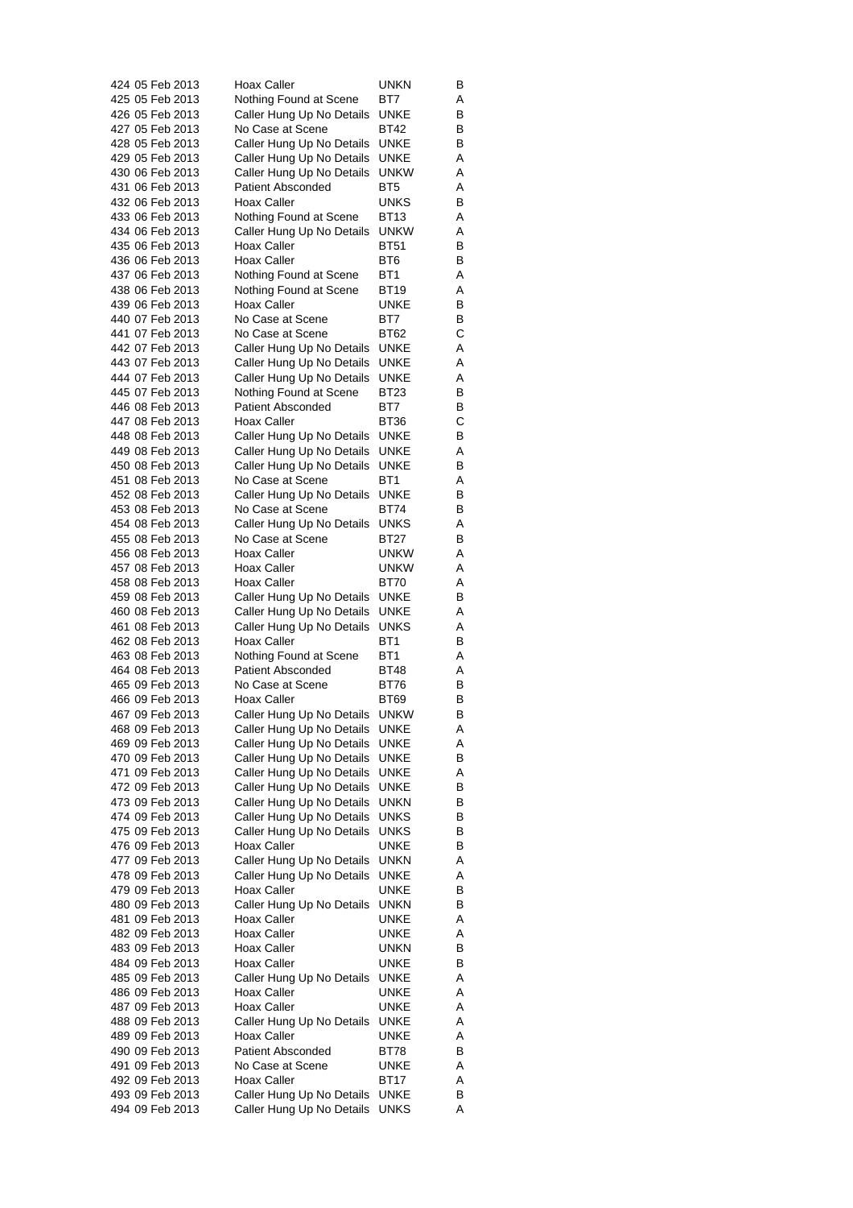| | | | | |
|---|---|---|---|---|
| 424 | 05 Feb 2013 | Hoax Caller | UNKN | B |
| 425 | 05 Feb 2013 | Nothing Found at Scene | BT7 | A |
| 426 | 05 Feb 2013 | Caller Hung Up No Details | UNKE | B |
| 427 | 05 Feb 2013 | No Case at Scene | BT42 | B |
| 428 | 05 Feb 2013 | Caller Hung Up No Details | UNKE | B |
| 429 | 05 Feb 2013 | Caller Hung Up No Details | UNKE | A |
| 430 | 06 Feb 2013 | Caller Hung Up No Details | UNKW | A |
| 431 | 06 Feb 2013 | Patient Absconded | BT5 | A |
| 432 | 06 Feb 2013 | Hoax Caller | UNKS | B |
| 433 | 06 Feb 2013 | Nothing Found at Scene | BT13 | A |
| 434 | 06 Feb 2013 | Caller Hung Up No Details | UNKW | A |
| 435 | 06 Feb 2013 | Hoax Caller | BT51 | B |
| 436 | 06 Feb 2013 | Hoax Caller | BT6 | B |
| 437 | 06 Feb 2013 | Nothing Found at Scene | BT1 | A |
| 438 | 06 Feb 2013 | Nothing Found at Scene | BT19 | A |
| 439 | 06 Feb 2013 | Hoax Caller | UNKE | B |
| 440 | 07 Feb 2013 | No Case at Scene | BT7 | B |
| 441 | 07 Feb 2013 | No Case at Scene | BT62 | C |
| 442 | 07 Feb 2013 | Caller Hung Up No Details | UNKE | A |
| 443 | 07 Feb 2013 | Caller Hung Up No Details | UNKE | A |
| 444 | 07 Feb 2013 | Caller Hung Up No Details | UNKE | A |
| 445 | 07 Feb 2013 | Nothing Found at Scene | BT23 | B |
| 446 | 08 Feb 2013 | Patient Absconded | BT7 | B |
| 447 | 08 Feb 2013 | Hoax Caller | BT36 | C |
| 448 | 08 Feb 2013 | Caller Hung Up No Details | UNKE | B |
| 449 | 08 Feb 2013 | Caller Hung Up No Details | UNKE | A |
| 450 | 08 Feb 2013 | Caller Hung Up No Details | UNKE | B |
| 451 | 08 Feb 2013 | No Case at Scene | BT1 | A |
| 452 | 08 Feb 2013 | Caller Hung Up No Details | UNKE | B |
| 453 | 08 Feb 2013 | No Case at Scene | BT74 | B |
| 454 | 08 Feb 2013 | Caller Hung Up No Details | UNKS | A |
| 455 | 08 Feb 2013 | No Case at Scene | BT27 | B |
| 456 | 08 Feb 2013 | Hoax Caller | UNKW | A |
| 457 | 08 Feb 2013 | Hoax Caller | UNKW | A |
| 458 | 08 Feb 2013 | Hoax Caller | BT70 | A |
| 459 | 08 Feb 2013 | Caller Hung Up No Details | UNKE | B |
| 460 | 08 Feb 2013 | Caller Hung Up No Details | UNKE | A |
| 461 | 08 Feb 2013 | Caller Hung Up No Details | UNKS | A |
| 462 | 08 Feb 2013 | Hoax Caller | BT1 | B |
| 463 | 08 Feb 2013 | Nothing Found at Scene | BT1 | A |
| 464 | 08 Feb 2013 | Patient Absconded | BT48 | A |
| 465 | 09 Feb 2013 | No Case at Scene | BT76 | B |
| 466 | 09 Feb 2013 | Hoax Caller | BT69 | B |
| 467 | 09 Feb 2013 | Caller Hung Up No Details | UNKW | B |
| 468 | 09 Feb 2013 | Caller Hung Up No Details | UNKE | A |
| 469 | 09 Feb 2013 | Caller Hung Up No Details | UNKE | A |
| 470 | 09 Feb 2013 | Caller Hung Up No Details | UNKE | B |
| 471 | 09 Feb 2013 | Caller Hung Up No Details | UNKE | A |
| 472 | 09 Feb 2013 | Caller Hung Up No Details | UNKE | B |
| 473 | 09 Feb 2013 | Caller Hung Up No Details | UNKN | B |
| 474 | 09 Feb 2013 | Caller Hung Up No Details | UNKS | B |
| 475 | 09 Feb 2013 | Caller Hung Up No Details | UNKS | B |
| 476 | 09 Feb 2013 | Hoax Caller | UNKE | B |
| 477 | 09 Feb 2013 | Caller Hung Up No Details | UNKN | A |
| 478 | 09 Feb 2013 | Caller Hung Up No Details | UNKE | A |
| 479 | 09 Feb 2013 | Hoax Caller | UNKE | B |
| 480 | 09 Feb 2013 | Caller Hung Up No Details | UNKN | B |
| 481 | 09 Feb 2013 | Hoax Caller | UNKE | A |
| 482 | 09 Feb 2013 | Hoax Caller | UNKE | A |
| 483 | 09 Feb 2013 | Hoax Caller | UNKN | B |
| 484 | 09 Feb 2013 | Hoax Caller | UNKE | B |
| 485 | 09 Feb 2013 | Caller Hung Up No Details | UNKE | A |
| 486 | 09 Feb 2013 | Hoax Caller | UNKE | A |
| 487 | 09 Feb 2013 | Hoax Caller | UNKE | A |
| 488 | 09 Feb 2013 | Caller Hung Up No Details | UNKE | A |
| 489 | 09 Feb 2013 | Hoax Caller | UNKE | A |
| 490 | 09 Feb 2013 | Patient Absconded | BT78 | B |
| 491 | 09 Feb 2013 | No Case at Scene | UNKE | A |
| 492 | 09 Feb 2013 | Hoax Caller | BT17 | A |
| 493 | 09 Feb 2013 | Caller Hung Up No Details | UNKE | B |
| 494 | 09 Feb 2013 | Caller Hung Up No Details | UNKS | A |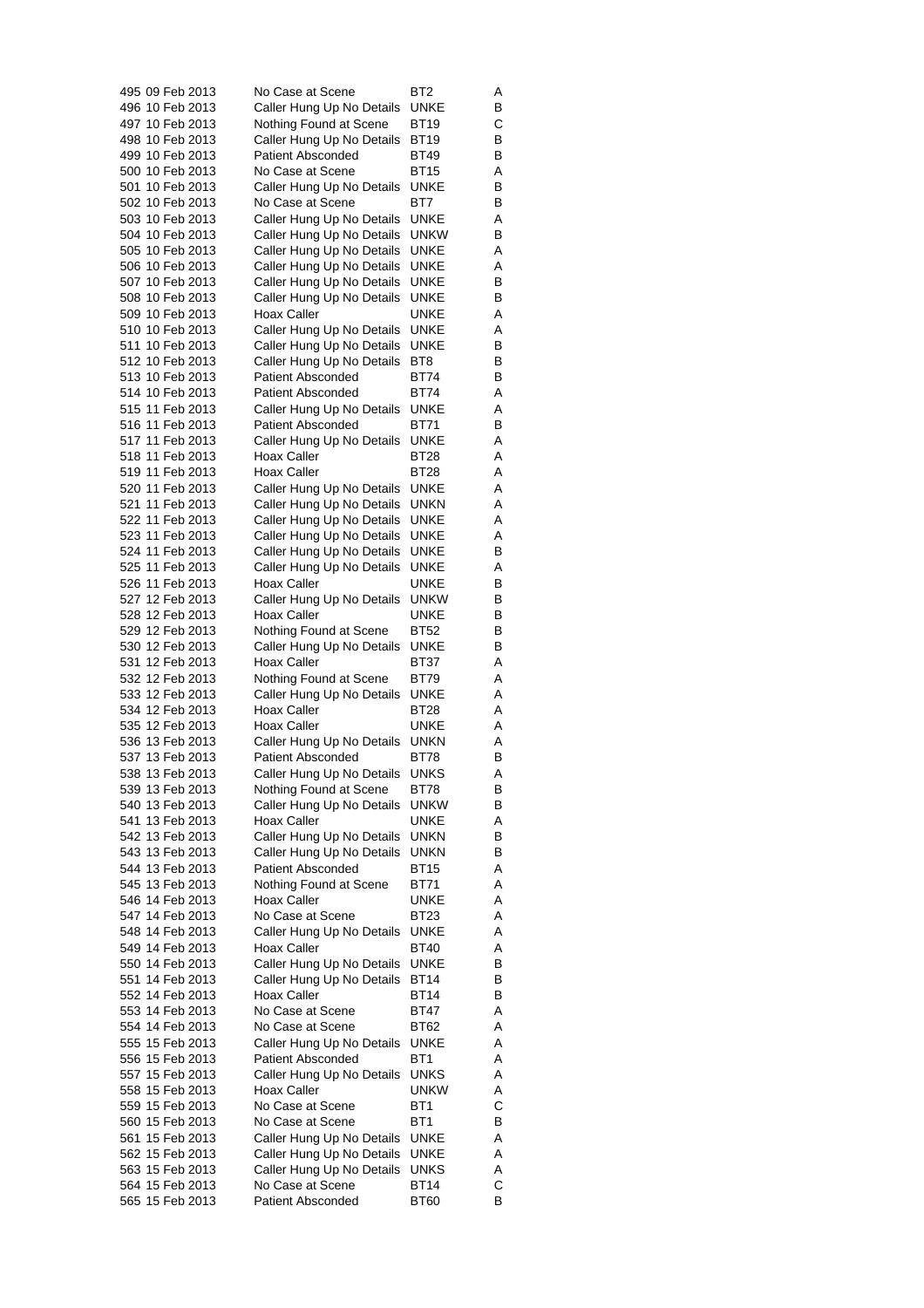| | | | | |
|---|---|---|---|---|
| 495 | 09 Feb 2013 | No Case at Scene | BT2 | A |
| 496 | 10 Feb 2013 | Caller Hung Up No Details | UNKE | B |
| 497 | 10 Feb 2013 | Nothing Found at Scene | BT19 | C |
| 498 | 10 Feb 2013 | Caller Hung Up No Details | BT19 | B |
| 499 | 10 Feb 2013 | Patient Absconded | BT49 | B |
| 500 | 10 Feb 2013 | No Case at Scene | BT15 | A |
| 501 | 10 Feb 2013 | Caller Hung Up No Details | UNKE | B |
| 502 | 10 Feb 2013 | No Case at Scene | BT7 | B |
| 503 | 10 Feb 2013 | Caller Hung Up No Details | UNKE | A |
| 504 | 10 Feb 2013 | Caller Hung Up No Details | UNKW | B |
| 505 | 10 Feb 2013 | Caller Hung Up No Details | UNKE | A |
| 506 | 10 Feb 2013 | Caller Hung Up No Details | UNKE | A |
| 507 | 10 Feb 2013 | Caller Hung Up No Details | UNKE | B |
| 508 | 10 Feb 2013 | Caller Hung Up No Details | UNKE | B |
| 509 | 10 Feb 2013 | Hoax Caller | UNKE | A |
| 510 | 10 Feb 2013 | Caller Hung Up No Details | UNKE | A |
| 511 | 10 Feb 2013 | Caller Hung Up No Details | UNKE | B |
| 512 | 10 Feb 2013 | Caller Hung Up No Details | BT8 | B |
| 513 | 10 Feb 2013 | Patient Absconded | BT74 | B |
| 514 | 10 Feb 2013 | Patient Absconded | BT74 | A |
| 515 | 11 Feb 2013 | Caller Hung Up No Details | UNKE | A |
| 516 | 11 Feb 2013 | Patient Absconded | BT71 | B |
| 517 | 11 Feb 2013 | Caller Hung Up No Details | UNKE | A |
| 518 | 11 Feb 2013 | Hoax Caller | BT28 | A |
| 519 | 11 Feb 2013 | Hoax Caller | BT28 | A |
| 520 | 11 Feb 2013 | Caller Hung Up No Details | UNKE | A |
| 521 | 11 Feb 2013 | Caller Hung Up No Details | UNKN | A |
| 522 | 11 Feb 2013 | Caller Hung Up No Details | UNKE | A |
| 523 | 11 Feb 2013 | Caller Hung Up No Details | UNKE | A |
| 524 | 11 Feb 2013 | Caller Hung Up No Details | UNKE | B |
| 525 | 11 Feb 2013 | Caller Hung Up No Details | UNKE | A |
| 526 | 11 Feb 2013 | Hoax Caller | UNKE | B |
| 527 | 12 Feb 2013 | Caller Hung Up No Details | UNKW | B |
| 528 | 12 Feb 2013 | Hoax Caller | UNKE | B |
| 529 | 12 Feb 2013 | Nothing Found at Scene | BT52 | B |
| 530 | 12 Feb 2013 | Caller Hung Up No Details | UNKE | B |
| 531 | 12 Feb 2013 | Hoax Caller | BT37 | A |
| 532 | 12 Feb 2013 | Nothing Found at Scene | BT79 | A |
| 533 | 12 Feb 2013 | Caller Hung Up No Details | UNKE | A |
| 534 | 12 Feb 2013 | Hoax Caller | BT28 | A |
| 535 | 12 Feb 2013 | Hoax Caller | UNKE | A |
| 536 | 13 Feb 2013 | Caller Hung Up No Details | UNKN | A |
| 537 | 13 Feb 2013 | Patient Absconded | BT78 | B |
| 538 | 13 Feb 2013 | Caller Hung Up No Details | UNKS | A |
| 539 | 13 Feb 2013 | Nothing Found at Scene | BT78 | B |
| 540 | 13 Feb 2013 | Caller Hung Up No Details | UNKW | B |
| 541 | 13 Feb 2013 | Hoax Caller | UNKE | A |
| 542 | 13 Feb 2013 | Caller Hung Up No Details | UNKN | B |
| 543 | 13 Feb 2013 | Caller Hung Up No Details | UNKN | B |
| 544 | 13 Feb 2013 | Patient Absconded | BT15 | A |
| 545 | 13 Feb 2013 | Nothing Found at Scene | BT71 | A |
| 546 | 14 Feb 2013 | Hoax Caller | UNKE | A |
| 547 | 14 Feb 2013 | No Case at Scene | BT23 | A |
| 548 | 14 Feb 2013 | Caller Hung Up No Details | UNKE | A |
| 549 | 14 Feb 2013 | Hoax Caller | BT40 | A |
| 550 | 14 Feb 2013 | Caller Hung Up No Details | UNKE | B |
| 551 | 14 Feb 2013 | Caller Hung Up No Details | BT14 | B |
| 552 | 14 Feb 2013 | Hoax Caller | BT14 | B |
| 553 | 14 Feb 2013 | No Case at Scene | BT47 | A |
| 554 | 14 Feb 2013 | No Case at Scene | BT62 | A |
| 555 | 15 Feb 2013 | Caller Hung Up No Details | UNKE | A |
| 556 | 15 Feb 2013 | Patient Absconded | BT1 | A |
| 557 | 15 Feb 2013 | Caller Hung Up No Details | UNKS | A |
| 558 | 15 Feb 2013 | Hoax Caller | UNKW | A |
| 559 | 15 Feb 2013 | No Case at Scene | BT1 | C |
| 560 | 15 Feb 2013 | No Case at Scene | BT1 | B |
| 561 | 15 Feb 2013 | Caller Hung Up No Details | UNKE | A |
| 562 | 15 Feb 2013 | Caller Hung Up No Details | UNKE | A |
| 563 | 15 Feb 2013 | Caller Hung Up No Details | UNKS | A |
| 564 | 15 Feb 2013 | No Case at Scene | BT14 | C |
| 565 | 15 Feb 2013 | Patient Absconded | BT60 | B |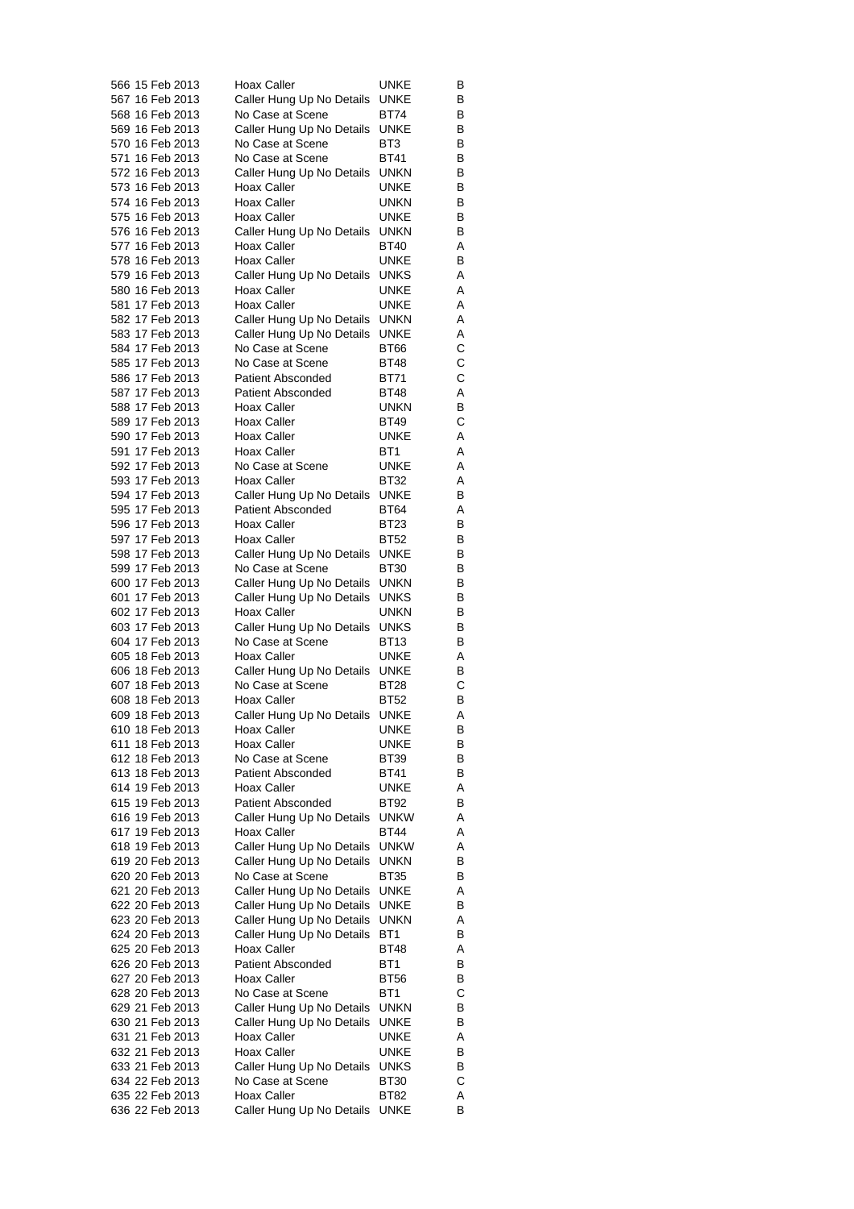| | | | | |
|---|---|---|---|---|
| 566 | 15 Feb 2013 | Hoax Caller | UNKE | B |
| 567 | 16 Feb 2013 | Caller Hung Up No Details | UNKE | B |
| 568 | 16 Feb 2013 | No Case at Scene | BT74 | B |
| 569 | 16 Feb 2013 | Caller Hung Up No Details | UNKE | B |
| 570 | 16 Feb 2013 | No Case at Scene | BT3 | B |
| 571 | 16 Feb 2013 | No Case at Scene | BT41 | B |
| 572 | 16 Feb 2013 | Caller Hung Up No Details | UNKN | B |
| 573 | 16 Feb 2013 | Hoax Caller | UNKE | B |
| 574 | 16 Feb 2013 | Hoax Caller | UNKN | B |
| 575 | 16 Feb 2013 | Hoax Caller | UNKE | B |
| 576 | 16 Feb 2013 | Caller Hung Up No Details | UNKN | B |
| 577 | 16 Feb 2013 | Hoax Caller | BT40 | A |
| 578 | 16 Feb 2013 | Hoax Caller | UNKE | B |
| 579 | 16 Feb 2013 | Caller Hung Up No Details | UNKS | A |
| 580 | 16 Feb 2013 | Hoax Caller | UNKE | A |
| 581 | 17 Feb 2013 | Hoax Caller | UNKE | A |
| 582 | 17 Feb 2013 | Caller Hung Up No Details | UNKN | A |
| 583 | 17 Feb 2013 | Caller Hung Up No Details | UNKE | A |
| 584 | 17 Feb 2013 | No Case at Scene | BT66 | C |
| 585 | 17 Feb 2013 | No Case at Scene | BT48 | C |
| 586 | 17 Feb 2013 | Patient Absconded | BT71 | C |
| 587 | 17 Feb 2013 | Patient Absconded | BT48 | A |
| 588 | 17 Feb 2013 | Hoax Caller | UNKN | B |
| 589 | 17 Feb 2013 | Hoax Caller | BT49 | C |
| 590 | 17 Feb 2013 | Hoax Caller | UNKE | A |
| 591 | 17 Feb 2013 | Hoax Caller | BT1 | A |
| 592 | 17 Feb 2013 | No Case at Scene | UNKE | A |
| 593 | 17 Feb 2013 | Hoax Caller | BT32 | A |
| 594 | 17 Feb 2013 | Caller Hung Up No Details | UNKE | B |
| 595 | 17 Feb 2013 | Patient Absconded | BT64 | A |
| 596 | 17 Feb 2013 | Hoax Caller | BT23 | B |
| 597 | 17 Feb 2013 | Hoax Caller | BT52 | B |
| 598 | 17 Feb 2013 | Caller Hung Up No Details | UNKE | B |
| 599 | 17 Feb 2013 | No Case at Scene | BT30 | B |
| 600 | 17 Feb 2013 | Caller Hung Up No Details | UNKN | B |
| 601 | 17 Feb 2013 | Caller Hung Up No Details | UNKS | B |
| 602 | 17 Feb 2013 | Hoax Caller | UNKN | B |
| 603 | 17 Feb 2013 | Caller Hung Up No Details | UNKS | B |
| 604 | 17 Feb 2013 | No Case at Scene | BT13 | B |
| 605 | 18 Feb 2013 | Hoax Caller | UNKE | A |
| 606 | 18 Feb 2013 | Caller Hung Up No Details | UNKE | B |
| 607 | 18 Feb 2013 | No Case at Scene | BT28 | C |
| 608 | 18 Feb 2013 | Hoax Caller | BT52 | B |
| 609 | 18 Feb 2013 | Caller Hung Up No Details | UNKE | A |
| 610 | 18 Feb 2013 | Hoax Caller | UNKE | B |
| 611 | 18 Feb 2013 | Hoax Caller | UNKE | B |
| 612 | 18 Feb 2013 | No Case at Scene | BT39 | B |
| 613 | 18 Feb 2013 | Patient Absconded | BT41 | B |
| 614 | 19 Feb 2013 | Hoax Caller | UNKE | A |
| 615 | 19 Feb 2013 | Patient Absconded | BT92 | B |
| 616 | 19 Feb 2013 | Caller Hung Up No Details | UNKW | A |
| 617 | 19 Feb 2013 | Hoax Caller | BT44 | A |
| 618 | 19 Feb 2013 | Caller Hung Up No Details | UNKW | A |
| 619 | 20 Feb 2013 | Caller Hung Up No Details | UNKN | B |
| 620 | 20 Feb 2013 | No Case at Scene | BT35 | B |
| 621 | 20 Feb 2013 | Caller Hung Up No Details | UNKE | A |
| 622 | 20 Feb 2013 | Caller Hung Up No Details | UNKE | B |
| 623 | 20 Feb 2013 | Caller Hung Up No Details | UNKN | A |
| 624 | 20 Feb 2013 | Caller Hung Up No Details | BT1 | B |
| 625 | 20 Feb 2013 | Hoax Caller | BT48 | A |
| 626 | 20 Feb 2013 | Patient Absconded | BT1 | B |
| 627 | 20 Feb 2013 | Hoax Caller | BT56 | B |
| 628 | 20 Feb 2013 | No Case at Scene | BT1 | C |
| 629 | 21 Feb 2013 | Caller Hung Up No Details | UNKN | B |
| 630 | 21 Feb 2013 | Caller Hung Up No Details | UNKE | B |
| 631 | 21 Feb 2013 | Hoax Caller | UNKE | A |
| 632 | 21 Feb 2013 | Hoax Caller | UNKE | B |
| 633 | 21 Feb 2013 | Caller Hung Up No Details | UNKS | B |
| 634 | 22 Feb 2013 | No Case at Scene | BT30 | C |
| 635 | 22 Feb 2013 | Hoax Caller | BT82 | A |
| 636 | 22 Feb 2013 | Caller Hung Up No Details | UNKE | B |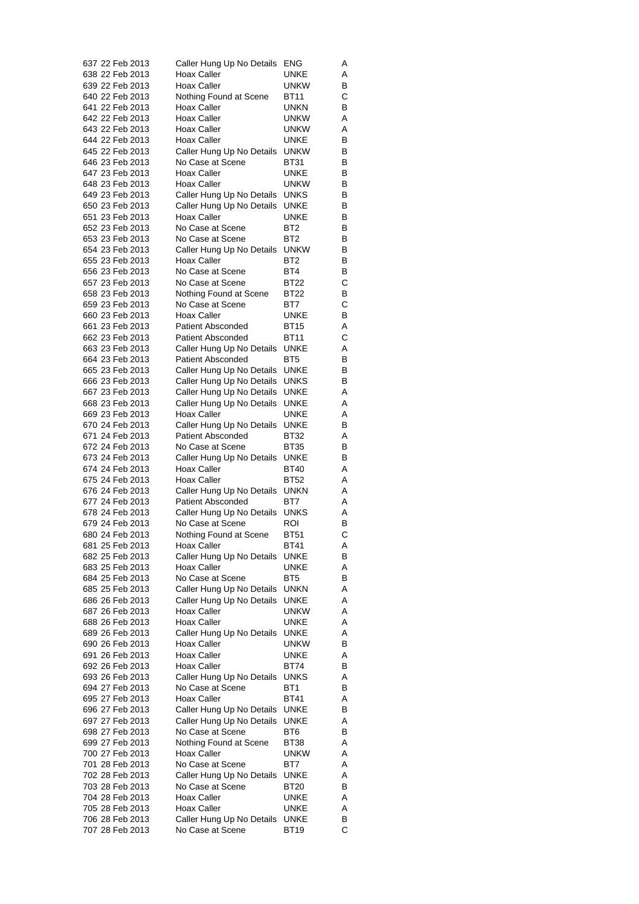| | | | | |
|---|---|---|---|---|
| 637 | 22 Feb 2013 | Caller Hung Up No Details | ENG | A |
| 638 | 22 Feb 2013 | Hoax Caller | UNKE | A |
| 639 | 22 Feb 2013 | Hoax Caller | UNKW | B |
| 640 | 22 Feb 2013 | Nothing Found at Scene | BT11 | C |
| 641 | 22 Feb 2013 | Hoax Caller | UNKN | B |
| 642 | 22 Feb 2013 | Hoax Caller | UNKW | A |
| 643 | 22 Feb 2013 | Hoax Caller | UNKW | A |
| 644 | 22 Feb 2013 | Hoax Caller | UNKE | B |
| 645 | 22 Feb 2013 | Caller Hung Up No Details | UNKW | B |
| 646 | 23 Feb 2013 | No Case at Scene | BT31 | B |
| 647 | 23 Feb 2013 | Hoax Caller | UNKE | B |
| 648 | 23 Feb 2013 | Hoax Caller | UNKW | B |
| 649 | 23 Feb 2013 | Caller Hung Up No Details | UNKS | B |
| 650 | 23 Feb 2013 | Caller Hung Up No Details | UNKE | B |
| 651 | 23 Feb 2013 | Hoax Caller | UNKE | B |
| 652 | 23 Feb 2013 | No Case at Scene | BT2 | B |
| 653 | 23 Feb 2013 | No Case at Scene | BT2 | B |
| 654 | 23 Feb 2013 | Caller Hung Up No Details | UNKW | B |
| 655 | 23 Feb 2013 | Hoax Caller | BT2 | B |
| 656 | 23 Feb 2013 | No Case at Scene | BT4 | B |
| 657 | 23 Feb 2013 | No Case at Scene | BT22 | C |
| 658 | 23 Feb 2013 | Nothing Found at Scene | BT22 | B |
| 659 | 23 Feb 2013 | No Case at Scene | BT7 | C |
| 660 | 23 Feb 2013 | Hoax Caller | UNKE | B |
| 661 | 23 Feb 2013 | Patient Absconded | BT15 | A |
| 662 | 23 Feb 2013 | Patient Absconded | BT11 | C |
| 663 | 23 Feb 2013 | Caller Hung Up No Details | UNKE | A |
| 664 | 23 Feb 2013 | Patient Absconded | BT5 | B |
| 665 | 23 Feb 2013 | Caller Hung Up No Details | UNKE | B |
| 666 | 23 Feb 2013 | Caller Hung Up No Details | UNKS | B |
| 667 | 23 Feb 2013 | Caller Hung Up No Details | UNKE | A |
| 668 | 23 Feb 2013 | Caller Hung Up No Details | UNKE | A |
| 669 | 23 Feb 2013 | Hoax Caller | UNKE | A |
| 670 | 24 Feb 2013 | Caller Hung Up No Details | UNKE | B |
| 671 | 24 Feb 2013 | Patient Absconded | BT32 | A |
| 672 | 24 Feb 2013 | No Case at Scene | BT35 | B |
| 673 | 24 Feb 2013 | Caller Hung Up No Details | UNKE | B |
| 674 | 24 Feb 2013 | Hoax Caller | BT40 | A |
| 675 | 24 Feb 2013 | Hoax Caller | BT52 | A |
| 676 | 24 Feb 2013 | Caller Hung Up No Details | UNKN | A |
| 677 | 24 Feb 2013 | Patient Absconded | BT7 | A |
| 678 | 24 Feb 2013 | Caller Hung Up No Details | UNKS | A |
| 679 | 24 Feb 2013 | No Case at Scene | ROI | B |
| 680 | 24 Feb 2013 | Nothing Found at Scene | BT51 | C |
| 681 | 25 Feb 2013 | Hoax Caller | BT41 | A |
| 682 | 25 Feb 2013 | Caller Hung Up No Details | UNKE | B |
| 683 | 25 Feb 2013 | Hoax Caller | UNKE | A |
| 684 | 25 Feb 2013 | No Case at Scene | BT5 | B |
| 685 | 25 Feb 2013 | Caller Hung Up No Details | UNKN | A |
| 686 | 26 Feb 2013 | Caller Hung Up No Details | UNKE | A |
| 687 | 26 Feb 2013 | Hoax Caller | UNKW | A |
| 688 | 26 Feb 2013 | Hoax Caller | UNKE | A |
| 689 | 26 Feb 2013 | Caller Hung Up No Details | UNKE | A |
| 690 | 26 Feb 2013 | Hoax Caller | UNKW | B |
| 691 | 26 Feb 2013 | Hoax Caller | UNKE | A |
| 692 | 26 Feb 2013 | Hoax Caller | BT74 | B |
| 693 | 26 Feb 2013 | Caller Hung Up No Details | UNKS | A |
| 694 | 27 Feb 2013 | No Case at Scene | BT1 | B |
| 695 | 27 Feb 2013 | Hoax Caller | BT41 | A |
| 696 | 27 Feb 2013 | Caller Hung Up No Details | UNKE | B |
| 697 | 27 Feb 2013 | Caller Hung Up No Details | UNKE | A |
| 698 | 27 Feb 2013 | No Case at Scene | BT6 | B |
| 699 | 27 Feb 2013 | Nothing Found at Scene | BT38 | A |
| 700 | 27 Feb 2013 | Hoax Caller | UNKW | A |
| 701 | 28 Feb 2013 | No Case at Scene | BT7 | A |
| 702 | 28 Feb 2013 | Caller Hung Up No Details | UNKE | A |
| 703 | 28 Feb 2013 | No Case at Scene | BT20 | B |
| 704 | 28 Feb 2013 | Hoax Caller | UNKE | A |
| 705 | 28 Feb 2013 | Hoax Caller | UNKE | A |
| 706 | 28 Feb 2013 | Caller Hung Up No Details | UNKE | B |
| 707 | 28 Feb 2013 | No Case at Scene | BT19 | C |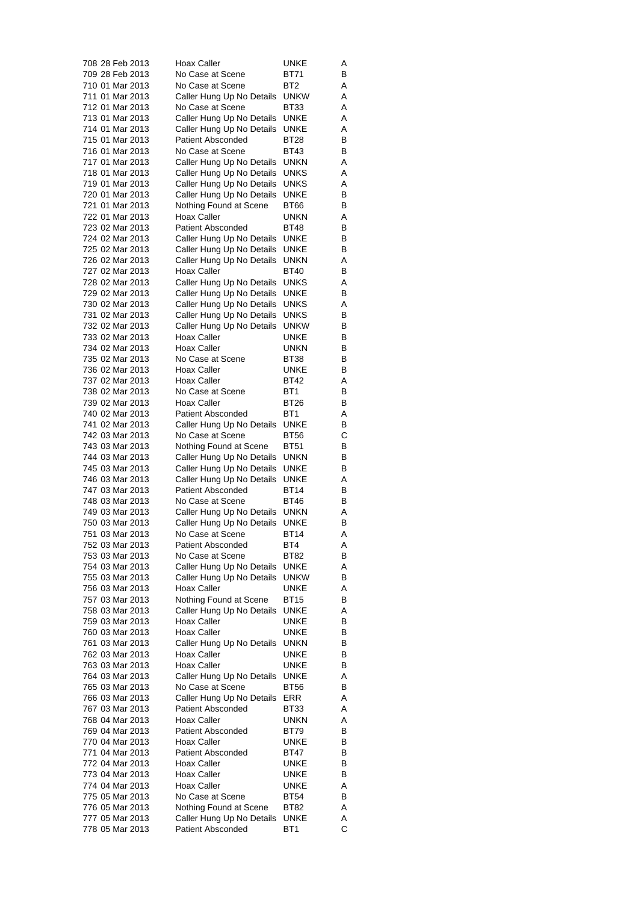| | | | | |
|---|---|---|---|---|
| 708 | 28 Feb 2013 | Hoax Caller | UNKE | A |
| 709 | 28 Feb 2013 | No Case at Scene | BT71 | B |
| 710 | 01 Mar 2013 | No Case at Scene | BT2 | A |
| 711 | 01 Mar 2013 | Caller Hung Up No Details | UNKW | A |
| 712 | 01 Mar 2013 | No Case at Scene | BT33 | A |
| 713 | 01 Mar 2013 | Caller Hung Up No Details | UNKE | A |
| 714 | 01 Mar 2013 | Caller Hung Up No Details | UNKE | A |
| 715 | 01 Mar 2013 | Patient Absconded | BT28 | B |
| 716 | 01 Mar 2013 | No Case at Scene | BT43 | B |
| 717 | 01 Mar 2013 | Caller Hung Up No Details | UNKN | A |
| 718 | 01 Mar 2013 | Caller Hung Up No Details | UNKS | A |
| 719 | 01 Mar 2013 | Caller Hung Up No Details | UNKS | A |
| 720 | 01 Mar 2013 | Caller Hung Up No Details | UNKE | B |
| 721 | 01 Mar 2013 | Nothing Found at Scene | BT66 | B |
| 722 | 01 Mar 2013 | Hoax Caller | UNKN | A |
| 723 | 02 Mar 2013 | Patient Absconded | BT48 | B |
| 724 | 02 Mar 2013 | Caller Hung Up No Details | UNKE | B |
| 725 | 02 Mar 2013 | Caller Hung Up No Details | UNKE | B |
| 726 | 02 Mar 2013 | Caller Hung Up No Details | UNKN | A |
| 727 | 02 Mar 2013 | Hoax Caller | BT40 | B |
| 728 | 02 Mar 2013 | Caller Hung Up No Details | UNKS | A |
| 729 | 02 Mar 2013 | Caller Hung Up No Details | UNKE | B |
| 730 | 02 Mar 2013 | Caller Hung Up No Details | UNKS | A |
| 731 | 02 Mar 2013 | Caller Hung Up No Details | UNKS | B |
| 732 | 02 Mar 2013 | Caller Hung Up No Details | UNKW | B |
| 733 | 02 Mar 2013 | Hoax Caller | UNKE | B |
| 734 | 02 Mar 2013 | Hoax Caller | UNKN | B |
| 735 | 02 Mar 2013 | No Case at Scene | BT38 | B |
| 736 | 02 Mar 2013 | Hoax Caller | UNKE | B |
| 737 | 02 Mar 2013 | Hoax Caller | BT42 | A |
| 738 | 02 Mar 2013 | No Case at Scene | BT1 | B |
| 739 | 02 Mar 2013 | Hoax Caller | BT26 | B |
| 740 | 02 Mar 2013 | Patient Absconded | BT1 | A |
| 741 | 02 Mar 2013 | Caller Hung Up No Details | UNKE | B |
| 742 | 03 Mar 2013 | No Case at Scene | BT56 | C |
| 743 | 03 Mar 2013 | Nothing Found at Scene | BT51 | B |
| 744 | 03 Mar 2013 | Caller Hung Up No Details | UNKN | B |
| 745 | 03 Mar 2013 | Caller Hung Up No Details | UNKE | B |
| 746 | 03 Mar 2013 | Caller Hung Up No Details | UNKE | A |
| 747 | 03 Mar 2013 | Patient Absconded | BT14 | B |
| 748 | 03 Mar 2013 | No Case at Scene | BT46 | B |
| 749 | 03 Mar 2013 | Caller Hung Up No Details | UNKN | A |
| 750 | 03 Mar 2013 | Caller Hung Up No Details | UNKE | B |
| 751 | 03 Mar 2013 | No Case at Scene | BT14 | A |
| 752 | 03 Mar 2013 | Patient Absconded | BT4 | A |
| 753 | 03 Mar 2013 | No Case at Scene | BT82 | B |
| 754 | 03 Mar 2013 | Caller Hung Up No Details | UNKE | A |
| 755 | 03 Mar 2013 | Caller Hung Up No Details | UNKW | B |
| 756 | 03 Mar 2013 | Hoax Caller | UNKE | A |
| 757 | 03 Mar 2013 | Nothing Found at Scene | BT15 | B |
| 758 | 03 Mar 2013 | Caller Hung Up No Details | UNKE | A |
| 759 | 03 Mar 2013 | Hoax Caller | UNKE | B |
| 760 | 03 Mar 2013 | Hoax Caller | UNKE | B |
| 761 | 03 Mar 2013 | Caller Hung Up No Details | UNKN | B |
| 762 | 03 Mar 2013 | Hoax Caller | UNKE | B |
| 763 | 03 Mar 2013 | Hoax Caller | UNKE | B |
| 764 | 03 Mar 2013 | Caller Hung Up No Details | UNKE | A |
| 765 | 03 Mar 2013 | No Case at Scene | BT56 | B |
| 766 | 03 Mar 2013 | Caller Hung Up No Details | ERR | A |
| 767 | 03 Mar 2013 | Patient Absconded | BT33 | A |
| 768 | 04 Mar 2013 | Hoax Caller | UNKN | A |
| 769 | 04 Mar 2013 | Patient Absconded | BT79 | B |
| 770 | 04 Mar 2013 | Hoax Caller | UNKE | B |
| 771 | 04 Mar 2013 | Patient Absconded | BT47 | B |
| 772 | 04 Mar 2013 | Hoax Caller | UNKE | B |
| 773 | 04 Mar 2013 | Hoax Caller | UNKE | B |
| 774 | 04 Mar 2013 | Hoax Caller | UNKE | A |
| 775 | 05 Mar 2013 | No Case at Scene | BT54 | B |
| 776 | 05 Mar 2013 | Nothing Found at Scene | BT82 | A |
| 777 | 05 Mar 2013 | Caller Hung Up No Details | UNKE | A |
| 778 | 05 Mar 2013 | Patient Absconded | BT1 | C |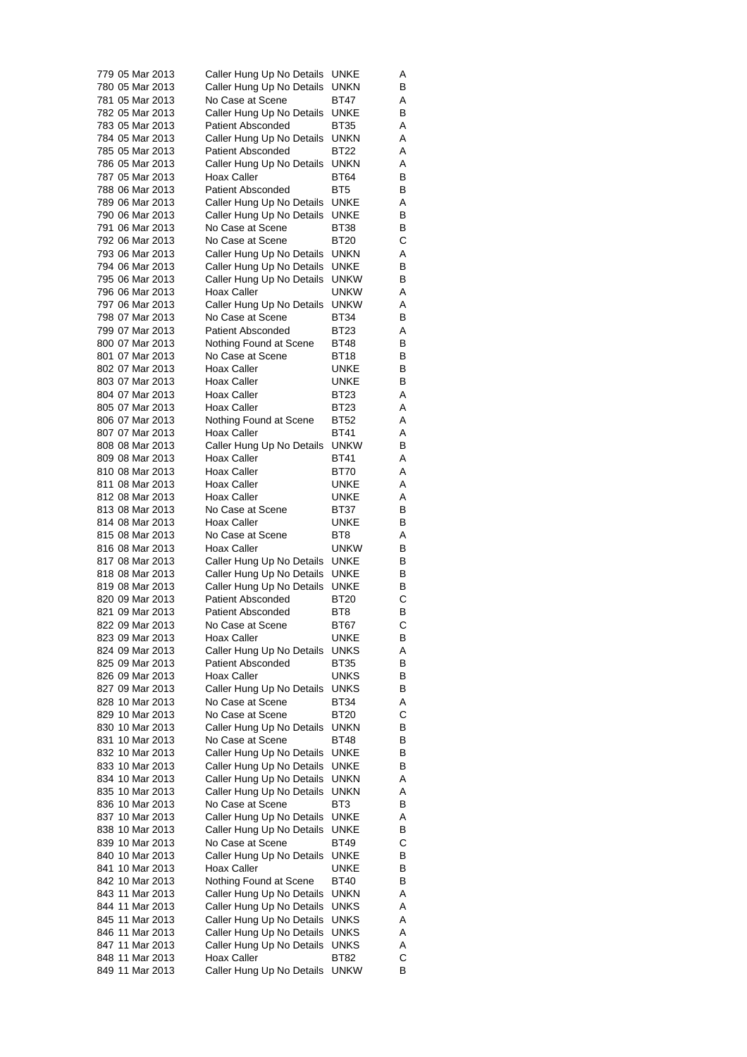| | | | | |
|---|---|---|---|---|
| 779 | 05 Mar 2013 | Caller Hung Up No Details | UNKE | A |
| 780 | 05 Mar 2013 | Caller Hung Up No Details | UNKN | B |
| 781 | 05 Mar 2013 | No Case at Scene | BT47 | A |
| 782 | 05 Mar 2013 | Caller Hung Up No Details | UNKE | B |
| 783 | 05 Mar 2013 | Patient Absconded | BT35 | A |
| 784 | 05 Mar 2013 | Caller Hung Up No Details | UNKN | A |
| 785 | 05 Mar 2013 | Patient Absconded | BT22 | A |
| 786 | 05 Mar 2013 | Caller Hung Up No Details | UNKN | A |
| 787 | 05 Mar 2013 | Hoax Caller | BT64 | B |
| 788 | 06 Mar 2013 | Patient Absconded | BT5 | B |
| 789 | 06 Mar 2013 | Caller Hung Up No Details | UNKE | A |
| 790 | 06 Mar 2013 | Caller Hung Up No Details | UNKE | B |
| 791 | 06 Mar 2013 | No Case at Scene | BT38 | B |
| 792 | 06 Mar 2013 | No Case at Scene | BT20 | C |
| 793 | 06 Mar 2013 | Caller Hung Up No Details | UNKN | A |
| 794 | 06 Mar 2013 | Caller Hung Up No Details | UNKE | B |
| 795 | 06 Mar 2013 | Caller Hung Up No Details | UNKW | B |
| 796 | 06 Mar 2013 | Hoax Caller | UNKW | A |
| 797 | 06 Mar 2013 | Caller Hung Up No Details | UNKW | A |
| 798 | 07 Mar 2013 | No Case at Scene | BT34 | B |
| 799 | 07 Mar 2013 | Patient Absconded | BT23 | A |
| 800 | 07 Mar 2013 | Nothing Found at Scene | BT48 | B |
| 801 | 07 Mar 2013 | No Case at Scene | BT18 | B |
| 802 | 07 Mar 2013 | Hoax Caller | UNKE | B |
| 803 | 07 Mar 2013 | Hoax Caller | UNKE | B |
| 804 | 07 Mar 2013 | Hoax Caller | BT23 | A |
| 805 | 07 Mar 2013 | Hoax Caller | BT23 | A |
| 806 | 07 Mar 2013 | Nothing Found at Scene | BT52 | A |
| 807 | 07 Mar 2013 | Hoax Caller | BT41 | A |
| 808 | 08 Mar 2013 | Caller Hung Up No Details | UNKW | B |
| 809 | 08 Mar 2013 | Hoax Caller | BT41 | A |
| 810 | 08 Mar 2013 | Hoax Caller | BT70 | A |
| 811 | 08 Mar 2013 | Hoax Caller | UNKE | A |
| 812 | 08 Mar 2013 | Hoax Caller | UNKE | A |
| 813 | 08 Mar 2013 | No Case at Scene | BT37 | B |
| 814 | 08 Mar 2013 | Hoax Caller | UNKE | B |
| 815 | 08 Mar 2013 | No Case at Scene | BT8 | A |
| 816 | 08 Mar 2013 | Hoax Caller | UNKW | B |
| 817 | 08 Mar 2013 | Caller Hung Up No Details | UNKE | B |
| 818 | 08 Mar 2013 | Caller Hung Up No Details | UNKE | B |
| 819 | 08 Mar 2013 | Caller Hung Up No Details | UNKE | B |
| 820 | 09 Mar 2013 | Patient Absconded | BT20 | C |
| 821 | 09 Mar 2013 | Patient Absconded | BT8 | B |
| 822 | 09 Mar 2013 | No Case at Scene | BT67 | C |
| 823 | 09 Mar 2013 | Hoax Caller | UNKE | B |
| 824 | 09 Mar 2013 | Caller Hung Up No Details | UNKS | A |
| 825 | 09 Mar 2013 | Patient Absconded | BT35 | B |
| 826 | 09 Mar 2013 | Hoax Caller | UNKS | B |
| 827 | 09 Mar 2013 | Caller Hung Up No Details | UNKS | B |
| 828 | 10 Mar 2013 | No Case at Scene | BT34 | A |
| 829 | 10 Mar 2013 | No Case at Scene | BT20 | C |
| 830 | 10 Mar 2013 | Caller Hung Up No Details | UNKN | B |
| 831 | 10 Mar 2013 | No Case at Scene | BT48 | B |
| 832 | 10 Mar 2013 | Caller Hung Up No Details | UNKE | B |
| 833 | 10 Mar 2013 | Caller Hung Up No Details | UNKE | B |
| 834 | 10 Mar 2013 | Caller Hung Up No Details | UNKN | A |
| 835 | 10 Mar 2013 | Caller Hung Up No Details | UNKN | A |
| 836 | 10 Mar 2013 | No Case at Scene | BT3 | B |
| 837 | 10 Mar 2013 | Caller Hung Up No Details | UNKE | A |
| 838 | 10 Mar 2013 | Caller Hung Up No Details | UNKE | B |
| 839 | 10 Mar 2013 | No Case at Scene | BT49 | C |
| 840 | 10 Mar 2013 | Caller Hung Up No Details | UNKE | B |
| 841 | 10 Mar 2013 | Hoax Caller | UNKE | B |
| 842 | 10 Mar 2013 | Nothing Found at Scene | BT40 | B |
| 843 | 11 Mar 2013 | Caller Hung Up No Details | UNKN | A |
| 844 | 11 Mar 2013 | Caller Hung Up No Details | UNKS | A |
| 845 | 11 Mar 2013 | Caller Hung Up No Details | UNKS | A |
| 846 | 11 Mar 2013 | Caller Hung Up No Details | UNKS | A |
| 847 | 11 Mar 2013 | Caller Hung Up No Details | UNKS | A |
| 848 | 11 Mar 2013 | Hoax Caller | BT82 | C |
| 849 | 11 Mar 2013 | Caller Hung Up No Details | UNKW | B |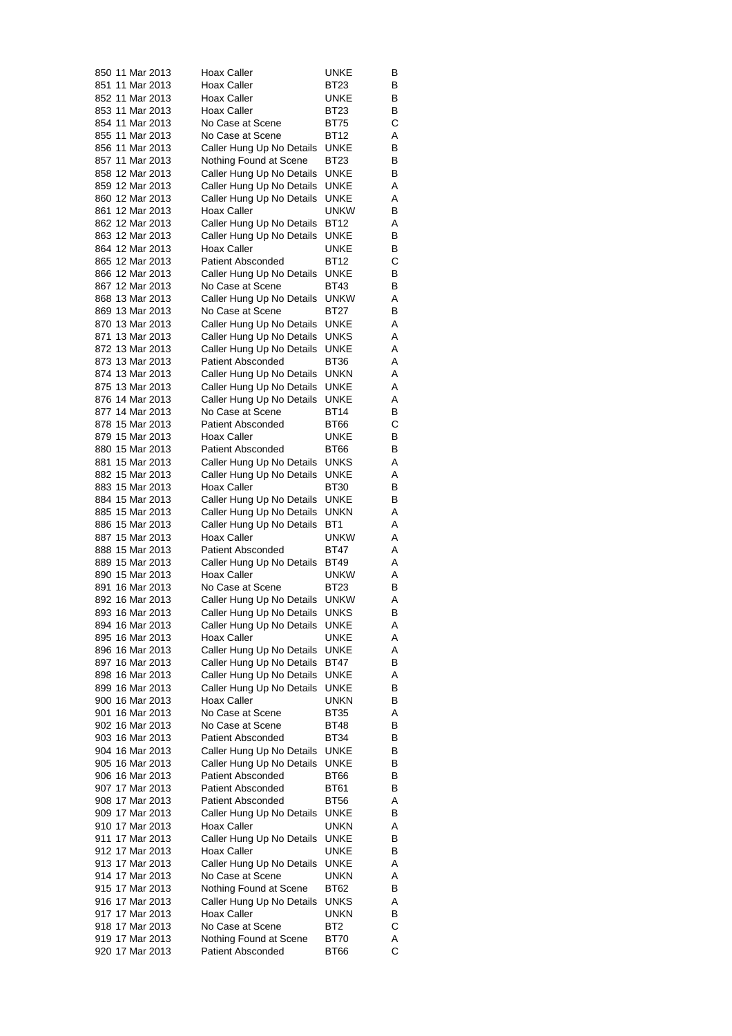| | | | | |
|---|---|---|---|---|
| 850 | 11 Mar 2013 | Hoax Caller | UNKE | B |
| 851 | 11 Mar 2013 | Hoax Caller | BT23 | B |
| 852 | 11 Mar 2013 | Hoax Caller | UNKE | B |
| 853 | 11 Mar 2013 | Hoax Caller | BT23 | B |
| 854 | 11 Mar 2013 | No Case at Scene | BT75 | C |
| 855 | 11 Mar 2013 | No Case at Scene | BT12 | A |
| 856 | 11 Mar 2013 | Caller Hung Up No Details | UNKE | B |
| 857 | 11 Mar 2013 | Nothing Found at Scene | BT23 | B |
| 858 | 12 Mar 2013 | Caller Hung Up No Details | UNKE | B |
| 859 | 12 Mar 2013 | Caller Hung Up No Details | UNKE | A |
| 860 | 12 Mar 2013 | Caller Hung Up No Details | UNKE | A |
| 861 | 12 Mar 2013 | Hoax Caller | UNKW | B |
| 862 | 12 Mar 2013 | Caller Hung Up No Details | BT12 | A |
| 863 | 12 Mar 2013 | Caller Hung Up No Details | UNKE | B |
| 864 | 12 Mar 2013 | Hoax Caller | UNKE | B |
| 865 | 12 Mar 2013 | Patient Absconded | BT12 | C |
| 866 | 12 Mar 2013 | Caller Hung Up No Details | UNKE | B |
| 867 | 12 Mar 2013 | No Case at Scene | BT43 | B |
| 868 | 13 Mar 2013 | Caller Hung Up No Details | UNKW | A |
| 869 | 13 Mar 2013 | No Case at Scene | BT27 | B |
| 870 | 13 Mar 2013 | Caller Hung Up No Details | UNKE | A |
| 871 | 13 Mar 2013 | Caller Hung Up No Details | UNKS | A |
| 872 | 13 Mar 2013 | Caller Hung Up No Details | UNKE | A |
| 873 | 13 Mar 2013 | Patient Absconded | BT36 | A |
| 874 | 13 Mar 2013 | Caller Hung Up No Details | UNKN | A |
| 875 | 13 Mar 2013 | Caller Hung Up No Details | UNKE | A |
| 876 | 14 Mar 2013 | Caller Hung Up No Details | UNKE | A |
| 877 | 14 Mar 2013 | No Case at Scene | BT14 | B |
| 878 | 15 Mar 2013 | Patient Absconded | BT66 | C |
| 879 | 15 Mar 2013 | Hoax Caller | UNKE | B |
| 880 | 15 Mar 2013 | Patient Absconded | BT66 | B |
| 881 | 15 Mar 2013 | Caller Hung Up No Details | UNKS | A |
| 882 | 15 Mar 2013 | Caller Hung Up No Details | UNKE | A |
| 883 | 15 Mar 2013 | Hoax Caller | BT30 | B |
| 884 | 15 Mar 2013 | Caller Hung Up No Details | UNKE | B |
| 885 | 15 Mar 2013 | Caller Hung Up No Details | UNKN | A |
| 886 | 15 Mar 2013 | Caller Hung Up No Details | BT1 | A |
| 887 | 15 Mar 2013 | Hoax Caller | UNKW | A |
| 888 | 15 Mar 2013 | Patient Absconded | BT47 | A |
| 889 | 15 Mar 2013 | Caller Hung Up No Details | BT49 | A |
| 890 | 15 Mar 2013 | Hoax Caller | UNKW | A |
| 891 | 16 Mar 2013 | No Case at Scene | BT23 | B |
| 892 | 16 Mar 2013 | Caller Hung Up No Details | UNKW | A |
| 893 | 16 Mar 2013 | Caller Hung Up No Details | UNKS | B |
| 894 | 16 Mar 2013 | Caller Hung Up No Details | UNKE | A |
| 895 | 16 Mar 2013 | Hoax Caller | UNKE | A |
| 896 | 16 Mar 2013 | Caller Hung Up No Details | UNKE | A |
| 897 | 16 Mar 2013 | Caller Hung Up No Details | BT47 | B |
| 898 | 16 Mar 2013 | Caller Hung Up No Details | UNKE | A |
| 899 | 16 Mar 2013 | Caller Hung Up No Details | UNKE | B |
| 900 | 16 Mar 2013 | Hoax Caller | UNKN | B |
| 901 | 16 Mar 2013 | No Case at Scene | BT35 | A |
| 902 | 16 Mar 2013 | No Case at Scene | BT48 | B |
| 903 | 16 Mar 2013 | Patient Absconded | BT34 | B |
| 904 | 16 Mar 2013 | Caller Hung Up No Details | UNKE | B |
| 905 | 16 Mar 2013 | Caller Hung Up No Details | UNKE | B |
| 906 | 16 Mar 2013 | Patient Absconded | BT66 | B |
| 907 | 17 Mar 2013 | Patient Absconded | BT61 | B |
| 908 | 17 Mar 2013 | Patient Absconded | BT56 | A |
| 909 | 17 Mar 2013 | Caller Hung Up No Details | UNKE | B |
| 910 | 17 Mar 2013 | Hoax Caller | UNKN | A |
| 911 | 17 Mar 2013 | Caller Hung Up No Details | UNKE | B |
| 912 | 17 Mar 2013 | Hoax Caller | UNKE | B |
| 913 | 17 Mar 2013 | Caller Hung Up No Details | UNKE | A |
| 914 | 17 Mar 2013 | No Case at Scene | UNKN | A |
| 915 | 17 Mar 2013 | Nothing Found at Scene | BT62 | B |
| 916 | 17 Mar 2013 | Caller Hung Up No Details | UNKS | A |
| 917 | 17 Mar 2013 | Hoax Caller | UNKN | B |
| 918 | 17 Mar 2013 | No Case at Scene | BT2 | C |
| 919 | 17 Mar 2013 | Nothing Found at Scene | BT70 | A |
| 920 | 17 Mar 2013 | Patient Absconded | BT66 | C |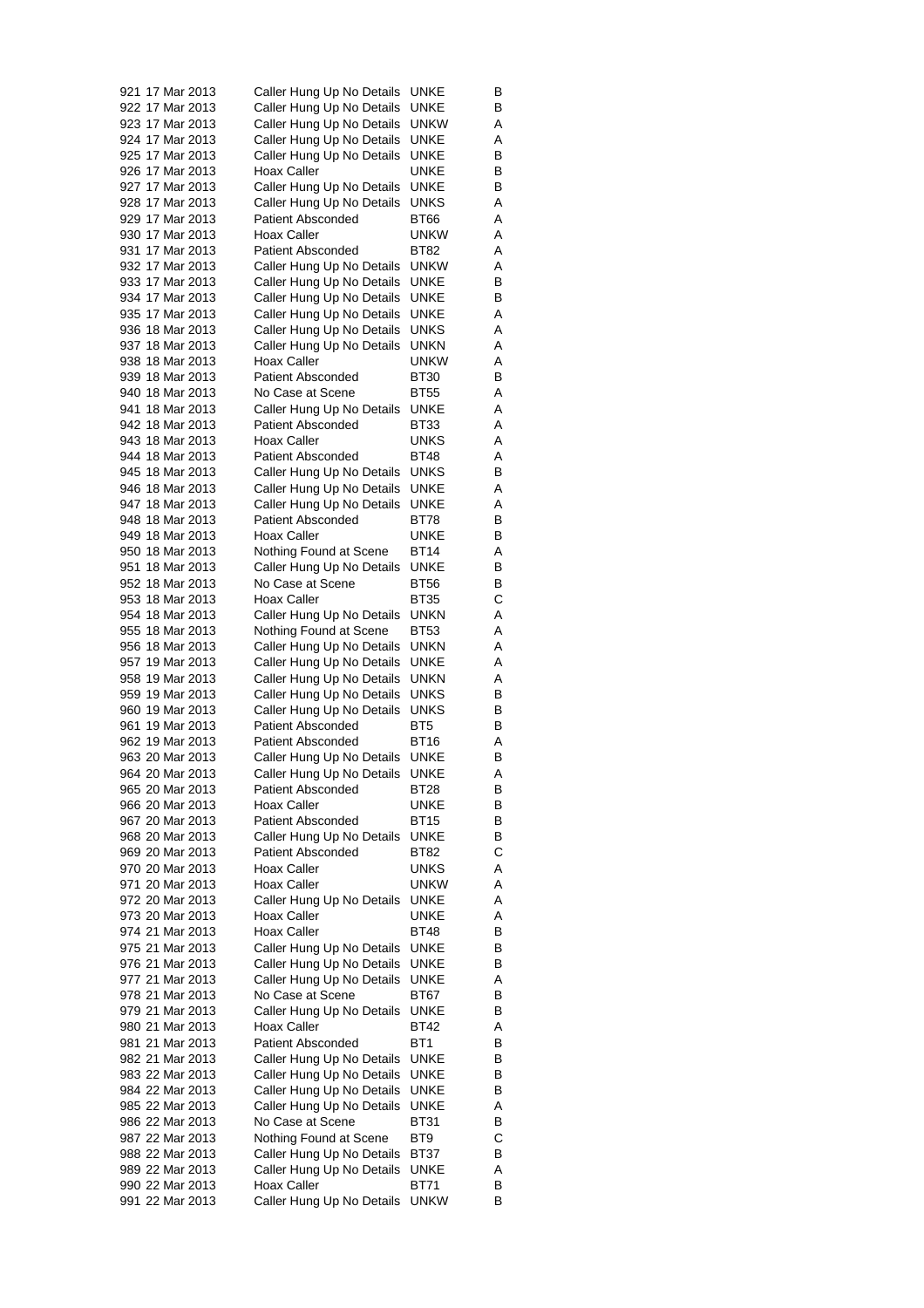| | | | | |
|---|---|---|---|---|
| 921 | 17 Mar 2013 | Caller Hung Up No Details | UNKE | B |
| 922 | 17 Mar 2013 | Caller Hung Up No Details | UNKE | B |
| 923 | 17 Mar 2013 | Caller Hung Up No Details | UNKW | A |
| 924 | 17 Mar 2013 | Caller Hung Up No Details | UNKE | A |
| 925 | 17 Mar 2013 | Caller Hung Up No Details | UNKE | B |
| 926 | 17 Mar 2013 | Hoax Caller | UNKE | B |
| 927 | 17 Mar 2013 | Caller Hung Up No Details | UNKE | B |
| 928 | 17 Mar 2013 | Caller Hung Up No Details | UNKS | A |
| 929 | 17 Mar 2013 | Patient Absconded | BT66 | A |
| 930 | 17 Mar 2013 | Hoax Caller | UNKW | A |
| 931 | 17 Mar 2013 | Patient Absconded | BT82 | A |
| 932 | 17 Mar 2013 | Caller Hung Up No Details | UNKW | A |
| 933 | 17 Mar 2013 | Caller Hung Up No Details | UNKE | B |
| 934 | 17 Mar 2013 | Caller Hung Up No Details | UNKE | B |
| 935 | 17 Mar 2013 | Caller Hung Up No Details | UNKE | A |
| 936 | 18 Mar 2013 | Caller Hung Up No Details | UNKS | A |
| 937 | 18 Mar 2013 | Caller Hung Up No Details | UNKN | A |
| 938 | 18 Mar 2013 | Hoax Caller | UNKW | A |
| 939 | 18 Mar 2013 | Patient Absconded | BT30 | B |
| 940 | 18 Mar 2013 | No Case at Scene | BT55 | A |
| 941 | 18 Mar 2013 | Caller Hung Up No Details | UNKE | A |
| 942 | 18 Mar 2013 | Patient Absconded | BT33 | A |
| 943 | 18 Mar 2013 | Hoax Caller | UNKS | A |
| 944 | 18 Mar 2013 | Patient Absconded | BT48 | A |
| 945 | 18 Mar 2013 | Caller Hung Up No Details | UNKS | B |
| 946 | 18 Mar 2013 | Caller Hung Up No Details | UNKE | A |
| 947 | 18 Mar 2013 | Caller Hung Up No Details | UNKE | A |
| 948 | 18 Mar 2013 | Patient Absconded | BT78 | B |
| 949 | 18 Mar 2013 | Hoax Caller | UNKE | B |
| 950 | 18 Mar 2013 | Nothing Found at Scene | BT14 | A |
| 951 | 18 Mar 2013 | Caller Hung Up No Details | UNKE | B |
| 952 | 18 Mar 2013 | No Case at Scene | BT56 | B |
| 953 | 18 Mar 2013 | Hoax Caller | BT35 | C |
| 954 | 18 Mar 2013 | Caller Hung Up No Details | UNKN | A |
| 955 | 18 Mar 2013 | Nothing Found at Scene | BT53 | A |
| 956 | 18 Mar 2013 | Caller Hung Up No Details | UNKN | A |
| 957 | 19 Mar 2013 | Caller Hung Up No Details | UNKE | A |
| 958 | 19 Mar 2013 | Caller Hung Up No Details | UNKN | A |
| 959 | 19 Mar 2013 | Caller Hung Up No Details | UNKS | B |
| 960 | 19 Mar 2013 | Caller Hung Up No Details | UNKS | B |
| 961 | 19 Mar 2013 | Patient Absconded | BT5 | B |
| 962 | 19 Mar 2013 | Patient Absconded | BT16 | A |
| 963 | 20 Mar 2013 | Caller Hung Up No Details | UNKE | B |
| 964 | 20 Mar 2013 | Caller Hung Up No Details | UNKE | A |
| 965 | 20 Mar 2013 | Patient Absconded | BT28 | B |
| 966 | 20 Mar 2013 | Hoax Caller | UNKE | B |
| 967 | 20 Mar 2013 | Patient Absconded | BT15 | B |
| 968 | 20 Mar 2013 | Caller Hung Up No Details | UNKE | B |
| 969 | 20 Mar 2013 | Patient Absconded | BT82 | C |
| 970 | 20 Mar 2013 | Hoax Caller | UNKS | A |
| 971 | 20 Mar 2013 | Hoax Caller | UNKW | A |
| 972 | 20 Mar 2013 | Caller Hung Up No Details | UNKE | A |
| 973 | 20 Mar 2013 | Hoax Caller | UNKE | A |
| 974 | 21 Mar 2013 | Hoax Caller | BT48 | B |
| 975 | 21 Mar 2013 | Caller Hung Up No Details | UNKE | B |
| 976 | 21 Mar 2013 | Caller Hung Up No Details | UNKE | B |
| 977 | 21 Mar 2013 | Caller Hung Up No Details | UNKE | A |
| 978 | 21 Mar 2013 | No Case at Scene | BT67 | B |
| 979 | 21 Mar 2013 | Caller Hung Up No Details | UNKE | B |
| 980 | 21 Mar 2013 | Hoax Caller | BT42 | A |
| 981 | 21 Mar 2013 | Patient Absconded | BT1 | B |
| 982 | 21 Mar 2013 | Caller Hung Up No Details | UNKE | B |
| 983 | 22 Mar 2013 | Caller Hung Up No Details | UNKE | B |
| 984 | 22 Mar 2013 | Caller Hung Up No Details | UNKE | B |
| 985 | 22 Mar 2013 | Caller Hung Up No Details | UNKE | A |
| 986 | 22 Mar 2013 | No Case at Scene | BT31 | B |
| 987 | 22 Mar 2013 | Nothing Found at Scene | BT9 | C |
| 988 | 22 Mar 2013 | Caller Hung Up No Details | BT37 | B |
| 989 | 22 Mar 2013 | Caller Hung Up No Details | UNKE | A |
| 990 | 22 Mar 2013 | Hoax Caller | BT71 | B |
| 991 | 22 Mar 2013 | Caller Hung Up No Details | UNKW | B |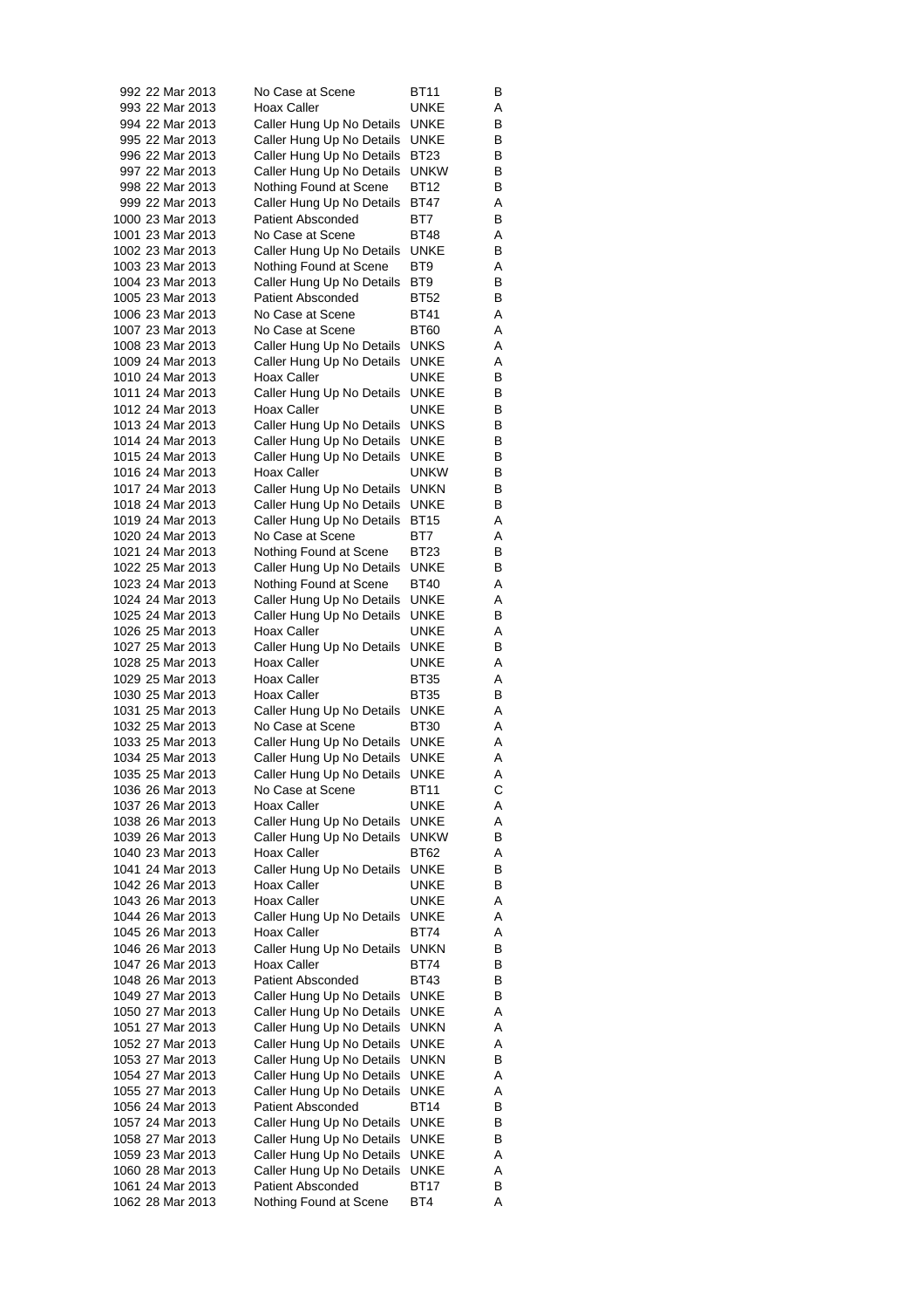| | | | | |
|---|---|---|---|---|
| 992 | 22 Mar 2013 | No Case at Scene | BT11 | B |
| 993 | 22 Mar 2013 | Hoax Caller | UNKE | A |
| 994 | 22 Mar 2013 | Caller Hung Up No Details | UNKE | B |
| 995 | 22 Mar 2013 | Caller Hung Up No Details | UNKE | B |
| 996 | 22 Mar 2013 | Caller Hung Up No Details | BT23 | B |
| 997 | 22 Mar 2013 | Caller Hung Up No Details | UNKW | B |
| 998 | 22 Mar 2013 | Nothing Found at Scene | BT12 | B |
| 999 | 22 Mar 2013 | Caller Hung Up No Details | BT47 | A |
| 1000 | 23 Mar 2013 | Patient Absconded | BT7 | B |
| 1001 | 23 Mar 2013 | No Case at Scene | BT48 | A |
| 1002 | 23 Mar 2013 | Caller Hung Up No Details | UNKE | B |
| 1003 | 23 Mar 2013 | Nothing Found at Scene | BT9 | A |
| 1004 | 23 Mar 2013 | Caller Hung Up No Details | BT9 | B |
| 1005 | 23 Mar 2013 | Patient Absconded | BT52 | B |
| 1006 | 23 Mar 2013 | No Case at Scene | BT41 | A |
| 1007 | 23 Mar 2013 | No Case at Scene | BT60 | A |
| 1008 | 23 Mar 2013 | Caller Hung Up No Details | UNKS | A |
| 1009 | 24 Mar 2013 | Caller Hung Up No Details | UNKE | A |
| 1010 | 24 Mar 2013 | Hoax Caller | UNKE | B |
| 1011 | 24 Mar 2013 | Caller Hung Up No Details | UNKE | B |
| 1012 | 24 Mar 2013 | Hoax Caller | UNKE | B |
| 1013 | 24 Mar 2013 | Caller Hung Up No Details | UNKS | B |
| 1014 | 24 Mar 2013 | Caller Hung Up No Details | UNKE | B |
| 1015 | 24 Mar 2013 | Caller Hung Up No Details | UNKE | B |
| 1016 | 24 Mar 2013 | Hoax Caller | UNKW | B |
| 1017 | 24 Mar 2013 | Caller Hung Up No Details | UNKN | B |
| 1018 | 24 Mar 2013 | Caller Hung Up No Details | UNKE | B |
| 1019 | 24 Mar 2013 | Caller Hung Up No Details | BT15 | A |
| 1020 | 24 Mar 2013 | No Case at Scene | BT7 | A |
| 1021 | 24 Mar 2013 | Nothing Found at Scene | BT23 | B |
| 1022 | 25 Mar 2013 | Caller Hung Up No Details | UNKE | B |
| 1023 | 24 Mar 2013 | Nothing Found at Scene | BT40 | A |
| 1024 | 24 Mar 2013 | Caller Hung Up No Details | UNKE | A |
| 1025 | 24 Mar 2013 | Caller Hung Up No Details | UNKE | B |
| 1026 | 25 Mar 2013 | Hoax Caller | UNKE | A |
| 1027 | 25 Mar 2013 | Caller Hung Up No Details | UNKE | B |
| 1028 | 25 Mar 2013 | Hoax Caller | UNKE | A |
| 1029 | 25 Mar 2013 | Hoax Caller | BT35 | A |
| 1030 | 25 Mar 2013 | Hoax Caller | BT35 | B |
| 1031 | 25 Mar 2013 | Caller Hung Up No Details | UNKE | A |
| 1032 | 25 Mar 2013 | No Case at Scene | BT30 | A |
| 1033 | 25 Mar 2013 | Caller Hung Up No Details | UNKE | A |
| 1034 | 25 Mar 2013 | Caller Hung Up No Details | UNKE | A |
| 1035 | 25 Mar 2013 | Caller Hung Up No Details | UNKE | A |
| 1036 | 26 Mar 2013 | No Case at Scene | BT11 | C |
| 1037 | 26 Mar 2013 | Hoax Caller | UNKE | A |
| 1038 | 26 Mar 2013 | Caller Hung Up No Details | UNKE | A |
| 1039 | 26 Mar 2013 | Caller Hung Up No Details | UNKW | B |
| 1040 | 23 Mar 2013 | Hoax Caller | BT62 | A |
| 1041 | 24 Mar 2013 | Caller Hung Up No Details | UNKE | B |
| 1042 | 26 Mar 2013 | Hoax Caller | UNKE | B |
| 1043 | 26 Mar 2013 | Hoax Caller | UNKE | A |
| 1044 | 26 Mar 2013 | Caller Hung Up No Details | UNKE | A |
| 1045 | 26 Mar 2013 | Hoax Caller | BT74 | A |
| 1046 | 26 Mar 2013 | Caller Hung Up No Details | UNKN | B |
| 1047 | 26 Mar 2013 | Hoax Caller | BT74 | B |
| 1048 | 26 Mar 2013 | Patient Absconded | BT43 | B |
| 1049 | 27 Mar 2013 | Caller Hung Up No Details | UNKE | B |
| 1050 | 27 Mar 2013 | Caller Hung Up No Details | UNKE | A |
| 1051 | 27 Mar 2013 | Caller Hung Up No Details | UNKN | A |
| 1052 | 27 Mar 2013 | Caller Hung Up No Details | UNKE | A |
| 1053 | 27 Mar 2013 | Caller Hung Up No Details | UNKN | B |
| 1054 | 27 Mar 2013 | Caller Hung Up No Details | UNKE | A |
| 1055 | 27 Mar 2013 | Caller Hung Up No Details | UNKE | A |
| 1056 | 24 Mar 2013 | Patient Absconded | BT14 | B |
| 1057 | 24 Mar 2013 | Caller Hung Up No Details | UNKE | B |
| 1058 | 27 Mar 2013 | Caller Hung Up No Details | UNKE | B |
| 1059 | 23 Mar 2013 | Caller Hung Up No Details | UNKE | A |
| 1060 | 28 Mar 2013 | Caller Hung Up No Details | UNKE | A |
| 1061 | 24 Mar 2013 | Patient Absconded | BT17 | B |
| 1062 | 28 Mar 2013 | Nothing Found at Scene | BT4 | A |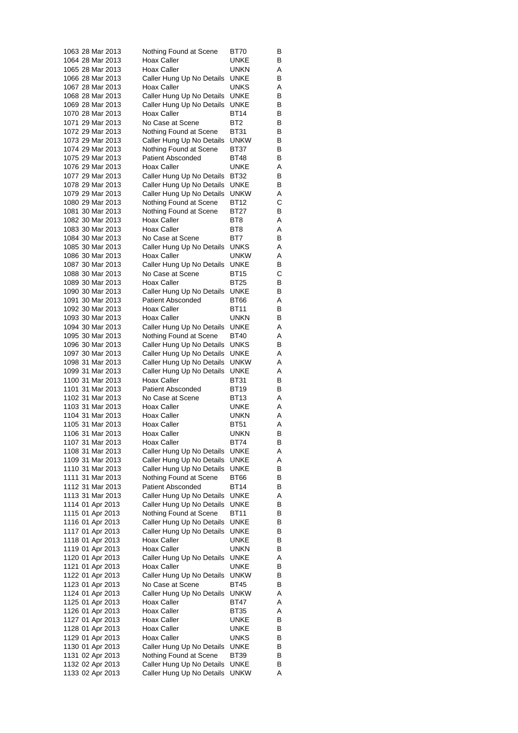| | | | | |
|---|---|---|---|---|
| 1063 | 28 Mar 2013 | Nothing Found at Scene | BT70 | B |
| 1064 | 28 Mar 2013 | Hoax Caller | UNKE | B |
| 1065 | 28 Mar 2013 | Hoax Caller | UNKN | A |
| 1066 | 28 Mar 2013 | Caller Hung Up No Details | UNKE | B |
| 1067 | 28 Mar 2013 | Hoax Caller | UNKS | A |
| 1068 | 28 Mar 2013 | Caller Hung Up No Details | UNKE | B |
| 1069 | 28 Mar 2013 | Caller Hung Up No Details | UNKE | B |
| 1070 | 28 Mar 2013 | Hoax Caller | BT14 | B |
| 1071 | 29 Mar 2013 | No Case at Scene | BT2 | B |
| 1072 | 29 Mar 2013 | Nothing Found at Scene | BT31 | B |
| 1073 | 29 Mar 2013 | Caller Hung Up No Details | UNKW | B |
| 1074 | 29 Mar 2013 | Nothing Found at Scene | BT37 | B |
| 1075 | 29 Mar 2013 | Patient Absconded | BT48 | B |
| 1076 | 29 Mar 2013 | Hoax Caller | UNKE | A |
| 1077 | 29 Mar 2013 | Caller Hung Up No Details | BT32 | B |
| 1078 | 29 Mar 2013 | Caller Hung Up No Details | UNKE | B |
| 1079 | 29 Mar 2013 | Caller Hung Up No Details | UNKW | A |
| 1080 | 29 Mar 2013 | Nothing Found at Scene | BT12 | C |
| 1081 | 30 Mar 2013 | Nothing Found at Scene | BT27 | B |
| 1082 | 30 Mar 2013 | Hoax Caller | BT8 | A |
| 1083 | 30 Mar 2013 | Hoax Caller | BT8 | A |
| 1084 | 30 Mar 2013 | No Case at Scene | BT7 | B |
| 1085 | 30 Mar 2013 | Caller Hung Up No Details | UNKS | A |
| 1086 | 30 Mar 2013 | Hoax Caller | UNKW | A |
| 1087 | 30 Mar 2013 | Caller Hung Up No Details | UNKE | B |
| 1088 | 30 Mar 2013 | No Case at Scene | BT15 | C |
| 1089 | 30 Mar 2013 | Hoax Caller | BT25 | B |
| 1090 | 30 Mar 2013 | Caller Hung Up No Details | UNKE | B |
| 1091 | 30 Mar 2013 | Patient Absconded | BT66 | A |
| 1092 | 30 Mar 2013 | Hoax Caller | BT11 | B |
| 1093 | 30 Mar 2013 | Hoax Caller | UNKN | B |
| 1094 | 30 Mar 2013 | Caller Hung Up No Details | UNKE | A |
| 1095 | 30 Mar 2013 | Nothing Found at Scene | BT40 | A |
| 1096 | 30 Mar 2013 | Caller Hung Up No Details | UNKS | B |
| 1097 | 30 Mar 2013 | Caller Hung Up No Details | UNKE | A |
| 1098 | 31 Mar 2013 | Caller Hung Up No Details | UNKW | A |
| 1099 | 31 Mar 2013 | Caller Hung Up No Details | UNKE | A |
| 1100 | 31 Mar 2013 | Hoax Caller | BT31 | B |
| 1101 | 31 Mar 2013 | Patient Absconded | BT19 | B |
| 1102 | 31 Mar 2013 | No Case at Scene | BT13 | A |
| 1103 | 31 Mar 2013 | Hoax Caller | UNKE | A |
| 1104 | 31 Mar 2013 | Hoax Caller | UNKN | A |
| 1105 | 31 Mar 2013 | Hoax Caller | BT51 | A |
| 1106 | 31 Mar 2013 | Hoax Caller | UNKN | B |
| 1107 | 31 Mar 2013 | Hoax Caller | BT74 | B |
| 1108 | 31 Mar 2013 | Caller Hung Up No Details | UNKE | A |
| 1109 | 31 Mar 2013 | Caller Hung Up No Details | UNKE | A |
| 1110 | 31 Mar 2013 | Caller Hung Up No Details | UNKE | B |
| 1111 | 31 Mar 2013 | Nothing Found at Scene | BT66 | B |
| 1112 | 31 Mar 2013 | Patient Absconded | BT14 | B |
| 1113 | 31 Mar 2013 | Caller Hung Up No Details | UNKE | A |
| 1114 | 01 Apr 2013 | Caller Hung Up No Details | UNKE | B |
| 1115 | 01 Apr 2013 | Nothing Found at Scene | BT11 | B |
| 1116 | 01 Apr 2013 | Caller Hung Up No Details | UNKE | B |
| 1117 | 01 Apr 2013 | Caller Hung Up No Details | UNKE | B |
| 1118 | 01 Apr 2013 | Hoax Caller | UNKE | B |
| 1119 | 01 Apr 2013 | Hoax Caller | UNKN | B |
| 1120 | 01 Apr 2013 | Caller Hung Up No Details | UNKE | A |
| 1121 | 01 Apr 2013 | Hoax Caller | UNKE | B |
| 1122 | 01 Apr 2013 | Caller Hung Up No Details | UNKW | B |
| 1123 | 01 Apr 2013 | No Case at Scene | BT45 | B |
| 1124 | 01 Apr 2013 | Caller Hung Up No Details | UNKW | A |
| 1125 | 01 Apr 2013 | Hoax Caller | BT47 | A |
| 1126 | 01 Apr 2013 | Hoax Caller | BT35 | A |
| 1127 | 01 Apr 2013 | Hoax Caller | UNKE | B |
| 1128 | 01 Apr 2013 | Hoax Caller | UNKE | B |
| 1129 | 01 Apr 2013 | Hoax Caller | UNKS | B |
| 1130 | 01 Apr 2013 | Caller Hung Up No Details | UNKE | B |
| 1131 | 02 Apr 2013 | Nothing Found at Scene | BT39 | B |
| 1132 | 02 Apr 2013 | Caller Hung Up No Details | UNKE | B |
| 1133 | 02 Apr 2013 | Caller Hung Up No Details | UNKW | A |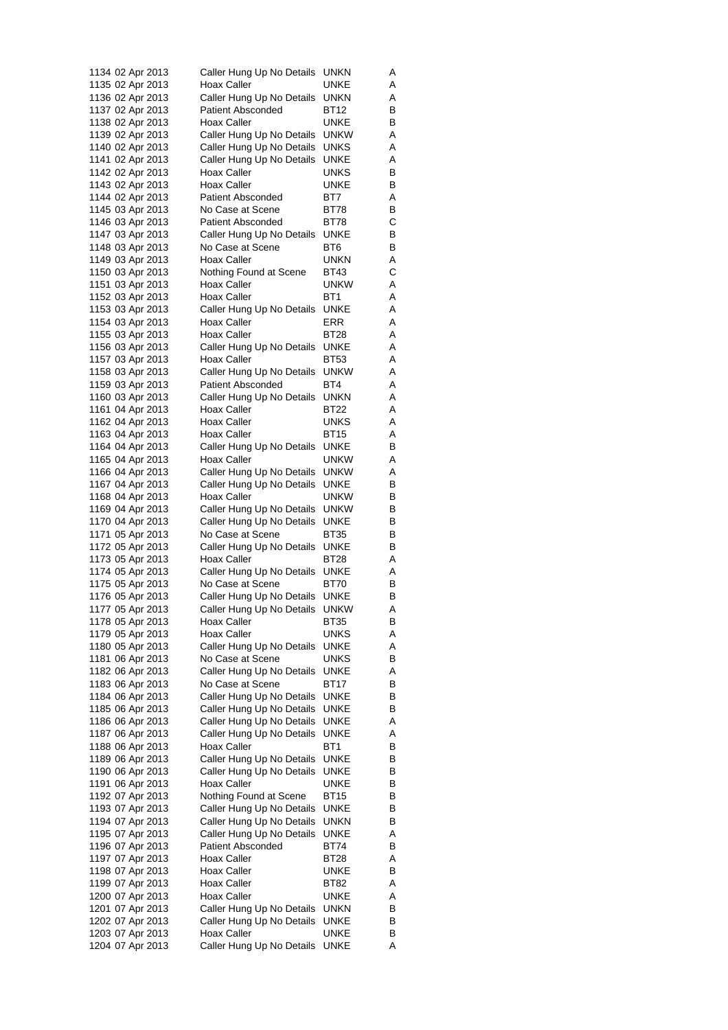| | | | | |
|---|---|---|---|---|
| 1134 | 02 Apr 2013 | Caller Hung Up No Details | UNKN | A |
| 1135 | 02 Apr 2013 | Hoax Caller | UNKE | A |
| 1136 | 02 Apr 2013 | Caller Hung Up No Details | UNKN | A |
| 1137 | 02 Apr 2013 | Patient Absconded | BT12 | B |
| 1138 | 02 Apr 2013 | Hoax Caller | UNKE | B |
| 1139 | 02 Apr 2013 | Caller Hung Up No Details | UNKW | A |
| 1140 | 02 Apr 2013 | Caller Hung Up No Details | UNKS | A |
| 1141 | 02 Apr 2013 | Caller Hung Up No Details | UNKE | A |
| 1142 | 02 Apr 2013 | Hoax Caller | UNKS | B |
| 1143 | 02 Apr 2013 | Hoax Caller | UNKE | B |
| 1144 | 02 Apr 2013 | Patient Absconded | BT7 | A |
| 1145 | 03 Apr 2013 | No Case at Scene | BT78 | B |
| 1146 | 03 Apr 2013 | Patient Absconded | BT78 | C |
| 1147 | 03 Apr 2013 | Caller Hung Up No Details | UNKE | B |
| 1148 | 03 Apr 2013 | No Case at Scene | BT6 | B |
| 1149 | 03 Apr 2013 | Hoax Caller | UNKN | A |
| 1150 | 03 Apr 2013 | Nothing Found at Scene | BT43 | C |
| 1151 | 03 Apr 2013 | Hoax Caller | UNKW | A |
| 1152 | 03 Apr 2013 | Hoax Caller | BT1 | A |
| 1153 | 03 Apr 2013 | Caller Hung Up No Details | UNKE | A |
| 1154 | 03 Apr 2013 | Hoax Caller | ERR | A |
| 1155 | 03 Apr 2013 | Hoax Caller | BT28 | A |
| 1156 | 03 Apr 2013 | Caller Hung Up No Details | UNKE | A |
| 1157 | 03 Apr 2013 | Hoax Caller | BT53 | A |
| 1158 | 03 Apr 2013 | Caller Hung Up No Details | UNKW | A |
| 1159 | 03 Apr 2013 | Patient Absconded | BT4 | A |
| 1160 | 03 Apr 2013 | Caller Hung Up No Details | UNKN | A |
| 1161 | 04 Apr 2013 | Hoax Caller | BT22 | A |
| 1162 | 04 Apr 2013 | Hoax Caller | UNKS | A |
| 1163 | 04 Apr 2013 | Hoax Caller | BT15 | A |
| 1164 | 04 Apr 2013 | Caller Hung Up No Details | UNKE | B |
| 1165 | 04 Apr 2013 | Hoax Caller | UNKW | A |
| 1166 | 04 Apr 2013 | Caller Hung Up No Details | UNKW | A |
| 1167 | 04 Apr 2013 | Caller Hung Up No Details | UNKE | B |
| 1168 | 04 Apr 2013 | Hoax Caller | UNKW | B |
| 1169 | 04 Apr 2013 | Caller Hung Up No Details | UNKW | B |
| 1170 | 04 Apr 2013 | Caller Hung Up No Details | UNKE | B |
| 1171 | 05 Apr 2013 | No Case at Scene | BT35 | B |
| 1172 | 05 Apr 2013 | Caller Hung Up No Details | UNKE | B |
| 1173 | 05 Apr 2013 | Hoax Caller | BT28 | A |
| 1174 | 05 Apr 2013 | Caller Hung Up No Details | UNKE | A |
| 1175 | 05 Apr 2013 | No Case at Scene | BT70 | B |
| 1176 | 05 Apr 2013 | Caller Hung Up No Details | UNKE | B |
| 1177 | 05 Apr 2013 | Caller Hung Up No Details | UNKW | A |
| 1178 | 05 Apr 2013 | Hoax Caller | BT35 | B |
| 1179 | 05 Apr 2013 | Hoax Caller | UNKS | A |
| 1180 | 05 Apr 2013 | Caller Hung Up No Details | UNKE | A |
| 1181 | 06 Apr 2013 | No Case at Scene | UNKS | B |
| 1182 | 06 Apr 2013 | Caller Hung Up No Details | UNKE | A |
| 1183 | 06 Apr 2013 | No Case at Scene | BT17 | B |
| 1184 | 06 Apr 2013 | Caller Hung Up No Details | UNKE | B |
| 1185 | 06 Apr 2013 | Caller Hung Up No Details | UNKE | B |
| 1186 | 06 Apr 2013 | Caller Hung Up No Details | UNKE | A |
| 1187 | 06 Apr 2013 | Caller Hung Up No Details | UNKE | A |
| 1188 | 06 Apr 2013 | Hoax Caller | BT1 | B |
| 1189 | 06 Apr 2013 | Caller Hung Up No Details | UNKE | B |
| 1190 | 06 Apr 2013 | Caller Hung Up No Details | UNKE | B |
| 1191 | 06 Apr 2013 | Hoax Caller | UNKE | B |
| 1192 | 07 Apr 2013 | Nothing Found at Scene | BT15 | B |
| 1193 | 07 Apr 2013 | Caller Hung Up No Details | UNKE | B |
| 1194 | 07 Apr 2013 | Caller Hung Up No Details | UNKN | B |
| 1195 | 07 Apr 2013 | Caller Hung Up No Details | UNKE | A |
| 1196 | 07 Apr 2013 | Patient Absconded | BT74 | B |
| 1197 | 07 Apr 2013 | Hoax Caller | BT28 | A |
| 1198 | 07 Apr 2013 | Hoax Caller | UNKE | B |
| 1199 | 07 Apr 2013 | Hoax Caller | BT82 | A |
| 1200 | 07 Apr 2013 | Hoax Caller | UNKE | A |
| 1201 | 07 Apr 2013 | Caller Hung Up No Details | UNKN | B |
| 1202 | 07 Apr 2013 | Caller Hung Up No Details | UNKE | B |
| 1203 | 07 Apr 2013 | Hoax Caller | UNKE | B |
| 1204 | 07 Apr 2013 | Caller Hung Up No Details | UNKE | A |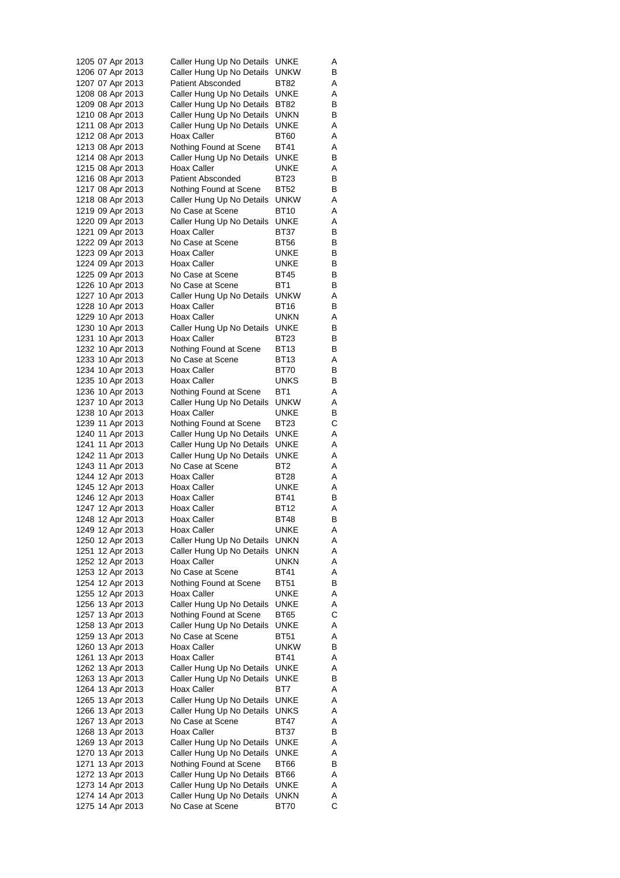| | | | | |
|---|---|---|---|---|
| 1205 | 07 Apr 2013 | Caller Hung Up No Details | UNKE | A |
| 1206 | 07 Apr 2013 | Caller Hung Up No Details | UNKW | B |
| 1207 | 07 Apr 2013 | Patient Absconded | BT82 | A |
| 1208 | 08 Apr 2013 | Caller Hung Up No Details | UNKE | A |
| 1209 | 08 Apr 2013 | Caller Hung Up No Details | BT82 | B |
| 1210 | 08 Apr 2013 | Caller Hung Up No Details | UNKN | B |
| 1211 | 08 Apr 2013 | Caller Hung Up No Details | UNKE | A |
| 1212 | 08 Apr 2013 | Hoax Caller | BT60 | A |
| 1213 | 08 Apr 2013 | Nothing Found at Scene | BT41 | A |
| 1214 | 08 Apr 2013 | Caller Hung Up No Details | UNKE | B |
| 1215 | 08 Apr 2013 | Hoax Caller | UNKE | A |
| 1216 | 08 Apr 2013 | Patient Absconded | BT23 | B |
| 1217 | 08 Apr 2013 | Nothing Found at Scene | BT52 | B |
| 1218 | 08 Apr 2013 | Caller Hung Up No Details | UNKW | A |
| 1219 | 09 Apr 2013 | No Case at Scene | BT10 | A |
| 1220 | 09 Apr 2013 | Caller Hung Up No Details | UNKE | A |
| 1221 | 09 Apr 2013 | Hoax Caller | BT37 | B |
| 1222 | 09 Apr 2013 | No Case at Scene | BT56 | B |
| 1223 | 09 Apr 2013 | Hoax Caller | UNKE | B |
| 1224 | 09 Apr 2013 | Hoax Caller | UNKE | B |
| 1225 | 09 Apr 2013 | No Case at Scene | BT45 | B |
| 1226 | 10 Apr 2013 | No Case at Scene | BT1 | B |
| 1227 | 10 Apr 2013 | Caller Hung Up No Details | UNKW | A |
| 1228 | 10 Apr 2013 | Hoax Caller | BT16 | B |
| 1229 | 10 Apr 2013 | Hoax Caller | UNKN | A |
| 1230 | 10 Apr 2013 | Caller Hung Up No Details | UNKE | B |
| 1231 | 10 Apr 2013 | Hoax Caller | BT23 | B |
| 1232 | 10 Apr 2013 | Nothing Found at Scene | BT13 | B |
| 1233 | 10 Apr 2013 | No Case at Scene | BT13 | A |
| 1234 | 10 Apr 2013 | Hoax Caller | BT70 | B |
| 1235 | 10 Apr 2013 | Hoax Caller | UNKS | B |
| 1236 | 10 Apr 2013 | Nothing Found at Scene | BT1 | A |
| 1237 | 10 Apr 2013 | Caller Hung Up No Details | UNKW | A |
| 1238 | 10 Apr 2013 | Hoax Caller | UNKE | B |
| 1239 | 11 Apr 2013 | Nothing Found at Scene | BT23 | C |
| 1240 | 11 Apr 2013 | Caller Hung Up No Details | UNKE | A |
| 1241 | 11 Apr 2013 | Caller Hung Up No Details | UNKE | A |
| 1242 | 11 Apr 2013 | Caller Hung Up No Details | UNKE | A |
| 1243 | 11 Apr 2013 | No Case at Scene | BT2 | A |
| 1244 | 12 Apr 2013 | Hoax Caller | BT28 | A |
| 1245 | 12 Apr 2013 | Hoax Caller | UNKE | A |
| 1246 | 12 Apr 2013 | Hoax Caller | BT41 | B |
| 1247 | 12 Apr 2013 | Hoax Caller | BT12 | A |
| 1248 | 12 Apr 2013 | Hoax Caller | BT48 | B |
| 1249 | 12 Apr 2013 | Hoax Caller | UNKE | A |
| 1250 | 12 Apr 2013 | Caller Hung Up No Details | UNKN | A |
| 1251 | 12 Apr 2013 | Caller Hung Up No Details | UNKN | A |
| 1252 | 12 Apr 2013 | Hoax Caller | UNKN | A |
| 1253 | 12 Apr 2013 | No Case at Scene | BT41 | A |
| 1254 | 12 Apr 2013 | Nothing Found at Scene | BT51 | B |
| 1255 | 12 Apr 2013 | Hoax Caller | UNKE | A |
| 1256 | 13 Apr 2013 | Caller Hung Up No Details | UNKE | A |
| 1257 | 13 Apr 2013 | Nothing Found at Scene | BT65 | C |
| 1258 | 13 Apr 2013 | Caller Hung Up No Details | UNKE | A |
| 1259 | 13 Apr 2013 | No Case at Scene | BT51 | A |
| 1260 | 13 Apr 2013 | Hoax Caller | UNKW | B |
| 1261 | 13 Apr 2013 | Hoax Caller | BT41 | A |
| 1262 | 13 Apr 2013 | Caller Hung Up No Details | UNKE | A |
| 1263 | 13 Apr 2013 | Caller Hung Up No Details | UNKE | B |
| 1264 | 13 Apr 2013 | Hoax Caller | BT7 | A |
| 1265 | 13 Apr 2013 | Caller Hung Up No Details | UNKE | A |
| 1266 | 13 Apr 2013 | Caller Hung Up No Details | UNKS | A |
| 1267 | 13 Apr 2013 | No Case at Scene | BT47 | A |
| 1268 | 13 Apr 2013 | Hoax Caller | BT37 | B |
| 1269 | 13 Apr 2013 | Caller Hung Up No Details | UNKE | A |
| 1270 | 13 Apr 2013 | Caller Hung Up No Details | UNKE | A |
| 1271 | 13 Apr 2013 | Nothing Found at Scene | BT66 | B |
| 1272 | 13 Apr 2013 | Caller Hung Up No Details | BT66 | A |
| 1273 | 14 Apr 2013 | Caller Hung Up No Details | UNKE | A |
| 1274 | 14 Apr 2013 | Caller Hung Up No Details | UNKN | A |
| 1275 | 14 Apr 2013 | No Case at Scene | BT70 | C |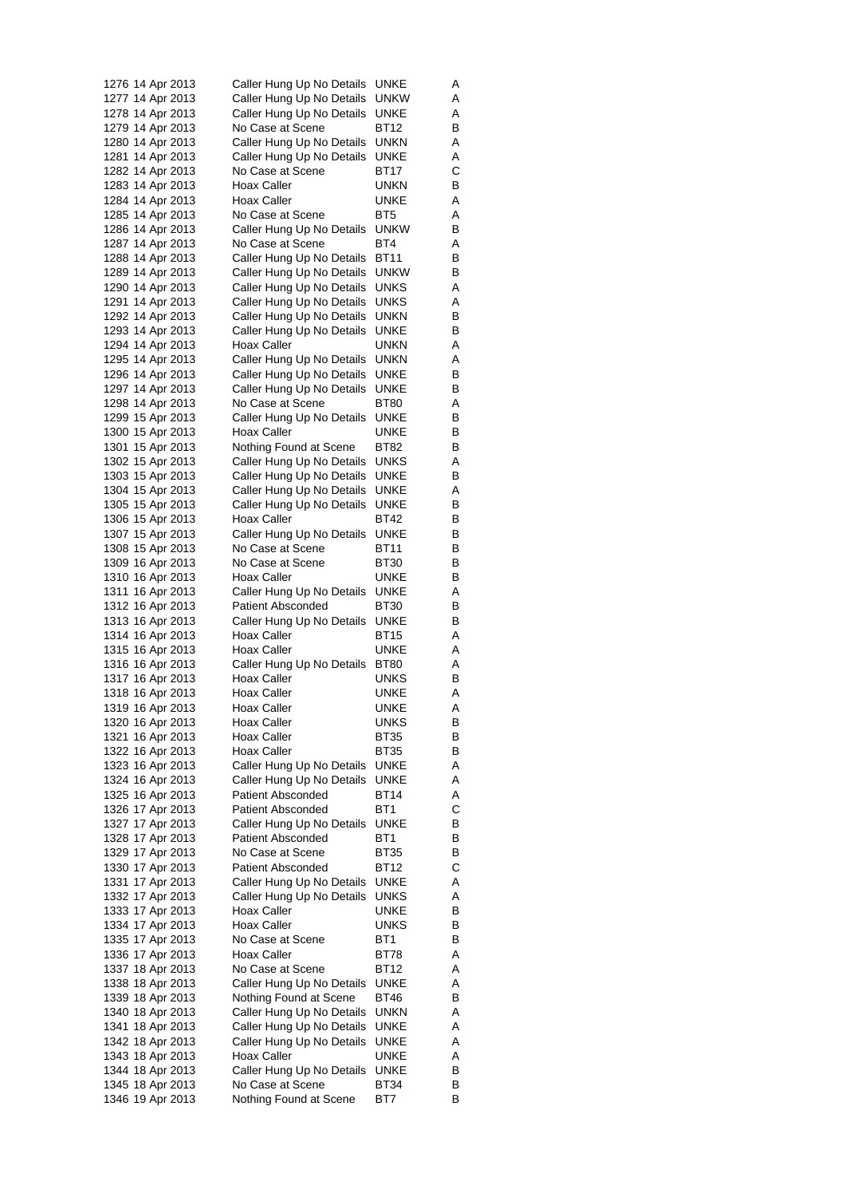| | | | | |
|---|---|---|---|---|
| 1276 | 14 Apr 2013 | Caller Hung Up No Details | UNKE | A |
| 1277 | 14 Apr 2013 | Caller Hung Up No Details | UNKW | A |
| 1278 | 14 Apr 2013 | Caller Hung Up No Details | UNKE | A |
| 1279 | 14 Apr 2013 | No Case at Scene | BT12 | B |
| 1280 | 14 Apr 2013 | Caller Hung Up No Details | UNKN | A |
| 1281 | 14 Apr 2013 | Caller Hung Up No Details | UNKE | A |
| 1282 | 14 Apr 2013 | No Case at Scene | BT17 | C |
| 1283 | 14 Apr 2013 | Hoax Caller | UNKN | B |
| 1284 | 14 Apr 2013 | Hoax Caller | UNKE | A |
| 1285 | 14 Apr 2013 | No Case at Scene | BT5 | A |
| 1286 | 14 Apr 2013 | Caller Hung Up No Details | UNKW | B |
| 1287 | 14 Apr 2013 | No Case at Scene | BT4 | A |
| 1288 | 14 Apr 2013 | Caller Hung Up No Details | BT11 | B |
| 1289 | 14 Apr 2013 | Caller Hung Up No Details | UNKW | B |
| 1290 | 14 Apr 2013 | Caller Hung Up No Details | UNKS | A |
| 1291 | 14 Apr 2013 | Caller Hung Up No Details | UNKS | A |
| 1292 | 14 Apr 2013 | Caller Hung Up No Details | UNKN | B |
| 1293 | 14 Apr 2013 | Caller Hung Up No Details | UNKE | B |
| 1294 | 14 Apr 2013 | Hoax Caller | UNKN | A |
| 1295 | 14 Apr 2013 | Caller Hung Up No Details | UNKN | A |
| 1296 | 14 Apr 2013 | Caller Hung Up No Details | UNKE | B |
| 1297 | 14 Apr 2013 | Caller Hung Up No Details | UNKE | B |
| 1298 | 14 Apr 2013 | No Case at Scene | BT80 | A |
| 1299 | 15 Apr 2013 | Caller Hung Up No Details | UNKE | B |
| 1300 | 15 Apr 2013 | Hoax Caller | UNKE | B |
| 1301 | 15 Apr 2013 | Nothing Found at Scene | BT82 | B |
| 1302 | 15 Apr 2013 | Caller Hung Up No Details | UNKS | A |
| 1303 | 15 Apr 2013 | Caller Hung Up No Details | UNKE | B |
| 1304 | 15 Apr 2013 | Caller Hung Up No Details | UNKE | A |
| 1305 | 15 Apr 2013 | Caller Hung Up No Details | UNKE | B |
| 1306 | 15 Apr 2013 | Hoax Caller | BT42 | B |
| 1307 | 15 Apr 2013 | Caller Hung Up No Details | UNKE | B |
| 1308 | 15 Apr 2013 | No Case at Scene | BT11 | B |
| 1309 | 16 Apr 2013 | No Case at Scene | BT30 | B |
| 1310 | 16 Apr 2013 | Hoax Caller | UNKE | B |
| 1311 | 16 Apr 2013 | Caller Hung Up No Details | UNKE | A |
| 1312 | 16 Apr 2013 | Patient Absconded | BT30 | B |
| 1313 | 16 Apr 2013 | Caller Hung Up No Details | UNKE | B |
| 1314 | 16 Apr 2013 | Hoax Caller | BT15 | A |
| 1315 | 16 Apr 2013 | Hoax Caller | UNKE | A |
| 1316 | 16 Apr 2013 | Caller Hung Up No Details | BT80 | A |
| 1317 | 16 Apr 2013 | Hoax Caller | UNKS | B |
| 1318 | 16 Apr 2013 | Hoax Caller | UNKE | A |
| 1319 | 16 Apr 2013 | Hoax Caller | UNKE | A |
| 1320 | 16 Apr 2013 | Hoax Caller | UNKS | B |
| 1321 | 16 Apr 2013 | Hoax Caller | BT35 | B |
| 1322 | 16 Apr 2013 | Hoax Caller | BT35 | B |
| 1323 | 16 Apr 2013 | Caller Hung Up No Details | UNKE | A |
| 1324 | 16 Apr 2013 | Caller Hung Up No Details | UNKE | A |
| 1325 | 16 Apr 2013 | Patient Absconded | BT14 | A |
| 1326 | 17 Apr 2013 | Patient Absconded | BT1 | C |
| 1327 | 17 Apr 2013 | Caller Hung Up No Details | UNKE | B |
| 1328 | 17 Apr 2013 | Patient Absconded | BT1 | B |
| 1329 | 17 Apr 2013 | No Case at Scene | BT35 | B |
| 1330 | 17 Apr 2013 | Patient Absconded | BT12 | C |
| 1331 | 17 Apr 2013 | Caller Hung Up No Details | UNKE | A |
| 1332 | 17 Apr 2013 | Caller Hung Up No Details | UNKS | A |
| 1333 | 17 Apr 2013 | Hoax Caller | UNKE | B |
| 1334 | 17 Apr 2013 | Hoax Caller | UNKS | B |
| 1335 | 17 Apr 2013 | No Case at Scene | BT1 | B |
| 1336 | 17 Apr 2013 | Hoax Caller | BT78 | A |
| 1337 | 18 Apr 2013 | No Case at Scene | BT12 | A |
| 1338 | 18 Apr 2013 | Caller Hung Up No Details | UNKE | A |
| 1339 | 18 Apr 2013 | Nothing Found at Scene | BT46 | B |
| 1340 | 18 Apr 2013 | Caller Hung Up No Details | UNKN | A |
| 1341 | 18 Apr 2013 | Caller Hung Up No Details | UNKE | A |
| 1342 | 18 Apr 2013 | Caller Hung Up No Details | UNKE | A |
| 1343 | 18 Apr 2013 | Hoax Caller | UNKE | A |
| 1344 | 18 Apr 2013 | Caller Hung Up No Details | UNKE | B |
| 1345 | 18 Apr 2013 | No Case at Scene | BT34 | B |
| 1346 | 19 Apr 2013 | Nothing Found at Scene | BT7 | B |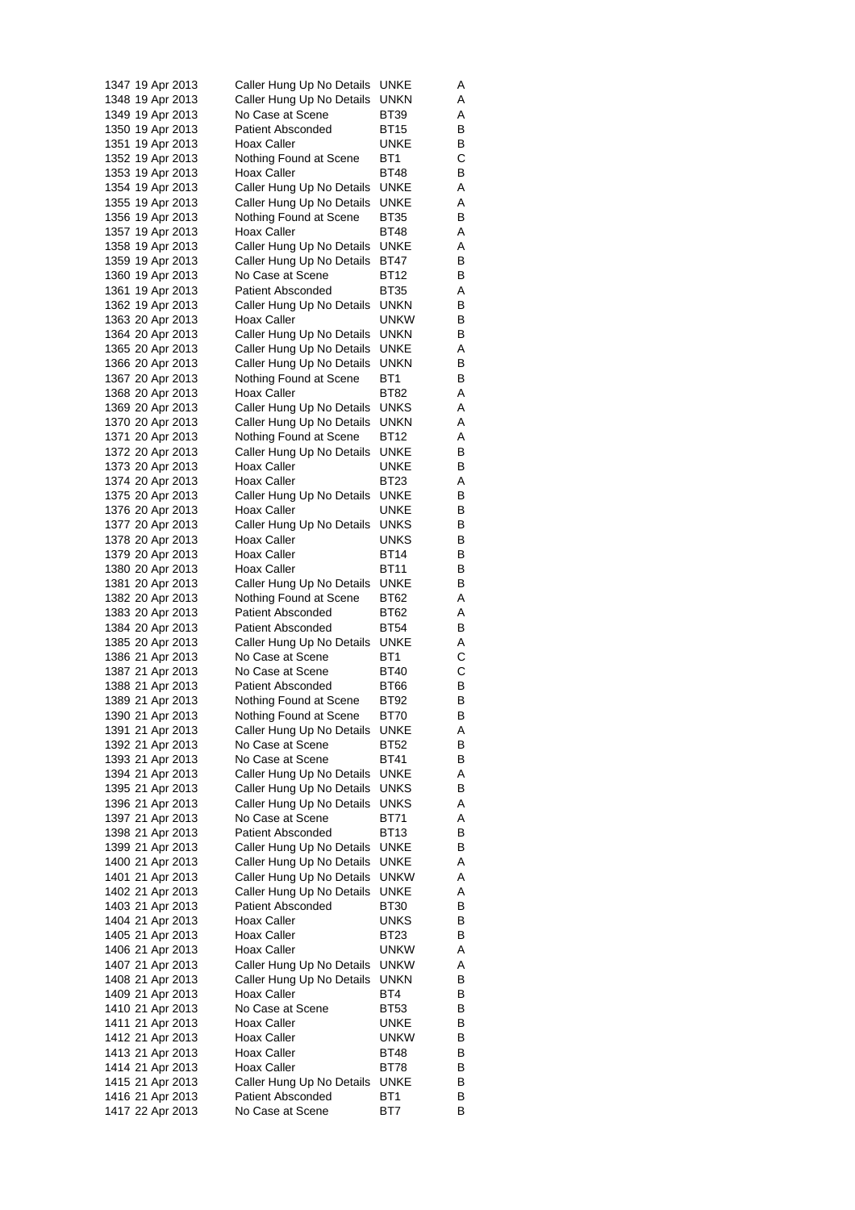| | | | | |
|---|---|---|---|---|
| 1347 | 19 Apr 2013 | Caller Hung Up No Details | UNKE | A |
| 1348 | 19 Apr 2013 | Caller Hung Up No Details | UNKN | A |
| 1349 | 19 Apr 2013 | No Case at Scene | BT39 | A |
| 1350 | 19 Apr 2013 | Patient Absconded | BT15 | B |
| 1351 | 19 Apr 2013 | Hoax Caller | UNKE | B |
| 1352 | 19 Apr 2013 | Nothing Found at Scene | BT1 | C |
| 1353 | 19 Apr 2013 | Hoax Caller | BT48 | B |
| 1354 | 19 Apr 2013 | Caller Hung Up No Details | UNKE | A |
| 1355 | 19 Apr 2013 | Caller Hung Up No Details | UNKE | A |
| 1356 | 19 Apr 2013 | Nothing Found at Scene | BT35 | B |
| 1357 | 19 Apr 2013 | Hoax Caller | BT48 | A |
| 1358 | 19 Apr 2013 | Caller Hung Up No Details | UNKE | A |
| 1359 | 19 Apr 2013 | Caller Hung Up No Details | BT47 | B |
| 1360 | 19 Apr 2013 | No Case at Scene | BT12 | B |
| 1361 | 19 Apr 2013 | Patient Absconded | BT35 | A |
| 1362 | 19 Apr 2013 | Caller Hung Up No Details | UNKN | B |
| 1363 | 20 Apr 2013 | Hoax Caller | UNKW | B |
| 1364 | 20 Apr 2013 | Caller Hung Up No Details | UNKN | B |
| 1365 | 20 Apr 2013 | Caller Hung Up No Details | UNKE | A |
| 1366 | 20 Apr 2013 | Caller Hung Up No Details | UNKN | B |
| 1367 | 20 Apr 2013 | Nothing Found at Scene | BT1 | B |
| 1368 | 20 Apr 2013 | Hoax Caller | BT82 | A |
| 1369 | 20 Apr 2013 | Caller Hung Up No Details | UNKS | A |
| 1370 | 20 Apr 2013 | Caller Hung Up No Details | UNKN | A |
| 1371 | 20 Apr 2013 | Nothing Found at Scene | BT12 | A |
| 1372 | 20 Apr 2013 | Caller Hung Up No Details | UNKE | B |
| 1373 | 20 Apr 2013 | Hoax Caller | UNKE | B |
| 1374 | 20 Apr 2013 | Hoax Caller | BT23 | A |
| 1375 | 20 Apr 2013 | Caller Hung Up No Details | UNKE | B |
| 1376 | 20 Apr 2013 | Hoax Caller | UNKE | B |
| 1377 | 20 Apr 2013 | Caller Hung Up No Details | UNKS | B |
| 1378 | 20 Apr 2013 | Hoax Caller | UNKS | B |
| 1379 | 20 Apr 2013 | Hoax Caller | BT14 | B |
| 1380 | 20 Apr 2013 | Hoax Caller | BT11 | B |
| 1381 | 20 Apr 2013 | Caller Hung Up No Details | UNKE | B |
| 1382 | 20 Apr 2013 | Nothing Found at Scene | BT62 | A |
| 1383 | 20 Apr 2013 | Patient Absconded | BT62 | A |
| 1384 | 20 Apr 2013 | Patient Absconded | BT54 | B |
| 1385 | 20 Apr 2013 | Caller Hung Up No Details | UNKE | A |
| 1386 | 21 Apr 2013 | No Case at Scene | BT1 | C |
| 1387 | 21 Apr 2013 | No Case at Scene | BT40 | C |
| 1388 | 21 Apr 2013 | Patient Absconded | BT66 | B |
| 1389 | 21 Apr 2013 | Nothing Found at Scene | BT92 | B |
| 1390 | 21 Apr 2013 | Nothing Found at Scene | BT70 | B |
| 1391 | 21 Apr 2013 | Caller Hung Up No Details | UNKE | A |
| 1392 | 21 Apr 2013 | No Case at Scene | BT52 | B |
| 1393 | 21 Apr 2013 | No Case at Scene | BT41 | B |
| 1394 | 21 Apr 2013 | Caller Hung Up No Details | UNKE | A |
| 1395 | 21 Apr 2013 | Caller Hung Up No Details | UNKS | B |
| 1396 | 21 Apr 2013 | Caller Hung Up No Details | UNKS | A |
| 1397 | 21 Apr 2013 | No Case at Scene | BT71 | A |
| 1398 | 21 Apr 2013 | Patient Absconded | BT13 | B |
| 1399 | 21 Apr 2013 | Caller Hung Up No Details | UNKE | B |
| 1400 | 21 Apr 2013 | Caller Hung Up No Details | UNKE | A |
| 1401 | 21 Apr 2013 | Caller Hung Up No Details | UNKW | A |
| 1402 | 21 Apr 2013 | Caller Hung Up No Details | UNKE | A |
| 1403 | 21 Apr 2013 | Patient Absconded | BT30 | B |
| 1404 | 21 Apr 2013 | Hoax Caller | UNKS | B |
| 1405 | 21 Apr 2013 | Hoax Caller | BT23 | B |
| 1406 | 21 Apr 2013 | Hoax Caller | UNKW | A |
| 1407 | 21 Apr 2013 | Caller Hung Up No Details | UNKW | A |
| 1408 | 21 Apr 2013 | Caller Hung Up No Details | UNKN | B |
| 1409 | 21 Apr 2013 | Hoax Caller | BT4 | B |
| 1410 | 21 Apr 2013 | No Case at Scene | BT53 | B |
| 1411 | 21 Apr 2013 | Hoax Caller | UNKE | B |
| 1412 | 21 Apr 2013 | Hoax Caller | UNKW | B |
| 1413 | 21 Apr 2013 | Hoax Caller | BT48 | B |
| 1414 | 21 Apr 2013 | Hoax Caller | BT78 | B |
| 1415 | 21 Apr 2013 | Caller Hung Up No Details | UNKE | B |
| 1416 | 21 Apr 2013 | Patient Absconded | BT1 | B |
| 1417 | 22 Apr 2013 | No Case at Scene | BT7 | B |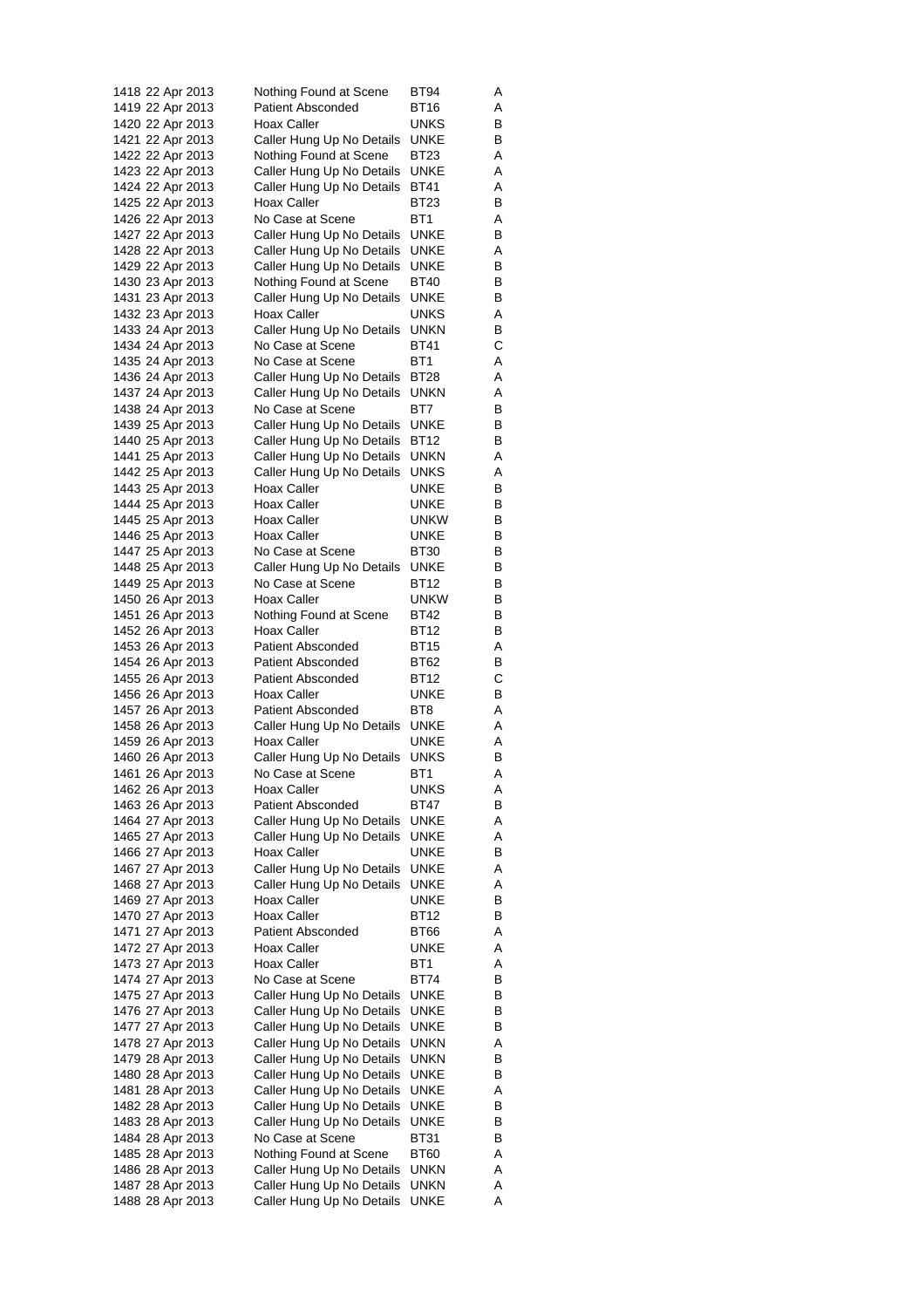| | | | | |
|---|---|---|---|---|
| 1418 | 22 Apr 2013 | Nothing Found at Scene | BT94 | A |
| 1419 | 22 Apr 2013 | Patient Absconded | BT16 | A |
| 1420 | 22 Apr 2013 | Hoax Caller | UNKS | B |
| 1421 | 22 Apr 2013 | Caller Hung Up No Details | UNKE | B |
| 1422 | 22 Apr 2013 | Nothing Found at Scene | BT23 | A |
| 1423 | 22 Apr 2013 | Caller Hung Up No Details | UNKE | A |
| 1424 | 22 Apr 2013 | Caller Hung Up No Details | BT41 | A |
| 1425 | 22 Apr 2013 | Hoax Caller | BT23 | B |
| 1426 | 22 Apr 2013 | No Case at Scene | BT1 | A |
| 1427 | 22 Apr 2013 | Caller Hung Up No Details | UNKE | B |
| 1428 | 22 Apr 2013 | Caller Hung Up No Details | UNKE | A |
| 1429 | 22 Apr 2013 | Caller Hung Up No Details | UNKE | B |
| 1430 | 23 Apr 2013 | Nothing Found at Scene | BT40 | B |
| 1431 | 23 Apr 2013 | Caller Hung Up No Details | UNKE | B |
| 1432 | 23 Apr 2013 | Hoax Caller | UNKS | A |
| 1433 | 24 Apr 2013 | Caller Hung Up No Details | UNKN | B |
| 1434 | 24 Apr 2013 | No Case at Scene | BT41 | C |
| 1435 | 24 Apr 2013 | No Case at Scene | BT1 | A |
| 1436 | 24 Apr 2013 | Caller Hung Up No Details | BT28 | A |
| 1437 | 24 Apr 2013 | Caller Hung Up No Details | UNKN | A |
| 1438 | 24 Apr 2013 | No Case at Scene | BT7 | B |
| 1439 | 25 Apr 2013 | Caller Hung Up No Details | UNKE | B |
| 1440 | 25 Apr 2013 | Caller Hung Up No Details | BT12 | B |
| 1441 | 25 Apr 2013 | Caller Hung Up No Details | UNKN | A |
| 1442 | 25 Apr 2013 | Caller Hung Up No Details | UNKS | A |
| 1443 | 25 Apr 2013 | Hoax Caller | UNKE | B |
| 1444 | 25 Apr 2013 | Hoax Caller | UNKE | B |
| 1445 | 25 Apr 2013 | Hoax Caller | UNKW | B |
| 1446 | 25 Apr 2013 | Hoax Caller | UNKE | B |
| 1447 | 25 Apr 2013 | No Case at Scene | BT30 | B |
| 1448 | 25 Apr 2013 | Caller Hung Up No Details | UNKE | B |
| 1449 | 25 Apr 2013 | No Case at Scene | BT12 | B |
| 1450 | 26 Apr 2013 | Hoax Caller | UNKW | B |
| 1451 | 26 Apr 2013 | Nothing Found at Scene | BT42 | B |
| 1452 | 26 Apr 2013 | Hoax Caller | BT12 | B |
| 1453 | 26 Apr 2013 | Patient Absconded | BT15 | A |
| 1454 | 26 Apr 2013 | Patient Absconded | BT62 | B |
| 1455 | 26 Apr 2013 | Patient Absconded | BT12 | C |
| 1456 | 26 Apr 2013 | Hoax Caller | UNKE | B |
| 1457 | 26 Apr 2013 | Patient Absconded | BT8 | A |
| 1458 | 26 Apr 2013 | Caller Hung Up No Details | UNKE | A |
| 1459 | 26 Apr 2013 | Hoax Caller | UNKE | A |
| 1460 | 26 Apr 2013 | Caller Hung Up No Details | UNKS | B |
| 1461 | 26 Apr 2013 | No Case at Scene | BT1 | A |
| 1462 | 26 Apr 2013 | Hoax Caller | UNKS | A |
| 1463 | 26 Apr 2013 | Patient Absconded | BT47 | B |
| 1464 | 27 Apr 2013 | Caller Hung Up No Details | UNKE | A |
| 1465 | 27 Apr 2013 | Caller Hung Up No Details | UNKE | A |
| 1466 | 27 Apr 2013 | Hoax Caller | UNKE | B |
| 1467 | 27 Apr 2013 | Caller Hung Up No Details | UNKE | A |
| 1468 | 27 Apr 2013 | Caller Hung Up No Details | UNKE | A |
| 1469 | 27 Apr 2013 | Hoax Caller | UNKE | B |
| 1470 | 27 Apr 2013 | Hoax Caller | BT12 | B |
| 1471 | 27 Apr 2013 | Patient Absconded | BT66 | A |
| 1472 | 27 Apr 2013 | Hoax Caller | UNKE | A |
| 1473 | 27 Apr 2013 | Hoax Caller | BT1 | A |
| 1474 | 27 Apr 2013 | No Case at Scene | BT74 | B |
| 1475 | 27 Apr 2013 | Caller Hung Up No Details | UNKE | B |
| 1476 | 27 Apr 2013 | Caller Hung Up No Details | UNKE | B |
| 1477 | 27 Apr 2013 | Caller Hung Up No Details | UNKE | B |
| 1478 | 27 Apr 2013 | Caller Hung Up No Details | UNKN | A |
| 1479 | 28 Apr 2013 | Caller Hung Up No Details | UNKN | B |
| 1480 | 28 Apr 2013 | Caller Hung Up No Details | UNKE | B |
| 1481 | 28 Apr 2013 | Caller Hung Up No Details | UNKE | A |
| 1482 | 28 Apr 2013 | Caller Hung Up No Details | UNKE | B |
| 1483 | 28 Apr 2013 | Caller Hung Up No Details | UNKE | B |
| 1484 | 28 Apr 2013 | No Case at Scene | BT31 | B |
| 1485 | 28 Apr 2013 | Nothing Found at Scene | BT60 | A |
| 1486 | 28 Apr 2013 | Caller Hung Up No Details | UNKN | A |
| 1487 | 28 Apr 2013 | Caller Hung Up No Details | UNKN | A |
| 1488 | 28 Apr 2013 | Caller Hung Up No Details | UNKE | A |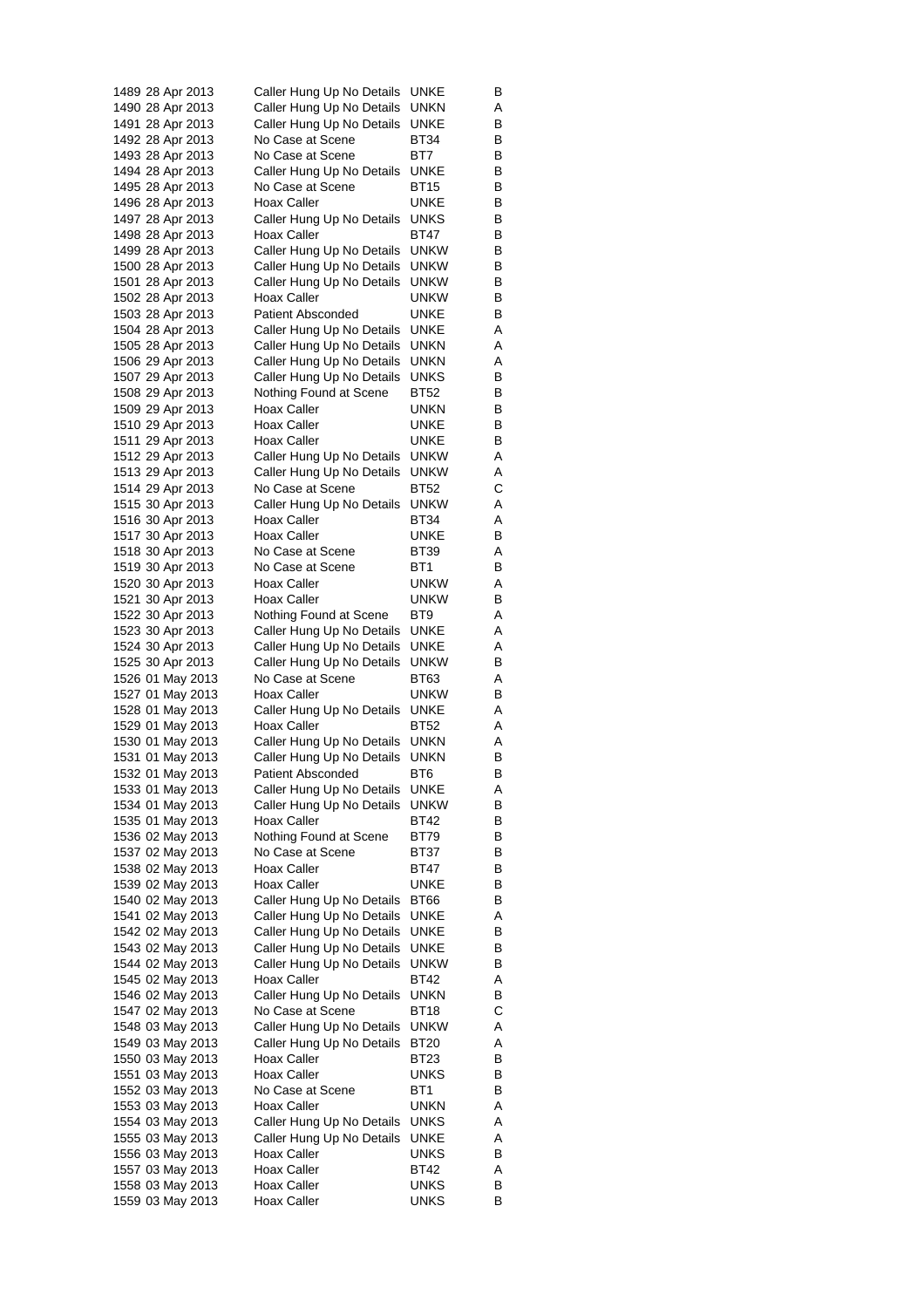| | | | | |
|---|---|---|---|---|
| 1489 | 28 Apr 2013 | Caller Hung Up No Details | UNKE | B |
| 1490 | 28 Apr 2013 | Caller Hung Up No Details | UNKN | A |
| 1491 | 28 Apr 2013 | Caller Hung Up No Details | UNKE | B |
| 1492 | 28 Apr 2013 | No Case at Scene | BT34 | B |
| 1493 | 28 Apr 2013 | No Case at Scene | BT7 | B |
| 1494 | 28 Apr 2013 | Caller Hung Up No Details | UNKE | B |
| 1495 | 28 Apr 2013 | No Case at Scene | BT15 | B |
| 1496 | 28 Apr 2013 | Hoax Caller | UNKE | B |
| 1497 | 28 Apr 2013 | Caller Hung Up No Details | UNKS | B |
| 1498 | 28 Apr 2013 | Hoax Caller | BT47 | B |
| 1499 | 28 Apr 2013 | Caller Hung Up No Details | UNKW | B |
| 1500 | 28 Apr 2013 | Caller Hung Up No Details | UNKW | B |
| 1501 | 28 Apr 2013 | Caller Hung Up No Details | UNKW | B |
| 1502 | 28 Apr 2013 | Hoax Caller | UNKW | B |
| 1503 | 28 Apr 2013 | Patient Absconded | UNKE | B |
| 1504 | 28 Apr 2013 | Caller Hung Up No Details | UNKE | A |
| 1505 | 28 Apr 2013 | Caller Hung Up No Details | UNKN | A |
| 1506 | 29 Apr 2013 | Caller Hung Up No Details | UNKN | A |
| 1507 | 29 Apr 2013 | Caller Hung Up No Details | UNKS | B |
| 1508 | 29 Apr 2013 | Nothing Found at Scene | BT52 | B |
| 1509 | 29 Apr 2013 | Hoax Caller | UNKN | B |
| 1510 | 29 Apr 2013 | Hoax Caller | UNKE | B |
| 1511 | 29 Apr 2013 | Hoax Caller | UNKE | B |
| 1512 | 29 Apr 2013 | Caller Hung Up No Details | UNKW | A |
| 1513 | 29 Apr 2013 | Caller Hung Up No Details | UNKW | A |
| 1514 | 29 Apr 2013 | No Case at Scene | BT52 | C |
| 1515 | 30 Apr 2013 | Caller Hung Up No Details | UNKW | A |
| 1516 | 30 Apr 2013 | Hoax Caller | BT34 | A |
| 1517 | 30 Apr 2013 | Hoax Caller | UNKE | B |
| 1518 | 30 Apr 2013 | No Case at Scene | BT39 | A |
| 1519 | 30 Apr 2013 | No Case at Scene | BT1 | B |
| 1520 | 30 Apr 2013 | Hoax Caller | UNKW | A |
| 1521 | 30 Apr 2013 | Hoax Caller | UNKW | B |
| 1522 | 30 Apr 2013 | Nothing Found at Scene | BT9 | A |
| 1523 | 30 Apr 2013 | Caller Hung Up No Details | UNKE | A |
| 1524 | 30 Apr 2013 | Caller Hung Up No Details | UNKE | A |
| 1525 | 30 Apr 2013 | Caller Hung Up No Details | UNKW | B |
| 1526 | 01 May 2013 | No Case at Scene | BT63 | A |
| 1527 | 01 May 2013 | Hoax Caller | UNKW | B |
| 1528 | 01 May 2013 | Caller Hung Up No Details | UNKE | A |
| 1529 | 01 May 2013 | Hoax Caller | BT52 | A |
| 1530 | 01 May 2013 | Caller Hung Up No Details | UNKN | A |
| 1531 | 01 May 2013 | Caller Hung Up No Details | UNKN | B |
| 1532 | 01 May 2013 | Patient Absconded | BT6 | B |
| 1533 | 01 May 2013 | Caller Hung Up No Details | UNKE | A |
| 1534 | 01 May 2013 | Caller Hung Up No Details | UNKW | B |
| 1535 | 01 May 2013 | Hoax Caller | BT42 | B |
| 1536 | 02 May 2013 | Nothing Found at Scene | BT79 | B |
| 1537 | 02 May 2013 | No Case at Scene | BT37 | B |
| 1538 | 02 May 2013 | Hoax Caller | BT47 | B |
| 1539 | 02 May 2013 | Hoax Caller | UNKE | B |
| 1540 | 02 May 2013 | Caller Hung Up No Details | BT66 | B |
| 1541 | 02 May 2013 | Caller Hung Up No Details | UNKE | A |
| 1542 | 02 May 2013 | Caller Hung Up No Details | UNKE | B |
| 1543 | 02 May 2013 | Caller Hung Up No Details | UNKE | B |
| 1544 | 02 May 2013 | Caller Hung Up No Details | UNKW | B |
| 1545 | 02 May 2013 | Hoax Caller | BT42 | A |
| 1546 | 02 May 2013 | Caller Hung Up No Details | UNKN | B |
| 1547 | 02 May 2013 | No Case at Scene | BT18 | C |
| 1548 | 03 May 2013 | Caller Hung Up No Details | UNKW | A |
| 1549 | 03 May 2013 | Caller Hung Up No Details | BT20 | A |
| 1550 | 03 May 2013 | Hoax Caller | BT23 | B |
| 1551 | 03 May 2013 | Hoax Caller | UNKS | B |
| 1552 | 03 May 2013 | No Case at Scene | BT1 | B |
| 1553 | 03 May 2013 | Hoax Caller | UNKN | A |
| 1554 | 03 May 2013 | Caller Hung Up No Details | UNKS | A |
| 1555 | 03 May 2013 | Caller Hung Up No Details | UNKE | A |
| 1556 | 03 May 2013 | Hoax Caller | UNKS | B |
| 1557 | 03 May 2013 | Hoax Caller | BT42 | A |
| 1558 | 03 May 2013 | Hoax Caller | UNKS | B |
| 1559 | 03 May 2013 | Hoax Caller | UNKS | B |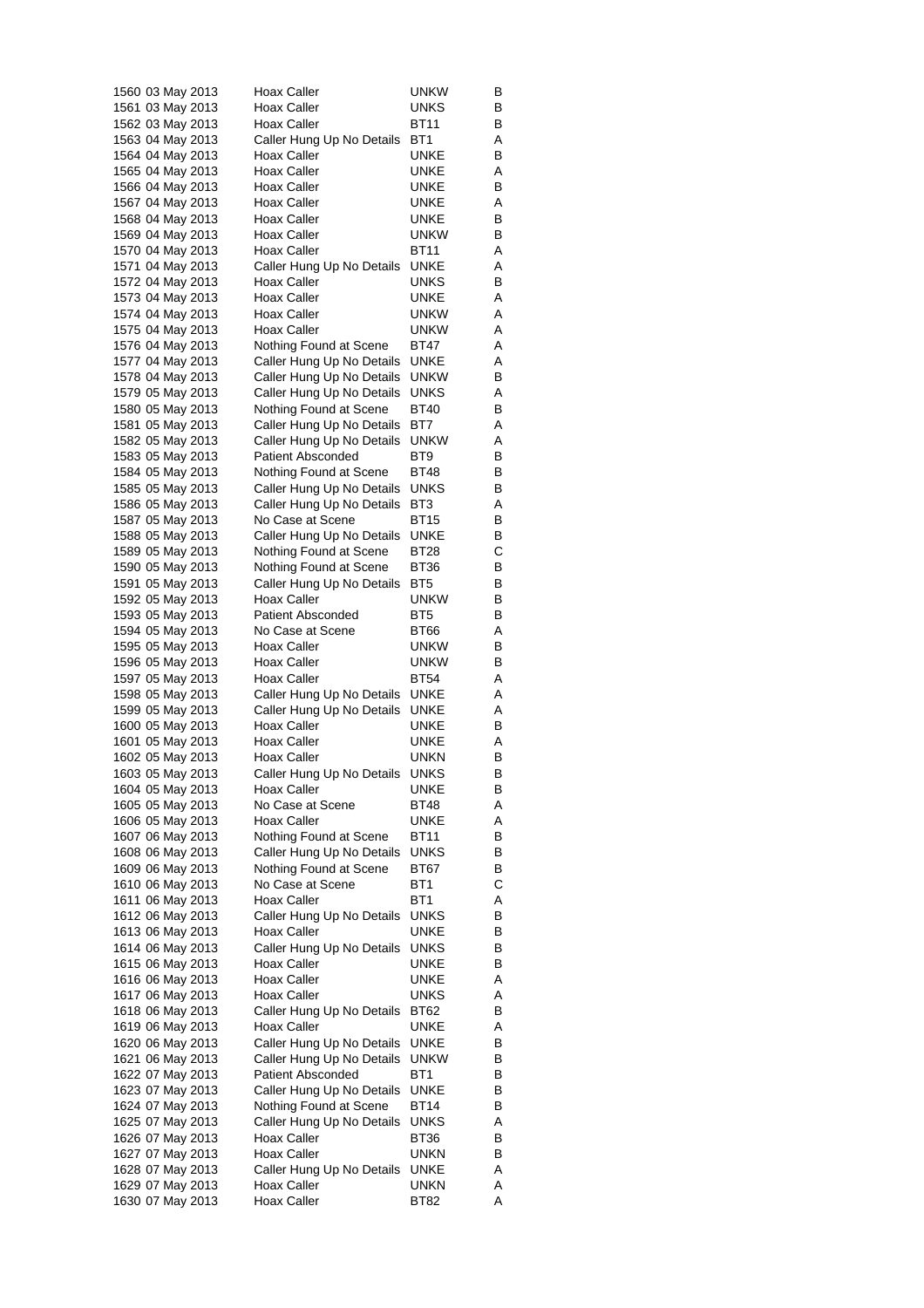| | | | | |
|---|---|---|---|---|
| 1560 | 03 May 2013 | Hoax Caller | UNKW | B |
| 1561 | 03 May 2013 | Hoax Caller | UNKS | B |
| 1562 | 03 May 2013 | Hoax Caller | BT11 | B |
| 1563 | 04 May 2013 | Caller Hung Up No Details | BT1 | A |
| 1564 | 04 May 2013 | Hoax Caller | UNKE | B |
| 1565 | 04 May 2013 | Hoax Caller | UNKE | A |
| 1566 | 04 May 2013 | Hoax Caller | UNKE | B |
| 1567 | 04 May 2013 | Hoax Caller | UNKE | A |
| 1568 | 04 May 2013 | Hoax Caller | UNKE | B |
| 1569 | 04 May 2013 | Hoax Caller | UNKW | B |
| 1570 | 04 May 2013 | Hoax Caller | BT11 | A |
| 1571 | 04 May 2013 | Caller Hung Up No Details | UNKE | A |
| 1572 | 04 May 2013 | Hoax Caller | UNKS | B |
| 1573 | 04 May 2013 | Hoax Caller | UNKE | A |
| 1574 | 04 May 2013 | Hoax Caller | UNKW | A |
| 1575 | 04 May 2013 | Hoax Caller | UNKW | A |
| 1576 | 04 May 2013 | Nothing Found at Scene | BT47 | A |
| 1577 | 04 May 2013 | Caller Hung Up No Details | UNKE | A |
| 1578 | 04 May 2013 | Caller Hung Up No Details | UNKW | B |
| 1579 | 05 May 2013 | Caller Hung Up No Details | UNKS | A |
| 1580 | 05 May 2013 | Nothing Found at Scene | BT40 | B |
| 1581 | 05 May 2013 | Caller Hung Up No Details | BT7 | A |
| 1582 | 05 May 2013 | Caller Hung Up No Details | UNKW | A |
| 1583 | 05 May 2013 | Patient Absconded | BT9 | B |
| 1584 | 05 May 2013 | Nothing Found at Scene | BT48 | B |
| 1585 | 05 May 2013 | Caller Hung Up No Details | UNKS | B |
| 1586 | 05 May 2013 | Caller Hung Up No Details | BT3 | A |
| 1587 | 05 May 2013 | No Case at Scene | BT15 | B |
| 1588 | 05 May 2013 | Caller Hung Up No Details | UNKE | B |
| 1589 | 05 May 2013 | Nothing Found at Scene | BT28 | C |
| 1590 | 05 May 2013 | Nothing Found at Scene | BT36 | B |
| 1591 | 05 May 2013 | Caller Hung Up No Details | BT5 | B |
| 1592 | 05 May 2013 | Hoax Caller | UNKW | B |
| 1593 | 05 May 2013 | Patient Absconded | BT5 | B |
| 1594 | 05 May 2013 | No Case at Scene | BT66 | A |
| 1595 | 05 May 2013 | Hoax Caller | UNKW | B |
| 1596 | 05 May 2013 | Hoax Caller | UNKW | B |
| 1597 | 05 May 2013 | Hoax Caller | BT54 | A |
| 1598 | 05 May 2013 | Caller Hung Up No Details | UNKE | A |
| 1599 | 05 May 2013 | Caller Hung Up No Details | UNKE | A |
| 1600 | 05 May 2013 | Hoax Caller | UNKE | B |
| 1601 | 05 May 2013 | Hoax Caller | UNKE | A |
| 1602 | 05 May 2013 | Hoax Caller | UNKN | B |
| 1603 | 05 May 2013 | Caller Hung Up No Details | UNKS | B |
| 1604 | 05 May 2013 | Hoax Caller | UNKE | B |
| 1605 | 05 May 2013 | No Case at Scene | BT48 | A |
| 1606 | 05 May 2013 | Hoax Caller | UNKE | A |
| 1607 | 06 May 2013 | Nothing Found at Scene | BT11 | B |
| 1608 | 06 May 2013 | Caller Hung Up No Details | UNKS | B |
| 1609 | 06 May 2013 | Nothing Found at Scene | BT67 | B |
| 1610 | 06 May 2013 | No Case at Scene | BT1 | C |
| 1611 | 06 May 2013 | Hoax Caller | BT1 | A |
| 1612 | 06 May 2013 | Caller Hung Up No Details | UNKS | B |
| 1613 | 06 May 2013 | Hoax Caller | UNKE | B |
| 1614 | 06 May 2013 | Caller Hung Up No Details | UNKS | B |
| 1615 | 06 May 2013 | Hoax Caller | UNKE | B |
| 1616 | 06 May 2013 | Hoax Caller | UNKE | A |
| 1617 | 06 May 2013 | Hoax Caller | UNKS | A |
| 1618 | 06 May 2013 | Caller Hung Up No Details | BT62 | B |
| 1619 | 06 May 2013 | Hoax Caller | UNKE | A |
| 1620 | 06 May 2013 | Caller Hung Up No Details | UNKE | B |
| 1621 | 06 May 2013 | Caller Hung Up No Details | UNKW | B |
| 1622 | 07 May 2013 | Patient Absconded | BT1 | B |
| 1623 | 07 May 2013 | Caller Hung Up No Details | UNKE | B |
| 1624 | 07 May 2013 | Nothing Found at Scene | BT14 | B |
| 1625 | 07 May 2013 | Caller Hung Up No Details | UNKS | A |
| 1626 | 07 May 2013 | Hoax Caller | BT36 | B |
| 1627 | 07 May 2013 | Hoax Caller | UNKN | B |
| 1628 | 07 May 2013 | Caller Hung Up No Details | UNKE | A |
| 1629 | 07 May 2013 | Hoax Caller | UNKN | A |
| 1630 | 07 May 2013 | Hoax Caller | BT82 | A |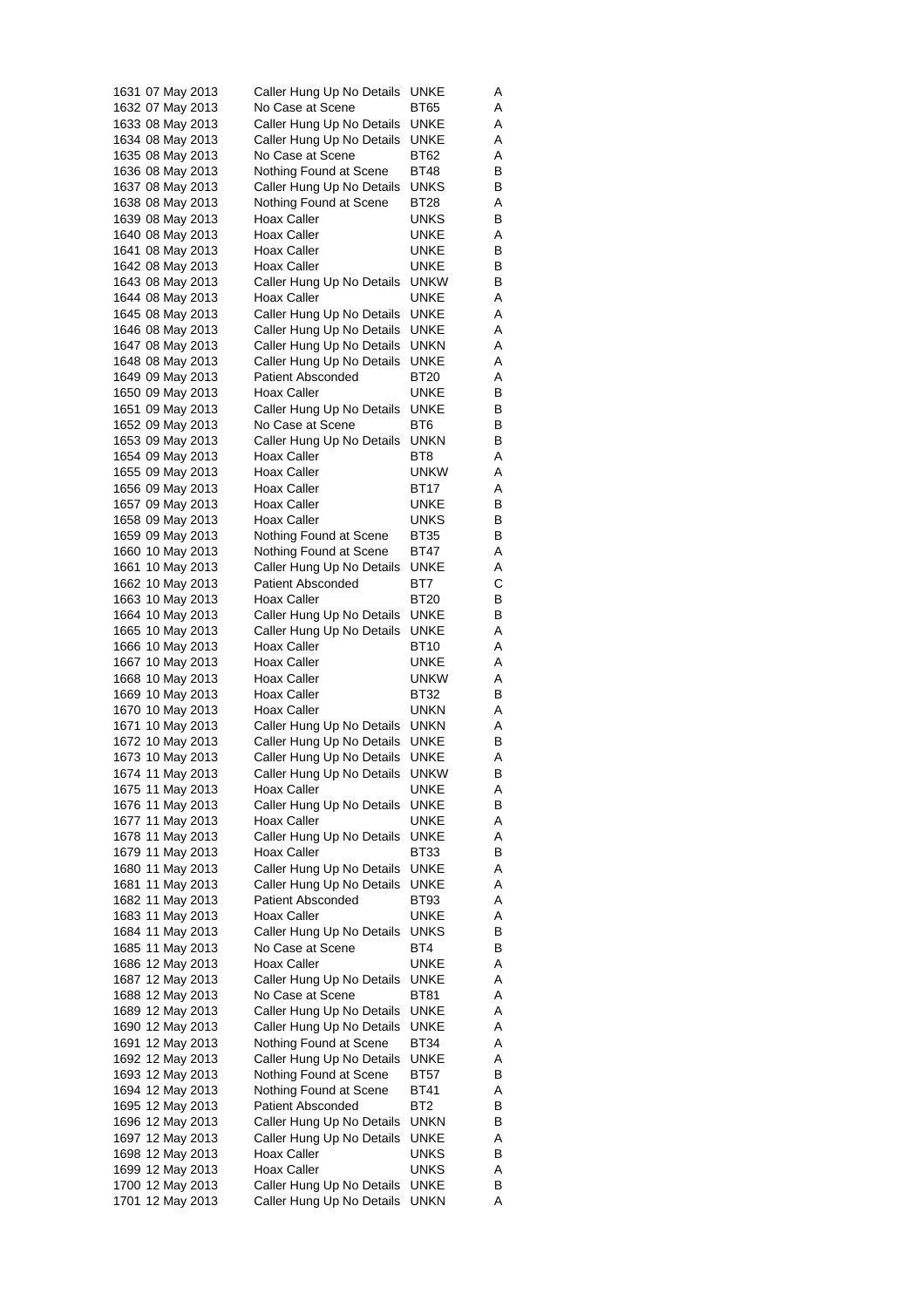| | | | | |
|---|---|---|---|---|
| 1631 | 07 May 2013 | Caller Hung Up No Details | UNKE | A |
| 1632 | 07 May 2013 | No Case at Scene | BT65 | A |
| 1633 | 08 May 2013 | Caller Hung Up No Details | UNKE | A |
| 1634 | 08 May 2013 | Caller Hung Up No Details | UNKE | A |
| 1635 | 08 May 2013 | No Case at Scene | BT62 | A |
| 1636 | 08 May 2013 | Nothing Found at Scene | BT48 | B |
| 1637 | 08 May 2013 | Caller Hung Up No Details | UNKS | B |
| 1638 | 08 May 2013 | Nothing Found at Scene | BT28 | A |
| 1639 | 08 May 2013 | Hoax Caller | UNKS | B |
| 1640 | 08 May 2013 | Hoax Caller | UNKE | A |
| 1641 | 08 May 2013 | Hoax Caller | UNKE | B |
| 1642 | 08 May 2013 | Hoax Caller | UNKE | B |
| 1643 | 08 May 2013 | Caller Hung Up No Details | UNKW | B |
| 1644 | 08 May 2013 | Hoax Caller | UNKE | A |
| 1645 | 08 May 2013 | Caller Hung Up No Details | UNKE | A |
| 1646 | 08 May 2013 | Caller Hung Up No Details | UNKE | A |
| 1647 | 08 May 2013 | Caller Hung Up No Details | UNKN | A |
| 1648 | 08 May 2013 | Caller Hung Up No Details | UNKE | A |
| 1649 | 09 May 2013 | Patient Absconded | BT20 | A |
| 1650 | 09 May 2013 | Hoax Caller | UNKE | B |
| 1651 | 09 May 2013 | Caller Hung Up No Details | UNKE | B |
| 1652 | 09 May 2013 | No Case at Scene | BT6 | B |
| 1653 | 09 May 2013 | Caller Hung Up No Details | UNKN | B |
| 1654 | 09 May 2013 | Hoax Caller | BT8 | A |
| 1655 | 09 May 2013 | Hoax Caller | UNKW | A |
| 1656 | 09 May 2013 | Hoax Caller | BT17 | A |
| 1657 | 09 May 2013 | Hoax Caller | UNKE | B |
| 1658 | 09 May 2013 | Hoax Caller | UNKS | B |
| 1659 | 09 May 2013 | Nothing Found at Scene | BT35 | B |
| 1660 | 10 May 2013 | Nothing Found at Scene | BT47 | A |
| 1661 | 10 May 2013 | Caller Hung Up No Details | UNKE | A |
| 1662 | 10 May 2013 | Patient Absconded | BT7 | C |
| 1663 | 10 May 2013 | Hoax Caller | BT20 | B |
| 1664 | 10 May 2013 | Caller Hung Up No Details | UNKE | B |
| 1665 | 10 May 2013 | Caller Hung Up No Details | UNKE | A |
| 1666 | 10 May 2013 | Hoax Caller | BT10 | A |
| 1667 | 10 May 2013 | Hoax Caller | UNKE | A |
| 1668 | 10 May 2013 | Hoax Caller | UNKW | A |
| 1669 | 10 May 2013 | Hoax Caller | BT32 | B |
| 1670 | 10 May 2013 | Hoax Caller | UNKN | A |
| 1671 | 10 May 2013 | Caller Hung Up No Details | UNKN | A |
| 1672 | 10 May 2013 | Caller Hung Up No Details | UNKE | B |
| 1673 | 10 May 2013 | Caller Hung Up No Details | UNKE | A |
| 1674 | 11 May 2013 | Caller Hung Up No Details | UNKW | B |
| 1675 | 11 May 2013 | Hoax Caller | UNKE | A |
| 1676 | 11 May 2013 | Caller Hung Up No Details | UNKE | B |
| 1677 | 11 May 2013 | Hoax Caller | UNKE | A |
| 1678 | 11 May 2013 | Caller Hung Up No Details | UNKE | A |
| 1679 | 11 May 2013 | Hoax Caller | BT33 | B |
| 1680 | 11 May 2013 | Caller Hung Up No Details | UNKE | A |
| 1681 | 11 May 2013 | Caller Hung Up No Details | UNKE | A |
| 1682 | 11 May 2013 | Patient Absconded | BT93 | A |
| 1683 | 11 May 2013 | Hoax Caller | UNKE | A |
| 1684 | 11 May 2013 | Caller Hung Up No Details | UNKS | B |
| 1685 | 11 May 2013 | No Case at Scene | BT4 | B |
| 1686 | 12 May 2013 | Hoax Caller | UNKE | A |
| 1687 | 12 May 2013 | Caller Hung Up No Details | UNKE | A |
| 1688 | 12 May 2013 | No Case at Scene | BT81 | A |
| 1689 | 12 May 2013 | Caller Hung Up No Details | UNKE | A |
| 1690 | 12 May 2013 | Caller Hung Up No Details | UNKE | A |
| 1691 | 12 May 2013 | Nothing Found at Scene | BT34 | A |
| 1692 | 12 May 2013 | Caller Hung Up No Details | UNKE | A |
| 1693 | 12 May 2013 | Nothing Found at Scene | BT57 | B |
| 1694 | 12 May 2013 | Nothing Found at Scene | BT41 | A |
| 1695 | 12 May 2013 | Patient Absconded | BT2 | B |
| 1696 | 12 May 2013 | Caller Hung Up No Details | UNKN | B |
| 1697 | 12 May 2013 | Caller Hung Up No Details | UNKE | A |
| 1698 | 12 May 2013 | Hoax Caller | UNKS | B |
| 1699 | 12 May 2013 | Hoax Caller | UNKS | A |
| 1700 | 12 May 2013 | Caller Hung Up No Details | UNKE | B |
| 1701 | 12 May 2013 | Caller Hung Up No Details | UNKN | A |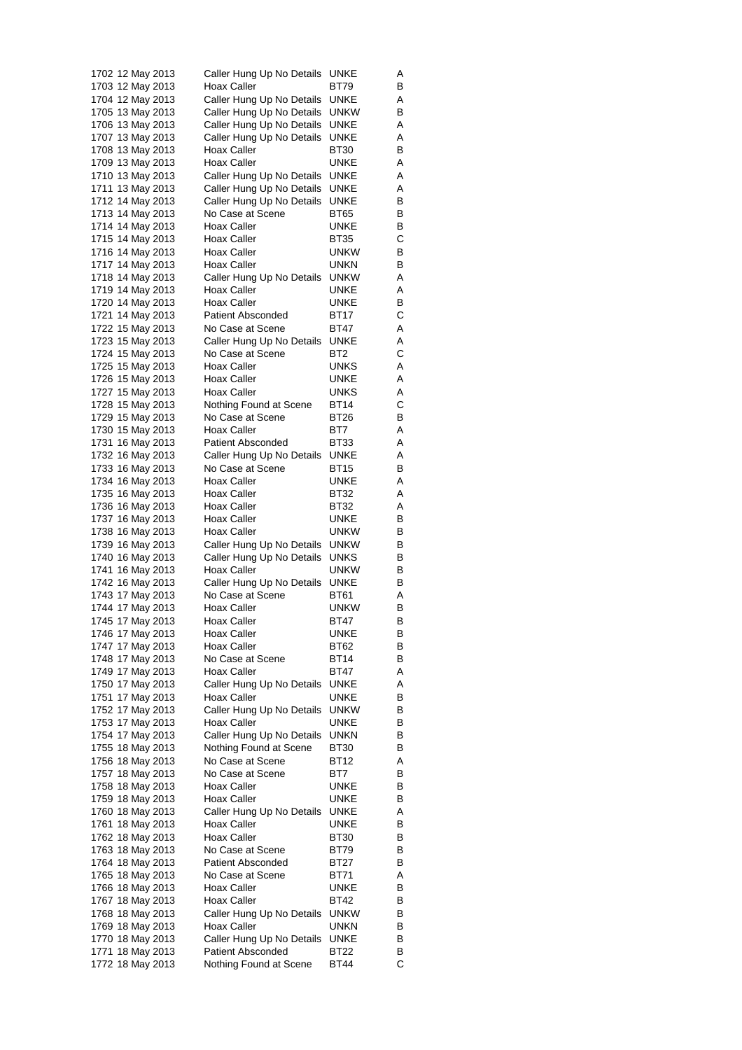| | | | | |
|---|---|---|---|---|
| 1702 | 12 May 2013 | Caller Hung Up No Details | UNKE | A |
| 1703 | 12 May 2013 | Hoax Caller | BT79 | B |
| 1704 | 12 May 2013 | Caller Hung Up No Details | UNKE | A |
| 1705 | 13 May 2013 | Caller Hung Up No Details | UNKW | B |
| 1706 | 13 May 2013 | Caller Hung Up No Details | UNKE | A |
| 1707 | 13 May 2013 | Caller Hung Up No Details | UNKE | A |
| 1708 | 13 May 2013 | Hoax Caller | BT30 | B |
| 1709 | 13 May 2013 | Hoax Caller | UNKE | A |
| 1710 | 13 May 2013 | Caller Hung Up No Details | UNKE | A |
| 1711 | 13 May 2013 | Caller Hung Up No Details | UNKE | A |
| 1712 | 14 May 2013 | Caller Hung Up No Details | UNKE | B |
| 1713 | 14 May 2013 | No Case at Scene | BT65 | B |
| 1714 | 14 May 2013 | Hoax Caller | UNKE | B |
| 1715 | 14 May 2013 | Hoax Caller | BT35 | C |
| 1716 | 14 May 2013 | Hoax Caller | UNKW | B |
| 1717 | 14 May 2013 | Hoax Caller | UNKN | B |
| 1718 | 14 May 2013 | Caller Hung Up No Details | UNKW | A |
| 1719 | 14 May 2013 | Hoax Caller | UNKE | A |
| 1720 | 14 May 2013 | Hoax Caller | UNKE | B |
| 1721 | 14 May 2013 | Patient Absconded | BT17 | C |
| 1722 | 15 May 2013 | No Case at Scene | BT47 | A |
| 1723 | 15 May 2013 | Caller Hung Up No Details | UNKE | A |
| 1724 | 15 May 2013 | No Case at Scene | BT2 | C |
| 1725 | 15 May 2013 | Hoax Caller | UNKS | A |
| 1726 | 15 May 2013 | Hoax Caller | UNKE | A |
| 1727 | 15 May 2013 | Hoax Caller | UNKS | A |
| 1728 | 15 May 2013 | Nothing Found at Scene | BT14 | C |
| 1729 | 15 May 2013 | No Case at Scene | BT26 | B |
| 1730 | 15 May 2013 | Hoax Caller | BT7 | A |
| 1731 | 16 May 2013 | Patient Absconded | BT33 | A |
| 1732 | 16 May 2013 | Caller Hung Up No Details | UNKE | A |
| 1733 | 16 May 2013 | No Case at Scene | BT15 | B |
| 1734 | 16 May 2013 | Hoax Caller | UNKE | A |
| 1735 | 16 May 2013 | Hoax Caller | BT32 | A |
| 1736 | 16 May 2013 | Hoax Caller | BT32 | A |
| 1737 | 16 May 2013 | Hoax Caller | UNKE | B |
| 1738 | 16 May 2013 | Hoax Caller | UNKW | B |
| 1739 | 16 May 2013 | Caller Hung Up No Details | UNKW | B |
| 1740 | 16 May 2013 | Caller Hung Up No Details | UNKS | B |
| 1741 | 16 May 2013 | Hoax Caller | UNKW | B |
| 1742 | 16 May 2013 | Caller Hung Up No Details | UNKE | B |
| 1743 | 17 May 2013 | No Case at Scene | BT61 | A |
| 1744 | 17 May 2013 | Hoax Caller | UNKW | B |
| 1745 | 17 May 2013 | Hoax Caller | BT47 | B |
| 1746 | 17 May 2013 | Hoax Caller | UNKE | B |
| 1747 | 17 May 2013 | Hoax Caller | BT62 | B |
| 1748 | 17 May 2013 | No Case at Scene | BT14 | B |
| 1749 | 17 May 2013 | Hoax Caller | BT47 | A |
| 1750 | 17 May 2013 | Caller Hung Up No Details | UNKE | A |
| 1751 | 17 May 2013 | Hoax Caller | UNKE | B |
| 1752 | 17 May 2013 | Caller Hung Up No Details | UNKW | B |
| 1753 | 17 May 2013 | Hoax Caller | UNKE | B |
| 1754 | 17 May 2013 | Caller Hung Up No Details | UNKN | B |
| 1755 | 18 May 2013 | Nothing Found at Scene | BT30 | B |
| 1756 | 18 May 2013 | No Case at Scene | BT12 | A |
| 1757 | 18 May 2013 | No Case at Scene | BT7 | B |
| 1758 | 18 May 2013 | Hoax Caller | UNKE | B |
| 1759 | 18 May 2013 | Hoax Caller | UNKE | B |
| 1760 | 18 May 2013 | Caller Hung Up No Details | UNKE | A |
| 1761 | 18 May 2013 | Hoax Caller | UNKE | B |
| 1762 | 18 May 2013 | Hoax Caller | BT30 | B |
| 1763 | 18 May 2013 | No Case at Scene | BT79 | B |
| 1764 | 18 May 2013 | Patient Absconded | BT27 | B |
| 1765 | 18 May 2013 | No Case at Scene | BT71 | A |
| 1766 | 18 May 2013 | Hoax Caller | UNKE | B |
| 1767 | 18 May 2013 | Hoax Caller | BT42 | B |
| 1768 | 18 May 2013 | Caller Hung Up No Details | UNKW | B |
| 1769 | 18 May 2013 | Hoax Caller | UNKN | B |
| 1770 | 18 May 2013 | Caller Hung Up No Details | UNKE | B |
| 1771 | 18 May 2013 | Patient Absconded | BT22 | B |
| 1772 | 18 May 2013 | Nothing Found at Scene | BT44 | C |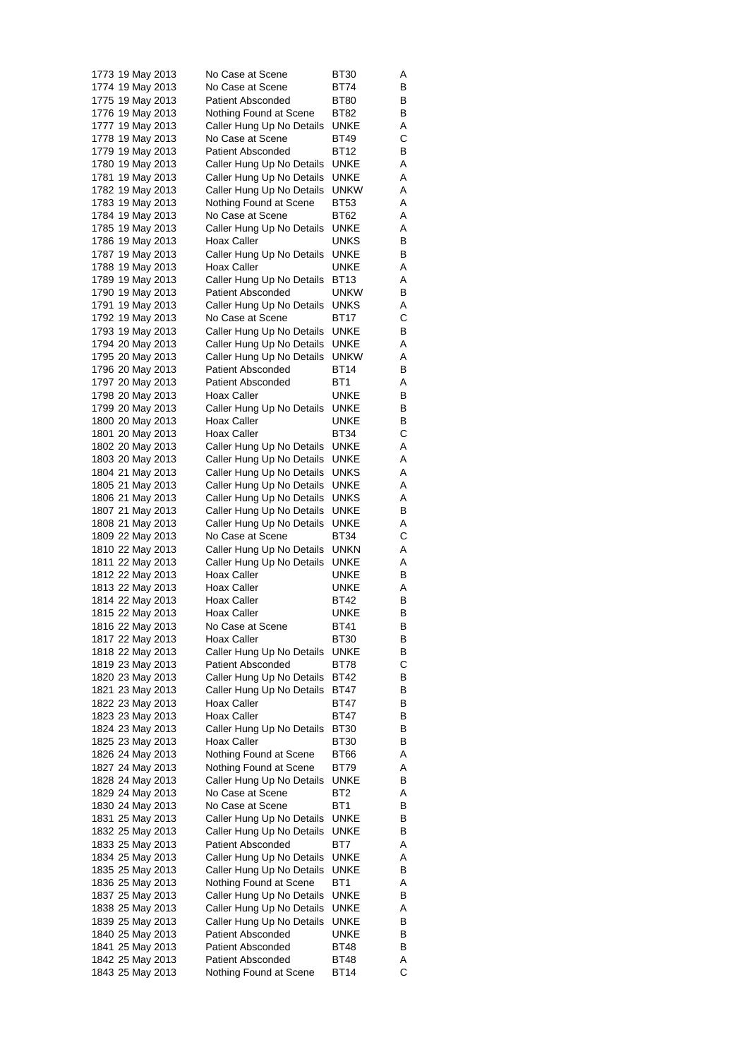| | | | | |
|---|---|---|---|---|
| 1773 | 19 May 2013 | No Case at Scene | BT30 | A |
| 1774 | 19 May 2013 | No Case at Scene | BT74 | B |
| 1775 | 19 May 2013 | Patient Absconded | BT80 | B |
| 1776 | 19 May 2013 | Nothing Found at Scene | BT82 | B |
| 1777 | 19 May 2013 | Caller Hung Up No Details | UNKE | A |
| 1778 | 19 May 2013 | No Case at Scene | BT49 | C |
| 1779 | 19 May 2013 | Patient Absconded | BT12 | B |
| 1780 | 19 May 2013 | Caller Hung Up No Details | UNKE | A |
| 1781 | 19 May 2013 | Caller Hung Up No Details | UNKE | A |
| 1782 | 19 May 2013 | Caller Hung Up No Details | UNKW | A |
| 1783 | 19 May 2013 | Nothing Found at Scene | BT53 | A |
| 1784 | 19 May 2013 | No Case at Scene | BT62 | A |
| 1785 | 19 May 2013 | Caller Hung Up No Details | UNKE | A |
| 1786 | 19 May 2013 | Hoax Caller | UNKS | B |
| 1787 | 19 May 2013 | Caller Hung Up No Details | UNKE | B |
| 1788 | 19 May 2013 | Hoax Caller | UNKE | A |
| 1789 | 19 May 2013 | Caller Hung Up No Details | BT13 | A |
| 1790 | 19 May 2013 | Patient Absconded | UNKW | B |
| 1791 | 19 May 2013 | Caller Hung Up No Details | UNKS | A |
| 1792 | 19 May 2013 | No Case at Scene | BT17 | C |
| 1793 | 19 May 2013 | Caller Hung Up No Details | UNKE | B |
| 1794 | 20 May 2013 | Caller Hung Up No Details | UNKE | A |
| 1795 | 20 May 2013 | Caller Hung Up No Details | UNKW | A |
| 1796 | 20 May 2013 | Patient Absconded | BT14 | B |
| 1797 | 20 May 2013 | Patient Absconded | BT1 | A |
| 1798 | 20 May 2013 | Hoax Caller | UNKE | B |
| 1799 | 20 May 2013 | Caller Hung Up No Details | UNKE | B |
| 1800 | 20 May 2013 | Hoax Caller | UNKE | B |
| 1801 | 20 May 2013 | Hoax Caller | BT34 | C |
| 1802 | 20 May 2013 | Caller Hung Up No Details | UNKE | A |
| 1803 | 20 May 2013 | Caller Hung Up No Details | UNKE | A |
| 1804 | 21 May 2013 | Caller Hung Up No Details | UNKS | A |
| 1805 | 21 May 2013 | Caller Hung Up No Details | UNKE | A |
| 1806 | 21 May 2013 | Caller Hung Up No Details | UNKS | A |
| 1807 | 21 May 2013 | Caller Hung Up No Details | UNKE | B |
| 1808 | 21 May 2013 | Caller Hung Up No Details | UNKE | A |
| 1809 | 22 May 2013 | No Case at Scene | BT34 | C |
| 1810 | 22 May 2013 | Caller Hung Up No Details | UNKN | A |
| 1811 | 22 May 2013 | Caller Hung Up No Details | UNKE | A |
| 1812 | 22 May 2013 | Hoax Caller | UNKE | B |
| 1813 | 22 May 2013 | Hoax Caller | UNKE | A |
| 1814 | 22 May 2013 | Hoax Caller | BT42 | B |
| 1815 | 22 May 2013 | Hoax Caller | UNKE | B |
| 1816 | 22 May 2013 | No Case at Scene | BT41 | B |
| 1817 | 22 May 2013 | Hoax Caller | BT30 | B |
| 1818 | 22 May 2013 | Caller Hung Up No Details | UNKE | B |
| 1819 | 23 May 2013 | Patient Absconded | BT78 | C |
| 1820 | 23 May 2013 | Caller Hung Up No Details | BT42 | B |
| 1821 | 23 May 2013 | Caller Hung Up No Details | BT47 | B |
| 1822 | 23 May 2013 | Hoax Caller | BT47 | B |
| 1823 | 23 May 2013 | Hoax Caller | BT47 | B |
| 1824 | 23 May 2013 | Caller Hung Up No Details | BT30 | B |
| 1825 | 23 May 2013 | Hoax Caller | BT30 | B |
| 1826 | 24 May 2013 | Nothing Found at Scene | BT66 | A |
| 1827 | 24 May 2013 | Nothing Found at Scene | BT79 | A |
| 1828 | 24 May 2013 | Caller Hung Up No Details | UNKE | B |
| 1829 | 24 May 2013 | No Case at Scene | BT2 | A |
| 1830 | 24 May 2013 | No Case at Scene | BT1 | B |
| 1831 | 25 May 2013 | Caller Hung Up No Details | UNKE | B |
| 1832 | 25 May 2013 | Caller Hung Up No Details | UNKE | B |
| 1833 | 25 May 2013 | Patient Absconded | BT7 | A |
| 1834 | 25 May 2013 | Caller Hung Up No Details | UNKE | A |
| 1835 | 25 May 2013 | Caller Hung Up No Details | UNKE | B |
| 1836 | 25 May 2013 | Nothing Found at Scene | BT1 | A |
| 1837 | 25 May 2013 | Caller Hung Up No Details | UNKE | B |
| 1838 | 25 May 2013 | Caller Hung Up No Details | UNKE | A |
| 1839 | 25 May 2013 | Caller Hung Up No Details | UNKE | B |
| 1840 | 25 May 2013 | Patient Absconded | UNKE | B |
| 1841 | 25 May 2013 | Patient Absconded | BT48 | B |
| 1842 | 25 May 2013 | Patient Absconded | BT48 | A |
| 1843 | 25 May 2013 | Nothing Found at Scene | BT14 | C |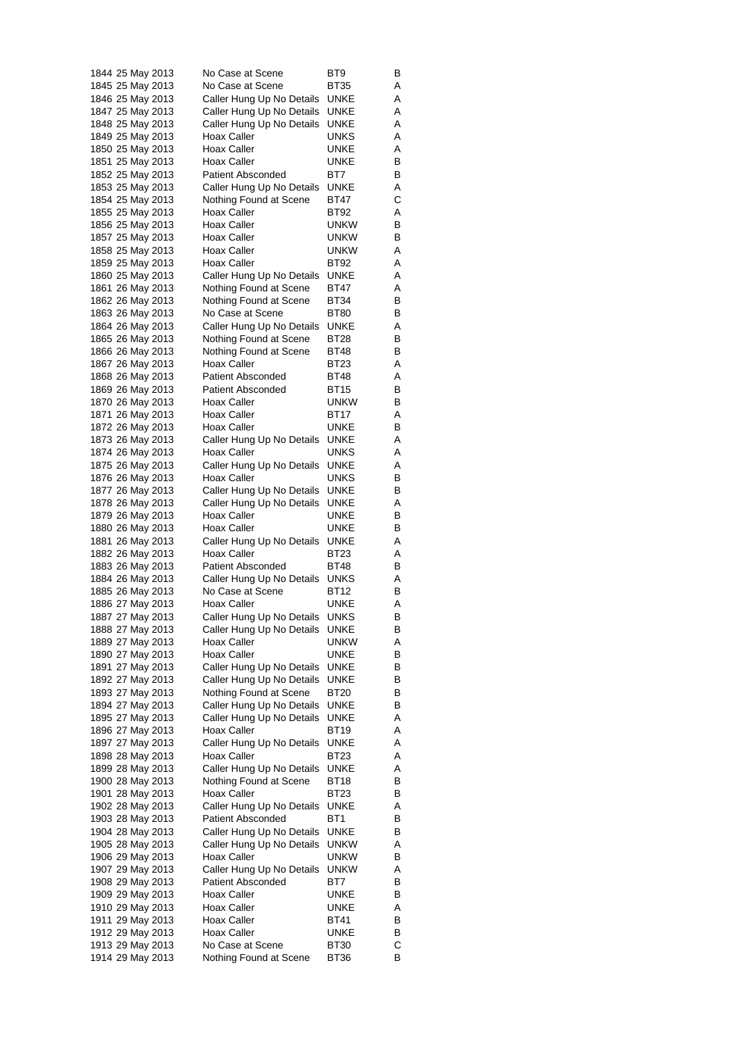| | | | | |
|---|---|---|---|---|
| 1844 | 25 May 2013 | No Case at Scene | BT9 | B |
| 1845 | 25 May 2013 | No Case at Scene | BT35 | A |
| 1846 | 25 May 2013 | Caller Hung Up No Details | UNKE | A |
| 1847 | 25 May 2013 | Caller Hung Up No Details | UNKE | A |
| 1848 | 25 May 2013 | Caller Hung Up No Details | UNKE | A |
| 1849 | 25 May 2013 | Hoax Caller | UNKS | A |
| 1850 | 25 May 2013 | Hoax Caller | UNKE | A |
| 1851 | 25 May 2013 | Hoax Caller | UNKE | B |
| 1852 | 25 May 2013 | Patient Absconded | BT7 | B |
| 1853 | 25 May 2013 | Caller Hung Up No Details | UNKE | A |
| 1854 | 25 May 2013 | Nothing Found at Scene | BT47 | C |
| 1855 | 25 May 2013 | Hoax Caller | BT92 | A |
| 1856 | 25 May 2013 | Hoax Caller | UNKW | B |
| 1857 | 25 May 2013 | Hoax Caller | UNKW | B |
| 1858 | 25 May 2013 | Hoax Caller | UNKW | A |
| 1859 | 25 May 2013 | Hoax Caller | BT92 | A |
| 1860 | 25 May 2013 | Caller Hung Up No Details | UNKE | A |
| 1861 | 26 May 2013 | Nothing Found at Scene | BT47 | A |
| 1862 | 26 May 2013 | Nothing Found at Scene | BT34 | B |
| 1863 | 26 May 2013 | No Case at Scene | BT80 | B |
| 1864 | 26 May 2013 | Caller Hung Up No Details | UNKE | A |
| 1865 | 26 May 2013 | Nothing Found at Scene | BT28 | B |
| 1866 | 26 May 2013 | Nothing Found at Scene | BT48 | B |
| 1867 | 26 May 2013 | Hoax Caller | BT23 | A |
| 1868 | 26 May 2013 | Patient Absconded | BT48 | A |
| 1869 | 26 May 2013 | Patient Absconded | BT15 | B |
| 1870 | 26 May 2013 | Hoax Caller | UNKW | B |
| 1871 | 26 May 2013 | Hoax Caller | BT17 | A |
| 1872 | 26 May 2013 | Hoax Caller | UNKE | B |
| 1873 | 26 May 2013 | Caller Hung Up No Details | UNKE | A |
| 1874 | 26 May 2013 | Hoax Caller | UNKS | A |
| 1875 | 26 May 2013 | Caller Hung Up No Details | UNKE | A |
| 1876 | 26 May 2013 | Hoax Caller | UNKS | B |
| 1877 | 26 May 2013 | Caller Hung Up No Details | UNKE | B |
| 1878 | 26 May 2013 | Caller Hung Up No Details | UNKE | A |
| 1879 | 26 May 2013 | Hoax Caller | UNKE | B |
| 1880 | 26 May 2013 | Hoax Caller | UNKE | B |
| 1881 | 26 May 2013 | Caller Hung Up No Details | UNKE | A |
| 1882 | 26 May 2013 | Hoax Caller | BT23 | A |
| 1883 | 26 May 2013 | Patient Absconded | BT48 | B |
| 1884 | 26 May 2013 | Caller Hung Up No Details | UNKS | A |
| 1885 | 26 May 2013 | No Case at Scene | BT12 | B |
| 1886 | 27 May 2013 | Hoax Caller | UNKE | A |
| 1887 | 27 May 2013 | Caller Hung Up No Details | UNKS | B |
| 1888 | 27 May 2013 | Caller Hung Up No Details | UNKE | B |
| 1889 | 27 May 2013 | Hoax Caller | UNKW | A |
| 1890 | 27 May 2013 | Hoax Caller | UNKE | B |
| 1891 | 27 May 2013 | Caller Hung Up No Details | UNKE | B |
| 1892 | 27 May 2013 | Caller Hung Up No Details | UNKE | B |
| 1893 | 27 May 2013 | Nothing Found at Scene | BT20 | B |
| 1894 | 27 May 2013 | Caller Hung Up No Details | UNKE | B |
| 1895 | 27 May 2013 | Caller Hung Up No Details | UNKE | A |
| 1896 | 27 May 2013 | Hoax Caller | BT19 | A |
| 1897 | 27 May 2013 | Caller Hung Up No Details | UNKE | A |
| 1898 | 28 May 2013 | Hoax Caller | BT23 | A |
| 1899 | 28 May 2013 | Caller Hung Up No Details | UNKE | A |
| 1900 | 28 May 2013 | Nothing Found at Scene | BT18 | B |
| 1901 | 28 May 2013 | Hoax Caller | BT23 | B |
| 1902 | 28 May 2013 | Caller Hung Up No Details | UNKE | A |
| 1903 | 28 May 2013 | Patient Absconded | BT1 | B |
| 1904 | 28 May 2013 | Caller Hung Up No Details | UNKE | B |
| 1905 | 28 May 2013 | Caller Hung Up No Details | UNKW | A |
| 1906 | 29 May 2013 | Hoax Caller | UNKW | B |
| 1907 | 29 May 2013 | Caller Hung Up No Details | UNKW | A |
| 1908 | 29 May 2013 | Patient Absconded | BT7 | B |
| 1909 | 29 May 2013 | Hoax Caller | UNKE | B |
| 1910 | 29 May 2013 | Hoax Caller | UNKE | A |
| 1911 | 29 May 2013 | Hoax Caller | BT41 | B |
| 1912 | 29 May 2013 | Hoax Caller | UNKE | B |
| 1913 | 29 May 2013 | No Case at Scene | BT30 | C |
| 1914 | 29 May 2013 | Nothing Found at Scene | BT36 | B |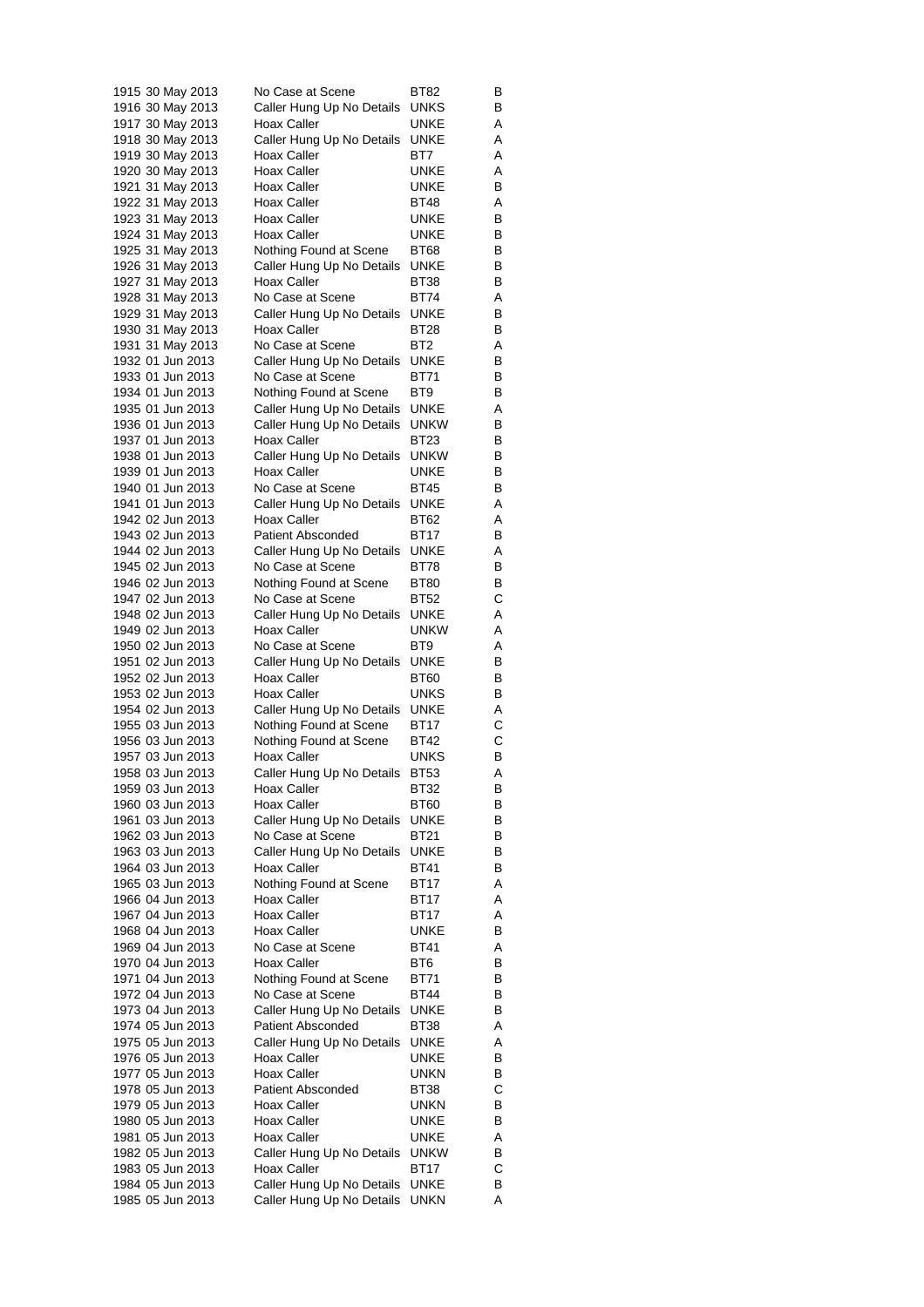| | | | | |
|---|---|---|---|---|
| 1915 | 30 May 2013 | No Case at Scene | BT82 | B |
| 1916 | 30 May 2013 | Caller Hung Up No Details | UNKS | B |
| 1917 | 30 May 2013 | Hoax Caller | UNKE | A |
| 1918 | 30 May 2013 | Caller Hung Up No Details | UNKE | A |
| 1919 | 30 May 2013 | Hoax Caller | BT7 | A |
| 1920 | 30 May 2013 | Hoax Caller | UNKE | A |
| 1921 | 31 May 2013 | Hoax Caller | UNKE | B |
| 1922 | 31 May 2013 | Hoax Caller | BT48 | A |
| 1923 | 31 May 2013 | Hoax Caller | UNKE | B |
| 1924 | 31 May 2013 | Hoax Caller | UNKE | B |
| 1925 | 31 May 2013 | Nothing Found at Scene | BT68 | B |
| 1926 | 31 May 2013 | Caller Hung Up No Details | UNKE | B |
| 1927 | 31 May 2013 | Hoax Caller | BT38 | B |
| 1928 | 31 May 2013 | No Case at Scene | BT74 | A |
| 1929 | 31 May 2013 | Caller Hung Up No Details | UNKE | B |
| 1930 | 31 May 2013 | Hoax Caller | BT28 | B |
| 1931 | 31 May 2013 | No Case at Scene | BT2 | A |
| 1932 | 01 Jun 2013 | Caller Hung Up No Details | UNKE | B |
| 1933 | 01 Jun 2013 | No Case at Scene | BT71 | B |
| 1934 | 01 Jun 2013 | Nothing Found at Scene | BT9 | B |
| 1935 | 01 Jun 2013 | Caller Hung Up No Details | UNKE | A |
| 1936 | 01 Jun 2013 | Caller Hung Up No Details | UNKW | B |
| 1937 | 01 Jun 2013 | Hoax Caller | BT23 | B |
| 1938 | 01 Jun 2013 | Caller Hung Up No Details | UNKW | B |
| 1939 | 01 Jun 2013 | Hoax Caller | UNKE | B |
| 1940 | 01 Jun 2013 | No Case at Scene | BT45 | B |
| 1941 | 01 Jun 2013 | Caller Hung Up No Details | UNKE | A |
| 1942 | 02 Jun 2013 | Hoax Caller | BT62 | A |
| 1943 | 02 Jun 2013 | Patient Absconded | BT17 | B |
| 1944 | 02 Jun 2013 | Caller Hung Up No Details | UNKE | A |
| 1945 | 02 Jun 2013 | No Case at Scene | BT78 | B |
| 1946 | 02 Jun 2013 | Nothing Found at Scene | BT80 | B |
| 1947 | 02 Jun 2013 | No Case at Scene | BT52 | C |
| 1948 | 02 Jun 2013 | Caller Hung Up No Details | UNKE | A |
| 1949 | 02 Jun 2013 | Hoax Caller | UNKW | A |
| 1950 | 02 Jun 2013 | No Case at Scene | BT9 | A |
| 1951 | 02 Jun 2013 | Caller Hung Up No Details | UNKE | B |
| 1952 | 02 Jun 2013 | Hoax Caller | BT60 | B |
| 1953 | 02 Jun 2013 | Hoax Caller | UNKS | B |
| 1954 | 02 Jun 2013 | Caller Hung Up No Details | UNKE | A |
| 1955 | 03 Jun 2013 | Nothing Found at Scene | BT17 | C |
| 1956 | 03 Jun 2013 | Nothing Found at Scene | BT42 | C |
| 1957 | 03 Jun 2013 | Hoax Caller | UNKS | B |
| 1958 | 03 Jun 2013 | Caller Hung Up No Details | BT53 | A |
| 1959 | 03 Jun 2013 | Hoax Caller | BT32 | B |
| 1960 | 03 Jun 2013 | Hoax Caller | BT60 | B |
| 1961 | 03 Jun 2013 | Caller Hung Up No Details | UNKE | B |
| 1962 | 03 Jun 2013 | No Case at Scene | BT21 | B |
| 1963 | 03 Jun 2013 | Caller Hung Up No Details | UNKE | B |
| 1964 | 03 Jun 2013 | Hoax Caller | BT41 | B |
| 1965 | 03 Jun 2013 | Nothing Found at Scene | BT17 | A |
| 1966 | 04 Jun 2013 | Hoax Caller | BT17 | A |
| 1967 | 04 Jun 2013 | Hoax Caller | BT17 | A |
| 1968 | 04 Jun 2013 | Hoax Caller | UNKE | B |
| 1969 | 04 Jun 2013 | No Case at Scene | BT41 | A |
| 1970 | 04 Jun 2013 | Hoax Caller | BT6 | B |
| 1971 | 04 Jun 2013 | Nothing Found at Scene | BT71 | B |
| 1972 | 04 Jun 2013 | No Case at Scene | BT44 | B |
| 1973 | 04 Jun 2013 | Caller Hung Up No Details | UNKE | B |
| 1974 | 05 Jun 2013 | Patient Absconded | BT38 | A |
| 1975 | 05 Jun 2013 | Caller Hung Up No Details | UNKE | A |
| 1976 | 05 Jun 2013 | Hoax Caller | UNKE | B |
| 1977 | 05 Jun 2013 | Hoax Caller | UNKN | B |
| 1978 | 05 Jun 2013 | Patient Absconded | BT38 | C |
| 1979 | 05 Jun 2013 | Hoax Caller | UNKN | B |
| 1980 | 05 Jun 2013 | Hoax Caller | UNKE | B |
| 1981 | 05 Jun 2013 | Hoax Caller | UNKE | A |
| 1982 | 05 Jun 2013 | Caller Hung Up No Details | UNKW | B |
| 1983 | 05 Jun 2013 | Hoax Caller | BT17 | C |
| 1984 | 05 Jun 2013 | Caller Hung Up No Details | UNKE | B |
| 1985 | 05 Jun 2013 | Caller Hung Up No Details | UNKN | A |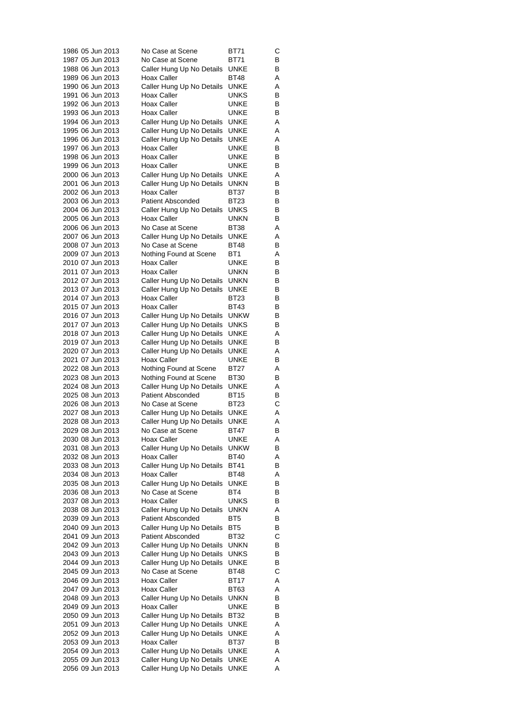| | | | | |
|---|---|---|---|---|
| 1986 | 05 Jun 2013 | No Case at Scene | BT71 | C |
| 1987 | 05 Jun 2013 | No Case at Scene | BT71 | B |
| 1988 | 06 Jun 2013 | Caller Hung Up No Details | UNKE | B |
| 1989 | 06 Jun 2013 | Hoax Caller | BT48 | A |
| 1990 | 06 Jun 2013 | Caller Hung Up No Details | UNKE | A |
| 1991 | 06 Jun 2013 | Hoax Caller | UNKS | B |
| 1992 | 06 Jun 2013 | Hoax Caller | UNKE | B |
| 1993 | 06 Jun 2013 | Hoax Caller | UNKE | B |
| 1994 | 06 Jun 2013 | Caller Hung Up No Details | UNKE | A |
| 1995 | 06 Jun 2013 | Caller Hung Up No Details | UNKE | A |
| 1996 | 06 Jun 2013 | Caller Hung Up No Details | UNKE | A |
| 1997 | 06 Jun 2013 | Hoax Caller | UNKE | B |
| 1998 | 06 Jun 2013 | Hoax Caller | UNKE | B |
| 1999 | 06 Jun 2013 | Hoax Caller | UNKE | B |
| 2000 | 06 Jun 2013 | Caller Hung Up No Details | UNKE | A |
| 2001 | 06 Jun 2013 | Caller Hung Up No Details | UNKN | B |
| 2002 | 06 Jun 2013 | Hoax Caller | BT37 | B |
| 2003 | 06 Jun 2013 | Patient Absconded | BT23 | B |
| 2004 | 06 Jun 2013 | Caller Hung Up No Details | UNKS | B |
| 2005 | 06 Jun 2013 | Hoax Caller | UNKN | B |
| 2006 | 06 Jun 2013 | No Case at Scene | BT38 | A |
| 2007 | 06 Jun 2013 | Caller Hung Up No Details | UNKE | A |
| 2008 | 07 Jun 2013 | No Case at Scene | BT48 | B |
| 2009 | 07 Jun 2013 | Nothing Found at Scene | BT1 | A |
| 2010 | 07 Jun 2013 | Hoax Caller | UNKE | B |
| 2011 | 07 Jun 2013 | Hoax Caller | UNKN | B |
| 2012 | 07 Jun 2013 | Caller Hung Up No Details | UNKN | B |
| 2013 | 07 Jun 2013 | Caller Hung Up No Details | UNKE | B |
| 2014 | 07 Jun 2013 | Hoax Caller | BT23 | B |
| 2015 | 07 Jun 2013 | Hoax Caller | BT43 | B |
| 2016 | 07 Jun 2013 | Caller Hung Up No Details | UNKW | B |
| 2017 | 07 Jun 2013 | Caller Hung Up No Details | UNKS | B |
| 2018 | 07 Jun 2013 | Caller Hung Up No Details | UNKE | A |
| 2019 | 07 Jun 2013 | Caller Hung Up No Details | UNKE | B |
| 2020 | 07 Jun 2013 | Caller Hung Up No Details | UNKE | A |
| 2021 | 07 Jun 2013 | Hoax Caller | UNKE | B |
| 2022 | 08 Jun 2013 | Nothing Found at Scene | BT27 | A |
| 2023 | 08 Jun 2013 | Nothing Found at Scene | BT30 | B |
| 2024 | 08 Jun 2013 | Caller Hung Up No Details | UNKE | A |
| 2025 | 08 Jun 2013 | Patient Absconded | BT15 | B |
| 2026 | 08 Jun 2013 | No Case at Scene | BT23 | C |
| 2027 | 08 Jun 2013 | Caller Hung Up No Details | UNKE | A |
| 2028 | 08 Jun 2013 | Caller Hung Up No Details | UNKE | A |
| 2029 | 08 Jun 2013 | No Case at Scene | BT47 | B |
| 2030 | 08 Jun 2013 | Hoax Caller | UNKE | A |
| 2031 | 08 Jun 2013 | Caller Hung Up No Details | UNKW | B |
| 2032 | 08 Jun 2013 | Hoax Caller | BT40 | A |
| 2033 | 08 Jun 2013 | Caller Hung Up No Details | BT41 | B |
| 2034 | 08 Jun 2013 | Hoax Caller | BT48 | A |
| 2035 | 08 Jun 2013 | Caller Hung Up No Details | UNKE | B |
| 2036 | 08 Jun 2013 | No Case at Scene | BT4 | B |
| 2037 | 08 Jun 2013 | Hoax Caller | UNKS | B |
| 2038 | 08 Jun 2013 | Caller Hung Up No Details | UNKN | A |
| 2039 | 09 Jun 2013 | Patient Absconded | BT5 | B |
| 2040 | 09 Jun 2013 | Caller Hung Up No Details | BT5 | B |
| 2041 | 09 Jun 2013 | Patient Absconded | BT32 | C |
| 2042 | 09 Jun 2013 | Caller Hung Up No Details | UNKN | B |
| 2043 | 09 Jun 2013 | Caller Hung Up No Details | UNKS | B |
| 2044 | 09 Jun 2013 | Caller Hung Up No Details | UNKE | B |
| 2045 | 09 Jun 2013 | No Case at Scene | BT48 | C |
| 2046 | 09 Jun 2013 | Hoax Caller | BT17 | A |
| 2047 | 09 Jun 2013 | Hoax Caller | BT63 | A |
| 2048 | 09 Jun 2013 | Caller Hung Up No Details | UNKN | B |
| 2049 | 09 Jun 2013 | Hoax Caller | UNKE | B |
| 2050 | 09 Jun 2013 | Caller Hung Up No Details | BT32 | B |
| 2051 | 09 Jun 2013 | Caller Hung Up No Details | UNKE | A |
| 2052 | 09 Jun 2013 | Caller Hung Up No Details | UNKE | A |
| 2053 | 09 Jun 2013 | Hoax Caller | BT37 | B |
| 2054 | 09 Jun 2013 | Caller Hung Up No Details | UNKE | A |
| 2055 | 09 Jun 2013 | Caller Hung Up No Details | UNKE | A |
| 2056 | 09 Jun 2013 | Caller Hung Up No Details | UNKE | A |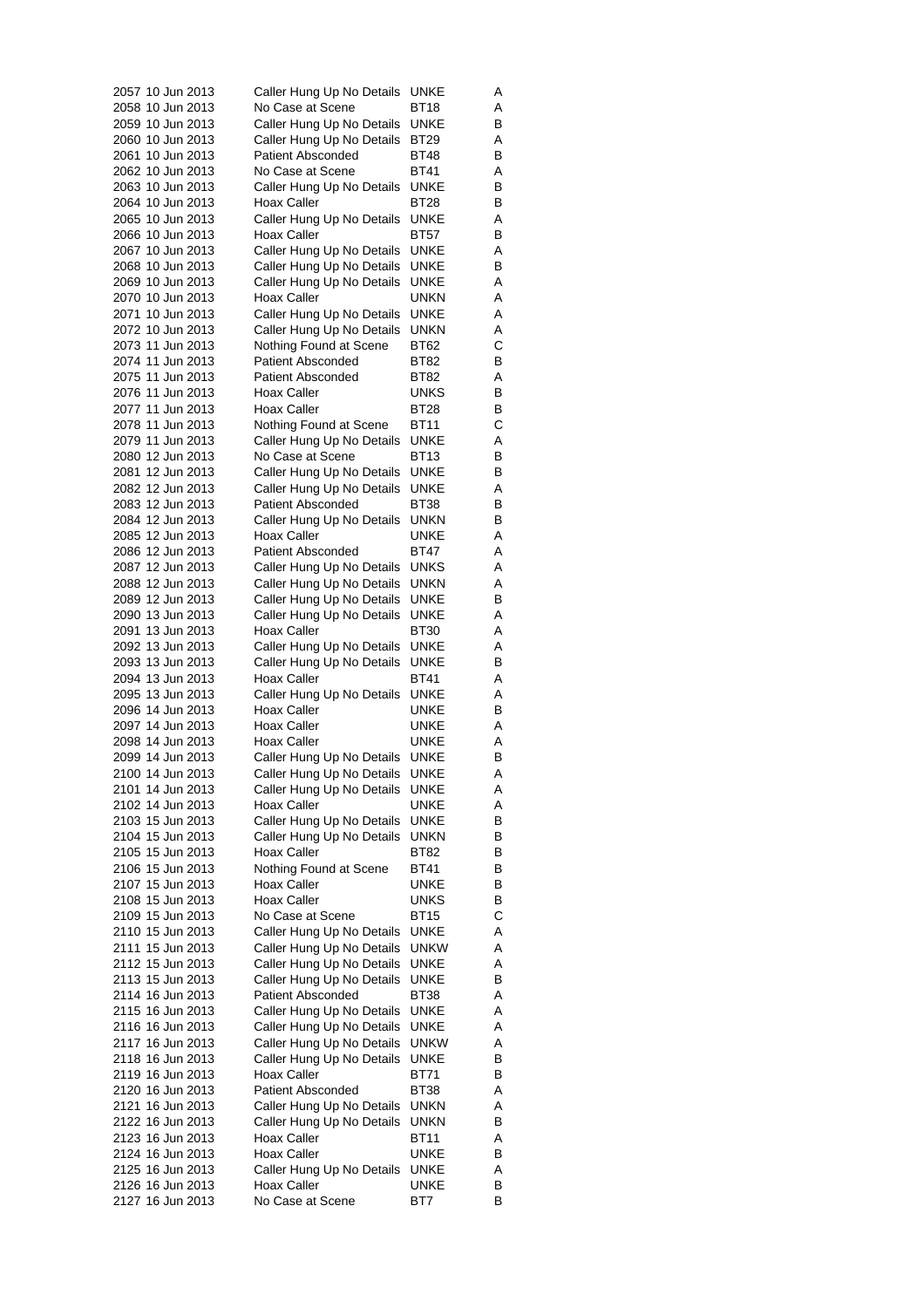| | | | | |
|---|---|---|---|---|
| 2057 | 10 Jun 2013 | Caller Hung Up No Details | UNKE | A |
| 2058 | 10 Jun 2013 | No Case at Scene | BT18 | A |
| 2059 | 10 Jun 2013 | Caller Hung Up No Details | UNKE | B |
| 2060 | 10 Jun 2013 | Caller Hung Up No Details | BT29 | A |
| 2061 | 10 Jun 2013 | Patient Absconded | BT48 | B |
| 2062 | 10 Jun 2013 | No Case at Scene | BT41 | A |
| 2063 | 10 Jun 2013 | Caller Hung Up No Details | UNKE | B |
| 2064 | 10 Jun 2013 | Hoax Caller | BT28 | B |
| 2065 | 10 Jun 2013 | Caller Hung Up No Details | UNKE | A |
| 2066 | 10 Jun 2013 | Hoax Caller | BT57 | B |
| 2067 | 10 Jun 2013 | Caller Hung Up No Details | UNKE | A |
| 2068 | 10 Jun 2013 | Caller Hung Up No Details | UNKE | B |
| 2069 | 10 Jun 2013 | Caller Hung Up No Details | UNKE | A |
| 2070 | 10 Jun 2013 | Hoax Caller | UNKN | A |
| 2071 | 10 Jun 2013 | Caller Hung Up No Details | UNKE | A |
| 2072 | 10 Jun 2013 | Caller Hung Up No Details | UNKN | A |
| 2073 | 11 Jun 2013 | Nothing Found at Scene | BT62 | C |
| 2074 | 11 Jun 2013 | Patient Absconded | BT82 | B |
| 2075 | 11 Jun 2013 | Patient Absconded | BT82 | A |
| 2076 | 11 Jun 2013 | Hoax Caller | UNKS | B |
| 2077 | 11 Jun 2013 | Hoax Caller | BT28 | B |
| 2078 | 11 Jun 2013 | Nothing Found at Scene | BT11 | C |
| 2079 | 11 Jun 2013 | Caller Hung Up No Details | UNKE | A |
| 2080 | 12 Jun 2013 | No Case at Scene | BT13 | B |
| 2081 | 12 Jun 2013 | Caller Hung Up No Details | UNKE | B |
| 2082 | 12 Jun 2013 | Caller Hung Up No Details | UNKE | A |
| 2083 | 12 Jun 2013 | Patient Absconded | BT38 | B |
| 2084 | 12 Jun 2013 | Caller Hung Up No Details | UNKN | B |
| 2085 | 12 Jun 2013 | Hoax Caller | UNKE | A |
| 2086 | 12 Jun 2013 | Patient Absconded | BT47 | A |
| 2087 | 12 Jun 2013 | Caller Hung Up No Details | UNKS | A |
| 2088 | 12 Jun 2013 | Caller Hung Up No Details | UNKN | A |
| 2089 | 12 Jun 2013 | Caller Hung Up No Details | UNKE | B |
| 2090 | 13 Jun 2013 | Caller Hung Up No Details | UNKE | A |
| 2091 | 13 Jun 2013 | Hoax Caller | BT30 | A |
| 2092 | 13 Jun 2013 | Caller Hung Up No Details | UNKE | A |
| 2093 | 13 Jun 2013 | Caller Hung Up No Details | UNKE | B |
| 2094 | 13 Jun 2013 | Hoax Caller | BT41 | A |
| 2095 | 13 Jun 2013 | Caller Hung Up No Details | UNKE | A |
| 2096 | 14 Jun 2013 | Hoax Caller | UNKE | B |
| 2097 | 14 Jun 2013 | Hoax Caller | UNKE | A |
| 2098 | 14 Jun 2013 | Hoax Caller | UNKE | A |
| 2099 | 14 Jun 2013 | Caller Hung Up No Details | UNKE | B |
| 2100 | 14 Jun 2013 | Caller Hung Up No Details | UNKE | A |
| 2101 | 14 Jun 2013 | Caller Hung Up No Details | UNKE | A |
| 2102 | 14 Jun 2013 | Hoax Caller | UNKE | A |
| 2103 | 15 Jun 2013 | Caller Hung Up No Details | UNKE | B |
| 2104 | 15 Jun 2013 | Caller Hung Up No Details | UNKN | B |
| 2105 | 15 Jun 2013 | Hoax Caller | BT82 | B |
| 2106 | 15 Jun 2013 | Nothing Found at Scene | BT41 | B |
| 2107 | 15 Jun 2013 | Hoax Caller | UNKE | B |
| 2108 | 15 Jun 2013 | Hoax Caller | UNKS | B |
| 2109 | 15 Jun 2013 | No Case at Scene | BT15 | C |
| 2110 | 15 Jun 2013 | Caller Hung Up No Details | UNKE | A |
| 2111 | 15 Jun 2013 | Caller Hung Up No Details | UNKW | A |
| 2112 | 15 Jun 2013 | Caller Hung Up No Details | UNKE | A |
| 2113 | 15 Jun 2013 | Caller Hung Up No Details | UNKE | B |
| 2114 | 16 Jun 2013 | Patient Absconded | BT38 | A |
| 2115 | 16 Jun 2013 | Caller Hung Up No Details | UNKE | A |
| 2116 | 16 Jun 2013 | Caller Hung Up No Details | UNKE | A |
| 2117 | 16 Jun 2013 | Caller Hung Up No Details | UNKW | A |
| 2118 | 16 Jun 2013 | Caller Hung Up No Details | UNKE | B |
| 2119 | 16 Jun 2013 | Hoax Caller | BT71 | B |
| 2120 | 16 Jun 2013 | Patient Absconded | BT38 | A |
| 2121 | 16 Jun 2013 | Caller Hung Up No Details | UNKN | A |
| 2122 | 16 Jun 2013 | Caller Hung Up No Details | UNKN | B |
| 2123 | 16 Jun 2013 | Hoax Caller | BT11 | A |
| 2124 | 16 Jun 2013 | Hoax Caller | UNKE | B |
| 2125 | 16 Jun 2013 | Caller Hung Up No Details | UNKE | A |
| 2126 | 16 Jun 2013 | Hoax Caller | UNKE | B |
| 2127 | 16 Jun 2013 | No Case at Scene | BT7 | B |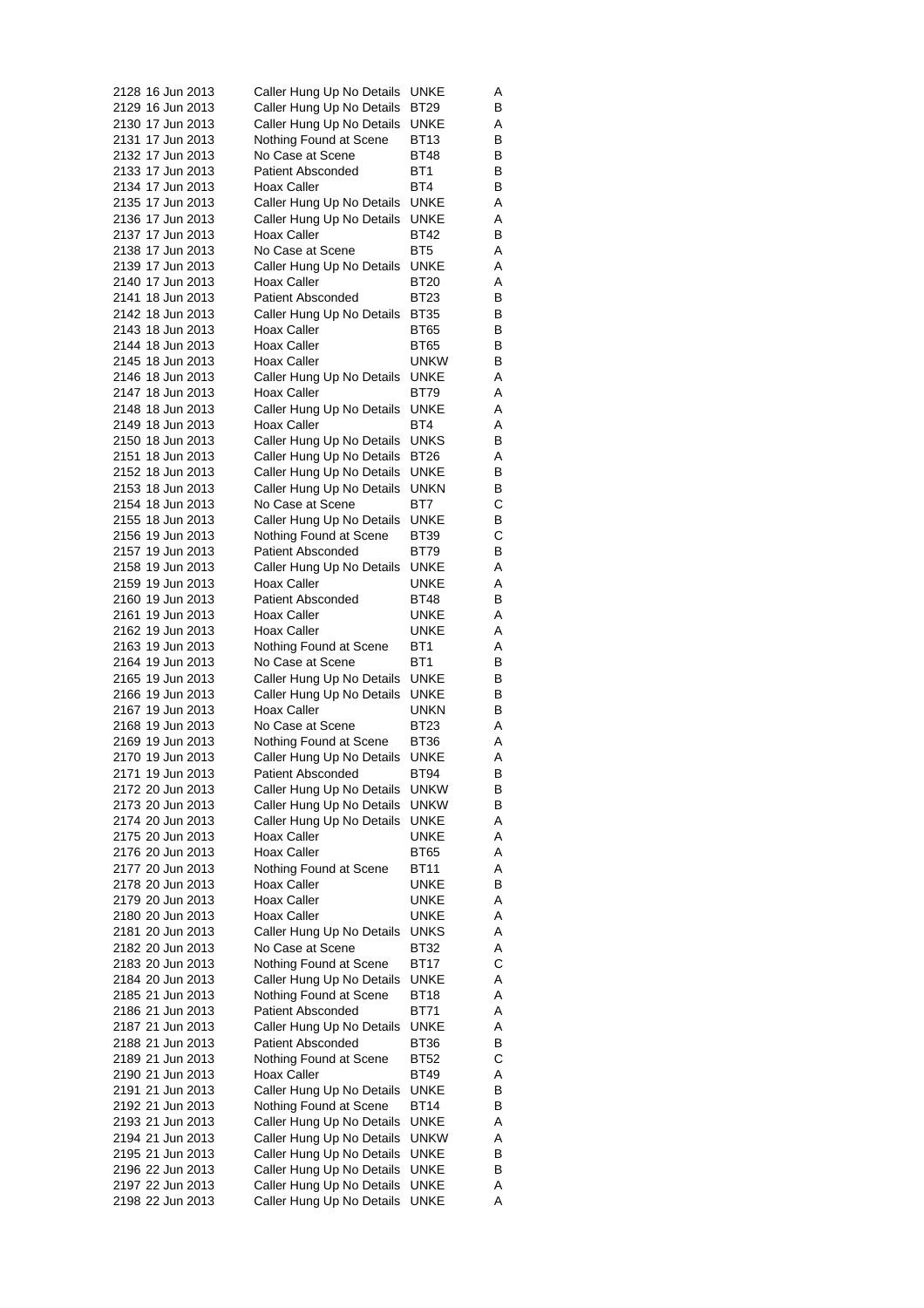| | | | | |
|---|---|---|---|---|
| 2128 | 16 Jun 2013 | Caller Hung Up No Details | UNKE | A |
| 2129 | 16 Jun 2013 | Caller Hung Up No Details | BT29 | B |
| 2130 | 17 Jun 2013 | Caller Hung Up No Details | UNKE | A |
| 2131 | 17 Jun 2013 | Nothing Found at Scene | BT13 | B |
| 2132 | 17 Jun 2013 | No Case at Scene | BT48 | B |
| 2133 | 17 Jun 2013 | Patient Absconded | BT1 | B |
| 2134 | 17 Jun 2013 | Hoax Caller | BT4 | B |
| 2135 | 17 Jun 2013 | Caller Hung Up No Details | UNKE | A |
| 2136 | 17 Jun 2013 | Caller Hung Up No Details | UNKE | A |
| 2137 | 17 Jun 2013 | Hoax Caller | BT42 | B |
| 2138 | 17 Jun 2013 | No Case at Scene | BT5 | A |
| 2139 | 17 Jun 2013 | Caller Hung Up No Details | UNKE | A |
| 2140 | 17 Jun 2013 | Hoax Caller | BT20 | A |
| 2141 | 18 Jun 2013 | Patient Absconded | BT23 | B |
| 2142 | 18 Jun 2013 | Caller Hung Up No Details | BT35 | B |
| 2143 | 18 Jun 2013 | Hoax Caller | BT65 | B |
| 2144 | 18 Jun 2013 | Hoax Caller | BT65 | B |
| 2145 | 18 Jun 2013 | Hoax Caller | UNKW | B |
| 2146 | 18 Jun 2013 | Caller Hung Up No Details | UNKE | A |
| 2147 | 18 Jun 2013 | Hoax Caller | BT79 | A |
| 2148 | 18 Jun 2013 | Caller Hung Up No Details | UNKE | A |
| 2149 | 18 Jun 2013 | Hoax Caller | BT4 | A |
| 2150 | 18 Jun 2013 | Caller Hung Up No Details | UNKS | B |
| 2151 | 18 Jun 2013 | Caller Hung Up No Details | BT26 | A |
| 2152 | 18 Jun 2013 | Caller Hung Up No Details | UNKE | B |
| 2153 | 18 Jun 2013 | Caller Hung Up No Details | UNKN | B |
| 2154 | 18 Jun 2013 | No Case at Scene | BT7 | C |
| 2155 | 18 Jun 2013 | Caller Hung Up No Details | UNKE | B |
| 2156 | 19 Jun 2013 | Nothing Found at Scene | BT39 | C |
| 2157 | 19 Jun 2013 | Patient Absconded | BT79 | B |
| 2158 | 19 Jun 2013 | Caller Hung Up No Details | UNKE | A |
| 2159 | 19 Jun 2013 | Hoax Caller | UNKE | A |
| 2160 | 19 Jun 2013 | Patient Absconded | BT48 | B |
| 2161 | 19 Jun 2013 | Hoax Caller | UNKE | A |
| 2162 | 19 Jun 2013 | Hoax Caller | UNKE | A |
| 2163 | 19 Jun 2013 | Nothing Found at Scene | BT1 | A |
| 2164 | 19 Jun 2013 | No Case at Scene | BT1 | B |
| 2165 | 19 Jun 2013 | Caller Hung Up No Details | UNKE | B |
| 2166 | 19 Jun 2013 | Caller Hung Up No Details | UNKE | B |
| 2167 | 19 Jun 2013 | Hoax Caller | UNKN | B |
| 2168 | 19 Jun 2013 | No Case at Scene | BT23 | A |
| 2169 | 19 Jun 2013 | Nothing Found at Scene | BT36 | A |
| 2170 | 19 Jun 2013 | Caller Hung Up No Details | UNKE | A |
| 2171 | 19 Jun 2013 | Patient Absconded | BT94 | B |
| 2172 | 20 Jun 2013 | Caller Hung Up No Details | UNKW | B |
| 2173 | 20 Jun 2013 | Caller Hung Up No Details | UNKW | B |
| 2174 | 20 Jun 2013 | Caller Hung Up No Details | UNKE | A |
| 2175 | 20 Jun 2013 | Hoax Caller | UNKE | A |
| 2176 | 20 Jun 2013 | Hoax Caller | BT65 | A |
| 2177 | 20 Jun 2013 | Nothing Found at Scene | BT11 | A |
| 2178 | 20 Jun 2013 | Hoax Caller | UNKE | B |
| 2179 | 20 Jun 2013 | Hoax Caller | UNKE | A |
| 2180 | 20 Jun 2013 | Hoax Caller | UNKE | A |
| 2181 | 20 Jun 2013 | Caller Hung Up No Details | UNKS | A |
| 2182 | 20 Jun 2013 | No Case at Scene | BT32 | A |
| 2183 | 20 Jun 2013 | Nothing Found at Scene | BT17 | C |
| 2184 | 20 Jun 2013 | Caller Hung Up No Details | UNKE | A |
| 2185 | 21 Jun 2013 | Nothing Found at Scene | BT18 | A |
| 2186 | 21 Jun 2013 | Patient Absconded | BT71 | A |
| 2187 | 21 Jun 2013 | Caller Hung Up No Details | UNKE | A |
| 2188 | 21 Jun 2013 | Patient Absconded | BT36 | B |
| 2189 | 21 Jun 2013 | Nothing Found at Scene | BT52 | C |
| 2190 | 21 Jun 2013 | Hoax Caller | BT49 | A |
| 2191 | 21 Jun 2013 | Caller Hung Up No Details | UNKE | B |
| 2192 | 21 Jun 2013 | Nothing Found at Scene | BT14 | B |
| 2193 | 21 Jun 2013 | Caller Hung Up No Details | UNKE | A |
| 2194 | 21 Jun 2013 | Caller Hung Up No Details | UNKW | A |
| 2195 | 21 Jun 2013 | Caller Hung Up No Details | UNKE | B |
| 2196 | 22 Jun 2013 | Caller Hung Up No Details | UNKE | B |
| 2197 | 22 Jun 2013 | Caller Hung Up No Details | UNKE | A |
| 2198 | 22 Jun 2013 | Caller Hung Up No Details | UNKE | A |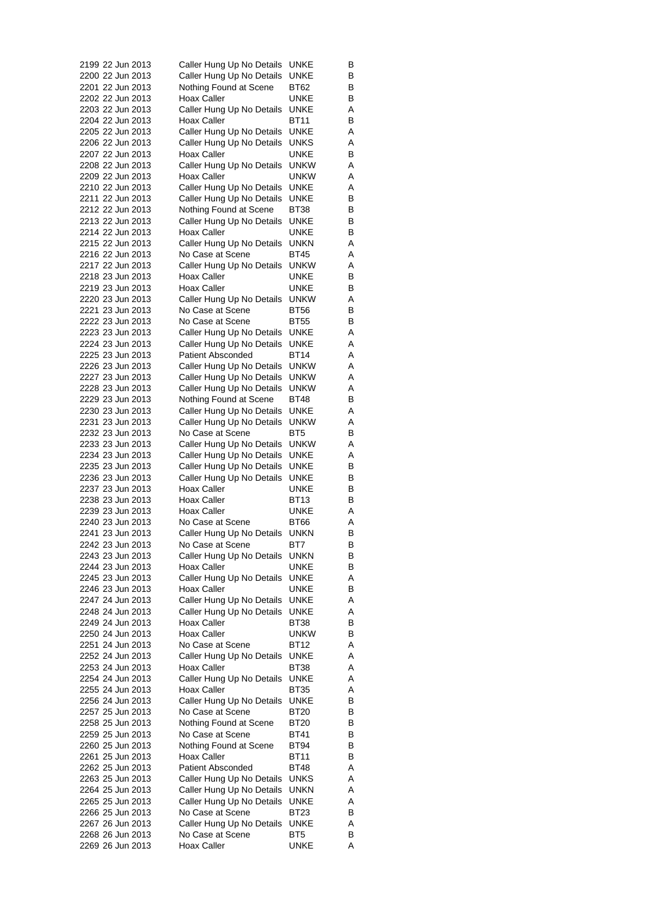| | | | | |
|---|---|---|---|---|
| 2199 | 22 Jun 2013 | Caller Hung Up No Details | UNKE | B |
| 2200 | 22 Jun 2013 | Caller Hung Up No Details | UNKE | B |
| 2201 | 22 Jun 2013 | Nothing Found at Scene | BT62 | B |
| 2202 | 22 Jun 2013 | Hoax Caller | UNKE | B |
| 2203 | 22 Jun 2013 | Caller Hung Up No Details | UNKE | A |
| 2204 | 22 Jun 2013 | Hoax Caller | BT11 | B |
| 2205 | 22 Jun 2013 | Caller Hung Up No Details | UNKE | A |
| 2206 | 22 Jun 2013 | Caller Hung Up No Details | UNKS | A |
| 2207 | 22 Jun 2013 | Hoax Caller | UNKE | B |
| 2208 | 22 Jun 2013 | Caller Hung Up No Details | UNKW | A |
| 2209 | 22 Jun 2013 | Hoax Caller | UNKW | A |
| 2210 | 22 Jun 2013 | Caller Hung Up No Details | UNKE | A |
| 2211 | 22 Jun 2013 | Caller Hung Up No Details | UNKE | B |
| 2212 | 22 Jun 2013 | Nothing Found at Scene | BT38 | B |
| 2213 | 22 Jun 2013 | Caller Hung Up No Details | UNKE | B |
| 2214 | 22 Jun 2013 | Hoax Caller | UNKE | B |
| 2215 | 22 Jun 2013 | Caller Hung Up No Details | UNKN | A |
| 2216 | 22 Jun 2013 | No Case at Scene | BT45 | A |
| 2217 | 22 Jun 2013 | Caller Hung Up No Details | UNKW | A |
| 2218 | 23 Jun 2013 | Hoax Caller | UNKE | B |
| 2219 | 23 Jun 2013 | Hoax Caller | UNKE | B |
| 2220 | 23 Jun 2013 | Caller Hung Up No Details | UNKW | A |
| 2221 | 23 Jun 2013 | No Case at Scene | BT56 | B |
| 2222 | 23 Jun 2013 | No Case at Scene | BT55 | B |
| 2223 | 23 Jun 2013 | Caller Hung Up No Details | UNKE | A |
| 2224 | 23 Jun 2013 | Caller Hung Up No Details | UNKE | A |
| 2225 | 23 Jun 2013 | Patient Absconded | BT14 | A |
| 2226 | 23 Jun 2013 | Caller Hung Up No Details | UNKW | A |
| 2227 | 23 Jun 2013 | Caller Hung Up No Details | UNKW | A |
| 2228 | 23 Jun 2013 | Caller Hung Up No Details | UNKW | A |
| 2229 | 23 Jun 2013 | Nothing Found at Scene | BT48 | B |
| 2230 | 23 Jun 2013 | Caller Hung Up No Details | UNKE | A |
| 2231 | 23 Jun 2013 | Caller Hung Up No Details | UNKW | A |
| 2232 | 23 Jun 2013 | No Case at Scene | BT5 | B |
| 2233 | 23 Jun 2013 | Caller Hung Up No Details | UNKW | A |
| 2234 | 23 Jun 2013 | Caller Hung Up No Details | UNKE | A |
| 2235 | 23 Jun 2013 | Caller Hung Up No Details | UNKE | B |
| 2236 | 23 Jun 2013 | Caller Hung Up No Details | UNKE | B |
| 2237 | 23 Jun 2013 | Hoax Caller | UNKE | B |
| 2238 | 23 Jun 2013 | Hoax Caller | BT13 | B |
| 2239 | 23 Jun 2013 | Hoax Caller | UNKE | A |
| 2240 | 23 Jun 2013 | No Case at Scene | BT66 | A |
| 2241 | 23 Jun 2013 | Caller Hung Up No Details | UNKN | B |
| 2242 | 23 Jun 2013 | No Case at Scene | BT7 | B |
| 2243 | 23 Jun 2013 | Caller Hung Up No Details | UNKN | B |
| 2244 | 23 Jun 2013 | Hoax Caller | UNKE | B |
| 2245 | 23 Jun 2013 | Caller Hung Up No Details | UNKE | A |
| 2246 | 23 Jun 2013 | Hoax Caller | UNKE | B |
| 2247 | 24 Jun 2013 | Caller Hung Up No Details | UNKE | A |
| 2248 | 24 Jun 2013 | Caller Hung Up No Details | UNKE | A |
| 2249 | 24 Jun 2013 | Hoax Caller | BT38 | B |
| 2250 | 24 Jun 2013 | Hoax Caller | UNKW | B |
| 2251 | 24 Jun 2013 | No Case at Scene | BT12 | A |
| 2252 | 24 Jun 2013 | Caller Hung Up No Details | UNKE | A |
| 2253 | 24 Jun 2013 | Hoax Caller | BT38 | A |
| 2254 | 24 Jun 2013 | Caller Hung Up No Details | UNKE | A |
| 2255 | 24 Jun 2013 | Hoax Caller | BT35 | A |
| 2256 | 24 Jun 2013 | Caller Hung Up No Details | UNKE | B |
| 2257 | 25 Jun 2013 | No Case at Scene | BT20 | B |
| 2258 | 25 Jun 2013 | Nothing Found at Scene | BT20 | B |
| 2259 | 25 Jun 2013 | No Case at Scene | BT41 | B |
| 2260 | 25 Jun 2013 | Nothing Found at Scene | BT94 | B |
| 2261 | 25 Jun 2013 | Hoax Caller | BT11 | B |
| 2262 | 25 Jun 2013 | Patient Absconded | BT48 | A |
| 2263 | 25 Jun 2013 | Caller Hung Up No Details | UNKS | A |
| 2264 | 25 Jun 2013 | Caller Hung Up No Details | UNKN | A |
| 2265 | 25 Jun 2013 | Caller Hung Up No Details | UNKE | A |
| 2266 | 25 Jun 2013 | No Case at Scene | BT23 | B |
| 2267 | 26 Jun 2013 | Caller Hung Up No Details | UNKE | A |
| 2268 | 26 Jun 2013 | No Case at Scene | BT5 | B |
| 2269 | 26 Jun 2013 | Hoax Caller | UNKE | A |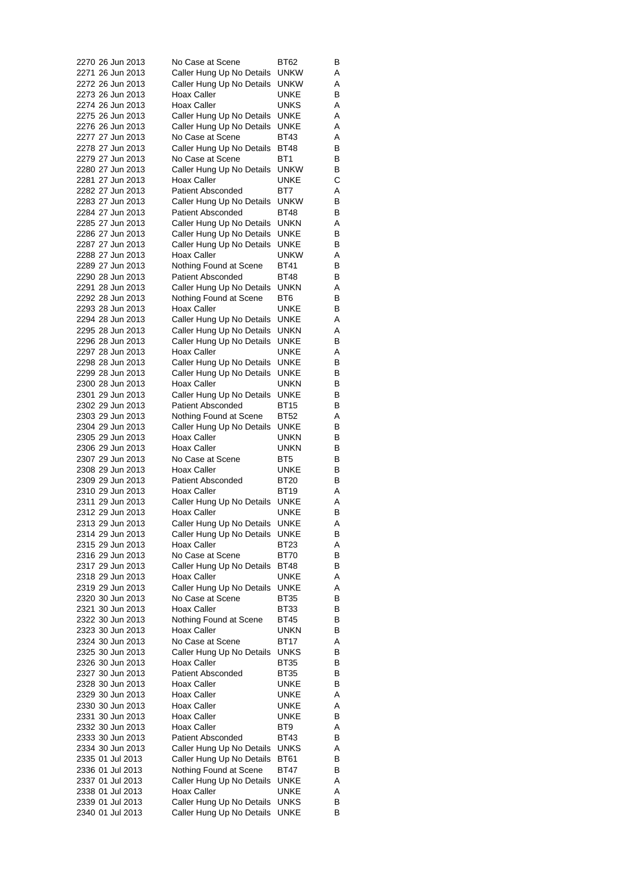| | | | | |
|---|---|---|---|---|
| 2270 | 26 Jun 2013 | No Case at Scene | BT62 | B |
| 2271 | 26 Jun 2013 | Caller Hung Up No Details | UNKW | A |
| 2272 | 26 Jun 2013 | Caller Hung Up No Details | UNKW | A |
| 2273 | 26 Jun 2013 | Hoax Caller | UNKE | B |
| 2274 | 26 Jun 2013 | Hoax Caller | UNKS | A |
| 2275 | 26 Jun 2013 | Caller Hung Up No Details | UNKE | A |
| 2276 | 26 Jun 2013 | Caller Hung Up No Details | UNKE | A |
| 2277 | 27 Jun 2013 | No Case at Scene | BT43 | A |
| 2278 | 27 Jun 2013 | Caller Hung Up No Details | BT48 | B |
| 2279 | 27 Jun 2013 | No Case at Scene | BT1 | B |
| 2280 | 27 Jun 2013 | Caller Hung Up No Details | UNKW | B |
| 2281 | 27 Jun 2013 | Hoax Caller | UNKE | C |
| 2282 | 27 Jun 2013 | Patient Absconded | BT7 | A |
| 2283 | 27 Jun 2013 | Caller Hung Up No Details | UNKW | B |
| 2284 | 27 Jun 2013 | Patient Absconded | BT48 | B |
| 2285 | 27 Jun 2013 | Caller Hung Up No Details | UNKN | A |
| 2286 | 27 Jun 2013 | Caller Hung Up No Details | UNKE | B |
| 2287 | 27 Jun 2013 | Caller Hung Up No Details | UNKE | B |
| 2288 | 27 Jun 2013 | Hoax Caller | UNKW | A |
| 2289 | 27 Jun 2013 | Nothing Found at Scene | BT41 | B |
| 2290 | 28 Jun 2013 | Patient Absconded | BT48 | B |
| 2291 | 28 Jun 2013 | Caller Hung Up No Details | UNKN | A |
| 2292 | 28 Jun 2013 | Nothing Found at Scene | BT6 | B |
| 2293 | 28 Jun 2013 | Hoax Caller | UNKE | B |
| 2294 | 28 Jun 2013 | Caller Hung Up No Details | UNKE | A |
| 2295 | 28 Jun 2013 | Caller Hung Up No Details | UNKN | A |
| 2296 | 28 Jun 2013 | Caller Hung Up No Details | UNKE | B |
| 2297 | 28 Jun 2013 | Hoax Caller | UNKE | A |
| 2298 | 28 Jun 2013 | Caller Hung Up No Details | UNKE | B |
| 2299 | 28 Jun 2013 | Caller Hung Up No Details | UNKE | B |
| 2300 | 28 Jun 2013 | Hoax Caller | UNKN | B |
| 2301 | 29 Jun 2013 | Caller Hung Up No Details | UNKE | B |
| 2302 | 29 Jun 2013 | Patient Absconded | BT15 | B |
| 2303 | 29 Jun 2013 | Nothing Found at Scene | BT52 | A |
| 2304 | 29 Jun 2013 | Caller Hung Up No Details | UNKE | B |
| 2305 | 29 Jun 2013 | Hoax Caller | UNKN | B |
| 2306 | 29 Jun 2013 | Hoax Caller | UNKN | B |
| 2307 | 29 Jun 2013 | No Case at Scene | BT5 | B |
| 2308 | 29 Jun 2013 | Hoax Caller | UNKE | B |
| 2309 | 29 Jun 2013 | Patient Absconded | BT20 | B |
| 2310 | 29 Jun 2013 | Hoax Caller | BT19 | A |
| 2311 | 29 Jun 2013 | Caller Hung Up No Details | UNKE | A |
| 2312 | 29 Jun 2013 | Hoax Caller | UNKE | B |
| 2313 | 29 Jun 2013 | Caller Hung Up No Details | UNKE | A |
| 2314 | 29 Jun 2013 | Caller Hung Up No Details | UNKE | B |
| 2315 | 29 Jun 2013 | Hoax Caller | BT23 | A |
| 2316 | 29 Jun 2013 | No Case at Scene | BT70 | B |
| 2317 | 29 Jun 2013 | Caller Hung Up No Details | BT48 | B |
| 2318 | 29 Jun 2013 | Hoax Caller | UNKE | A |
| 2319 | 29 Jun 2013 | Caller Hung Up No Details | UNKE | A |
| 2320 | 30 Jun 2013 | No Case at Scene | BT35 | B |
| 2321 | 30 Jun 2013 | Hoax Caller | BT33 | B |
| 2322 | 30 Jun 2013 | Nothing Found at Scene | BT45 | B |
| 2323 | 30 Jun 2013 | Hoax Caller | UNKN | B |
| 2324 | 30 Jun 2013 | No Case at Scene | BT17 | A |
| 2325 | 30 Jun 2013 | Caller Hung Up No Details | UNKS | B |
| 2326 | 30 Jun 2013 | Hoax Caller | BT35 | B |
| 2327 | 30 Jun 2013 | Patient Absconded | BT35 | B |
| 2328 | 30 Jun 2013 | Hoax Caller | UNKE | B |
| 2329 | 30 Jun 2013 | Hoax Caller | UNKE | A |
| 2330 | 30 Jun 2013 | Hoax Caller | UNKE | A |
| 2331 | 30 Jun 2013 | Hoax Caller | UNKE | B |
| 2332 | 30 Jun 2013 | Hoax Caller | BT9 | A |
| 2333 | 30 Jun 2013 | Patient Absconded | BT43 | B |
| 2334 | 30 Jun 2013 | Caller Hung Up No Details | UNKS | A |
| 2335 | 01 Jul 2013 | Caller Hung Up No Details | BT61 | B |
| 2336 | 01 Jul 2013 | Nothing Found at Scene | BT47 | B |
| 2337 | 01 Jul 2013 | Caller Hung Up No Details | UNKE | A |
| 2338 | 01 Jul 2013 | Hoax Caller | UNKE | A |
| 2339 | 01 Jul 2013 | Caller Hung Up No Details | UNKS | B |
| 2340 | 01 Jul 2013 | Caller Hung Up No Details | UNKE | B |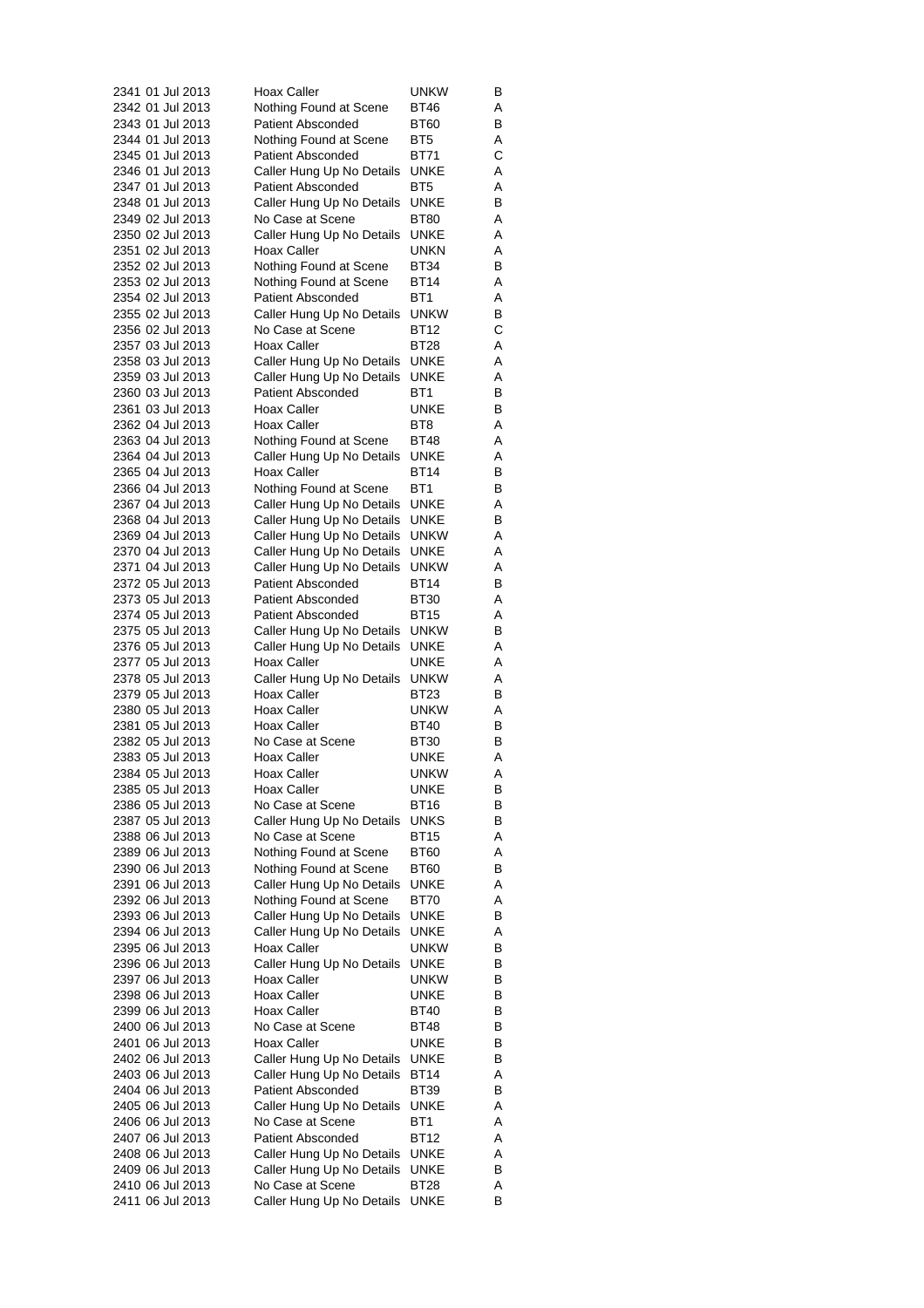| | | | | |
|---|---|---|---|---|
| 2341 | 01 Jul 2013 | Hoax Caller | UNKW | B |
| 2342 | 01 Jul 2013 | Nothing Found at Scene | BT46 | A |
| 2343 | 01 Jul 2013 | Patient Absconded | BT60 | B |
| 2344 | 01 Jul 2013 | Nothing Found at Scene | BT5 | A |
| 2345 | 01 Jul 2013 | Patient Absconded | BT71 | C |
| 2346 | 01 Jul 2013 | Caller Hung Up No Details | UNKE | A |
| 2347 | 01 Jul 2013 | Patient Absconded | BT5 | A |
| 2348 | 01 Jul 2013 | Caller Hung Up No Details | UNKE | B |
| 2349 | 02 Jul 2013 | No Case at Scene | BT80 | A |
| 2350 | 02 Jul 2013 | Caller Hung Up No Details | UNKE | A |
| 2351 | 02 Jul 2013 | Hoax Caller | UNKN | A |
| 2352 | 02 Jul 2013 | Nothing Found at Scene | BT34 | B |
| 2353 | 02 Jul 2013 | Nothing Found at Scene | BT14 | A |
| 2354 | 02 Jul 2013 | Patient Absconded | BT1 | A |
| 2355 | 02 Jul 2013 | Caller Hung Up No Details | UNKW | B |
| 2356 | 02 Jul 2013 | No Case at Scene | BT12 | C |
| 2357 | 03 Jul 2013 | Hoax Caller | BT28 | A |
| 2358 | 03 Jul 2013 | Caller Hung Up No Details | UNKE | A |
| 2359 | 03 Jul 2013 | Caller Hung Up No Details | UNKE | A |
| 2360 | 03 Jul 2013 | Patient Absconded | BT1 | B |
| 2361 | 03 Jul 2013 | Hoax Caller | UNKE | B |
| 2362 | 04 Jul 2013 | Hoax Caller | BT8 | A |
| 2363 | 04 Jul 2013 | Nothing Found at Scene | BT48 | A |
| 2364 | 04 Jul 2013 | Caller Hung Up No Details | UNKE | A |
| 2365 | 04 Jul 2013 | Hoax Caller | BT14 | B |
| 2366 | 04 Jul 2013 | Nothing Found at Scene | BT1 | B |
| 2367 | 04 Jul 2013 | Caller Hung Up No Details | UNKE | A |
| 2368 | 04 Jul 2013 | Caller Hung Up No Details | UNKE | B |
| 2369 | 04 Jul 2013 | Caller Hung Up No Details | UNKW | A |
| 2370 | 04 Jul 2013 | Caller Hung Up No Details | UNKE | A |
| 2371 | 04 Jul 2013 | Caller Hung Up No Details | UNKW | A |
| 2372 | 05 Jul 2013 | Patient Absconded | BT14 | B |
| 2373 | 05 Jul 2013 | Patient Absconded | BT30 | A |
| 2374 | 05 Jul 2013 | Patient Absconded | BT15 | A |
| 2375 | 05 Jul 2013 | Caller Hung Up No Details | UNKW | B |
| 2376 | 05 Jul 2013 | Caller Hung Up No Details | UNKE | A |
| 2377 | 05 Jul 2013 | Hoax Caller | UNKE | A |
| 2378 | 05 Jul 2013 | Caller Hung Up No Details | UNKW | A |
| 2379 | 05 Jul 2013 | Hoax Caller | BT23 | B |
| 2380 | 05 Jul 2013 | Hoax Caller | UNKW | A |
| 2381 | 05 Jul 2013 | Hoax Caller | BT40 | B |
| 2382 | 05 Jul 2013 | No Case at Scene | BT30 | B |
| 2383 | 05 Jul 2013 | Hoax Caller | UNKE | A |
| 2384 | 05 Jul 2013 | Hoax Caller | UNKW | A |
| 2385 | 05 Jul 2013 | Hoax Caller | UNKE | B |
| 2386 | 05 Jul 2013 | No Case at Scene | BT16 | B |
| 2387 | 05 Jul 2013 | Caller Hung Up No Details | UNKS | B |
| 2388 | 06 Jul 2013 | No Case at Scene | BT15 | A |
| 2389 | 06 Jul 2013 | Nothing Found at Scene | BT60 | A |
| 2390 | 06 Jul 2013 | Nothing Found at Scene | BT60 | B |
| 2391 | 06 Jul 2013 | Caller Hung Up No Details | UNKE | A |
| 2392 | 06 Jul 2013 | Nothing Found at Scene | BT70 | A |
| 2393 | 06 Jul 2013 | Caller Hung Up No Details | UNKE | B |
| 2394 | 06 Jul 2013 | Caller Hung Up No Details | UNKE | A |
| 2395 | 06 Jul 2013 | Hoax Caller | UNKW | B |
| 2396 | 06 Jul 2013 | Caller Hung Up No Details | UNKE | B |
| 2397 | 06 Jul 2013 | Hoax Caller | UNKW | B |
| 2398 | 06 Jul 2013 | Hoax Caller | UNKE | B |
| 2399 | 06 Jul 2013 | Hoax Caller | BT40 | B |
| 2400 | 06 Jul 2013 | No Case at Scene | BT48 | B |
| 2401 | 06 Jul 2013 | Hoax Caller | UNKE | B |
| 2402 | 06 Jul 2013 | Caller Hung Up No Details | UNKE | B |
| 2403 | 06 Jul 2013 | Caller Hung Up No Details | BT14 | A |
| 2404 | 06 Jul 2013 | Patient Absconded | BT39 | B |
| 2405 | 06 Jul 2013 | Caller Hung Up No Details | UNKE | A |
| 2406 | 06 Jul 2013 | No Case at Scene | BT1 | A |
| 2407 | 06 Jul 2013 | Patient Absconded | BT12 | A |
| 2408 | 06 Jul 2013 | Caller Hung Up No Details | UNKE | A |
| 2409 | 06 Jul 2013 | Caller Hung Up No Details | UNKE | B |
| 2410 | 06 Jul 2013 | No Case at Scene | BT28 | A |
| 2411 | 06 Jul 2013 | Caller Hung Up No Details | UNKE | B |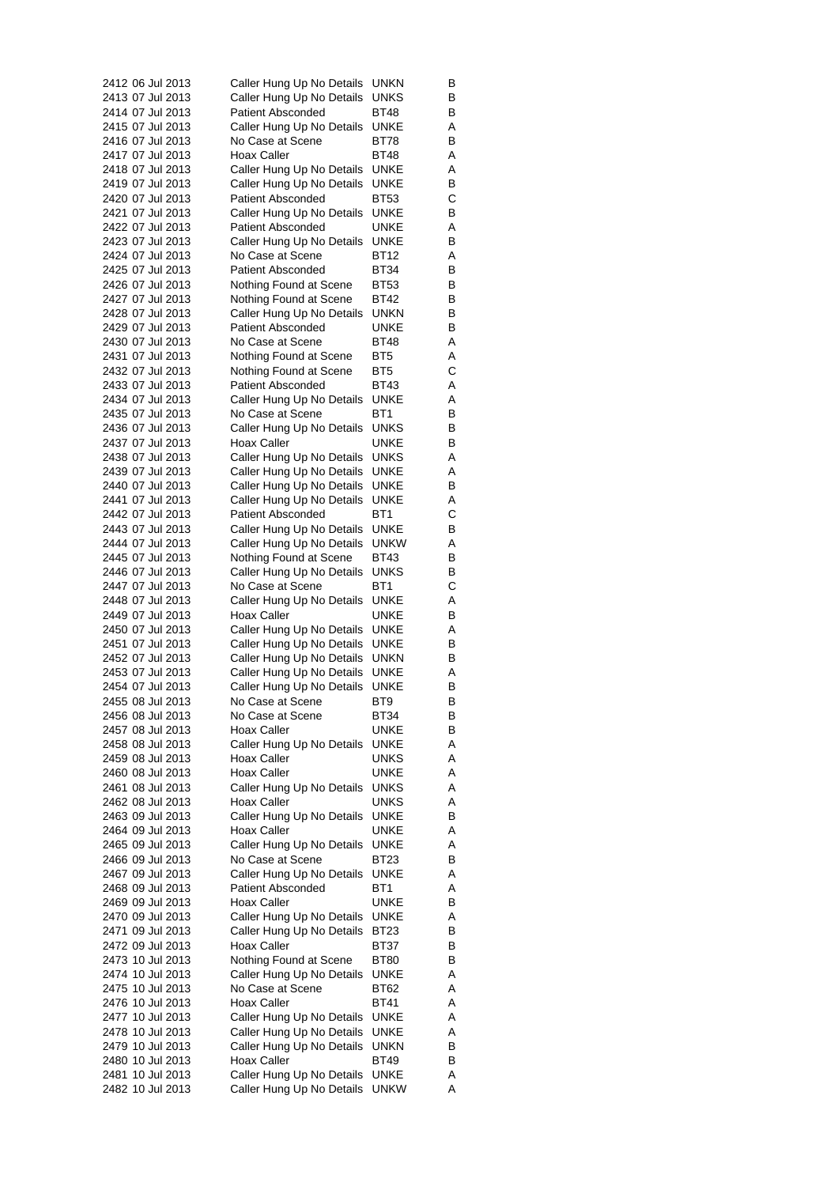| | | | | |
|---|---|---|---|---|
| 2412 | 06 Jul 2013 | Caller Hung Up No Details | UNKN | B |
| 2413 | 07 Jul 2013 | Caller Hung Up No Details | UNKS | B |
| 2414 | 07 Jul 2013 | Patient Absconded | BT48 | B |
| 2415 | 07 Jul 2013 | Caller Hung Up No Details | UNKE | A |
| 2416 | 07 Jul 2013 | No Case at Scene | BT78 | B |
| 2417 | 07 Jul 2013 | Hoax Caller | BT48 | A |
| 2418 | 07 Jul 2013 | Caller Hung Up No Details | UNKE | A |
| 2419 | 07 Jul 2013 | Caller Hung Up No Details | UNKE | B |
| 2420 | 07 Jul 2013 | Patient Absconded | BT53 | C |
| 2421 | 07 Jul 2013 | Caller Hung Up No Details | UNKE | B |
| 2422 | 07 Jul 2013 | Patient Absconded | UNKE | A |
| 2423 | 07 Jul 2013 | Caller Hung Up No Details | UNKE | B |
| 2424 | 07 Jul 2013 | No Case at Scene | BT12 | A |
| 2425 | 07 Jul 2013 | Patient Absconded | BT34 | B |
| 2426 | 07 Jul 2013 | Nothing Found at Scene | BT53 | B |
| 2427 | 07 Jul 2013 | Nothing Found at Scene | BT42 | B |
| 2428 | 07 Jul 2013 | Caller Hung Up No Details | UNKN | B |
| 2429 | 07 Jul 2013 | Patient Absconded | UNKE | B |
| 2430 | 07 Jul 2013 | No Case at Scene | BT48 | A |
| 2431 | 07 Jul 2013 | Nothing Found at Scene | BT5 | A |
| 2432 | 07 Jul 2013 | Nothing Found at Scene | BT5 | C |
| 2433 | 07 Jul 2013 | Patient Absconded | BT43 | A |
| 2434 | 07 Jul 2013 | Caller Hung Up No Details | UNKE | A |
| 2435 | 07 Jul 2013 | No Case at Scene | BT1 | B |
| 2436 | 07 Jul 2013 | Caller Hung Up No Details | UNKS | B |
| 2437 | 07 Jul 2013 | Hoax Caller | UNKE | B |
| 2438 | 07 Jul 2013 | Caller Hung Up No Details | UNKS | A |
| 2439 | 07 Jul 2013 | Caller Hung Up No Details | UNKE | A |
| 2440 | 07 Jul 2013 | Caller Hung Up No Details | UNKE | B |
| 2441 | 07 Jul 2013 | Caller Hung Up No Details | UNKE | A |
| 2442 | 07 Jul 2013 | Patient Absconded | BT1 | C |
| 2443 | 07 Jul 2013 | Caller Hung Up No Details | UNKE | B |
| 2444 | 07 Jul 2013 | Caller Hung Up No Details | UNKW | A |
| 2445 | 07 Jul 2013 | Nothing Found at Scene | BT43 | B |
| 2446 | 07 Jul 2013 | Caller Hung Up No Details | UNKS | B |
| 2447 | 07 Jul 2013 | No Case at Scene | BT1 | C |
| 2448 | 07 Jul 2013 | Caller Hung Up No Details | UNKE | A |
| 2449 | 07 Jul 2013 | Hoax Caller | UNKE | B |
| 2450 | 07 Jul 2013 | Caller Hung Up No Details | UNKE | A |
| 2451 | 07 Jul 2013 | Caller Hung Up No Details | UNKE | B |
| 2452 | 07 Jul 2013 | Caller Hung Up No Details | UNKN | B |
| 2453 | 07 Jul 2013 | Caller Hung Up No Details | UNKE | A |
| 2454 | 07 Jul 2013 | Caller Hung Up No Details | UNKE | B |
| 2455 | 08 Jul 2013 | No Case at Scene | BT9 | B |
| 2456 | 08 Jul 2013 | No Case at Scene | BT34 | B |
| 2457 | 08 Jul 2013 | Hoax Caller | UNKE | B |
| 2458 | 08 Jul 2013 | Caller Hung Up No Details | UNKE | A |
| 2459 | 08 Jul 2013 | Hoax Caller | UNKS | A |
| 2460 | 08 Jul 2013 | Hoax Caller | UNKE | A |
| 2461 | 08 Jul 2013 | Caller Hung Up No Details | UNKS | A |
| 2462 | 08 Jul 2013 | Hoax Caller | UNKS | A |
| 2463 | 09 Jul 2013 | Caller Hung Up No Details | UNKE | B |
| 2464 | 09 Jul 2013 | Hoax Caller | UNKE | A |
| 2465 | 09 Jul 2013 | Caller Hung Up No Details | UNKE | A |
| 2466 | 09 Jul 2013 | No Case at Scene | BT23 | B |
| 2467 | 09 Jul 2013 | Caller Hung Up No Details | UNKE | A |
| 2468 | 09 Jul 2013 | Patient Absconded | BT1 | A |
| 2469 | 09 Jul 2013 | Hoax Caller | UNKE | B |
| 2470 | 09 Jul 2013 | Caller Hung Up No Details | UNKE | A |
| 2471 | 09 Jul 2013 | Caller Hung Up No Details | BT23 | B |
| 2472 | 09 Jul 2013 | Hoax Caller | BT37 | B |
| 2473 | 10 Jul 2013 | Nothing Found at Scene | BT80 | B |
| 2474 | 10 Jul 2013 | Caller Hung Up No Details | UNKE | A |
| 2475 | 10 Jul 2013 | No Case at Scene | BT62 | A |
| 2476 | 10 Jul 2013 | Hoax Caller | BT41 | A |
| 2477 | 10 Jul 2013 | Caller Hung Up No Details | UNKE | A |
| 2478 | 10 Jul 2013 | Caller Hung Up No Details | UNKE | A |
| 2479 | 10 Jul 2013 | Caller Hung Up No Details | UNKN | B |
| 2480 | 10 Jul 2013 | Hoax Caller | BT49 | B |
| 2481 | 10 Jul 2013 | Caller Hung Up No Details | UNKE | A |
| 2482 | 10 Jul 2013 | Caller Hung Up No Details | UNKW | A |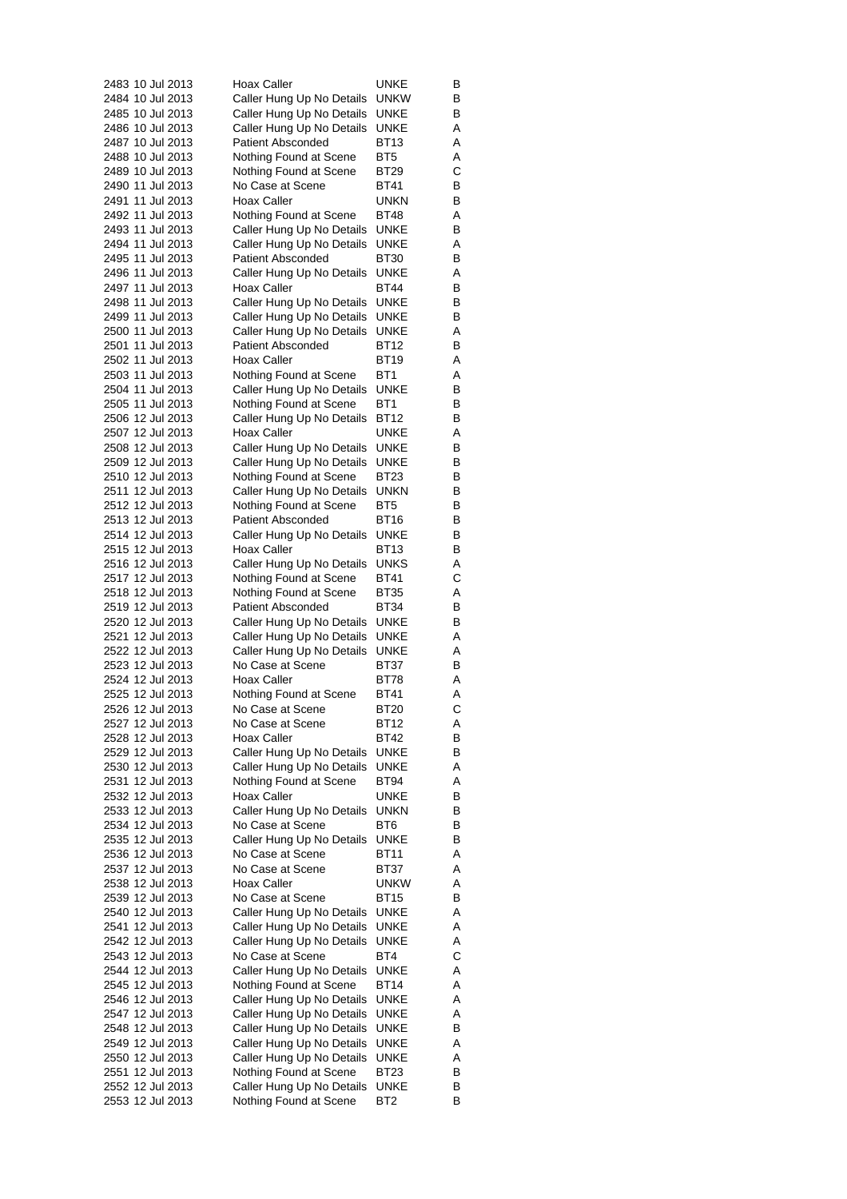| | | | | |
|---|---|---|---|---|
| 2483 | 10 Jul 2013 | Hoax Caller | UNKE | B |
| 2484 | 10 Jul 2013 | Caller Hung Up No Details | UNKW | B |
| 2485 | 10 Jul 2013 | Caller Hung Up No Details | UNKE | B |
| 2486 | 10 Jul 2013 | Caller Hung Up No Details | UNKE | A |
| 2487 | 10 Jul 2013 | Patient Absconded | BT13 | A |
| 2488 | 10 Jul 2013 | Nothing Found at Scene | BT5 | A |
| 2489 | 10 Jul 2013 | Nothing Found at Scene | BT29 | C |
| 2490 | 11 Jul 2013 | No Case at Scene | BT41 | B |
| 2491 | 11 Jul 2013 | Hoax Caller | UNKN | B |
| 2492 | 11 Jul 2013 | Nothing Found at Scene | BT48 | A |
| 2493 | 11 Jul 2013 | Caller Hung Up No Details | UNKE | B |
| 2494 | 11 Jul 2013 | Caller Hung Up No Details | UNKE | A |
| 2495 | 11 Jul 2013 | Patient Absconded | BT30 | B |
| 2496 | 11 Jul 2013 | Caller Hung Up No Details | UNKE | A |
| 2497 | 11 Jul 2013 | Hoax Caller | BT44 | B |
| 2498 | 11 Jul 2013 | Caller Hung Up No Details | UNKE | B |
| 2499 | 11 Jul 2013 | Caller Hung Up No Details | UNKE | B |
| 2500 | 11 Jul 2013 | Caller Hung Up No Details | UNKE | A |
| 2501 | 11 Jul 2013 | Patient Absconded | BT12 | B |
| 2502 | 11 Jul 2013 | Hoax Caller | BT19 | A |
| 2503 | 11 Jul 2013 | Nothing Found at Scene | BT1 | A |
| 2504 | 11 Jul 2013 | Caller Hung Up No Details | UNKE | B |
| 2505 | 11 Jul 2013 | Nothing Found at Scene | BT1 | B |
| 2506 | 12 Jul 2013 | Caller Hung Up No Details | BT12 | B |
| 2507 | 12 Jul 2013 | Hoax Caller | UNKE | A |
| 2508 | 12 Jul 2013 | Caller Hung Up No Details | UNKE | B |
| 2509 | 12 Jul 2013 | Caller Hung Up No Details | UNKE | B |
| 2510 | 12 Jul 2013 | Nothing Found at Scene | BT23 | B |
| 2511 | 12 Jul 2013 | Caller Hung Up No Details | UNKN | B |
| 2512 | 12 Jul 2013 | Nothing Found at Scene | BT5 | B |
| 2513 | 12 Jul 2013 | Patient Absconded | BT16 | B |
| 2514 | 12 Jul 2013 | Caller Hung Up No Details | UNKE | B |
| 2515 | 12 Jul 2013 | Hoax Caller | BT13 | B |
| 2516 | 12 Jul 2013 | Caller Hung Up No Details | UNKS | A |
| 2517 | 12 Jul 2013 | Nothing Found at Scene | BT41 | C |
| 2518 | 12 Jul 2013 | Nothing Found at Scene | BT35 | A |
| 2519 | 12 Jul 2013 | Patient Absconded | BT34 | B |
| 2520 | 12 Jul 2013 | Caller Hung Up No Details | UNKE | B |
| 2521 | 12 Jul 2013 | Caller Hung Up No Details | UNKE | A |
| 2522 | 12 Jul 2013 | Caller Hung Up No Details | UNKE | A |
| 2523 | 12 Jul 2013 | No Case at Scene | BT37 | B |
| 2524 | 12 Jul 2013 | Hoax Caller | BT78 | A |
| 2525 | 12 Jul 2013 | Nothing Found at Scene | BT41 | A |
| 2526 | 12 Jul 2013 | No Case at Scene | BT20 | C |
| 2527 | 12 Jul 2013 | No Case at Scene | BT12 | A |
| 2528 | 12 Jul 2013 | Hoax Caller | BT42 | B |
| 2529 | 12 Jul 2013 | Caller Hung Up No Details | UNKE | B |
| 2530 | 12 Jul 2013 | Caller Hung Up No Details | UNKE | A |
| 2531 | 12 Jul 2013 | Nothing Found at Scene | BT94 | A |
| 2532 | 12 Jul 2013 | Hoax Caller | UNKE | B |
| 2533 | 12 Jul 2013 | Caller Hung Up No Details | UNKN | B |
| 2534 | 12 Jul 2013 | No Case at Scene | BT6 | B |
| 2535 | 12 Jul 2013 | Caller Hung Up No Details | UNKE | B |
| 2536 | 12 Jul 2013 | No Case at Scene | BT11 | A |
| 2537 | 12 Jul 2013 | No Case at Scene | BT37 | A |
| 2538 | 12 Jul 2013 | Hoax Caller | UNKW | A |
| 2539 | 12 Jul 2013 | No Case at Scene | BT15 | B |
| 2540 | 12 Jul 2013 | Caller Hung Up No Details | UNKE | A |
| 2541 | 12 Jul 2013 | Caller Hung Up No Details | UNKE | A |
| 2542 | 12 Jul 2013 | Caller Hung Up No Details | UNKE | A |
| 2543 | 12 Jul 2013 | No Case at Scene | BT4 | C |
| 2544 | 12 Jul 2013 | Caller Hung Up No Details | UNKE | A |
| 2545 | 12 Jul 2013 | Nothing Found at Scene | BT14 | A |
| 2546 | 12 Jul 2013 | Caller Hung Up No Details | UNKE | A |
| 2547 | 12 Jul 2013 | Caller Hung Up No Details | UNKE | A |
| 2548 | 12 Jul 2013 | Caller Hung Up No Details | UNKE | B |
| 2549 | 12 Jul 2013 | Caller Hung Up No Details | UNKE | A |
| 2550 | 12 Jul 2013 | Caller Hung Up No Details | UNKE | A |
| 2551 | 12 Jul 2013 | Nothing Found at Scene | BT23 | B |
| 2552 | 12 Jul 2013 | Caller Hung Up No Details | UNKE | B |
| 2553 | 12 Jul 2013 | Nothing Found at Scene | BT2 | B |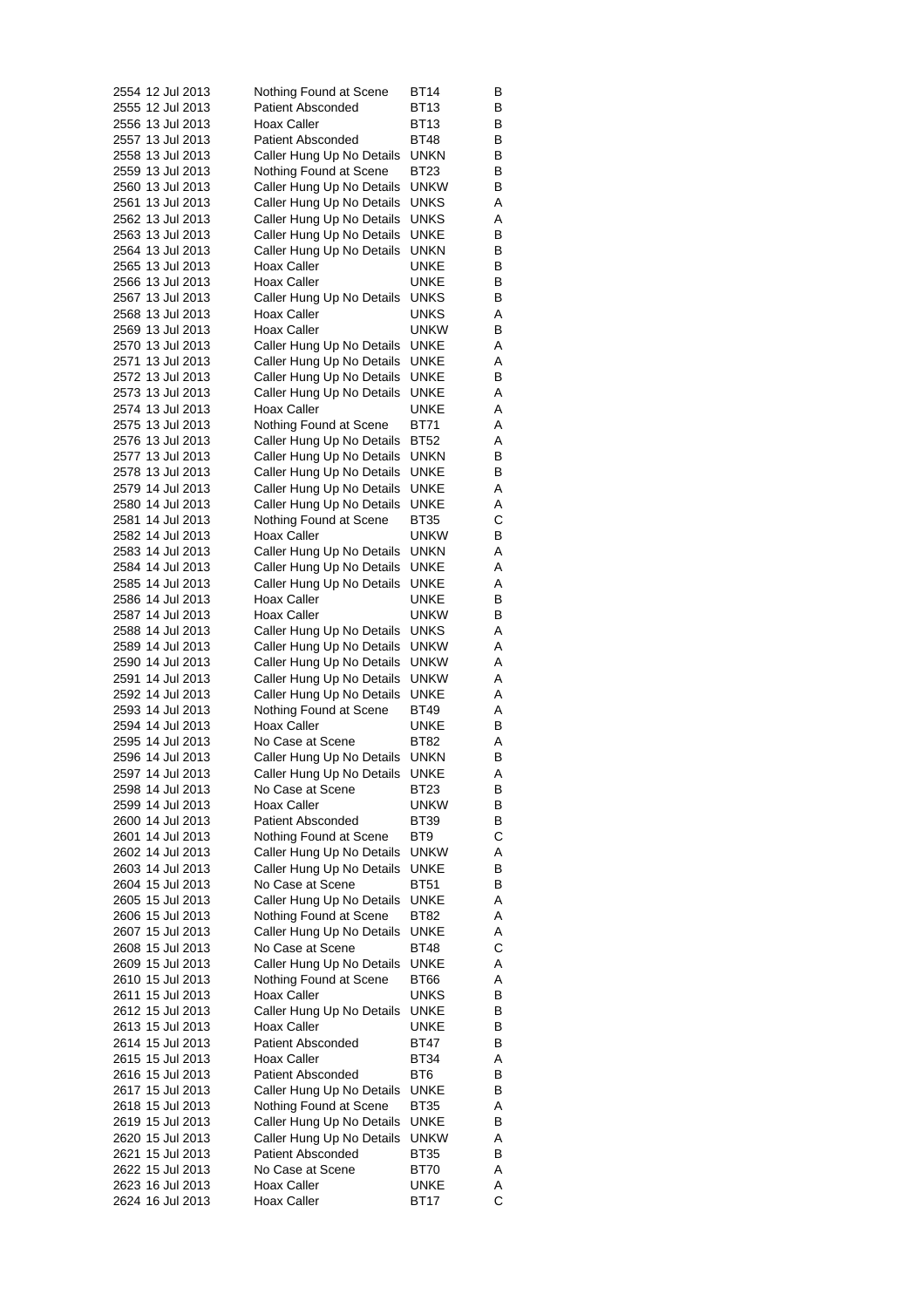| | | | | |
|---|---|---|---|---|
| 2554 | 12 Jul 2013 | Nothing Found at Scene | BT14 | B |
| 2555 | 12 Jul 2013 | Patient Absconded | BT13 | B |
| 2556 | 13 Jul 2013 | Hoax Caller | BT13 | B |
| 2557 | 13 Jul 2013 | Patient Absconded | BT48 | B |
| 2558 | 13 Jul 2013 | Caller Hung Up No Details | UNKN | B |
| 2559 | 13 Jul 2013 | Nothing Found at Scene | BT23 | B |
| 2560 | 13 Jul 2013 | Caller Hung Up No Details | UNKW | B |
| 2561 | 13 Jul 2013 | Caller Hung Up No Details | UNKS | A |
| 2562 | 13 Jul 2013 | Caller Hung Up No Details | UNKS | A |
| 2563 | 13 Jul 2013 | Caller Hung Up No Details | UNKE | B |
| 2564 | 13 Jul 2013 | Caller Hung Up No Details | UNKN | B |
| 2565 | 13 Jul 2013 | Hoax Caller | UNKE | B |
| 2566 | 13 Jul 2013 | Hoax Caller | UNKE | B |
| 2567 | 13 Jul 2013 | Caller Hung Up No Details | UNKS | B |
| 2568 | 13 Jul 2013 | Hoax Caller | UNKS | A |
| 2569 | 13 Jul 2013 | Hoax Caller | UNKW | B |
| 2570 | 13 Jul 2013 | Caller Hung Up No Details | UNKE | A |
| 2571 | 13 Jul 2013 | Caller Hung Up No Details | UNKE | A |
| 2572 | 13 Jul 2013 | Caller Hung Up No Details | UNKE | B |
| 2573 | 13 Jul 2013 | Caller Hung Up No Details | UNKE | A |
| 2574 | 13 Jul 2013 | Hoax Caller | UNKE | A |
| 2575 | 13 Jul 2013 | Nothing Found at Scene | BT71 | A |
| 2576 | 13 Jul 2013 | Caller Hung Up No Details | BT52 | A |
| 2577 | 13 Jul 2013 | Caller Hung Up No Details | UNKN | B |
| 2578 | 13 Jul 2013 | Caller Hung Up No Details | UNKE | B |
| 2579 | 14 Jul 2013 | Caller Hung Up No Details | UNKE | A |
| 2580 | 14 Jul 2013 | Caller Hung Up No Details | UNKE | A |
| 2581 | 14 Jul 2013 | Nothing Found at Scene | BT35 | C |
| 2582 | 14 Jul 2013 | Hoax Caller | UNKW | B |
| 2583 | 14 Jul 2013 | Caller Hung Up No Details | UNKN | A |
| 2584 | 14 Jul 2013 | Caller Hung Up No Details | UNKE | A |
| 2585 | 14 Jul 2013 | Caller Hung Up No Details | UNKE | A |
| 2586 | 14 Jul 2013 | Hoax Caller | UNKE | B |
| 2587 | 14 Jul 2013 | Hoax Caller | UNKW | B |
| 2588 | 14 Jul 2013 | Caller Hung Up No Details | UNKS | A |
| 2589 | 14 Jul 2013 | Caller Hung Up No Details | UNKW | A |
| 2590 | 14 Jul 2013 | Caller Hung Up No Details | UNKW | A |
| 2591 | 14 Jul 2013 | Caller Hung Up No Details | UNKW | A |
| 2592 | 14 Jul 2013 | Caller Hung Up No Details | UNKE | A |
| 2593 | 14 Jul 2013 | Nothing Found at Scene | BT49 | A |
| 2594 | 14 Jul 2013 | Hoax Caller | UNKE | B |
| 2595 | 14 Jul 2013 | No Case at Scene | BT82 | A |
| 2596 | 14 Jul 2013 | Caller Hung Up No Details | UNKN | B |
| 2597 | 14 Jul 2013 | Caller Hung Up No Details | UNKE | A |
| 2598 | 14 Jul 2013 | No Case at Scene | BT23 | B |
| 2599 | 14 Jul 2013 | Hoax Caller | UNKW | B |
| 2600 | 14 Jul 2013 | Patient Absconded | BT39 | B |
| 2601 | 14 Jul 2013 | Nothing Found at Scene | BT9 | C |
| 2602 | 14 Jul 2013 | Caller Hung Up No Details | UNKW | A |
| 2603 | 14 Jul 2013 | Caller Hung Up No Details | UNKE | B |
| 2604 | 15 Jul 2013 | No Case at Scene | BT51 | B |
| 2605 | 15 Jul 2013 | Caller Hung Up No Details | UNKE | A |
| 2606 | 15 Jul 2013 | Nothing Found at Scene | BT82 | A |
| 2607 | 15 Jul 2013 | Caller Hung Up No Details | UNKE | A |
| 2608 | 15 Jul 2013 | No Case at Scene | BT48 | C |
| 2609 | 15 Jul 2013 | Caller Hung Up No Details | UNKE | A |
| 2610 | 15 Jul 2013 | Nothing Found at Scene | BT66 | A |
| 2611 | 15 Jul 2013 | Hoax Caller | UNKS | B |
| 2612 | 15 Jul 2013 | Caller Hung Up No Details | UNKE | B |
| 2613 | 15 Jul 2013 | Hoax Caller | UNKE | B |
| 2614 | 15 Jul 2013 | Patient Absconded | BT47 | B |
| 2615 | 15 Jul 2013 | Hoax Caller | BT34 | A |
| 2616 | 15 Jul 2013 | Patient Absconded | BT6 | B |
| 2617 | 15 Jul 2013 | Caller Hung Up No Details | UNKE | B |
| 2618 | 15 Jul 2013 | Nothing Found at Scene | BT35 | A |
| 2619 | 15 Jul 2013 | Caller Hung Up No Details | UNKE | B |
| 2620 | 15 Jul 2013 | Caller Hung Up No Details | UNKW | A |
| 2621 | 15 Jul 2013 | Patient Absconded | BT35 | B |
| 2622 | 15 Jul 2013 | No Case at Scene | BT70 | A |
| 2623 | 16 Jul 2013 | Hoax Caller | UNKE | A |
| 2624 | 16 Jul 2013 | Hoax Caller | BT17 | C |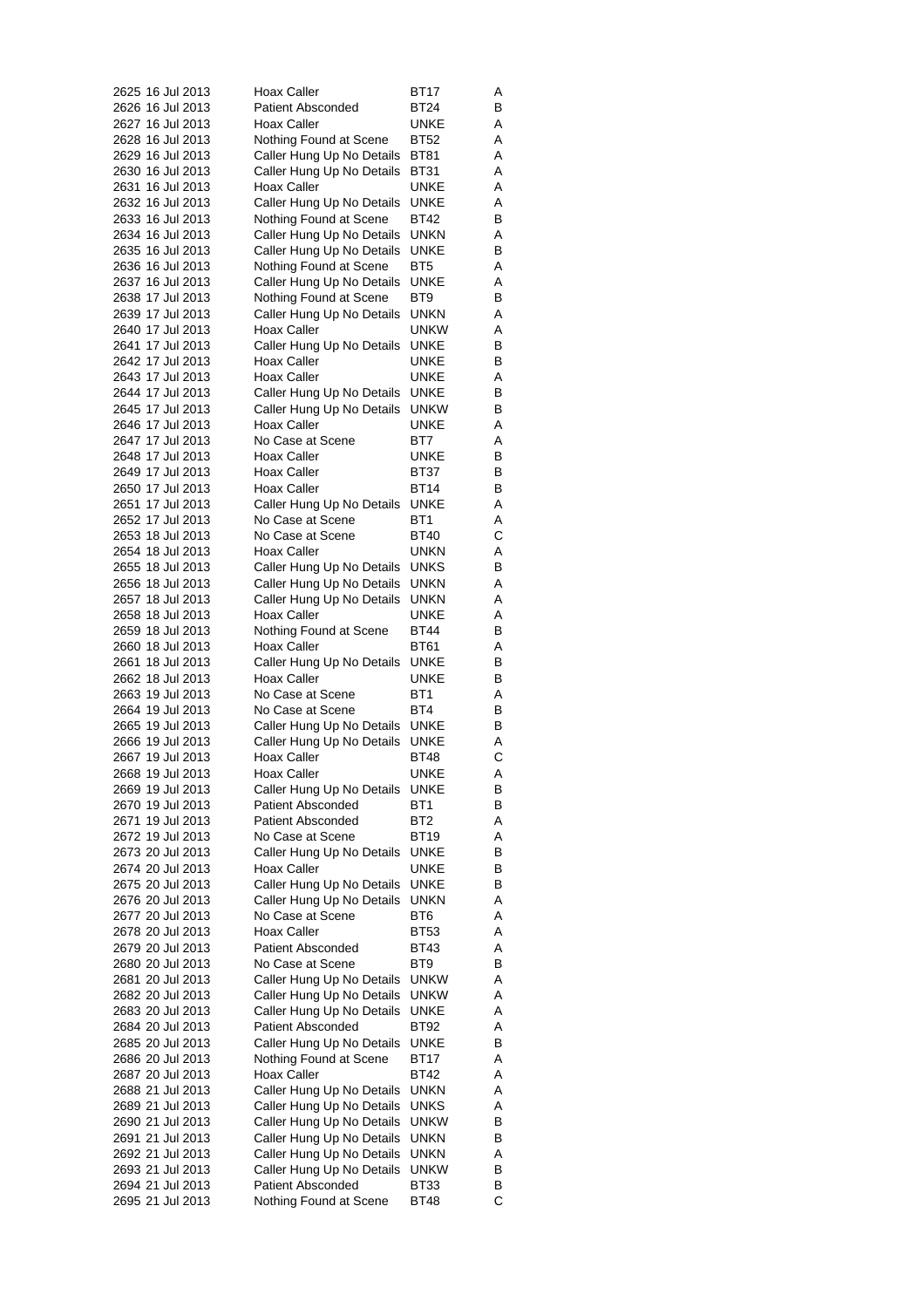| | | | | |
|---|---|---|---|---|
| 2625 | 16 Jul 2013 | Hoax Caller | BT17 | A |
| 2626 | 16 Jul 2013 | Patient Absconded | BT24 | B |
| 2627 | 16 Jul 2013 | Hoax Caller | UNKE | A |
| 2628 | 16 Jul 2013 | Nothing Found at Scene | BT52 | A |
| 2629 | 16 Jul 2013 | Caller Hung Up No Details | BT81 | A |
| 2630 | 16 Jul 2013 | Caller Hung Up No Details | BT31 | A |
| 2631 | 16 Jul 2013 | Hoax Caller | UNKE | A |
| 2632 | 16 Jul 2013 | Caller Hung Up No Details | UNKE | A |
| 2633 | 16 Jul 2013 | Nothing Found at Scene | BT42 | B |
| 2634 | 16 Jul 2013 | Caller Hung Up No Details | UNKN | A |
| 2635 | 16 Jul 2013 | Caller Hung Up No Details | UNKE | B |
| 2636 | 16 Jul 2013 | Nothing Found at Scene | BT5 | A |
| 2637 | 16 Jul 2013 | Caller Hung Up No Details | UNKE | A |
| 2638 | 17 Jul 2013 | Nothing Found at Scene | BT9 | B |
| 2639 | 17 Jul 2013 | Caller Hung Up No Details | UNKN | A |
| 2640 | 17 Jul 2013 | Hoax Caller | UNKW | A |
| 2641 | 17 Jul 2013 | Caller Hung Up No Details | UNKE | B |
| 2642 | 17 Jul 2013 | Hoax Caller | UNKE | B |
| 2643 | 17 Jul 2013 | Hoax Caller | UNKE | A |
| 2644 | 17 Jul 2013 | Caller Hung Up No Details | UNKE | B |
| 2645 | 17 Jul 2013 | Caller Hung Up No Details | UNKW | B |
| 2646 | 17 Jul 2013 | Hoax Caller | UNKE | A |
| 2647 | 17 Jul 2013 | No Case at Scene | BT7 | A |
| 2648 | 17 Jul 2013 | Hoax Caller | UNKE | B |
| 2649 | 17 Jul 2013 | Hoax Caller | BT37 | B |
| 2650 | 17 Jul 2013 | Hoax Caller | BT14 | B |
| 2651 | 17 Jul 2013 | Caller Hung Up No Details | UNKE | A |
| 2652 | 17 Jul 2013 | No Case at Scene | BT1 | A |
| 2653 | 18 Jul 2013 | No Case at Scene | BT40 | C |
| 2654 | 18 Jul 2013 | Hoax Caller | UNKN | A |
| 2655 | 18 Jul 2013 | Caller Hung Up No Details | UNKS | B |
| 2656 | 18 Jul 2013 | Caller Hung Up No Details | UNKN | A |
| 2657 | 18 Jul 2013 | Caller Hung Up No Details | UNKN | A |
| 2658 | 18 Jul 2013 | Hoax Caller | UNKE | A |
| 2659 | 18 Jul 2013 | Nothing Found at Scene | BT44 | B |
| 2660 | 18 Jul 2013 | Hoax Caller | BT61 | A |
| 2661 | 18 Jul 2013 | Caller Hung Up No Details | UNKE | B |
| 2662 | 18 Jul 2013 | Hoax Caller | UNKE | B |
| 2663 | 19 Jul 2013 | No Case at Scene | BT1 | A |
| 2664 | 19 Jul 2013 | No Case at Scene | BT4 | B |
| 2665 | 19 Jul 2013 | Caller Hung Up No Details | UNKE | B |
| 2666 | 19 Jul 2013 | Caller Hung Up No Details | UNKE | A |
| 2667 | 19 Jul 2013 | Hoax Caller | BT48 | C |
| 2668 | 19 Jul 2013 | Hoax Caller | UNKE | A |
| 2669 | 19 Jul 2013 | Caller Hung Up No Details | UNKE | B |
| 2670 | 19 Jul 2013 | Patient Absconded | BT1 | B |
| 2671 | 19 Jul 2013 | Patient Absconded | BT2 | A |
| 2672 | 19 Jul 2013 | No Case at Scene | BT19 | A |
| 2673 | 20 Jul 2013 | Caller Hung Up No Details | UNKE | B |
| 2674 | 20 Jul 2013 | Hoax Caller | UNKE | B |
| 2675 | 20 Jul 2013 | Caller Hung Up No Details | UNKE | B |
| 2676 | 20 Jul 2013 | Caller Hung Up No Details | UNKN | A |
| 2677 | 20 Jul 2013 | No Case at Scene | BT6 | A |
| 2678 | 20 Jul 2013 | Hoax Caller | BT53 | A |
| 2679 | 20 Jul 2013 | Patient Absconded | BT43 | A |
| 2680 | 20 Jul 2013 | No Case at Scene | BT9 | B |
| 2681 | 20 Jul 2013 | Caller Hung Up No Details | UNKW | A |
| 2682 | 20 Jul 2013 | Caller Hung Up No Details | UNKW | A |
| 2683 | 20 Jul 2013 | Caller Hung Up No Details | UNKE | A |
| 2684 | 20 Jul 2013 | Patient Absconded | BT92 | A |
| 2685 | 20 Jul 2013 | Caller Hung Up No Details | UNKE | B |
| 2686 | 20 Jul 2013 | Nothing Found at Scene | BT17 | A |
| 2687 | 20 Jul 2013 | Hoax Caller | BT42 | A |
| 2688 | 21 Jul 2013 | Caller Hung Up No Details | UNKN | A |
| 2689 | 21 Jul 2013 | Caller Hung Up No Details | UNKS | A |
| 2690 | 21 Jul 2013 | Caller Hung Up No Details | UNKW | B |
| 2691 | 21 Jul 2013 | Caller Hung Up No Details | UNKN | B |
| 2692 | 21 Jul 2013 | Caller Hung Up No Details | UNKN | A |
| 2693 | 21 Jul 2013 | Caller Hung Up No Details | UNKW | B |
| 2694 | 21 Jul 2013 | Patient Absconded | BT33 | B |
| 2695 | 21 Jul 2013 | Nothing Found at Scene | BT48 | C |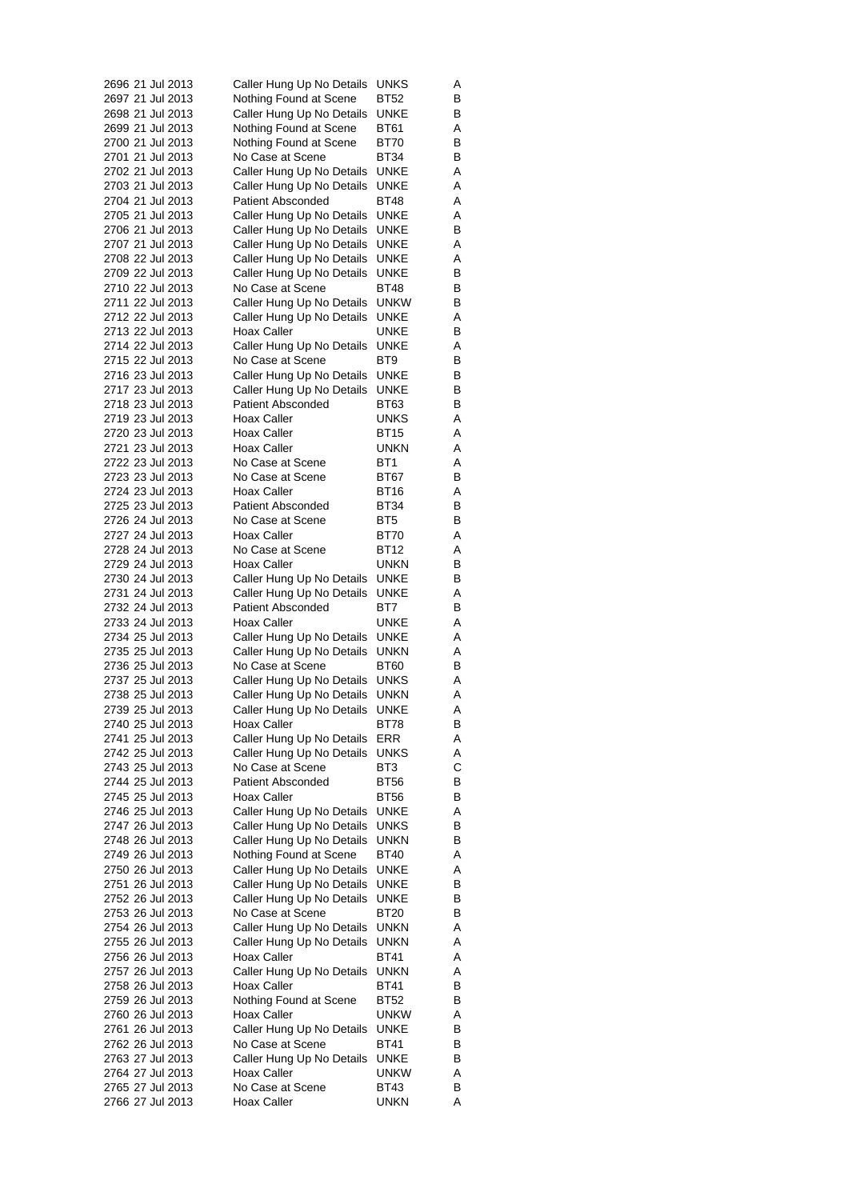| | | | | |
|---|---|---|---|---|
| 2696 | 21 Jul 2013 | Caller Hung Up No Details | UNKS | A |
| 2697 | 21 Jul 2013 | Nothing Found at Scene | BT52 | B |
| 2698 | 21 Jul 2013 | Caller Hung Up No Details | UNKE | B |
| 2699 | 21 Jul 2013 | Nothing Found at Scene | BT61 | A |
| 2700 | 21 Jul 2013 | Nothing Found at Scene | BT70 | B |
| 2701 | 21 Jul 2013 | No Case at Scene | BT34 | B |
| 2702 | 21 Jul 2013 | Caller Hung Up No Details | UNKE | A |
| 2703 | 21 Jul 2013 | Caller Hung Up No Details | UNKE | A |
| 2704 | 21 Jul 2013 | Patient Absconded | BT48 | A |
| 2705 | 21 Jul 2013 | Caller Hung Up No Details | UNKE | A |
| 2706 | 21 Jul 2013 | Caller Hung Up No Details | UNKE | B |
| 2707 | 21 Jul 2013 | Caller Hung Up No Details | UNKE | A |
| 2708 | 22 Jul 2013 | Caller Hung Up No Details | UNKE | A |
| 2709 | 22 Jul 2013 | Caller Hung Up No Details | UNKE | B |
| 2710 | 22 Jul 2013 | No Case at Scene | BT48 | B |
| 2711 | 22 Jul 2013 | Caller Hung Up No Details | UNKW | B |
| 2712 | 22 Jul 2013 | Caller Hung Up No Details | UNKE | A |
| 2713 | 22 Jul 2013 | Hoax Caller | UNKE | B |
| 2714 | 22 Jul 2013 | Caller Hung Up No Details | UNKE | A |
| 2715 | 22 Jul 2013 | No Case at Scene | BT9 | B |
| 2716 | 23 Jul 2013 | Caller Hung Up No Details | UNKE | B |
| 2717 | 23 Jul 2013 | Caller Hung Up No Details | UNKE | B |
| 2718 | 23 Jul 2013 | Patient Absconded | BT63 | B |
| 2719 | 23 Jul 2013 | Hoax Caller | UNKS | A |
| 2720 | 23 Jul 2013 | Hoax Caller | BT15 | A |
| 2721 | 23 Jul 2013 | Hoax Caller | UNKN | A |
| 2722 | 23 Jul 2013 | No Case at Scene | BT1 | A |
| 2723 | 23 Jul 2013 | No Case at Scene | BT67 | B |
| 2724 | 23 Jul 2013 | Hoax Caller | BT16 | A |
| 2725 | 23 Jul 2013 | Patient Absconded | BT34 | B |
| 2726 | 24 Jul 2013 | No Case at Scene | BT5 | B |
| 2727 | 24 Jul 2013 | Hoax Caller | BT70 | A |
| 2728 | 24 Jul 2013 | No Case at Scene | BT12 | A |
| 2729 | 24 Jul 2013 | Hoax Caller | UNKN | B |
| 2730 | 24 Jul 2013 | Caller Hung Up No Details | UNKE | B |
| 2731 | 24 Jul 2013 | Caller Hung Up No Details | UNKE | A |
| 2732 | 24 Jul 2013 | Patient Absconded | BT7 | B |
| 2733 | 24 Jul 2013 | Hoax Caller | UNKE | A |
| 2734 | 25 Jul 2013 | Caller Hung Up No Details | UNKE | A |
| 2735 | 25 Jul 2013 | Caller Hung Up No Details | UNKN | A |
| 2736 | 25 Jul 2013 | No Case at Scene | BT60 | B |
| 2737 | 25 Jul 2013 | Caller Hung Up No Details | UNKS | A |
| 2738 | 25 Jul 2013 | Caller Hung Up No Details | UNKN | A |
| 2739 | 25 Jul 2013 | Caller Hung Up No Details | UNKE | A |
| 2740 | 25 Jul 2013 | Hoax Caller | BT78 | B |
| 2741 | 25 Jul 2013 | Caller Hung Up No Details | ERR | A |
| 2742 | 25 Jul 2013 | Caller Hung Up No Details | UNKS | A |
| 2743 | 25 Jul 2013 | No Case at Scene | BT3 | C |
| 2744 | 25 Jul 2013 | Patient Absconded | BT56 | B |
| 2745 | 25 Jul 2013 | Hoax Caller | BT56 | B |
| 2746 | 25 Jul 2013 | Caller Hung Up No Details | UNKE | A |
| 2747 | 26 Jul 2013 | Caller Hung Up No Details | UNKS | B |
| 2748 | 26 Jul 2013 | Caller Hung Up No Details | UNKN | B |
| 2749 | 26 Jul 2013 | Nothing Found at Scene | BT40 | A |
| 2750 | 26 Jul 2013 | Caller Hung Up No Details | UNKE | A |
| 2751 | 26 Jul 2013 | Caller Hung Up No Details | UNKE | B |
| 2752 | 26 Jul 2013 | Caller Hung Up No Details | UNKE | B |
| 2753 | 26 Jul 2013 | No Case at Scene | BT20 | B |
| 2754 | 26 Jul 2013 | Caller Hung Up No Details | UNKN | A |
| 2755 | 26 Jul 2013 | Caller Hung Up No Details | UNKN | A |
| 2756 | 26 Jul 2013 | Hoax Caller | BT41 | A |
| 2757 | 26 Jul 2013 | Caller Hung Up No Details | UNKN | A |
| 2758 | 26 Jul 2013 | Hoax Caller | BT41 | B |
| 2759 | 26 Jul 2013 | Nothing Found at Scene | BT52 | B |
| 2760 | 26 Jul 2013 | Hoax Caller | UNKW | A |
| 2761 | 26 Jul 2013 | Caller Hung Up No Details | UNKE | B |
| 2762 | 26 Jul 2013 | No Case at Scene | BT41 | B |
| 2763 | 27 Jul 2013 | Caller Hung Up No Details | UNKE | B |
| 2764 | 27 Jul 2013 | Hoax Caller | UNKW | A |
| 2765 | 27 Jul 2013 | No Case at Scene | BT43 | B |
| 2766 | 27 Jul 2013 | Hoax Caller | UNKN | A |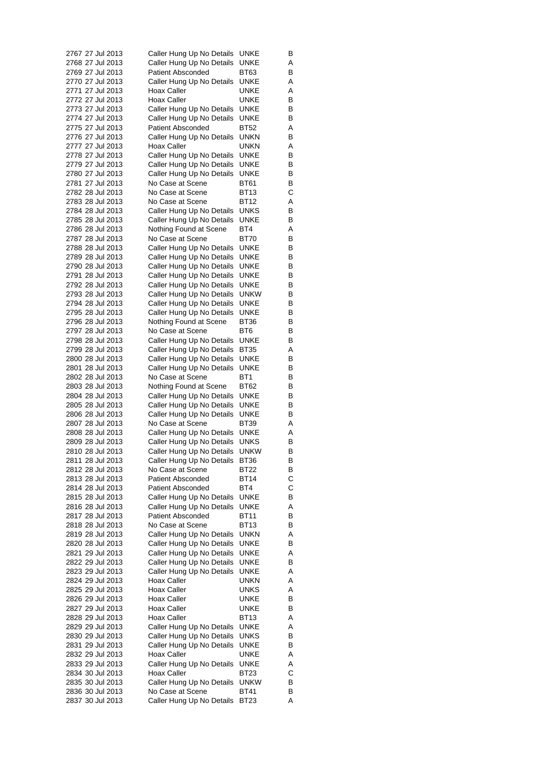| | | | | |
|---|---|---|---|---|
| 2767 | 27 Jul 2013 | Caller Hung Up No Details | UNKE | B |
| 2768 | 27 Jul 2013 | Caller Hung Up No Details | UNKE | A |
| 2769 | 27 Jul 2013 | Patient Absconded | BT63 | B |
| 2770 | 27 Jul 2013 | Caller Hung Up No Details | UNKE | A |
| 2771 | 27 Jul 2013 | Hoax Caller | UNKE | A |
| 2772 | 27 Jul 2013 | Hoax Caller | UNKE | B |
| 2773 | 27 Jul 2013 | Caller Hung Up No Details | UNKE | B |
| 2774 | 27 Jul 2013 | Caller Hung Up No Details | UNKE | B |
| 2775 | 27 Jul 2013 | Patient Absconded | BT52 | A |
| 2776 | 27 Jul 2013 | Caller Hung Up No Details | UNKN | B |
| 2777 | 27 Jul 2013 | Hoax Caller | UNKN | A |
| 2778 | 27 Jul 2013 | Caller Hung Up No Details | UNKE | B |
| 2779 | 27 Jul 2013 | Caller Hung Up No Details | UNKE | B |
| 2780 | 27 Jul 2013 | Caller Hung Up No Details | UNKE | B |
| 2781 | 27 Jul 2013 | No Case at Scene | BT61 | B |
| 2782 | 28 Jul 2013 | No Case at Scene | BT13 | C |
| 2783 | 28 Jul 2013 | No Case at Scene | BT12 | A |
| 2784 | 28 Jul 2013 | Caller Hung Up No Details | UNKS | B |
| 2785 | 28 Jul 2013 | Caller Hung Up No Details | UNKE | B |
| 2786 | 28 Jul 2013 | Nothing Found at Scene | BT4 | A |
| 2787 | 28 Jul 2013 | No Case at Scene | BT70 | B |
| 2788 | 28 Jul 2013 | Caller Hung Up No Details | UNKE | B |
| 2789 | 28 Jul 2013 | Caller Hung Up No Details | UNKE | B |
| 2790 | 28 Jul 2013 | Caller Hung Up No Details | UNKE | B |
| 2791 | 28 Jul 2013 | Caller Hung Up No Details | UNKE | B |
| 2792 | 28 Jul 2013 | Caller Hung Up No Details | UNKE | B |
| 2793 | 28 Jul 2013 | Caller Hung Up No Details | UNKW | B |
| 2794 | 28 Jul 2013 | Caller Hung Up No Details | UNKE | B |
| 2795 | 28 Jul 2013 | Caller Hung Up No Details | UNKE | B |
| 2796 | 28 Jul 2013 | Nothing Found at Scene | BT36 | B |
| 2797 | 28 Jul 2013 | No Case at Scene | BT6 | B |
| 2798 | 28 Jul 2013 | Caller Hung Up No Details | UNKE | B |
| 2799 | 28 Jul 2013 | Caller Hung Up No Details | BT35 | A |
| 2800 | 28 Jul 2013 | Caller Hung Up No Details | UNKE | B |
| 2801 | 28 Jul 2013 | Caller Hung Up No Details | UNKE | B |
| 2802 | 28 Jul 2013 | No Case at Scene | BT1 | B |
| 2803 | 28 Jul 2013 | Nothing Found at Scene | BT62 | B |
| 2804 | 28 Jul 2013 | Caller Hung Up No Details | UNKE | B |
| 2805 | 28 Jul 2013 | Caller Hung Up No Details | UNKE | B |
| 2806 | 28 Jul 2013 | Caller Hung Up No Details | UNKE | B |
| 2807 | 28 Jul 2013 | No Case at Scene | BT39 | A |
| 2808 | 28 Jul 2013 | Caller Hung Up No Details | UNKE | A |
| 2809 | 28 Jul 2013 | Caller Hung Up No Details | UNKS | B |
| 2810 | 28 Jul 2013 | Caller Hung Up No Details | UNKW | B |
| 2811 | 28 Jul 2013 | Caller Hung Up No Details | BT36 | B |
| 2812 | 28 Jul 2013 | No Case at Scene | BT22 | B |
| 2813 | 28 Jul 2013 | Patient Absconded | BT14 | C |
| 2814 | 28 Jul 2013 | Patient Absconded | BT4 | C |
| 2815 | 28 Jul 2013 | Caller Hung Up No Details | UNKE | B |
| 2816 | 28 Jul 2013 | Caller Hung Up No Details | UNKE | A |
| 2817 | 28 Jul 2013 | Patient Absconded | BT11 | B |
| 2818 | 28 Jul 2013 | No Case at Scene | BT13 | B |
| 2819 | 28 Jul 2013 | Caller Hung Up No Details | UNKN | A |
| 2820 | 28 Jul 2013 | Caller Hung Up No Details | UNKE | B |
| 2821 | 29 Jul 2013 | Caller Hung Up No Details | UNKE | A |
| 2822 | 29 Jul 2013 | Caller Hung Up No Details | UNKE | B |
| 2823 | 29 Jul 2013 | Caller Hung Up No Details | UNKE | A |
| 2824 | 29 Jul 2013 | Hoax Caller | UNKN | A |
| 2825 | 29 Jul 2013 | Hoax Caller | UNKS | A |
| 2826 | 29 Jul 2013 | Hoax Caller | UNKE | B |
| 2827 | 29 Jul 2013 | Hoax Caller | UNKE | B |
| 2828 | 29 Jul 2013 | Hoax Caller | BT13 | A |
| 2829 | 29 Jul 2013 | Caller Hung Up No Details | UNKE | A |
| 2830 | 29 Jul 2013 | Caller Hung Up No Details | UNKS | B |
| 2831 | 29 Jul 2013 | Caller Hung Up No Details | UNKE | B |
| 2832 | 29 Jul 2013 | Hoax Caller | UNKE | A |
| 2833 | 29 Jul 2013 | Caller Hung Up No Details | UNKE | A |
| 2834 | 30 Jul 2013 | Hoax Caller | BT23 | C |
| 2835 | 30 Jul 2013 | Caller Hung Up No Details | UNKW | B |
| 2836 | 30 Jul 2013 | No Case at Scene | BT41 | B |
| 2837 | 30 Jul 2013 | Caller Hung Up No Details | BT23 | A |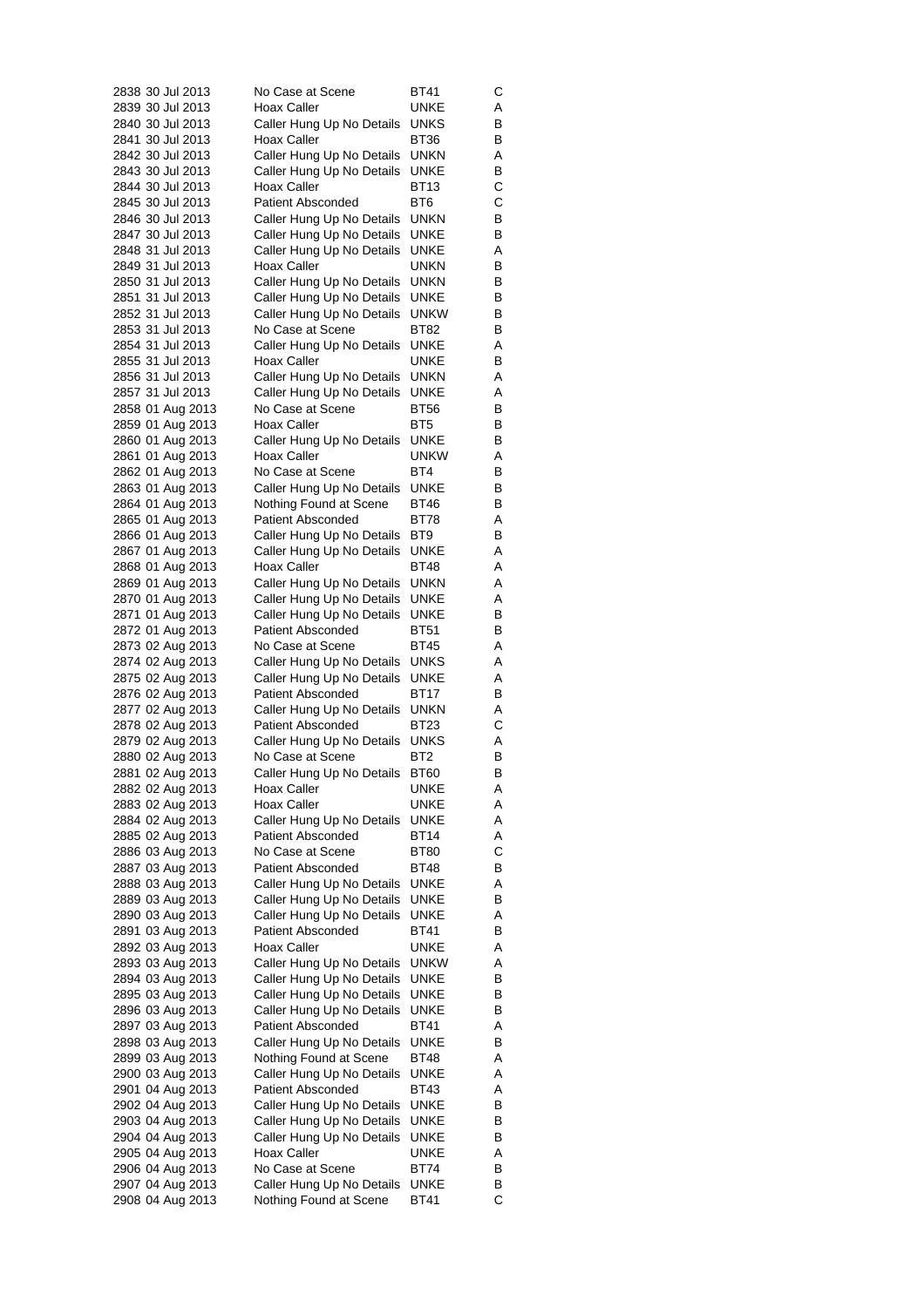| | | | | |
|---|---|---|---|---|
| 2838 | 30 Jul 2013 | No Case at Scene | BT41 | C |
| 2839 | 30 Jul 2013 | Hoax Caller | UNKE | A |
| 2840 | 30 Jul 2013 | Caller Hung Up No Details | UNKS | B |
| 2841 | 30 Jul 2013 | Hoax Caller | BT36 | B |
| 2842 | 30 Jul 2013 | Caller Hung Up No Details | UNKN | A |
| 2843 | 30 Jul 2013 | Caller Hung Up No Details | UNKE | B |
| 2844 | 30 Jul 2013 | Hoax Caller | BT13 | C |
| 2845 | 30 Jul 2013 | Patient Absconded | BT6 | C |
| 2846 | 30 Jul 2013 | Caller Hung Up No Details | UNKN | B |
| 2847 | 30 Jul 2013 | Caller Hung Up No Details | UNKE | B |
| 2848 | 31 Jul 2013 | Caller Hung Up No Details | UNKE | A |
| 2849 | 31 Jul 2013 | Hoax Caller | UNKN | B |
| 2850 | 31 Jul 2013 | Caller Hung Up No Details | UNKN | B |
| 2851 | 31 Jul 2013 | Caller Hung Up No Details | UNKE | B |
| 2852 | 31 Jul 2013 | Caller Hung Up No Details | UNKW | B |
| 2853 | 31 Jul 2013 | No Case at Scene | BT82 | B |
| 2854 | 31 Jul 2013 | Caller Hung Up No Details | UNKE | A |
| 2855 | 31 Jul 2013 | Hoax Caller | UNKE | B |
| 2856 | 31 Jul 2013 | Caller Hung Up No Details | UNKN | A |
| 2857 | 31 Jul 2013 | Caller Hung Up No Details | UNKE | A |
| 2858 | 01 Aug 2013 | No Case at Scene | BT56 | B |
| 2859 | 01 Aug 2013 | Hoax Caller | BT5 | B |
| 2860 | 01 Aug 2013 | Caller Hung Up No Details | UNKE | B |
| 2861 | 01 Aug 2013 | Hoax Caller | UNKW | A |
| 2862 | 01 Aug 2013 | No Case at Scene | BT4 | B |
| 2863 | 01 Aug 2013 | Caller Hung Up No Details | UNKE | B |
| 2864 | 01 Aug 2013 | Nothing Found at Scene | BT46 | B |
| 2865 | 01 Aug 2013 | Patient Absconded | BT78 | A |
| 2866 | 01 Aug 2013 | Caller Hung Up No Details | BT9 | B |
| 2867 | 01 Aug 2013 | Caller Hung Up No Details | UNKE | A |
| 2868 | 01 Aug 2013 | Hoax Caller | BT48 | A |
| 2869 | 01 Aug 2013 | Caller Hung Up No Details | UNKN | A |
| 2870 | 01 Aug 2013 | Caller Hung Up No Details | UNKE | A |
| 2871 | 01 Aug 2013 | Caller Hung Up No Details | UNKE | B |
| 2872 | 01 Aug 2013 | Patient Absconded | BT51 | B |
| 2873 | 02 Aug 2013 | No Case at Scene | BT45 | A |
| 2874 | 02 Aug 2013 | Caller Hung Up No Details | UNKS | A |
| 2875 | 02 Aug 2013 | Caller Hung Up No Details | UNKE | A |
| 2876 | 02 Aug 2013 | Patient Absconded | BT17 | B |
| 2877 | 02 Aug 2013 | Caller Hung Up No Details | UNKN | A |
| 2878 | 02 Aug 2013 | Patient Absconded | BT23 | C |
| 2879 | 02 Aug 2013 | Caller Hung Up No Details | UNKS | A |
| 2880 | 02 Aug 2013 | No Case at Scene | BT2 | B |
| 2881 | 02 Aug 2013 | Caller Hung Up No Details | BT60 | B |
| 2882 | 02 Aug 2013 | Hoax Caller | UNKE | A |
| 2883 | 02 Aug 2013 | Hoax Caller | UNKE | A |
| 2884 | 02 Aug 2013 | Caller Hung Up No Details | UNKE | A |
| 2885 | 02 Aug 2013 | Patient Absconded | BT14 | A |
| 2886 | 03 Aug 2013 | No Case at Scene | BT80 | C |
| 2887 | 03 Aug 2013 | Patient Absconded | BT48 | B |
| 2888 | 03 Aug 2013 | Caller Hung Up No Details | UNKE | A |
| 2889 | 03 Aug 2013 | Caller Hung Up No Details | UNKE | B |
| 2890 | 03 Aug 2013 | Caller Hung Up No Details | UNKE | A |
| 2891 | 03 Aug 2013 | Patient Absconded | BT41 | B |
| 2892 | 03 Aug 2013 | Hoax Caller | UNKE | A |
| 2893 | 03 Aug 2013 | Caller Hung Up No Details | UNKW | A |
| 2894 | 03 Aug 2013 | Caller Hung Up No Details | UNKE | B |
| 2895 | 03 Aug 2013 | Caller Hung Up No Details | UNKE | B |
| 2896 | 03 Aug 2013 | Caller Hung Up No Details | UNKE | B |
| 2897 | 03 Aug 2013 | Patient Absconded | BT41 | A |
| 2898 | 03 Aug 2013 | Caller Hung Up No Details | UNKE | B |
| 2899 | 03 Aug 2013 | Nothing Found at Scene | BT48 | A |
| 2900 | 03 Aug 2013 | Caller Hung Up No Details | UNKE | A |
| 2901 | 04 Aug 2013 | Patient Absconded | BT43 | A |
| 2902 | 04 Aug 2013 | Caller Hung Up No Details | UNKE | B |
| 2903 | 04 Aug 2013 | Caller Hung Up No Details | UNKE | B |
| 2904 | 04 Aug 2013 | Caller Hung Up No Details | UNKE | B |
| 2905 | 04 Aug 2013 | Hoax Caller | UNKE | A |
| 2906 | 04 Aug 2013 | No Case at Scene | BT74 | B |
| 2907 | 04 Aug 2013 | Caller Hung Up No Details | UNKE | B |
| 2908 | 04 Aug 2013 | Nothing Found at Scene | BT41 | C |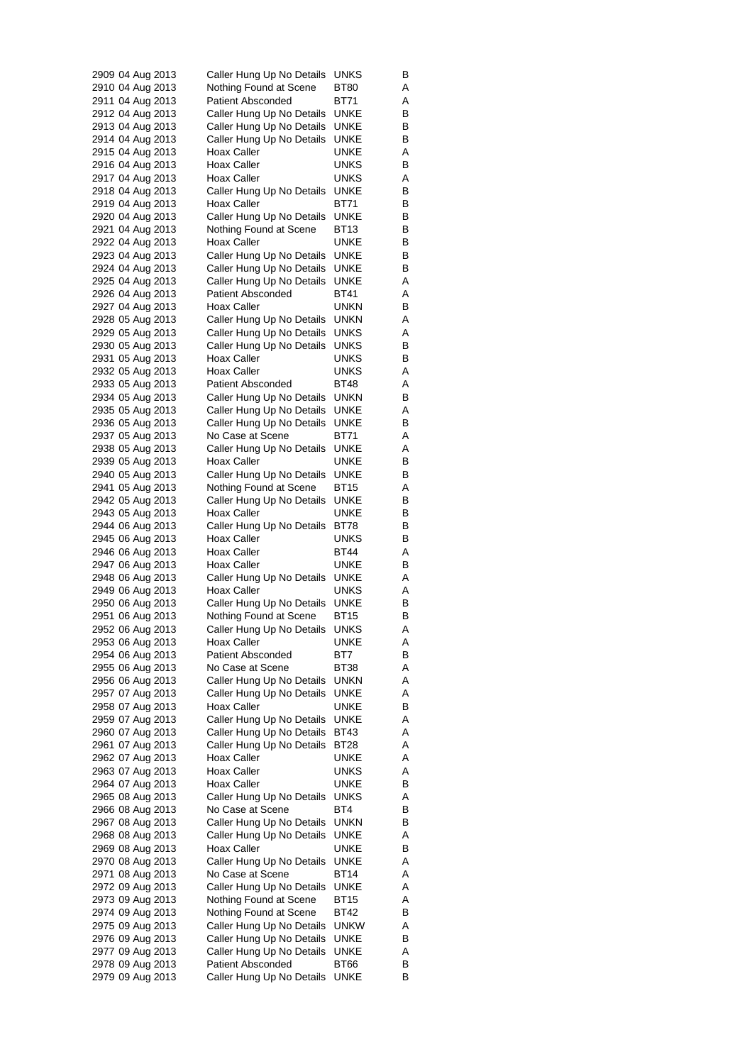| | | | | |
|---|---|---|---|---|
| 2909 | 04 Aug 2013 | Caller Hung Up No Details | UNKS | B |
| 2910 | 04 Aug 2013 | Nothing Found at Scene | BT80 | A |
| 2911 | 04 Aug 2013 | Patient Absconded | BT71 | A |
| 2912 | 04 Aug 2013 | Caller Hung Up No Details | UNKE | B |
| 2913 | 04 Aug 2013 | Caller Hung Up No Details | UNKE | B |
| 2914 | 04 Aug 2013 | Caller Hung Up No Details | UNKE | B |
| 2915 | 04 Aug 2013 | Hoax Caller | UNKE | A |
| 2916 | 04 Aug 2013 | Hoax Caller | UNKS | B |
| 2917 | 04 Aug 2013 | Hoax Caller | UNKS | A |
| 2918 | 04 Aug 2013 | Caller Hung Up No Details | UNKE | B |
| 2919 | 04 Aug 2013 | Hoax Caller | BT71 | B |
| 2920 | 04 Aug 2013 | Caller Hung Up No Details | UNKE | B |
| 2921 | 04 Aug 2013 | Nothing Found at Scene | BT13 | B |
| 2922 | 04 Aug 2013 | Hoax Caller | UNKE | B |
| 2923 | 04 Aug 2013 | Caller Hung Up No Details | UNKE | B |
| 2924 | 04 Aug 2013 | Caller Hung Up No Details | UNKE | B |
| 2925 | 04 Aug 2013 | Caller Hung Up No Details | UNKE | A |
| 2926 | 04 Aug 2013 | Patient Absconded | BT41 | A |
| 2927 | 04 Aug 2013 | Hoax Caller | UNKN | B |
| 2928 | 05 Aug 2013 | Caller Hung Up No Details | UNKN | A |
| 2929 | 05 Aug 2013 | Caller Hung Up No Details | UNKS | A |
| 2930 | 05 Aug 2013 | Caller Hung Up No Details | UNKS | B |
| 2931 | 05 Aug 2013 | Hoax Caller | UNKS | B |
| 2932 | 05 Aug 2013 | Hoax Caller | UNKS | A |
| 2933 | 05 Aug 2013 | Patient Absconded | BT48 | A |
| 2934 | 05 Aug 2013 | Caller Hung Up No Details | UNKN | B |
| 2935 | 05 Aug 2013 | Caller Hung Up No Details | UNKE | A |
| 2936 | 05 Aug 2013 | Caller Hung Up No Details | UNKE | B |
| 2937 | 05 Aug 2013 | No Case at Scene | BT71 | A |
| 2938 | 05 Aug 2013 | Caller Hung Up No Details | UNKE | A |
| 2939 | 05 Aug 2013 | Hoax Caller | UNKE | B |
| 2940 | 05 Aug 2013 | Caller Hung Up No Details | UNKE | B |
| 2941 | 05 Aug 2013 | Nothing Found at Scene | BT15 | A |
| 2942 | 05 Aug 2013 | Caller Hung Up No Details | UNKE | B |
| 2943 | 05 Aug 2013 | Hoax Caller | UNKE | B |
| 2944 | 06 Aug 2013 | Caller Hung Up No Details | BT78 | B |
| 2945 | 06 Aug 2013 | Hoax Caller | UNKS | B |
| 2946 | 06 Aug 2013 | Hoax Caller | BT44 | A |
| 2947 | 06 Aug 2013 | Hoax Caller | UNKE | B |
| 2948 | 06 Aug 2013 | Caller Hung Up No Details | UNKE | A |
| 2949 | 06 Aug 2013 | Hoax Caller | UNKS | A |
| 2950 | 06 Aug 2013 | Caller Hung Up No Details | UNKE | B |
| 2951 | 06 Aug 2013 | Nothing Found at Scene | BT15 | B |
| 2952 | 06 Aug 2013 | Caller Hung Up No Details | UNKS | A |
| 2953 | 06 Aug 2013 | Hoax Caller | UNKE | A |
| 2954 | 06 Aug 2013 | Patient Absconded | BT7 | B |
| 2955 | 06 Aug 2013 | No Case at Scene | BT38 | A |
| 2956 | 06 Aug 2013 | Caller Hung Up No Details | UNKN | A |
| 2957 | 07 Aug 2013 | Caller Hung Up No Details | UNKE | A |
| 2958 | 07 Aug 2013 | Hoax Caller | UNKE | B |
| 2959 | 07 Aug 2013 | Caller Hung Up No Details | UNKE | A |
| 2960 | 07 Aug 2013 | Caller Hung Up No Details | BT43 | A |
| 2961 | 07 Aug 2013 | Caller Hung Up No Details | BT28 | A |
| 2962 | 07 Aug 2013 | Hoax Caller | UNKE | A |
| 2963 | 07 Aug 2013 | Hoax Caller | UNKS | A |
| 2964 | 07 Aug 2013 | Hoax Caller | UNKE | B |
| 2965 | 08 Aug 2013 | Caller Hung Up No Details | UNKS | A |
| 2966 | 08 Aug 2013 | No Case at Scene | BT4 | B |
| 2967 | 08 Aug 2013 | Caller Hung Up No Details | UNKN | B |
| 2968 | 08 Aug 2013 | Caller Hung Up No Details | UNKE | A |
| 2969 | 08 Aug 2013 | Hoax Caller | UNKE | B |
| 2970 | 08 Aug 2013 | Caller Hung Up No Details | UNKE | A |
| 2971 | 08 Aug 2013 | No Case at Scene | BT14 | A |
| 2972 | 09 Aug 2013 | Caller Hung Up No Details | UNKE | A |
| 2973 | 09 Aug 2013 | Nothing Found at Scene | BT15 | A |
| 2974 | 09 Aug 2013 | Nothing Found at Scene | BT42 | B |
| 2975 | 09 Aug 2013 | Caller Hung Up No Details | UNKW | A |
| 2976 | 09 Aug 2013 | Caller Hung Up No Details | UNKE | B |
| 2977 | 09 Aug 2013 | Caller Hung Up No Details | UNKE | A |
| 2978 | 09 Aug 2013 | Patient Absconded | BT66 | B |
| 2979 | 09 Aug 2013 | Caller Hung Up No Details | UNKE | B |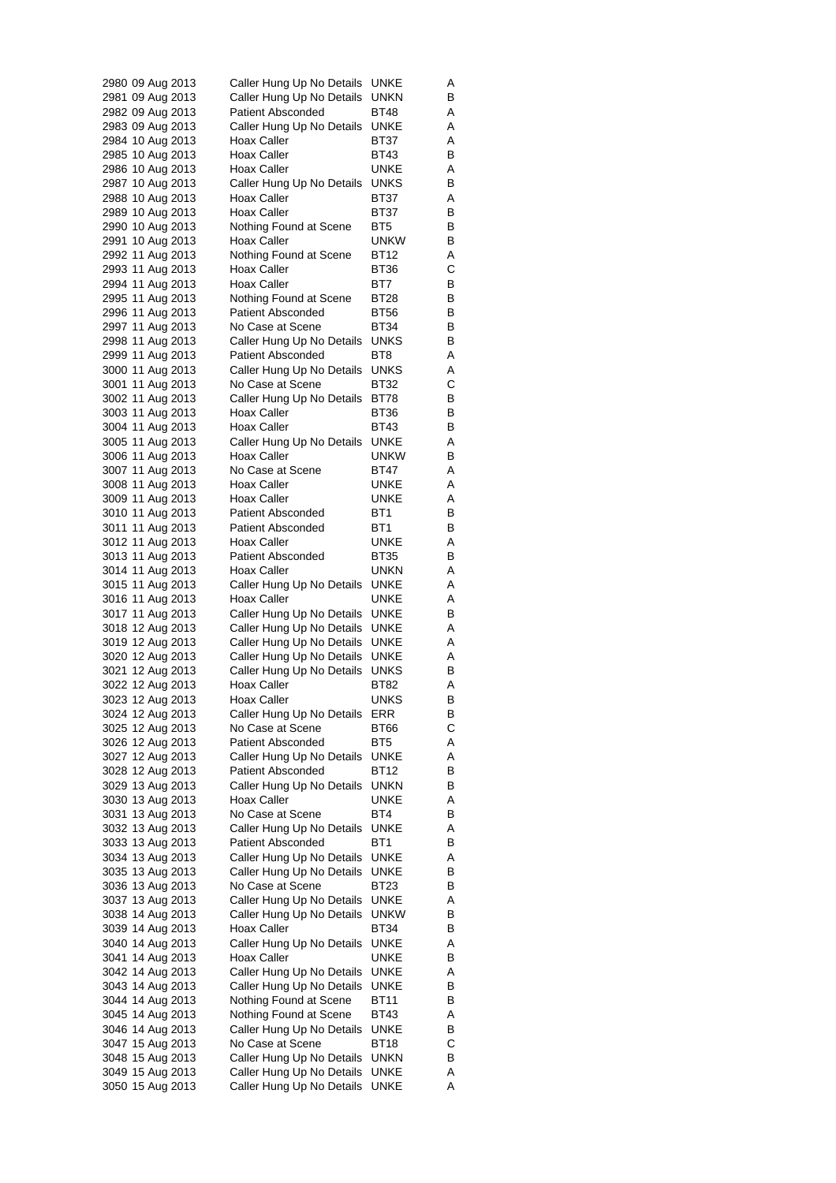| | | | | |
|---|---|---|---|---|
| 2980 | 09 Aug 2013 | Caller Hung Up No Details | UNKE | A |
| 2981 | 09 Aug 2013 | Caller Hung Up No Details | UNKN | B |
| 2982 | 09 Aug 2013 | Patient Absconded | BT48 | A |
| 2983 | 09 Aug 2013 | Caller Hung Up No Details | UNKE | A |
| 2984 | 10 Aug 2013 | Hoax Caller | BT37 | A |
| 2985 | 10 Aug 2013 | Hoax Caller | BT43 | B |
| 2986 | 10 Aug 2013 | Hoax Caller | UNKE | A |
| 2987 | 10 Aug 2013 | Caller Hung Up No Details | UNKS | B |
| 2988 | 10 Aug 2013 | Hoax Caller | BT37 | A |
| 2989 | 10 Aug 2013 | Hoax Caller | BT37 | B |
| 2990 | 10 Aug 2013 | Nothing Found at Scene | BT5 | B |
| 2991 | 10 Aug 2013 | Hoax Caller | UNKW | B |
| 2992 | 11 Aug 2013 | Nothing Found at Scene | BT12 | A |
| 2993 | 11 Aug 2013 | Hoax Caller | BT36 | C |
| 2994 | 11 Aug 2013 | Hoax Caller | BT7 | B |
| 2995 | 11 Aug 2013 | Nothing Found at Scene | BT28 | B |
| 2996 | 11 Aug 2013 | Patient Absconded | BT56 | B |
| 2997 | 11 Aug 2013 | No Case at Scene | BT34 | B |
| 2998 | 11 Aug 2013 | Caller Hung Up No Details | UNKS | B |
| 2999 | 11 Aug 2013 | Patient Absconded | BT8 | A |
| 3000 | 11 Aug 2013 | Caller Hung Up No Details | UNKS | A |
| 3001 | 11 Aug 2013 | No Case at Scene | BT32 | C |
| 3002 | 11 Aug 2013 | Caller Hung Up No Details | BT78 | B |
| 3003 | 11 Aug 2013 | Hoax Caller | BT36 | B |
| 3004 | 11 Aug 2013 | Hoax Caller | BT43 | B |
| 3005 | 11 Aug 2013 | Caller Hung Up No Details | UNKE | A |
| 3006 | 11 Aug 2013 | Hoax Caller | UNKW | B |
| 3007 | 11 Aug 2013 | No Case at Scene | BT47 | A |
| 3008 | 11 Aug 2013 | Hoax Caller | UNKE | A |
| 3009 | 11 Aug 2013 | Hoax Caller | UNKE | A |
| 3010 | 11 Aug 2013 | Patient Absconded | BT1 | B |
| 3011 | 11 Aug 2013 | Patient Absconded | BT1 | B |
| 3012 | 11 Aug 2013 | Hoax Caller | UNKE | A |
| 3013 | 11 Aug 2013 | Patient Absconded | BT35 | B |
| 3014 | 11 Aug 2013 | Hoax Caller | UNKN | A |
| 3015 | 11 Aug 2013 | Caller Hung Up No Details | UNKE | A |
| 3016 | 11 Aug 2013 | Hoax Caller | UNKE | A |
| 3017 | 11 Aug 2013 | Caller Hung Up No Details | UNKE | B |
| 3018 | 12 Aug 2013 | Caller Hung Up No Details | UNKE | A |
| 3019 | 12 Aug 2013 | Caller Hung Up No Details | UNKE | A |
| 3020 | 12 Aug 2013 | Caller Hung Up No Details | UNKE | A |
| 3021 | 12 Aug 2013 | Caller Hung Up No Details | UNKS | B |
| 3022 | 12 Aug 2013 | Hoax Caller | BT82 | A |
| 3023 | 12 Aug 2013 | Hoax Caller | UNKS | B |
| 3024 | 12 Aug 2013 | Caller Hung Up No Details | ERR | B |
| 3025 | 12 Aug 2013 | No Case at Scene | BT66 | C |
| 3026 | 12 Aug 2013 | Patient Absconded | BT5 | A |
| 3027 | 12 Aug 2013 | Caller Hung Up No Details | UNKE | A |
| 3028 | 12 Aug 2013 | Patient Absconded | BT12 | B |
| 3029 | 13 Aug 2013 | Caller Hung Up No Details | UNKN | B |
| 3030 | 13 Aug 2013 | Hoax Caller | UNKE | A |
| 3031 | 13 Aug 2013 | No Case at Scene | BT4 | B |
| 3032 | 13 Aug 2013 | Caller Hung Up No Details | UNKE | A |
| 3033 | 13 Aug 2013 | Patient Absconded | BT1 | B |
| 3034 | 13 Aug 2013 | Caller Hung Up No Details | UNKE | A |
| 3035 | 13 Aug 2013 | Caller Hung Up No Details | UNKE | B |
| 3036 | 13 Aug 2013 | No Case at Scene | BT23 | B |
| 3037 | 13 Aug 2013 | Caller Hung Up No Details | UNKE | A |
| 3038 | 14 Aug 2013 | Caller Hung Up No Details | UNKW | B |
| 3039 | 14 Aug 2013 | Hoax Caller | BT34 | B |
| 3040 | 14 Aug 2013 | Caller Hung Up No Details | UNKE | A |
| 3041 | 14 Aug 2013 | Hoax Caller | UNKE | B |
| 3042 | 14 Aug 2013 | Caller Hung Up No Details | UNKE | A |
| 3043 | 14 Aug 2013 | Caller Hung Up No Details | UNKE | B |
| 3044 | 14 Aug 2013 | Nothing Found at Scene | BT11 | B |
| 3045 | 14 Aug 2013 | Nothing Found at Scene | BT43 | A |
| 3046 | 14 Aug 2013 | Caller Hung Up No Details | UNKE | B |
| 3047 | 15 Aug 2013 | No Case at Scene | BT18 | C |
| 3048 | 15 Aug 2013 | Caller Hung Up No Details | UNKN | B |
| 3049 | 15 Aug 2013 | Caller Hung Up No Details | UNKE | A |
| 3050 | 15 Aug 2013 | Caller Hung Up No Details | UNKE | A |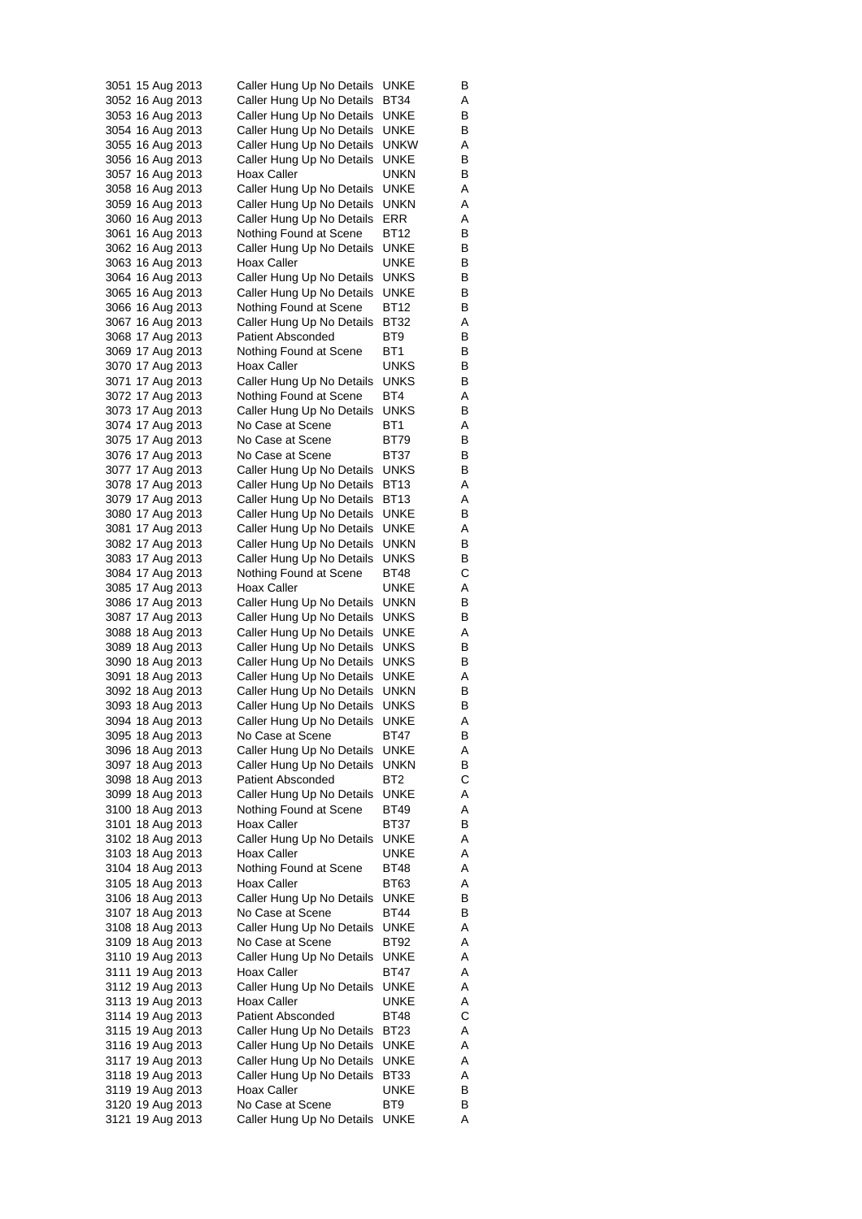| | | | | |
|---|---|---|---|---|
| 3051 | 15 Aug 2013 | Caller Hung Up No Details | UNKE | B |
| 3052 | 16 Aug 2013 | Caller Hung Up No Details | BT34 | A |
| 3053 | 16 Aug 2013 | Caller Hung Up No Details | UNKE | B |
| 3054 | 16 Aug 2013 | Caller Hung Up No Details | UNKE | B |
| 3055 | 16 Aug 2013 | Caller Hung Up No Details | UNKW | A |
| 3056 | 16 Aug 2013 | Caller Hung Up No Details | UNKE | B |
| 3057 | 16 Aug 2013 | Hoax Caller | UNKN | B |
| 3058 | 16 Aug 2013 | Caller Hung Up No Details | UNKE | A |
| 3059 | 16 Aug 2013 | Caller Hung Up No Details | UNKN | A |
| 3060 | 16 Aug 2013 | Caller Hung Up No Details | ERR | A |
| 3061 | 16 Aug 2013 | Nothing Found at Scene | BT12 | B |
| 3062 | 16 Aug 2013 | Caller Hung Up No Details | UNKE | B |
| 3063 | 16 Aug 2013 | Hoax Caller | UNKE | B |
| 3064 | 16 Aug 2013 | Caller Hung Up No Details | UNKS | B |
| 3065 | 16 Aug 2013 | Caller Hung Up No Details | UNKE | B |
| 3066 | 16 Aug 2013 | Nothing Found at Scene | BT12 | B |
| 3067 | 16 Aug 2013 | Caller Hung Up No Details | BT32 | A |
| 3068 | 17 Aug 2013 | Patient Absconded | BT9 | B |
| 3069 | 17 Aug 2013 | Nothing Found at Scene | BT1 | B |
| 3070 | 17 Aug 2013 | Hoax Caller | UNKS | B |
| 3071 | 17 Aug 2013 | Caller Hung Up No Details | UNKS | B |
| 3072 | 17 Aug 2013 | Nothing Found at Scene | BT4 | A |
| 3073 | 17 Aug 2013 | Caller Hung Up No Details | UNKS | B |
| 3074 | 17 Aug 2013 | No Case at Scene | BT1 | A |
| 3075 | 17 Aug 2013 | No Case at Scene | BT79 | B |
| 3076 | 17 Aug 2013 | No Case at Scene | BT37 | B |
| 3077 | 17 Aug 2013 | Caller Hung Up No Details | UNKS | B |
| 3078 | 17 Aug 2013 | Caller Hung Up No Details | BT13 | A |
| 3079 | 17 Aug 2013 | Caller Hung Up No Details | BT13 | A |
| 3080 | 17 Aug 2013 | Caller Hung Up No Details | UNKE | B |
| 3081 | 17 Aug 2013 | Caller Hung Up No Details | UNKE | A |
| 3082 | 17 Aug 2013 | Caller Hung Up No Details | UNKN | B |
| 3083 | 17 Aug 2013 | Caller Hung Up No Details | UNKS | B |
| 3084 | 17 Aug 2013 | Nothing Found at Scene | BT48 | C |
| 3085 | 17 Aug 2013 | Hoax Caller | UNKE | A |
| 3086 | 17 Aug 2013 | Caller Hung Up No Details | UNKN | B |
| 3087 | 17 Aug 2013 | Caller Hung Up No Details | UNKS | B |
| 3088 | 18 Aug 2013 | Caller Hung Up No Details | UNKE | A |
| 3089 | 18 Aug 2013 | Caller Hung Up No Details | UNKS | B |
| 3090 | 18 Aug 2013 | Caller Hung Up No Details | UNKS | B |
| 3091 | 18 Aug 2013 | Caller Hung Up No Details | UNKE | A |
| 3092 | 18 Aug 2013 | Caller Hung Up No Details | UNKN | B |
| 3093 | 18 Aug 2013 | Caller Hung Up No Details | UNKS | B |
| 3094 | 18 Aug 2013 | Caller Hung Up No Details | UNKE | A |
| 3095 | 18 Aug 2013 | No Case at Scene | BT47 | B |
| 3096 | 18 Aug 2013 | Caller Hung Up No Details | UNKE | A |
| 3097 | 18 Aug 2013 | Caller Hung Up No Details | UNKN | B |
| 3098 | 18 Aug 2013 | Patient Absconded | BT2 | C |
| 3099 | 18 Aug 2013 | Caller Hung Up No Details | UNKE | A |
| 3100 | 18 Aug 2013 | Nothing Found at Scene | BT49 | A |
| 3101 | 18 Aug 2013 | Hoax Caller | BT37 | B |
| 3102 | 18 Aug 2013 | Caller Hung Up No Details | UNKE | A |
| 3103 | 18 Aug 2013 | Hoax Caller | UNKE | A |
| 3104 | 18 Aug 2013 | Nothing Found at Scene | BT48 | A |
| 3105 | 18 Aug 2013 | Hoax Caller | BT63 | A |
| 3106 | 18 Aug 2013 | Caller Hung Up No Details | UNKE | B |
| 3107 | 18 Aug 2013 | No Case at Scene | BT44 | B |
| 3108 | 18 Aug 2013 | Caller Hung Up No Details | UNKE | A |
| 3109 | 18 Aug 2013 | No Case at Scene | BT92 | A |
| 3110 | 19 Aug 2013 | Caller Hung Up No Details | UNKE | A |
| 3111 | 19 Aug 2013 | Hoax Caller | BT47 | A |
| 3112 | 19 Aug 2013 | Caller Hung Up No Details | UNKE | A |
| 3113 | 19 Aug 2013 | Hoax Caller | UNKE | A |
| 3114 | 19 Aug 2013 | Patient Absconded | BT48 | C |
| 3115 | 19 Aug 2013 | Caller Hung Up No Details | BT23 | A |
| 3116 | 19 Aug 2013 | Caller Hung Up No Details | UNKE | A |
| 3117 | 19 Aug 2013 | Caller Hung Up No Details | UNKE | A |
| 3118 | 19 Aug 2013 | Caller Hung Up No Details | BT33 | A |
| 3119 | 19 Aug 2013 | Hoax Caller | UNKE | B |
| 3120 | 19 Aug 2013 | No Case at Scene | BT9 | B |
| 3121 | 19 Aug 2013 | Caller Hung Up No Details | UNKE | A |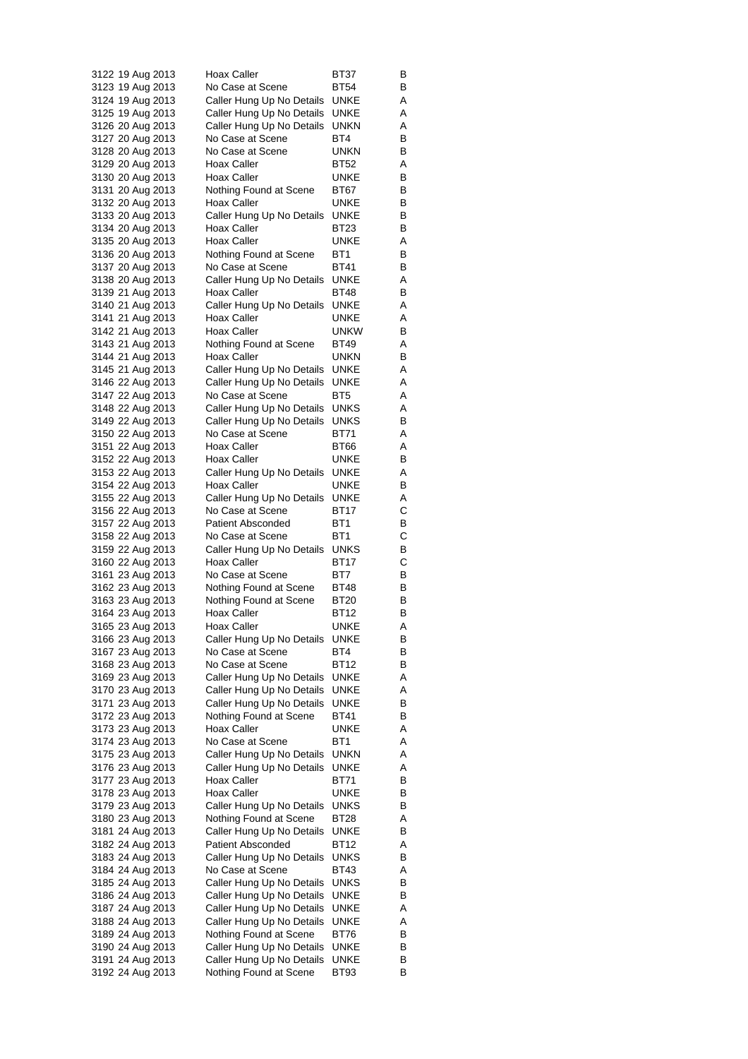| | | | | |
|---|---|---|---|---|
| 3122 | 19 Aug 2013 | Hoax Caller | BT37 | B |
| 3123 | 19 Aug 2013 | No Case at Scene | BT54 | B |
| 3124 | 19 Aug 2013 | Caller Hung Up No Details | UNKE | A |
| 3125 | 19 Aug 2013 | Caller Hung Up No Details | UNKE | A |
| 3126 | 20 Aug 2013 | Caller Hung Up No Details | UNKN | A |
| 3127 | 20 Aug 2013 | No Case at Scene | BT4 | B |
| 3128 | 20 Aug 2013 | No Case at Scene | UNKN | B |
| 3129 | 20 Aug 2013 | Hoax Caller | BT52 | A |
| 3130 | 20 Aug 2013 | Hoax Caller | UNKE | B |
| 3131 | 20 Aug 2013 | Nothing Found at Scene | BT67 | B |
| 3132 | 20 Aug 2013 | Hoax Caller | UNKE | B |
| 3133 | 20 Aug 2013 | Caller Hung Up No Details | UNKE | B |
| 3134 | 20 Aug 2013 | Hoax Caller | BT23 | B |
| 3135 | 20 Aug 2013 | Hoax Caller | UNKE | A |
| 3136 | 20 Aug 2013 | Nothing Found at Scene | BT1 | B |
| 3137 | 20 Aug 2013 | No Case at Scene | BT41 | B |
| 3138 | 20 Aug 2013 | Caller Hung Up No Details | UNKE | A |
| 3139 | 21 Aug 2013 | Hoax Caller | BT48 | B |
| 3140 | 21 Aug 2013 | Caller Hung Up No Details | UNKE | A |
| 3141 | 21 Aug 2013 | Hoax Caller | UNKE | A |
| 3142 | 21 Aug 2013 | Hoax Caller | UNKW | B |
| 3143 | 21 Aug 2013 | Nothing Found at Scene | BT49 | A |
| 3144 | 21 Aug 2013 | Hoax Caller | UNKN | B |
| 3145 | 21 Aug 2013 | Caller Hung Up No Details | UNKE | A |
| 3146 | 22 Aug 2013 | Caller Hung Up No Details | UNKE | A |
| 3147 | 22 Aug 2013 | No Case at Scene | BT5 | A |
| 3148 | 22 Aug 2013 | Caller Hung Up No Details | UNKS | A |
| 3149 | 22 Aug 2013 | Caller Hung Up No Details | UNKS | B |
| 3150 | 22 Aug 2013 | No Case at Scene | BT71 | A |
| 3151 | 22 Aug 2013 | Hoax Caller | BT66 | A |
| 3152 | 22 Aug 2013 | Hoax Caller | UNKE | B |
| 3153 | 22 Aug 2013 | Caller Hung Up No Details | UNKE | A |
| 3154 | 22 Aug 2013 | Hoax Caller | UNKE | B |
| 3155 | 22 Aug 2013 | Caller Hung Up No Details | UNKE | A |
| 3156 | 22 Aug 2013 | No Case at Scene | BT17 | C |
| 3157 | 22 Aug 2013 | Patient Absconded | BT1 | B |
| 3158 | 22 Aug 2013 | No Case at Scene | BT1 | C |
| 3159 | 22 Aug 2013 | Caller Hung Up No Details | UNKS | B |
| 3160 | 22 Aug 2013 | Hoax Caller | BT17 | C |
| 3161 | 23 Aug 2013 | No Case at Scene | BT7 | B |
| 3162 | 23 Aug 2013 | Nothing Found at Scene | BT48 | B |
| 3163 | 23 Aug 2013 | Nothing Found at Scene | BT20 | B |
| 3164 | 23 Aug 2013 | Hoax Caller | BT12 | B |
| 3165 | 23 Aug 2013 | Hoax Caller | UNKE | A |
| 3166 | 23 Aug 2013 | Caller Hung Up No Details | UNKE | B |
| 3167 | 23 Aug 2013 | No Case at Scene | BT4 | B |
| 3168 | 23 Aug 2013 | No Case at Scene | BT12 | B |
| 3169 | 23 Aug 2013 | Caller Hung Up No Details | UNKE | A |
| 3170 | 23 Aug 2013 | Caller Hung Up No Details | UNKE | A |
| 3171 | 23 Aug 2013 | Caller Hung Up No Details | UNKE | B |
| 3172 | 23 Aug 2013 | Nothing Found at Scene | BT41 | B |
| 3173 | 23 Aug 2013 | Hoax Caller | UNKE | A |
| 3174 | 23 Aug 2013 | No Case at Scene | BT1 | A |
| 3175 | 23 Aug 2013 | Caller Hung Up No Details | UNKN | A |
| 3176 | 23 Aug 2013 | Caller Hung Up No Details | UNKE | A |
| 3177 | 23 Aug 2013 | Hoax Caller | BT71 | B |
| 3178 | 23 Aug 2013 | Hoax Caller | UNKE | B |
| 3179 | 23 Aug 2013 | Caller Hung Up No Details | UNKS | B |
| 3180 | 23 Aug 2013 | Nothing Found at Scene | BT28 | A |
| 3181 | 24 Aug 2013 | Caller Hung Up No Details | UNKE | B |
| 3182 | 24 Aug 2013 | Patient Absconded | BT12 | A |
| 3183 | 24 Aug 2013 | Caller Hung Up No Details | UNKS | B |
| 3184 | 24 Aug 2013 | No Case at Scene | BT43 | A |
| 3185 | 24 Aug 2013 | Caller Hung Up No Details | UNKS | B |
| 3186 | 24 Aug 2013 | Caller Hung Up No Details | UNKE | B |
| 3187 | 24 Aug 2013 | Caller Hung Up No Details | UNKE | A |
| 3188 | 24 Aug 2013 | Caller Hung Up No Details | UNKE | A |
| 3189 | 24 Aug 2013 | Nothing Found at Scene | BT76 | B |
| 3190 | 24 Aug 2013 | Caller Hung Up No Details | UNKE | B |
| 3191 | 24 Aug 2013 | Caller Hung Up No Details | UNKE | B |
| 3192 | 24 Aug 2013 | Nothing Found at Scene | BT93 | B |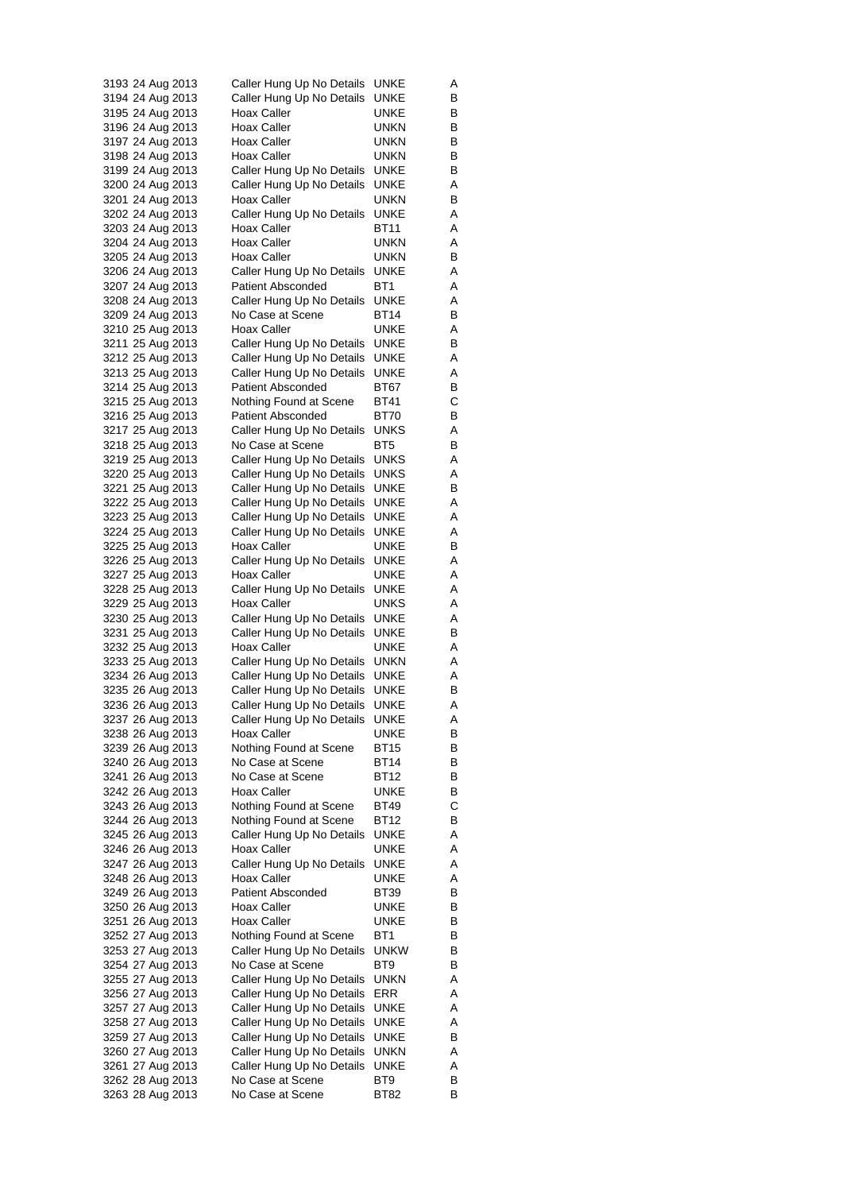| | | | | |
|---|---|---|---|---|
| 3193 | 24 Aug 2013 | Caller Hung Up No Details | UNKE | A |
| 3194 | 24 Aug 2013 | Caller Hung Up No Details | UNKE | B |
| 3195 | 24 Aug 2013 | Hoax Caller | UNKE | B |
| 3196 | 24 Aug 2013 | Hoax Caller | UNKN | B |
| 3197 | 24 Aug 2013 | Hoax Caller | UNKN | B |
| 3198 | 24 Aug 2013 | Hoax Caller | UNKN | B |
| 3199 | 24 Aug 2013 | Caller Hung Up No Details | UNKE | B |
| 3200 | 24 Aug 2013 | Caller Hung Up No Details | UNKE | A |
| 3201 | 24 Aug 2013 | Hoax Caller | UNKN | B |
| 3202 | 24 Aug 2013 | Caller Hung Up No Details | UNKE | A |
| 3203 | 24 Aug 2013 | Hoax Caller | BT11 | A |
| 3204 | 24 Aug 2013 | Hoax Caller | UNKN | A |
| 3205 | 24 Aug 2013 | Hoax Caller | UNKN | B |
| 3206 | 24 Aug 2013 | Caller Hung Up No Details | UNKE | A |
| 3207 | 24 Aug 2013 | Patient Absconded | BT1 | A |
| 3208 | 24 Aug 2013 | Caller Hung Up No Details | UNKE | A |
| 3209 | 24 Aug 2013 | No Case at Scene | BT14 | B |
| 3210 | 25 Aug 2013 | Hoax Caller | UNKE | A |
| 3211 | 25 Aug 2013 | Caller Hung Up No Details | UNKE | B |
| 3212 | 25 Aug 2013 | Caller Hung Up No Details | UNKE | A |
| 3213 | 25 Aug 2013 | Caller Hung Up No Details | UNKE | A |
| 3214 | 25 Aug 2013 | Patient Absconded | BT67 | B |
| 3215 | 25 Aug 2013 | Nothing Found at Scene | BT41 | C |
| 3216 | 25 Aug 2013 | Patient Absconded | BT70 | B |
| 3217 | 25 Aug 2013 | Caller Hung Up No Details | UNKS | A |
| 3218 | 25 Aug 2013 | No Case at Scene | BT5 | B |
| 3219 | 25 Aug 2013 | Caller Hung Up No Details | UNKS | A |
| 3220 | 25 Aug 2013 | Caller Hung Up No Details | UNKS | A |
| 3221 | 25 Aug 2013 | Caller Hung Up No Details | UNKE | B |
| 3222 | 25 Aug 2013 | Caller Hung Up No Details | UNKE | A |
| 3223 | 25 Aug 2013 | Caller Hung Up No Details | UNKE | A |
| 3224 | 25 Aug 2013 | Caller Hung Up No Details | UNKE | A |
| 3225 | 25 Aug 2013 | Hoax Caller | UNKE | B |
| 3226 | 25 Aug 2013 | Caller Hung Up No Details | UNKE | A |
| 3227 | 25 Aug 2013 | Hoax Caller | UNKE | A |
| 3228 | 25 Aug 2013 | Caller Hung Up No Details | UNKE | A |
| 3229 | 25 Aug 2013 | Hoax Caller | UNKS | A |
| 3230 | 25 Aug 2013 | Caller Hung Up No Details | UNKE | A |
| 3231 | 25 Aug 2013 | Caller Hung Up No Details | UNKE | B |
| 3232 | 25 Aug 2013 | Hoax Caller | UNKE | A |
| 3233 | 25 Aug 2013 | Caller Hung Up No Details | UNKN | A |
| 3234 | 26 Aug 2013 | Caller Hung Up No Details | UNKE | A |
| 3235 | 26 Aug 2013 | Caller Hung Up No Details | UNKE | B |
| 3236 | 26 Aug 2013 | Caller Hung Up No Details | UNKE | A |
| 3237 | 26 Aug 2013 | Caller Hung Up No Details | UNKE | A |
| 3238 | 26 Aug 2013 | Hoax Caller | UNKE | B |
| 3239 | 26 Aug 2013 | Nothing Found at Scene | BT15 | B |
| 3240 | 26 Aug 2013 | No Case at Scene | BT14 | B |
| 3241 | 26 Aug 2013 | No Case at Scene | BT12 | B |
| 3242 | 26 Aug 2013 | Hoax Caller | UNKE | B |
| 3243 | 26 Aug 2013 | Nothing Found at Scene | BT49 | C |
| 3244 | 26 Aug 2013 | Nothing Found at Scene | BT12 | B |
| 3245 | 26 Aug 2013 | Caller Hung Up No Details | UNKE | A |
| 3246 | 26 Aug 2013 | Hoax Caller | UNKE | A |
| 3247 | 26 Aug 2013 | Caller Hung Up No Details | UNKE | A |
| 3248 | 26 Aug 2013 | Hoax Caller | UNKE | A |
| 3249 | 26 Aug 2013 | Patient Absconded | BT39 | B |
| 3250 | 26 Aug 2013 | Hoax Caller | UNKE | B |
| 3251 | 26 Aug 2013 | Hoax Caller | UNKE | B |
| 3252 | 27 Aug 2013 | Nothing Found at Scene | BT1 | B |
| 3253 | 27 Aug 2013 | Caller Hung Up No Details | UNKW | B |
| 3254 | 27 Aug 2013 | No Case at Scene | BT9 | B |
| 3255 | 27 Aug 2013 | Caller Hung Up No Details | UNKN | A |
| 3256 | 27 Aug 2013 | Caller Hung Up No Details | ERR | A |
| 3257 | 27 Aug 2013 | Caller Hung Up No Details | UNKE | A |
| 3258 | 27 Aug 2013 | Caller Hung Up No Details | UNKE | A |
| 3259 | 27 Aug 2013 | Caller Hung Up No Details | UNKE | B |
| 3260 | 27 Aug 2013 | Caller Hung Up No Details | UNKN | A |
| 3261 | 27 Aug 2013 | Caller Hung Up No Details | UNKE | A |
| 3262 | 28 Aug 2013 | No Case at Scene | BT9 | B |
| 3263 | 28 Aug 2013 | No Case at Scene | BT82 | B |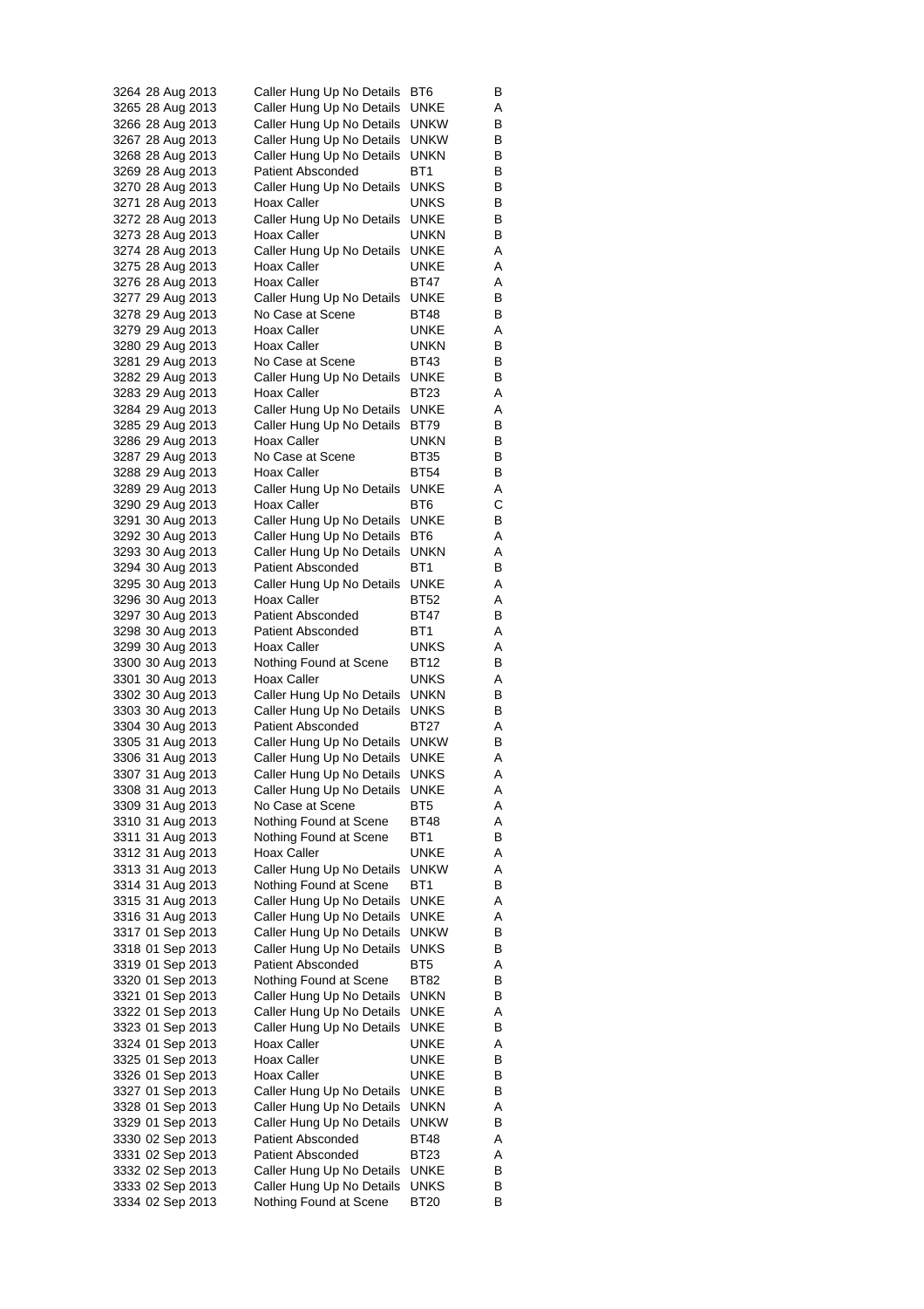| | | | | |
|---|---|---|---|---|
| 3264 | 28 Aug 2013 | Caller Hung Up No Details | BT6 | B |
| 3265 | 28 Aug 2013 | Caller Hung Up No Details | UNKE | A |
| 3266 | 28 Aug 2013 | Caller Hung Up No Details | UNKW | B |
| 3267 | 28 Aug 2013 | Caller Hung Up No Details | UNKW | B |
| 3268 | 28 Aug 2013 | Caller Hung Up No Details | UNKN | B |
| 3269 | 28 Aug 2013 | Patient Absconded | BT1 | B |
| 3270 | 28 Aug 2013 | Caller Hung Up No Details | UNKS | B |
| 3271 | 28 Aug 2013 | Hoax Caller | UNKS | B |
| 3272 | 28 Aug 2013 | Caller Hung Up No Details | UNKE | B |
| 3273 | 28 Aug 2013 | Hoax Caller | UNKN | B |
| 3274 | 28 Aug 2013 | Caller Hung Up No Details | UNKE | A |
| 3275 | 28 Aug 2013 | Hoax Caller | UNKE | A |
| 3276 | 28 Aug 2013 | Hoax Caller | BT47 | A |
| 3277 | 29 Aug 2013 | Caller Hung Up No Details | UNKE | B |
| 3278 | 29 Aug 2013 | No Case at Scene | BT48 | B |
| 3279 | 29 Aug 2013 | Hoax Caller | UNKE | A |
| 3280 | 29 Aug 2013 | Hoax Caller | UNKN | B |
| 3281 | 29 Aug 2013 | No Case at Scene | BT43 | B |
| 3282 | 29 Aug 2013 | Caller Hung Up No Details | UNKE | B |
| 3283 | 29 Aug 2013 | Hoax Caller | BT23 | A |
| 3284 | 29 Aug 2013 | Caller Hung Up No Details | UNKE | A |
| 3285 | 29 Aug 2013 | Caller Hung Up No Details | BT79 | B |
| 3286 | 29 Aug 2013 | Hoax Caller | UNKN | B |
| 3287 | 29 Aug 2013 | No Case at Scene | BT35 | B |
| 3288 | 29 Aug 2013 | Hoax Caller | BT54 | B |
| 3289 | 29 Aug 2013 | Caller Hung Up No Details | UNKE | A |
| 3290 | 29 Aug 2013 | Hoax Caller | BT6 | C |
| 3291 | 30 Aug 2013 | Caller Hung Up No Details | UNKE | B |
| 3292 | 30 Aug 2013 | Caller Hung Up No Details | BT6 | A |
| 3293 | 30 Aug 2013 | Caller Hung Up No Details | UNKN | A |
| 3294 | 30 Aug 2013 | Patient Absconded | BT1 | B |
| 3295 | 30 Aug 2013 | Caller Hung Up No Details | UNKE | A |
| 3296 | 30 Aug 2013 | Hoax Caller | BT52 | A |
| 3297 | 30 Aug 2013 | Patient Absconded | BT47 | B |
| 3298 | 30 Aug 2013 | Patient Absconded | BT1 | A |
| 3299 | 30 Aug 2013 | Hoax Caller | UNKS | A |
| 3300 | 30 Aug 2013 | Nothing Found at Scene | BT12 | B |
| 3301 | 30 Aug 2013 | Hoax Caller | UNKS | A |
| 3302 | 30 Aug 2013 | Caller Hung Up No Details | UNKN | B |
| 3303 | 30 Aug 2013 | Caller Hung Up No Details | UNKS | B |
| 3304 | 30 Aug 2013 | Patient Absconded | BT27 | A |
| 3305 | 31 Aug 2013 | Caller Hung Up No Details | UNKW | B |
| 3306 | 31 Aug 2013 | Caller Hung Up No Details | UNKE | A |
| 3307 | 31 Aug 2013 | Caller Hung Up No Details | UNKS | A |
| 3308 | 31 Aug 2013 | Caller Hung Up No Details | UNKE | A |
| 3309 | 31 Aug 2013 | No Case at Scene | BT5 | A |
| 3310 | 31 Aug 2013 | Nothing Found at Scene | BT48 | A |
| 3311 | 31 Aug 2013 | Nothing Found at Scene | BT1 | B |
| 3312 | 31 Aug 2013 | Hoax Caller | UNKE | A |
| 3313 | 31 Aug 2013 | Caller Hung Up No Details | UNKW | A |
| 3314 | 31 Aug 2013 | Nothing Found at Scene | BT1 | B |
| 3315 | 31 Aug 2013 | Caller Hung Up No Details | UNKE | A |
| 3316 | 31 Aug 2013 | Caller Hung Up No Details | UNKE | A |
| 3317 | 01 Sep 2013 | Caller Hung Up No Details | UNKW | B |
| 3318 | 01 Sep 2013 | Caller Hung Up No Details | UNKS | B |
| 3319 | 01 Sep 2013 | Patient Absconded | BT5 | A |
| 3320 | 01 Sep 2013 | Nothing Found at Scene | BT82 | B |
| 3321 | 01 Sep 2013 | Caller Hung Up No Details | UNKN | B |
| 3322 | 01 Sep 2013 | Caller Hung Up No Details | UNKE | A |
| 3323 | 01 Sep 2013 | Caller Hung Up No Details | UNKE | B |
| 3324 | 01 Sep 2013 | Hoax Caller | UNKE | A |
| 3325 | 01 Sep 2013 | Hoax Caller | UNKE | B |
| 3326 | 01 Sep 2013 | Hoax Caller | UNKE | B |
| 3327 | 01 Sep 2013 | Caller Hung Up No Details | UNKE | B |
| 3328 | 01 Sep 2013 | Caller Hung Up No Details | UNKN | A |
| 3329 | 01 Sep 2013 | Caller Hung Up No Details | UNKW | B |
| 3330 | 02 Sep 2013 | Patient Absconded | BT48 | A |
| 3331 | 02 Sep 2013 | Patient Absconded | BT23 | A |
| 3332 | 02 Sep 2013 | Caller Hung Up No Details | UNKE | B |
| 3333 | 02 Sep 2013 | Caller Hung Up No Details | UNKS | B |
| 3334 | 02 Sep 2013 | Nothing Found at Scene | BT20 | B |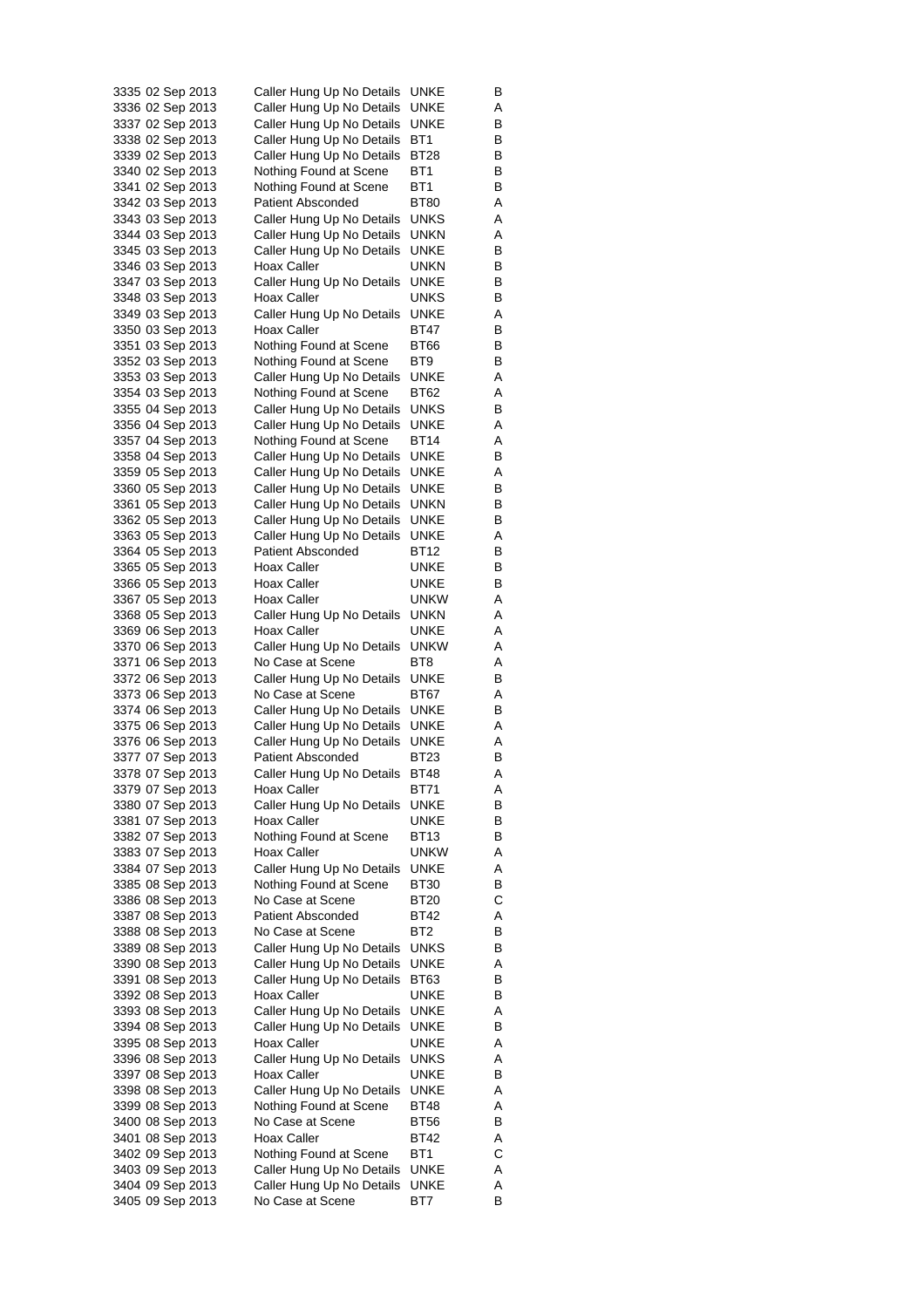| | | | | |
|---|---|---|---|---|
| 3335 | 02 Sep 2013 | Caller Hung Up No Details | UNKE | B |
| 3336 | 02 Sep 2013 | Caller Hung Up No Details | UNKE | A |
| 3337 | 02 Sep 2013 | Caller Hung Up No Details | UNKE | B |
| 3338 | 02 Sep 2013 | Caller Hung Up No Details | BT1 | B |
| 3339 | 02 Sep 2013 | Caller Hung Up No Details | BT28 | B |
| 3340 | 02 Sep 2013 | Nothing Found at Scene | BT1 | B |
| 3341 | 02 Sep 2013 | Nothing Found at Scene | BT1 | B |
| 3342 | 03 Sep 2013 | Patient Absconded | BT80 | A |
| 3343 | 03 Sep 2013 | Caller Hung Up No Details | UNKS | A |
| 3344 | 03 Sep 2013 | Caller Hung Up No Details | UNKN | A |
| 3345 | 03 Sep 2013 | Caller Hung Up No Details | UNKE | B |
| 3346 | 03 Sep 2013 | Hoax Caller | UNKN | B |
| 3347 | 03 Sep 2013 | Caller Hung Up No Details | UNKE | B |
| 3348 | 03 Sep 2013 | Hoax Caller | UNKS | B |
| 3349 | 03 Sep 2013 | Caller Hung Up No Details | UNKE | A |
| 3350 | 03 Sep 2013 | Hoax Caller | BT47 | B |
| 3351 | 03 Sep 2013 | Nothing Found at Scene | BT66 | B |
| 3352 | 03 Sep 2013 | Nothing Found at Scene | BT9 | B |
| 3353 | 03 Sep 2013 | Caller Hung Up No Details | UNKE | A |
| 3354 | 03 Sep 2013 | Nothing Found at Scene | BT62 | A |
| 3355 | 04 Sep 2013 | Caller Hung Up No Details | UNKS | B |
| 3356 | 04 Sep 2013 | Caller Hung Up No Details | UNKE | A |
| 3357 | 04 Sep 2013 | Nothing Found at Scene | BT14 | A |
| 3358 | 04 Sep 2013 | Caller Hung Up No Details | UNKE | B |
| 3359 | 05 Sep 2013 | Caller Hung Up No Details | UNKE | A |
| 3360 | 05 Sep 2013 | Caller Hung Up No Details | UNKE | B |
| 3361 | 05 Sep 2013 | Caller Hung Up No Details | UNKN | B |
| 3362 | 05 Sep 2013 | Caller Hung Up No Details | UNKE | B |
| 3363 | 05 Sep 2013 | Caller Hung Up No Details | UNKE | A |
| 3364 | 05 Sep 2013 | Patient Absconded | BT12 | B |
| 3365 | 05 Sep 2013 | Hoax Caller | UNKE | B |
| 3366 | 05 Sep 2013 | Hoax Caller | UNKE | B |
| 3367 | 05 Sep 2013 | Hoax Caller | UNKW | A |
| 3368 | 05 Sep 2013 | Caller Hung Up No Details | UNKN | A |
| 3369 | 06 Sep 2013 | Hoax Caller | UNKE | A |
| 3370 | 06 Sep 2013 | Caller Hung Up No Details | UNKW | A |
| 3371 | 06 Sep 2013 | No Case at Scene | BT8 | A |
| 3372 | 06 Sep 2013 | Caller Hung Up No Details | UNKE | B |
| 3373 | 06 Sep 2013 | No Case at Scene | BT67 | A |
| 3374 | 06 Sep 2013 | Caller Hung Up No Details | UNKE | B |
| 3375 | 06 Sep 2013 | Caller Hung Up No Details | UNKE | A |
| 3376 | 06 Sep 2013 | Caller Hung Up No Details | UNKE | A |
| 3377 | 07 Sep 2013 | Patient Absconded | BT23 | B |
| 3378 | 07 Sep 2013 | Caller Hung Up No Details | BT48 | A |
| 3379 | 07 Sep 2013 | Hoax Caller | BT71 | A |
| 3380 | 07 Sep 2013 | Caller Hung Up No Details | UNKE | B |
| 3381 | 07 Sep 2013 | Hoax Caller | UNKE | B |
| 3382 | 07 Sep 2013 | Nothing Found at Scene | BT13 | B |
| 3383 | 07 Sep 2013 | Hoax Caller | UNKW | A |
| 3384 | 07 Sep 2013 | Caller Hung Up No Details | UNKE | A |
| 3385 | 08 Sep 2013 | Nothing Found at Scene | BT30 | B |
| 3386 | 08 Sep 2013 | No Case at Scene | BT20 | C |
| 3387 | 08 Sep 2013 | Patient Absconded | BT42 | A |
| 3388 | 08 Sep 2013 | No Case at Scene | BT2 | B |
| 3389 | 08 Sep 2013 | Caller Hung Up No Details | UNKS | B |
| 3390 | 08 Sep 2013 | Caller Hung Up No Details | UNKE | A |
| 3391 | 08 Sep 2013 | Caller Hung Up No Details | BT63 | B |
| 3392 | 08 Sep 2013 | Hoax Caller | UNKE | B |
| 3393 | 08 Sep 2013 | Caller Hung Up No Details | UNKE | A |
| 3394 | 08 Sep 2013 | Caller Hung Up No Details | UNKE | B |
| 3395 | 08 Sep 2013 | Hoax Caller | UNKE | A |
| 3396 | 08 Sep 2013 | Caller Hung Up No Details | UNKS | A |
| 3397 | 08 Sep 2013 | Hoax Caller | UNKE | B |
| 3398 | 08 Sep 2013 | Caller Hung Up No Details | UNKE | A |
| 3399 | 08 Sep 2013 | Nothing Found at Scene | BT48 | A |
| 3400 | 08 Sep 2013 | No Case at Scene | BT56 | B |
| 3401 | 08 Sep 2013 | Hoax Caller | BT42 | A |
| 3402 | 09 Sep 2013 | Nothing Found at Scene | BT1 | C |
| 3403 | 09 Sep 2013 | Caller Hung Up No Details | UNKE | A |
| 3404 | 09 Sep 2013 | Caller Hung Up No Details | UNKE | A |
| 3405 | 09 Sep 2013 | No Case at Scene | BT7 | B |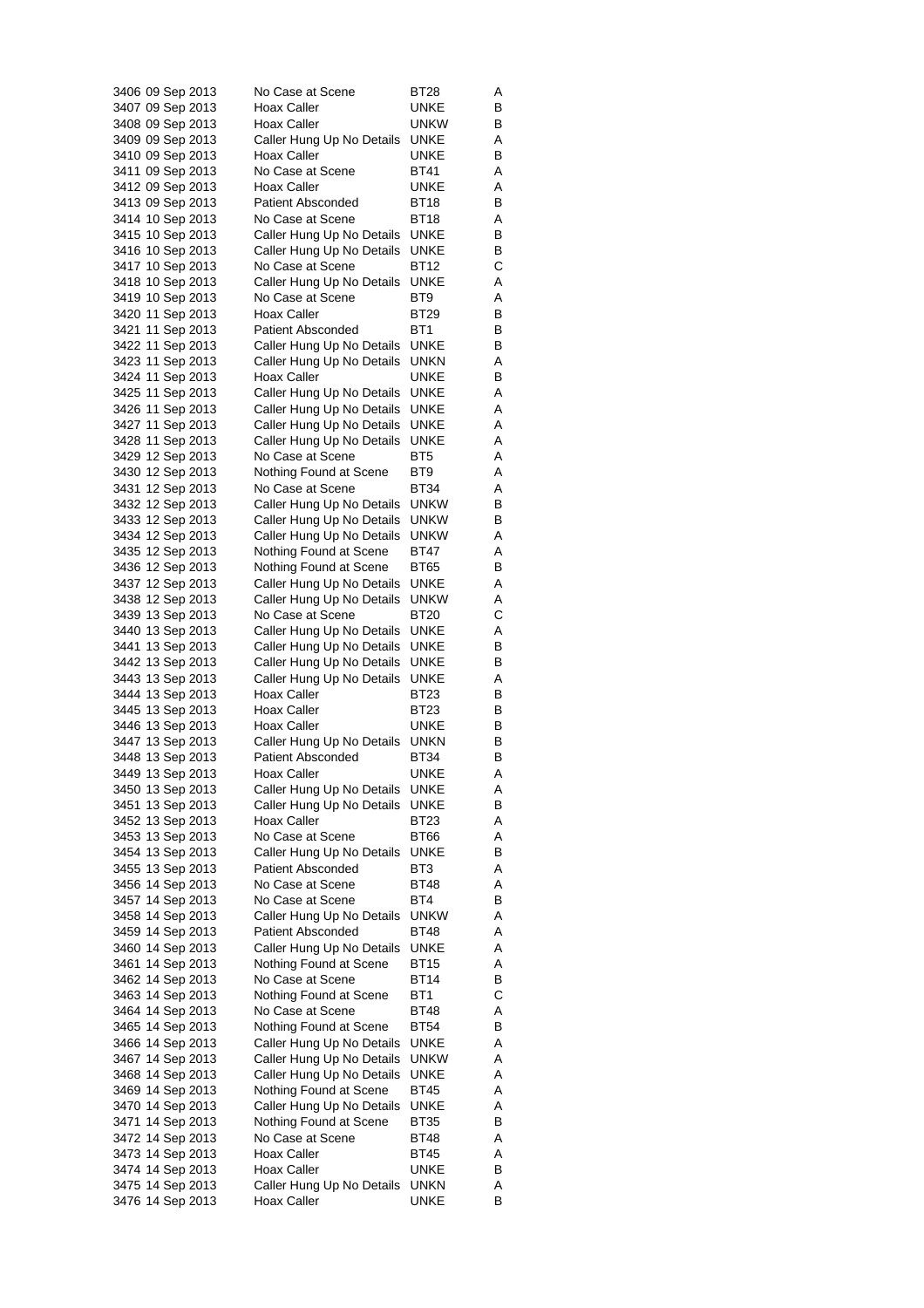| | | | | |
|---|---|---|---|---|
| 3406 | 09 Sep 2013 | No Case at Scene | BT28 | A |
| 3407 | 09 Sep 2013 | Hoax Caller | UNKE | B |
| 3408 | 09 Sep 2013 | Hoax Caller | UNKW | B |
| 3409 | 09 Sep 2013 | Caller Hung Up No Details | UNKE | A |
| 3410 | 09 Sep 2013 | Hoax Caller | UNKE | B |
| 3411 | 09 Sep 2013 | No Case at Scene | BT41 | A |
| 3412 | 09 Sep 2013 | Hoax Caller | UNKE | A |
| 3413 | 09 Sep 2013 | Patient Absconded | BT18 | B |
| 3414 | 10 Sep 2013 | No Case at Scene | BT18 | A |
| 3415 | 10 Sep 2013 | Caller Hung Up No Details | UNKE | B |
| 3416 | 10 Sep 2013 | Caller Hung Up No Details | UNKE | B |
| 3417 | 10 Sep 2013 | No Case at Scene | BT12 | C |
| 3418 | 10 Sep 2013 | Caller Hung Up No Details | UNKE | A |
| 3419 | 10 Sep 2013 | No Case at Scene | BT9 | A |
| 3420 | 11 Sep 2013 | Hoax Caller | BT29 | B |
| 3421 | 11 Sep 2013 | Patient Absconded | BT1 | B |
| 3422 | 11 Sep 2013 | Caller Hung Up No Details | UNKE | B |
| 3423 | 11 Sep 2013 | Caller Hung Up No Details | UNKN | A |
| 3424 | 11 Sep 2013 | Hoax Caller | UNKE | B |
| 3425 | 11 Sep 2013 | Caller Hung Up No Details | UNKE | A |
| 3426 | 11 Sep 2013 | Caller Hung Up No Details | UNKE | A |
| 3427 | 11 Sep 2013 | Caller Hung Up No Details | UNKE | A |
| 3428 | 11 Sep 2013 | Caller Hung Up No Details | UNKE | A |
| 3429 | 12 Sep 2013 | No Case at Scene | BT5 | A |
| 3430 | 12 Sep 2013 | Nothing Found at Scene | BT9 | A |
| 3431 | 12 Sep 2013 | No Case at Scene | BT34 | A |
| 3432 | 12 Sep 2013 | Caller Hung Up No Details | UNKW | B |
| 3433 | 12 Sep 2013 | Caller Hung Up No Details | UNKW | B |
| 3434 | 12 Sep 2013 | Caller Hung Up No Details | UNKW | A |
| 3435 | 12 Sep 2013 | Nothing Found at Scene | BT47 | A |
| 3436 | 12 Sep 2013 | Nothing Found at Scene | BT65 | B |
| 3437 | 12 Sep 2013 | Caller Hung Up No Details | UNKE | A |
| 3438 | 12 Sep 2013 | Caller Hung Up No Details | UNKW | A |
| 3439 | 13 Sep 2013 | No Case at Scene | BT20 | C |
| 3440 | 13 Sep 2013 | Caller Hung Up No Details | UNKE | A |
| 3441 | 13 Sep 2013 | Caller Hung Up No Details | UNKE | B |
| 3442 | 13 Sep 2013 | Caller Hung Up No Details | UNKE | B |
| 3443 | 13 Sep 2013 | Caller Hung Up No Details | UNKE | A |
| 3444 | 13 Sep 2013 | Hoax Caller | BT23 | B |
| 3445 | 13 Sep 2013 | Hoax Caller | BT23 | B |
| 3446 | 13 Sep 2013 | Hoax Caller | UNKE | B |
| 3447 | 13 Sep 2013 | Caller Hung Up No Details | UNKN | B |
| 3448 | 13 Sep 2013 | Patient Absconded | BT34 | B |
| 3449 | 13 Sep 2013 | Hoax Caller | UNKE | A |
| 3450 | 13 Sep 2013 | Caller Hung Up No Details | UNKE | A |
| 3451 | 13 Sep 2013 | Caller Hung Up No Details | UNKE | B |
| 3452 | 13 Sep 2013 | Hoax Caller | BT23 | A |
| 3453 | 13 Sep 2013 | No Case at Scene | BT66 | A |
| 3454 | 13 Sep 2013 | Caller Hung Up No Details | UNKE | B |
| 3455 | 13 Sep 2013 | Patient Absconded | BT3 | A |
| 3456 | 14 Sep 2013 | No Case at Scene | BT48 | A |
| 3457 | 14 Sep 2013 | No Case at Scene | BT4 | B |
| 3458 | 14 Sep 2013 | Caller Hung Up No Details | UNKW | A |
| 3459 | 14 Sep 2013 | Patient Absconded | BT48 | A |
| 3460 | 14 Sep 2013 | Caller Hung Up No Details | UNKE | A |
| 3461 | 14 Sep 2013 | Nothing Found at Scene | BT15 | A |
| 3462 | 14 Sep 2013 | No Case at Scene | BT14 | B |
| 3463 | 14 Sep 2013 | Nothing Found at Scene | BT1 | C |
| 3464 | 14 Sep 2013 | No Case at Scene | BT48 | A |
| 3465 | 14 Sep 2013 | Nothing Found at Scene | BT54 | B |
| 3466 | 14 Sep 2013 | Caller Hung Up No Details | UNKE | A |
| 3467 | 14 Sep 2013 | Caller Hung Up No Details | UNKW | A |
| 3468 | 14 Sep 2013 | Caller Hung Up No Details | UNKE | A |
| 3469 | 14 Sep 2013 | Nothing Found at Scene | BT45 | A |
| 3470 | 14 Sep 2013 | Caller Hung Up No Details | UNKE | A |
| 3471 | 14 Sep 2013 | Nothing Found at Scene | BT35 | B |
| 3472 | 14 Sep 2013 | No Case at Scene | BT48 | A |
| 3473 | 14 Sep 2013 | Hoax Caller | BT45 | A |
| 3474 | 14 Sep 2013 | Hoax Caller | UNKE | B |
| 3475 | 14 Sep 2013 | Caller Hung Up No Details | UNKN | A |
| 3476 | 14 Sep 2013 | Hoax Caller | UNKE | B |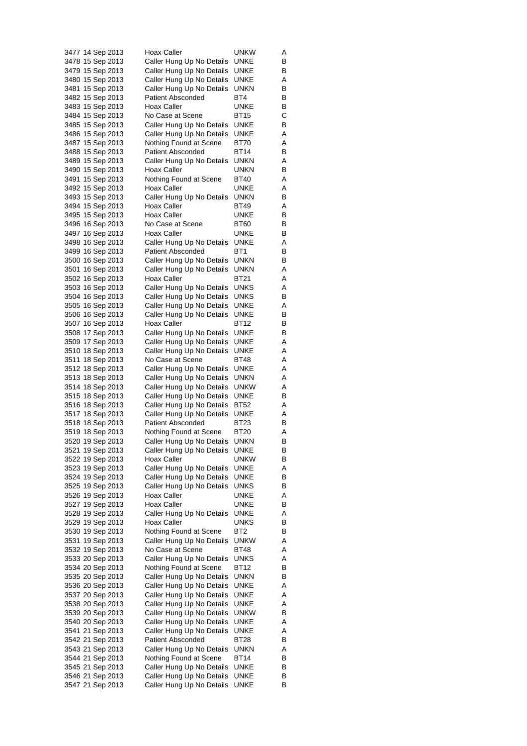| | | | | |
|---|---|---|---|---|
| 3477 | 14 Sep 2013 | Hoax Caller | UNKW | A |
| 3478 | 15 Sep 2013 | Caller Hung Up No Details | UNKE | B |
| 3479 | 15 Sep 2013 | Caller Hung Up No Details | UNKE | B |
| 3480 | 15 Sep 2013 | Caller Hung Up No Details | UNKE | A |
| 3481 | 15 Sep 2013 | Caller Hung Up No Details | UNKN | B |
| 3482 | 15 Sep 2013 | Patient Absconded | BT4 | B |
| 3483 | 15 Sep 2013 | Hoax Caller | UNKE | B |
| 3484 | 15 Sep 2013 | No Case at Scene | BT15 | C |
| 3485 | 15 Sep 2013 | Caller Hung Up No Details | UNKE | B |
| 3486 | 15 Sep 2013 | Caller Hung Up No Details | UNKE | A |
| 3487 | 15 Sep 2013 | Nothing Found at Scene | BT70 | A |
| 3488 | 15 Sep 2013 | Patient Absconded | BT14 | B |
| 3489 | 15 Sep 2013 | Caller Hung Up No Details | UNKN | A |
| 3490 | 15 Sep 2013 | Hoax Caller | UNKN | B |
| 3491 | 15 Sep 2013 | Nothing Found at Scene | BT40 | A |
| 3492 | 15 Sep 2013 | Hoax Caller | UNKE | A |
| 3493 | 15 Sep 2013 | Caller Hung Up No Details | UNKN | B |
| 3494 | 15 Sep 2013 | Hoax Caller | BT49 | A |
| 3495 | 15 Sep 2013 | Hoax Caller | UNKE | B |
| 3496 | 16 Sep 2013 | No Case at Scene | BT60 | B |
| 3497 | 16 Sep 2013 | Hoax Caller | UNKE | B |
| 3498 | 16 Sep 2013 | Caller Hung Up No Details | UNKE | A |
| 3499 | 16 Sep 2013 | Patient Absconded | BT1 | B |
| 3500 | 16 Sep 2013 | Caller Hung Up No Details | UNKN | B |
| 3501 | 16 Sep 2013 | Caller Hung Up No Details | UNKN | A |
| 3502 | 16 Sep 2013 | Hoax Caller | BT21 | A |
| 3503 | 16 Sep 2013 | Caller Hung Up No Details | UNKS | A |
| 3504 | 16 Sep 2013 | Caller Hung Up No Details | UNKS | B |
| 3505 | 16 Sep 2013 | Caller Hung Up No Details | UNKE | A |
| 3506 | 16 Sep 2013 | Caller Hung Up No Details | UNKE | B |
| 3507 | 16 Sep 2013 | Hoax Caller | BT12 | B |
| 3508 | 17 Sep 2013 | Caller Hung Up No Details | UNKE | B |
| 3509 | 17 Sep 2013 | Caller Hung Up No Details | UNKE | A |
| 3510 | 18 Sep 2013 | Caller Hung Up No Details | UNKE | A |
| 3511 | 18 Sep 2013 | No Case at Scene | BT48 | A |
| 3512 | 18 Sep 2013 | Caller Hung Up No Details | UNKE | A |
| 3513 | 18 Sep 2013 | Caller Hung Up No Details | UNKN | A |
| 3514 | 18 Sep 2013 | Caller Hung Up No Details | UNKW | A |
| 3515 | 18 Sep 2013 | Caller Hung Up No Details | UNKE | B |
| 3516 | 18 Sep 2013 | Caller Hung Up No Details | BT52 | A |
| 3517 | 18 Sep 2013 | Caller Hung Up No Details | UNKE | A |
| 3518 | 18 Sep 2013 | Patient Absconded | BT23 | B |
| 3519 | 18 Sep 2013 | Nothing Found at Scene | BT20 | A |
| 3520 | 19 Sep 2013 | Caller Hung Up No Details | UNKN | B |
| 3521 | 19 Sep 2013 | Caller Hung Up No Details | UNKE | B |
| 3522 | 19 Sep 2013 | Hoax Caller | UNKW | B |
| 3523 | 19 Sep 2013 | Caller Hung Up No Details | UNKE | A |
| 3524 | 19 Sep 2013 | Caller Hung Up No Details | UNKE | B |
| 3525 | 19 Sep 2013 | Caller Hung Up No Details | UNKS | B |
| 3526 | 19 Sep 2013 | Hoax Caller | UNKE | A |
| 3527 | 19 Sep 2013 | Hoax Caller | UNKE | B |
| 3528 | 19 Sep 2013 | Caller Hung Up No Details | UNKE | A |
| 3529 | 19 Sep 2013 | Hoax Caller | UNKS | B |
| 3530 | 19 Sep 2013 | Nothing Found at Scene | BT2 | B |
| 3531 | 19 Sep 2013 | Caller Hung Up No Details | UNKW | A |
| 3532 | 19 Sep 2013 | No Case at Scene | BT48 | A |
| 3533 | 20 Sep 2013 | Caller Hung Up No Details | UNKS | A |
| 3534 | 20 Sep 2013 | Nothing Found at Scene | BT12 | B |
| 3535 | 20 Sep 2013 | Caller Hung Up No Details | UNKN | B |
| 3536 | 20 Sep 2013 | Caller Hung Up No Details | UNKE | A |
| 3537 | 20 Sep 2013 | Caller Hung Up No Details | UNKE | A |
| 3538 | 20 Sep 2013 | Caller Hung Up No Details | UNKE | A |
| 3539 | 20 Sep 2013 | Caller Hung Up No Details | UNKW | B |
| 3540 | 20 Sep 2013 | Caller Hung Up No Details | UNKE | A |
| 3541 | 21 Sep 2013 | Caller Hung Up No Details | UNKE | A |
| 3542 | 21 Sep 2013 | Patient Absconded | BT28 | B |
| 3543 | 21 Sep 2013 | Caller Hung Up No Details | UNKN | A |
| 3544 | 21 Sep 2013 | Nothing Found at Scene | BT14 | B |
| 3545 | 21 Sep 2013 | Caller Hung Up No Details | UNKE | B |
| 3546 | 21 Sep 2013 | Caller Hung Up No Details | UNKE | B |
| 3547 | 21 Sep 2013 | Caller Hung Up No Details | UNKE | B |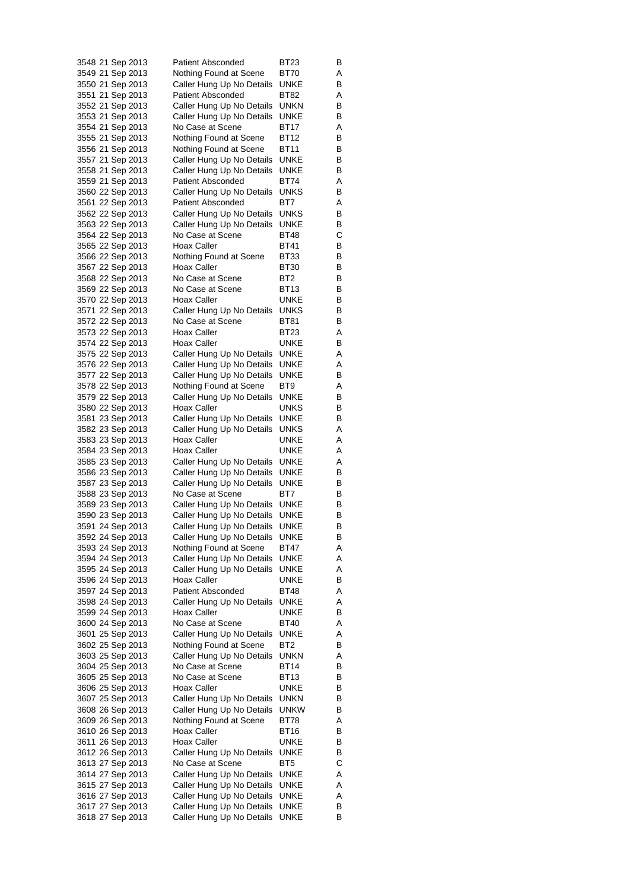| | | | | |
|---|---|---|---|---|
| 3548 | 21 Sep 2013 | Patient Absconded | BT23 | B |
| 3549 | 21 Sep 2013 | Nothing Found at Scene | BT70 | A |
| 3550 | 21 Sep 2013 | Caller Hung Up No Details | UNKE | B |
| 3551 | 21 Sep 2013 | Patient Absconded | BT82 | A |
| 3552 | 21 Sep 2013 | Caller Hung Up No Details | UNKN | B |
| 3553 | 21 Sep 2013 | Caller Hung Up No Details | UNKE | B |
| 3554 | 21 Sep 2013 | No Case at Scene | BT17 | A |
| 3555 | 21 Sep 2013 | Nothing Found at Scene | BT12 | B |
| 3556 | 21 Sep 2013 | Nothing Found at Scene | BT11 | B |
| 3557 | 21 Sep 2013 | Caller Hung Up No Details | UNKE | B |
| 3558 | 21 Sep 2013 | Caller Hung Up No Details | UNKE | B |
| 3559 | 21 Sep 2013 | Patient Absconded | BT74 | A |
| 3560 | 22 Sep 2013 | Caller Hung Up No Details | UNKS | B |
| 3561 | 22 Sep 2013 | Patient Absconded | BT7 | A |
| 3562 | 22 Sep 2013 | Caller Hung Up No Details | UNKS | B |
| 3563 | 22 Sep 2013 | Caller Hung Up No Details | UNKE | B |
| 3564 | 22 Sep 2013 | No Case at Scene | BT48 | C |
| 3565 | 22 Sep 2013 | Hoax Caller | BT41 | B |
| 3566 | 22 Sep 2013 | Nothing Found at Scene | BT33 | B |
| 3567 | 22 Sep 2013 | Hoax Caller | BT30 | B |
| 3568 | 22 Sep 2013 | No Case at Scene | BT2 | B |
| 3569 | 22 Sep 2013 | No Case at Scene | BT13 | B |
| 3570 | 22 Sep 2013 | Hoax Caller | UNKE | B |
| 3571 | 22 Sep 2013 | Caller Hung Up No Details | UNKS | B |
| 3572 | 22 Sep 2013 | No Case at Scene | BT81 | B |
| 3573 | 22 Sep 2013 | Hoax Caller | BT23 | A |
| 3574 | 22 Sep 2013 | Hoax Caller | UNKE | B |
| 3575 | 22 Sep 2013 | Caller Hung Up No Details | UNKE | A |
| 3576 | 22 Sep 2013 | Caller Hung Up No Details | UNKE | A |
| 3577 | 22 Sep 2013 | Caller Hung Up No Details | UNKE | B |
| 3578 | 22 Sep 2013 | Nothing Found at Scene | BT9 | A |
| 3579 | 22 Sep 2013 | Caller Hung Up No Details | UNKE | B |
| 3580 | 22 Sep 2013 | Hoax Caller | UNKS | B |
| 3581 | 23 Sep 2013 | Caller Hung Up No Details | UNKE | B |
| 3582 | 23 Sep 2013 | Caller Hung Up No Details | UNKS | A |
| 3583 | 23 Sep 2013 | Hoax Caller | UNKE | A |
| 3584 | 23 Sep 2013 | Hoax Caller | UNKE | A |
| 3585 | 23 Sep 2013 | Caller Hung Up No Details | UNKE | A |
| 3586 | 23 Sep 2013 | Caller Hung Up No Details | UNKE | B |
| 3587 | 23 Sep 2013 | Caller Hung Up No Details | UNKE | B |
| 3588 | 23 Sep 2013 | No Case at Scene | BT7 | B |
| 3589 | 23 Sep 2013 | Caller Hung Up No Details | UNKE | B |
| 3590 | 23 Sep 2013 | Caller Hung Up No Details | UNKE | B |
| 3591 | 24 Sep 2013 | Caller Hung Up No Details | UNKE | B |
| 3592 | 24 Sep 2013 | Caller Hung Up No Details | UNKE | B |
| 3593 | 24 Sep 2013 | Nothing Found at Scene | BT47 | A |
| 3594 | 24 Sep 2013 | Caller Hung Up No Details | UNKE | A |
| 3595 | 24 Sep 2013 | Caller Hung Up No Details | UNKE | A |
| 3596 | 24 Sep 2013 | Hoax Caller | UNKE | B |
| 3597 | 24 Sep 2013 | Patient Absconded | BT48 | A |
| 3598 | 24 Sep 2013 | Caller Hung Up No Details | UNKE | A |
| 3599 | 24 Sep 2013 | Hoax Caller | UNKE | B |
| 3600 | 24 Sep 2013 | No Case at Scene | BT40 | A |
| 3601 | 25 Sep 2013 | Caller Hung Up No Details | UNKE | A |
| 3602 | 25 Sep 2013 | Nothing Found at Scene | BT2 | B |
| 3603 | 25 Sep 2013 | Caller Hung Up No Details | UNKN | A |
| 3604 | 25 Sep 2013 | No Case at Scene | BT14 | B |
| 3605 | 25 Sep 2013 | No Case at Scene | BT13 | B |
| 3606 | 25 Sep 2013 | Hoax Caller | UNKE | B |
| 3607 | 25 Sep 2013 | Caller Hung Up No Details | UNKN | B |
| 3608 | 26 Sep 2013 | Caller Hung Up No Details | UNKW | B |
| 3609 | 26 Sep 2013 | Nothing Found at Scene | BT78 | A |
| 3610 | 26 Sep 2013 | Hoax Caller | BT16 | B |
| 3611 | 26 Sep 2013 | Hoax Caller | UNKE | B |
| 3612 | 26 Sep 2013 | Caller Hung Up No Details | UNKE | B |
| 3613 | 27 Sep 2013 | No Case at Scene | BT5 | C |
| 3614 | 27 Sep 2013 | Caller Hung Up No Details | UNKE | A |
| 3615 | 27 Sep 2013 | Caller Hung Up No Details | UNKE | A |
| 3616 | 27 Sep 2013 | Caller Hung Up No Details | UNKE | A |
| 3617 | 27 Sep 2013 | Caller Hung Up No Details | UNKE | B |
| 3618 | 27 Sep 2013 | Caller Hung Up No Details | UNKE | B |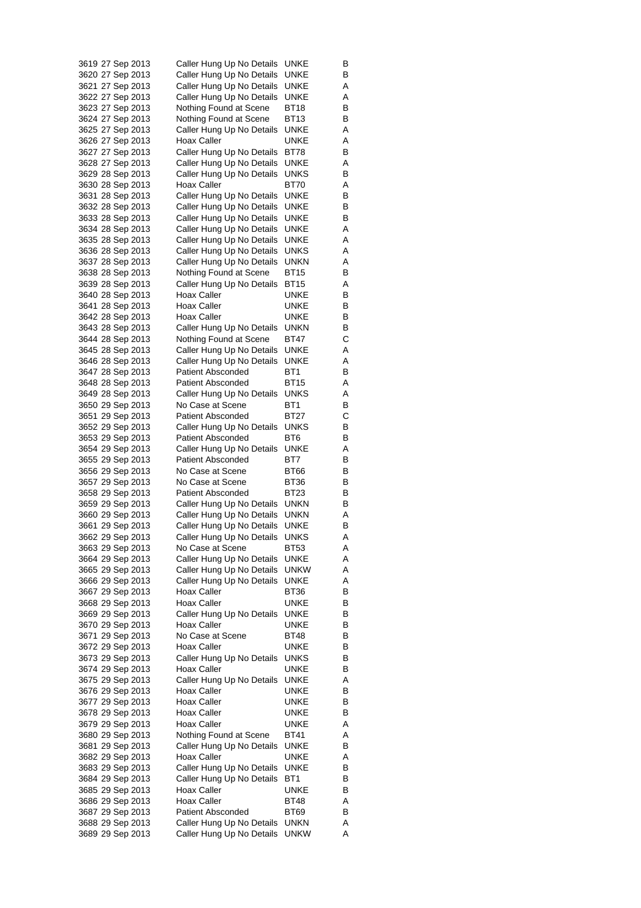| | | | | |
|---|---|---|---|---|
| 3619 | 27 Sep 2013 | Caller Hung Up No Details | UNKE | B |
| 3620 | 27 Sep 2013 | Caller Hung Up No Details | UNKE | B |
| 3621 | 27 Sep 2013 | Caller Hung Up No Details | UNKE | A |
| 3622 | 27 Sep 2013 | Caller Hung Up No Details | UNKE | A |
| 3623 | 27 Sep 2013 | Nothing Found at Scene | BT18 | B |
| 3624 | 27 Sep 2013 | Nothing Found at Scene | BT13 | B |
| 3625 | 27 Sep 2013 | Caller Hung Up No Details | UNKE | A |
| 3626 | 27 Sep 2013 | Hoax Caller | UNKE | A |
| 3627 | 27 Sep 2013 | Caller Hung Up No Details | BT78 | B |
| 3628 | 27 Sep 2013 | Caller Hung Up No Details | UNKE | A |
| 3629 | 28 Sep 2013 | Caller Hung Up No Details | UNKS | B |
| 3630 | 28 Sep 2013 | Hoax Caller | BT70 | A |
| 3631 | 28 Sep 2013 | Caller Hung Up No Details | UNKE | B |
| 3632 | 28 Sep 2013 | Caller Hung Up No Details | UNKE | B |
| 3633 | 28 Sep 2013 | Caller Hung Up No Details | UNKE | B |
| 3634 | 28 Sep 2013 | Caller Hung Up No Details | UNKE | A |
| 3635 | 28 Sep 2013 | Caller Hung Up No Details | UNKE | A |
| 3636 | 28 Sep 2013 | Caller Hung Up No Details | UNKS | A |
| 3637 | 28 Sep 2013 | Caller Hung Up No Details | UNKN | A |
| 3638 | 28 Sep 2013 | Nothing Found at Scene | BT15 | B |
| 3639 | 28 Sep 2013 | Caller Hung Up No Details | BT15 | A |
| 3640 | 28 Sep 2013 | Hoax Caller | UNKE | B |
| 3641 | 28 Sep 2013 | Hoax Caller | UNKE | B |
| 3642 | 28 Sep 2013 | Hoax Caller | UNKE | B |
| 3643 | 28 Sep 2013 | Caller Hung Up No Details | UNKN | B |
| 3644 | 28 Sep 2013 | Nothing Found at Scene | BT47 | C |
| 3645 | 28 Sep 2013 | Caller Hung Up No Details | UNKE | A |
| 3646 | 28 Sep 2013 | Caller Hung Up No Details | UNKE | A |
| 3647 | 28 Sep 2013 | Patient Absconded | BT1 | B |
| 3648 | 28 Sep 2013 | Patient Absconded | BT15 | A |
| 3649 | 28 Sep 2013 | Caller Hung Up No Details | UNKS | A |
| 3650 | 29 Sep 2013 | No Case at Scene | BT1 | B |
| 3651 | 29 Sep 2013 | Patient Absconded | BT27 | C |
| 3652 | 29 Sep 2013 | Caller Hung Up No Details | UNKS | B |
| 3653 | 29 Sep 2013 | Patient Absconded | BT6 | B |
| 3654 | 29 Sep 2013 | Caller Hung Up No Details | UNKE | A |
| 3655 | 29 Sep 2013 | Patient Absconded | BT7 | B |
| 3656 | 29 Sep 2013 | No Case at Scene | BT66 | B |
| 3657 | 29 Sep 2013 | No Case at Scene | BT36 | B |
| 3658 | 29 Sep 2013 | Patient Absconded | BT23 | B |
| 3659 | 29 Sep 2013 | Caller Hung Up No Details | UNKN | B |
| 3660 | 29 Sep 2013 | Caller Hung Up No Details | UNKN | A |
| 3661 | 29 Sep 2013 | Caller Hung Up No Details | UNKE | B |
| 3662 | 29 Sep 2013 | Caller Hung Up No Details | UNKS | A |
| 3663 | 29 Sep 2013 | No Case at Scene | BT53 | A |
| 3664 | 29 Sep 2013 | Caller Hung Up No Details | UNKE | A |
| 3665 | 29 Sep 2013 | Caller Hung Up No Details | UNKW | A |
| 3666 | 29 Sep 2013 | Caller Hung Up No Details | UNKE | A |
| 3667 | 29 Sep 2013 | Hoax Caller | BT36 | B |
| 3668 | 29 Sep 2013 | Hoax Caller | UNKE | B |
| 3669 | 29 Sep 2013 | Caller Hung Up No Details | UNKE | B |
| 3670 | 29 Sep 2013 | Hoax Caller | UNKE | B |
| 3671 | 29 Sep 2013 | No Case at Scene | BT48 | B |
| 3672 | 29 Sep 2013 | Hoax Caller | UNKE | B |
| 3673 | 29 Sep 2013 | Caller Hung Up No Details | UNKS | B |
| 3674 | 29 Sep 2013 | Hoax Caller | UNKE | B |
| 3675 | 29 Sep 2013 | Caller Hung Up No Details | UNKE | A |
| 3676 | 29 Sep 2013 | Hoax Caller | UNKE | B |
| 3677 | 29 Sep 2013 | Hoax Caller | UNKE | B |
| 3678 | 29 Sep 2013 | Hoax Caller | UNKE | B |
| 3679 | 29 Sep 2013 | Hoax Caller | UNKE | A |
| 3680 | 29 Sep 2013 | Nothing Found at Scene | BT41 | A |
| 3681 | 29 Sep 2013 | Caller Hung Up No Details | UNKE | B |
| 3682 | 29 Sep 2013 | Hoax Caller | UNKE | A |
| 3683 | 29 Sep 2013 | Caller Hung Up No Details | UNKE | B |
| 3684 | 29 Sep 2013 | Caller Hung Up No Details | BT1 | B |
| 3685 | 29 Sep 2013 | Hoax Caller | UNKE | B |
| 3686 | 29 Sep 2013 | Hoax Caller | BT48 | A |
| 3687 | 29 Sep 2013 | Patient Absconded | BT69 | B |
| 3688 | 29 Sep 2013 | Caller Hung Up No Details | UNKN | A |
| 3689 | 29 Sep 2013 | Caller Hung Up No Details | UNKW | A |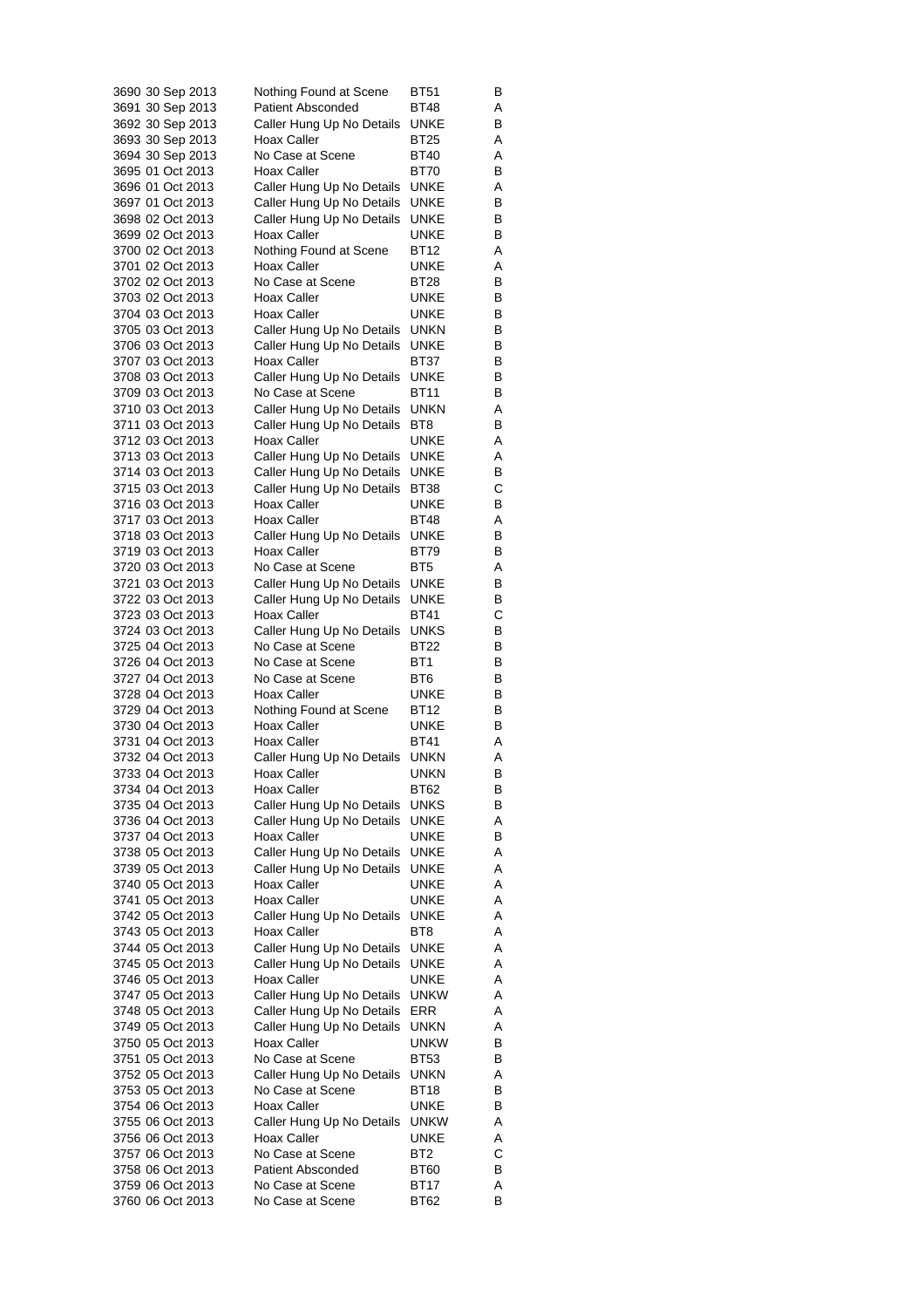| | | | | |
|---|---|---|---|---|
| 3690 | 30 Sep 2013 | Nothing Found at Scene | BT51 | B |
| 3691 | 30 Sep 2013 | Patient Absconded | BT48 | A |
| 3692 | 30 Sep 2013 | Caller Hung Up No Details | UNKE | B |
| 3693 | 30 Sep 2013 | Hoax Caller | BT25 | A |
| 3694 | 30 Sep 2013 | No Case at Scene | BT40 | A |
| 3695 | 01 Oct 2013 | Hoax Caller | BT70 | B |
| 3696 | 01 Oct 2013 | Caller Hung Up No Details | UNKE | A |
| 3697 | 01 Oct 2013 | Caller Hung Up No Details | UNKE | B |
| 3698 | 02 Oct 2013 | Caller Hung Up No Details | UNKE | B |
| 3699 | 02 Oct 2013 | Hoax Caller | UNKE | B |
| 3700 | 02 Oct 2013 | Nothing Found at Scene | BT12 | A |
| 3701 | 02 Oct 2013 | Hoax Caller | UNKE | A |
| 3702 | 02 Oct 2013 | No Case at Scene | BT28 | B |
| 3703 | 02 Oct 2013 | Hoax Caller | UNKE | B |
| 3704 | 03 Oct 2013 | Hoax Caller | UNKE | B |
| 3705 | 03 Oct 2013 | Caller Hung Up No Details | UNKN | B |
| 3706 | 03 Oct 2013 | Caller Hung Up No Details | UNKE | B |
| 3707 | 03 Oct 2013 | Hoax Caller | BT37 | B |
| 3708 | 03 Oct 2013 | Caller Hung Up No Details | UNKE | B |
| 3709 | 03 Oct 2013 | No Case at Scene | BT11 | B |
| 3710 | 03 Oct 2013 | Caller Hung Up No Details | UNKN | A |
| 3711 | 03 Oct 2013 | Caller Hung Up No Details | BT8 | B |
| 3712 | 03 Oct 2013 | Hoax Caller | UNKE | A |
| 3713 | 03 Oct 2013 | Caller Hung Up No Details | UNKE | A |
| 3714 | 03 Oct 2013 | Caller Hung Up No Details | UNKE | B |
| 3715 | 03 Oct 2013 | Caller Hung Up No Details | BT38 | C |
| 3716 | 03 Oct 2013 | Hoax Caller | UNKE | B |
| 3717 | 03 Oct 2013 | Hoax Caller | BT48 | A |
| 3718 | 03 Oct 2013 | Caller Hung Up No Details | UNKE | B |
| 3719 | 03 Oct 2013 | Hoax Caller | BT79 | B |
| 3720 | 03 Oct 2013 | No Case at Scene | BT5 | A |
| 3721 | 03 Oct 2013 | Caller Hung Up No Details | UNKE | B |
| 3722 | 03 Oct 2013 | Caller Hung Up No Details | UNKE | B |
| 3723 | 03 Oct 2013 | Hoax Caller | BT41 | C |
| 3724 | 03 Oct 2013 | Caller Hung Up No Details | UNKS | B |
| 3725 | 04 Oct 2013 | No Case at Scene | BT22 | B |
| 3726 | 04 Oct 2013 | No Case at Scene | BT1 | B |
| 3727 | 04 Oct 2013 | No Case at Scene | BT6 | B |
| 3728 | 04 Oct 2013 | Hoax Caller | UNKE | B |
| 3729 | 04 Oct 2013 | Nothing Found at Scene | BT12 | B |
| 3730 | 04 Oct 2013 | Hoax Caller | UNKE | B |
| 3731 | 04 Oct 2013 | Hoax Caller | BT41 | A |
| 3732 | 04 Oct 2013 | Caller Hung Up No Details | UNKN | A |
| 3733 | 04 Oct 2013 | Hoax Caller | UNKN | B |
| 3734 | 04 Oct 2013 | Hoax Caller | BT62 | B |
| 3735 | 04 Oct 2013 | Caller Hung Up No Details | UNKS | B |
| 3736 | 04 Oct 2013 | Caller Hung Up No Details | UNKE | A |
| 3737 | 04 Oct 2013 | Hoax Caller | UNKE | B |
| 3738 | 05 Oct 2013 | Caller Hung Up No Details | UNKE | A |
| 3739 | 05 Oct 2013 | Caller Hung Up No Details | UNKE | A |
| 3740 | 05 Oct 2013 | Hoax Caller | UNKE | A |
| 3741 | 05 Oct 2013 | Hoax Caller | UNKE | A |
| 3742 | 05 Oct 2013 | Caller Hung Up No Details | UNKE | A |
| 3743 | 05 Oct 2013 | Hoax Caller | BT8 | A |
| 3744 | 05 Oct 2013 | Caller Hung Up No Details | UNKE | A |
| 3745 | 05 Oct 2013 | Caller Hung Up No Details | UNKE | A |
| 3746 | 05 Oct 2013 | Hoax Caller | UNKE | A |
| 3747 | 05 Oct 2013 | Caller Hung Up No Details | UNKW | A |
| 3748 | 05 Oct 2013 | Caller Hung Up No Details | ERR | A |
| 3749 | 05 Oct 2013 | Caller Hung Up No Details | UNKN | A |
| 3750 | 05 Oct 2013 | Hoax Caller | UNKW | B |
| 3751 | 05 Oct 2013 | No Case at Scene | BT53 | B |
| 3752 | 05 Oct 2013 | Caller Hung Up No Details | UNKN | A |
| 3753 | 05 Oct 2013 | No Case at Scene | BT18 | B |
| 3754 | 06 Oct 2013 | Hoax Caller | UNKE | B |
| 3755 | 06 Oct 2013 | Caller Hung Up No Details | UNKW | A |
| 3756 | 06 Oct 2013 | Hoax Caller | UNKE | A |
| 3757 | 06 Oct 2013 | No Case at Scene | BT2 | C |
| 3758 | 06 Oct 2013 | Patient Absconded | BT60 | B |
| 3759 | 06 Oct 2013 | No Case at Scene | BT17 | A |
| 3760 | 06 Oct 2013 | No Case at Scene | BT62 | B |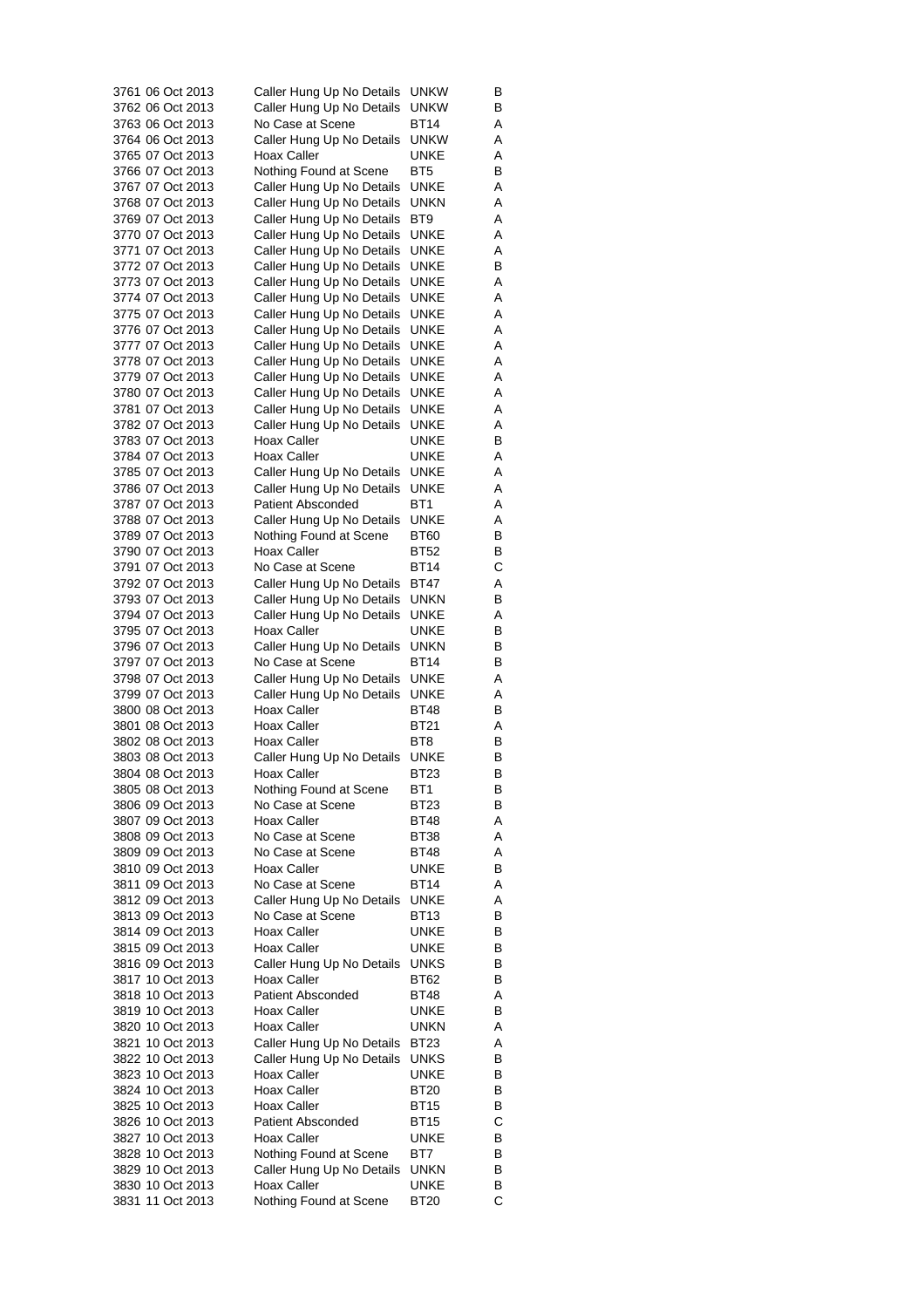| | | | | |
|---|---|---|---|---|
| 3761 | 06 Oct 2013 | Caller Hung Up No Details | UNKW | B |
| 3762 | 06 Oct 2013 | Caller Hung Up No Details | UNKW | B |
| 3763 | 06 Oct 2013 | No Case at Scene | BT14 | A |
| 3764 | 06 Oct 2013 | Caller Hung Up No Details | UNKW | A |
| 3765 | 07 Oct 2013 | Hoax Caller | UNKE | A |
| 3766 | 07 Oct 2013 | Nothing Found at Scene | BT5 | B |
| 3767 | 07 Oct 2013 | Caller Hung Up No Details | UNKE | A |
| 3768 | 07 Oct 2013 | Caller Hung Up No Details | UNKN | A |
| 3769 | 07 Oct 2013 | Caller Hung Up No Details | BT9 | A |
| 3770 | 07 Oct 2013 | Caller Hung Up No Details | UNKE | A |
| 3771 | 07 Oct 2013 | Caller Hung Up No Details | UNKE | A |
| 3772 | 07 Oct 2013 | Caller Hung Up No Details | UNKE | B |
| 3773 | 07 Oct 2013 | Caller Hung Up No Details | UNKE | A |
| 3774 | 07 Oct 2013 | Caller Hung Up No Details | UNKE | A |
| 3775 | 07 Oct 2013 | Caller Hung Up No Details | UNKE | A |
| 3776 | 07 Oct 2013 | Caller Hung Up No Details | UNKE | A |
| 3777 | 07 Oct 2013 | Caller Hung Up No Details | UNKE | A |
| 3778 | 07 Oct 2013 | Caller Hung Up No Details | UNKE | A |
| 3779 | 07 Oct 2013 | Caller Hung Up No Details | UNKE | A |
| 3780 | 07 Oct 2013 | Caller Hung Up No Details | UNKE | A |
| 3781 | 07 Oct 2013 | Caller Hung Up No Details | UNKE | A |
| 3782 | 07 Oct 2013 | Caller Hung Up No Details | UNKE | A |
| 3783 | 07 Oct 2013 | Hoax Caller | UNKE | B |
| 3784 | 07 Oct 2013 | Hoax Caller | UNKE | A |
| 3785 | 07 Oct 2013 | Caller Hung Up No Details | UNKE | A |
| 3786 | 07 Oct 2013 | Caller Hung Up No Details | UNKE | A |
| 3787 | 07 Oct 2013 | Patient Absconded | BT1 | A |
| 3788 | 07 Oct 2013 | Caller Hung Up No Details | UNKE | A |
| 3789 | 07 Oct 2013 | Nothing Found at Scene | BT60 | B |
| 3790 | 07 Oct 2013 | Hoax Caller | BT52 | B |
| 3791 | 07 Oct 2013 | No Case at Scene | BT14 | C |
| 3792 | 07 Oct 2013 | Caller Hung Up No Details | BT47 | A |
| 3793 | 07 Oct 2013 | Caller Hung Up No Details | UNKN | B |
| 3794 | 07 Oct 2013 | Caller Hung Up No Details | UNKE | A |
| 3795 | 07 Oct 2013 | Hoax Caller | UNKE | B |
| 3796 | 07 Oct 2013 | Caller Hung Up No Details | UNKN | B |
| 3797 | 07 Oct 2013 | No Case at Scene | BT14 | B |
| 3798 | 07 Oct 2013 | Caller Hung Up No Details | UNKE | A |
| 3799 | 07 Oct 2013 | Caller Hung Up No Details | UNKE | A |
| 3800 | 08 Oct 2013 | Hoax Caller | BT48 | B |
| 3801 | 08 Oct 2013 | Hoax Caller | BT21 | A |
| 3802 | 08 Oct 2013 | Hoax Caller | BT8 | B |
| 3803 | 08 Oct 2013 | Caller Hung Up No Details | UNKE | B |
| 3804 | 08 Oct 2013 | Hoax Caller | BT23 | B |
| 3805 | 08 Oct 2013 | Nothing Found at Scene | BT1 | B |
| 3806 | 09 Oct 2013 | No Case at Scene | BT23 | B |
| 3807 | 09 Oct 2013 | Hoax Caller | BT48 | A |
| 3808 | 09 Oct 2013 | No Case at Scene | BT38 | A |
| 3809 | 09 Oct 2013 | No Case at Scene | BT48 | A |
| 3810 | 09 Oct 2013 | Hoax Caller | UNKE | B |
| 3811 | 09 Oct 2013 | No Case at Scene | BT14 | A |
| 3812 | 09 Oct 2013 | Caller Hung Up No Details | UNKE | A |
| 3813 | 09 Oct 2013 | No Case at Scene | BT13 | B |
| 3814 | 09 Oct 2013 | Hoax Caller | UNKE | B |
| 3815 | 09 Oct 2013 | Hoax Caller | UNKE | B |
| 3816 | 09 Oct 2013 | Caller Hung Up No Details | UNKS | B |
| 3817 | 10 Oct 2013 | Hoax Caller | BT62 | B |
| 3818 | 10 Oct 2013 | Patient Absconded | BT48 | A |
| 3819 | 10 Oct 2013 | Hoax Caller | UNKE | B |
| 3820 | 10 Oct 2013 | Hoax Caller | UNKN | A |
| 3821 | 10 Oct 2013 | Caller Hung Up No Details | BT23 | A |
| 3822 | 10 Oct 2013 | Caller Hung Up No Details | UNKS | B |
| 3823 | 10 Oct 2013 | Hoax Caller | UNKE | B |
| 3824 | 10 Oct 2013 | Hoax Caller | BT20 | B |
| 3825 | 10 Oct 2013 | Hoax Caller | BT15 | B |
| 3826 | 10 Oct 2013 | Patient Absconded | BT15 | C |
| 3827 | 10 Oct 2013 | Hoax Caller | UNKE | B |
| 3828 | 10 Oct 2013 | Nothing Found at Scene | BT7 | B |
| 3829 | 10 Oct 2013 | Caller Hung Up No Details | UNKN | B |
| 3830 | 10 Oct 2013 | Hoax Caller | UNKE | B |
| 3831 | 11 Oct 2013 | Nothing Found at Scene | BT20 | C |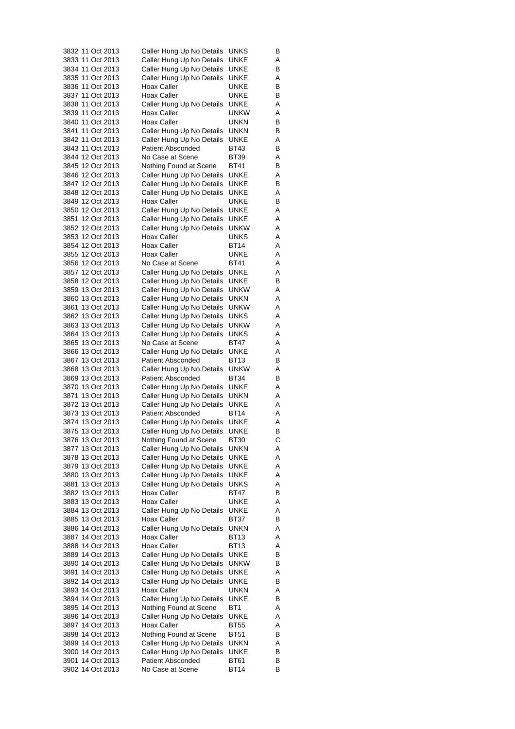| | | | | |
|---|---|---|---|---|
| 3832 | 11 Oct 2013 | Caller Hung Up No Details | UNKS | B |
| 3833 | 11 Oct 2013 | Caller Hung Up No Details | UNKE | A |
| 3834 | 11 Oct 2013 | Caller Hung Up No Details | UNKE | B |
| 3835 | 11 Oct 2013 | Caller Hung Up No Details | UNKE | A |
| 3836 | 11 Oct 2013 | Hoax Caller | UNKE | B |
| 3837 | 11 Oct 2013 | Hoax Caller | UNKE | B |
| 3838 | 11 Oct 2013 | Caller Hung Up No Details | UNKE | A |
| 3839 | 11 Oct 2013 | Hoax Caller | UNKW | A |
| 3840 | 11 Oct 2013 | Hoax Caller | UNKN | B |
| 3841 | 11 Oct 2013 | Caller Hung Up No Details | UNKN | B |
| 3842 | 11 Oct 2013 | Caller Hung Up No Details | UNKE | A |
| 3843 | 11 Oct 2013 | Patient Absconded | BT43 | B |
| 3844 | 12 Oct 2013 | No Case at Scene | BT39 | A |
| 3845 | 12 Oct 2013 | Nothing Found at Scene | BT41 | B |
| 3846 | 12 Oct 2013 | Caller Hung Up No Details | UNKE | A |
| 3847 | 12 Oct 2013 | Caller Hung Up No Details | UNKE | B |
| 3848 | 12 Oct 2013 | Caller Hung Up No Details | UNKE | A |
| 3849 | 12 Oct 2013 | Hoax Caller | UNKE | B |
| 3850 | 12 Oct 2013 | Caller Hung Up No Details | UNKE | A |
| 3851 | 12 Oct 2013 | Caller Hung Up No Details | UNKE | A |
| 3852 | 12 Oct 2013 | Caller Hung Up No Details | UNKW | A |
| 3853 | 12 Oct 2013 | Hoax Caller | UNKS | A |
| 3854 | 12 Oct 2013 | Hoax Caller | BT14 | A |
| 3855 | 12 Oct 2013 | Hoax Caller | UNKE | A |
| 3856 | 12 Oct 2013 | No Case at Scene | BT41 | A |
| 3857 | 12 Oct 2013 | Caller Hung Up No Details | UNKE | A |
| 3858 | 12 Oct 2013 | Caller Hung Up No Details | UNKE | B |
| 3859 | 13 Oct 2013 | Caller Hung Up No Details | UNKW | A |
| 3860 | 13 Oct 2013 | Caller Hung Up No Details | UNKN | A |
| 3861 | 13 Oct 2013 | Caller Hung Up No Details | UNKW | A |
| 3862 | 13 Oct 2013 | Caller Hung Up No Details | UNKS | A |
| 3863 | 13 Oct 2013 | Caller Hung Up No Details | UNKW | A |
| 3864 | 13 Oct 2013 | Caller Hung Up No Details | UNKS | A |
| 3865 | 13 Oct 2013 | No Case at Scene | BT47 | A |
| 3866 | 13 Oct 2013 | Caller Hung Up No Details | UNKE | A |
| 3867 | 13 Oct 2013 | Patient Absconded | BT13 | B |
| 3868 | 13 Oct 2013 | Caller Hung Up No Details | UNKW | A |
| 3869 | 13 Oct 2013 | Patient Absconded | BT34 | B |
| 3870 | 13 Oct 2013 | Caller Hung Up No Details | UNKE | A |
| 3871 | 13 Oct 2013 | Caller Hung Up No Details | UNKN | A |
| 3872 | 13 Oct 2013 | Caller Hung Up No Details | UNKE | A |
| 3873 | 13 Oct 2013 | Patient Absconded | BT14 | A |
| 3874 | 13 Oct 2013 | Caller Hung Up No Details | UNKE | A |
| 3875 | 13 Oct 2013 | Caller Hung Up No Details | UNKE | B |
| 3876 | 13 Oct 2013 | Nothing Found at Scene | BT30 | C |
| 3877 | 13 Oct 2013 | Caller Hung Up No Details | UNKN | A |
| 3878 | 13 Oct 2013 | Caller Hung Up No Details | UNKE | A |
| 3879 | 13 Oct 2013 | Caller Hung Up No Details | UNKE | A |
| 3880 | 13 Oct 2013 | Caller Hung Up No Details | UNKE | A |
| 3881 | 13 Oct 2013 | Caller Hung Up No Details | UNKS | A |
| 3882 | 13 Oct 2013 | Hoax Caller | BT47 | B |
| 3883 | 13 Oct 2013 | Hoax Caller | UNKE | A |
| 3884 | 13 Oct 2013 | Caller Hung Up No Details | UNKE | A |
| 3885 | 13 Oct 2013 | Hoax Caller | BT37 | B |
| 3886 | 14 Oct 2013 | Caller Hung Up No Details | UNKN | A |
| 3887 | 14 Oct 2013 | Hoax Caller | BT13 | A |
| 3888 | 14 Oct 2013 | Hoax Caller | BT13 | A |
| 3889 | 14 Oct 2013 | Caller Hung Up No Details | UNKE | B |
| 3890 | 14 Oct 2013 | Caller Hung Up No Details | UNKW | B |
| 3891 | 14 Oct 2013 | Caller Hung Up No Details | UNKE | A |
| 3892 | 14 Oct 2013 | Caller Hung Up No Details | UNKE | B |
| 3893 | 14 Oct 2013 | Hoax Caller | UNKN | A |
| 3894 | 14 Oct 2013 | Caller Hung Up No Details | UNKE | B |
| 3895 | 14 Oct 2013 | Nothing Found at Scene | BT1 | A |
| 3896 | 14 Oct 2013 | Caller Hung Up No Details | UNKE | A |
| 3897 | 14 Oct 2013 | Hoax Caller | BT55 | A |
| 3898 | 14 Oct 2013 | Nothing Found at Scene | BT51 | B |
| 3899 | 14 Oct 2013 | Caller Hung Up No Details | UNKN | A |
| 3900 | 14 Oct 2013 | Caller Hung Up No Details | UNKE | B |
| 3901 | 14 Oct 2013 | Patient Absconded | BT61 | B |
| 3902 | 14 Oct 2013 | No Case at Scene | BT14 | B |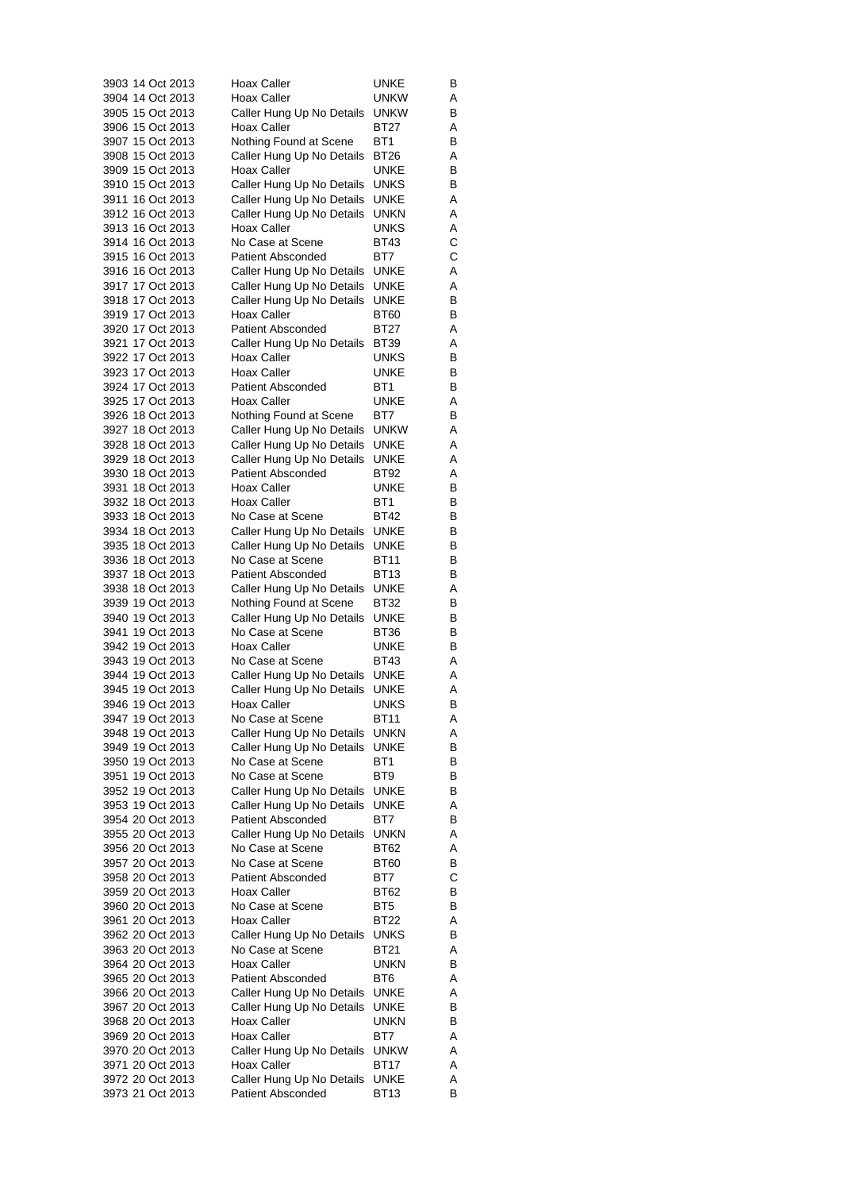| | | | | |
|---|---|---|---|---|
| 3903 | 14 Oct 2013 | Hoax Caller | UNKE | B |
| 3904 | 14 Oct 2013 | Hoax Caller | UNKW | A |
| 3905 | 15 Oct 2013 | Caller Hung Up No Details | UNKW | B |
| 3906 | 15 Oct 2013 | Hoax Caller | BT27 | A |
| 3907 | 15 Oct 2013 | Nothing Found at Scene | BT1 | B |
| 3908 | 15 Oct 2013 | Caller Hung Up No Details | BT26 | A |
| 3909 | 15 Oct 2013 | Hoax Caller | UNKE | B |
| 3910 | 15 Oct 2013 | Caller Hung Up No Details | UNKS | B |
| 3911 | 16 Oct 2013 | Caller Hung Up No Details | UNKE | A |
| 3912 | 16 Oct 2013 | Caller Hung Up No Details | UNKN | A |
| 3913 | 16 Oct 2013 | Hoax Caller | UNKS | A |
| 3914 | 16 Oct 2013 | No Case at Scene | BT43 | C |
| 3915 | 16 Oct 2013 | Patient Absconded | BT7 | C |
| 3916 | 16 Oct 2013 | Caller Hung Up No Details | UNKE | A |
| 3917 | 17 Oct 2013 | Caller Hung Up No Details | UNKE | A |
| 3918 | 17 Oct 2013 | Caller Hung Up No Details | UNKE | B |
| 3919 | 17 Oct 2013 | Hoax Caller | BT60 | B |
| 3920 | 17 Oct 2013 | Patient Absconded | BT27 | A |
| 3921 | 17 Oct 2013 | Caller Hung Up No Details | BT39 | A |
| 3922 | 17 Oct 2013 | Hoax Caller | UNKS | B |
| 3923 | 17 Oct 2013 | Hoax Caller | UNKE | B |
| 3924 | 17 Oct 2013 | Patient Absconded | BT1 | B |
| 3925 | 17 Oct 2013 | Hoax Caller | UNKE | A |
| 3926 | 18 Oct 2013 | Nothing Found at Scene | BT7 | B |
| 3927 | 18 Oct 2013 | Caller Hung Up No Details | UNKW | A |
| 3928 | 18 Oct 2013 | Caller Hung Up No Details | UNKE | A |
| 3929 | 18 Oct 2013 | Caller Hung Up No Details | UNKE | A |
| 3930 | 18 Oct 2013 | Patient Absconded | BT92 | A |
| 3931 | 18 Oct 2013 | Hoax Caller | UNKE | B |
| 3932 | 18 Oct 2013 | Hoax Caller | BT1 | B |
| 3933 | 18 Oct 2013 | No Case at Scene | BT42 | B |
| 3934 | 18 Oct 2013 | Caller Hung Up No Details | UNKE | B |
| 3935 | 18 Oct 2013 | Caller Hung Up No Details | UNKE | B |
| 3936 | 18 Oct 2013 | No Case at Scene | BT11 | B |
| 3937 | 18 Oct 2013 | Patient Absconded | BT13 | B |
| 3938 | 18 Oct 2013 | Caller Hung Up No Details | UNKE | A |
| 3939 | 19 Oct 2013 | Nothing Found at Scene | BT32 | B |
| 3940 | 19 Oct 2013 | Caller Hung Up No Details | UNKE | B |
| 3941 | 19 Oct 2013 | No Case at Scene | BT36 | B |
| 3942 | 19 Oct 2013 | Hoax Caller | UNKE | B |
| 3943 | 19 Oct 2013 | No Case at Scene | BT43 | A |
| 3944 | 19 Oct 2013 | Caller Hung Up No Details | UNKE | A |
| 3945 | 19 Oct 2013 | Caller Hung Up No Details | UNKE | A |
| 3946 | 19 Oct 2013 | Hoax Caller | UNKS | B |
| 3947 | 19 Oct 2013 | No Case at Scene | BT11 | A |
| 3948 | 19 Oct 2013 | Caller Hung Up No Details | UNKN | A |
| 3949 | 19 Oct 2013 | Caller Hung Up No Details | UNKE | B |
| 3950 | 19 Oct 2013 | No Case at Scene | BT1 | B |
| 3951 | 19 Oct 2013 | No Case at Scene | BT9 | B |
| 3952 | 19 Oct 2013 | Caller Hung Up No Details | UNKE | B |
| 3953 | 19 Oct 2013 | Caller Hung Up No Details | UNKE | A |
| 3954 | 20 Oct 2013 | Patient Absconded | BT7 | B |
| 3955 | 20 Oct 2013 | Caller Hung Up No Details | UNKN | A |
| 3956 | 20 Oct 2013 | No Case at Scene | BT62 | A |
| 3957 | 20 Oct 2013 | No Case at Scene | BT60 | B |
| 3958 | 20 Oct 2013 | Patient Absconded | BT7 | C |
| 3959 | 20 Oct 2013 | Hoax Caller | BT62 | B |
| 3960 | 20 Oct 2013 | No Case at Scene | BT5 | B |
| 3961 | 20 Oct 2013 | Hoax Caller | BT22 | A |
| 3962 | 20 Oct 2013 | Caller Hung Up No Details | UNKS | B |
| 3963 | 20 Oct 2013 | No Case at Scene | BT21 | A |
| 3964 | 20 Oct 2013 | Hoax Caller | UNKN | B |
| 3965 | 20 Oct 2013 | Patient Absconded | BT6 | A |
| 3966 | 20 Oct 2013 | Caller Hung Up No Details | UNKE | A |
| 3967 | 20 Oct 2013 | Caller Hung Up No Details | UNKE | B |
| 3968 | 20 Oct 2013 | Hoax Caller | UNKN | B |
| 3969 | 20 Oct 2013 | Hoax Caller | BT7 | A |
| 3970 | 20 Oct 2013 | Caller Hung Up No Details | UNKW | A |
| 3971 | 20 Oct 2013 | Hoax Caller | BT17 | A |
| 3972 | 20 Oct 2013 | Caller Hung Up No Details | UNKE | A |
| 3973 | 21 Oct 2013 | Patient Absconded | BT13 | B |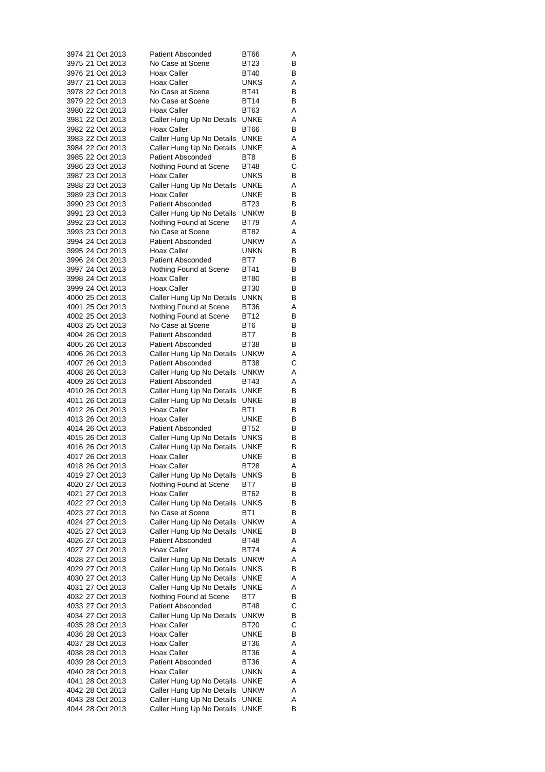| | | | | |
|---|---|---|---|---|
| 3974 | 21 Oct 2013 | Patient Absconded | BT66 | A |
| 3975 | 21 Oct 2013 | No Case at Scene | BT23 | B |
| 3976 | 21 Oct 2013 | Hoax Caller | BT40 | B |
| 3977 | 21 Oct 2013 | Hoax Caller | UNKS | A |
| 3978 | 22 Oct 2013 | No Case at Scene | BT41 | B |
| 3979 | 22 Oct 2013 | No Case at Scene | BT14 | B |
| 3980 | 22 Oct 2013 | Hoax Caller | BT63 | A |
| 3981 | 22 Oct 2013 | Caller Hung Up No Details | UNKE | A |
| 3982 | 22 Oct 2013 | Hoax Caller | BT66 | B |
| 3983 | 22 Oct 2013 | Caller Hung Up No Details | UNKE | A |
| 3984 | 22 Oct 2013 | Caller Hung Up No Details | UNKE | A |
| 3985 | 22 Oct 2013 | Patient Absconded | BT8 | B |
| 3986 | 23 Oct 2013 | Nothing Found at Scene | BT48 | C |
| 3987 | 23 Oct 2013 | Hoax Caller | UNKS | B |
| 3988 | 23 Oct 2013 | Caller Hung Up No Details | UNKE | A |
| 3989 | 23 Oct 2013 | Hoax Caller | UNKE | B |
| 3990 | 23 Oct 2013 | Patient Absconded | BT23 | B |
| 3991 | 23 Oct 2013 | Caller Hung Up No Details | UNKW | B |
| 3992 | 23 Oct 2013 | Nothing Found at Scene | BT79 | A |
| 3993 | 23 Oct 2013 | No Case at Scene | BT82 | A |
| 3994 | 24 Oct 2013 | Patient Absconded | UNKW | A |
| 3995 | 24 Oct 2013 | Hoax Caller | UNKN | B |
| 3996 | 24 Oct 2013 | Patient Absconded | BT7 | B |
| 3997 | 24 Oct 2013 | Nothing Found at Scene | BT41 | B |
| 3998 | 24 Oct 2013 | Hoax Caller | BT80 | B |
| 3999 | 24 Oct 2013 | Hoax Caller | BT30 | B |
| 4000 | 25 Oct 2013 | Caller Hung Up No Details | UNKN | B |
| 4001 | 25 Oct 2013 | Nothing Found at Scene | BT36 | A |
| 4002 | 25 Oct 2013 | Nothing Found at Scene | BT12 | B |
| 4003 | 25 Oct 2013 | No Case at Scene | BT6 | B |
| 4004 | 26 Oct 2013 | Patient Absconded | BT7 | B |
| 4005 | 26 Oct 2013 | Patient Absconded | BT38 | B |
| 4006 | 26 Oct 2013 | Caller Hung Up No Details | UNKW | A |
| 4007 | 26 Oct 2013 | Patient Absconded | BT38 | C |
| 4008 | 26 Oct 2013 | Caller Hung Up No Details | UNKW | A |
| 4009 | 26 Oct 2013 | Patient Absconded | BT43 | A |
| 4010 | 26 Oct 2013 | Caller Hung Up No Details | UNKE | B |
| 4011 | 26 Oct 2013 | Caller Hung Up No Details | UNKE | B |
| 4012 | 26 Oct 2013 | Hoax Caller | BT1 | B |
| 4013 | 26 Oct 2013 | Hoax Caller | UNKE | B |
| 4014 | 26 Oct 2013 | Patient Absconded | BT52 | B |
| 4015 | 26 Oct 2013 | Caller Hung Up No Details | UNKS | B |
| 4016 | 26 Oct 2013 | Caller Hung Up No Details | UNKE | B |
| 4017 | 26 Oct 2013 | Hoax Caller | UNKE | B |
| 4018 | 26 Oct 2013 | Hoax Caller | BT28 | A |
| 4019 | 27 Oct 2013 | Caller Hung Up No Details | UNKS | B |
| 4020 | 27 Oct 2013 | Nothing Found at Scene | BT7 | B |
| 4021 | 27 Oct 2013 | Hoax Caller | BT62 | B |
| 4022 | 27 Oct 2013 | Caller Hung Up No Details | UNKS | B |
| 4023 | 27 Oct 2013 | No Case at Scene | BT1 | B |
| 4024 | 27 Oct 2013 | Caller Hung Up No Details | UNKW | A |
| 4025 | 27 Oct 2013 | Caller Hung Up No Details | UNKE | B |
| 4026 | 27 Oct 2013 | Patient Absconded | BT48 | A |
| 4027 | 27 Oct 2013 | Hoax Caller | BT74 | A |
| 4028 | 27 Oct 2013 | Caller Hung Up No Details | UNKW | A |
| 4029 | 27 Oct 2013 | Caller Hung Up No Details | UNKS | B |
| 4030 | 27 Oct 2013 | Caller Hung Up No Details | UNKE | A |
| 4031 | 27 Oct 2013 | Caller Hung Up No Details | UNKE | A |
| 4032 | 27 Oct 2013 | Nothing Found at Scene | BT7 | B |
| 4033 | 27 Oct 2013 | Patient Absconded | BT48 | C |
| 4034 | 27 Oct 2013 | Caller Hung Up No Details | UNKW | B |
| 4035 | 28 Oct 2013 | Hoax Caller | BT20 | C |
| 4036 | 28 Oct 2013 | Hoax Caller | UNKE | B |
| 4037 | 28 Oct 2013 | Hoax Caller | BT36 | A |
| 4038 | 28 Oct 2013 | Hoax Caller | BT36 | A |
| 4039 | 28 Oct 2013 | Patient Absconded | BT36 | A |
| 4040 | 28 Oct 2013 | Hoax Caller | UNKN | A |
| 4041 | 28 Oct 2013 | Caller Hung Up No Details | UNKE | A |
| 4042 | 28 Oct 2013 | Caller Hung Up No Details | UNKW | A |
| 4043 | 28 Oct 2013 | Caller Hung Up No Details | UNKE | A |
| 4044 | 28 Oct 2013 | Caller Hung Up No Details | UNKE | B |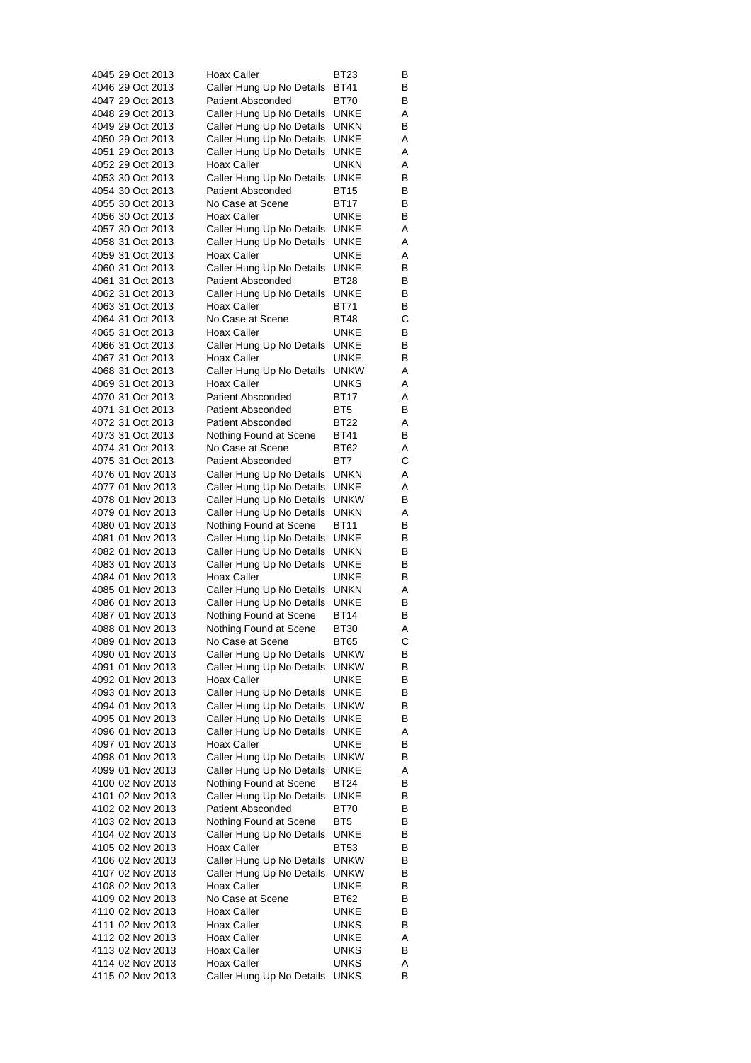| | | | | |
|---|---|---|---|---|
| 4045 | 29 Oct 2013 | Hoax Caller | BT23 | B |
| 4046 | 29 Oct 2013 | Caller Hung Up No Details | BT41 | B |
| 4047 | 29 Oct 2013 | Patient Absconded | BT70 | B |
| 4048 | 29 Oct 2013 | Caller Hung Up No Details | UNKE | A |
| 4049 | 29 Oct 2013 | Caller Hung Up No Details | UNKN | B |
| 4050 | 29 Oct 2013 | Caller Hung Up No Details | UNKE | A |
| 4051 | 29 Oct 2013 | Caller Hung Up No Details | UNKE | A |
| 4052 | 29 Oct 2013 | Hoax Caller | UNKN | A |
| 4053 | 30 Oct 2013 | Caller Hung Up No Details | UNKE | B |
| 4054 | 30 Oct 2013 | Patient Absconded | BT15 | B |
| 4055 | 30 Oct 2013 | No Case at Scene | BT17 | B |
| 4056 | 30 Oct 2013 | Hoax Caller | UNKE | B |
| 4057 | 30 Oct 2013 | Caller Hung Up No Details | UNKE | A |
| 4058 | 31 Oct 2013 | Caller Hung Up No Details | UNKE | A |
| 4059 | 31 Oct 2013 | Hoax Caller | UNKE | A |
| 4060 | 31 Oct 2013 | Caller Hung Up No Details | UNKE | B |
| 4061 | 31 Oct 2013 | Patient Absconded | BT28 | B |
| 4062 | 31 Oct 2013 | Caller Hung Up No Details | UNKE | B |
| 4063 | 31 Oct 2013 | Hoax Caller | BT71 | B |
| 4064 | 31 Oct 2013 | No Case at Scene | BT48 | C |
| 4065 | 31 Oct 2013 | Hoax Caller | UNKE | B |
| 4066 | 31 Oct 2013 | Caller Hung Up No Details | UNKE | B |
| 4067 | 31 Oct 2013 | Hoax Caller | UNKE | B |
| 4068 | 31 Oct 2013 | Caller Hung Up No Details | UNKW | A |
| 4069 | 31 Oct 2013 | Hoax Caller | UNKS | A |
| 4070 | 31 Oct 2013 | Patient Absconded | BT17 | A |
| 4071 | 31 Oct 2013 | Patient Absconded | BT5 | B |
| 4072 | 31 Oct 2013 | Patient Absconded | BT22 | A |
| 4073 | 31 Oct 2013 | Nothing Found at Scene | BT41 | B |
| 4074 | 31 Oct 2013 | No Case at Scene | BT62 | A |
| 4075 | 31 Oct 2013 | Patient Absconded | BT7 | C |
| 4076 | 01 Nov 2013 | Caller Hung Up No Details | UNKN | A |
| 4077 | 01 Nov 2013 | Caller Hung Up No Details | UNKE | A |
| 4078 | 01 Nov 2013 | Caller Hung Up No Details | UNKW | B |
| 4079 | 01 Nov 2013 | Caller Hung Up No Details | UNKN | A |
| 4080 | 01 Nov 2013 | Nothing Found at Scene | BT11 | B |
| 4081 | 01 Nov 2013 | Caller Hung Up No Details | UNKE | B |
| 4082 | 01 Nov 2013 | Caller Hung Up No Details | UNKN | B |
| 4083 | 01 Nov 2013 | Caller Hung Up No Details | UNKE | B |
| 4084 | 01 Nov 2013 | Hoax Caller | UNKE | B |
| 4085 | 01 Nov 2013 | Caller Hung Up No Details | UNKN | A |
| 4086 | 01 Nov 2013 | Caller Hung Up No Details | UNKE | B |
| 4087 | 01 Nov 2013 | Nothing Found at Scene | BT14 | B |
| 4088 | 01 Nov 2013 | Nothing Found at Scene | BT30 | A |
| 4089 | 01 Nov 2013 | No Case at Scene | BT65 | C |
| 4090 | 01 Nov 2013 | Caller Hung Up No Details | UNKW | B |
| 4091 | 01 Nov 2013 | Caller Hung Up No Details | UNKW | B |
| 4092 | 01 Nov 2013 | Hoax Caller | UNKE | B |
| 4093 | 01 Nov 2013 | Caller Hung Up No Details | UNKE | B |
| 4094 | 01 Nov 2013 | Caller Hung Up No Details | UNKW | B |
| 4095 | 01 Nov 2013 | Caller Hung Up No Details | UNKE | B |
| 4096 | 01 Nov 2013 | Caller Hung Up No Details | UNKE | A |
| 4097 | 01 Nov 2013 | Hoax Caller | UNKE | B |
| 4098 | 01 Nov 2013 | Caller Hung Up No Details | UNKW | B |
| 4099 | 01 Nov 2013 | Caller Hung Up No Details | UNKE | A |
| 4100 | 02 Nov 2013 | Nothing Found at Scene | BT24 | B |
| 4101 | 02 Nov 2013 | Caller Hung Up No Details | UNKE | B |
| 4102 | 02 Nov 2013 | Patient Absconded | BT70 | B |
| 4103 | 02 Nov 2013 | Nothing Found at Scene | BT5 | B |
| 4104 | 02 Nov 2013 | Caller Hung Up No Details | UNKE | B |
| 4105 | 02 Nov 2013 | Hoax Caller | BT53 | B |
| 4106 | 02 Nov 2013 | Caller Hung Up No Details | UNKW | B |
| 4107 | 02 Nov 2013 | Caller Hung Up No Details | UNKW | B |
| 4108 | 02 Nov 2013 | Hoax Caller | UNKE | B |
| 4109 | 02 Nov 2013 | No Case at Scene | BT62 | B |
| 4110 | 02 Nov 2013 | Hoax Caller | UNKE | B |
| 4111 | 02 Nov 2013 | Hoax Caller | UNKS | B |
| 4112 | 02 Nov 2013 | Hoax Caller | UNKE | A |
| 4113 | 02 Nov 2013 | Hoax Caller | UNKS | B |
| 4114 | 02 Nov 2013 | Hoax Caller | UNKS | A |
| 4115 | 02 Nov 2013 | Caller Hung Up No Details | UNKS | B |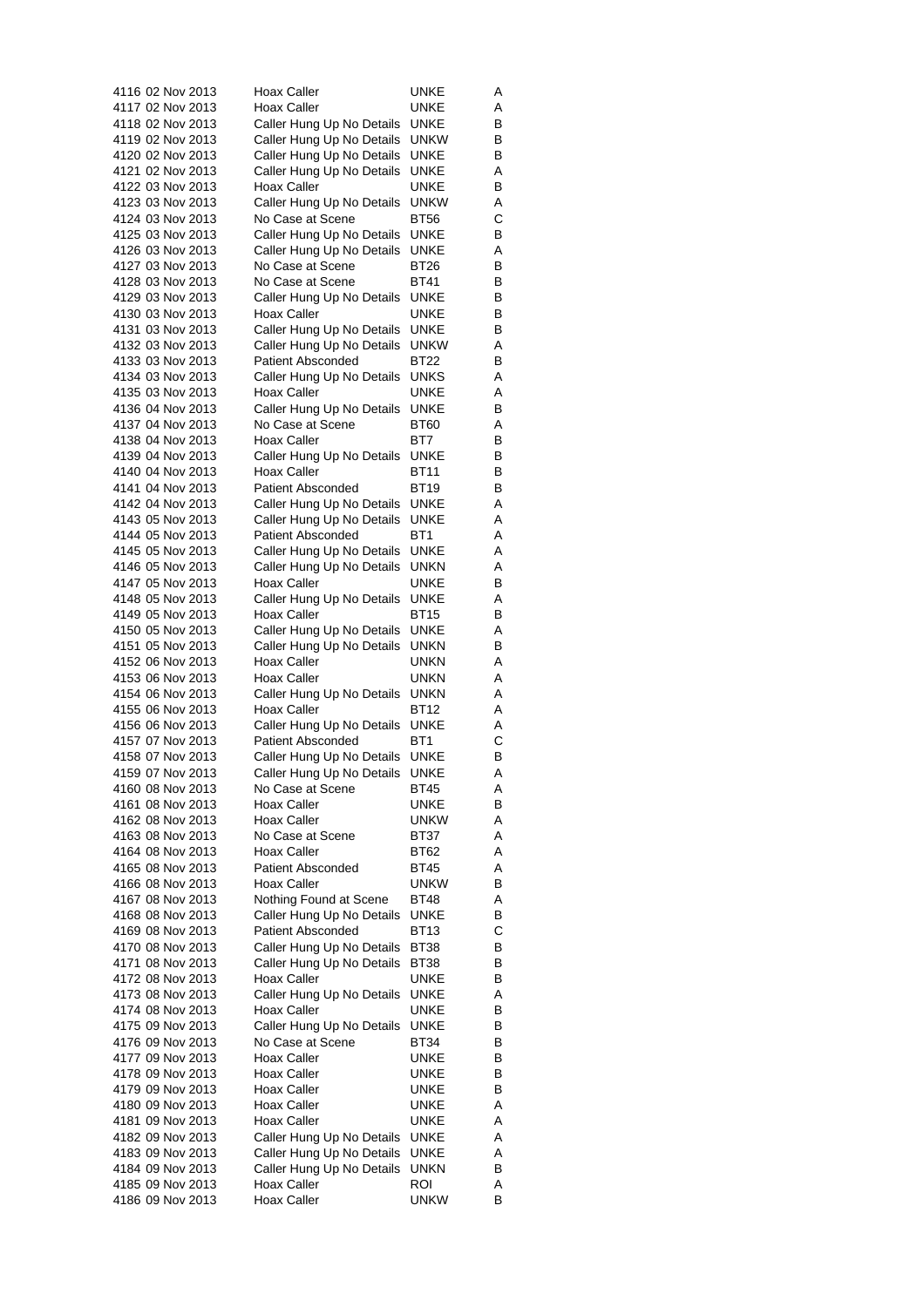| | | | | |
|---|---|---|---|---|
| 4116 | 02 Nov 2013 | Hoax Caller | UNKE | A |
| 4117 | 02 Nov 2013 | Hoax Caller | UNKE | A |
| 4118 | 02 Nov 2013 | Caller Hung Up No Details | UNKE | B |
| 4119 | 02 Nov 2013 | Caller Hung Up No Details | UNKW | B |
| 4120 | 02 Nov 2013 | Caller Hung Up No Details | UNKE | B |
| 4121 | 02 Nov 2013 | Caller Hung Up No Details | UNKE | A |
| 4122 | 03 Nov 2013 | Hoax Caller | UNKE | B |
| 4123 | 03 Nov 2013 | Caller Hung Up No Details | UNKW | A |
| 4124 | 03 Nov 2013 | No Case at Scene | BT56 | C |
| 4125 | 03 Nov 2013 | Caller Hung Up No Details | UNKE | B |
| 4126 | 03 Nov 2013 | Caller Hung Up No Details | UNKE | A |
| 4127 | 03 Nov 2013 | No Case at Scene | BT26 | B |
| 4128 | 03 Nov 2013 | No Case at Scene | BT41 | B |
| 4129 | 03 Nov 2013 | Caller Hung Up No Details | UNKE | B |
| 4130 | 03 Nov 2013 | Hoax Caller | UNKE | B |
| 4131 | 03 Nov 2013 | Caller Hung Up No Details | UNKE | B |
| 4132 | 03 Nov 2013 | Caller Hung Up No Details | UNKW | A |
| 4133 | 03 Nov 2013 | Patient Absconded | BT22 | B |
| 4134 | 03 Nov 2013 | Caller Hung Up No Details | UNKS | A |
| 4135 | 03 Nov 2013 | Hoax Caller | UNKE | A |
| 4136 | 04 Nov 2013 | Caller Hung Up No Details | UNKE | B |
| 4137 | 04 Nov 2013 | No Case at Scene | BT60 | A |
| 4138 | 04 Nov 2013 | Hoax Caller | BT7 | B |
| 4139 | 04 Nov 2013 | Caller Hung Up No Details | UNKE | B |
| 4140 | 04 Nov 2013 | Hoax Caller | BT11 | B |
| 4141 | 04 Nov 2013 | Patient Absconded | BT19 | B |
| 4142 | 04 Nov 2013 | Caller Hung Up No Details | UNKE | A |
| 4143 | 05 Nov 2013 | Caller Hung Up No Details | UNKE | A |
| 4144 | 05 Nov 2013 | Patient Absconded | BT1 | A |
| 4145 | 05 Nov 2013 | Caller Hung Up No Details | UNKE | A |
| 4146 | 05 Nov 2013 | Caller Hung Up No Details | UNKN | A |
| 4147 | 05 Nov 2013 | Hoax Caller | UNKE | B |
| 4148 | 05 Nov 2013 | Caller Hung Up No Details | UNKE | A |
| 4149 | 05 Nov 2013 | Hoax Caller | BT15 | B |
| 4150 | 05 Nov 2013 | Caller Hung Up No Details | UNKE | A |
| 4151 | 05 Nov 2013 | Caller Hung Up No Details | UNKN | B |
| 4152 | 06 Nov 2013 | Hoax Caller | UNKN | A |
| 4153 | 06 Nov 2013 | Hoax Caller | UNKN | A |
| 4154 | 06 Nov 2013 | Caller Hung Up No Details | UNKN | A |
| 4155 | 06 Nov 2013 | Hoax Caller | BT12 | A |
| 4156 | 06 Nov 2013 | Caller Hung Up No Details | UNKE | A |
| 4157 | 07 Nov 2013 | Patient Absconded | BT1 | C |
| 4158 | 07 Nov 2013 | Caller Hung Up No Details | UNKE | B |
| 4159 | 07 Nov 2013 | Caller Hung Up No Details | UNKE | A |
| 4160 | 08 Nov 2013 | No Case at Scene | BT45 | A |
| 4161 | 08 Nov 2013 | Hoax Caller | UNKE | B |
| 4162 | 08 Nov 2013 | Hoax Caller | UNKW | A |
| 4163 | 08 Nov 2013 | No Case at Scene | BT37 | A |
| 4164 | 08 Nov 2013 | Hoax Caller | BT62 | A |
| 4165 | 08 Nov 2013 | Patient Absconded | BT45 | A |
| 4166 | 08 Nov 2013 | Hoax Caller | UNKW | B |
| 4167 | 08 Nov 2013 | Nothing Found at Scene | BT48 | A |
| 4168 | 08 Nov 2013 | Caller Hung Up No Details | UNKE | B |
| 4169 | 08 Nov 2013 | Patient Absconded | BT13 | C |
| 4170 | 08 Nov 2013 | Caller Hung Up No Details | BT38 | B |
| 4171 | 08 Nov 2013 | Caller Hung Up No Details | BT38 | B |
| 4172 | 08 Nov 2013 | Hoax Caller | UNKE | B |
| 4173 | 08 Nov 2013 | Caller Hung Up No Details | UNKE | A |
| 4174 | 08 Nov 2013 | Hoax Caller | UNKE | B |
| 4175 | 09 Nov 2013 | Caller Hung Up No Details | UNKE | B |
| 4176 | 09 Nov 2013 | No Case at Scene | BT34 | B |
| 4177 | 09 Nov 2013 | Hoax Caller | UNKE | B |
| 4178 | 09 Nov 2013 | Hoax Caller | UNKE | B |
| 4179 | 09 Nov 2013 | Hoax Caller | UNKE | B |
| 4180 | 09 Nov 2013 | Hoax Caller | UNKE | A |
| 4181 | 09 Nov 2013 | Hoax Caller | UNKE | A |
| 4182 | 09 Nov 2013 | Caller Hung Up No Details | UNKE | A |
| 4183 | 09 Nov 2013 | Caller Hung Up No Details | UNKE | A |
| 4184 | 09 Nov 2013 | Caller Hung Up No Details | UNKN | B |
| 4185 | 09 Nov 2013 | Hoax Caller | ROI | A |
| 4186 | 09 Nov 2013 | Hoax Caller | UNKW | B |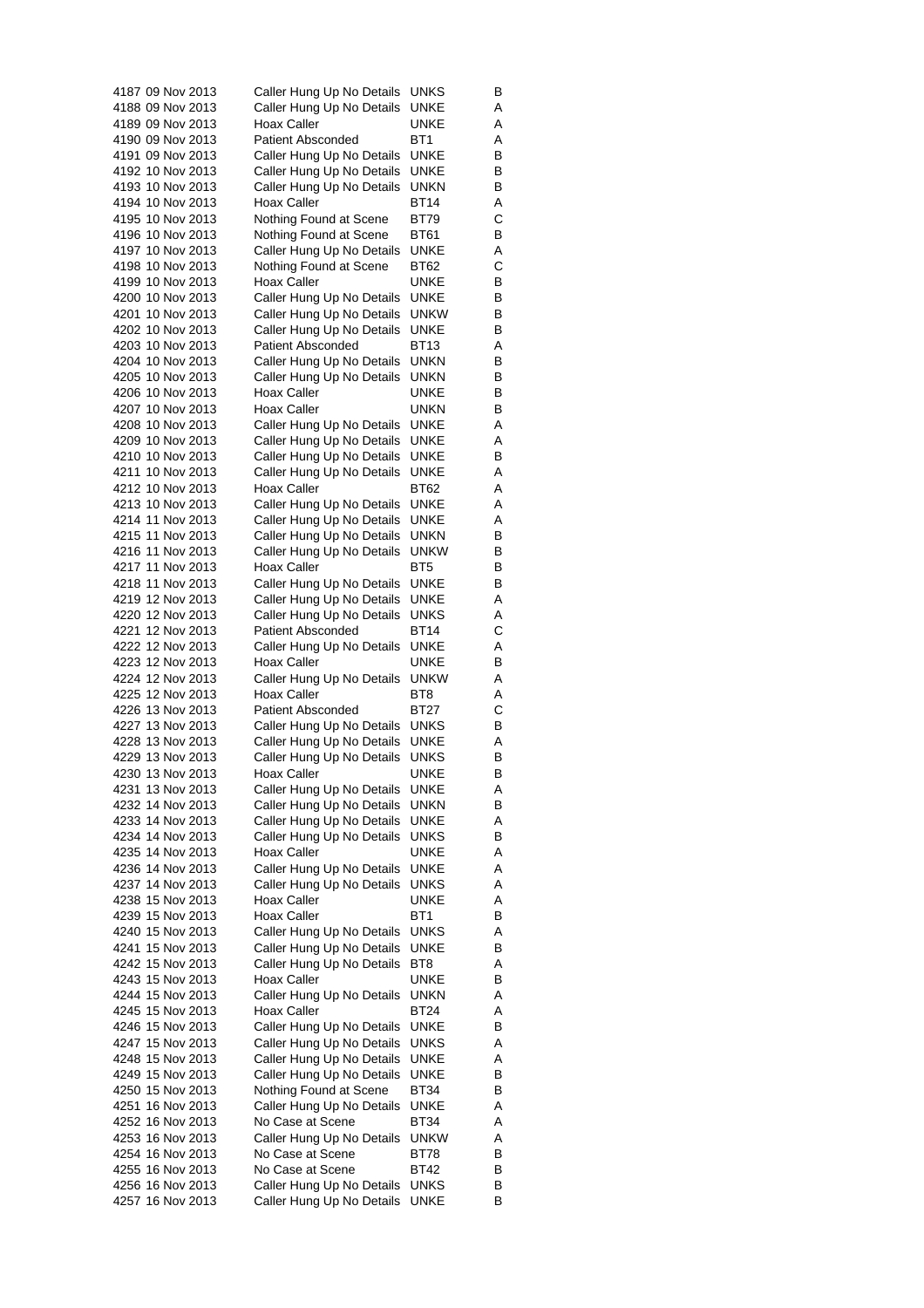| | | | | |
|---|---|---|---|---|
| 4187 | 09 Nov 2013 | Caller Hung Up No Details | UNKS | B |
| 4188 | 09 Nov 2013 | Caller Hung Up No Details | UNKE | A |
| 4189 | 09 Nov 2013 | Hoax Caller | UNKE | A |
| 4190 | 09 Nov 2013 | Patient Absconded | BT1 | A |
| 4191 | 09 Nov 2013 | Caller Hung Up No Details | UNKE | B |
| 4192 | 10 Nov 2013 | Caller Hung Up No Details | UNKE | B |
| 4193 | 10 Nov 2013 | Caller Hung Up No Details | UNKN | B |
| 4194 | 10 Nov 2013 | Hoax Caller | BT14 | A |
| 4195 | 10 Nov 2013 | Nothing Found at Scene | BT79 | C |
| 4196 | 10 Nov 2013 | Nothing Found at Scene | BT61 | B |
| 4197 | 10 Nov 2013 | Caller Hung Up No Details | UNKE | A |
| 4198 | 10 Nov 2013 | Nothing Found at Scene | BT62 | C |
| 4199 | 10 Nov 2013 | Hoax Caller | UNKE | B |
| 4200 | 10 Nov 2013 | Caller Hung Up No Details | UNKE | B |
| 4201 | 10 Nov 2013 | Caller Hung Up No Details | UNKW | B |
| 4202 | 10 Nov 2013 | Caller Hung Up No Details | UNKE | B |
| 4203 | 10 Nov 2013 | Patient Absconded | BT13 | A |
| 4204 | 10 Nov 2013 | Caller Hung Up No Details | UNKN | B |
| 4205 | 10 Nov 2013 | Caller Hung Up No Details | UNKN | B |
| 4206 | 10 Nov 2013 | Hoax Caller | UNKE | B |
| 4207 | 10 Nov 2013 | Hoax Caller | UNKN | B |
| 4208 | 10 Nov 2013 | Caller Hung Up No Details | UNKE | A |
| 4209 | 10 Nov 2013 | Caller Hung Up No Details | UNKE | A |
| 4210 | 10 Nov 2013 | Caller Hung Up No Details | UNKE | B |
| 4211 | 10 Nov 2013 | Caller Hung Up No Details | UNKE | A |
| 4212 | 10 Nov 2013 | Hoax Caller | BT62 | A |
| 4213 | 10 Nov 2013 | Caller Hung Up No Details | UNKE | A |
| 4214 | 11 Nov 2013 | Caller Hung Up No Details | UNKE | A |
| 4215 | 11 Nov 2013 | Caller Hung Up No Details | UNKN | B |
| 4216 | 11 Nov 2013 | Caller Hung Up No Details | UNKW | B |
| 4217 | 11 Nov 2013 | Hoax Caller | BT5 | B |
| 4218 | 11 Nov 2013 | Caller Hung Up No Details | UNKE | B |
| 4219 | 12 Nov 2013 | Caller Hung Up No Details | UNKE | A |
| 4220 | 12 Nov 2013 | Caller Hung Up No Details | UNKS | A |
| 4221 | 12 Nov 2013 | Patient Absconded | BT14 | C |
| 4222 | 12 Nov 2013 | Caller Hung Up No Details | UNKE | A |
| 4223 | 12 Nov 2013 | Hoax Caller | UNKE | B |
| 4224 | 12 Nov 2013 | Caller Hung Up No Details | UNKW | A |
| 4225 | 12 Nov 2013 | Hoax Caller | BT8 | A |
| 4226 | 13 Nov 2013 | Patient Absconded | BT27 | C |
| 4227 | 13 Nov 2013 | Caller Hung Up No Details | UNKS | B |
| 4228 | 13 Nov 2013 | Caller Hung Up No Details | UNKE | A |
| 4229 | 13 Nov 2013 | Caller Hung Up No Details | UNKS | B |
| 4230 | 13 Nov 2013 | Hoax Caller | UNKE | B |
| 4231 | 13 Nov 2013 | Caller Hung Up No Details | UNKE | A |
| 4232 | 14 Nov 2013 | Caller Hung Up No Details | UNKN | B |
| 4233 | 14 Nov 2013 | Caller Hung Up No Details | UNKE | A |
| 4234 | 14 Nov 2013 | Caller Hung Up No Details | UNKS | B |
| 4235 | 14 Nov 2013 | Hoax Caller | UNKE | A |
| 4236 | 14 Nov 2013 | Caller Hung Up No Details | UNKE | A |
| 4237 | 14 Nov 2013 | Caller Hung Up No Details | UNKS | A |
| 4238 | 15 Nov 2013 | Hoax Caller | UNKE | A |
| 4239 | 15 Nov 2013 | Hoax Caller | BT1 | B |
| 4240 | 15 Nov 2013 | Caller Hung Up No Details | UNKS | A |
| 4241 | 15 Nov 2013 | Caller Hung Up No Details | UNKE | B |
| 4242 | 15 Nov 2013 | Caller Hung Up No Details | BT8 | A |
| 4243 | 15 Nov 2013 | Hoax Caller | UNKE | B |
| 4244 | 15 Nov 2013 | Caller Hung Up No Details | UNKN | A |
| 4245 | 15 Nov 2013 | Hoax Caller | BT24 | A |
| 4246 | 15 Nov 2013 | Caller Hung Up No Details | UNKE | B |
| 4247 | 15 Nov 2013 | Caller Hung Up No Details | UNKS | A |
| 4248 | 15 Nov 2013 | Caller Hung Up No Details | UNKE | A |
| 4249 | 15 Nov 2013 | Caller Hung Up No Details | UNKE | B |
| 4250 | 15 Nov 2013 | Nothing Found at Scene | BT34 | B |
| 4251 | 16 Nov 2013 | Caller Hung Up No Details | UNKE | A |
| 4252 | 16 Nov 2013 | No Case at Scene | BT34 | A |
| 4253 | 16 Nov 2013 | Caller Hung Up No Details | UNKW | A |
| 4254 | 16 Nov 2013 | No Case at Scene | BT78 | B |
| 4255 | 16 Nov 2013 | No Case at Scene | BT42 | B |
| 4256 | 16 Nov 2013 | Caller Hung Up No Details | UNKS | B |
| 4257 | 16 Nov 2013 | Caller Hung Up No Details | UNKE | B |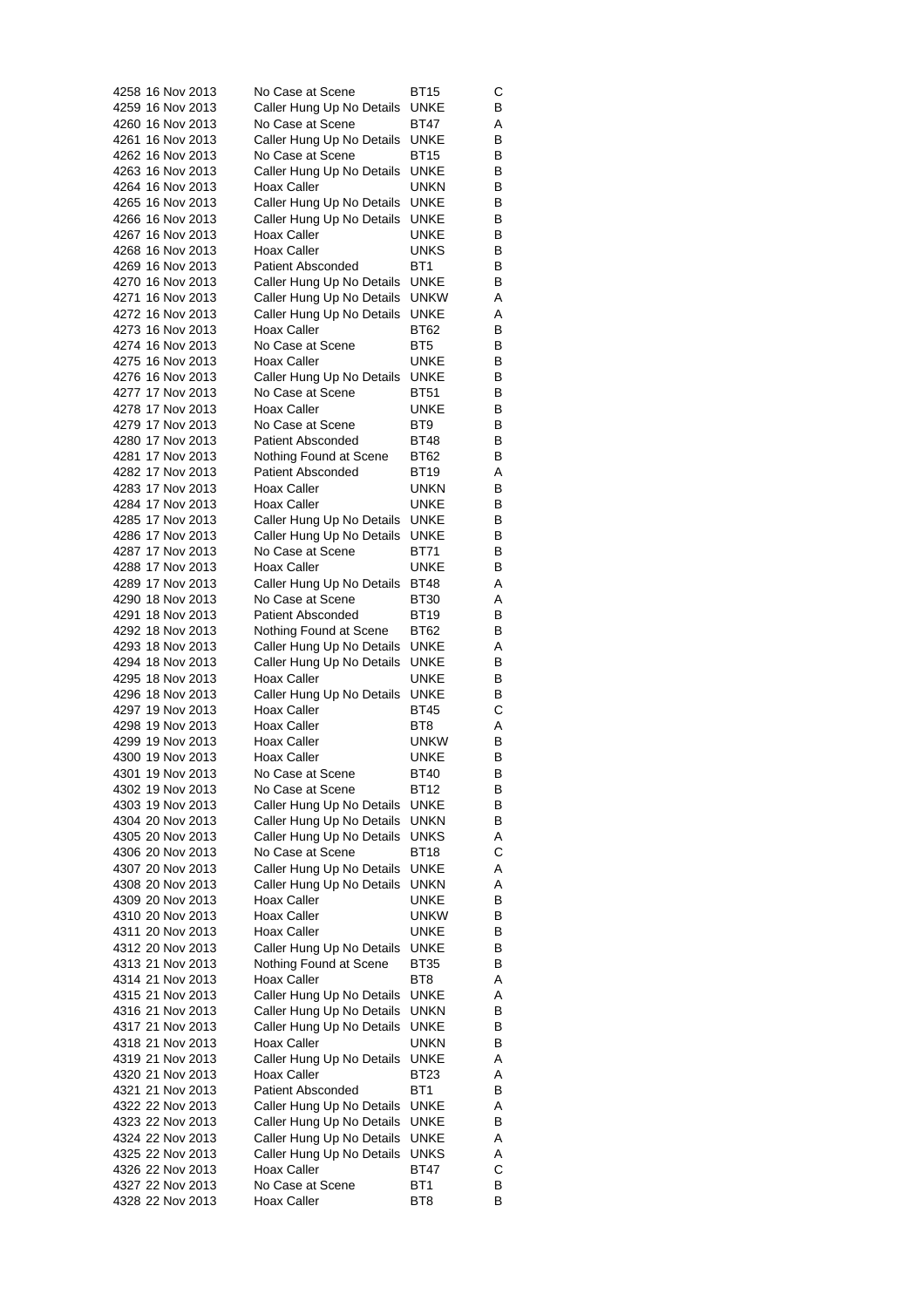| | | | | |
|---|---|---|---|---|
| 4258 | 16 Nov 2013 | No Case at Scene | BT15 | C |
| 4259 | 16 Nov 2013 | Caller Hung Up No Details | UNKE | B |
| 4260 | 16 Nov 2013 | No Case at Scene | BT47 | A |
| 4261 | 16 Nov 2013 | Caller Hung Up No Details | UNKE | B |
| 4262 | 16 Nov 2013 | No Case at Scene | BT15 | B |
| 4263 | 16 Nov 2013 | Caller Hung Up No Details | UNKE | B |
| 4264 | 16 Nov 2013 | Hoax Caller | UNKN | B |
| 4265 | 16 Nov 2013 | Caller Hung Up No Details | UNKE | B |
| 4266 | 16 Nov 2013 | Caller Hung Up No Details | UNKE | B |
| 4267 | 16 Nov 2013 | Hoax Caller | UNKE | B |
| 4268 | 16 Nov 2013 | Hoax Caller | UNKS | B |
| 4269 | 16 Nov 2013 | Patient Absconded | BT1 | B |
| 4270 | 16 Nov 2013 | Caller Hung Up No Details | UNKE | B |
| 4271 | 16 Nov 2013 | Caller Hung Up No Details | UNKW | A |
| 4272 | 16 Nov 2013 | Caller Hung Up No Details | UNKE | A |
| 4273 | 16 Nov 2013 | Hoax Caller | BT62 | B |
| 4274 | 16 Nov 2013 | No Case at Scene | BT5 | B |
| 4275 | 16 Nov 2013 | Hoax Caller | UNKE | B |
| 4276 | 16 Nov 2013 | Caller Hung Up No Details | UNKE | B |
| 4277 | 17 Nov 2013 | No Case at Scene | BT51 | B |
| 4278 | 17 Nov 2013 | Hoax Caller | UNKE | B |
| 4279 | 17 Nov 2013 | No Case at Scene | BT9 | B |
| 4280 | 17 Nov 2013 | Patient Absconded | BT48 | B |
| 4281 | 17 Nov 2013 | Nothing Found at Scene | BT62 | B |
| 4282 | 17 Nov 2013 | Patient Absconded | BT19 | A |
| 4283 | 17 Nov 2013 | Hoax Caller | UNKN | B |
| 4284 | 17 Nov 2013 | Hoax Caller | UNKE | B |
| 4285 | 17 Nov 2013 | Caller Hung Up No Details | UNKE | B |
| 4286 | 17 Nov 2013 | Caller Hung Up No Details | UNKE | B |
| 4287 | 17 Nov 2013 | No Case at Scene | BT71 | B |
| 4288 | 17 Nov 2013 | Hoax Caller | UNKE | B |
| 4289 | 17 Nov 2013 | Caller Hung Up No Details | BT48 | A |
| 4290 | 18 Nov 2013 | No Case at Scene | BT30 | A |
| 4291 | 18 Nov 2013 | Patient Absconded | BT19 | B |
| 4292 | 18 Nov 2013 | Nothing Found at Scene | BT62 | B |
| 4293 | 18 Nov 2013 | Caller Hung Up No Details | UNKE | A |
| 4294 | 18 Nov 2013 | Caller Hung Up No Details | UNKE | B |
| 4295 | 18 Nov 2013 | Hoax Caller | UNKE | B |
| 4296 | 18 Nov 2013 | Caller Hung Up No Details | UNKE | B |
| 4297 | 19 Nov 2013 | Hoax Caller | BT45 | C |
| 4298 | 19 Nov 2013 | Hoax Caller | BT8 | A |
| 4299 | 19 Nov 2013 | Hoax Caller | UNKW | B |
| 4300 | 19 Nov 2013 | Hoax Caller | UNKE | B |
| 4301 | 19 Nov 2013 | No Case at Scene | BT40 | B |
| 4302 | 19 Nov 2013 | No Case at Scene | BT12 | B |
| 4303 | 19 Nov 2013 | Caller Hung Up No Details | UNKE | B |
| 4304 | 20 Nov 2013 | Caller Hung Up No Details | UNKN | B |
| 4305 | 20 Nov 2013 | Caller Hung Up No Details | UNKS | A |
| 4306 | 20 Nov 2013 | No Case at Scene | BT18 | C |
| 4307 | 20 Nov 2013 | Caller Hung Up No Details | UNKE | A |
| 4308 | 20 Nov 2013 | Caller Hung Up No Details | UNKN | A |
| 4309 | 20 Nov 2013 | Hoax Caller | UNKE | B |
| 4310 | 20 Nov 2013 | Hoax Caller | UNKW | B |
| 4311 | 20 Nov 2013 | Hoax Caller | UNKE | B |
| 4312 | 20 Nov 2013 | Caller Hung Up No Details | UNKE | B |
| 4313 | 21 Nov 2013 | Nothing Found at Scene | BT35 | B |
| 4314 | 21 Nov 2013 | Hoax Caller | BT8 | A |
| 4315 | 21 Nov 2013 | Caller Hung Up No Details | UNKE | A |
| 4316 | 21 Nov 2013 | Caller Hung Up No Details | UNKN | B |
| 4317 | 21 Nov 2013 | Caller Hung Up No Details | UNKE | B |
| 4318 | 21 Nov 2013 | Hoax Caller | UNKN | B |
| 4319 | 21 Nov 2013 | Caller Hung Up No Details | UNKE | A |
| 4320 | 21 Nov 2013 | Hoax Caller | BT23 | A |
| 4321 | 21 Nov 2013 | Patient Absconded | BT1 | B |
| 4322 | 22 Nov 2013 | Caller Hung Up No Details | UNKE | A |
| 4323 | 22 Nov 2013 | Caller Hung Up No Details | UNKE | B |
| 4324 | 22 Nov 2013 | Caller Hung Up No Details | UNKE | A |
| 4325 | 22 Nov 2013 | Caller Hung Up No Details | UNKS | A |
| 4326 | 22 Nov 2013 | Hoax Caller | BT47 | C |
| 4327 | 22 Nov 2013 | No Case at Scene | BT1 | B |
| 4328 | 22 Nov 2013 | Hoax Caller | BT8 | B |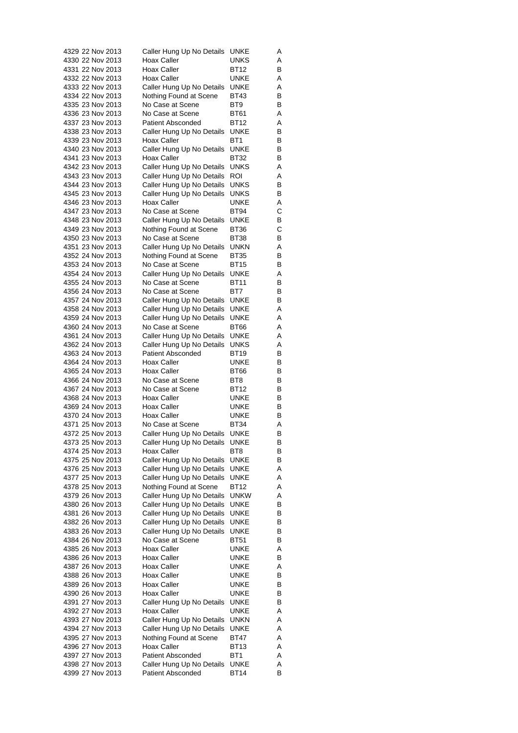| | | | | |
|---|---|---|---|---|
| 4329 | 22 Nov 2013 | Caller Hung Up No Details | UNKE | A |
| 4330 | 22 Nov 2013 | Hoax Caller | UNKS | A |
| 4331 | 22 Nov 2013 | Hoax Caller | BT12 | B |
| 4332 | 22 Nov 2013 | Hoax Caller | UNKE | A |
| 4333 | 22 Nov 2013 | Caller Hung Up No Details | UNKE | A |
| 4334 | 22 Nov 2013 | Nothing Found at Scene | BT43 | B |
| 4335 | 23 Nov 2013 | No Case at Scene | BT9 | B |
| 4336 | 23 Nov 2013 | No Case at Scene | BT61 | A |
| 4337 | 23 Nov 2013 | Patient Absconded | BT12 | A |
| 4338 | 23 Nov 2013 | Caller Hung Up No Details | UNKE | B |
| 4339 | 23 Nov 2013 | Hoax Caller | BT1 | B |
| 4340 | 23 Nov 2013 | Caller Hung Up No Details | UNKE | B |
| 4341 | 23 Nov 2013 | Hoax Caller | BT32 | B |
| 4342 | 23 Nov 2013 | Caller Hung Up No Details | UNKS | A |
| 4343 | 23 Nov 2013 | Caller Hung Up No Details | ROI | A |
| 4344 | 23 Nov 2013 | Caller Hung Up No Details | UNKS | B |
| 4345 | 23 Nov 2013 | Caller Hung Up No Details | UNKS | B |
| 4346 | 23 Nov 2013 | Hoax Caller | UNKE | A |
| 4347 | 23 Nov 2013 | No Case at Scene | BT94 | C |
| 4348 | 23 Nov 2013 | Caller Hung Up No Details | UNKE | B |
| 4349 | 23 Nov 2013 | Nothing Found at Scene | BT36 | C |
| 4350 | 23 Nov 2013 | No Case at Scene | BT38 | B |
| 4351 | 23 Nov 2013 | Caller Hung Up No Details | UNKN | A |
| 4352 | 24 Nov 2013 | Nothing Found at Scene | BT35 | B |
| 4353 | 24 Nov 2013 | No Case at Scene | BT15 | B |
| 4354 | 24 Nov 2013 | Caller Hung Up No Details | UNKE | A |
| 4355 | 24 Nov 2013 | No Case at Scene | BT11 | B |
| 4356 | 24 Nov 2013 | No Case at Scene | BT7 | B |
| 4357 | 24 Nov 2013 | Caller Hung Up No Details | UNKE | B |
| 4358 | 24 Nov 2013 | Caller Hung Up No Details | UNKE | A |
| 4359 | 24 Nov 2013 | Caller Hung Up No Details | UNKE | A |
| 4360 | 24 Nov 2013 | No Case at Scene | BT66 | A |
| 4361 | 24 Nov 2013 | Caller Hung Up No Details | UNKE | A |
| 4362 | 24 Nov 2013 | Caller Hung Up No Details | UNKS | A |
| 4363 | 24 Nov 2013 | Patient Absconded | BT19 | B |
| 4364 | 24 Nov 2013 | Hoax Caller | UNKE | B |
| 4365 | 24 Nov 2013 | Hoax Caller | BT66 | B |
| 4366 | 24 Nov 2013 | No Case at Scene | BT8 | B |
| 4367 | 24 Nov 2013 | No Case at Scene | BT12 | B |
| 4368 | 24 Nov 2013 | Hoax Caller | UNKE | B |
| 4369 | 24 Nov 2013 | Hoax Caller | UNKE | B |
| 4370 | 24 Nov 2013 | Hoax Caller | UNKE | B |
| 4371 | 25 Nov 2013 | No Case at Scene | BT34 | A |
| 4372 | 25 Nov 2013 | Caller Hung Up No Details | UNKE | B |
| 4373 | 25 Nov 2013 | Caller Hung Up No Details | UNKE | B |
| 4374 | 25 Nov 2013 | Hoax Caller | BT8 | B |
| 4375 | 25 Nov 2013 | Caller Hung Up No Details | UNKE | B |
| 4376 | 25 Nov 2013 | Caller Hung Up No Details | UNKE | A |
| 4377 | 25 Nov 2013 | Caller Hung Up No Details | UNKE | A |
| 4378 | 25 Nov 2013 | Nothing Found at Scene | BT12 | A |
| 4379 | 26 Nov 2013 | Caller Hung Up No Details | UNKW | A |
| 4380 | 26 Nov 2013 | Caller Hung Up No Details | UNKE | B |
| 4381 | 26 Nov 2013 | Caller Hung Up No Details | UNKE | B |
| 4382 | 26 Nov 2013 | Caller Hung Up No Details | UNKE | B |
| 4383 | 26 Nov 2013 | Caller Hung Up No Details | UNKE | B |
| 4384 | 26 Nov 2013 | No Case at Scene | BT51 | B |
| 4385 | 26 Nov 2013 | Hoax Caller | UNKE | A |
| 4386 | 26 Nov 2013 | Hoax Caller | UNKE | B |
| 4387 | 26 Nov 2013 | Hoax Caller | UNKE | A |
| 4388 | 26 Nov 2013 | Hoax Caller | UNKE | B |
| 4389 | 26 Nov 2013 | Hoax Caller | UNKE | B |
| 4390 | 26 Nov 2013 | Hoax Caller | UNKE | B |
| 4391 | 27 Nov 2013 | Caller Hung Up No Details | UNKE | B |
| 4392 | 27 Nov 2013 | Hoax Caller | UNKE | A |
| 4393 | 27 Nov 2013 | Caller Hung Up No Details | UNKN | A |
| 4394 | 27 Nov 2013 | Caller Hung Up No Details | UNKE | A |
| 4395 | 27 Nov 2013 | Nothing Found at Scene | BT47 | A |
| 4396 | 27 Nov 2013 | Hoax Caller | BT13 | A |
| 4397 | 27 Nov 2013 | Patient Absconded | BT1 | A |
| 4398 | 27 Nov 2013 | Caller Hung Up No Details | UNKE | A |
| 4399 | 27 Nov 2013 | Patient Absconded | BT14 | B |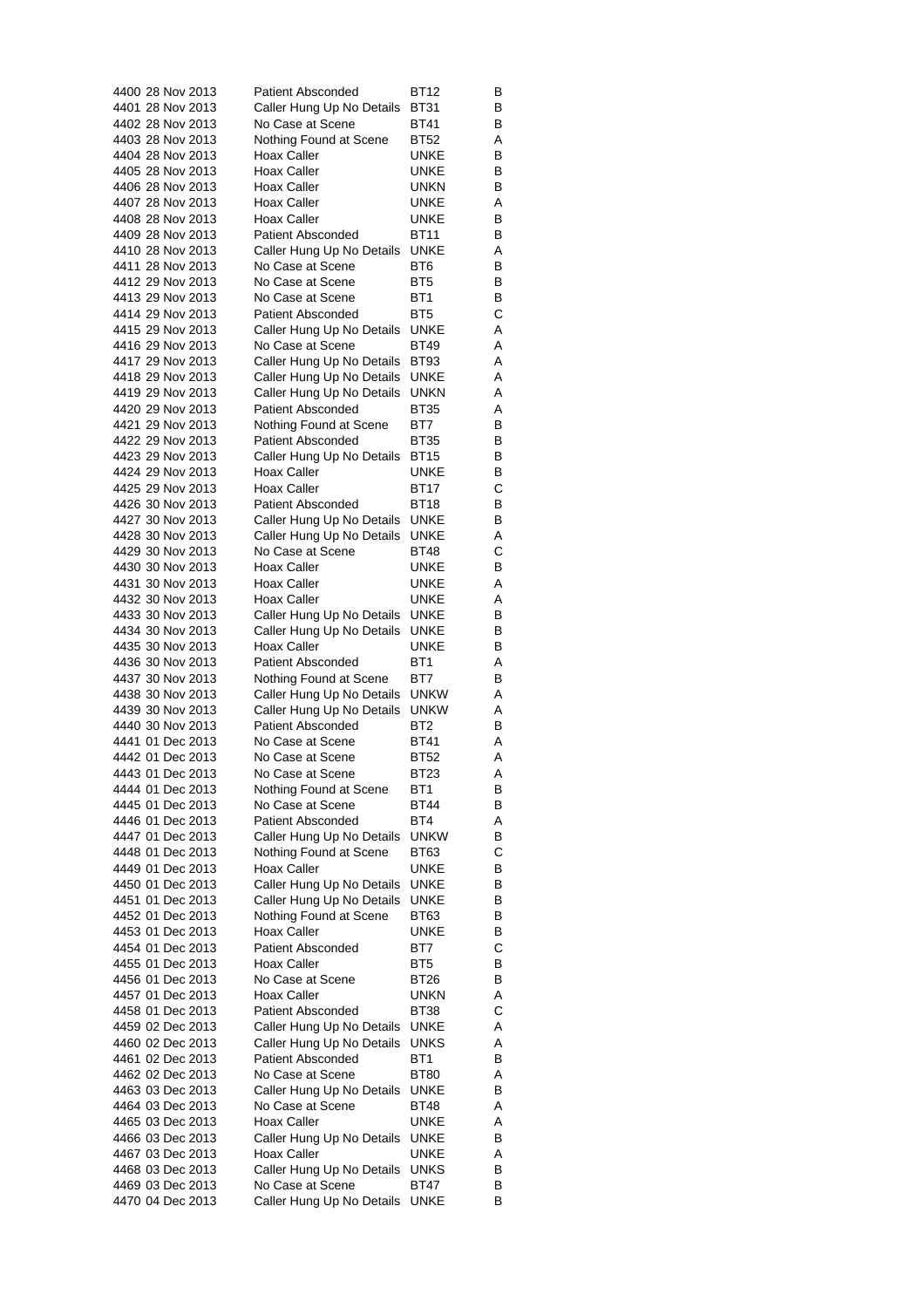| | | | | |
|---|---|---|---|---|
| 4400 | 28 Nov 2013 | Patient Absconded | BT12 | B |
| 4401 | 28 Nov 2013 | Caller Hung Up No Details | BT31 | B |
| 4402 | 28 Nov 2013 | No Case at Scene | BT41 | B |
| 4403 | 28 Nov 2013 | Nothing Found at Scene | BT52 | A |
| 4404 | 28 Nov 2013 | Hoax Caller | UNKE | B |
| 4405 | 28 Nov 2013 | Hoax Caller | UNKE | B |
| 4406 | 28 Nov 2013 | Hoax Caller | UNKN | B |
| 4407 | 28 Nov 2013 | Hoax Caller | UNKE | A |
| 4408 | 28 Nov 2013 | Hoax Caller | UNKE | B |
| 4409 | 28 Nov 2013 | Patient Absconded | BT11 | B |
| 4410 | 28 Nov 2013 | Caller Hung Up No Details | UNKE | A |
| 4411 | 28 Nov 2013 | No Case at Scene | BT6 | B |
| 4412 | 29 Nov 2013 | No Case at Scene | BT5 | B |
| 4413 | 29 Nov 2013 | No Case at Scene | BT1 | B |
| 4414 | 29 Nov 2013 | Patient Absconded | BT5 | C |
| 4415 | 29 Nov 2013 | Caller Hung Up No Details | UNKE | A |
| 4416 | 29 Nov 2013 | No Case at Scene | BT49 | A |
| 4417 | 29 Nov 2013 | Caller Hung Up No Details | BT93 | A |
| 4418 | 29 Nov 2013 | Caller Hung Up No Details | UNKE | A |
| 4419 | 29 Nov 2013 | Caller Hung Up No Details | UNKN | A |
| 4420 | 29 Nov 2013 | Patient Absconded | BT35 | A |
| 4421 | 29 Nov 2013 | Nothing Found at Scene | BT7 | B |
| 4422 | 29 Nov 2013 | Patient Absconded | BT35 | B |
| 4423 | 29 Nov 2013 | Caller Hung Up No Details | BT15 | B |
| 4424 | 29 Nov 2013 | Hoax Caller | UNKE | B |
| 4425 | 29 Nov 2013 | Hoax Caller | BT17 | C |
| 4426 | 30 Nov 2013 | Patient Absconded | BT18 | B |
| 4427 | 30 Nov 2013 | Caller Hung Up No Details | UNKE | B |
| 4428 | 30 Nov 2013 | Caller Hung Up No Details | UNKE | A |
| 4429 | 30 Nov 2013 | No Case at Scene | BT48 | C |
| 4430 | 30 Nov 2013 | Hoax Caller | UNKE | B |
| 4431 | 30 Nov 2013 | Hoax Caller | UNKE | A |
| 4432 | 30 Nov 2013 | Hoax Caller | UNKE | A |
| 4433 | 30 Nov 2013 | Caller Hung Up No Details | UNKE | B |
| 4434 | 30 Nov 2013 | Caller Hung Up No Details | UNKE | B |
| 4435 | 30 Nov 2013 | Hoax Caller | UNKE | B |
| 4436 | 30 Nov 2013 | Patient Absconded | BT1 | A |
| 4437 | 30 Nov 2013 | Nothing Found at Scene | BT7 | B |
| 4438 | 30 Nov 2013 | Caller Hung Up No Details | UNKW | A |
| 4439 | 30 Nov 2013 | Caller Hung Up No Details | UNKW | A |
| 4440 | 30 Nov 2013 | Patient Absconded | BT2 | B |
| 4441 | 01 Dec 2013 | No Case at Scene | BT41 | A |
| 4442 | 01 Dec 2013 | No Case at Scene | BT52 | A |
| 4443 | 01 Dec 2013 | No Case at Scene | BT23 | A |
| 4444 | 01 Dec 2013 | Nothing Found at Scene | BT1 | B |
| 4445 | 01 Dec 2013 | No Case at Scene | BT44 | B |
| 4446 | 01 Dec 2013 | Patient Absconded | BT4 | A |
| 4447 | 01 Dec 2013 | Caller Hung Up No Details | UNKW | B |
| 4448 | 01 Dec 2013 | Nothing Found at Scene | BT63 | C |
| 4449 | 01 Dec 2013 | Hoax Caller | UNKE | B |
| 4450 | 01 Dec 2013 | Caller Hung Up No Details | UNKE | B |
| 4451 | 01 Dec 2013 | Caller Hung Up No Details | UNKE | B |
| 4452 | 01 Dec 2013 | Nothing Found at Scene | BT63 | B |
| 4453 | 01 Dec 2013 | Hoax Caller | UNKE | B |
| 4454 | 01 Dec 2013 | Patient Absconded | BT7 | C |
| 4455 | 01 Dec 2013 | Hoax Caller | BT5 | B |
| 4456 | 01 Dec 2013 | No Case at Scene | BT26 | B |
| 4457 | 01 Dec 2013 | Hoax Caller | UNKN | A |
| 4458 | 01 Dec 2013 | Patient Absconded | BT38 | C |
| 4459 | 02 Dec 2013 | Caller Hung Up No Details | UNKE | A |
| 4460 | 02 Dec 2013 | Caller Hung Up No Details | UNKS | A |
| 4461 | 02 Dec 2013 | Patient Absconded | BT1 | B |
| 4462 | 02 Dec 2013 | No Case at Scene | BT80 | A |
| 4463 | 03 Dec 2013 | Caller Hung Up No Details | UNKE | B |
| 4464 | 03 Dec 2013 | No Case at Scene | BT48 | A |
| 4465 | 03 Dec 2013 | Hoax Caller | UNKE | A |
| 4466 | 03 Dec 2013 | Caller Hung Up No Details | UNKE | B |
| 4467 | 03 Dec 2013 | Hoax Caller | UNKE | A |
| 4468 | 03 Dec 2013 | Caller Hung Up No Details | UNKS | B |
| 4469 | 03 Dec 2013 | No Case at Scene | BT47 | B |
| 4470 | 04 Dec 2013 | Caller Hung Up No Details | UNKE | B |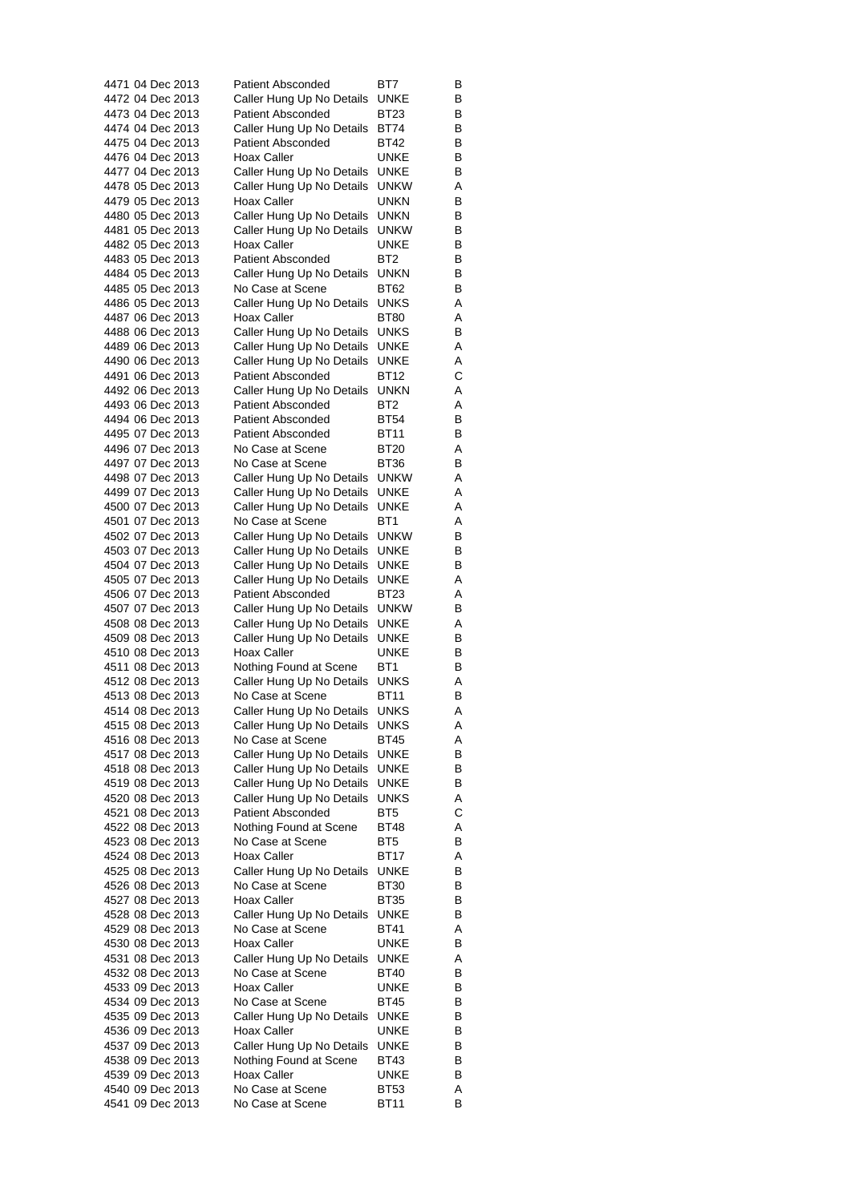| | | | | |
|---|---|---|---|---|
| 4471 | 04 Dec 2013 | Patient Absconded | BT7 | B |
| 4472 | 04 Dec 2013 | Caller Hung Up No Details | UNKE | B |
| 4473 | 04 Dec 2013 | Patient Absconded | BT23 | B |
| 4474 | 04 Dec 2013 | Caller Hung Up No Details | BT74 | B |
| 4475 | 04 Dec 2013 | Patient Absconded | BT42 | B |
| 4476 | 04 Dec 2013 | Hoax Caller | UNKE | B |
| 4477 | 04 Dec 2013 | Caller Hung Up No Details | UNKE | B |
| 4478 | 05 Dec 2013 | Caller Hung Up No Details | UNKW | A |
| 4479 | 05 Dec 2013 | Hoax Caller | UNKN | B |
| 4480 | 05 Dec 2013 | Caller Hung Up No Details | UNKN | B |
| 4481 | 05 Dec 2013 | Caller Hung Up No Details | UNKW | B |
| 4482 | 05 Dec 2013 | Hoax Caller | UNKE | B |
| 4483 | 05 Dec 2013 | Patient Absconded | BT2 | B |
| 4484 | 05 Dec 2013 | Caller Hung Up No Details | UNKN | B |
| 4485 | 05 Dec 2013 | No Case at Scene | BT62 | B |
| 4486 | 05 Dec 2013 | Caller Hung Up No Details | UNKS | A |
| 4487 | 06 Dec 2013 | Hoax Caller | BT80 | A |
| 4488 | 06 Dec 2013 | Caller Hung Up No Details | UNKS | B |
| 4489 | 06 Dec 2013 | Caller Hung Up No Details | UNKE | A |
| 4490 | 06 Dec 2013 | Caller Hung Up No Details | UNKE | A |
| 4491 | 06 Dec 2013 | Patient Absconded | BT12 | C |
| 4492 | 06 Dec 2013 | Caller Hung Up No Details | UNKN | A |
| 4493 | 06 Dec 2013 | Patient Absconded | BT2 | A |
| 4494 | 06 Dec 2013 | Patient Absconded | BT54 | B |
| 4495 | 07 Dec 2013 | Patient Absconded | BT11 | B |
| 4496 | 07 Dec 2013 | No Case at Scene | BT20 | A |
| 4497 | 07 Dec 2013 | No Case at Scene | BT36 | B |
| 4498 | 07 Dec 2013 | Caller Hung Up No Details | UNKW | A |
| 4499 | 07 Dec 2013 | Caller Hung Up No Details | UNKE | A |
| 4500 | 07 Dec 2013 | Caller Hung Up No Details | UNKE | A |
| 4501 | 07 Dec 2013 | No Case at Scene | BT1 | A |
| 4502 | 07 Dec 2013 | Caller Hung Up No Details | UNKW | B |
| 4503 | 07 Dec 2013 | Caller Hung Up No Details | UNKE | B |
| 4504 | 07 Dec 2013 | Caller Hung Up No Details | UNKE | B |
| 4505 | 07 Dec 2013 | Caller Hung Up No Details | UNKE | A |
| 4506 | 07 Dec 2013 | Patient Absconded | BT23 | A |
| 4507 | 07 Dec 2013 | Caller Hung Up No Details | UNKW | B |
| 4508 | 08 Dec 2013 | Caller Hung Up No Details | UNKE | A |
| 4509 | 08 Dec 2013 | Caller Hung Up No Details | UNKE | B |
| 4510 | 08 Dec 2013 | Hoax Caller | UNKE | B |
| 4511 | 08 Dec 2013 | Nothing Found at Scene | BT1 | B |
| 4512 | 08 Dec 2013 | Caller Hung Up No Details | UNKS | A |
| 4513 | 08 Dec 2013 | No Case at Scene | BT11 | B |
| 4514 | 08 Dec 2013 | Caller Hung Up No Details | UNKS | A |
| 4515 | 08 Dec 2013 | Caller Hung Up No Details | UNKS | A |
| 4516 | 08 Dec 2013 | No Case at Scene | BT45 | A |
| 4517 | 08 Dec 2013 | Caller Hung Up No Details | UNKE | B |
| 4518 | 08 Dec 2013 | Caller Hung Up No Details | UNKE | B |
| 4519 | 08 Dec 2013 | Caller Hung Up No Details | UNKE | B |
| 4520 | 08 Dec 2013 | Caller Hung Up No Details | UNKS | A |
| 4521 | 08 Dec 2013 | Patient Absconded | BT5 | C |
| 4522 | 08 Dec 2013 | Nothing Found at Scene | BT48 | A |
| 4523 | 08 Dec 2013 | No Case at Scene | BT5 | B |
| 4524 | 08 Dec 2013 | Hoax Caller | BT17 | A |
| 4525 | 08 Dec 2013 | Caller Hung Up No Details | UNKE | B |
| 4526 | 08 Dec 2013 | No Case at Scene | BT30 | B |
| 4527 | 08 Dec 2013 | Hoax Caller | BT35 | B |
| 4528 | 08 Dec 2013 | Caller Hung Up No Details | UNKE | B |
| 4529 | 08 Dec 2013 | No Case at Scene | BT41 | A |
| 4530 | 08 Dec 2013 | Hoax Caller | UNKE | B |
| 4531 | 08 Dec 2013 | Caller Hung Up No Details | UNKE | A |
| 4532 | 08 Dec 2013 | No Case at Scene | BT40 | B |
| 4533 | 09 Dec 2013 | Hoax Caller | UNKE | B |
| 4534 | 09 Dec 2013 | No Case at Scene | BT45 | B |
| 4535 | 09 Dec 2013 | Caller Hung Up No Details | UNKE | B |
| 4536 | 09 Dec 2013 | Hoax Caller | UNKE | B |
| 4537 | 09 Dec 2013 | Caller Hung Up No Details | UNKE | B |
| 4538 | 09 Dec 2013 | Nothing Found at Scene | BT43 | B |
| 4539 | 09 Dec 2013 | Hoax Caller | UNKE | B |
| 4540 | 09 Dec 2013 | No Case at Scene | BT53 | A |
| 4541 | 09 Dec 2013 | No Case at Scene | BT11 | B |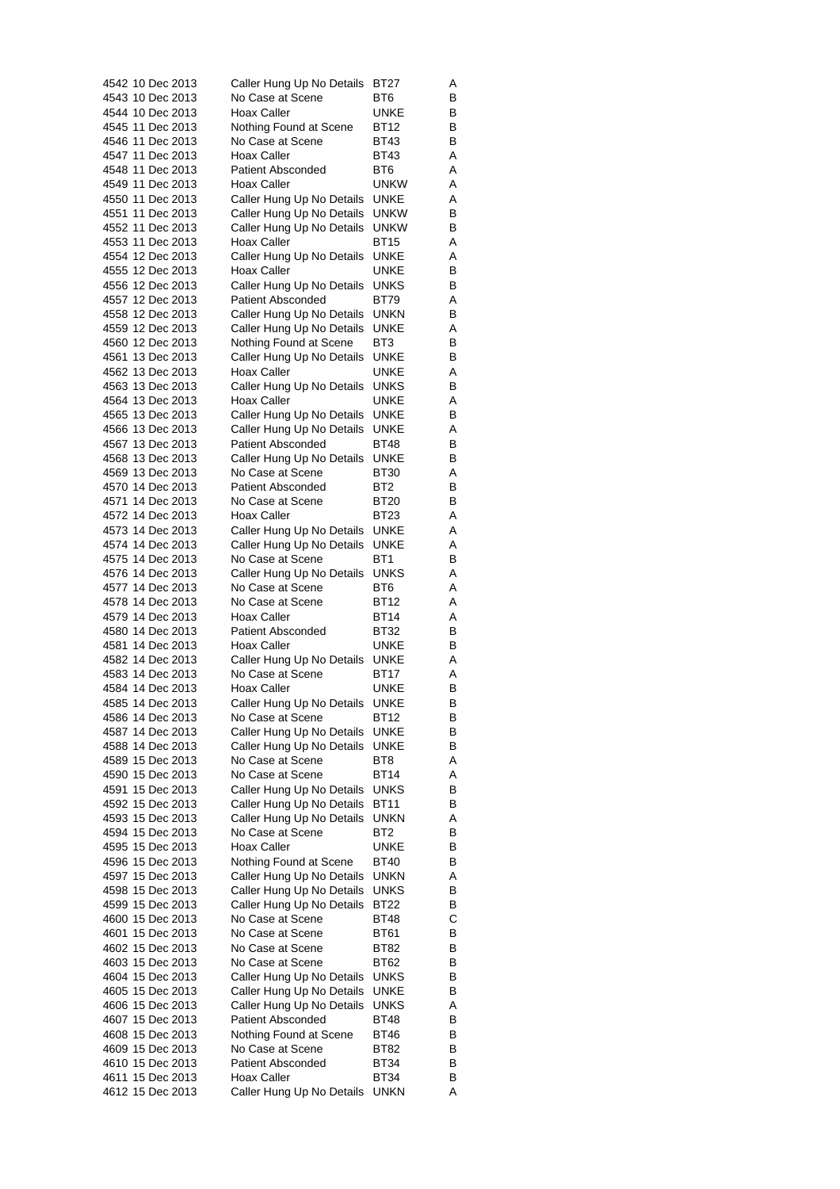| | | | | |
|---|---|---|---|---|
| 4542 | 10 Dec 2013 | Caller Hung Up No Details | BT27 | A |
| 4543 | 10 Dec 2013 | No Case at Scene | BT6 | B |
| 4544 | 10 Dec 2013 | Hoax Caller | UNKE | B |
| 4545 | 11 Dec 2013 | Nothing Found at Scene | BT12 | B |
| 4546 | 11 Dec 2013 | No Case at Scene | BT43 | B |
| 4547 | 11 Dec 2013 | Hoax Caller | BT43 | A |
| 4548 | 11 Dec 2013 | Patient Absconded | BT6 | A |
| 4549 | 11 Dec 2013 | Hoax Caller | UNKW | A |
| 4550 | 11 Dec 2013 | Caller Hung Up No Details | UNKE | A |
| 4551 | 11 Dec 2013 | Caller Hung Up No Details | UNKW | B |
| 4552 | 11 Dec 2013 | Caller Hung Up No Details | UNKW | B |
| 4553 | 11 Dec 2013 | Hoax Caller | BT15 | A |
| 4554 | 12 Dec 2013 | Caller Hung Up No Details | UNKE | A |
| 4555 | 12 Dec 2013 | Hoax Caller | UNKE | B |
| 4556 | 12 Dec 2013 | Caller Hung Up No Details | UNKS | B |
| 4557 | 12 Dec 2013 | Patient Absconded | BT79 | A |
| 4558 | 12 Dec 2013 | Caller Hung Up No Details | UNKN | B |
| 4559 | 12 Dec 2013 | Caller Hung Up No Details | UNKE | A |
| 4560 | 12 Dec 2013 | Nothing Found at Scene | BT3 | B |
| 4561 | 13 Dec 2013 | Caller Hung Up No Details | UNKE | B |
| 4562 | 13 Dec 2013 | Hoax Caller | UNKE | A |
| 4563 | 13 Dec 2013 | Caller Hung Up No Details | UNKS | B |
| 4564 | 13 Dec 2013 | Hoax Caller | UNKE | A |
| 4565 | 13 Dec 2013 | Caller Hung Up No Details | UNKE | B |
| 4566 | 13 Dec 2013 | Caller Hung Up No Details | UNKE | A |
| 4567 | 13 Dec 2013 | Patient Absconded | BT48 | B |
| 4568 | 13 Dec 2013 | Caller Hung Up No Details | UNKE | B |
| 4569 | 13 Dec 2013 | No Case at Scene | BT30 | A |
| 4570 | 14 Dec 2013 | Patient Absconded | BT2 | B |
| 4571 | 14 Dec 2013 | No Case at Scene | BT20 | B |
| 4572 | 14 Dec 2013 | Hoax Caller | BT23 | A |
| 4573 | 14 Dec 2013 | Caller Hung Up No Details | UNKE | A |
| 4574 | 14 Dec 2013 | Caller Hung Up No Details | UNKE | A |
| 4575 | 14 Dec 2013 | No Case at Scene | BT1 | B |
| 4576 | 14 Dec 2013 | Caller Hung Up No Details | UNKS | A |
| 4577 | 14 Dec 2013 | No Case at Scene | BT6 | A |
| 4578 | 14 Dec 2013 | No Case at Scene | BT12 | A |
| 4579 | 14 Dec 2013 | Hoax Caller | BT14 | A |
| 4580 | 14 Dec 2013 | Patient Absconded | BT32 | B |
| 4581 | 14 Dec 2013 | Hoax Caller | UNKE | B |
| 4582 | 14 Dec 2013 | Caller Hung Up No Details | UNKE | A |
| 4583 | 14 Dec 2013 | No Case at Scene | BT17 | A |
| 4584 | 14 Dec 2013 | Hoax Caller | UNKE | B |
| 4585 | 14 Dec 2013 | Caller Hung Up No Details | UNKE | B |
| 4586 | 14 Dec 2013 | No Case at Scene | BT12 | B |
| 4587 | 14 Dec 2013 | Caller Hung Up No Details | UNKE | B |
| 4588 | 14 Dec 2013 | Caller Hung Up No Details | UNKE | B |
| 4589 | 15 Dec 2013 | No Case at Scene | BT8 | A |
| 4590 | 15 Dec 2013 | No Case at Scene | BT14 | A |
| 4591 | 15 Dec 2013 | Caller Hung Up No Details | UNKS | B |
| 4592 | 15 Dec 2013 | Caller Hung Up No Details | BT11 | B |
| 4593 | 15 Dec 2013 | Caller Hung Up No Details | UNKN | A |
| 4594 | 15 Dec 2013 | No Case at Scene | BT2 | B |
| 4595 | 15 Dec 2013 | Hoax Caller | UNKE | B |
| 4596 | 15 Dec 2013 | Nothing Found at Scene | BT40 | B |
| 4597 | 15 Dec 2013 | Caller Hung Up No Details | UNKN | A |
| 4598 | 15 Dec 2013 | Caller Hung Up No Details | UNKS | B |
| 4599 | 15 Dec 2013 | Caller Hung Up No Details | BT22 | B |
| 4600 | 15 Dec 2013 | No Case at Scene | BT48 | C |
| 4601 | 15 Dec 2013 | No Case at Scene | BT61 | B |
| 4602 | 15 Dec 2013 | No Case at Scene | BT82 | B |
| 4603 | 15 Dec 2013 | No Case at Scene | BT62 | B |
| 4604 | 15 Dec 2013 | Caller Hung Up No Details | UNKS | B |
| 4605 | 15 Dec 2013 | Caller Hung Up No Details | UNKE | B |
| 4606 | 15 Dec 2013 | Caller Hung Up No Details | UNKS | A |
| 4607 | 15 Dec 2013 | Patient Absconded | BT48 | B |
| 4608 | 15 Dec 2013 | Nothing Found at Scene | BT46 | B |
| 4609 | 15 Dec 2013 | No Case at Scene | BT82 | B |
| 4610 | 15 Dec 2013 | Patient Absconded | BT34 | B |
| 4611 | 15 Dec 2013 | Hoax Caller | BT34 | B |
| 4612 | 15 Dec 2013 | Caller Hung Up No Details | UNKN | A |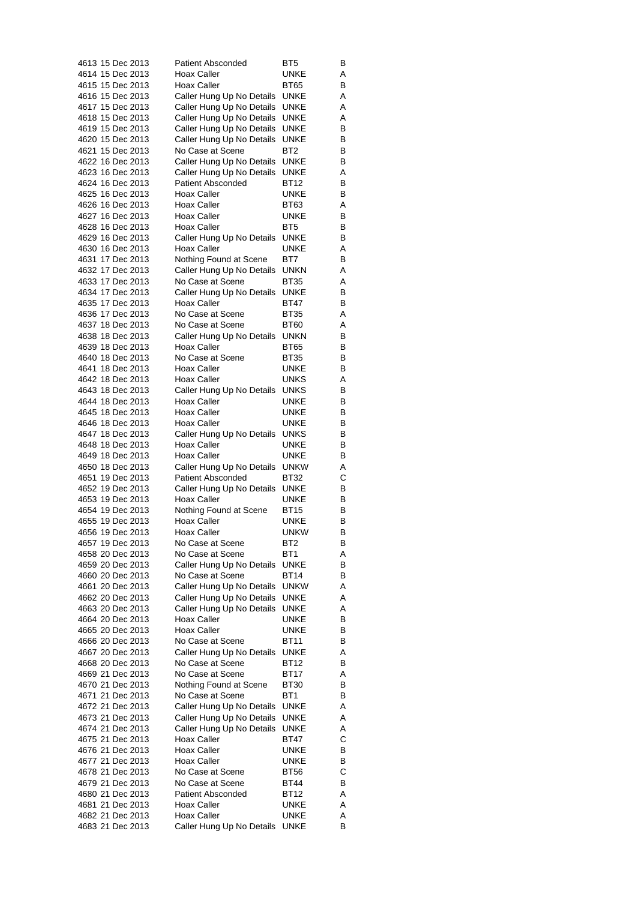| | | | | |
|---|---|---|---|---|
| 4613 | 15 Dec 2013 | Patient Absconded | BT5 | B |
| 4614 | 15 Dec 2013 | Hoax Caller | UNKE | A |
| 4615 | 15 Dec 2013 | Hoax Caller | BT65 | B |
| 4616 | 15 Dec 2013 | Caller Hung Up No Details | UNKE | A |
| 4617 | 15 Dec 2013 | Caller Hung Up No Details | UNKE | A |
| 4618 | 15 Dec 2013 | Caller Hung Up No Details | UNKE | A |
| 4619 | 15 Dec 2013 | Caller Hung Up No Details | UNKE | B |
| 4620 | 15 Dec 2013 | Caller Hung Up No Details | UNKE | B |
| 4621 | 15 Dec 2013 | No Case at Scene | BT2 | B |
| 4622 | 16 Dec 2013 | Caller Hung Up No Details | UNKE | B |
| 4623 | 16 Dec 2013 | Caller Hung Up No Details | UNKE | A |
| 4624 | 16 Dec 2013 | Patient Absconded | BT12 | B |
| 4625 | 16 Dec 2013 | Hoax Caller | UNKE | B |
| 4626 | 16 Dec 2013 | Hoax Caller | BT63 | A |
| 4627 | 16 Dec 2013 | Hoax Caller | UNKE | B |
| 4628 | 16 Dec 2013 | Hoax Caller | BT5 | B |
| 4629 | 16 Dec 2013 | Caller Hung Up No Details | UNKE | B |
| 4630 | 16 Dec 2013 | Hoax Caller | UNKE | A |
| 4631 | 17 Dec 2013 | Nothing Found at Scene | BT7 | B |
| 4632 | 17 Dec 2013 | Caller Hung Up No Details | UNKN | A |
| 4633 | 17 Dec 2013 | No Case at Scene | BT35 | A |
| 4634 | 17 Dec 2013 | Caller Hung Up No Details | UNKE | B |
| 4635 | 17 Dec 2013 | Hoax Caller | BT47 | B |
| 4636 | 17 Dec 2013 | No Case at Scene | BT35 | A |
| 4637 | 18 Dec 2013 | No Case at Scene | BT60 | A |
| 4638 | 18 Dec 2013 | Caller Hung Up No Details | UNKN | B |
| 4639 | 18 Dec 2013 | Hoax Caller | BT65 | B |
| 4640 | 18 Dec 2013 | No Case at Scene | BT35 | B |
| 4641 | 18 Dec 2013 | Hoax Caller | UNKE | B |
| 4642 | 18 Dec 2013 | Hoax Caller | UNKS | A |
| 4643 | 18 Dec 2013 | Caller Hung Up No Details | UNKS | B |
| 4644 | 18 Dec 2013 | Hoax Caller | UNKE | B |
| 4645 | 18 Dec 2013 | Hoax Caller | UNKE | B |
| 4646 | 18 Dec 2013 | Hoax Caller | UNKE | B |
| 4647 | 18 Dec 2013 | Caller Hung Up No Details | UNKS | B |
| 4648 | 18 Dec 2013 | Hoax Caller | UNKE | B |
| 4649 | 18 Dec 2013 | Hoax Caller | UNKE | B |
| 4650 | 18 Dec 2013 | Caller Hung Up No Details | UNKW | A |
| 4651 | 19 Dec 2013 | Patient Absconded | BT32 | C |
| 4652 | 19 Dec 2013 | Caller Hung Up No Details | UNKE | B |
| 4653 | 19 Dec 2013 | Hoax Caller | UNKE | B |
| 4654 | 19 Dec 2013 | Nothing Found at Scene | BT15 | B |
| 4655 | 19 Dec 2013 | Hoax Caller | UNKE | B |
| 4656 | 19 Dec 2013 | Hoax Caller | UNKW | B |
| 4657 | 19 Dec 2013 | No Case at Scene | BT2 | B |
| 4658 | 20 Dec 2013 | No Case at Scene | BT1 | A |
| 4659 | 20 Dec 2013 | Caller Hung Up No Details | UNKE | B |
| 4660 | 20 Dec 2013 | No Case at Scene | BT14 | B |
| 4661 | 20 Dec 2013 | Caller Hung Up No Details | UNKW | A |
| 4662 | 20 Dec 2013 | Caller Hung Up No Details | UNKE | A |
| 4663 | 20 Dec 2013 | Caller Hung Up No Details | UNKE | A |
| 4664 | 20 Dec 2013 | Hoax Caller | UNKE | B |
| 4665 | 20 Dec 2013 | Hoax Caller | UNKE | B |
| 4666 | 20 Dec 2013 | No Case at Scene | BT11 | B |
| 4667 | 20 Dec 2013 | Caller Hung Up No Details | UNKE | A |
| 4668 | 20 Dec 2013 | No Case at Scene | BT12 | B |
| 4669 | 21 Dec 2013 | No Case at Scene | BT17 | A |
| 4670 | 21 Dec 2013 | Nothing Found at Scene | BT30 | B |
| 4671 | 21 Dec 2013 | No Case at Scene | BT1 | B |
| 4672 | 21 Dec 2013 | Caller Hung Up No Details | UNKE | A |
| 4673 | 21 Dec 2013 | Caller Hung Up No Details | UNKE | A |
| 4674 | 21 Dec 2013 | Caller Hung Up No Details | UNKE | A |
| 4675 | 21 Dec 2013 | Hoax Caller | BT47 | C |
| 4676 | 21 Dec 2013 | Hoax Caller | UNKE | B |
| 4677 | 21 Dec 2013 | Hoax Caller | UNKE | B |
| 4678 | 21 Dec 2013 | No Case at Scene | BT56 | C |
| 4679 | 21 Dec 2013 | No Case at Scene | BT44 | B |
| 4680 | 21 Dec 2013 | Patient Absconded | BT12 | A |
| 4681 | 21 Dec 2013 | Hoax Caller | UNKE | A |
| 4682 | 21 Dec 2013 | Hoax Caller | UNKE | A |
| 4683 | 21 Dec 2013 | Caller Hung Up No Details | UNKE | B |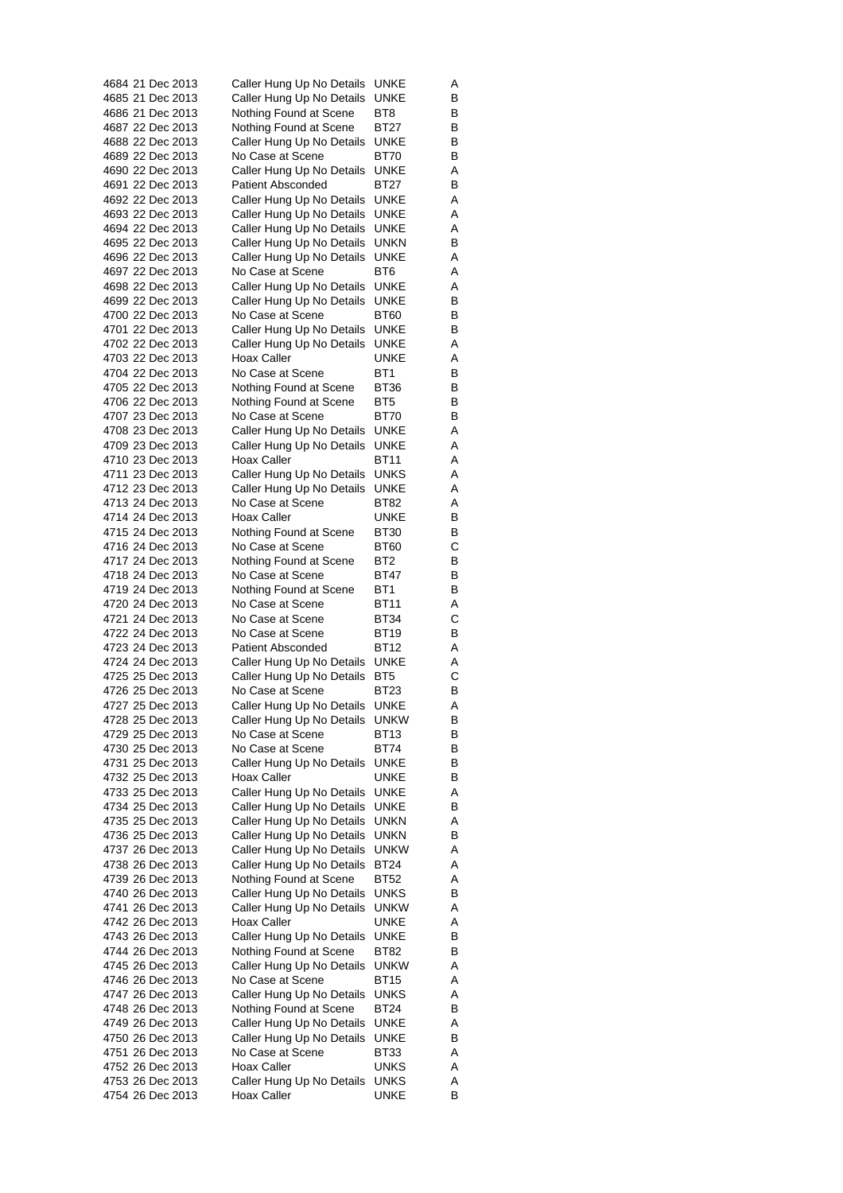| | | | | |
|---|---|---|---|---|
| 4684 | 21 Dec 2013 | Caller Hung Up No Details | UNKE | A |
| 4685 | 21 Dec 2013 | Caller Hung Up No Details | UNKE | B |
| 4686 | 21 Dec 2013 | Nothing Found at Scene | BT8 | B |
| 4687 | 22 Dec 2013 | Nothing Found at Scene | BT27 | B |
| 4688 | 22 Dec 2013 | Caller Hung Up No Details | UNKE | B |
| 4689 | 22 Dec 2013 | No Case at Scene | BT70 | B |
| 4690 | 22 Dec 2013 | Caller Hung Up No Details | UNKE | A |
| 4691 | 22 Dec 2013 | Patient Absconded | BT27 | B |
| 4692 | 22 Dec 2013 | Caller Hung Up No Details | UNKE | A |
| 4693 | 22 Dec 2013 | Caller Hung Up No Details | UNKE | A |
| 4694 | 22 Dec 2013 | Caller Hung Up No Details | UNKE | A |
| 4695 | 22 Dec 2013 | Caller Hung Up No Details | UNKN | B |
| 4696 | 22 Dec 2013 | Caller Hung Up No Details | UNKE | A |
| 4697 | 22 Dec 2013 | No Case at Scene | BT6 | A |
| 4698 | 22 Dec 2013 | Caller Hung Up No Details | UNKE | A |
| 4699 | 22 Dec 2013 | Caller Hung Up No Details | UNKE | B |
| 4700 | 22 Dec 2013 | No Case at Scene | BT60 | B |
| 4701 | 22 Dec 2013 | Caller Hung Up No Details | UNKE | B |
| 4702 | 22 Dec 2013 | Caller Hung Up No Details | UNKE | A |
| 4703 | 22 Dec 2013 | Hoax Caller | UNKE | A |
| 4704 | 22 Dec 2013 | No Case at Scene | BT1 | B |
| 4705 | 22 Dec 2013 | Nothing Found at Scene | BT36 | B |
| 4706 | 22 Dec 2013 | Nothing Found at Scene | BT5 | B |
| 4707 | 23 Dec 2013 | No Case at Scene | BT70 | B |
| 4708 | 23 Dec 2013 | Caller Hung Up No Details | UNKE | A |
| 4709 | 23 Dec 2013 | Caller Hung Up No Details | UNKE | A |
| 4710 | 23 Dec 2013 | Hoax Caller | BT11 | A |
| 4711 | 23 Dec 2013 | Caller Hung Up No Details | UNKS | A |
| 4712 | 23 Dec 2013 | Caller Hung Up No Details | UNKE | A |
| 4713 | 24 Dec 2013 | No Case at Scene | BT82 | A |
| 4714 | 24 Dec 2013 | Hoax Caller | UNKE | B |
| 4715 | 24 Dec 2013 | Nothing Found at Scene | BT30 | B |
| 4716 | 24 Dec 2013 | No Case at Scene | BT60 | C |
| 4717 | 24 Dec 2013 | Nothing Found at Scene | BT2 | B |
| 4718 | 24 Dec 2013 | No Case at Scene | BT47 | B |
| 4719 | 24 Dec 2013 | Nothing Found at Scene | BT1 | B |
| 4720 | 24 Dec 2013 | No Case at Scene | BT11 | A |
| 4721 | 24 Dec 2013 | No Case at Scene | BT34 | C |
| 4722 | 24 Dec 2013 | No Case at Scene | BT19 | B |
| 4723 | 24 Dec 2013 | Patient Absconded | BT12 | A |
| 4724 | 24 Dec 2013 | Caller Hung Up No Details | UNKE | A |
| 4725 | 25 Dec 2013 | Caller Hung Up No Details | BT5 | C |
| 4726 | 25 Dec 2013 | No Case at Scene | BT23 | B |
| 4727 | 25 Dec 2013 | Caller Hung Up No Details | UNKE | A |
| 4728 | 25 Dec 2013 | Caller Hung Up No Details | UNKW | B |
| 4729 | 25 Dec 2013 | No Case at Scene | BT13 | B |
| 4730 | 25 Dec 2013 | No Case at Scene | BT74 | B |
| 4731 | 25 Dec 2013 | Caller Hung Up No Details | UNKE | B |
| 4732 | 25 Dec 2013 | Hoax Caller | UNKE | B |
| 4733 | 25 Dec 2013 | Caller Hung Up No Details | UNKE | A |
| 4734 | 25 Dec 2013 | Caller Hung Up No Details | UNKE | B |
| 4735 | 25 Dec 2013 | Caller Hung Up No Details | UNKN | A |
| 4736 | 25 Dec 2013 | Caller Hung Up No Details | UNKN | B |
| 4737 | 26 Dec 2013 | Caller Hung Up No Details | UNKW | A |
| 4738 | 26 Dec 2013 | Caller Hung Up No Details | BT24 | A |
| 4739 | 26 Dec 2013 | Nothing Found at Scene | BT52 | A |
| 4740 | 26 Dec 2013 | Caller Hung Up No Details | UNKS | B |
| 4741 | 26 Dec 2013 | Caller Hung Up No Details | UNKW | A |
| 4742 | 26 Dec 2013 | Hoax Caller | UNKE | A |
| 4743 | 26 Dec 2013 | Caller Hung Up No Details | UNKE | B |
| 4744 | 26 Dec 2013 | Nothing Found at Scene | BT82 | B |
| 4745 | 26 Dec 2013 | Caller Hung Up No Details | UNKW | A |
| 4746 | 26 Dec 2013 | No Case at Scene | BT15 | A |
| 4747 | 26 Dec 2013 | Caller Hung Up No Details | UNKS | A |
| 4748 | 26 Dec 2013 | Nothing Found at Scene | BT24 | B |
| 4749 | 26 Dec 2013 | Caller Hung Up No Details | UNKE | A |
| 4750 | 26 Dec 2013 | Caller Hung Up No Details | UNKE | B |
| 4751 | 26 Dec 2013 | No Case at Scene | BT33 | A |
| 4752 | 26 Dec 2013 | Hoax Caller | UNKS | A |
| 4753 | 26 Dec 2013 | Caller Hung Up No Details | UNKS | A |
| 4754 | 26 Dec 2013 | Hoax Caller | UNKE | B |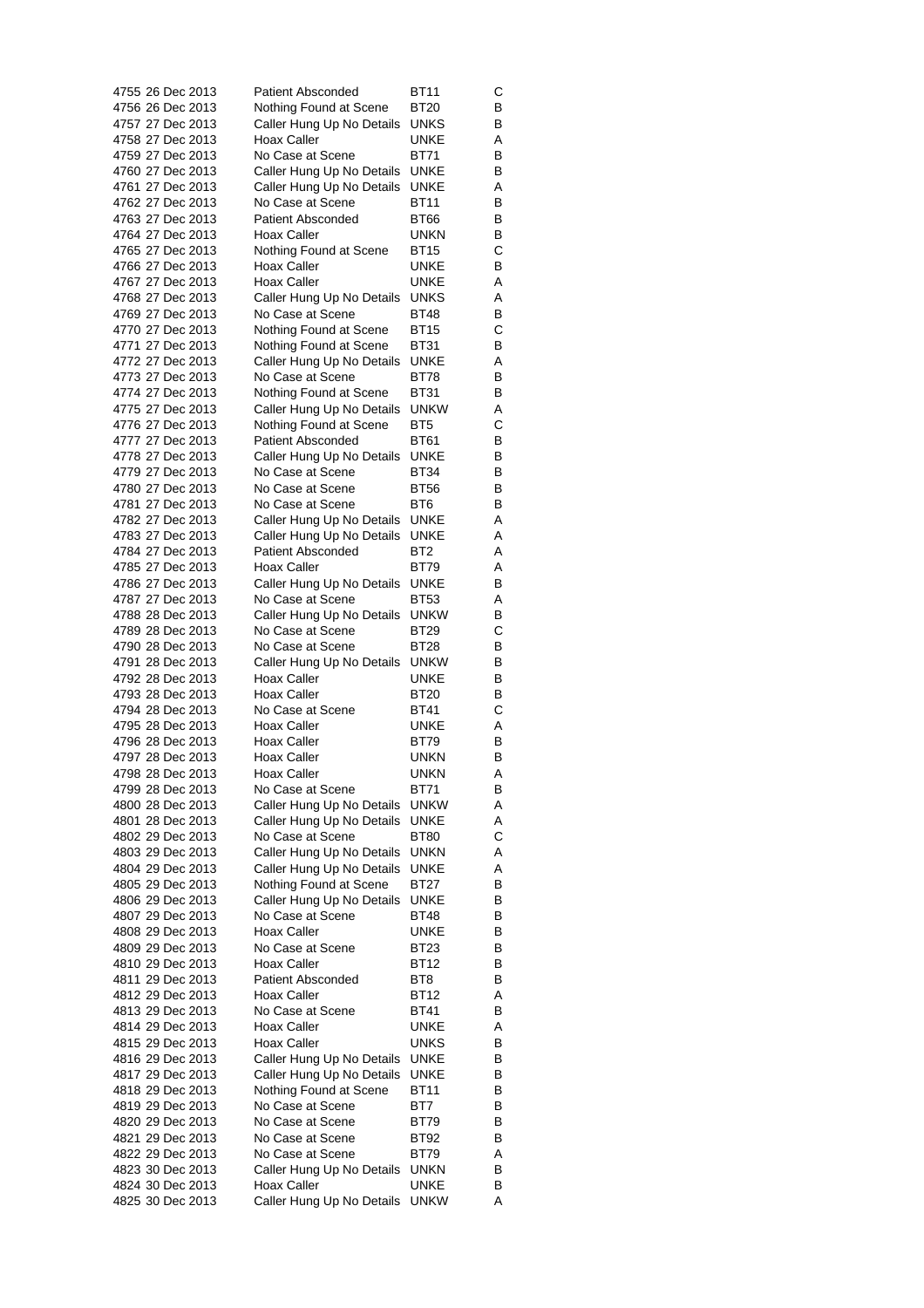| | | | | |
|---|---|---|---|---|
| 4755 | 26 Dec 2013 | Patient Absconded | BT11 | C |
| 4756 | 26 Dec 2013 | Nothing Found at Scene | BT20 | B |
| 4757 | 27 Dec 2013 | Caller Hung Up No Details | UNKS | B |
| 4758 | 27 Dec 2013 | Hoax Caller | UNKE | A |
| 4759 | 27 Dec 2013 | No Case at Scene | BT71 | B |
| 4760 | 27 Dec 2013 | Caller Hung Up No Details | UNKE | B |
| 4761 | 27 Dec 2013 | Caller Hung Up No Details | UNKE | A |
| 4762 | 27 Dec 2013 | No Case at Scene | BT11 | B |
| 4763 | 27 Dec 2013 | Patient Absconded | BT66 | B |
| 4764 | 27 Dec 2013 | Hoax Caller | UNKN | B |
| 4765 | 27 Dec 2013 | Nothing Found at Scene | BT15 | C |
| 4766 | 27 Dec 2013 | Hoax Caller | UNKE | B |
| 4767 | 27 Dec 2013 | Hoax Caller | UNKE | A |
| 4768 | 27 Dec 2013 | Caller Hung Up No Details | UNKS | A |
| 4769 | 27 Dec 2013 | No Case at Scene | BT48 | B |
| 4770 | 27 Dec 2013 | Nothing Found at Scene | BT15 | C |
| 4771 | 27 Dec 2013 | Nothing Found at Scene | BT31 | B |
| 4772 | 27 Dec 2013 | Caller Hung Up No Details | UNKE | A |
| 4773 | 27 Dec 2013 | No Case at Scene | BT78 | B |
| 4774 | 27 Dec 2013 | Nothing Found at Scene | BT31 | B |
| 4775 | 27 Dec 2013 | Caller Hung Up No Details | UNKW | A |
| 4776 | 27 Dec 2013 | Nothing Found at Scene | BT5 | C |
| 4777 | 27 Dec 2013 | Patient Absconded | BT61 | B |
| 4778 | 27 Dec 2013 | Caller Hung Up No Details | UNKE | B |
| 4779 | 27 Dec 2013 | No Case at Scene | BT34 | B |
| 4780 | 27 Dec 2013 | No Case at Scene | BT56 | B |
| 4781 | 27 Dec 2013 | No Case at Scene | BT6 | B |
| 4782 | 27 Dec 2013 | Caller Hung Up No Details | UNKE | A |
| 4783 | 27 Dec 2013 | Caller Hung Up No Details | UNKE | A |
| 4784 | 27 Dec 2013 | Patient Absconded | BT2 | A |
| 4785 | 27 Dec 2013 | Hoax Caller | BT79 | A |
| 4786 | 27 Dec 2013 | Caller Hung Up No Details | UNKE | B |
| 4787 | 27 Dec 2013 | No Case at Scene | BT53 | A |
| 4788 | 28 Dec 2013 | Caller Hung Up No Details | UNKW | B |
| 4789 | 28 Dec 2013 | No Case at Scene | BT29 | C |
| 4790 | 28 Dec 2013 | No Case at Scene | BT28 | B |
| 4791 | 28 Dec 2013 | Caller Hung Up No Details | UNKW | B |
| 4792 | 28 Dec 2013 | Hoax Caller | UNKE | B |
| 4793 | 28 Dec 2013 | Hoax Caller | BT20 | B |
| 4794 | 28 Dec 2013 | No Case at Scene | BT41 | C |
| 4795 | 28 Dec 2013 | Hoax Caller | UNKE | A |
| 4796 | 28 Dec 2013 | Hoax Caller | BT79 | B |
| 4797 | 28 Dec 2013 | Hoax Caller | UNKN | B |
| 4798 | 28 Dec 2013 | Hoax Caller | UNKN | A |
| 4799 | 28 Dec 2013 | No Case at Scene | BT71 | B |
| 4800 | 28 Dec 2013 | Caller Hung Up No Details | UNKW | A |
| 4801 | 28 Dec 2013 | Caller Hung Up No Details | UNKE | A |
| 4802 | 29 Dec 2013 | No Case at Scene | BT80 | C |
| 4803 | 29 Dec 2013 | Caller Hung Up No Details | UNKN | A |
| 4804 | 29 Dec 2013 | Caller Hung Up No Details | UNKE | A |
| 4805 | 29 Dec 2013 | Nothing Found at Scene | BT27 | B |
| 4806 | 29 Dec 2013 | Caller Hung Up No Details | UNKE | B |
| 4807 | 29 Dec 2013 | No Case at Scene | BT48 | B |
| 4808 | 29 Dec 2013 | Hoax Caller | UNKE | B |
| 4809 | 29 Dec 2013 | No Case at Scene | BT23 | B |
| 4810 | 29 Dec 2013 | Hoax Caller | BT12 | B |
| 4811 | 29 Dec 2013 | Patient Absconded | BT8 | B |
| 4812 | 29 Dec 2013 | Hoax Caller | BT12 | A |
| 4813 | 29 Dec 2013 | No Case at Scene | BT41 | B |
| 4814 | 29 Dec 2013 | Hoax Caller | UNKE | A |
| 4815 | 29 Dec 2013 | Hoax Caller | UNKS | B |
| 4816 | 29 Dec 2013 | Caller Hung Up No Details | UNKE | B |
| 4817 | 29 Dec 2013 | Caller Hung Up No Details | UNKE | B |
| 4818 | 29 Dec 2013 | Nothing Found at Scene | BT11 | B |
| 4819 | 29 Dec 2013 | No Case at Scene | BT7 | B |
| 4820 | 29 Dec 2013 | No Case at Scene | BT79 | B |
| 4821 | 29 Dec 2013 | No Case at Scene | BT92 | B |
| 4822 | 29 Dec 2013 | No Case at Scene | BT79 | A |
| 4823 | 30 Dec 2013 | Caller Hung Up No Details | UNKN | B |
| 4824 | 30 Dec 2013 | Hoax Caller | UNKE | B |
| 4825 | 30 Dec 2013 | Caller Hung Up No Details | UNKW | A |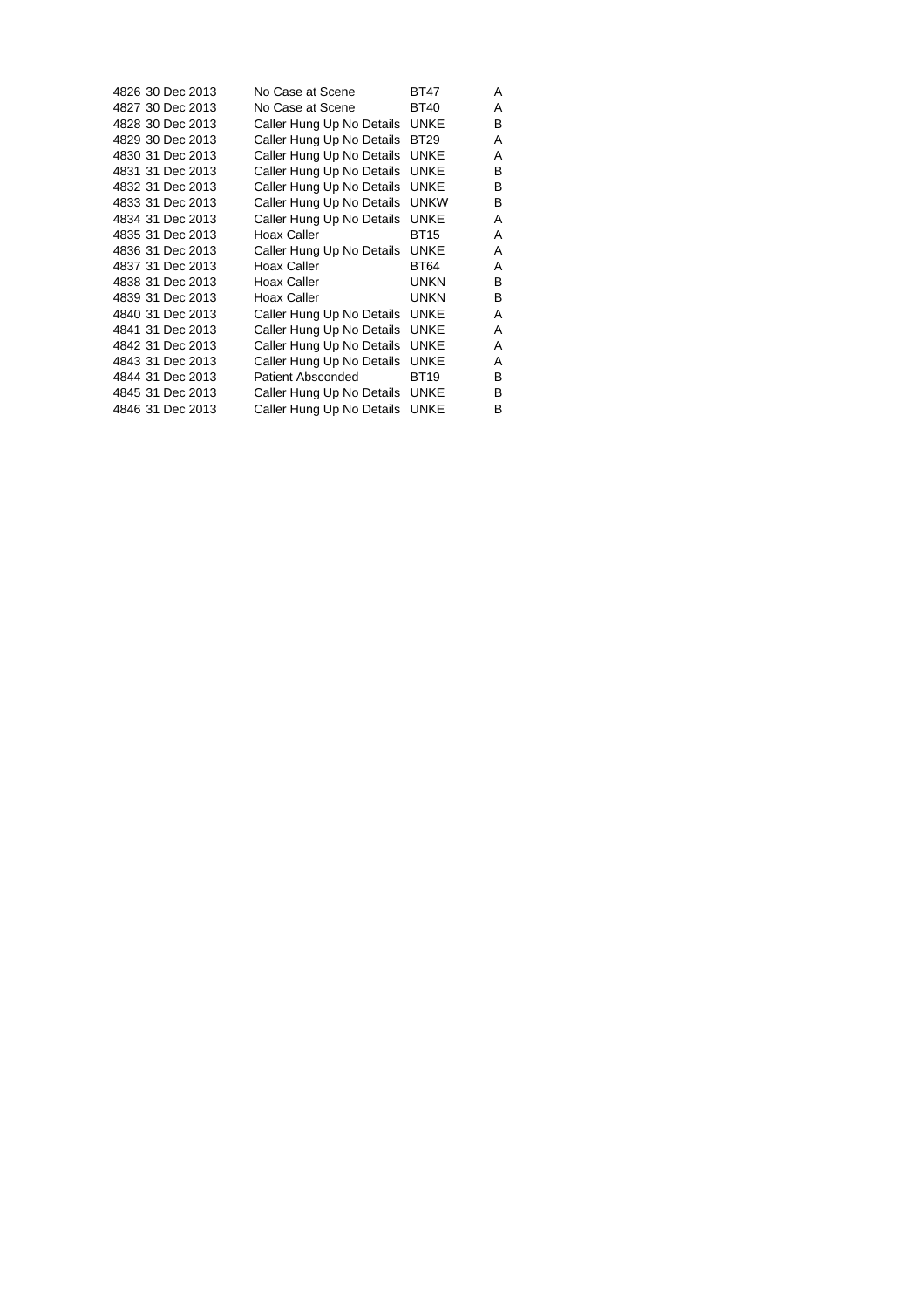| | | | | |
|---|---|---|---|---|
| 4826 | 30 Dec 2013 | No Case at Scene | BT47 | A |
| 4827 | 30 Dec 2013 | No Case at Scene | BT40 | A |
| 4828 | 30 Dec 2013 | Caller Hung Up No Details | UNKE | B |
| 4829 | 30 Dec 2013 | Caller Hung Up No Details | BT29 | A |
| 4830 | 31 Dec 2013 | Caller Hung Up No Details | UNKE | A |
| 4831 | 31 Dec 2013 | Caller Hung Up No Details | UNKE | B |
| 4832 | 31 Dec 2013 | Caller Hung Up No Details | UNKE | B |
| 4833 | 31 Dec 2013 | Caller Hung Up No Details | UNKW | B |
| 4834 | 31 Dec 2013 | Caller Hung Up No Details | UNKE | A |
| 4835 | 31 Dec 2013 | Hoax Caller | BT15 | A |
| 4836 | 31 Dec 2013 | Caller Hung Up No Details | UNKE | A |
| 4837 | 31 Dec 2013 | Hoax Caller | BT64 | A |
| 4838 | 31 Dec 2013 | Hoax Caller | UNKN | B |
| 4839 | 31 Dec 2013 | Hoax Caller | UNKN | B |
| 4840 | 31 Dec 2013 | Caller Hung Up No Details | UNKE | A |
| 4841 | 31 Dec 2013 | Caller Hung Up No Details | UNKE | A |
| 4842 | 31 Dec 2013 | Caller Hung Up No Details | UNKE | A |
| 4843 | 31 Dec 2013 | Caller Hung Up No Details | UNKE | A |
| 4844 | 31 Dec 2013 | Patient Absconded | BT19 | B |
| 4845 | 31 Dec 2013 | Caller Hung Up No Details | UNKE | B |
| 4846 | 31 Dec 2013 | Caller Hung Up No Details | UNKE | B |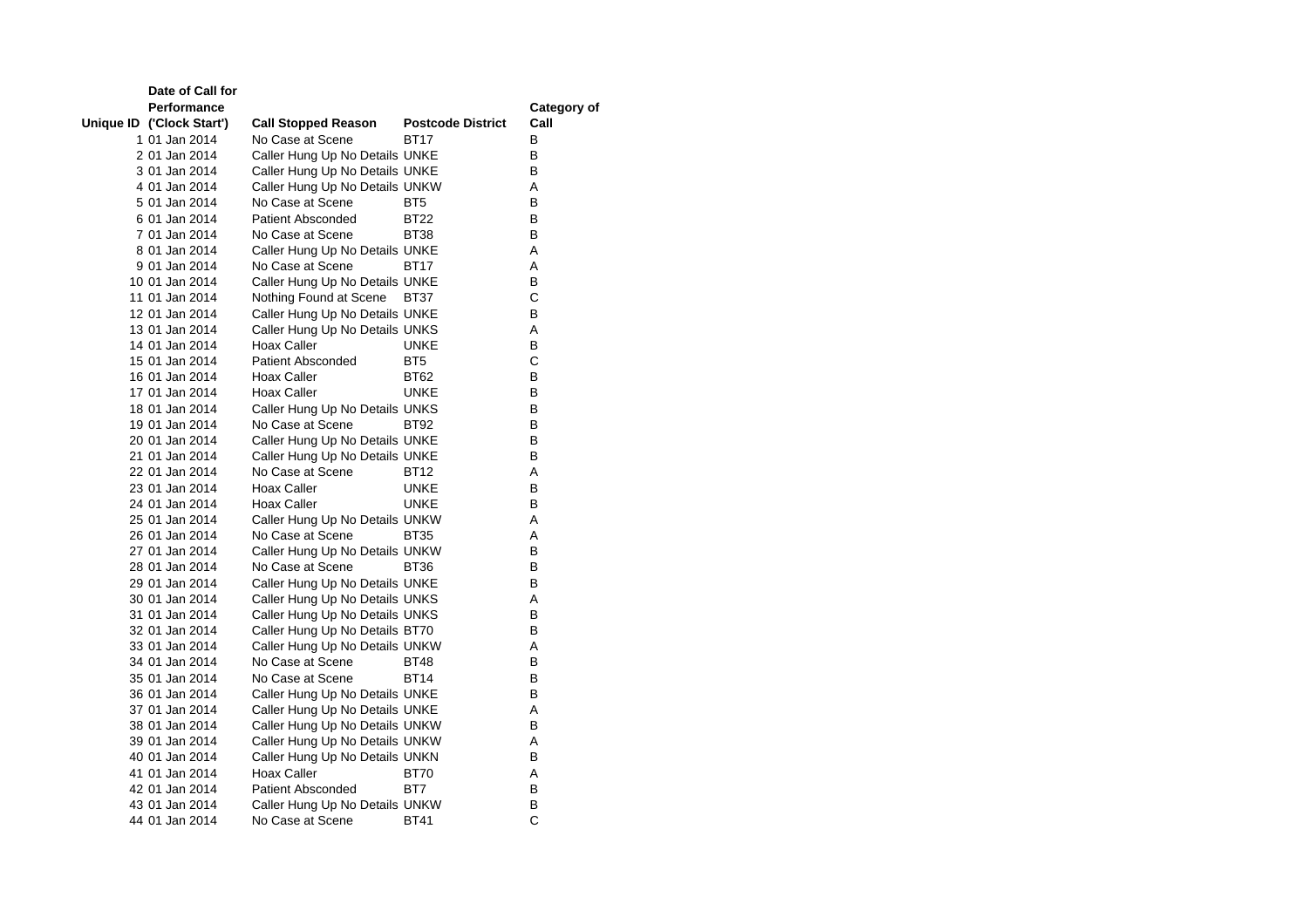| Unique ID | Date of Call for Performance ('Clock Start') | Call Stopped Reason | Postcode District | Category of Call |
|---|---|---|---|---|
| 1 | 01 Jan 2014 | No Case at Scene | BT17 | B |
| 2 | 01 Jan 2014 | Caller Hung Up No Details | UNKE | B |
| 3 | 01 Jan 2014 | Caller Hung Up No Details | UNKE | B |
| 4 | 01 Jan 2014 | Caller Hung Up No Details | UNKW | A |
| 5 | 01 Jan 2014 | No Case at Scene | BT5 | B |
| 6 | 01 Jan 2014 | Patient Absconded | BT22 | B |
| 7 | 01 Jan 2014 | No Case at Scene | BT38 | B |
| 8 | 01 Jan 2014 | Caller Hung Up No Details | UNKE | A |
| 9 | 01 Jan 2014 | No Case at Scene | BT17 | A |
| 10 | 01 Jan 2014 | Caller Hung Up No Details | UNKE | B |
| 11 | 01 Jan 2014 | Nothing Found at Scene | BT37 | C |
| 12 | 01 Jan 2014 | Caller Hung Up No Details | UNKE | B |
| 13 | 01 Jan 2014 | Caller Hung Up No Details | UNKS | A |
| 14 | 01 Jan 2014 | Hoax Caller | UNKE | B |
| 15 | 01 Jan 2014 | Patient Absconded | BT5 | C |
| 16 | 01 Jan 2014 | Hoax Caller | BT62 | B |
| 17 | 01 Jan 2014 | Hoax Caller | UNKE | B |
| 18 | 01 Jan 2014 | Caller Hung Up No Details | UNKS | B |
| 19 | 01 Jan 2014 | No Case at Scene | BT92 | B |
| 20 | 01 Jan 2014 | Caller Hung Up No Details | UNKE | B |
| 21 | 01 Jan 2014 | Caller Hung Up No Details | UNKE | B |
| 22 | 01 Jan 2014 | No Case at Scene | BT12 | A |
| 23 | 01 Jan 2014 | Hoax Caller | UNKE | B |
| 24 | 01 Jan 2014 | Hoax Caller | UNKE | B |
| 25 | 01 Jan 2014 | Caller Hung Up No Details | UNKW | A |
| 26 | 01 Jan 2014 | No Case at Scene | BT35 | A |
| 27 | 01 Jan 2014 | Caller Hung Up No Details | UNKW | B |
| 28 | 01 Jan 2014 | No Case at Scene | BT36 | B |
| 29 | 01 Jan 2014 | Caller Hung Up No Details | UNKE | B |
| 30 | 01 Jan 2014 | Caller Hung Up No Details | UNKS | A |
| 31 | 01 Jan 2014 | Caller Hung Up No Details | UNKS | B |
| 32 | 01 Jan 2014 | Caller Hung Up No Details | BT70 | B |
| 33 | 01 Jan 2014 | Caller Hung Up No Details | UNKW | A |
| 34 | 01 Jan 2014 | No Case at Scene | BT48 | B |
| 35 | 01 Jan 2014 | No Case at Scene | BT14 | B |
| 36 | 01 Jan 2014 | Caller Hung Up No Details | UNKE | B |
| 37 | 01 Jan 2014 | Caller Hung Up No Details | UNKE | A |
| 38 | 01 Jan 2014 | Caller Hung Up No Details | UNKW | B |
| 39 | 01 Jan 2014 | Caller Hung Up No Details | UNKW | A |
| 40 | 01 Jan 2014 | Caller Hung Up No Details | UNKN | B |
| 41 | 01 Jan 2014 | Hoax Caller | BT70 | A |
| 42 | 01 Jan 2014 | Patient Absconded | BT7 | B |
| 43 | 01 Jan 2014 | Caller Hung Up No Details | UNKW | B |
| 44 | 01 Jan 2014 | No Case at Scene | BT41 | C |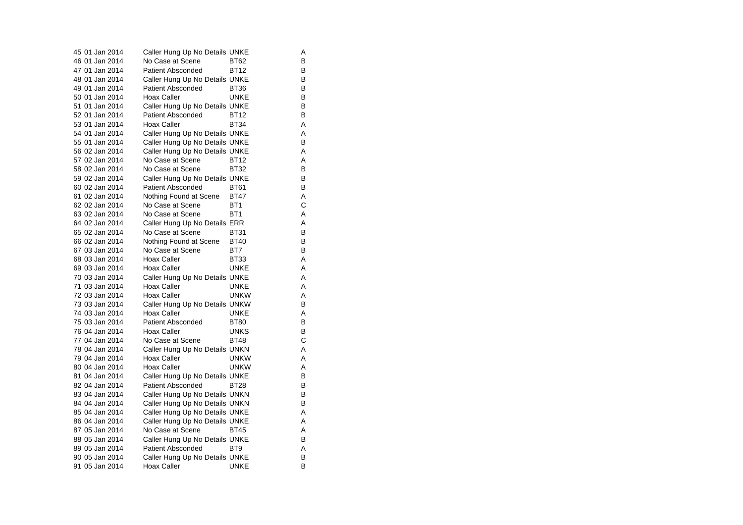| | | | | |
|---|---|---|---|---|
| 45 | 01 Jan 2014 | Caller Hung Up No Details | UNKE | A |
| 46 | 01 Jan 2014 | No Case at Scene | BT62 | B |
| 47 | 01 Jan 2014 | Patient Absconded | BT12 | B |
| 48 | 01 Jan 2014 | Caller Hung Up No Details | UNKE | B |
| 49 | 01 Jan 2014 | Patient Absconded | BT36 | B |
| 50 | 01 Jan 2014 | Hoax Caller | UNKE | B |
| 51 | 01 Jan 2014 | Caller Hung Up No Details | UNKE | B |
| 52 | 01 Jan 2014 | Patient Absconded | BT12 | B |
| 53 | 01 Jan 2014 | Hoax Caller | BT34 | A |
| 54 | 01 Jan 2014 | Caller Hung Up No Details | UNKE | A |
| 55 | 01 Jan 2014 | Caller Hung Up No Details | UNKE | B |
| 56 | 02 Jan 2014 | Caller Hung Up No Details | UNKE | A |
| 57 | 02 Jan 2014 | No Case at Scene | BT12 | A |
| 58 | 02 Jan 2014 | No Case at Scene | BT32 | B |
| 59 | 02 Jan 2014 | Caller Hung Up No Details | UNKE | B |
| 60 | 02 Jan 2014 | Patient Absconded | BT61 | B |
| 61 | 02 Jan 2014 | Nothing Found at Scene | BT47 | A |
| 62 | 02 Jan 2014 | No Case at Scene | BT1 | C |
| 63 | 02 Jan 2014 | No Case at Scene | BT1 | A |
| 64 | 02 Jan 2014 | Caller Hung Up No Details | ERR | A |
| 65 | 02 Jan 2014 | No Case at Scene | BT31 | B |
| 66 | 02 Jan 2014 | Nothing Found at Scene | BT40 | B |
| 67 | 03 Jan 2014 | No Case at Scene | BT7 | B |
| 68 | 03 Jan 2014 | Hoax Caller | BT33 | A |
| 69 | 03 Jan 2014 | Hoax Caller | UNKE | A |
| 70 | 03 Jan 2014 | Caller Hung Up No Details | UNKE | A |
| 71 | 03 Jan 2014 | Hoax Caller | UNKE | A |
| 72 | 03 Jan 2014 | Hoax Caller | UNKW | A |
| 73 | 03 Jan 2014 | Caller Hung Up No Details | UNKW | B |
| 74 | 03 Jan 2014 | Hoax Caller | UNKE | A |
| 75 | 03 Jan 2014 | Patient Absconded | BT80 | B |
| 76 | 04 Jan 2014 | Hoax Caller | UNKS | B |
| 77 | 04 Jan 2014 | No Case at Scene | BT48 | C |
| 78 | 04 Jan 2014 | Caller Hung Up No Details | UNKN | A |
| 79 | 04 Jan 2014 | Hoax Caller | UNKW | A |
| 80 | 04 Jan 2014 | Hoax Caller | UNKW | A |
| 81 | 04 Jan 2014 | Caller Hung Up No Details | UNKE | B |
| 82 | 04 Jan 2014 | Patient Absconded | BT28 | B |
| 83 | 04 Jan 2014 | Caller Hung Up No Details | UNKN | B |
| 84 | 04 Jan 2014 | Caller Hung Up No Details | UNKN | B |
| 85 | 04 Jan 2014 | Caller Hung Up No Details | UNKE | A |
| 86 | 04 Jan 2014 | Caller Hung Up No Details | UNKE | A |
| 87 | 05 Jan 2014 | No Case at Scene | BT45 | A |
| 88 | 05 Jan 2014 | Caller Hung Up No Details | UNKE | B |
| 89 | 05 Jan 2014 | Patient Absconded | BT9 | A |
| 90 | 05 Jan 2014 | Caller Hung Up No Details | UNKE | B |
| 91 | 05 Jan 2014 | Hoax Caller | UNKE | B |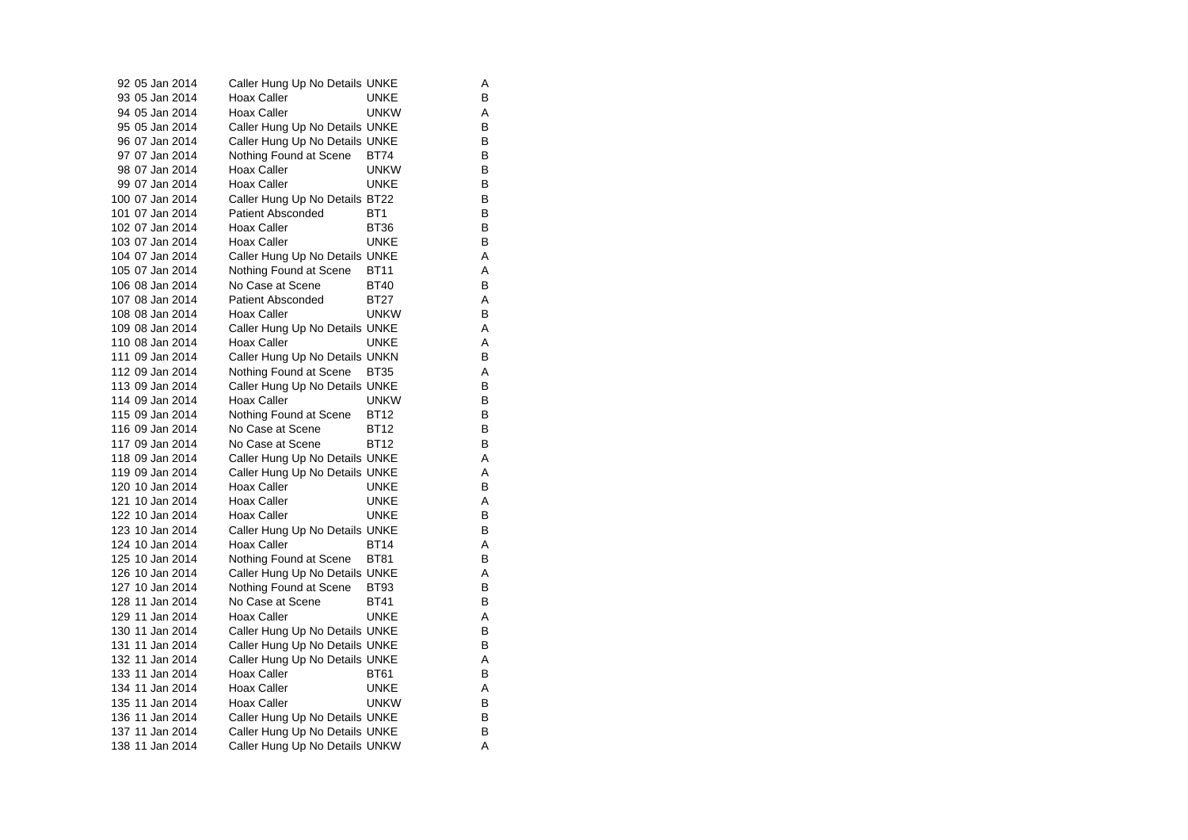| | | | | |
|---|---|---|---|---|
| 92 | 05 Jan 2014 | Caller Hung Up No Details | UNKE | A |
| 93 | 05 Jan 2014 | Hoax Caller | UNKE | B |
| 94 | 05 Jan 2014 | Hoax Caller | UNKW | A |
| 95 | 05 Jan 2014 | Caller Hung Up No Details | UNKE | B |
| 96 | 07 Jan 2014 | Caller Hung Up No Details | UNKE | B |
| 97 | 07 Jan 2014 | Nothing Found at Scene | BT74 | B |
| 98 | 07 Jan 2014 | Hoax Caller | UNKW | B |
| 99 | 07 Jan 2014 | Hoax Caller | UNKE | B |
| 100 | 07 Jan 2014 | Caller Hung Up No Details | BT22 | B |
| 101 | 07 Jan 2014 | Patient Absconded | BT1 | B |
| 102 | 07 Jan 2014 | Hoax Caller | BT36 | B |
| 103 | 07 Jan 2014 | Hoax Caller | UNKE | B |
| 104 | 07 Jan 2014 | Caller Hung Up No Details | UNKE | A |
| 105 | 07 Jan 2014 | Nothing Found at Scene | BT11 | A |
| 106 | 08 Jan 2014 | No Case at Scene | BT40 | B |
| 107 | 08 Jan 2014 | Patient Absconded | BT27 | A |
| 108 | 08 Jan 2014 | Hoax Caller | UNKW | B |
| 109 | 08 Jan 2014 | Caller Hung Up No Details | UNKE | A |
| 110 | 08 Jan 2014 | Hoax Caller | UNKE | A |
| 111 | 09 Jan 2014 | Caller Hung Up No Details | UNKN | B |
| 112 | 09 Jan 2014 | Nothing Found at Scene | BT35 | A |
| 113 | 09 Jan 2014 | Caller Hung Up No Details | UNKE | B |
| 114 | 09 Jan 2014 | Hoax Caller | UNKW | B |
| 115 | 09 Jan 2014 | Nothing Found at Scene | BT12 | B |
| 116 | 09 Jan 2014 | No Case at Scene | BT12 | B |
| 117 | 09 Jan 2014 | No Case at Scene | BT12 | B |
| 118 | 09 Jan 2014 | Caller Hung Up No Details | UNKE | A |
| 119 | 09 Jan 2014 | Caller Hung Up No Details | UNKE | A |
| 120 | 10 Jan 2014 | Hoax Caller | UNKE | B |
| 121 | 10 Jan 2014 | Hoax Caller | UNKE | A |
| 122 | 10 Jan 2014 | Hoax Caller | UNKE | B |
| 123 | 10 Jan 2014 | Caller Hung Up No Details | UNKE | B |
| 124 | 10 Jan 2014 | Hoax Caller | BT14 | A |
| 125 | 10 Jan 2014 | Nothing Found at Scene | BT81 | B |
| 126 | 10 Jan 2014 | Caller Hung Up No Details | UNKE | A |
| 127 | 10 Jan 2014 | Nothing Found at Scene | BT93 | B |
| 128 | 11 Jan 2014 | No Case at Scene | BT41 | B |
| 129 | 11 Jan 2014 | Hoax Caller | UNKE | A |
| 130 | 11 Jan 2014 | Caller Hung Up No Details | UNKE | B |
| 131 | 11 Jan 2014 | Caller Hung Up No Details | UNKE | B |
| 132 | 11 Jan 2014 | Caller Hung Up No Details | UNKE | A |
| 133 | 11 Jan 2014 | Hoax Caller | BT61 | B |
| 134 | 11 Jan 2014 | Hoax Caller | UNKE | A |
| 135 | 11 Jan 2014 | Hoax Caller | UNKW | B |
| 136 | 11 Jan 2014 | Caller Hung Up No Details | UNKE | B |
| 137 | 11 Jan 2014 | Caller Hung Up No Details | UNKE | B |
| 138 | 11 Jan 2014 | Caller Hung Up No Details | UNKW | A |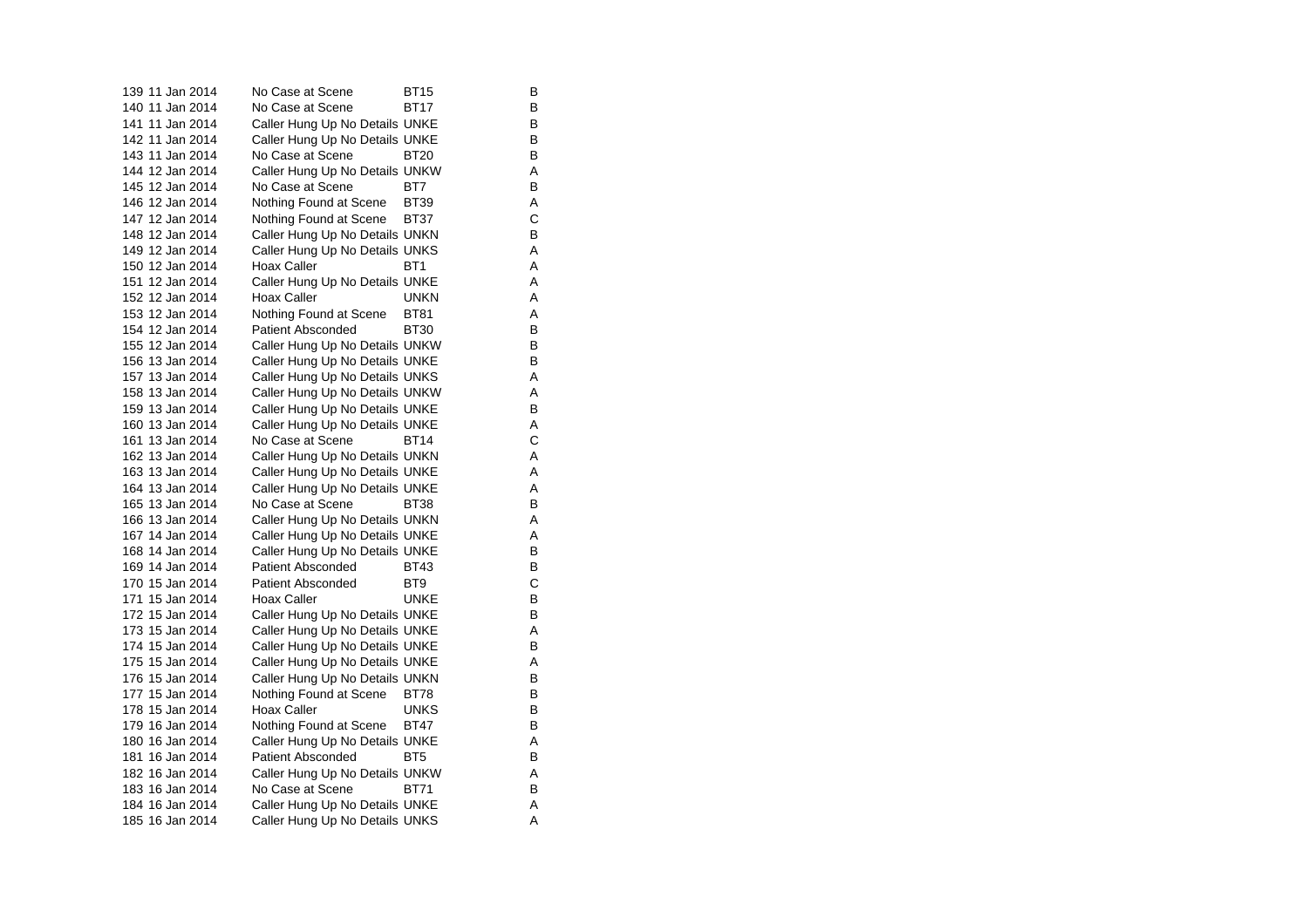| | | | | |
|---|---|---|---|---|
| 139 | 11 Jan 2014 | No Case at Scene | BT15 | B |
| 140 | 11 Jan 2014 | No Case at Scene | BT17 | B |
| 141 | 11 Jan 2014 | Caller Hung Up No Details | UNKE | B |
| 142 | 11 Jan 2014 | Caller Hung Up No Details | UNKE | B |
| 143 | 11 Jan 2014 | No Case at Scene | BT20 | B |
| 144 | 12 Jan 2014 | Caller Hung Up No Details | UNKW | A |
| 145 | 12 Jan 2014 | No Case at Scene | BT7 | B |
| 146 | 12 Jan 2014 | Nothing Found at Scene | BT39 | A |
| 147 | 12 Jan 2014 | Nothing Found at Scene | BT37 | C |
| 148 | 12 Jan 2014 | Caller Hung Up No Details | UNKN | B |
| 149 | 12 Jan 2014 | Caller Hung Up No Details | UNKS | A |
| 150 | 12 Jan 2014 | Hoax Caller | BT1 | A |
| 151 | 12 Jan 2014 | Caller Hung Up No Details | UNKE | A |
| 152 | 12 Jan 2014 | Hoax Caller | UNKN | A |
| 153 | 12 Jan 2014 | Nothing Found at Scene | BT81 | A |
| 154 | 12 Jan 2014 | Patient Absconded | BT30 | B |
| 155 | 12 Jan 2014 | Caller Hung Up No Details | UNKW | B |
| 156 | 13 Jan 2014 | Caller Hung Up No Details | UNKE | B |
| 157 | 13 Jan 2014 | Caller Hung Up No Details | UNKS | A |
| 158 | 13 Jan 2014 | Caller Hung Up No Details | UNKW | A |
| 159 | 13 Jan 2014 | Caller Hung Up No Details | UNKE | B |
| 160 | 13 Jan 2014 | Caller Hung Up No Details | UNKE | A |
| 161 | 13 Jan 2014 | No Case at Scene | BT14 | C |
| 162 | 13 Jan 2014 | Caller Hung Up No Details | UNKN | A |
| 163 | 13 Jan 2014 | Caller Hung Up No Details | UNKE | A |
| 164 | 13 Jan 2014 | Caller Hung Up No Details | UNKE | A |
| 165 | 13 Jan 2014 | No Case at Scene | BT38 | B |
| 166 | 13 Jan 2014 | Caller Hung Up No Details | UNKN | A |
| 167 | 14 Jan 2014 | Caller Hung Up No Details | UNKE | A |
| 168 | 14 Jan 2014 | Caller Hung Up No Details | UNKE | B |
| 169 | 14 Jan 2014 | Patient Absconded | BT43 | B |
| 170 | 15 Jan 2014 | Patient Absconded | BT9 | C |
| 171 | 15 Jan 2014 | Hoax Caller | UNKE | B |
| 172 | 15 Jan 2014 | Caller Hung Up No Details | UNKE | B |
| 173 | 15 Jan 2014 | Caller Hung Up No Details | UNKE | A |
| 174 | 15 Jan 2014 | Caller Hung Up No Details | UNKE | B |
| 175 | 15 Jan 2014 | Caller Hung Up No Details | UNKE | A |
| 176 | 15 Jan 2014 | Caller Hung Up No Details | UNKN | B |
| 177 | 15 Jan 2014 | Nothing Found at Scene | BT78 | B |
| 178 | 15 Jan 2014 | Hoax Caller | UNKS | B |
| 179 | 16 Jan 2014 | Nothing Found at Scene | BT47 | B |
| 180 | 16 Jan 2014 | Caller Hung Up No Details | UNKE | A |
| 181 | 16 Jan 2014 | Patient Absconded | BT5 | B |
| 182 | 16 Jan 2014 | Caller Hung Up No Details | UNKW | A |
| 183 | 16 Jan 2014 | No Case at Scene | BT71 | B |
| 184 | 16 Jan 2014 | Caller Hung Up No Details | UNKE | A |
| 185 | 16 Jan 2014 | Caller Hung Up No Details | UNKS | A |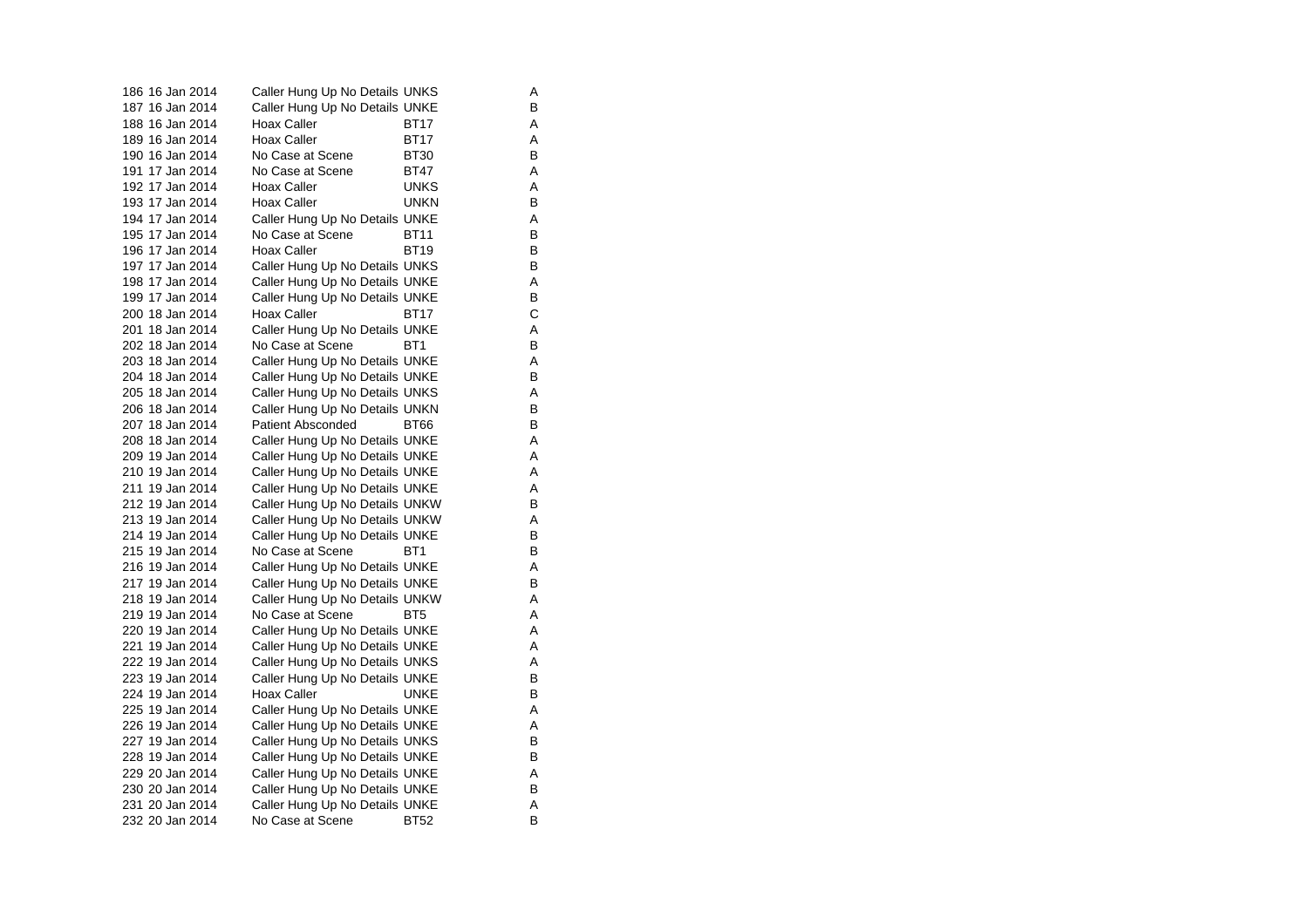| | | | | |
|---|---|---|---|---|
| 186 | 16 Jan 2014 | Caller Hung Up No Details | UNKS | A |
| 187 | 16 Jan 2014 | Caller Hung Up No Details | UNKE | B |
| 188 | 16 Jan 2014 | Hoax Caller | BT17 | A |
| 189 | 16 Jan 2014 | Hoax Caller | BT17 | A |
| 190 | 16 Jan 2014 | No Case at Scene | BT30 | B |
| 191 | 17 Jan 2014 | No Case at Scene | BT47 | A |
| 192 | 17 Jan 2014 | Hoax Caller | UNKS | A |
| 193 | 17 Jan 2014 | Hoax Caller | UNKN | B |
| 194 | 17 Jan 2014 | Caller Hung Up No Details | UNKE | A |
| 195 | 17 Jan 2014 | No Case at Scene | BT11 | B |
| 196 | 17 Jan 2014 | Hoax Caller | BT19 | B |
| 197 | 17 Jan 2014 | Caller Hung Up No Details | UNKS | B |
| 198 | 17 Jan 2014 | Caller Hung Up No Details | UNKE | A |
| 199 | 17 Jan 2014 | Caller Hung Up No Details | UNKE | B |
| 200 | 18 Jan 2014 | Hoax Caller | BT17 | C |
| 201 | 18 Jan 2014 | Caller Hung Up No Details | UNKE | A |
| 202 | 18 Jan 2014 | No Case at Scene | BT1 | B |
| 203 | 18 Jan 2014 | Caller Hung Up No Details | UNKE | A |
| 204 | 18 Jan 2014 | Caller Hung Up No Details | UNKE | B |
| 205 | 18 Jan 2014 | Caller Hung Up No Details | UNKS | A |
| 206 | 18 Jan 2014 | Caller Hung Up No Details | UNKN | B |
| 207 | 18 Jan 2014 | Patient Absconded | BT66 | B |
| 208 | 18 Jan 2014 | Caller Hung Up No Details | UNKE | A |
| 209 | 19 Jan 2014 | Caller Hung Up No Details | UNKE | A |
| 210 | 19 Jan 2014 | Caller Hung Up No Details | UNKE | A |
| 211 | 19 Jan 2014 | Caller Hung Up No Details | UNKE | A |
| 212 | 19 Jan 2014 | Caller Hung Up No Details | UNKW | B |
| 213 | 19 Jan 2014 | Caller Hung Up No Details | UNKW | A |
| 214 | 19 Jan 2014 | Caller Hung Up No Details | UNKE | B |
| 215 | 19 Jan 2014 | No Case at Scene | BT1 | B |
| 216 | 19 Jan 2014 | Caller Hung Up No Details | UNKE | A |
| 217 | 19 Jan 2014 | Caller Hung Up No Details | UNKE | B |
| 218 | 19 Jan 2014 | Caller Hung Up No Details | UNKW | A |
| 219 | 19 Jan 2014 | No Case at Scene | BT5 | A |
| 220 | 19 Jan 2014 | Caller Hung Up No Details | UNKE | A |
| 221 | 19 Jan 2014 | Caller Hung Up No Details | UNKE | A |
| 222 | 19 Jan 2014 | Caller Hung Up No Details | UNKS | A |
| 223 | 19 Jan 2014 | Caller Hung Up No Details | UNKE | B |
| 224 | 19 Jan 2014 | Hoax Caller | UNKE | B |
| 225 | 19 Jan 2014 | Caller Hung Up No Details | UNKE | A |
| 226 | 19 Jan 2014 | Caller Hung Up No Details | UNKE | A |
| 227 | 19 Jan 2014 | Caller Hung Up No Details | UNKS | B |
| 228 | 19 Jan 2014 | Caller Hung Up No Details | UNKE | B |
| 229 | 20 Jan 2014 | Caller Hung Up No Details | UNKE | A |
| 230 | 20 Jan 2014 | Caller Hung Up No Details | UNKE | B |
| 231 | 20 Jan 2014 | Caller Hung Up No Details | UNKE | A |
| 232 | 20 Jan 2014 | No Case at Scene | BT52 | B |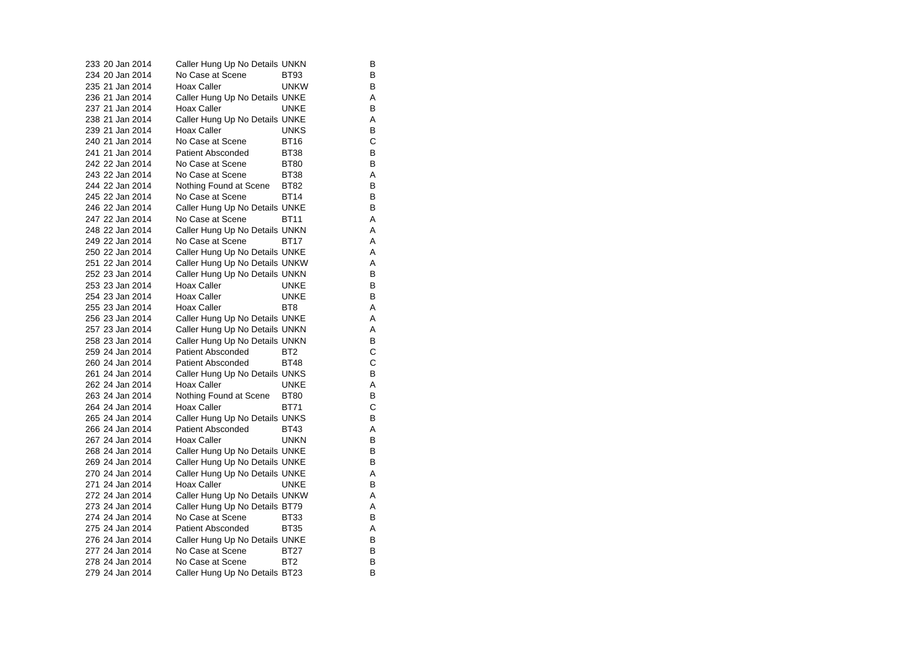| | | | | |
|---|---|---|---|---|
| 233 | 20 Jan 2014 | Caller Hung Up No Details | UNKN | B |
| 234 | 20 Jan 2014 | No Case at Scene | BT93 | B |
| 235 | 21 Jan 2014 | Hoax Caller | UNKW | B |
| 236 | 21 Jan 2014 | Caller Hung Up No Details | UNKE | A |
| 237 | 21 Jan 2014 | Hoax Caller | UNKE | B |
| 238 | 21 Jan 2014 | Caller Hung Up No Details | UNKE | A |
| 239 | 21 Jan 2014 | Hoax Caller | UNKS | B |
| 240 | 21 Jan 2014 | No Case at Scene | BT16 | C |
| 241 | 21 Jan 2014 | Patient Absconded | BT38 | B |
| 242 | 22 Jan 2014 | No Case at Scene | BT80 | B |
| 243 | 22 Jan 2014 | No Case at Scene | BT38 | A |
| 244 | 22 Jan 2014 | Nothing Found at Scene | BT82 | B |
| 245 | 22 Jan 2014 | No Case at Scene | BT14 | B |
| 246 | 22 Jan 2014 | Caller Hung Up No Details | UNKE | B |
| 247 | 22 Jan 2014 | No Case at Scene | BT11 | A |
| 248 | 22 Jan 2014 | Caller Hung Up No Details | UNKN | A |
| 249 | 22 Jan 2014 | No Case at Scene | BT17 | A |
| 250 | 22 Jan 2014 | Caller Hung Up No Details | UNKE | A |
| 251 | 22 Jan 2014 | Caller Hung Up No Details | UNKW | A |
| 252 | 23 Jan 2014 | Caller Hung Up No Details | UNKN | B |
| 253 | 23 Jan 2014 | Hoax Caller | UNKE | B |
| 254 | 23 Jan 2014 | Hoax Caller | UNKE | B |
| 255 | 23 Jan 2014 | Hoax Caller | BT8 | A |
| 256 | 23 Jan 2014 | Caller Hung Up No Details | UNKE | A |
| 257 | 23 Jan 2014 | Caller Hung Up No Details | UNKN | A |
| 258 | 23 Jan 2014 | Caller Hung Up No Details | UNKN | B |
| 259 | 24 Jan 2014 | Patient Absconded | BT2 | C |
| 260 | 24 Jan 2014 | Patient Absconded | BT48 | C |
| 261 | 24 Jan 2014 | Caller Hung Up No Details | UNKS | B |
| 262 | 24 Jan 2014 | Hoax Caller | UNKE | A |
| 263 | 24 Jan 2014 | Nothing Found at Scene | BT80 | B |
| 264 | 24 Jan 2014 | Hoax Caller | BT71 | C |
| 265 | 24 Jan 2014 | Caller Hung Up No Details | UNKS | B |
| 266 | 24 Jan 2014 | Patient Absconded | BT43 | A |
| 267 | 24 Jan 2014 | Hoax Caller | UNKN | B |
| 268 | 24 Jan 2014 | Caller Hung Up No Details | UNKE | B |
| 269 | 24 Jan 2014 | Caller Hung Up No Details | UNKE | B |
| 270 | 24 Jan 2014 | Caller Hung Up No Details | UNKE | A |
| 271 | 24 Jan 2014 | Hoax Caller | UNKE | B |
| 272 | 24 Jan 2014 | Caller Hung Up No Details | UNKW | A |
| 273 | 24 Jan 2014 | Caller Hung Up No Details | BT79 | A |
| 274 | 24 Jan 2014 | No Case at Scene | BT33 | B |
| 275 | 24 Jan 2014 | Patient Absconded | BT35 | A |
| 276 | 24 Jan 2014 | Caller Hung Up No Details | UNKE | B |
| 277 | 24 Jan 2014 | No Case at Scene | BT27 | B |
| 278 | 24 Jan 2014 | No Case at Scene | BT2 | B |
| 279 | 24 Jan 2014 | Caller Hung Up No Details | BT23 | B |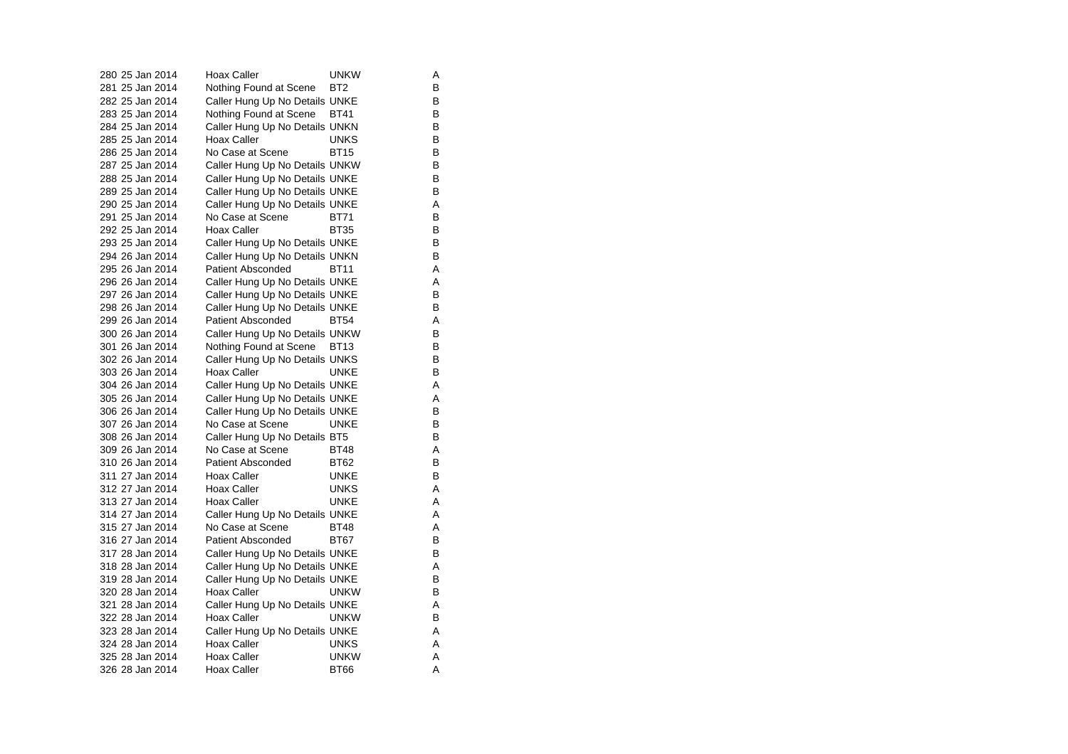| | | | | |
|---|---|---|---|---|
| 280 | 25 Jan 2014 | Hoax Caller | UNKW | A |
| 281 | 25 Jan 2014 | Nothing Found at Scene | BT2 | B |
| 282 | 25 Jan 2014 | Caller Hung Up No Details | UNKE | B |
| 283 | 25 Jan 2014 | Nothing Found at Scene | BT41 | B |
| 284 | 25 Jan 2014 | Caller Hung Up No Details | UNKN | B |
| 285 | 25 Jan 2014 | Hoax Caller | UNKS | B |
| 286 | 25 Jan 2014 | No Case at Scene | BT15 | B |
| 287 | 25 Jan 2014 | Caller Hung Up No Details | UNKW | B |
| 288 | 25 Jan 2014 | Caller Hung Up No Details | UNKE | B |
| 289 | 25 Jan 2014 | Caller Hung Up No Details | UNKE | B |
| 290 | 25 Jan 2014 | Caller Hung Up No Details | UNKE | A |
| 291 | 25 Jan 2014 | No Case at Scene | BT71 | B |
| 292 | 25 Jan 2014 | Hoax Caller | BT35 | B |
| 293 | 25 Jan 2014 | Caller Hung Up No Details | UNKE | B |
| 294 | 26 Jan 2014 | Caller Hung Up No Details | UNKN | B |
| 295 | 26 Jan 2014 | Patient Absconded | BT11 | A |
| 296 | 26 Jan 2014 | Caller Hung Up No Details | UNKE | A |
| 297 | 26 Jan 2014 | Caller Hung Up No Details | UNKE | B |
| 298 | 26 Jan 2014 | Caller Hung Up No Details | UNKE | B |
| 299 | 26 Jan 2014 | Patient Absconded | BT54 | A |
| 300 | 26 Jan 2014 | Caller Hung Up No Details | UNKW | B |
| 301 | 26 Jan 2014 | Nothing Found at Scene | BT13 | B |
| 302 | 26 Jan 2014 | Caller Hung Up No Details | UNKS | B |
| 303 | 26 Jan 2014 | Hoax Caller | UNKE | B |
| 304 | 26 Jan 2014 | Caller Hung Up No Details | UNKE | A |
| 305 | 26 Jan 2014 | Caller Hung Up No Details | UNKE | A |
| 306 | 26 Jan 2014 | Caller Hung Up No Details | UNKE | B |
| 307 | 26 Jan 2014 | No Case at Scene | UNKE | B |
| 308 | 26 Jan 2014 | Caller Hung Up No Details | BT5 | B |
| 309 | 26 Jan 2014 | No Case at Scene | BT48 | A |
| 310 | 26 Jan 2014 | Patient Absconded | BT62 | B |
| 311 | 27 Jan 2014 | Hoax Caller | UNKE | B |
| 312 | 27 Jan 2014 | Hoax Caller | UNKS | A |
| 313 | 27 Jan 2014 | Hoax Caller | UNKE | A |
| 314 | 27 Jan 2014 | Caller Hung Up No Details | UNKE | A |
| 315 | 27 Jan 2014 | No Case at Scene | BT48 | A |
| 316 | 27 Jan 2014 | Patient Absconded | BT67 | B |
| 317 | 28 Jan 2014 | Caller Hung Up No Details | UNKE | B |
| 318 | 28 Jan 2014 | Caller Hung Up No Details | UNKE | A |
| 319 | 28 Jan 2014 | Caller Hung Up No Details | UNKE | B |
| 320 | 28 Jan 2014 | Hoax Caller | UNKW | B |
| 321 | 28 Jan 2014 | Caller Hung Up No Details | UNKE | A |
| 322 | 28 Jan 2014 | Hoax Caller | UNKW | B |
| 323 | 28 Jan 2014 | Caller Hung Up No Details | UNKE | A |
| 324 | 28 Jan 2014 | Hoax Caller | UNKS | A |
| 325 | 28 Jan 2014 | Hoax Caller | UNKW | A |
| 326 | 28 Jan 2014 | Hoax Caller | BT66 | A |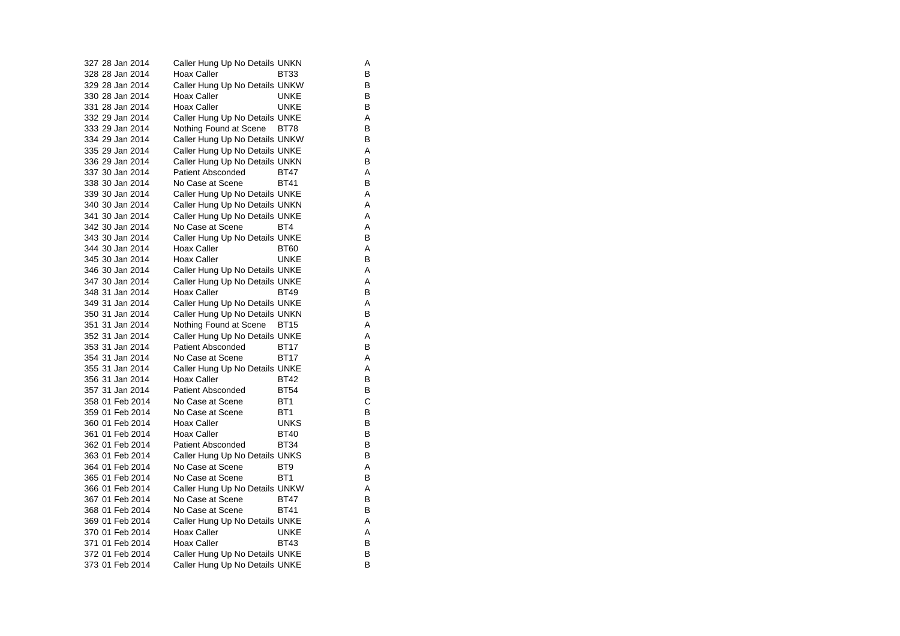| | | | | |
|---|---|---|---|---|
| 327 | 28 Jan 2014 | Caller Hung Up No Details | UNKN | A |
| 328 | 28 Jan 2014 | Hoax Caller | BT33 | B |
| 329 | 28 Jan 2014 | Caller Hung Up No Details | UNKW | B |
| 330 | 28 Jan 2014 | Hoax Caller | UNKE | B |
| 331 | 28 Jan 2014 | Hoax Caller | UNKE | B |
| 332 | 29 Jan 2014 | Caller Hung Up No Details | UNKE | A |
| 333 | 29 Jan 2014 | Nothing Found at Scene | BT78 | B |
| 334 | 29 Jan 2014 | Caller Hung Up No Details | UNKW | B |
| 335 | 29 Jan 2014 | Caller Hung Up No Details | UNKE | A |
| 336 | 29 Jan 2014 | Caller Hung Up No Details | UNKN | B |
| 337 | 30 Jan 2014 | Patient Absconded | BT47 | A |
| 338 | 30 Jan 2014 | No Case at Scene | BT41 | B |
| 339 | 30 Jan 2014 | Caller Hung Up No Details | UNKE | A |
| 340 | 30 Jan 2014 | Caller Hung Up No Details | UNKN | A |
| 341 | 30 Jan 2014 | Caller Hung Up No Details | UNKE | A |
| 342 | 30 Jan 2014 | No Case at Scene | BT4 | A |
| 343 | 30 Jan 2014 | Caller Hung Up No Details | UNKE | B |
| 344 | 30 Jan 2014 | Hoax Caller | BT60 | A |
| 345 | 30 Jan 2014 | Hoax Caller | UNKE | B |
| 346 | 30 Jan 2014 | Caller Hung Up No Details | UNKE | A |
| 347 | 30 Jan 2014 | Caller Hung Up No Details | UNKE | A |
| 348 | 31 Jan 2014 | Hoax Caller | BT49 | B |
| 349 | 31 Jan 2014 | Caller Hung Up No Details | UNKE | A |
| 350 | 31 Jan 2014 | Caller Hung Up No Details | UNKN | B |
| 351 | 31 Jan 2014 | Nothing Found at Scene | BT15 | A |
| 352 | 31 Jan 2014 | Caller Hung Up No Details | UNKE | A |
| 353 | 31 Jan 2014 | Patient Absconded | BT17 | B |
| 354 | 31 Jan 2014 | No Case at Scene | BT17 | A |
| 355 | 31 Jan 2014 | Caller Hung Up No Details | UNKE | A |
| 356 | 31 Jan 2014 | Hoax Caller | BT42 | B |
| 357 | 31 Jan 2014 | Patient Absconded | BT54 | B |
| 358 | 01 Feb 2014 | No Case at Scene | BT1 | C |
| 359 | 01 Feb 2014 | No Case at Scene | BT1 | B |
| 360 | 01 Feb 2014 | Hoax Caller | UNKS | B |
| 361 | 01 Feb 2014 | Hoax Caller | BT40 | B |
| 362 | 01 Feb 2014 | Patient Absconded | BT34 | B |
| 363 | 01 Feb 2014 | Caller Hung Up No Details | UNKS | B |
| 364 | 01 Feb 2014 | No Case at Scene | BT9 | A |
| 365 | 01 Feb 2014 | No Case at Scene | BT1 | B |
| 366 | 01 Feb 2014 | Caller Hung Up No Details | UNKW | A |
| 367 | 01 Feb 2014 | No Case at Scene | BT47 | B |
| 368 | 01 Feb 2014 | No Case at Scene | BT41 | B |
| 369 | 01 Feb 2014 | Caller Hung Up No Details | UNKE | A |
| 370 | 01 Feb 2014 | Hoax Caller | UNKE | A |
| 371 | 01 Feb 2014 | Hoax Caller | BT43 | B |
| 372 | 01 Feb 2014 | Caller Hung Up No Details | UNKE | B |
| 373 | 01 Feb 2014 | Caller Hung Up No Details | UNKE | B |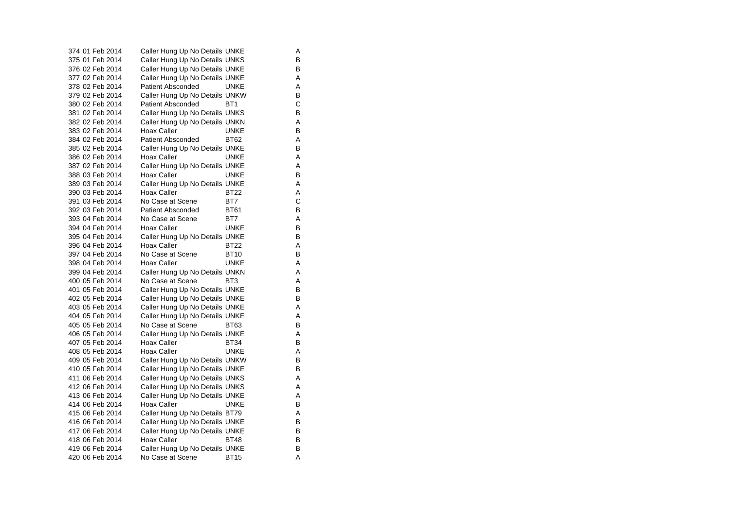| | | | | |
|---|---|---|---|---|
| 374 | 01 Feb 2014 | Caller Hung Up No Details | UNKE | A |
| 375 | 01 Feb 2014 | Caller Hung Up No Details | UNKS | B |
| 376 | 02 Feb 2014 | Caller Hung Up No Details | UNKE | B |
| 377 | 02 Feb 2014 | Caller Hung Up No Details | UNKE | A |
| 378 | 02 Feb 2014 | Patient Absconded | UNKE | A |
| 379 | 02 Feb 2014 | Caller Hung Up No Details | UNKW | B |
| 380 | 02 Feb 2014 | Patient Absconded | BT1 | C |
| 381 | 02 Feb 2014 | Caller Hung Up No Details | UNKS | B |
| 382 | 02 Feb 2014 | Caller Hung Up No Details | UNKN | A |
| 383 | 02 Feb 2014 | Hoax Caller | UNKE | B |
| 384 | 02 Feb 2014 | Patient Absconded | BT62 | A |
| 385 | 02 Feb 2014 | Caller Hung Up No Details | UNKE | B |
| 386 | 02 Feb 2014 | Hoax Caller | UNKE | A |
| 387 | 02 Feb 2014 | Caller Hung Up No Details | UNKE | A |
| 388 | 03 Feb 2014 | Hoax Caller | UNKE | B |
| 389 | 03 Feb 2014 | Caller Hung Up No Details | UNKE | A |
| 390 | 03 Feb 2014 | Hoax Caller | BT22 | A |
| 391 | 03 Feb 2014 | No Case at Scene | BT7 | C |
| 392 | 03 Feb 2014 | Patient Absconded | BT61 | B |
| 393 | 04 Feb 2014 | No Case at Scene | BT7 | A |
| 394 | 04 Feb 2014 | Hoax Caller | UNKE | B |
| 395 | 04 Feb 2014 | Caller Hung Up No Details | UNKE | B |
| 396 | 04 Feb 2014 | Hoax Caller | BT22 | A |
| 397 | 04 Feb 2014 | No Case at Scene | BT10 | B |
| 398 | 04 Feb 2014 | Hoax Caller | UNKE | A |
| 399 | 04 Feb 2014 | Caller Hung Up No Details | UNKN | A |
| 400 | 05 Feb 2014 | No Case at Scene | BT3 | A |
| 401 | 05 Feb 2014 | Caller Hung Up No Details | UNKE | B |
| 402 | 05 Feb 2014 | Caller Hung Up No Details | UNKE | B |
| 403 | 05 Feb 2014 | Caller Hung Up No Details | UNKE | A |
| 404 | 05 Feb 2014 | Caller Hung Up No Details | UNKE | A |
| 405 | 05 Feb 2014 | No Case at Scene | BT63 | B |
| 406 | 05 Feb 2014 | Caller Hung Up No Details | UNKE | A |
| 407 | 05 Feb 2014 | Hoax Caller | BT34 | B |
| 408 | 05 Feb 2014 | Hoax Caller | UNKE | A |
| 409 | 05 Feb 2014 | Caller Hung Up No Details | UNKW | B |
| 410 | 05 Feb 2014 | Caller Hung Up No Details | UNKE | B |
| 411 | 06 Feb 2014 | Caller Hung Up No Details | UNKS | A |
| 412 | 06 Feb 2014 | Caller Hung Up No Details | UNKS | A |
| 413 | 06 Feb 2014 | Caller Hung Up No Details | UNKE | A |
| 414 | 06 Feb 2014 | Hoax Caller | UNKE | B |
| 415 | 06 Feb 2014 | Caller Hung Up No Details | BT79 | A |
| 416 | 06 Feb 2014 | Caller Hung Up No Details | UNKE | B |
| 417 | 06 Feb 2014 | Caller Hung Up No Details | UNKE | B |
| 418 | 06 Feb 2014 | Hoax Caller | BT48 | B |
| 419 | 06 Feb 2014 | Caller Hung Up No Details | UNKE | B |
| 420 | 06 Feb 2014 | No Case at Scene | BT15 | A |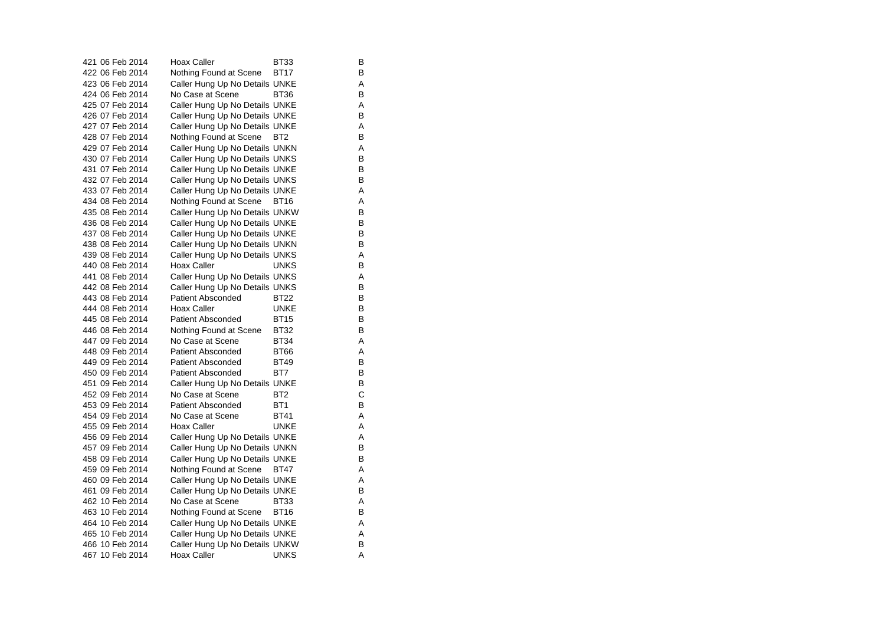| | | | | |
|---|---|---|---|---|
| 421 | 06 Feb 2014 | Hoax Caller | BT33 | B |
| 422 | 06 Feb 2014 | Nothing Found at Scene | BT17 | B |
| 423 | 06 Feb 2014 | Caller Hung Up No Details | UNKE | A |
| 424 | 06 Feb 2014 | No Case at Scene | BT36 | B |
| 425 | 07 Feb 2014 | Caller Hung Up No Details | UNKE | A |
| 426 | 07 Feb 2014 | Caller Hung Up No Details | UNKE | B |
| 427 | 07 Feb 2014 | Caller Hung Up No Details | UNKE | A |
| 428 | 07 Feb 2014 | Nothing Found at Scene | BT2 | B |
| 429 | 07 Feb 2014 | Caller Hung Up No Details | UNKN | A |
| 430 | 07 Feb 2014 | Caller Hung Up No Details | UNKS | B |
| 431 | 07 Feb 2014 | Caller Hung Up No Details | UNKE | B |
| 432 | 07 Feb 2014 | Caller Hung Up No Details | UNKS | B |
| 433 | 07 Feb 2014 | Caller Hung Up No Details | UNKE | A |
| 434 | 08 Feb 2014 | Nothing Found at Scene | BT16 | A |
| 435 | 08 Feb 2014 | Caller Hung Up No Details | UNKW | B |
| 436 | 08 Feb 2014 | Caller Hung Up No Details | UNKE | B |
| 437 | 08 Feb 2014 | Caller Hung Up No Details | UNKE | B |
| 438 | 08 Feb 2014 | Caller Hung Up No Details | UNKN | B |
| 439 | 08 Feb 2014 | Caller Hung Up No Details | UNKS | A |
| 440 | 08 Feb 2014 | Hoax Caller | UNKS | B |
| 441 | 08 Feb 2014 | Caller Hung Up No Details | UNKS | A |
| 442 | 08 Feb 2014 | Caller Hung Up No Details | UNKS | B |
| 443 | 08 Feb 2014 | Patient Absconded | BT22 | B |
| 444 | 08 Feb 2014 | Hoax Caller | UNKE | B |
| 445 | 08 Feb 2014 | Patient Absconded | BT15 | B |
| 446 | 08 Feb 2014 | Nothing Found at Scene | BT32 | B |
| 447 | 09 Feb 2014 | No Case at Scene | BT34 | A |
| 448 | 09 Feb 2014 | Patient Absconded | BT66 | A |
| 449 | 09 Feb 2014 | Patient Absconded | BT49 | B |
| 450 | 09 Feb 2014 | Patient Absconded | BT7 | B |
| 451 | 09 Feb 2014 | Caller Hung Up No Details | UNKE | B |
| 452 | 09 Feb 2014 | No Case at Scene | BT2 | C |
| 453 | 09 Feb 2014 | Patient Absconded | BT1 | B |
| 454 | 09 Feb 2014 | No Case at Scene | BT41 | A |
| 455 | 09 Feb 2014 | Hoax Caller | UNKE | A |
| 456 | 09 Feb 2014 | Caller Hung Up No Details | UNKE | A |
| 457 | 09 Feb 2014 | Caller Hung Up No Details | UNKN | B |
| 458 | 09 Feb 2014 | Caller Hung Up No Details | UNKE | B |
| 459 | 09 Feb 2014 | Nothing Found at Scene | BT47 | A |
| 460 | 09 Feb 2014 | Caller Hung Up No Details | UNKE | A |
| 461 | 09 Feb 2014 | Caller Hung Up No Details | UNKE | B |
| 462 | 10 Feb 2014 | No Case at Scene | BT33 | A |
| 463 | 10 Feb 2014 | Nothing Found at Scene | BT16 | B |
| 464 | 10 Feb 2014 | Caller Hung Up No Details | UNKE | A |
| 465 | 10 Feb 2014 | Caller Hung Up No Details | UNKE | A |
| 466 | 10 Feb 2014 | Caller Hung Up No Details | UNKW | B |
| 467 | 10 Feb 2014 | Hoax Caller | UNKS | A |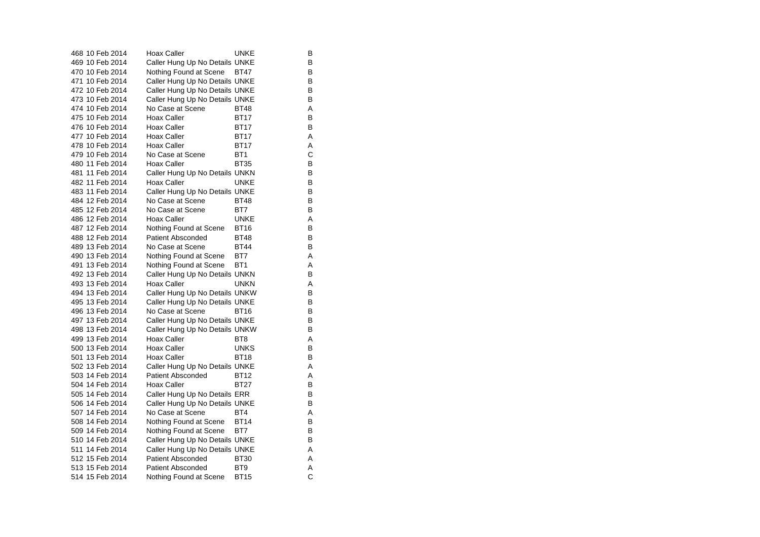| | | | | |
|---|---|---|---|---|
| 468 | 10 Feb 2014 | Hoax Caller | UNKE | B |
| 469 | 10 Feb 2014 | Caller Hung Up No Details | UNKE | B |
| 470 | 10 Feb 2014 | Nothing Found at Scene | BT47 | B |
| 471 | 10 Feb 2014 | Caller Hung Up No Details | UNKE | B |
| 472 | 10 Feb 2014 | Caller Hung Up No Details | UNKE | B |
| 473 | 10 Feb 2014 | Caller Hung Up No Details | UNKE | B |
| 474 | 10 Feb 2014 | No Case at Scene | BT48 | A |
| 475 | 10 Feb 2014 | Hoax Caller | BT17 | B |
| 476 | 10 Feb 2014 | Hoax Caller | BT17 | B |
| 477 | 10 Feb 2014 | Hoax Caller | BT17 | A |
| 478 | 10 Feb 2014 | Hoax Caller | BT17 | A |
| 479 | 10 Feb 2014 | No Case at Scene | BT1 | C |
| 480 | 11 Feb 2014 | Hoax Caller | BT35 | B |
| 481 | 11 Feb 2014 | Caller Hung Up No Details | UNKN | B |
| 482 | 11 Feb 2014 | Hoax Caller | UNKE | B |
| 483 | 11 Feb 2014 | Caller Hung Up No Details | UNKE | B |
| 484 | 12 Feb 2014 | No Case at Scene | BT48 | B |
| 485 | 12 Feb 2014 | No Case at Scene | BT7 | B |
| 486 | 12 Feb 2014 | Hoax Caller | UNKE | A |
| 487 | 12 Feb 2014 | Nothing Found at Scene | BT16 | B |
| 488 | 12 Feb 2014 | Patient Absconded | BT48 | B |
| 489 | 13 Feb 2014 | No Case at Scene | BT44 | B |
| 490 | 13 Feb 2014 | Nothing Found at Scene | BT7 | A |
| 491 | 13 Feb 2014 | Nothing Found at Scene | BT1 | A |
| 492 | 13 Feb 2014 | Caller Hung Up No Details | UNKN | B |
| 493 | 13 Feb 2014 | Hoax Caller | UNKN | A |
| 494 | 13 Feb 2014 | Caller Hung Up No Details | UNKW | B |
| 495 | 13 Feb 2014 | Caller Hung Up No Details | UNKE | B |
| 496 | 13 Feb 2014 | No Case at Scene | BT16 | B |
| 497 | 13 Feb 2014 | Caller Hung Up No Details | UNKE | B |
| 498 | 13 Feb 2014 | Caller Hung Up No Details | UNKW | B |
| 499 | 13 Feb 2014 | Hoax Caller | BT8 | A |
| 500 | 13 Feb 2014 | Hoax Caller | UNKS | B |
| 501 | 13 Feb 2014 | Hoax Caller | BT18 | B |
| 502 | 13 Feb 2014 | Caller Hung Up No Details | UNKE | A |
| 503 | 14 Feb 2014 | Patient Absconded | BT12 | A |
| 504 | 14 Feb 2014 | Hoax Caller | BT27 | B |
| 505 | 14 Feb 2014 | Caller Hung Up No Details | ERR | B |
| 506 | 14 Feb 2014 | Caller Hung Up No Details | UNKE | B |
| 507 | 14 Feb 2014 | No Case at Scene | BT4 | A |
| 508 | 14 Feb 2014 | Nothing Found at Scene | BT14 | B |
| 509 | 14 Feb 2014 | Nothing Found at Scene | BT7 | B |
| 510 | 14 Feb 2014 | Caller Hung Up No Details | UNKE | B |
| 511 | 14 Feb 2014 | Caller Hung Up No Details | UNKE | A |
| 512 | 15 Feb 2014 | Patient Absconded | BT30 | A |
| 513 | 15 Feb 2014 | Patient Absconded | BT9 | A |
| 514 | 15 Feb 2014 | Nothing Found at Scene | BT15 | C |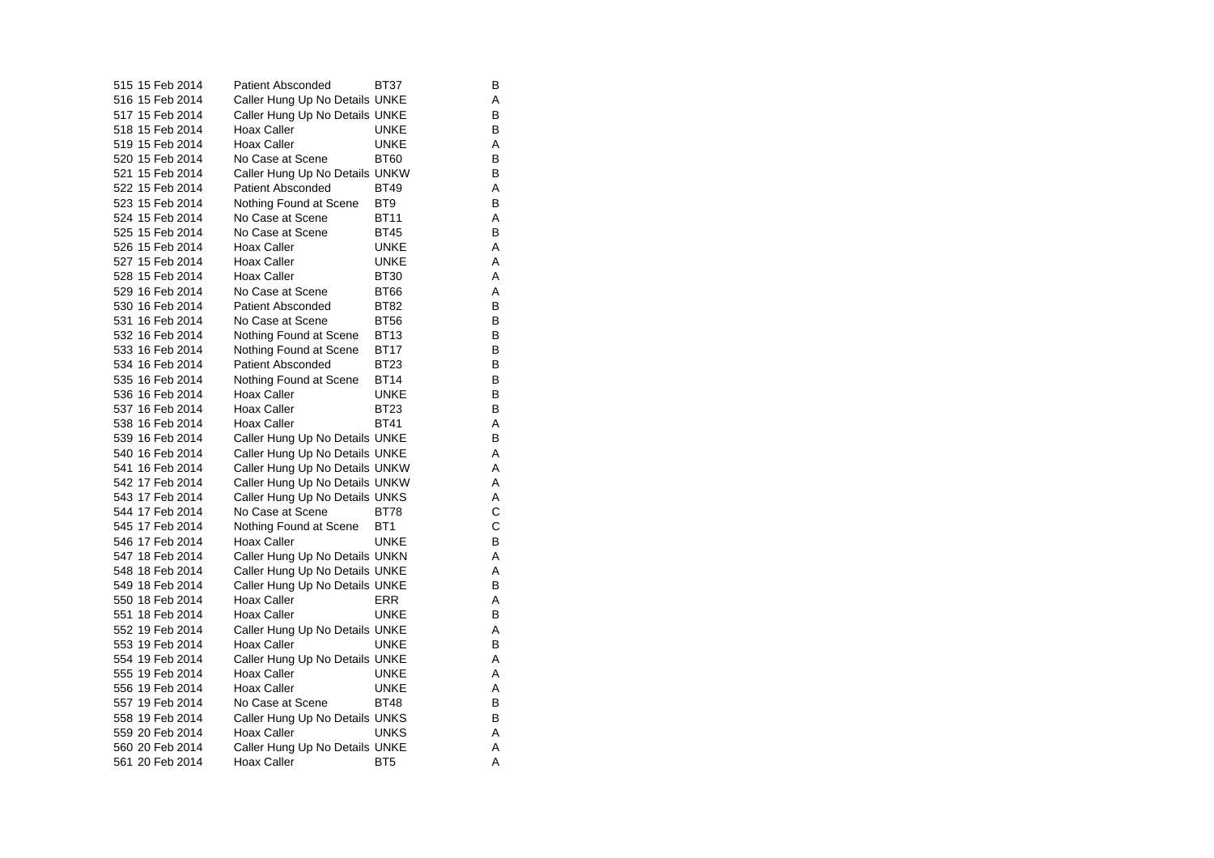| | | | | |
|---|---|---|---|---|
| 515 | 15 Feb 2014 | Patient Absconded | BT37 | B |
| 516 | 15 Feb 2014 | Caller Hung Up No Details | UNKE | A |
| 517 | 15 Feb 2014 | Caller Hung Up No Details | UNKE | B |
| 518 | 15 Feb 2014 | Hoax Caller | UNKE | B |
| 519 | 15 Feb 2014 | Hoax Caller | UNKE | A |
| 520 | 15 Feb 2014 | No Case at Scene | BT60 | B |
| 521 | 15 Feb 2014 | Caller Hung Up No Details | UNKW | B |
| 522 | 15 Feb 2014 | Patient Absconded | BT49 | A |
| 523 | 15 Feb 2014 | Nothing Found at Scene | BT9 | B |
| 524 | 15 Feb 2014 | No Case at Scene | BT11 | A |
| 525 | 15 Feb 2014 | No Case at Scene | BT45 | B |
| 526 | 15 Feb 2014 | Hoax Caller | UNKE | A |
| 527 | 15 Feb 2014 | Hoax Caller | UNKE | A |
| 528 | 15 Feb 2014 | Hoax Caller | BT30 | A |
| 529 | 16 Feb 2014 | No Case at Scene | BT66 | A |
| 530 | 16 Feb 2014 | Patient Absconded | BT82 | B |
| 531 | 16 Feb 2014 | No Case at Scene | BT56 | B |
| 532 | 16 Feb 2014 | Nothing Found at Scene | BT13 | B |
| 533 | 16 Feb 2014 | Nothing Found at Scene | BT17 | B |
| 534 | 16 Feb 2014 | Patient Absconded | BT23 | B |
| 535 | 16 Feb 2014 | Nothing Found at Scene | BT14 | B |
| 536 | 16 Feb 2014 | Hoax Caller | UNKE | B |
| 537 | 16 Feb 2014 | Hoax Caller | BT23 | B |
| 538 | 16 Feb 2014 | Hoax Caller | BT41 | A |
| 539 | 16 Feb 2014 | Caller Hung Up No Details | UNKE | B |
| 540 | 16 Feb 2014 | Caller Hung Up No Details | UNKE | A |
| 541 | 16 Feb 2014 | Caller Hung Up No Details | UNKW | A |
| 542 | 17 Feb 2014 | Caller Hung Up No Details | UNKW | A |
| 543 | 17 Feb 2014 | Caller Hung Up No Details | UNKS | A |
| 544 | 17 Feb 2014 | No Case at Scene | BT78 | C |
| 545 | 17 Feb 2014 | Nothing Found at Scene | BT1 | C |
| 546 | 17 Feb 2014 | Hoax Caller | UNKE | B |
| 547 | 18 Feb 2014 | Caller Hung Up No Details | UNKN | A |
| 548 | 18 Feb 2014 | Caller Hung Up No Details | UNKE | A |
| 549 | 18 Feb 2014 | Caller Hung Up No Details | UNKE | B |
| 550 | 18 Feb 2014 | Hoax Caller | ERR | A |
| 551 | 18 Feb 2014 | Hoax Caller | UNKE | B |
| 552 | 19 Feb 2014 | Caller Hung Up No Details | UNKE | A |
| 553 | 19 Feb 2014 | Hoax Caller | UNKE | B |
| 554 | 19 Feb 2014 | Caller Hung Up No Details | UNKE | A |
| 555 | 19 Feb 2014 | Hoax Caller | UNKE | A |
| 556 | 19 Feb 2014 | Hoax Caller | UNKE | A |
| 557 | 19 Feb 2014 | No Case at Scene | BT48 | B |
| 558 | 19 Feb 2014 | Caller Hung Up No Details | UNKS | B |
| 559 | 20 Feb 2014 | Hoax Caller | UNKS | A |
| 560 | 20 Feb 2014 | Caller Hung Up No Details | UNKE | A |
| 561 | 20 Feb 2014 | Hoax Caller | BT5 | A |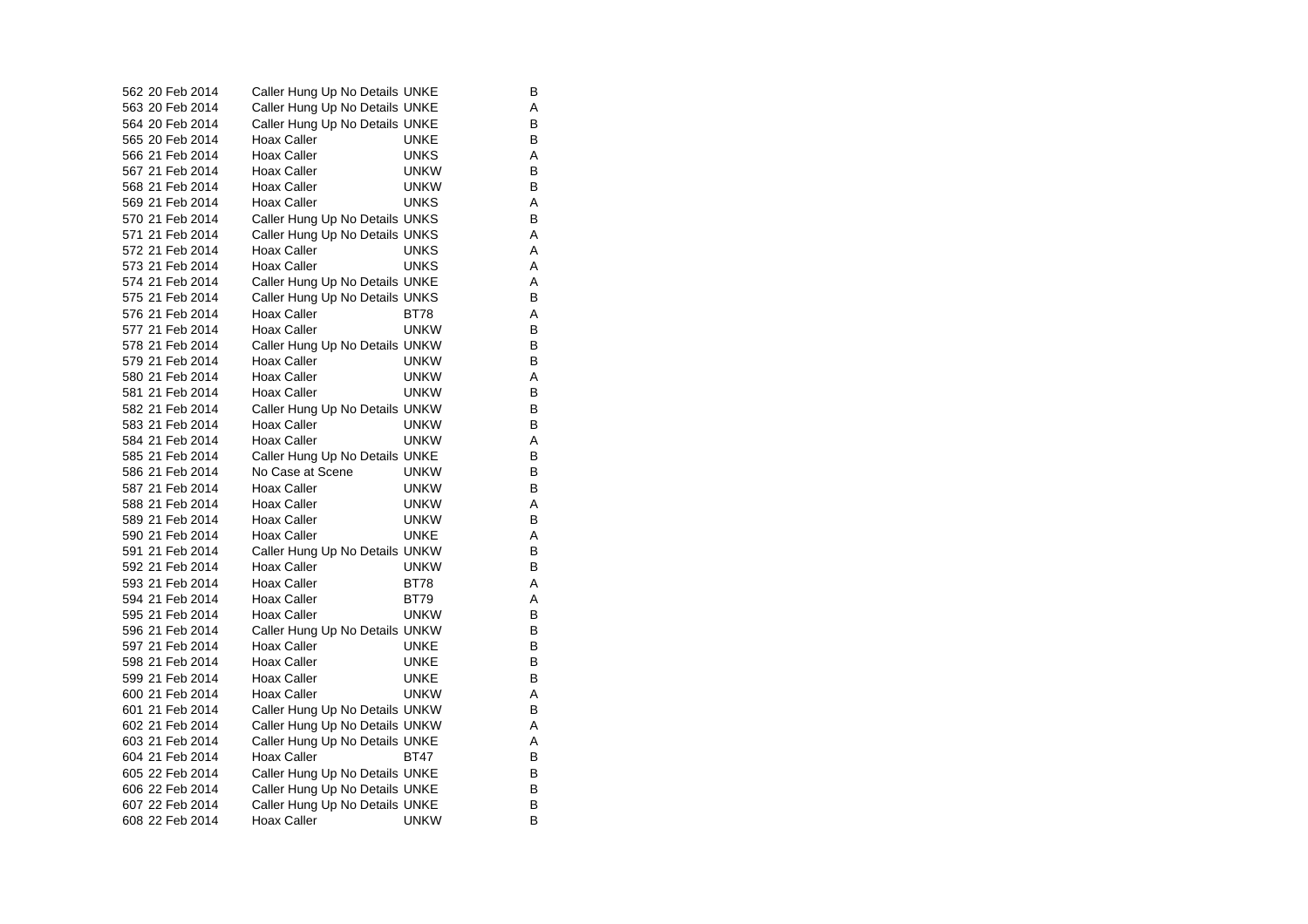| | | | | |
|---|---|---|---|---|
| 562 | 20 Feb 2014 | Caller Hung Up No Details | UNKE | B |
| 563 | 20 Feb 2014 | Caller Hung Up No Details | UNKE | A |
| 564 | 20 Feb 2014 | Caller Hung Up No Details | UNKE | B |
| 565 | 20 Feb 2014 | Hoax Caller | UNKE | B |
| 566 | 21 Feb 2014 | Hoax Caller | UNKS | A |
| 567 | 21 Feb 2014 | Hoax Caller | UNKW | B |
| 568 | 21 Feb 2014 | Hoax Caller | UNKW | B |
| 569 | 21 Feb 2014 | Hoax Caller | UNKS | A |
| 570 | 21 Feb 2014 | Caller Hung Up No Details | UNKS | B |
| 571 | 21 Feb 2014 | Caller Hung Up No Details | UNKS | A |
| 572 | 21 Feb 2014 | Hoax Caller | UNKS | A |
| 573 | 21 Feb 2014 | Hoax Caller | UNKS | A |
| 574 | 21 Feb 2014 | Caller Hung Up No Details | UNKE | A |
| 575 | 21 Feb 2014 | Caller Hung Up No Details | UNKS | B |
| 576 | 21 Feb 2014 | Hoax Caller | BT78 | A |
| 577 | 21 Feb 2014 | Hoax Caller | UNKW | B |
| 578 | 21 Feb 2014 | Caller Hung Up No Details | UNKW | B |
| 579 | 21 Feb 2014 | Hoax Caller | UNKW | B |
| 580 | 21 Feb 2014 | Hoax Caller | UNKW | A |
| 581 | 21 Feb 2014 | Hoax Caller | UNKW | B |
| 582 | 21 Feb 2014 | Caller Hung Up No Details | UNKW | B |
| 583 | 21 Feb 2014 | Hoax Caller | UNKW | B |
| 584 | 21 Feb 2014 | Hoax Caller | UNKW | A |
| 585 | 21 Feb 2014 | Caller Hung Up No Details | UNKE | B |
| 586 | 21 Feb 2014 | No Case at Scene | UNKW | B |
| 587 | 21 Feb 2014 | Hoax Caller | UNKW | B |
| 588 | 21 Feb 2014 | Hoax Caller | UNKW | A |
| 589 | 21 Feb 2014 | Hoax Caller | UNKW | B |
| 590 | 21 Feb 2014 | Hoax Caller | UNKE | A |
| 591 | 21 Feb 2014 | Caller Hung Up No Details | UNKW | B |
| 592 | 21 Feb 2014 | Hoax Caller | UNKW | B |
| 593 | 21 Feb 2014 | Hoax Caller | BT78 | A |
| 594 | 21 Feb 2014 | Hoax Caller | BT79 | A |
| 595 | 21 Feb 2014 | Hoax Caller | UNKW | B |
| 596 | 21 Feb 2014 | Caller Hung Up No Details | UNKW | B |
| 597 | 21 Feb 2014 | Hoax Caller | UNKE | B |
| 598 | 21 Feb 2014 | Hoax Caller | UNKE | B |
| 599 | 21 Feb 2014 | Hoax Caller | UNKE | B |
| 600 | 21 Feb 2014 | Hoax Caller | UNKW | A |
| 601 | 21 Feb 2014 | Caller Hung Up No Details | UNKW | B |
| 602 | 21 Feb 2014 | Caller Hung Up No Details | UNKW | A |
| 603 | 21 Feb 2014 | Caller Hung Up No Details | UNKE | A |
| 604 | 21 Feb 2014 | Hoax Caller | BT47 | B |
| 605 | 22 Feb 2014 | Caller Hung Up No Details | UNKE | B |
| 606 | 22 Feb 2014 | Caller Hung Up No Details | UNKE | B |
| 607 | 22 Feb 2014 | Caller Hung Up No Details | UNKE | B |
| 608 | 22 Feb 2014 | Hoax Caller | UNKW | B |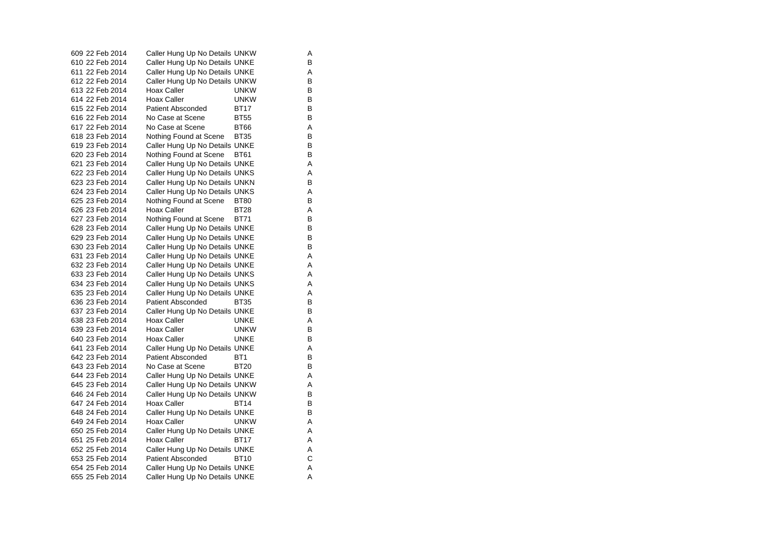| | | | | |
|---|---|---|---|---|
| 609 | 22 Feb 2014 | Caller Hung Up No Details | UNKW | A |
| 610 | 22 Feb 2014 | Caller Hung Up No Details | UNKE | B |
| 611 | 22 Feb 2014 | Caller Hung Up No Details | UNKE | A |
| 612 | 22 Feb 2014 | Caller Hung Up No Details | UNKW | B |
| 613 | 22 Feb 2014 | Hoax Caller | UNKW | B |
| 614 | 22 Feb 2014 | Hoax Caller | UNKW | B |
| 615 | 22 Feb 2014 | Patient Absconded | BT17 | B |
| 616 | 22 Feb 2014 | No Case at Scene | BT55 | B |
| 617 | 22 Feb 2014 | No Case at Scene | BT66 | A |
| 618 | 23 Feb 2014 | Nothing Found at Scene | BT35 | B |
| 619 | 23 Feb 2014 | Caller Hung Up No Details | UNKE | B |
| 620 | 23 Feb 2014 | Nothing Found at Scene | BT61 | B |
| 621 | 23 Feb 2014 | Caller Hung Up No Details | UNKE | A |
| 622 | 23 Feb 2014 | Caller Hung Up No Details | UNKS | A |
| 623 | 23 Feb 2014 | Caller Hung Up No Details | UNKN | B |
| 624 | 23 Feb 2014 | Caller Hung Up No Details | UNKS | A |
| 625 | 23 Feb 2014 | Nothing Found at Scene | BT80 | B |
| 626 | 23 Feb 2014 | Hoax Caller | BT28 | A |
| 627 | 23 Feb 2014 | Nothing Found at Scene | BT71 | B |
| 628 | 23 Feb 2014 | Caller Hung Up No Details | UNKE | B |
| 629 | 23 Feb 2014 | Caller Hung Up No Details | UNKE | B |
| 630 | 23 Feb 2014 | Caller Hung Up No Details | UNKE | B |
| 631 | 23 Feb 2014 | Caller Hung Up No Details | UNKE | A |
| 632 | 23 Feb 2014 | Caller Hung Up No Details | UNKE | A |
| 633 | 23 Feb 2014 | Caller Hung Up No Details | UNKS | A |
| 634 | 23 Feb 2014 | Caller Hung Up No Details | UNKS | A |
| 635 | 23 Feb 2014 | Caller Hung Up No Details | UNKE | A |
| 636 | 23 Feb 2014 | Patient Absconded | BT35 | B |
| 637 | 23 Feb 2014 | Caller Hung Up No Details | UNKE | B |
| 638 | 23 Feb 2014 | Hoax Caller | UNKE | A |
| 639 | 23 Feb 2014 | Hoax Caller | UNKW | B |
| 640 | 23 Feb 2014 | Hoax Caller | UNKE | B |
| 641 | 23 Feb 2014 | Caller Hung Up No Details | UNKE | A |
| 642 | 23 Feb 2014 | Patient Absconded | BT1 | B |
| 643 | 23 Feb 2014 | No Case at Scene | BT20 | B |
| 644 | 23 Feb 2014 | Caller Hung Up No Details | UNKE | A |
| 645 | 23 Feb 2014 | Caller Hung Up No Details | UNKW | A |
| 646 | 24 Feb 2014 | Caller Hung Up No Details | UNKW | B |
| 647 | 24 Feb 2014 | Hoax Caller | BT14 | B |
| 648 | 24 Feb 2014 | Caller Hung Up No Details | UNKE | B |
| 649 | 24 Feb 2014 | Hoax Caller | UNKW | A |
| 650 | 25 Feb 2014 | Caller Hung Up No Details | UNKE | A |
| 651 | 25 Feb 2014 | Hoax Caller | BT17 | A |
| 652 | 25 Feb 2014 | Caller Hung Up No Details | UNKE | A |
| 653 | 25 Feb 2014 | Patient Absconded | BT10 | C |
| 654 | 25 Feb 2014 | Caller Hung Up No Details | UNKE | A |
| 655 | 25 Feb 2014 | Caller Hung Up No Details | UNKE | A |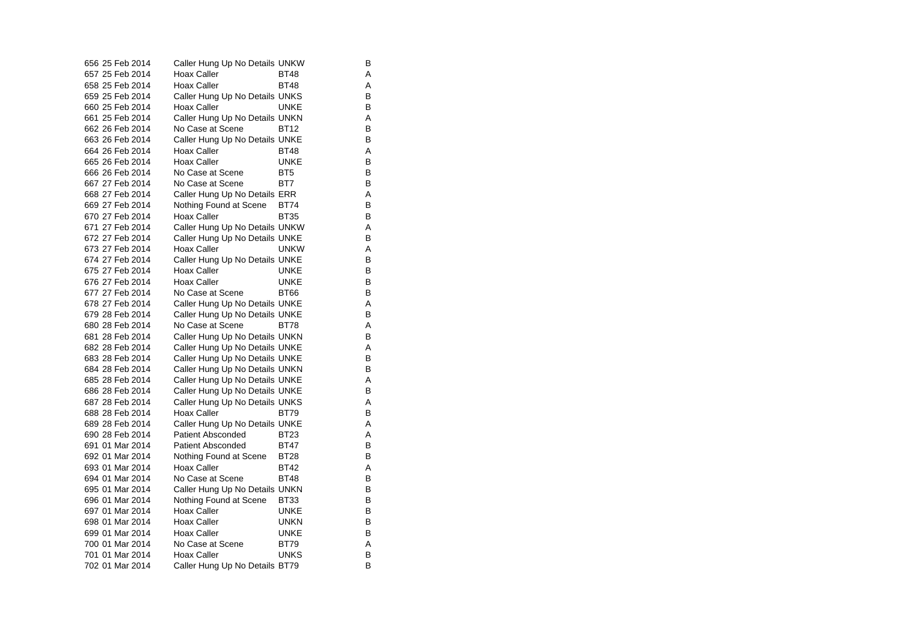| | | | | |
|---|---|---|---|---|
| 656 | 25 Feb 2014 | Caller Hung Up No Details | UNKW | B |
| 657 | 25 Feb 2014 | Hoax Caller | BT48 | A |
| 658 | 25 Feb 2014 | Hoax Caller | BT48 | A |
| 659 | 25 Feb 2014 | Caller Hung Up No Details | UNKS | B |
| 660 | 25 Feb 2014 | Hoax Caller | UNKE | B |
| 661 | 25 Feb 2014 | Caller Hung Up No Details | UNKN | A |
| 662 | 26 Feb 2014 | No Case at Scene | BT12 | B |
| 663 | 26 Feb 2014 | Caller Hung Up No Details | UNKE | B |
| 664 | 26 Feb 2014 | Hoax Caller | BT48 | A |
| 665 | 26 Feb 2014 | Hoax Caller | UNKE | B |
| 666 | 26 Feb 2014 | No Case at Scene | BT5 | B |
| 667 | 27 Feb 2014 | No Case at Scene | BT7 | B |
| 668 | 27 Feb 2014 | Caller Hung Up No Details | ERR | A |
| 669 | 27 Feb 2014 | Nothing Found at Scene | BT74 | B |
| 670 | 27 Feb 2014 | Hoax Caller | BT35 | B |
| 671 | 27 Feb 2014 | Caller Hung Up No Details | UNKW | A |
| 672 | 27 Feb 2014 | Caller Hung Up No Details | UNKE | B |
| 673 | 27 Feb 2014 | Hoax Caller | UNKW | A |
| 674 | 27 Feb 2014 | Caller Hung Up No Details | UNKE | B |
| 675 | 27 Feb 2014 | Hoax Caller | UNKE | B |
| 676 | 27 Feb 2014 | Hoax Caller | UNKE | B |
| 677 | 27 Feb 2014 | No Case at Scene | BT66 | B |
| 678 | 27 Feb 2014 | Caller Hung Up No Details | UNKE | A |
| 679 | 28 Feb 2014 | Caller Hung Up No Details | UNKE | B |
| 680 | 28 Feb 2014 | No Case at Scene | BT78 | A |
| 681 | 28 Feb 2014 | Caller Hung Up No Details | UNKN | B |
| 682 | 28 Feb 2014 | Caller Hung Up No Details | UNKE | A |
| 683 | 28 Feb 2014 | Caller Hung Up No Details | UNKE | B |
| 684 | 28 Feb 2014 | Caller Hung Up No Details | UNKN | B |
| 685 | 28 Feb 2014 | Caller Hung Up No Details | UNKE | A |
| 686 | 28 Feb 2014 | Caller Hung Up No Details | UNKE | B |
| 687 | 28 Feb 2014 | Caller Hung Up No Details | UNKS | A |
| 688 | 28 Feb 2014 | Hoax Caller | BT79 | B |
| 689 | 28 Feb 2014 | Caller Hung Up No Details | UNKE | A |
| 690 | 28 Feb 2014 | Patient Absconded | BT23 | A |
| 691 | 01 Mar 2014 | Patient Absconded | BT47 | B |
| 692 | 01 Mar 2014 | Nothing Found at Scene | BT28 | B |
| 693 | 01 Mar 2014 | Hoax Caller | BT42 | A |
| 694 | 01 Mar 2014 | No Case at Scene | BT48 | B |
| 695 | 01 Mar 2014 | Caller Hung Up No Details | UNKN | B |
| 696 | 01 Mar 2014 | Nothing Found at Scene | BT33 | B |
| 697 | 01 Mar 2014 | Hoax Caller | UNKE | B |
| 698 | 01 Mar 2014 | Hoax Caller | UNKN | B |
| 699 | 01 Mar 2014 | Hoax Caller | UNKE | B |
| 700 | 01 Mar 2014 | No Case at Scene | BT79 | A |
| 701 | 01 Mar 2014 | Hoax Caller | UNKS | B |
| 702 | 01 Mar 2014 | Caller Hung Up No Details | BT79 | B |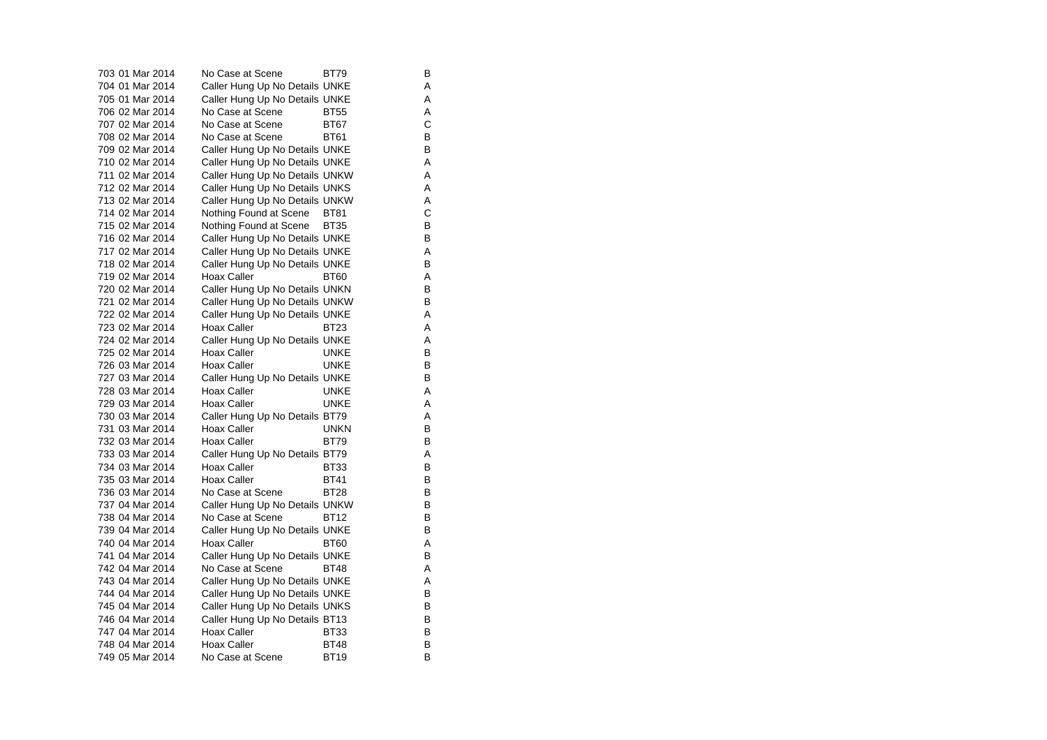| | | | | |
|---|---|---|---|---|
| 703 | 01 Mar 2014 | No Case at Scene | BT79 | B |
| 704 | 01 Mar 2014 | Caller Hung Up No Details | UNKE | A |
| 705 | 01 Mar 2014 | Caller Hung Up No Details | UNKE | A |
| 706 | 02 Mar 2014 | No Case at Scene | BT55 | A |
| 707 | 02 Mar 2014 | No Case at Scene | BT67 | C |
| 708 | 02 Mar 2014 | No Case at Scene | BT61 | B |
| 709 | 02 Mar 2014 | Caller Hung Up No Details | UNKE | B |
| 710 | 02 Mar 2014 | Caller Hung Up No Details | UNKE | A |
| 711 | 02 Mar 2014 | Caller Hung Up No Details | UNKW | A |
| 712 | 02 Mar 2014 | Caller Hung Up No Details | UNKS | A |
| 713 | 02 Mar 2014 | Caller Hung Up No Details | UNKW | A |
| 714 | 02 Mar 2014 | Nothing Found at Scene | BT81 | C |
| 715 | 02 Mar 2014 | Nothing Found at Scene | BT35 | B |
| 716 | 02 Mar 2014 | Caller Hung Up No Details | UNKE | B |
| 717 | 02 Mar 2014 | Caller Hung Up No Details | UNKE | A |
| 718 | 02 Mar 2014 | Caller Hung Up No Details | UNKE | B |
| 719 | 02 Mar 2014 | Hoax Caller | BT60 | A |
| 720 | 02 Mar 2014 | Caller Hung Up No Details | UNKN | B |
| 721 | 02 Mar 2014 | Caller Hung Up No Details | UNKW | B |
| 722 | 02 Mar 2014 | Caller Hung Up No Details | UNKE | A |
| 723 | 02 Mar 2014 | Hoax Caller | BT23 | A |
| 724 | 02 Mar 2014 | Caller Hung Up No Details | UNKE | A |
| 725 | 02 Mar 2014 | Hoax Caller | UNKE | B |
| 726 | 03 Mar 2014 | Hoax Caller | UNKE | B |
| 727 | 03 Mar 2014 | Caller Hung Up No Details | UNKE | B |
| 728 | 03 Mar 2014 | Hoax Caller | UNKE | A |
| 729 | 03 Mar 2014 | Hoax Caller | UNKE | A |
| 730 | 03 Mar 2014 | Caller Hung Up No Details | BT79 | A |
| 731 | 03 Mar 2014 | Hoax Caller | UNKN | B |
| 732 | 03 Mar 2014 | Hoax Caller | BT79 | B |
| 733 | 03 Mar 2014 | Caller Hung Up No Details | BT79 | A |
| 734 | 03 Mar 2014 | Hoax Caller | BT33 | B |
| 735 | 03 Mar 2014 | Hoax Caller | BT41 | B |
| 736 | 03 Mar 2014 | No Case at Scene | BT28 | B |
| 737 | 04 Mar 2014 | Caller Hung Up No Details | UNKW | B |
| 738 | 04 Mar 2014 | No Case at Scene | BT12 | B |
| 739 | 04 Mar 2014 | Caller Hung Up No Details | UNKE | B |
| 740 | 04 Mar 2014 | Hoax Caller | BT60 | A |
| 741 | 04 Mar 2014 | Caller Hung Up No Details | UNKE | B |
| 742 | 04 Mar 2014 | No Case at Scene | BT48 | A |
| 743 | 04 Mar 2014 | Caller Hung Up No Details | UNKE | A |
| 744 | 04 Mar 2014 | Caller Hung Up No Details | UNKE | B |
| 745 | 04 Mar 2014 | Caller Hung Up No Details | UNKS | B |
| 746 | 04 Mar 2014 | Caller Hung Up No Details | BT13 | B |
| 747 | 04 Mar 2014 | Hoax Caller | BT33 | B |
| 748 | 04 Mar 2014 | Hoax Caller | BT48 | B |
| 749 | 05 Mar 2014 | No Case at Scene | BT19 | B |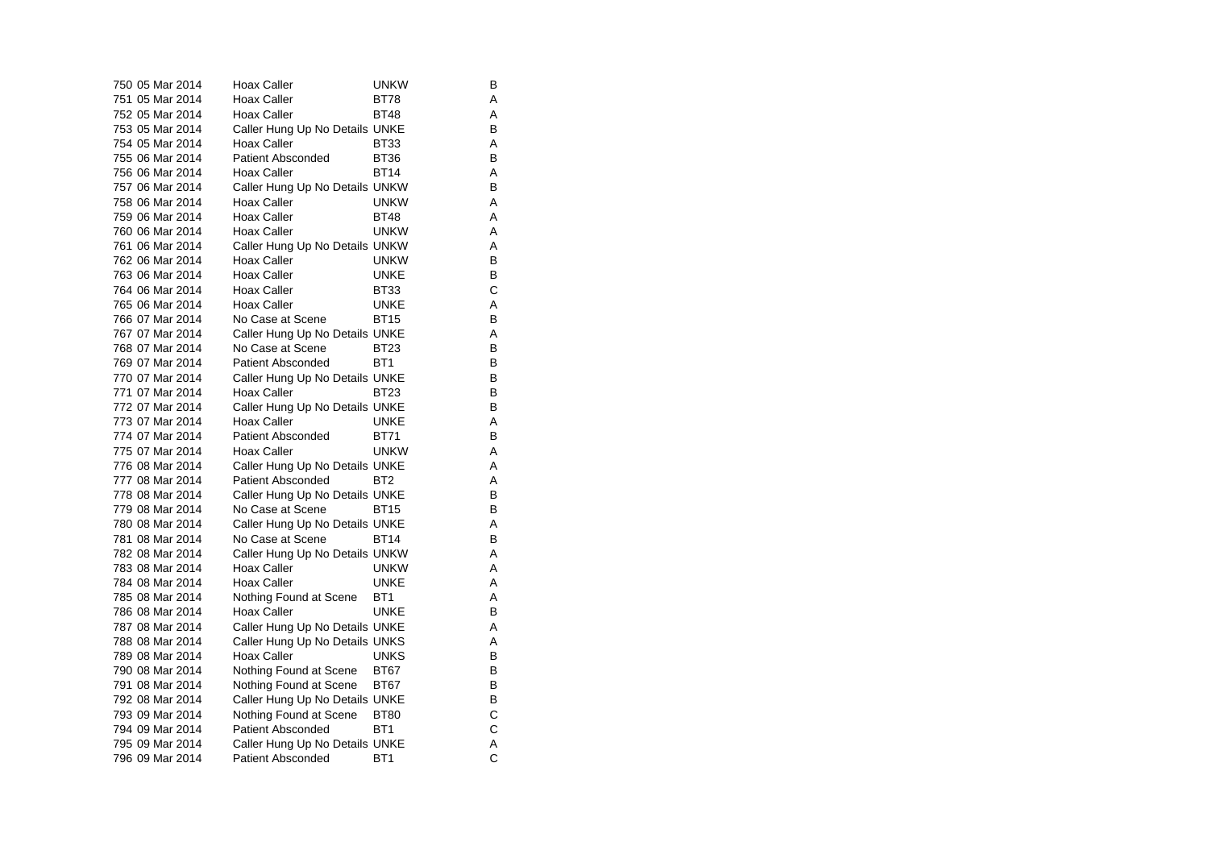| | | | | |
|---|---|---|---|---|
| 750 | 05 Mar 2014 | Hoax Caller | UNKW | B |
| 751 | 05 Mar 2014 | Hoax Caller | BT78 | A |
| 752 | 05 Mar 2014 | Hoax Caller | BT48 | A |
| 753 | 05 Mar 2014 | Caller Hung Up No Details | UNKE | B |
| 754 | 05 Mar 2014 | Hoax Caller | BT33 | A |
| 755 | 06 Mar 2014 | Patient Absconded | BT36 | B |
| 756 | 06 Mar 2014 | Hoax Caller | BT14 | A |
| 757 | 06 Mar 2014 | Caller Hung Up No Details | UNKW | B |
| 758 | 06 Mar 2014 | Hoax Caller | UNKW | A |
| 759 | 06 Mar 2014 | Hoax Caller | BT48 | A |
| 760 | 06 Mar 2014 | Hoax Caller | UNKW | A |
| 761 | 06 Mar 2014 | Caller Hung Up No Details | UNKW | A |
| 762 | 06 Mar 2014 | Hoax Caller | UNKW | B |
| 763 | 06 Mar 2014 | Hoax Caller | UNKE | B |
| 764 | 06 Mar 2014 | Hoax Caller | BT33 | C |
| 765 | 06 Mar 2014 | Hoax Caller | UNKE | A |
| 766 | 07 Mar 2014 | No Case at Scene | BT15 | B |
| 767 | 07 Mar 2014 | Caller Hung Up No Details | UNKE | A |
| 768 | 07 Mar 2014 | No Case at Scene | BT23 | B |
| 769 | 07 Mar 2014 | Patient Absconded | BT1 | B |
| 770 | 07 Mar 2014 | Caller Hung Up No Details | UNKE | B |
| 771 | 07 Mar 2014 | Hoax Caller | BT23 | B |
| 772 | 07 Mar 2014 | Caller Hung Up No Details | UNKE | B |
| 773 | 07 Mar 2014 | Hoax Caller | UNKE | A |
| 774 | 07 Mar 2014 | Patient Absconded | BT71 | B |
| 775 | 07 Mar 2014 | Hoax Caller | UNKW | A |
| 776 | 08 Mar 2014 | Caller Hung Up No Details | UNKE | A |
| 777 | 08 Mar 2014 | Patient Absconded | BT2 | A |
| 778 | 08 Mar 2014 | Caller Hung Up No Details | UNKE | B |
| 779 | 08 Mar 2014 | No Case at Scene | BT15 | B |
| 780 | 08 Mar 2014 | Caller Hung Up No Details | UNKE | A |
| 781 | 08 Mar 2014 | No Case at Scene | BT14 | B |
| 782 | 08 Mar 2014 | Caller Hung Up No Details | UNKW | A |
| 783 | 08 Mar 2014 | Hoax Caller | UNKW | A |
| 784 | 08 Mar 2014 | Hoax Caller | UNKE | A |
| 785 | 08 Mar 2014 | Nothing Found at Scene | BT1 | A |
| 786 | 08 Mar 2014 | Hoax Caller | UNKE | B |
| 787 | 08 Mar 2014 | Caller Hung Up No Details | UNKE | A |
| 788 | 08 Mar 2014 | Caller Hung Up No Details | UNKS | A |
| 789 | 08 Mar 2014 | Hoax Caller | UNKS | B |
| 790 | 08 Mar 2014 | Nothing Found at Scene | BT67 | B |
| 791 | 08 Mar 2014 | Nothing Found at Scene | BT67 | B |
| 792 | 08 Mar 2014 | Caller Hung Up No Details | UNKE | B |
| 793 | 09 Mar 2014 | Nothing Found at Scene | BT80 | C |
| 794 | 09 Mar 2014 | Patient Absconded | BT1 | C |
| 795 | 09 Mar 2014 | Caller Hung Up No Details | UNKE | A |
| 796 | 09 Mar 2014 | Patient Absconded | BT1 | C |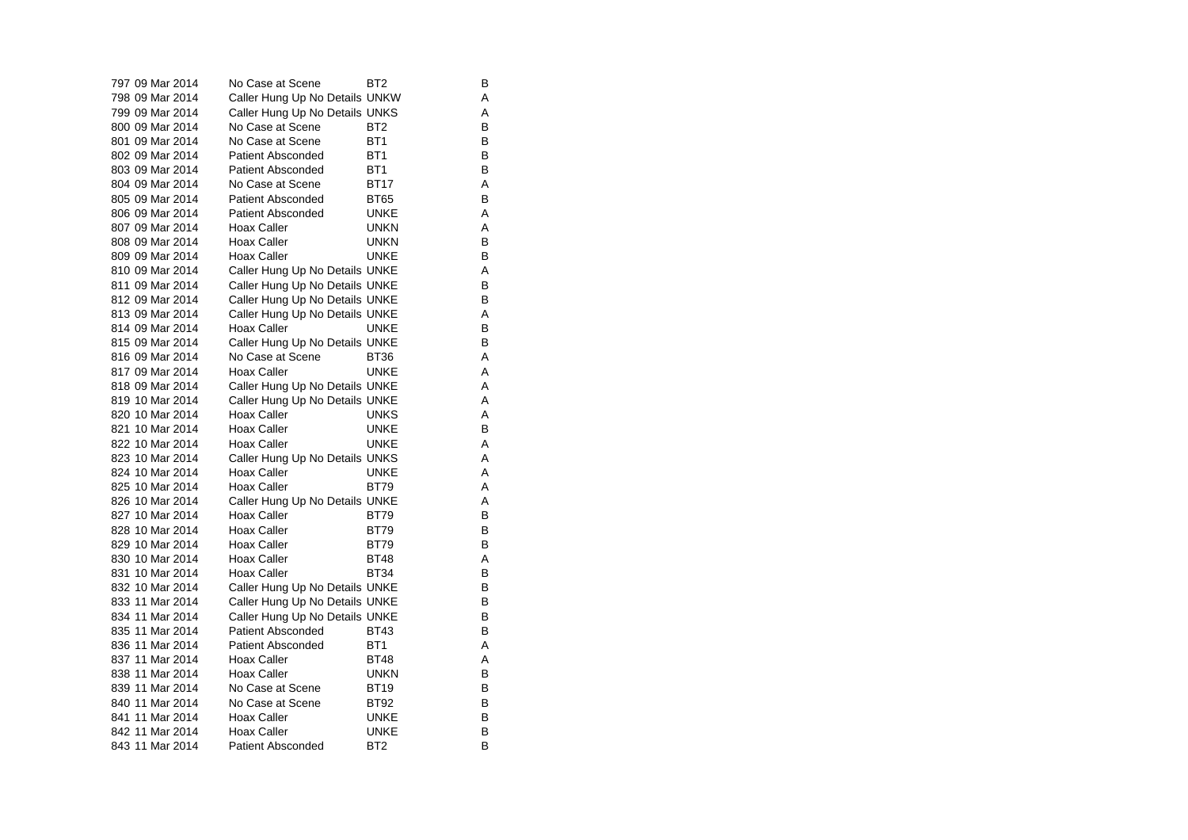| | | | | |
|---|---|---|---|---|
| 797 | 09 Mar 2014 | No Case at Scene | BT2 | B |
| 798 | 09 Mar 2014 | Caller Hung Up No Details | UNKW | A |
| 799 | 09 Mar 2014 | Caller Hung Up No Details | UNKS | A |
| 800 | 09 Mar 2014 | No Case at Scene | BT2 | B |
| 801 | 09 Mar 2014 | No Case at Scene | BT1 | B |
| 802 | 09 Mar 2014 | Patient Absconded | BT1 | B |
| 803 | 09 Mar 2014 | Patient Absconded | BT1 | B |
| 804 | 09 Mar 2014 | No Case at Scene | BT17 | A |
| 805 | 09 Mar 2014 | Patient Absconded | BT65 | B |
| 806 | 09 Mar 2014 | Patient Absconded | UNKE | A |
| 807 | 09 Mar 2014 | Hoax Caller | UNKN | A |
| 808 | 09 Mar 2014 | Hoax Caller | UNKN | B |
| 809 | 09 Mar 2014 | Hoax Caller | UNKE | B |
| 810 | 09 Mar 2014 | Caller Hung Up No Details | UNKE | A |
| 811 | 09 Mar 2014 | Caller Hung Up No Details | UNKE | B |
| 812 | 09 Mar 2014 | Caller Hung Up No Details | UNKE | B |
| 813 | 09 Mar 2014 | Caller Hung Up No Details | UNKE | A |
| 814 | 09 Mar 2014 | Hoax Caller | UNKE | B |
| 815 | 09 Mar 2014 | Caller Hung Up No Details | UNKE | B |
| 816 | 09 Mar 2014 | No Case at Scene | BT36 | A |
| 817 | 09 Mar 2014 | Hoax Caller | UNKE | A |
| 818 | 09 Mar 2014 | Caller Hung Up No Details | UNKE | A |
| 819 | 10 Mar 2014 | Caller Hung Up No Details | UNKE | A |
| 820 | 10 Mar 2014 | Hoax Caller | UNKS | A |
| 821 | 10 Mar 2014 | Hoax Caller | UNKE | B |
| 822 | 10 Mar 2014 | Hoax Caller | UNKE | A |
| 823 | 10 Mar 2014 | Caller Hung Up No Details | UNKS | A |
| 824 | 10 Mar 2014 | Hoax Caller | UNKE | A |
| 825 | 10 Mar 2014 | Hoax Caller | BT79 | A |
| 826 | 10 Mar 2014 | Caller Hung Up No Details | UNKE | A |
| 827 | 10 Mar 2014 | Hoax Caller | BT79 | B |
| 828 | 10 Mar 2014 | Hoax Caller | BT79 | B |
| 829 | 10 Mar 2014 | Hoax Caller | BT79 | B |
| 830 | 10 Mar 2014 | Hoax Caller | BT48 | A |
| 831 | 10 Mar 2014 | Hoax Caller | BT34 | B |
| 832 | 10 Mar 2014 | Caller Hung Up No Details | UNKE | B |
| 833 | 11 Mar 2014 | Caller Hung Up No Details | UNKE | B |
| 834 | 11 Mar 2014 | Caller Hung Up No Details | UNKE | B |
| 835 | 11 Mar 2014 | Patient Absconded | BT43 | B |
| 836 | 11 Mar 2014 | Patient Absconded | BT1 | A |
| 837 | 11 Mar 2014 | Hoax Caller | BT48 | A |
| 838 | 11 Mar 2014 | Hoax Caller | UNKN | B |
| 839 | 11 Mar 2014 | No Case at Scene | BT19 | B |
| 840 | 11 Mar 2014 | No Case at Scene | BT92 | B |
| 841 | 11 Mar 2014 | Hoax Caller | UNKE | B |
| 842 | 11 Mar 2014 | Hoax Caller | UNKE | B |
| 843 | 11 Mar 2014 | Patient Absconded | BT2 | B |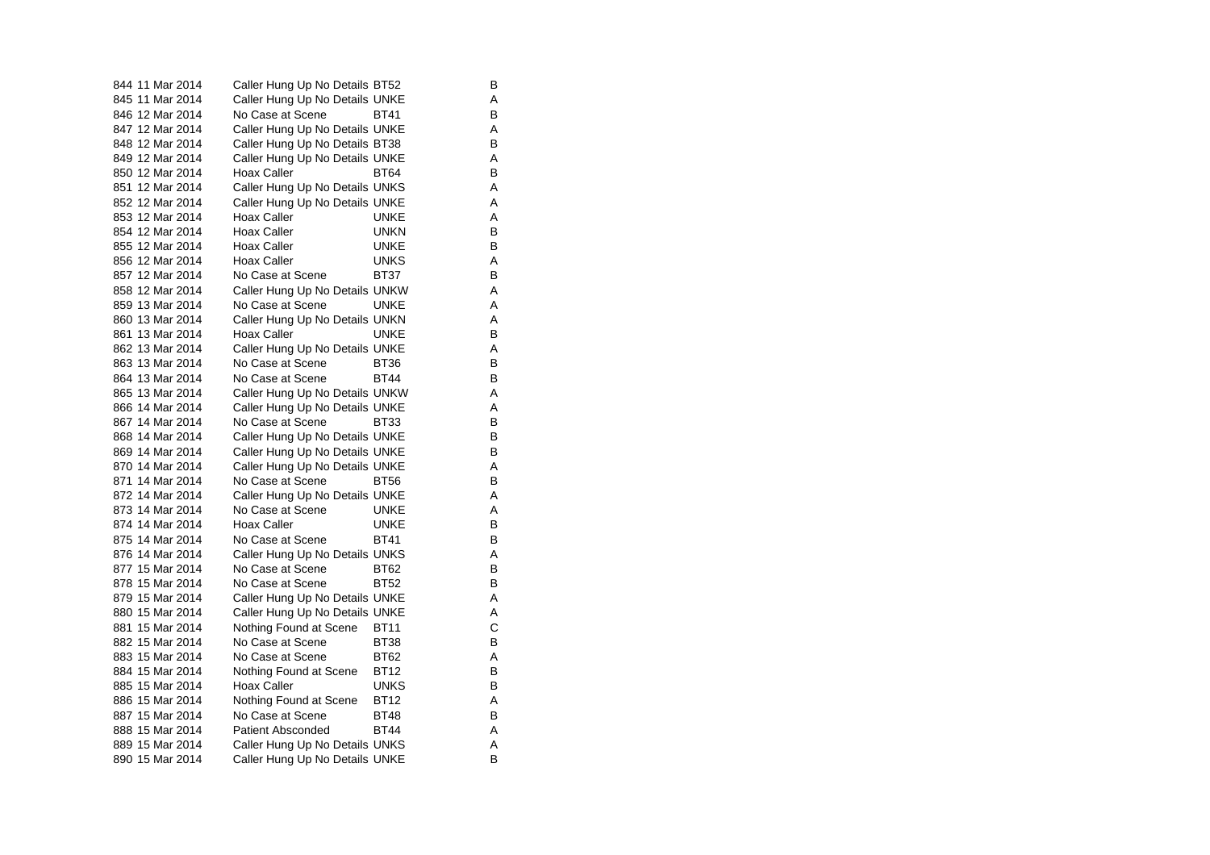| | | | | |
|---|---|---|---|---|
| 844 | 11 Mar 2014 | Caller Hung Up No Details | BT52 | B |
| 845 | 11 Mar 2014 | Caller Hung Up No Details | UNKE | A |
| 846 | 12 Mar 2014 | No Case at Scene | BT41 | B |
| 847 | 12 Mar 2014 | Caller Hung Up No Details | UNKE | A |
| 848 | 12 Mar 2014 | Caller Hung Up No Details | BT38 | B |
| 849 | 12 Mar 2014 | Caller Hung Up No Details | UNKE | A |
| 850 | 12 Mar 2014 | Hoax Caller | BT64 | B |
| 851 | 12 Mar 2014 | Caller Hung Up No Details | UNKS | A |
| 852 | 12 Mar 2014 | Caller Hung Up No Details | UNKE | A |
| 853 | 12 Mar 2014 | Hoax Caller | UNKE | A |
| 854 | 12 Mar 2014 | Hoax Caller | UNKN | B |
| 855 | 12 Mar 2014 | Hoax Caller | UNKE | B |
| 856 | 12 Mar 2014 | Hoax Caller | UNKS | A |
| 857 | 12 Mar 2014 | No Case at Scene | BT37 | B |
| 858 | 12 Mar 2014 | Caller Hung Up No Details | UNKW | A |
| 859 | 13 Mar 2014 | No Case at Scene | UNKE | A |
| 860 | 13 Mar 2014 | Caller Hung Up No Details | UNKN | A |
| 861 | 13 Mar 2014 | Hoax Caller | UNKE | B |
| 862 | 13 Mar 2014 | Caller Hung Up No Details | UNKE | A |
| 863 | 13 Mar 2014 | No Case at Scene | BT36 | B |
| 864 | 13 Mar 2014 | No Case at Scene | BT44 | B |
| 865 | 13 Mar 2014 | Caller Hung Up No Details | UNKW | A |
| 866 | 14 Mar 2014 | Caller Hung Up No Details | UNKE | A |
| 867 | 14 Mar 2014 | No Case at Scene | BT33 | B |
| 868 | 14 Mar 2014 | Caller Hung Up No Details | UNKE | B |
| 869 | 14 Mar 2014 | Caller Hung Up No Details | UNKE | B |
| 870 | 14 Mar 2014 | Caller Hung Up No Details | UNKE | A |
| 871 | 14 Mar 2014 | No Case at Scene | BT56 | B |
| 872 | 14 Mar 2014 | Caller Hung Up No Details | UNKE | A |
| 873 | 14 Mar 2014 | No Case at Scene | UNKE | A |
| 874 | 14 Mar 2014 | Hoax Caller | UNKE | B |
| 875 | 14 Mar 2014 | No Case at Scene | BT41 | B |
| 876 | 14 Mar 2014 | Caller Hung Up No Details | UNKS | A |
| 877 | 15 Mar 2014 | No Case at Scene | BT62 | B |
| 878 | 15 Mar 2014 | No Case at Scene | BT52 | B |
| 879 | 15 Mar 2014 | Caller Hung Up No Details | UNKE | A |
| 880 | 15 Mar 2014 | Caller Hung Up No Details | UNKE | A |
| 881 | 15 Mar 2014 | Nothing Found at Scene | BT11 | C |
| 882 | 15 Mar 2014 | No Case at Scene | BT38 | B |
| 883 | 15 Mar 2014 | No Case at Scene | BT62 | A |
| 884 | 15 Mar 2014 | Nothing Found at Scene | BT12 | B |
| 885 | 15 Mar 2014 | Hoax Caller | UNKS | B |
| 886 | 15 Mar 2014 | Nothing Found at Scene | BT12 | A |
| 887 | 15 Mar 2014 | No Case at Scene | BT48 | B |
| 888 | 15 Mar 2014 | Patient Absconded | BT44 | A |
| 889 | 15 Mar 2014 | Caller Hung Up No Details | UNKS | A |
| 890 | 15 Mar 2014 | Caller Hung Up No Details | UNKE | B |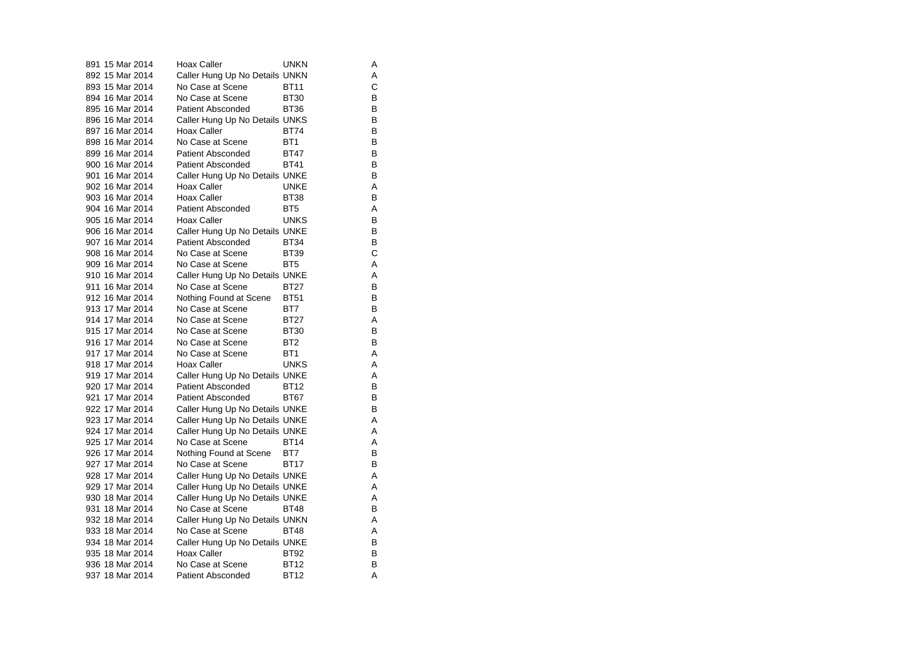| | | | | |
|---|---|---|---|---|
| 891 | 15 Mar 2014 | Hoax Caller | UNKN | A |
| 892 | 15 Mar 2014 | Caller Hung Up No Details | UNKN | A |
| 893 | 15 Mar 2014 | No Case at Scene | BT11 | C |
| 894 | 16 Mar 2014 | No Case at Scene | BT30 | B |
| 895 | 16 Mar 2014 | Patient Absconded | BT36 | B |
| 896 | 16 Mar 2014 | Caller Hung Up No Details | UNKS | B |
| 897 | 16 Mar 2014 | Hoax Caller | BT74 | B |
| 898 | 16 Mar 2014 | No Case at Scene | BT1 | B |
| 899 | 16 Mar 2014 | Patient Absconded | BT47 | B |
| 900 | 16 Mar 2014 | Patient Absconded | BT41 | B |
| 901 | 16 Mar 2014 | Caller Hung Up No Details | UNKE | B |
| 902 | 16 Mar 2014 | Hoax Caller | UNKE | A |
| 903 | 16 Mar 2014 | Hoax Caller | BT38 | B |
| 904 | 16 Mar 2014 | Patient Absconded | BT5 | A |
| 905 | 16 Mar 2014 | Hoax Caller | UNKS | B |
| 906 | 16 Mar 2014 | Caller Hung Up No Details | UNKE | B |
| 907 | 16 Mar 2014 | Patient Absconded | BT34 | B |
| 908 | 16 Mar 2014 | No Case at Scene | BT39 | C |
| 909 | 16 Mar 2014 | No Case at Scene | BT5 | A |
| 910 | 16 Mar 2014 | Caller Hung Up No Details | UNKE | A |
| 911 | 16 Mar 2014 | No Case at Scene | BT27 | B |
| 912 | 16 Mar 2014 | Nothing Found at Scene | BT51 | B |
| 913 | 17 Mar 2014 | No Case at Scene | BT7 | B |
| 914 | 17 Mar 2014 | No Case at Scene | BT27 | A |
| 915 | 17 Mar 2014 | No Case at Scene | BT30 | B |
| 916 | 17 Mar 2014 | No Case at Scene | BT2 | B |
| 917 | 17 Mar 2014 | No Case at Scene | BT1 | A |
| 918 | 17 Mar 2014 | Hoax Caller | UNKS | A |
| 919 | 17 Mar 2014 | Caller Hung Up No Details | UNKE | A |
| 920 | 17 Mar 2014 | Patient Absconded | BT12 | B |
| 921 | 17 Mar 2014 | Patient Absconded | BT67 | B |
| 922 | 17 Mar 2014 | Caller Hung Up No Details | UNKE | B |
| 923 | 17 Mar 2014 | Caller Hung Up No Details | UNKE | A |
| 924 | 17 Mar 2014 | Caller Hung Up No Details | UNKE | A |
| 925 | 17 Mar 2014 | No Case at Scene | BT14 | A |
| 926 | 17 Mar 2014 | Nothing Found at Scene | BT7 | B |
| 927 | 17 Mar 2014 | No Case at Scene | BT17 | B |
| 928 | 17 Mar 2014 | Caller Hung Up No Details | UNKE | A |
| 929 | 17 Mar 2014 | Caller Hung Up No Details | UNKE | A |
| 930 | 18 Mar 2014 | Caller Hung Up No Details | UNKE | A |
| 931 | 18 Mar 2014 | No Case at Scene | BT48 | B |
| 932 | 18 Mar 2014 | Caller Hung Up No Details | UNKN | A |
| 933 | 18 Mar 2014 | No Case at Scene | BT48 | A |
| 934 | 18 Mar 2014 | Caller Hung Up No Details | UNKE | B |
| 935 | 18 Mar 2014 | Hoax Caller | BT92 | B |
| 936 | 18 Mar 2014 | No Case at Scene | BT12 | B |
| 937 | 18 Mar 2014 | Patient Absconded | BT12 | A |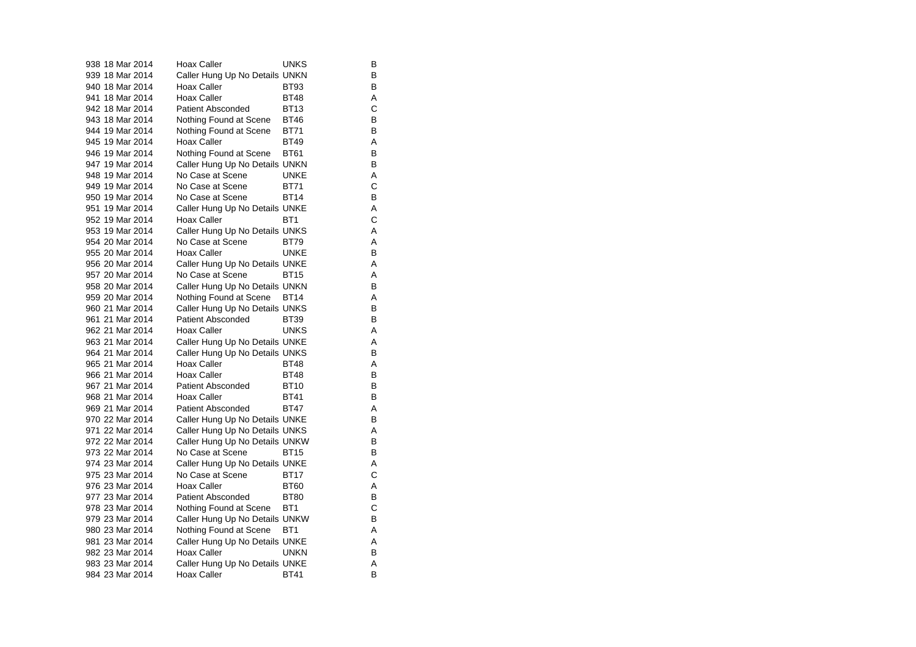| | | | | |
|---|---|---|---|---|
| 938 | 18 Mar 2014 | Hoax Caller | UNKS | B |
| 939 | 18 Mar 2014 | Caller Hung Up No Details | UNKN | B |
| 940 | 18 Mar 2014 | Hoax Caller | BT93 | B |
| 941 | 18 Mar 2014 | Hoax Caller | BT48 | A |
| 942 | 18 Mar 2014 | Patient Absconded | BT13 | C |
| 943 | 18 Mar 2014 | Nothing Found at Scene | BT46 | B |
| 944 | 19 Mar 2014 | Nothing Found at Scene | BT71 | B |
| 945 | 19 Mar 2014 | Hoax Caller | BT49 | A |
| 946 | 19 Mar 2014 | Nothing Found at Scene | BT61 | B |
| 947 | 19 Mar 2014 | Caller Hung Up No Details | UNKN | B |
| 948 | 19 Mar 2014 | No Case at Scene | UNKE | A |
| 949 | 19 Mar 2014 | No Case at Scene | BT71 | C |
| 950 | 19 Mar 2014 | No Case at Scene | BT14 | B |
| 951 | 19 Mar 2014 | Caller Hung Up No Details | UNKE | A |
| 952 | 19 Mar 2014 | Hoax Caller | BT1 | C |
| 953 | 19 Mar 2014 | Caller Hung Up No Details | UNKS | A |
| 954 | 20 Mar 2014 | No Case at Scene | BT79 | A |
| 955 | 20 Mar 2014 | Hoax Caller | UNKE | B |
| 956 | 20 Mar 2014 | Caller Hung Up No Details | UNKE | A |
| 957 | 20 Mar 2014 | No Case at Scene | BT15 | A |
| 958 | 20 Mar 2014 | Caller Hung Up No Details | UNKN | B |
| 959 | 20 Mar 2014 | Nothing Found at Scene | BT14 | A |
| 960 | 21 Mar 2014 | Caller Hung Up No Details | UNKS | B |
| 961 | 21 Mar 2014 | Patient Absconded | BT39 | B |
| 962 | 21 Mar 2014 | Hoax Caller | UNKS | A |
| 963 | 21 Mar 2014 | Caller Hung Up No Details | UNKE | A |
| 964 | 21 Mar 2014 | Caller Hung Up No Details | UNKS | B |
| 965 | 21 Mar 2014 | Hoax Caller | BT48 | A |
| 966 | 21 Mar 2014 | Hoax Caller | BT48 | B |
| 967 | 21 Mar 2014 | Patient Absconded | BT10 | B |
| 968 | 21 Mar 2014 | Hoax Caller | BT41 | B |
| 969 | 21 Mar 2014 | Patient Absconded | BT47 | A |
| 970 | 22 Mar 2014 | Caller Hung Up No Details | UNKE | B |
| 971 | 22 Mar 2014 | Caller Hung Up No Details | UNKS | A |
| 972 | 22 Mar 2014 | Caller Hung Up No Details | UNKW | B |
| 973 | 22 Mar 2014 | No Case at Scene | BT15 | B |
| 974 | 23 Mar 2014 | Caller Hung Up No Details | UNKE | A |
| 975 | 23 Mar 2014 | No Case at Scene | BT17 | C |
| 976 | 23 Mar 2014 | Hoax Caller | BT60 | A |
| 977 | 23 Mar 2014 | Patient Absconded | BT80 | B |
| 978 | 23 Mar 2014 | Nothing Found at Scene | BT1 | C |
| 979 | 23 Mar 2014 | Caller Hung Up No Details | UNKW | B |
| 980 | 23 Mar 2014 | Nothing Found at Scene | BT1 | A |
| 981 | 23 Mar 2014 | Caller Hung Up No Details | UNKE | A |
| 982 | 23 Mar 2014 | Hoax Caller | UNKN | B |
| 983 | 23 Mar 2014 | Caller Hung Up No Details | UNKE | A |
| 984 | 23 Mar 2014 | Hoax Caller | BT41 | B |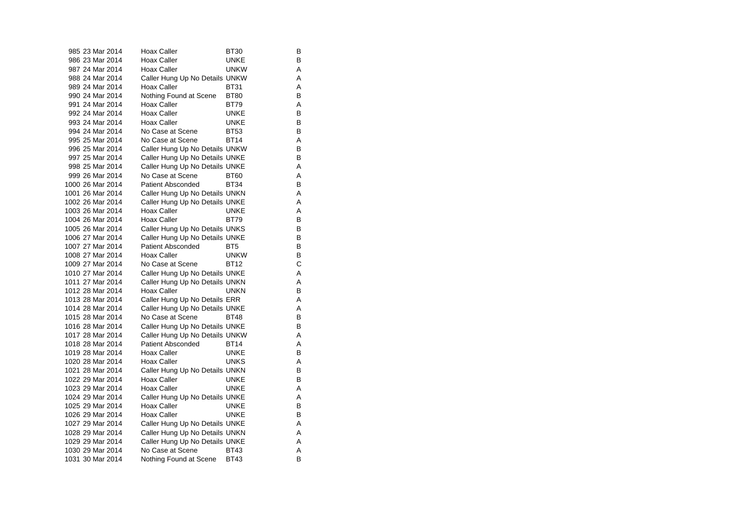| | | | | |
|---|---|---|---|---|
| 985 | 23 Mar 2014 | Hoax Caller | BT30 | B |
| 986 | 23 Mar 2014 | Hoax Caller | UNKE | B |
| 987 | 24 Mar 2014 | Hoax Caller | UNKW | A |
| 988 | 24 Mar 2014 | Caller Hung Up No Details | UNKW | A |
| 989 | 24 Mar 2014 | Hoax Caller | BT31 | A |
| 990 | 24 Mar 2014 | Nothing Found at Scene | BT80 | B |
| 991 | 24 Mar 2014 | Hoax Caller | BT79 | A |
| 992 | 24 Mar 2014 | Hoax Caller | UNKE | B |
| 993 | 24 Mar 2014 | Hoax Caller | UNKE | B |
| 994 | 24 Mar 2014 | No Case at Scene | BT53 | B |
| 995 | 25 Mar 2014 | No Case at Scene | BT14 | A |
| 996 | 25 Mar 2014 | Caller Hung Up No Details | UNKW | B |
| 997 | 25 Mar 2014 | Caller Hung Up No Details | UNKE | B |
| 998 | 25 Mar 2014 | Caller Hung Up No Details | UNKE | A |
| 999 | 26 Mar 2014 | No Case at Scene | BT60 | A |
| 1000 | 26 Mar 2014 | Patient Absconded | BT34 | B |
| 1001 | 26 Mar 2014 | Caller Hung Up No Details | UNKN | A |
| 1002 | 26 Mar 2014 | Caller Hung Up No Details | UNKE | A |
| 1003 | 26 Mar 2014 | Hoax Caller | UNKE | A |
| 1004 | 26 Mar 2014 | Hoax Caller | BT79 | B |
| 1005 | 26 Mar 2014 | Caller Hung Up No Details | UNKS | B |
| 1006 | 27 Mar 2014 | Caller Hung Up No Details | UNKE | B |
| 1007 | 27 Mar 2014 | Patient Absconded | BT5 | B |
| 1008 | 27 Mar 2014 | Hoax Caller | UNKW | B |
| 1009 | 27 Mar 2014 | No Case at Scene | BT12 | C |
| 1010 | 27 Mar 2014 | Caller Hung Up No Details | UNKE | A |
| 1011 | 27 Mar 2014 | Caller Hung Up No Details | UNKN | A |
| 1012 | 28 Mar 2014 | Hoax Caller | UNKN | B |
| 1013 | 28 Mar 2014 | Caller Hung Up No Details | ERR | A |
| 1014 | 28 Mar 2014 | Caller Hung Up No Details | UNKE | A |
| 1015 | 28 Mar 2014 | No Case at Scene | BT48 | B |
| 1016 | 28 Mar 2014 | Caller Hung Up No Details | UNKE | B |
| 1017 | 28 Mar 2014 | Caller Hung Up No Details | UNKW | A |
| 1018 | 28 Mar 2014 | Patient Absconded | BT14 | A |
| 1019 | 28 Mar 2014 | Hoax Caller | UNKE | B |
| 1020 | 28 Mar 2014 | Hoax Caller | UNKS | A |
| 1021 | 28 Mar 2014 | Caller Hung Up No Details | UNKN | B |
| 1022 | 29 Mar 2014 | Hoax Caller | UNKE | B |
| 1023 | 29 Mar 2014 | Hoax Caller | UNKE | A |
| 1024 | 29 Mar 2014 | Caller Hung Up No Details | UNKE | A |
| 1025 | 29 Mar 2014 | Hoax Caller | UNKE | B |
| 1026 | 29 Mar 2014 | Hoax Caller | UNKE | B |
| 1027 | 29 Mar 2014 | Caller Hung Up No Details | UNKE | A |
| 1028 | 29 Mar 2014 | Caller Hung Up No Details | UNKN | A |
| 1029 | 29 Mar 2014 | Caller Hung Up No Details | UNKE | A |
| 1030 | 29 Mar 2014 | No Case at Scene | BT43 | A |
| 1031 | 30 Mar 2014 | Nothing Found at Scene | BT43 | B |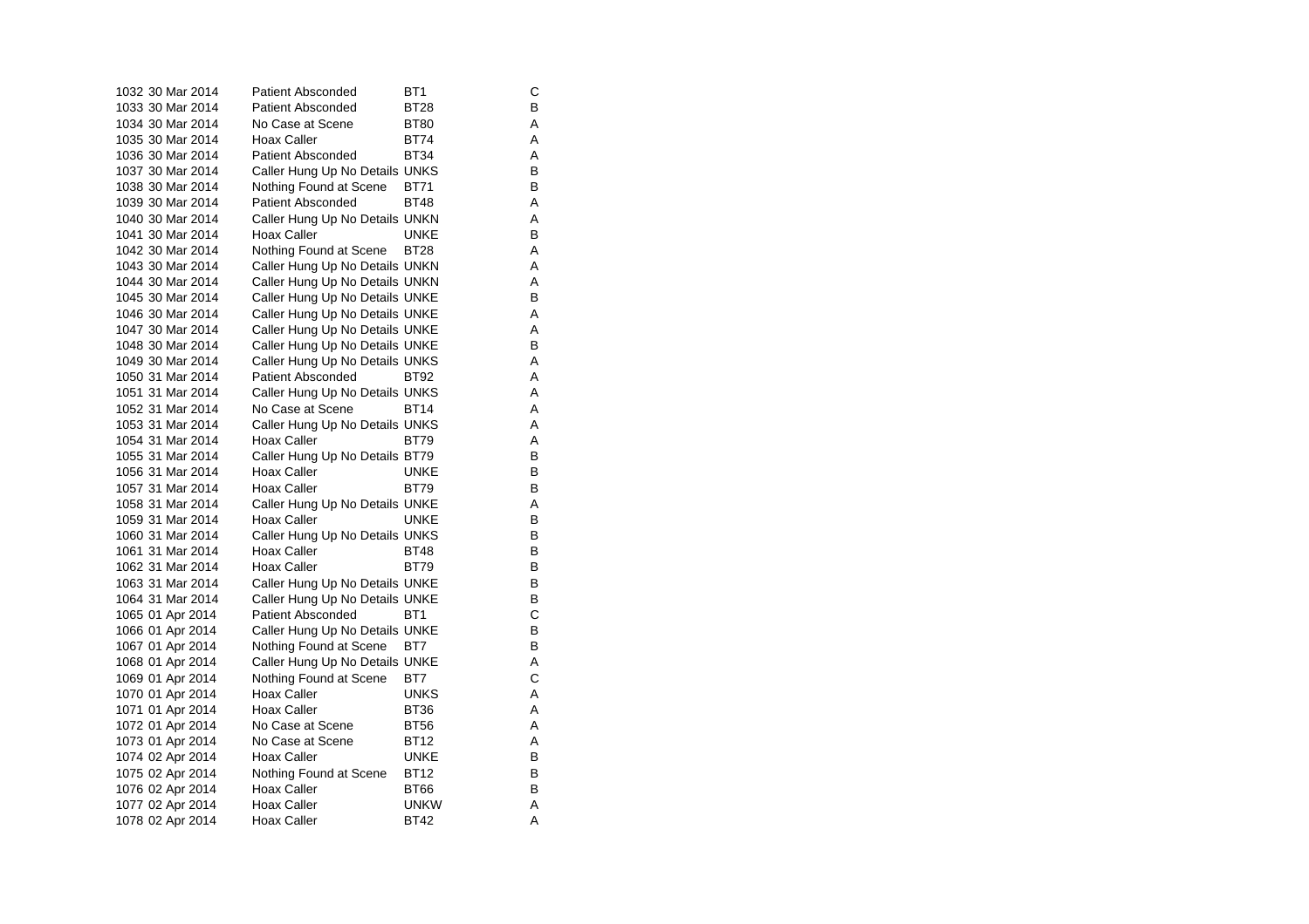| | | | | |
|---|---|---|---|---|
| 1032 | 30 Mar 2014 | Patient Absconded | BT1 | C |
| 1033 | 30 Mar 2014 | Patient Absconded | BT28 | B |
| 1034 | 30 Mar 2014 | No Case at Scene | BT80 | A |
| 1035 | 30 Mar 2014 | Hoax Caller | BT74 | A |
| 1036 | 30 Mar 2014 | Patient Absconded | BT34 | A |
| 1037 | 30 Mar 2014 | Caller Hung Up No Details | UNKS | B |
| 1038 | 30 Mar 2014 | Nothing Found at Scene | BT71 | B |
| 1039 | 30 Mar 2014 | Patient Absconded | BT48 | A |
| 1040 | 30 Mar 2014 | Caller Hung Up No Details | UNKN | A |
| 1041 | 30 Mar 2014 | Hoax Caller | UNKE | B |
| 1042 | 30 Mar 2014 | Nothing Found at Scene | BT28 | A |
| 1043 | 30 Mar 2014 | Caller Hung Up No Details | UNKN | A |
| 1044 | 30 Mar 2014 | Caller Hung Up No Details | UNKN | A |
| 1045 | 30 Mar 2014 | Caller Hung Up No Details | UNKE | B |
| 1046 | 30 Mar 2014 | Caller Hung Up No Details | UNKE | A |
| 1047 | 30 Mar 2014 | Caller Hung Up No Details | UNKE | A |
| 1048 | 30 Mar 2014 | Caller Hung Up No Details | UNKE | B |
| 1049 | 30 Mar 2014 | Caller Hung Up No Details | UNKS | A |
| 1050 | 31 Mar 2014 | Patient Absconded | BT92 | A |
| 1051 | 31 Mar 2014 | Caller Hung Up No Details | UNKS | A |
| 1052 | 31 Mar 2014 | No Case at Scene | BT14 | A |
| 1053 | 31 Mar 2014 | Caller Hung Up No Details | UNKS | A |
| 1054 | 31 Mar 2014 | Hoax Caller | BT79 | A |
| 1055 | 31 Mar 2014 | Caller Hung Up No Details | BT79 | B |
| 1056 | 31 Mar 2014 | Hoax Caller | UNKE | B |
| 1057 | 31 Mar 2014 | Hoax Caller | BT79 | B |
| 1058 | 31 Mar 2014 | Caller Hung Up No Details | UNKE | A |
| 1059 | 31 Mar 2014 | Hoax Caller | UNKE | B |
| 1060 | 31 Mar 2014 | Caller Hung Up No Details | UNKS | B |
| 1061 | 31 Mar 2014 | Hoax Caller | BT48 | B |
| 1062 | 31 Mar 2014 | Hoax Caller | BT79 | B |
| 1063 | 31 Mar 2014 | Caller Hung Up No Details | UNKE | B |
| 1064 | 31 Mar 2014 | Caller Hung Up No Details | UNKE | B |
| 1065 | 01 Apr 2014 | Patient Absconded | BT1 | C |
| 1066 | 01 Apr 2014 | Caller Hung Up No Details | UNKE | B |
| 1067 | 01 Apr 2014 | Nothing Found at Scene | BT7 | B |
| 1068 | 01 Apr 2014 | Caller Hung Up No Details | UNKE | A |
| 1069 | 01 Apr 2014 | Nothing Found at Scene | BT7 | C |
| 1070 | 01 Apr 2014 | Hoax Caller | UNKS | A |
| 1071 | 01 Apr 2014 | Hoax Caller | BT36 | A |
| 1072 | 01 Apr 2014 | No Case at Scene | BT56 | A |
| 1073 | 01 Apr 2014 | No Case at Scene | BT12 | A |
| 1074 | 02 Apr 2014 | Hoax Caller | UNKE | B |
| 1075 | 02 Apr 2014 | Nothing Found at Scene | BT12 | B |
| 1076 | 02 Apr 2014 | Hoax Caller | BT66 | B |
| 1077 | 02 Apr 2014 | Hoax Caller | UNKW | A |
| 1078 | 02 Apr 2014 | Hoax Caller | BT42 | A |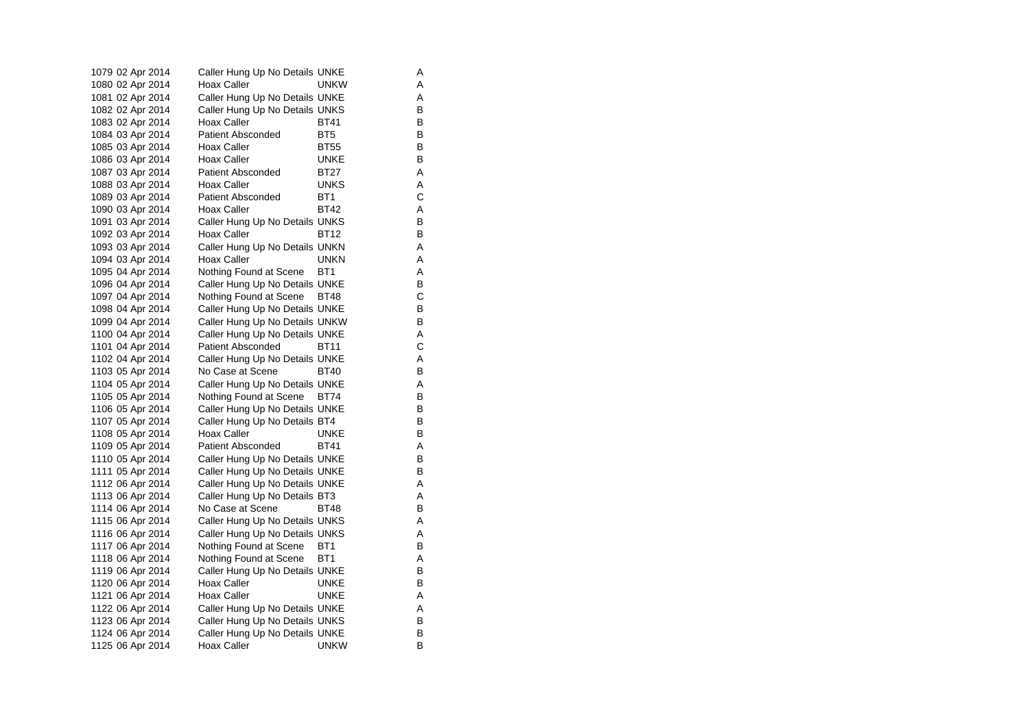| | | | | |
|---|---|---|---|---|
| 1079 | 02 Apr 2014 | Caller Hung Up No Details | UNKE | A |
| 1080 | 02 Apr 2014 | Hoax Caller | UNKW | A |
| 1081 | 02 Apr 2014 | Caller Hung Up No Details | UNKE | A |
| 1082 | 02 Apr 2014 | Caller Hung Up No Details | UNKS | B |
| 1083 | 02 Apr 2014 | Hoax Caller | BT41 | B |
| 1084 | 03 Apr 2014 | Patient Absconded | BT5 | B |
| 1085 | 03 Apr 2014 | Hoax Caller | BT55 | B |
| 1086 | 03 Apr 2014 | Hoax Caller | UNKE | B |
| 1087 | 03 Apr 2014 | Patient Absconded | BT27 | A |
| 1088 | 03 Apr 2014 | Hoax Caller | UNKS | A |
| 1089 | 03 Apr 2014 | Patient Absconded | BT1 | C |
| 1090 | 03 Apr 2014 | Hoax Caller | BT42 | A |
| 1091 | 03 Apr 2014 | Caller Hung Up No Details | UNKS | B |
| 1092 | 03 Apr 2014 | Hoax Caller | BT12 | B |
| 1093 | 03 Apr 2014 | Caller Hung Up No Details | UNKN | A |
| 1094 | 03 Apr 2014 | Hoax Caller | UNKN | A |
| 1095 | 04 Apr 2014 | Nothing Found at Scene | BT1 | A |
| 1096 | 04 Apr 2014 | Caller Hung Up No Details | UNKE | B |
| 1097 | 04 Apr 2014 | Nothing Found at Scene | BT48 | C |
| 1098 | 04 Apr 2014 | Caller Hung Up No Details | UNKE | B |
| 1099 | 04 Apr 2014 | Caller Hung Up No Details | UNKW | B |
| 1100 | 04 Apr 2014 | Caller Hung Up No Details | UNKE | A |
| 1101 | 04 Apr 2014 | Patient Absconded | BT11 | C |
| 1102 | 04 Apr 2014 | Caller Hung Up No Details | UNKE | A |
| 1103 | 05 Apr 2014 | No Case at Scene | BT40 | B |
| 1104 | 05 Apr 2014 | Caller Hung Up No Details | UNKE | A |
| 1105 | 05 Apr 2014 | Nothing Found at Scene | BT74 | B |
| 1106 | 05 Apr 2014 | Caller Hung Up No Details | UNKE | B |
| 1107 | 05 Apr 2014 | Caller Hung Up No Details | BT4 | B |
| 1108 | 05 Apr 2014 | Hoax Caller | UNKE | B |
| 1109 | 05 Apr 2014 | Patient Absconded | BT41 | A |
| 1110 | 05 Apr 2014 | Caller Hung Up No Details | UNKE | B |
| 1111 | 05 Apr 2014 | Caller Hung Up No Details | UNKE | B |
| 1112 | 06 Apr 2014 | Caller Hung Up No Details | UNKE | A |
| 1113 | 06 Apr 2014 | Caller Hung Up No Details | BT3 | A |
| 1114 | 06 Apr 2014 | No Case at Scene | BT48 | B |
| 1115 | 06 Apr 2014 | Caller Hung Up No Details | UNKS | A |
| 1116 | 06 Apr 2014 | Caller Hung Up No Details | UNKS | A |
| 1117 | 06 Apr 2014 | Nothing Found at Scene | BT1 | B |
| 1118 | 06 Apr 2014 | Nothing Found at Scene | BT1 | A |
| 1119 | 06 Apr 2014 | Caller Hung Up No Details | UNKE | B |
| 1120 | 06 Apr 2014 | Hoax Caller | UNKE | B |
| 1121 | 06 Apr 2014 | Hoax Caller | UNKE | A |
| 1122 | 06 Apr 2014 | Caller Hung Up No Details | UNKE | A |
| 1123 | 06 Apr 2014 | Caller Hung Up No Details | UNKS | B |
| 1124 | 06 Apr 2014 | Caller Hung Up No Details | UNKE | B |
| 1125 | 06 Apr 2014 | Hoax Caller | UNKW | B |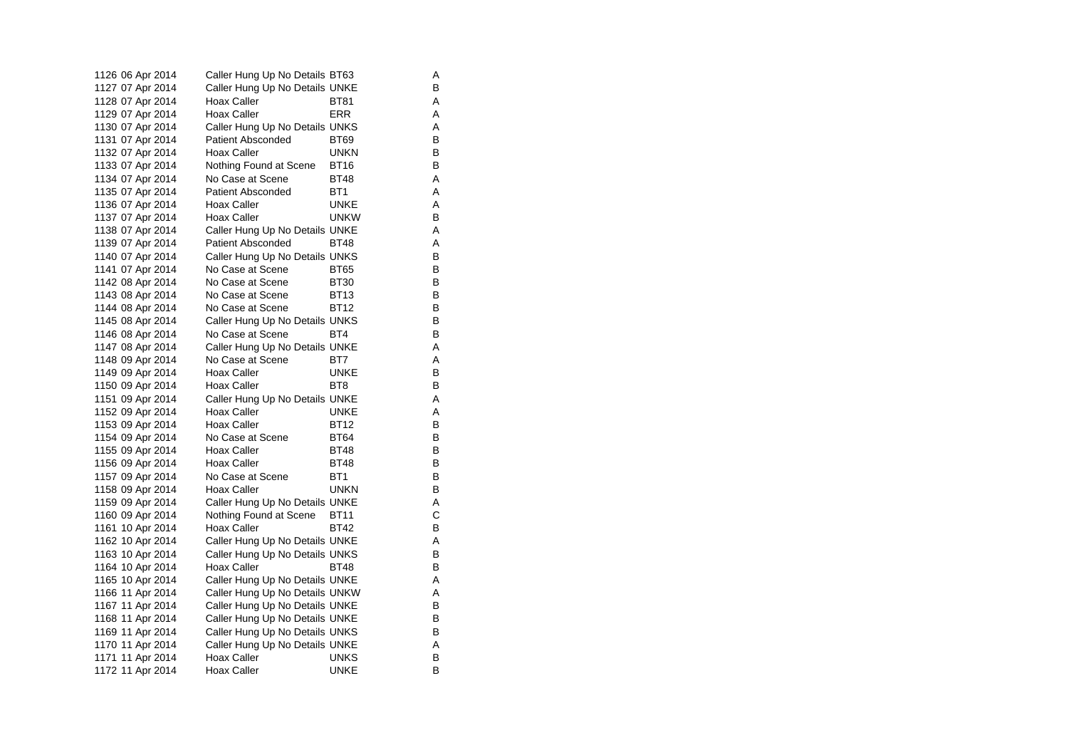| | | | | |
|---|---|---|---|---|
| 1126 | 06 Apr 2014 | Caller Hung Up No Details | BT63 | A |
| 1127 | 07 Apr 2014 | Caller Hung Up No Details | UNKE | B |
| 1128 | 07 Apr 2014 | Hoax Caller | BT81 | A |
| 1129 | 07 Apr 2014 | Hoax Caller | ERR | A |
| 1130 | 07 Apr 2014 | Caller Hung Up No Details | UNKS | A |
| 1131 | 07 Apr 2014 | Patient Absconded | BT69 | B |
| 1132 | 07 Apr 2014 | Hoax Caller | UNKN | B |
| 1133 | 07 Apr 2014 | Nothing Found at Scene | BT16 | B |
| 1134 | 07 Apr 2014 | No Case at Scene | BT48 | A |
| 1135 | 07 Apr 2014 | Patient Absconded | BT1 | A |
| 1136 | 07 Apr 2014 | Hoax Caller | UNKE | A |
| 1137 | 07 Apr 2014 | Hoax Caller | UNKW | B |
| 1138 | 07 Apr 2014 | Caller Hung Up No Details | UNKE | A |
| 1139 | 07 Apr 2014 | Patient Absconded | BT48 | A |
| 1140 | 07 Apr 2014 | Caller Hung Up No Details | UNKS | B |
| 1141 | 07 Apr 2014 | No Case at Scene | BT65 | B |
| 1142 | 08 Apr 2014 | No Case at Scene | BT30 | B |
| 1143 | 08 Apr 2014 | No Case at Scene | BT13 | B |
| 1144 | 08 Apr 2014 | No Case at Scene | BT12 | B |
| 1145 | 08 Apr 2014 | Caller Hung Up No Details | UNKS | B |
| 1146 | 08 Apr 2014 | No Case at Scene | BT4 | B |
| 1147 | 08 Apr 2014 | Caller Hung Up No Details | UNKE | A |
| 1148 | 09 Apr 2014 | No Case at Scene | BT7 | A |
| 1149 | 09 Apr 2014 | Hoax Caller | UNKE | B |
| 1150 | 09 Apr 2014 | Hoax Caller | BT8 | B |
| 1151 | 09 Apr 2014 | Caller Hung Up No Details | UNKE | A |
| 1152 | 09 Apr 2014 | Hoax Caller | UNKE | A |
| 1153 | 09 Apr 2014 | Hoax Caller | BT12 | B |
| 1154 | 09 Apr 2014 | No Case at Scene | BT64 | B |
| 1155 | 09 Apr 2014 | Hoax Caller | BT48 | B |
| 1156 | 09 Apr 2014 | Hoax Caller | BT48 | B |
| 1157 | 09 Apr 2014 | No Case at Scene | BT1 | B |
| 1158 | 09 Apr 2014 | Hoax Caller | UNKN | B |
| 1159 | 09 Apr 2014 | Caller Hung Up No Details | UNKE | A |
| 1160 | 09 Apr 2014 | Nothing Found at Scene | BT11 | C |
| 1161 | 10 Apr 2014 | Hoax Caller | BT42 | B |
| 1162 | 10 Apr 2014 | Caller Hung Up No Details | UNKE | A |
| 1163 | 10 Apr 2014 | Caller Hung Up No Details | UNKS | B |
| 1164 | 10 Apr 2014 | Hoax Caller | BT48 | B |
| 1165 | 10 Apr 2014 | Caller Hung Up No Details | UNKE | A |
| 1166 | 11 Apr 2014 | Caller Hung Up No Details | UNKW | A |
| 1167 | 11 Apr 2014 | Caller Hung Up No Details | UNKE | B |
| 1168 | 11 Apr 2014 | Caller Hung Up No Details | UNKE | B |
| 1169 | 11 Apr 2014 | Caller Hung Up No Details | UNKS | B |
| 1170 | 11 Apr 2014 | Caller Hung Up No Details | UNKE | A |
| 1171 | 11 Apr 2014 | Hoax Caller | UNKS | B |
| 1172 | 11 Apr 2014 | Hoax Caller | UNKE | B |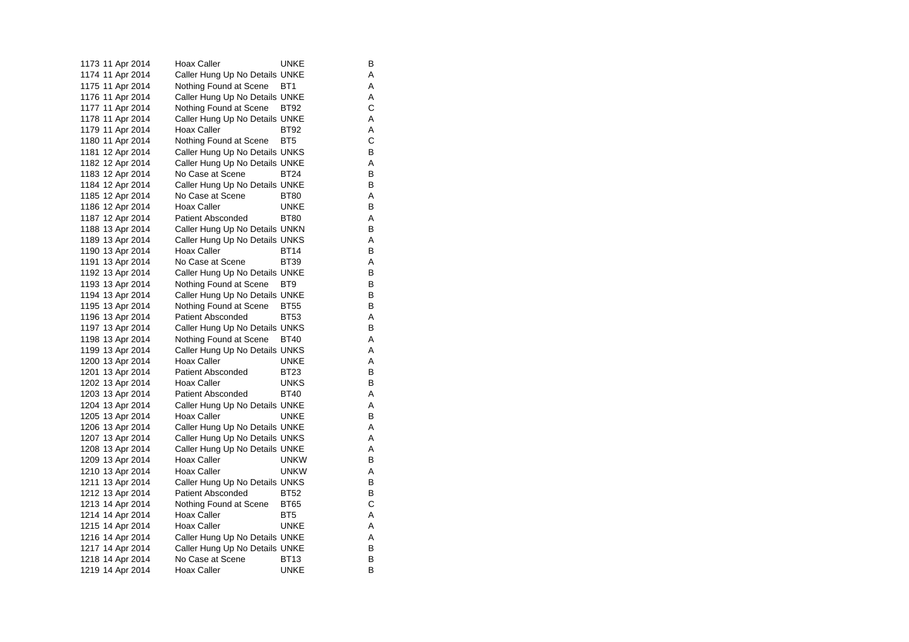| | | | | |
|---|---|---|---|---|
| 1173 | 11 Apr 2014 | Hoax Caller | UNKE | B |
| 1174 | 11 Apr 2014 | Caller Hung Up No Details | UNKE | A |
| 1175 | 11 Apr 2014 | Nothing Found at Scene | BT1 | A |
| 1176 | 11 Apr 2014 | Caller Hung Up No Details | UNKE | A |
| 1177 | 11 Apr 2014 | Nothing Found at Scene | BT92 | C |
| 1178 | 11 Apr 2014 | Caller Hung Up No Details | UNKE | A |
| 1179 | 11 Apr 2014 | Hoax Caller | BT92 | A |
| 1180 | 11 Apr 2014 | Nothing Found at Scene | BT5 | C |
| 1181 | 12 Apr 2014 | Caller Hung Up No Details | UNKS | B |
| 1182 | 12 Apr 2014 | Caller Hung Up No Details | UNKE | A |
| 1183 | 12 Apr 2014 | No Case at Scene | BT24 | B |
| 1184 | 12 Apr 2014 | Caller Hung Up No Details | UNKE | B |
| 1185 | 12 Apr 2014 | No Case at Scene | BT80 | A |
| 1186 | 12 Apr 2014 | Hoax Caller | UNKE | B |
| 1187 | 12 Apr 2014 | Patient Absconded | BT80 | A |
| 1188 | 13 Apr 2014 | Caller Hung Up No Details | UNKN | B |
| 1189 | 13 Apr 2014 | Caller Hung Up No Details | UNKS | A |
| 1190 | 13 Apr 2014 | Hoax Caller | BT14 | B |
| 1191 | 13 Apr 2014 | No Case at Scene | BT39 | A |
| 1192 | 13 Apr 2014 | Caller Hung Up No Details | UNKE | B |
| 1193 | 13 Apr 2014 | Nothing Found at Scene | BT9 | B |
| 1194 | 13 Apr 2014 | Caller Hung Up No Details | UNKE | B |
| 1195 | 13 Apr 2014 | Nothing Found at Scene | BT55 | B |
| 1196 | 13 Apr 2014 | Patient Absconded | BT53 | A |
| 1197 | 13 Apr 2014 | Caller Hung Up No Details | UNKS | B |
| 1198 | 13 Apr 2014 | Nothing Found at Scene | BT40 | A |
| 1199 | 13 Apr 2014 | Caller Hung Up No Details | UNKS | A |
| 1200 | 13 Apr 2014 | Hoax Caller | UNKE | A |
| 1201 | 13 Apr 2014 | Patient Absconded | BT23 | B |
| 1202 | 13 Apr 2014 | Hoax Caller | UNKS | B |
| 1203 | 13 Apr 2014 | Patient Absconded | BT40 | A |
| 1204 | 13 Apr 2014 | Caller Hung Up No Details | UNKE | A |
| 1205 | 13 Apr 2014 | Hoax Caller | UNKE | B |
| 1206 | 13 Apr 2014 | Caller Hung Up No Details | UNKE | A |
| 1207 | 13 Apr 2014 | Caller Hung Up No Details | UNKS | A |
| 1208 | 13 Apr 2014 | Caller Hung Up No Details | UNKE | A |
| 1209 | 13 Apr 2014 | Hoax Caller | UNKW | B |
| 1210 | 13 Apr 2014 | Hoax Caller | UNKW | A |
| 1211 | 13 Apr 2014 | Caller Hung Up No Details | UNKS | B |
| 1212 | 13 Apr 2014 | Patient Absconded | BT52 | B |
| 1213 | 14 Apr 2014 | Nothing Found at Scene | BT65 | C |
| 1214 | 14 Apr 2014 | Hoax Caller | BT5 | A |
| 1215 | 14 Apr 2014 | Hoax Caller | UNKE | A |
| 1216 | 14 Apr 2014 | Caller Hung Up No Details | UNKE | A |
| 1217 | 14 Apr 2014 | Caller Hung Up No Details | UNKE | B |
| 1218 | 14 Apr 2014 | No Case at Scene | BT13 | B |
| 1219 | 14 Apr 2014 | Hoax Caller | UNKE | B |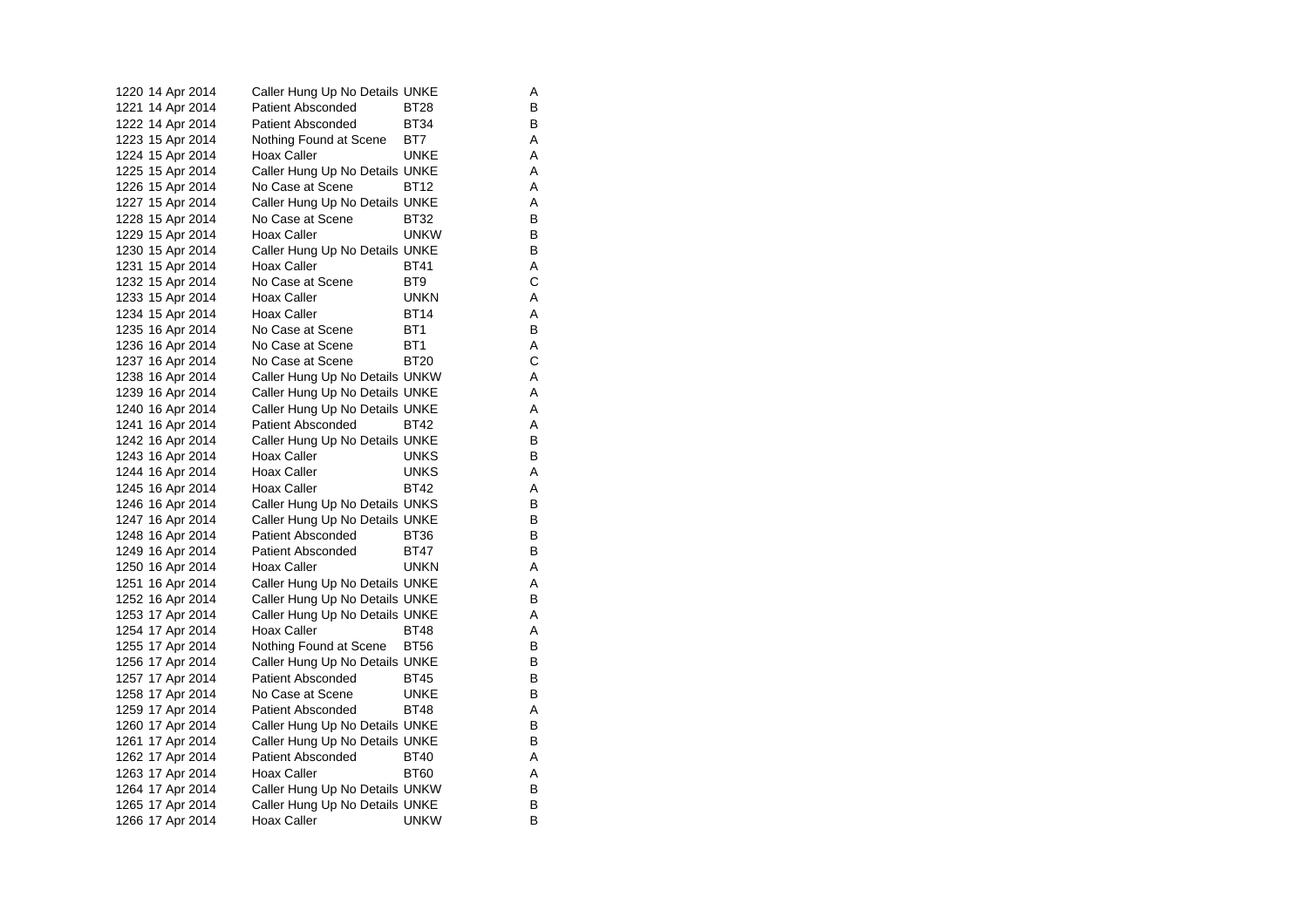| | | | | |
|---|---|---|---|---|
| 1220 | 14 Apr 2014 | Caller Hung Up No Details | UNKE | A |
| 1221 | 14 Apr 2014 | Patient Absconded | BT28 | B |
| 1222 | 14 Apr 2014 | Patient Absconded | BT34 | B |
| 1223 | 15 Apr 2014 | Nothing Found at Scene | BT7 | A |
| 1224 | 15 Apr 2014 | Hoax Caller | UNKE | A |
| 1225 | 15 Apr 2014 | Caller Hung Up No Details | UNKE | A |
| 1226 | 15 Apr 2014 | No Case at Scene | BT12 | A |
| 1227 | 15 Apr 2014 | Caller Hung Up No Details | UNKE | A |
| 1228 | 15 Apr 2014 | No Case at Scene | BT32 | B |
| 1229 | 15 Apr 2014 | Hoax Caller | UNKW | B |
| 1230 | 15 Apr 2014 | Caller Hung Up No Details | UNKE | B |
| 1231 | 15 Apr 2014 | Hoax Caller | BT41 | A |
| 1232 | 15 Apr 2014 | No Case at Scene | BT9 | C |
| 1233 | 15 Apr 2014 | Hoax Caller | UNKN | A |
| 1234 | 15 Apr 2014 | Hoax Caller | BT14 | A |
| 1235 | 16 Apr 2014 | No Case at Scene | BT1 | B |
| 1236 | 16 Apr 2014 | No Case at Scene | BT1 | A |
| 1237 | 16 Apr 2014 | No Case at Scene | BT20 | C |
| 1238 | 16 Apr 2014 | Caller Hung Up No Details | UNKW | A |
| 1239 | 16 Apr 2014 | Caller Hung Up No Details | UNKE | A |
| 1240 | 16 Apr 2014 | Caller Hung Up No Details | UNKE | A |
| 1241 | 16 Apr 2014 | Patient Absconded | BT42 | A |
| 1242 | 16 Apr 2014 | Caller Hung Up No Details | UNKE | B |
| 1243 | 16 Apr 2014 | Hoax Caller | UNKS | B |
| 1244 | 16 Apr 2014 | Hoax Caller | UNKS | A |
| 1245 | 16 Apr 2014 | Hoax Caller | BT42 | A |
| 1246 | 16 Apr 2014 | Caller Hung Up No Details | UNKS | B |
| 1247 | 16 Apr 2014 | Caller Hung Up No Details | UNKE | B |
| 1248 | 16 Apr 2014 | Patient Absconded | BT36 | B |
| 1249 | 16 Apr 2014 | Patient Absconded | BT47 | B |
| 1250 | 16 Apr 2014 | Hoax Caller | UNKN | A |
| 1251 | 16 Apr 2014 | Caller Hung Up No Details | UNKE | A |
| 1252 | 16 Apr 2014 | Caller Hung Up No Details | UNKE | B |
| 1253 | 17 Apr 2014 | Caller Hung Up No Details | UNKE | A |
| 1254 | 17 Apr 2014 | Hoax Caller | BT48 | A |
| 1255 | 17 Apr 2014 | Nothing Found at Scene | BT56 | B |
| 1256 | 17 Apr 2014 | Caller Hung Up No Details | UNKE | B |
| 1257 | 17 Apr 2014 | Patient Absconded | BT45 | B |
| 1258 | 17 Apr 2014 | No Case at Scene | UNKE | B |
| 1259 | 17 Apr 2014 | Patient Absconded | BT48 | A |
| 1260 | 17 Apr 2014 | Caller Hung Up No Details | UNKE | B |
| 1261 | 17 Apr 2014 | Caller Hung Up No Details | UNKE | B |
| 1262 | 17 Apr 2014 | Patient Absconded | BT40 | A |
| 1263 | 17 Apr 2014 | Hoax Caller | BT60 | A |
| 1264 | 17 Apr 2014 | Caller Hung Up No Details | UNKW | B |
| 1265 | 17 Apr 2014 | Caller Hung Up No Details | UNKE | B |
| 1266 | 17 Apr 2014 | Hoax Caller | UNKW | B |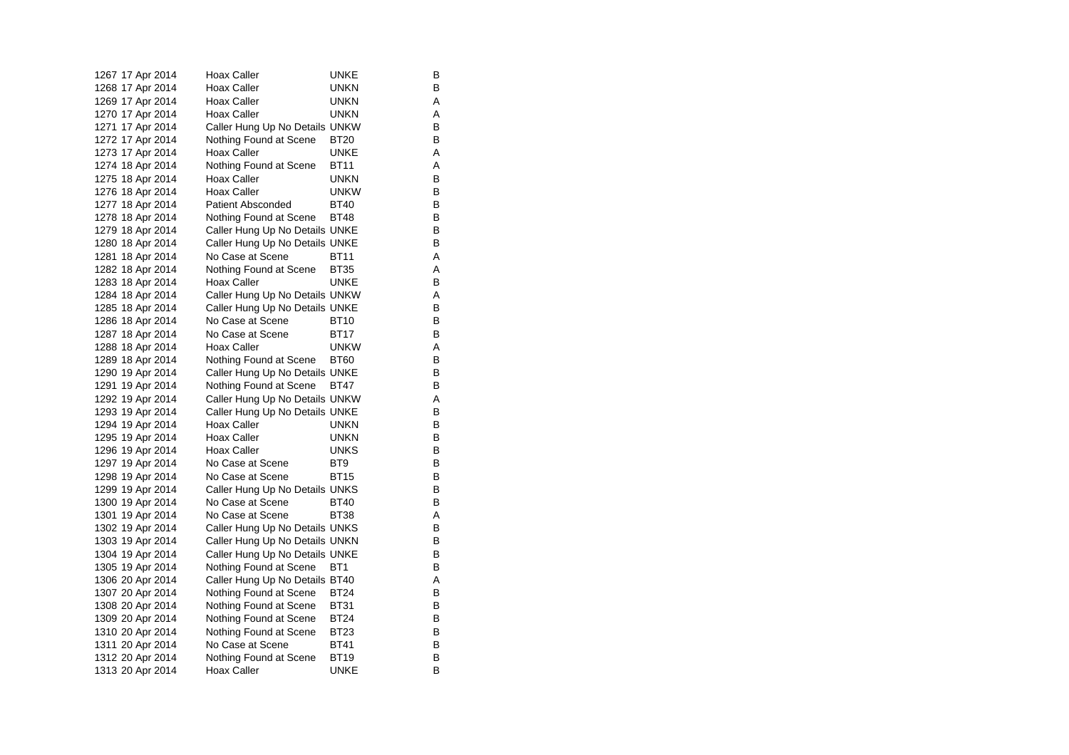| | | | | |
|---|---|---|---|---|
| 1267 | 17 Apr 2014 | Hoax Caller | UNKE | B |
| 1268 | 17 Apr 2014 | Hoax Caller | UNKN | B |
| 1269 | 17 Apr 2014 | Hoax Caller | UNKN | A |
| 1270 | 17 Apr 2014 | Hoax Caller | UNKN | A |
| 1271 | 17 Apr 2014 | Caller Hung Up No Details | UNKW | B |
| 1272 | 17 Apr 2014 | Nothing Found at Scene | BT20 | B |
| 1273 | 17 Apr 2014 | Hoax Caller | UNKE | A |
| 1274 | 18 Apr 2014 | Nothing Found at Scene | BT11 | A |
| 1275 | 18 Apr 2014 | Hoax Caller | UNKN | B |
| 1276 | 18 Apr 2014 | Hoax Caller | UNKW | B |
| 1277 | 18 Apr 2014 | Patient Absconded | BT40 | B |
| 1278 | 18 Apr 2014 | Nothing Found at Scene | BT48 | B |
| 1279 | 18 Apr 2014 | Caller Hung Up No Details | UNKE | B |
| 1280 | 18 Apr 2014 | Caller Hung Up No Details | UNKE | B |
| 1281 | 18 Apr 2014 | No Case at Scene | BT11 | A |
| 1282 | 18 Apr 2014 | Nothing Found at Scene | BT35 | A |
| 1283 | 18 Apr 2014 | Hoax Caller | UNKE | B |
| 1284 | 18 Apr 2014 | Caller Hung Up No Details | UNKW | A |
| 1285 | 18 Apr 2014 | Caller Hung Up No Details | UNKE | B |
| 1286 | 18 Apr 2014 | No Case at Scene | BT10 | B |
| 1287 | 18 Apr 2014 | No Case at Scene | BT17 | B |
| 1288 | 18 Apr 2014 | Hoax Caller | UNKW | A |
| 1289 | 18 Apr 2014 | Nothing Found at Scene | BT60 | B |
| 1290 | 19 Apr 2014 | Caller Hung Up No Details | UNKE | B |
| 1291 | 19 Apr 2014 | Nothing Found at Scene | BT47 | B |
| 1292 | 19 Apr 2014 | Caller Hung Up No Details | UNKW | A |
| 1293 | 19 Apr 2014 | Caller Hung Up No Details | UNKE | B |
| 1294 | 19 Apr 2014 | Hoax Caller | UNKN | B |
| 1295 | 19 Apr 2014 | Hoax Caller | UNKN | B |
| 1296 | 19 Apr 2014 | Hoax Caller | UNKS | B |
| 1297 | 19 Apr 2014 | No Case at Scene | BT9 | B |
| 1298 | 19 Apr 2014 | No Case at Scene | BT15 | B |
| 1299 | 19 Apr 2014 | Caller Hung Up No Details | UNKS | B |
| 1300 | 19 Apr 2014 | No Case at Scene | BT40 | B |
| 1301 | 19 Apr 2014 | No Case at Scene | BT38 | A |
| 1302 | 19 Apr 2014 | Caller Hung Up No Details | UNKS | B |
| 1303 | 19 Apr 2014 | Caller Hung Up No Details | UNKN | B |
| 1304 | 19 Apr 2014 | Caller Hung Up No Details | UNKE | B |
| 1305 | 19 Apr 2014 | Nothing Found at Scene | BT1 | B |
| 1306 | 20 Apr 2014 | Caller Hung Up No Details | BT40 | A |
| 1307 | 20 Apr 2014 | Nothing Found at Scene | BT24 | B |
| 1308 | 20 Apr 2014 | Nothing Found at Scene | BT31 | B |
| 1309 | 20 Apr 2014 | Nothing Found at Scene | BT24 | B |
| 1310 | 20 Apr 2014 | Nothing Found at Scene | BT23 | B |
| 1311 | 20 Apr 2014 | No Case at Scene | BT41 | B |
| 1312 | 20 Apr 2014 | Nothing Found at Scene | BT19 | B |
| 1313 | 20 Apr 2014 | Hoax Caller | UNKE | B |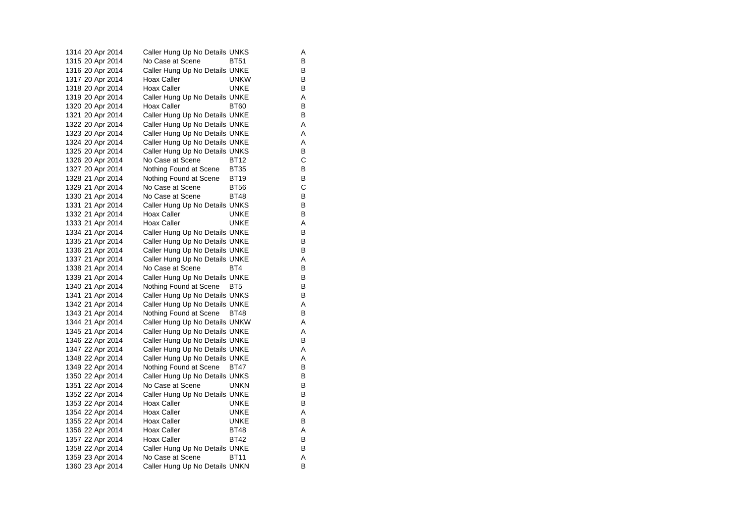| | | | | |
|---|---|---|---|---|
| 1314 | 20 Apr 2014 | Caller Hung Up No Details | UNKS | A |
| 1315 | 20 Apr 2014 | No Case at Scene | BT51 | B |
| 1316 | 20 Apr 2014 | Caller Hung Up No Details | UNKE | B |
| 1317 | 20 Apr 2014 | Hoax Caller | UNKW | B |
| 1318 | 20 Apr 2014 | Hoax Caller | UNKE | B |
| 1319 | 20 Apr 2014 | Caller Hung Up No Details | UNKE | A |
| 1320 | 20 Apr 2014 | Hoax Caller | BT60 | B |
| 1321 | 20 Apr 2014 | Caller Hung Up No Details | UNKE | B |
| 1322 | 20 Apr 2014 | Caller Hung Up No Details | UNKE | A |
| 1323 | 20 Apr 2014 | Caller Hung Up No Details | UNKE | A |
| 1324 | 20 Apr 2014 | Caller Hung Up No Details | UNKE | A |
| 1325 | 20 Apr 2014 | Caller Hung Up No Details | UNKS | B |
| 1326 | 20 Apr 2014 | No Case at Scene | BT12 | C |
| 1327 | 20 Apr 2014 | Nothing Found at Scene | BT35 | B |
| 1328 | 21 Apr 2014 | Nothing Found at Scene | BT19 | B |
| 1329 | 21 Apr 2014 | No Case at Scene | BT56 | C |
| 1330 | 21 Apr 2014 | No Case at Scene | BT48 | B |
| 1331 | 21 Apr 2014 | Caller Hung Up No Details | UNKS | B |
| 1332 | 21 Apr 2014 | Hoax Caller | UNKE | B |
| 1333 | 21 Apr 2014 | Hoax Caller | UNKE | A |
| 1334 | 21 Apr 2014 | Caller Hung Up No Details | UNKE | B |
| 1335 | 21 Apr 2014 | Caller Hung Up No Details | UNKE | B |
| 1336 | 21 Apr 2014 | Caller Hung Up No Details | UNKE | B |
| 1337 | 21 Apr 2014 | Caller Hung Up No Details | UNKE | A |
| 1338 | 21 Apr 2014 | No Case at Scene | BT4 | B |
| 1339 | 21 Apr 2014 | Caller Hung Up No Details | UNKE | B |
| 1340 | 21 Apr 2014 | Nothing Found at Scene | BT5 | B |
| 1341 | 21 Apr 2014 | Caller Hung Up No Details | UNKS | B |
| 1342 | 21 Apr 2014 | Caller Hung Up No Details | UNKE | A |
| 1343 | 21 Apr 2014 | Nothing Found at Scene | BT48 | B |
| 1344 | 21 Apr 2014 | Caller Hung Up No Details | UNKW | A |
| 1345 | 21 Apr 2014 | Caller Hung Up No Details | UNKE | A |
| 1346 | 22 Apr 2014 | Caller Hung Up No Details | UNKE | B |
| 1347 | 22 Apr 2014 | Caller Hung Up No Details | UNKE | A |
| 1348 | 22 Apr 2014 | Caller Hung Up No Details | UNKE | A |
| 1349 | 22 Apr 2014 | Nothing Found at Scene | BT47 | B |
| 1350 | 22 Apr 2014 | Caller Hung Up No Details | UNKS | B |
| 1351 | 22 Apr 2014 | No Case at Scene | UNKN | B |
| 1352 | 22 Apr 2014 | Caller Hung Up No Details | UNKE | B |
| 1353 | 22 Apr 2014 | Hoax Caller | UNKE | B |
| 1354 | 22 Apr 2014 | Hoax Caller | UNKE | A |
| 1355 | 22 Apr 2014 | Hoax Caller | UNKE | B |
| 1356 | 22 Apr 2014 | Hoax Caller | BT48 | A |
| 1357 | 22 Apr 2014 | Hoax Caller | BT42 | B |
| 1358 | 22 Apr 2014 | Caller Hung Up No Details | UNKE | B |
| 1359 | 23 Apr 2014 | No Case at Scene | BT11 | A |
| 1360 | 23 Apr 2014 | Caller Hung Up No Details | UNKN | B |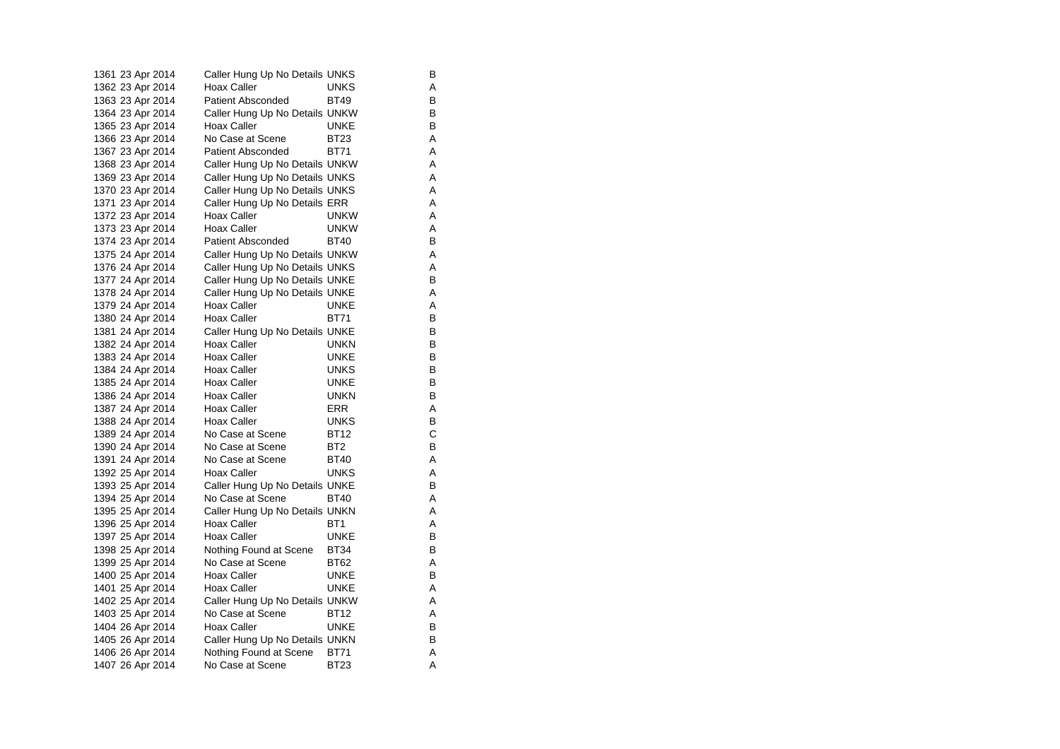| | | | | |
|---|---|---|---|---|
| 1361 | 23 Apr 2014 | Caller Hung Up No Details | UNKS | B |
| 1362 | 23 Apr 2014 | Hoax Caller | UNKS | A |
| 1363 | 23 Apr 2014 | Patient Absconded | BT49 | B |
| 1364 | 23 Apr 2014 | Caller Hung Up No Details | UNKW | B |
| 1365 | 23 Apr 2014 | Hoax Caller | UNKE | B |
| 1366 | 23 Apr 2014 | No Case at Scene | BT23 | A |
| 1367 | 23 Apr 2014 | Patient Absconded | BT71 | A |
| 1368 | 23 Apr 2014 | Caller Hung Up No Details | UNKW | A |
| 1369 | 23 Apr 2014 | Caller Hung Up No Details | UNKS | A |
| 1370 | 23 Apr 2014 | Caller Hung Up No Details | UNKS | A |
| 1371 | 23 Apr 2014 | Caller Hung Up No Details | ERR | A |
| 1372 | 23 Apr 2014 | Hoax Caller | UNKW | A |
| 1373 | 23 Apr 2014 | Hoax Caller | UNKW | A |
| 1374 | 23 Apr 2014 | Patient Absconded | BT40 | B |
| 1375 | 24 Apr 2014 | Caller Hung Up No Details | UNKW | A |
| 1376 | 24 Apr 2014 | Caller Hung Up No Details | UNKS | A |
| 1377 | 24 Apr 2014 | Caller Hung Up No Details | UNKE | B |
| 1378 | 24 Apr 2014 | Caller Hung Up No Details | UNKE | A |
| 1379 | 24 Apr 2014 | Hoax Caller | UNKE | A |
| 1380 | 24 Apr 2014 | Hoax Caller | BT71 | B |
| 1381 | 24 Apr 2014 | Caller Hung Up No Details | UNKE | B |
| 1382 | 24 Apr 2014 | Hoax Caller | UNKN | B |
| 1383 | 24 Apr 2014 | Hoax Caller | UNKE | B |
| 1384 | 24 Apr 2014 | Hoax Caller | UNKS | B |
| 1385 | 24 Apr 2014 | Hoax Caller | UNKE | B |
| 1386 | 24 Apr 2014 | Hoax Caller | UNKN | B |
| 1387 | 24 Apr 2014 | Hoax Caller | ERR | A |
| 1388 | 24 Apr 2014 | Hoax Caller | UNKS | B |
| 1389 | 24 Apr 2014 | No Case at Scene | BT12 | C |
| 1390 | 24 Apr 2014 | No Case at Scene | BT2 | B |
| 1391 | 24 Apr 2014 | No Case at Scene | BT40 | A |
| 1392 | 25 Apr 2014 | Hoax Caller | UNKS | A |
| 1393 | 25 Apr 2014 | Caller Hung Up No Details | UNKE | B |
| 1394 | 25 Apr 2014 | No Case at Scene | BT40 | A |
| 1395 | 25 Apr 2014 | Caller Hung Up No Details | UNKN | A |
| 1396 | 25 Apr 2014 | Hoax Caller | BT1 | A |
| 1397 | 25 Apr 2014 | Hoax Caller | UNKE | B |
| 1398 | 25 Apr 2014 | Nothing Found at Scene | BT34 | B |
| 1399 | 25 Apr 2014 | No Case at Scene | BT62 | A |
| 1400 | 25 Apr 2014 | Hoax Caller | UNKE | B |
| 1401 | 25 Apr 2014 | Hoax Caller | UNKE | A |
| 1402 | 25 Apr 2014 | Caller Hung Up No Details | UNKW | A |
| 1403 | 25 Apr 2014 | No Case at Scene | BT12 | A |
| 1404 | 26 Apr 2014 | Hoax Caller | UNKE | B |
| 1405 | 26 Apr 2014 | Caller Hung Up No Details | UNKN | B |
| 1406 | 26 Apr 2014 | Nothing Found at Scene | BT71 | A |
| 1407 | 26 Apr 2014 | No Case at Scene | BT23 | A |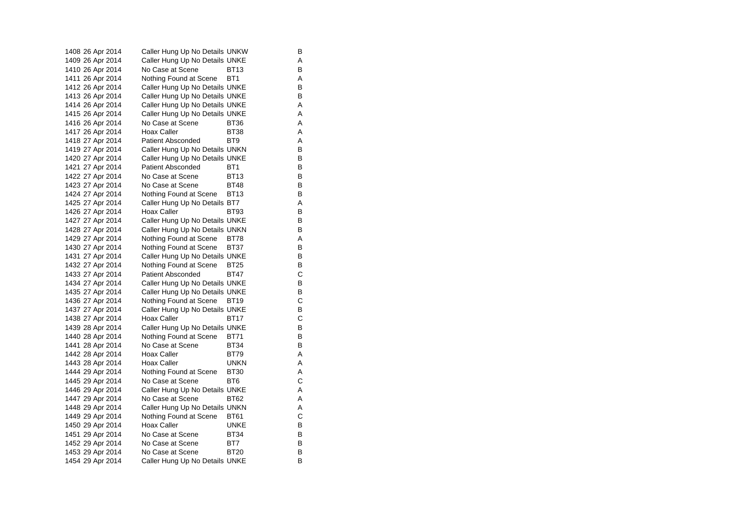| | | | | |
|---|---|---|---|---|
| 1408 | 26 Apr 2014 | Caller Hung Up No Details | UNKW | B |
| 1409 | 26 Apr 2014 | Caller Hung Up No Details | UNKE | A |
| 1410 | 26 Apr 2014 | No Case at Scene | BT13 | B |
| 1411 | 26 Apr 2014 | Nothing Found at Scene | BT1 | A |
| 1412 | 26 Apr 2014 | Caller Hung Up No Details | UNKE | B |
| 1413 | 26 Apr 2014 | Caller Hung Up No Details | UNKE | B |
| 1414 | 26 Apr 2014 | Caller Hung Up No Details | UNKE | A |
| 1415 | 26 Apr 2014 | Caller Hung Up No Details | UNKE | A |
| 1416 | 26 Apr 2014 | No Case at Scene | BT36 | A |
| 1417 | 26 Apr 2014 | Hoax Caller | BT38 | A |
| 1418 | 27 Apr 2014 | Patient Absconded | BT9 | A |
| 1419 | 27 Apr 2014 | Caller Hung Up No Details | UNKN | B |
| 1420 | 27 Apr 2014 | Caller Hung Up No Details | UNKE | B |
| 1421 | 27 Apr 2014 | Patient Absconded | BT1 | B |
| 1422 | 27 Apr 2014 | No Case at Scene | BT13 | B |
| 1423 | 27 Apr 2014 | No Case at Scene | BT48 | B |
| 1424 | 27 Apr 2014 | Nothing Found at Scene | BT13 | B |
| 1425 | 27 Apr 2014 | Caller Hung Up No Details | BT7 | A |
| 1426 | 27 Apr 2014 | Hoax Caller | BT93 | B |
| 1427 | 27 Apr 2014 | Caller Hung Up No Details | UNKE | B |
| 1428 | 27 Apr 2014 | Caller Hung Up No Details | UNKN | B |
| 1429 | 27 Apr 2014 | Nothing Found at Scene | BT78 | A |
| 1430 | 27 Apr 2014 | Nothing Found at Scene | BT37 | B |
| 1431 | 27 Apr 2014 | Caller Hung Up No Details | UNKE | B |
| 1432 | 27 Apr 2014 | Nothing Found at Scene | BT25 | B |
| 1433 | 27 Apr 2014 | Patient Absconded | BT47 | C |
| 1434 | 27 Apr 2014 | Caller Hung Up No Details | UNKE | B |
| 1435 | 27 Apr 2014 | Caller Hung Up No Details | UNKE | B |
| 1436 | 27 Apr 2014 | Nothing Found at Scene | BT19 | C |
| 1437 | 27 Apr 2014 | Caller Hung Up No Details | UNKE | B |
| 1438 | 27 Apr 2014 | Hoax Caller | BT17 | C |
| 1439 | 28 Apr 2014 | Caller Hung Up No Details | UNKE | B |
| 1440 | 28 Apr 2014 | Nothing Found at Scene | BT71 | B |
| 1441 | 28 Apr 2014 | No Case at Scene | BT34 | B |
| 1442 | 28 Apr 2014 | Hoax Caller | BT79 | A |
| 1443 | 28 Apr 2014 | Hoax Caller | UNKN | A |
| 1444 | 29 Apr 2014 | Nothing Found at Scene | BT30 | A |
| 1445 | 29 Apr 2014 | No Case at Scene | BT6 | C |
| 1446 | 29 Apr 2014 | Caller Hung Up No Details | UNKE | A |
| 1447 | 29 Apr 2014 | No Case at Scene | BT62 | A |
| 1448 | 29 Apr 2014 | Caller Hung Up No Details | UNKN | A |
| 1449 | 29 Apr 2014 | Nothing Found at Scene | BT61 | C |
| 1450 | 29 Apr 2014 | Hoax Caller | UNKE | B |
| 1451 | 29 Apr 2014 | No Case at Scene | BT34 | B |
| 1452 | 29 Apr 2014 | No Case at Scene | BT7 | B |
| 1453 | 29 Apr 2014 | No Case at Scene | BT20 | B |
| 1454 | 29 Apr 2014 | Caller Hung Up No Details | UNKE | B |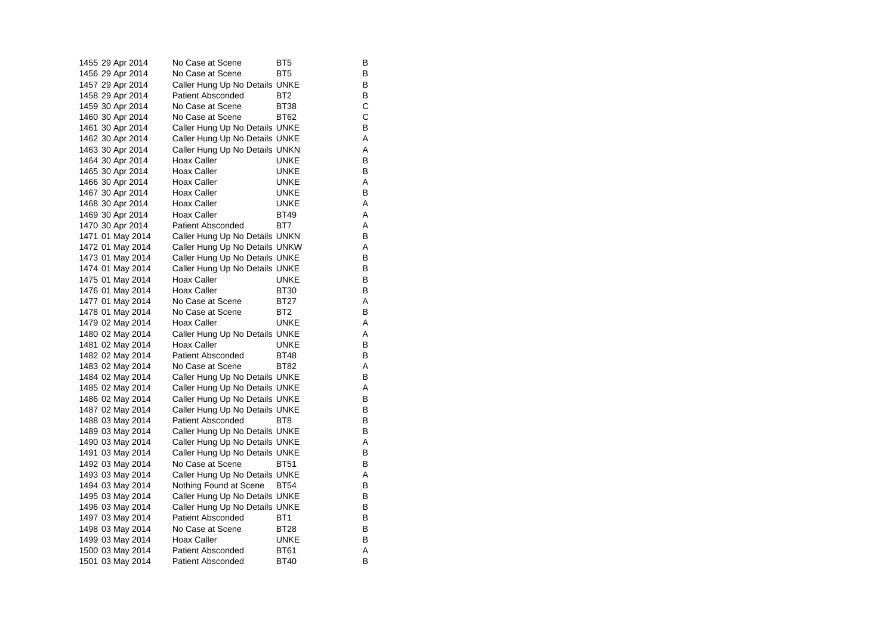| | | | | |
|---|---|---|---|---|
| 1455 | 29 Apr 2014 | No Case at Scene | BT5 | B |
| 1456 | 29 Apr 2014 | No Case at Scene | BT5 | B |
| 1457 | 29 Apr 2014 | Caller Hung Up No Details | UNKE | B |
| 1458 | 29 Apr 2014 | Patient Absconded | BT2 | B |
| 1459 | 30 Apr 2014 | No Case at Scene | BT38 | C |
| 1460 | 30 Apr 2014 | No Case at Scene | BT62 | C |
| 1461 | 30 Apr 2014 | Caller Hung Up No Details | UNKE | B |
| 1462 | 30 Apr 2014 | Caller Hung Up No Details | UNKE | A |
| 1463 | 30 Apr 2014 | Caller Hung Up No Details | UNKN | A |
| 1464 | 30 Apr 2014 | Hoax Caller | UNKE | B |
| 1465 | 30 Apr 2014 | Hoax Caller | UNKE | B |
| 1466 | 30 Apr 2014 | Hoax Caller | UNKE | A |
| 1467 | 30 Apr 2014 | Hoax Caller | UNKE | B |
| 1468 | 30 Apr 2014 | Hoax Caller | UNKE | A |
| 1469 | 30 Apr 2014 | Hoax Caller | BT49 | A |
| 1470 | 30 Apr 2014 | Patient Absconded | BT7 | A |
| 1471 | 01 May 2014 | Caller Hung Up No Details | UNKN | B |
| 1472 | 01 May 2014 | Caller Hung Up No Details | UNKW | A |
| 1473 | 01 May 2014 | Caller Hung Up No Details | UNKE | B |
| 1474 | 01 May 2014 | Caller Hung Up No Details | UNKE | B |
| 1475 | 01 May 2014 | Hoax Caller | UNKE | B |
| 1476 | 01 May 2014 | Hoax Caller | BT30 | B |
| 1477 | 01 May 2014 | No Case at Scene | BT27 | A |
| 1478 | 01 May 2014 | No Case at Scene | BT2 | B |
| 1479 | 02 May 2014 | Hoax Caller | UNKE | A |
| 1480 | 02 May 2014 | Caller Hung Up No Details | UNKE | A |
| 1481 | 02 May 2014 | Hoax Caller | UNKE | B |
| 1482 | 02 May 2014 | Patient Absconded | BT48 | B |
| 1483 | 02 May 2014 | No Case at Scene | BT82 | A |
| 1484 | 02 May 2014 | Caller Hung Up No Details | UNKE | B |
| 1485 | 02 May 2014 | Caller Hung Up No Details | UNKE | A |
| 1486 | 02 May 2014 | Caller Hung Up No Details | UNKE | B |
| 1487 | 02 May 2014 | Caller Hung Up No Details | UNKE | B |
| 1488 | 03 May 2014 | Patient Absconded | BT8 | B |
| 1489 | 03 May 2014 | Caller Hung Up No Details | UNKE | B |
| 1490 | 03 May 2014 | Caller Hung Up No Details | UNKE | A |
| 1491 | 03 May 2014 | Caller Hung Up No Details | UNKE | B |
| 1492 | 03 May 2014 | No Case at Scene | BT51 | B |
| 1493 | 03 May 2014 | Caller Hung Up No Details | UNKE | A |
| 1494 | 03 May 2014 | Nothing Found at Scene | BT54 | B |
| 1495 | 03 May 2014 | Caller Hung Up No Details | UNKE | B |
| 1496 | 03 May 2014 | Caller Hung Up No Details | UNKE | B |
| 1497 | 03 May 2014 | Patient Absconded | BT1 | B |
| 1498 | 03 May 2014 | No Case at Scene | BT28 | B |
| 1499 | 03 May 2014 | Hoax Caller | UNKE | B |
| 1500 | 03 May 2014 | Patient Absconded | BT61 | A |
| 1501 | 03 May 2014 | Patient Absconded | BT40 | B |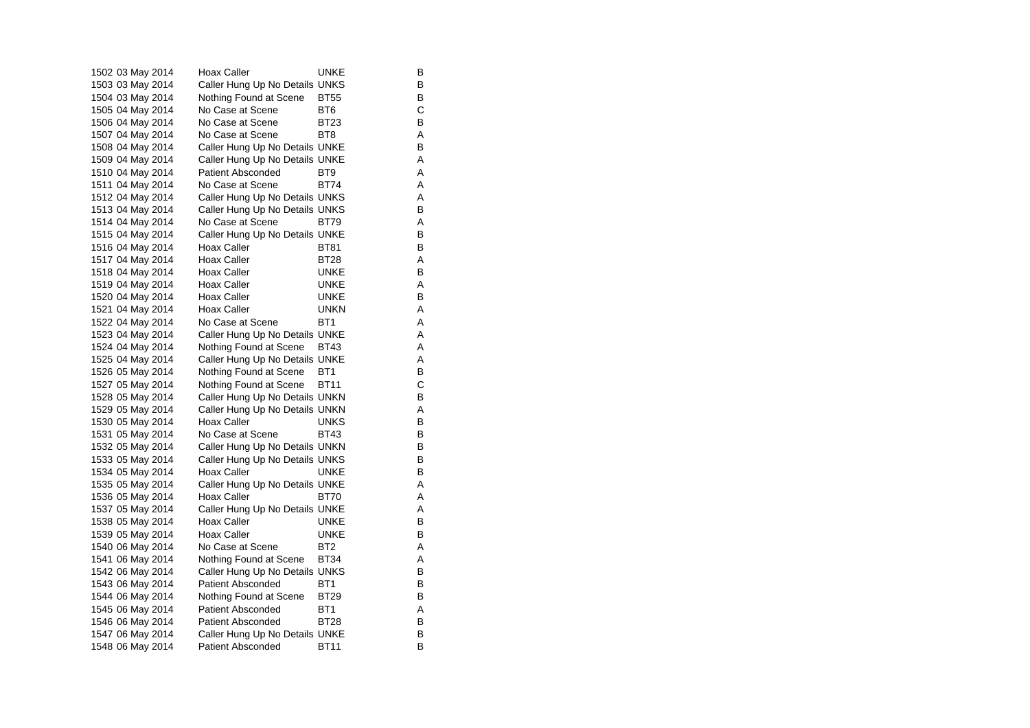| | | | | |
|---|---|---|---|---|
| 1502 | 03 May 2014 | Hoax Caller | UNKE | B |
| 1503 | 03 May 2014 | Caller Hung Up No Details | UNKS | B |
| 1504 | 03 May 2014 | Nothing Found at Scene | BT55 | B |
| 1505 | 04 May 2014 | No Case at Scene | BT6 | C |
| 1506 | 04 May 2014 | No Case at Scene | BT23 | B |
| 1507 | 04 May 2014 | No Case at Scene | BT8 | A |
| 1508 | 04 May 2014 | Caller Hung Up No Details | UNKE | B |
| 1509 | 04 May 2014 | Caller Hung Up No Details | UNKE | A |
| 1510 | 04 May 2014 | Patient Absconded | BT9 | A |
| 1511 | 04 May 2014 | No Case at Scene | BT74 | A |
| 1512 | 04 May 2014 | Caller Hung Up No Details | UNKS | A |
| 1513 | 04 May 2014 | Caller Hung Up No Details | UNKS | B |
| 1514 | 04 May 2014 | No Case at Scene | BT79 | A |
| 1515 | 04 May 2014 | Caller Hung Up No Details | UNKE | B |
| 1516 | 04 May 2014 | Hoax Caller | BT81 | B |
| 1517 | 04 May 2014 | Hoax Caller | BT28 | A |
| 1518 | 04 May 2014 | Hoax Caller | UNKE | B |
| 1519 | 04 May 2014 | Hoax Caller | UNKE | A |
| 1520 | 04 May 2014 | Hoax Caller | UNKE | B |
| 1521 | 04 May 2014 | Hoax Caller | UNKN | A |
| 1522 | 04 May 2014 | No Case at Scene | BT1 | A |
| 1523 | 04 May 2014 | Caller Hung Up No Details | UNKE | A |
| 1524 | 04 May 2014 | Nothing Found at Scene | BT43 | A |
| 1525 | 04 May 2014 | Caller Hung Up No Details | UNKE | A |
| 1526 | 05 May 2014 | Nothing Found at Scene | BT1 | B |
| 1527 | 05 May 2014 | Nothing Found at Scene | BT11 | C |
| 1528 | 05 May 2014 | Caller Hung Up No Details | UNKN | B |
| 1529 | 05 May 2014 | Caller Hung Up No Details | UNKN | A |
| 1530 | 05 May 2014 | Hoax Caller | UNKS | B |
| 1531 | 05 May 2014 | No Case at Scene | BT43 | B |
| 1532 | 05 May 2014 | Caller Hung Up No Details | UNKN | B |
| 1533 | 05 May 2014 | Caller Hung Up No Details | UNKS | B |
| 1534 | 05 May 2014 | Hoax Caller | UNKE | B |
| 1535 | 05 May 2014 | Caller Hung Up No Details | UNKE | A |
| 1536 | 05 May 2014 | Hoax Caller | BT70 | A |
| 1537 | 05 May 2014 | Caller Hung Up No Details | UNKE | A |
| 1538 | 05 May 2014 | Hoax Caller | UNKE | B |
| 1539 | 05 May 2014 | Hoax Caller | UNKE | B |
| 1540 | 06 May 2014 | No Case at Scene | BT2 | A |
| 1541 | 06 May 2014 | Nothing Found at Scene | BT34 | A |
| 1542 | 06 May 2014 | Caller Hung Up No Details | UNKS | B |
| 1543 | 06 May 2014 | Patient Absconded | BT1 | B |
| 1544 | 06 May 2014 | Nothing Found at Scene | BT29 | B |
| 1545 | 06 May 2014 | Patient Absconded | BT1 | A |
| 1546 | 06 May 2014 | Patient Absconded | BT28 | B |
| 1547 | 06 May 2014 | Caller Hung Up No Details | UNKE | B |
| 1548 | 06 May 2014 | Patient Absconded | BT11 | B |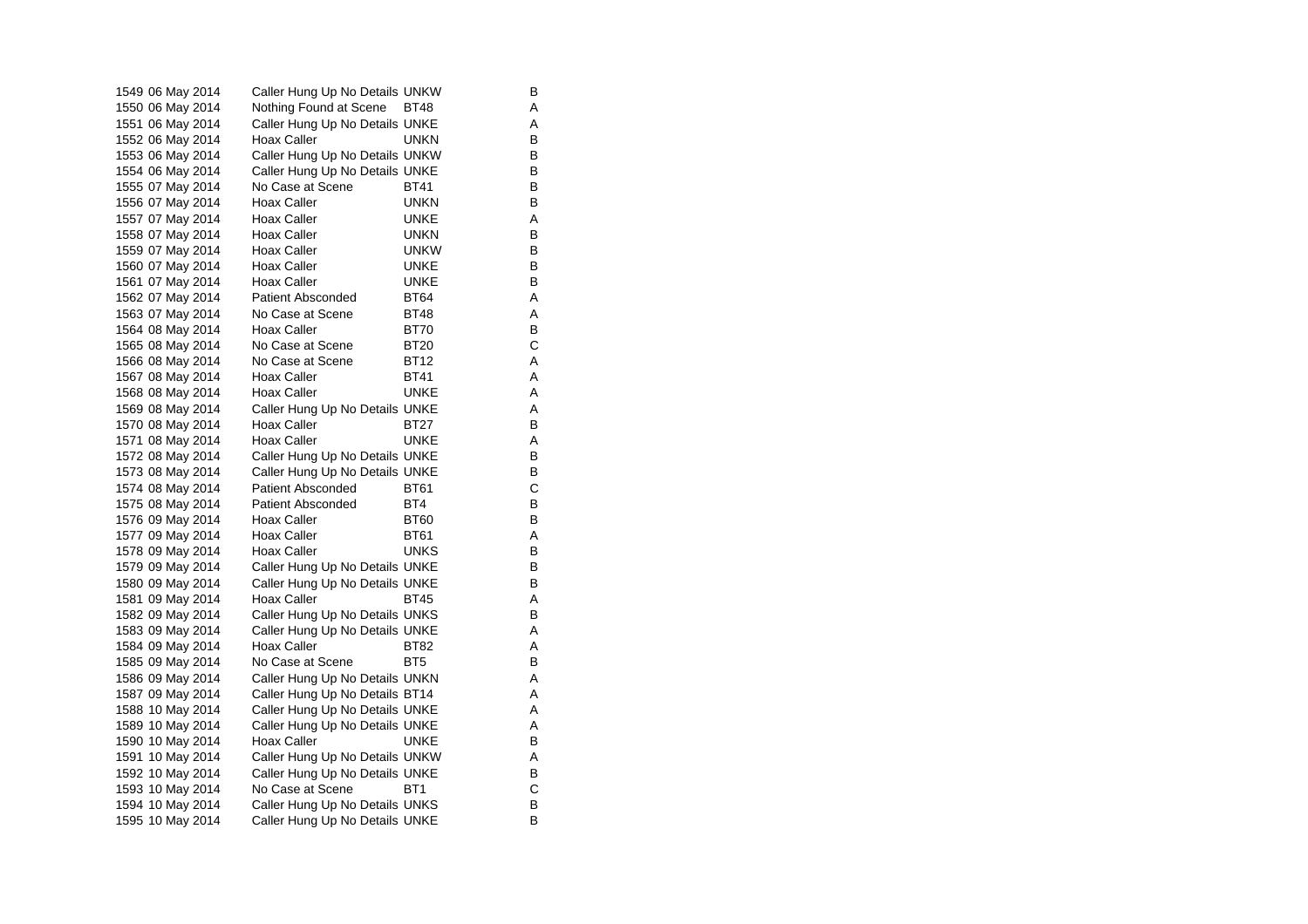| | | | | |
|---|---|---|---|---|
| 1549 | 06 May 2014 | Caller Hung Up No Details | UNKW | B |
| 1550 | 06 May 2014 | Nothing Found at Scene | BT48 | A |
| 1551 | 06 May 2014 | Caller Hung Up No Details | UNKE | A |
| 1552 | 06 May 2014 | Hoax Caller | UNKN | B |
| 1553 | 06 May 2014 | Caller Hung Up No Details | UNKW | B |
| 1554 | 06 May 2014 | Caller Hung Up No Details | UNKE | B |
| 1555 | 07 May 2014 | No Case at Scene | BT41 | B |
| 1556 | 07 May 2014 | Hoax Caller | UNKN | B |
| 1557 | 07 May 2014 | Hoax Caller | UNKE | A |
| 1558 | 07 May 2014 | Hoax Caller | UNKN | B |
| 1559 | 07 May 2014 | Hoax Caller | UNKW | B |
| 1560 | 07 May 2014 | Hoax Caller | UNKE | B |
| 1561 | 07 May 2014 | Hoax Caller | UNKE | B |
| 1562 | 07 May 2014 | Patient Absconded | BT64 | A |
| 1563 | 07 May 2014 | No Case at Scene | BT48 | A |
| 1564 | 08 May 2014 | Hoax Caller | BT70 | B |
| 1565 | 08 May 2014 | No Case at Scene | BT20 | C |
| 1566 | 08 May 2014 | No Case at Scene | BT12 | A |
| 1567 | 08 May 2014 | Hoax Caller | BT41 | A |
| 1568 | 08 May 2014 | Hoax Caller | UNKE | A |
| 1569 | 08 May 2014 | Caller Hung Up No Details | UNKE | A |
| 1570 | 08 May 2014 | Hoax Caller | BT27 | B |
| 1571 | 08 May 2014 | Hoax Caller | UNKE | A |
| 1572 | 08 May 2014 | Caller Hung Up No Details | UNKE | B |
| 1573 | 08 May 2014 | Caller Hung Up No Details | UNKE | B |
| 1574 | 08 May 2014 | Patient Absconded | BT61 | C |
| 1575 | 08 May 2014 | Patient Absconded | BT4 | B |
| 1576 | 09 May 2014 | Hoax Caller | BT60 | B |
| 1577 | 09 May 2014 | Hoax Caller | BT61 | A |
| 1578 | 09 May 2014 | Hoax Caller | UNKS | B |
| 1579 | 09 May 2014 | Caller Hung Up No Details | UNKE | B |
| 1580 | 09 May 2014 | Caller Hung Up No Details | UNKE | B |
| 1581 | 09 May 2014 | Hoax Caller | BT45 | A |
| 1582 | 09 May 2014 | Caller Hung Up No Details | UNKS | B |
| 1583 | 09 May 2014 | Caller Hung Up No Details | UNKE | A |
| 1584 | 09 May 2014 | Hoax Caller | BT82 | A |
| 1585 | 09 May 2014 | No Case at Scene | BT5 | B |
| 1586 | 09 May 2014 | Caller Hung Up No Details | UNKN | A |
| 1587 | 09 May 2014 | Caller Hung Up No Details | BT14 | A |
| 1588 | 10 May 2014 | Caller Hung Up No Details | UNKE | A |
| 1589 | 10 May 2014 | Caller Hung Up No Details | UNKE | A |
| 1590 | 10 May 2014 | Hoax Caller | UNKE | B |
| 1591 | 10 May 2014 | Caller Hung Up No Details | UNKW | A |
| 1592 | 10 May 2014 | Caller Hung Up No Details | UNKE | B |
| 1593 | 10 May 2014 | No Case at Scene | BT1 | C |
| 1594 | 10 May 2014 | Caller Hung Up No Details | UNKS | B |
| 1595 | 10 May 2014 | Caller Hung Up No Details | UNKE | B |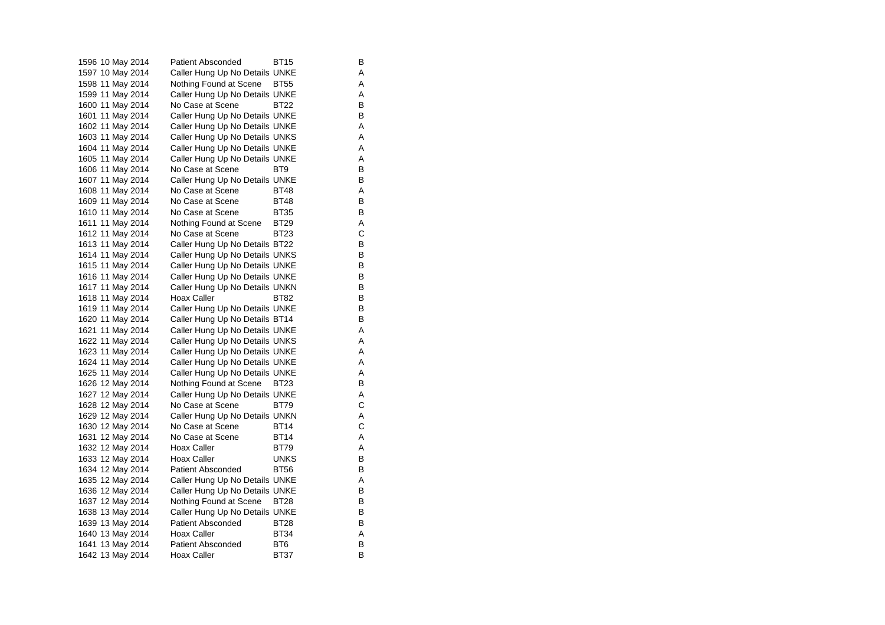| | | | | |
|---|---|---|---|---|
| 1596 | 10 May 2014 | Patient Absconded | BT15 | B |
| 1597 | 10 May 2014 | Caller Hung Up No Details | UNKE | A |
| 1598 | 11 May 2014 | Nothing Found at Scene | BT55 | A |
| 1599 | 11 May 2014 | Caller Hung Up No Details | UNKE | A |
| 1600 | 11 May 2014 | No Case at Scene | BT22 | B |
| 1601 | 11 May 2014 | Caller Hung Up No Details | UNKE | B |
| 1602 | 11 May 2014 | Caller Hung Up No Details | UNKE | A |
| 1603 | 11 May 2014 | Caller Hung Up No Details | UNKS | A |
| 1604 | 11 May 2014 | Caller Hung Up No Details | UNKE | A |
| 1605 | 11 May 2014 | Caller Hung Up No Details | UNKE | A |
| 1606 | 11 May 2014 | No Case at Scene | BT9 | B |
| 1607 | 11 May 2014 | Caller Hung Up No Details | UNKE | B |
| 1608 | 11 May 2014 | No Case at Scene | BT48 | A |
| 1609 | 11 May 2014 | No Case at Scene | BT48 | B |
| 1610 | 11 May 2014 | No Case at Scene | BT35 | B |
| 1611 | 11 May 2014 | Nothing Found at Scene | BT29 | A |
| 1612 | 11 May 2014 | No Case at Scene | BT23 | C |
| 1613 | 11 May 2014 | Caller Hung Up No Details | BT22 | B |
| 1614 | 11 May 2014 | Caller Hung Up No Details | UNKS | B |
| 1615 | 11 May 2014 | Caller Hung Up No Details | UNKE | B |
| 1616 | 11 May 2014 | Caller Hung Up No Details | UNKE | B |
| 1617 | 11 May 2014 | Caller Hung Up No Details | UNKN | B |
| 1618 | 11 May 2014 | Hoax Caller | BT82 | B |
| 1619 | 11 May 2014 | Caller Hung Up No Details | UNKE | B |
| 1620 | 11 May 2014 | Caller Hung Up No Details | BT14 | B |
| 1621 | 11 May 2014 | Caller Hung Up No Details | UNKE | A |
| 1622 | 11 May 2014 | Caller Hung Up No Details | UNKS | A |
| 1623 | 11 May 2014 | Caller Hung Up No Details | UNKE | A |
| 1624 | 11 May 2014 | Caller Hung Up No Details | UNKE | A |
| 1625 | 11 May 2014 | Caller Hung Up No Details | UNKE | A |
| 1626 | 12 May 2014 | Nothing Found at Scene | BT23 | B |
| 1627 | 12 May 2014 | Caller Hung Up No Details | UNKE | A |
| 1628 | 12 May 2014 | No Case at Scene | BT79 | C |
| 1629 | 12 May 2014 | Caller Hung Up No Details | UNKN | A |
| 1630 | 12 May 2014 | No Case at Scene | BT14 | C |
| 1631 | 12 May 2014 | No Case at Scene | BT14 | A |
| 1632 | 12 May 2014 | Hoax Caller | BT79 | A |
| 1633 | 12 May 2014 | Hoax Caller | UNKS | B |
| 1634 | 12 May 2014 | Patient Absconded | BT56 | B |
| 1635 | 12 May 2014 | Caller Hung Up No Details | UNKE | A |
| 1636 | 12 May 2014 | Caller Hung Up No Details | UNKE | B |
| 1637 | 12 May 2014 | Nothing Found at Scene | BT28 | B |
| 1638 | 13 May 2014 | Caller Hung Up No Details | UNKE | B |
| 1639 | 13 May 2014 | Patient Absconded | BT28 | B |
| 1640 | 13 May 2014 | Hoax Caller | BT34 | A |
| 1641 | 13 May 2014 | Patient Absconded | BT6 | B |
| 1642 | 13 May 2014 | Hoax Caller | BT37 | B |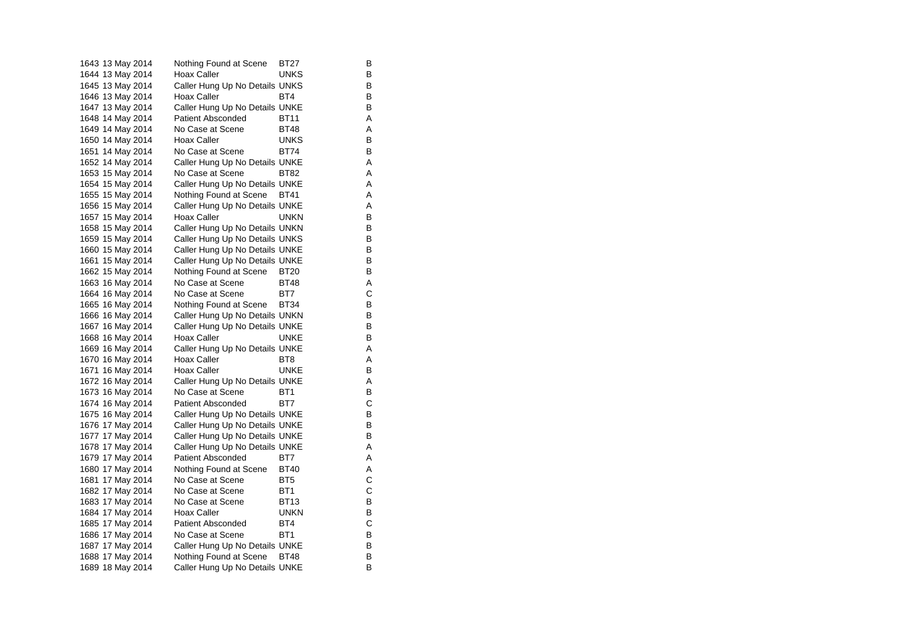| | | | | |
|---|---|---|---|---|
| 1643 | 13 May 2014 | Nothing Found at Scene | BT27 | B |
| 1644 | 13 May 2014 | Hoax Caller | UNKS | B |
| 1645 | 13 May 2014 | Caller Hung Up No Details | UNKS | B |
| 1646 | 13 May 2014 | Hoax Caller | BT4 | B |
| 1647 | 13 May 2014 | Caller Hung Up No Details | UNKE | B |
| 1648 | 14 May 2014 | Patient Absconded | BT11 | A |
| 1649 | 14 May 2014 | No Case at Scene | BT48 | A |
| 1650 | 14 May 2014 | Hoax Caller | UNKS | B |
| 1651 | 14 May 2014 | No Case at Scene | BT74 | B |
| 1652 | 14 May 2014 | Caller Hung Up No Details | UNKE | A |
| 1653 | 15 May 2014 | No Case at Scene | BT82 | A |
| 1654 | 15 May 2014 | Caller Hung Up No Details | UNKE | A |
| 1655 | 15 May 2014 | Nothing Found at Scene | BT41 | A |
| 1656 | 15 May 2014 | Caller Hung Up No Details | UNKE | A |
| 1657 | 15 May 2014 | Hoax Caller | UNKN | B |
| 1658 | 15 May 2014 | Caller Hung Up No Details | UNKN | B |
| 1659 | 15 May 2014 | Caller Hung Up No Details | UNKS | B |
| 1660 | 15 May 2014 | Caller Hung Up No Details | UNKE | B |
| 1661 | 15 May 2014 | Caller Hung Up No Details | UNKE | B |
| 1662 | 15 May 2014 | Nothing Found at Scene | BT20 | B |
| 1663 | 16 May 2014 | No Case at Scene | BT48 | A |
| 1664 | 16 May 2014 | No Case at Scene | BT7 | C |
| 1665 | 16 May 2014 | Nothing Found at Scene | BT34 | B |
| 1666 | 16 May 2014 | Caller Hung Up No Details | UNKN | B |
| 1667 | 16 May 2014 | Caller Hung Up No Details | UNKE | B |
| 1668 | 16 May 2014 | Hoax Caller | UNKE | B |
| 1669 | 16 May 2014 | Caller Hung Up No Details | UNKE | A |
| 1670 | 16 May 2014 | Hoax Caller | BT8 | A |
| 1671 | 16 May 2014 | Hoax Caller | UNKE | B |
| 1672 | 16 May 2014 | Caller Hung Up No Details | UNKE | A |
| 1673 | 16 May 2014 | No Case at Scene | BT1 | B |
| 1674 | 16 May 2014 | Patient Absconded | BT7 | C |
| 1675 | 16 May 2014 | Caller Hung Up No Details | UNKE | B |
| 1676 | 17 May 2014 | Caller Hung Up No Details | UNKE | B |
| 1677 | 17 May 2014 | Caller Hung Up No Details | UNKE | B |
| 1678 | 17 May 2014 | Caller Hung Up No Details | UNKE | A |
| 1679 | 17 May 2014 | Patient Absconded | BT7 | A |
| 1680 | 17 May 2014 | Nothing Found at Scene | BT40 | A |
| 1681 | 17 May 2014 | No Case at Scene | BT5 | C |
| 1682 | 17 May 2014 | No Case at Scene | BT1 | C |
| 1683 | 17 May 2014 | No Case at Scene | BT13 | B |
| 1684 | 17 May 2014 | Hoax Caller | UNKN | B |
| 1685 | 17 May 2014 | Patient Absconded | BT4 | C |
| 1686 | 17 May 2014 | No Case at Scene | BT1 | B |
| 1687 | 17 May 2014 | Caller Hung Up No Details | UNKE | B |
| 1688 | 17 May 2014 | Nothing Found at Scene | BT48 | B |
| 1689 | 18 May 2014 | Caller Hung Up No Details | UNKE | B |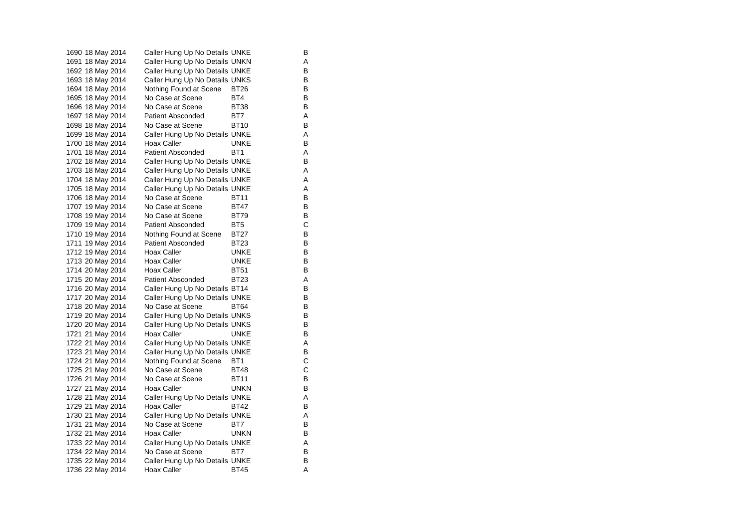| | | | | |
|---|---|---|---|---|
| 1690 | 18 May 2014 | Caller Hung Up No Details | UNKE | B |
| 1691 | 18 May 2014 | Caller Hung Up No Details | UNKN | A |
| 1692 | 18 May 2014 | Caller Hung Up No Details | UNKE | B |
| 1693 | 18 May 2014 | Caller Hung Up No Details | UNKS | B |
| 1694 | 18 May 2014 | Nothing Found at Scene | BT26 | B |
| 1695 | 18 May 2014 | No Case at Scene | BT4 | B |
| 1696 | 18 May 2014 | No Case at Scene | BT38 | B |
| 1697 | 18 May 2014 | Patient Absconded | BT7 | A |
| 1698 | 18 May 2014 | No Case at Scene | BT10 | B |
| 1699 | 18 May 2014 | Caller Hung Up No Details | UNKE | A |
| 1700 | 18 May 2014 | Hoax Caller | UNKE | B |
| 1701 | 18 May 2014 | Patient Absconded | BT1 | A |
| 1702 | 18 May 2014 | Caller Hung Up No Details | UNKE | B |
| 1703 | 18 May 2014 | Caller Hung Up No Details | UNKE | A |
| 1704 | 18 May 2014 | Caller Hung Up No Details | UNKE | A |
| 1705 | 18 May 2014 | Caller Hung Up No Details | UNKE | A |
| 1706 | 18 May 2014 | No Case at Scene | BT11 | B |
| 1707 | 19 May 2014 | No Case at Scene | BT47 | B |
| 1708 | 19 May 2014 | No Case at Scene | BT79 | B |
| 1709 | 19 May 2014 | Patient Absconded | BT5 | C |
| 1710 | 19 May 2014 | Nothing Found at Scene | BT27 | B |
| 1711 | 19 May 2014 | Patient Absconded | BT23 | B |
| 1712 | 19 May 2014 | Hoax Caller | UNKE | B |
| 1713 | 20 May 2014 | Hoax Caller | UNKE | B |
| 1714 | 20 May 2014 | Hoax Caller | BT51 | B |
| 1715 | 20 May 2014 | Patient Absconded | BT23 | A |
| 1716 | 20 May 2014 | Caller Hung Up No Details | BT14 | B |
| 1717 | 20 May 2014 | Caller Hung Up No Details | UNKE | B |
| 1718 | 20 May 2014 | No Case at Scene | BT64 | B |
| 1719 | 20 May 2014 | Caller Hung Up No Details | UNKS | B |
| 1720 | 20 May 2014 | Caller Hung Up No Details | UNKS | B |
| 1721 | 21 May 2014 | Hoax Caller | UNKE | B |
| 1722 | 21 May 2014 | Caller Hung Up No Details | UNKE | A |
| 1723 | 21 May 2014 | Caller Hung Up No Details | UNKE | B |
| 1724 | 21 May 2014 | Nothing Found at Scene | BT1 | C |
| 1725 | 21 May 2014 | No Case at Scene | BT48 | C |
| 1726 | 21 May 2014 | No Case at Scene | BT11 | B |
| 1727 | 21 May 2014 | Hoax Caller | UNKN | B |
| 1728 | 21 May 2014 | Caller Hung Up No Details | UNKE | A |
| 1729 | 21 May 2014 | Hoax Caller | BT42 | B |
| 1730 | 21 May 2014 | Caller Hung Up No Details | UNKE | A |
| 1731 | 21 May 2014 | No Case at Scene | BT7 | B |
| 1732 | 21 May 2014 | Hoax Caller | UNKN | B |
| 1733 | 22 May 2014 | Caller Hung Up No Details | UNKE | A |
| 1734 | 22 May 2014 | No Case at Scene | BT7 | B |
| 1735 | 22 May 2014 | Caller Hung Up No Details | UNKE | B |
| 1736 | 22 May 2014 | Hoax Caller | BT45 | A |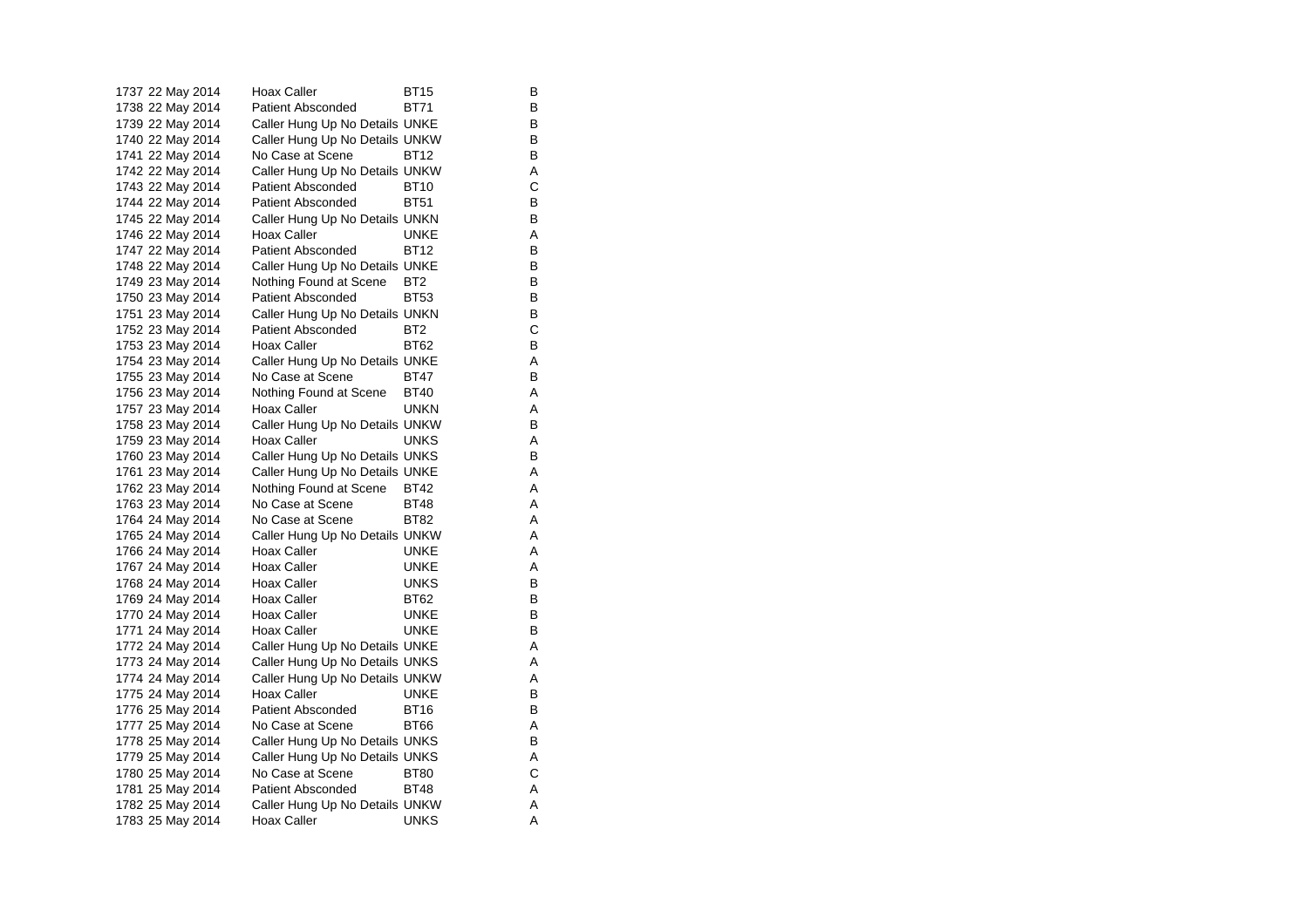| | | | | |
|---|---|---|---|---|
| 1737 | 22 May 2014 | Hoax Caller | BT15 | B |
| 1738 | 22 May 2014 | Patient Absconded | BT71 | B |
| 1739 | 22 May 2014 | Caller Hung Up No Details | UNKE | B |
| 1740 | 22 May 2014 | Caller Hung Up No Details | UNKW | B |
| 1741 | 22 May 2014 | No Case at Scene | BT12 | B |
| 1742 | 22 May 2014 | Caller Hung Up No Details | UNKW | A |
| 1743 | 22 May 2014 | Patient Absconded | BT10 | C |
| 1744 | 22 May 2014 | Patient Absconded | BT51 | B |
| 1745 | 22 May 2014 | Caller Hung Up No Details | UNKN | B |
| 1746 | 22 May 2014 | Hoax Caller | UNKE | A |
| 1747 | 22 May 2014 | Patient Absconded | BT12 | B |
| 1748 | 22 May 2014 | Caller Hung Up No Details | UNKE | B |
| 1749 | 23 May 2014 | Nothing Found at Scene | BT2 | B |
| 1750 | 23 May 2014 | Patient Absconded | BT53 | B |
| 1751 | 23 May 2014 | Caller Hung Up No Details | UNKN | B |
| 1752 | 23 May 2014 | Patient Absconded | BT2 | C |
| 1753 | 23 May 2014 | Hoax Caller | BT62 | B |
| 1754 | 23 May 2014 | Caller Hung Up No Details | UNKE | A |
| 1755 | 23 May 2014 | No Case at Scene | BT47 | B |
| 1756 | 23 May 2014 | Nothing Found at Scene | BT40 | A |
| 1757 | 23 May 2014 | Hoax Caller | UNKN | A |
| 1758 | 23 May 2014 | Caller Hung Up No Details | UNKW | B |
| 1759 | 23 May 2014 | Hoax Caller | UNKS | A |
| 1760 | 23 May 2014 | Caller Hung Up No Details | UNKS | B |
| 1761 | 23 May 2014 | Caller Hung Up No Details | UNKE | A |
| 1762 | 23 May 2014 | Nothing Found at Scene | BT42 | A |
| 1763 | 23 May 2014 | No Case at Scene | BT48 | A |
| 1764 | 24 May 2014 | No Case at Scene | BT82 | A |
| 1765 | 24 May 2014 | Caller Hung Up No Details | UNKW | A |
| 1766 | 24 May 2014 | Hoax Caller | UNKE | A |
| 1767 | 24 May 2014 | Hoax Caller | UNKE | A |
| 1768 | 24 May 2014 | Hoax Caller | UNKS | B |
| 1769 | 24 May 2014 | Hoax Caller | BT62 | B |
| 1770 | 24 May 2014 | Hoax Caller | UNKE | B |
| 1771 | 24 May 2014 | Hoax Caller | UNKE | B |
| 1772 | 24 May 2014 | Caller Hung Up No Details | UNKE | A |
| 1773 | 24 May 2014 | Caller Hung Up No Details | UNKS | A |
| 1774 | 24 May 2014 | Caller Hung Up No Details | UNKW | A |
| 1775 | 24 May 2014 | Hoax Caller | UNKE | B |
| 1776 | 25 May 2014 | Patient Absconded | BT16 | B |
| 1777 | 25 May 2014 | No Case at Scene | BT66 | A |
| 1778 | 25 May 2014 | Caller Hung Up No Details | UNKS | B |
| 1779 | 25 May 2014 | Caller Hung Up No Details | UNKS | A |
| 1780 | 25 May 2014 | No Case at Scene | BT80 | C |
| 1781 | 25 May 2014 | Patient Absconded | BT48 | A |
| 1782 | 25 May 2014 | Caller Hung Up No Details | UNKW | A |
| 1783 | 25 May 2014 | Hoax Caller | UNKS | A |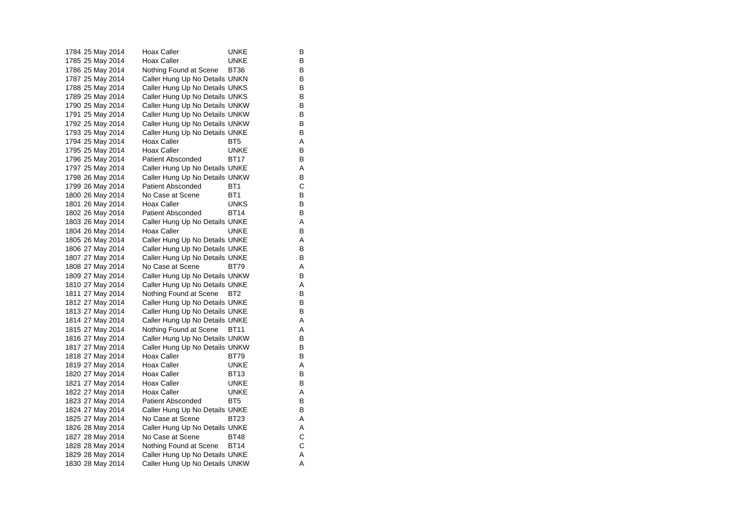| | | | | |
|---|---|---|---|---|
| 1784 | 25 May 2014 | Hoax Caller | UNKE | B |
| 1785 | 25 May 2014 | Hoax Caller | UNKE | B |
| 1786 | 25 May 2014 | Nothing Found at Scene | BT36 | B |
| 1787 | 25 May 2014 | Caller Hung Up No Details | UNKN | B |
| 1788 | 25 May 2014 | Caller Hung Up No Details | UNKS | B |
| 1789 | 25 May 2014 | Caller Hung Up No Details | UNKS | B |
| 1790 | 25 May 2014 | Caller Hung Up No Details | UNKW | B |
| 1791 | 25 May 2014 | Caller Hung Up No Details | UNKW | B |
| 1792 | 25 May 2014 | Caller Hung Up No Details | UNKW | B |
| 1793 | 25 May 2014 | Caller Hung Up No Details | UNKE | B |
| 1794 | 25 May 2014 | Hoax Caller | BT5 | A |
| 1795 | 25 May 2014 | Hoax Caller | UNKE | B |
| 1796 | 25 May 2014 | Patient Absconded | BT17 | B |
| 1797 | 25 May 2014 | Caller Hung Up No Details | UNKE | A |
| 1798 | 26 May 2014 | Caller Hung Up No Details | UNKW | B |
| 1799 | 26 May 2014 | Patient Absconded | BT1 | C |
| 1800 | 26 May 2014 | No Case at Scene | BT1 | B |
| 1801 | 26 May 2014 | Hoax Caller | UNKS | B |
| 1802 | 26 May 2014 | Patient Absconded | BT14 | B |
| 1803 | 26 May 2014 | Caller Hung Up No Details | UNKE | A |
| 1804 | 26 May 2014 | Hoax Caller | UNKE | B |
| 1805 | 26 May 2014 | Caller Hung Up No Details | UNKE | A |
| 1806 | 27 May 2014 | Caller Hung Up No Details | UNKE | B |
| 1807 | 27 May 2014 | Caller Hung Up No Details | UNKE | B |
| 1808 | 27 May 2014 | No Case at Scene | BT79 | A |
| 1809 | 27 May 2014 | Caller Hung Up No Details | UNKW | B |
| 1810 | 27 May 2014 | Caller Hung Up No Details | UNKE | A |
| 1811 | 27 May 2014 | Nothing Found at Scene | BT2 | B |
| 1812 | 27 May 2014 | Caller Hung Up No Details | UNKE | B |
| 1813 | 27 May 2014 | Caller Hung Up No Details | UNKE | B |
| 1814 | 27 May 2014 | Caller Hung Up No Details | UNKE | A |
| 1815 | 27 May 2014 | Nothing Found at Scene | BT11 | A |
| 1816 | 27 May 2014 | Caller Hung Up No Details | UNKW | B |
| 1817 | 27 May 2014 | Caller Hung Up No Details | UNKW | B |
| 1818 | 27 May 2014 | Hoax Caller | BT79 | B |
| 1819 | 27 May 2014 | Hoax Caller | UNKE | A |
| 1820 | 27 May 2014 | Hoax Caller | BT13 | B |
| 1821 | 27 May 2014 | Hoax Caller | UNKE | B |
| 1822 | 27 May 2014 | Hoax Caller | UNKE | A |
| 1823 | 27 May 2014 | Patient Absconded | BT5 | B |
| 1824 | 27 May 2014 | Caller Hung Up No Details | UNKE | B |
| 1825 | 27 May 2014 | No Case at Scene | BT23 | A |
| 1826 | 28 May 2014 | Caller Hung Up No Details | UNKE | A |
| 1827 | 28 May 2014 | No Case at Scene | BT48 | C |
| 1828 | 28 May 2014 | Nothing Found at Scene | BT14 | C |
| 1829 | 28 May 2014 | Caller Hung Up No Details | UNKE | A |
| 1830 | 28 May 2014 | Caller Hung Up No Details | UNKW | A |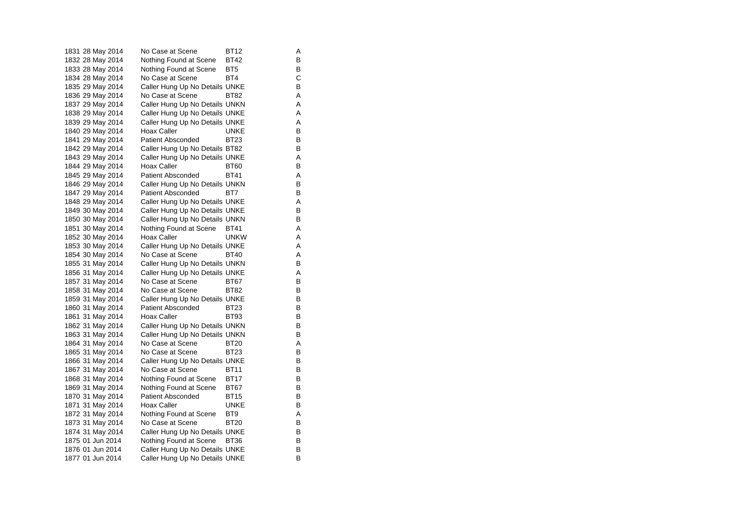| | | | | |
|---|---|---|---|---|
| 1831 | 28 May 2014 | No Case at Scene | BT12 | A |
| 1832 | 28 May 2014 | Nothing Found at Scene | BT42 | B |
| 1833 | 28 May 2014 | Nothing Found at Scene | BT5 | B |
| 1834 | 28 May 2014 | No Case at Scene | BT4 | C |
| 1835 | 29 May 2014 | Caller Hung Up No Details | UNKE | B |
| 1836 | 29 May 2014 | No Case at Scene | BT82 | A |
| 1837 | 29 May 2014 | Caller Hung Up No Details | UNKN | A |
| 1838 | 29 May 2014 | Caller Hung Up No Details | UNKE | A |
| 1839 | 29 May 2014 | Caller Hung Up No Details | UNKE | A |
| 1840 | 29 May 2014 | Hoax Caller | UNKE | B |
| 1841 | 29 May 2014 | Patient Absconded | BT23 | B |
| 1842 | 29 May 2014 | Caller Hung Up No Details | BT82 | B |
| 1843 | 29 May 2014 | Caller Hung Up No Details | UNKE | A |
| 1844 | 29 May 2014 | Hoax Caller | BT60 | B |
| 1845 | 29 May 2014 | Patient Absconded | BT41 | A |
| 1846 | 29 May 2014 | Caller Hung Up No Details | UNKN | B |
| 1847 | 29 May 2014 | Patient Absconded | BT7 | B |
| 1848 | 29 May 2014 | Caller Hung Up No Details | UNKE | A |
| 1849 | 30 May 2014 | Caller Hung Up No Details | UNKE | B |
| 1850 | 30 May 2014 | Caller Hung Up No Details | UNKN | B |
| 1851 | 30 May 2014 | Nothing Found at Scene | BT41 | A |
| 1852 | 30 May 2014 | Hoax Caller | UNKW | A |
| 1853 | 30 May 2014 | Caller Hung Up No Details | UNKE | A |
| 1854 | 30 May 2014 | No Case at Scene | BT40 | A |
| 1855 | 31 May 2014 | Caller Hung Up No Details | UNKN | B |
| 1856 | 31 May 2014 | Caller Hung Up No Details | UNKE | A |
| 1857 | 31 May 2014 | No Case at Scene | BT67 | B |
| 1858 | 31 May 2014 | No Case at Scene | BT82 | B |
| 1859 | 31 May 2014 | Caller Hung Up No Details | UNKE | B |
| 1860 | 31 May 2014 | Patient Absconded | BT23 | B |
| 1861 | 31 May 2014 | Hoax Caller | BT93 | B |
| 1862 | 31 May 2014 | Caller Hung Up No Details | UNKN | B |
| 1863 | 31 May 2014 | Caller Hung Up No Details | UNKN | B |
| 1864 | 31 May 2014 | No Case at Scene | BT20 | A |
| 1865 | 31 May 2014 | No Case at Scene | BT23 | B |
| 1866 | 31 May 2014 | Caller Hung Up No Details | UNKE | B |
| 1867 | 31 May 2014 | No Case at Scene | BT11 | B |
| 1868 | 31 May 2014 | Nothing Found at Scene | BT17 | B |
| 1869 | 31 May 2014 | Nothing Found at Scene | BT67 | B |
| 1870 | 31 May 2014 | Patient Absconded | BT15 | B |
| 1871 | 31 May 2014 | Hoax Caller | UNKE | B |
| 1872 | 31 May 2014 | Nothing Found at Scene | BT9 | A |
| 1873 | 31 May 2014 | No Case at Scene | BT20 | B |
| 1874 | 31 May 2014 | Caller Hung Up No Details | UNKE | B |
| 1875 | 01 Jun 2014 | Nothing Found at Scene | BT36 | B |
| 1876 | 01 Jun 2014 | Caller Hung Up No Details | UNKE | B |
| 1877 | 01 Jun 2014 | Caller Hung Up No Details | UNKE | B |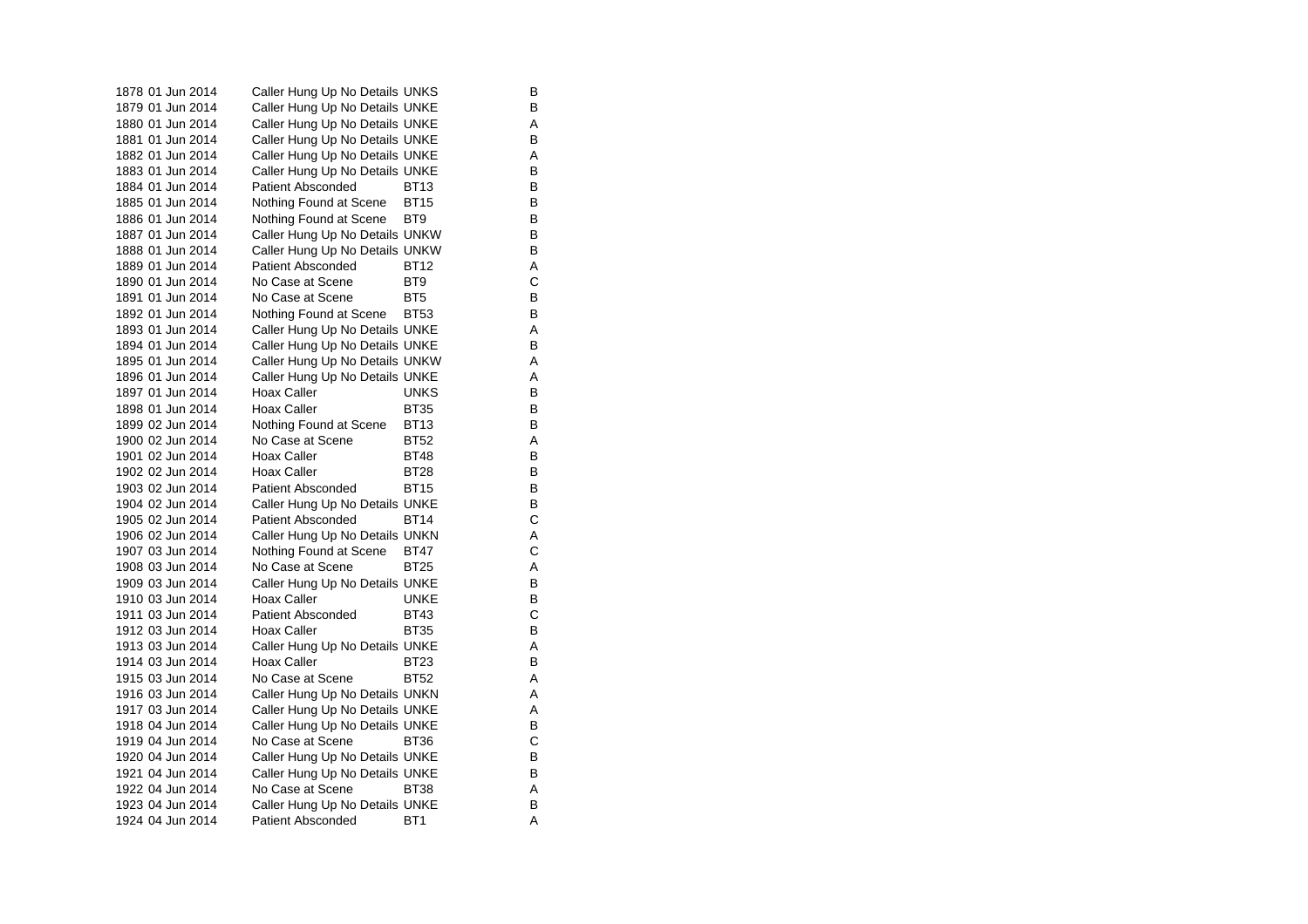| | | | | |
|---|---|---|---|---|
| 1878 | 01 Jun 2014 | Caller Hung Up No Details | UNKS | B |
| 1879 | 01 Jun 2014 | Caller Hung Up No Details | UNKE | B |
| 1880 | 01 Jun 2014 | Caller Hung Up No Details | UNKE | A |
| 1881 | 01 Jun 2014 | Caller Hung Up No Details | UNKE | B |
| 1882 | 01 Jun 2014 | Caller Hung Up No Details | UNKE | A |
| 1883 | 01 Jun 2014 | Caller Hung Up No Details | UNKE | B |
| 1884 | 01 Jun 2014 | Patient Absconded | BT13 | B |
| 1885 | 01 Jun 2014 | Nothing Found at Scene | BT15 | B |
| 1886 | 01 Jun 2014 | Nothing Found at Scene | BT9 | B |
| 1887 | 01 Jun 2014 | Caller Hung Up No Details | UNKW | B |
| 1888 | 01 Jun 2014 | Caller Hung Up No Details | UNKW | B |
| 1889 | 01 Jun 2014 | Patient Absconded | BT12 | A |
| 1890 | 01 Jun 2014 | No Case at Scene | BT9 | C |
| 1891 | 01 Jun 2014 | No Case at Scene | BT5 | B |
| 1892 | 01 Jun 2014 | Nothing Found at Scene | BT53 | B |
| 1893 | 01 Jun 2014 | Caller Hung Up No Details | UNKE | A |
| 1894 | 01 Jun 2014 | Caller Hung Up No Details | UNKE | B |
| 1895 | 01 Jun 2014 | Caller Hung Up No Details | UNKW | A |
| 1896 | 01 Jun 2014 | Caller Hung Up No Details | UNKE | A |
| 1897 | 01 Jun 2014 | Hoax Caller | UNKS | B |
| 1898 | 01 Jun 2014 | Hoax Caller | BT35 | B |
| 1899 | 02 Jun 2014 | Nothing Found at Scene | BT13 | B |
| 1900 | 02 Jun 2014 | No Case at Scene | BT52 | A |
| 1901 | 02 Jun 2014 | Hoax Caller | BT48 | B |
| 1902 | 02 Jun 2014 | Hoax Caller | BT28 | B |
| 1903 | 02 Jun 2014 | Patient Absconded | BT15 | B |
| 1904 | 02 Jun 2014 | Caller Hung Up No Details | UNKE | B |
| 1905 | 02 Jun 2014 | Patient Absconded | BT14 | C |
| 1906 | 02 Jun 2014 | Caller Hung Up No Details | UNKN | A |
| 1907 | 03 Jun 2014 | Nothing Found at Scene | BT47 | C |
| 1908 | 03 Jun 2014 | No Case at Scene | BT25 | A |
| 1909 | 03 Jun 2014 | Caller Hung Up No Details | UNKE | B |
| 1910 | 03 Jun 2014 | Hoax Caller | UNKE | B |
| 1911 | 03 Jun 2014 | Patient Absconded | BT43 | C |
| 1912 | 03 Jun 2014 | Hoax Caller | BT35 | B |
| 1913 | 03 Jun 2014 | Caller Hung Up No Details | UNKE | A |
| 1914 | 03 Jun 2014 | Hoax Caller | BT23 | B |
| 1915 | 03 Jun 2014 | No Case at Scene | BT52 | A |
| 1916 | 03 Jun 2014 | Caller Hung Up No Details | UNKN | A |
| 1917 | 03 Jun 2014 | Caller Hung Up No Details | UNKE | A |
| 1918 | 04 Jun 2014 | Caller Hung Up No Details | UNKE | B |
| 1919 | 04 Jun 2014 | No Case at Scene | BT36 | C |
| 1920 | 04 Jun 2014 | Caller Hung Up No Details | UNKE | B |
| 1921 | 04 Jun 2014 | Caller Hung Up No Details | UNKE | B |
| 1922 | 04 Jun 2014 | No Case at Scene | BT38 | A |
| 1923 | 04 Jun 2014 | Caller Hung Up No Details | UNKE | B |
| 1924 | 04 Jun 2014 | Patient Absconded | BT1 | A |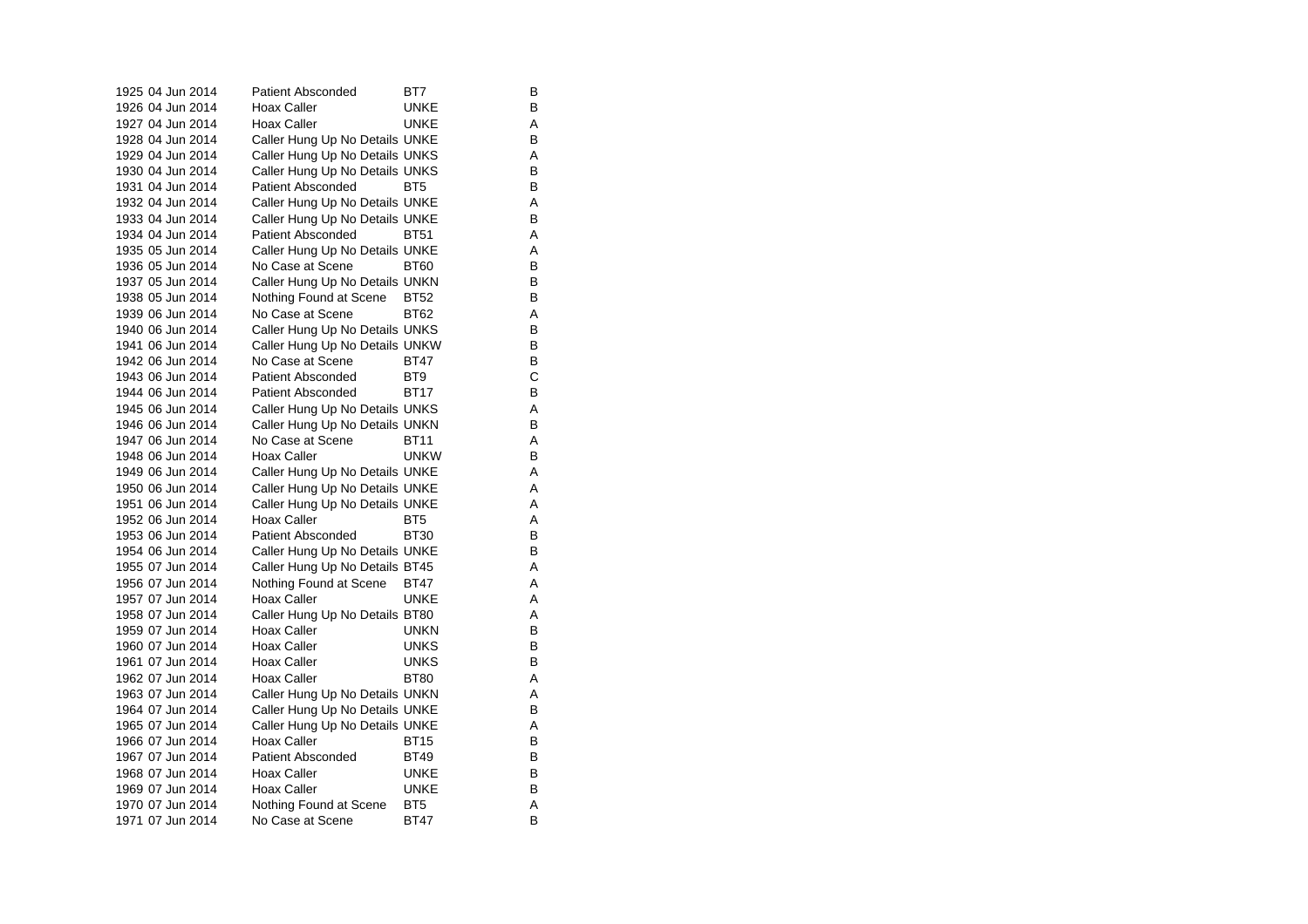| | | | | |
|---|---|---|---|---|
| 1925 | 04 Jun 2014 | Patient Absconded | BT7 | B |
| 1926 | 04 Jun 2014 | Hoax Caller | UNKE | B |
| 1927 | 04 Jun 2014 | Hoax Caller | UNKE | A |
| 1928 | 04 Jun 2014 | Caller Hung Up No Details | UNKE | B |
| 1929 | 04 Jun 2014 | Caller Hung Up No Details | UNKS | A |
| 1930 | 04 Jun 2014 | Caller Hung Up No Details | UNKS | B |
| 1931 | 04 Jun 2014 | Patient Absconded | BT5 | B |
| 1932 | 04 Jun 2014 | Caller Hung Up No Details | UNKE | A |
| 1933 | 04 Jun 2014 | Caller Hung Up No Details | UNKE | B |
| 1934 | 04 Jun 2014 | Patient Absconded | BT51 | A |
| 1935 | 05 Jun 2014 | Caller Hung Up No Details | UNKE | A |
| 1936 | 05 Jun 2014 | No Case at Scene | BT60 | B |
| 1937 | 05 Jun 2014 | Caller Hung Up No Details | UNKN | B |
| 1938 | 05 Jun 2014 | Nothing Found at Scene | BT52 | B |
| 1939 | 06 Jun 2014 | No Case at Scene | BT62 | A |
| 1940 | 06 Jun 2014 | Caller Hung Up No Details | UNKS | B |
| 1941 | 06 Jun 2014 | Caller Hung Up No Details | UNKW | B |
| 1942 | 06 Jun 2014 | No Case at Scene | BT47 | B |
| 1943 | 06 Jun 2014 | Patient Absconded | BT9 | C |
| 1944 | 06 Jun 2014 | Patient Absconded | BT17 | B |
| 1945 | 06 Jun 2014 | Caller Hung Up No Details | UNKS | A |
| 1946 | 06 Jun 2014 | Caller Hung Up No Details | UNKN | B |
| 1947 | 06 Jun 2014 | No Case at Scene | BT11 | A |
| 1948 | 06 Jun 2014 | Hoax Caller | UNKW | B |
| 1949 | 06 Jun 2014 | Caller Hung Up No Details | UNKE | A |
| 1950 | 06 Jun 2014 | Caller Hung Up No Details | UNKE | A |
| 1951 | 06 Jun 2014 | Caller Hung Up No Details | UNKE | A |
| 1952 | 06 Jun 2014 | Hoax Caller | BT5 | A |
| 1953 | 06 Jun 2014 | Patient Absconded | BT30 | B |
| 1954 | 06 Jun 2014 | Caller Hung Up No Details | UNKE | B |
| 1955 | 07 Jun 2014 | Caller Hung Up No Details | BT45 | A |
| 1956 | 07 Jun 2014 | Nothing Found at Scene | BT47 | A |
| 1957 | 07 Jun 2014 | Hoax Caller | UNKE | A |
| 1958 | 07 Jun 2014 | Caller Hung Up No Details | BT80 | A |
| 1959 | 07 Jun 2014 | Hoax Caller | UNKN | B |
| 1960 | 07 Jun 2014 | Hoax Caller | UNKS | B |
| 1961 | 07 Jun 2014 | Hoax Caller | UNKS | B |
| 1962 | 07 Jun 2014 | Hoax Caller | BT80 | A |
| 1963 | 07 Jun 2014 | Caller Hung Up No Details | UNKN | A |
| 1964 | 07 Jun 2014 | Caller Hung Up No Details | UNKE | B |
| 1965 | 07 Jun 2014 | Caller Hung Up No Details | UNKE | A |
| 1966 | 07 Jun 2014 | Hoax Caller | BT15 | B |
| 1967 | 07 Jun 2014 | Patient Absconded | BT49 | B |
| 1968 | 07 Jun 2014 | Hoax Caller | UNKE | B |
| 1969 | 07 Jun 2014 | Hoax Caller | UNKE | B |
| 1970 | 07 Jun 2014 | Nothing Found at Scene | BT5 | A |
| 1971 | 07 Jun 2014 | No Case at Scene | BT47 | B |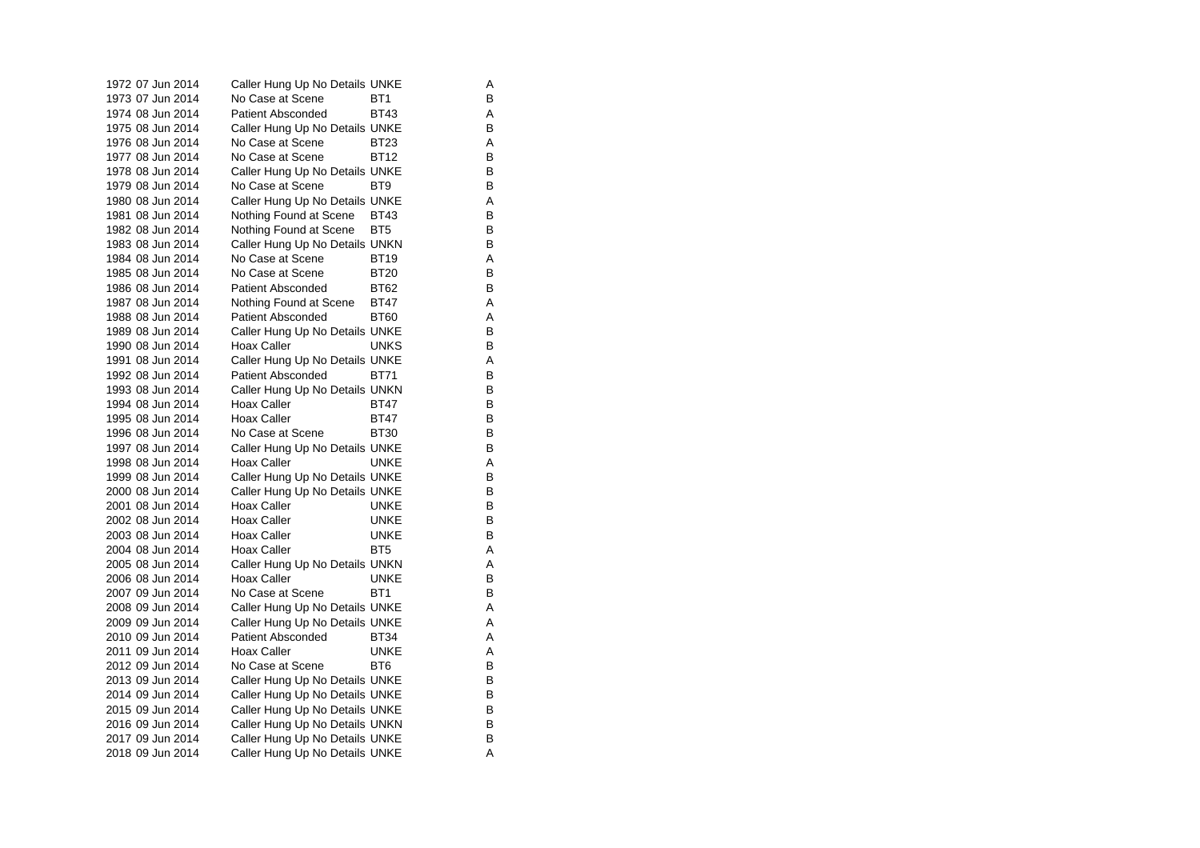| | | | | |
|---|---|---|---|---|
| 1972 | 07 Jun 2014 | Caller Hung Up No Details | UNKE | A |
| 1973 | 07 Jun 2014 | No Case at Scene | BT1 | B |
| 1974 | 08 Jun 2014 | Patient Absconded | BT43 | A |
| 1975 | 08 Jun 2014 | Caller Hung Up No Details | UNKE | B |
| 1976 | 08 Jun 2014 | No Case at Scene | BT23 | A |
| 1977 | 08 Jun 2014 | No Case at Scene | BT12 | B |
| 1978 | 08 Jun 2014 | Caller Hung Up No Details | UNKE | B |
| 1979 | 08 Jun 2014 | No Case at Scene | BT9 | B |
| 1980 | 08 Jun 2014 | Caller Hung Up No Details | UNKE | A |
| 1981 | 08 Jun 2014 | Nothing Found at Scene | BT43 | B |
| 1982 | 08 Jun 2014 | Nothing Found at Scene | BT5 | B |
| 1983 | 08 Jun 2014 | Caller Hung Up No Details | UNKN | B |
| 1984 | 08 Jun 2014 | No Case at Scene | BT19 | A |
| 1985 | 08 Jun 2014 | No Case at Scene | BT20 | B |
| 1986 | 08 Jun 2014 | Patient Absconded | BT62 | B |
| 1987 | 08 Jun 2014 | Nothing Found at Scene | BT47 | A |
| 1988 | 08 Jun 2014 | Patient Absconded | BT60 | A |
| 1989 | 08 Jun 2014 | Caller Hung Up No Details | UNKE | B |
| 1990 | 08 Jun 2014 | Hoax Caller | UNKS | B |
| 1991 | 08 Jun 2014 | Caller Hung Up No Details | UNKE | A |
| 1992 | 08 Jun 2014 | Patient Absconded | BT71 | B |
| 1993 | 08 Jun 2014 | Caller Hung Up No Details | UNKN | B |
| 1994 | 08 Jun 2014 | Hoax Caller | BT47 | B |
| 1995 | 08 Jun 2014 | Hoax Caller | BT47 | B |
| 1996 | 08 Jun 2014 | No Case at Scene | BT30 | B |
| 1997 | 08 Jun 2014 | Caller Hung Up No Details | UNKE | B |
| 1998 | 08 Jun 2014 | Hoax Caller | UNKE | A |
| 1999 | 08 Jun 2014 | Caller Hung Up No Details | UNKE | B |
| 2000 | 08 Jun 2014 | Caller Hung Up No Details | UNKE | B |
| 2001 | 08 Jun 2014 | Hoax Caller | UNKE | B |
| 2002 | 08 Jun 2014 | Hoax Caller | UNKE | B |
| 2003 | 08 Jun 2014 | Hoax Caller | UNKE | B |
| 2004 | 08 Jun 2014 | Hoax Caller | BT5 | A |
| 2005 | 08 Jun 2014 | Caller Hung Up No Details | UNKN | A |
| 2006 | 08 Jun 2014 | Hoax Caller | UNKE | B |
| 2007 | 09 Jun 2014 | No Case at Scene | BT1 | B |
| 2008 | 09 Jun 2014 | Caller Hung Up No Details | UNKE | A |
| 2009 | 09 Jun 2014 | Caller Hung Up No Details | UNKE | A |
| 2010 | 09 Jun 2014 | Patient Absconded | BT34 | A |
| 2011 | 09 Jun 2014 | Hoax Caller | UNKE | A |
| 2012 | 09 Jun 2014 | No Case at Scene | BT6 | B |
| 2013 | 09 Jun 2014 | Caller Hung Up No Details | UNKE | B |
| 2014 | 09 Jun 2014 | Caller Hung Up No Details | UNKE | B |
| 2015 | 09 Jun 2014 | Caller Hung Up No Details | UNKE | B |
| 2016 | 09 Jun 2014 | Caller Hung Up No Details | UNKN | B |
| 2017 | 09 Jun 2014 | Caller Hung Up No Details | UNKE | B |
| 2018 | 09 Jun 2014 | Caller Hung Up No Details | UNKE | A |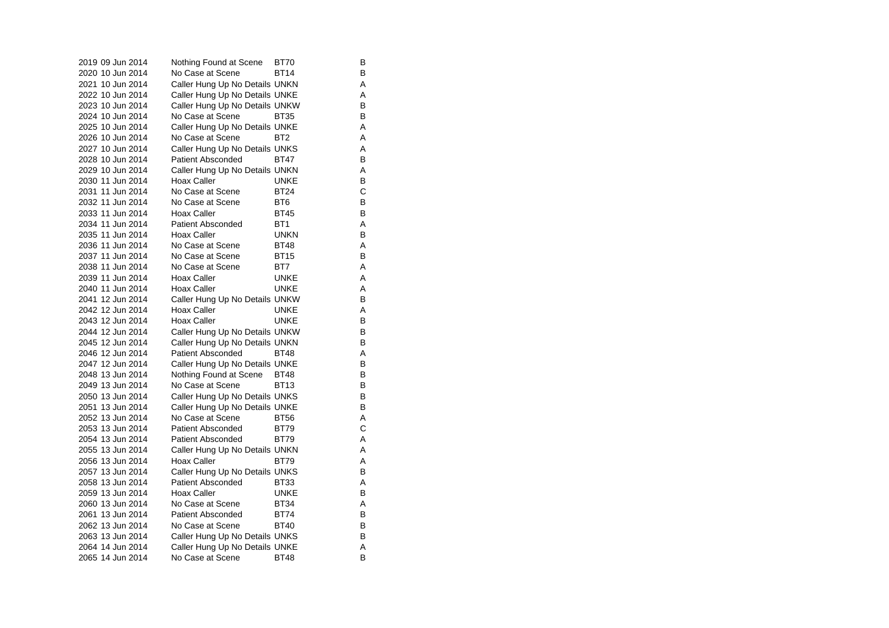| | | | | |
|---|---|---|---|---|
| 2019 | 09 Jun 2014 | Nothing Found at Scene | BT70 | B |
| 2020 | 10 Jun 2014 | No Case at Scene | BT14 | B |
| 2021 | 10 Jun 2014 | Caller Hung Up No Details | UNKN | A |
| 2022 | 10 Jun 2014 | Caller Hung Up No Details | UNKE | A |
| 2023 | 10 Jun 2014 | Caller Hung Up No Details | UNKW | B |
| 2024 | 10 Jun 2014 | No Case at Scene | BT35 | B |
| 2025 | 10 Jun 2014 | Caller Hung Up No Details | UNKE | A |
| 2026 | 10 Jun 2014 | No Case at Scene | BT2 | A |
| 2027 | 10 Jun 2014 | Caller Hung Up No Details | UNKS | A |
| 2028 | 10 Jun 2014 | Patient Absconded | BT47 | B |
| 2029 | 10 Jun 2014 | Caller Hung Up No Details | UNKN | A |
| 2030 | 11 Jun 2014 | Hoax Caller | UNKE | B |
| 2031 | 11 Jun 2014 | No Case at Scene | BT24 | C |
| 2032 | 11 Jun 2014 | No Case at Scene | BT6 | B |
| 2033 | 11 Jun 2014 | Hoax Caller | BT45 | B |
| 2034 | 11 Jun 2014 | Patient Absconded | BT1 | A |
| 2035 | 11 Jun 2014 | Hoax Caller | UNKN | B |
| 2036 | 11 Jun 2014 | No Case at Scene | BT48 | A |
| 2037 | 11 Jun 2014 | No Case at Scene | BT15 | B |
| 2038 | 11 Jun 2014 | No Case at Scene | BT7 | A |
| 2039 | 11 Jun 2014 | Hoax Caller | UNKE | A |
| 2040 | 11 Jun 2014 | Hoax Caller | UNKE | A |
| 2041 | 12 Jun 2014 | Caller Hung Up No Details | UNKW | B |
| 2042 | 12 Jun 2014 | Hoax Caller | UNKE | A |
| 2043 | 12 Jun 2014 | Hoax Caller | UNKE | B |
| 2044 | 12 Jun 2014 | Caller Hung Up No Details | UNKW | B |
| 2045 | 12 Jun 2014 | Caller Hung Up No Details | UNKN | B |
| 2046 | 12 Jun 2014 | Patient Absconded | BT48 | A |
| 2047 | 12 Jun 2014 | Caller Hung Up No Details | UNKE | B |
| 2048 | 13 Jun 2014 | Nothing Found at Scene | BT48 | B |
| 2049 | 13 Jun 2014 | No Case at Scene | BT13 | B |
| 2050 | 13 Jun 2014 | Caller Hung Up No Details | UNKS | B |
| 2051 | 13 Jun 2014 | Caller Hung Up No Details | UNKE | B |
| 2052 | 13 Jun 2014 | No Case at Scene | BT56 | A |
| 2053 | 13 Jun 2014 | Patient Absconded | BT79 | C |
| 2054 | 13 Jun 2014 | Patient Absconded | BT79 | A |
| 2055 | 13 Jun 2014 | Caller Hung Up No Details | UNKN | A |
| 2056 | 13 Jun 2014 | Hoax Caller | BT79 | A |
| 2057 | 13 Jun 2014 | Caller Hung Up No Details | UNKS | B |
| 2058 | 13 Jun 2014 | Patient Absconded | BT33 | A |
| 2059 | 13 Jun 2014 | Hoax Caller | UNKE | B |
| 2060 | 13 Jun 2014 | No Case at Scene | BT34 | A |
| 2061 | 13 Jun 2014 | Patient Absconded | BT74 | B |
| 2062 | 13 Jun 2014 | No Case at Scene | BT40 | B |
| 2063 | 13 Jun 2014 | Caller Hung Up No Details | UNKS | B |
| 2064 | 14 Jun 2014 | Caller Hung Up No Details | UNKE | A |
| 2065 | 14 Jun 2014 | No Case at Scene | BT48 | B |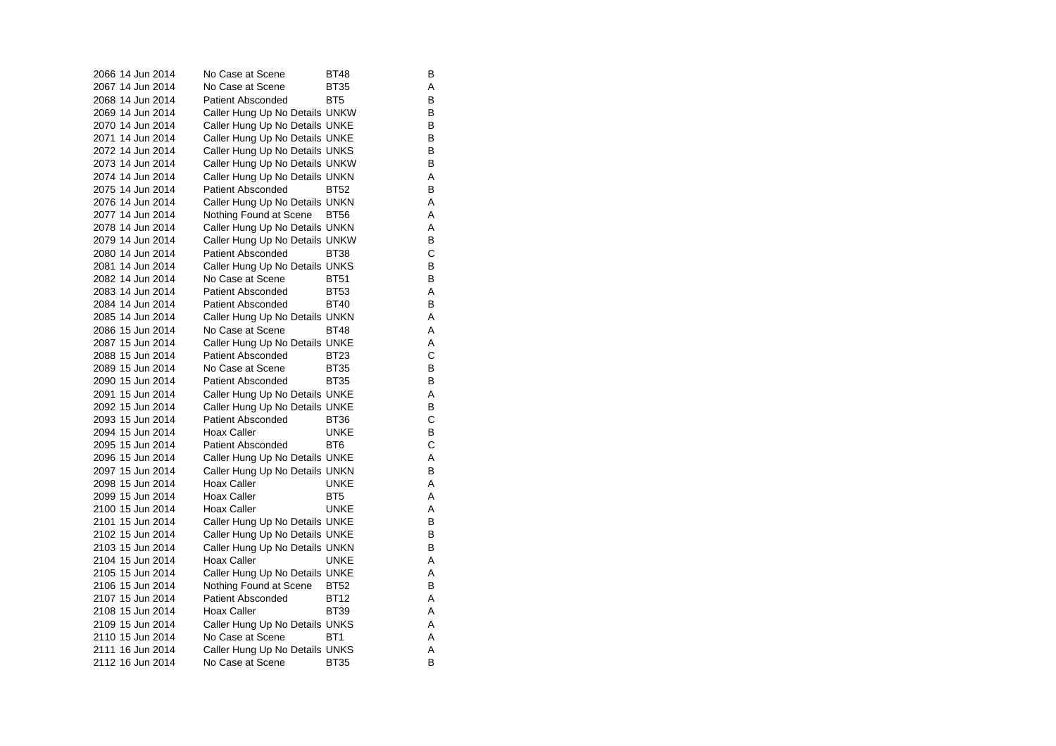| | | | | |
|---|---|---|---|---|
| 2066 | 14 Jun 2014 | No Case at Scene | BT48 | B |
| 2067 | 14 Jun 2014 | No Case at Scene | BT35 | A |
| 2068 | 14 Jun 2014 | Patient Absconded | BT5 | B |
| 2069 | 14 Jun 2014 | Caller Hung Up No Details | UNKW | B |
| 2070 | 14 Jun 2014 | Caller Hung Up No Details | UNKE | B |
| 2071 | 14 Jun 2014 | Caller Hung Up No Details | UNKE | B |
| 2072 | 14 Jun 2014 | Caller Hung Up No Details | UNKS | B |
| 2073 | 14 Jun 2014 | Caller Hung Up No Details | UNKW | B |
| 2074 | 14 Jun 2014 | Caller Hung Up No Details | UNKN | A |
| 2075 | 14 Jun 2014 | Patient Absconded | BT52 | B |
| 2076 | 14 Jun 2014 | Caller Hung Up No Details | UNKN | A |
| 2077 | 14 Jun 2014 | Nothing Found at Scene | BT56 | A |
| 2078 | 14 Jun 2014 | Caller Hung Up No Details | UNKN | A |
| 2079 | 14 Jun 2014 | Caller Hung Up No Details | UNKW | B |
| 2080 | 14 Jun 2014 | Patient Absconded | BT38 | C |
| 2081 | 14 Jun 2014 | Caller Hung Up No Details | UNKS | B |
| 2082 | 14 Jun 2014 | No Case at Scene | BT51 | B |
| 2083 | 14 Jun 2014 | Patient Absconded | BT53 | A |
| 2084 | 14 Jun 2014 | Patient Absconded | BT40 | B |
| 2085 | 14 Jun 2014 | Caller Hung Up No Details | UNKN | A |
| 2086 | 15 Jun 2014 | No Case at Scene | BT48 | A |
| 2087 | 15 Jun 2014 | Caller Hung Up No Details | UNKE | A |
| 2088 | 15 Jun 2014 | Patient Absconded | BT23 | C |
| 2089 | 15 Jun 2014 | No Case at Scene | BT35 | B |
| 2090 | 15 Jun 2014 | Patient Absconded | BT35 | B |
| 2091 | 15 Jun 2014 | Caller Hung Up No Details | UNKE | A |
| 2092 | 15 Jun 2014 | Caller Hung Up No Details | UNKE | B |
| 2093 | 15 Jun 2014 | Patient Absconded | BT36 | C |
| 2094 | 15 Jun 2014 | Hoax Caller | UNKE | B |
| 2095 | 15 Jun 2014 | Patient Absconded | BT6 | C |
| 2096 | 15 Jun 2014 | Caller Hung Up No Details | UNKE | A |
| 2097 | 15 Jun 2014 | Caller Hung Up No Details | UNKN | B |
| 2098 | 15 Jun 2014 | Hoax Caller | UNKE | A |
| 2099 | 15 Jun 2014 | Hoax Caller | BT5 | A |
| 2100 | 15 Jun 2014 | Hoax Caller | UNKE | A |
| 2101 | 15 Jun 2014 | Caller Hung Up No Details | UNKE | B |
| 2102 | 15 Jun 2014 | Caller Hung Up No Details | UNKE | B |
| 2103 | 15 Jun 2014 | Caller Hung Up No Details | UNKN | B |
| 2104 | 15 Jun 2014 | Hoax Caller | UNKE | A |
| 2105 | 15 Jun 2014 | Caller Hung Up No Details | UNKE | A |
| 2106 | 15 Jun 2014 | Nothing Found at Scene | BT52 | B |
| 2107 | 15 Jun 2014 | Patient Absconded | BT12 | A |
| 2108 | 15 Jun 2014 | Hoax Caller | BT39 | A |
| 2109 | 15 Jun 2014 | Caller Hung Up No Details | UNKS | A |
| 2110 | 15 Jun 2014 | No Case at Scene | BT1 | A |
| 2111 | 16 Jun 2014 | Caller Hung Up No Details | UNKS | A |
| 2112 | 16 Jun 2014 | No Case at Scene | BT35 | B |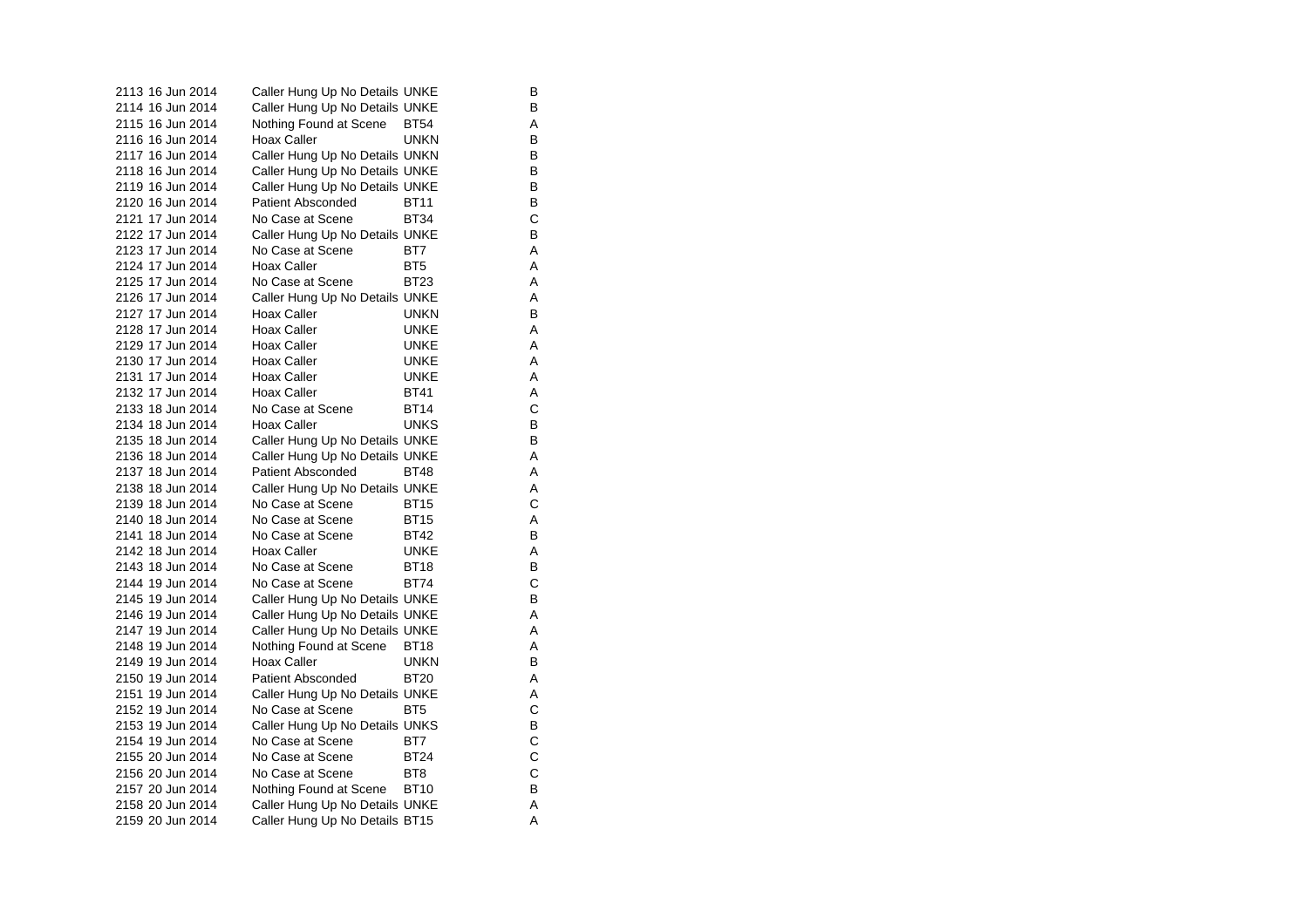| | | | | |
|---|---|---|---|---|
| 2113 | 16 Jun 2014 | Caller Hung Up No Details | UNKE | B |
| 2114 | 16 Jun 2014 | Caller Hung Up No Details | UNKE | B |
| 2115 | 16 Jun 2014 | Nothing Found at Scene | BT54 | A |
| 2116 | 16 Jun 2014 | Hoax Caller | UNKN | B |
| 2117 | 16 Jun 2014 | Caller Hung Up No Details | UNKN | B |
| 2118 | 16 Jun 2014 | Caller Hung Up No Details | UNKE | B |
| 2119 | 16 Jun 2014 | Caller Hung Up No Details | UNKE | B |
| 2120 | 16 Jun 2014 | Patient Absconded | BT11 | B |
| 2121 | 17 Jun 2014 | No Case at Scene | BT34 | C |
| 2122 | 17 Jun 2014 | Caller Hung Up No Details | UNKE | B |
| 2123 | 17 Jun 2014 | No Case at Scene | BT7 | A |
| 2124 | 17 Jun 2014 | Hoax Caller | BT5 | A |
| 2125 | 17 Jun 2014 | No Case at Scene | BT23 | A |
| 2126 | 17 Jun 2014 | Caller Hung Up No Details | UNKE | A |
| 2127 | 17 Jun 2014 | Hoax Caller | UNKN | B |
| 2128 | 17 Jun 2014 | Hoax Caller | UNKE | A |
| 2129 | 17 Jun 2014 | Hoax Caller | UNKE | A |
| 2130 | 17 Jun 2014 | Hoax Caller | UNKE | A |
| 2131 | 17 Jun 2014 | Hoax Caller | UNKE | A |
| 2132 | 17 Jun 2014 | Hoax Caller | BT41 | A |
| 2133 | 18 Jun 2014 | No Case at Scene | BT14 | C |
| 2134 | 18 Jun 2014 | Hoax Caller | UNKS | B |
| 2135 | 18 Jun 2014 | Caller Hung Up No Details | UNKE | B |
| 2136 | 18 Jun 2014 | Caller Hung Up No Details | UNKE | A |
| 2137 | 18 Jun 2014 | Patient Absconded | BT48 | A |
| 2138 | 18 Jun 2014 | Caller Hung Up No Details | UNKE | A |
| 2139 | 18 Jun 2014 | No Case at Scene | BT15 | C |
| 2140 | 18 Jun 2014 | No Case at Scene | BT15 | A |
| 2141 | 18 Jun 2014 | No Case at Scene | BT42 | B |
| 2142 | 18 Jun 2014 | Hoax Caller | UNKE | A |
| 2143 | 18 Jun 2014 | No Case at Scene | BT18 | B |
| 2144 | 19 Jun 2014 | No Case at Scene | BT74 | C |
| 2145 | 19 Jun 2014 | Caller Hung Up No Details | UNKE | B |
| 2146 | 19 Jun 2014 | Caller Hung Up No Details | UNKE | A |
| 2147 | 19 Jun 2014 | Caller Hung Up No Details | UNKE | A |
| 2148 | 19 Jun 2014 | Nothing Found at Scene | BT18 | A |
| 2149 | 19 Jun 2014 | Hoax Caller | UNKN | B |
| 2150 | 19 Jun 2014 | Patient Absconded | BT20 | A |
| 2151 | 19 Jun 2014 | Caller Hung Up No Details | UNKE | A |
| 2152 | 19 Jun 2014 | No Case at Scene | BT5 | C |
| 2153 | 19 Jun 2014 | Caller Hung Up No Details | UNKS | B |
| 2154 | 19 Jun 2014 | No Case at Scene | BT7 | C |
| 2155 | 20 Jun 2014 | No Case at Scene | BT24 | C |
| 2156 | 20 Jun 2014 | No Case at Scene | BT8 | C |
| 2157 | 20 Jun 2014 | Nothing Found at Scene | BT10 | B |
| 2158 | 20 Jun 2014 | Caller Hung Up No Details | UNKE | A |
| 2159 | 20 Jun 2014 | Caller Hung Up No Details | BT15 | A |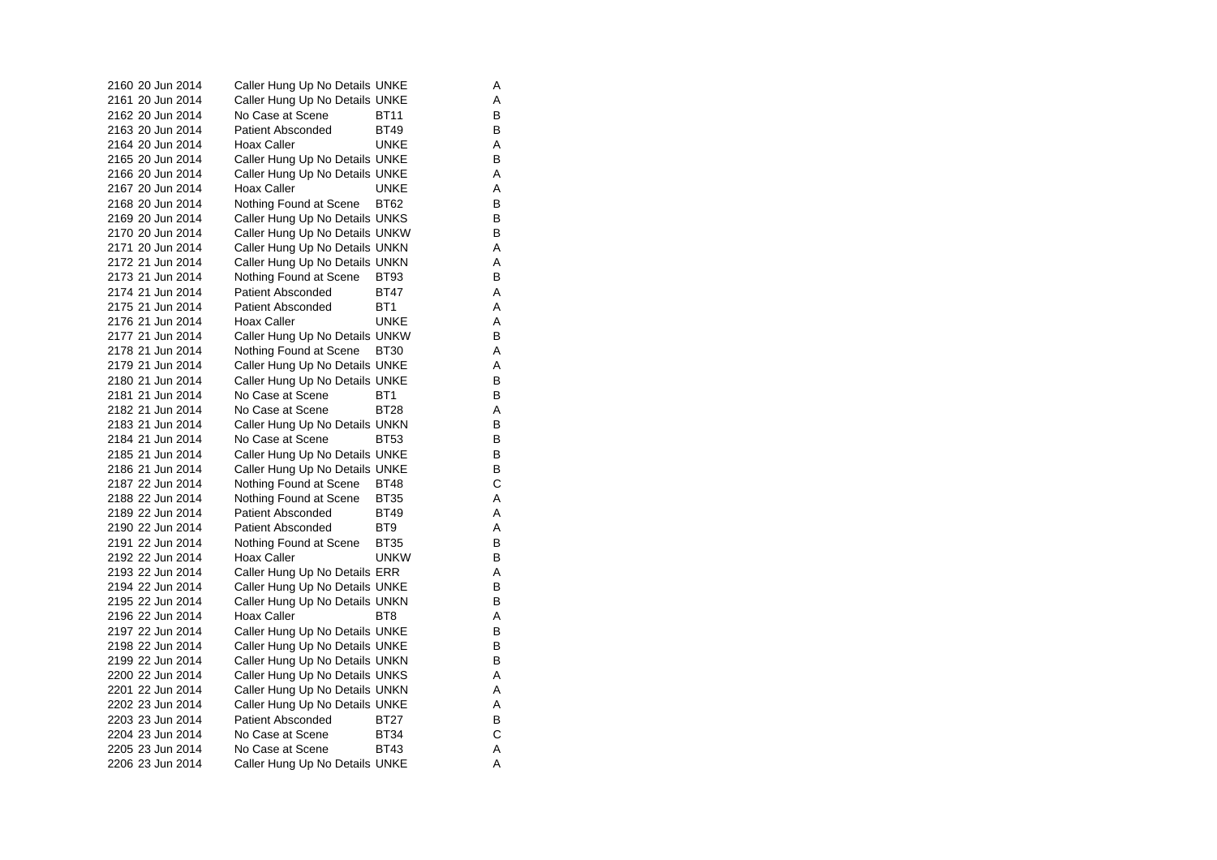| | | | | |
|---|---|---|---|---|
| 2160 | 20 Jun 2014 | Caller Hung Up No Details | UNKE | A |
| 2161 | 20 Jun 2014 | Caller Hung Up No Details | UNKE | A |
| 2162 | 20 Jun 2014 | No Case at Scene | BT11 | B |
| 2163 | 20 Jun 2014 | Patient Absconded | BT49 | B |
| 2164 | 20 Jun 2014 | Hoax Caller | UNKE | A |
| 2165 | 20 Jun 2014 | Caller Hung Up No Details | UNKE | B |
| 2166 | 20 Jun 2014 | Caller Hung Up No Details | UNKE | A |
| 2167 | 20 Jun 2014 | Hoax Caller | UNKE | A |
| 2168 | 20 Jun 2014 | Nothing Found at Scene | BT62 | B |
| 2169 | 20 Jun 2014 | Caller Hung Up No Details | UNKS | B |
| 2170 | 20 Jun 2014 | Caller Hung Up No Details | UNKW | B |
| 2171 | 20 Jun 2014 | Caller Hung Up No Details | UNKN | A |
| 2172 | 21 Jun 2014 | Caller Hung Up No Details | UNKN | A |
| 2173 | 21 Jun 2014 | Nothing Found at Scene | BT93 | B |
| 2174 | 21 Jun 2014 | Patient Absconded | BT47 | A |
| 2175 | 21 Jun 2014 | Patient Absconded | BT1 | A |
| 2176 | 21 Jun 2014 | Hoax Caller | UNKE | A |
| 2177 | 21 Jun 2014 | Caller Hung Up No Details | UNKW | B |
| 2178 | 21 Jun 2014 | Nothing Found at Scene | BT30 | A |
| 2179 | 21 Jun 2014 | Caller Hung Up No Details | UNKE | A |
| 2180 | 21 Jun 2014 | Caller Hung Up No Details | UNKE | B |
| 2181 | 21 Jun 2014 | No Case at Scene | BT1 | B |
| 2182 | 21 Jun 2014 | No Case at Scene | BT28 | A |
| 2183 | 21 Jun 2014 | Caller Hung Up No Details | UNKN | B |
| 2184 | 21 Jun 2014 | No Case at Scene | BT53 | B |
| 2185 | 21 Jun 2014 | Caller Hung Up No Details | UNKE | B |
| 2186 | 21 Jun 2014 | Caller Hung Up No Details | UNKE | B |
| 2187 | 22 Jun 2014 | Nothing Found at Scene | BT48 | C |
| 2188 | 22 Jun 2014 | Nothing Found at Scene | BT35 | A |
| 2189 | 22 Jun 2014 | Patient Absconded | BT49 | A |
| 2190 | 22 Jun 2014 | Patient Absconded | BT9 | A |
| 2191 | 22 Jun 2014 | Nothing Found at Scene | BT35 | B |
| 2192 | 22 Jun 2014 | Hoax Caller | UNKW | B |
| 2193 | 22 Jun 2014 | Caller Hung Up No Details | ERR | A |
| 2194 | 22 Jun 2014 | Caller Hung Up No Details | UNKE | B |
| 2195 | 22 Jun 2014 | Caller Hung Up No Details | UNKN | B |
| 2196 | 22 Jun 2014 | Hoax Caller | BT8 | A |
| 2197 | 22 Jun 2014 | Caller Hung Up No Details | UNKE | B |
| 2198 | 22 Jun 2014 | Caller Hung Up No Details | UNKE | B |
| 2199 | 22 Jun 2014 | Caller Hung Up No Details | UNKN | B |
| 2200 | 22 Jun 2014 | Caller Hung Up No Details | UNKS | A |
| 2201 | 22 Jun 2014 | Caller Hung Up No Details | UNKN | A |
| 2202 | 23 Jun 2014 | Caller Hung Up No Details | UNKE | A |
| 2203 | 23 Jun 2014 | Patient Absconded | BT27 | B |
| 2204 | 23 Jun 2014 | No Case at Scene | BT34 | C |
| 2205 | 23 Jun 2014 | No Case at Scene | BT43 | A |
| 2206 | 23 Jun 2014 | Caller Hung Up No Details | UNKE | A |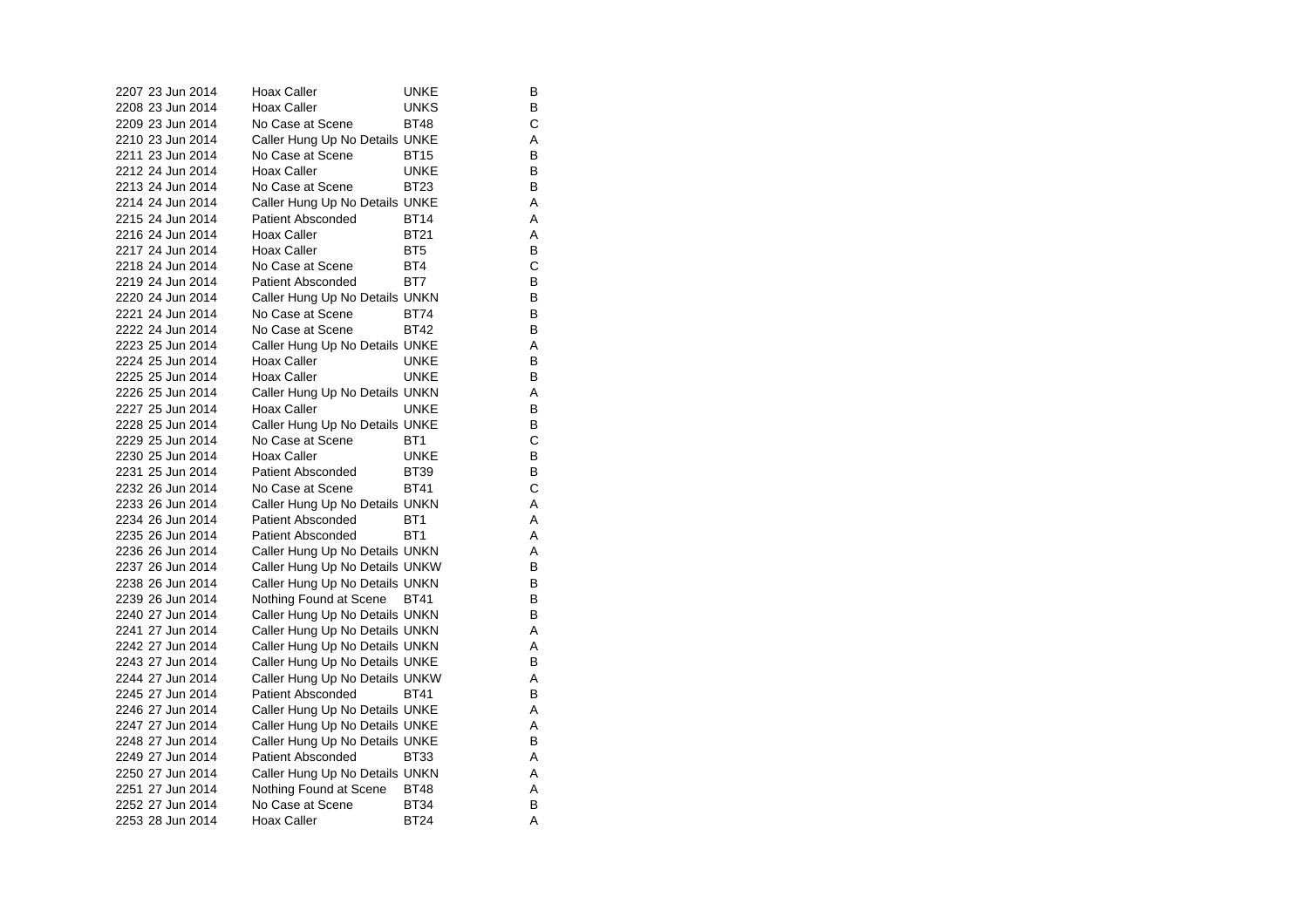| | | | | |
|---|---|---|---|---|
| 2207 | 23 Jun 2014 | Hoax Caller | UNKE | B |
| 2208 | 23 Jun 2014 | Hoax Caller | UNKS | B |
| 2209 | 23 Jun 2014 | No Case at Scene | BT48 | C |
| 2210 | 23 Jun 2014 | Caller Hung Up No Details | UNKE | A |
| 2211 | 23 Jun 2014 | No Case at Scene | BT15 | B |
| 2212 | 24 Jun 2014 | Hoax Caller | UNKE | B |
| 2213 | 24 Jun 2014 | No Case at Scene | BT23 | B |
| 2214 | 24 Jun 2014 | Caller Hung Up No Details | UNKE | A |
| 2215 | 24 Jun 2014 | Patient Absconded | BT14 | A |
| 2216 | 24 Jun 2014 | Hoax Caller | BT21 | A |
| 2217 | 24 Jun 2014 | Hoax Caller | BT5 | B |
| 2218 | 24 Jun 2014 | No Case at Scene | BT4 | C |
| 2219 | 24 Jun 2014 | Patient Absconded | BT7 | B |
| 2220 | 24 Jun 2014 | Caller Hung Up No Details | UNKN | B |
| 2221 | 24 Jun 2014 | No Case at Scene | BT74 | B |
| 2222 | 24 Jun 2014 | No Case at Scene | BT42 | B |
| 2223 | 25 Jun 2014 | Caller Hung Up No Details | UNKE | A |
| 2224 | 25 Jun 2014 | Hoax Caller | UNKE | B |
| 2225 | 25 Jun 2014 | Hoax Caller | UNKE | B |
| 2226 | 25 Jun 2014 | Caller Hung Up No Details | UNKN | A |
| 2227 | 25 Jun 2014 | Hoax Caller | UNKE | B |
| 2228 | 25 Jun 2014 | Caller Hung Up No Details | UNKE | B |
| 2229 | 25 Jun 2014 | No Case at Scene | BT1 | C |
| 2230 | 25 Jun 2014 | Hoax Caller | UNKE | B |
| 2231 | 25 Jun 2014 | Patient Absconded | BT39 | B |
| 2232 | 26 Jun 2014 | No Case at Scene | BT41 | C |
| 2233 | 26 Jun 2014 | Caller Hung Up No Details | UNKN | A |
| 2234 | 26 Jun 2014 | Patient Absconded | BT1 | A |
| 2235 | 26 Jun 2014 | Patient Absconded | BT1 | A |
| 2236 | 26 Jun 2014 | Caller Hung Up No Details | UNKN | A |
| 2237 | 26 Jun 2014 | Caller Hung Up No Details | UNKW | B |
| 2238 | 26 Jun 2014 | Caller Hung Up No Details | UNKN | B |
| 2239 | 26 Jun 2014 | Nothing Found at Scene | BT41 | B |
| 2240 | 27 Jun 2014 | Caller Hung Up No Details | UNKN | B |
| 2241 | 27 Jun 2014 | Caller Hung Up No Details | UNKN | A |
| 2242 | 27 Jun 2014 | Caller Hung Up No Details | UNKN | A |
| 2243 | 27 Jun 2014 | Caller Hung Up No Details | UNKE | B |
| 2244 | 27 Jun 2014 | Caller Hung Up No Details | UNKW | A |
| 2245 | 27 Jun 2014 | Patient Absconded | BT41 | B |
| 2246 | 27 Jun 2014 | Caller Hung Up No Details | UNKE | A |
| 2247 | 27 Jun 2014 | Caller Hung Up No Details | UNKE | A |
| 2248 | 27 Jun 2014 | Caller Hung Up No Details | UNKE | B |
| 2249 | 27 Jun 2014 | Patient Absconded | BT33 | A |
| 2250 | 27 Jun 2014 | Caller Hung Up No Details | UNKN | A |
| 2251 | 27 Jun 2014 | Nothing Found at Scene | BT48 | A |
| 2252 | 27 Jun 2014 | No Case at Scene | BT34 | B |
| 2253 | 28 Jun 2014 | Hoax Caller | BT24 | A |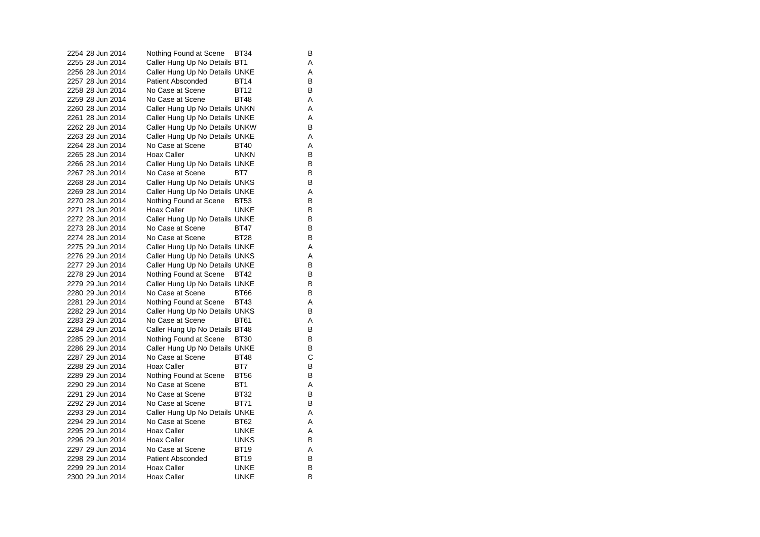| | | | | |
|---|---|---|---|---|
| 2254 | 28 Jun 2014 | Nothing Found at Scene | BT34 | B |
| 2255 | 28 Jun 2014 | Caller Hung Up No Details | BT1 | A |
| 2256 | 28 Jun 2014 | Caller Hung Up No Details | UNKE | A |
| 2257 | 28 Jun 2014 | Patient Absconded | BT14 | B |
| 2258 | 28 Jun 2014 | No Case at Scene | BT12 | B |
| 2259 | 28 Jun 2014 | No Case at Scene | BT48 | A |
| 2260 | 28 Jun 2014 | Caller Hung Up No Details | UNKN | A |
| 2261 | 28 Jun 2014 | Caller Hung Up No Details | UNKE | A |
| 2262 | 28 Jun 2014 | Caller Hung Up No Details | UNKW | B |
| 2263 | 28 Jun 2014 | Caller Hung Up No Details | UNKE | A |
| 2264 | 28 Jun 2014 | No Case at Scene | BT40 | A |
| 2265 | 28 Jun 2014 | Hoax Caller | UNKN | B |
| 2266 | 28 Jun 2014 | Caller Hung Up No Details | UNKE | B |
| 2267 | 28 Jun 2014 | No Case at Scene | BT7 | B |
| 2268 | 28 Jun 2014 | Caller Hung Up No Details | UNKS | B |
| 2269 | 28 Jun 2014 | Caller Hung Up No Details | UNKE | A |
| 2270 | 28 Jun 2014 | Nothing Found at Scene | BT53 | B |
| 2271 | 28 Jun 2014 | Hoax Caller | UNKE | B |
| 2272 | 28 Jun 2014 | Caller Hung Up No Details | UNKE | B |
| 2273 | 28 Jun 2014 | No Case at Scene | BT47 | B |
| 2274 | 28 Jun 2014 | No Case at Scene | BT28 | B |
| 2275 | 29 Jun 2014 | Caller Hung Up No Details | UNKE | A |
| 2276 | 29 Jun 2014 | Caller Hung Up No Details | UNKS | A |
| 2277 | 29 Jun 2014 | Caller Hung Up No Details | UNKE | B |
| 2278 | 29 Jun 2014 | Nothing Found at Scene | BT42 | B |
| 2279 | 29 Jun 2014 | Caller Hung Up No Details | UNKE | B |
| 2280 | 29 Jun 2014 | No Case at Scene | BT66 | B |
| 2281 | 29 Jun 2014 | Nothing Found at Scene | BT43 | A |
| 2282 | 29 Jun 2014 | Caller Hung Up No Details | UNKS | B |
| 2283 | 29 Jun 2014 | No Case at Scene | BT61 | A |
| 2284 | 29 Jun 2014 | Caller Hung Up No Details | BT48 | B |
| 2285 | 29 Jun 2014 | Nothing Found at Scene | BT30 | B |
| 2286 | 29 Jun 2014 | Caller Hung Up No Details | UNKE | B |
| 2287 | 29 Jun 2014 | No Case at Scene | BT48 | C |
| 2288 | 29 Jun 2014 | Hoax Caller | BT7 | B |
| 2289 | 29 Jun 2014 | Nothing Found at Scene | BT56 | B |
| 2290 | 29 Jun 2014 | No Case at Scene | BT1 | A |
| 2291 | 29 Jun 2014 | No Case at Scene | BT32 | B |
| 2292 | 29 Jun 2014 | No Case at Scene | BT71 | B |
| 2293 | 29 Jun 2014 | Caller Hung Up No Details | UNKE | A |
| 2294 | 29 Jun 2014 | No Case at Scene | BT62 | A |
| 2295 | 29 Jun 2014 | Hoax Caller | UNKE | A |
| 2296 | 29 Jun 2014 | Hoax Caller | UNKS | B |
| 2297 | 29 Jun 2014 | No Case at Scene | BT19 | A |
| 2298 | 29 Jun 2014 | Patient Absconded | BT19 | B |
| 2299 | 29 Jun 2014 | Hoax Caller | UNKE | B |
| 2300 | 29 Jun 2014 | Hoax Caller | UNKE | B |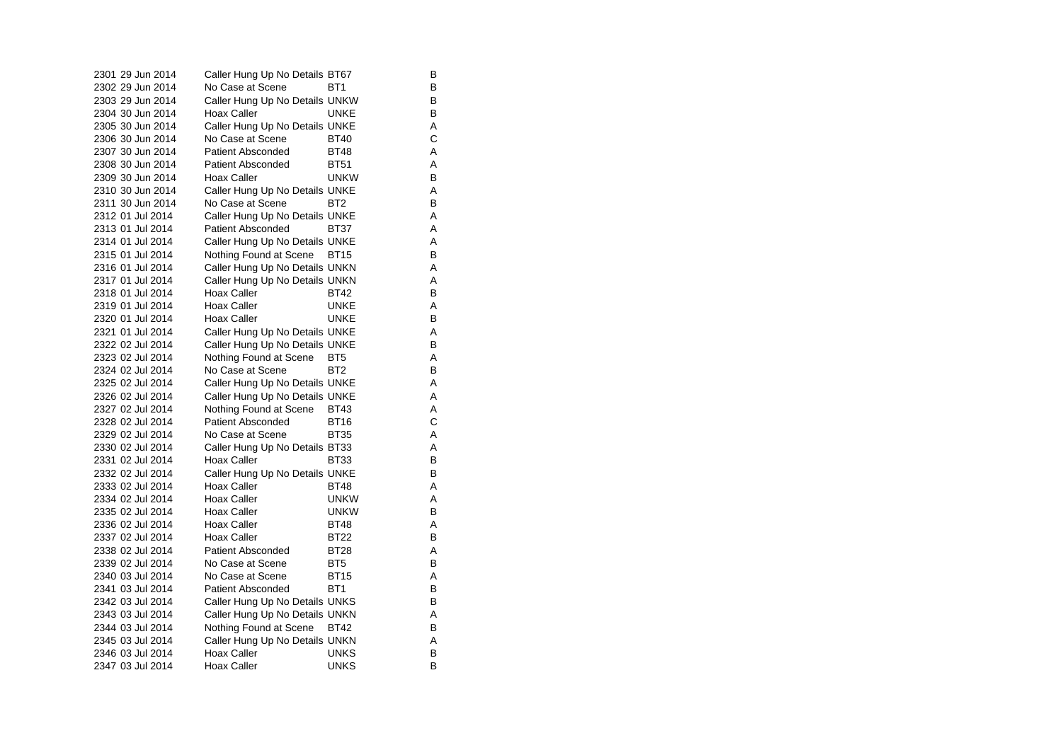| | | | | |
|---|---|---|---|---|
| 2301 | 29 Jun 2014 | Caller Hung Up No Details | BT67 | B |
| 2302 | 29 Jun 2014 | No Case at Scene | BT1 | B |
| 2303 | 29 Jun 2014 | Caller Hung Up No Details | UNKW | B |
| 2304 | 30 Jun 2014 | Hoax Caller | UNKE | B |
| 2305 | 30 Jun 2014 | Caller Hung Up No Details | UNKE | A |
| 2306 | 30 Jun 2014 | No Case at Scene | BT40 | C |
| 2307 | 30 Jun 2014 | Patient Absconded | BT48 | A |
| 2308 | 30 Jun 2014 | Patient Absconded | BT51 | A |
| 2309 | 30 Jun 2014 | Hoax Caller | UNKW | B |
| 2310 | 30 Jun 2014 | Caller Hung Up No Details | UNKE | A |
| 2311 | 30 Jun 2014 | No Case at Scene | BT2 | B |
| 2312 | 01 Jul 2014 | Caller Hung Up No Details | UNKE | A |
| 2313 | 01 Jul 2014 | Patient Absconded | BT37 | A |
| 2314 | 01 Jul 2014 | Caller Hung Up No Details | UNKE | A |
| 2315 | 01 Jul 2014 | Nothing Found at Scene | BT15 | B |
| 2316 | 01 Jul 2014 | Caller Hung Up No Details | UNKN | A |
| 2317 | 01 Jul 2014 | Caller Hung Up No Details | UNKN | A |
| 2318 | 01 Jul 2014 | Hoax Caller | BT42 | B |
| 2319 | 01 Jul 2014 | Hoax Caller | UNKE | A |
| 2320 | 01 Jul 2014 | Hoax Caller | UNKE | B |
| 2321 | 01 Jul 2014 | Caller Hung Up No Details | UNKE | A |
| 2322 | 02 Jul 2014 | Caller Hung Up No Details | UNKE | B |
| 2323 | 02 Jul 2014 | Nothing Found at Scene | BT5 | A |
| 2324 | 02 Jul 2014 | No Case at Scene | BT2 | B |
| 2325 | 02 Jul 2014 | Caller Hung Up No Details | UNKE | A |
| 2326 | 02 Jul 2014 | Caller Hung Up No Details | UNKE | A |
| 2327 | 02 Jul 2014 | Nothing Found at Scene | BT43 | A |
| 2328 | 02 Jul 2014 | Patient Absconded | BT16 | C |
| 2329 | 02 Jul 2014 | No Case at Scene | BT35 | A |
| 2330 | 02 Jul 2014 | Caller Hung Up No Details | BT33 | A |
| 2331 | 02 Jul 2014 | Hoax Caller | BT33 | B |
| 2332 | 02 Jul 2014 | Caller Hung Up No Details | UNKE | B |
| 2333 | 02 Jul 2014 | Hoax Caller | BT48 | A |
| 2334 | 02 Jul 2014 | Hoax Caller | UNKW | A |
| 2335 | 02 Jul 2014 | Hoax Caller | UNKW | B |
| 2336 | 02 Jul 2014 | Hoax Caller | BT48 | A |
| 2337 | 02 Jul 2014 | Hoax Caller | BT22 | B |
| 2338 | 02 Jul 2014 | Patient Absconded | BT28 | A |
| 2339 | 02 Jul 2014 | No Case at Scene | BT5 | B |
| 2340 | 03 Jul 2014 | No Case at Scene | BT15 | A |
| 2341 | 03 Jul 2014 | Patient Absconded | BT1 | B |
| 2342 | 03 Jul 2014 | Caller Hung Up No Details | UNKS | B |
| 2343 | 03 Jul 2014 | Caller Hung Up No Details | UNKN | A |
| 2344 | 03 Jul 2014 | Nothing Found at Scene | BT42 | B |
| 2345 | 03 Jul 2014 | Caller Hung Up No Details | UNKN | A |
| 2346 | 03 Jul 2014 | Hoax Caller | UNKS | B |
| 2347 | 03 Jul 2014 | Hoax Caller | UNKS | B |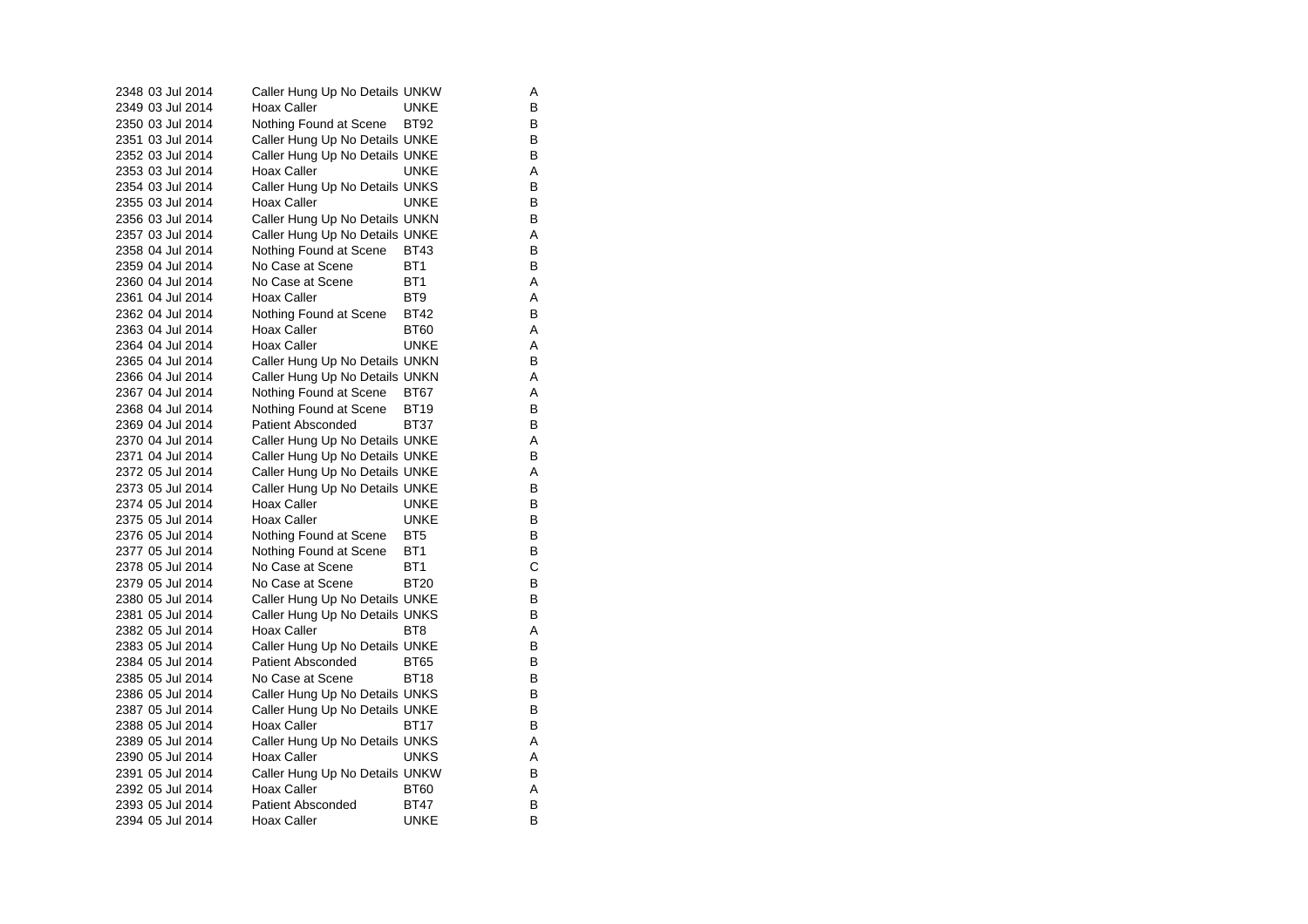| | | | | |
|---|---|---|---|---|
| 2348 | 03 Jul 2014 | Caller Hung Up No Details | UNKW | A |
| 2349 | 03 Jul 2014 | Hoax Caller | UNKE | B |
| 2350 | 03 Jul 2014 | Nothing Found at Scene | BT92 | B |
| 2351 | 03 Jul 2014 | Caller Hung Up No Details | UNKE | B |
| 2352 | 03 Jul 2014 | Caller Hung Up No Details | UNKE | B |
| 2353 | 03 Jul 2014 | Hoax Caller | UNKE | A |
| 2354 | 03 Jul 2014 | Caller Hung Up No Details | UNKS | B |
| 2355 | 03 Jul 2014 | Hoax Caller | UNKE | B |
| 2356 | 03 Jul 2014 | Caller Hung Up No Details | UNKN | B |
| 2357 | 03 Jul 2014 | Caller Hung Up No Details | UNKE | A |
| 2358 | 04 Jul 2014 | Nothing Found at Scene | BT43 | B |
| 2359 | 04 Jul 2014 | No Case at Scene | BT1 | B |
| 2360 | 04 Jul 2014 | No Case at Scene | BT1 | A |
| 2361 | 04 Jul 2014 | Hoax Caller | BT9 | A |
| 2362 | 04 Jul 2014 | Nothing Found at Scene | BT42 | B |
| 2363 | 04 Jul 2014 | Hoax Caller | BT60 | A |
| 2364 | 04 Jul 2014 | Hoax Caller | UNKE | A |
| 2365 | 04 Jul 2014 | Caller Hung Up No Details | UNKN | B |
| 2366 | 04 Jul 2014 | Caller Hung Up No Details | UNKN | A |
| 2367 | 04 Jul 2014 | Nothing Found at Scene | BT67 | A |
| 2368 | 04 Jul 2014 | Nothing Found at Scene | BT19 | B |
| 2369 | 04 Jul 2014 | Patient Absconded | BT37 | B |
| 2370 | 04 Jul 2014 | Caller Hung Up No Details | UNKE | A |
| 2371 | 04 Jul 2014 | Caller Hung Up No Details | UNKE | B |
| 2372 | 05 Jul 2014 | Caller Hung Up No Details | UNKE | A |
| 2373 | 05 Jul 2014 | Caller Hung Up No Details | UNKE | B |
| 2374 | 05 Jul 2014 | Hoax Caller | UNKE | B |
| 2375 | 05 Jul 2014 | Hoax Caller | UNKE | B |
| 2376 | 05 Jul 2014 | Nothing Found at Scene | BT5 | B |
| 2377 | 05 Jul 2014 | Nothing Found at Scene | BT1 | B |
| 2378 | 05 Jul 2014 | No Case at Scene | BT1 | C |
| 2379 | 05 Jul 2014 | No Case at Scene | BT20 | B |
| 2380 | 05 Jul 2014 | Caller Hung Up No Details | UNKE | B |
| 2381 | 05 Jul 2014 | Caller Hung Up No Details | UNKS | B |
| 2382 | 05 Jul 2014 | Hoax Caller | BT8 | A |
| 2383 | 05 Jul 2014 | Caller Hung Up No Details | UNKE | B |
| 2384 | 05 Jul 2014 | Patient Absconded | BT65 | B |
| 2385 | 05 Jul 2014 | No Case at Scene | BT18 | B |
| 2386 | 05 Jul 2014 | Caller Hung Up No Details | UNKS | B |
| 2387 | 05 Jul 2014 | Caller Hung Up No Details | UNKE | B |
| 2388 | 05 Jul 2014 | Hoax Caller | BT17 | B |
| 2389 | 05 Jul 2014 | Caller Hung Up No Details | UNKS | A |
| 2390 | 05 Jul 2014 | Hoax Caller | UNKS | A |
| 2391 | 05 Jul 2014 | Caller Hung Up No Details | UNKW | B |
| 2392 | 05 Jul 2014 | Hoax Caller | BT60 | A |
| 2393 | 05 Jul 2014 | Patient Absconded | BT47 | B |
| 2394 | 05 Jul 2014 | Hoax Caller | UNKE | B |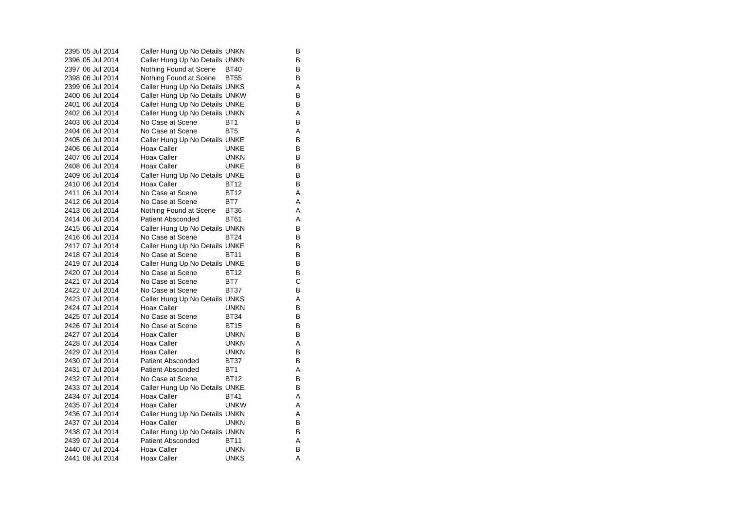| | | | | |
|---|---|---|---|---|
| 2395 | 05 Jul 2014 | Caller Hung Up No Details | UNKN | B |
| 2396 | 05 Jul 2014 | Caller Hung Up No Details | UNKN | B |
| 2397 | 06 Jul 2014 | Nothing Found at Scene | BT40 | B |
| 2398 | 06 Jul 2014 | Nothing Found at Scene | BT55 | B |
| 2399 | 06 Jul 2014 | Caller Hung Up No Details | UNKS | A |
| 2400 | 06 Jul 2014 | Caller Hung Up No Details | UNKW | B |
| 2401 | 06 Jul 2014 | Caller Hung Up No Details | UNKE | B |
| 2402 | 06 Jul 2014 | Caller Hung Up No Details | UNKN | A |
| 2403 | 06 Jul 2014 | No Case at Scene | BT1 | B |
| 2404 | 06 Jul 2014 | No Case at Scene | BT5 | A |
| 2405 | 06 Jul 2014 | Caller Hung Up No Details | UNKE | B |
| 2406 | 06 Jul 2014 | Hoax Caller | UNKE | B |
| 2407 | 06 Jul 2014 | Hoax Caller | UNKN | B |
| 2408 | 06 Jul 2014 | Hoax Caller | UNKE | B |
| 2409 | 06 Jul 2014 | Caller Hung Up No Details | UNKE | B |
| 2410 | 06 Jul 2014 | Hoax Caller | BT12 | B |
| 2411 | 06 Jul 2014 | No Case at Scene | BT12 | A |
| 2412 | 06 Jul 2014 | No Case at Scene | BT7 | A |
| 2413 | 06 Jul 2014 | Nothing Found at Scene | BT36 | A |
| 2414 | 06 Jul 2014 | Patient Absconded | BT61 | A |
| 2415 | 06 Jul 2014 | Caller Hung Up No Details | UNKN | B |
| 2416 | 06 Jul 2014 | No Case at Scene | BT24 | B |
| 2417 | 07 Jul 2014 | Caller Hung Up No Details | UNKE | B |
| 2418 | 07 Jul 2014 | No Case at Scene | BT11 | B |
| 2419 | 07 Jul 2014 | Caller Hung Up No Details | UNKE | B |
| 2420 | 07 Jul 2014 | No Case at Scene | BT12 | B |
| 2421 | 07 Jul 2014 | No Case at Scene | BT7 | C |
| 2422 | 07 Jul 2014 | No Case at Scene | BT37 | B |
| 2423 | 07 Jul 2014 | Caller Hung Up No Details | UNKS | A |
| 2424 | 07 Jul 2014 | Hoax Caller | UNKN | B |
| 2425 | 07 Jul 2014 | No Case at Scene | BT34 | B |
| 2426 | 07 Jul 2014 | No Case at Scene | BT15 | B |
| 2427 | 07 Jul 2014 | Hoax Caller | UNKN | B |
| 2428 | 07 Jul 2014 | Hoax Caller | UNKN | A |
| 2429 | 07 Jul 2014 | Hoax Caller | UNKN | B |
| 2430 | 07 Jul 2014 | Patient Absconded | BT37 | B |
| 2431 | 07 Jul 2014 | Patient Absconded | BT1 | A |
| 2432 | 07 Jul 2014 | No Case at Scene | BT12 | B |
| 2433 | 07 Jul 2014 | Caller Hung Up No Details | UNKE | B |
| 2434 | 07 Jul 2014 | Hoax Caller | BT41 | A |
| 2435 | 07 Jul 2014 | Hoax Caller | UNKW | A |
| 2436 | 07 Jul 2014 | Caller Hung Up No Details | UNKN | A |
| 2437 | 07 Jul 2014 | Hoax Caller | UNKN | B |
| 2438 | 07 Jul 2014 | Caller Hung Up No Details | UNKN | B |
| 2439 | 07 Jul 2014 | Patient Absconded | BT11 | A |
| 2440 | 07 Jul 2014 | Hoax Caller | UNKN | B |
| 2441 | 08 Jul 2014 | Hoax Caller | UNKS | A |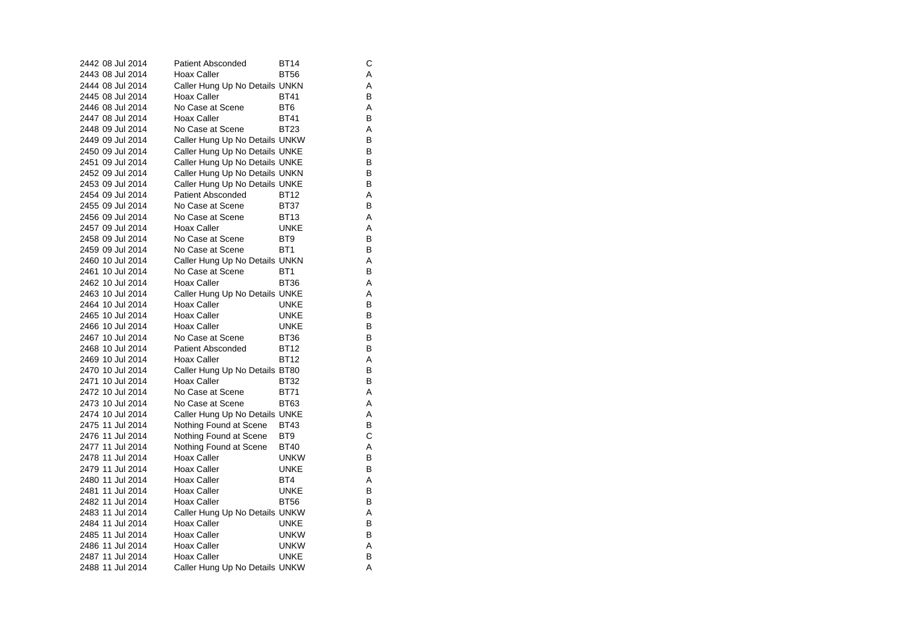| | | | | |
|---|---|---|---|---|
| 2442 | 08 Jul 2014 | Patient Absconded | BT14 | C |
| 2443 | 08 Jul 2014 | Hoax Caller | BT56 | A |
| 2444 | 08 Jul 2014 | Caller Hung Up No Details | UNKN | A |
| 2445 | 08 Jul 2014 | Hoax Caller | BT41 | B |
| 2446 | 08 Jul 2014 | No Case at Scene | BT6 | A |
| 2447 | 08 Jul 2014 | Hoax Caller | BT41 | B |
| 2448 | 09 Jul 2014 | No Case at Scene | BT23 | A |
| 2449 | 09 Jul 2014 | Caller Hung Up No Details | UNKW | B |
| 2450 | 09 Jul 2014 | Caller Hung Up No Details | UNKE | B |
| 2451 | 09 Jul 2014 | Caller Hung Up No Details | UNKE | B |
| 2452 | 09 Jul 2014 | Caller Hung Up No Details | UNKN | B |
| 2453 | 09 Jul 2014 | Caller Hung Up No Details | UNKE | B |
| 2454 | 09 Jul 2014 | Patient Absconded | BT12 | A |
| 2455 | 09 Jul 2014 | No Case at Scene | BT37 | B |
| 2456 | 09 Jul 2014 | No Case at Scene | BT13 | A |
| 2457 | 09 Jul 2014 | Hoax Caller | UNKE | A |
| 2458 | 09 Jul 2014 | No Case at Scene | BT9 | B |
| 2459 | 09 Jul 2014 | No Case at Scene | BT1 | B |
| 2460 | 10 Jul 2014 | Caller Hung Up No Details | UNKN | A |
| 2461 | 10 Jul 2014 | No Case at Scene | BT1 | B |
| 2462 | 10 Jul 2014 | Hoax Caller | BT36 | A |
| 2463 | 10 Jul 2014 | Caller Hung Up No Details | UNKE | A |
| 2464 | 10 Jul 2014 | Hoax Caller | UNKE | B |
| 2465 | 10 Jul 2014 | Hoax Caller | UNKE | B |
| 2466 | 10 Jul 2014 | Hoax Caller | UNKE | B |
| 2467 | 10 Jul 2014 | No Case at Scene | BT36 | B |
| 2468 | 10 Jul 2014 | Patient Absconded | BT12 | B |
| 2469 | 10 Jul 2014 | Hoax Caller | BT12 | A |
| 2470 | 10 Jul 2014 | Caller Hung Up No Details | BT80 | B |
| 2471 | 10 Jul 2014 | Hoax Caller | BT32 | B |
| 2472 | 10 Jul 2014 | No Case at Scene | BT71 | A |
| 2473 | 10 Jul 2014 | No Case at Scene | BT63 | A |
| 2474 | 10 Jul 2014 | Caller Hung Up No Details | UNKE | A |
| 2475 | 11 Jul 2014 | Nothing Found at Scene | BT43 | B |
| 2476 | 11 Jul 2014 | Nothing Found at Scene | BT9 | C |
| 2477 | 11 Jul 2014 | Nothing Found at Scene | BT40 | A |
| 2478 | 11 Jul 2014 | Hoax Caller | UNKW | B |
| 2479 | 11 Jul 2014 | Hoax Caller | UNKE | B |
| 2480 | 11 Jul 2014 | Hoax Caller | BT4 | A |
| 2481 | 11 Jul 2014 | Hoax Caller | UNKE | B |
| 2482 | 11 Jul 2014 | Hoax Caller | BT56 | B |
| 2483 | 11 Jul 2014 | Caller Hung Up No Details | UNKW | A |
| 2484 | 11 Jul 2014 | Hoax Caller | UNKE | B |
| 2485 | 11 Jul 2014 | Hoax Caller | UNKW | B |
| 2486 | 11 Jul 2014 | Hoax Caller | UNKW | A |
| 2487 | 11 Jul 2014 | Hoax Caller | UNKE | B |
| 2488 | 11 Jul 2014 | Caller Hung Up No Details | UNKW | A |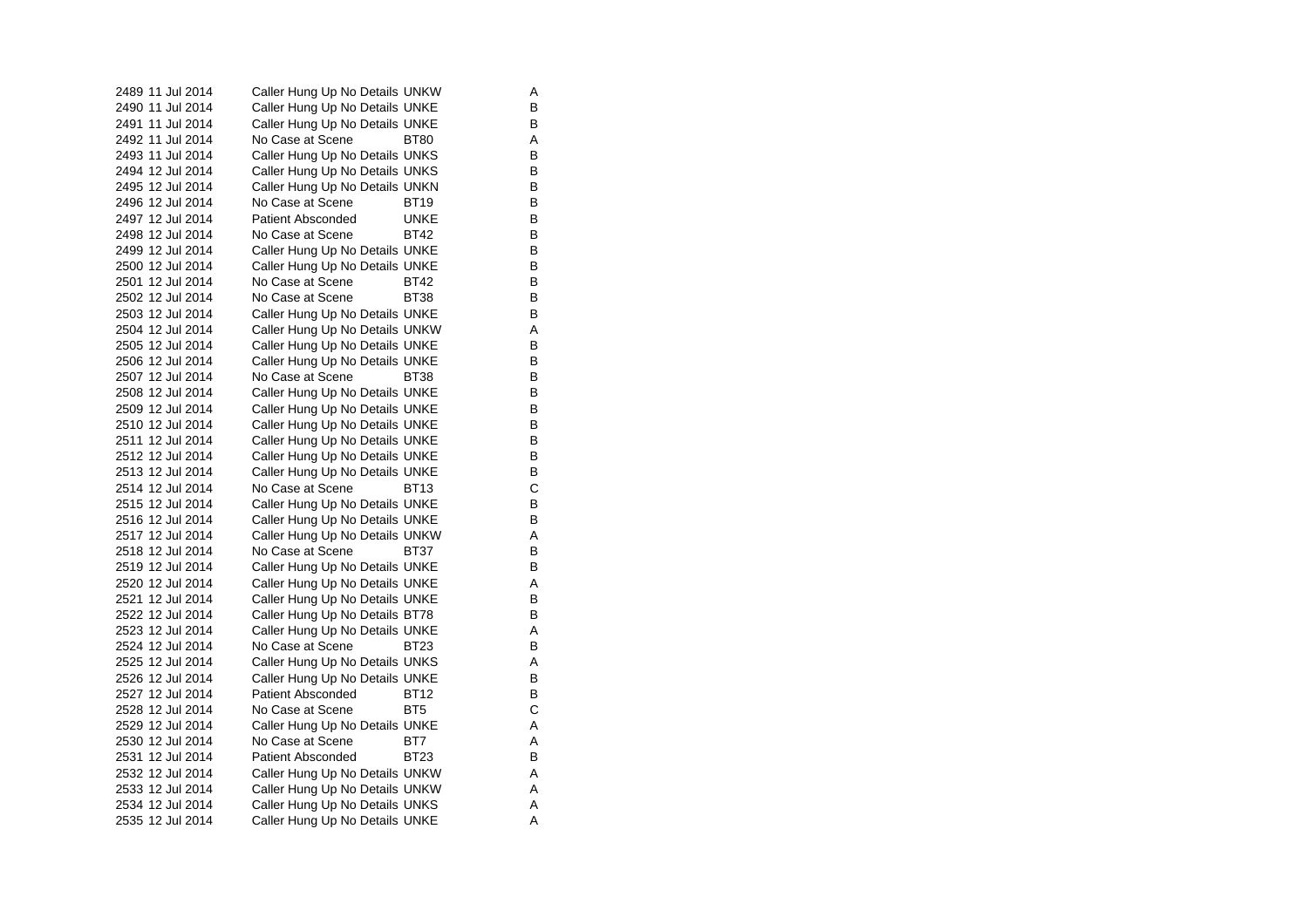| | | | | |
|---|---|---|---|---|
| 2489 | 11 Jul 2014 | Caller Hung Up No Details | UNKW | A |
| 2490 | 11 Jul 2014 | Caller Hung Up No Details | UNKE | B |
| 2491 | 11 Jul 2014 | Caller Hung Up No Details | UNKE | B |
| 2492 | 11 Jul 2014 | No Case at Scene | BT80 | A |
| 2493 | 11 Jul 2014 | Caller Hung Up No Details | UNKS | B |
| 2494 | 12 Jul 2014 | Caller Hung Up No Details | UNKS | B |
| 2495 | 12 Jul 2014 | Caller Hung Up No Details | UNKN | B |
| 2496 | 12 Jul 2014 | No Case at Scene | BT19 | B |
| 2497 | 12 Jul 2014 | Patient Absconded | UNKE | B |
| 2498 | 12 Jul 2014 | No Case at Scene | BT42 | B |
| 2499 | 12 Jul 2014 | Caller Hung Up No Details | UNKE | B |
| 2500 | 12 Jul 2014 | Caller Hung Up No Details | UNKE | B |
| 2501 | 12 Jul 2014 | No Case at Scene | BT42 | B |
| 2502 | 12 Jul 2014 | No Case at Scene | BT38 | B |
| 2503 | 12 Jul 2014 | Caller Hung Up No Details | UNKE | B |
| 2504 | 12 Jul 2014 | Caller Hung Up No Details | UNKW | A |
| 2505 | 12 Jul 2014 | Caller Hung Up No Details | UNKE | B |
| 2506 | 12 Jul 2014 | Caller Hung Up No Details | UNKE | B |
| 2507 | 12 Jul 2014 | No Case at Scene | BT38 | B |
| 2508 | 12 Jul 2014 | Caller Hung Up No Details | UNKE | B |
| 2509 | 12 Jul 2014 | Caller Hung Up No Details | UNKE | B |
| 2510 | 12 Jul 2014 | Caller Hung Up No Details | UNKE | B |
| 2511 | 12 Jul 2014 | Caller Hung Up No Details | UNKE | B |
| 2512 | 12 Jul 2014 | Caller Hung Up No Details | UNKE | B |
| 2513 | 12 Jul 2014 | Caller Hung Up No Details | UNKE | B |
| 2514 | 12 Jul 2014 | No Case at Scene | BT13 | C |
| 2515 | 12 Jul 2014 | Caller Hung Up No Details | UNKE | B |
| 2516 | 12 Jul 2014 | Caller Hung Up No Details | UNKE | B |
| 2517 | 12 Jul 2014 | Caller Hung Up No Details | UNKW | A |
| 2518 | 12 Jul 2014 | No Case at Scene | BT37 | B |
| 2519 | 12 Jul 2014 | Caller Hung Up No Details | UNKE | B |
| 2520 | 12 Jul 2014 | Caller Hung Up No Details | UNKE | A |
| 2521 | 12 Jul 2014 | Caller Hung Up No Details | UNKE | B |
| 2522 | 12 Jul 2014 | Caller Hung Up No Details | BT78 | B |
| 2523 | 12 Jul 2014 | Caller Hung Up No Details | UNKE | A |
| 2524 | 12 Jul 2014 | No Case at Scene | BT23 | B |
| 2525 | 12 Jul 2014 | Caller Hung Up No Details | UNKS | A |
| 2526 | 12 Jul 2014 | Caller Hung Up No Details | UNKE | B |
| 2527 | 12 Jul 2014 | Patient Absconded | BT12 | B |
| 2528 | 12 Jul 2014 | No Case at Scene | BT5 | C |
| 2529 | 12 Jul 2014 | Caller Hung Up No Details | UNKE | A |
| 2530 | 12 Jul 2014 | No Case at Scene | BT7 | A |
| 2531 | 12 Jul 2014 | Patient Absconded | BT23 | B |
| 2532 | 12 Jul 2014 | Caller Hung Up No Details | UNKW | A |
| 2533 | 12 Jul 2014 | Caller Hung Up No Details | UNKW | A |
| 2534 | 12 Jul 2014 | Caller Hung Up No Details | UNKS | A |
| 2535 | 12 Jul 2014 | Caller Hung Up No Details | UNKE | A |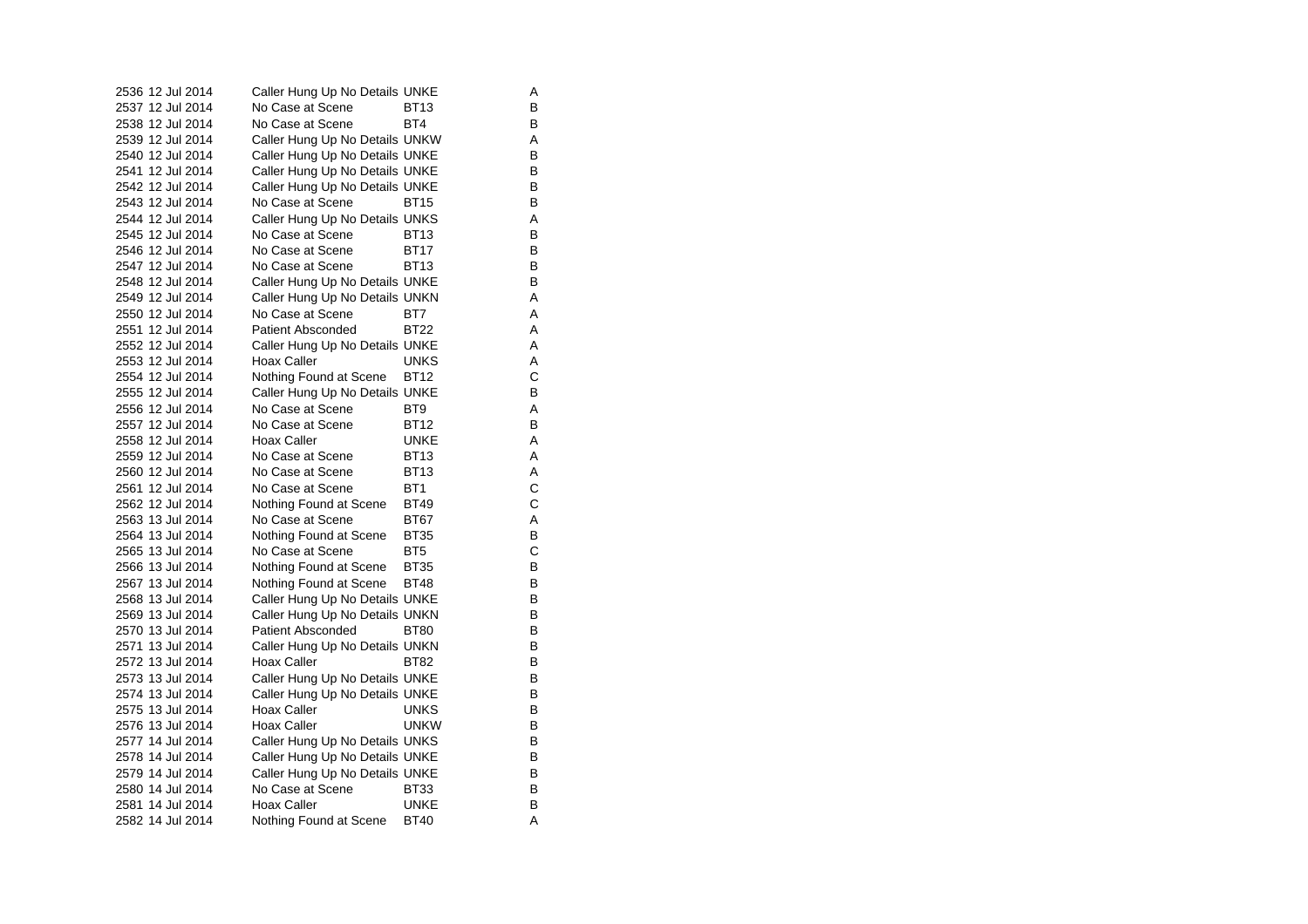| | | | | |
|---|---|---|---|---|
| 2536 | 12 Jul 2014 | Caller Hung Up No Details | UNKE | A |
| 2537 | 12 Jul 2014 | No Case at Scene | BT13 | B |
| 2538 | 12 Jul 2014 | No Case at Scene | BT4 | B |
| 2539 | 12 Jul 2014 | Caller Hung Up No Details | UNKW | A |
| 2540 | 12 Jul 2014 | Caller Hung Up No Details | UNKE | B |
| 2541 | 12 Jul 2014 | Caller Hung Up No Details | UNKE | B |
| 2542 | 12 Jul 2014 | Caller Hung Up No Details | UNKE | B |
| 2543 | 12 Jul 2014 | No Case at Scene | BT15 | B |
| 2544 | 12 Jul 2014 | Caller Hung Up No Details | UNKS | A |
| 2545 | 12 Jul 2014 | No Case at Scene | BT13 | B |
| 2546 | 12 Jul 2014 | No Case at Scene | BT17 | B |
| 2547 | 12 Jul 2014 | No Case at Scene | BT13 | B |
| 2548 | 12 Jul 2014 | Caller Hung Up No Details | UNKE | B |
| 2549 | 12 Jul 2014 | Caller Hung Up No Details | UNKN | A |
| 2550 | 12 Jul 2014 | No Case at Scene | BT7 | A |
| 2551 | 12 Jul 2014 | Patient Absconded | BT22 | A |
| 2552 | 12 Jul 2014 | Caller Hung Up No Details | UNKE | A |
| 2553 | 12 Jul 2014 | Hoax Caller | UNKS | A |
| 2554 | 12 Jul 2014 | Nothing Found at Scene | BT12 | C |
| 2555 | 12 Jul 2014 | Caller Hung Up No Details | UNKE | B |
| 2556 | 12 Jul 2014 | No Case at Scene | BT9 | A |
| 2557 | 12 Jul 2014 | No Case at Scene | BT12 | B |
| 2558 | 12 Jul 2014 | Hoax Caller | UNKE | A |
| 2559 | 12 Jul 2014 | No Case at Scene | BT13 | A |
| 2560 | 12 Jul 2014 | No Case at Scene | BT13 | A |
| 2561 | 12 Jul 2014 | No Case at Scene | BT1 | C |
| 2562 | 12 Jul 2014 | Nothing Found at Scene | BT49 | C |
| 2563 | 13 Jul 2014 | No Case at Scene | BT67 | A |
| 2564 | 13 Jul 2014 | Nothing Found at Scene | BT35 | B |
| 2565 | 13 Jul 2014 | No Case at Scene | BT5 | C |
| 2566 | 13 Jul 2014 | Nothing Found at Scene | BT35 | B |
| 2567 | 13 Jul 2014 | Nothing Found at Scene | BT48 | B |
| 2568 | 13 Jul 2014 | Caller Hung Up No Details | UNKE | B |
| 2569 | 13 Jul 2014 | Caller Hung Up No Details | UNKN | B |
| 2570 | 13 Jul 2014 | Patient Absconded | BT80 | B |
| 2571 | 13 Jul 2014 | Caller Hung Up No Details | UNKN | B |
| 2572 | 13 Jul 2014 | Hoax Caller | BT82 | B |
| 2573 | 13 Jul 2014 | Caller Hung Up No Details | UNKE | B |
| 2574 | 13 Jul 2014 | Caller Hung Up No Details | UNKE | B |
| 2575 | 13 Jul 2014 | Hoax Caller | UNKS | B |
| 2576 | 13 Jul 2014 | Hoax Caller | UNKW | B |
| 2577 | 14 Jul 2014 | Caller Hung Up No Details | UNKS | B |
| 2578 | 14 Jul 2014 | Caller Hung Up No Details | UNKE | B |
| 2579 | 14 Jul 2014 | Caller Hung Up No Details | UNKE | B |
| 2580 | 14 Jul 2014 | No Case at Scene | BT33 | B |
| 2581 | 14 Jul 2014 | Hoax Caller | UNKE | B |
| 2582 | 14 Jul 2014 | Nothing Found at Scene | BT40 | A |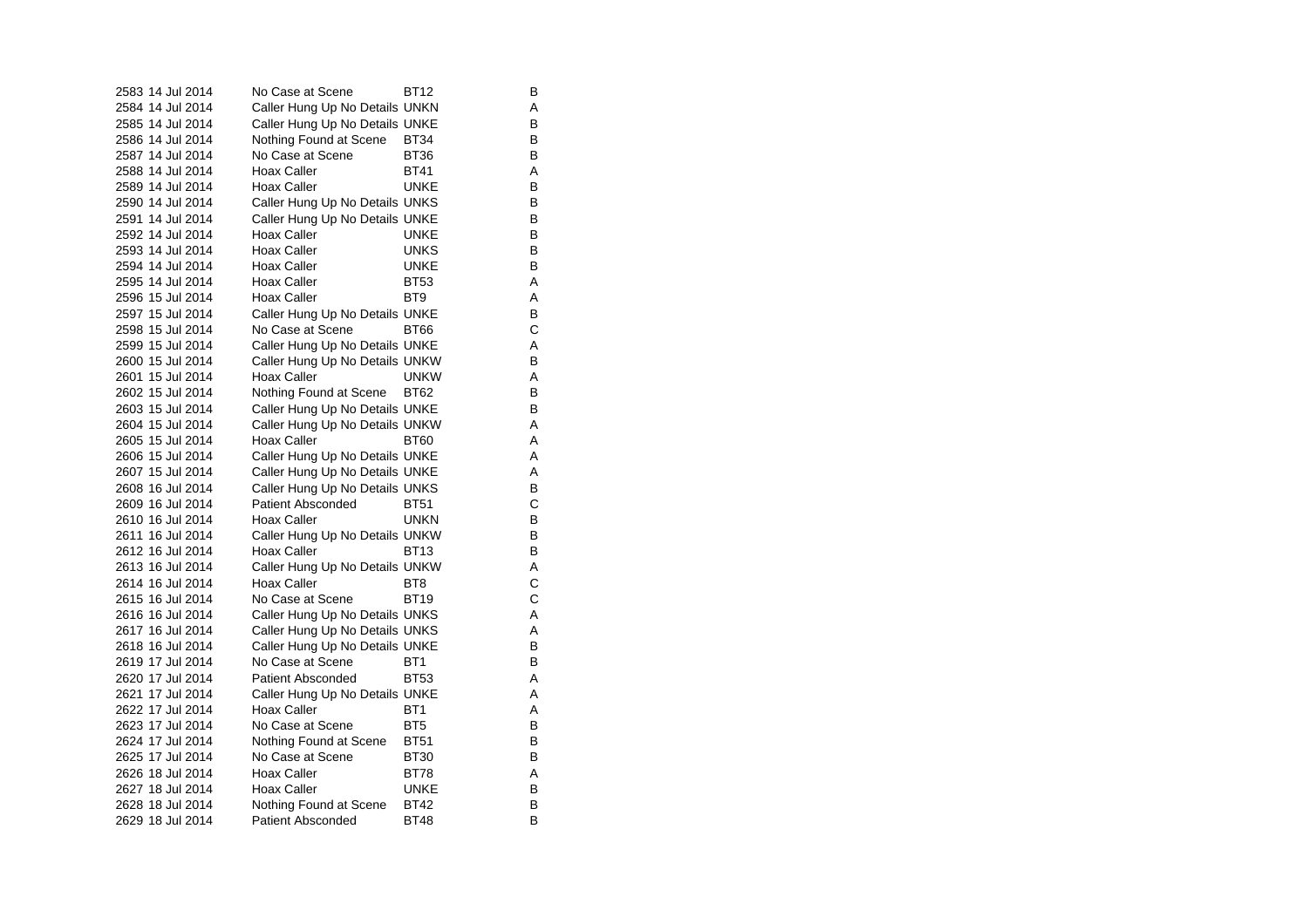| | | | | |
|---|---|---|---|---|
| 2583 | 14 Jul 2014 | No Case at Scene | BT12 | B |
| 2584 | 14 Jul 2014 | Caller Hung Up No Details | UNKN | A |
| 2585 | 14 Jul 2014 | Caller Hung Up No Details | UNKE | B |
| 2586 | 14 Jul 2014 | Nothing Found at Scene | BT34 | B |
| 2587 | 14 Jul 2014 | No Case at Scene | BT36 | B |
| 2588 | 14 Jul 2014 | Hoax Caller | BT41 | A |
| 2589 | 14 Jul 2014 | Hoax Caller | UNKE | B |
| 2590 | 14 Jul 2014 | Caller Hung Up No Details | UNKS | B |
| 2591 | 14 Jul 2014 | Caller Hung Up No Details | UNKE | B |
| 2592 | 14 Jul 2014 | Hoax Caller | UNKE | B |
| 2593 | 14 Jul 2014 | Hoax Caller | UNKS | B |
| 2594 | 14 Jul 2014 | Hoax Caller | UNKE | B |
| 2595 | 14 Jul 2014 | Hoax Caller | BT53 | A |
| 2596 | 15 Jul 2014 | Hoax Caller | BT9 | A |
| 2597 | 15 Jul 2014 | Caller Hung Up No Details | UNKE | B |
| 2598 | 15 Jul 2014 | No Case at Scene | BT66 | C |
| 2599 | 15 Jul 2014 | Caller Hung Up No Details | UNKE | A |
| 2600 | 15 Jul 2014 | Caller Hung Up No Details | UNKW | B |
| 2601 | 15 Jul 2014 | Hoax Caller | UNKW | A |
| 2602 | 15 Jul 2014 | Nothing Found at Scene | BT62 | B |
| 2603 | 15 Jul 2014 | Caller Hung Up No Details | UNKE | B |
| 2604 | 15 Jul 2014 | Caller Hung Up No Details | UNKW | A |
| 2605 | 15 Jul 2014 | Hoax Caller | BT60 | A |
| 2606 | 15 Jul 2014 | Caller Hung Up No Details | UNKE | A |
| 2607 | 15 Jul 2014 | Caller Hung Up No Details | UNKE | A |
| 2608 | 16 Jul 2014 | Caller Hung Up No Details | UNKS | B |
| 2609 | 16 Jul 2014 | Patient Absconded | BT51 | C |
| 2610 | 16 Jul 2014 | Hoax Caller | UNKN | B |
| 2611 | 16 Jul 2014 | Caller Hung Up No Details | UNKW | B |
| 2612 | 16 Jul 2014 | Hoax Caller | BT13 | B |
| 2613 | 16 Jul 2014 | Caller Hung Up No Details | UNKW | A |
| 2614 | 16 Jul 2014 | Hoax Caller | BT8 | C |
| 2615 | 16 Jul 2014 | No Case at Scene | BT19 | C |
| 2616 | 16 Jul 2014 | Caller Hung Up No Details | UNKS | A |
| 2617 | 16 Jul 2014 | Caller Hung Up No Details | UNKS | A |
| 2618 | 16 Jul 2014 | Caller Hung Up No Details | UNKE | B |
| 2619 | 17 Jul 2014 | No Case at Scene | BT1 | B |
| 2620 | 17 Jul 2014 | Patient Absconded | BT53 | A |
| 2621 | 17 Jul 2014 | Caller Hung Up No Details | UNKE | A |
| 2622 | 17 Jul 2014 | Hoax Caller | BT1 | A |
| 2623 | 17 Jul 2014 | No Case at Scene | BT5 | B |
| 2624 | 17 Jul 2014 | Nothing Found at Scene | BT51 | B |
| 2625 | 17 Jul 2014 | No Case at Scene | BT30 | B |
| 2626 | 18 Jul 2014 | Hoax Caller | BT78 | A |
| 2627 | 18 Jul 2014 | Hoax Caller | UNKE | B |
| 2628 | 18 Jul 2014 | Nothing Found at Scene | BT42 | B |
| 2629 | 18 Jul 2014 | Patient Absconded | BT48 | B |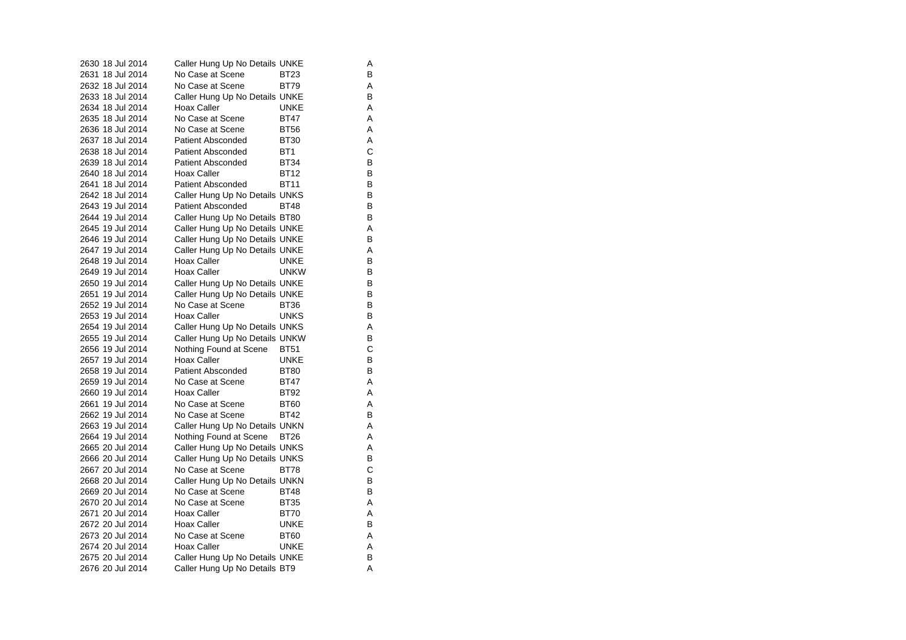| | | | | |
|---|---|---|---|---|
| 2630 | 18 Jul 2014 | Caller Hung Up No Details | UNKE | A |
| 2631 | 18 Jul 2014 | No Case at Scene | BT23 | B |
| 2632 | 18 Jul 2014 | No Case at Scene | BT79 | A |
| 2633 | 18 Jul 2014 | Caller Hung Up No Details | UNKE | B |
| 2634 | 18 Jul 2014 | Hoax Caller | UNKE | A |
| 2635 | 18 Jul 2014 | No Case at Scene | BT47 | A |
| 2636 | 18 Jul 2014 | No Case at Scene | BT56 | A |
| 2637 | 18 Jul 2014 | Patient Absconded | BT30 | A |
| 2638 | 18 Jul 2014 | Patient Absconded | BT1 | C |
| 2639 | 18 Jul 2014 | Patient Absconded | BT34 | B |
| 2640 | 18 Jul 2014 | Hoax Caller | BT12 | B |
| 2641 | 18 Jul 2014 | Patient Absconded | BT11 | B |
| 2642 | 18 Jul 2014 | Caller Hung Up No Details | UNKS | B |
| 2643 | 19 Jul 2014 | Patient Absconded | BT48 | B |
| 2644 | 19 Jul 2014 | Caller Hung Up No Details | BT80 | B |
| 2645 | 19 Jul 2014 | Caller Hung Up No Details | UNKE | A |
| 2646 | 19 Jul 2014 | Caller Hung Up No Details | UNKE | B |
| 2647 | 19 Jul 2014 | Caller Hung Up No Details | UNKE | A |
| 2648 | 19 Jul 2014 | Hoax Caller | UNKE | B |
| 2649 | 19 Jul 2014 | Hoax Caller | UNKW | B |
| 2650 | 19 Jul 2014 | Caller Hung Up No Details | UNKE | B |
| 2651 | 19 Jul 2014 | Caller Hung Up No Details | UNKE | B |
| 2652 | 19 Jul 2014 | No Case at Scene | BT36 | B |
| 2653 | 19 Jul 2014 | Hoax Caller | UNKS | B |
| 2654 | 19 Jul 2014 | Caller Hung Up No Details | UNKS | A |
| 2655 | 19 Jul 2014 | Caller Hung Up No Details | UNKW | B |
| 2656 | 19 Jul 2014 | Nothing Found at Scene | BT51 | C |
| 2657 | 19 Jul 2014 | Hoax Caller | UNKE | B |
| 2658 | 19 Jul 2014 | Patient Absconded | BT80 | B |
| 2659 | 19 Jul 2014 | No Case at Scene | BT47 | A |
| 2660 | 19 Jul 2014 | Hoax Caller | BT92 | A |
| 2661 | 19 Jul 2014 | No Case at Scene | BT60 | A |
| 2662 | 19 Jul 2014 | No Case at Scene | BT42 | B |
| 2663 | 19 Jul 2014 | Caller Hung Up No Details | UNKN | A |
| 2664 | 19 Jul 2014 | Nothing Found at Scene | BT26 | A |
| 2665 | 20 Jul 2014 | Caller Hung Up No Details | UNKS | A |
| 2666 | 20 Jul 2014 | Caller Hung Up No Details | UNKS | B |
| 2667 | 20 Jul 2014 | No Case at Scene | BT78 | C |
| 2668 | 20 Jul 2014 | Caller Hung Up No Details | UNKN | B |
| 2669 | 20 Jul 2014 | No Case at Scene | BT48 | B |
| 2670 | 20 Jul 2014 | No Case at Scene | BT35 | A |
| 2671 | 20 Jul 2014 | Hoax Caller | BT70 | A |
| 2672 | 20 Jul 2014 | Hoax Caller | UNKE | B |
| 2673 | 20 Jul 2014 | No Case at Scene | BT60 | A |
| 2674 | 20 Jul 2014 | Hoax Caller | UNKE | A |
| 2675 | 20 Jul 2014 | Caller Hung Up No Details | UNKE | B |
| 2676 | 20 Jul 2014 | Caller Hung Up No Details | BT9 | A |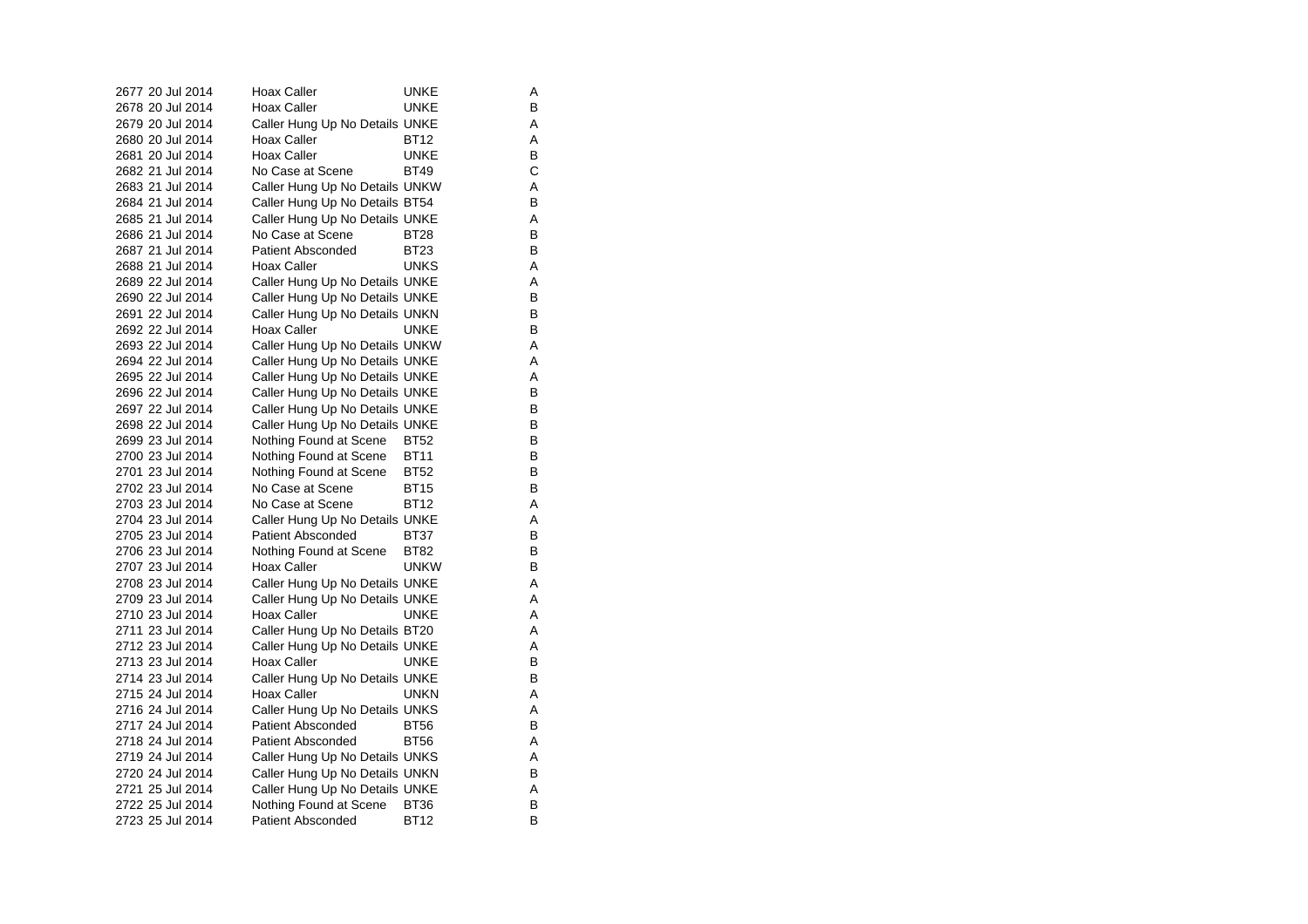| | | | | |
|---|---|---|---|---|
| 2677 | 20 Jul 2014 | Hoax Caller | UNKE | A |
| 2678 | 20 Jul 2014 | Hoax Caller | UNKE | B |
| 2679 | 20 Jul 2014 | Caller Hung Up No Details | UNKE | A |
| 2680 | 20 Jul 2014 | Hoax Caller | BT12 | A |
| 2681 | 20 Jul 2014 | Hoax Caller | UNKE | B |
| 2682 | 21 Jul 2014 | No Case at Scene | BT49 | C |
| 2683 | 21 Jul 2014 | Caller Hung Up No Details | UNKW | A |
| 2684 | 21 Jul 2014 | Caller Hung Up No Details | BT54 | B |
| 2685 | 21 Jul 2014 | Caller Hung Up No Details | UNKE | A |
| 2686 | 21 Jul 2014 | No Case at Scene | BT28 | B |
| 2687 | 21 Jul 2014 | Patient Absconded | BT23 | B |
| 2688 | 21 Jul 2014 | Hoax Caller | UNKS | A |
| 2689 | 22 Jul 2014 | Caller Hung Up No Details | UNKE | A |
| 2690 | 22 Jul 2014 | Caller Hung Up No Details | UNKE | B |
| 2691 | 22 Jul 2014 | Caller Hung Up No Details | UNKN | B |
| 2692 | 22 Jul 2014 | Hoax Caller | UNKE | B |
| 2693 | 22 Jul 2014 | Caller Hung Up No Details | UNKW | A |
| 2694 | 22 Jul 2014 | Caller Hung Up No Details | UNKE | A |
| 2695 | 22 Jul 2014 | Caller Hung Up No Details | UNKE | A |
| 2696 | 22 Jul 2014 | Caller Hung Up No Details | UNKE | B |
| 2697 | 22 Jul 2014 | Caller Hung Up No Details | UNKE | B |
| 2698 | 22 Jul 2014 | Caller Hung Up No Details | UNKE | B |
| 2699 | 23 Jul 2014 | Nothing Found at Scene | BT52 | B |
| 2700 | 23 Jul 2014 | Nothing Found at Scene | BT11 | B |
| 2701 | 23 Jul 2014 | Nothing Found at Scene | BT52 | B |
| 2702 | 23 Jul 2014 | No Case at Scene | BT15 | B |
| 2703 | 23 Jul 2014 | No Case at Scene | BT12 | A |
| 2704 | 23 Jul 2014 | Caller Hung Up No Details | UNKE | A |
| 2705 | 23 Jul 2014 | Patient Absconded | BT37 | B |
| 2706 | 23 Jul 2014 | Nothing Found at Scene | BT82 | B |
| 2707 | 23 Jul 2014 | Hoax Caller | UNKW | B |
| 2708 | 23 Jul 2014 | Caller Hung Up No Details | UNKE | A |
| 2709 | 23 Jul 2014 | Caller Hung Up No Details | UNKE | A |
| 2710 | 23 Jul 2014 | Hoax Caller | UNKE | A |
| 2711 | 23 Jul 2014 | Caller Hung Up No Details | BT20 | A |
| 2712 | 23 Jul 2014 | Caller Hung Up No Details | UNKE | A |
| 2713 | 23 Jul 2014 | Hoax Caller | UNKE | B |
| 2714 | 23 Jul 2014 | Caller Hung Up No Details | UNKE | B |
| 2715 | 24 Jul 2014 | Hoax Caller | UNKN | A |
| 2716 | 24 Jul 2014 | Caller Hung Up No Details | UNKS | A |
| 2717 | 24 Jul 2014 | Patient Absconded | BT56 | B |
| 2718 | 24 Jul 2014 | Patient Absconded | BT56 | A |
| 2719 | 24 Jul 2014 | Caller Hung Up No Details | UNKS | A |
| 2720 | 24 Jul 2014 | Caller Hung Up No Details | UNKN | B |
| 2721 | 25 Jul 2014 | Caller Hung Up No Details | UNKE | A |
| 2722 | 25 Jul 2014 | Nothing Found at Scene | BT36 | B |
| 2723 | 25 Jul 2014 | Patient Absconded | BT12 | B |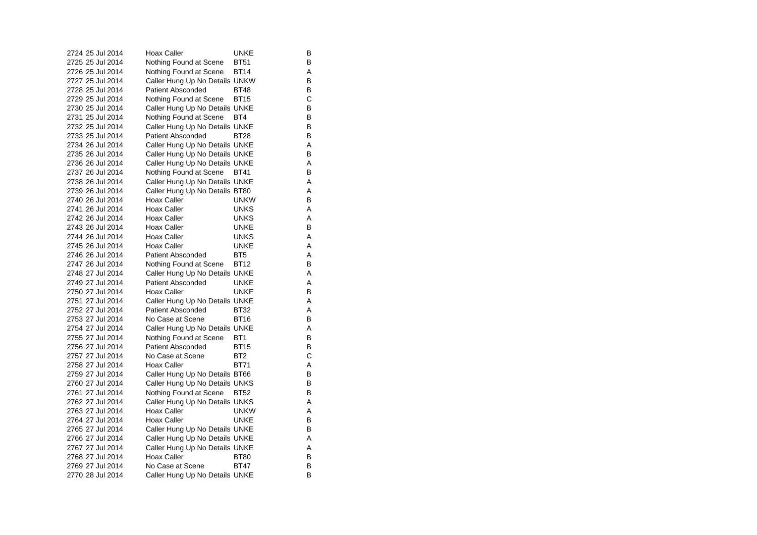| | | | | |
|---|---|---|---|---|
| 2724 | 25 Jul 2014 | Hoax Caller | UNKE | B |
| 2725 | 25 Jul 2014 | Nothing Found at Scene | BT51 | B |
| 2726 | 25 Jul 2014 | Nothing Found at Scene | BT14 | A |
| 2727 | 25 Jul 2014 | Caller Hung Up No Details | UNKW | B |
| 2728 | 25 Jul 2014 | Patient Absconded | BT48 | B |
| 2729 | 25 Jul 2014 | Nothing Found at Scene | BT15 | C |
| 2730 | 25 Jul 2014 | Caller Hung Up No Details | UNKE | B |
| 2731 | 25 Jul 2014 | Nothing Found at Scene | BT4 | B |
| 2732 | 25 Jul 2014 | Caller Hung Up No Details | UNKE | B |
| 2733 | 25 Jul 2014 | Patient Absconded | BT28 | B |
| 2734 | 26 Jul 2014 | Caller Hung Up No Details | UNKE | A |
| 2735 | 26 Jul 2014 | Caller Hung Up No Details | UNKE | B |
| 2736 | 26 Jul 2014 | Caller Hung Up No Details | UNKE | A |
| 2737 | 26 Jul 2014 | Nothing Found at Scene | BT41 | B |
| 2738 | 26 Jul 2014 | Caller Hung Up No Details | UNKE | A |
| 2739 | 26 Jul 2014 | Caller Hung Up No Details | BT80 | A |
| 2740 | 26 Jul 2014 | Hoax Caller | UNKW | B |
| 2741 | 26 Jul 2014 | Hoax Caller | UNKS | A |
| 2742 | 26 Jul 2014 | Hoax Caller | UNKS | A |
| 2743 | 26 Jul 2014 | Hoax Caller | UNKE | B |
| 2744 | 26 Jul 2014 | Hoax Caller | UNKS | A |
| 2745 | 26 Jul 2014 | Hoax Caller | UNKE | A |
| 2746 | 26 Jul 2014 | Patient Absconded | BT5 | A |
| 2747 | 26 Jul 2014 | Nothing Found at Scene | BT12 | B |
| 2748 | 27 Jul 2014 | Caller Hung Up No Details | UNKE | A |
| 2749 | 27 Jul 2014 | Patient Absconded | UNKE | A |
| 2750 | 27 Jul 2014 | Hoax Caller | UNKE | B |
| 2751 | 27 Jul 2014 | Caller Hung Up No Details | UNKE | A |
| 2752 | 27 Jul 2014 | Patient Absconded | BT32 | A |
| 2753 | 27 Jul 2014 | No Case at Scene | BT16 | B |
| 2754 | 27 Jul 2014 | Caller Hung Up No Details | UNKE | A |
| 2755 | 27 Jul 2014 | Nothing Found at Scene | BT1 | B |
| 2756 | 27 Jul 2014 | Patient Absconded | BT15 | B |
| 2757 | 27 Jul 2014 | No Case at Scene | BT2 | C |
| 2758 | 27 Jul 2014 | Hoax Caller | BT71 | A |
| 2759 | 27 Jul 2014 | Caller Hung Up No Details | BT66 | B |
| 2760 | 27 Jul 2014 | Caller Hung Up No Details | UNKS | B |
| 2761 | 27 Jul 2014 | Nothing Found at Scene | BT52 | B |
| 2762 | 27 Jul 2014 | Caller Hung Up No Details | UNKS | A |
| 2763 | 27 Jul 2014 | Hoax Caller | UNKW | A |
| 2764 | 27 Jul 2014 | Hoax Caller | UNKE | B |
| 2765 | 27 Jul 2014 | Caller Hung Up No Details | UNKE | B |
| 2766 | 27 Jul 2014 | Caller Hung Up No Details | UNKE | A |
| 2767 | 27 Jul 2014 | Caller Hung Up No Details | UNKE | A |
| 2768 | 27 Jul 2014 | Hoax Caller | BT80 | B |
| 2769 | 27 Jul 2014 | No Case at Scene | BT47 | B |
| 2770 | 28 Jul 2014 | Caller Hung Up No Details | UNKE | B |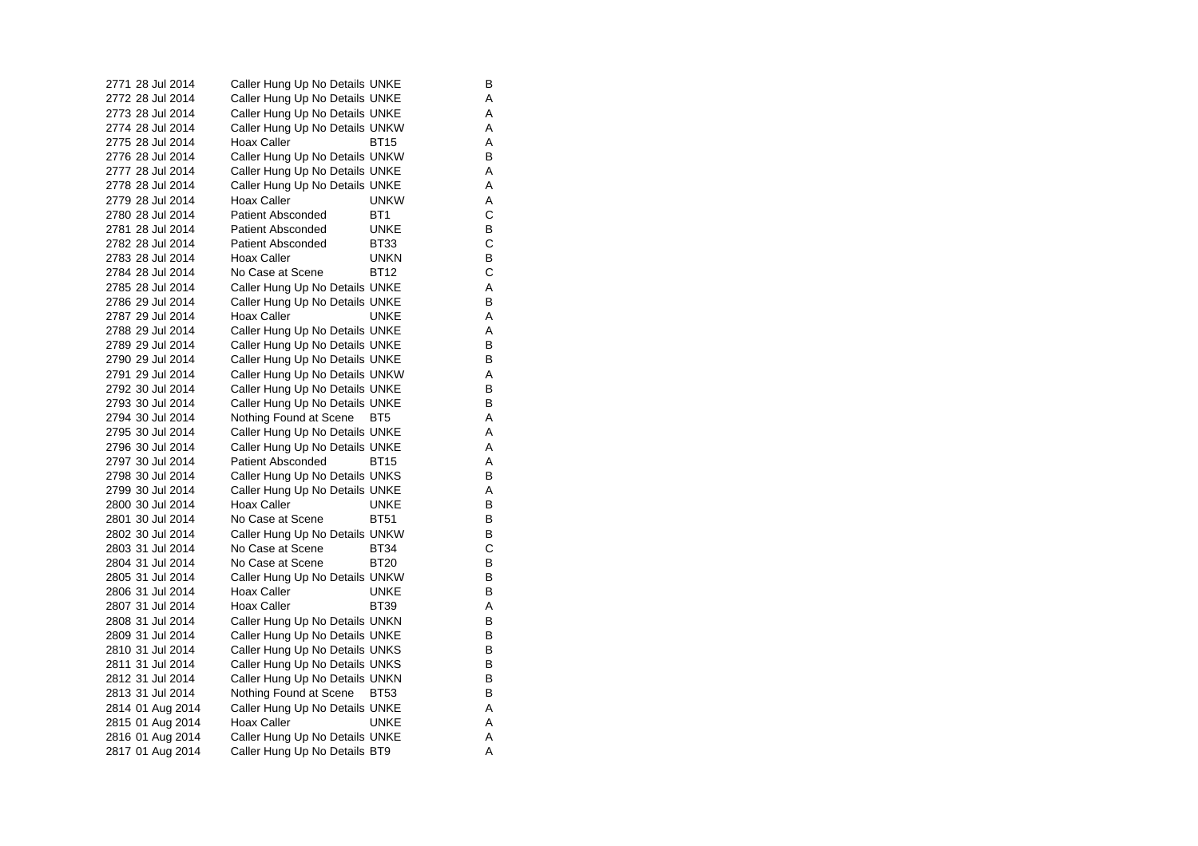| | | | | |
|---|---|---|---|---|
| 2771 | 28 Jul 2014 | Caller Hung Up No Details | UNKE | B |
| 2772 | 28 Jul 2014 | Caller Hung Up No Details | UNKE | A |
| 2773 | 28 Jul 2014 | Caller Hung Up No Details | UNKE | A |
| 2774 | 28 Jul 2014 | Caller Hung Up No Details | UNKW | A |
| 2775 | 28 Jul 2014 | Hoax Caller | BT15 | A |
| 2776 | 28 Jul 2014 | Caller Hung Up No Details | UNKW | B |
| 2777 | 28 Jul 2014 | Caller Hung Up No Details | UNKE | A |
| 2778 | 28 Jul 2014 | Caller Hung Up No Details | UNKE | A |
| 2779 | 28 Jul 2014 | Hoax Caller | UNKW | A |
| 2780 | 28 Jul 2014 | Patient Absconded | BT1 | C |
| 2781 | 28 Jul 2014 | Patient Absconded | UNKE | B |
| 2782 | 28 Jul 2014 | Patient Absconded | BT33 | C |
| 2783 | 28 Jul 2014 | Hoax Caller | UNKN | B |
| 2784 | 28 Jul 2014 | No Case at Scene | BT12 | C |
| 2785 | 28 Jul 2014 | Caller Hung Up No Details | UNKE | A |
| 2786 | 29 Jul 2014 | Caller Hung Up No Details | UNKE | B |
| 2787 | 29 Jul 2014 | Hoax Caller | UNKE | A |
| 2788 | 29 Jul 2014 | Caller Hung Up No Details | UNKE | A |
| 2789 | 29 Jul 2014 | Caller Hung Up No Details | UNKE | B |
| 2790 | 29 Jul 2014 | Caller Hung Up No Details | UNKE | B |
| 2791 | 29 Jul 2014 | Caller Hung Up No Details | UNKW | A |
| 2792 | 30 Jul 2014 | Caller Hung Up No Details | UNKE | B |
| 2793 | 30 Jul 2014 | Caller Hung Up No Details | UNKE | B |
| 2794 | 30 Jul 2014 | Nothing Found at Scene | BT5 | A |
| 2795 | 30 Jul 2014 | Caller Hung Up No Details | UNKE | A |
| 2796 | 30 Jul 2014 | Caller Hung Up No Details | UNKE | A |
| 2797 | 30 Jul 2014 | Patient Absconded | BT15 | A |
| 2798 | 30 Jul 2014 | Caller Hung Up No Details | UNKS | B |
| 2799 | 30 Jul 2014 | Caller Hung Up No Details | UNKE | A |
| 2800 | 30 Jul 2014 | Hoax Caller | UNKE | B |
| 2801 | 30 Jul 2014 | No Case at Scene | BT51 | B |
| 2802 | 30 Jul 2014 | Caller Hung Up No Details | UNKW | B |
| 2803 | 31 Jul 2014 | No Case at Scene | BT34 | C |
| 2804 | 31 Jul 2014 | No Case at Scene | BT20 | B |
| 2805 | 31 Jul 2014 | Caller Hung Up No Details | UNKW | B |
| 2806 | 31 Jul 2014 | Hoax Caller | UNKE | B |
| 2807 | 31 Jul 2014 | Hoax Caller | BT39 | A |
| 2808 | 31 Jul 2014 | Caller Hung Up No Details | UNKN | B |
| 2809 | 31 Jul 2014 | Caller Hung Up No Details | UNKE | B |
| 2810 | 31 Jul 2014 | Caller Hung Up No Details | UNKS | B |
| 2811 | 31 Jul 2014 | Caller Hung Up No Details | UNKS | B |
| 2812 | 31 Jul 2014 | Caller Hung Up No Details | UNKN | B |
| 2813 | 31 Jul 2014 | Nothing Found at Scene | BT53 | B |
| 2814 | 01 Aug 2014 | Caller Hung Up No Details | UNKE | A |
| 2815 | 01 Aug 2014 | Hoax Caller | UNKE | A |
| 2816 | 01 Aug 2014 | Caller Hung Up No Details | UNKE | A |
| 2817 | 01 Aug 2014 | Caller Hung Up No Details | BT9 | A |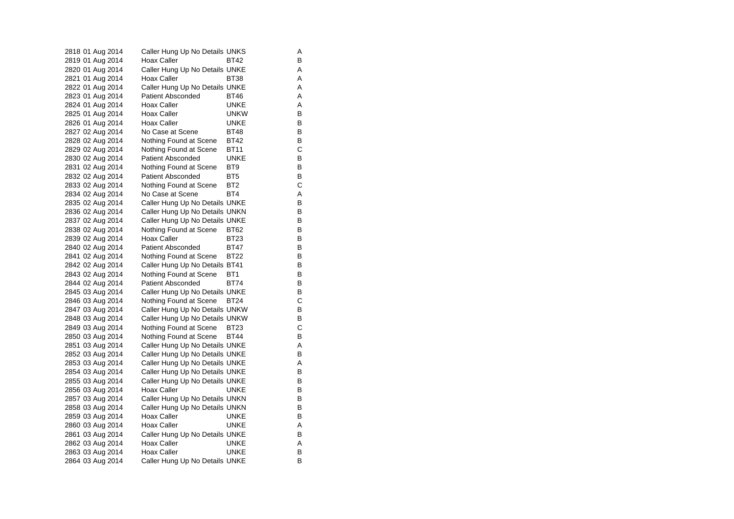| | | | | |
|---|---|---|---|---|
| 2818 | 01 Aug 2014 | Caller Hung Up No Details | UNKS | A |
| 2819 | 01 Aug 2014 | Hoax Caller | BT42 | B |
| 2820 | 01 Aug 2014 | Caller Hung Up No Details | UNKE | A |
| 2821 | 01 Aug 2014 | Hoax Caller | BT38 | A |
| 2822 | 01 Aug 2014 | Caller Hung Up No Details | UNKE | A |
| 2823 | 01 Aug 2014 | Patient Absconded | BT46 | A |
| 2824 | 01 Aug 2014 | Hoax Caller | UNKE | A |
| 2825 | 01 Aug 2014 | Hoax Caller | UNKW | B |
| 2826 | 01 Aug 2014 | Hoax Caller | UNKE | B |
| 2827 | 02 Aug 2014 | No Case at Scene | BT48 | B |
| 2828 | 02 Aug 2014 | Nothing Found at Scene | BT42 | B |
| 2829 | 02 Aug 2014 | Nothing Found at Scene | BT11 | C |
| 2830 | 02 Aug 2014 | Patient Absconded | UNKE | B |
| 2831 | 02 Aug 2014 | Nothing Found at Scene | BT9 | B |
| 2832 | 02 Aug 2014 | Patient Absconded | BT5 | B |
| 2833 | 02 Aug 2014 | Nothing Found at Scene | BT2 | C |
| 2834 | 02 Aug 2014 | No Case at Scene | BT4 | A |
| 2835 | 02 Aug 2014 | Caller Hung Up No Details | UNKE | B |
| 2836 | 02 Aug 2014 | Caller Hung Up No Details | UNKN | B |
| 2837 | 02 Aug 2014 | Caller Hung Up No Details | UNKE | B |
| 2838 | 02 Aug 2014 | Nothing Found at Scene | BT62 | B |
| 2839 | 02 Aug 2014 | Hoax Caller | BT23 | B |
| 2840 | 02 Aug 2014 | Patient Absconded | BT47 | B |
| 2841 | 02 Aug 2014 | Nothing Found at Scene | BT22 | B |
| 2842 | 02 Aug 2014 | Caller Hung Up No Details | BT41 | B |
| 2843 | 02 Aug 2014 | Nothing Found at Scene | BT1 | B |
| 2844 | 02 Aug 2014 | Patient Absconded | BT74 | B |
| 2845 | 03 Aug 2014 | Caller Hung Up No Details | UNKE | B |
| 2846 | 03 Aug 2014 | Nothing Found at Scene | BT24 | C |
| 2847 | 03 Aug 2014 | Caller Hung Up No Details | UNKW | B |
| 2848 | 03 Aug 2014 | Caller Hung Up No Details | UNKW | B |
| 2849 | 03 Aug 2014 | Nothing Found at Scene | BT23 | C |
| 2850 | 03 Aug 2014 | Nothing Found at Scene | BT44 | B |
| 2851 | 03 Aug 2014 | Caller Hung Up No Details | UNKE | A |
| 2852 | 03 Aug 2014 | Caller Hung Up No Details | UNKE | B |
| 2853 | 03 Aug 2014 | Caller Hung Up No Details | UNKE | A |
| 2854 | 03 Aug 2014 | Caller Hung Up No Details | UNKE | B |
| 2855 | 03 Aug 2014 | Caller Hung Up No Details | UNKE | B |
| 2856 | 03 Aug 2014 | Hoax Caller | UNKE | B |
| 2857 | 03 Aug 2014 | Caller Hung Up No Details | UNKN | B |
| 2858 | 03 Aug 2014 | Caller Hung Up No Details | UNKN | B |
| 2859 | 03 Aug 2014 | Hoax Caller | UNKE | B |
| 2860 | 03 Aug 2014 | Hoax Caller | UNKE | A |
| 2861 | 03 Aug 2014 | Caller Hung Up No Details | UNKE | B |
| 2862 | 03 Aug 2014 | Hoax Caller | UNKE | A |
| 2863 | 03 Aug 2014 | Hoax Caller | UNKE | B |
| 2864 | 03 Aug 2014 | Caller Hung Up No Details | UNKE | B |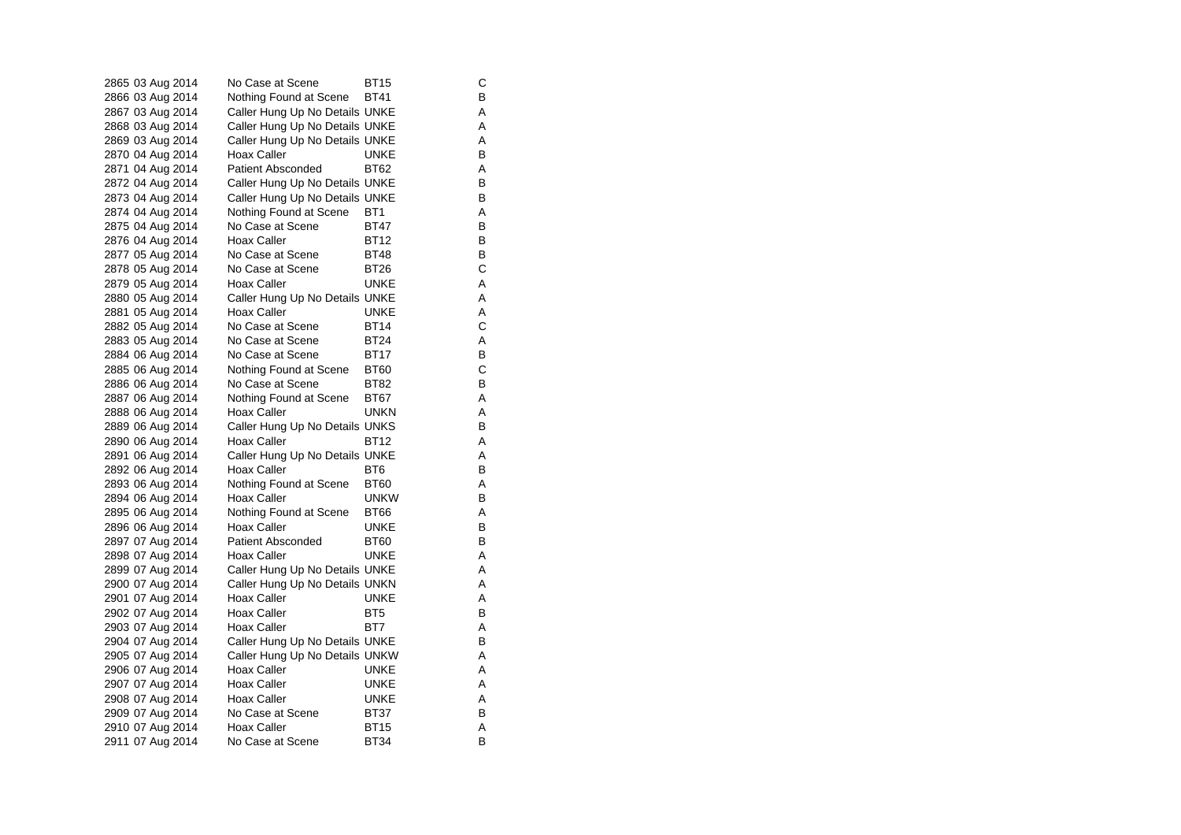| | | | | |
|---|---|---|---|---|
| 2865 | 03 Aug 2014 | No Case at Scene | BT15 | C |
| 2866 | 03 Aug 2014 | Nothing Found at Scene | BT41 | B |
| 2867 | 03 Aug 2014 | Caller Hung Up No Details | UNKE | A |
| 2868 | 03 Aug 2014 | Caller Hung Up No Details | UNKE | A |
| 2869 | 03 Aug 2014 | Caller Hung Up No Details | UNKE | A |
| 2870 | 04 Aug 2014 | Hoax Caller | UNKE | B |
| 2871 | 04 Aug 2014 | Patient Absconded | BT62 | A |
| 2872 | 04 Aug 2014 | Caller Hung Up No Details | UNKE | B |
| 2873 | 04 Aug 2014 | Caller Hung Up No Details | UNKE | B |
| 2874 | 04 Aug 2014 | Nothing Found at Scene | BT1 | A |
| 2875 | 04 Aug 2014 | No Case at Scene | BT47 | B |
| 2876 | 04 Aug 2014 | Hoax Caller | BT12 | B |
| 2877 | 05 Aug 2014 | No Case at Scene | BT48 | B |
| 2878 | 05 Aug 2014 | No Case at Scene | BT26 | C |
| 2879 | 05 Aug 2014 | Hoax Caller | UNKE | A |
| 2880 | 05 Aug 2014 | Caller Hung Up No Details | UNKE | A |
| 2881 | 05 Aug 2014 | Hoax Caller | UNKE | A |
| 2882 | 05 Aug 2014 | No Case at Scene | BT14 | C |
| 2883 | 05 Aug 2014 | No Case at Scene | BT24 | A |
| 2884 | 06 Aug 2014 | No Case at Scene | BT17 | B |
| 2885 | 06 Aug 2014 | Nothing Found at Scene | BT60 | C |
| 2886 | 06 Aug 2014 | No Case at Scene | BT82 | B |
| 2887 | 06 Aug 2014 | Nothing Found at Scene | BT67 | A |
| 2888 | 06 Aug 2014 | Hoax Caller | UNKN | A |
| 2889 | 06 Aug 2014 | Caller Hung Up No Details | UNKS | B |
| 2890 | 06 Aug 2014 | Hoax Caller | BT12 | A |
| 2891 | 06 Aug 2014 | Caller Hung Up No Details | UNKE | A |
| 2892 | 06 Aug 2014 | Hoax Caller | BT6 | B |
| 2893 | 06 Aug 2014 | Nothing Found at Scene | BT60 | A |
| 2894 | 06 Aug 2014 | Hoax Caller | UNKW | B |
| 2895 | 06 Aug 2014 | Nothing Found at Scene | BT66 | A |
| 2896 | 06 Aug 2014 | Hoax Caller | UNKE | B |
| 2897 | 07 Aug 2014 | Patient Absconded | BT60 | B |
| 2898 | 07 Aug 2014 | Hoax Caller | UNKE | A |
| 2899 | 07 Aug 2014 | Caller Hung Up No Details | UNKE | A |
| 2900 | 07 Aug 2014 | Caller Hung Up No Details | UNKN | A |
| 2901 | 07 Aug 2014 | Hoax Caller | UNKE | A |
| 2902 | 07 Aug 2014 | Hoax Caller | BT5 | B |
| 2903 | 07 Aug 2014 | Hoax Caller | BT7 | A |
| 2904 | 07 Aug 2014 | Caller Hung Up No Details | UNKE | B |
| 2905 | 07 Aug 2014 | Caller Hung Up No Details | UNKW | A |
| 2906 | 07 Aug 2014 | Hoax Caller | UNKE | A |
| 2907 | 07 Aug 2014 | Hoax Caller | UNKE | A |
| 2908 | 07 Aug 2014 | Hoax Caller | UNKE | A |
| 2909 | 07 Aug 2014 | No Case at Scene | BT37 | B |
| 2910 | 07 Aug 2014 | Hoax Caller | BT15 | A |
| 2911 | 07 Aug 2014 | No Case at Scene | BT34 | B |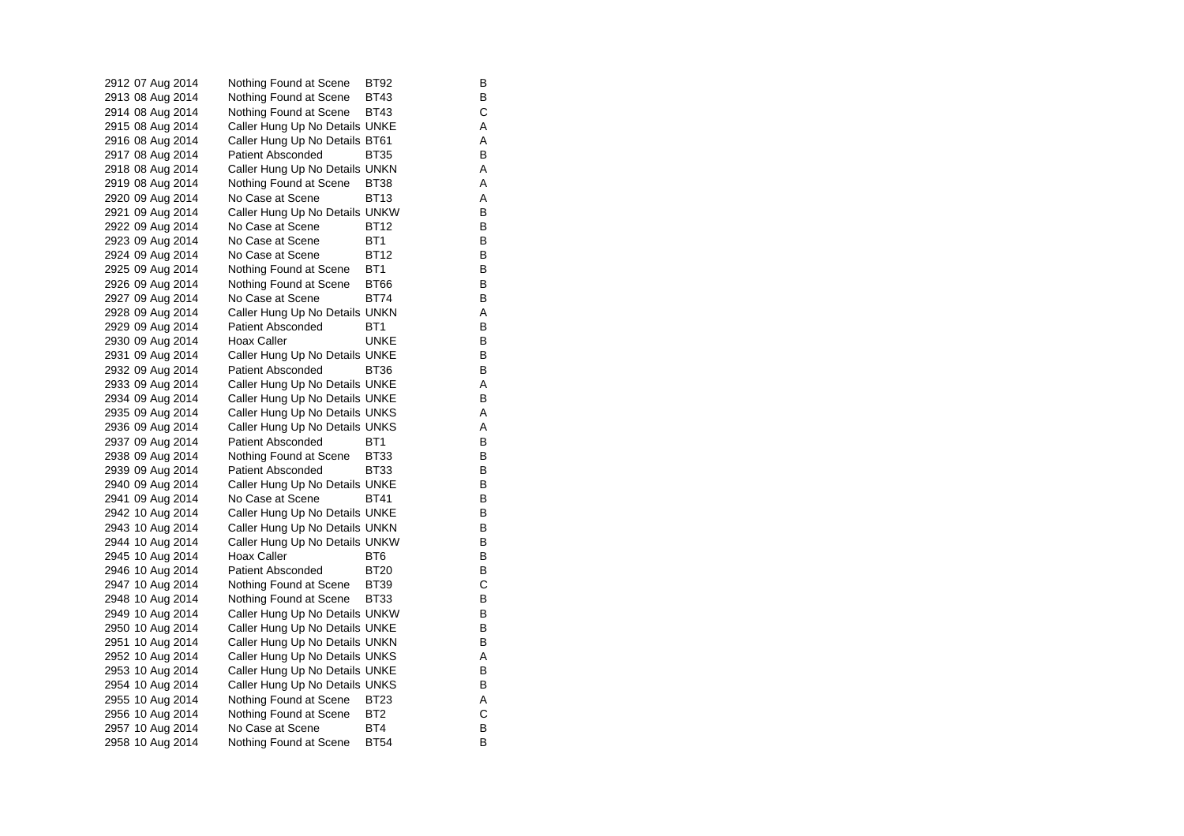| | | | | |
|---|---|---|---|---|
| 2912 | 07 Aug 2014 | Nothing Found at Scene | BT92 | B |
| 2913 | 08 Aug 2014 | Nothing Found at Scene | BT43 | B |
| 2914 | 08 Aug 2014 | Nothing Found at Scene | BT43 | C |
| 2915 | 08 Aug 2014 | Caller Hung Up No Details | UNKE | A |
| 2916 | 08 Aug 2014 | Caller Hung Up No Details | BT61 | A |
| 2917 | 08 Aug 2014 | Patient Absconded | BT35 | B |
| 2918 | 08 Aug 2014 | Caller Hung Up No Details | UNKN | A |
| 2919 | 08 Aug 2014 | Nothing Found at Scene | BT38 | A |
| 2920 | 09 Aug 2014 | No Case at Scene | BT13 | A |
| 2921 | 09 Aug 2014 | Caller Hung Up No Details | UNKW | B |
| 2922 | 09 Aug 2014 | No Case at Scene | BT12 | B |
| 2923 | 09 Aug 2014 | No Case at Scene | BT1 | B |
| 2924 | 09 Aug 2014 | No Case at Scene | BT12 | B |
| 2925 | 09 Aug 2014 | Nothing Found at Scene | BT1 | B |
| 2926 | 09 Aug 2014 | Nothing Found at Scene | BT66 | B |
| 2927 | 09 Aug 2014 | No Case at Scene | BT74 | B |
| 2928 | 09 Aug 2014 | Caller Hung Up No Details | UNKN | A |
| 2929 | 09 Aug 2014 | Patient Absconded | BT1 | B |
| 2930 | 09 Aug 2014 | Hoax Caller | UNKE | B |
| 2931 | 09 Aug 2014 | Caller Hung Up No Details | UNKE | B |
| 2932 | 09 Aug 2014 | Patient Absconded | BT36 | B |
| 2933 | 09 Aug 2014 | Caller Hung Up No Details | UNKE | A |
| 2934 | 09 Aug 2014 | Caller Hung Up No Details | UNKE | B |
| 2935 | 09 Aug 2014 | Caller Hung Up No Details | UNKS | A |
| 2936 | 09 Aug 2014 | Caller Hung Up No Details | UNKS | A |
| 2937 | 09 Aug 2014 | Patient Absconded | BT1 | B |
| 2938 | 09 Aug 2014 | Nothing Found at Scene | BT33 | B |
| 2939 | 09 Aug 2014 | Patient Absconded | BT33 | B |
| 2940 | 09 Aug 2014 | Caller Hung Up No Details | UNKE | B |
| 2941 | 09 Aug 2014 | No Case at Scene | BT41 | B |
| 2942 | 10 Aug 2014 | Caller Hung Up No Details | UNKE | B |
| 2943 | 10 Aug 2014 | Caller Hung Up No Details | UNKN | B |
| 2944 | 10 Aug 2014 | Caller Hung Up No Details | UNKW | B |
| 2945 | 10 Aug 2014 | Hoax Caller | BT6 | B |
| 2946 | 10 Aug 2014 | Patient Absconded | BT20 | B |
| 2947 | 10 Aug 2014 | Nothing Found at Scene | BT39 | C |
| 2948 | 10 Aug 2014 | Nothing Found at Scene | BT33 | B |
| 2949 | 10 Aug 2014 | Caller Hung Up No Details | UNKW | B |
| 2950 | 10 Aug 2014 | Caller Hung Up No Details | UNKE | B |
| 2951 | 10 Aug 2014 | Caller Hung Up No Details | UNKN | B |
| 2952 | 10 Aug 2014 | Caller Hung Up No Details | UNKS | A |
| 2953 | 10 Aug 2014 | Caller Hung Up No Details | UNKE | B |
| 2954 | 10 Aug 2014 | Caller Hung Up No Details | UNKS | B |
| 2955 | 10 Aug 2014 | Nothing Found at Scene | BT23 | A |
| 2956 | 10 Aug 2014 | Nothing Found at Scene | BT2 | C |
| 2957 | 10 Aug 2014 | No Case at Scene | BT4 | B |
| 2958 | 10 Aug 2014 | Nothing Found at Scene | BT54 | B |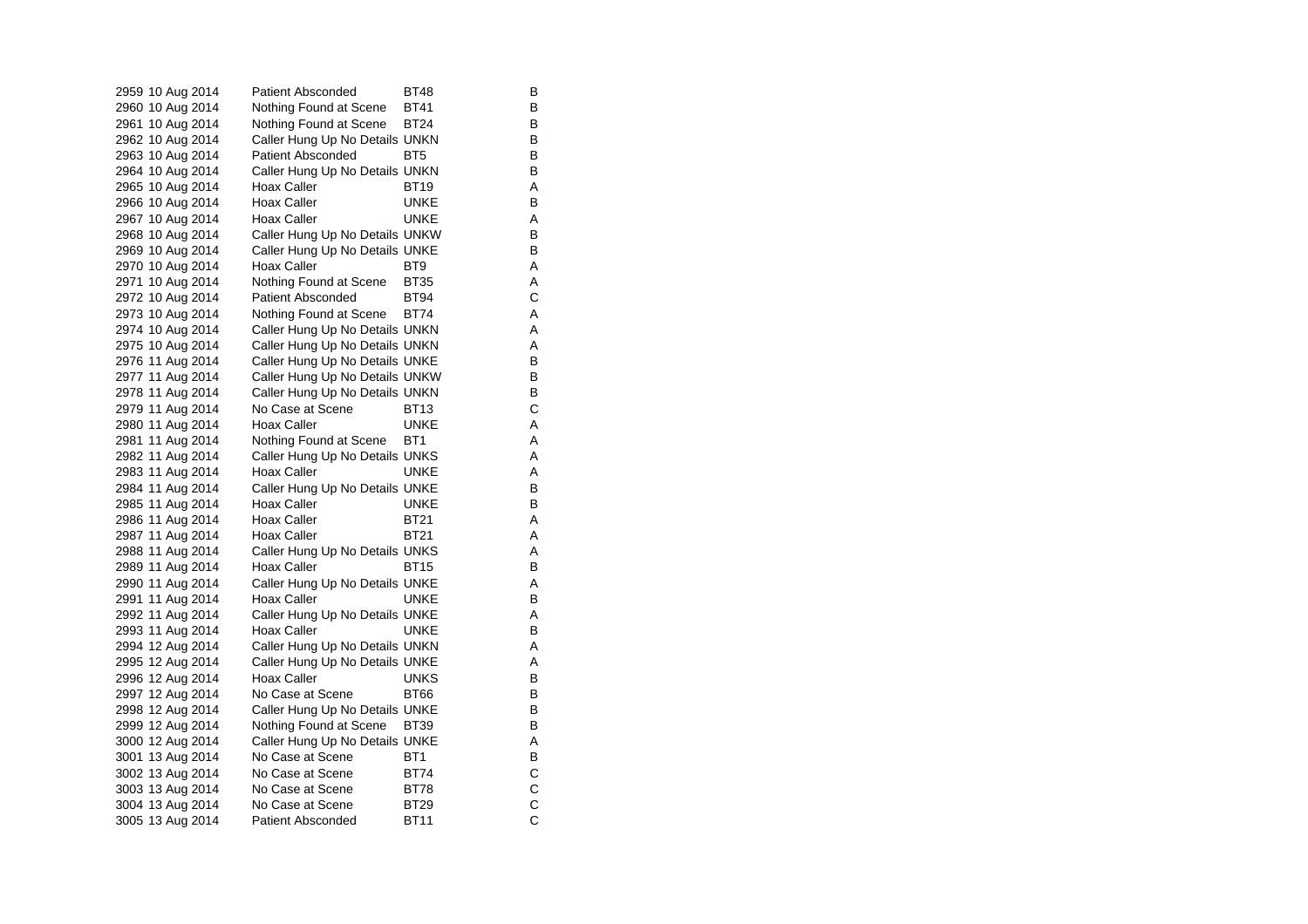| | | | | |
|---|---|---|---|---|
| 2959 | 10 Aug 2014 | Patient Absconded | BT48 | B |
| 2960 | 10 Aug 2014 | Nothing Found at Scene | BT41 | B |
| 2961 | 10 Aug 2014 | Nothing Found at Scene | BT24 | B |
| 2962 | 10 Aug 2014 | Caller Hung Up No Details | UNKN | B |
| 2963 | 10 Aug 2014 | Patient Absconded | BT5 | B |
| 2964 | 10 Aug 2014 | Caller Hung Up No Details | UNKN | B |
| 2965 | 10 Aug 2014 | Hoax Caller | BT19 | A |
| 2966 | 10 Aug 2014 | Hoax Caller | UNKE | B |
| 2967 | 10 Aug 2014 | Hoax Caller | UNKE | A |
| 2968 | 10 Aug 2014 | Caller Hung Up No Details | UNKW | B |
| 2969 | 10 Aug 2014 | Caller Hung Up No Details | UNKE | B |
| 2970 | 10 Aug 2014 | Hoax Caller | BT9 | A |
| 2971 | 10 Aug 2014 | Nothing Found at Scene | BT35 | A |
| 2972 | 10 Aug 2014 | Patient Absconded | BT94 | C |
| 2973 | 10 Aug 2014 | Nothing Found at Scene | BT74 | A |
| 2974 | 10 Aug 2014 | Caller Hung Up No Details | UNKN | A |
| 2975 | 10 Aug 2014 | Caller Hung Up No Details | UNKN | A |
| 2976 | 11 Aug 2014 | Caller Hung Up No Details | UNKE | B |
| 2977 | 11 Aug 2014 | Caller Hung Up No Details | UNKW | B |
| 2978 | 11 Aug 2014 | Caller Hung Up No Details | UNKN | B |
| 2979 | 11 Aug 2014 | No Case at Scene | BT13 | C |
| 2980 | 11 Aug 2014 | Hoax Caller | UNKE | A |
| 2981 | 11 Aug 2014 | Nothing Found at Scene | BT1 | A |
| 2982 | 11 Aug 2014 | Caller Hung Up No Details | UNKS | A |
| 2983 | 11 Aug 2014 | Hoax Caller | UNKE | A |
| 2984 | 11 Aug 2014 | Caller Hung Up No Details | UNKE | B |
| 2985 | 11 Aug 2014 | Hoax Caller | UNKE | B |
| 2986 | 11 Aug 2014 | Hoax Caller | BT21 | A |
| 2987 | 11 Aug 2014 | Hoax Caller | BT21 | A |
| 2988 | 11 Aug 2014 | Caller Hung Up No Details | UNKS | A |
| 2989 | 11 Aug 2014 | Hoax Caller | BT15 | B |
| 2990 | 11 Aug 2014 | Caller Hung Up No Details | UNKE | A |
| 2991 | 11 Aug 2014 | Hoax Caller | UNKE | B |
| 2992 | 11 Aug 2014 | Caller Hung Up No Details | UNKE | A |
| 2993 | 11 Aug 2014 | Hoax Caller | UNKE | B |
| 2994 | 12 Aug 2014 | Caller Hung Up No Details | UNKN | A |
| 2995 | 12 Aug 2014 | Caller Hung Up No Details | UNKE | A |
| 2996 | 12 Aug 2014 | Hoax Caller | UNKS | B |
| 2997 | 12 Aug 2014 | No Case at Scene | BT66 | B |
| 2998 | 12 Aug 2014 | Caller Hung Up No Details | UNKE | B |
| 2999 | 12 Aug 2014 | Nothing Found at Scene | BT39 | B |
| 3000 | 12 Aug 2014 | Caller Hung Up No Details | UNKE | A |
| 3001 | 13 Aug 2014 | No Case at Scene | BT1 | B |
| 3002 | 13 Aug 2014 | No Case at Scene | BT74 | C |
| 3003 | 13 Aug 2014 | No Case at Scene | BT78 | C |
| 3004 | 13 Aug 2014 | No Case at Scene | BT29 | C |
| 3005 | 13 Aug 2014 | Patient Absconded | BT11 | C |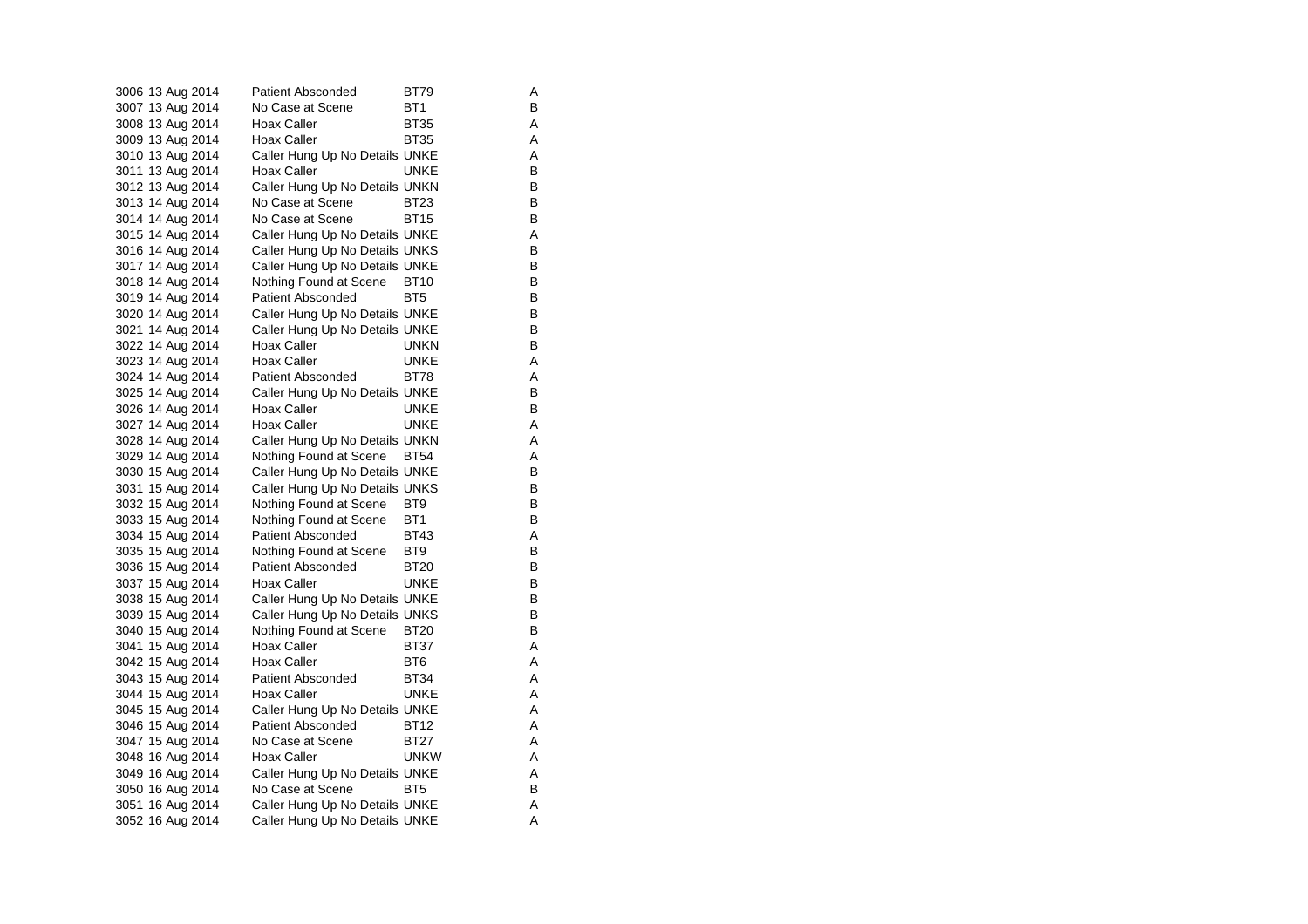| | | | | |
|---|---|---|---|---|
| 3006 | 13 Aug 2014 | Patient Absconded | BT79 | A |
| 3007 | 13 Aug 2014 | No Case at Scene | BT1 | B |
| 3008 | 13 Aug 2014 | Hoax Caller | BT35 | A |
| 3009 | 13 Aug 2014 | Hoax Caller | BT35 | A |
| 3010 | 13 Aug 2014 | Caller Hung Up No Details | UNKE | A |
| 3011 | 13 Aug 2014 | Hoax Caller | UNKE | B |
| 3012 | 13 Aug 2014 | Caller Hung Up No Details | UNKN | B |
| 3013 | 14 Aug 2014 | No Case at Scene | BT23 | B |
| 3014 | 14 Aug 2014 | No Case at Scene | BT15 | B |
| 3015 | 14 Aug 2014 | Caller Hung Up No Details | UNKE | A |
| 3016 | 14 Aug 2014 | Caller Hung Up No Details | UNKS | B |
| 3017 | 14 Aug 2014 | Caller Hung Up No Details | UNKE | B |
| 3018 | 14 Aug 2014 | Nothing Found at Scene | BT10 | B |
| 3019 | 14 Aug 2014 | Patient Absconded | BT5 | B |
| 3020 | 14 Aug 2014 | Caller Hung Up No Details | UNKE | B |
| 3021 | 14 Aug 2014 | Caller Hung Up No Details | UNKE | B |
| 3022 | 14 Aug 2014 | Hoax Caller | UNKN | B |
| 3023 | 14 Aug 2014 | Hoax Caller | UNKE | A |
| 3024 | 14 Aug 2014 | Patient Absconded | BT78 | A |
| 3025 | 14 Aug 2014 | Caller Hung Up No Details | UNKE | B |
| 3026 | 14 Aug 2014 | Hoax Caller | UNKE | B |
| 3027 | 14 Aug 2014 | Hoax Caller | UNKE | A |
| 3028 | 14 Aug 2014 | Caller Hung Up No Details | UNKN | A |
| 3029 | 14 Aug 2014 | Nothing Found at Scene | BT54 | A |
| 3030 | 15 Aug 2014 | Caller Hung Up No Details | UNKE | B |
| 3031 | 15 Aug 2014 | Caller Hung Up No Details | UNKS | B |
| 3032 | 15 Aug 2014 | Nothing Found at Scene | BT9 | B |
| 3033 | 15 Aug 2014 | Nothing Found at Scene | BT1 | B |
| 3034 | 15 Aug 2014 | Patient Absconded | BT43 | A |
| 3035 | 15 Aug 2014 | Nothing Found at Scene | BT9 | B |
| 3036 | 15 Aug 2014 | Patient Absconded | BT20 | B |
| 3037 | 15 Aug 2014 | Hoax Caller | UNKE | B |
| 3038 | 15 Aug 2014 | Caller Hung Up No Details | UNKE | B |
| 3039 | 15 Aug 2014 | Caller Hung Up No Details | UNKS | B |
| 3040 | 15 Aug 2014 | Nothing Found at Scene | BT20 | B |
| 3041 | 15 Aug 2014 | Hoax Caller | BT37 | A |
| 3042 | 15 Aug 2014 | Hoax Caller | BT6 | A |
| 3043 | 15 Aug 2014 | Patient Absconded | BT34 | A |
| 3044 | 15 Aug 2014 | Hoax Caller | UNKE | A |
| 3045 | 15 Aug 2014 | Caller Hung Up No Details | UNKE | A |
| 3046 | 15 Aug 2014 | Patient Absconded | BT12 | A |
| 3047 | 15 Aug 2014 | No Case at Scene | BT27 | A |
| 3048 | 16 Aug 2014 | Hoax Caller | UNKW | A |
| 3049 | 16 Aug 2014 | Caller Hung Up No Details | UNKE | A |
| 3050 | 16 Aug 2014 | No Case at Scene | BT5 | B |
| 3051 | 16 Aug 2014 | Caller Hung Up No Details | UNKE | A |
| 3052 | 16 Aug 2014 | Caller Hung Up No Details | UNKE | A |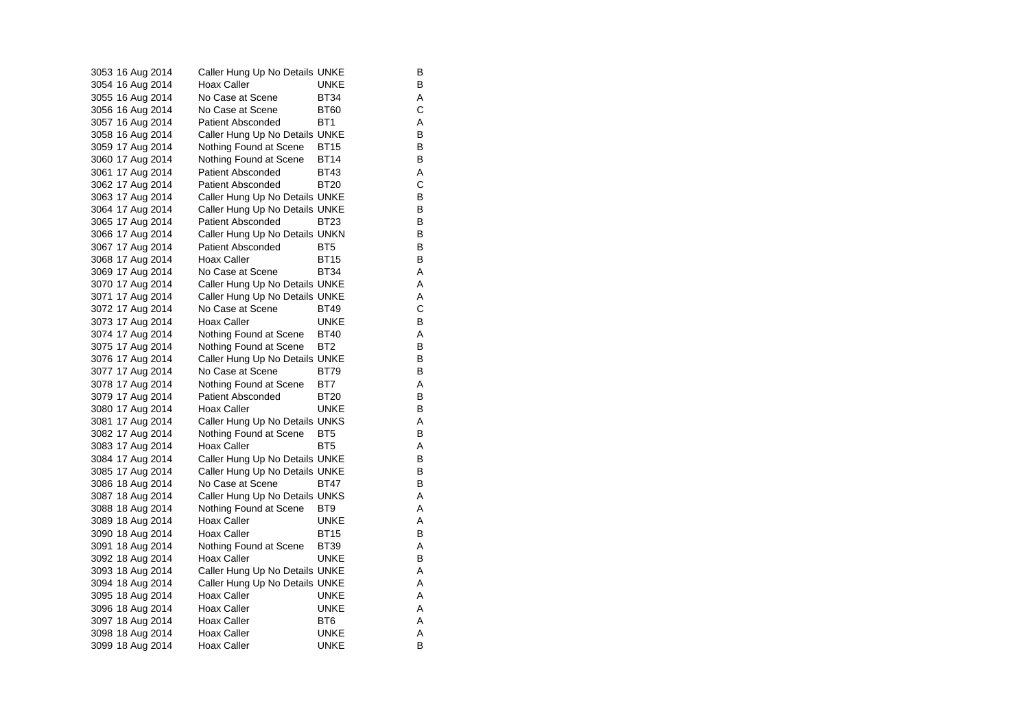| | | | | |
|---|---|---|---|---|
| 3053 | 16 Aug 2014 | Caller Hung Up No Details | UNKE | B |
| 3054 | 16 Aug 2014 | Hoax Caller | UNKE | B |
| 3055 | 16 Aug 2014 | No Case at Scene | BT34 | A |
| 3056 | 16 Aug 2014 | No Case at Scene | BT60 | C |
| 3057 | 16 Aug 2014 | Patient Absconded | BT1 | A |
| 3058 | 16 Aug 2014 | Caller Hung Up No Details | UNKE | B |
| 3059 | 17 Aug 2014 | Nothing Found at Scene | BT15 | B |
| 3060 | 17 Aug 2014 | Nothing Found at Scene | BT14 | B |
| 3061 | 17 Aug 2014 | Patient Absconded | BT43 | A |
| 3062 | 17 Aug 2014 | Patient Absconded | BT20 | C |
| 3063 | 17 Aug 2014 | Caller Hung Up No Details | UNKE | B |
| 3064 | 17 Aug 2014 | Caller Hung Up No Details | UNKE | B |
| 3065 | 17 Aug 2014 | Patient Absconded | BT23 | B |
| 3066 | 17 Aug 2014 | Caller Hung Up No Details | UNKN | B |
| 3067 | 17 Aug 2014 | Patient Absconded | BT5 | B |
| 3068 | 17 Aug 2014 | Hoax Caller | BT15 | B |
| 3069 | 17 Aug 2014 | No Case at Scene | BT34 | A |
| 3070 | 17 Aug 2014 | Caller Hung Up No Details | UNKE | A |
| 3071 | 17 Aug 2014 | Caller Hung Up No Details | UNKE | A |
| 3072 | 17 Aug 2014 | No Case at Scene | BT49 | C |
| 3073 | 17 Aug 2014 | Hoax Caller | UNKE | B |
| 3074 | 17 Aug 2014 | Nothing Found at Scene | BT40 | A |
| 3075 | 17 Aug 2014 | Nothing Found at Scene | BT2 | B |
| 3076 | 17 Aug 2014 | Caller Hung Up No Details | UNKE | B |
| 3077 | 17 Aug 2014 | No Case at Scene | BT79 | B |
| 3078 | 17 Aug 2014 | Nothing Found at Scene | BT7 | A |
| 3079 | 17 Aug 2014 | Patient Absconded | BT20 | B |
| 3080 | 17 Aug 2014 | Hoax Caller | UNKE | B |
| 3081 | 17 Aug 2014 | Caller Hung Up No Details | UNKS | A |
| 3082 | 17 Aug 2014 | Nothing Found at Scene | BT5 | B |
| 3083 | 17 Aug 2014 | Hoax Caller | BT5 | A |
| 3084 | 17 Aug 2014 | Caller Hung Up No Details | UNKE | B |
| 3085 | 17 Aug 2014 | Caller Hung Up No Details | UNKE | B |
| 3086 | 18 Aug 2014 | No Case at Scene | BT47 | B |
| 3087 | 18 Aug 2014 | Caller Hung Up No Details | UNKS | A |
| 3088 | 18 Aug 2014 | Nothing Found at Scene | BT9 | A |
| 3089 | 18 Aug 2014 | Hoax Caller | UNKE | A |
| 3090 | 18 Aug 2014 | Hoax Caller | BT15 | B |
| 3091 | 18 Aug 2014 | Nothing Found at Scene | BT39 | A |
| 3092 | 18 Aug 2014 | Hoax Caller | UNKE | B |
| 3093 | 18 Aug 2014 | Caller Hung Up No Details | UNKE | A |
| 3094 | 18 Aug 2014 | Caller Hung Up No Details | UNKE | A |
| 3095 | 18 Aug 2014 | Hoax Caller | UNKE | A |
| 3096 | 18 Aug 2014 | Hoax Caller | UNKE | A |
| 3097 | 18 Aug 2014 | Hoax Caller | BT6 | A |
| 3098 | 18 Aug 2014 | Hoax Caller | UNKE | A |
| 3099 | 18 Aug 2014 | Hoax Caller | UNKE | B |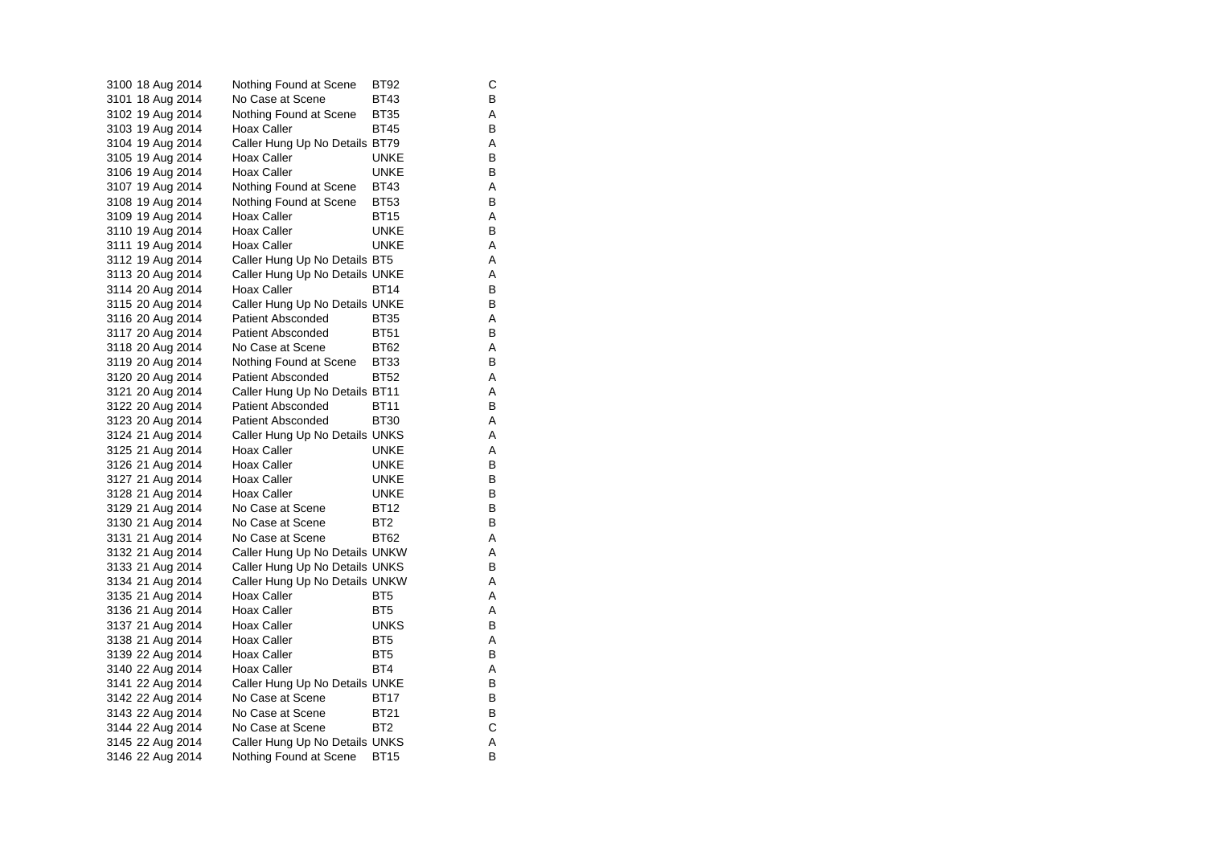| | | | | |
|---|---|---|---|---|
| 3100 | 18 Aug 2014 | Nothing Found at Scene | BT92 | C |
| 3101 | 18 Aug 2014 | No Case at Scene | BT43 | B |
| 3102 | 19 Aug 2014 | Nothing Found at Scene | BT35 | A |
| 3103 | 19 Aug 2014 | Hoax Caller | BT45 | B |
| 3104 | 19 Aug 2014 | Caller Hung Up No Details | BT79 | A |
| 3105 | 19 Aug 2014 | Hoax Caller | UNKE | B |
| 3106 | 19 Aug 2014 | Hoax Caller | UNKE | B |
| 3107 | 19 Aug 2014 | Nothing Found at Scene | BT43 | A |
| 3108 | 19 Aug 2014 | Nothing Found at Scene | BT53 | B |
| 3109 | 19 Aug 2014 | Hoax Caller | BT15 | A |
| 3110 | 19 Aug 2014 | Hoax Caller | UNKE | B |
| 3111 | 19 Aug 2014 | Hoax Caller | UNKE | A |
| 3112 | 19 Aug 2014 | Caller Hung Up No Details | BT5 | A |
| 3113 | 20 Aug 2014 | Caller Hung Up No Details | UNKE | A |
| 3114 | 20 Aug 2014 | Hoax Caller | BT14 | B |
| 3115 | 20 Aug 2014 | Caller Hung Up No Details | UNKE | B |
| 3116 | 20 Aug 2014 | Patient Absconded | BT35 | A |
| 3117 | 20 Aug 2014 | Patient Absconded | BT51 | B |
| 3118 | 20 Aug 2014 | No Case at Scene | BT62 | A |
| 3119 | 20 Aug 2014 | Nothing Found at Scene | BT33 | B |
| 3120 | 20 Aug 2014 | Patient Absconded | BT52 | A |
| 3121 | 20 Aug 2014 | Caller Hung Up No Details | BT11 | A |
| 3122 | 20 Aug 2014 | Patient Absconded | BT11 | B |
| 3123 | 20 Aug 2014 | Patient Absconded | BT30 | A |
| 3124 | 21 Aug 2014 | Caller Hung Up No Details | UNKS | A |
| 3125 | 21 Aug 2014 | Hoax Caller | UNKE | A |
| 3126 | 21 Aug 2014 | Hoax Caller | UNKE | B |
| 3127 | 21 Aug 2014 | Hoax Caller | UNKE | B |
| 3128 | 21 Aug 2014 | Hoax Caller | UNKE | B |
| 3129 | 21 Aug 2014 | No Case at Scene | BT12 | B |
| 3130 | 21 Aug 2014 | No Case at Scene | BT2 | B |
| 3131 | 21 Aug 2014 | No Case at Scene | BT62 | A |
| 3132 | 21 Aug 2014 | Caller Hung Up No Details | UNKW | A |
| 3133 | 21 Aug 2014 | Caller Hung Up No Details | UNKS | B |
| 3134 | 21 Aug 2014 | Caller Hung Up No Details | UNKW | A |
| 3135 | 21 Aug 2014 | Hoax Caller | BT5 | A |
| 3136 | 21 Aug 2014 | Hoax Caller | BT5 | A |
| 3137 | 21 Aug 2014 | Hoax Caller | UNKS | B |
| 3138 | 21 Aug 2014 | Hoax Caller | BT5 | A |
| 3139 | 22 Aug 2014 | Hoax Caller | BT5 | B |
| 3140 | 22 Aug 2014 | Hoax Caller | BT4 | A |
| 3141 | 22 Aug 2014 | Caller Hung Up No Details | UNKE | B |
| 3142 | 22 Aug 2014 | No Case at Scene | BT17 | B |
| 3143 | 22 Aug 2014 | No Case at Scene | BT21 | B |
| 3144 | 22 Aug 2014 | No Case at Scene | BT2 | C |
| 3145 | 22 Aug 2014 | Caller Hung Up No Details | UNKS | A |
| 3146 | 22 Aug 2014 | Nothing Found at Scene | BT15 | B |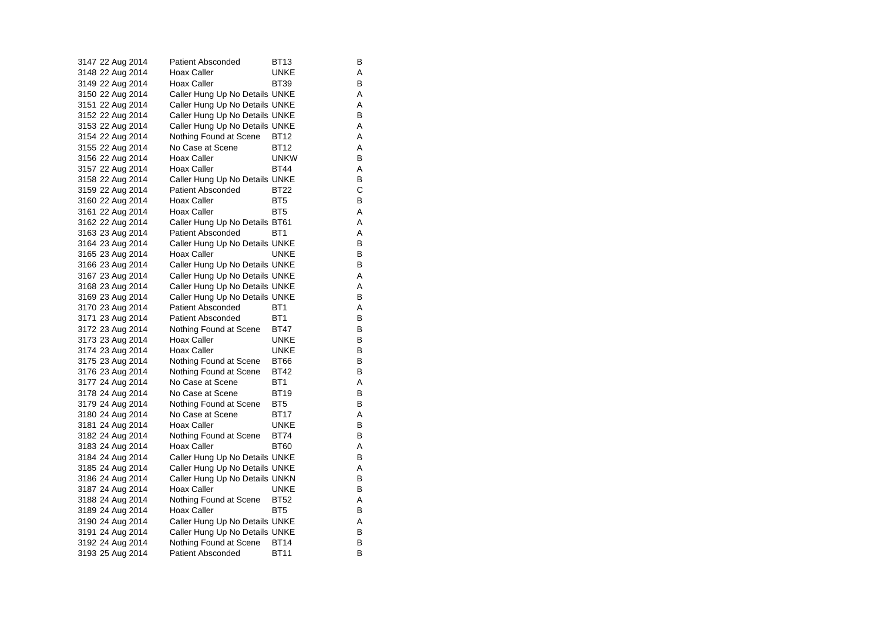| | | | | |
|---|---|---|---|---|
| 3147 | 22 Aug 2014 | Patient Absconded | BT13 | B |
| 3148 | 22 Aug 2014 | Hoax Caller | UNKE | A |
| 3149 | 22 Aug 2014 | Hoax Caller | BT39 | B |
| 3150 | 22 Aug 2014 | Caller Hung Up No Details | UNKE | A |
| 3151 | 22 Aug 2014 | Caller Hung Up No Details | UNKE | A |
| 3152 | 22 Aug 2014 | Caller Hung Up No Details | UNKE | B |
| 3153 | 22 Aug 2014 | Caller Hung Up No Details | UNKE | A |
| 3154 | 22 Aug 2014 | Nothing Found at Scene | BT12 | A |
| 3155 | 22 Aug 2014 | No Case at Scene | BT12 | A |
| 3156 | 22 Aug 2014 | Hoax Caller | UNKW | B |
| 3157 | 22 Aug 2014 | Hoax Caller | BT44 | A |
| 3158 | 22 Aug 2014 | Caller Hung Up No Details | UNKE | B |
| 3159 | 22 Aug 2014 | Patient Absconded | BT22 | C |
| 3160 | 22 Aug 2014 | Hoax Caller | BT5 | B |
| 3161 | 22 Aug 2014 | Hoax Caller | BT5 | A |
| 3162 | 22 Aug 2014 | Caller Hung Up No Details | BT61 | A |
| 3163 | 23 Aug 2014 | Patient Absconded | BT1 | A |
| 3164 | 23 Aug 2014 | Caller Hung Up No Details | UNKE | B |
| 3165 | 23 Aug 2014 | Hoax Caller | UNKE | B |
| 3166 | 23 Aug 2014 | Caller Hung Up No Details | UNKE | B |
| 3167 | 23 Aug 2014 | Caller Hung Up No Details | UNKE | A |
| 3168 | 23 Aug 2014 | Caller Hung Up No Details | UNKE | A |
| 3169 | 23 Aug 2014 | Caller Hung Up No Details | UNKE | B |
| 3170 | 23 Aug 2014 | Patient Absconded | BT1 | A |
| 3171 | 23 Aug 2014 | Patient Absconded | BT1 | B |
| 3172 | 23 Aug 2014 | Nothing Found at Scene | BT47 | B |
| 3173 | 23 Aug 2014 | Hoax Caller | UNKE | B |
| 3174 | 23 Aug 2014 | Hoax Caller | UNKE | B |
| 3175 | 23 Aug 2014 | Nothing Found at Scene | BT66 | B |
| 3176 | 23 Aug 2014 | Nothing Found at Scene | BT42 | B |
| 3177 | 24 Aug 2014 | No Case at Scene | BT1 | A |
| 3178 | 24 Aug 2014 | No Case at Scene | BT19 | B |
| 3179 | 24 Aug 2014 | Nothing Found at Scene | BT5 | B |
| 3180 | 24 Aug 2014 | No Case at Scene | BT17 | A |
| 3181 | 24 Aug 2014 | Hoax Caller | UNKE | B |
| 3182 | 24 Aug 2014 | Nothing Found at Scene | BT74 | B |
| 3183 | 24 Aug 2014 | Hoax Caller | BT60 | A |
| 3184 | 24 Aug 2014 | Caller Hung Up No Details | UNKE | B |
| 3185 | 24 Aug 2014 | Caller Hung Up No Details | UNKE | A |
| 3186 | 24 Aug 2014 | Caller Hung Up No Details | UNKN | B |
| 3187 | 24 Aug 2014 | Hoax Caller | UNKE | B |
| 3188 | 24 Aug 2014 | Nothing Found at Scene | BT52 | A |
| 3189 | 24 Aug 2014 | Hoax Caller | BT5 | B |
| 3190 | 24 Aug 2014 | Caller Hung Up No Details | UNKE | A |
| 3191 | 24 Aug 2014 | Caller Hung Up No Details | UNKE | B |
| 3192 | 24 Aug 2014 | Nothing Found at Scene | BT14 | B |
| 3193 | 25 Aug 2014 | Patient Absconded | BT11 | B |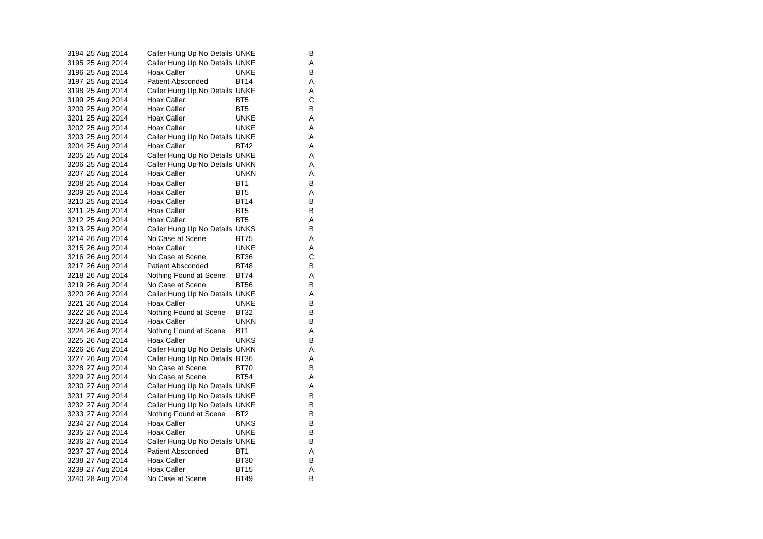| | | | | |
|---|---|---|---|---|
| 3194 | 25 Aug 2014 | Caller Hung Up No Details | UNKE | B |
| 3195 | 25 Aug 2014 | Caller Hung Up No Details | UNKE | A |
| 3196 | 25 Aug 2014 | Hoax Caller | UNKE | B |
| 3197 | 25 Aug 2014 | Patient Absconded | BT14 | A |
| 3198 | 25 Aug 2014 | Caller Hung Up No Details | UNKE | A |
| 3199 | 25 Aug 2014 | Hoax Caller | BT5 | C |
| 3200 | 25 Aug 2014 | Hoax Caller | BT5 | B |
| 3201 | 25 Aug 2014 | Hoax Caller | UNKE | A |
| 3202 | 25 Aug 2014 | Hoax Caller | UNKE | A |
| 3203 | 25 Aug 2014 | Caller Hung Up No Details | UNKE | A |
| 3204 | 25 Aug 2014 | Hoax Caller | BT42 | A |
| 3205 | 25 Aug 2014 | Caller Hung Up No Details | UNKE | A |
| 3206 | 25 Aug 2014 | Caller Hung Up No Details | UNKN | A |
| 3207 | 25 Aug 2014 | Hoax Caller | UNKN | A |
| 3208 | 25 Aug 2014 | Hoax Caller | BT1 | B |
| 3209 | 25 Aug 2014 | Hoax Caller | BT5 | A |
| 3210 | 25 Aug 2014 | Hoax Caller | BT14 | B |
| 3211 | 25 Aug 2014 | Hoax Caller | BT5 | B |
| 3212 | 25 Aug 2014 | Hoax Caller | BT5 | A |
| 3213 | 25 Aug 2014 | Caller Hung Up No Details | UNKS | B |
| 3214 | 26 Aug 2014 | No Case at Scene | BT75 | A |
| 3215 | 26 Aug 2014 | Hoax Caller | UNKE | A |
| 3216 | 26 Aug 2014 | No Case at Scene | BT36 | C |
| 3217 | 26 Aug 2014 | Patient Absconded | BT48 | B |
| 3218 | 26 Aug 2014 | Nothing Found at Scene | BT74 | A |
| 3219 | 26 Aug 2014 | No Case at Scene | BT56 | B |
| 3220 | 26 Aug 2014 | Caller Hung Up No Details | UNKE | A |
| 3221 | 26 Aug 2014 | Hoax Caller | UNKE | B |
| 3222 | 26 Aug 2014 | Nothing Found at Scene | BT32 | B |
| 3223 | 26 Aug 2014 | Hoax Caller | UNKN | B |
| 3224 | 26 Aug 2014 | Nothing Found at Scene | BT1 | A |
| 3225 | 26 Aug 2014 | Hoax Caller | UNKS | B |
| 3226 | 26 Aug 2014 | Caller Hung Up No Details | UNKN | A |
| 3227 | 26 Aug 2014 | Caller Hung Up No Details | BT36 | A |
| 3228 | 27 Aug 2014 | No Case at Scene | BT70 | B |
| 3229 | 27 Aug 2014 | No Case at Scene | BT54 | A |
| 3230 | 27 Aug 2014 | Caller Hung Up No Details | UNKE | A |
| 3231 | 27 Aug 2014 | Caller Hung Up No Details | UNKE | B |
| 3232 | 27 Aug 2014 | Caller Hung Up No Details | UNKE | B |
| 3233 | 27 Aug 2014 | Nothing Found at Scene | BT2 | B |
| 3234 | 27 Aug 2014 | Hoax Caller | UNKS | B |
| 3235 | 27 Aug 2014 | Hoax Caller | UNKE | B |
| 3236 | 27 Aug 2014 | Caller Hung Up No Details | UNKE | B |
| 3237 | 27 Aug 2014 | Patient Absconded | BT1 | A |
| 3238 | 27 Aug 2014 | Hoax Caller | BT30 | B |
| 3239 | 27 Aug 2014 | Hoax Caller | BT15 | A |
| 3240 | 28 Aug 2014 | No Case at Scene | BT49 | B |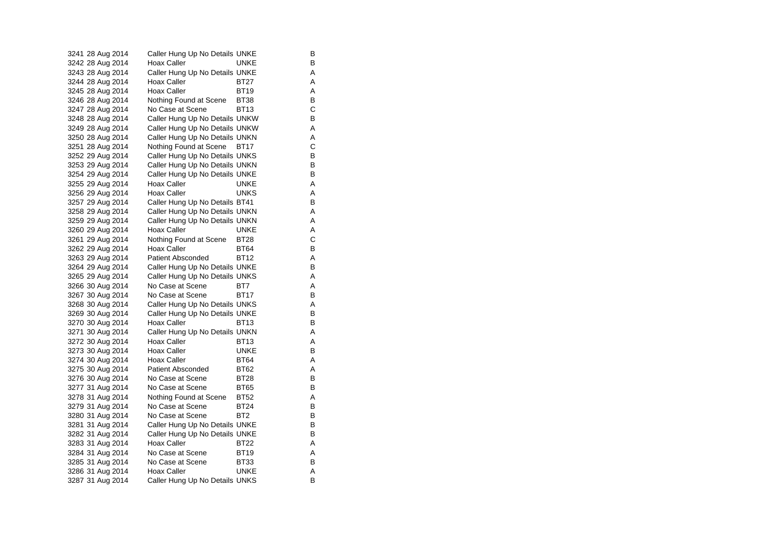| | | | | |
|---|---|---|---|---|
| 3241 | 28 Aug 2014 | Caller Hung Up No Details | UNKE | B |
| 3242 | 28 Aug 2014 | Hoax Caller | UNKE | B |
| 3243 | 28 Aug 2014 | Caller Hung Up No Details | UNKE | A |
| 3244 | 28 Aug 2014 | Hoax Caller | BT27 | A |
| 3245 | 28 Aug 2014 | Hoax Caller | BT19 | A |
| 3246 | 28 Aug 2014 | Nothing Found at Scene | BT38 | B |
| 3247 | 28 Aug 2014 | No Case at Scene | BT13 | C |
| 3248 | 28 Aug 2014 | Caller Hung Up No Details | UNKW | B |
| 3249 | 28 Aug 2014 | Caller Hung Up No Details | UNKW | A |
| 3250 | 28 Aug 2014 | Caller Hung Up No Details | UNKN | A |
| 3251 | 28 Aug 2014 | Nothing Found at Scene | BT17 | C |
| 3252 | 29 Aug 2014 | Caller Hung Up No Details | UNKS | B |
| 3253 | 29 Aug 2014 | Caller Hung Up No Details | UNKN | B |
| 3254 | 29 Aug 2014 | Caller Hung Up No Details | UNKE | B |
| 3255 | 29 Aug 2014 | Hoax Caller | UNKE | A |
| 3256 | 29 Aug 2014 | Hoax Caller | UNKS | A |
| 3257 | 29 Aug 2014 | Caller Hung Up No Details | BT41 | B |
| 3258 | 29 Aug 2014 | Caller Hung Up No Details | UNKN | A |
| 3259 | 29 Aug 2014 | Caller Hung Up No Details | UNKN | A |
| 3260 | 29 Aug 2014 | Hoax Caller | UNKE | A |
| 3261 | 29 Aug 2014 | Nothing Found at Scene | BT28 | C |
| 3262 | 29 Aug 2014 | Hoax Caller | BT64 | B |
| 3263 | 29 Aug 2014 | Patient Absconded | BT12 | A |
| 3264 | 29 Aug 2014 | Caller Hung Up No Details | UNKE | B |
| 3265 | 29 Aug 2014 | Caller Hung Up No Details | UNKS | A |
| 3266 | 30 Aug 2014 | No Case at Scene | BT7 | A |
| 3267 | 30 Aug 2014 | No Case at Scene | BT17 | B |
| 3268 | 30 Aug 2014 | Caller Hung Up No Details | UNKS | A |
| 3269 | 30 Aug 2014 | Caller Hung Up No Details | UNKE | B |
| 3270 | 30 Aug 2014 | Hoax Caller | BT13 | B |
| 3271 | 30 Aug 2014 | Caller Hung Up No Details | UNKN | A |
| 3272 | 30 Aug 2014 | Hoax Caller | BT13 | A |
| 3273 | 30 Aug 2014 | Hoax Caller | UNKE | B |
| 3274 | 30 Aug 2014 | Hoax Caller | BT64 | A |
| 3275 | 30 Aug 2014 | Patient Absconded | BT62 | A |
| 3276 | 30 Aug 2014 | No Case at Scene | BT28 | B |
| 3277 | 31 Aug 2014 | No Case at Scene | BT65 | B |
| 3278 | 31 Aug 2014 | Nothing Found at Scene | BT52 | A |
| 3279 | 31 Aug 2014 | No Case at Scene | BT24 | B |
| 3280 | 31 Aug 2014 | No Case at Scene | BT2 | B |
| 3281 | 31 Aug 2014 | Caller Hung Up No Details | UNKE | B |
| 3282 | 31 Aug 2014 | Caller Hung Up No Details | UNKE | B |
| 3283 | 31 Aug 2014 | Hoax Caller | BT22 | A |
| 3284 | 31 Aug 2014 | No Case at Scene | BT19 | A |
| 3285 | 31 Aug 2014 | No Case at Scene | BT33 | B |
| 3286 | 31 Aug 2014 | Hoax Caller | UNKE | A |
| 3287 | 31 Aug 2014 | Caller Hung Up No Details | UNKS | B |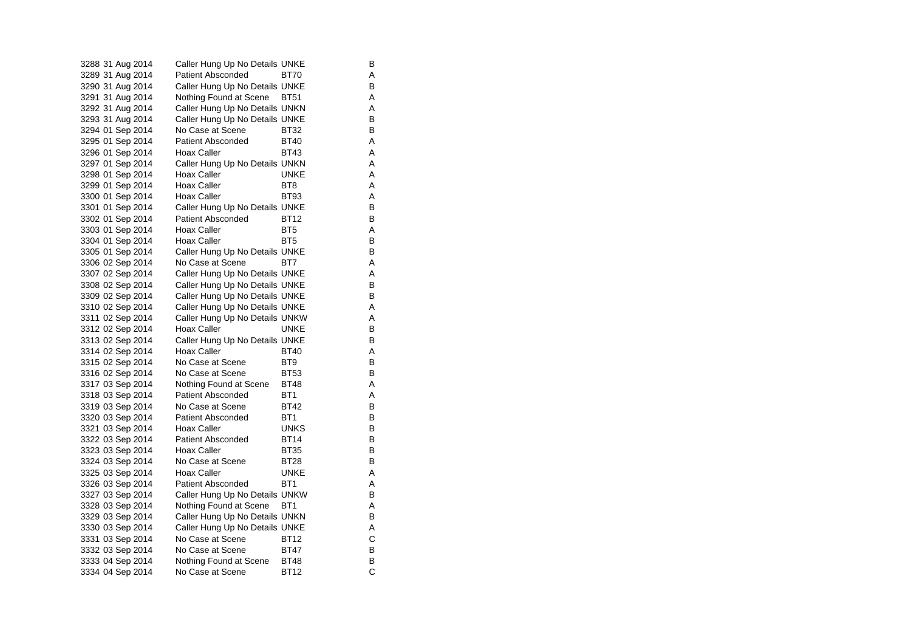| | | | | |
|---|---|---|---|---|
| 3288 | 31 Aug 2014 | Caller Hung Up No Details | UNKE | B |
| 3289 | 31 Aug 2014 | Patient Absconded | BT70 | A |
| 3290 | 31 Aug 2014 | Caller Hung Up No Details | UNKE | B |
| 3291 | 31 Aug 2014 | Nothing Found at Scene | BT51 | A |
| 3292 | 31 Aug 2014 | Caller Hung Up No Details | UNKN | A |
| 3293 | 31 Aug 2014 | Caller Hung Up No Details | UNKE | B |
| 3294 | 01 Sep 2014 | No Case at Scene | BT32 | B |
| 3295 | 01 Sep 2014 | Patient Absconded | BT40 | A |
| 3296 | 01 Sep 2014 | Hoax Caller | BT43 | A |
| 3297 | 01 Sep 2014 | Caller Hung Up No Details | UNKN | A |
| 3298 | 01 Sep 2014 | Hoax Caller | UNKE | A |
| 3299 | 01 Sep 2014 | Hoax Caller | BT8 | A |
| 3300 | 01 Sep 2014 | Hoax Caller | BT93 | A |
| 3301 | 01 Sep 2014 | Caller Hung Up No Details | UNKE | B |
| 3302 | 01 Sep 2014 | Patient Absconded | BT12 | B |
| 3303 | 01 Sep 2014 | Hoax Caller | BT5 | A |
| 3304 | 01 Sep 2014 | Hoax Caller | BT5 | B |
| 3305 | 01 Sep 2014 | Caller Hung Up No Details | UNKE | B |
| 3306 | 02 Sep 2014 | No Case at Scene | BT7 | A |
| 3307 | 02 Sep 2014 | Caller Hung Up No Details | UNKE | A |
| 3308 | 02 Sep 2014 | Caller Hung Up No Details | UNKE | B |
| 3309 | 02 Sep 2014 | Caller Hung Up No Details | UNKE | B |
| 3310 | 02 Sep 2014 | Caller Hung Up No Details | UNKE | A |
| 3311 | 02 Sep 2014 | Caller Hung Up No Details | UNKW | A |
| 3312 | 02 Sep 2014 | Hoax Caller | UNKE | B |
| 3313 | 02 Sep 2014 | Caller Hung Up No Details | UNKE | B |
| 3314 | 02 Sep 2014 | Hoax Caller | BT40 | A |
| 3315 | 02 Sep 2014 | No Case at Scene | BT9 | B |
| 3316 | 02 Sep 2014 | No Case at Scene | BT53 | B |
| 3317 | 03 Sep 2014 | Nothing Found at Scene | BT48 | A |
| 3318 | 03 Sep 2014 | Patient Absconded | BT1 | A |
| 3319 | 03 Sep 2014 | No Case at Scene | BT42 | B |
| 3320 | 03 Sep 2014 | Patient Absconded | BT1 | B |
| 3321 | 03 Sep 2014 | Hoax Caller | UNKS | B |
| 3322 | 03 Sep 2014 | Patient Absconded | BT14 | B |
| 3323 | 03 Sep 2014 | Hoax Caller | BT35 | B |
| 3324 | 03 Sep 2014 | No Case at Scene | BT28 | B |
| 3325 | 03 Sep 2014 | Hoax Caller | UNKE | A |
| 3326 | 03 Sep 2014 | Patient Absconded | BT1 | A |
| 3327 | 03 Sep 2014 | Caller Hung Up No Details | UNKW | B |
| 3328 | 03 Sep 2014 | Nothing Found at Scene | BT1 | A |
| 3329 | 03 Sep 2014 | Caller Hung Up No Details | UNKN | B |
| 3330 | 03 Sep 2014 | Caller Hung Up No Details | UNKE | A |
| 3331 | 03 Sep 2014 | No Case at Scene | BT12 | C |
| 3332 | 03 Sep 2014 | No Case at Scene | BT47 | B |
| 3333 | 04 Sep 2014 | Nothing Found at Scene | BT48 | B |
| 3334 | 04 Sep 2014 | No Case at Scene | BT12 | C |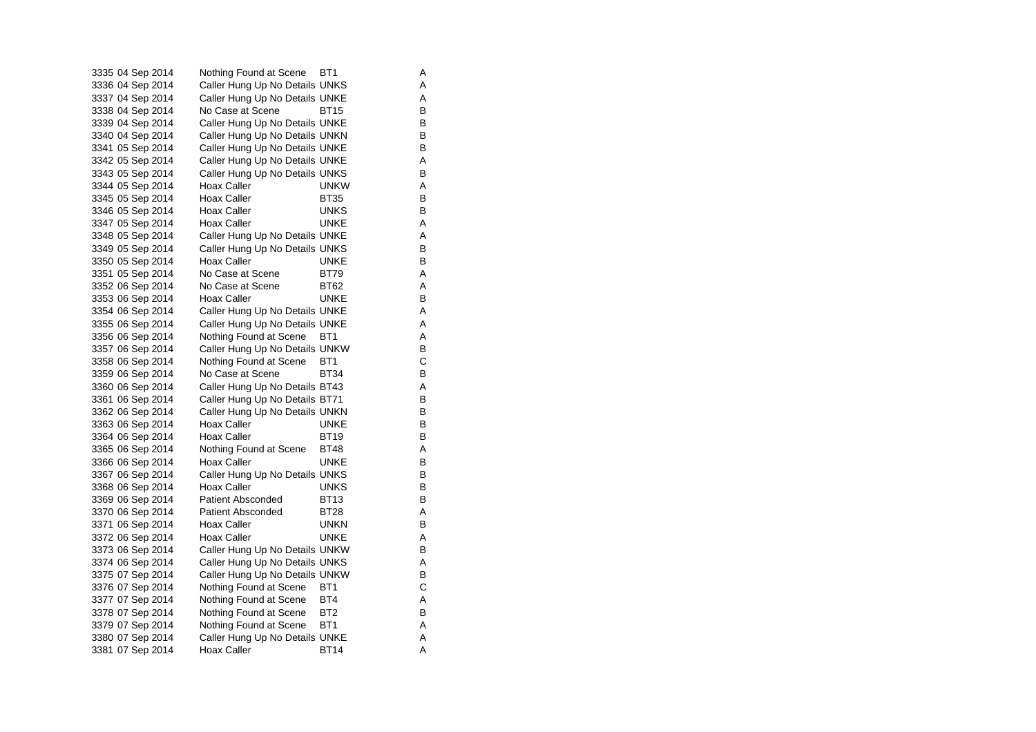| | | | | |
|---|---|---|---|---|
| 3335 | 04 Sep 2014 | Nothing Found at Scene | BT1 | A |
| 3336 | 04 Sep 2014 | Caller Hung Up No Details | UNKS | A |
| 3337 | 04 Sep 2014 | Caller Hung Up No Details | UNKE | A |
| 3338 | 04 Sep 2014 | No Case at Scene | BT15 | B |
| 3339 | 04 Sep 2014 | Caller Hung Up No Details | UNKE | B |
| 3340 | 04 Sep 2014 | Caller Hung Up No Details | UNKN | B |
| 3341 | 05 Sep 2014 | Caller Hung Up No Details | UNKE | B |
| 3342 | 05 Sep 2014 | Caller Hung Up No Details | UNKE | A |
| 3343 | 05 Sep 2014 | Caller Hung Up No Details | UNKS | B |
| 3344 | 05 Sep 2014 | Hoax Caller | UNKW | A |
| 3345 | 05 Sep 2014 | Hoax Caller | BT35 | B |
| 3346 | 05 Sep 2014 | Hoax Caller | UNKS | B |
| 3347 | 05 Sep 2014 | Hoax Caller | UNKE | A |
| 3348 | 05 Sep 2014 | Caller Hung Up No Details | UNKE | A |
| 3349 | 05 Sep 2014 | Caller Hung Up No Details | UNKS | B |
| 3350 | 05 Sep 2014 | Hoax Caller | UNKE | B |
| 3351 | 05 Sep 2014 | No Case at Scene | BT79 | A |
| 3352 | 06 Sep 2014 | No Case at Scene | BT62 | A |
| 3353 | 06 Sep 2014 | Hoax Caller | UNKE | B |
| 3354 | 06 Sep 2014 | Caller Hung Up No Details | UNKE | A |
| 3355 | 06 Sep 2014 | Caller Hung Up No Details | UNKE | A |
| 3356 | 06 Sep 2014 | Nothing Found at Scene | BT1 | A |
| 3357 | 06 Sep 2014 | Caller Hung Up No Details | UNKW | B |
| 3358 | 06 Sep 2014 | Nothing Found at Scene | BT1 | C |
| 3359 | 06 Sep 2014 | No Case at Scene | BT34 | B |
| 3360 | 06 Sep 2014 | Caller Hung Up No Details | BT43 | A |
| 3361 | 06 Sep 2014 | Caller Hung Up No Details | BT71 | B |
| 3362 | 06 Sep 2014 | Caller Hung Up No Details | UNKN | B |
| 3363 | 06 Sep 2014 | Hoax Caller | UNKE | B |
| 3364 | 06 Sep 2014 | Hoax Caller | BT19 | B |
| 3365 | 06 Sep 2014 | Nothing Found at Scene | BT48 | A |
| 3366 | 06 Sep 2014 | Hoax Caller | UNKE | B |
| 3367 | 06 Sep 2014 | Caller Hung Up No Details | UNKS | B |
| 3368 | 06 Sep 2014 | Hoax Caller | UNKS | B |
| 3369 | 06 Sep 2014 | Patient Absconded | BT13 | B |
| 3370 | 06 Sep 2014 | Patient Absconded | BT28 | A |
| 3371 | 06 Sep 2014 | Hoax Caller | UNKN | B |
| 3372 | 06 Sep 2014 | Hoax Caller | UNKE | A |
| 3373 | 06 Sep 2014 | Caller Hung Up No Details | UNKW | B |
| 3374 | 06 Sep 2014 | Caller Hung Up No Details | UNKS | A |
| 3375 | 07 Sep 2014 | Caller Hung Up No Details | UNKW | B |
| 3376 | 07 Sep 2014 | Nothing Found at Scene | BT1 | C |
| 3377 | 07 Sep 2014 | Nothing Found at Scene | BT4 | A |
| 3378 | 07 Sep 2014 | Nothing Found at Scene | BT2 | B |
| 3379 | 07 Sep 2014 | Nothing Found at Scene | BT1 | A |
| 3380 | 07 Sep 2014 | Caller Hung Up No Details | UNKE | A |
| 3381 | 07 Sep 2014 | Hoax Caller | BT14 | A |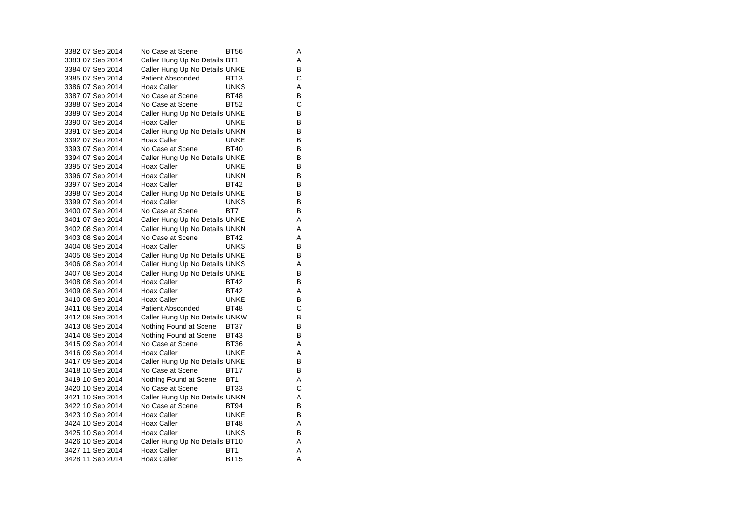| | | | | |
|---|---|---|---|---|
| 3382 | 07 Sep 2014 | No Case at Scene | BT56 | A |
| 3383 | 07 Sep 2014 | Caller Hung Up No Details | BT1 | A |
| 3384 | 07 Sep 2014 | Caller Hung Up No Details | UNKE | B |
| 3385 | 07 Sep 2014 | Patient Absconded | BT13 | C |
| 3386 | 07 Sep 2014 | Hoax Caller | UNKS | A |
| 3387 | 07 Sep 2014 | No Case at Scene | BT48 | B |
| 3388 | 07 Sep 2014 | No Case at Scene | BT52 | C |
| 3389 | 07 Sep 2014 | Caller Hung Up No Details | UNKE | B |
| 3390 | 07 Sep 2014 | Hoax Caller | UNKE | B |
| 3391 | 07 Sep 2014 | Caller Hung Up No Details | UNKN | B |
| 3392 | 07 Sep 2014 | Hoax Caller | UNKE | B |
| 3393 | 07 Sep 2014 | No Case at Scene | BT40 | B |
| 3394 | 07 Sep 2014 | Caller Hung Up No Details | UNKE | B |
| 3395 | 07 Sep 2014 | Hoax Caller | UNKE | B |
| 3396 | 07 Sep 2014 | Hoax Caller | UNKN | B |
| 3397 | 07 Sep 2014 | Hoax Caller | BT42 | B |
| 3398 | 07 Sep 2014 | Caller Hung Up No Details | UNKE | B |
| 3399 | 07 Sep 2014 | Hoax Caller | UNKS | B |
| 3400 | 07 Sep 2014 | No Case at Scene | BT7 | B |
| 3401 | 07 Sep 2014 | Caller Hung Up No Details | UNKE | A |
| 3402 | 08 Sep 2014 | Caller Hung Up No Details | UNKN | A |
| 3403 | 08 Sep 2014 | No Case at Scene | BT42 | A |
| 3404 | 08 Sep 2014 | Hoax Caller | UNKS | B |
| 3405 | 08 Sep 2014 | Caller Hung Up No Details | UNKE | B |
| 3406 | 08 Sep 2014 | Caller Hung Up No Details | UNKS | A |
| 3407 | 08 Sep 2014 | Caller Hung Up No Details | UNKE | B |
| 3408 | 08 Sep 2014 | Hoax Caller | BT42 | B |
| 3409 | 08 Sep 2014 | Hoax Caller | BT42 | A |
| 3410 | 08 Sep 2014 | Hoax Caller | UNKE | B |
| 3411 | 08 Sep 2014 | Patient Absconded | BT48 | C |
| 3412 | 08 Sep 2014 | Caller Hung Up No Details | UNKW | B |
| 3413 | 08 Sep 2014 | Nothing Found at Scene | BT37 | B |
| 3414 | 08 Sep 2014 | Nothing Found at Scene | BT43 | B |
| 3415 | 09 Sep 2014 | No Case at Scene | BT36 | A |
| 3416 | 09 Sep 2014 | Hoax Caller | UNKE | A |
| 3417 | 09 Sep 2014 | Caller Hung Up No Details | UNKE | B |
| 3418 | 10 Sep 2014 | No Case at Scene | BT17 | B |
| 3419 | 10 Sep 2014 | Nothing Found at Scene | BT1 | A |
| 3420 | 10 Sep 2014 | No Case at Scene | BT33 | C |
| 3421 | 10 Sep 2014 | Caller Hung Up No Details | UNKN | A |
| 3422 | 10 Sep 2014 | No Case at Scene | BT94 | B |
| 3423 | 10 Sep 2014 | Hoax Caller | UNKE | B |
| 3424 | 10 Sep 2014 | Hoax Caller | BT48 | A |
| 3425 | 10 Sep 2014 | Hoax Caller | UNKS | B |
| 3426 | 10 Sep 2014 | Caller Hung Up No Details | BT10 | A |
| 3427 | 11 Sep 2014 | Hoax Caller | BT1 | A |
| 3428 | 11 Sep 2014 | Hoax Caller | BT15 | A |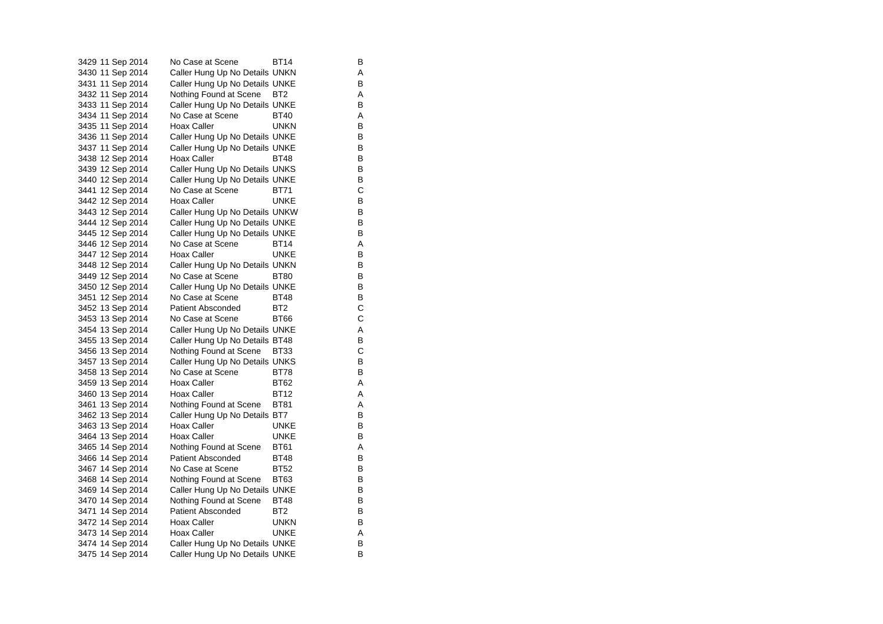| | | | | |
|---|---|---|---|---|
| 3429 | 11 Sep 2014 | No Case at Scene | BT14 | B |
| 3430 | 11 Sep 2014 | Caller Hung Up No Details | UNKN | A |
| 3431 | 11 Sep 2014 | Caller Hung Up No Details | UNKE | B |
| 3432 | 11 Sep 2014 | Nothing Found at Scene | BT2 | A |
| 3433 | 11 Sep 2014 | Caller Hung Up No Details | UNKE | B |
| 3434 | 11 Sep 2014 | No Case at Scene | BT40 | A |
| 3435 | 11 Sep 2014 | Hoax Caller | UNKN | B |
| 3436 | 11 Sep 2014 | Caller Hung Up No Details | UNKE | B |
| 3437 | 11 Sep 2014 | Caller Hung Up No Details | UNKE | B |
| 3438 | 12 Sep 2014 | Hoax Caller | BT48 | B |
| 3439 | 12 Sep 2014 | Caller Hung Up No Details | UNKS | B |
| 3440 | 12 Sep 2014 | Caller Hung Up No Details | UNKE | B |
| 3441 | 12 Sep 2014 | No Case at Scene | BT71 | C |
| 3442 | 12 Sep 2014 | Hoax Caller | UNKE | B |
| 3443 | 12 Sep 2014 | Caller Hung Up No Details | UNKW | B |
| 3444 | 12 Sep 2014 | Caller Hung Up No Details | UNKE | B |
| 3445 | 12 Sep 2014 | Caller Hung Up No Details | UNKE | B |
| 3446 | 12 Sep 2014 | No Case at Scene | BT14 | A |
| 3447 | 12 Sep 2014 | Hoax Caller | UNKE | B |
| 3448 | 12 Sep 2014 | Caller Hung Up No Details | UNKN | B |
| 3449 | 12 Sep 2014 | No Case at Scene | BT80 | B |
| 3450 | 12 Sep 2014 | Caller Hung Up No Details | UNKE | B |
| 3451 | 12 Sep 2014 | No Case at Scene | BT48 | B |
| 3452 | 13 Sep 2014 | Patient Absconded | BT2 | C |
| 3453 | 13 Sep 2014 | No Case at Scene | BT66 | C |
| 3454 | 13 Sep 2014 | Caller Hung Up No Details | UNKE | A |
| 3455 | 13 Sep 2014 | Caller Hung Up No Details | BT48 | B |
| 3456 | 13 Sep 2014 | Nothing Found at Scene | BT33 | C |
| 3457 | 13 Sep 2014 | Caller Hung Up No Details | UNKS | B |
| 3458 | 13 Sep 2014 | No Case at Scene | BT78 | B |
| 3459 | 13 Sep 2014 | Hoax Caller | BT62 | A |
| 3460 | 13 Sep 2014 | Hoax Caller | BT12 | A |
| 3461 | 13 Sep 2014 | Nothing Found at Scene | BT81 | A |
| 3462 | 13 Sep 2014 | Caller Hung Up No Details | BT7 | B |
| 3463 | 13 Sep 2014 | Hoax Caller | UNKE | B |
| 3464 | 13 Sep 2014 | Hoax Caller | UNKE | B |
| 3465 | 14 Sep 2014 | Nothing Found at Scene | BT61 | A |
| 3466 | 14 Sep 2014 | Patient Absconded | BT48 | B |
| 3467 | 14 Sep 2014 | No Case at Scene | BT52 | B |
| 3468 | 14 Sep 2014 | Nothing Found at Scene | BT63 | B |
| 3469 | 14 Sep 2014 | Caller Hung Up No Details | UNKE | B |
| 3470 | 14 Sep 2014 | Nothing Found at Scene | BT48 | B |
| 3471 | 14 Sep 2014 | Patient Absconded | BT2 | B |
| 3472 | 14 Sep 2014 | Hoax Caller | UNKN | B |
| 3473 | 14 Sep 2014 | Hoax Caller | UNKE | A |
| 3474 | 14 Sep 2014 | Caller Hung Up No Details | UNKE | B |
| 3475 | 14 Sep 2014 | Caller Hung Up No Details | UNKE | B |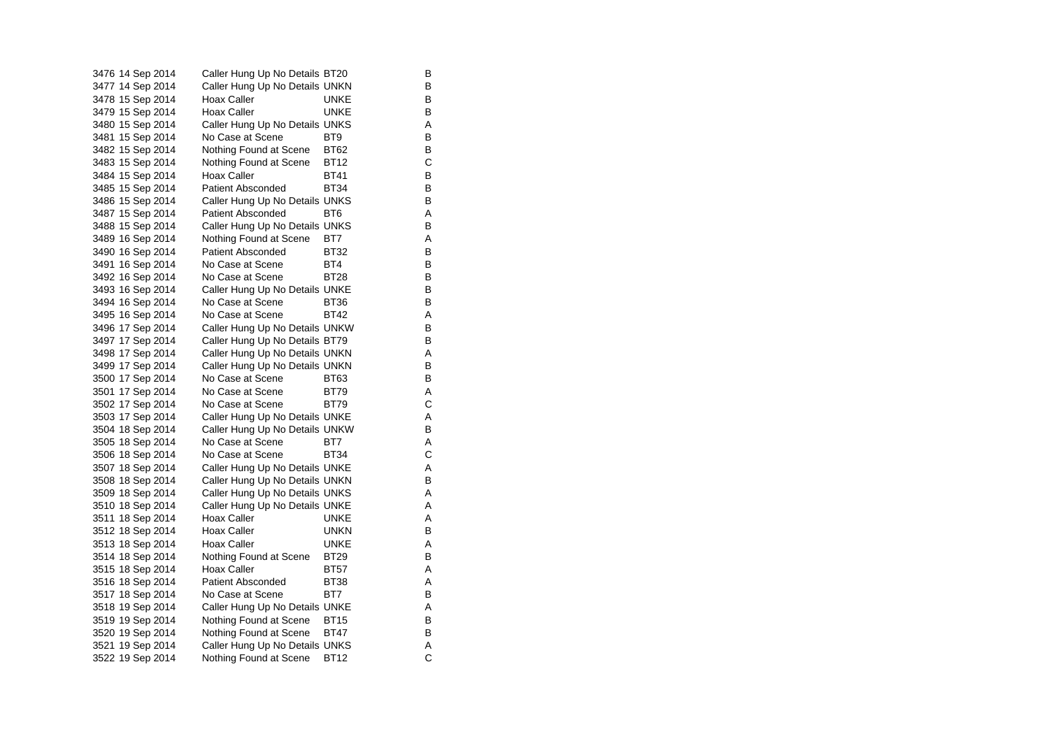| | | | | |
|---|---|---|---|---|
| 3476 | 14 Sep 2014 | Caller Hung Up No Details | BT20 | B |
| 3477 | 14 Sep 2014 | Caller Hung Up No Details | UNKN | B |
| 3478 | 15 Sep 2014 | Hoax Caller | UNKE | B |
| 3479 | 15 Sep 2014 | Hoax Caller | UNKE | B |
| 3480 | 15 Sep 2014 | Caller Hung Up No Details | UNKS | A |
| 3481 | 15 Sep 2014 | No Case at Scene | BT9 | B |
| 3482 | 15 Sep 2014 | Nothing Found at Scene | BT62 | B |
| 3483 | 15 Sep 2014 | Nothing Found at Scene | BT12 | C |
| 3484 | 15 Sep 2014 | Hoax Caller | BT41 | B |
| 3485 | 15 Sep 2014 | Patient Absconded | BT34 | B |
| 3486 | 15 Sep 2014 | Caller Hung Up No Details | UNKS | B |
| 3487 | 15 Sep 2014 | Patient Absconded | BT6 | A |
| 3488 | 15 Sep 2014 | Caller Hung Up No Details | UNKS | B |
| 3489 | 16 Sep 2014 | Nothing Found at Scene | BT7 | A |
| 3490 | 16 Sep 2014 | Patient Absconded | BT32 | B |
| 3491 | 16 Sep 2014 | No Case at Scene | BT4 | B |
| 3492 | 16 Sep 2014 | No Case at Scene | BT28 | B |
| 3493 | 16 Sep 2014 | Caller Hung Up No Details | UNKE | B |
| 3494 | 16 Sep 2014 | No Case at Scene | BT36 | B |
| 3495 | 16 Sep 2014 | No Case at Scene | BT42 | A |
| 3496 | 17 Sep 2014 | Caller Hung Up No Details | UNKW | B |
| 3497 | 17 Sep 2014 | Caller Hung Up No Details | BT79 | B |
| 3498 | 17 Sep 2014 | Caller Hung Up No Details | UNKN | A |
| 3499 | 17 Sep 2014 | Caller Hung Up No Details | UNKN | B |
| 3500 | 17 Sep 2014 | No Case at Scene | BT63 | B |
| 3501 | 17 Sep 2014 | No Case at Scene | BT79 | A |
| 3502 | 17 Sep 2014 | No Case at Scene | BT79 | C |
| 3503 | 17 Sep 2014 | Caller Hung Up No Details | UNKE | A |
| 3504 | 18 Sep 2014 | Caller Hung Up No Details | UNKW | B |
| 3505 | 18 Sep 2014 | No Case at Scene | BT7 | A |
| 3506 | 18 Sep 2014 | No Case at Scene | BT34 | C |
| 3507 | 18 Sep 2014 | Caller Hung Up No Details | UNKE | A |
| 3508 | 18 Sep 2014 | Caller Hung Up No Details | UNKN | B |
| 3509 | 18 Sep 2014 | Caller Hung Up No Details | UNKS | A |
| 3510 | 18 Sep 2014 | Caller Hung Up No Details | UNKE | A |
| 3511 | 18 Sep 2014 | Hoax Caller | UNKE | A |
| 3512 | 18 Sep 2014 | Hoax Caller | UNKN | B |
| 3513 | 18 Sep 2014 | Hoax Caller | UNKE | A |
| 3514 | 18 Sep 2014 | Nothing Found at Scene | BT29 | B |
| 3515 | 18 Sep 2014 | Hoax Caller | BT57 | A |
| 3516 | 18 Sep 2014 | Patient Absconded | BT38 | A |
| 3517 | 18 Sep 2014 | No Case at Scene | BT7 | B |
| 3518 | 19 Sep 2014 | Caller Hung Up No Details | UNKE | A |
| 3519 | 19 Sep 2014 | Nothing Found at Scene | BT15 | B |
| 3520 | 19 Sep 2014 | Nothing Found at Scene | BT47 | B |
| 3521 | 19 Sep 2014 | Caller Hung Up No Details | UNKS | A |
| 3522 | 19 Sep 2014 | Nothing Found at Scene | BT12 | C |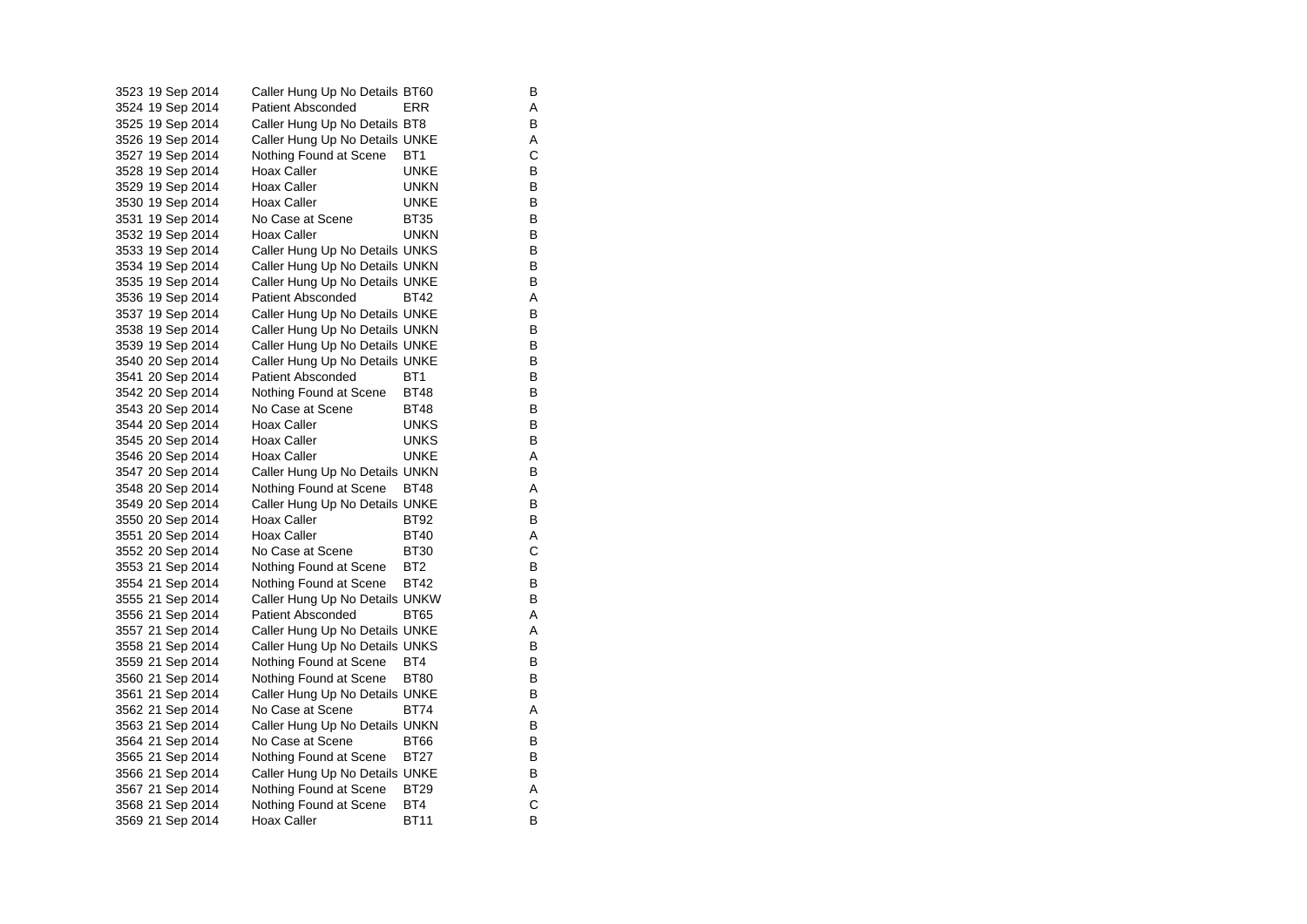| | | | | |
|---|---|---|---|---|
| 3523 | 19 Sep 2014 | Caller Hung Up No Details | BT60 | B |
| 3524 | 19 Sep 2014 | Patient Absconded | ERR | A |
| 3525 | 19 Sep 2014 | Caller Hung Up No Details | BT8 | B |
| 3526 | 19 Sep 2014 | Caller Hung Up No Details | UNKE | A |
| 3527 | 19 Sep 2014 | Nothing Found at Scene | BT1 | C |
| 3528 | 19 Sep 2014 | Hoax Caller | UNKE | B |
| 3529 | 19 Sep 2014 | Hoax Caller | UNKN | B |
| 3530 | 19 Sep 2014 | Hoax Caller | UNKE | B |
| 3531 | 19 Sep 2014 | No Case at Scene | BT35 | B |
| 3532 | 19 Sep 2014 | Hoax Caller | UNKN | B |
| 3533 | 19 Sep 2014 | Caller Hung Up No Details | UNKS | B |
| 3534 | 19 Sep 2014 | Caller Hung Up No Details | UNKN | B |
| 3535 | 19 Sep 2014 | Caller Hung Up No Details | UNKE | B |
| 3536 | 19 Sep 2014 | Patient Absconded | BT42 | A |
| 3537 | 19 Sep 2014 | Caller Hung Up No Details | UNKE | B |
| 3538 | 19 Sep 2014 | Caller Hung Up No Details | UNKN | B |
| 3539 | 19 Sep 2014 | Caller Hung Up No Details | UNKE | B |
| 3540 | 20 Sep 2014 | Caller Hung Up No Details | UNKE | B |
| 3541 | 20 Sep 2014 | Patient Absconded | BT1 | B |
| 3542 | 20 Sep 2014 | Nothing Found at Scene | BT48 | B |
| 3543 | 20 Sep 2014 | No Case at Scene | BT48 | B |
| 3544 | 20 Sep 2014 | Hoax Caller | UNKS | B |
| 3545 | 20 Sep 2014 | Hoax Caller | UNKS | B |
| 3546 | 20 Sep 2014 | Hoax Caller | UNKE | A |
| 3547 | 20 Sep 2014 | Caller Hung Up No Details | UNKN | B |
| 3548 | 20 Sep 2014 | Nothing Found at Scene | BT48 | A |
| 3549 | 20 Sep 2014 | Caller Hung Up No Details | UNKE | B |
| 3550 | 20 Sep 2014 | Hoax Caller | BT92 | B |
| 3551 | 20 Sep 2014 | Hoax Caller | BT40 | A |
| 3552 | 20 Sep 2014 | No Case at Scene | BT30 | C |
| 3553 | 21 Sep 2014 | Nothing Found at Scene | BT2 | B |
| 3554 | 21 Sep 2014 | Nothing Found at Scene | BT42 | B |
| 3555 | 21 Sep 2014 | Caller Hung Up No Details | UNKW | B |
| 3556 | 21 Sep 2014 | Patient Absconded | BT65 | A |
| 3557 | 21 Sep 2014 | Caller Hung Up No Details | UNKE | A |
| 3558 | 21 Sep 2014 | Caller Hung Up No Details | UNKS | B |
| 3559 | 21 Sep 2014 | Nothing Found at Scene | BT4 | B |
| 3560 | 21 Sep 2014 | Nothing Found at Scene | BT80 | B |
| 3561 | 21 Sep 2014 | Caller Hung Up No Details | UNKE | B |
| 3562 | 21 Sep 2014 | No Case at Scene | BT74 | A |
| 3563 | 21 Sep 2014 | Caller Hung Up No Details | UNKN | B |
| 3564 | 21 Sep 2014 | No Case at Scene | BT66 | B |
| 3565 | 21 Sep 2014 | Nothing Found at Scene | BT27 | B |
| 3566 | 21 Sep 2014 | Caller Hung Up No Details | UNKE | B |
| 3567 | 21 Sep 2014 | Nothing Found at Scene | BT29 | A |
| 3568 | 21 Sep 2014 | Nothing Found at Scene | BT4 | C |
| 3569 | 21 Sep 2014 | Hoax Caller | BT11 | B |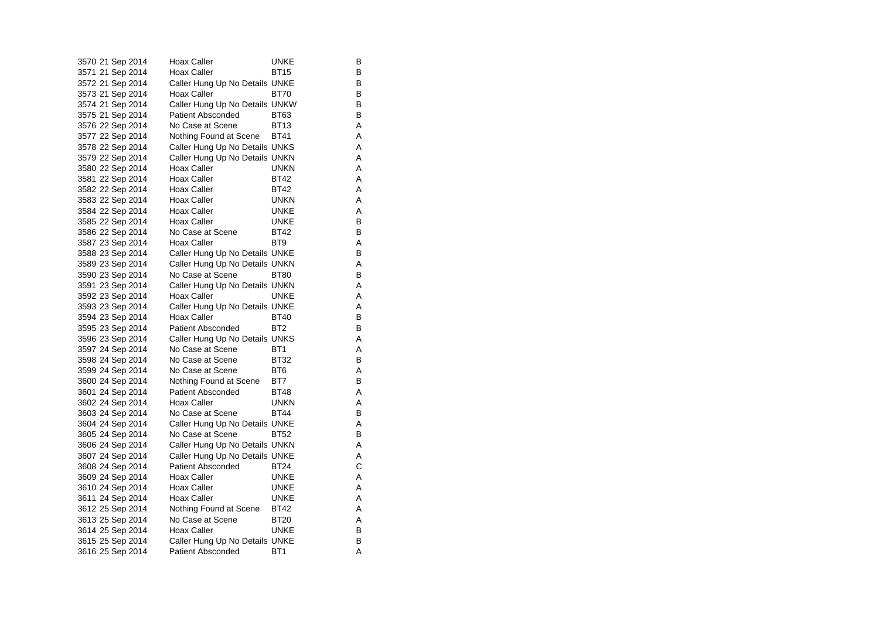| | | | | |
|---|---|---|---|---|
| 3570 | 21 Sep 2014 | Hoax Caller | UNKE | B |
| 3571 | 21 Sep 2014 | Hoax Caller | BT15 | B |
| 3572 | 21 Sep 2014 | Caller Hung Up No Details | UNKE | B |
| 3573 | 21 Sep 2014 | Hoax Caller | BT70 | B |
| 3574 | 21 Sep 2014 | Caller Hung Up No Details | UNKW | B |
| 3575 | 21 Sep 2014 | Patient Absconded | BT63 | B |
| 3576 | 22 Sep 2014 | No Case at Scene | BT13 | A |
| 3577 | 22 Sep 2014 | Nothing Found at Scene | BT41 | A |
| 3578 | 22 Sep 2014 | Caller Hung Up No Details | UNKS | A |
| 3579 | 22 Sep 2014 | Caller Hung Up No Details | UNKN | A |
| 3580 | 22 Sep 2014 | Hoax Caller | UNKN | A |
| 3581 | 22 Sep 2014 | Hoax Caller | BT42 | A |
| 3582 | 22 Sep 2014 | Hoax Caller | BT42 | A |
| 3583 | 22 Sep 2014 | Hoax Caller | UNKN | A |
| 3584 | 22 Sep 2014 | Hoax Caller | UNKE | A |
| 3585 | 22 Sep 2014 | Hoax Caller | UNKE | B |
| 3586 | 22 Sep 2014 | No Case at Scene | BT42 | B |
| 3587 | 23 Sep 2014 | Hoax Caller | BT9 | A |
| 3588 | 23 Sep 2014 | Caller Hung Up No Details | UNKE | B |
| 3589 | 23 Sep 2014 | Caller Hung Up No Details | UNKN | A |
| 3590 | 23 Sep 2014 | No Case at Scene | BT80 | B |
| 3591 | 23 Sep 2014 | Caller Hung Up No Details | UNKN | A |
| 3592 | 23 Sep 2014 | Hoax Caller | UNKE | A |
| 3593 | 23 Sep 2014 | Caller Hung Up No Details | UNKE | A |
| 3594 | 23 Sep 2014 | Hoax Caller | BT40 | B |
| 3595 | 23 Sep 2014 | Patient Absconded | BT2 | B |
| 3596 | 23 Sep 2014 | Caller Hung Up No Details | UNKS | A |
| 3597 | 24 Sep 2014 | No Case at Scene | BT1 | A |
| 3598 | 24 Sep 2014 | No Case at Scene | BT32 | B |
| 3599 | 24 Sep 2014 | No Case at Scene | BT6 | A |
| 3600 | 24 Sep 2014 | Nothing Found at Scene | BT7 | B |
| 3601 | 24 Sep 2014 | Patient Absconded | BT48 | A |
| 3602 | 24 Sep 2014 | Hoax Caller | UNKN | A |
| 3603 | 24 Sep 2014 | No Case at Scene | BT44 | B |
| 3604 | 24 Sep 2014 | Caller Hung Up No Details | UNKE | A |
| 3605 | 24 Sep 2014 | No Case at Scene | BT52 | B |
| 3606 | 24 Sep 2014 | Caller Hung Up No Details | UNKN | A |
| 3607 | 24 Sep 2014 | Caller Hung Up No Details | UNKE | A |
| 3608 | 24 Sep 2014 | Patient Absconded | BT24 | C |
| 3609 | 24 Sep 2014 | Hoax Caller | UNKE | A |
| 3610 | 24 Sep 2014 | Hoax Caller | UNKE | A |
| 3611 | 24 Sep 2014 | Hoax Caller | UNKE | A |
| 3612 | 25 Sep 2014 | Nothing Found at Scene | BT42 | A |
| 3613 | 25 Sep 2014 | No Case at Scene | BT20 | A |
| 3614 | 25 Sep 2014 | Hoax Caller | UNKE | B |
| 3615 | 25 Sep 2014 | Caller Hung Up No Details | UNKE | B |
| 3616 | 25 Sep 2014 | Patient Absconded | BT1 | A |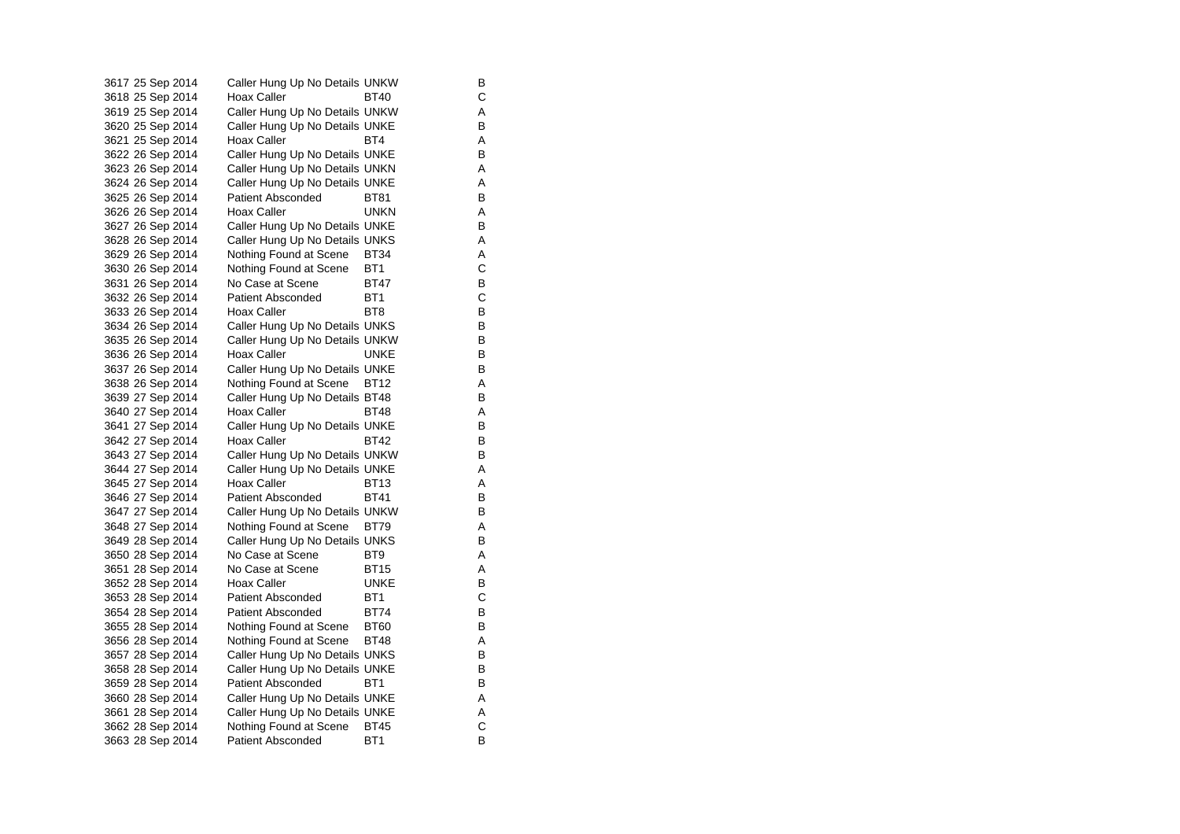| | | | | |
|---|---|---|---|---|
| 3617 | 25 Sep 2014 | Caller Hung Up No Details | UNKW | B |
| 3618 | 25 Sep 2014 | Hoax Caller | BT40 | C |
| 3619 | 25 Sep 2014 | Caller Hung Up No Details | UNKW | A |
| 3620 | 25 Sep 2014 | Caller Hung Up No Details | UNKE | B |
| 3621 | 25 Sep 2014 | Hoax Caller | BT4 | A |
| 3622 | 26 Sep 2014 | Caller Hung Up No Details | UNKE | B |
| 3623 | 26 Sep 2014 | Caller Hung Up No Details | UNKN | A |
| 3624 | 26 Sep 2014 | Caller Hung Up No Details | UNKE | A |
| 3625 | 26 Sep 2014 | Patient Absconded | BT81 | B |
| 3626 | 26 Sep 2014 | Hoax Caller | UNKN | A |
| 3627 | 26 Sep 2014 | Caller Hung Up No Details | UNKE | B |
| 3628 | 26 Sep 2014 | Caller Hung Up No Details | UNKS | A |
| 3629 | 26 Sep 2014 | Nothing Found at Scene | BT34 | A |
| 3630 | 26 Sep 2014 | Nothing Found at Scene | BT1 | C |
| 3631 | 26 Sep 2014 | No Case at Scene | BT47 | B |
| 3632 | 26 Sep 2014 | Patient Absconded | BT1 | C |
| 3633 | 26 Sep 2014 | Hoax Caller | BT8 | B |
| 3634 | 26 Sep 2014 | Caller Hung Up No Details | UNKS | B |
| 3635 | 26 Sep 2014 | Caller Hung Up No Details | UNKW | B |
| 3636 | 26 Sep 2014 | Hoax Caller | UNKE | B |
| 3637 | 26 Sep 2014 | Caller Hung Up No Details | UNKE | B |
| 3638 | 26 Sep 2014 | Nothing Found at Scene | BT12 | A |
| 3639 | 27 Sep 2014 | Caller Hung Up No Details | BT48 | B |
| 3640 | 27 Sep 2014 | Hoax Caller | BT48 | A |
| 3641 | 27 Sep 2014 | Caller Hung Up No Details | UNKE | B |
| 3642 | 27 Sep 2014 | Hoax Caller | BT42 | B |
| 3643 | 27 Sep 2014 | Caller Hung Up No Details | UNKW | B |
| 3644 | 27 Sep 2014 | Caller Hung Up No Details | UNKE | A |
| 3645 | 27 Sep 2014 | Hoax Caller | BT13 | A |
| 3646 | 27 Sep 2014 | Patient Absconded | BT41 | B |
| 3647 | 27 Sep 2014 | Caller Hung Up No Details | UNKW | B |
| 3648 | 27 Sep 2014 | Nothing Found at Scene | BT79 | A |
| 3649 | 28 Sep 2014 | Caller Hung Up No Details | UNKS | B |
| 3650 | 28 Sep 2014 | No Case at Scene | BT9 | A |
| 3651 | 28 Sep 2014 | No Case at Scene | BT15 | A |
| 3652 | 28 Sep 2014 | Hoax Caller | UNKE | B |
| 3653 | 28 Sep 2014 | Patient Absconded | BT1 | C |
| 3654 | 28 Sep 2014 | Patient Absconded | BT74 | B |
| 3655 | 28 Sep 2014 | Nothing Found at Scene | BT60 | B |
| 3656 | 28 Sep 2014 | Nothing Found at Scene | BT48 | A |
| 3657 | 28 Sep 2014 | Caller Hung Up No Details | UNKS | B |
| 3658 | 28 Sep 2014 | Caller Hung Up No Details | UNKE | B |
| 3659 | 28 Sep 2014 | Patient Absconded | BT1 | B |
| 3660 | 28 Sep 2014 | Caller Hung Up No Details | UNKE | A |
| 3661 | 28 Sep 2014 | Caller Hung Up No Details | UNKE | A |
| 3662 | 28 Sep 2014 | Nothing Found at Scene | BT45 | C |
| 3663 | 28 Sep 2014 | Patient Absconded | BT1 | B |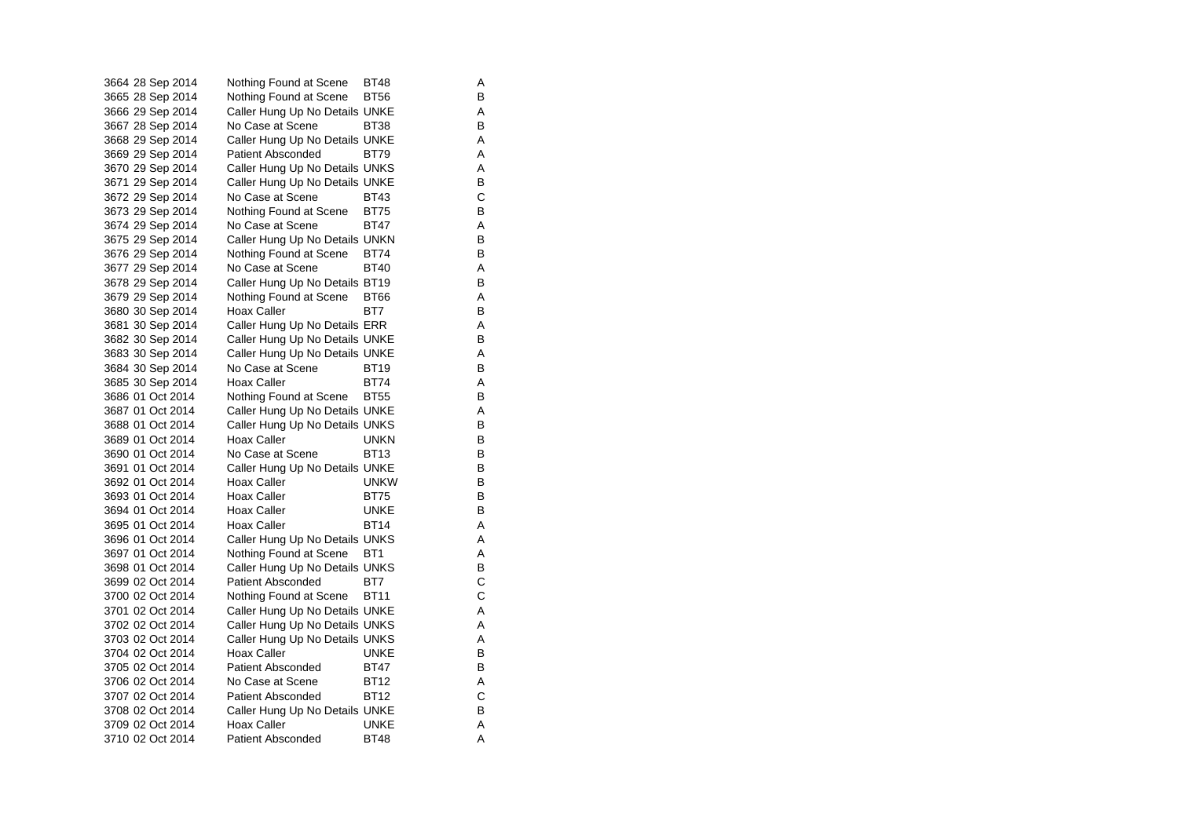| | | | | |
|---|---|---|---|---|
| 3664 | 28 Sep 2014 | Nothing Found at Scene | BT48 | A |
| 3665 | 28 Sep 2014 | Nothing Found at Scene | BT56 | B |
| 3666 | 29 Sep 2014 | Caller Hung Up No Details | UNKE | A |
| 3667 | 28 Sep 2014 | No Case at Scene | BT38 | B |
| 3668 | 29 Sep 2014 | Caller Hung Up No Details | UNKE | A |
| 3669 | 29 Sep 2014 | Patient Absconded | BT79 | A |
| 3670 | 29 Sep 2014 | Caller Hung Up No Details | UNKS | A |
| 3671 | 29 Sep 2014 | Caller Hung Up No Details | UNKE | B |
| 3672 | 29 Sep 2014 | No Case at Scene | BT43 | C |
| 3673 | 29 Sep 2014 | Nothing Found at Scene | BT75 | B |
| 3674 | 29 Sep 2014 | No Case at Scene | BT47 | A |
| 3675 | 29 Sep 2014 | Caller Hung Up No Details | UNKN | B |
| 3676 | 29 Sep 2014 | Nothing Found at Scene | BT74 | B |
| 3677 | 29 Sep 2014 | No Case at Scene | BT40 | A |
| 3678 | 29 Sep 2014 | Caller Hung Up No Details | BT19 | B |
| 3679 | 29 Sep 2014 | Nothing Found at Scene | BT66 | A |
| 3680 | 30 Sep 2014 | Hoax Caller | BT7 | B |
| 3681 | 30 Sep 2014 | Caller Hung Up No Details | ERR | A |
| 3682 | 30 Sep 2014 | Caller Hung Up No Details | UNKE | B |
| 3683 | 30 Sep 2014 | Caller Hung Up No Details | UNKE | A |
| 3684 | 30 Sep 2014 | No Case at Scene | BT19 | B |
| 3685 | 30 Sep 2014 | Hoax Caller | BT74 | A |
| 3686 | 01 Oct 2014 | Nothing Found at Scene | BT55 | B |
| 3687 | 01 Oct 2014 | Caller Hung Up No Details | UNKE | A |
| 3688 | 01 Oct 2014 | Caller Hung Up No Details | UNKS | B |
| 3689 | 01 Oct 2014 | Hoax Caller | UNKN | B |
| 3690 | 01 Oct 2014 | No Case at Scene | BT13 | B |
| 3691 | 01 Oct 2014 | Caller Hung Up No Details | UNKE | B |
| 3692 | 01 Oct 2014 | Hoax Caller | UNKW | B |
| 3693 | 01 Oct 2014 | Hoax Caller | BT75 | B |
| 3694 | 01 Oct 2014 | Hoax Caller | UNKE | B |
| 3695 | 01 Oct 2014 | Hoax Caller | BT14 | A |
| 3696 | 01 Oct 2014 | Caller Hung Up No Details | UNKS | A |
| 3697 | 01 Oct 2014 | Nothing Found at Scene | BT1 | A |
| 3698 | 01 Oct 2014 | Caller Hung Up No Details | UNKS | B |
| 3699 | 02 Oct 2014 | Patient Absconded | BT7 | C |
| 3700 | 02 Oct 2014 | Nothing Found at Scene | BT11 | C |
| 3701 | 02 Oct 2014 | Caller Hung Up No Details | UNKE | A |
| 3702 | 02 Oct 2014 | Caller Hung Up No Details | UNKS | A |
| 3703 | 02 Oct 2014 | Caller Hung Up No Details | UNKS | A |
| 3704 | 02 Oct 2014 | Hoax Caller | UNKE | B |
| 3705 | 02 Oct 2014 | Patient Absconded | BT47 | B |
| 3706 | 02 Oct 2014 | No Case at Scene | BT12 | A |
| 3707 | 02 Oct 2014 | Patient Absconded | BT12 | C |
| 3708 | 02 Oct 2014 | Caller Hung Up No Details | UNKE | B |
| 3709 | 02 Oct 2014 | Hoax Caller | UNKE | A |
| 3710 | 02 Oct 2014 | Patient Absconded | BT48 | A |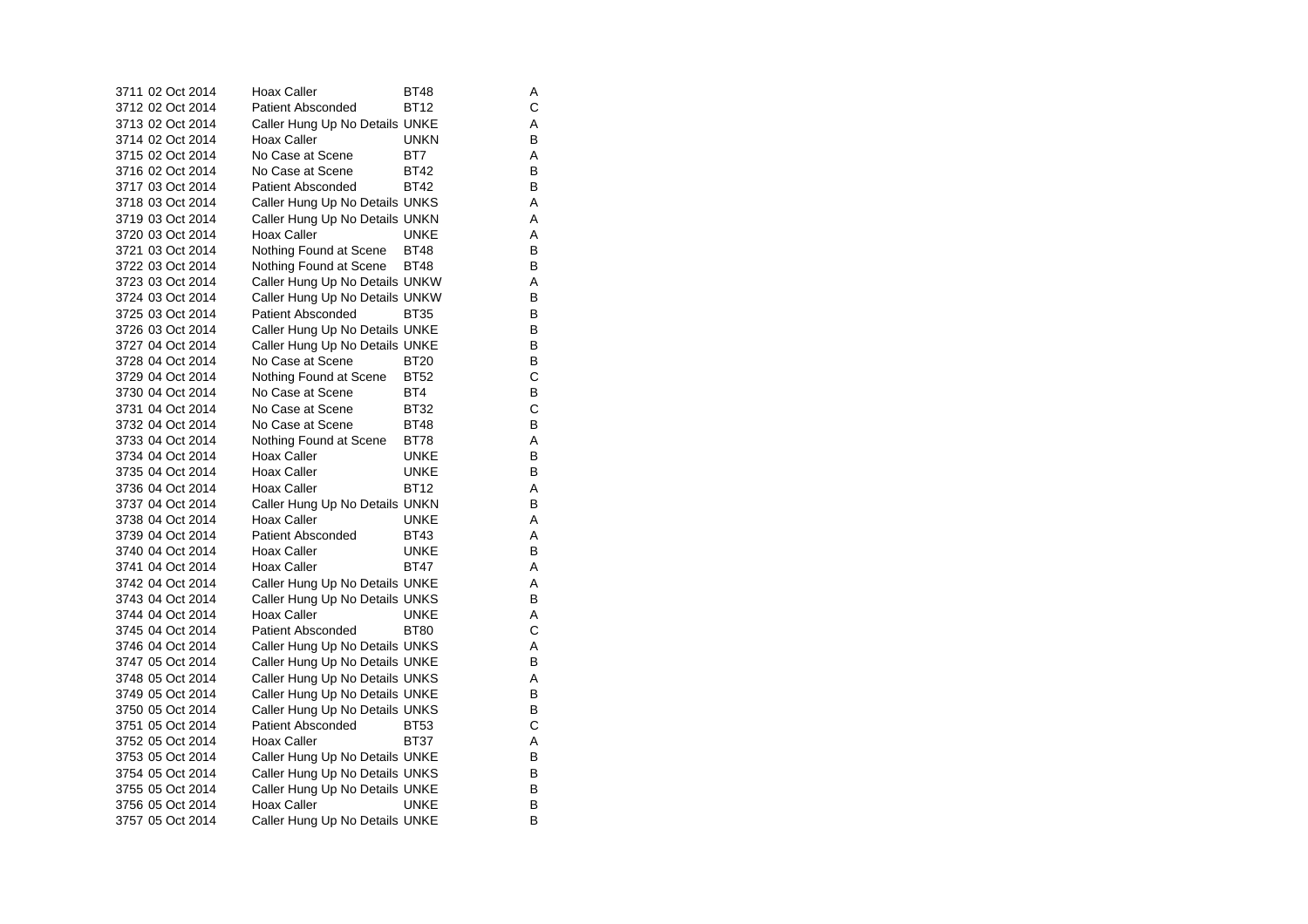| | | | | |
|---|---|---|---|---|
| 3711 | 02 Oct 2014 | Hoax Caller | BT48 | A |
| 3712 | 02 Oct 2014 | Patient Absconded | BT12 | C |
| 3713 | 02 Oct 2014 | Caller Hung Up No Details | UNKE | A |
| 3714 | 02 Oct 2014 | Hoax Caller | UNKN | B |
| 3715 | 02 Oct 2014 | No Case at Scene | BT7 | A |
| 3716 | 02 Oct 2014 | No Case at Scene | BT42 | B |
| 3717 | 03 Oct 2014 | Patient Absconded | BT42 | B |
| 3718 | 03 Oct 2014 | Caller Hung Up No Details | UNKS | A |
| 3719 | 03 Oct 2014 | Caller Hung Up No Details | UNKN | A |
| 3720 | 03 Oct 2014 | Hoax Caller | UNKE | A |
| 3721 | 03 Oct 2014 | Nothing Found at Scene | BT48 | B |
| 3722 | 03 Oct 2014 | Nothing Found at Scene | BT48 | B |
| 3723 | 03 Oct 2014 | Caller Hung Up No Details | UNKW | A |
| 3724 | 03 Oct 2014 | Caller Hung Up No Details | UNKW | B |
| 3725 | 03 Oct 2014 | Patient Absconded | BT35 | B |
| 3726 | 03 Oct 2014 | Caller Hung Up No Details | UNKE | B |
| 3727 | 04 Oct 2014 | Caller Hung Up No Details | UNKE | B |
| 3728 | 04 Oct 2014 | No Case at Scene | BT20 | B |
| 3729 | 04 Oct 2014 | Nothing Found at Scene | BT52 | C |
| 3730 | 04 Oct 2014 | No Case at Scene | BT4 | B |
| 3731 | 04 Oct 2014 | No Case at Scene | BT32 | C |
| 3732 | 04 Oct 2014 | No Case at Scene | BT48 | B |
| 3733 | 04 Oct 2014 | Nothing Found at Scene | BT78 | A |
| 3734 | 04 Oct 2014 | Hoax Caller | UNKE | B |
| 3735 | 04 Oct 2014 | Hoax Caller | UNKE | B |
| 3736 | 04 Oct 2014 | Hoax Caller | BT12 | A |
| 3737 | 04 Oct 2014 | Caller Hung Up No Details | UNKN | B |
| 3738 | 04 Oct 2014 | Hoax Caller | UNKE | A |
| 3739 | 04 Oct 2014 | Patient Absconded | BT43 | A |
| 3740 | 04 Oct 2014 | Hoax Caller | UNKE | B |
| 3741 | 04 Oct 2014 | Hoax Caller | BT47 | A |
| 3742 | 04 Oct 2014 | Caller Hung Up No Details | UNKE | A |
| 3743 | 04 Oct 2014 | Caller Hung Up No Details | UNKS | B |
| 3744 | 04 Oct 2014 | Hoax Caller | UNKE | A |
| 3745 | 04 Oct 2014 | Patient Absconded | BT80 | C |
| 3746 | 04 Oct 2014 | Caller Hung Up No Details | UNKS | A |
| 3747 | 05 Oct 2014 | Caller Hung Up No Details | UNKE | B |
| 3748 | 05 Oct 2014 | Caller Hung Up No Details | UNKS | A |
| 3749 | 05 Oct 2014 | Caller Hung Up No Details | UNKE | B |
| 3750 | 05 Oct 2014 | Caller Hung Up No Details | UNKS | B |
| 3751 | 05 Oct 2014 | Patient Absconded | BT53 | C |
| 3752 | 05 Oct 2014 | Hoax Caller | BT37 | A |
| 3753 | 05 Oct 2014 | Caller Hung Up No Details | UNKE | B |
| 3754 | 05 Oct 2014 | Caller Hung Up No Details | UNKS | B |
| 3755 | 05 Oct 2014 | Caller Hung Up No Details | UNKE | B |
| 3756 | 05 Oct 2014 | Hoax Caller | UNKE | B |
| 3757 | 05 Oct 2014 | Caller Hung Up No Details | UNKE | B |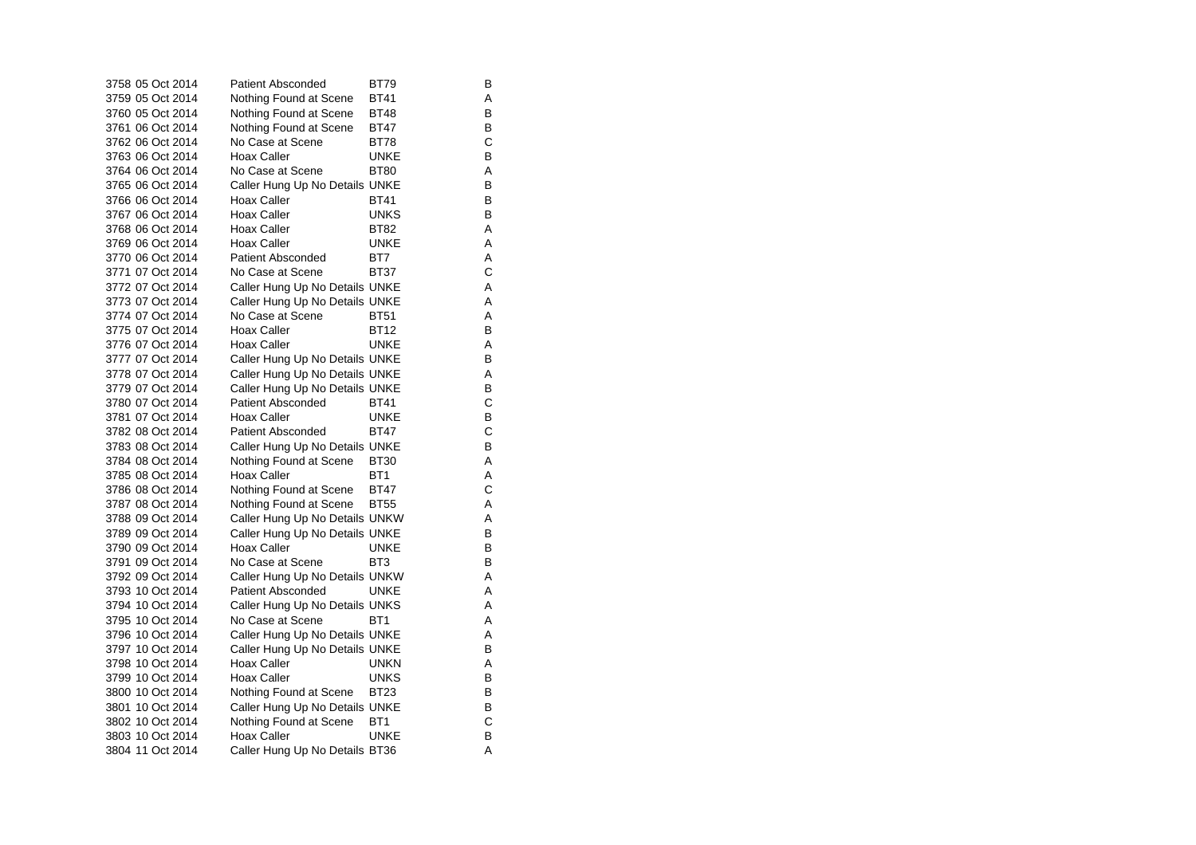| | | | | |
|---|---|---|---|---|
| 3758 | 05 Oct 2014 | Patient Absconded | BT79 | B |
| 3759 | 05 Oct 2014 | Nothing Found at Scene | BT41 | A |
| 3760 | 05 Oct 2014 | Nothing Found at Scene | BT48 | B |
| 3761 | 06 Oct 2014 | Nothing Found at Scene | BT47 | B |
| 3762 | 06 Oct 2014 | No Case at Scene | BT78 | C |
| 3763 | 06 Oct 2014 | Hoax Caller | UNKE | B |
| 3764 | 06 Oct 2014 | No Case at Scene | BT80 | A |
| 3765 | 06 Oct 2014 | Caller Hung Up No Details | UNKE | B |
| 3766 | 06 Oct 2014 | Hoax Caller | BT41 | B |
| 3767 | 06 Oct 2014 | Hoax Caller | UNKS | B |
| 3768 | 06 Oct 2014 | Hoax Caller | BT82 | A |
| 3769 | 06 Oct 2014 | Hoax Caller | UNKE | A |
| 3770 | 06 Oct 2014 | Patient Absconded | BT7 | A |
| 3771 | 07 Oct 2014 | No Case at Scene | BT37 | C |
| 3772 | 07 Oct 2014 | Caller Hung Up No Details | UNKE | A |
| 3773 | 07 Oct 2014 | Caller Hung Up No Details | UNKE | A |
| 3774 | 07 Oct 2014 | No Case at Scene | BT51 | A |
| 3775 | 07 Oct 2014 | Hoax Caller | BT12 | B |
| 3776 | 07 Oct 2014 | Hoax Caller | UNKE | A |
| 3777 | 07 Oct 2014 | Caller Hung Up No Details | UNKE | B |
| 3778 | 07 Oct 2014 | Caller Hung Up No Details | UNKE | A |
| 3779 | 07 Oct 2014 | Caller Hung Up No Details | UNKE | B |
| 3780 | 07 Oct 2014 | Patient Absconded | BT41 | C |
| 3781 | 07 Oct 2014 | Hoax Caller | UNKE | B |
| 3782 | 08 Oct 2014 | Patient Absconded | BT47 | C |
| 3783 | 08 Oct 2014 | Caller Hung Up No Details | UNKE | B |
| 3784 | 08 Oct 2014 | Nothing Found at Scene | BT30 | A |
| 3785 | 08 Oct 2014 | Hoax Caller | BT1 | A |
| 3786 | 08 Oct 2014 | Nothing Found at Scene | BT47 | C |
| 3787 | 08 Oct 2014 | Nothing Found at Scene | BT55 | A |
| 3788 | 09 Oct 2014 | Caller Hung Up No Details | UNKW | A |
| 3789 | 09 Oct 2014 | Caller Hung Up No Details | UNKE | B |
| 3790 | 09 Oct 2014 | Hoax Caller | UNKE | B |
| 3791 | 09 Oct 2014 | No Case at Scene | BT3 | B |
| 3792 | 09 Oct 2014 | Caller Hung Up No Details | UNKW | A |
| 3793 | 10 Oct 2014 | Patient Absconded | UNKE | A |
| 3794 | 10 Oct 2014 | Caller Hung Up No Details | UNKS | A |
| 3795 | 10 Oct 2014 | No Case at Scene | BT1 | A |
| 3796 | 10 Oct 2014 | Caller Hung Up No Details | UNKE | A |
| 3797 | 10 Oct 2014 | Caller Hung Up No Details | UNKE | B |
| 3798 | 10 Oct 2014 | Hoax Caller | UNKN | A |
| 3799 | 10 Oct 2014 | Hoax Caller | UNKS | B |
| 3800 | 10 Oct 2014 | Nothing Found at Scene | BT23 | B |
| 3801 | 10 Oct 2014 | Caller Hung Up No Details | UNKE | B |
| 3802 | 10 Oct 2014 | Nothing Found at Scene | BT1 | C |
| 3803 | 10 Oct 2014 | Hoax Caller | UNKE | B |
| 3804 | 11 Oct 2014 | Caller Hung Up No Details | BT36 | A |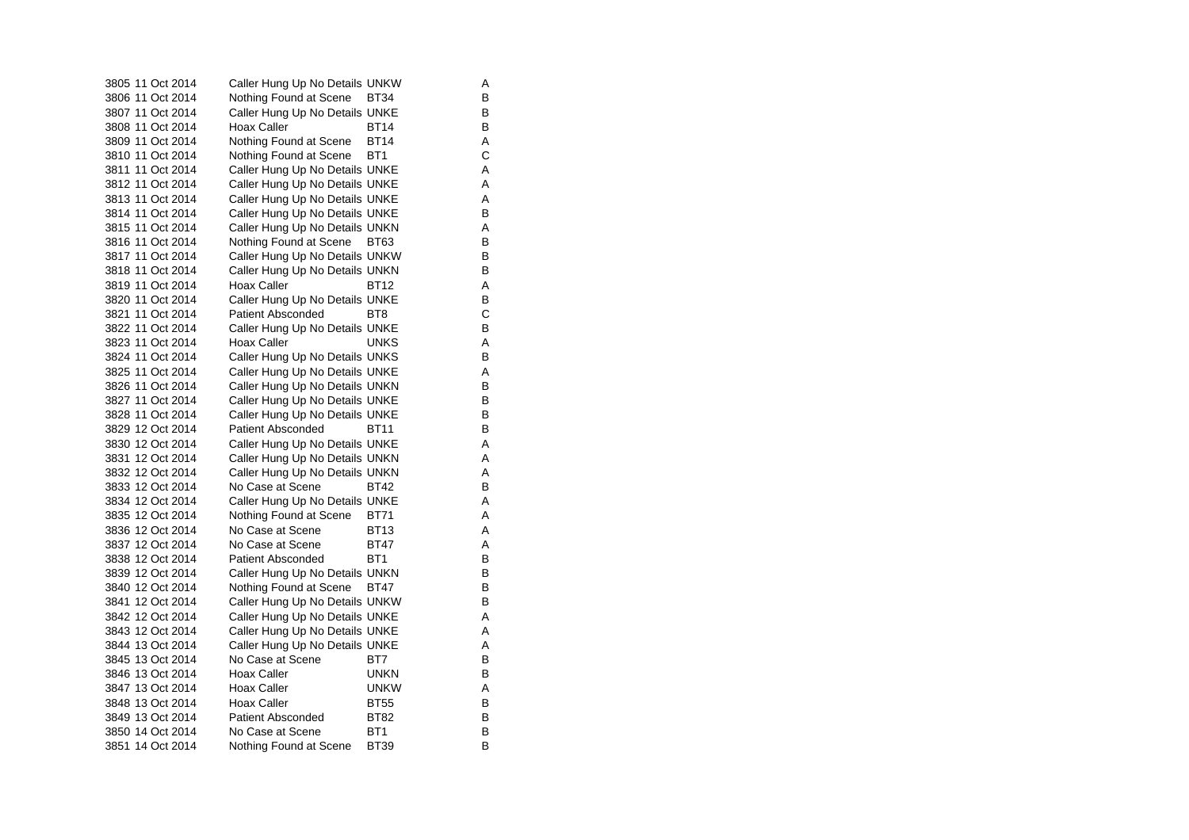| | | | | |
|---|---|---|---|---|
| 3805 | 11 Oct 2014 | Caller Hung Up No Details | UNKW | A |
| 3806 | 11 Oct 2014 | Nothing Found at Scene | BT34 | B |
| 3807 | 11 Oct 2014 | Caller Hung Up No Details | UNKE | B |
| 3808 | 11 Oct 2014 | Hoax Caller | BT14 | B |
| 3809 | 11 Oct 2014 | Nothing Found at Scene | BT14 | A |
| 3810 | 11 Oct 2014 | Nothing Found at Scene | BT1 | C |
| 3811 | 11 Oct 2014 | Caller Hung Up No Details | UNKE | A |
| 3812 | 11 Oct 2014 | Caller Hung Up No Details | UNKE | A |
| 3813 | 11 Oct 2014 | Caller Hung Up No Details | UNKE | A |
| 3814 | 11 Oct 2014 | Caller Hung Up No Details | UNKE | B |
| 3815 | 11 Oct 2014 | Caller Hung Up No Details | UNKN | A |
| 3816 | 11 Oct 2014 | Nothing Found at Scene | BT63 | B |
| 3817 | 11 Oct 2014 | Caller Hung Up No Details | UNKW | B |
| 3818 | 11 Oct 2014 | Caller Hung Up No Details | UNKN | B |
| 3819 | 11 Oct 2014 | Hoax Caller | BT12 | A |
| 3820 | 11 Oct 2014 | Caller Hung Up No Details | UNKE | B |
| 3821 | 11 Oct 2014 | Patient Absconded | BT8 | C |
| 3822 | 11 Oct 2014 | Caller Hung Up No Details | UNKE | B |
| 3823 | 11 Oct 2014 | Hoax Caller | UNKS | A |
| 3824 | 11 Oct 2014 | Caller Hung Up No Details | UNKS | B |
| 3825 | 11 Oct 2014 | Caller Hung Up No Details | UNKE | A |
| 3826 | 11 Oct 2014 | Caller Hung Up No Details | UNKN | B |
| 3827 | 11 Oct 2014 | Caller Hung Up No Details | UNKE | B |
| 3828 | 11 Oct 2014 | Caller Hung Up No Details | UNKE | B |
| 3829 | 12 Oct 2014 | Patient Absconded | BT11 | B |
| 3830 | 12 Oct 2014 | Caller Hung Up No Details | UNKE | A |
| 3831 | 12 Oct 2014 | Caller Hung Up No Details | UNKN | A |
| 3832 | 12 Oct 2014 | Caller Hung Up No Details | UNKN | A |
| 3833 | 12 Oct 2014 | No Case at Scene | BT42 | B |
| 3834 | 12 Oct 2014 | Caller Hung Up No Details | UNKE | A |
| 3835 | 12 Oct 2014 | Nothing Found at Scene | BT71 | A |
| 3836 | 12 Oct 2014 | No Case at Scene | BT13 | A |
| 3837 | 12 Oct 2014 | No Case at Scene | BT47 | A |
| 3838 | 12 Oct 2014 | Patient Absconded | BT1 | B |
| 3839 | 12 Oct 2014 | Caller Hung Up No Details | UNKN | B |
| 3840 | 12 Oct 2014 | Nothing Found at Scene | BT47 | B |
| 3841 | 12 Oct 2014 | Caller Hung Up No Details | UNKW | B |
| 3842 | 12 Oct 2014 | Caller Hung Up No Details | UNKE | A |
| 3843 | 12 Oct 2014 | Caller Hung Up No Details | UNKE | A |
| 3844 | 13 Oct 2014 | Caller Hung Up No Details | UNKE | A |
| 3845 | 13 Oct 2014 | No Case at Scene | BT7 | B |
| 3846 | 13 Oct 2014 | Hoax Caller | UNKN | B |
| 3847 | 13 Oct 2014 | Hoax Caller | UNKW | A |
| 3848 | 13 Oct 2014 | Hoax Caller | BT55 | B |
| 3849 | 13 Oct 2014 | Patient Absconded | BT82 | B |
| 3850 | 14 Oct 2014 | No Case at Scene | BT1 | B |
| 3851 | 14 Oct 2014 | Nothing Found at Scene | BT39 | B |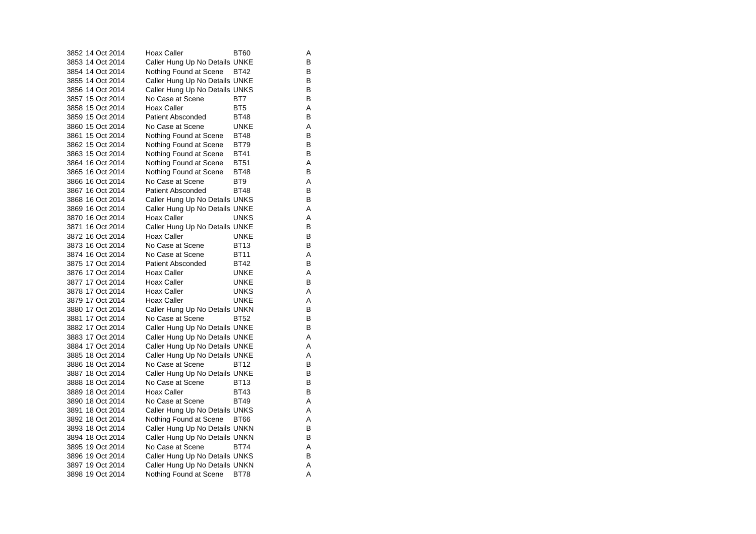| | | | | |
|---|---|---|---|---|
| 3852 | 14 Oct 2014 | Hoax Caller | BT60 | A |
| 3853 | 14 Oct 2014 | Caller Hung Up No Details | UNKE | B |
| 3854 | 14 Oct 2014 | Nothing Found at Scene | BT42 | B |
| 3855 | 14 Oct 2014 | Caller Hung Up No Details | UNKE | B |
| 3856 | 14 Oct 2014 | Caller Hung Up No Details | UNKS | B |
| 3857 | 15 Oct 2014 | No Case at Scene | BT7 | B |
| 3858 | 15 Oct 2014 | Hoax Caller | BT5 | A |
| 3859 | 15 Oct 2014 | Patient Absconded | BT48 | B |
| 3860 | 15 Oct 2014 | No Case at Scene | UNKE | A |
| 3861 | 15 Oct 2014 | Nothing Found at Scene | BT48 | B |
| 3862 | 15 Oct 2014 | Nothing Found at Scene | BT79 | B |
| 3863 | 15 Oct 2014 | Nothing Found at Scene | BT41 | B |
| 3864 | 16 Oct 2014 | Nothing Found at Scene | BT51 | A |
| 3865 | 16 Oct 2014 | Nothing Found at Scene | BT48 | B |
| 3866 | 16 Oct 2014 | No Case at Scene | BT9 | A |
| 3867 | 16 Oct 2014 | Patient Absconded | BT48 | B |
| 3868 | 16 Oct 2014 | Caller Hung Up No Details | UNKS | B |
| 3869 | 16 Oct 2014 | Caller Hung Up No Details | UNKE | A |
| 3870 | 16 Oct 2014 | Hoax Caller | UNKS | A |
| 3871 | 16 Oct 2014 | Caller Hung Up No Details | UNKE | B |
| 3872 | 16 Oct 2014 | Hoax Caller | UNKE | B |
| 3873 | 16 Oct 2014 | No Case at Scene | BT13 | B |
| 3874 | 16 Oct 2014 | No Case at Scene | BT11 | A |
| 3875 | 17 Oct 2014 | Patient Absconded | BT42 | B |
| 3876 | 17 Oct 2014 | Hoax Caller | UNKE | A |
| 3877 | 17 Oct 2014 | Hoax Caller | UNKE | B |
| 3878 | 17 Oct 2014 | Hoax Caller | UNKS | A |
| 3879 | 17 Oct 2014 | Hoax Caller | UNKE | A |
| 3880 | 17 Oct 2014 | Caller Hung Up No Details | UNKN | B |
| 3881 | 17 Oct 2014 | No Case at Scene | BT52 | B |
| 3882 | 17 Oct 2014 | Caller Hung Up No Details | UNKE | B |
| 3883 | 17 Oct 2014 | Caller Hung Up No Details | UNKE | A |
| 3884 | 17 Oct 2014 | Caller Hung Up No Details | UNKE | A |
| 3885 | 18 Oct 2014 | Caller Hung Up No Details | UNKE | A |
| 3886 | 18 Oct 2014 | No Case at Scene | BT12 | B |
| 3887 | 18 Oct 2014 | Caller Hung Up No Details | UNKE | B |
| 3888 | 18 Oct 2014 | No Case at Scene | BT13 | B |
| 3889 | 18 Oct 2014 | Hoax Caller | BT43 | B |
| 3890 | 18 Oct 2014 | No Case at Scene | BT49 | A |
| 3891 | 18 Oct 2014 | Caller Hung Up No Details | UNKS | A |
| 3892 | 18 Oct 2014 | Nothing Found at Scene | BT66 | A |
| 3893 | 18 Oct 2014 | Caller Hung Up No Details | UNKN | B |
| 3894 | 18 Oct 2014 | Caller Hung Up No Details | UNKN | B |
| 3895 | 19 Oct 2014 | No Case at Scene | BT74 | A |
| 3896 | 19 Oct 2014 | Caller Hung Up No Details | UNKS | B |
| 3897 | 19 Oct 2014 | Caller Hung Up No Details | UNKN | A |
| 3898 | 19 Oct 2014 | Nothing Found at Scene | BT78 | A |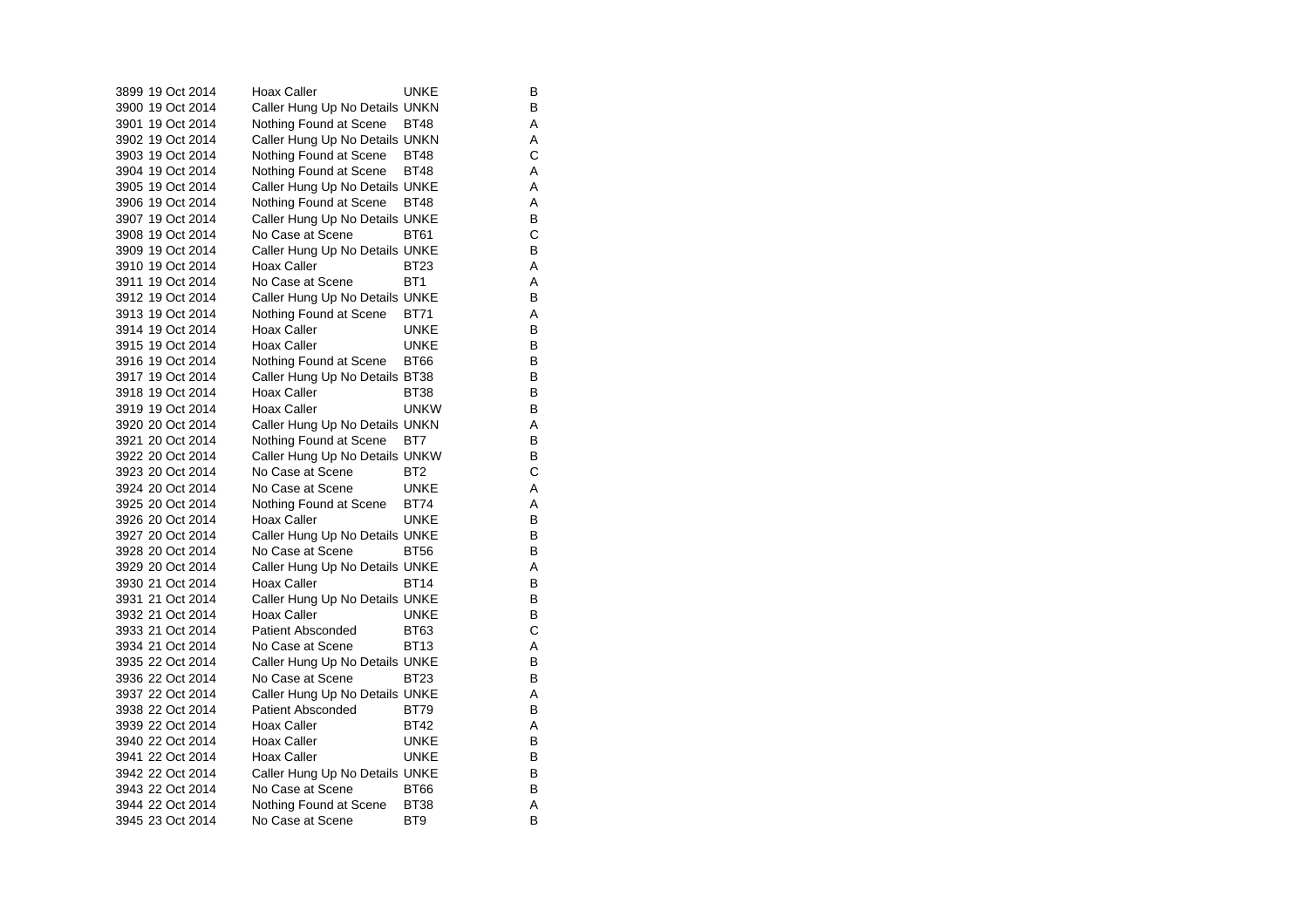| | | | | |
|---|---|---|---|---|
| 3899 | 19 Oct 2014 | Hoax Caller | UNKE | B |
| 3900 | 19 Oct 2014 | Caller Hung Up No Details | UNKN | B |
| 3901 | 19 Oct 2014 | Nothing Found at Scene | BT48 | A |
| 3902 | 19 Oct 2014 | Caller Hung Up No Details | UNKN | A |
| 3903 | 19 Oct 2014 | Nothing Found at Scene | BT48 | C |
| 3904 | 19 Oct 2014 | Nothing Found at Scene | BT48 | A |
| 3905 | 19 Oct 2014 | Caller Hung Up No Details | UNKE | A |
| 3906 | 19 Oct 2014 | Nothing Found at Scene | BT48 | A |
| 3907 | 19 Oct 2014 | Caller Hung Up No Details | UNKE | B |
| 3908 | 19 Oct 2014 | No Case at Scene | BT61 | C |
| 3909 | 19 Oct 2014 | Caller Hung Up No Details | UNKE | B |
| 3910 | 19 Oct 2014 | Hoax Caller | BT23 | A |
| 3911 | 19 Oct 2014 | No Case at Scene | BT1 | A |
| 3912 | 19 Oct 2014 | Caller Hung Up No Details | UNKE | B |
| 3913 | 19 Oct 2014 | Nothing Found at Scene | BT71 | A |
| 3914 | 19 Oct 2014 | Hoax Caller | UNKE | B |
| 3915 | 19 Oct 2014 | Hoax Caller | UNKE | B |
| 3916 | 19 Oct 2014 | Nothing Found at Scene | BT66 | B |
| 3917 | 19 Oct 2014 | Caller Hung Up No Details | BT38 | B |
| 3918 | 19 Oct 2014 | Hoax Caller | BT38 | B |
| 3919 | 19 Oct 2014 | Hoax Caller | UNKW | B |
| 3920 | 20 Oct 2014 | Caller Hung Up No Details | UNKN | A |
| 3921 | 20 Oct 2014 | Nothing Found at Scene | BT7 | B |
| 3922 | 20 Oct 2014 | Caller Hung Up No Details | UNKW | B |
| 3923 | 20 Oct 2014 | No Case at Scene | BT2 | C |
| 3924 | 20 Oct 2014 | No Case at Scene | UNKE | A |
| 3925 | 20 Oct 2014 | Nothing Found at Scene | BT74 | A |
| 3926 | 20 Oct 2014 | Hoax Caller | UNKE | B |
| 3927 | 20 Oct 2014 | Caller Hung Up No Details | UNKE | B |
| 3928 | 20 Oct 2014 | No Case at Scene | BT56 | B |
| 3929 | 20 Oct 2014 | Caller Hung Up No Details | UNKE | A |
| 3930 | 21 Oct 2014 | Hoax Caller | BT14 | B |
| 3931 | 21 Oct 2014 | Caller Hung Up No Details | UNKE | B |
| 3932 | 21 Oct 2014 | Hoax Caller | UNKE | B |
| 3933 | 21 Oct 2014 | Patient Absconded | BT63 | C |
| 3934 | 21 Oct 2014 | No Case at Scene | BT13 | A |
| 3935 | 22 Oct 2014 | Caller Hung Up No Details | UNKE | B |
| 3936 | 22 Oct 2014 | No Case at Scene | BT23 | B |
| 3937 | 22 Oct 2014 | Caller Hung Up No Details | UNKE | A |
| 3938 | 22 Oct 2014 | Patient Absconded | BT79 | B |
| 3939 | 22 Oct 2014 | Hoax Caller | BT42 | A |
| 3940 | 22 Oct 2014 | Hoax Caller | UNKE | B |
| 3941 | 22 Oct 2014 | Hoax Caller | UNKE | B |
| 3942 | 22 Oct 2014 | Caller Hung Up No Details | UNKE | B |
| 3943 | 22 Oct 2014 | No Case at Scene | BT66 | B |
| 3944 | 22 Oct 2014 | Nothing Found at Scene | BT38 | A |
| 3945 | 23 Oct 2014 | No Case at Scene | BT9 | B |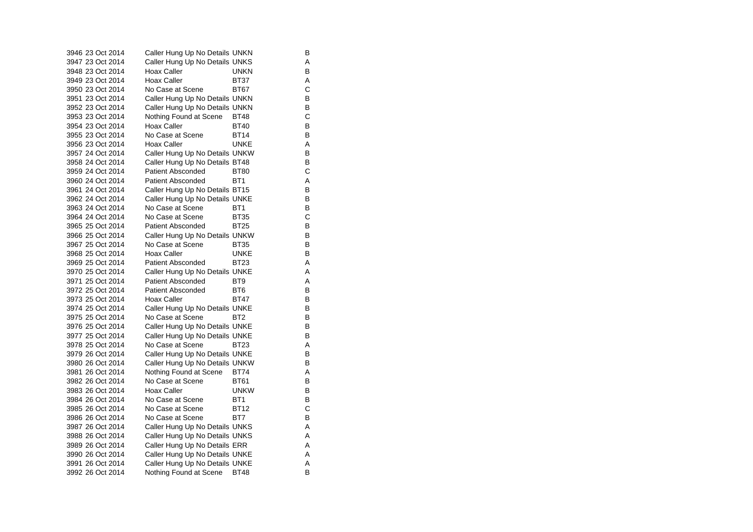| | | | | |
|---|---|---|---|---|
| 3946 | 23 Oct 2014 | Caller Hung Up No Details | UNKN | B |
| 3947 | 23 Oct 2014 | Caller Hung Up No Details | UNKS | A |
| 3948 | 23 Oct 2014 | Hoax Caller | UNKN | B |
| 3949 | 23 Oct 2014 | Hoax Caller | BT37 | A |
| 3950 | 23 Oct 2014 | No Case at Scene | BT67 | C |
| 3951 | 23 Oct 2014 | Caller Hung Up No Details | UNKN | B |
| 3952 | 23 Oct 2014 | Caller Hung Up No Details | UNKN | B |
| 3953 | 23 Oct 2014 | Nothing Found at Scene | BT48 | C |
| 3954 | 23 Oct 2014 | Hoax Caller | BT40 | B |
| 3955 | 23 Oct 2014 | No Case at Scene | BT14 | B |
| 3956 | 23 Oct 2014 | Hoax Caller | UNKE | A |
| 3957 | 24 Oct 2014 | Caller Hung Up No Details | UNKW | B |
| 3958 | 24 Oct 2014 | Caller Hung Up No Details | BT48 | B |
| 3959 | 24 Oct 2014 | Patient Absconded | BT80 | C |
| 3960 | 24 Oct 2014 | Patient Absconded | BT1 | A |
| 3961 | 24 Oct 2014 | Caller Hung Up No Details | BT15 | B |
| 3962 | 24 Oct 2014 | Caller Hung Up No Details | UNKE | B |
| 3963 | 24 Oct 2014 | No Case at Scene | BT1 | B |
| 3964 | 24 Oct 2014 | No Case at Scene | BT35 | C |
| 3965 | 25 Oct 2014 | Patient Absconded | BT25 | B |
| 3966 | 25 Oct 2014 | Caller Hung Up No Details | UNKW | B |
| 3967 | 25 Oct 2014 | No Case at Scene | BT35 | B |
| 3968 | 25 Oct 2014 | Hoax Caller | UNKE | B |
| 3969 | 25 Oct 2014 | Patient Absconded | BT23 | A |
| 3970 | 25 Oct 2014 | Caller Hung Up No Details | UNKE | A |
| 3971 | 25 Oct 2014 | Patient Absconded | BT9 | A |
| 3972 | 25 Oct 2014 | Patient Absconded | BT6 | B |
| 3973 | 25 Oct 2014 | Hoax Caller | BT47 | B |
| 3974 | 25 Oct 2014 | Caller Hung Up No Details | UNKE | B |
| 3975 | 25 Oct 2014 | No Case at Scene | BT2 | B |
| 3976 | 25 Oct 2014 | Caller Hung Up No Details | UNKE | B |
| 3977 | 25 Oct 2014 | Caller Hung Up No Details | UNKE | B |
| 3978 | 25 Oct 2014 | No Case at Scene | BT23 | A |
| 3979 | 26 Oct 2014 | Caller Hung Up No Details | UNKE | B |
| 3980 | 26 Oct 2014 | Caller Hung Up No Details | UNKW | B |
| 3981 | 26 Oct 2014 | Nothing Found at Scene | BT74 | A |
| 3982 | 26 Oct 2014 | No Case at Scene | BT61 | B |
| 3983 | 26 Oct 2014 | Hoax Caller | UNKW | B |
| 3984 | 26 Oct 2014 | No Case at Scene | BT1 | B |
| 3985 | 26 Oct 2014 | No Case at Scene | BT12 | C |
| 3986 | 26 Oct 2014 | No Case at Scene | BT7 | B |
| 3987 | 26 Oct 2014 | Caller Hung Up No Details | UNKS | A |
| 3988 | 26 Oct 2014 | Caller Hung Up No Details | UNKS | A |
| 3989 | 26 Oct 2014 | Caller Hung Up No Details | ERR | A |
| 3990 | 26 Oct 2014 | Caller Hung Up No Details | UNKE | A |
| 3991 | 26 Oct 2014 | Caller Hung Up No Details | UNKE | A |
| 3992 | 26 Oct 2014 | Nothing Found at Scene | BT48 | B |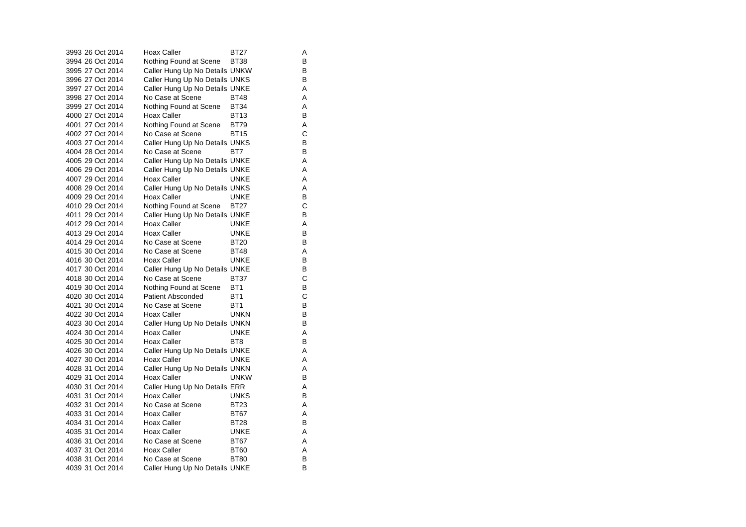| | | | | |
|---|---|---|---|---|
| 3993 | 26 Oct 2014 | Hoax Caller | BT27 | A |
| 3994 | 26 Oct 2014 | Nothing Found at Scene | BT38 | B |
| 3995 | 27 Oct 2014 | Caller Hung Up No Details | UNKW | B |
| 3996 | 27 Oct 2014 | Caller Hung Up No Details | UNKS | B |
| 3997 | 27 Oct 2014 | Caller Hung Up No Details | UNKE | A |
| 3998 | 27 Oct 2014 | No Case at Scene | BT48 | A |
| 3999 | 27 Oct 2014 | Nothing Found at Scene | BT34 | A |
| 4000 | 27 Oct 2014 | Hoax Caller | BT13 | B |
| 4001 | 27 Oct 2014 | Nothing Found at Scene | BT79 | A |
| 4002 | 27 Oct 2014 | No Case at Scene | BT15 | C |
| 4003 | 27 Oct 2014 | Caller Hung Up No Details | UNKS | B |
| 4004 | 28 Oct 2014 | No Case at Scene | BT7 | B |
| 4005 | 29 Oct 2014 | Caller Hung Up No Details | UNKE | A |
| 4006 | 29 Oct 2014 | Caller Hung Up No Details | UNKE | A |
| 4007 | 29 Oct 2014 | Hoax Caller | UNKE | A |
| 4008 | 29 Oct 2014 | Caller Hung Up No Details | UNKS | A |
| 4009 | 29 Oct 2014 | Hoax Caller | UNKE | B |
| 4010 | 29 Oct 2014 | Nothing Found at Scene | BT27 | C |
| 4011 | 29 Oct 2014 | Caller Hung Up No Details | UNKE | B |
| 4012 | 29 Oct 2014 | Hoax Caller | UNKE | A |
| 4013 | 29 Oct 2014 | Hoax Caller | UNKE | B |
| 4014 | 29 Oct 2014 | No Case at Scene | BT20 | B |
| 4015 | 30 Oct 2014 | No Case at Scene | BT48 | A |
| 4016 | 30 Oct 2014 | Hoax Caller | UNKE | B |
| 4017 | 30 Oct 2014 | Caller Hung Up No Details | UNKE | B |
| 4018 | 30 Oct 2014 | No Case at Scene | BT37 | C |
| 4019 | 30 Oct 2014 | Nothing Found at Scene | BT1 | B |
| 4020 | 30 Oct 2014 | Patient Absconded | BT1 | C |
| 4021 | 30 Oct 2014 | No Case at Scene | BT1 | B |
| 4022 | 30 Oct 2014 | Hoax Caller | UNKN | B |
| 4023 | 30 Oct 2014 | Caller Hung Up No Details | UNKN | B |
| 4024 | 30 Oct 2014 | Hoax Caller | UNKE | A |
| 4025 | 30 Oct 2014 | Hoax Caller | BT8 | B |
| 4026 | 30 Oct 2014 | Caller Hung Up No Details | UNKE | A |
| 4027 | 30 Oct 2014 | Hoax Caller | UNKE | A |
| 4028 | 31 Oct 2014 | Caller Hung Up No Details | UNKN | A |
| 4029 | 31 Oct 2014 | Hoax Caller | UNKW | B |
| 4030 | 31 Oct 2014 | Caller Hung Up No Details | ERR | A |
| 4031 | 31 Oct 2014 | Hoax Caller | UNKS | B |
| 4032 | 31 Oct 2014 | No Case at Scene | BT23 | A |
| 4033 | 31 Oct 2014 | Hoax Caller | BT67 | A |
| 4034 | 31 Oct 2014 | Hoax Caller | BT28 | B |
| 4035 | 31 Oct 2014 | Hoax Caller | UNKE | A |
| 4036 | 31 Oct 2014 | No Case at Scene | BT67 | A |
| 4037 | 31 Oct 2014 | Hoax Caller | BT60 | A |
| 4038 | 31 Oct 2014 | No Case at Scene | BT80 | B |
| 4039 | 31 Oct 2014 | Caller Hung Up No Details | UNKE | B |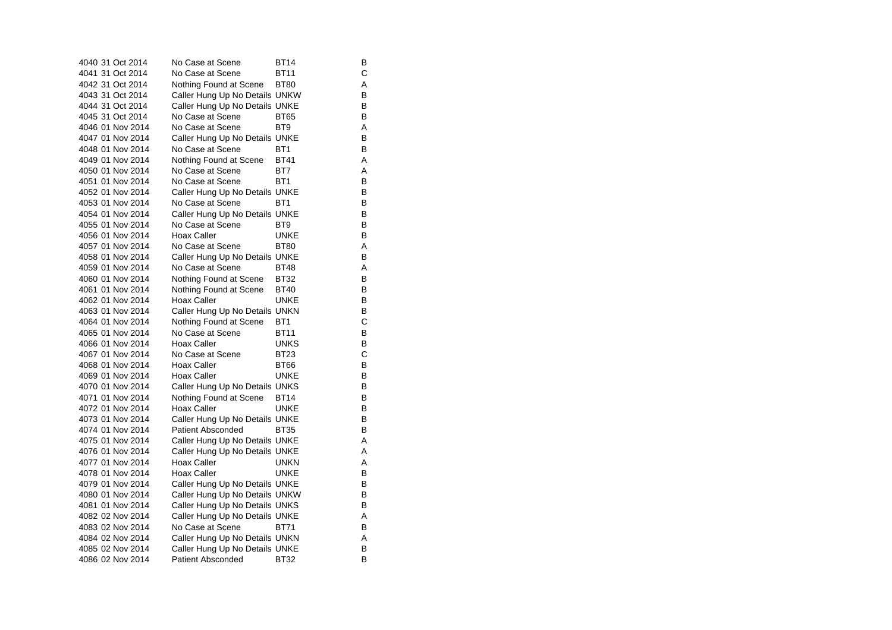| | | | | |
|---|---|---|---|---|
| 4040 | 31 Oct 2014 | No Case at Scene | BT14 | B |
| 4041 | 31 Oct 2014 | No Case at Scene | BT11 | C |
| 4042 | 31 Oct 2014 | Nothing Found at Scene | BT80 | A |
| 4043 | 31 Oct 2014 | Caller Hung Up No Details | UNKW | B |
| 4044 | 31 Oct 2014 | Caller Hung Up No Details | UNKE | B |
| 4045 | 31 Oct 2014 | No Case at Scene | BT65 | B |
| 4046 | 01 Nov 2014 | No Case at Scene | BT9 | A |
| 4047 | 01 Nov 2014 | Caller Hung Up No Details | UNKE | B |
| 4048 | 01 Nov 2014 | No Case at Scene | BT1 | B |
| 4049 | 01 Nov 2014 | Nothing Found at Scene | BT41 | A |
| 4050 | 01 Nov 2014 | No Case at Scene | BT7 | A |
| 4051 | 01 Nov 2014 | No Case at Scene | BT1 | B |
| 4052 | 01 Nov 2014 | Caller Hung Up No Details | UNKE | B |
| 4053 | 01 Nov 2014 | No Case at Scene | BT1 | B |
| 4054 | 01 Nov 2014 | Caller Hung Up No Details | UNKE | B |
| 4055 | 01 Nov 2014 | No Case at Scene | BT9 | B |
| 4056 | 01 Nov 2014 | Hoax Caller | UNKE | B |
| 4057 | 01 Nov 2014 | No Case at Scene | BT80 | A |
| 4058 | 01 Nov 2014 | Caller Hung Up No Details | UNKE | B |
| 4059 | 01 Nov 2014 | No Case at Scene | BT48 | A |
| 4060 | 01 Nov 2014 | Nothing Found at Scene | BT32 | B |
| 4061 | 01 Nov 2014 | Nothing Found at Scene | BT40 | B |
| 4062 | 01 Nov 2014 | Hoax Caller | UNKE | B |
| 4063 | 01 Nov 2014 | Caller Hung Up No Details | UNKN | B |
| 4064 | 01 Nov 2014 | Nothing Found at Scene | BT1 | C |
| 4065 | 01 Nov 2014 | No Case at Scene | BT11 | B |
| 4066 | 01 Nov 2014 | Hoax Caller | UNKS | B |
| 4067 | 01 Nov 2014 | No Case at Scene | BT23 | C |
| 4068 | 01 Nov 2014 | Hoax Caller | BT66 | B |
| 4069 | 01 Nov 2014 | Hoax Caller | UNKE | B |
| 4070 | 01 Nov 2014 | Caller Hung Up No Details | UNKS | B |
| 4071 | 01 Nov 2014 | Nothing Found at Scene | BT14 | B |
| 4072 | 01 Nov 2014 | Hoax Caller | UNKE | B |
| 4073 | 01 Nov 2014 | Caller Hung Up No Details | UNKE | B |
| 4074 | 01 Nov 2014 | Patient Absconded | BT35 | B |
| 4075 | 01 Nov 2014 | Caller Hung Up No Details | UNKE | A |
| 4076 | 01 Nov 2014 | Caller Hung Up No Details | UNKE | A |
| 4077 | 01 Nov 2014 | Hoax Caller | UNKN | A |
| 4078 | 01 Nov 2014 | Hoax Caller | UNKE | B |
| 4079 | 01 Nov 2014 | Caller Hung Up No Details | UNKE | B |
| 4080 | 01 Nov 2014 | Caller Hung Up No Details | UNKW | B |
| 4081 | 01 Nov 2014 | Caller Hung Up No Details | UNKS | B |
| 4082 | 02 Nov 2014 | Caller Hung Up No Details | UNKE | A |
| 4083 | 02 Nov 2014 | No Case at Scene | BT71 | B |
| 4084 | 02 Nov 2014 | Caller Hung Up No Details | UNKN | A |
| 4085 | 02 Nov 2014 | Caller Hung Up No Details | UNKE | B |
| 4086 | 02 Nov 2014 | Patient Absconded | BT32 | B |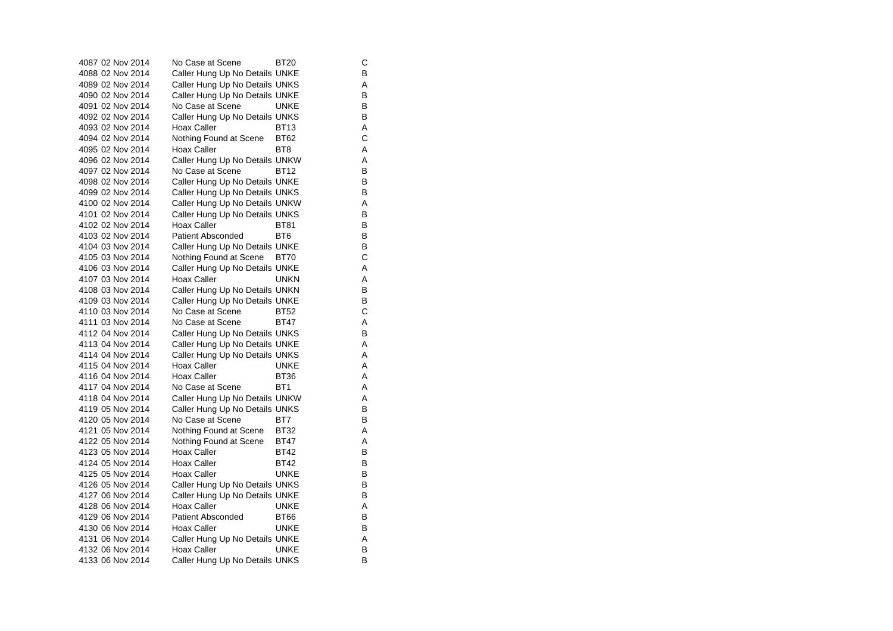| | | | | |
|---|---|---|---|---|
| 4087 | 02 Nov 2014 | No Case at Scene | BT20 | C |
| 4088 | 02 Nov 2014 | Caller Hung Up No Details | UNKE | B |
| 4089 | 02 Nov 2014 | Caller Hung Up No Details | UNKS | A |
| 4090 | 02 Nov 2014 | Caller Hung Up No Details | UNKE | B |
| 4091 | 02 Nov 2014 | No Case at Scene | UNKE | B |
| 4092 | 02 Nov 2014 | Caller Hung Up No Details | UNKS | B |
| 4093 | 02 Nov 2014 | Hoax Caller | BT13 | A |
| 4094 | 02 Nov 2014 | Nothing Found at Scene | BT62 | C |
| 4095 | 02 Nov 2014 | Hoax Caller | BT8 | A |
| 4096 | 02 Nov 2014 | Caller Hung Up No Details | UNKW | A |
| 4097 | 02 Nov 2014 | No Case at Scene | BT12 | B |
| 4098 | 02 Nov 2014 | Caller Hung Up No Details | UNKE | B |
| 4099 | 02 Nov 2014 | Caller Hung Up No Details | UNKS | B |
| 4100 | 02 Nov 2014 | Caller Hung Up No Details | UNKW | A |
| 4101 | 02 Nov 2014 | Caller Hung Up No Details | UNKS | B |
| 4102 | 02 Nov 2014 | Hoax Caller | BT81 | B |
| 4103 | 02 Nov 2014 | Patient Absconded | BT6 | B |
| 4104 | 03 Nov 2014 | Caller Hung Up No Details | UNKE | B |
| 4105 | 03 Nov 2014 | Nothing Found at Scene | BT70 | C |
| 4106 | 03 Nov 2014 | Caller Hung Up No Details | UNKE | A |
| 4107 | 03 Nov 2014 | Hoax Caller | UNKN | A |
| 4108 | 03 Nov 2014 | Caller Hung Up No Details | UNKN | B |
| 4109 | 03 Nov 2014 | Caller Hung Up No Details | UNKE | B |
| 4110 | 03 Nov 2014 | No Case at Scene | BT52 | C |
| 4111 | 03 Nov 2014 | No Case at Scene | BT47 | A |
| 4112 | 04 Nov 2014 | Caller Hung Up No Details | UNKS | B |
| 4113 | 04 Nov 2014 | Caller Hung Up No Details | UNKE | A |
| 4114 | 04 Nov 2014 | Caller Hung Up No Details | UNKS | A |
| 4115 | 04 Nov 2014 | Hoax Caller | UNKE | A |
| 4116 | 04 Nov 2014 | Hoax Caller | BT36 | A |
| 4117 | 04 Nov 2014 | No Case at Scene | BT1 | A |
| 4118 | 04 Nov 2014 | Caller Hung Up No Details | UNKW | A |
| 4119 | 05 Nov 2014 | Caller Hung Up No Details | UNKS | B |
| 4120 | 05 Nov 2014 | No Case at Scene | BT7 | B |
| 4121 | 05 Nov 2014 | Nothing Found at Scene | BT32 | A |
| 4122 | 05 Nov 2014 | Nothing Found at Scene | BT47 | A |
| 4123 | 05 Nov 2014 | Hoax Caller | BT42 | B |
| 4124 | 05 Nov 2014 | Hoax Caller | BT42 | B |
| 4125 | 05 Nov 2014 | Hoax Caller | UNKE | B |
| 4126 | 05 Nov 2014 | Caller Hung Up No Details | UNKS | B |
| 4127 | 06 Nov 2014 | Caller Hung Up No Details | UNKE | B |
| 4128 | 06 Nov 2014 | Hoax Caller | UNKE | A |
| 4129 | 06 Nov 2014 | Patient Absconded | BT66 | B |
| 4130 | 06 Nov 2014 | Hoax Caller | UNKE | B |
| 4131 | 06 Nov 2014 | Caller Hung Up No Details | UNKE | A |
| 4132 | 06 Nov 2014 | Hoax Caller | UNKE | B |
| 4133 | 06 Nov 2014 | Caller Hung Up No Details | UNKS | B |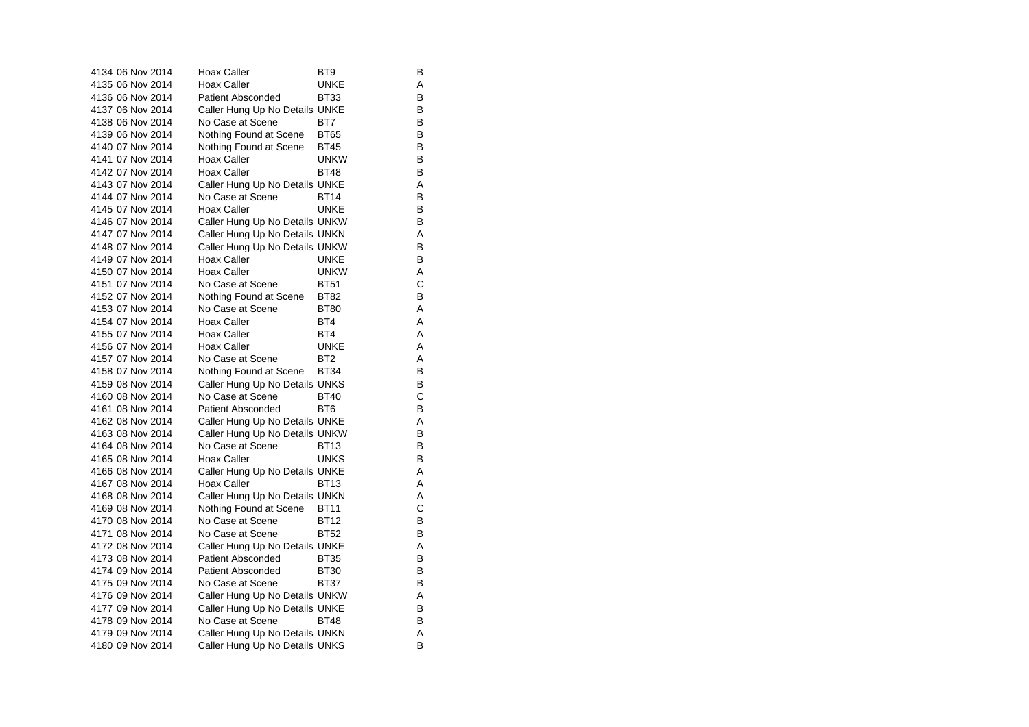| | | | | |
|---|---|---|---|---|
| 4134 | 06 Nov 2014 | Hoax Caller | BT9 | B |
| 4135 | 06 Nov 2014 | Hoax Caller | UNKE | A |
| 4136 | 06 Nov 2014 | Patient Absconded | BT33 | B |
| 4137 | 06 Nov 2014 | Caller Hung Up No Details | UNKE | B |
| 4138 | 06 Nov 2014 | No Case at Scene | BT7 | B |
| 4139 | 06 Nov 2014 | Nothing Found at Scene | BT65 | B |
| 4140 | 07 Nov 2014 | Nothing Found at Scene | BT45 | B |
| 4141 | 07 Nov 2014 | Hoax Caller | UNKW | B |
| 4142 | 07 Nov 2014 | Hoax Caller | BT48 | B |
| 4143 | 07 Nov 2014 | Caller Hung Up No Details | UNKE | A |
| 4144 | 07 Nov 2014 | No Case at Scene | BT14 | B |
| 4145 | 07 Nov 2014 | Hoax Caller | UNKE | B |
| 4146 | 07 Nov 2014 | Caller Hung Up No Details | UNKW | B |
| 4147 | 07 Nov 2014 | Caller Hung Up No Details | UNKN | A |
| 4148 | 07 Nov 2014 | Caller Hung Up No Details | UNKW | B |
| 4149 | 07 Nov 2014 | Hoax Caller | UNKE | B |
| 4150 | 07 Nov 2014 | Hoax Caller | UNKW | A |
| 4151 | 07 Nov 2014 | No Case at Scene | BT51 | C |
| 4152 | 07 Nov 2014 | Nothing Found at Scene | BT82 | B |
| 4153 | 07 Nov 2014 | No Case at Scene | BT80 | A |
| 4154 | 07 Nov 2014 | Hoax Caller | BT4 | A |
| 4155 | 07 Nov 2014 | Hoax Caller | BT4 | A |
| 4156 | 07 Nov 2014 | Hoax Caller | UNKE | A |
| 4157 | 07 Nov 2014 | No Case at Scene | BT2 | A |
| 4158 | 07 Nov 2014 | Nothing Found at Scene | BT34 | B |
| 4159 | 08 Nov 2014 | Caller Hung Up No Details | UNKS | B |
| 4160 | 08 Nov 2014 | No Case at Scene | BT40 | C |
| 4161 | 08 Nov 2014 | Patient Absconded | BT6 | B |
| 4162 | 08 Nov 2014 | Caller Hung Up No Details | UNKE | A |
| 4163 | 08 Nov 2014 | Caller Hung Up No Details | UNKW | B |
| 4164 | 08 Nov 2014 | No Case at Scene | BT13 | B |
| 4165 | 08 Nov 2014 | Hoax Caller | UNKS | B |
| 4166 | 08 Nov 2014 | Caller Hung Up No Details | UNKE | A |
| 4167 | 08 Nov 2014 | Hoax Caller | BT13 | A |
| 4168 | 08 Nov 2014 | Caller Hung Up No Details | UNKN | A |
| 4169 | 08 Nov 2014 | Nothing Found at Scene | BT11 | C |
| 4170 | 08 Nov 2014 | No Case at Scene | BT12 | B |
| 4171 | 08 Nov 2014 | No Case at Scene | BT52 | B |
| 4172 | 08 Nov 2014 | Caller Hung Up No Details | UNKE | A |
| 4173 | 08 Nov 2014 | Patient Absconded | BT35 | B |
| 4174 | 09 Nov 2014 | Patient Absconded | BT30 | B |
| 4175 | 09 Nov 2014 | No Case at Scene | BT37 | B |
| 4176 | 09 Nov 2014 | Caller Hung Up No Details | UNKW | A |
| 4177 | 09 Nov 2014 | Caller Hung Up No Details | UNKE | B |
| 4178 | 09 Nov 2014 | No Case at Scene | BT48 | B |
| 4179 | 09 Nov 2014 | Caller Hung Up No Details | UNKN | A |
| 4180 | 09 Nov 2014 | Caller Hung Up No Details | UNKS | B |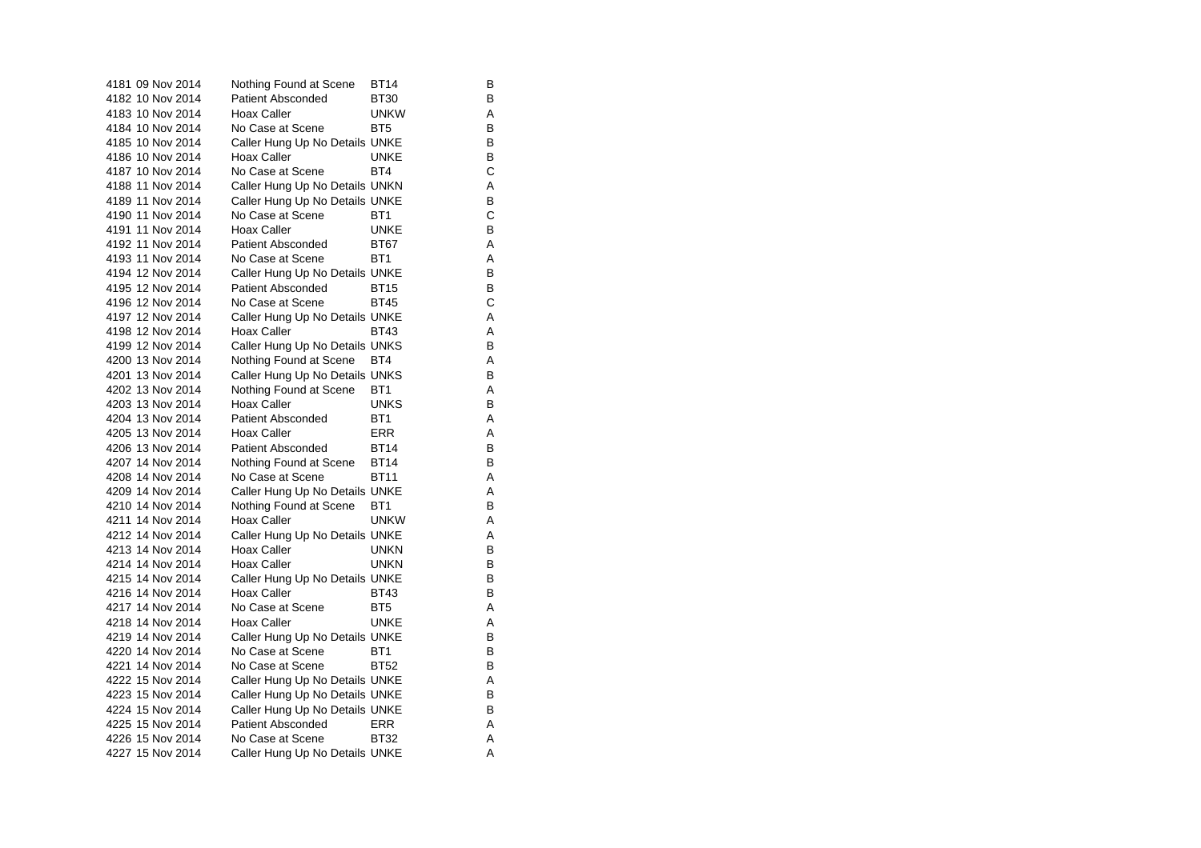| | | | | |
|---|---|---|---|---|
| 4181 | 09 Nov 2014 | Nothing Found at Scene | BT14 | B |
| 4182 | 10 Nov 2014 | Patient Absconded | BT30 | B |
| 4183 | 10 Nov 2014 | Hoax Caller | UNKW | A |
| 4184 | 10 Nov 2014 | No Case at Scene | BT5 | B |
| 4185 | 10 Nov 2014 | Caller Hung Up No Details | UNKE | B |
| 4186 | 10 Nov 2014 | Hoax Caller | UNKE | B |
| 4187 | 10 Nov 2014 | No Case at Scene | BT4 | C |
| 4188 | 11 Nov 2014 | Caller Hung Up No Details | UNKN | A |
| 4189 | 11 Nov 2014 | Caller Hung Up No Details | UNKE | B |
| 4190 | 11 Nov 2014 | No Case at Scene | BT1 | C |
| 4191 | 11 Nov 2014 | Hoax Caller | UNKE | B |
| 4192 | 11 Nov 2014 | Patient Absconded | BT67 | A |
| 4193 | 11 Nov 2014 | No Case at Scene | BT1 | A |
| 4194 | 12 Nov 2014 | Caller Hung Up No Details | UNKE | B |
| 4195 | 12 Nov 2014 | Patient Absconded | BT15 | B |
| 4196 | 12 Nov 2014 | No Case at Scene | BT45 | C |
| 4197 | 12 Nov 2014 | Caller Hung Up No Details | UNKE | A |
| 4198 | 12 Nov 2014 | Hoax Caller | BT43 | A |
| 4199 | 12 Nov 2014 | Caller Hung Up No Details | UNKS | B |
| 4200 | 13 Nov 2014 | Nothing Found at Scene | BT4 | A |
| 4201 | 13 Nov 2014 | Caller Hung Up No Details | UNKS | B |
| 4202 | 13 Nov 2014 | Nothing Found at Scene | BT1 | A |
| 4203 | 13 Nov 2014 | Hoax Caller | UNKS | B |
| 4204 | 13 Nov 2014 | Patient Absconded | BT1 | A |
| 4205 | 13 Nov 2014 | Hoax Caller | ERR | A |
| 4206 | 13 Nov 2014 | Patient Absconded | BT14 | B |
| 4207 | 14 Nov 2014 | Nothing Found at Scene | BT14 | B |
| 4208 | 14 Nov 2014 | No Case at Scene | BT11 | A |
| 4209 | 14 Nov 2014 | Caller Hung Up No Details | UNKE | A |
| 4210 | 14 Nov 2014 | Nothing Found at Scene | BT1 | B |
| 4211 | 14 Nov 2014 | Hoax Caller | UNKW | A |
| 4212 | 14 Nov 2014 | Caller Hung Up No Details | UNKE | A |
| 4213 | 14 Nov 2014 | Hoax Caller | UNKN | B |
| 4214 | 14 Nov 2014 | Hoax Caller | UNKN | B |
| 4215 | 14 Nov 2014 | Caller Hung Up No Details | UNKE | B |
| 4216 | 14 Nov 2014 | Hoax Caller | BT43 | B |
| 4217 | 14 Nov 2014 | No Case at Scene | BT5 | A |
| 4218 | 14 Nov 2014 | Hoax Caller | UNKE | A |
| 4219 | 14 Nov 2014 | Caller Hung Up No Details | UNKE | B |
| 4220 | 14 Nov 2014 | No Case at Scene | BT1 | B |
| 4221 | 14 Nov 2014 | No Case at Scene | BT52 | B |
| 4222 | 15 Nov 2014 | Caller Hung Up No Details | UNKE | A |
| 4223 | 15 Nov 2014 | Caller Hung Up No Details | UNKE | B |
| 4224 | 15 Nov 2014 | Caller Hung Up No Details | UNKE | B |
| 4225 | 15 Nov 2014 | Patient Absconded | ERR | A |
| 4226 | 15 Nov 2014 | No Case at Scene | BT32 | A |
| 4227 | 15 Nov 2014 | Caller Hung Up No Details | UNKE | A |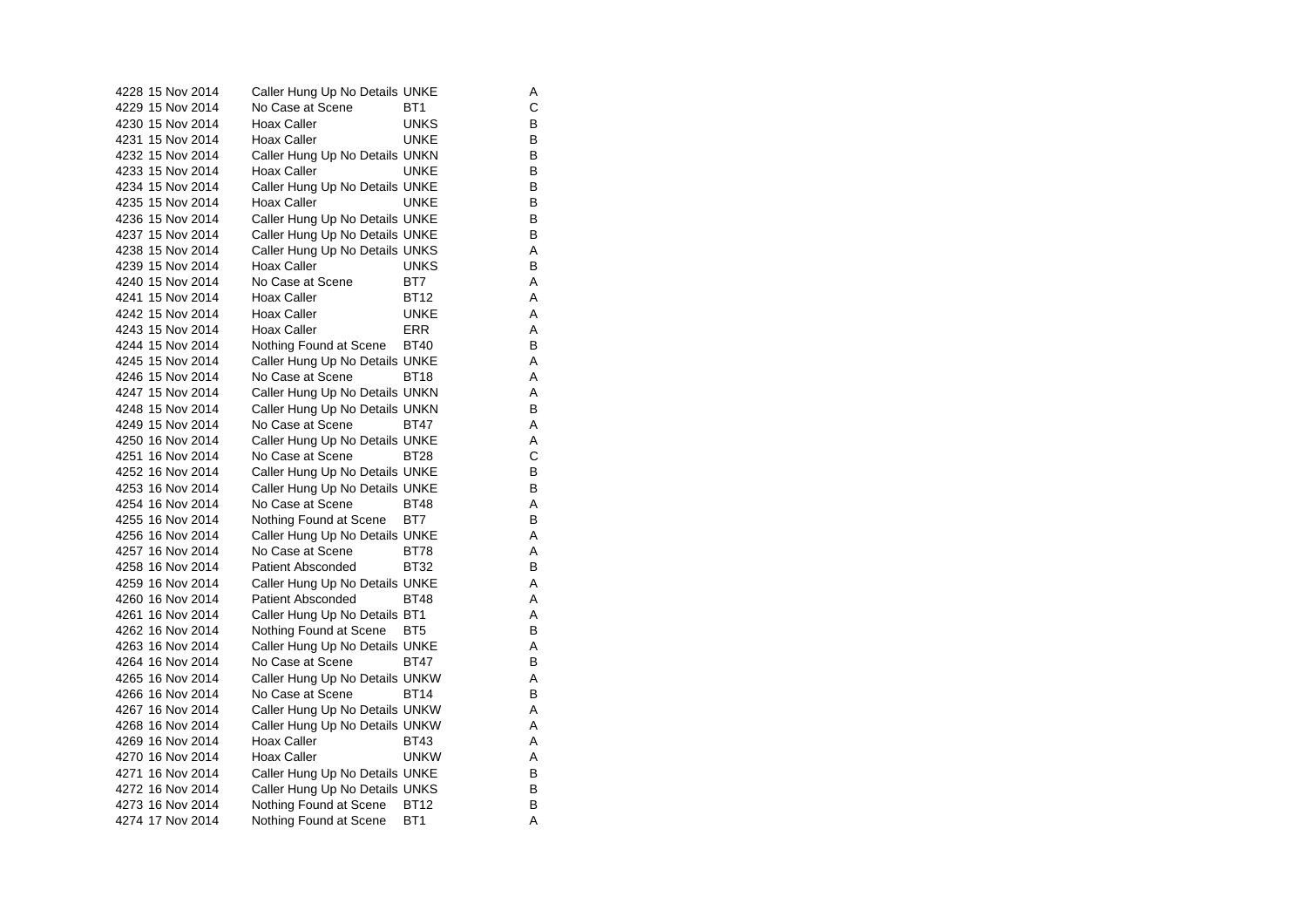| | | | | |
|---|---|---|---|---|
| 4228 | 15 Nov 2014 | Caller Hung Up No Details | UNKE | A |
| 4229 | 15 Nov 2014 | No Case at Scene | BT1 | C |
| 4230 | 15 Nov 2014 | Hoax Caller | UNKS | B |
| 4231 | 15 Nov 2014 | Hoax Caller | UNKE | B |
| 4232 | 15 Nov 2014 | Caller Hung Up No Details | UNKN | B |
| 4233 | 15 Nov 2014 | Hoax Caller | UNKE | B |
| 4234 | 15 Nov 2014 | Caller Hung Up No Details | UNKE | B |
| 4235 | 15 Nov 2014 | Hoax Caller | UNKE | B |
| 4236 | 15 Nov 2014 | Caller Hung Up No Details | UNKE | B |
| 4237 | 15 Nov 2014 | Caller Hung Up No Details | UNKE | B |
| 4238 | 15 Nov 2014 | Caller Hung Up No Details | UNKS | A |
| 4239 | 15 Nov 2014 | Hoax Caller | UNKS | B |
| 4240 | 15 Nov 2014 | No Case at Scene | BT7 | A |
| 4241 | 15 Nov 2014 | Hoax Caller | BT12 | A |
| 4242 | 15 Nov 2014 | Hoax Caller | UNKE | A |
| 4243 | 15 Nov 2014 | Hoax Caller | ERR | A |
| 4244 | 15 Nov 2014 | Nothing Found at Scene | BT40 | B |
| 4245 | 15 Nov 2014 | Caller Hung Up No Details | UNKE | A |
| 4246 | 15 Nov 2014 | No Case at Scene | BT18 | A |
| 4247 | 15 Nov 2014 | Caller Hung Up No Details | UNKN | A |
| 4248 | 15 Nov 2014 | Caller Hung Up No Details | UNKN | B |
| 4249 | 15 Nov 2014 | No Case at Scene | BT47 | A |
| 4250 | 16 Nov 2014 | Caller Hung Up No Details | UNKE | A |
| 4251 | 16 Nov 2014 | No Case at Scene | BT28 | C |
| 4252 | 16 Nov 2014 | Caller Hung Up No Details | UNKE | B |
| 4253 | 16 Nov 2014 | Caller Hung Up No Details | UNKE | B |
| 4254 | 16 Nov 2014 | No Case at Scene | BT48 | A |
| 4255 | 16 Nov 2014 | Nothing Found at Scene | BT7 | B |
| 4256 | 16 Nov 2014 | Caller Hung Up No Details | UNKE | A |
| 4257 | 16 Nov 2014 | No Case at Scene | BT78 | A |
| 4258 | 16 Nov 2014 | Patient Absconded | BT32 | B |
| 4259 | 16 Nov 2014 | Caller Hung Up No Details | UNKE | A |
| 4260 | 16 Nov 2014 | Patient Absconded | BT48 | A |
| 4261 | 16 Nov 2014 | Caller Hung Up No Details | BT1 | A |
| 4262 | 16 Nov 2014 | Nothing Found at Scene | BT5 | B |
| 4263 | 16 Nov 2014 | Caller Hung Up No Details | UNKE | A |
| 4264 | 16 Nov 2014 | No Case at Scene | BT47 | B |
| 4265 | 16 Nov 2014 | Caller Hung Up No Details | UNKW | A |
| 4266 | 16 Nov 2014 | No Case at Scene | BT14 | B |
| 4267 | 16 Nov 2014 | Caller Hung Up No Details | UNKW | A |
| 4268 | 16 Nov 2014 | Caller Hung Up No Details | UNKW | A |
| 4269 | 16 Nov 2014 | Hoax Caller | BT43 | A |
| 4270 | 16 Nov 2014 | Hoax Caller | UNKW | A |
| 4271 | 16 Nov 2014 | Caller Hung Up No Details | UNKE | B |
| 4272 | 16 Nov 2014 | Caller Hung Up No Details | UNKS | B |
| 4273 | 16 Nov 2014 | Nothing Found at Scene | BT12 | B |
| 4274 | 17 Nov 2014 | Nothing Found at Scene | BT1 | A |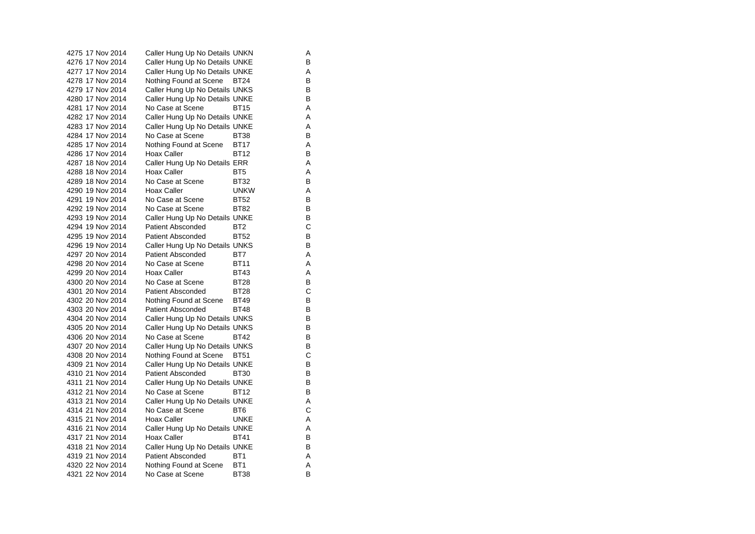| | | | | |
|---|---|---|---|---|
| 4275 | 17 Nov 2014 | Caller Hung Up No Details | UNKN | A |
| 4276 | 17 Nov 2014 | Caller Hung Up No Details | UNKE | B |
| 4277 | 17 Nov 2014 | Caller Hung Up No Details | UNKE | A |
| 4278 | 17 Nov 2014 | Nothing Found at Scene | BT24 | B |
| 4279 | 17 Nov 2014 | Caller Hung Up No Details | UNKS | B |
| 4280 | 17 Nov 2014 | Caller Hung Up No Details | UNKE | B |
| 4281 | 17 Nov 2014 | No Case at Scene | BT15 | A |
| 4282 | 17 Nov 2014 | Caller Hung Up No Details | UNKE | A |
| 4283 | 17 Nov 2014 | Caller Hung Up No Details | UNKE | A |
| 4284 | 17 Nov 2014 | No Case at Scene | BT38 | B |
| 4285 | 17 Nov 2014 | Nothing Found at Scene | BT17 | A |
| 4286 | 17 Nov 2014 | Hoax Caller | BT12 | B |
| 4287 | 18 Nov 2014 | Caller Hung Up No Details | ERR | A |
| 4288 | 18 Nov 2014 | Hoax Caller | BT5 | A |
| 4289 | 18 Nov 2014 | No Case at Scene | BT32 | B |
| 4290 | 19 Nov 2014 | Hoax Caller | UNKW | A |
| 4291 | 19 Nov 2014 | No Case at Scene | BT52 | B |
| 4292 | 19 Nov 2014 | No Case at Scene | BT82 | B |
| 4293 | 19 Nov 2014 | Caller Hung Up No Details | UNKE | B |
| 4294 | 19 Nov 2014 | Patient Absconded | BT2 | C |
| 4295 | 19 Nov 2014 | Patient Absconded | BT52 | B |
| 4296 | 19 Nov 2014 | Caller Hung Up No Details | UNKS | B |
| 4297 | 20 Nov 2014 | Patient Absconded | BT7 | A |
| 4298 | 20 Nov 2014 | No Case at Scene | BT11 | A |
| 4299 | 20 Nov 2014 | Hoax Caller | BT43 | A |
| 4300 | 20 Nov 2014 | No Case at Scene | BT28 | B |
| 4301 | 20 Nov 2014 | Patient Absconded | BT28 | C |
| 4302 | 20 Nov 2014 | Nothing Found at Scene | BT49 | B |
| 4303 | 20 Nov 2014 | Patient Absconded | BT48 | B |
| 4304 | 20 Nov 2014 | Caller Hung Up No Details | UNKS | B |
| 4305 | 20 Nov 2014 | Caller Hung Up No Details | UNKS | B |
| 4306 | 20 Nov 2014 | No Case at Scene | BT42 | B |
| 4307 | 20 Nov 2014 | Caller Hung Up No Details | UNKS | B |
| 4308 | 20 Nov 2014 | Nothing Found at Scene | BT51 | C |
| 4309 | 21 Nov 2014 | Caller Hung Up No Details | UNKE | B |
| 4310 | 21 Nov 2014 | Patient Absconded | BT30 | B |
| 4311 | 21 Nov 2014 | Caller Hung Up No Details | UNKE | B |
| 4312 | 21 Nov 2014 | No Case at Scene | BT12 | B |
| 4313 | 21 Nov 2014 | Caller Hung Up No Details | UNKE | A |
| 4314 | 21 Nov 2014 | No Case at Scene | BT6 | C |
| 4315 | 21 Nov 2014 | Hoax Caller | UNKE | A |
| 4316 | 21 Nov 2014 | Caller Hung Up No Details | UNKE | A |
| 4317 | 21 Nov 2014 | Hoax Caller | BT41 | B |
| 4318 | 21 Nov 2014 | Caller Hung Up No Details | UNKE | B |
| 4319 | 21 Nov 2014 | Patient Absconded | BT1 | A |
| 4320 | 22 Nov 2014 | Nothing Found at Scene | BT1 | A |
| 4321 | 22 Nov 2014 | No Case at Scene | BT38 | B |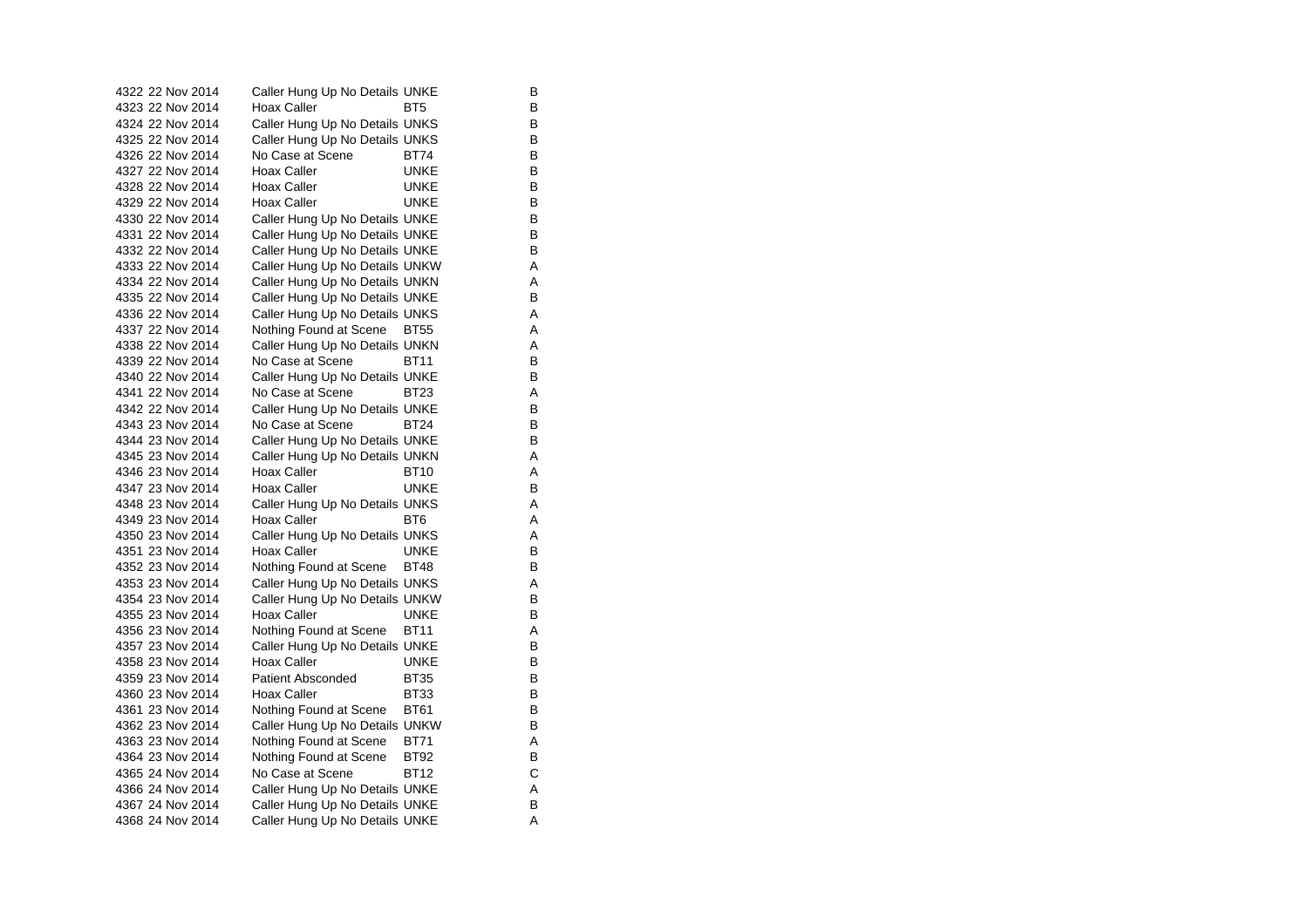| | | | | |
|---|---|---|---|---|
| 4322 | 22 Nov 2014 | Caller Hung Up No Details | UNKE | B |
| 4323 | 22 Nov 2014 | Hoax Caller | BT5 | B |
| 4324 | 22 Nov 2014 | Caller Hung Up No Details | UNKS | B |
| 4325 | 22 Nov 2014 | Caller Hung Up No Details | UNKS | B |
| 4326 | 22 Nov 2014 | No Case at Scene | BT74 | B |
| 4327 | 22 Nov 2014 | Hoax Caller | UNKE | B |
| 4328 | 22 Nov 2014 | Hoax Caller | UNKE | B |
| 4329 | 22 Nov 2014 | Hoax Caller | UNKE | B |
| 4330 | 22 Nov 2014 | Caller Hung Up No Details | UNKE | B |
| 4331 | 22 Nov 2014 | Caller Hung Up No Details | UNKE | B |
| 4332 | 22 Nov 2014 | Caller Hung Up No Details | UNKE | B |
| 4333 | 22 Nov 2014 | Caller Hung Up No Details | UNKW | A |
| 4334 | 22 Nov 2014 | Caller Hung Up No Details | UNKN | A |
| 4335 | 22 Nov 2014 | Caller Hung Up No Details | UNKE | B |
| 4336 | 22 Nov 2014 | Caller Hung Up No Details | UNKS | A |
| 4337 | 22 Nov 2014 | Nothing Found at Scene | BT55 | A |
| 4338 | 22 Nov 2014 | Caller Hung Up No Details | UNKN | A |
| 4339 | 22 Nov 2014 | No Case at Scene | BT11 | B |
| 4340 | 22 Nov 2014 | Caller Hung Up No Details | UNKE | B |
| 4341 | 22 Nov 2014 | No Case at Scene | BT23 | A |
| 4342 | 22 Nov 2014 | Caller Hung Up No Details | UNKE | B |
| 4343 | 23 Nov 2014 | No Case at Scene | BT24 | B |
| 4344 | 23 Nov 2014 | Caller Hung Up No Details | UNKE | B |
| 4345 | 23 Nov 2014 | Caller Hung Up No Details | UNKN | A |
| 4346 | 23 Nov 2014 | Hoax Caller | BT10 | A |
| 4347 | 23 Nov 2014 | Hoax Caller | UNKE | B |
| 4348 | 23 Nov 2014 | Caller Hung Up No Details | UNKS | A |
| 4349 | 23 Nov 2014 | Hoax Caller | BT6 | A |
| 4350 | 23 Nov 2014 | Caller Hung Up No Details | UNKS | A |
| 4351 | 23 Nov 2014 | Hoax Caller | UNKE | B |
| 4352 | 23 Nov 2014 | Nothing Found at Scene | BT48 | B |
| 4353 | 23 Nov 2014 | Caller Hung Up No Details | UNKS | A |
| 4354 | 23 Nov 2014 | Caller Hung Up No Details | UNKW | B |
| 4355 | 23 Nov 2014 | Hoax Caller | UNKE | B |
| 4356 | 23 Nov 2014 | Nothing Found at Scene | BT11 | A |
| 4357 | 23 Nov 2014 | Caller Hung Up No Details | UNKE | B |
| 4358 | 23 Nov 2014 | Hoax Caller | UNKE | B |
| 4359 | 23 Nov 2014 | Patient Absconded | BT35 | B |
| 4360 | 23 Nov 2014 | Hoax Caller | BT33 | B |
| 4361 | 23 Nov 2014 | Nothing Found at Scene | BT61 | B |
| 4362 | 23 Nov 2014 | Caller Hung Up No Details | UNKW | B |
| 4363 | 23 Nov 2014 | Nothing Found at Scene | BT71 | A |
| 4364 | 23 Nov 2014 | Nothing Found at Scene | BT92 | B |
| 4365 | 24 Nov 2014 | No Case at Scene | BT12 | C |
| 4366 | 24 Nov 2014 | Caller Hung Up No Details | UNKE | A |
| 4367 | 24 Nov 2014 | Caller Hung Up No Details | UNKE | B |
| 4368 | 24 Nov 2014 | Caller Hung Up No Details | UNKE | A |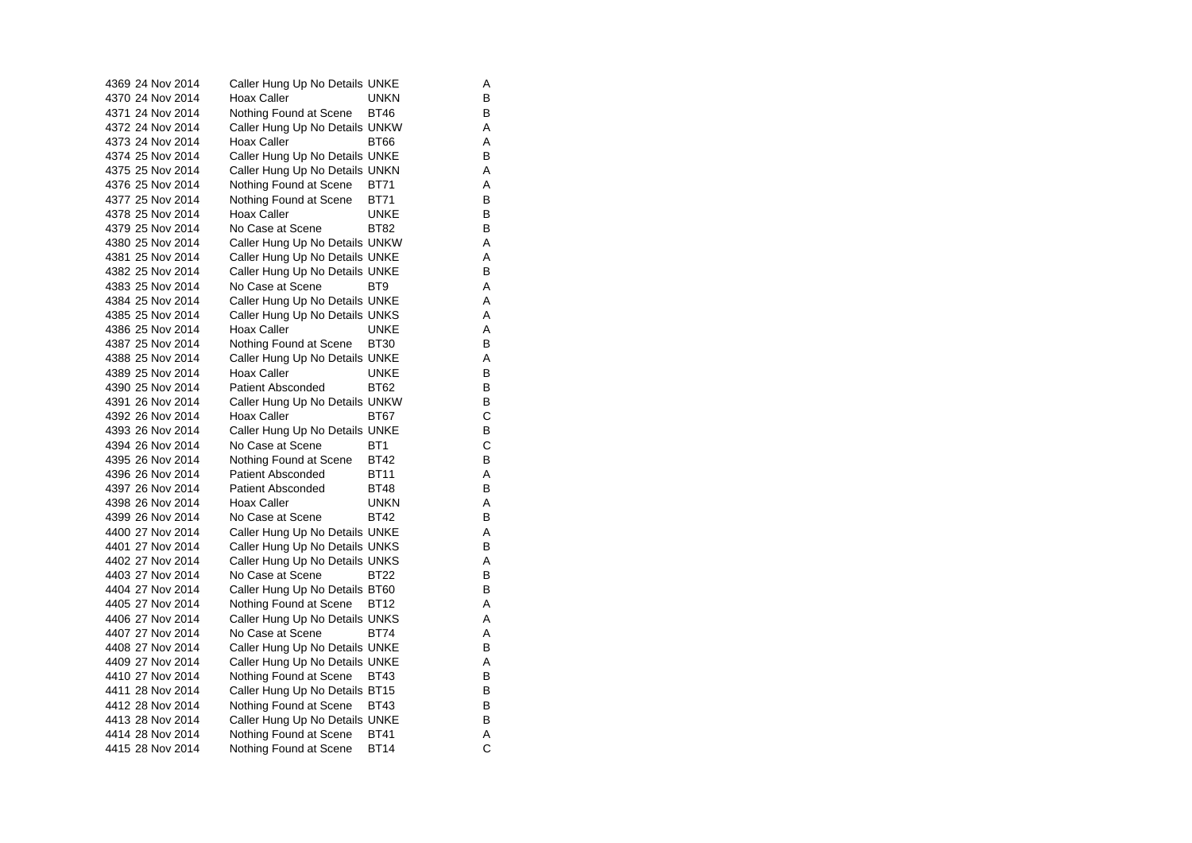| | | | | |
|---|---|---|---|---|
| 4369 | 24 Nov 2014 | Caller Hung Up No Details | UNKE | A |
| 4370 | 24 Nov 2014 | Hoax Caller | UNKN | B |
| 4371 | 24 Nov 2014 | Nothing Found at Scene | BT46 | B |
| 4372 | 24 Nov 2014 | Caller Hung Up No Details | UNKW | A |
| 4373 | 24 Nov 2014 | Hoax Caller | BT66 | A |
| 4374 | 25 Nov 2014 | Caller Hung Up No Details | UNKE | B |
| 4375 | 25 Nov 2014 | Caller Hung Up No Details | UNKN | A |
| 4376 | 25 Nov 2014 | Nothing Found at Scene | BT71 | A |
| 4377 | 25 Nov 2014 | Nothing Found at Scene | BT71 | B |
| 4378 | 25 Nov 2014 | Hoax Caller | UNKE | B |
| 4379 | 25 Nov 2014 | No Case at Scene | BT82 | B |
| 4380 | 25 Nov 2014 | Caller Hung Up No Details | UNKW | A |
| 4381 | 25 Nov 2014 | Caller Hung Up No Details | UNKE | A |
| 4382 | 25 Nov 2014 | Caller Hung Up No Details | UNKE | B |
| 4383 | 25 Nov 2014 | No Case at Scene | BT9 | A |
| 4384 | 25 Nov 2014 | Caller Hung Up No Details | UNKE | A |
| 4385 | 25 Nov 2014 | Caller Hung Up No Details | UNKS | A |
| 4386 | 25 Nov 2014 | Hoax Caller | UNKE | A |
| 4387 | 25 Nov 2014 | Nothing Found at Scene | BT30 | B |
| 4388 | 25 Nov 2014 | Caller Hung Up No Details | UNKE | A |
| 4389 | 25 Nov 2014 | Hoax Caller | UNKE | B |
| 4390 | 25 Nov 2014 | Patient Absconded | BT62 | B |
| 4391 | 26 Nov 2014 | Caller Hung Up No Details | UNKW | B |
| 4392 | 26 Nov 2014 | Hoax Caller | BT67 | C |
| 4393 | 26 Nov 2014 | Caller Hung Up No Details | UNKE | B |
| 4394 | 26 Nov 2014 | No Case at Scene | BT1 | C |
| 4395 | 26 Nov 2014 | Nothing Found at Scene | BT42 | B |
| 4396 | 26 Nov 2014 | Patient Absconded | BT11 | A |
| 4397 | 26 Nov 2014 | Patient Absconded | BT48 | B |
| 4398 | 26 Nov 2014 | Hoax Caller | UNKN | A |
| 4399 | 26 Nov 2014 | No Case at Scene | BT42 | B |
| 4400 | 27 Nov 2014 | Caller Hung Up No Details | UNKE | A |
| 4401 | 27 Nov 2014 | Caller Hung Up No Details | UNKS | B |
| 4402 | 27 Nov 2014 | Caller Hung Up No Details | UNKS | A |
| 4403 | 27 Nov 2014 | No Case at Scene | BT22 | B |
| 4404 | 27 Nov 2014 | Caller Hung Up No Details | BT60 | B |
| 4405 | 27 Nov 2014 | Nothing Found at Scene | BT12 | A |
| 4406 | 27 Nov 2014 | Caller Hung Up No Details | UNKS | A |
| 4407 | 27 Nov 2014 | No Case at Scene | BT74 | A |
| 4408 | 27 Nov 2014 | Caller Hung Up No Details | UNKE | B |
| 4409 | 27 Nov 2014 | Caller Hung Up No Details | UNKE | A |
| 4410 | 27 Nov 2014 | Nothing Found at Scene | BT43 | B |
| 4411 | 28 Nov 2014 | Caller Hung Up No Details | BT15 | B |
| 4412 | 28 Nov 2014 | Nothing Found at Scene | BT43 | B |
| 4413 | 28 Nov 2014 | Caller Hung Up No Details | UNKE | B |
| 4414 | 28 Nov 2014 | Nothing Found at Scene | BT41 | A |
| 4415 | 28 Nov 2014 | Nothing Found at Scene | BT14 | C |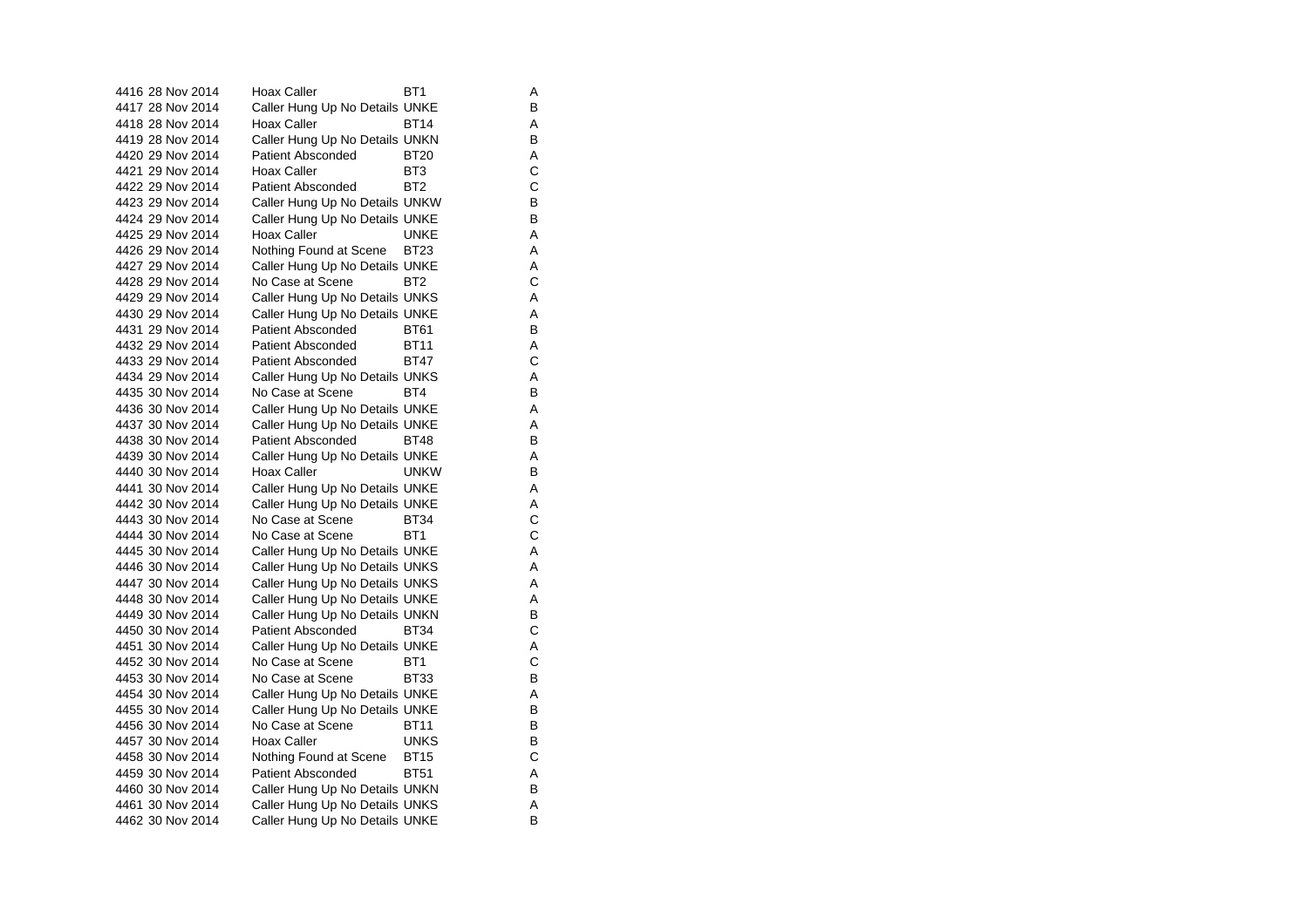| | | | | |
|---|---|---|---|---|
| 4416 | 28 Nov 2014 | Hoax Caller | BT1 | A |
| 4417 | 28 Nov 2014 | Caller Hung Up No Details | UNKE | B |
| 4418 | 28 Nov 2014 | Hoax Caller | BT14 | A |
| 4419 | 28 Nov 2014 | Caller Hung Up No Details | UNKN | B |
| 4420 | 29 Nov 2014 | Patient Absconded | BT20 | A |
| 4421 | 29 Nov 2014 | Hoax Caller | BT3 | C |
| 4422 | 29 Nov 2014 | Patient Absconded | BT2 | C |
| 4423 | 29 Nov 2014 | Caller Hung Up No Details | UNKW | B |
| 4424 | 29 Nov 2014 | Caller Hung Up No Details | UNKE | B |
| 4425 | 29 Nov 2014 | Hoax Caller | UNKE | A |
| 4426 | 29 Nov 2014 | Nothing Found at Scene | BT23 | A |
| 4427 | 29 Nov 2014 | Caller Hung Up No Details | UNKE | A |
| 4428 | 29 Nov 2014 | No Case at Scene | BT2 | C |
| 4429 | 29 Nov 2014 | Caller Hung Up No Details | UNKS | A |
| 4430 | 29 Nov 2014 | Caller Hung Up No Details | UNKE | A |
| 4431 | 29 Nov 2014 | Patient Absconded | BT61 | B |
| 4432 | 29 Nov 2014 | Patient Absconded | BT11 | A |
| 4433 | 29 Nov 2014 | Patient Absconded | BT47 | C |
| 4434 | 29 Nov 2014 | Caller Hung Up No Details | UNKS | A |
| 4435 | 30 Nov 2014 | No Case at Scene | BT4 | B |
| 4436 | 30 Nov 2014 | Caller Hung Up No Details | UNKE | A |
| 4437 | 30 Nov 2014 | Caller Hung Up No Details | UNKE | A |
| 4438 | 30 Nov 2014 | Patient Absconded | BT48 | B |
| 4439 | 30 Nov 2014 | Caller Hung Up No Details | UNKE | A |
| 4440 | 30 Nov 2014 | Hoax Caller | UNKW | B |
| 4441 | 30 Nov 2014 | Caller Hung Up No Details | UNKE | A |
| 4442 | 30 Nov 2014 | Caller Hung Up No Details | UNKE | A |
| 4443 | 30 Nov 2014 | No Case at Scene | BT34 | C |
| 4444 | 30 Nov 2014 | No Case at Scene | BT1 | C |
| 4445 | 30 Nov 2014 | Caller Hung Up No Details | UNKE | A |
| 4446 | 30 Nov 2014 | Caller Hung Up No Details | UNKS | A |
| 4447 | 30 Nov 2014 | Caller Hung Up No Details | UNKS | A |
| 4448 | 30 Nov 2014 | Caller Hung Up No Details | UNKE | A |
| 4449 | 30 Nov 2014 | Caller Hung Up No Details | UNKN | B |
| 4450 | 30 Nov 2014 | Patient Absconded | BT34 | C |
| 4451 | 30 Nov 2014 | Caller Hung Up No Details | UNKE | A |
| 4452 | 30 Nov 2014 | No Case at Scene | BT1 | C |
| 4453 | 30 Nov 2014 | No Case at Scene | BT33 | B |
| 4454 | 30 Nov 2014 | Caller Hung Up No Details | UNKE | A |
| 4455 | 30 Nov 2014 | Caller Hung Up No Details | UNKE | B |
| 4456 | 30 Nov 2014 | No Case at Scene | BT11 | B |
| 4457 | 30 Nov 2014 | Hoax Caller | UNKS | B |
| 4458 | 30 Nov 2014 | Nothing Found at Scene | BT15 | C |
| 4459 | 30 Nov 2014 | Patient Absconded | BT51 | A |
| 4460 | 30 Nov 2014 | Caller Hung Up No Details | UNKN | B |
| 4461 | 30 Nov 2014 | Caller Hung Up No Details | UNKS | A |
| 4462 | 30 Nov 2014 | Caller Hung Up No Details | UNKE | B |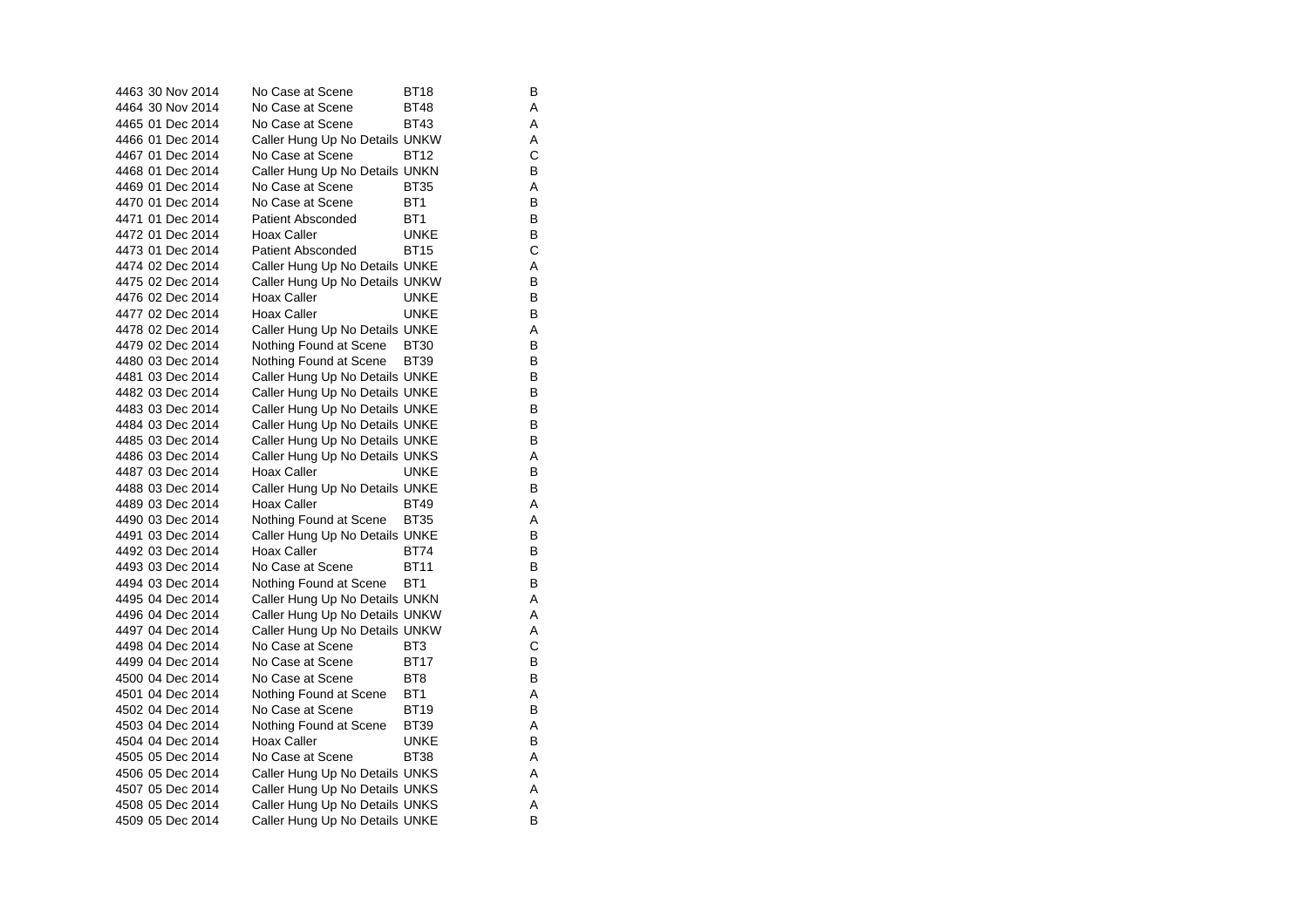| | | | | |
|---|---|---|---|---|
| 4463 | 30 Nov 2014 | No Case at Scene | BT18 | B |
| 4464 | 30 Nov 2014 | No Case at Scene | BT48 | A |
| 4465 | 01 Dec 2014 | No Case at Scene | BT43 | A |
| 4466 | 01 Dec 2014 | Caller Hung Up No Details | UNKW | A |
| 4467 | 01 Dec 2014 | No Case at Scene | BT12 | C |
| 4468 | 01 Dec 2014 | Caller Hung Up No Details | UNKN | B |
| 4469 | 01 Dec 2014 | No Case at Scene | BT35 | A |
| 4470 | 01 Dec 2014 | No Case at Scene | BT1 | B |
| 4471 | 01 Dec 2014 | Patient Absconded | BT1 | B |
| 4472 | 01 Dec 2014 | Hoax Caller | UNKE | B |
| 4473 | 01 Dec 2014 | Patient Absconded | BT15 | C |
| 4474 | 02 Dec 2014 | Caller Hung Up No Details | UNKE | A |
| 4475 | 02 Dec 2014 | Caller Hung Up No Details | UNKW | B |
| 4476 | 02 Dec 2014 | Hoax Caller | UNKE | B |
| 4477 | 02 Dec 2014 | Hoax Caller | UNKE | B |
| 4478 | 02 Dec 2014 | Caller Hung Up No Details | UNKE | A |
| 4479 | 02 Dec 2014 | Nothing Found at Scene | BT30 | B |
| 4480 | 03 Dec 2014 | Nothing Found at Scene | BT39 | B |
| 4481 | 03 Dec 2014 | Caller Hung Up No Details | UNKE | B |
| 4482 | 03 Dec 2014 | Caller Hung Up No Details | UNKE | B |
| 4483 | 03 Dec 2014 | Caller Hung Up No Details | UNKE | B |
| 4484 | 03 Dec 2014 | Caller Hung Up No Details | UNKE | B |
| 4485 | 03 Dec 2014 | Caller Hung Up No Details | UNKE | B |
| 4486 | 03 Dec 2014 | Caller Hung Up No Details | UNKS | A |
| 4487 | 03 Dec 2014 | Hoax Caller | UNKE | B |
| 4488 | 03 Dec 2014 | Caller Hung Up No Details | UNKE | B |
| 4489 | 03 Dec 2014 | Hoax Caller | BT49 | A |
| 4490 | 03 Dec 2014 | Nothing Found at Scene | BT35 | A |
| 4491 | 03 Dec 2014 | Caller Hung Up No Details | UNKE | B |
| 4492 | 03 Dec 2014 | Hoax Caller | BT74 | B |
| 4493 | 03 Dec 2014 | No Case at Scene | BT11 | B |
| 4494 | 03 Dec 2014 | Nothing Found at Scene | BT1 | B |
| 4495 | 04 Dec 2014 | Caller Hung Up No Details | UNKN | A |
| 4496 | 04 Dec 2014 | Caller Hung Up No Details | UNKW | A |
| 4497 | 04 Dec 2014 | Caller Hung Up No Details | UNKW | A |
| 4498 | 04 Dec 2014 | No Case at Scene | BT3 | C |
| 4499 | 04 Dec 2014 | No Case at Scene | BT17 | B |
| 4500 | 04 Dec 2014 | No Case at Scene | BT8 | B |
| 4501 | 04 Dec 2014 | Nothing Found at Scene | BT1 | A |
| 4502 | 04 Dec 2014 | No Case at Scene | BT19 | B |
| 4503 | 04 Dec 2014 | Nothing Found at Scene | BT39 | A |
| 4504 | 04 Dec 2014 | Hoax Caller | UNKE | B |
| 4505 | 05 Dec 2014 | No Case at Scene | BT38 | A |
| 4506 | 05 Dec 2014 | Caller Hung Up No Details | UNKS | A |
| 4507 | 05 Dec 2014 | Caller Hung Up No Details | UNKS | A |
| 4508 | 05 Dec 2014 | Caller Hung Up No Details | UNKS | A |
| 4509 | 05 Dec 2014 | Caller Hung Up No Details | UNKE | B |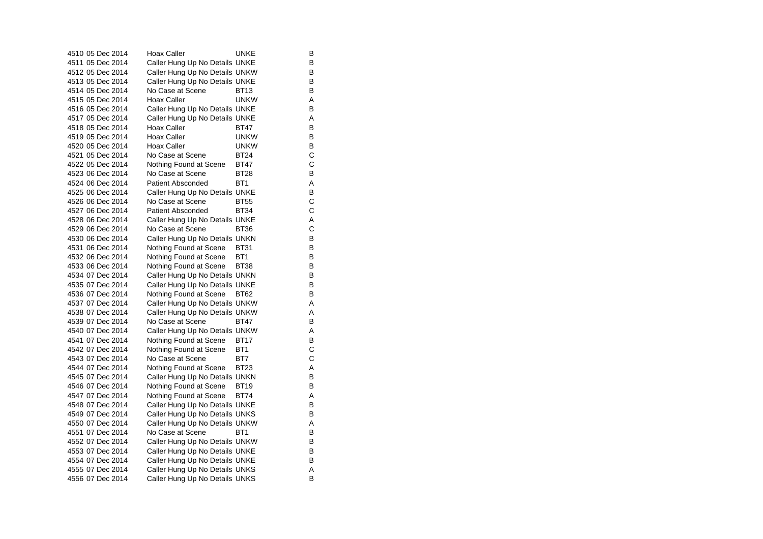| | | | | |
|---|---|---|---|---|
| 4510 | 05 Dec 2014 | Hoax Caller | UNKE | B |
| 4511 | 05 Dec 2014 | Caller Hung Up No Details | UNKE | B |
| 4512 | 05 Dec 2014 | Caller Hung Up No Details | UNKW | B |
| 4513 | 05 Dec 2014 | Caller Hung Up No Details | UNKE | B |
| 4514 | 05 Dec 2014 | No Case at Scene | BT13 | B |
| 4515 | 05 Dec 2014 | Hoax Caller | UNKW | A |
| 4516 | 05 Dec 2014 | Caller Hung Up No Details | UNKE | B |
| 4517 | 05 Dec 2014 | Caller Hung Up No Details | UNKE | A |
| 4518 | 05 Dec 2014 | Hoax Caller | BT47 | B |
| 4519 | 05 Dec 2014 | Hoax Caller | UNKW | B |
| 4520 | 05 Dec 2014 | Hoax Caller | UNKW | B |
| 4521 | 05 Dec 2014 | No Case at Scene | BT24 | C |
| 4522 | 05 Dec 2014 | Nothing Found at Scene | BT47 | C |
| 4523 | 06 Dec 2014 | No Case at Scene | BT28 | B |
| 4524 | 06 Dec 2014 | Patient Absconded | BT1 | A |
| 4525 | 06 Dec 2014 | Caller Hung Up No Details | UNKE | B |
| 4526 | 06 Dec 2014 | No Case at Scene | BT55 | C |
| 4527 | 06 Dec 2014 | Patient Absconded | BT34 | C |
| 4528 | 06 Dec 2014 | Caller Hung Up No Details | UNKE | A |
| 4529 | 06 Dec 2014 | No Case at Scene | BT36 | C |
| 4530 | 06 Dec 2014 | Caller Hung Up No Details | UNKN | B |
| 4531 | 06 Dec 2014 | Nothing Found at Scene | BT31 | B |
| 4532 | 06 Dec 2014 | Nothing Found at Scene | BT1 | B |
| 4533 | 06 Dec 2014 | Nothing Found at Scene | BT38 | B |
| 4534 | 07 Dec 2014 | Caller Hung Up No Details | UNKN | B |
| 4535 | 07 Dec 2014 | Caller Hung Up No Details | UNKE | B |
| 4536 | 07 Dec 2014 | Nothing Found at Scene | BT62 | B |
| 4537 | 07 Dec 2014 | Caller Hung Up No Details | UNKW | A |
| 4538 | 07 Dec 2014 | Caller Hung Up No Details | UNKW | A |
| 4539 | 07 Dec 2014 | No Case at Scene | BT47 | B |
| 4540 | 07 Dec 2014 | Caller Hung Up No Details | UNKW | A |
| 4541 | 07 Dec 2014 | Nothing Found at Scene | BT17 | B |
| 4542 | 07 Dec 2014 | Nothing Found at Scene | BT1 | C |
| 4543 | 07 Dec 2014 | No Case at Scene | BT7 | C |
| 4544 | 07 Dec 2014 | Nothing Found at Scene | BT23 | A |
| 4545 | 07 Dec 2014 | Caller Hung Up No Details | UNKN | B |
| 4546 | 07 Dec 2014 | Nothing Found at Scene | BT19 | B |
| 4547 | 07 Dec 2014 | Nothing Found at Scene | BT74 | A |
| 4548 | 07 Dec 2014 | Caller Hung Up No Details | UNKE | B |
| 4549 | 07 Dec 2014 | Caller Hung Up No Details | UNKS | B |
| 4550 | 07 Dec 2014 | Caller Hung Up No Details | UNKW | A |
| 4551 | 07 Dec 2014 | No Case at Scene | BT1 | B |
| 4552 | 07 Dec 2014 | Caller Hung Up No Details | UNKW | B |
| 4553 | 07 Dec 2014 | Caller Hung Up No Details | UNKE | B |
| 4554 | 07 Dec 2014 | Caller Hung Up No Details | UNKE | B |
| 4555 | 07 Dec 2014 | Caller Hung Up No Details | UNKS | A |
| 4556 | 07 Dec 2014 | Caller Hung Up No Details | UNKS | B |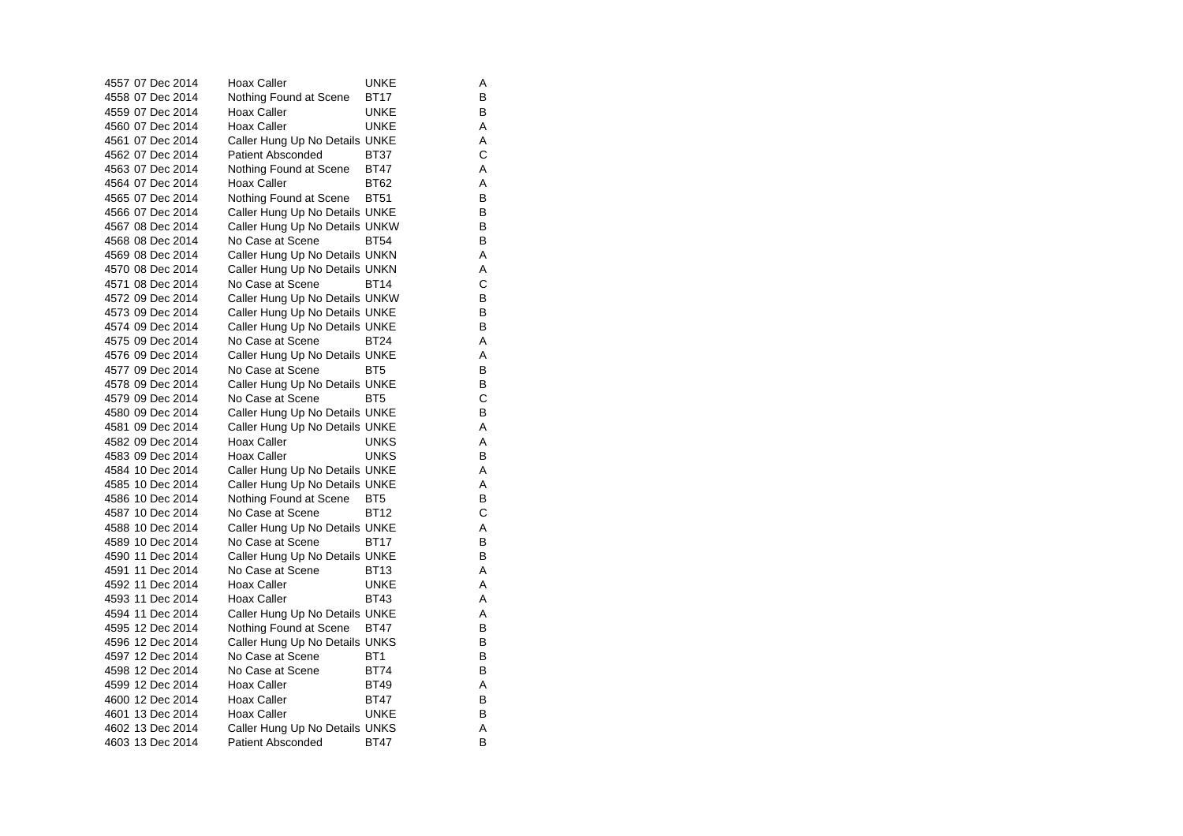| | | | | |
|---|---|---|---|---|
| 4557 | 07 Dec 2014 | Hoax Caller | UNKE | A |
| 4558 | 07 Dec 2014 | Nothing Found at Scene | BT17 | B |
| 4559 | 07 Dec 2014 | Hoax Caller | UNKE | B |
| 4560 | 07 Dec 2014 | Hoax Caller | UNKE | A |
| 4561 | 07 Dec 2014 | Caller Hung Up No Details | UNKE | A |
| 4562 | 07 Dec 2014 | Patient Absconded | BT37 | C |
| 4563 | 07 Dec 2014 | Nothing Found at Scene | BT47 | A |
| 4564 | 07 Dec 2014 | Hoax Caller | BT62 | A |
| 4565 | 07 Dec 2014 | Nothing Found at Scene | BT51 | B |
| 4566 | 07 Dec 2014 | Caller Hung Up No Details | UNKE | B |
| 4567 | 08 Dec 2014 | Caller Hung Up No Details | UNKW | B |
| 4568 | 08 Dec 2014 | No Case at Scene | BT54 | B |
| 4569 | 08 Dec 2014 | Caller Hung Up No Details | UNKN | A |
| 4570 | 08 Dec 2014 | Caller Hung Up No Details | UNKN | A |
| 4571 | 08 Dec 2014 | No Case at Scene | BT14 | C |
| 4572 | 09 Dec 2014 | Caller Hung Up No Details | UNKW | B |
| 4573 | 09 Dec 2014 | Caller Hung Up No Details | UNKE | B |
| 4574 | 09 Dec 2014 | Caller Hung Up No Details | UNKE | B |
| 4575 | 09 Dec 2014 | No Case at Scene | BT24 | A |
| 4576 | 09 Dec 2014 | Caller Hung Up No Details | UNKE | A |
| 4577 | 09 Dec 2014 | No Case at Scene | BT5 | B |
| 4578 | 09 Dec 2014 | Caller Hung Up No Details | UNKE | B |
| 4579 | 09 Dec 2014 | No Case at Scene | BT5 | C |
| 4580 | 09 Dec 2014 | Caller Hung Up No Details | UNKE | B |
| 4581 | 09 Dec 2014 | Caller Hung Up No Details | UNKE | A |
| 4582 | 09 Dec 2014 | Hoax Caller | UNKS | A |
| 4583 | 09 Dec 2014 | Hoax Caller | UNKS | B |
| 4584 | 10 Dec 2014 | Caller Hung Up No Details | UNKE | A |
| 4585 | 10 Dec 2014 | Caller Hung Up No Details | UNKE | A |
| 4586 | 10 Dec 2014 | Nothing Found at Scene | BT5 | B |
| 4587 | 10 Dec 2014 | No Case at Scene | BT12 | C |
| 4588 | 10 Dec 2014 | Caller Hung Up No Details | UNKE | A |
| 4589 | 10 Dec 2014 | No Case at Scene | BT17 | B |
| 4590 | 11 Dec 2014 | Caller Hung Up No Details | UNKE | B |
| 4591 | 11 Dec 2014 | No Case at Scene | BT13 | A |
| 4592 | 11 Dec 2014 | Hoax Caller | UNKE | A |
| 4593 | 11 Dec 2014 | Hoax Caller | BT43 | A |
| 4594 | 11 Dec 2014 | Caller Hung Up No Details | UNKE | A |
| 4595 | 12 Dec 2014 | Nothing Found at Scene | BT47 | B |
| 4596 | 12 Dec 2014 | Caller Hung Up No Details | UNKS | B |
| 4597 | 12 Dec 2014 | No Case at Scene | BT1 | B |
| 4598 | 12 Dec 2014 | No Case at Scene | BT74 | B |
| 4599 | 12 Dec 2014 | Hoax Caller | BT49 | A |
| 4600 | 12 Dec 2014 | Hoax Caller | BT47 | B |
| 4601 | 13 Dec 2014 | Hoax Caller | UNKE | B |
| 4602 | 13 Dec 2014 | Caller Hung Up No Details | UNKS | A |
| 4603 | 13 Dec 2014 | Patient Absconded | BT47 | B |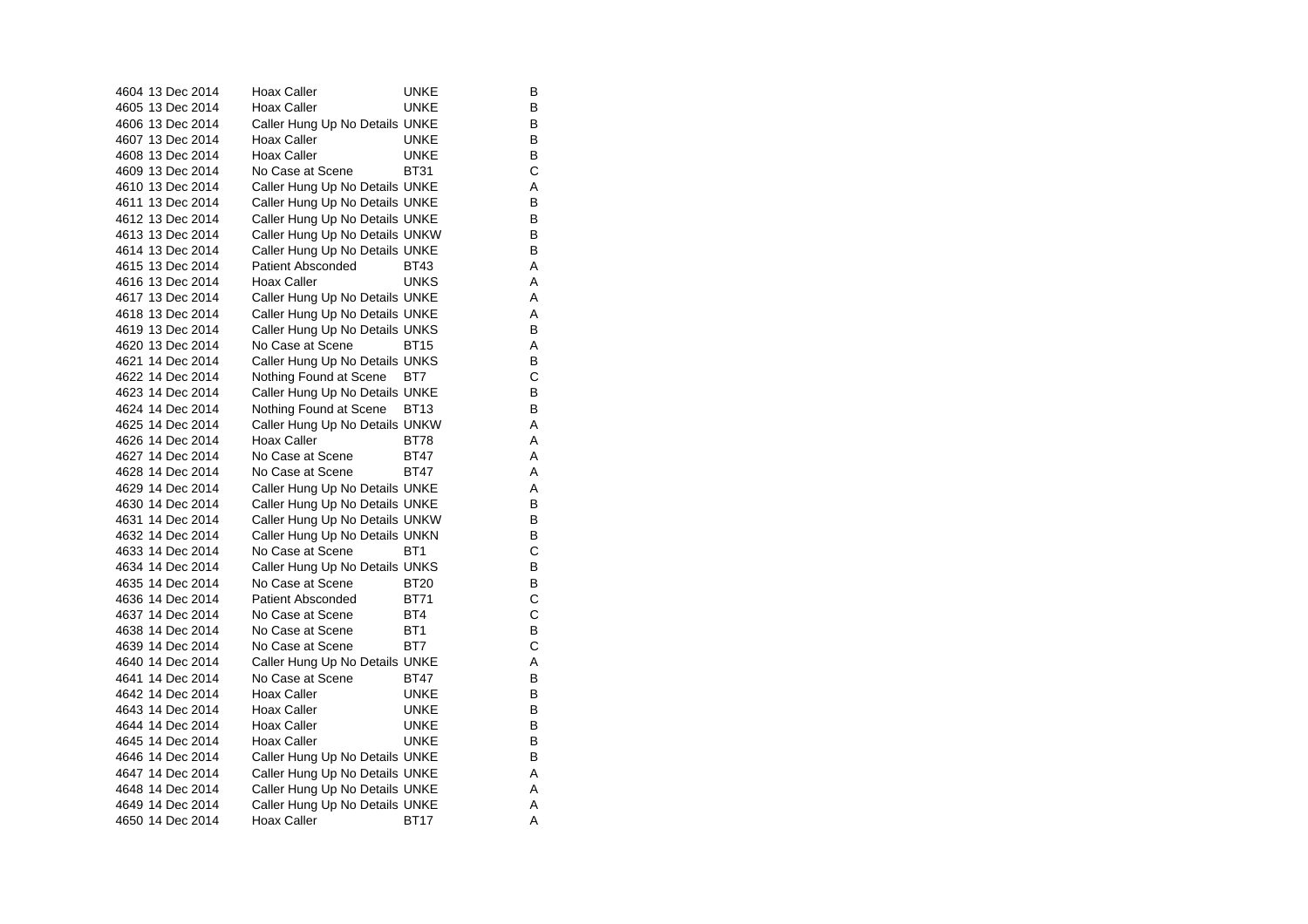| | | | | |
|---|---|---|---|---|
| 4604 | 13 Dec 2014 | Hoax Caller | UNKE | B |
| 4605 | 13 Dec 2014 | Hoax Caller | UNKE | B |
| 4606 | 13 Dec 2014 | Caller Hung Up No Details | UNKE | B |
| 4607 | 13 Dec 2014 | Hoax Caller | UNKE | B |
| 4608 | 13 Dec 2014 | Hoax Caller | UNKE | B |
| 4609 | 13 Dec 2014 | No Case at Scene | BT31 | C |
| 4610 | 13 Dec 2014 | Caller Hung Up No Details | UNKE | A |
| 4611 | 13 Dec 2014 | Caller Hung Up No Details | UNKE | B |
| 4612 | 13 Dec 2014 | Caller Hung Up No Details | UNKE | B |
| 4613 | 13 Dec 2014 | Caller Hung Up No Details | UNKW | B |
| 4614 | 13 Dec 2014 | Caller Hung Up No Details | UNKE | B |
| 4615 | 13 Dec 2014 | Patient Absconded | BT43 | A |
| 4616 | 13 Dec 2014 | Hoax Caller | UNKS | A |
| 4617 | 13 Dec 2014 | Caller Hung Up No Details | UNKE | A |
| 4618 | 13 Dec 2014 | Caller Hung Up No Details | UNKE | A |
| 4619 | 13 Dec 2014 | Caller Hung Up No Details | UNKS | B |
| 4620 | 13 Dec 2014 | No Case at Scene | BT15 | A |
| 4621 | 14 Dec 2014 | Caller Hung Up No Details | UNKS | B |
| 4622 | 14 Dec 2014 | Nothing Found at Scene | BT7 | C |
| 4623 | 14 Dec 2014 | Caller Hung Up No Details | UNKE | B |
| 4624 | 14 Dec 2014 | Nothing Found at Scene | BT13 | B |
| 4625 | 14 Dec 2014 | Caller Hung Up No Details | UNKW | A |
| 4626 | 14 Dec 2014 | Hoax Caller | BT78 | A |
| 4627 | 14 Dec 2014 | No Case at Scene | BT47 | A |
| 4628 | 14 Dec 2014 | No Case at Scene | BT47 | A |
| 4629 | 14 Dec 2014 | Caller Hung Up No Details | UNKE | A |
| 4630 | 14 Dec 2014 | Caller Hung Up No Details | UNKE | B |
| 4631 | 14 Dec 2014 | Caller Hung Up No Details | UNKW | B |
| 4632 | 14 Dec 2014 | Caller Hung Up No Details | UNKN | B |
| 4633 | 14 Dec 2014 | No Case at Scene | BT1 | C |
| 4634 | 14 Dec 2014 | Caller Hung Up No Details | UNKS | B |
| 4635 | 14 Dec 2014 | No Case at Scene | BT20 | B |
| 4636 | 14 Dec 2014 | Patient Absconded | BT71 | C |
| 4637 | 14 Dec 2014 | No Case at Scene | BT4 | C |
| 4638 | 14 Dec 2014 | No Case at Scene | BT1 | B |
| 4639 | 14 Dec 2014 | No Case at Scene | BT7 | C |
| 4640 | 14 Dec 2014 | Caller Hung Up No Details | UNKE | A |
| 4641 | 14 Dec 2014 | No Case at Scene | BT47 | B |
| 4642 | 14 Dec 2014 | Hoax Caller | UNKE | B |
| 4643 | 14 Dec 2014 | Hoax Caller | UNKE | B |
| 4644 | 14 Dec 2014 | Hoax Caller | UNKE | B |
| 4645 | 14 Dec 2014 | Hoax Caller | UNKE | B |
| 4646 | 14 Dec 2014 | Caller Hung Up No Details | UNKE | B |
| 4647 | 14 Dec 2014 | Caller Hung Up No Details | UNKE | A |
| 4648 | 14 Dec 2014 | Caller Hung Up No Details | UNKE | A |
| 4649 | 14 Dec 2014 | Caller Hung Up No Details | UNKE | A |
| 4650 | 14 Dec 2014 | Hoax Caller | BT17 | A |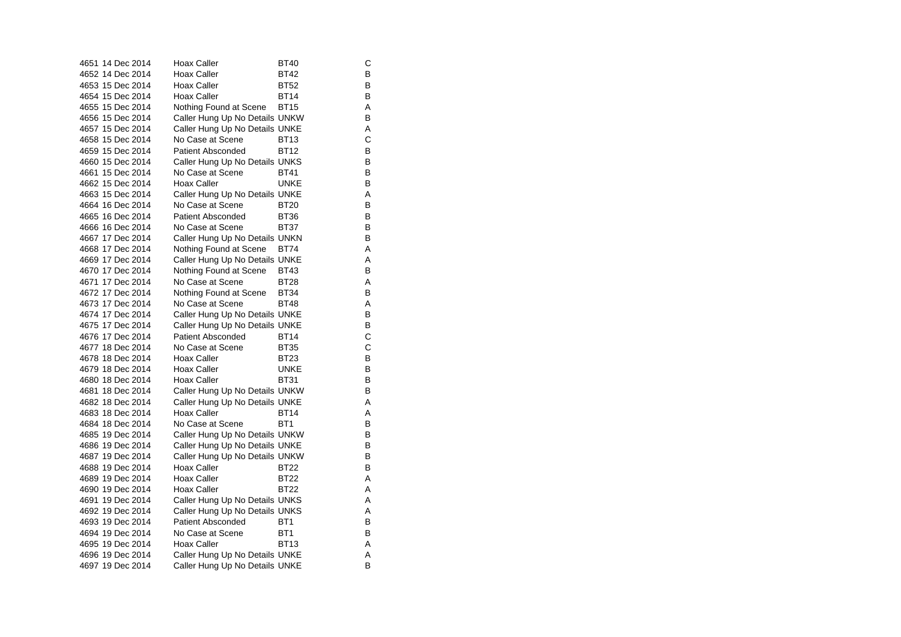| | | | | |
|---|---|---|---|---|
| 4651 | 14 Dec 2014 | Hoax Caller | BT40 | C |
| 4652 | 14 Dec 2014 | Hoax Caller | BT42 | B |
| 4653 | 15 Dec 2014 | Hoax Caller | BT52 | B |
| 4654 | 15 Dec 2014 | Hoax Caller | BT14 | B |
| 4655 | 15 Dec 2014 | Nothing Found at Scene | BT15 | A |
| 4656 | 15 Dec 2014 | Caller Hung Up No Details | UNKW | B |
| 4657 | 15 Dec 2014 | Caller Hung Up No Details | UNKE | A |
| 4658 | 15 Dec 2014 | No Case at Scene | BT13 | C |
| 4659 | 15 Dec 2014 | Patient Absconded | BT12 | B |
| 4660 | 15 Dec 2014 | Caller Hung Up No Details | UNKS | B |
| 4661 | 15 Dec 2014 | No Case at Scene | BT41 | B |
| 4662 | 15 Dec 2014 | Hoax Caller | UNKE | B |
| 4663 | 15 Dec 2014 | Caller Hung Up No Details | UNKE | A |
| 4664 | 16 Dec 2014 | No Case at Scene | BT20 | B |
| 4665 | 16 Dec 2014 | Patient Absconded | BT36 | B |
| 4666 | 16 Dec 2014 | No Case at Scene | BT37 | B |
| 4667 | 17 Dec 2014 | Caller Hung Up No Details | UNKN | B |
| 4668 | 17 Dec 2014 | Nothing Found at Scene | BT74 | A |
| 4669 | 17 Dec 2014 | Caller Hung Up No Details | UNKE | A |
| 4670 | 17 Dec 2014 | Nothing Found at Scene | BT43 | B |
| 4671 | 17 Dec 2014 | No Case at Scene | BT28 | A |
| 4672 | 17 Dec 2014 | Nothing Found at Scene | BT34 | B |
| 4673 | 17 Dec 2014 | No Case at Scene | BT48 | A |
| 4674 | 17 Dec 2014 | Caller Hung Up No Details | UNKE | B |
| 4675 | 17 Dec 2014 | Caller Hung Up No Details | UNKE | B |
| 4676 | 17 Dec 2014 | Patient Absconded | BT14 | C |
| 4677 | 18 Dec 2014 | No Case at Scene | BT35 | C |
| 4678 | 18 Dec 2014 | Hoax Caller | BT23 | B |
| 4679 | 18 Dec 2014 | Hoax Caller | UNKE | B |
| 4680 | 18 Dec 2014 | Hoax Caller | BT31 | B |
| 4681 | 18 Dec 2014 | Caller Hung Up No Details | UNKW | B |
| 4682 | 18 Dec 2014 | Caller Hung Up No Details | UNKE | A |
| 4683 | 18 Dec 2014 | Hoax Caller | BT14 | A |
| 4684 | 18 Dec 2014 | No Case at Scene | BT1 | B |
| 4685 | 19 Dec 2014 | Caller Hung Up No Details | UNKW | B |
| 4686 | 19 Dec 2014 | Caller Hung Up No Details | UNKE | B |
| 4687 | 19 Dec 2014 | Caller Hung Up No Details | UNKW | B |
| 4688 | 19 Dec 2014 | Hoax Caller | BT22 | B |
| 4689 | 19 Dec 2014 | Hoax Caller | BT22 | A |
| 4690 | 19 Dec 2014 | Hoax Caller | BT22 | A |
| 4691 | 19 Dec 2014 | Caller Hung Up No Details | UNKS | A |
| 4692 | 19 Dec 2014 | Caller Hung Up No Details | UNKS | A |
| 4693 | 19 Dec 2014 | Patient Absconded | BT1 | B |
| 4694 | 19 Dec 2014 | No Case at Scene | BT1 | B |
| 4695 | 19 Dec 2014 | Hoax Caller | BT13 | A |
| 4696 | 19 Dec 2014 | Caller Hung Up No Details | UNKE | A |
| 4697 | 19 Dec 2014 | Caller Hung Up No Details | UNKE | B |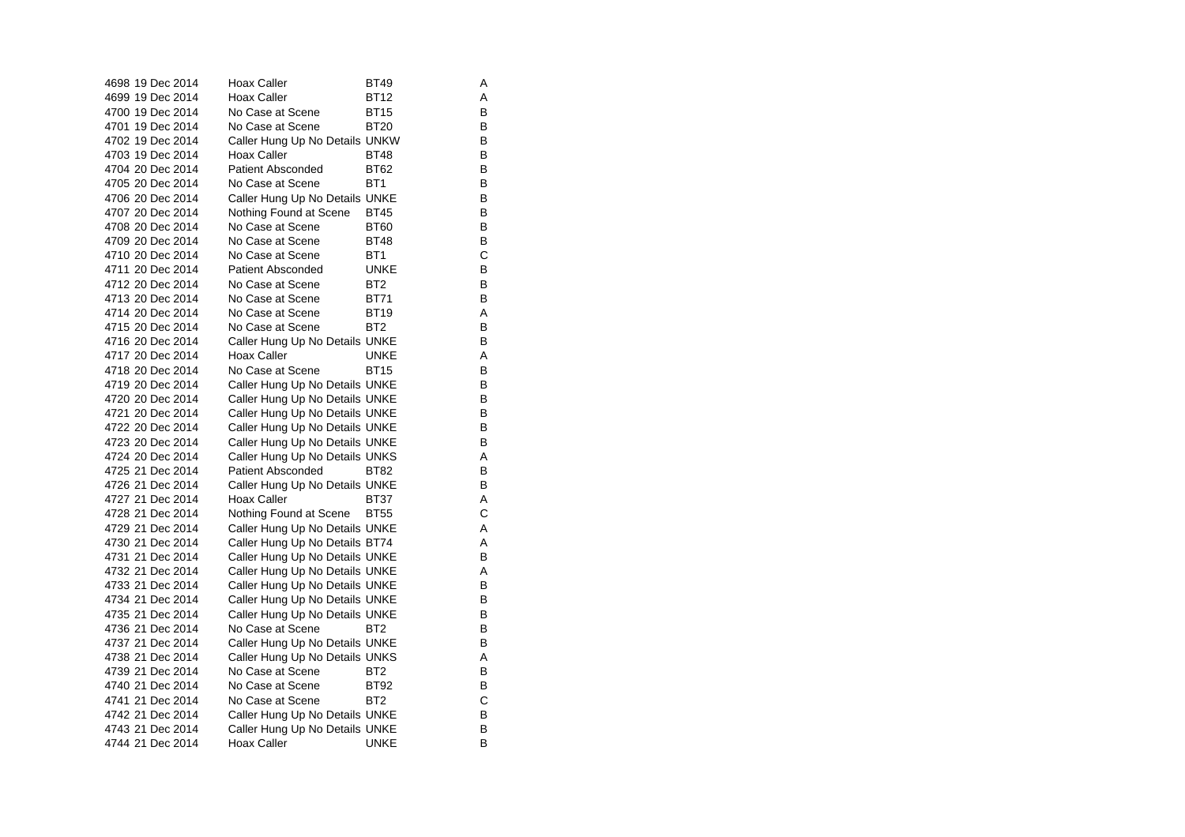| | | | | |
|---|---|---|---|---|
| 4698 | 19 Dec 2014 | Hoax Caller | BT49 | A |
| 4699 | 19 Dec 2014 | Hoax Caller | BT12 | A |
| 4700 | 19 Dec 2014 | No Case at Scene | BT15 | B |
| 4701 | 19 Dec 2014 | No Case at Scene | BT20 | B |
| 4702 | 19 Dec 2014 | Caller Hung Up No Details | UNKW | B |
| 4703 | 19 Dec 2014 | Hoax Caller | BT48 | B |
| 4704 | 20 Dec 2014 | Patient Absconded | BT62 | B |
| 4705 | 20 Dec 2014 | No Case at Scene | BT1 | B |
| 4706 | 20 Dec 2014 | Caller Hung Up No Details | UNKE | B |
| 4707 | 20 Dec 2014 | Nothing Found at Scene | BT45 | B |
| 4708 | 20 Dec 2014 | No Case at Scene | BT60 | B |
| 4709 | 20 Dec 2014 | No Case at Scene | BT48 | B |
| 4710 | 20 Dec 2014 | No Case at Scene | BT1 | C |
| 4711 | 20 Dec 2014 | Patient Absconded | UNKE | B |
| 4712 | 20 Dec 2014 | No Case at Scene | BT2 | B |
| 4713 | 20 Dec 2014 | No Case at Scene | BT71 | B |
| 4714 | 20 Dec 2014 | No Case at Scene | BT19 | A |
| 4715 | 20 Dec 2014 | No Case at Scene | BT2 | B |
| 4716 | 20 Dec 2014 | Caller Hung Up No Details | UNKE | B |
| 4717 | 20 Dec 2014 | Hoax Caller | UNKE | A |
| 4718 | 20 Dec 2014 | No Case at Scene | BT15 | B |
| 4719 | 20 Dec 2014 | Caller Hung Up No Details | UNKE | B |
| 4720 | 20 Dec 2014 | Caller Hung Up No Details | UNKE | B |
| 4721 | 20 Dec 2014 | Caller Hung Up No Details | UNKE | B |
| 4722 | 20 Dec 2014 | Caller Hung Up No Details | UNKE | B |
| 4723 | 20 Dec 2014 | Caller Hung Up No Details | UNKE | B |
| 4724 | 20 Dec 2014 | Caller Hung Up No Details | UNKS | A |
| 4725 | 21 Dec 2014 | Patient Absconded | BT82 | B |
| 4726 | 21 Dec 2014 | Caller Hung Up No Details | UNKE | B |
| 4727 | 21 Dec 2014 | Hoax Caller | BT37 | A |
| 4728 | 21 Dec 2014 | Nothing Found at Scene | BT55 | C |
| 4729 | 21 Dec 2014 | Caller Hung Up No Details | UNKE | A |
| 4730 | 21 Dec 2014 | Caller Hung Up No Details | BT74 | A |
| 4731 | 21 Dec 2014 | Caller Hung Up No Details | UNKE | B |
| 4732 | 21 Dec 2014 | Caller Hung Up No Details | UNKE | A |
| 4733 | 21 Dec 2014 | Caller Hung Up No Details | UNKE | B |
| 4734 | 21 Dec 2014 | Caller Hung Up No Details | UNKE | B |
| 4735 | 21 Dec 2014 | Caller Hung Up No Details | UNKE | B |
| 4736 | 21 Dec 2014 | No Case at Scene | BT2 | B |
| 4737 | 21 Dec 2014 | Caller Hung Up No Details | UNKE | B |
| 4738 | 21 Dec 2014 | Caller Hung Up No Details | UNKS | A |
| 4739 | 21 Dec 2014 | No Case at Scene | BT2 | B |
| 4740 | 21 Dec 2014 | No Case at Scene | BT92 | B |
| 4741 | 21 Dec 2014 | No Case at Scene | BT2 | C |
| 4742 | 21 Dec 2014 | Caller Hung Up No Details | UNKE | B |
| 4743 | 21 Dec 2014 | Caller Hung Up No Details | UNKE | B |
| 4744 | 21 Dec 2014 | Hoax Caller | UNKE | B |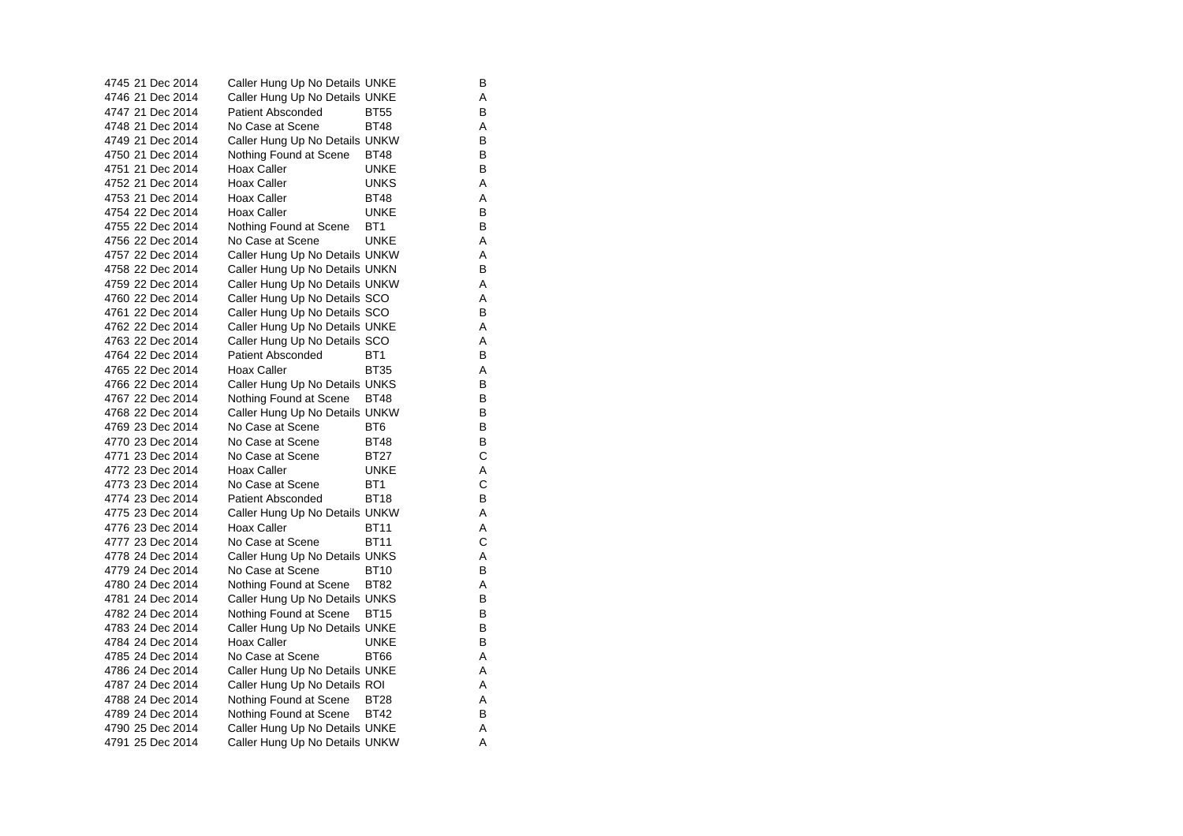| | | | | |
|---|---|---|---|---|
| 4745 | 21 Dec 2014 | Caller Hung Up No Details | UNKE | B |
| 4746 | 21 Dec 2014 | Caller Hung Up No Details | UNKE | A |
| 4747 | 21 Dec 2014 | Patient Absconded | BT55 | B |
| 4748 | 21 Dec 2014 | No Case at Scene | BT48 | A |
| 4749 | 21 Dec 2014 | Caller Hung Up No Details | UNKW | B |
| 4750 | 21 Dec 2014 | Nothing Found at Scene | BT48 | B |
| 4751 | 21 Dec 2014 | Hoax Caller | UNKE | B |
| 4752 | 21 Dec 2014 | Hoax Caller | UNKS | A |
| 4753 | 21 Dec 2014 | Hoax Caller | BT48 | A |
| 4754 | 22 Dec 2014 | Hoax Caller | UNKE | B |
| 4755 | 22 Dec 2014 | Nothing Found at Scene | BT1 | B |
| 4756 | 22 Dec 2014 | No Case at Scene | UNKE | A |
| 4757 | 22 Dec 2014 | Caller Hung Up No Details | UNKW | A |
| 4758 | 22 Dec 2014 | Caller Hung Up No Details | UNKN | B |
| 4759 | 22 Dec 2014 | Caller Hung Up No Details | UNKW | A |
| 4760 | 22 Dec 2014 | Caller Hung Up No Details | SCO | A |
| 4761 | 22 Dec 2014 | Caller Hung Up No Details | SCO | B |
| 4762 | 22 Dec 2014 | Caller Hung Up No Details | UNKE | A |
| 4763 | 22 Dec 2014 | Caller Hung Up No Details | SCO | A |
| 4764 | 22 Dec 2014 | Patient Absconded | BT1 | B |
| 4765 | 22 Dec 2014 | Hoax Caller | BT35 | A |
| 4766 | 22 Dec 2014 | Caller Hung Up No Details | UNKS | B |
| 4767 | 22 Dec 2014 | Nothing Found at Scene | BT48 | B |
| 4768 | 22 Dec 2014 | Caller Hung Up No Details | UNKW | B |
| 4769 | 23 Dec 2014 | No Case at Scene | BT6 | B |
| 4770 | 23 Dec 2014 | No Case at Scene | BT48 | B |
| 4771 | 23 Dec 2014 | No Case at Scene | BT27 | C |
| 4772 | 23 Dec 2014 | Hoax Caller | UNKE | A |
| 4773 | 23 Dec 2014 | No Case at Scene | BT1 | C |
| 4774 | 23 Dec 2014 | Patient Absconded | BT18 | B |
| 4775 | 23 Dec 2014 | Caller Hung Up No Details | UNKW | A |
| 4776 | 23 Dec 2014 | Hoax Caller | BT11 | A |
| 4777 | 23 Dec 2014 | No Case at Scene | BT11 | C |
| 4778 | 24 Dec 2014 | Caller Hung Up No Details | UNKS | A |
| 4779 | 24 Dec 2014 | No Case at Scene | BT10 | B |
| 4780 | 24 Dec 2014 | Nothing Found at Scene | BT82 | A |
| 4781 | 24 Dec 2014 | Caller Hung Up No Details | UNKS | B |
| 4782 | 24 Dec 2014 | Nothing Found at Scene | BT15 | B |
| 4783 | 24 Dec 2014 | Caller Hung Up No Details | UNKE | B |
| 4784 | 24 Dec 2014 | Hoax Caller | UNKE | B |
| 4785 | 24 Dec 2014 | No Case at Scene | BT66 | A |
| 4786 | 24 Dec 2014 | Caller Hung Up No Details | UNKE | A |
| 4787 | 24 Dec 2014 | Caller Hung Up No Details | ROI | A |
| 4788 | 24 Dec 2014 | Nothing Found at Scene | BT28 | A |
| 4789 | 24 Dec 2014 | Nothing Found at Scene | BT42 | B |
| 4790 | 25 Dec 2014 | Caller Hung Up No Details | UNKE | A |
| 4791 | 25 Dec 2014 | Caller Hung Up No Details | UNKW | A |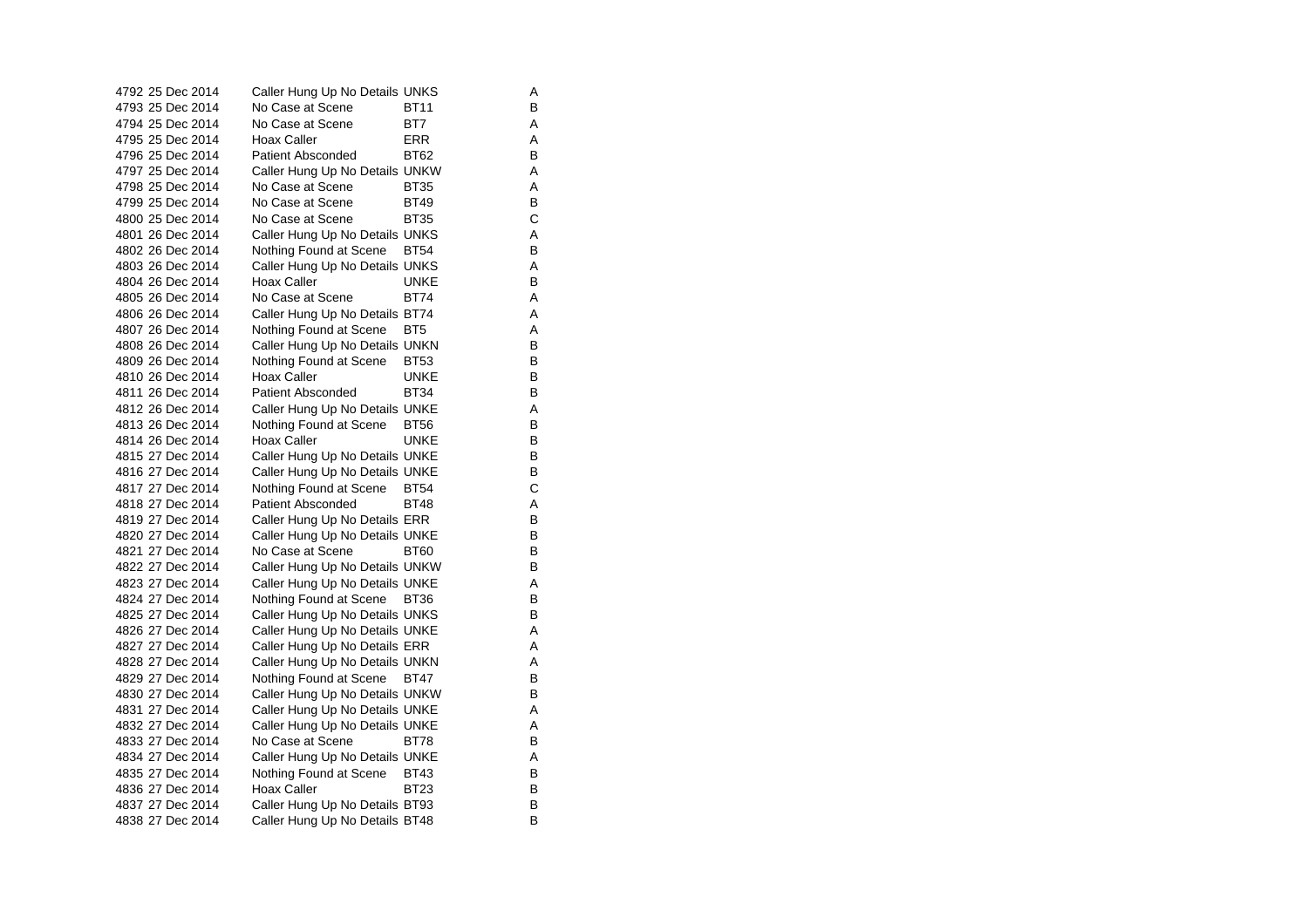| | | | | |
|---|---|---|---|---|
| 4792 | 25 Dec 2014 | Caller Hung Up No Details | UNKS | A |
| 4793 | 25 Dec 2014 | No Case at Scene | BT11 | B |
| 4794 | 25 Dec 2014 | No Case at Scene | BT7 | A |
| 4795 | 25 Dec 2014 | Hoax Caller | ERR | A |
| 4796 | 25 Dec 2014 | Patient Absconded | BT62 | B |
| 4797 | 25 Dec 2014 | Caller Hung Up No Details | UNKW | A |
| 4798 | 25 Dec 2014 | No Case at Scene | BT35 | A |
| 4799 | 25 Dec 2014 | No Case at Scene | BT49 | B |
| 4800 | 25 Dec 2014 | No Case at Scene | BT35 | C |
| 4801 | 26 Dec 2014 | Caller Hung Up No Details | UNKS | A |
| 4802 | 26 Dec 2014 | Nothing Found at Scene | BT54 | B |
| 4803 | 26 Dec 2014 | Caller Hung Up No Details | UNKS | A |
| 4804 | 26 Dec 2014 | Hoax Caller | UNKE | B |
| 4805 | 26 Dec 2014 | No Case at Scene | BT74 | A |
| 4806 | 26 Dec 2014 | Caller Hung Up No Details | BT74 | A |
| 4807 | 26 Dec 2014 | Nothing Found at Scene | BT5 | A |
| 4808 | 26 Dec 2014 | Caller Hung Up No Details | UNKN | B |
| 4809 | 26 Dec 2014 | Nothing Found at Scene | BT53 | B |
| 4810 | 26 Dec 2014 | Hoax Caller | UNKE | B |
| 4811 | 26 Dec 2014 | Patient Absconded | BT34 | B |
| 4812 | 26 Dec 2014 | Caller Hung Up No Details | UNKE | A |
| 4813 | 26 Dec 2014 | Nothing Found at Scene | BT56 | B |
| 4814 | 26 Dec 2014 | Hoax Caller | UNKE | B |
| 4815 | 27 Dec 2014 | Caller Hung Up No Details | UNKE | B |
| 4816 | 27 Dec 2014 | Caller Hung Up No Details | UNKE | B |
| 4817 | 27 Dec 2014 | Nothing Found at Scene | BT54 | C |
| 4818 | 27 Dec 2014 | Patient Absconded | BT48 | A |
| 4819 | 27 Dec 2014 | Caller Hung Up No Details | ERR | B |
| 4820 | 27 Dec 2014 | Caller Hung Up No Details | UNKE | B |
| 4821 | 27 Dec 2014 | No Case at Scene | BT60 | B |
| 4822 | 27 Dec 2014 | Caller Hung Up No Details | UNKW | B |
| 4823 | 27 Dec 2014 | Caller Hung Up No Details | UNKE | A |
| 4824 | 27 Dec 2014 | Nothing Found at Scene | BT36 | B |
| 4825 | 27 Dec 2014 | Caller Hung Up No Details | UNKS | B |
| 4826 | 27 Dec 2014 | Caller Hung Up No Details | UNKE | A |
| 4827 | 27 Dec 2014 | Caller Hung Up No Details | ERR | A |
| 4828 | 27 Dec 2014 | Caller Hung Up No Details | UNKN | A |
| 4829 | 27 Dec 2014 | Nothing Found at Scene | BT47 | B |
| 4830 | 27 Dec 2014 | Caller Hung Up No Details | UNKW | B |
| 4831 | 27 Dec 2014 | Caller Hung Up No Details | UNKE | A |
| 4832 | 27 Dec 2014 | Caller Hung Up No Details | UNKE | A |
| 4833 | 27 Dec 2014 | No Case at Scene | BT78 | B |
| 4834 | 27 Dec 2014 | Caller Hung Up No Details | UNKE | A |
| 4835 | 27 Dec 2014 | Nothing Found at Scene | BT43 | B |
| 4836 | 27 Dec 2014 | Hoax Caller | BT23 | B |
| 4837 | 27 Dec 2014 | Caller Hung Up No Details | BT93 | B |
| 4838 | 27 Dec 2014 | Caller Hung Up No Details | BT48 | B |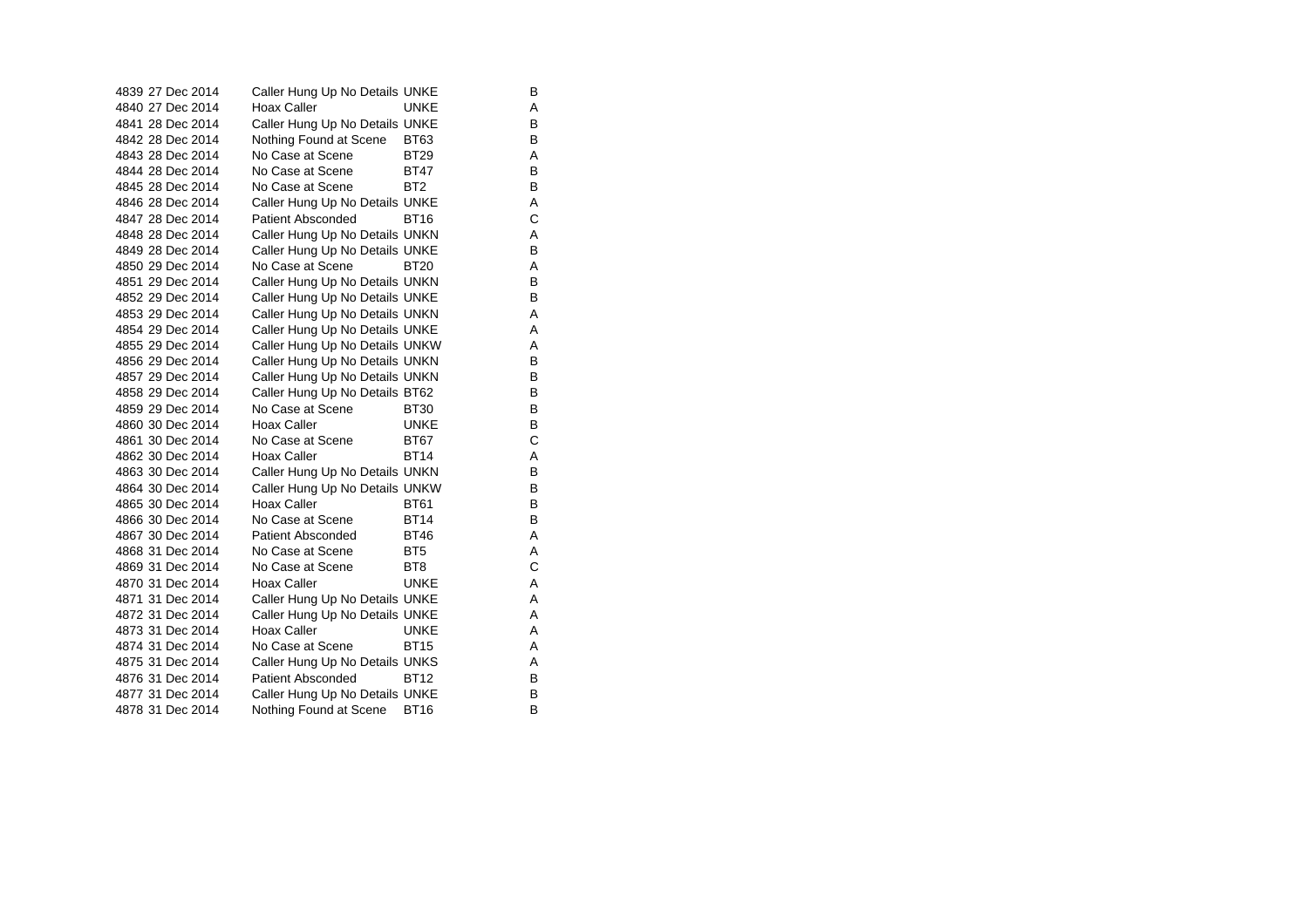| | | | | |
|---|---|---|---|---|
| 4839 | 27 Dec 2014 | Caller Hung Up No Details | UNKE | B |
| 4840 | 27 Dec 2014 | Hoax Caller | UNKE | A |
| 4841 | 28 Dec 2014 | Caller Hung Up No Details | UNKE | B |
| 4842 | 28 Dec 2014 | Nothing Found at Scene | BT63 | B |
| 4843 | 28 Dec 2014 | No Case at Scene | BT29 | A |
| 4844 | 28 Dec 2014 | No Case at Scene | BT47 | B |
| 4845 | 28 Dec 2014 | No Case at Scene | BT2 | B |
| 4846 | 28 Dec 2014 | Caller Hung Up No Details | UNKE | A |
| 4847 | 28 Dec 2014 | Patient Absconded | BT16 | C |
| 4848 | 28 Dec 2014 | Caller Hung Up No Details | UNKN | A |
| 4849 | 28 Dec 2014 | Caller Hung Up No Details | UNKE | B |
| 4850 | 29 Dec 2014 | No Case at Scene | BT20 | A |
| 4851 | 29 Dec 2014 | Caller Hung Up No Details | UNKN | B |
| 4852 | 29 Dec 2014 | Caller Hung Up No Details | UNKE | B |
| 4853 | 29 Dec 2014 | Caller Hung Up No Details | UNKN | A |
| 4854 | 29 Dec 2014 | Caller Hung Up No Details | UNKE | A |
| 4855 | 29 Dec 2014 | Caller Hung Up No Details | UNKW | A |
| 4856 | 29 Dec 2014 | Caller Hung Up No Details | UNKN | B |
| 4857 | 29 Dec 2014 | Caller Hung Up No Details | UNKN | B |
| 4858 | 29 Dec 2014 | Caller Hung Up No Details | BT62 | B |
| 4859 | 29 Dec 2014 | No Case at Scene | BT30 | B |
| 4860 | 30 Dec 2014 | Hoax Caller | UNKE | B |
| 4861 | 30 Dec 2014 | No Case at Scene | BT67 | C |
| 4862 | 30 Dec 2014 | Hoax Caller | BT14 | A |
| 4863 | 30 Dec 2014 | Caller Hung Up No Details | UNKN | B |
| 4864 | 30 Dec 2014 | Caller Hung Up No Details | UNKW | B |
| 4865 | 30 Dec 2014 | Hoax Caller | BT61 | B |
| 4866 | 30 Dec 2014 | No Case at Scene | BT14 | B |
| 4867 | 30 Dec 2014 | Patient Absconded | BT46 | A |
| 4868 | 31 Dec 2014 | No Case at Scene | BT5 | A |
| 4869 | 31 Dec 2014 | No Case at Scene | BT8 | C |
| 4870 | 31 Dec 2014 | Hoax Caller | UNKE | A |
| 4871 | 31 Dec 2014 | Caller Hung Up No Details | UNKE | A |
| 4872 | 31 Dec 2014 | Caller Hung Up No Details | UNKE | A |
| 4873 | 31 Dec 2014 | Hoax Caller | UNKE | A |
| 4874 | 31 Dec 2014 | No Case at Scene | BT15 | A |
| 4875 | 31 Dec 2014 | Caller Hung Up No Details | UNKS | A |
| 4876 | 31 Dec 2014 | Patient Absconded | BT12 | B |
| 4877 | 31 Dec 2014 | Caller Hung Up No Details | UNKE | B |
| 4878 | 31 Dec 2014 | Nothing Found at Scene | BT16 | B |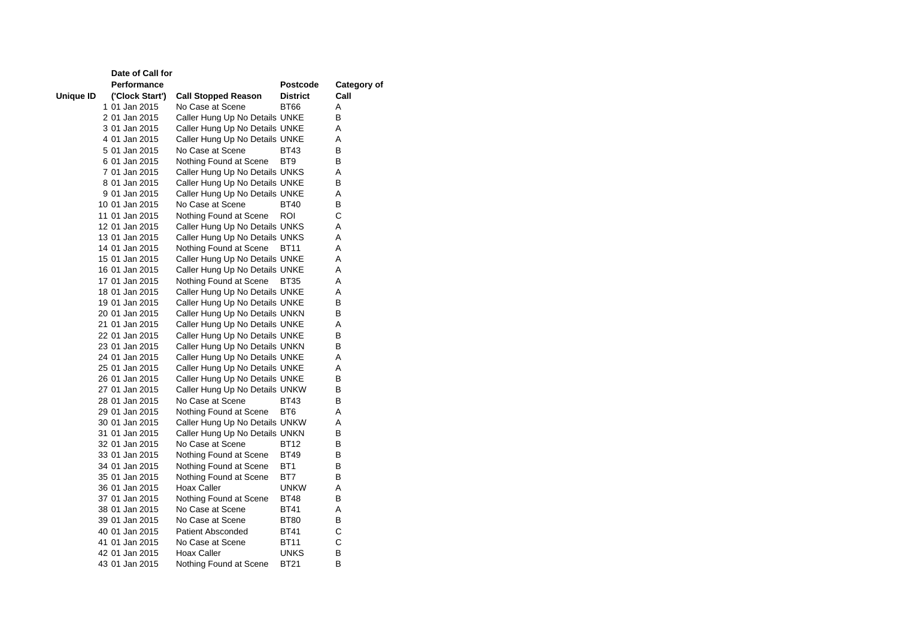| Unique ID | Date of Call for Performance ('Clock Start') | Call Stopped Reason | Postcode District | Category of Call |
|---|---|---|---|---|
| 1 | 01 Jan 2015 | No Case at Scene | BT66 | A |
| 2 | 01 Jan 2015 | Caller Hung Up No Details | UNKE | B |
| 3 | 01 Jan 2015 | Caller Hung Up No Details | UNKE | A |
| 4 | 01 Jan 2015 | Caller Hung Up No Details | UNKE | A |
| 5 | 01 Jan 2015 | No Case at Scene | BT43 | B |
| 6 | 01 Jan 2015 | Nothing Found at Scene | BT9 | B |
| 7 | 01 Jan 2015 | Caller Hung Up No Details | UNKS | A |
| 8 | 01 Jan 2015 | Caller Hung Up No Details | UNKE | B |
| 9 | 01 Jan 2015 | Caller Hung Up No Details | UNKE | A |
| 10 | 01 Jan 2015 | No Case at Scene | BT40 | B |
| 11 | 01 Jan 2015 | Nothing Found at Scene | ROI | C |
| 12 | 01 Jan 2015 | Caller Hung Up No Details | UNKS | A |
| 13 | 01 Jan 2015 | Caller Hung Up No Details | UNKS | A |
| 14 | 01 Jan 2015 | Nothing Found at Scene | BT11 | A |
| 15 | 01 Jan 2015 | Caller Hung Up No Details | UNKE | A |
| 16 | 01 Jan 2015 | Caller Hung Up No Details | UNKE | A |
| 17 | 01 Jan 2015 | Nothing Found at Scene | BT35 | A |
| 18 | 01 Jan 2015 | Caller Hung Up No Details | UNKE | A |
| 19 | 01 Jan 2015 | Caller Hung Up No Details | UNKE | B |
| 20 | 01 Jan 2015 | Caller Hung Up No Details | UNKN | B |
| 21 | 01 Jan 2015 | Caller Hung Up No Details | UNKE | A |
| 22 | 01 Jan 2015 | Caller Hung Up No Details | UNKE | B |
| 23 | 01 Jan 2015 | Caller Hung Up No Details | UNKN | B |
| 24 | 01 Jan 2015 | Caller Hung Up No Details | UNKE | A |
| 25 | 01 Jan 2015 | Caller Hung Up No Details | UNKE | A |
| 26 | 01 Jan 2015 | Caller Hung Up No Details | UNKE | B |
| 27 | 01 Jan 2015 | Caller Hung Up No Details | UNKW | B |
| 28 | 01 Jan 2015 | No Case at Scene | BT43 | B |
| 29 | 01 Jan 2015 | Nothing Found at Scene | BT6 | A |
| 30 | 01 Jan 2015 | Caller Hung Up No Details | UNKW | A |
| 31 | 01 Jan 2015 | Caller Hung Up No Details | UNKN | B |
| 32 | 01 Jan 2015 | No Case at Scene | BT12 | B |
| 33 | 01 Jan 2015 | Nothing Found at Scene | BT49 | B |
| 34 | 01 Jan 2015 | Nothing Found at Scene | BT1 | B |
| 35 | 01 Jan 2015 | Nothing Found at Scene | BT7 | B |
| 36 | 01 Jan 2015 | Hoax Caller | UNKW | A |
| 37 | 01 Jan 2015 | Nothing Found at Scene | BT48 | B |
| 38 | 01 Jan 2015 | No Case at Scene | BT41 | A |
| 39 | 01 Jan 2015 | No Case at Scene | BT80 | B |
| 40 | 01 Jan 2015 | Patient Absconded | BT41 | C |
| 41 | 01 Jan 2015 | No Case at Scene | BT11 | C |
| 42 | 01 Jan 2015 | Hoax Caller | UNKS | B |
| 43 | 01 Jan 2015 | Nothing Found at Scene | BT21 | B |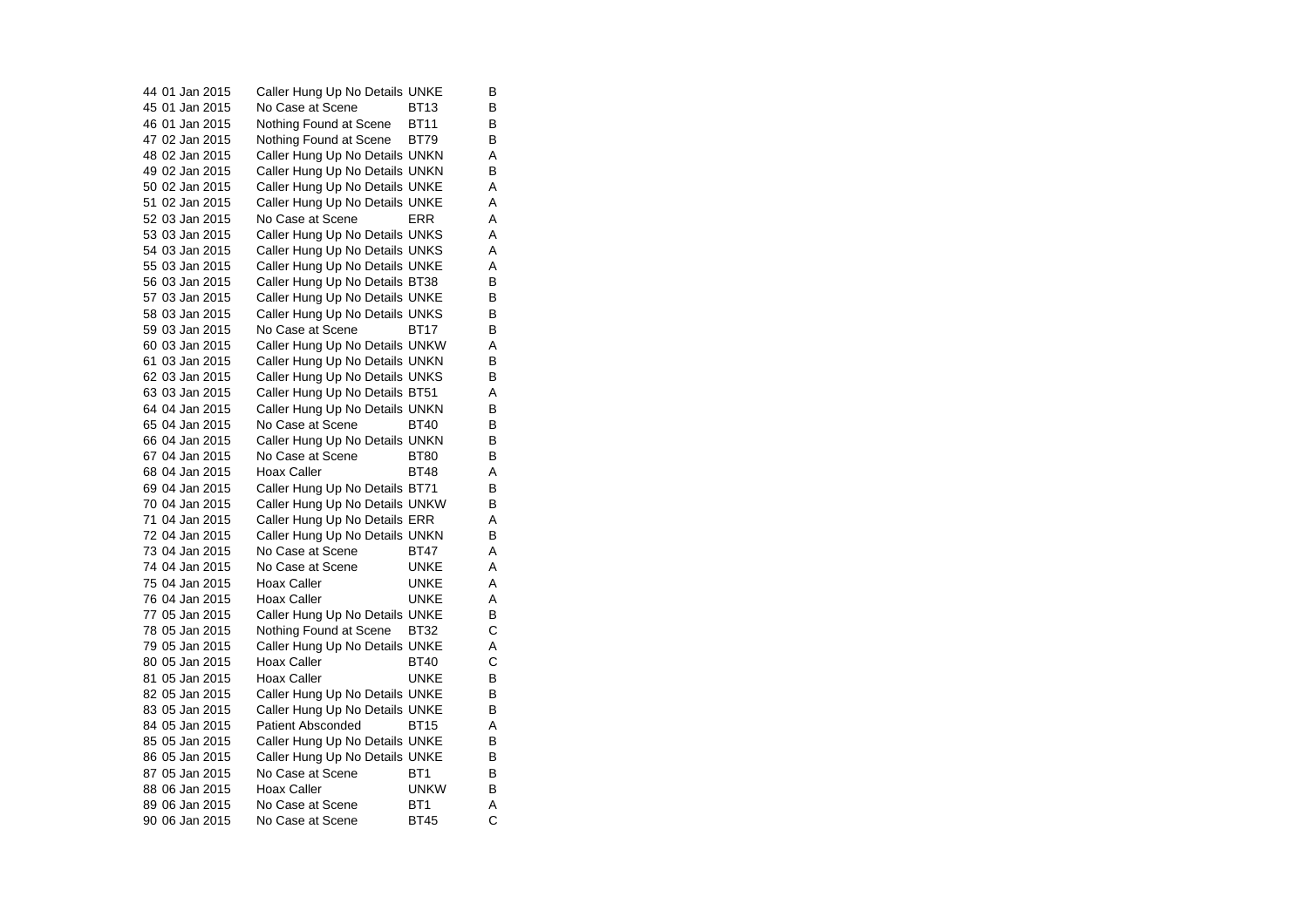| | | | | |
|---|---|---|---|---|
| 44 | 01 Jan 2015 | Caller Hung Up No Details | UNKE | B |
| 45 | 01 Jan 2015 | No Case at Scene | BT13 | B |
| 46 | 01 Jan 2015 | Nothing Found at Scene | BT11 | B |
| 47 | 02 Jan 2015 | Nothing Found at Scene | BT79 | B |
| 48 | 02 Jan 2015 | Caller Hung Up No Details | UNKN | A |
| 49 | 02 Jan 2015 | Caller Hung Up No Details | UNKN | B |
| 50 | 02 Jan 2015 | Caller Hung Up No Details | UNKE | A |
| 51 | 02 Jan 2015 | Caller Hung Up No Details | UNKE | A |
| 52 | 03 Jan 2015 | No Case at Scene | ERR | A |
| 53 | 03 Jan 2015 | Caller Hung Up No Details | UNKS | A |
| 54 | 03 Jan 2015 | Caller Hung Up No Details | UNKS | A |
| 55 | 03 Jan 2015 | Caller Hung Up No Details | UNKE | A |
| 56 | 03 Jan 2015 | Caller Hung Up No Details | BT38 | B |
| 57 | 03 Jan 2015 | Caller Hung Up No Details | UNKE | B |
| 58 | 03 Jan 2015 | Caller Hung Up No Details | UNKS | B |
| 59 | 03 Jan 2015 | No Case at Scene | BT17 | B |
| 60 | 03 Jan 2015 | Caller Hung Up No Details | UNKW | A |
| 61 | 03 Jan 2015 | Caller Hung Up No Details | UNKN | B |
| 62 | 03 Jan 2015 | Caller Hung Up No Details | UNKS | B |
| 63 | 03 Jan 2015 | Caller Hung Up No Details | BT51 | A |
| 64 | 04 Jan 2015 | Caller Hung Up No Details | UNKN | B |
| 65 | 04 Jan 2015 | No Case at Scene | BT40 | B |
| 66 | 04 Jan 2015 | Caller Hung Up No Details | UNKN | B |
| 67 | 04 Jan 2015 | No Case at Scene | BT80 | B |
| 68 | 04 Jan 2015 | Hoax Caller | BT48 | A |
| 69 | 04 Jan 2015 | Caller Hung Up No Details | BT71 | B |
| 70 | 04 Jan 2015 | Caller Hung Up No Details | UNKW | B |
| 71 | 04 Jan 2015 | Caller Hung Up No Details | ERR | A |
| 72 | 04 Jan 2015 | Caller Hung Up No Details | UNKN | B |
| 73 | 04 Jan 2015 | No Case at Scene | BT47 | A |
| 74 | 04 Jan 2015 | No Case at Scene | UNKE | A |
| 75 | 04 Jan 2015 | Hoax Caller | UNKE | A |
| 76 | 04 Jan 2015 | Hoax Caller | UNKE | A |
| 77 | 05 Jan 2015 | Caller Hung Up No Details | UNKE | B |
| 78 | 05 Jan 2015 | Nothing Found at Scene | BT32 | C |
| 79 | 05 Jan 2015 | Caller Hung Up No Details | UNKE | A |
| 80 | 05 Jan 2015 | Hoax Caller | BT40 | C |
| 81 | 05 Jan 2015 | Hoax Caller | UNKE | B |
| 82 | 05 Jan 2015 | Caller Hung Up No Details | UNKE | B |
| 83 | 05 Jan 2015 | Caller Hung Up No Details | UNKE | B |
| 84 | 05 Jan 2015 | Patient Absconded | BT15 | A |
| 85 | 05 Jan 2015 | Caller Hung Up No Details | UNKE | B |
| 86 | 05 Jan 2015 | Caller Hung Up No Details | UNKE | B |
| 87 | 05 Jan 2015 | No Case at Scene | BT1 | B |
| 88 | 06 Jan 2015 | Hoax Caller | UNKW | B |
| 89 | 06 Jan 2015 | No Case at Scene | BT1 | A |
| 90 | 06 Jan 2015 | No Case at Scene | BT45 | C |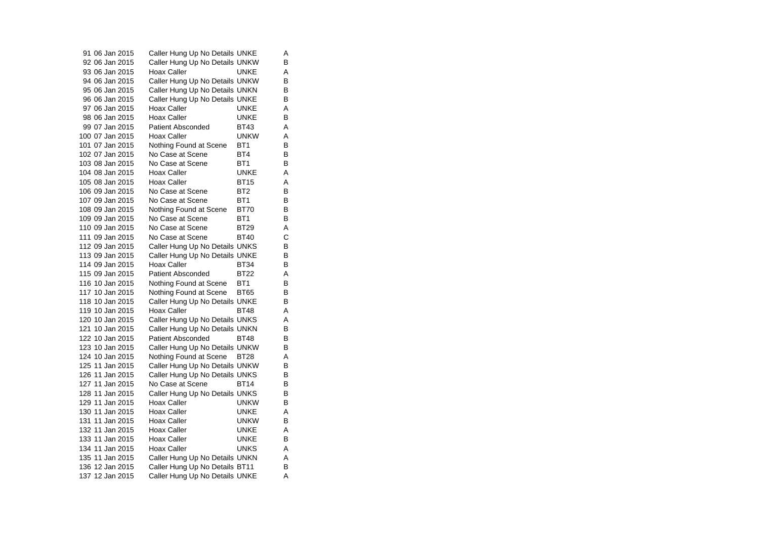| | | | | |
|---|---|---|---|---|
| 91 | 06 Jan 2015 | Caller Hung Up No Details | UNKE | A |
| 92 | 06 Jan 2015 | Caller Hung Up No Details | UNKW | B |
| 93 | 06 Jan 2015 | Hoax Caller | UNKE | A |
| 94 | 06 Jan 2015 | Caller Hung Up No Details | UNKW | B |
| 95 | 06 Jan 2015 | Caller Hung Up No Details | UNKN | B |
| 96 | 06 Jan 2015 | Caller Hung Up No Details | UNKE | B |
| 97 | 06 Jan 2015 | Hoax Caller | UNKE | A |
| 98 | 06 Jan 2015 | Hoax Caller | UNKE | B |
| 99 | 07 Jan 2015 | Patient Absconded | BT43 | A |
| 100 | 07 Jan 2015 | Hoax Caller | UNKW | A |
| 101 | 07 Jan 2015 | Nothing Found at Scene | BT1 | B |
| 102 | 07 Jan 2015 | No Case at Scene | BT4 | B |
| 103 | 08 Jan 2015 | No Case at Scene | BT1 | B |
| 104 | 08 Jan 2015 | Hoax Caller | UNKE | A |
| 105 | 08 Jan 2015 | Hoax Caller | BT15 | A |
| 106 | 09 Jan 2015 | No Case at Scene | BT2 | B |
| 107 | 09 Jan 2015 | No Case at Scene | BT1 | B |
| 108 | 09 Jan 2015 | Nothing Found at Scene | BT70 | B |
| 109 | 09 Jan 2015 | No Case at Scene | BT1 | B |
| 110 | 09 Jan 2015 | No Case at Scene | BT29 | A |
| 111 | 09 Jan 2015 | No Case at Scene | BT40 | C |
| 112 | 09 Jan 2015 | Caller Hung Up No Details | UNKS | B |
| 113 | 09 Jan 2015 | Caller Hung Up No Details | UNKE | B |
| 114 | 09 Jan 2015 | Hoax Caller | BT34 | B |
| 115 | 09 Jan 2015 | Patient Absconded | BT22 | A |
| 116 | 10 Jan 2015 | Nothing Found at Scene | BT1 | B |
| 117 | 10 Jan 2015 | Nothing Found at Scene | BT65 | B |
| 118 | 10 Jan 2015 | Caller Hung Up No Details | UNKE | B |
| 119 | 10 Jan 2015 | Hoax Caller | BT48 | A |
| 120 | 10 Jan 2015 | Caller Hung Up No Details | UNKS | A |
| 121 | 10 Jan 2015 | Caller Hung Up No Details | UNKN | B |
| 122 | 10 Jan 2015 | Patient Absconded | BT48 | B |
| 123 | 10 Jan 2015 | Caller Hung Up No Details | UNKW | B |
| 124 | 10 Jan 2015 | Nothing Found at Scene | BT28 | A |
| 125 | 11 Jan 2015 | Caller Hung Up No Details | UNKW | B |
| 126 | 11 Jan 2015 | Caller Hung Up No Details | UNKS | B |
| 127 | 11 Jan 2015 | No Case at Scene | BT14 | B |
| 128 | 11 Jan 2015 | Caller Hung Up No Details | UNKS | B |
| 129 | 11 Jan 2015 | Hoax Caller | UNKW | B |
| 130 | 11 Jan 2015 | Hoax Caller | UNKE | A |
| 131 | 11 Jan 2015 | Hoax Caller | UNKW | B |
| 132 | 11 Jan 2015 | Hoax Caller | UNKE | A |
| 133 | 11 Jan 2015 | Hoax Caller | UNKE | B |
| 134 | 11 Jan 2015 | Hoax Caller | UNKS | A |
| 135 | 11 Jan 2015 | Caller Hung Up No Details | UNKN | A |
| 136 | 12 Jan 2015 | Caller Hung Up No Details | BT11 | B |
| 137 | 12 Jan 2015 | Caller Hung Up No Details | UNKE | A |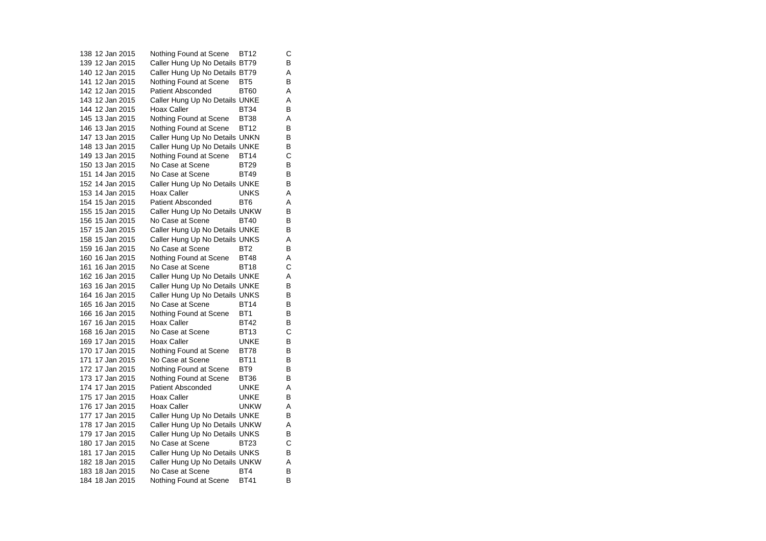| | | | | |
|---|---|---|---|---|
| 138 | 12 Jan 2015 | Nothing Found at Scene | BT12 | C |
| 139 | 12 Jan 2015 | Caller Hung Up No Details | BT79 | B |
| 140 | 12 Jan 2015 | Caller Hung Up No Details | BT79 | A |
| 141 | 12 Jan 2015 | Nothing Found at Scene | BT5 | B |
| 142 | 12 Jan 2015 | Patient Absconded | BT60 | A |
| 143 | 12 Jan 2015 | Caller Hung Up No Details | UNKE | A |
| 144 | 12 Jan 2015 | Hoax Caller | BT34 | B |
| 145 | 13 Jan 2015 | Nothing Found at Scene | BT38 | A |
| 146 | 13 Jan 2015 | Nothing Found at Scene | BT12 | B |
| 147 | 13 Jan 2015 | Caller Hung Up No Details | UNKN | B |
| 148 | 13 Jan 2015 | Caller Hung Up No Details | UNKE | B |
| 149 | 13 Jan 2015 | Nothing Found at Scene | BT14 | C |
| 150 | 13 Jan 2015 | No Case at Scene | BT29 | B |
| 151 | 14 Jan 2015 | No Case at Scene | BT49 | B |
| 152 | 14 Jan 2015 | Caller Hung Up No Details | UNKE | B |
| 153 | 14 Jan 2015 | Hoax Caller | UNKS | A |
| 154 | 15 Jan 2015 | Patient Absconded | BT6 | A |
| 155 | 15 Jan 2015 | Caller Hung Up No Details | UNKW | B |
| 156 | 15 Jan 2015 | No Case at Scene | BT40 | B |
| 157 | 15 Jan 2015 | Caller Hung Up No Details | UNKE | B |
| 158 | 15 Jan 2015 | Caller Hung Up No Details | UNKS | A |
| 159 | 16 Jan 2015 | No Case at Scene | BT2 | B |
| 160 | 16 Jan 2015 | Nothing Found at Scene | BT48 | A |
| 161 | 16 Jan 2015 | No Case at Scene | BT18 | C |
| 162 | 16 Jan 2015 | Caller Hung Up No Details | UNKE | A |
| 163 | 16 Jan 2015 | Caller Hung Up No Details | UNKE | B |
| 164 | 16 Jan 2015 | Caller Hung Up No Details | UNKS | B |
| 165 | 16 Jan 2015 | No Case at Scene | BT14 | B |
| 166 | 16 Jan 2015 | Nothing Found at Scene | BT1 | B |
| 167 | 16 Jan 2015 | Hoax Caller | BT42 | B |
| 168 | 16 Jan 2015 | No Case at Scene | BT13 | C |
| 169 | 17 Jan 2015 | Hoax Caller | UNKE | B |
| 170 | 17 Jan 2015 | Nothing Found at Scene | BT78 | B |
| 171 | 17 Jan 2015 | No Case at Scene | BT11 | B |
| 172 | 17 Jan 2015 | Nothing Found at Scene | BT9 | B |
| 173 | 17 Jan 2015 | Nothing Found at Scene | BT36 | B |
| 174 | 17 Jan 2015 | Patient Absconded | UNKE | A |
| 175 | 17 Jan 2015 | Hoax Caller | UNKE | B |
| 176 | 17 Jan 2015 | Hoax Caller | UNKW | A |
| 177 | 17 Jan 2015 | Caller Hung Up No Details | UNKE | B |
| 178 | 17 Jan 2015 | Caller Hung Up No Details | UNKW | A |
| 179 | 17 Jan 2015 | Caller Hung Up No Details | UNKS | B |
| 180 | 17 Jan 2015 | No Case at Scene | BT23 | C |
| 181 | 17 Jan 2015 | Caller Hung Up No Details | UNKS | B |
| 182 | 18 Jan 2015 | Caller Hung Up No Details | UNKW | A |
| 183 | 18 Jan 2015 | No Case at Scene | BT4 | B |
| 184 | 18 Jan 2015 | Nothing Found at Scene | BT41 | B |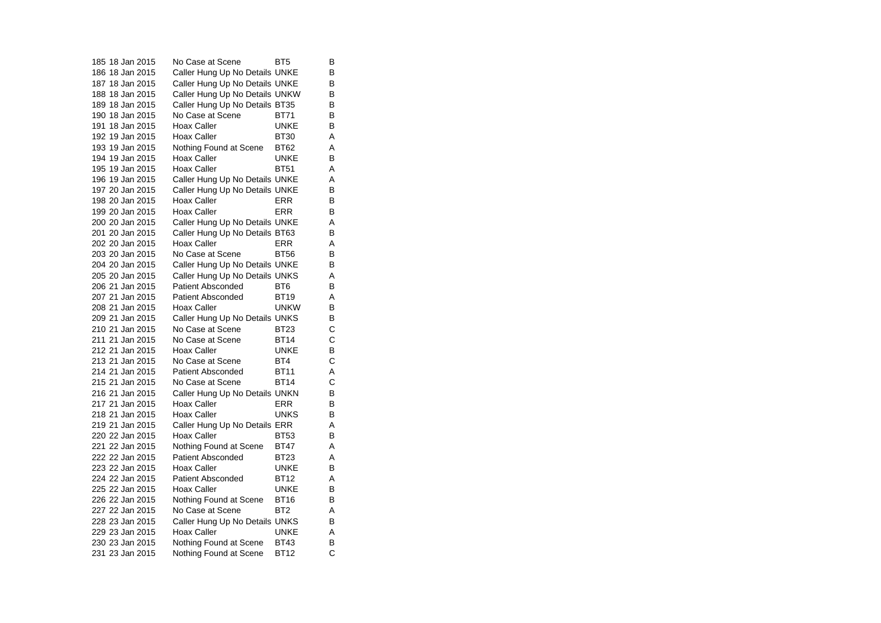| | | | | |
|---|---|---|---|---|
| 185 | 18 Jan 2015 | No Case at Scene | BT5 | B |
| 186 | 18 Jan 2015 | Caller Hung Up No Details | UNKE | B |
| 187 | 18 Jan 2015 | Caller Hung Up No Details | UNKE | B |
| 188 | 18 Jan 2015 | Caller Hung Up No Details | UNKW | B |
| 189 | 18 Jan 2015 | Caller Hung Up No Details | BT35 | B |
| 190 | 18 Jan 2015 | No Case at Scene | BT71 | B |
| 191 | 18 Jan 2015 | Hoax Caller | UNKE | B |
| 192 | 19 Jan 2015 | Hoax Caller | BT30 | A |
| 193 | 19 Jan 2015 | Nothing Found at Scene | BT62 | A |
| 194 | 19 Jan 2015 | Hoax Caller | UNKE | B |
| 195 | 19 Jan 2015 | Hoax Caller | BT51 | A |
| 196 | 19 Jan 2015 | Caller Hung Up No Details | UNKE | A |
| 197 | 20 Jan 2015 | Caller Hung Up No Details | UNKE | B |
| 198 | 20 Jan 2015 | Hoax Caller | ERR | B |
| 199 | 20 Jan 2015 | Hoax Caller | ERR | B |
| 200 | 20 Jan 2015 | Caller Hung Up No Details | UNKE | A |
| 201 | 20 Jan 2015 | Caller Hung Up No Details | BT63 | B |
| 202 | 20 Jan 2015 | Hoax Caller | ERR | A |
| 203 | 20 Jan 2015 | No Case at Scene | BT56 | B |
| 204 | 20 Jan 2015 | Caller Hung Up No Details | UNKE | B |
| 205 | 20 Jan 2015 | Caller Hung Up No Details | UNKS | A |
| 206 | 21 Jan 2015 | Patient Absconded | BT6 | B |
| 207 | 21 Jan 2015 | Patient Absconded | BT19 | A |
| 208 | 21 Jan 2015 | Hoax Caller | UNKW | B |
| 209 | 21 Jan 2015 | Caller Hung Up No Details | UNKS | B |
| 210 | 21 Jan 2015 | No Case at Scene | BT23 | C |
| 211 | 21 Jan 2015 | No Case at Scene | BT14 | C |
| 212 | 21 Jan 2015 | Hoax Caller | UNKE | B |
| 213 | 21 Jan 2015 | No Case at Scene | BT4 | C |
| 214 | 21 Jan 2015 | Patient Absconded | BT11 | A |
| 215 | 21 Jan 2015 | No Case at Scene | BT14 | C |
| 216 | 21 Jan 2015 | Caller Hung Up No Details | UNKN | B |
| 217 | 21 Jan 2015 | Hoax Caller | ERR | B |
| 218 | 21 Jan 2015 | Hoax Caller | UNKS | B |
| 219 | 21 Jan 2015 | Caller Hung Up No Details | ERR | A |
| 220 | 22 Jan 2015 | Hoax Caller | BT53 | B |
| 221 | 22 Jan 2015 | Nothing Found at Scene | BT47 | A |
| 222 | 22 Jan 2015 | Patient Absconded | BT23 | A |
| 223 | 22 Jan 2015 | Hoax Caller | UNKE | B |
| 224 | 22 Jan 2015 | Patient Absconded | BT12 | A |
| 225 | 22 Jan 2015 | Hoax Caller | UNKE | B |
| 226 | 22 Jan 2015 | Nothing Found at Scene | BT16 | B |
| 227 | 22 Jan 2015 | No Case at Scene | BT2 | A |
| 228 | 23 Jan 2015 | Caller Hung Up No Details | UNKS | B |
| 229 | 23 Jan 2015 | Hoax Caller | UNKE | A |
| 230 | 23 Jan 2015 | Nothing Found at Scene | BT43 | B |
| 231 | 23 Jan 2015 | Nothing Found at Scene | BT12 | C |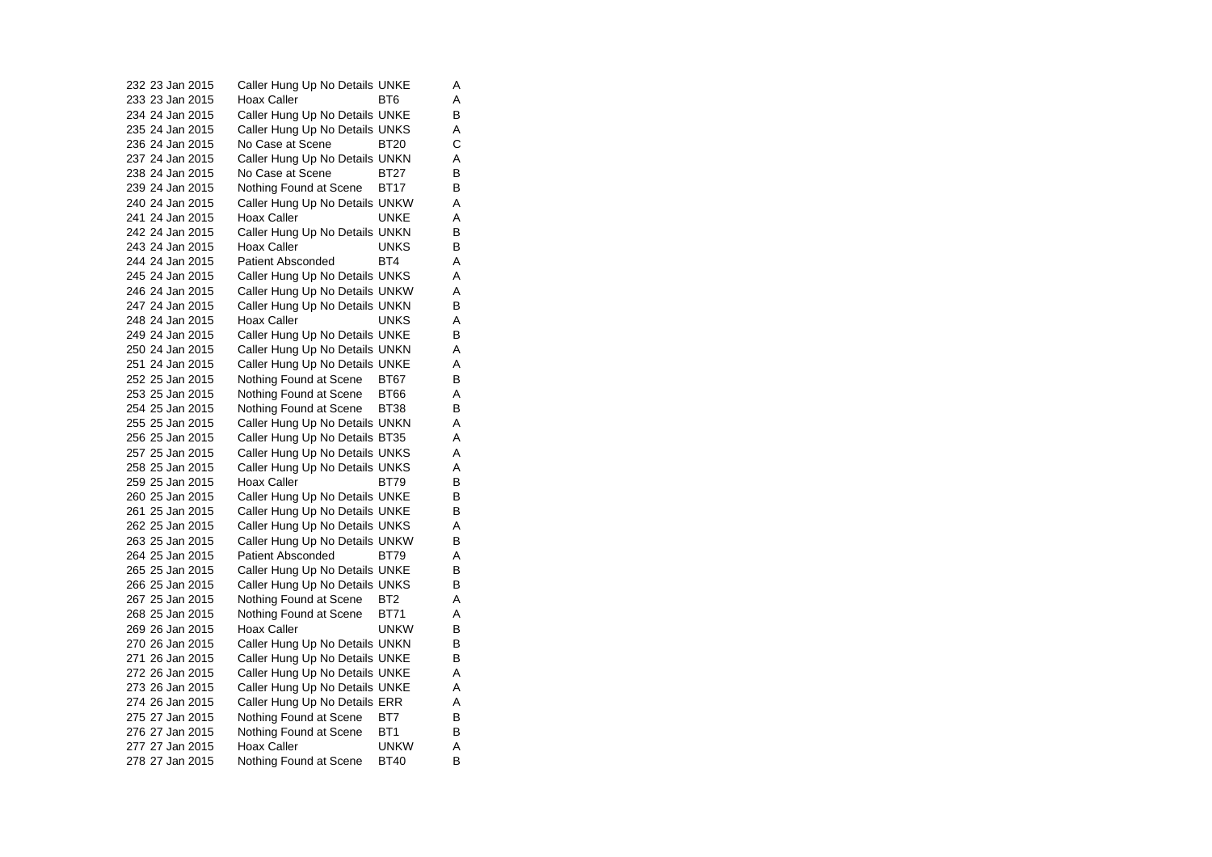| | | | | |
|---|---|---|---|---|
| 232 | 23 Jan 2015 | Caller Hung Up No Details | UNKE | A |
| 233 | 23 Jan 2015 | Hoax Caller | BT6 | A |
| 234 | 24 Jan 2015 | Caller Hung Up No Details | UNKE | B |
| 235 | 24 Jan 2015 | Caller Hung Up No Details | UNKS | A |
| 236 | 24 Jan 2015 | No Case at Scene | BT20 | C |
| 237 | 24 Jan 2015 | Caller Hung Up No Details | UNKN | A |
| 238 | 24 Jan 2015 | No Case at Scene | BT27 | B |
| 239 | 24 Jan 2015 | Nothing Found at Scene | BT17 | B |
| 240 | 24 Jan 2015 | Caller Hung Up No Details | UNKW | A |
| 241 | 24 Jan 2015 | Hoax Caller | UNKE | A |
| 242 | 24 Jan 2015 | Caller Hung Up No Details | UNKN | B |
| 243 | 24 Jan 2015 | Hoax Caller | UNKS | B |
| 244 | 24 Jan 2015 | Patient Absconded | BT4 | A |
| 245 | 24 Jan 2015 | Caller Hung Up No Details | UNKS | A |
| 246 | 24 Jan 2015 | Caller Hung Up No Details | UNKW | A |
| 247 | 24 Jan 2015 | Caller Hung Up No Details | UNKN | B |
| 248 | 24 Jan 2015 | Hoax Caller | UNKS | A |
| 249 | 24 Jan 2015 | Caller Hung Up No Details | UNKE | B |
| 250 | 24 Jan 2015 | Caller Hung Up No Details | UNKN | A |
| 251 | 24 Jan 2015 | Caller Hung Up No Details | UNKE | A |
| 252 | 25 Jan 2015 | Nothing Found at Scene | BT67 | B |
| 253 | 25 Jan 2015 | Nothing Found at Scene | BT66 | A |
| 254 | 25 Jan 2015 | Nothing Found at Scene | BT38 | B |
| 255 | 25 Jan 2015 | Caller Hung Up No Details | UNKN | A |
| 256 | 25 Jan 2015 | Caller Hung Up No Details | BT35 | A |
| 257 | 25 Jan 2015 | Caller Hung Up No Details | UNKS | A |
| 258 | 25 Jan 2015 | Caller Hung Up No Details | UNKS | A |
| 259 | 25 Jan 2015 | Hoax Caller | BT79 | B |
| 260 | 25 Jan 2015 | Caller Hung Up No Details | UNKE | B |
| 261 | 25 Jan 2015 | Caller Hung Up No Details | UNKE | B |
| 262 | 25 Jan 2015 | Caller Hung Up No Details | UNKS | A |
| 263 | 25 Jan 2015 | Caller Hung Up No Details | UNKW | B |
| 264 | 25 Jan 2015 | Patient Absconded | BT79 | A |
| 265 | 25 Jan 2015 | Caller Hung Up No Details | UNKE | B |
| 266 | 25 Jan 2015 | Caller Hung Up No Details | UNKS | B |
| 267 | 25 Jan 2015 | Nothing Found at Scene | BT2 | A |
| 268 | 25 Jan 2015 | Nothing Found at Scene | BT71 | A |
| 269 | 26 Jan 2015 | Hoax Caller | UNKW | B |
| 270 | 26 Jan 2015 | Caller Hung Up No Details | UNKN | B |
| 271 | 26 Jan 2015 | Caller Hung Up No Details | UNKE | B |
| 272 | 26 Jan 2015 | Caller Hung Up No Details | UNKE | A |
| 273 | 26 Jan 2015 | Caller Hung Up No Details | UNKE | A |
| 274 | 26 Jan 2015 | Caller Hung Up No Details | ERR | A |
| 275 | 27 Jan 2015 | Nothing Found at Scene | BT7 | B |
| 276 | 27 Jan 2015 | Nothing Found at Scene | BT1 | B |
| 277 | 27 Jan 2015 | Hoax Caller | UNKW | A |
| 278 | 27 Jan 2015 | Nothing Found at Scene | BT40 | B |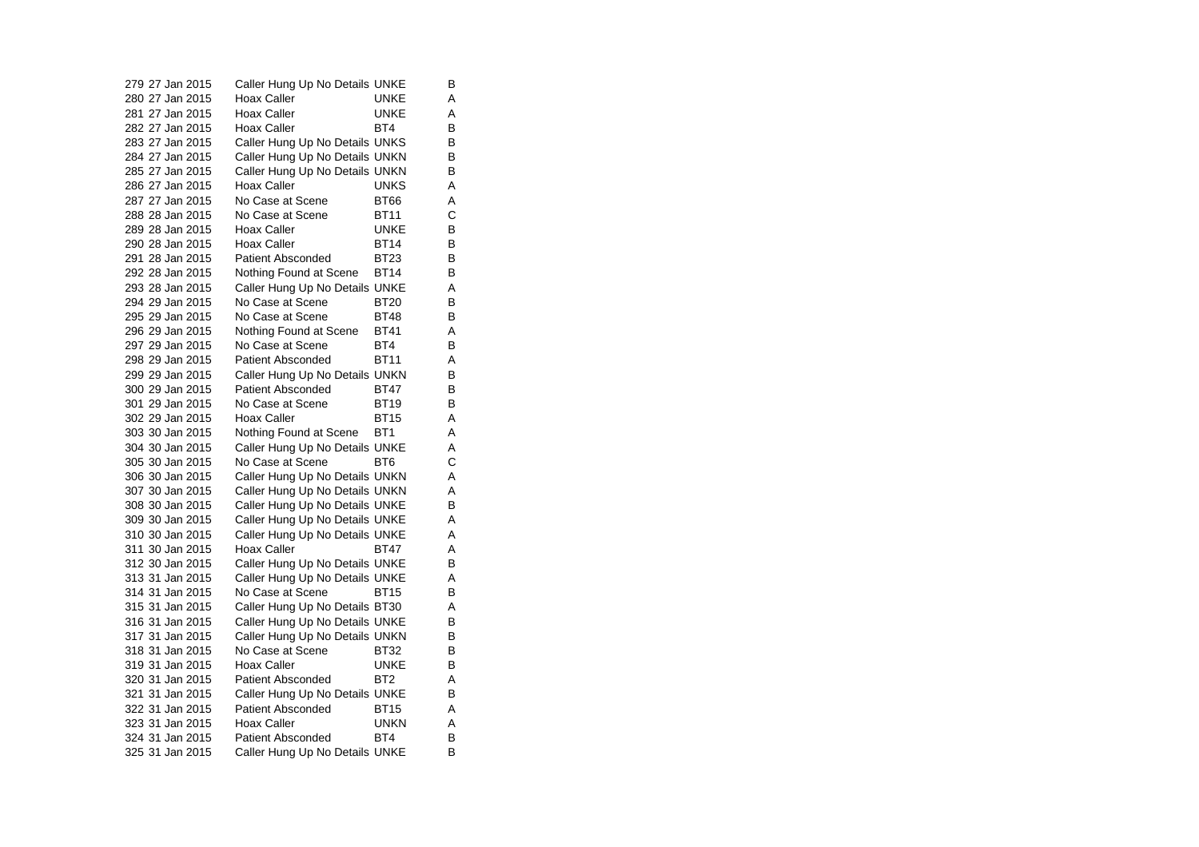| | | | | |
|---|---|---|---|---|
| 279 | 27 Jan 2015 | Caller Hung Up No Details | UNKE | B |
| 280 | 27 Jan 2015 | Hoax Caller | UNKE | A |
| 281 | 27 Jan 2015 | Hoax Caller | UNKE | A |
| 282 | 27 Jan 2015 | Hoax Caller | BT4 | B |
| 283 | 27 Jan 2015 | Caller Hung Up No Details | UNKS | B |
| 284 | 27 Jan 2015 | Caller Hung Up No Details | UNKN | B |
| 285 | 27 Jan 2015 | Caller Hung Up No Details | UNKN | B |
| 286 | 27 Jan 2015 | Hoax Caller | UNKS | A |
| 287 | 27 Jan 2015 | No Case at Scene | BT66 | A |
| 288 | 28 Jan 2015 | No Case at Scene | BT11 | C |
| 289 | 28 Jan 2015 | Hoax Caller | UNKE | B |
| 290 | 28 Jan 2015 | Hoax Caller | BT14 | B |
| 291 | 28 Jan 2015 | Patient Absconded | BT23 | B |
| 292 | 28 Jan 2015 | Nothing Found at Scene | BT14 | B |
| 293 | 28 Jan 2015 | Caller Hung Up No Details | UNKE | A |
| 294 | 29 Jan 2015 | No Case at Scene | BT20 | B |
| 295 | 29 Jan 2015 | No Case at Scene | BT48 | B |
| 296 | 29 Jan 2015 | Nothing Found at Scene | BT41 | A |
| 297 | 29 Jan 2015 | No Case at Scene | BT4 | B |
| 298 | 29 Jan 2015 | Patient Absconded | BT11 | A |
| 299 | 29 Jan 2015 | Caller Hung Up No Details | UNKN | B |
| 300 | 29 Jan 2015 | Patient Absconded | BT47 | B |
| 301 | 29 Jan 2015 | No Case at Scene | BT19 | B |
| 302 | 29 Jan 2015 | Hoax Caller | BT15 | A |
| 303 | 30 Jan 2015 | Nothing Found at Scene | BT1 | A |
| 304 | 30 Jan 2015 | Caller Hung Up No Details | UNKE | A |
| 305 | 30 Jan 2015 | No Case at Scene | BT6 | C |
| 306 | 30 Jan 2015 | Caller Hung Up No Details | UNKN | A |
| 307 | 30 Jan 2015 | Caller Hung Up No Details | UNKN | A |
| 308 | 30 Jan 2015 | Caller Hung Up No Details | UNKE | B |
| 309 | 30 Jan 2015 | Caller Hung Up No Details | UNKE | A |
| 310 | 30 Jan 2015 | Caller Hung Up No Details | UNKE | A |
| 311 | 30 Jan 2015 | Hoax Caller | BT47 | A |
| 312 | 30 Jan 2015 | Caller Hung Up No Details | UNKE | B |
| 313 | 31 Jan 2015 | Caller Hung Up No Details | UNKE | A |
| 314 | 31 Jan 2015 | No Case at Scene | BT15 | B |
| 315 | 31 Jan 2015 | Caller Hung Up No Details | BT30 | A |
| 316 | 31 Jan 2015 | Caller Hung Up No Details | UNKE | B |
| 317 | 31 Jan 2015 | Caller Hung Up No Details | UNKN | B |
| 318 | 31 Jan 2015 | No Case at Scene | BT32 | B |
| 319 | 31 Jan 2015 | Hoax Caller | UNKE | B |
| 320 | 31 Jan 2015 | Patient Absconded | BT2 | A |
| 321 | 31 Jan 2015 | Caller Hung Up No Details | UNKE | B |
| 322 | 31 Jan 2015 | Patient Absconded | BT15 | A |
| 323 | 31 Jan 2015 | Hoax Caller | UNKN | A |
| 324 | 31 Jan 2015 | Patient Absconded | BT4 | B |
| 325 | 31 Jan 2015 | Caller Hung Up No Details | UNKE | B |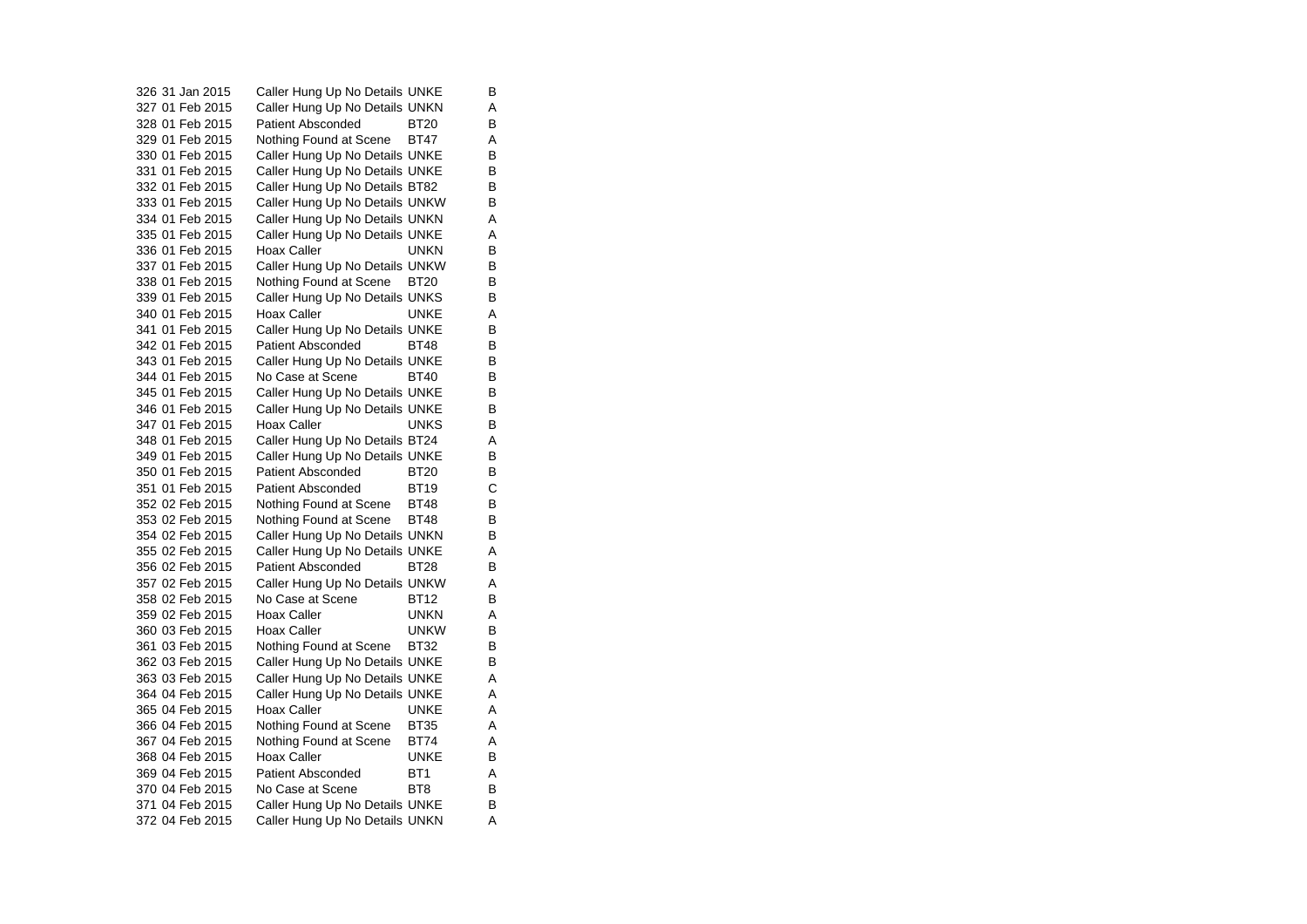| | | | | |
|---|---|---|---|---|
| 326 | 31 Jan 2015 | Caller Hung Up No Details | UNKE | B |
| 327 | 01 Feb 2015 | Caller Hung Up No Details | UNKN | A |
| 328 | 01 Feb 2015 | Patient Absconded | BT20 | B |
| 329 | 01 Feb 2015 | Nothing Found at Scene | BT47 | A |
| 330 | 01 Feb 2015 | Caller Hung Up No Details | UNKE | B |
| 331 | 01 Feb 2015 | Caller Hung Up No Details | UNKE | B |
| 332 | 01 Feb 2015 | Caller Hung Up No Details | BT82 | B |
| 333 | 01 Feb 2015 | Caller Hung Up No Details | UNKW | B |
| 334 | 01 Feb 2015 | Caller Hung Up No Details | UNKN | A |
| 335 | 01 Feb 2015 | Caller Hung Up No Details | UNKE | A |
| 336 | 01 Feb 2015 | Hoax Caller | UNKN | B |
| 337 | 01 Feb 2015 | Caller Hung Up No Details | UNKW | B |
| 338 | 01 Feb 2015 | Nothing Found at Scene | BT20 | B |
| 339 | 01 Feb 2015 | Caller Hung Up No Details | UNKS | B |
| 340 | 01 Feb 2015 | Hoax Caller | UNKE | A |
| 341 | 01 Feb 2015 | Caller Hung Up No Details | UNKE | B |
| 342 | 01 Feb 2015 | Patient Absconded | BT48 | B |
| 343 | 01 Feb 2015 | Caller Hung Up No Details | UNKE | B |
| 344 | 01 Feb 2015 | No Case at Scene | BT40 | B |
| 345 | 01 Feb 2015 | Caller Hung Up No Details | UNKE | B |
| 346 | 01 Feb 2015 | Caller Hung Up No Details | UNKE | B |
| 347 | 01 Feb 2015 | Hoax Caller | UNKS | B |
| 348 | 01 Feb 2015 | Caller Hung Up No Details | BT24 | A |
| 349 | 01 Feb 2015 | Caller Hung Up No Details | UNKE | B |
| 350 | 01 Feb 2015 | Patient Absconded | BT20 | B |
| 351 | 01 Feb 2015 | Patient Absconded | BT19 | C |
| 352 | 02 Feb 2015 | Nothing Found at Scene | BT48 | B |
| 353 | 02 Feb 2015 | Nothing Found at Scene | BT48 | B |
| 354 | 02 Feb 2015 | Caller Hung Up No Details | UNKN | B |
| 355 | 02 Feb 2015 | Caller Hung Up No Details | UNKE | A |
| 356 | 02 Feb 2015 | Patient Absconded | BT28 | B |
| 357 | 02 Feb 2015 | Caller Hung Up No Details | UNKW | A |
| 358 | 02 Feb 2015 | No Case at Scene | BT12 | B |
| 359 | 02 Feb 2015 | Hoax Caller | UNKN | A |
| 360 | 03 Feb 2015 | Hoax Caller | UNKW | B |
| 361 | 03 Feb 2015 | Nothing Found at Scene | BT32 | B |
| 362 | 03 Feb 2015 | Caller Hung Up No Details | UNKE | B |
| 363 | 03 Feb 2015 | Caller Hung Up No Details | UNKE | A |
| 364 | 04 Feb 2015 | Caller Hung Up No Details | UNKE | A |
| 365 | 04 Feb 2015 | Hoax Caller | UNKE | A |
| 366 | 04 Feb 2015 | Nothing Found at Scene | BT35 | A |
| 367 | 04 Feb 2015 | Nothing Found at Scene | BT74 | A |
| 368 | 04 Feb 2015 | Hoax Caller | UNKE | B |
| 369 | 04 Feb 2015 | Patient Absconded | BT1 | A |
| 370 | 04 Feb 2015 | No Case at Scene | BT8 | B |
| 371 | 04 Feb 2015 | Caller Hung Up No Details | UNKE | B |
| 372 | 04 Feb 2015 | Caller Hung Up No Details | UNKN | A |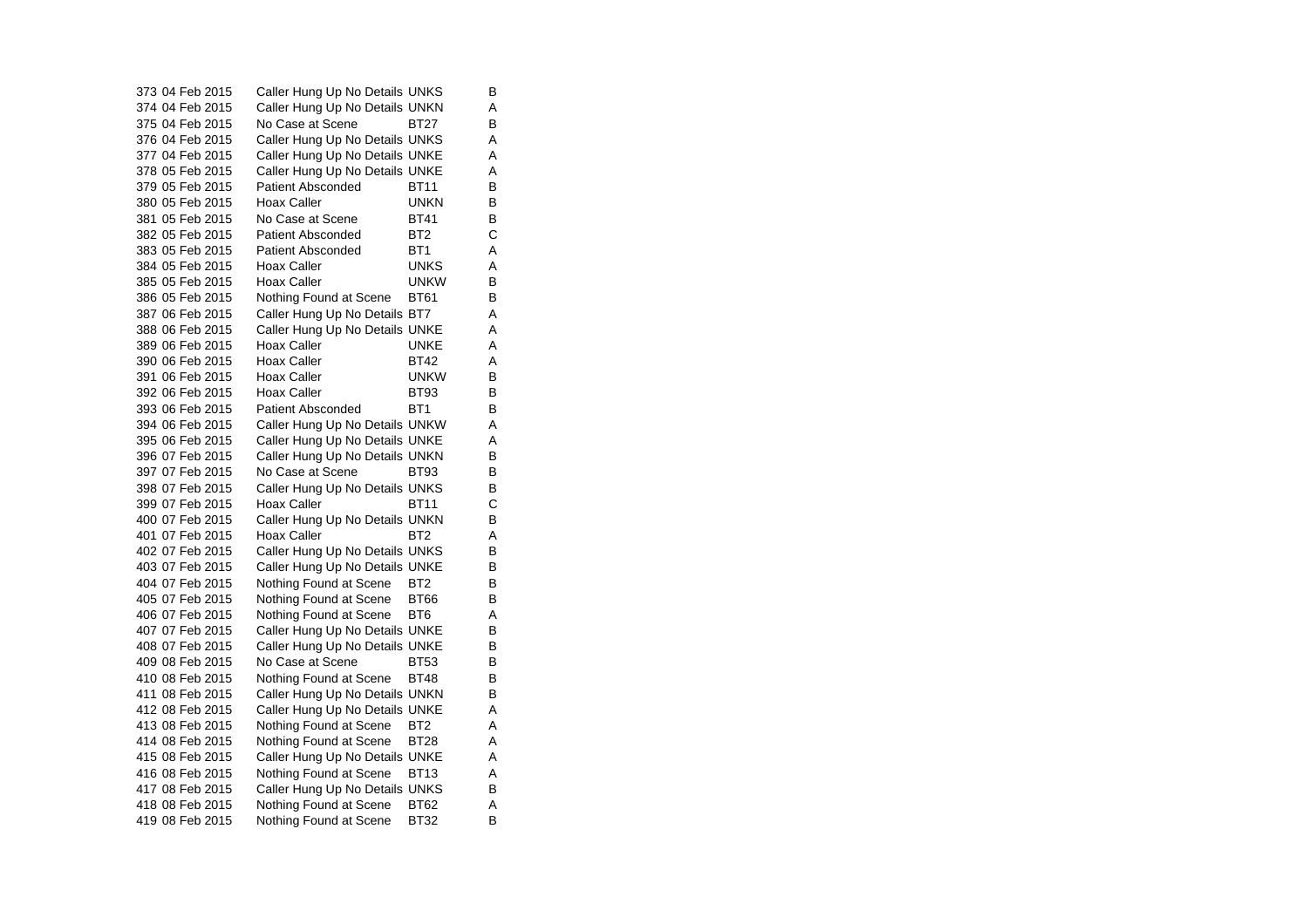| | | | | |
|---|---|---|---|---|
| 373 | 04 Feb 2015 | Caller Hung Up No Details | UNKS | B |
| 374 | 04 Feb 2015 | Caller Hung Up No Details | UNKN | A |
| 375 | 04 Feb 2015 | No Case at Scene | BT27 | B |
| 376 | 04 Feb 2015 | Caller Hung Up No Details | UNKS | A |
| 377 | 04 Feb 2015 | Caller Hung Up No Details | UNKE | A |
| 378 | 05 Feb 2015 | Caller Hung Up No Details | UNKE | A |
| 379 | 05 Feb 2015 | Patient Absconded | BT11 | B |
| 380 | 05 Feb 2015 | Hoax Caller | UNKN | B |
| 381 | 05 Feb 2015 | No Case at Scene | BT41 | B |
| 382 | 05 Feb 2015 | Patient Absconded | BT2 | C |
| 383 | 05 Feb 2015 | Patient Absconded | BT1 | A |
| 384 | 05 Feb 2015 | Hoax Caller | UNKS | A |
| 385 | 05 Feb 2015 | Hoax Caller | UNKW | B |
| 386 | 05 Feb 2015 | Nothing Found at Scene | BT61 | B |
| 387 | 06 Feb 2015 | Caller Hung Up No Details | BT7 | A |
| 388 | 06 Feb 2015 | Caller Hung Up No Details | UNKE | A |
| 389 | 06 Feb 2015 | Hoax Caller | UNKE | A |
| 390 | 06 Feb 2015 | Hoax Caller | BT42 | A |
| 391 | 06 Feb 2015 | Hoax Caller | UNKW | B |
| 392 | 06 Feb 2015 | Hoax Caller | BT93 | B |
| 393 | 06 Feb 2015 | Patient Absconded | BT1 | B |
| 394 | 06 Feb 2015 | Caller Hung Up No Details | UNKW | A |
| 395 | 06 Feb 2015 | Caller Hung Up No Details | UNKE | A |
| 396 | 07 Feb 2015 | Caller Hung Up No Details | UNKN | B |
| 397 | 07 Feb 2015 | No Case at Scene | BT93 | B |
| 398 | 07 Feb 2015 | Caller Hung Up No Details | UNKS | B |
| 399 | 07 Feb 2015 | Hoax Caller | BT11 | C |
| 400 | 07 Feb 2015 | Caller Hung Up No Details | UNKN | B |
| 401 | 07 Feb 2015 | Hoax Caller | BT2 | A |
| 402 | 07 Feb 2015 | Caller Hung Up No Details | UNKS | B |
| 403 | 07 Feb 2015 | Caller Hung Up No Details | UNKE | B |
| 404 | 07 Feb 2015 | Nothing Found at Scene | BT2 | B |
| 405 | 07 Feb 2015 | Nothing Found at Scene | BT66 | B |
| 406 | 07 Feb 2015 | Nothing Found at Scene | BT6 | A |
| 407 | 07 Feb 2015 | Caller Hung Up No Details | UNKE | B |
| 408 | 07 Feb 2015 | Caller Hung Up No Details | UNKE | B |
| 409 | 08 Feb 2015 | No Case at Scene | BT53 | B |
| 410 | 08 Feb 2015 | Nothing Found at Scene | BT48 | B |
| 411 | 08 Feb 2015 | Caller Hung Up No Details | UNKN | B |
| 412 | 08 Feb 2015 | Caller Hung Up No Details | UNKE | A |
| 413 | 08 Feb 2015 | Nothing Found at Scene | BT2 | A |
| 414 | 08 Feb 2015 | Nothing Found at Scene | BT28 | A |
| 415 | 08 Feb 2015 | Caller Hung Up No Details | UNKE | A |
| 416 | 08 Feb 2015 | Nothing Found at Scene | BT13 | A |
| 417 | 08 Feb 2015 | Caller Hung Up No Details | UNKS | B |
| 418 | 08 Feb 2015 | Nothing Found at Scene | BT62 | A |
| 419 | 08 Feb 2015 | Nothing Found at Scene | BT32 | B |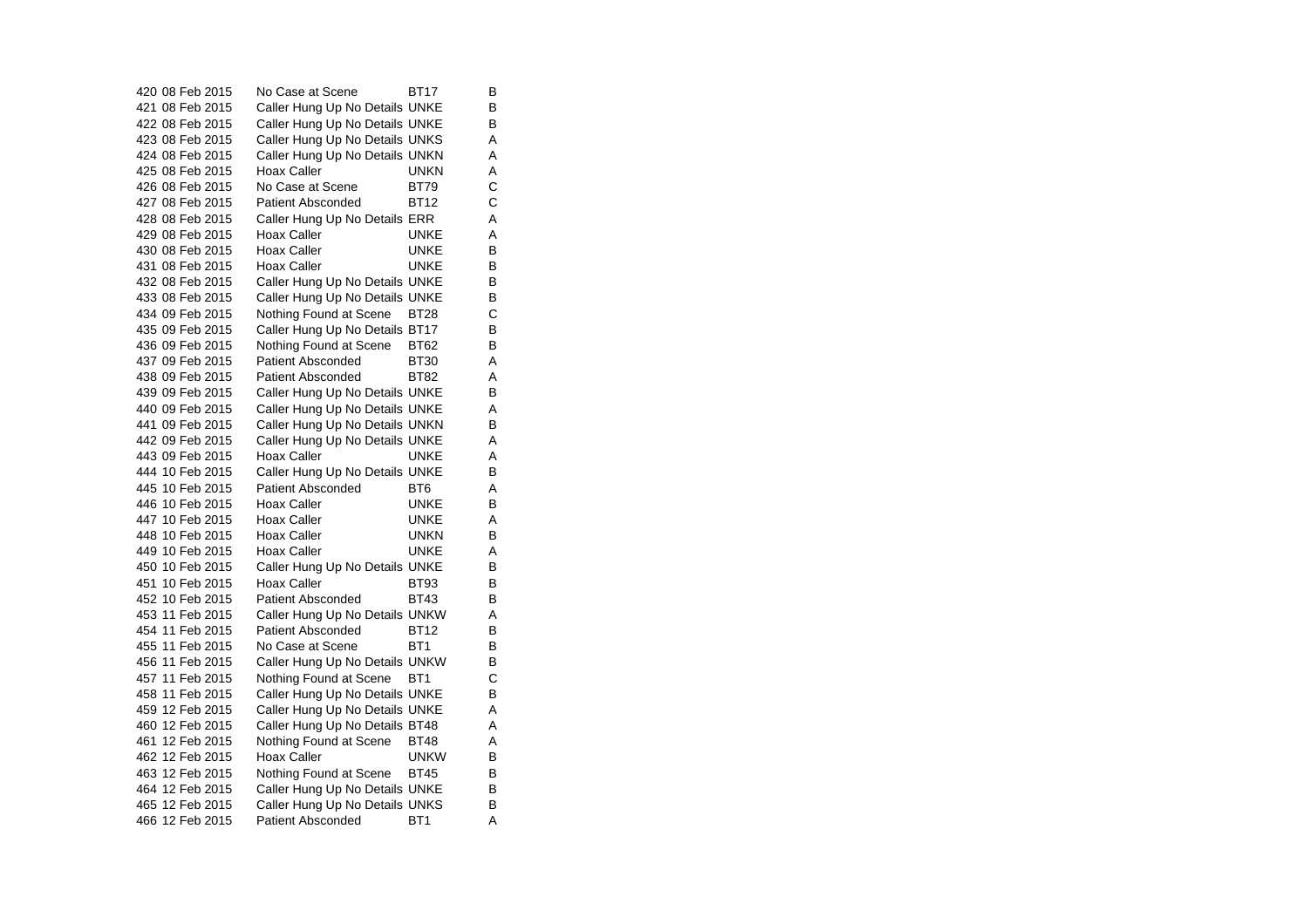| | | | | |
|---|---|---|---|---|
| 420 | 08 Feb 2015 | No Case at Scene | BT17 | B |
| 421 | 08 Feb 2015 | Caller Hung Up No Details | UNKE | B |
| 422 | 08 Feb 2015 | Caller Hung Up No Details | UNKE | B |
| 423 | 08 Feb 2015 | Caller Hung Up No Details | UNKS | A |
| 424 | 08 Feb 2015 | Caller Hung Up No Details | UNKN | A |
| 425 | 08 Feb 2015 | Hoax Caller | UNKN | A |
| 426 | 08 Feb 2015 | No Case at Scene | BT79 | C |
| 427 | 08 Feb 2015 | Patient Absconded | BT12 | C |
| 428 | 08 Feb 2015 | Caller Hung Up No Details | ERR | A |
| 429 | 08 Feb 2015 | Hoax Caller | UNKE | A |
| 430 | 08 Feb 2015 | Hoax Caller | UNKE | B |
| 431 | 08 Feb 2015 | Hoax Caller | UNKE | B |
| 432 | 08 Feb 2015 | Caller Hung Up No Details | UNKE | B |
| 433 | 08 Feb 2015 | Caller Hung Up No Details | UNKE | B |
| 434 | 09 Feb 2015 | Nothing Found at Scene | BT28 | C |
| 435 | 09 Feb 2015 | Caller Hung Up No Details | BT17 | B |
| 436 | 09 Feb 2015 | Nothing Found at Scene | BT62 | B |
| 437 | 09 Feb 2015 | Patient Absconded | BT30 | A |
| 438 | 09 Feb 2015 | Patient Absconded | BT82 | A |
| 439 | 09 Feb 2015 | Caller Hung Up No Details | UNKE | B |
| 440 | 09 Feb 2015 | Caller Hung Up No Details | UNKE | A |
| 441 | 09 Feb 2015 | Caller Hung Up No Details | UNKN | B |
| 442 | 09 Feb 2015 | Caller Hung Up No Details | UNKE | A |
| 443 | 09 Feb 2015 | Hoax Caller | UNKE | A |
| 444 | 10 Feb 2015 | Caller Hung Up No Details | UNKE | B |
| 445 | 10 Feb 2015 | Patient Absconded | BT6 | A |
| 446 | 10 Feb 2015 | Hoax Caller | UNKE | B |
| 447 | 10 Feb 2015 | Hoax Caller | UNKE | A |
| 448 | 10 Feb 2015 | Hoax Caller | UNKN | B |
| 449 | 10 Feb 2015 | Hoax Caller | UNKE | A |
| 450 | 10 Feb 2015 | Caller Hung Up No Details | UNKE | B |
| 451 | 10 Feb 2015 | Hoax Caller | BT93 | B |
| 452 | 10 Feb 2015 | Patient Absconded | BT43 | B |
| 453 | 11 Feb 2015 | Caller Hung Up No Details | UNKW | A |
| 454 | 11 Feb 2015 | Patient Absconded | BT12 | B |
| 455 | 11 Feb 2015 | No Case at Scene | BT1 | B |
| 456 | 11 Feb 2015 | Caller Hung Up No Details | UNKW | B |
| 457 | 11 Feb 2015 | Nothing Found at Scene | BT1 | C |
| 458 | 11 Feb 2015 | Caller Hung Up No Details | UNKE | B |
| 459 | 12 Feb 2015 | Caller Hung Up No Details | UNKE | A |
| 460 | 12 Feb 2015 | Caller Hung Up No Details | BT48 | A |
| 461 | 12 Feb 2015 | Nothing Found at Scene | BT48 | A |
| 462 | 12 Feb 2015 | Hoax Caller | UNKW | B |
| 463 | 12 Feb 2015 | Nothing Found at Scene | BT45 | B |
| 464 | 12 Feb 2015 | Caller Hung Up No Details | UNKE | B |
| 465 | 12 Feb 2015 | Caller Hung Up No Details | UNKS | B |
| 466 | 12 Feb 2015 | Patient Absconded | BT1 | A |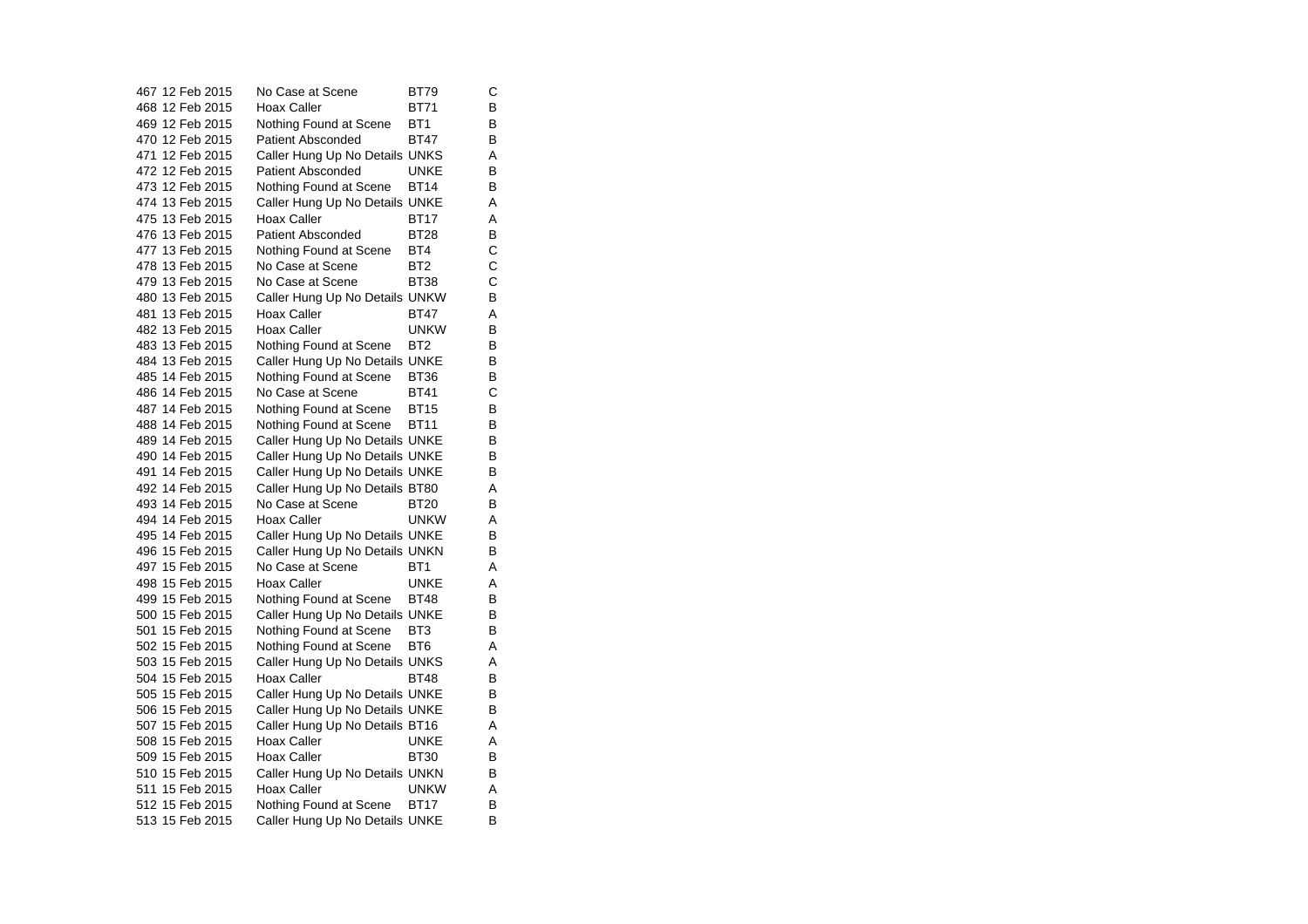| | | | | |
|---|---|---|---|---|
| 467 | 12 Feb 2015 | No Case at Scene | BT79 | C |
| 468 | 12 Feb 2015 | Hoax Caller | BT71 | B |
| 469 | 12 Feb 2015 | Nothing Found at Scene | BT1 | B |
| 470 | 12 Feb 2015 | Patient Absconded | BT47 | B |
| 471 | 12 Feb 2015 | Caller Hung Up No Details | UNKS | A |
| 472 | 12 Feb 2015 | Patient Absconded | UNKE | B |
| 473 | 12 Feb 2015 | Nothing Found at Scene | BT14 | B |
| 474 | 13 Feb 2015 | Caller Hung Up No Details | UNKE | A |
| 475 | 13 Feb 2015 | Hoax Caller | BT17 | A |
| 476 | 13 Feb 2015 | Patient Absconded | BT28 | B |
| 477 | 13 Feb 2015 | Nothing Found at Scene | BT4 | C |
| 478 | 13 Feb 2015 | No Case at Scene | BT2 | C |
| 479 | 13 Feb 2015 | No Case at Scene | BT38 | C |
| 480 | 13 Feb 2015 | Caller Hung Up No Details | UNKW | B |
| 481 | 13 Feb 2015 | Hoax Caller | BT47 | A |
| 482 | 13 Feb 2015 | Hoax Caller | UNKW | B |
| 483 | 13 Feb 2015 | Nothing Found at Scene | BT2 | B |
| 484 | 13 Feb 2015 | Caller Hung Up No Details | UNKE | B |
| 485 | 14 Feb 2015 | Nothing Found at Scene | BT36 | B |
| 486 | 14 Feb 2015 | No Case at Scene | BT41 | C |
| 487 | 14 Feb 2015 | Nothing Found at Scene | BT15 | B |
| 488 | 14 Feb 2015 | Nothing Found at Scene | BT11 | B |
| 489 | 14 Feb 2015 | Caller Hung Up No Details | UNKE | B |
| 490 | 14 Feb 2015 | Caller Hung Up No Details | UNKE | B |
| 491 | 14 Feb 2015 | Caller Hung Up No Details | UNKE | B |
| 492 | 14 Feb 2015 | Caller Hung Up No Details | BT80 | A |
| 493 | 14 Feb 2015 | No Case at Scene | BT20 | B |
| 494 | 14 Feb 2015 | Hoax Caller | UNKW | A |
| 495 | 14 Feb 2015 | Caller Hung Up No Details | UNKE | B |
| 496 | 15 Feb 2015 | Caller Hung Up No Details | UNKN | B |
| 497 | 15 Feb 2015 | No Case at Scene | BT1 | A |
| 498 | 15 Feb 2015 | Hoax Caller | UNKE | A |
| 499 | 15 Feb 2015 | Nothing Found at Scene | BT48 | B |
| 500 | 15 Feb 2015 | Caller Hung Up No Details | UNKE | B |
| 501 | 15 Feb 2015 | Nothing Found at Scene | BT3 | B |
| 502 | 15 Feb 2015 | Nothing Found at Scene | BT6 | A |
| 503 | 15 Feb 2015 | Caller Hung Up No Details | UNKS | A |
| 504 | 15 Feb 2015 | Hoax Caller | BT48 | B |
| 505 | 15 Feb 2015 | Caller Hung Up No Details | UNKE | B |
| 506 | 15 Feb 2015 | Caller Hung Up No Details | UNKE | B |
| 507 | 15 Feb 2015 | Caller Hung Up No Details | BT16 | A |
| 508 | 15 Feb 2015 | Hoax Caller | UNKE | A |
| 509 | 15 Feb 2015 | Hoax Caller | BT30 | B |
| 510 | 15 Feb 2015 | Caller Hung Up No Details | UNKN | B |
| 511 | 15 Feb 2015 | Hoax Caller | UNKW | A |
| 512 | 15 Feb 2015 | Nothing Found at Scene | BT17 | B |
| 513 | 15 Feb 2015 | Caller Hung Up No Details | UNKE | B |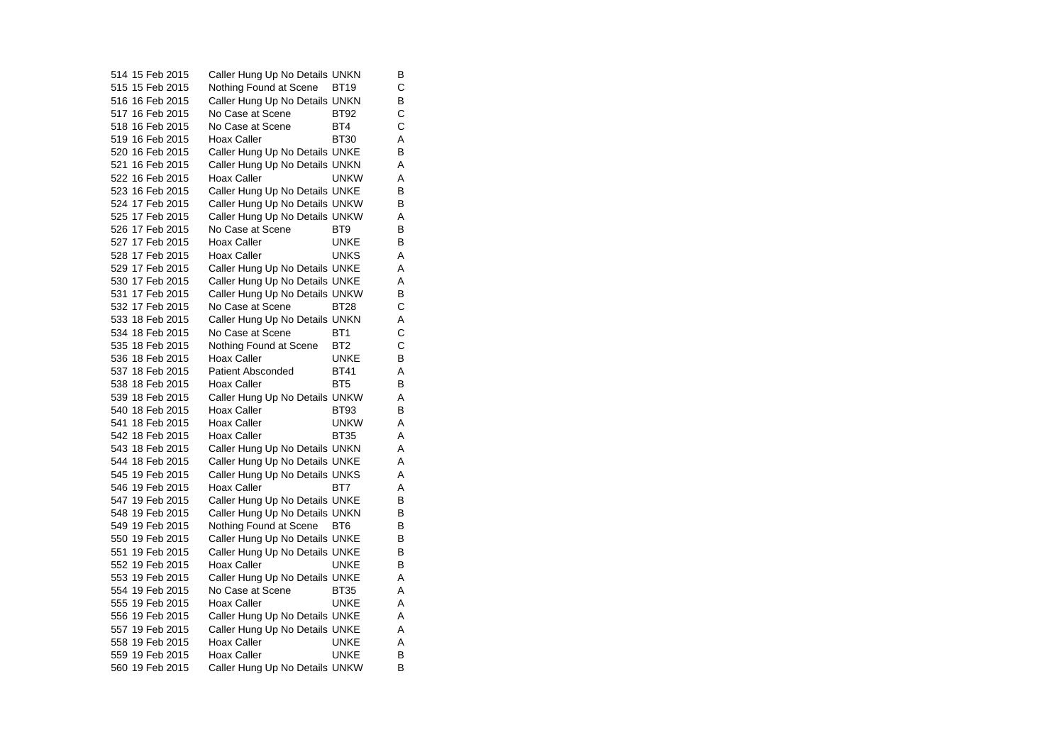| | | | | |
|---|---|---|---|---|
| 514 | 15 Feb 2015 | Caller Hung Up No Details | UNKN | B |
| 515 | 15 Feb 2015 | Nothing Found at Scene | BT19 | C |
| 516 | 16 Feb 2015 | Caller Hung Up No Details | UNKN | B |
| 517 | 16 Feb 2015 | No Case at Scene | BT92 | C |
| 518 | 16 Feb 2015 | No Case at Scene | BT4 | C |
| 519 | 16 Feb 2015 | Hoax Caller | BT30 | A |
| 520 | 16 Feb 2015 | Caller Hung Up No Details | UNKE | B |
| 521 | 16 Feb 2015 | Caller Hung Up No Details | UNKN | A |
| 522 | 16 Feb 2015 | Hoax Caller | UNKW | A |
| 523 | 16 Feb 2015 | Caller Hung Up No Details | UNKE | B |
| 524 | 17 Feb 2015 | Caller Hung Up No Details | UNKW | B |
| 525 | 17 Feb 2015 | Caller Hung Up No Details | UNKW | A |
| 526 | 17 Feb 2015 | No Case at Scene | BT9 | B |
| 527 | 17 Feb 2015 | Hoax Caller | UNKE | B |
| 528 | 17 Feb 2015 | Hoax Caller | UNKS | A |
| 529 | 17 Feb 2015 | Caller Hung Up No Details | UNKE | A |
| 530 | 17 Feb 2015 | Caller Hung Up No Details | UNKE | A |
| 531 | 17 Feb 2015 | Caller Hung Up No Details | UNKW | B |
| 532 | 17 Feb 2015 | No Case at Scene | BT28 | C |
| 533 | 18 Feb 2015 | Caller Hung Up No Details | UNKN | A |
| 534 | 18 Feb 2015 | No Case at Scene | BT1 | C |
| 535 | 18 Feb 2015 | Nothing Found at Scene | BT2 | C |
| 536 | 18 Feb 2015 | Hoax Caller | UNKE | B |
| 537 | 18 Feb 2015 | Patient Absconded | BT41 | A |
| 538 | 18 Feb 2015 | Hoax Caller | BT5 | B |
| 539 | 18 Feb 2015 | Caller Hung Up No Details | UNKW | A |
| 540 | 18 Feb 2015 | Hoax Caller | BT93 | B |
| 541 | 18 Feb 2015 | Hoax Caller | UNKW | A |
| 542 | 18 Feb 2015 | Hoax Caller | BT35 | A |
| 543 | 18 Feb 2015 | Caller Hung Up No Details | UNKN | A |
| 544 | 18 Feb 2015 | Caller Hung Up No Details | UNKE | A |
| 545 | 19 Feb 2015 | Caller Hung Up No Details | UNKS | A |
| 546 | 19 Feb 2015 | Hoax Caller | BT7 | A |
| 547 | 19 Feb 2015 | Caller Hung Up No Details | UNKE | B |
| 548 | 19 Feb 2015 | Caller Hung Up No Details | UNKN | B |
| 549 | 19 Feb 2015 | Nothing Found at Scene | BT6 | B |
| 550 | 19 Feb 2015 | Caller Hung Up No Details | UNKE | B |
| 551 | 19 Feb 2015 | Caller Hung Up No Details | UNKE | B |
| 552 | 19 Feb 2015 | Hoax Caller | UNKE | B |
| 553 | 19 Feb 2015 | Caller Hung Up No Details | UNKE | A |
| 554 | 19 Feb 2015 | No Case at Scene | BT35 | A |
| 555 | 19 Feb 2015 | Hoax Caller | UNKE | A |
| 556 | 19 Feb 2015 | Caller Hung Up No Details | UNKE | A |
| 557 | 19 Feb 2015 | Caller Hung Up No Details | UNKE | A |
| 558 | 19 Feb 2015 | Hoax Caller | UNKE | A |
| 559 | 19 Feb 2015 | Hoax Caller | UNKE | B |
| 560 | 19 Feb 2015 | Caller Hung Up No Details | UNKW | B |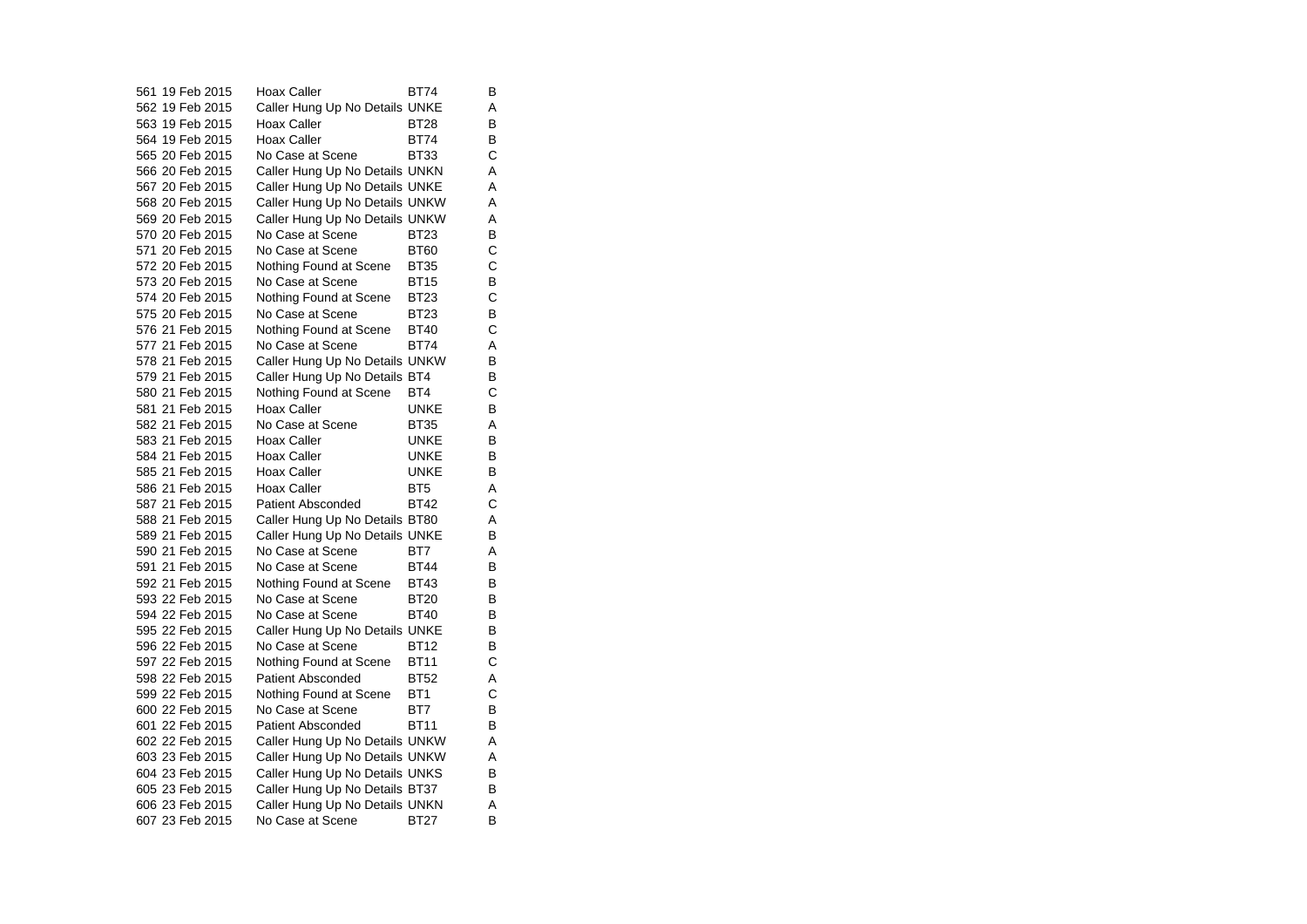| | | | | |
|---|---|---|---|---|
| 561 | 19 Feb 2015 | Hoax Caller | BT74 | B |
| 562 | 19 Feb 2015 | Caller Hung Up No Details | UNKE | A |
| 563 | 19 Feb 2015 | Hoax Caller | BT28 | B |
| 564 | 19 Feb 2015 | Hoax Caller | BT74 | B |
| 565 | 20 Feb 2015 | No Case at Scene | BT33 | C |
| 566 | 20 Feb 2015 | Caller Hung Up No Details | UNKN | A |
| 567 | 20 Feb 2015 | Caller Hung Up No Details | UNKE | A |
| 568 | 20 Feb 2015 | Caller Hung Up No Details | UNKW | A |
| 569 | 20 Feb 2015 | Caller Hung Up No Details | UNKW | A |
| 570 | 20 Feb 2015 | No Case at Scene | BT23 | B |
| 571 | 20 Feb 2015 | No Case at Scene | BT60 | C |
| 572 | 20 Feb 2015 | Nothing Found at Scene | BT35 | C |
| 573 | 20 Feb 2015 | No Case at Scene | BT15 | B |
| 574 | 20 Feb 2015 | Nothing Found at Scene | BT23 | C |
| 575 | 20 Feb 2015 | No Case at Scene | BT23 | B |
| 576 | 21 Feb 2015 | Nothing Found at Scene | BT40 | C |
| 577 | 21 Feb 2015 | No Case at Scene | BT74 | A |
| 578 | 21 Feb 2015 | Caller Hung Up No Details | UNKW | B |
| 579 | 21 Feb 2015 | Caller Hung Up No Details | BT4 | B |
| 580 | 21 Feb 2015 | Nothing Found at Scene | BT4 | C |
| 581 | 21 Feb 2015 | Hoax Caller | UNKE | B |
| 582 | 21 Feb 2015 | No Case at Scene | BT35 | A |
| 583 | 21 Feb 2015 | Hoax Caller | UNKE | B |
| 584 | 21 Feb 2015 | Hoax Caller | UNKE | B |
| 585 | 21 Feb 2015 | Hoax Caller | UNKE | B |
| 586 | 21 Feb 2015 | Hoax Caller | BT5 | A |
| 587 | 21 Feb 2015 | Patient Absconded | BT42 | C |
| 588 | 21 Feb 2015 | Caller Hung Up No Details | BT80 | A |
| 589 | 21 Feb 2015 | Caller Hung Up No Details | UNKE | B |
| 590 | 21 Feb 2015 | No Case at Scene | BT7 | A |
| 591 | 21 Feb 2015 | No Case at Scene | BT44 | B |
| 592 | 21 Feb 2015 | Nothing Found at Scene | BT43 | B |
| 593 | 22 Feb 2015 | No Case at Scene | BT20 | B |
| 594 | 22 Feb 2015 | No Case at Scene | BT40 | B |
| 595 | 22 Feb 2015 | Caller Hung Up No Details | UNKE | B |
| 596 | 22 Feb 2015 | No Case at Scene | BT12 | B |
| 597 | 22 Feb 2015 | Nothing Found at Scene | BT11 | C |
| 598 | 22 Feb 2015 | Patient Absconded | BT52 | A |
| 599 | 22 Feb 2015 | Nothing Found at Scene | BT1 | C |
| 600 | 22 Feb 2015 | No Case at Scene | BT7 | B |
| 601 | 22 Feb 2015 | Patient Absconded | BT11 | B |
| 602 | 22 Feb 2015 | Caller Hung Up No Details | UNKW | A |
| 603 | 23 Feb 2015 | Caller Hung Up No Details | UNKW | A |
| 604 | 23 Feb 2015 | Caller Hung Up No Details | UNKS | B |
| 605 | 23 Feb 2015 | Caller Hung Up No Details | BT37 | B |
| 606 | 23 Feb 2015 | Caller Hung Up No Details | UNKN | A |
| 607 | 23 Feb 2015 | No Case at Scene | BT27 | B |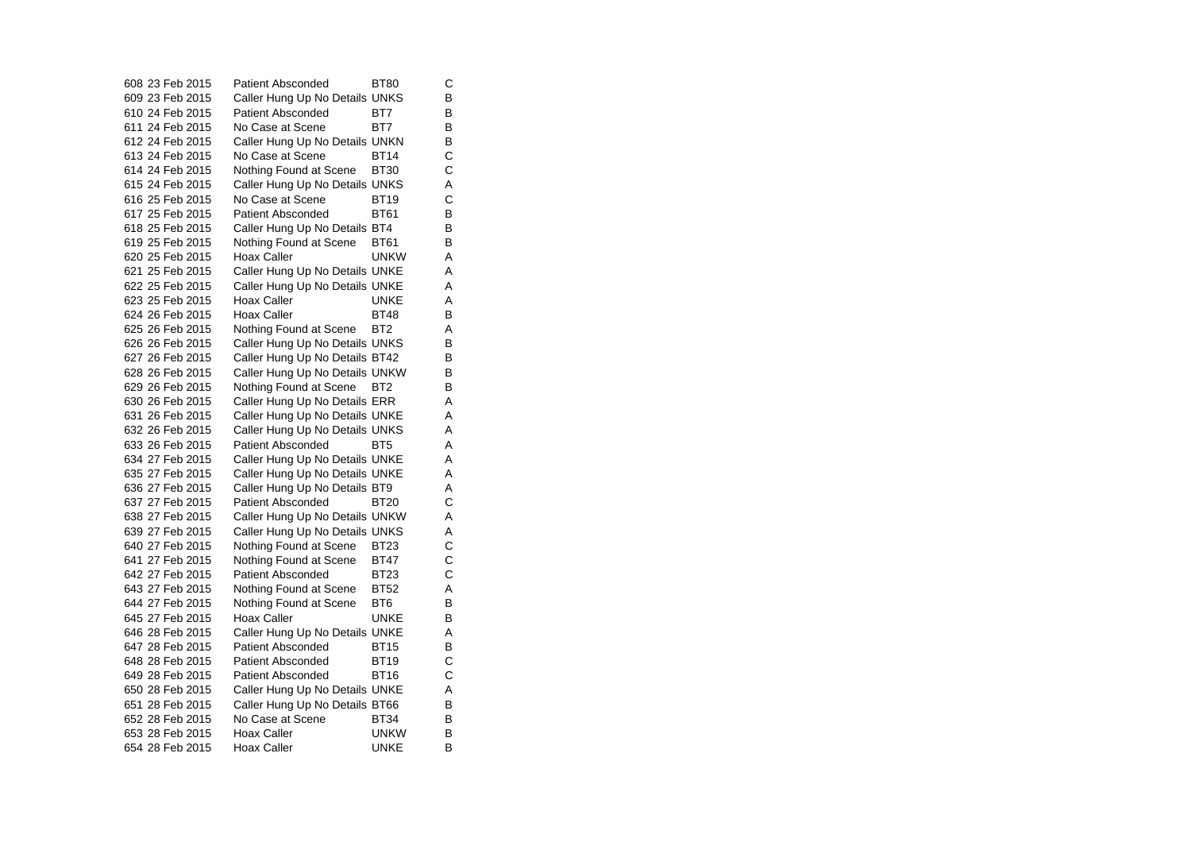| | | | | |
|---|---|---|---|---|
| 608 | 23 Feb 2015 | Patient Absconded | BT80 | C |
| 609 | 23 Feb 2015 | Caller Hung Up No Details | UNKS | B |
| 610 | 24 Feb 2015 | Patient Absconded | BT7 | B |
| 611 | 24 Feb 2015 | No Case at Scene | BT7 | B |
| 612 | 24 Feb 2015 | Caller Hung Up No Details | UNKN | B |
| 613 | 24 Feb 2015 | No Case at Scene | BT14 | C |
| 614 | 24 Feb 2015 | Nothing Found at Scene | BT30 | C |
| 615 | 24 Feb 2015 | Caller Hung Up No Details | UNKS | A |
| 616 | 25 Feb 2015 | No Case at Scene | BT19 | C |
| 617 | 25 Feb 2015 | Patient Absconded | BT61 | B |
| 618 | 25 Feb 2015 | Caller Hung Up No Details | BT4 | B |
| 619 | 25 Feb 2015 | Nothing Found at Scene | BT61 | B |
| 620 | 25 Feb 2015 | Hoax Caller | UNKW | A |
| 621 | 25 Feb 2015 | Caller Hung Up No Details | UNKE | A |
| 622 | 25 Feb 2015 | Caller Hung Up No Details | UNKE | A |
| 623 | 25 Feb 2015 | Hoax Caller | UNKE | A |
| 624 | 26 Feb 2015 | Hoax Caller | BT48 | B |
| 625 | 26 Feb 2015 | Nothing Found at Scene | BT2 | A |
| 626 | 26 Feb 2015 | Caller Hung Up No Details | UNKS | B |
| 627 | 26 Feb 2015 | Caller Hung Up No Details | BT42 | B |
| 628 | 26 Feb 2015 | Caller Hung Up No Details | UNKW | B |
| 629 | 26 Feb 2015 | Nothing Found at Scene | BT2 | B |
| 630 | 26 Feb 2015 | Caller Hung Up No Details | ERR | A |
| 631 | 26 Feb 2015 | Caller Hung Up No Details | UNKE | A |
| 632 | 26 Feb 2015 | Caller Hung Up No Details | UNKS | A |
| 633 | 26 Feb 2015 | Patient Absconded | BT5 | A |
| 634 | 27 Feb 2015 | Caller Hung Up No Details | UNKE | A |
| 635 | 27 Feb 2015 | Caller Hung Up No Details | UNKE | A |
| 636 | 27 Feb 2015 | Caller Hung Up No Details | BT9 | A |
| 637 | 27 Feb 2015 | Patient Absconded | BT20 | C |
| 638 | 27 Feb 2015 | Caller Hung Up No Details | UNKW | A |
| 639 | 27 Feb 2015 | Caller Hung Up No Details | UNKS | A |
| 640 | 27 Feb 2015 | Nothing Found at Scene | BT23 | C |
| 641 | 27 Feb 2015 | Nothing Found at Scene | BT47 | C |
| 642 | 27 Feb 2015 | Patient Absconded | BT23 | C |
| 643 | 27 Feb 2015 | Nothing Found at Scene | BT52 | A |
| 644 | 27 Feb 2015 | Nothing Found at Scene | BT6 | B |
| 645 | 27 Feb 2015 | Hoax Caller | UNKE | B |
| 646 | 28 Feb 2015 | Caller Hung Up No Details | UNKE | A |
| 647 | 28 Feb 2015 | Patient Absconded | BT15 | B |
| 648 | 28 Feb 2015 | Patient Absconded | BT19 | C |
| 649 | 28 Feb 2015 | Patient Absconded | BT16 | C |
| 650 | 28 Feb 2015 | Caller Hung Up No Details | UNKE | A |
| 651 | 28 Feb 2015 | Caller Hung Up No Details | BT66 | B |
| 652 | 28 Feb 2015 | No Case at Scene | BT34 | B |
| 653 | 28 Feb 2015 | Hoax Caller | UNKW | B |
| 654 | 28 Feb 2015 | Hoax Caller | UNKE | B |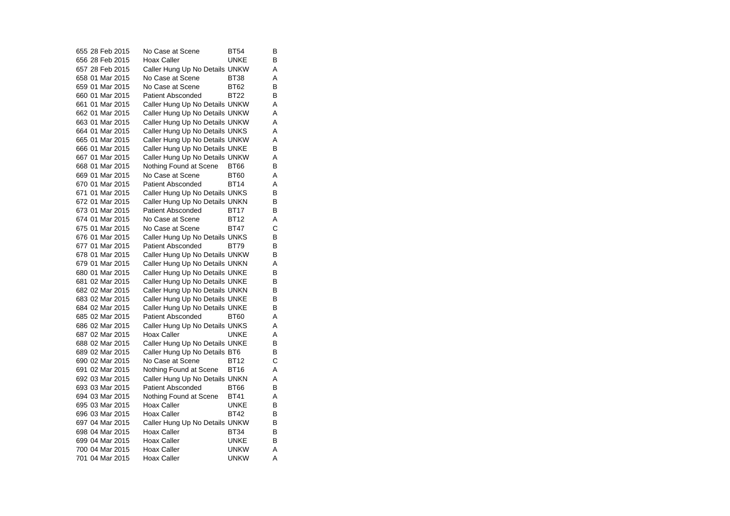| | | | | |
|---|---|---|---|---|
| 655 | 28 Feb 2015 | No Case at Scene | BT54 | B |
| 656 | 28 Feb 2015 | Hoax Caller | UNKE | B |
| 657 | 28 Feb 2015 | Caller Hung Up No Details | UNKW | A |
| 658 | 01 Mar 2015 | No Case at Scene | BT38 | A |
| 659 | 01 Mar 2015 | No Case at Scene | BT62 | B |
| 660 | 01 Mar 2015 | Patient Absconded | BT22 | B |
| 661 | 01 Mar 2015 | Caller Hung Up No Details | UNKW | A |
| 662 | 01 Mar 2015 | Caller Hung Up No Details | UNKW | A |
| 663 | 01 Mar 2015 | Caller Hung Up No Details | UNKW | A |
| 664 | 01 Mar 2015 | Caller Hung Up No Details | UNKS | A |
| 665 | 01 Mar 2015 | Caller Hung Up No Details | UNKW | A |
| 666 | 01 Mar 2015 | Caller Hung Up No Details | UNKE | B |
| 667 | 01 Mar 2015 | Caller Hung Up No Details | UNKW | A |
| 668 | 01 Mar 2015 | Nothing Found at Scene | BT66 | B |
| 669 | 01 Mar 2015 | No Case at Scene | BT60 | A |
| 670 | 01 Mar 2015 | Patient Absconded | BT14 | A |
| 671 | 01 Mar 2015 | Caller Hung Up No Details | UNKS | B |
| 672 | 01 Mar 2015 | Caller Hung Up No Details | UNKN | B |
| 673 | 01 Mar 2015 | Patient Absconded | BT17 | B |
| 674 | 01 Mar 2015 | No Case at Scene | BT12 | A |
| 675 | 01 Mar 2015 | No Case at Scene | BT47 | C |
| 676 | 01 Mar 2015 | Caller Hung Up No Details | UNKS | B |
| 677 | 01 Mar 2015 | Patient Absconded | BT79 | B |
| 678 | 01 Mar 2015 | Caller Hung Up No Details | UNKW | B |
| 679 | 01 Mar 2015 | Caller Hung Up No Details | UNKN | A |
| 680 | 01 Mar 2015 | Caller Hung Up No Details | UNKE | B |
| 681 | 02 Mar 2015 | Caller Hung Up No Details | UNKE | B |
| 682 | 02 Mar 2015 | Caller Hung Up No Details | UNKN | B |
| 683 | 02 Mar 2015 | Caller Hung Up No Details | UNKE | B |
| 684 | 02 Mar 2015 | Caller Hung Up No Details | UNKE | B |
| 685 | 02 Mar 2015 | Patient Absconded | BT60 | A |
| 686 | 02 Mar 2015 | Caller Hung Up No Details | UNKS | A |
| 687 | 02 Mar 2015 | Hoax Caller | UNKE | A |
| 688 | 02 Mar 2015 | Caller Hung Up No Details | UNKE | B |
| 689 | 02 Mar 2015 | Caller Hung Up No Details | BT6 | B |
| 690 | 02 Mar 2015 | No Case at Scene | BT12 | C |
| 691 | 02 Mar 2015 | Nothing Found at Scene | BT16 | A |
| 692 | 03 Mar 2015 | Caller Hung Up No Details | UNKN | A |
| 693 | 03 Mar 2015 | Patient Absconded | BT66 | B |
| 694 | 03 Mar 2015 | Nothing Found at Scene | BT41 | A |
| 695 | 03 Mar 2015 | Hoax Caller | UNKE | B |
| 696 | 03 Mar 2015 | Hoax Caller | BT42 | B |
| 697 | 04 Mar 2015 | Caller Hung Up No Details | UNKW | B |
| 698 | 04 Mar 2015 | Hoax Caller | BT34 | B |
| 699 | 04 Mar 2015 | Hoax Caller | UNKE | B |
| 700 | 04 Mar 2015 | Hoax Caller | UNKW | A |
| 701 | 04 Mar 2015 | Hoax Caller | UNKW | A |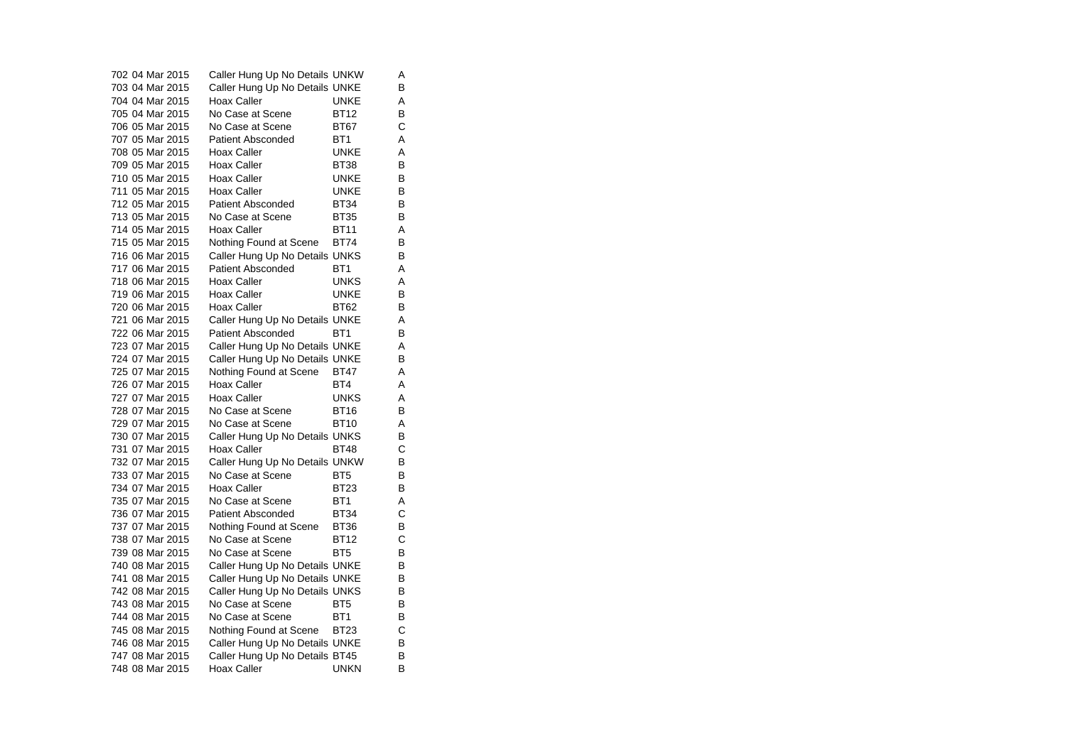| | | | | |
|---|---|---|---|---|
| 702 | 04 Mar 2015 | Caller Hung Up No Details | UNKW | A |
| 703 | 04 Mar 2015 | Caller Hung Up No Details | UNKE | B |
| 704 | 04 Mar 2015 | Hoax Caller | UNKE | A |
| 705 | 04 Mar 2015 | No Case at Scene | BT12 | B |
| 706 | 05 Mar 2015 | No Case at Scene | BT67 | C |
| 707 | 05 Mar 2015 | Patient Absconded | BT1 | A |
| 708 | 05 Mar 2015 | Hoax Caller | UNKE | A |
| 709 | 05 Mar 2015 | Hoax Caller | BT38 | B |
| 710 | 05 Mar 2015 | Hoax Caller | UNKE | B |
| 711 | 05 Mar 2015 | Hoax Caller | UNKE | B |
| 712 | 05 Mar 2015 | Patient Absconded | BT34 | B |
| 713 | 05 Mar 2015 | No Case at Scene | BT35 | B |
| 714 | 05 Mar 2015 | Hoax Caller | BT11 | A |
| 715 | 05 Mar 2015 | Nothing Found at Scene | BT74 | B |
| 716 | 06 Mar 2015 | Caller Hung Up No Details | UNKS | B |
| 717 | 06 Mar 2015 | Patient Absconded | BT1 | A |
| 718 | 06 Mar 2015 | Hoax Caller | UNKS | A |
| 719 | 06 Mar 2015 | Hoax Caller | UNKE | B |
| 720 | 06 Mar 2015 | Hoax Caller | BT62 | B |
| 721 | 06 Mar 2015 | Caller Hung Up No Details | UNKE | A |
| 722 | 06 Mar 2015 | Patient Absconded | BT1 | B |
| 723 | 07 Mar 2015 | Caller Hung Up No Details | UNKE | A |
| 724 | 07 Mar 2015 | Caller Hung Up No Details | UNKE | B |
| 725 | 07 Mar 2015 | Nothing Found at Scene | BT47 | A |
| 726 | 07 Mar 2015 | Hoax Caller | BT4 | A |
| 727 | 07 Mar 2015 | Hoax Caller | UNKS | A |
| 728 | 07 Mar 2015 | No Case at Scene | BT16 | B |
| 729 | 07 Mar 2015 | No Case at Scene | BT10 | A |
| 730 | 07 Mar 2015 | Caller Hung Up No Details | UNKS | B |
| 731 | 07 Mar 2015 | Hoax Caller | BT48 | C |
| 732 | 07 Mar 2015 | Caller Hung Up No Details | UNKW | B |
| 733 | 07 Mar 2015 | No Case at Scene | BT5 | B |
| 734 | 07 Mar 2015 | Hoax Caller | BT23 | B |
| 735 | 07 Mar 2015 | No Case at Scene | BT1 | A |
| 736 | 07 Mar 2015 | Patient Absconded | BT34 | C |
| 737 | 07 Mar 2015 | Nothing Found at Scene | BT36 | B |
| 738 | 07 Mar 2015 | No Case at Scene | BT12 | C |
| 739 | 08 Mar 2015 | No Case at Scene | BT5 | B |
| 740 | 08 Mar 2015 | Caller Hung Up No Details | UNKE | B |
| 741 | 08 Mar 2015 | Caller Hung Up No Details | UNKE | B |
| 742 | 08 Mar 2015 | Caller Hung Up No Details | UNKS | B |
| 743 | 08 Mar 2015 | No Case at Scene | BT5 | B |
| 744 | 08 Mar 2015 | No Case at Scene | BT1 | B |
| 745 | 08 Mar 2015 | Nothing Found at Scene | BT23 | C |
| 746 | 08 Mar 2015 | Caller Hung Up No Details | UNKE | B |
| 747 | 08 Mar 2015 | Caller Hung Up No Details | BT45 | B |
| 748 | 08 Mar 2015 | Hoax Caller | UNKN | B |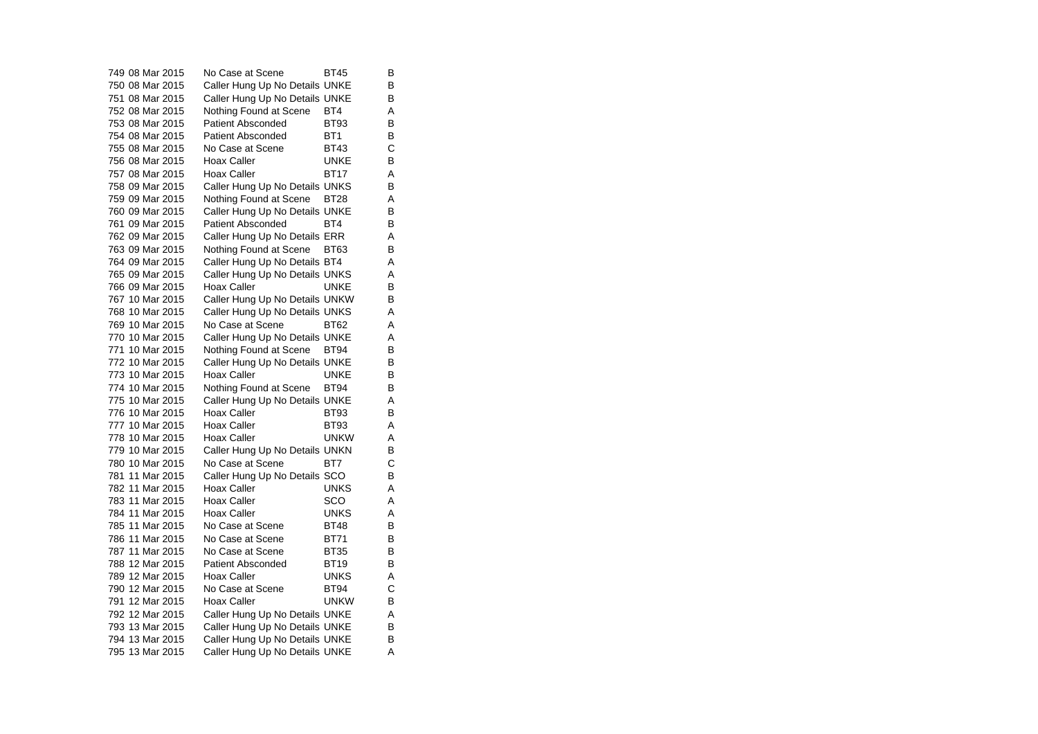| | | | | |
|---|---|---|---|---|
| 749 | 08 Mar 2015 | No Case at Scene | BT45 | B |
| 750 | 08 Mar 2015 | Caller Hung Up No Details | UNKE | B |
| 751 | 08 Mar 2015 | Caller Hung Up No Details | UNKE | B |
| 752 | 08 Mar 2015 | Nothing Found at Scene | BT4 | A |
| 753 | 08 Mar 2015 | Patient Absconded | BT93 | B |
| 754 | 08 Mar 2015 | Patient Absconded | BT1 | B |
| 755 | 08 Mar 2015 | No Case at Scene | BT43 | C |
| 756 | 08 Mar 2015 | Hoax Caller | UNKE | B |
| 757 | 08 Mar 2015 | Hoax Caller | BT17 | A |
| 758 | 09 Mar 2015 | Caller Hung Up No Details | UNKS | B |
| 759 | 09 Mar 2015 | Nothing Found at Scene | BT28 | A |
| 760 | 09 Mar 2015 | Caller Hung Up No Details | UNKE | B |
| 761 | 09 Mar 2015 | Patient Absconded | BT4 | B |
| 762 | 09 Mar 2015 | Caller Hung Up No Details | ERR | A |
| 763 | 09 Mar 2015 | Nothing Found at Scene | BT63 | B |
| 764 | 09 Mar 2015 | Caller Hung Up No Details | BT4 | A |
| 765 | 09 Mar 2015 | Caller Hung Up No Details | UNKS | A |
| 766 | 09 Mar 2015 | Hoax Caller | UNKE | B |
| 767 | 10 Mar 2015 | Caller Hung Up No Details | UNKW | B |
| 768 | 10 Mar 2015 | Caller Hung Up No Details | UNKS | A |
| 769 | 10 Mar 2015 | No Case at Scene | BT62 | A |
| 770 | 10 Mar 2015 | Caller Hung Up No Details | UNKE | A |
| 771 | 10 Mar 2015 | Nothing Found at Scene | BT94 | B |
| 772 | 10 Mar 2015 | Caller Hung Up No Details | UNKE | B |
| 773 | 10 Mar 2015 | Hoax Caller | UNKE | B |
| 774 | 10 Mar 2015 | Nothing Found at Scene | BT94 | B |
| 775 | 10 Mar 2015 | Caller Hung Up No Details | UNKE | A |
| 776 | 10 Mar 2015 | Hoax Caller | BT93 | B |
| 777 | 10 Mar 2015 | Hoax Caller | BT93 | A |
| 778 | 10 Mar 2015 | Hoax Caller | UNKW | A |
| 779 | 10 Mar 2015 | Caller Hung Up No Details | UNKN | B |
| 780 | 10 Mar 2015 | No Case at Scene | BT7 | C |
| 781 | 11 Mar 2015 | Caller Hung Up No Details | SCO | B |
| 782 | 11 Mar 2015 | Hoax Caller | UNKS | A |
| 783 | 11 Mar 2015 | Hoax Caller | SCO | A |
| 784 | 11 Mar 2015 | Hoax Caller | UNKS | A |
| 785 | 11 Mar 2015 | No Case at Scene | BT48 | B |
| 786 | 11 Mar 2015 | No Case at Scene | BT71 | B |
| 787 | 11 Mar 2015 | No Case at Scene | BT35 | B |
| 788 | 12 Mar 2015 | Patient Absconded | BT19 | B |
| 789 | 12 Mar 2015 | Hoax Caller | UNKS | A |
| 790 | 12 Mar 2015 | No Case at Scene | BT94 | C |
| 791 | 12 Mar 2015 | Hoax Caller | UNKW | B |
| 792 | 12 Mar 2015 | Caller Hung Up No Details | UNKE | A |
| 793 | 13 Mar 2015 | Caller Hung Up No Details | UNKE | B |
| 794 | 13 Mar 2015 | Caller Hung Up No Details | UNKE | B |
| 795 | 13 Mar 2015 | Caller Hung Up No Details | UNKE | A |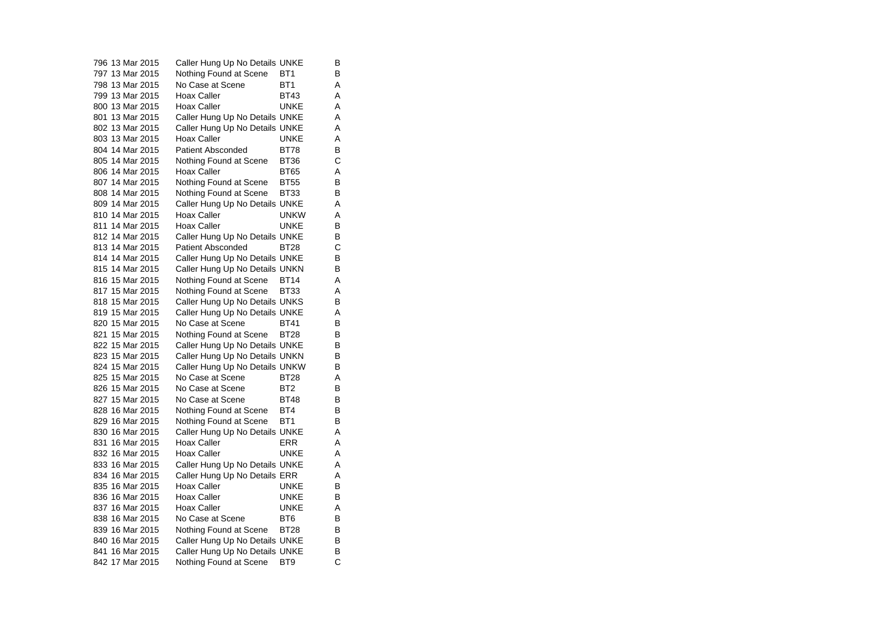| | | | | |
|---|---|---|---|---|
| 796 | 13 Mar 2015 | Caller Hung Up No Details | UNKE | B |
| 797 | 13 Mar 2015 | Nothing Found at Scene | BT1 | B |
| 798 | 13 Mar 2015 | No Case at Scene | BT1 | A |
| 799 | 13 Mar 2015 | Hoax Caller | BT43 | A |
| 800 | 13 Mar 2015 | Hoax Caller | UNKE | A |
| 801 | 13 Mar 2015 | Caller Hung Up No Details | UNKE | A |
| 802 | 13 Mar 2015 | Caller Hung Up No Details | UNKE | A |
| 803 | 13 Mar 2015 | Hoax Caller | UNKE | A |
| 804 | 14 Mar 2015 | Patient Absconded | BT78 | B |
| 805 | 14 Mar 2015 | Nothing Found at Scene | BT36 | C |
| 806 | 14 Mar 2015 | Hoax Caller | BT65 | A |
| 807 | 14 Mar 2015 | Nothing Found at Scene | BT55 | B |
| 808 | 14 Mar 2015 | Nothing Found at Scene | BT33 | B |
| 809 | 14 Mar 2015 | Caller Hung Up No Details | UNKE | A |
| 810 | 14 Mar 2015 | Hoax Caller | UNKW | A |
| 811 | 14 Mar 2015 | Hoax Caller | UNKE | B |
| 812 | 14 Mar 2015 | Caller Hung Up No Details | UNKE | B |
| 813 | 14 Mar 2015 | Patient Absconded | BT28 | C |
| 814 | 14 Mar 2015 | Caller Hung Up No Details | UNKE | B |
| 815 | 14 Mar 2015 | Caller Hung Up No Details | UNKN | B |
| 816 | 15 Mar 2015 | Nothing Found at Scene | BT14 | A |
| 817 | 15 Mar 2015 | Nothing Found at Scene | BT33 | A |
| 818 | 15 Mar 2015 | Caller Hung Up No Details | UNKS | B |
| 819 | 15 Mar 2015 | Caller Hung Up No Details | UNKE | A |
| 820 | 15 Mar 2015 | No Case at Scene | BT41 | B |
| 821 | 15 Mar 2015 | Nothing Found at Scene | BT28 | B |
| 822 | 15 Mar 2015 | Caller Hung Up No Details | UNKE | B |
| 823 | 15 Mar 2015 | Caller Hung Up No Details | UNKN | B |
| 824 | 15 Mar 2015 | Caller Hung Up No Details | UNKW | B |
| 825 | 15 Mar 2015 | No Case at Scene | BT28 | A |
| 826 | 15 Mar 2015 | No Case at Scene | BT2 | B |
| 827 | 15 Mar 2015 | No Case at Scene | BT48 | B |
| 828 | 16 Mar 2015 | Nothing Found at Scene | BT4 | B |
| 829 | 16 Mar 2015 | Nothing Found at Scene | BT1 | B |
| 830 | 16 Mar 2015 | Caller Hung Up No Details | UNKE | A |
| 831 | 16 Mar 2015 | Hoax Caller | ERR | A |
| 832 | 16 Mar 2015 | Hoax Caller | UNKE | A |
| 833 | 16 Mar 2015 | Caller Hung Up No Details | UNKE | A |
| 834 | 16 Mar 2015 | Caller Hung Up No Details | ERR | A |
| 835 | 16 Mar 2015 | Hoax Caller | UNKE | B |
| 836 | 16 Mar 2015 | Hoax Caller | UNKE | B |
| 837 | 16 Mar 2015 | Hoax Caller | UNKE | A |
| 838 | 16 Mar 2015 | No Case at Scene | BT6 | B |
| 839 | 16 Mar 2015 | Nothing Found at Scene | BT28 | B |
| 840 | 16 Mar 2015 | Caller Hung Up No Details | UNKE | B |
| 841 | 16 Mar 2015 | Caller Hung Up No Details | UNKE | B |
| 842 | 17 Mar 2015 | Nothing Found at Scene | BT9 | C |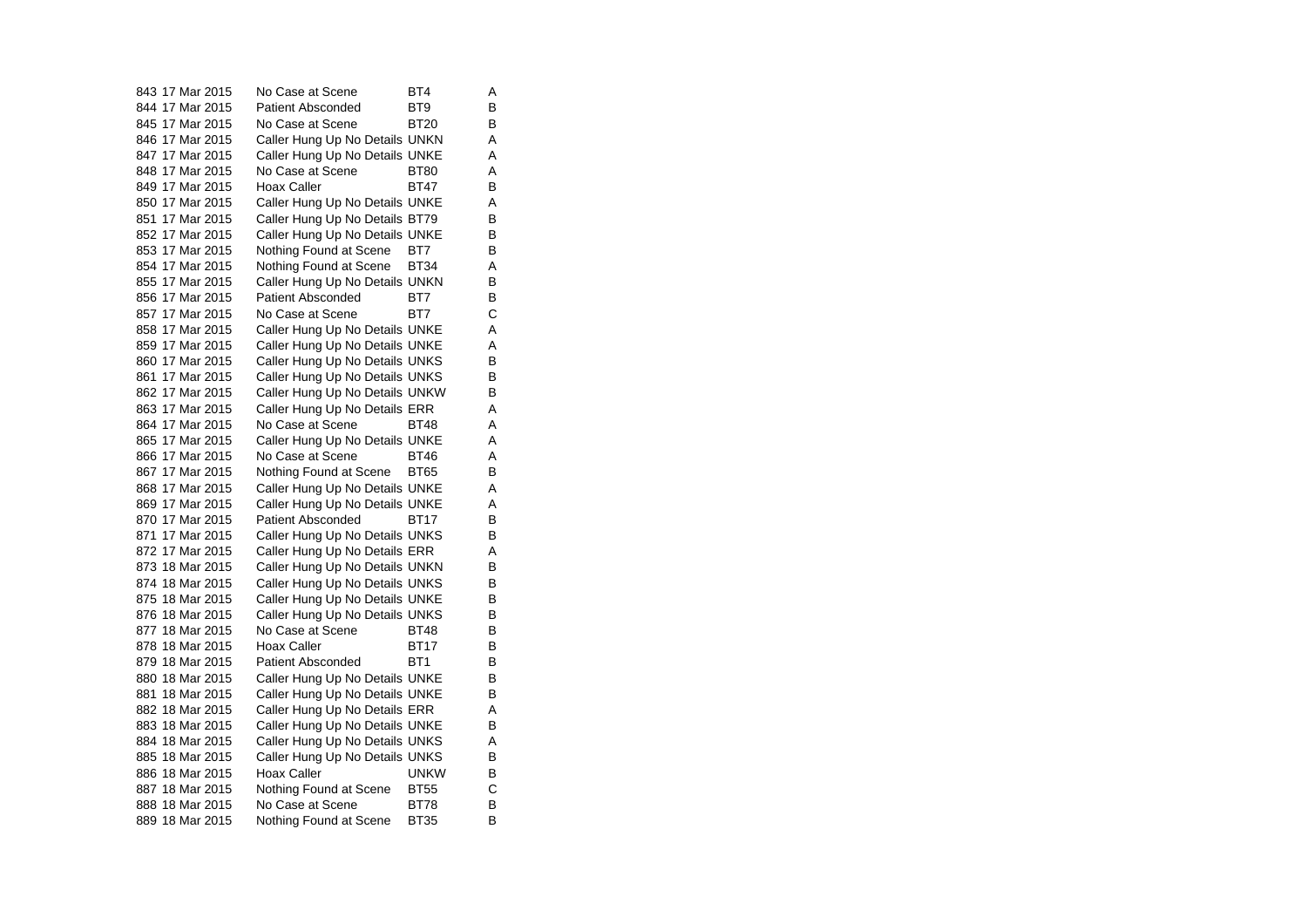| | | | | |
|---|---|---|---|---|
| 843 | 17 Mar 2015 | No Case at Scene | BT4 | A |
| 844 | 17 Mar 2015 | Patient Absconded | BT9 | B |
| 845 | 17 Mar 2015 | No Case at Scene | BT20 | B |
| 846 | 17 Mar 2015 | Caller Hung Up No Details | UNKN | A |
| 847 | 17 Mar 2015 | Caller Hung Up No Details | UNKE | A |
| 848 | 17 Mar 2015 | No Case at Scene | BT80 | A |
| 849 | 17 Mar 2015 | Hoax Caller | BT47 | B |
| 850 | 17 Mar 2015 | Caller Hung Up No Details | UNKE | A |
| 851 | 17 Mar 2015 | Caller Hung Up No Details | BT79 | B |
| 852 | 17 Mar 2015 | Caller Hung Up No Details | UNKE | B |
| 853 | 17 Mar 2015 | Nothing Found at Scene | BT7 | B |
| 854 | 17 Mar 2015 | Nothing Found at Scene | BT34 | A |
| 855 | 17 Mar 2015 | Caller Hung Up No Details | UNKN | B |
| 856 | 17 Mar 2015 | Patient Absconded | BT7 | B |
| 857 | 17 Mar 2015 | No Case at Scene | BT7 | C |
| 858 | 17 Mar 2015 | Caller Hung Up No Details | UNKE | A |
| 859 | 17 Mar 2015 | Caller Hung Up No Details | UNKE | A |
| 860 | 17 Mar 2015 | Caller Hung Up No Details | UNKS | B |
| 861 | 17 Mar 2015 | Caller Hung Up No Details | UNKS | B |
| 862 | 17 Mar 2015 | Caller Hung Up No Details | UNKW | B |
| 863 | 17 Mar 2015 | Caller Hung Up No Details | ERR | A |
| 864 | 17 Mar 2015 | No Case at Scene | BT48 | A |
| 865 | 17 Mar 2015 | Caller Hung Up No Details | UNKE | A |
| 866 | 17 Mar 2015 | No Case at Scene | BT46 | A |
| 867 | 17 Mar 2015 | Nothing Found at Scene | BT65 | B |
| 868 | 17 Mar 2015 | Caller Hung Up No Details | UNKE | A |
| 869 | 17 Mar 2015 | Caller Hung Up No Details | UNKE | A |
| 870 | 17 Mar 2015 | Patient Absconded | BT17 | B |
| 871 | 17 Mar 2015 | Caller Hung Up No Details | UNKS | B |
| 872 | 17 Mar 2015 | Caller Hung Up No Details | ERR | A |
| 873 | 18 Mar 2015 | Caller Hung Up No Details | UNKN | B |
| 874 | 18 Mar 2015 | Caller Hung Up No Details | UNKS | B |
| 875 | 18 Mar 2015 | Caller Hung Up No Details | UNKE | B |
| 876 | 18 Mar 2015 | Caller Hung Up No Details | UNKS | B |
| 877 | 18 Mar 2015 | No Case at Scene | BT48 | B |
| 878 | 18 Mar 2015 | Hoax Caller | BT17 | B |
| 879 | 18 Mar 2015 | Patient Absconded | BT1 | B |
| 880 | 18 Mar 2015 | Caller Hung Up No Details | UNKE | B |
| 881 | 18 Mar 2015 | Caller Hung Up No Details | UNKE | B |
| 882 | 18 Mar 2015 | Caller Hung Up No Details | ERR | A |
| 883 | 18 Mar 2015 | Caller Hung Up No Details | UNKE | B |
| 884 | 18 Mar 2015 | Caller Hung Up No Details | UNKS | A |
| 885 | 18 Mar 2015 | Caller Hung Up No Details | UNKS | B |
| 886 | 18 Mar 2015 | Hoax Caller | UNKW | B |
| 887 | 18 Mar 2015 | Nothing Found at Scene | BT55 | C |
| 888 | 18 Mar 2015 | No Case at Scene | BT78 | B |
| 889 | 18 Mar 2015 | Nothing Found at Scene | BT35 | B |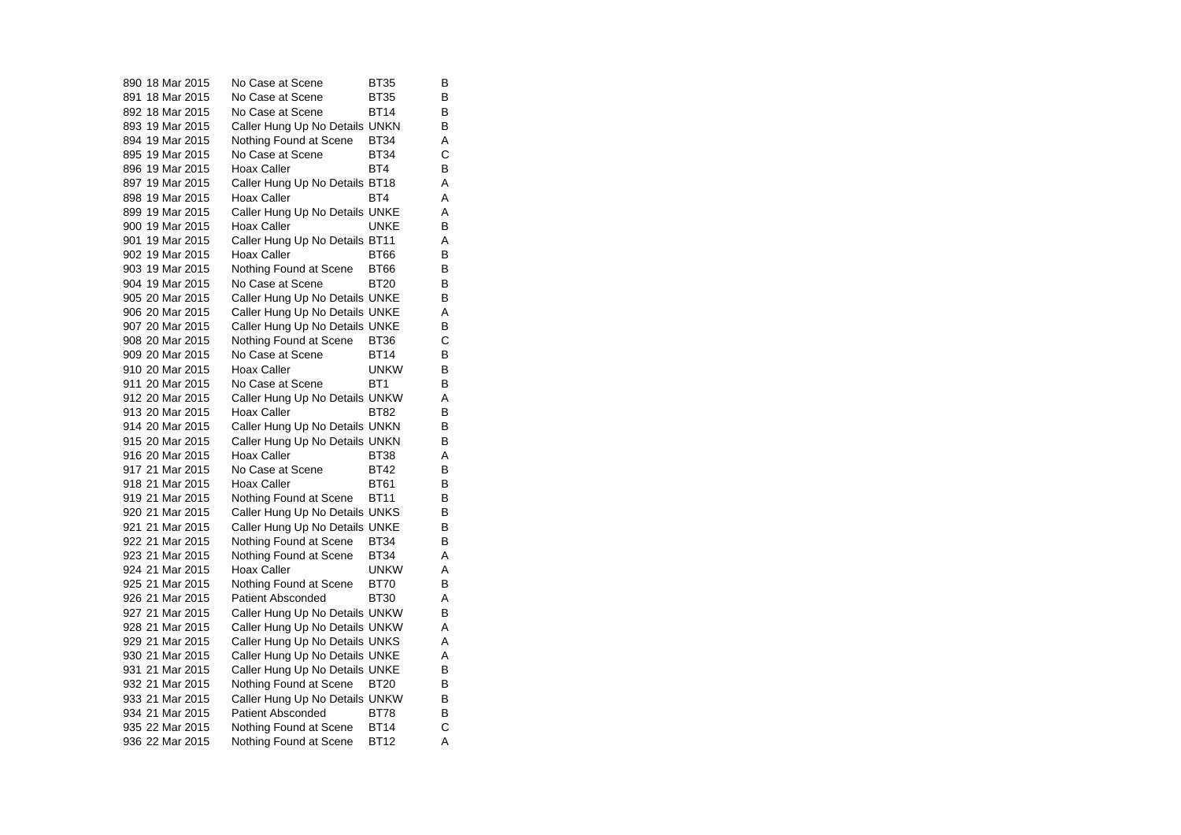| | | | | |
|---|---|---|---|---|
| 890 | 18 Mar 2015 | No Case at Scene | BT35 | B |
| 891 | 18 Mar 2015 | No Case at Scene | BT35 | B |
| 892 | 18 Mar 2015 | No Case at Scene | BT14 | B |
| 893 | 19 Mar 2015 | Caller Hung Up No Details | UNKN | B |
| 894 | 19 Mar 2015 | Nothing Found at Scene | BT34 | A |
| 895 | 19 Mar 2015 | No Case at Scene | BT34 | C |
| 896 | 19 Mar 2015 | Hoax Caller | BT4 | B |
| 897 | 19 Mar 2015 | Caller Hung Up No Details | BT18 | A |
| 898 | 19 Mar 2015 | Hoax Caller | BT4 | A |
| 899 | 19 Mar 2015 | Caller Hung Up No Details | UNKE | A |
| 900 | 19 Mar 2015 | Hoax Caller | UNKE | B |
| 901 | 19 Mar 2015 | Caller Hung Up No Details | BT11 | A |
| 902 | 19 Mar 2015 | Hoax Caller | BT66 | B |
| 903 | 19 Mar 2015 | Nothing Found at Scene | BT66 | B |
| 904 | 19 Mar 2015 | No Case at Scene | BT20 | B |
| 905 | 20 Mar 2015 | Caller Hung Up No Details | UNKE | B |
| 906 | 20 Mar 2015 | Caller Hung Up No Details | UNKE | A |
| 907 | 20 Mar 2015 | Caller Hung Up No Details | UNKE | B |
| 908 | 20 Mar 2015 | Nothing Found at Scene | BT36 | C |
| 909 | 20 Mar 2015 | No Case at Scene | BT14 | B |
| 910 | 20 Mar 2015 | Hoax Caller | UNKW | B |
| 911 | 20 Mar 2015 | No Case at Scene | BT1 | B |
| 912 | 20 Mar 2015 | Caller Hung Up No Details | UNKW | A |
| 913 | 20 Mar 2015 | Hoax Caller | BT82 | B |
| 914 | 20 Mar 2015 | Caller Hung Up No Details | UNKN | B |
| 915 | 20 Mar 2015 | Caller Hung Up No Details | UNKN | B |
| 916 | 20 Mar 2015 | Hoax Caller | BT38 | A |
| 917 | 21 Mar 2015 | No Case at Scene | BT42 | B |
| 918 | 21 Mar 2015 | Hoax Caller | BT61 | B |
| 919 | 21 Mar 2015 | Nothing Found at Scene | BT11 | B |
| 920 | 21 Mar 2015 | Caller Hung Up No Details | UNKS | B |
| 921 | 21 Mar 2015 | Caller Hung Up No Details | UNKE | B |
| 922 | 21 Mar 2015 | Nothing Found at Scene | BT34 | B |
| 923 | 21 Mar 2015 | Nothing Found at Scene | BT34 | A |
| 924 | 21 Mar 2015 | Hoax Caller | UNKW | A |
| 925 | 21 Mar 2015 | Nothing Found at Scene | BT70 | B |
| 926 | 21 Mar 2015 | Patient Absconded | BT30 | A |
| 927 | 21 Mar 2015 | Caller Hung Up No Details | UNKW | B |
| 928 | 21 Mar 2015 | Caller Hung Up No Details | UNKW | A |
| 929 | 21 Mar 2015 | Caller Hung Up No Details | UNKS | A |
| 930 | 21 Mar 2015 | Caller Hung Up No Details | UNKE | A |
| 931 | 21 Mar 2015 | Caller Hung Up No Details | UNKE | B |
| 932 | 21 Mar 2015 | Nothing Found at Scene | BT20 | B |
| 933 | 21 Mar 2015 | Caller Hung Up No Details | UNKW | B |
| 934 | 21 Mar 2015 | Patient Absconded | BT78 | B |
| 935 | 22 Mar 2015 | Nothing Found at Scene | BT14 | C |
| 936 | 22 Mar 2015 | Nothing Found at Scene | BT12 | A |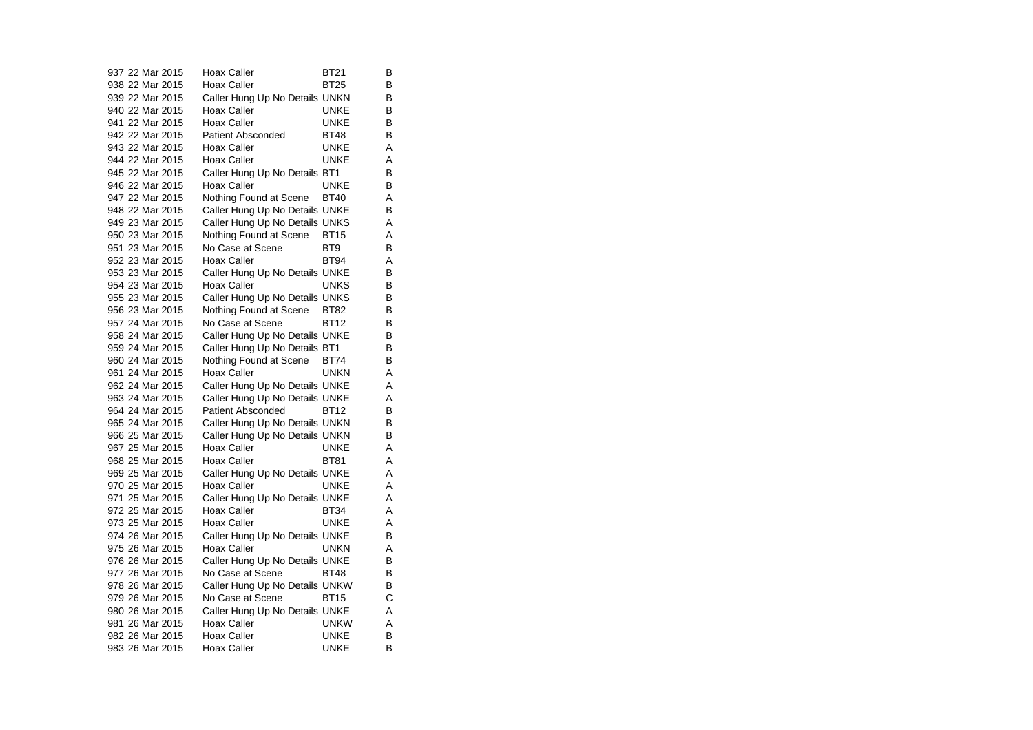| | | | | |
|---|---|---|---|---|
| 937 | 22 Mar 2015 | Hoax Caller | BT21 | B |
| 938 | 22 Mar 2015 | Hoax Caller | BT25 | B |
| 939 | 22 Mar 2015 | Caller Hung Up No Details | UNKN | B |
| 940 | 22 Mar 2015 | Hoax Caller | UNKE | B |
| 941 | 22 Mar 2015 | Hoax Caller | UNKE | B |
| 942 | 22 Mar 2015 | Patient Absconded | BT48 | B |
| 943 | 22 Mar 2015 | Hoax Caller | UNKE | A |
| 944 | 22 Mar 2015 | Hoax Caller | UNKE | A |
| 945 | 22 Mar 2015 | Caller Hung Up No Details | BT1 | B |
| 946 | 22 Mar 2015 | Hoax Caller | UNKE | B |
| 947 | 22 Mar 2015 | Nothing Found at Scene | BT40 | A |
| 948 | 22 Mar 2015 | Caller Hung Up No Details | UNKE | B |
| 949 | 23 Mar 2015 | Caller Hung Up No Details | UNKS | A |
| 950 | 23 Mar 2015 | Nothing Found at Scene | BT15 | A |
| 951 | 23 Mar 2015 | No Case at Scene | BT9 | B |
| 952 | 23 Mar 2015 | Hoax Caller | BT94 | A |
| 953 | 23 Mar 2015 | Caller Hung Up No Details | UNKE | B |
| 954 | 23 Mar 2015 | Hoax Caller | UNKS | B |
| 955 | 23 Mar 2015 | Caller Hung Up No Details | UNKS | B |
| 956 | 23 Mar 2015 | Nothing Found at Scene | BT82 | B |
| 957 | 24 Mar 2015 | No Case at Scene | BT12 | B |
| 958 | 24 Mar 2015 | Caller Hung Up No Details | UNKE | B |
| 959 | 24 Mar 2015 | Caller Hung Up No Details | BT1 | B |
| 960 | 24 Mar 2015 | Nothing Found at Scene | BT74 | B |
| 961 | 24 Mar 2015 | Hoax Caller | UNKN | A |
| 962 | 24 Mar 2015 | Caller Hung Up No Details | UNKE | A |
| 963 | 24 Mar 2015 | Caller Hung Up No Details | UNKE | A |
| 964 | 24 Mar 2015 | Patient Absconded | BT12 | B |
| 965 | 24 Mar 2015 | Caller Hung Up No Details | UNKN | B |
| 966 | 25 Mar 2015 | Caller Hung Up No Details | UNKN | B |
| 967 | 25 Mar 2015 | Hoax Caller | UNKE | A |
| 968 | 25 Mar 2015 | Hoax Caller | BT81 | A |
| 969 | 25 Mar 2015 | Caller Hung Up No Details | UNKE | A |
| 970 | 25 Mar 2015 | Hoax Caller | UNKE | A |
| 971 | 25 Mar 2015 | Caller Hung Up No Details | UNKE | A |
| 972 | 25 Mar 2015 | Hoax Caller | BT34 | A |
| 973 | 25 Mar 2015 | Hoax Caller | UNKE | A |
| 974 | 26 Mar 2015 | Caller Hung Up No Details | UNKE | B |
| 975 | 26 Mar 2015 | Hoax Caller | UNKN | A |
| 976 | 26 Mar 2015 | Caller Hung Up No Details | UNKE | B |
| 977 | 26 Mar 2015 | No Case at Scene | BT48 | B |
| 978 | 26 Mar 2015 | Caller Hung Up No Details | UNKW | B |
| 979 | 26 Mar 2015 | No Case at Scene | BT15 | C |
| 980 | 26 Mar 2015 | Caller Hung Up No Details | UNKE | A |
| 981 | 26 Mar 2015 | Hoax Caller | UNKW | A |
| 982 | 26 Mar 2015 | Hoax Caller | UNKE | B |
| 983 | 26 Mar 2015 | Hoax Caller | UNKE | B |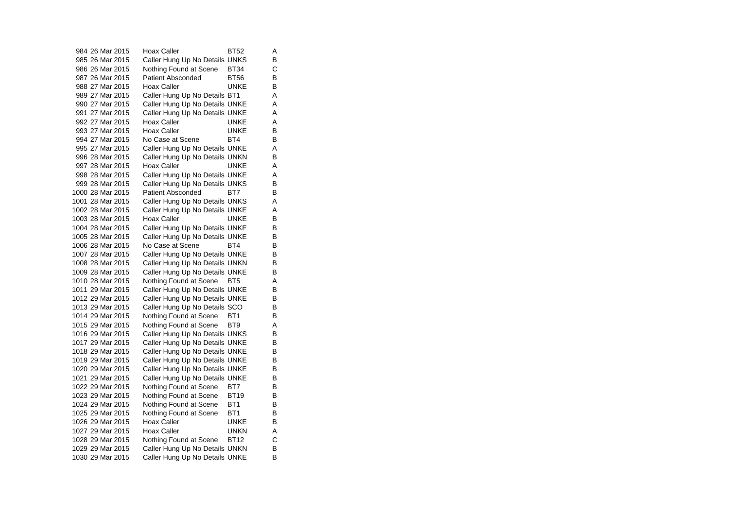| | | | | |
|---|---|---|---|---|
| 984 | 26 Mar 2015 | Hoax Caller | BT52 | A |
| 985 | 26 Mar 2015 | Caller Hung Up No Details | UNKS | B |
| 986 | 26 Mar 2015 | Nothing Found at Scene | BT34 | C |
| 987 | 26 Mar 2015 | Patient Absconded | BT56 | B |
| 988 | 27 Mar 2015 | Hoax Caller | UNKE | B |
| 989 | 27 Mar 2015 | Caller Hung Up No Details | BT1 | A |
| 990 | 27 Mar 2015 | Caller Hung Up No Details | UNKE | A |
| 991 | 27 Mar 2015 | Caller Hung Up No Details | UNKE | A |
| 992 | 27 Mar 2015 | Hoax Caller | UNKE | A |
| 993 | 27 Mar 2015 | Hoax Caller | UNKE | B |
| 994 | 27 Mar 2015 | No Case at Scene | BT4 | B |
| 995 | 27 Mar 2015 | Caller Hung Up No Details | UNKE | A |
| 996 | 28 Mar 2015 | Caller Hung Up No Details | UNKN | B |
| 997 | 28 Mar 2015 | Hoax Caller | UNKE | A |
| 998 | 28 Mar 2015 | Caller Hung Up No Details | UNKE | A |
| 999 | 28 Mar 2015 | Caller Hung Up No Details | UNKS | B |
| 1000 | 28 Mar 2015 | Patient Absconded | BT7 | B |
| 1001 | 28 Mar 2015 | Caller Hung Up No Details | UNKS | A |
| 1002 | 28 Mar 2015 | Caller Hung Up No Details | UNKE | A |
| 1003 | 28 Mar 2015 | Hoax Caller | UNKE | B |
| 1004 | 28 Mar 2015 | Caller Hung Up No Details | UNKE | B |
| 1005 | 28 Mar 2015 | Caller Hung Up No Details | UNKE | B |
| 1006 | 28 Mar 2015 | No Case at Scene | BT4 | B |
| 1007 | 28 Mar 2015 | Caller Hung Up No Details | UNKE | B |
| 1008 | 28 Mar 2015 | Caller Hung Up No Details | UNKN | B |
| 1009 | 28 Mar 2015 | Caller Hung Up No Details | UNKE | B |
| 1010 | 28 Mar 2015 | Nothing Found at Scene | BT5 | A |
| 1011 | 29 Mar 2015 | Caller Hung Up No Details | UNKE | B |
| 1012 | 29 Mar 2015 | Caller Hung Up No Details | UNKE | B |
| 1013 | 29 Mar 2015 | Caller Hung Up No Details | SCO | B |
| 1014 | 29 Mar 2015 | Nothing Found at Scene | BT1 | B |
| 1015 | 29 Mar 2015 | Nothing Found at Scene | BT9 | A |
| 1016 | 29 Mar 2015 | Caller Hung Up No Details | UNKS | B |
| 1017 | 29 Mar 2015 | Caller Hung Up No Details | UNKE | B |
| 1018 | 29 Mar 2015 | Caller Hung Up No Details | UNKE | B |
| 1019 | 29 Mar 2015 | Caller Hung Up No Details | UNKE | B |
| 1020 | 29 Mar 2015 | Caller Hung Up No Details | UNKE | B |
| 1021 | 29 Mar 2015 | Caller Hung Up No Details | UNKE | B |
| 1022 | 29 Mar 2015 | Nothing Found at Scene | BT7 | B |
| 1023 | 29 Mar 2015 | Nothing Found at Scene | BT19 | B |
| 1024 | 29 Mar 2015 | Nothing Found at Scene | BT1 | B |
| 1025 | 29 Mar 2015 | Nothing Found at Scene | BT1 | B |
| 1026 | 29 Mar 2015 | Hoax Caller | UNKE | B |
| 1027 | 29 Mar 2015 | Hoax Caller | UNKN | A |
| 1028 | 29 Mar 2015 | Nothing Found at Scene | BT12 | C |
| 1029 | 29 Mar 2015 | Caller Hung Up No Details | UNKN | B |
| 1030 | 29 Mar 2015 | Caller Hung Up No Details | UNKE | B |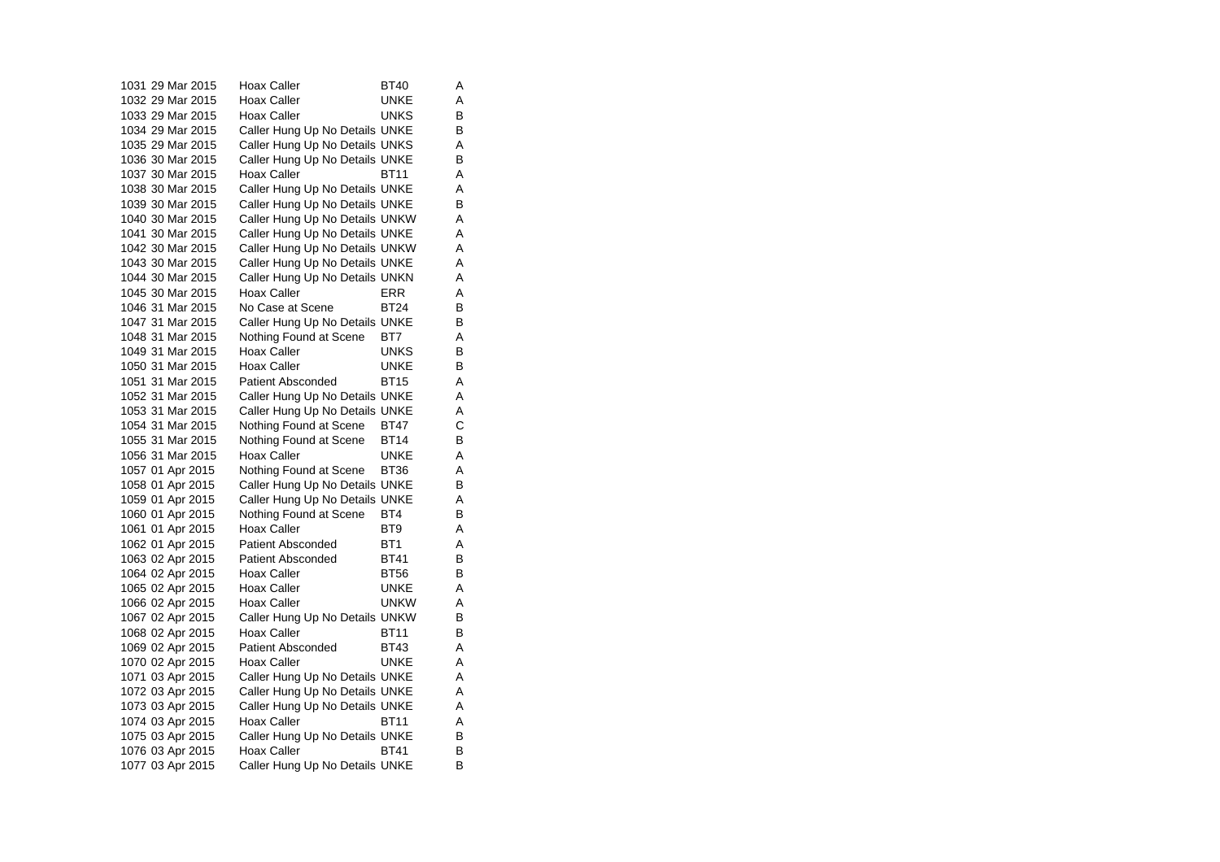| | | | | |
|---|---|---|---|---|
| 1031 | 29 Mar 2015 | Hoax Caller | BT40 | A |
| 1032 | 29 Mar 2015 | Hoax Caller | UNKE | A |
| 1033 | 29 Mar 2015 | Hoax Caller | UNKS | B |
| 1034 | 29 Mar 2015 | Caller Hung Up No Details | UNKE | B |
| 1035 | 29 Mar 2015 | Caller Hung Up No Details | UNKS | A |
| 1036 | 30 Mar 2015 | Caller Hung Up No Details | UNKE | B |
| 1037 | 30 Mar 2015 | Hoax Caller | BT11 | A |
| 1038 | 30 Mar 2015 | Caller Hung Up No Details | UNKE | A |
| 1039 | 30 Mar 2015 | Caller Hung Up No Details | UNKE | B |
| 1040 | 30 Mar 2015 | Caller Hung Up No Details | UNKW | A |
| 1041 | 30 Mar 2015 | Caller Hung Up No Details | UNKE | A |
| 1042 | 30 Mar 2015 | Caller Hung Up No Details | UNKW | A |
| 1043 | 30 Mar 2015 | Caller Hung Up No Details | UNKE | A |
| 1044 | 30 Mar 2015 | Caller Hung Up No Details | UNKN | A |
| 1045 | 30 Mar 2015 | Hoax Caller | ERR | A |
| 1046 | 31 Mar 2015 | No Case at Scene | BT24 | B |
| 1047 | 31 Mar 2015 | Caller Hung Up No Details | UNKE | B |
| 1048 | 31 Mar 2015 | Nothing Found at Scene | BT7 | A |
| 1049 | 31 Mar 2015 | Hoax Caller | UNKS | B |
| 1050 | 31 Mar 2015 | Hoax Caller | UNKE | B |
| 1051 | 31 Mar 2015 | Patient Absconded | BT15 | A |
| 1052 | 31 Mar 2015 | Caller Hung Up No Details | UNKE | A |
| 1053 | 31 Mar 2015 | Caller Hung Up No Details | UNKE | A |
| 1054 | 31 Mar 2015 | Nothing Found at Scene | BT47 | C |
| 1055 | 31 Mar 2015 | Nothing Found at Scene | BT14 | B |
| 1056 | 31 Mar 2015 | Hoax Caller | UNKE | A |
| 1057 | 01 Apr 2015 | Nothing Found at Scene | BT36 | A |
| 1058 | 01 Apr 2015 | Caller Hung Up No Details | UNKE | B |
| 1059 | 01 Apr 2015 | Caller Hung Up No Details | UNKE | A |
| 1060 | 01 Apr 2015 | Nothing Found at Scene | BT4 | B |
| 1061 | 01 Apr 2015 | Hoax Caller | BT9 | A |
| 1062 | 01 Apr 2015 | Patient Absconded | BT1 | A |
| 1063 | 02 Apr 2015 | Patient Absconded | BT41 | B |
| 1064 | 02 Apr 2015 | Hoax Caller | BT56 | B |
| 1065 | 02 Apr 2015 | Hoax Caller | UNKE | A |
| 1066 | 02 Apr 2015 | Hoax Caller | UNKW | A |
| 1067 | 02 Apr 2015 | Caller Hung Up No Details | UNKW | B |
| 1068 | 02 Apr 2015 | Hoax Caller | BT11 | B |
| 1069 | 02 Apr 2015 | Patient Absconded | BT43 | A |
| 1070 | 02 Apr 2015 | Hoax Caller | UNKE | A |
| 1071 | 03 Apr 2015 | Caller Hung Up No Details | UNKE | A |
| 1072 | 03 Apr 2015 | Caller Hung Up No Details | UNKE | A |
| 1073 | 03 Apr 2015 | Caller Hung Up No Details | UNKE | A |
| 1074 | 03 Apr 2015 | Hoax Caller | BT11 | A |
| 1075 | 03 Apr 2015 | Caller Hung Up No Details | UNKE | B |
| 1076 | 03 Apr 2015 | Hoax Caller | BT41 | B |
| 1077 | 03 Apr 2015 | Caller Hung Up No Details | UNKE | B |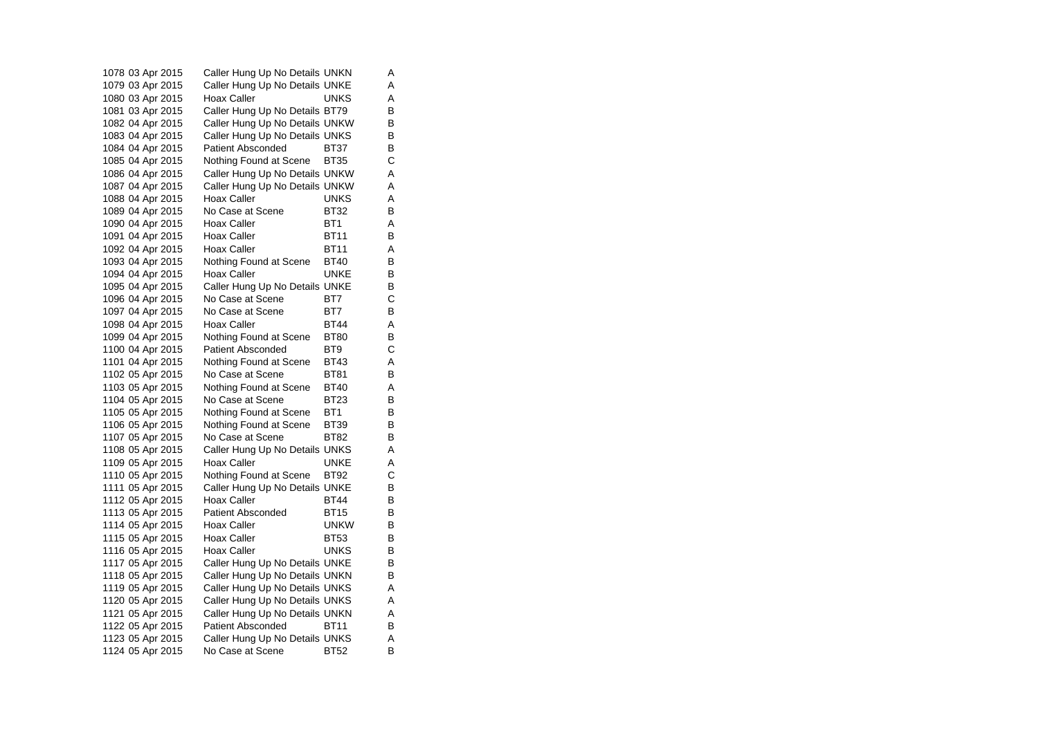| | | | | |
|---|---|---|---|---|
| 1078 | 03 Apr 2015 | Caller Hung Up No Details | UNKN | A |
| 1079 | 03 Apr 2015 | Caller Hung Up No Details | UNKE | A |
| 1080 | 03 Apr 2015 | Hoax Caller | UNKS | A |
| 1081 | 03 Apr 2015 | Caller Hung Up No Details | BT79 | B |
| 1082 | 04 Apr 2015 | Caller Hung Up No Details | UNKW | B |
| 1083 | 04 Apr 2015 | Caller Hung Up No Details | UNKS | B |
| 1084 | 04 Apr 2015 | Patient Absconded | BT37 | B |
| 1085 | 04 Apr 2015 | Nothing Found at Scene | BT35 | C |
| 1086 | 04 Apr 2015 | Caller Hung Up No Details | UNKW | A |
| 1087 | 04 Apr 2015 | Caller Hung Up No Details | UNKW | A |
| 1088 | 04 Apr 2015 | Hoax Caller | UNKS | A |
| 1089 | 04 Apr 2015 | No Case at Scene | BT32 | B |
| 1090 | 04 Apr 2015 | Hoax Caller | BT1 | A |
| 1091 | 04 Apr 2015 | Hoax Caller | BT11 | B |
| 1092 | 04 Apr 2015 | Hoax Caller | BT11 | A |
| 1093 | 04 Apr 2015 | Nothing Found at Scene | BT40 | B |
| 1094 | 04 Apr 2015 | Hoax Caller | UNKE | B |
| 1095 | 04 Apr 2015 | Caller Hung Up No Details | UNKE | B |
| 1096 | 04 Apr 2015 | No Case at Scene | BT7 | C |
| 1097 | 04 Apr 2015 | No Case at Scene | BT7 | B |
| 1098 | 04 Apr 2015 | Hoax Caller | BT44 | A |
| 1099 | 04 Apr 2015 | Nothing Found at Scene | BT80 | B |
| 1100 | 04 Apr 2015 | Patient Absconded | BT9 | C |
| 1101 | 04 Apr 2015 | Nothing Found at Scene | BT43 | A |
| 1102 | 05 Apr 2015 | No Case at Scene | BT81 | B |
| 1103 | 05 Apr 2015 | Nothing Found at Scene | BT40 | A |
| 1104 | 05 Apr 2015 | No Case at Scene | BT23 | B |
| 1105 | 05 Apr 2015 | Nothing Found at Scene | BT1 | B |
| 1106 | 05 Apr 2015 | Nothing Found at Scene | BT39 | B |
| 1107 | 05 Apr 2015 | No Case at Scene | BT82 | B |
| 1108 | 05 Apr 2015 | Caller Hung Up No Details | UNKS | A |
| 1109 | 05 Apr 2015 | Hoax Caller | UNKE | A |
| 1110 | 05 Apr 2015 | Nothing Found at Scene | BT92 | C |
| 1111 | 05 Apr 2015 | Caller Hung Up No Details | UNKE | B |
| 1112 | 05 Apr 2015 | Hoax Caller | BT44 | B |
| 1113 | 05 Apr 2015 | Patient Absconded | BT15 | B |
| 1114 | 05 Apr 2015 | Hoax Caller | UNKW | B |
| 1115 | 05 Apr 2015 | Hoax Caller | BT53 | B |
| 1116 | 05 Apr 2015 | Hoax Caller | UNKS | B |
| 1117 | 05 Apr 2015 | Caller Hung Up No Details | UNKE | B |
| 1118 | 05 Apr 2015 | Caller Hung Up No Details | UNKN | B |
| 1119 | 05 Apr 2015 | Caller Hung Up No Details | UNKS | A |
| 1120 | 05 Apr 2015 | Caller Hung Up No Details | UNKS | A |
| 1121 | 05 Apr 2015 | Caller Hung Up No Details | UNKN | A |
| 1122 | 05 Apr 2015 | Patient Absconded | BT11 | B |
| 1123 | 05 Apr 2015 | Caller Hung Up No Details | UNKS | A |
| 1124 | 05 Apr 2015 | No Case at Scene | BT52 | B |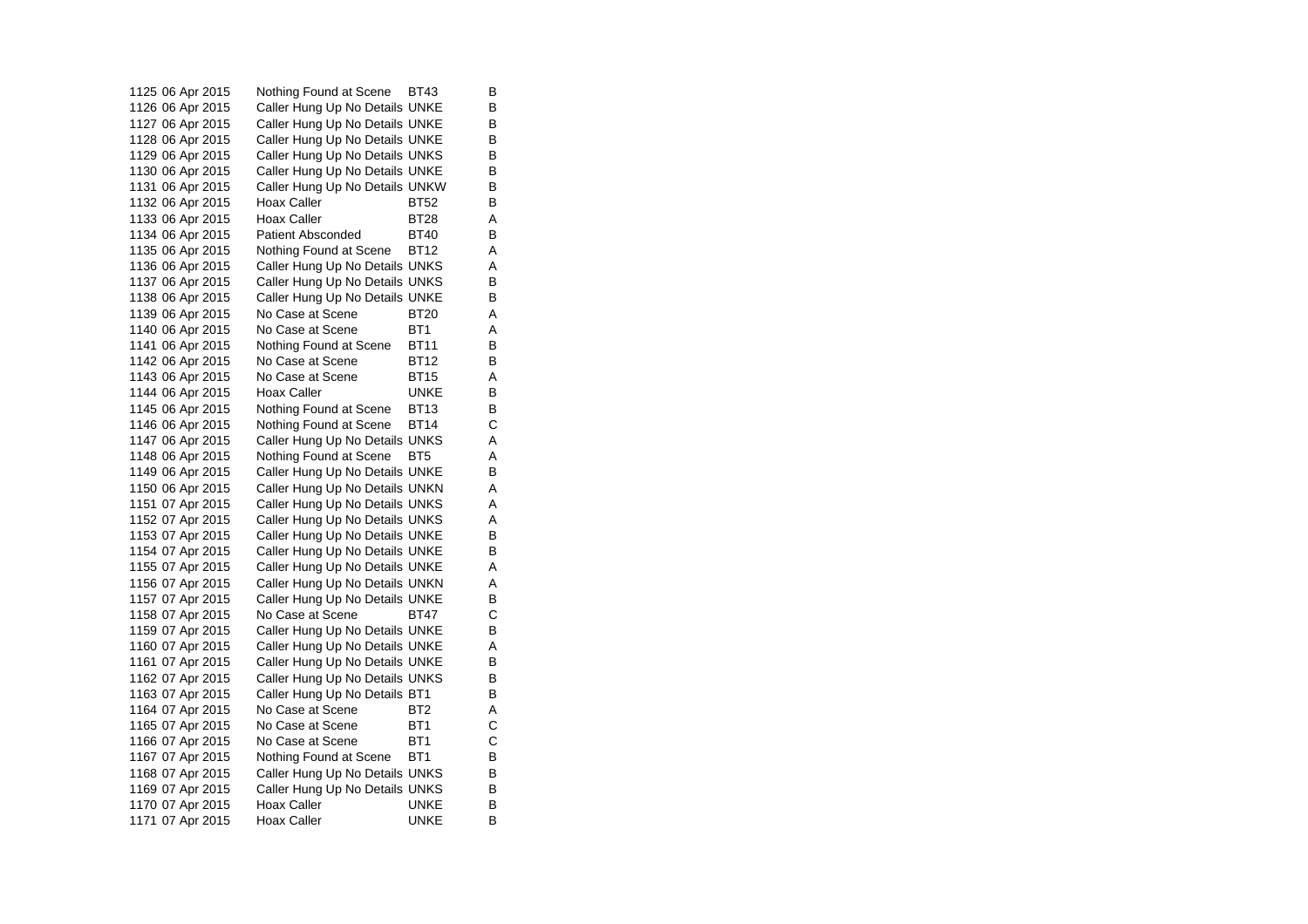| | | | | |
|---|---|---|---|---|
| 1125 | 06 Apr 2015 | Nothing Found at Scene | BT43 | B |
| 1126 | 06 Apr 2015 | Caller Hung Up No Details | UNKE | B |
| 1127 | 06 Apr 2015 | Caller Hung Up No Details | UNKE | B |
| 1128 | 06 Apr 2015 | Caller Hung Up No Details | UNKE | B |
| 1129 | 06 Apr 2015 | Caller Hung Up No Details | UNKS | B |
| 1130 | 06 Apr 2015 | Caller Hung Up No Details | UNKE | B |
| 1131 | 06 Apr 2015 | Caller Hung Up No Details | UNKW | B |
| 1132 | 06 Apr 2015 | Hoax Caller | BT52 | B |
| 1133 | 06 Apr 2015 | Hoax Caller | BT28 | A |
| 1134 | 06 Apr 2015 | Patient Absconded | BT40 | B |
| 1135 | 06 Apr 2015 | Nothing Found at Scene | BT12 | A |
| 1136 | 06 Apr 2015 | Caller Hung Up No Details | UNKS | A |
| 1137 | 06 Apr 2015 | Caller Hung Up No Details | UNKS | B |
| 1138 | 06 Apr 2015 | Caller Hung Up No Details | UNKE | B |
| 1139 | 06 Apr 2015 | No Case at Scene | BT20 | A |
| 1140 | 06 Apr 2015 | No Case at Scene | BT1 | A |
| 1141 | 06 Apr 2015 | Nothing Found at Scene | BT11 | B |
| 1142 | 06 Apr 2015 | No Case at Scene | BT12 | B |
| 1143 | 06 Apr 2015 | No Case at Scene | BT15 | A |
| 1144 | 06 Apr 2015 | Hoax Caller | UNKE | B |
| 1145 | 06 Apr 2015 | Nothing Found at Scene | BT13 | B |
| 1146 | 06 Apr 2015 | Nothing Found at Scene | BT14 | C |
| 1147 | 06 Apr 2015 | Caller Hung Up No Details | UNKS | A |
| 1148 | 06 Apr 2015 | Nothing Found at Scene | BT5 | A |
| 1149 | 06 Apr 2015 | Caller Hung Up No Details | UNKE | B |
| 1150 | 06 Apr 2015 | Caller Hung Up No Details | UNKN | A |
| 1151 | 07 Apr 2015 | Caller Hung Up No Details | UNKS | A |
| 1152 | 07 Apr 2015 | Caller Hung Up No Details | UNKS | A |
| 1153 | 07 Apr 2015 | Caller Hung Up No Details | UNKE | B |
| 1154 | 07 Apr 2015 | Caller Hung Up No Details | UNKE | B |
| 1155 | 07 Apr 2015 | Caller Hung Up No Details | UNKE | A |
| 1156 | 07 Apr 2015 | Caller Hung Up No Details | UNKN | A |
| 1157 | 07 Apr 2015 | Caller Hung Up No Details | UNKE | B |
| 1158 | 07 Apr 2015 | No Case at Scene | BT47 | C |
| 1159 | 07 Apr 2015 | Caller Hung Up No Details | UNKE | B |
| 1160 | 07 Apr 2015 | Caller Hung Up No Details | UNKE | A |
| 1161 | 07 Apr 2015 | Caller Hung Up No Details | UNKE | B |
| 1162 | 07 Apr 2015 | Caller Hung Up No Details | UNKS | B |
| 1163 | 07 Apr 2015 | Caller Hung Up No Details | BT1 | B |
| 1164 | 07 Apr 2015 | No Case at Scene | BT2 | A |
| 1165 | 07 Apr 2015 | No Case at Scene | BT1 | C |
| 1166 | 07 Apr 2015 | No Case at Scene | BT1 | C |
| 1167 | 07 Apr 2015 | Nothing Found at Scene | BT1 | B |
| 1168 | 07 Apr 2015 | Caller Hung Up No Details | UNKS | B |
| 1169 | 07 Apr 2015 | Caller Hung Up No Details | UNKS | B |
| 1170 | 07 Apr 2015 | Hoax Caller | UNKE | B |
| 1171 | 07 Apr 2015 | Hoax Caller | UNKE | B |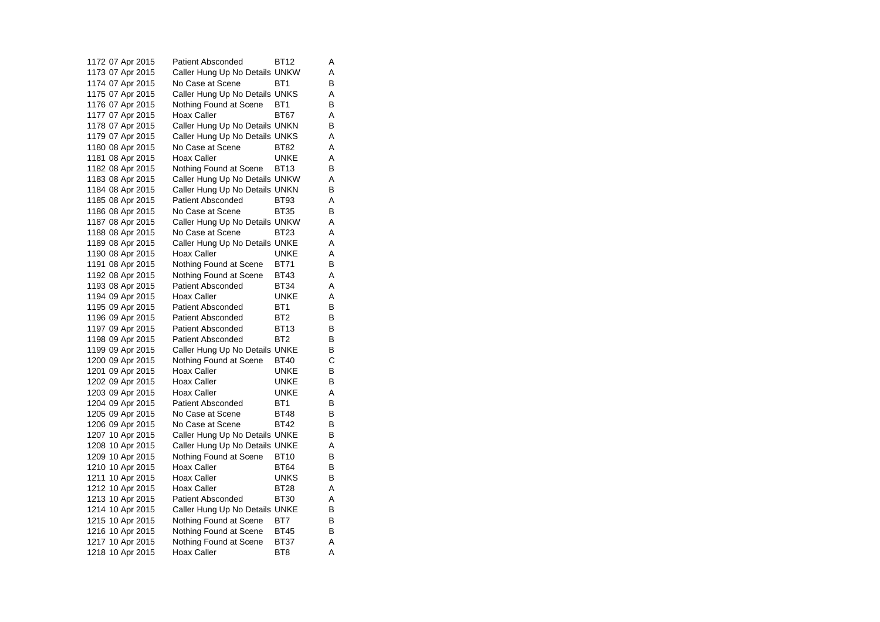| | | | | |
|---|---|---|---|---|
| 1172 | 07 Apr 2015 | Patient Absconded | BT12 | A |
| 1173 | 07 Apr 2015 | Caller Hung Up No Details | UNKW | A |
| 1174 | 07 Apr 2015 | No Case at Scene | BT1 | B |
| 1175 | 07 Apr 2015 | Caller Hung Up No Details | UNKS | A |
| 1176 | 07 Apr 2015 | Nothing Found at Scene | BT1 | B |
| 1177 | 07 Apr 2015 | Hoax Caller | BT67 | A |
| 1178 | 07 Apr 2015 | Caller Hung Up No Details | UNKN | B |
| 1179 | 07 Apr 2015 | Caller Hung Up No Details | UNKS | A |
| 1180 | 08 Apr 2015 | No Case at Scene | BT82 | A |
| 1181 | 08 Apr 2015 | Hoax Caller | UNKE | A |
| 1182 | 08 Apr 2015 | Nothing Found at Scene | BT13 | B |
| 1183 | 08 Apr 2015 | Caller Hung Up No Details | UNKW | A |
| 1184 | 08 Apr 2015 | Caller Hung Up No Details | UNKN | B |
| 1185 | 08 Apr 2015 | Patient Absconded | BT93 | A |
| 1186 | 08 Apr 2015 | No Case at Scene | BT35 | B |
| 1187 | 08 Apr 2015 | Caller Hung Up No Details | UNKW | A |
| 1188 | 08 Apr 2015 | No Case at Scene | BT23 | A |
| 1189 | 08 Apr 2015 | Caller Hung Up No Details | UNKE | A |
| 1190 | 08 Apr 2015 | Hoax Caller | UNKE | A |
| 1191 | 08 Apr 2015 | Nothing Found at Scene | BT71 | B |
| 1192 | 08 Apr 2015 | Nothing Found at Scene | BT43 | A |
| 1193 | 08 Apr 2015 | Patient Absconded | BT34 | A |
| 1194 | 09 Apr 2015 | Hoax Caller | UNKE | A |
| 1195 | 09 Apr 2015 | Patient Absconded | BT1 | B |
| 1196 | 09 Apr 2015 | Patient Absconded | BT2 | B |
| 1197 | 09 Apr 2015 | Patient Absconded | BT13 | B |
| 1198 | 09 Apr 2015 | Patient Absconded | BT2 | B |
| 1199 | 09 Apr 2015 | Caller Hung Up No Details | UNKE | B |
| 1200 | 09 Apr 2015 | Nothing Found at Scene | BT40 | C |
| 1201 | 09 Apr 2015 | Hoax Caller | UNKE | B |
| 1202 | 09 Apr 2015 | Hoax Caller | UNKE | B |
| 1203 | 09 Apr 2015 | Hoax Caller | UNKE | A |
| 1204 | 09 Apr 2015 | Patient Absconded | BT1 | B |
| 1205 | 09 Apr 2015 | No Case at Scene | BT48 | B |
| 1206 | 09 Apr 2015 | No Case at Scene | BT42 | B |
| 1207 | 10 Apr 2015 | Caller Hung Up No Details | UNKE | B |
| 1208 | 10 Apr 2015 | Caller Hung Up No Details | UNKE | A |
| 1209 | 10 Apr 2015 | Nothing Found at Scene | BT10 | B |
| 1210 | 10 Apr 2015 | Hoax Caller | BT64 | B |
| 1211 | 10 Apr 2015 | Hoax Caller | UNKS | B |
| 1212 | 10 Apr 2015 | Hoax Caller | BT28 | A |
| 1213 | 10 Apr 2015 | Patient Absconded | BT30 | A |
| 1214 | 10 Apr 2015 | Caller Hung Up No Details | UNKE | B |
| 1215 | 10 Apr 2015 | Nothing Found at Scene | BT7 | B |
| 1216 | 10 Apr 2015 | Nothing Found at Scene | BT45 | B |
| 1217 | 10 Apr 2015 | Nothing Found at Scene | BT37 | A |
| 1218 | 10 Apr 2015 | Hoax Caller | BT8 | A |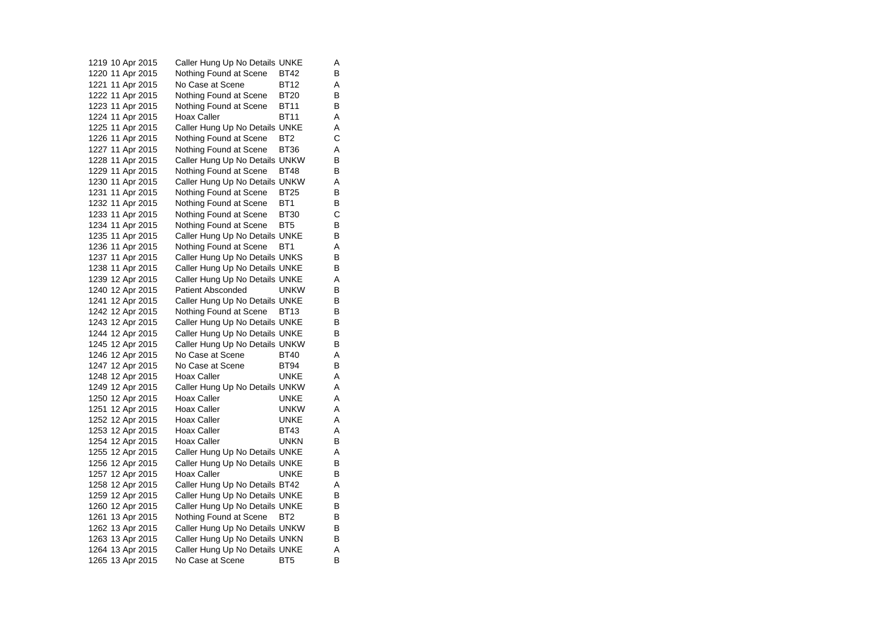| | | | | |
|---|---|---|---|---|
| 1219 | 10 Apr 2015 | Caller Hung Up No Details | UNKE | A |
| 1220 | 11 Apr 2015 | Nothing Found at Scene | BT42 | B |
| 1221 | 11 Apr 2015 | No Case at Scene | BT12 | A |
| 1222 | 11 Apr 2015 | Nothing Found at Scene | BT20 | B |
| 1223 | 11 Apr 2015 | Nothing Found at Scene | BT11 | B |
| 1224 | 11 Apr 2015 | Hoax Caller | BT11 | A |
| 1225 | 11 Apr 2015 | Caller Hung Up No Details | UNKE | A |
| 1226 | 11 Apr 2015 | Nothing Found at Scene | BT2 | C |
| 1227 | 11 Apr 2015 | Nothing Found at Scene | BT36 | A |
| 1228 | 11 Apr 2015 | Caller Hung Up No Details | UNKW | B |
| 1229 | 11 Apr 2015 | Nothing Found at Scene | BT48 | B |
| 1230 | 11 Apr 2015 | Caller Hung Up No Details | UNKW | A |
| 1231 | 11 Apr 2015 | Nothing Found at Scene | BT25 | B |
| 1232 | 11 Apr 2015 | Nothing Found at Scene | BT1 | B |
| 1233 | 11 Apr 2015 | Nothing Found at Scene | BT30 | C |
| 1234 | 11 Apr 2015 | Nothing Found at Scene | BT5 | B |
| 1235 | 11 Apr 2015 | Caller Hung Up No Details | UNKE | B |
| 1236 | 11 Apr 2015 | Nothing Found at Scene | BT1 | A |
| 1237 | 11 Apr 2015 | Caller Hung Up No Details | UNKS | B |
| 1238 | 11 Apr 2015 | Caller Hung Up No Details | UNKE | B |
| 1239 | 12 Apr 2015 | Caller Hung Up No Details | UNKE | A |
| 1240 | 12 Apr 2015 | Patient Absconded | UNKW | B |
| 1241 | 12 Apr 2015 | Caller Hung Up No Details | UNKE | B |
| 1242 | 12 Apr 2015 | Nothing Found at Scene | BT13 | B |
| 1243 | 12 Apr 2015 | Caller Hung Up No Details | UNKE | B |
| 1244 | 12 Apr 2015 | Caller Hung Up No Details | UNKE | B |
| 1245 | 12 Apr 2015 | Caller Hung Up No Details | UNKW | B |
| 1246 | 12 Apr 2015 | No Case at Scene | BT40 | A |
| 1247 | 12 Apr 2015 | No Case at Scene | BT94 | B |
| 1248 | 12 Apr 2015 | Hoax Caller | UNKE | A |
| 1249 | 12 Apr 2015 | Caller Hung Up No Details | UNKW | A |
| 1250 | 12 Apr 2015 | Hoax Caller | UNKE | A |
| 1251 | 12 Apr 2015 | Hoax Caller | UNKW | A |
| 1252 | 12 Apr 2015 | Hoax Caller | UNKE | A |
| 1253 | 12 Apr 2015 | Hoax Caller | BT43 | A |
| 1254 | 12 Apr 2015 | Hoax Caller | UNKN | B |
| 1255 | 12 Apr 2015 | Caller Hung Up No Details | UNKE | A |
| 1256 | 12 Apr 2015 | Caller Hung Up No Details | UNKE | B |
| 1257 | 12 Apr 2015 | Hoax Caller | UNKE | B |
| 1258 | 12 Apr 2015 | Caller Hung Up No Details | BT42 | A |
| 1259 | 12 Apr 2015 | Caller Hung Up No Details | UNKE | B |
| 1260 | 12 Apr 2015 | Caller Hung Up No Details | UNKE | B |
| 1261 | 13 Apr 2015 | Nothing Found at Scene | BT2 | B |
| 1262 | 13 Apr 2015 | Caller Hung Up No Details | UNKW | B |
| 1263 | 13 Apr 2015 | Caller Hung Up No Details | UNKN | B |
| 1264 | 13 Apr 2015 | Caller Hung Up No Details | UNKE | A |
| 1265 | 13 Apr 2015 | No Case at Scene | BT5 | B |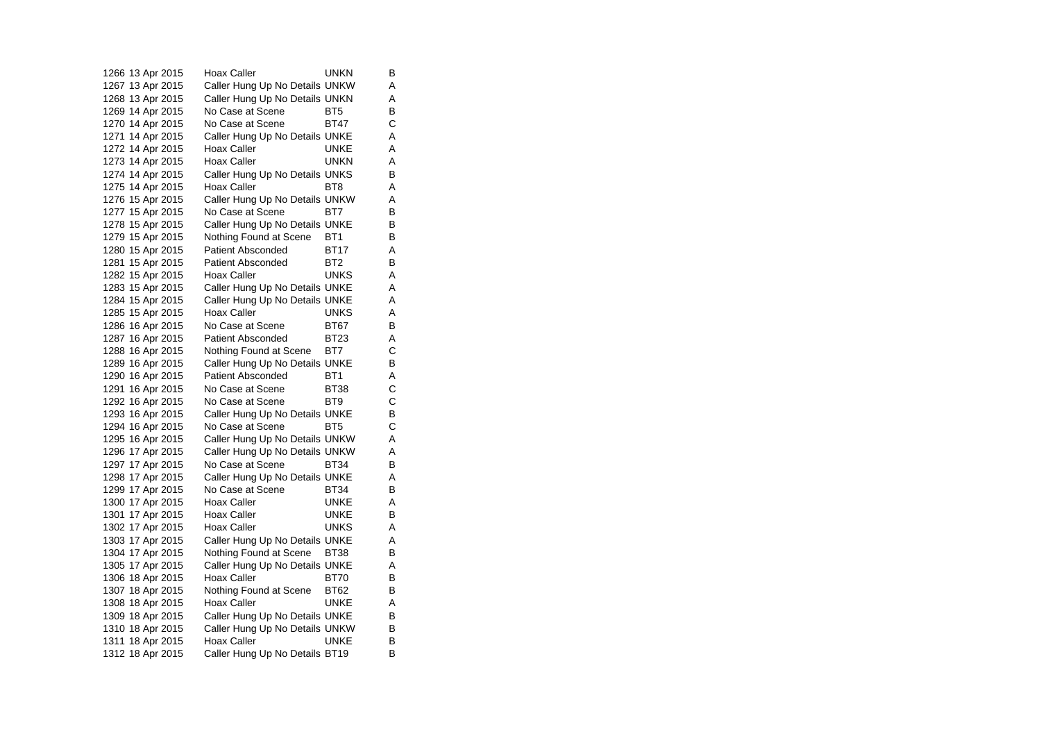| | | | | |
|---|---|---|---|---|
| 1266 | 13 Apr 2015 | Hoax Caller | UNKN | B |
| 1267 | 13 Apr 2015 | Caller Hung Up No Details | UNKW | A |
| 1268 | 13 Apr 2015 | Caller Hung Up No Details | UNKN | A |
| 1269 | 14 Apr 2015 | No Case at Scene | BT5 | B |
| 1270 | 14 Apr 2015 | No Case at Scene | BT47 | C |
| 1271 | 14 Apr 2015 | Caller Hung Up No Details | UNKE | A |
| 1272 | 14 Apr 2015 | Hoax Caller | UNKE | A |
| 1273 | 14 Apr 2015 | Hoax Caller | UNKN | A |
| 1274 | 14 Apr 2015 | Caller Hung Up No Details | UNKS | B |
| 1275 | 14 Apr 2015 | Hoax Caller | BT8 | A |
| 1276 | 15 Apr 2015 | Caller Hung Up No Details | UNKW | A |
| 1277 | 15 Apr 2015 | No Case at Scene | BT7 | B |
| 1278 | 15 Apr 2015 | Caller Hung Up No Details | UNKE | B |
| 1279 | 15 Apr 2015 | Nothing Found at Scene | BT1 | B |
| 1280 | 15 Apr 2015 | Patient Absconded | BT17 | A |
| 1281 | 15 Apr 2015 | Patient Absconded | BT2 | B |
| 1282 | 15 Apr 2015 | Hoax Caller | UNKS | A |
| 1283 | 15 Apr 2015 | Caller Hung Up No Details | UNKE | A |
| 1284 | 15 Apr 2015 | Caller Hung Up No Details | UNKE | A |
| 1285 | 15 Apr 2015 | Hoax Caller | UNKS | A |
| 1286 | 16 Apr 2015 | No Case at Scene | BT67 | B |
| 1287 | 16 Apr 2015 | Patient Absconded | BT23 | A |
| 1288 | 16 Apr 2015 | Nothing Found at Scene | BT7 | C |
| 1289 | 16 Apr 2015 | Caller Hung Up No Details | UNKE | B |
| 1290 | 16 Apr 2015 | Patient Absconded | BT1 | A |
| 1291 | 16 Apr 2015 | No Case at Scene | BT38 | C |
| 1292 | 16 Apr 2015 | No Case at Scene | BT9 | C |
| 1293 | 16 Apr 2015 | Caller Hung Up No Details | UNKE | B |
| 1294 | 16 Apr 2015 | No Case at Scene | BT5 | C |
| 1295 | 16 Apr 2015 | Caller Hung Up No Details | UNKW | A |
| 1296 | 17 Apr 2015 | Caller Hung Up No Details | UNKW | A |
| 1297 | 17 Apr 2015 | No Case at Scene | BT34 | B |
| 1298 | 17 Apr 2015 | Caller Hung Up No Details | UNKE | A |
| 1299 | 17 Apr 2015 | No Case at Scene | BT34 | B |
| 1300 | 17 Apr 2015 | Hoax Caller | UNKE | A |
| 1301 | 17 Apr 2015 | Hoax Caller | UNKE | B |
| 1302 | 17 Apr 2015 | Hoax Caller | UNKS | A |
| 1303 | 17 Apr 2015 | Caller Hung Up No Details | UNKE | A |
| 1304 | 17 Apr 2015 | Nothing Found at Scene | BT38 | B |
| 1305 | 17 Apr 2015 | Caller Hung Up No Details | UNKE | A |
| 1306 | 18 Apr 2015 | Hoax Caller | BT70 | B |
| 1307 | 18 Apr 2015 | Nothing Found at Scene | BT62 | B |
| 1308 | 18 Apr 2015 | Hoax Caller | UNKE | A |
| 1309 | 18 Apr 2015 | Caller Hung Up No Details | UNKE | B |
| 1310 | 18 Apr 2015 | Caller Hung Up No Details | UNKW | B |
| 1311 | 18 Apr 2015 | Hoax Caller | UNKE | B |
| 1312 | 18 Apr 2015 | Caller Hung Up No Details | BT19 | B |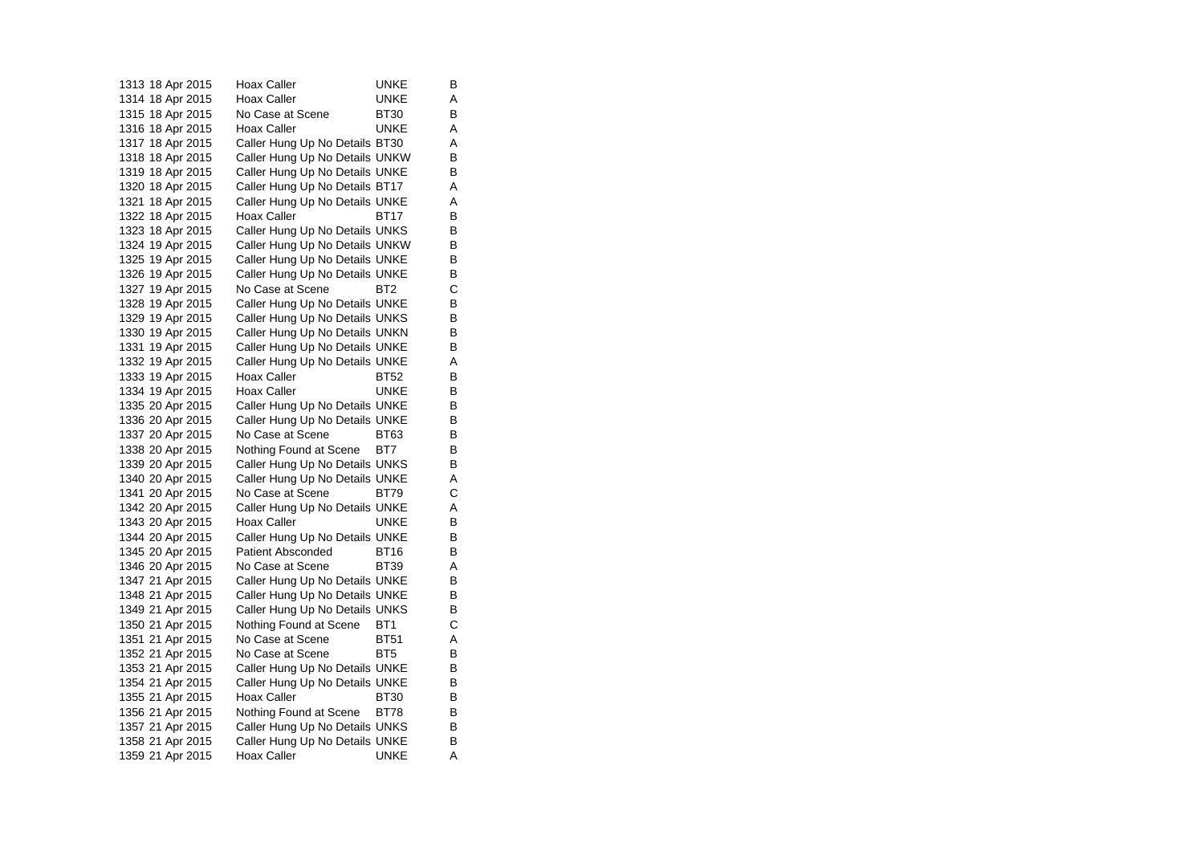| | | | | |
|---|---|---|---|---|
| 1313 | 18 Apr 2015 | Hoax Caller | UNKE | B |
| 1314 | 18 Apr 2015 | Hoax Caller | UNKE | A |
| 1315 | 18 Apr 2015 | No Case at Scene | BT30 | B |
| 1316 | 18 Apr 2015 | Hoax Caller | UNKE | A |
| 1317 | 18 Apr 2015 | Caller Hung Up No Details | BT30 | A |
| 1318 | 18 Apr 2015 | Caller Hung Up No Details | UNKW | B |
| 1319 | 18 Apr 2015 | Caller Hung Up No Details | UNKE | B |
| 1320 | 18 Apr 2015 | Caller Hung Up No Details | BT17 | A |
| 1321 | 18 Apr 2015 | Caller Hung Up No Details | UNKE | A |
| 1322 | 18 Apr 2015 | Hoax Caller | BT17 | B |
| 1323 | 18 Apr 2015 | Caller Hung Up No Details | UNKS | B |
| 1324 | 19 Apr 2015 | Caller Hung Up No Details | UNKW | B |
| 1325 | 19 Apr 2015 | Caller Hung Up No Details | UNKE | B |
| 1326 | 19 Apr 2015 | Caller Hung Up No Details | UNKE | B |
| 1327 | 19 Apr 2015 | No Case at Scene | BT2 | C |
| 1328 | 19 Apr 2015 | Caller Hung Up No Details | UNKE | B |
| 1329 | 19 Apr 2015 | Caller Hung Up No Details | UNKS | B |
| 1330 | 19 Apr 2015 | Caller Hung Up No Details | UNKN | B |
| 1331 | 19 Apr 2015 | Caller Hung Up No Details | UNKE | B |
| 1332 | 19 Apr 2015 | Caller Hung Up No Details | UNKE | A |
| 1333 | 19 Apr 2015 | Hoax Caller | BT52 | B |
| 1334 | 19 Apr 2015 | Hoax Caller | UNKE | B |
| 1335 | 20 Apr 2015 | Caller Hung Up No Details | UNKE | B |
| 1336 | 20 Apr 2015 | Caller Hung Up No Details | UNKE | B |
| 1337 | 20 Apr 2015 | No Case at Scene | BT63 | B |
| 1338 | 20 Apr 2015 | Nothing Found at Scene | BT7 | B |
| 1339 | 20 Apr 2015 | Caller Hung Up No Details | UNKS | B |
| 1340 | 20 Apr 2015 | Caller Hung Up No Details | UNKE | A |
| 1341 | 20 Apr 2015 | No Case at Scene | BT79 | C |
| 1342 | 20 Apr 2015 | Caller Hung Up No Details | UNKE | A |
| 1343 | 20 Apr 2015 | Hoax Caller | UNKE | B |
| 1344 | 20 Apr 2015 | Caller Hung Up No Details | UNKE | B |
| 1345 | 20 Apr 2015 | Patient Absconded | BT16 | B |
| 1346 | 20 Apr 2015 | No Case at Scene | BT39 | A |
| 1347 | 21 Apr 2015 | Caller Hung Up No Details | UNKE | B |
| 1348 | 21 Apr 2015 | Caller Hung Up No Details | UNKE | B |
| 1349 | 21 Apr 2015 | Caller Hung Up No Details | UNKS | B |
| 1350 | 21 Apr 2015 | Nothing Found at Scene | BT1 | C |
| 1351 | 21 Apr 2015 | No Case at Scene | BT51 | A |
| 1352 | 21 Apr 2015 | No Case at Scene | BT5 | B |
| 1353 | 21 Apr 2015 | Caller Hung Up No Details | UNKE | B |
| 1354 | 21 Apr 2015 | Caller Hung Up No Details | UNKE | B |
| 1355 | 21 Apr 2015 | Hoax Caller | BT30 | B |
| 1356 | 21 Apr 2015 | Nothing Found at Scene | BT78 | B |
| 1357 | 21 Apr 2015 | Caller Hung Up No Details | UNKS | B |
| 1358 | 21 Apr 2015 | Caller Hung Up No Details | UNKE | B |
| 1359 | 21 Apr 2015 | Hoax Caller | UNKE | A |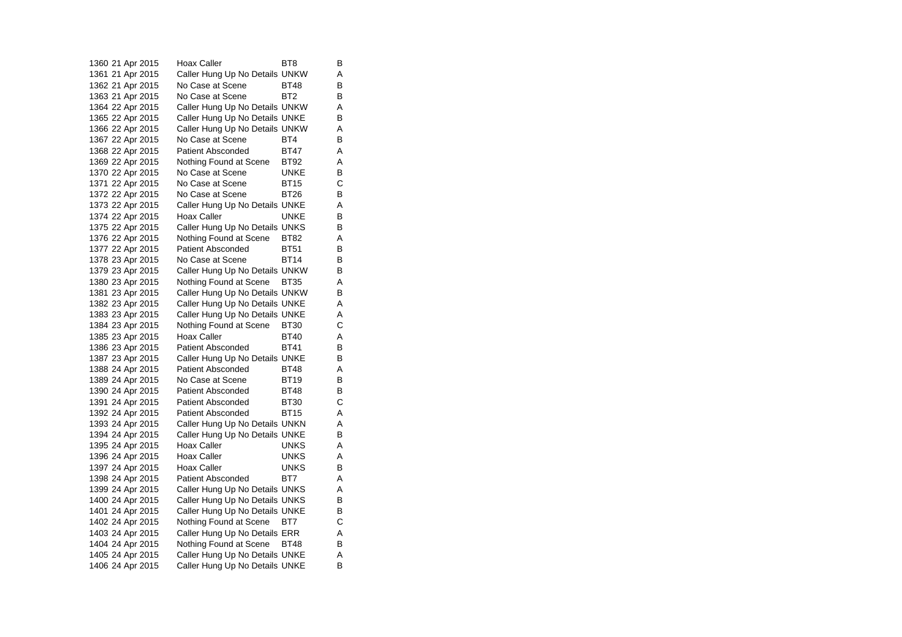| | | | | |
|---|---|---|---|---|
| 1360 | 21 Apr 2015 | Hoax Caller | BT8 | B |
| 1361 | 21 Apr 2015 | Caller Hung Up No Details | UNKW | A |
| 1362 | 21 Apr 2015 | No Case at Scene | BT48 | B |
| 1363 | 21 Apr 2015 | No Case at Scene | BT2 | B |
| 1364 | 22 Apr 2015 | Caller Hung Up No Details | UNKW | A |
| 1365 | 22 Apr 2015 | Caller Hung Up No Details | UNKE | B |
| 1366 | 22 Apr 2015 | Caller Hung Up No Details | UNKW | A |
| 1367 | 22 Apr 2015 | No Case at Scene | BT4 | B |
| 1368 | 22 Apr 2015 | Patient Absconded | BT47 | A |
| 1369 | 22 Apr 2015 | Nothing Found at Scene | BT92 | A |
| 1370 | 22 Apr 2015 | No Case at Scene | UNKE | B |
| 1371 | 22 Apr 2015 | No Case at Scene | BT15 | C |
| 1372 | 22 Apr 2015 | No Case at Scene | BT26 | B |
| 1373 | 22 Apr 2015 | Caller Hung Up No Details | UNKE | A |
| 1374 | 22 Apr 2015 | Hoax Caller | UNKE | B |
| 1375 | 22 Apr 2015 | Caller Hung Up No Details | UNKS | B |
| 1376 | 22 Apr 2015 | Nothing Found at Scene | BT82 | A |
| 1377 | 22 Apr 2015 | Patient Absconded | BT51 | B |
| 1378 | 23 Apr 2015 | No Case at Scene | BT14 | B |
| 1379 | 23 Apr 2015 | Caller Hung Up No Details | UNKW | B |
| 1380 | 23 Apr 2015 | Nothing Found at Scene | BT35 | A |
| 1381 | 23 Apr 2015 | Caller Hung Up No Details | UNKW | B |
| 1382 | 23 Apr 2015 | Caller Hung Up No Details | UNKE | A |
| 1383 | 23 Apr 2015 | Caller Hung Up No Details | UNKE | A |
| 1384 | 23 Apr 2015 | Nothing Found at Scene | BT30 | C |
| 1385 | 23 Apr 2015 | Hoax Caller | BT40 | A |
| 1386 | 23 Apr 2015 | Patient Absconded | BT41 | B |
| 1387 | 23 Apr 2015 | Caller Hung Up No Details | UNKE | B |
| 1388 | 24 Apr 2015 | Patient Absconded | BT48 | A |
| 1389 | 24 Apr 2015 | No Case at Scene | BT19 | B |
| 1390 | 24 Apr 2015 | Patient Absconded | BT48 | B |
| 1391 | 24 Apr 2015 | Patient Absconded | BT30 | C |
| 1392 | 24 Apr 2015 | Patient Absconded | BT15 | A |
| 1393 | 24 Apr 2015 | Caller Hung Up No Details | UNKN | A |
| 1394 | 24 Apr 2015 | Caller Hung Up No Details | UNKE | B |
| 1395 | 24 Apr 2015 | Hoax Caller | UNKS | A |
| 1396 | 24 Apr 2015 | Hoax Caller | UNKS | A |
| 1397 | 24 Apr 2015 | Hoax Caller | UNKS | B |
| 1398 | 24 Apr 2015 | Patient Absconded | BT7 | A |
| 1399 | 24 Apr 2015 | Caller Hung Up No Details | UNKS | A |
| 1400 | 24 Apr 2015 | Caller Hung Up No Details | UNKS | B |
| 1401 | 24 Apr 2015 | Caller Hung Up No Details | UNKE | B |
| 1402 | 24 Apr 2015 | Nothing Found at Scene | BT7 | C |
| 1403 | 24 Apr 2015 | Caller Hung Up No Details | ERR | A |
| 1404 | 24 Apr 2015 | Nothing Found at Scene | BT48 | B |
| 1405 | 24 Apr 2015 | Caller Hung Up No Details | UNKE | A |
| 1406 | 24 Apr 2015 | Caller Hung Up No Details | UNKE | B |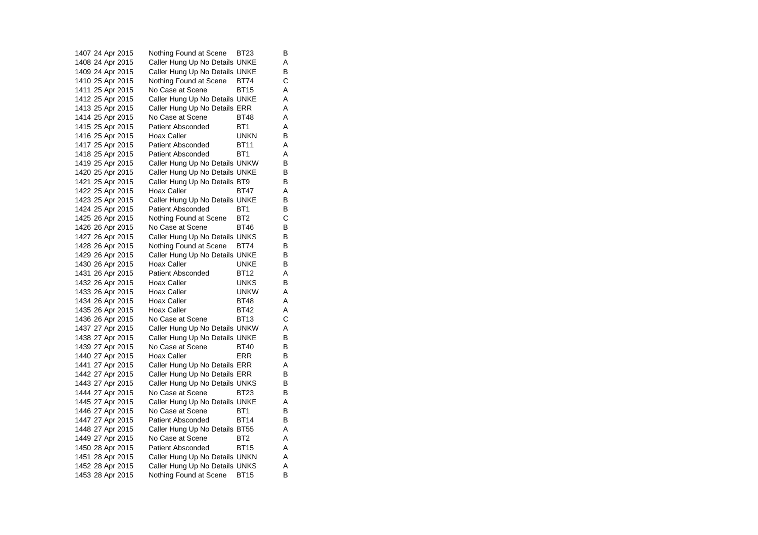| | | | | |
|---|---|---|---|---|
| 1407 | 24 Apr 2015 | Nothing Found at Scene | BT23 | B |
| 1408 | 24 Apr 2015 | Caller Hung Up No Details | UNKE | A |
| 1409 | 24 Apr 2015 | Caller Hung Up No Details | UNKE | B |
| 1410 | 25 Apr 2015 | Nothing Found at Scene | BT74 | C |
| 1411 | 25 Apr 2015 | No Case at Scene | BT15 | A |
| 1412 | 25 Apr 2015 | Caller Hung Up No Details | UNKE | A |
| 1413 | 25 Apr 2015 | Caller Hung Up No Details | ERR | A |
| 1414 | 25 Apr 2015 | No Case at Scene | BT48 | A |
| 1415 | 25 Apr 2015 | Patient Absconded | BT1 | A |
| 1416 | 25 Apr 2015 | Hoax Caller | UNKN | B |
| 1417 | 25 Apr 2015 | Patient Absconded | BT11 | A |
| 1418 | 25 Apr 2015 | Patient Absconded | BT1 | A |
| 1419 | 25 Apr 2015 | Caller Hung Up No Details | UNKW | B |
| 1420 | 25 Apr 2015 | Caller Hung Up No Details | UNKE | B |
| 1421 | 25 Apr 2015 | Caller Hung Up No Details | BT9 | B |
| 1422 | 25 Apr 2015 | Hoax Caller | BT47 | A |
| 1423 | 25 Apr 2015 | Caller Hung Up No Details | UNKE | B |
| 1424 | 25 Apr 2015 | Patient Absconded | BT1 | B |
| 1425 | 26 Apr 2015 | Nothing Found at Scene | BT2 | C |
| 1426 | 26 Apr 2015 | No Case at Scene | BT46 | B |
| 1427 | 26 Apr 2015 | Caller Hung Up No Details | UNKS | B |
| 1428 | 26 Apr 2015 | Nothing Found at Scene | BT74 | B |
| 1429 | 26 Apr 2015 | Caller Hung Up No Details | UNKE | B |
| 1430 | 26 Apr 2015 | Hoax Caller | UNKE | B |
| 1431 | 26 Apr 2015 | Patient Absconded | BT12 | A |
| 1432 | 26 Apr 2015 | Hoax Caller | UNKS | B |
| 1433 | 26 Apr 2015 | Hoax Caller | UNKW | A |
| 1434 | 26 Apr 2015 | Hoax Caller | BT48 | A |
| 1435 | 26 Apr 2015 | Hoax Caller | BT42 | A |
| 1436 | 26 Apr 2015 | No Case at Scene | BT13 | C |
| 1437 | 27 Apr 2015 | Caller Hung Up No Details | UNKW | A |
| 1438 | 27 Apr 2015 | Caller Hung Up No Details | UNKE | B |
| 1439 | 27 Apr 2015 | No Case at Scene | BT40 | B |
| 1440 | 27 Apr 2015 | Hoax Caller | ERR | B |
| 1441 | 27 Apr 2015 | Caller Hung Up No Details | ERR | A |
| 1442 | 27 Apr 2015 | Caller Hung Up No Details | ERR | B |
| 1443 | 27 Apr 2015 | Caller Hung Up No Details | UNKS | B |
| 1444 | 27 Apr 2015 | No Case at Scene | BT23 | B |
| 1445 | 27 Apr 2015 | Caller Hung Up No Details | UNKE | A |
| 1446 | 27 Apr 2015 | No Case at Scene | BT1 | B |
| 1447 | 27 Apr 2015 | Patient Absconded | BT14 | B |
| 1448 | 27 Apr 2015 | Caller Hung Up No Details | BT55 | A |
| 1449 | 27 Apr 2015 | No Case at Scene | BT2 | A |
| 1450 | 28 Apr 2015 | Patient Absconded | BT15 | A |
| 1451 | 28 Apr 2015 | Caller Hung Up No Details | UNKN | A |
| 1452 | 28 Apr 2015 | Caller Hung Up No Details | UNKS | A |
| 1453 | 28 Apr 2015 | Nothing Found at Scene | BT15 | B |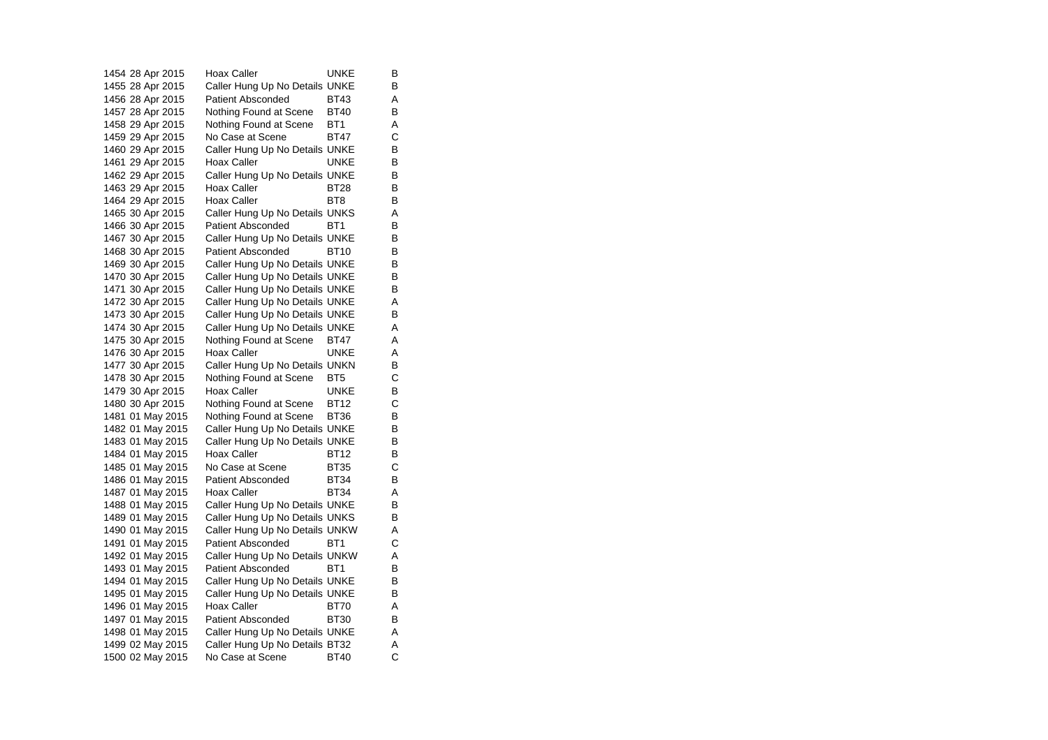| | | | | |
|---|---|---|---|---|
| 1454 | 28 Apr 2015 | Hoax Caller | UNKE | B |
| 1455 | 28 Apr 2015 | Caller Hung Up No Details | UNKE | B |
| 1456 | 28 Apr 2015 | Patient Absconded | BT43 | A |
| 1457 | 28 Apr 2015 | Nothing Found at Scene | BT40 | B |
| 1458 | 29 Apr 2015 | Nothing Found at Scene | BT1 | A |
| 1459 | 29 Apr 2015 | No Case at Scene | BT47 | C |
| 1460 | 29 Apr 2015 | Caller Hung Up No Details | UNKE | B |
| 1461 | 29 Apr 2015 | Hoax Caller | UNKE | B |
| 1462 | 29 Apr 2015 | Caller Hung Up No Details | UNKE | B |
| 1463 | 29 Apr 2015 | Hoax Caller | BT28 | B |
| 1464 | 29 Apr 2015 | Hoax Caller | BT8 | B |
| 1465 | 30 Apr 2015 | Caller Hung Up No Details | UNKS | A |
| 1466 | 30 Apr 2015 | Patient Absconded | BT1 | B |
| 1467 | 30 Apr 2015 | Caller Hung Up No Details | UNKE | B |
| 1468 | 30 Apr 2015 | Patient Absconded | BT10 | B |
| 1469 | 30 Apr 2015 | Caller Hung Up No Details | UNKE | B |
| 1470 | 30 Apr 2015 | Caller Hung Up No Details | UNKE | B |
| 1471 | 30 Apr 2015 | Caller Hung Up No Details | UNKE | B |
| 1472 | 30 Apr 2015 | Caller Hung Up No Details | UNKE | A |
| 1473 | 30 Apr 2015 | Caller Hung Up No Details | UNKE | B |
| 1474 | 30 Apr 2015 | Caller Hung Up No Details | UNKE | A |
| 1475 | 30 Apr 2015 | Nothing Found at Scene | BT47 | A |
| 1476 | 30 Apr 2015 | Hoax Caller | UNKE | A |
| 1477 | 30 Apr 2015 | Caller Hung Up No Details | UNKN | B |
| 1478 | 30 Apr 2015 | Nothing Found at Scene | BT5 | C |
| 1479 | 30 Apr 2015 | Hoax Caller | UNKE | B |
| 1480 | 30 Apr 2015 | Nothing Found at Scene | BT12 | C |
| 1481 | 01 May 2015 | Nothing Found at Scene | BT36 | B |
| 1482 | 01 May 2015 | Caller Hung Up No Details | UNKE | B |
| 1483 | 01 May 2015 | Caller Hung Up No Details | UNKE | B |
| 1484 | 01 May 2015 | Hoax Caller | BT12 | B |
| 1485 | 01 May 2015 | No Case at Scene | BT35 | C |
| 1486 | 01 May 2015 | Patient Absconded | BT34 | B |
| 1487 | 01 May 2015 | Hoax Caller | BT34 | A |
| 1488 | 01 May 2015 | Caller Hung Up No Details | UNKE | B |
| 1489 | 01 May 2015 | Caller Hung Up No Details | UNKS | B |
| 1490 | 01 May 2015 | Caller Hung Up No Details | UNKW | A |
| 1491 | 01 May 2015 | Patient Absconded | BT1 | C |
| 1492 | 01 May 2015 | Caller Hung Up No Details | UNKW | A |
| 1493 | 01 May 2015 | Patient Absconded | BT1 | B |
| 1494 | 01 May 2015 | Caller Hung Up No Details | UNKE | B |
| 1495 | 01 May 2015 | Caller Hung Up No Details | UNKE | B |
| 1496 | 01 May 2015 | Hoax Caller | BT70 | A |
| 1497 | 01 May 2015 | Patient Absconded | BT30 | B |
| 1498 | 01 May 2015 | Caller Hung Up No Details | UNKE | A |
| 1499 | 02 May 2015 | Caller Hung Up No Details | BT32 | A |
| 1500 | 02 May 2015 | No Case at Scene | BT40 | C |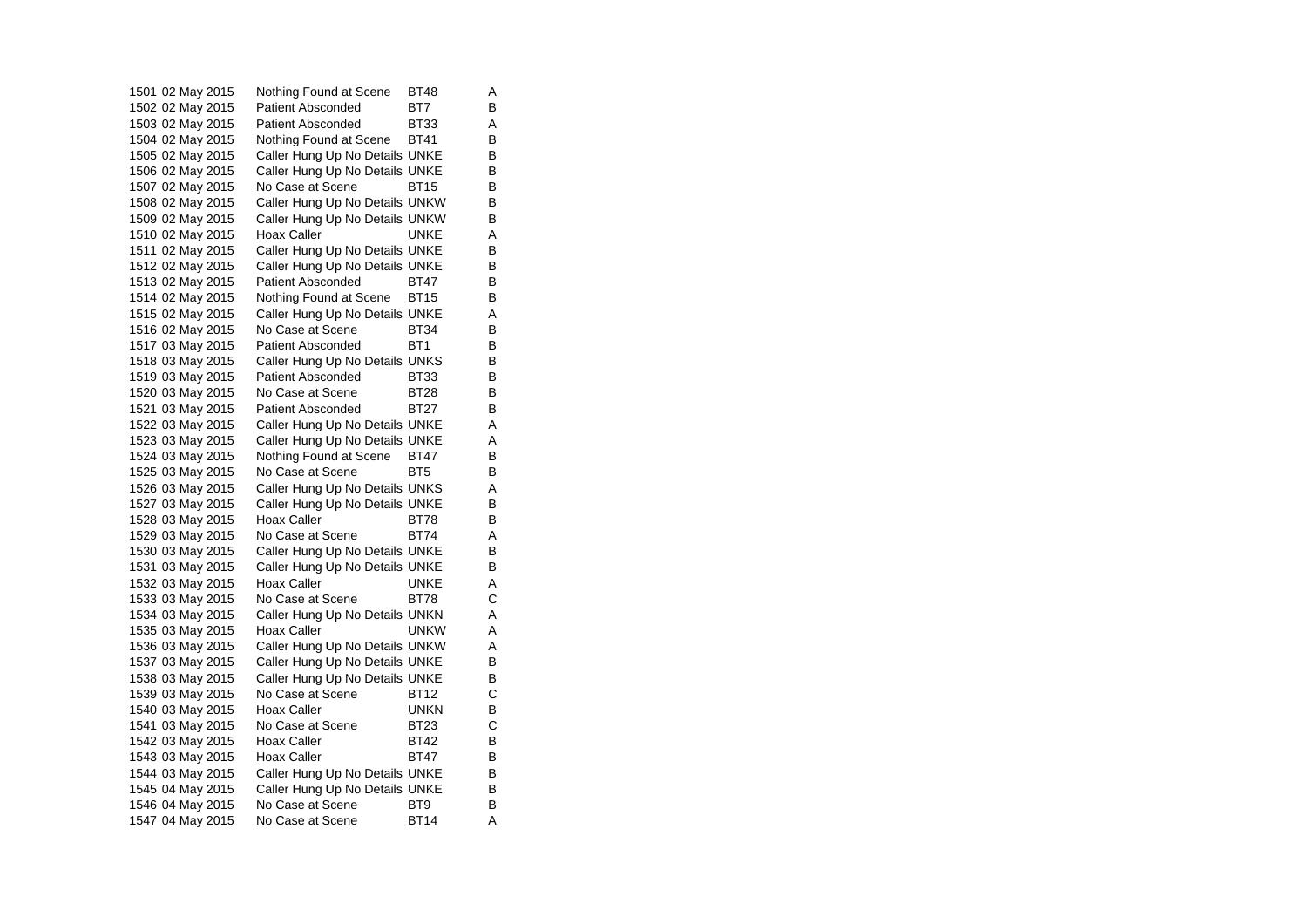| | | | | |
|---|---|---|---|---|
| 1501 | 02 May 2015 | Nothing Found at Scene | BT48 | A |
| 1502 | 02 May 2015 | Patient Absconded | BT7 | B |
| 1503 | 02 May 2015 | Patient Absconded | BT33 | A |
| 1504 | 02 May 2015 | Nothing Found at Scene | BT41 | B |
| 1505 | 02 May 2015 | Caller Hung Up No Details | UNKE | B |
| 1506 | 02 May 2015 | Caller Hung Up No Details | UNKE | B |
| 1507 | 02 May 2015 | No Case at Scene | BT15 | B |
| 1508 | 02 May 2015 | Caller Hung Up No Details | UNKW | B |
| 1509 | 02 May 2015 | Caller Hung Up No Details | UNKW | B |
| 1510 | 02 May 2015 | Hoax Caller | UNKE | A |
| 1511 | 02 May 2015 | Caller Hung Up No Details | UNKE | B |
| 1512 | 02 May 2015 | Caller Hung Up No Details | UNKE | B |
| 1513 | 02 May 2015 | Patient Absconded | BT47 | B |
| 1514 | 02 May 2015 | Nothing Found at Scene | BT15 | B |
| 1515 | 02 May 2015 | Caller Hung Up No Details | UNKE | A |
| 1516 | 02 May 2015 | No Case at Scene | BT34 | B |
| 1517 | 03 May 2015 | Patient Absconded | BT1 | B |
| 1518 | 03 May 2015 | Caller Hung Up No Details | UNKS | B |
| 1519 | 03 May 2015 | Patient Absconded | BT33 | B |
| 1520 | 03 May 2015 | No Case at Scene | BT28 | B |
| 1521 | 03 May 2015 | Patient Absconded | BT27 | B |
| 1522 | 03 May 2015 | Caller Hung Up No Details | UNKE | A |
| 1523 | 03 May 2015 | Caller Hung Up No Details | UNKE | A |
| 1524 | 03 May 2015 | Nothing Found at Scene | BT47 | B |
| 1525 | 03 May 2015 | No Case at Scene | BT5 | B |
| 1526 | 03 May 2015 | Caller Hung Up No Details | UNKS | A |
| 1527 | 03 May 2015 | Caller Hung Up No Details | UNKE | B |
| 1528 | 03 May 2015 | Hoax Caller | BT78 | B |
| 1529 | 03 May 2015 | No Case at Scene | BT74 | A |
| 1530 | 03 May 2015 | Caller Hung Up No Details | UNKE | B |
| 1531 | 03 May 2015 | Caller Hung Up No Details | UNKE | B |
| 1532 | 03 May 2015 | Hoax Caller | UNKE | A |
| 1533 | 03 May 2015 | No Case at Scene | BT78 | C |
| 1534 | 03 May 2015 | Caller Hung Up No Details | UNKN | A |
| 1535 | 03 May 2015 | Hoax Caller | UNKW | A |
| 1536 | 03 May 2015 | Caller Hung Up No Details | UNKW | A |
| 1537 | 03 May 2015 | Caller Hung Up No Details | UNKE | B |
| 1538 | 03 May 2015 | Caller Hung Up No Details | UNKE | B |
| 1539 | 03 May 2015 | No Case at Scene | BT12 | C |
| 1540 | 03 May 2015 | Hoax Caller | UNKN | B |
| 1541 | 03 May 2015 | No Case at Scene | BT23 | C |
| 1542 | 03 May 2015 | Hoax Caller | BT42 | B |
| 1543 | 03 May 2015 | Hoax Caller | BT47 | B |
| 1544 | 03 May 2015 | Caller Hung Up No Details | UNKE | B |
| 1545 | 04 May 2015 | Caller Hung Up No Details | UNKE | B |
| 1546 | 04 May 2015 | No Case at Scene | BT9 | B |
| 1547 | 04 May 2015 | No Case at Scene | BT14 | A |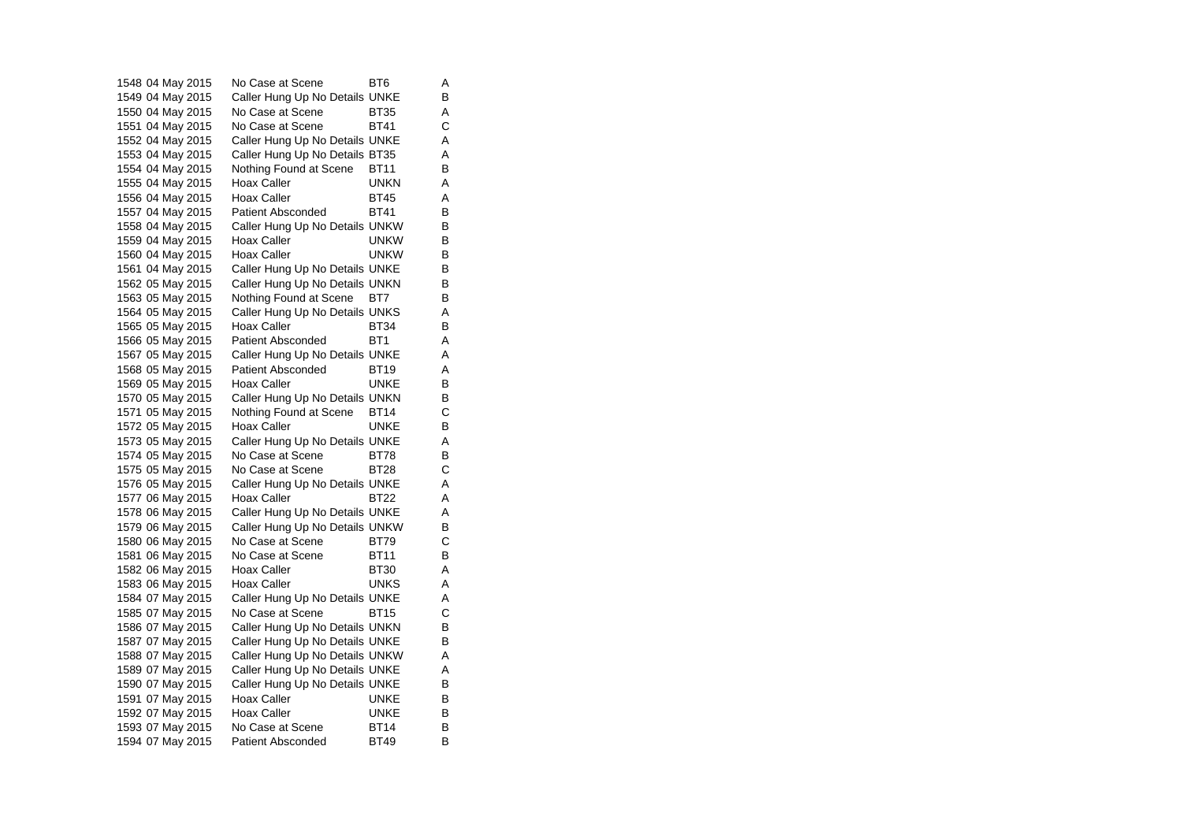| | | | | |
|---|---|---|---|---|
| 1548 | 04 May 2015 | No Case at Scene | BT6 | A |
| 1549 | 04 May 2015 | Caller Hung Up No Details | UNKE | B |
| 1550 | 04 May 2015 | No Case at Scene | BT35 | A |
| 1551 | 04 May 2015 | No Case at Scene | BT41 | C |
| 1552 | 04 May 2015 | Caller Hung Up No Details | UNKE | A |
| 1553 | 04 May 2015 | Caller Hung Up No Details | BT35 | A |
| 1554 | 04 May 2015 | Nothing Found at Scene | BT11 | B |
| 1555 | 04 May 2015 | Hoax Caller | UNKN | A |
| 1556 | 04 May 2015 | Hoax Caller | BT45 | A |
| 1557 | 04 May 2015 | Patient Absconded | BT41 | B |
| 1558 | 04 May 2015 | Caller Hung Up No Details | UNKW | B |
| 1559 | 04 May 2015 | Hoax Caller | UNKW | B |
| 1560 | 04 May 2015 | Hoax Caller | UNKW | B |
| 1561 | 04 May 2015 | Caller Hung Up No Details | UNKE | B |
| 1562 | 05 May 2015 | Caller Hung Up No Details | UNKN | B |
| 1563 | 05 May 2015 | Nothing Found at Scene | BT7 | B |
| 1564 | 05 May 2015 | Caller Hung Up No Details | UNKS | A |
| 1565 | 05 May 2015 | Hoax Caller | BT34 | B |
| 1566 | 05 May 2015 | Patient Absconded | BT1 | A |
| 1567 | 05 May 2015 | Caller Hung Up No Details | UNKE | A |
| 1568 | 05 May 2015 | Patient Absconded | BT19 | A |
| 1569 | 05 May 2015 | Hoax Caller | UNKE | B |
| 1570 | 05 May 2015 | Caller Hung Up No Details | UNKN | B |
| 1571 | 05 May 2015 | Nothing Found at Scene | BT14 | C |
| 1572 | 05 May 2015 | Hoax Caller | UNKE | B |
| 1573 | 05 May 2015 | Caller Hung Up No Details | UNKE | A |
| 1574 | 05 May 2015 | No Case at Scene | BT78 | B |
| 1575 | 05 May 2015 | No Case at Scene | BT28 | C |
| 1576 | 05 May 2015 | Caller Hung Up No Details | UNKE | A |
| 1577 | 06 May 2015 | Hoax Caller | BT22 | A |
| 1578 | 06 May 2015 | Caller Hung Up No Details | UNKE | A |
| 1579 | 06 May 2015 | Caller Hung Up No Details | UNKW | B |
| 1580 | 06 May 2015 | No Case at Scene | BT79 | C |
| 1581 | 06 May 2015 | No Case at Scene | BT11 | B |
| 1582 | 06 May 2015 | Hoax Caller | BT30 | A |
| 1583 | 06 May 2015 | Hoax Caller | UNKS | A |
| 1584 | 07 May 2015 | Caller Hung Up No Details | UNKE | A |
| 1585 | 07 May 2015 | No Case at Scene | BT15 | C |
| 1586 | 07 May 2015 | Caller Hung Up No Details | UNKN | B |
| 1587 | 07 May 2015 | Caller Hung Up No Details | UNKE | B |
| 1588 | 07 May 2015 | Caller Hung Up No Details | UNKW | A |
| 1589 | 07 May 2015 | Caller Hung Up No Details | UNKE | A |
| 1590 | 07 May 2015 | Caller Hung Up No Details | UNKE | B |
| 1591 | 07 May 2015 | Hoax Caller | UNKE | B |
| 1592 | 07 May 2015 | Hoax Caller | UNKE | B |
| 1593 | 07 May 2015 | No Case at Scene | BT14 | B |
| 1594 | 07 May 2015 | Patient Absconded | BT49 | B |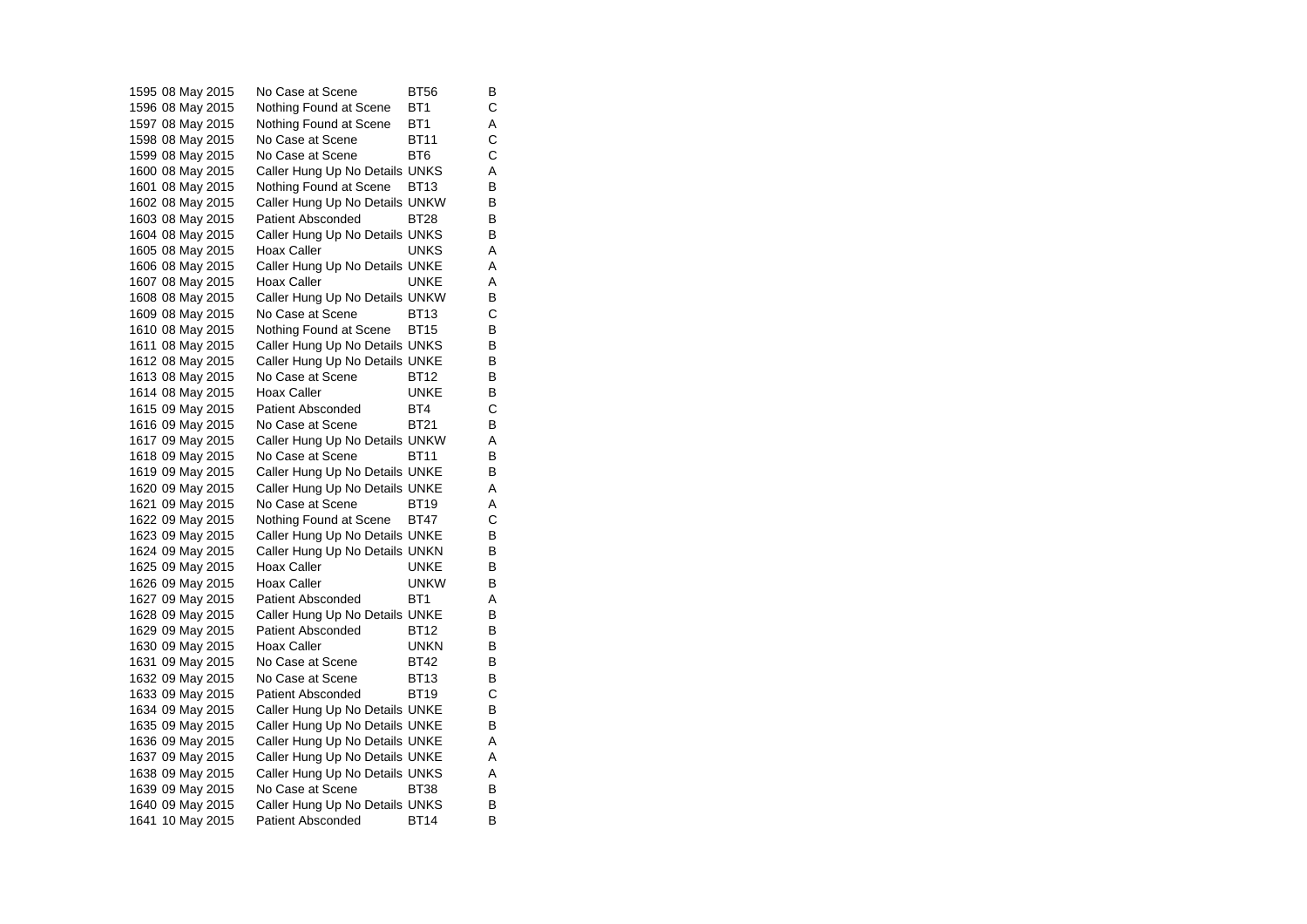| | | | | |
|---|---|---|---|---|
| 1595 | 08 May 2015 | No Case at Scene | BT56 | B |
| 1596 | 08 May 2015 | Nothing Found at Scene | BT1 | C |
| 1597 | 08 May 2015 | Nothing Found at Scene | BT1 | A |
| 1598 | 08 May 2015 | No Case at Scene | BT11 | C |
| 1599 | 08 May 2015 | No Case at Scene | BT6 | C |
| 1600 | 08 May 2015 | Caller Hung Up No Details | UNKS | A |
| 1601 | 08 May 2015 | Nothing Found at Scene | BT13 | B |
| 1602 | 08 May 2015 | Caller Hung Up No Details | UNKW | B |
| 1603 | 08 May 2015 | Patient Absconded | BT28 | B |
| 1604 | 08 May 2015 | Caller Hung Up No Details | UNKS | B |
| 1605 | 08 May 2015 | Hoax Caller | UNKS | A |
| 1606 | 08 May 2015 | Caller Hung Up No Details | UNKE | A |
| 1607 | 08 May 2015 | Hoax Caller | UNKE | A |
| 1608 | 08 May 2015 | Caller Hung Up No Details | UNKW | B |
| 1609 | 08 May 2015 | No Case at Scene | BT13 | C |
| 1610 | 08 May 2015 | Nothing Found at Scene | BT15 | B |
| 1611 | 08 May 2015 | Caller Hung Up No Details | UNKS | B |
| 1612 | 08 May 2015 | Caller Hung Up No Details | UNKE | B |
| 1613 | 08 May 2015 | No Case at Scene | BT12 | B |
| 1614 | 08 May 2015 | Hoax Caller | UNKE | B |
| 1615 | 09 May 2015 | Patient Absconded | BT4 | C |
| 1616 | 09 May 2015 | No Case at Scene | BT21 | B |
| 1617 | 09 May 2015 | Caller Hung Up No Details | UNKW | A |
| 1618 | 09 May 2015 | No Case at Scene | BT11 | B |
| 1619 | 09 May 2015 | Caller Hung Up No Details | UNKE | B |
| 1620 | 09 May 2015 | Caller Hung Up No Details | UNKE | A |
| 1621 | 09 May 2015 | No Case at Scene | BT19 | A |
| 1622 | 09 May 2015 | Nothing Found at Scene | BT47 | C |
| 1623 | 09 May 2015 | Caller Hung Up No Details | UNKE | B |
| 1624 | 09 May 2015 | Caller Hung Up No Details | UNKN | B |
| 1625 | 09 May 2015 | Hoax Caller | UNKE | B |
| 1626 | 09 May 2015 | Hoax Caller | UNKW | B |
| 1627 | 09 May 2015 | Patient Absconded | BT1 | A |
| 1628 | 09 May 2015 | Caller Hung Up No Details | UNKE | B |
| 1629 | 09 May 2015 | Patient Absconded | BT12 | B |
| 1630 | 09 May 2015 | Hoax Caller | UNKN | B |
| 1631 | 09 May 2015 | No Case at Scene | BT42 | B |
| 1632 | 09 May 2015 | No Case at Scene | BT13 | B |
| 1633 | 09 May 2015 | Patient Absconded | BT19 | C |
| 1634 | 09 May 2015 | Caller Hung Up No Details | UNKE | B |
| 1635 | 09 May 2015 | Caller Hung Up No Details | UNKE | B |
| 1636 | 09 May 2015 | Caller Hung Up No Details | UNKE | A |
| 1637 | 09 May 2015 | Caller Hung Up No Details | UNKE | A |
| 1638 | 09 May 2015 | Caller Hung Up No Details | UNKS | A |
| 1639 | 09 May 2015 | No Case at Scene | BT38 | B |
| 1640 | 09 May 2015 | Caller Hung Up No Details | UNKS | B |
| 1641 | 10 May 2015 | Patient Absconded | BT14 | B |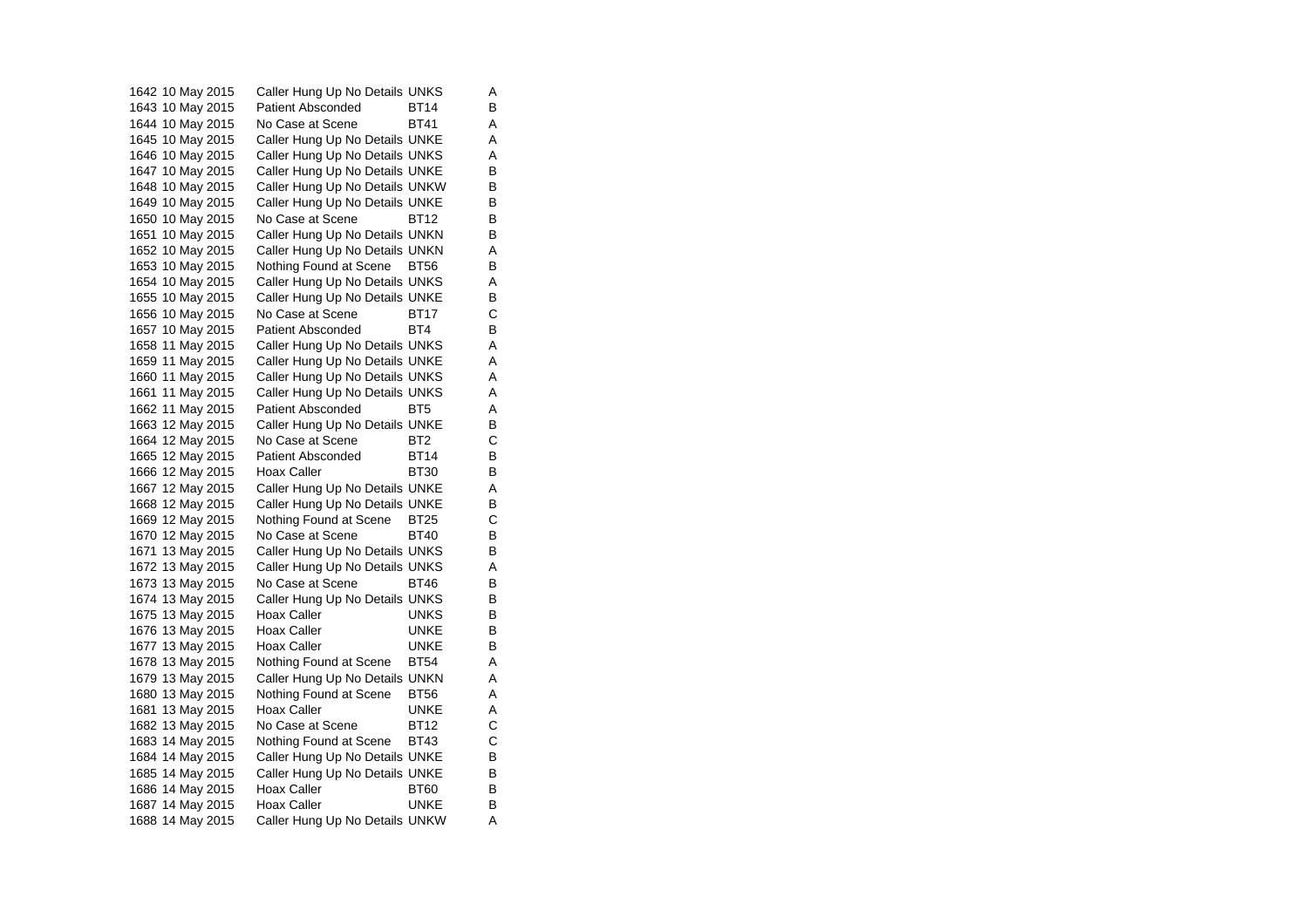| | | | | |
|---|---|---|---|---|
| 1642 | 10 May 2015 | Caller Hung Up No Details | UNKS | A |
| 1643 | 10 May 2015 | Patient Absconded | BT14 | B |
| 1644 | 10 May 2015 | No Case at Scene | BT41 | A |
| 1645 | 10 May 2015 | Caller Hung Up No Details | UNKE | A |
| 1646 | 10 May 2015 | Caller Hung Up No Details | UNKS | A |
| 1647 | 10 May 2015 | Caller Hung Up No Details | UNKE | B |
| 1648 | 10 May 2015 | Caller Hung Up No Details | UNKW | B |
| 1649 | 10 May 2015 | Caller Hung Up No Details | UNKE | B |
| 1650 | 10 May 2015 | No Case at Scene | BT12 | B |
| 1651 | 10 May 2015 | Caller Hung Up No Details | UNKN | B |
| 1652 | 10 May 2015 | Caller Hung Up No Details | UNKN | A |
| 1653 | 10 May 2015 | Nothing Found at Scene | BT56 | B |
| 1654 | 10 May 2015 | Caller Hung Up No Details | UNKS | A |
| 1655 | 10 May 2015 | Caller Hung Up No Details | UNKE | B |
| 1656 | 10 May 2015 | No Case at Scene | BT17 | C |
| 1657 | 10 May 2015 | Patient Absconded | BT4 | B |
| 1658 | 11 May 2015 | Caller Hung Up No Details | UNKS | A |
| 1659 | 11 May 2015 | Caller Hung Up No Details | UNKE | A |
| 1660 | 11 May 2015 | Caller Hung Up No Details | UNKS | A |
| 1661 | 11 May 2015 | Caller Hung Up No Details | UNKS | A |
| 1662 | 11 May 2015 | Patient Absconded | BT5 | A |
| 1663 | 12 May 2015 | Caller Hung Up No Details | UNKE | B |
| 1664 | 12 May 2015 | No Case at Scene | BT2 | C |
| 1665 | 12 May 2015 | Patient Absconded | BT14 | B |
| 1666 | 12 May 2015 | Hoax Caller | BT30 | B |
| 1667 | 12 May 2015 | Caller Hung Up No Details | UNKE | A |
| 1668 | 12 May 2015 | Caller Hung Up No Details | UNKE | B |
| 1669 | 12 May 2015 | Nothing Found at Scene | BT25 | C |
| 1670 | 12 May 2015 | No Case at Scene | BT40 | B |
| 1671 | 13 May 2015 | Caller Hung Up No Details | UNKS | B |
| 1672 | 13 May 2015 | Caller Hung Up No Details | UNKS | A |
| 1673 | 13 May 2015 | No Case at Scene | BT46 | B |
| 1674 | 13 May 2015 | Caller Hung Up No Details | UNKS | B |
| 1675 | 13 May 2015 | Hoax Caller | UNKS | B |
| 1676 | 13 May 2015 | Hoax Caller | UNKE | B |
| 1677 | 13 May 2015 | Hoax Caller | UNKE | B |
| 1678 | 13 May 2015 | Nothing Found at Scene | BT54 | A |
| 1679 | 13 May 2015 | Caller Hung Up No Details | UNKN | A |
| 1680 | 13 May 2015 | Nothing Found at Scene | BT56 | A |
| 1681 | 13 May 2015 | Hoax Caller | UNKE | A |
| 1682 | 13 May 2015 | No Case at Scene | BT12 | C |
| 1683 | 14 May 2015 | Nothing Found at Scene | BT43 | C |
| 1684 | 14 May 2015 | Caller Hung Up No Details | UNKE | B |
| 1685 | 14 May 2015 | Caller Hung Up No Details | UNKE | B |
| 1686 | 14 May 2015 | Hoax Caller | BT60 | B |
| 1687 | 14 May 2015 | Hoax Caller | UNKE | B |
| 1688 | 14 May 2015 | Caller Hung Up No Details | UNKW | A |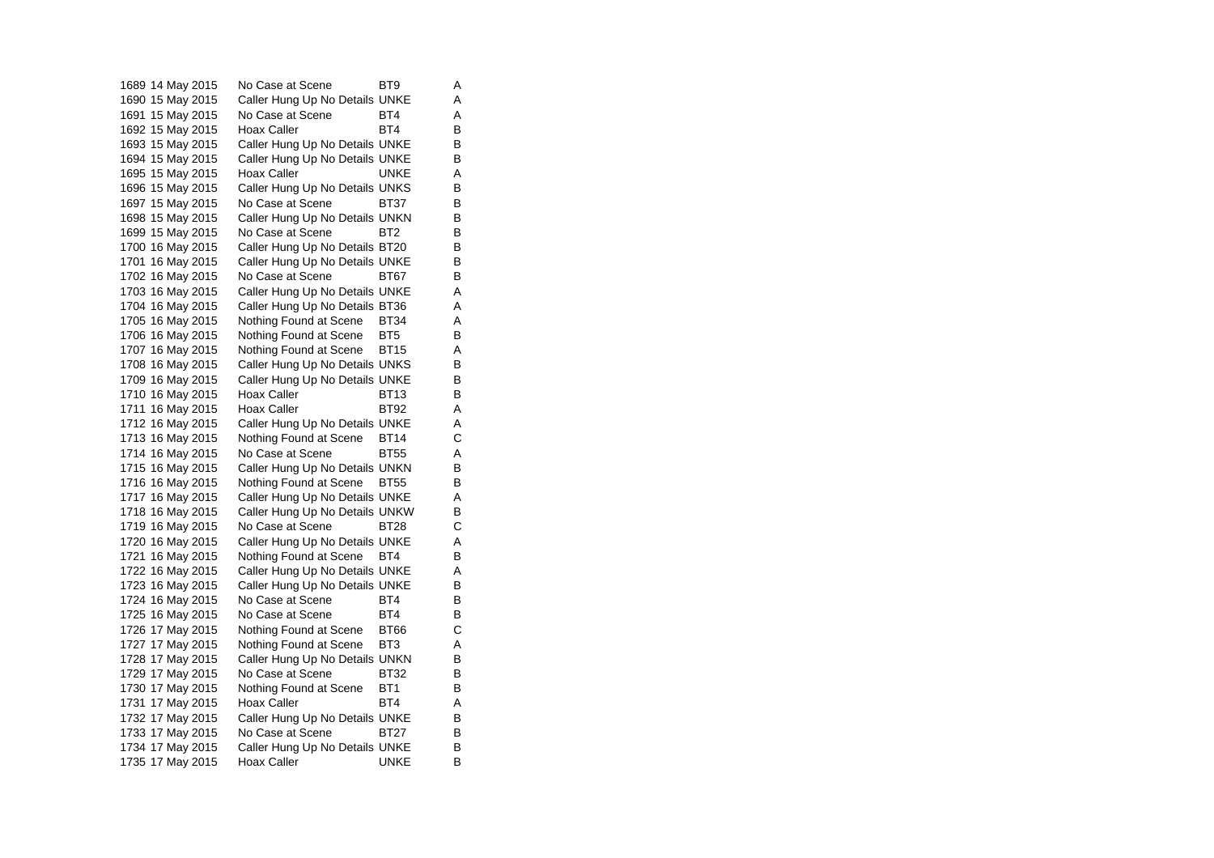| | | | | |
|---|---|---|---|---|
| 1689 | 14 May 2015 | No Case at Scene | BT9 | A |
| 1690 | 15 May 2015 | Caller Hung Up No Details | UNKE | A |
| 1691 | 15 May 2015 | No Case at Scene | BT4 | A |
| 1692 | 15 May 2015 | Hoax Caller | BT4 | B |
| 1693 | 15 May 2015 | Caller Hung Up No Details | UNKE | B |
| 1694 | 15 May 2015 | Caller Hung Up No Details | UNKE | B |
| 1695 | 15 May 2015 | Hoax Caller | UNKE | A |
| 1696 | 15 May 2015 | Caller Hung Up No Details | UNKS | B |
| 1697 | 15 May 2015 | No Case at Scene | BT37 | B |
| 1698 | 15 May 2015 | Caller Hung Up No Details | UNKN | B |
| 1699 | 15 May 2015 | No Case at Scene | BT2 | B |
| 1700 | 16 May 2015 | Caller Hung Up No Details | BT20 | B |
| 1701 | 16 May 2015 | Caller Hung Up No Details | UNKE | B |
| 1702 | 16 May 2015 | No Case at Scene | BT67 | B |
| 1703 | 16 May 2015 | Caller Hung Up No Details | UNKE | A |
| 1704 | 16 May 2015 | Caller Hung Up No Details | BT36 | A |
| 1705 | 16 May 2015 | Nothing Found at Scene | BT34 | A |
| 1706 | 16 May 2015 | Nothing Found at Scene | BT5 | B |
| 1707 | 16 May 2015 | Nothing Found at Scene | BT15 | A |
| 1708 | 16 May 2015 | Caller Hung Up No Details | UNKS | B |
| 1709 | 16 May 2015 | Caller Hung Up No Details | UNKE | B |
| 1710 | 16 May 2015 | Hoax Caller | BT13 | B |
| 1711 | 16 May 2015 | Hoax Caller | BT92 | A |
| 1712 | 16 May 2015 | Caller Hung Up No Details | UNKE | A |
| 1713 | 16 May 2015 | Nothing Found at Scene | BT14 | C |
| 1714 | 16 May 2015 | No Case at Scene | BT55 | A |
| 1715 | 16 May 2015 | Caller Hung Up No Details | UNKN | B |
| 1716 | 16 May 2015 | Nothing Found at Scene | BT55 | B |
| 1717 | 16 May 2015 | Caller Hung Up No Details | UNKE | A |
| 1718 | 16 May 2015 | Caller Hung Up No Details | UNKW | B |
| 1719 | 16 May 2015 | No Case at Scene | BT28 | C |
| 1720 | 16 May 2015 | Caller Hung Up No Details | UNKE | A |
| 1721 | 16 May 2015 | Nothing Found at Scene | BT4 | B |
| 1722 | 16 May 2015 | Caller Hung Up No Details | UNKE | A |
| 1723 | 16 May 2015 | Caller Hung Up No Details | UNKE | B |
| 1724 | 16 May 2015 | No Case at Scene | BT4 | B |
| 1725 | 16 May 2015 | No Case at Scene | BT4 | B |
| 1726 | 17 May 2015 | Nothing Found at Scene | BT66 | C |
| 1727 | 17 May 2015 | Nothing Found at Scene | BT3 | A |
| 1728 | 17 May 2015 | Caller Hung Up No Details | UNKN | B |
| 1729 | 17 May 2015 | No Case at Scene | BT32 | B |
| 1730 | 17 May 2015 | Nothing Found at Scene | BT1 | B |
| 1731 | 17 May 2015 | Hoax Caller | BT4 | A |
| 1732 | 17 May 2015 | Caller Hung Up No Details | UNKE | B |
| 1733 | 17 May 2015 | No Case at Scene | BT27 | B |
| 1734 | 17 May 2015 | Caller Hung Up No Details | UNKE | B |
| 1735 | 17 May 2015 | Hoax Caller | UNKE | B |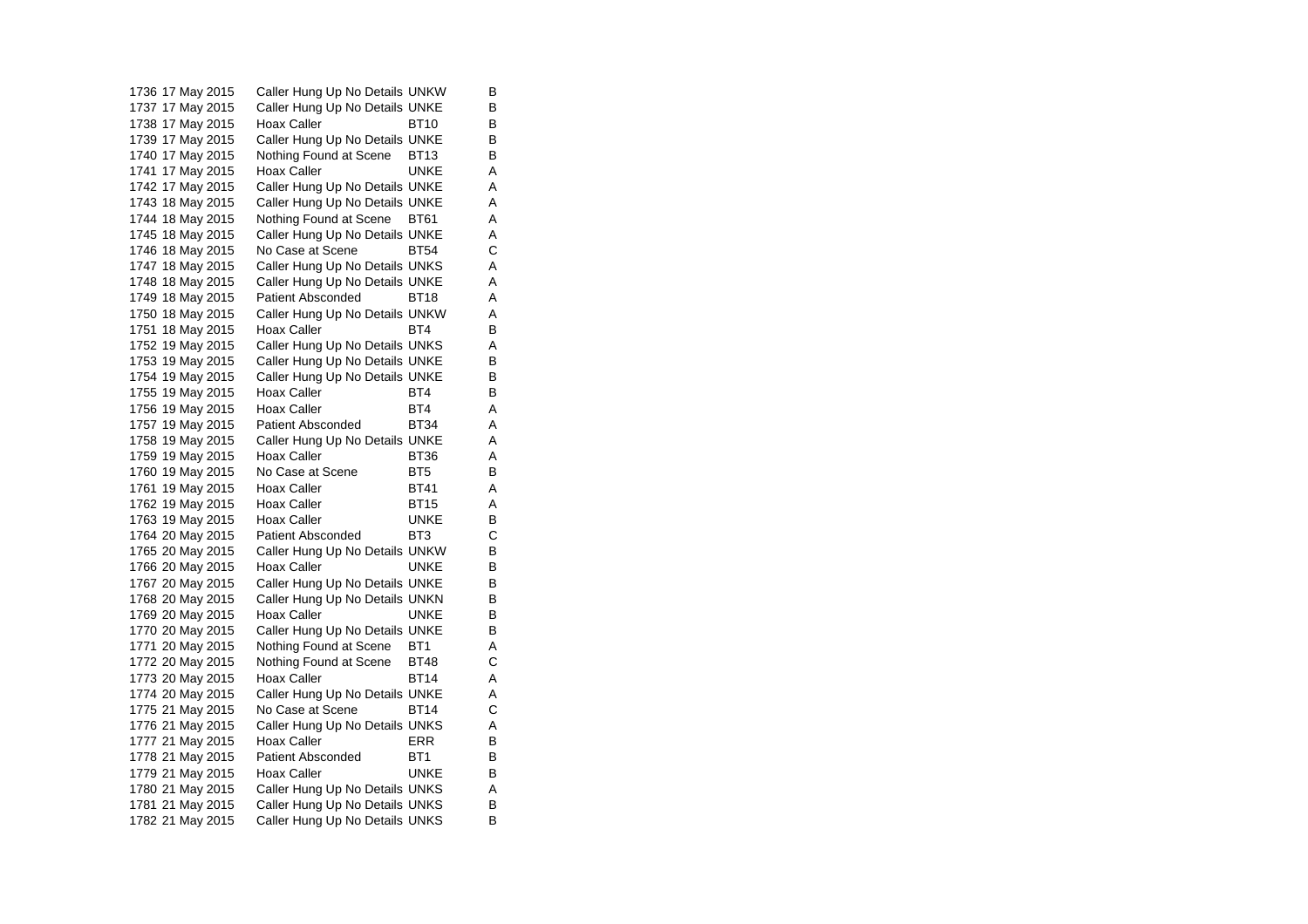| | | | | |
|---|---|---|---|---|
| 1736 | 17 May 2015 | Caller Hung Up No Details | UNKW | B |
| 1737 | 17 May 2015 | Caller Hung Up No Details | UNKE | B |
| 1738 | 17 May 2015 | Hoax Caller | BT10 | B |
| 1739 | 17 May 2015 | Caller Hung Up No Details | UNKE | B |
| 1740 | 17 May 2015 | Nothing Found at Scene | BT13 | B |
| 1741 | 17 May 2015 | Hoax Caller | UNKE | A |
| 1742 | 17 May 2015 | Caller Hung Up No Details | UNKE | A |
| 1743 | 18 May 2015 | Caller Hung Up No Details | UNKE | A |
| 1744 | 18 May 2015 | Nothing Found at Scene | BT61 | A |
| 1745 | 18 May 2015 | Caller Hung Up No Details | UNKE | A |
| 1746 | 18 May 2015 | No Case at Scene | BT54 | C |
| 1747 | 18 May 2015 | Caller Hung Up No Details | UNKS | A |
| 1748 | 18 May 2015 | Caller Hung Up No Details | UNKE | A |
| 1749 | 18 May 2015 | Patient Absconded | BT18 | A |
| 1750 | 18 May 2015 | Caller Hung Up No Details | UNKW | A |
| 1751 | 18 May 2015 | Hoax Caller | BT4 | B |
| 1752 | 19 May 2015 | Caller Hung Up No Details | UNKS | A |
| 1753 | 19 May 2015 | Caller Hung Up No Details | UNKE | B |
| 1754 | 19 May 2015 | Caller Hung Up No Details | UNKE | B |
| 1755 | 19 May 2015 | Hoax Caller | BT4 | B |
| 1756 | 19 May 2015 | Hoax Caller | BT4 | A |
| 1757 | 19 May 2015 | Patient Absconded | BT34 | A |
| 1758 | 19 May 2015 | Caller Hung Up No Details | UNKE | A |
| 1759 | 19 May 2015 | Hoax Caller | BT36 | A |
| 1760 | 19 May 2015 | No Case at Scene | BT5 | B |
| 1761 | 19 May 2015 | Hoax Caller | BT41 | A |
| 1762 | 19 May 2015 | Hoax Caller | BT15 | A |
| 1763 | 19 May 2015 | Hoax Caller | UNKE | B |
| 1764 | 20 May 2015 | Patient Absconded | BT3 | C |
| 1765 | 20 May 2015 | Caller Hung Up No Details | UNKW | B |
| 1766 | 20 May 2015 | Hoax Caller | UNKE | B |
| 1767 | 20 May 2015 | Caller Hung Up No Details | UNKE | B |
| 1768 | 20 May 2015 | Caller Hung Up No Details | UNKN | B |
| 1769 | 20 May 2015 | Hoax Caller | UNKE | B |
| 1770 | 20 May 2015 | Caller Hung Up No Details | UNKE | B |
| 1771 | 20 May 2015 | Nothing Found at Scene | BT1 | A |
| 1772 | 20 May 2015 | Nothing Found at Scene | BT48 | C |
| 1773 | 20 May 2015 | Hoax Caller | BT14 | A |
| 1774 | 20 May 2015 | Caller Hung Up No Details | UNKE | A |
| 1775 | 21 May 2015 | No Case at Scene | BT14 | C |
| 1776 | 21 May 2015 | Caller Hung Up No Details | UNKS | A |
| 1777 | 21 May 2015 | Hoax Caller | ERR | B |
| 1778 | 21 May 2015 | Patient Absconded | BT1 | B |
| 1779 | 21 May 2015 | Hoax Caller | UNKE | B |
| 1780 | 21 May 2015 | Caller Hung Up No Details | UNKS | A |
| 1781 | 21 May 2015 | Caller Hung Up No Details | UNKS | B |
| 1782 | 21 May 2015 | Caller Hung Up No Details | UNKS | B |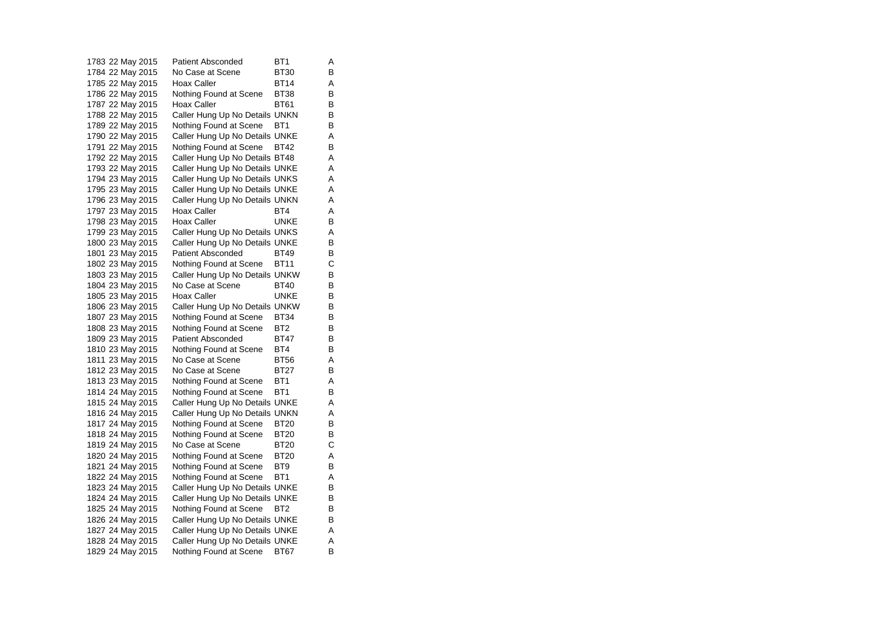| | | | | |
|---|---|---|---|---|
| 1783 | 22 May 2015 | Patient Absconded | BT1 | A |
| 1784 | 22 May 2015 | No Case at Scene | BT30 | B |
| 1785 | 22 May 2015 | Hoax Caller | BT14 | A |
| 1786 | 22 May 2015 | Nothing Found at Scene | BT38 | B |
| 1787 | 22 May 2015 | Hoax Caller | BT61 | B |
| 1788 | 22 May 2015 | Caller Hung Up No Details | UNKN | B |
| 1789 | 22 May 2015 | Nothing Found at Scene | BT1 | B |
| 1790 | 22 May 2015 | Caller Hung Up No Details | UNKE | A |
| 1791 | 22 May 2015 | Nothing Found at Scene | BT42 | B |
| 1792 | 22 May 2015 | Caller Hung Up No Details | BT48 | A |
| 1793 | 22 May 2015 | Caller Hung Up No Details | UNKE | A |
| 1794 | 23 May 2015 | Caller Hung Up No Details | UNKS | A |
| 1795 | 23 May 2015 | Caller Hung Up No Details | UNKE | A |
| 1796 | 23 May 2015 | Caller Hung Up No Details | UNKN | A |
| 1797 | 23 May 2015 | Hoax Caller | BT4 | A |
| 1798 | 23 May 2015 | Hoax Caller | UNKE | B |
| 1799 | 23 May 2015 | Caller Hung Up No Details | UNKS | A |
| 1800 | 23 May 2015 | Caller Hung Up No Details | UNKE | B |
| 1801 | 23 May 2015 | Patient Absconded | BT49 | B |
| 1802 | 23 May 2015 | Nothing Found at Scene | BT11 | C |
| 1803 | 23 May 2015 | Caller Hung Up No Details | UNKW | B |
| 1804 | 23 May 2015 | No Case at Scene | BT40 | B |
| 1805 | 23 May 2015 | Hoax Caller | UNKE | B |
| 1806 | 23 May 2015 | Caller Hung Up No Details | UNKW | B |
| 1807 | 23 May 2015 | Nothing Found at Scene | BT34 | B |
| 1808 | 23 May 2015 | Nothing Found at Scene | BT2 | B |
| 1809 | 23 May 2015 | Patient Absconded | BT47 | B |
| 1810 | 23 May 2015 | Nothing Found at Scene | BT4 | B |
| 1811 | 23 May 2015 | No Case at Scene | BT56 | A |
| 1812 | 23 May 2015 | No Case at Scene | BT27 | B |
| 1813 | 23 May 2015 | Nothing Found at Scene | BT1 | A |
| 1814 | 24 May 2015 | Nothing Found at Scene | BT1 | B |
| 1815 | 24 May 2015 | Caller Hung Up No Details | UNKE | A |
| 1816 | 24 May 2015 | Caller Hung Up No Details | UNKN | A |
| 1817 | 24 May 2015 | Nothing Found at Scene | BT20 | B |
| 1818 | 24 May 2015 | Nothing Found at Scene | BT20 | B |
| 1819 | 24 May 2015 | No Case at Scene | BT20 | C |
| 1820 | 24 May 2015 | Nothing Found at Scene | BT20 | A |
| 1821 | 24 May 2015 | Nothing Found at Scene | BT9 | B |
| 1822 | 24 May 2015 | Nothing Found at Scene | BT1 | A |
| 1823 | 24 May 2015 | Caller Hung Up No Details | UNKE | B |
| 1824 | 24 May 2015 | Caller Hung Up No Details | UNKE | B |
| 1825 | 24 May 2015 | Nothing Found at Scene | BT2 | B |
| 1826 | 24 May 2015 | Caller Hung Up No Details | UNKE | B |
| 1827 | 24 May 2015 | Caller Hung Up No Details | UNKE | A |
| 1828 | 24 May 2015 | Caller Hung Up No Details | UNKE | A |
| 1829 | 24 May 2015 | Nothing Found at Scene | BT67 | B |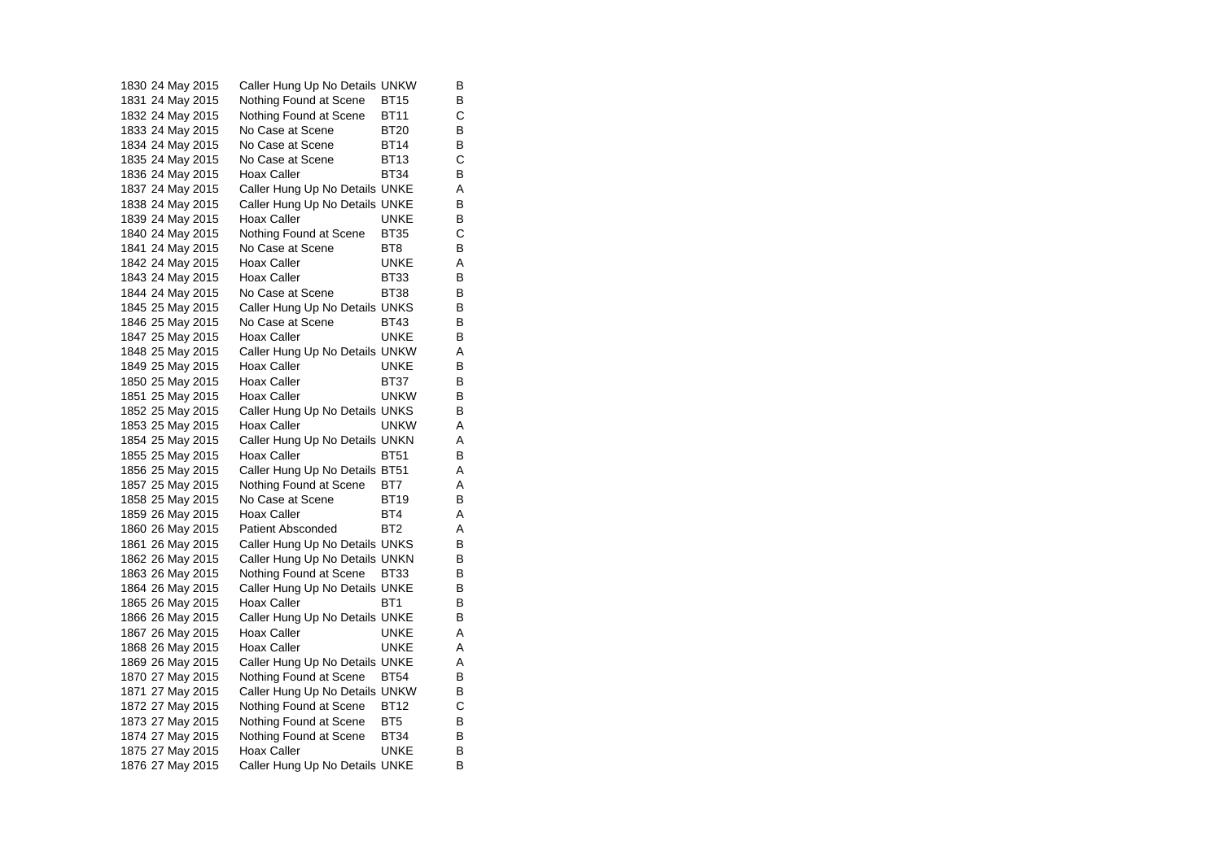| | | | | |
|---|---|---|---|---|
| 1830 | 24 May 2015 | Caller Hung Up No Details | UNKW | B |
| 1831 | 24 May 2015 | Nothing Found at Scene | BT15 | B |
| 1832 | 24 May 2015 | Nothing Found at Scene | BT11 | C |
| 1833 | 24 May 2015 | No Case at Scene | BT20 | B |
| 1834 | 24 May 2015 | No Case at Scene | BT14 | B |
| 1835 | 24 May 2015 | No Case at Scene | BT13 | C |
| 1836 | 24 May 2015 | Hoax Caller | BT34 | B |
| 1837 | 24 May 2015 | Caller Hung Up No Details | UNKE | A |
| 1838 | 24 May 2015 | Caller Hung Up No Details | UNKE | B |
| 1839 | 24 May 2015 | Hoax Caller | UNKE | B |
| 1840 | 24 May 2015 | Nothing Found at Scene | BT35 | C |
| 1841 | 24 May 2015 | No Case at Scene | BT8 | B |
| 1842 | 24 May 2015 | Hoax Caller | UNKE | A |
| 1843 | 24 May 2015 | Hoax Caller | BT33 | B |
| 1844 | 24 May 2015 | No Case at Scene | BT38 | B |
| 1845 | 25 May 2015 | Caller Hung Up No Details | UNKS | B |
| 1846 | 25 May 2015 | No Case at Scene | BT43 | B |
| 1847 | 25 May 2015 | Hoax Caller | UNKE | B |
| 1848 | 25 May 2015 | Caller Hung Up No Details | UNKW | A |
| 1849 | 25 May 2015 | Hoax Caller | UNKE | B |
| 1850 | 25 May 2015 | Hoax Caller | BT37 | B |
| 1851 | 25 May 2015 | Hoax Caller | UNKW | B |
| 1852 | 25 May 2015 | Caller Hung Up No Details | UNKS | B |
| 1853 | 25 May 2015 | Hoax Caller | UNKW | A |
| 1854 | 25 May 2015 | Caller Hung Up No Details | UNKN | A |
| 1855 | 25 May 2015 | Hoax Caller | BT51 | B |
| 1856 | 25 May 2015 | Caller Hung Up No Details | BT51 | A |
| 1857 | 25 May 2015 | Nothing Found at Scene | BT7 | A |
| 1858 | 25 May 2015 | No Case at Scene | BT19 | B |
| 1859 | 26 May 2015 | Hoax Caller | BT4 | A |
| 1860 | 26 May 2015 | Patient Absconded | BT2 | A |
| 1861 | 26 May 2015 | Caller Hung Up No Details | UNKS | B |
| 1862 | 26 May 2015 | Caller Hung Up No Details | UNKN | B |
| 1863 | 26 May 2015 | Nothing Found at Scene | BT33 | B |
| 1864 | 26 May 2015 | Caller Hung Up No Details | UNKE | B |
| 1865 | 26 May 2015 | Hoax Caller | BT1 | B |
| 1866 | 26 May 2015 | Caller Hung Up No Details | UNKE | B |
| 1867 | 26 May 2015 | Hoax Caller | UNKE | A |
| 1868 | 26 May 2015 | Hoax Caller | UNKE | A |
| 1869 | 26 May 2015 | Caller Hung Up No Details | UNKE | A |
| 1870 | 27 May 2015 | Nothing Found at Scene | BT54 | B |
| 1871 | 27 May 2015 | Caller Hung Up No Details | UNKW | B |
| 1872 | 27 May 2015 | Nothing Found at Scene | BT12 | C |
| 1873 | 27 May 2015 | Nothing Found at Scene | BT5 | B |
| 1874 | 27 May 2015 | Nothing Found at Scene | BT34 | B |
| 1875 | 27 May 2015 | Hoax Caller | UNKE | B |
| 1876 | 27 May 2015 | Caller Hung Up No Details | UNKE | B |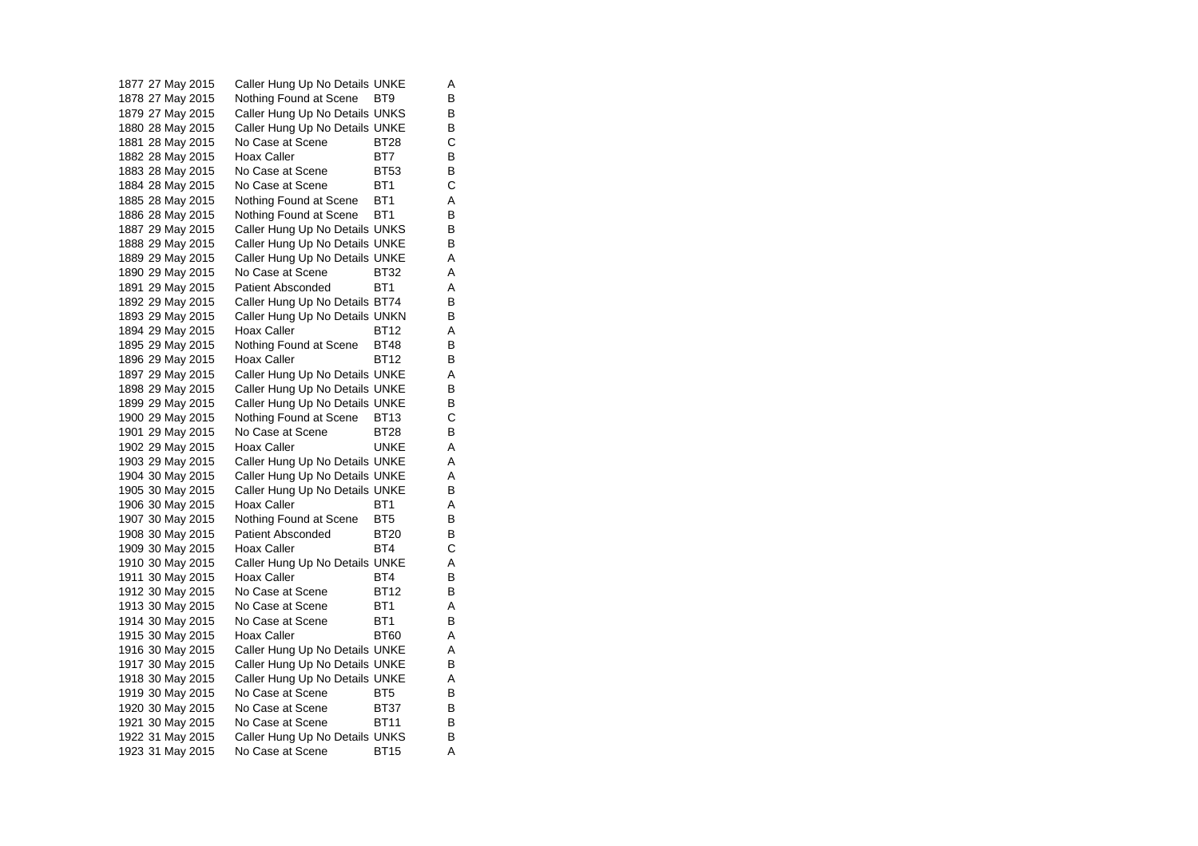| | | | | |
|---|---|---|---|---|
| 1877 | 27 May 2015 | Caller Hung Up No Details | UNKE | A |
| 1878 | 27 May 2015 | Nothing Found at Scene | BT9 | B |
| 1879 | 27 May 2015 | Caller Hung Up No Details | UNKS | B |
| 1880 | 28 May 2015 | Caller Hung Up No Details | UNKE | B |
| 1881 | 28 May 2015 | No Case at Scene | BT28 | C |
| 1882 | 28 May 2015 | Hoax Caller | BT7 | B |
| 1883 | 28 May 2015 | No Case at Scene | BT53 | B |
| 1884 | 28 May 2015 | No Case at Scene | BT1 | C |
| 1885 | 28 May 2015 | Nothing Found at Scene | BT1 | A |
| 1886 | 28 May 2015 | Nothing Found at Scene | BT1 | B |
| 1887 | 29 May 2015 | Caller Hung Up No Details | UNKS | B |
| 1888 | 29 May 2015 | Caller Hung Up No Details | UNKE | B |
| 1889 | 29 May 2015 | Caller Hung Up No Details | UNKE | A |
| 1890 | 29 May 2015 | No Case at Scene | BT32 | A |
| 1891 | 29 May 2015 | Patient Absconded | BT1 | A |
| 1892 | 29 May 2015 | Caller Hung Up No Details | BT74 | B |
| 1893 | 29 May 2015 | Caller Hung Up No Details | UNKN | B |
| 1894 | 29 May 2015 | Hoax Caller | BT12 | A |
| 1895 | 29 May 2015 | Nothing Found at Scene | BT48 | B |
| 1896 | 29 May 2015 | Hoax Caller | BT12 | B |
| 1897 | 29 May 2015 | Caller Hung Up No Details | UNKE | A |
| 1898 | 29 May 2015 | Caller Hung Up No Details | UNKE | B |
| 1899 | 29 May 2015 | Caller Hung Up No Details | UNKE | B |
| 1900 | 29 May 2015 | Nothing Found at Scene | BT13 | C |
| 1901 | 29 May 2015 | No Case at Scene | BT28 | B |
| 1902 | 29 May 2015 | Hoax Caller | UNKE | A |
| 1903 | 29 May 2015 | Caller Hung Up No Details | UNKE | A |
| 1904 | 30 May 2015 | Caller Hung Up No Details | UNKE | A |
| 1905 | 30 May 2015 | Caller Hung Up No Details | UNKE | B |
| 1906 | 30 May 2015 | Hoax Caller | BT1 | A |
| 1907 | 30 May 2015 | Nothing Found at Scene | BT5 | B |
| 1908 | 30 May 2015 | Patient Absconded | BT20 | B |
| 1909 | 30 May 2015 | Hoax Caller | BT4 | C |
| 1910 | 30 May 2015 | Caller Hung Up No Details | UNKE | A |
| 1911 | 30 May 2015 | Hoax Caller | BT4 | B |
| 1912 | 30 May 2015 | No Case at Scene | BT12 | B |
| 1913 | 30 May 2015 | No Case at Scene | BT1 | A |
| 1914 | 30 May 2015 | No Case at Scene | BT1 | B |
| 1915 | 30 May 2015 | Hoax Caller | BT60 | A |
| 1916 | 30 May 2015 | Caller Hung Up No Details | UNKE | A |
| 1917 | 30 May 2015 | Caller Hung Up No Details | UNKE | B |
| 1918 | 30 May 2015 | Caller Hung Up No Details | UNKE | A |
| 1919 | 30 May 2015 | No Case at Scene | BT5 | B |
| 1920 | 30 May 2015 | No Case at Scene | BT37 | B |
| 1921 | 30 May 2015 | No Case at Scene | BT11 | B |
| 1922 | 31 May 2015 | Caller Hung Up No Details | UNKS | B |
| 1923 | 31 May 2015 | No Case at Scene | BT15 | A |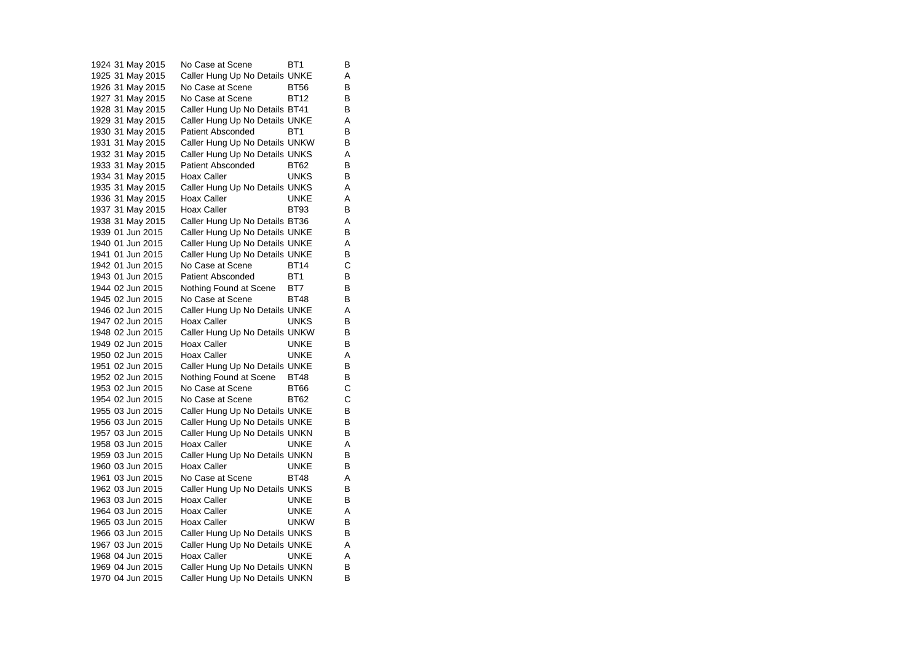| | | | | |
|---|---|---|---|---|
| 1924 | 31 May 2015 | No Case at Scene | BT1 | B |
| 1925 | 31 May 2015 | Caller Hung Up No Details | UNKE | A |
| 1926 | 31 May 2015 | No Case at Scene | BT56 | B |
| 1927 | 31 May 2015 | No Case at Scene | BT12 | B |
| 1928 | 31 May 2015 | Caller Hung Up No Details | BT41 | B |
| 1929 | 31 May 2015 | Caller Hung Up No Details | UNKE | A |
| 1930 | 31 May 2015 | Patient Absconded | BT1 | B |
| 1931 | 31 May 2015 | Caller Hung Up No Details | UNKW | B |
| 1932 | 31 May 2015 | Caller Hung Up No Details | UNKS | A |
| 1933 | 31 May 2015 | Patient Absconded | BT62 | B |
| 1934 | 31 May 2015 | Hoax Caller | UNKS | B |
| 1935 | 31 May 2015 | Caller Hung Up No Details | UNKS | A |
| 1936 | 31 May 2015 | Hoax Caller | UNKE | A |
| 1937 | 31 May 2015 | Hoax Caller | BT93 | B |
| 1938 | 31 May 2015 | Caller Hung Up No Details | BT36 | A |
| 1939 | 01 Jun 2015 | Caller Hung Up No Details | UNKE | B |
| 1940 | 01 Jun 2015 | Caller Hung Up No Details | UNKE | A |
| 1941 | 01 Jun 2015 | Caller Hung Up No Details | UNKE | B |
| 1942 | 01 Jun 2015 | No Case at Scene | BT14 | C |
| 1943 | 01 Jun 2015 | Patient Absconded | BT1 | B |
| 1944 | 02 Jun 2015 | Nothing Found at Scene | BT7 | B |
| 1945 | 02 Jun 2015 | No Case at Scene | BT48 | B |
| 1946 | 02 Jun 2015 | Caller Hung Up No Details | UNKE | A |
| 1947 | 02 Jun 2015 | Hoax Caller | UNKS | B |
| 1948 | 02 Jun 2015 | Caller Hung Up No Details | UNKW | B |
| 1949 | 02 Jun 2015 | Hoax Caller | UNKE | B |
| 1950 | 02 Jun 2015 | Hoax Caller | UNKE | A |
| 1951 | 02 Jun 2015 | Caller Hung Up No Details | UNKE | B |
| 1952 | 02 Jun 2015 | Nothing Found at Scene | BT48 | B |
| 1953 | 02 Jun 2015 | No Case at Scene | BT66 | C |
| 1954 | 02 Jun 2015 | No Case at Scene | BT62 | C |
| 1955 | 03 Jun 2015 | Caller Hung Up No Details | UNKE | B |
| 1956 | 03 Jun 2015 | Caller Hung Up No Details | UNKE | B |
| 1957 | 03 Jun 2015 | Caller Hung Up No Details | UNKN | B |
| 1958 | 03 Jun 2015 | Hoax Caller | UNKE | A |
| 1959 | 03 Jun 2015 | Caller Hung Up No Details | UNKN | B |
| 1960 | 03 Jun 2015 | Hoax Caller | UNKE | B |
| 1961 | 03 Jun 2015 | No Case at Scene | BT48 | A |
| 1962 | 03 Jun 2015 | Caller Hung Up No Details | UNKS | B |
| 1963 | 03 Jun 2015 | Hoax Caller | UNKE | B |
| 1964 | 03 Jun 2015 | Hoax Caller | UNKE | A |
| 1965 | 03 Jun 2015 | Hoax Caller | UNKW | B |
| 1966 | 03 Jun 2015 | Caller Hung Up No Details | UNKS | B |
| 1967 | 03 Jun 2015 | Caller Hung Up No Details | UNKE | A |
| 1968 | 04 Jun 2015 | Hoax Caller | UNKE | A |
| 1969 | 04 Jun 2015 | Caller Hung Up No Details | UNKN | B |
| 1970 | 04 Jun 2015 | Caller Hung Up No Details | UNKN | B |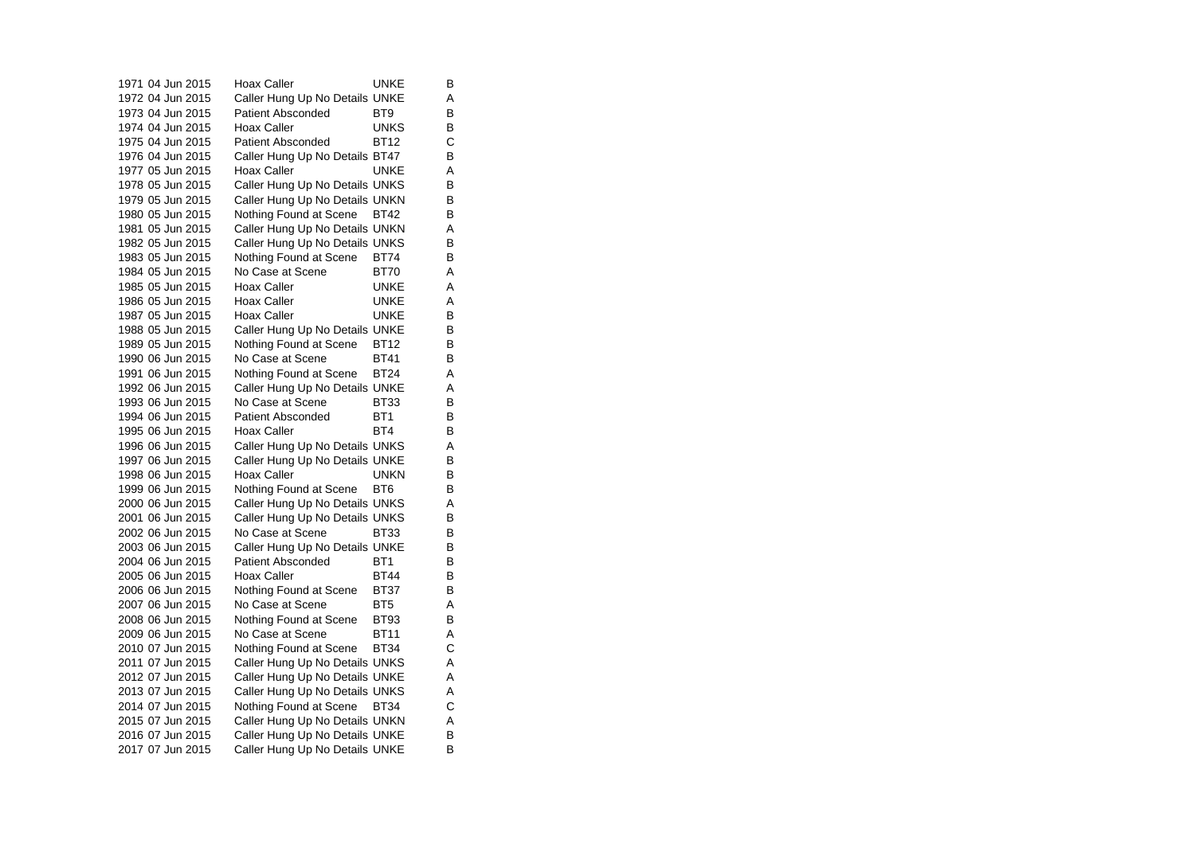| | | | | |
|---|---|---|---|---|
| 1971 | 04 Jun 2015 | Hoax Caller | UNKE | B |
| 1972 | 04 Jun 2015 | Caller Hung Up No Details | UNKE | A |
| 1973 | 04 Jun 2015 | Patient Absconded | BT9 | B |
| 1974 | 04 Jun 2015 | Hoax Caller | UNKS | B |
| 1975 | 04 Jun 2015 | Patient Absconded | BT12 | C |
| 1976 | 04 Jun 2015 | Caller Hung Up No Details | BT47 | B |
| 1977 | 05 Jun 2015 | Hoax Caller | UNKE | A |
| 1978 | 05 Jun 2015 | Caller Hung Up No Details | UNKS | B |
| 1979 | 05 Jun 2015 | Caller Hung Up No Details | UNKN | B |
| 1980 | 05 Jun 2015 | Nothing Found at Scene | BT42 | B |
| 1981 | 05 Jun 2015 | Caller Hung Up No Details | UNKN | A |
| 1982 | 05 Jun 2015 | Caller Hung Up No Details | UNKS | B |
| 1983 | 05 Jun 2015 | Nothing Found at Scene | BT74 | B |
| 1984 | 05 Jun 2015 | No Case at Scene | BT70 | A |
| 1985 | 05 Jun 2015 | Hoax Caller | UNKE | A |
| 1986 | 05 Jun 2015 | Hoax Caller | UNKE | A |
| 1987 | 05 Jun 2015 | Hoax Caller | UNKE | B |
| 1988 | 05 Jun 2015 | Caller Hung Up No Details | UNKE | B |
| 1989 | 05 Jun 2015 | Nothing Found at Scene | BT12 | B |
| 1990 | 06 Jun 2015 | No Case at Scene | BT41 | B |
| 1991 | 06 Jun 2015 | Nothing Found at Scene | BT24 | A |
| 1992 | 06 Jun 2015 | Caller Hung Up No Details | UNKE | A |
| 1993 | 06 Jun 2015 | No Case at Scene | BT33 | B |
| 1994 | 06 Jun 2015 | Patient Absconded | BT1 | B |
| 1995 | 06 Jun 2015 | Hoax Caller | BT4 | B |
| 1996 | 06 Jun 2015 | Caller Hung Up No Details | UNKS | A |
| 1997 | 06 Jun 2015 | Caller Hung Up No Details | UNKE | B |
| 1998 | 06 Jun 2015 | Hoax Caller | UNKN | B |
| 1999 | 06 Jun 2015 | Nothing Found at Scene | BT6 | B |
| 2000 | 06 Jun 2015 | Caller Hung Up No Details | UNKS | A |
| 2001 | 06 Jun 2015 | Caller Hung Up No Details | UNKS | B |
| 2002 | 06 Jun 2015 | No Case at Scene | BT33 | B |
| 2003 | 06 Jun 2015 | Caller Hung Up No Details | UNKE | B |
| 2004 | 06 Jun 2015 | Patient Absconded | BT1 | B |
| 2005 | 06 Jun 2015 | Hoax Caller | BT44 | B |
| 2006 | 06 Jun 2015 | Nothing Found at Scene | BT37 | B |
| 2007 | 06 Jun 2015 | No Case at Scene | BT5 | A |
| 2008 | 06 Jun 2015 | Nothing Found at Scene | BT93 | B |
| 2009 | 06 Jun 2015 | No Case at Scene | BT11 | A |
| 2010 | 07 Jun 2015 | Nothing Found at Scene | BT34 | C |
| 2011 | 07 Jun 2015 | Caller Hung Up No Details | UNKS | A |
| 2012 | 07 Jun 2015 | Caller Hung Up No Details | UNKE | A |
| 2013 | 07 Jun 2015 | Caller Hung Up No Details | UNKS | A |
| 2014 | 07 Jun 2015 | Nothing Found at Scene | BT34 | C |
| 2015 | 07 Jun 2015 | Caller Hung Up No Details | UNKN | A |
| 2016 | 07 Jun 2015 | Caller Hung Up No Details | UNKE | B |
| 2017 | 07 Jun 2015 | Caller Hung Up No Details | UNKE | B |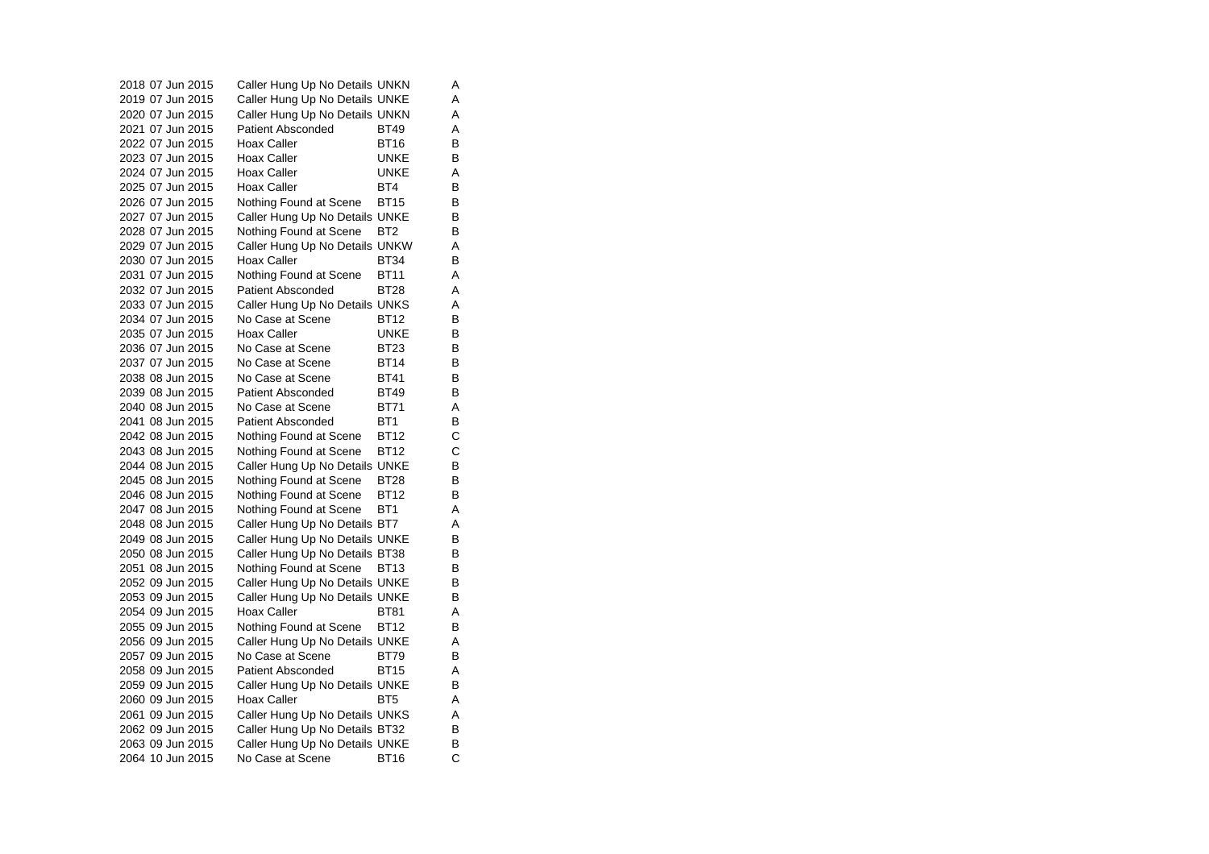| | | | | |
|---|---|---|---|---|
| 2018 | 07 Jun 2015 | Caller Hung Up No Details | UNKN | A |
| 2019 | 07 Jun 2015 | Caller Hung Up No Details | UNKE | A |
| 2020 | 07 Jun 2015 | Caller Hung Up No Details | UNKN | A |
| 2021 | 07 Jun 2015 | Patient Absconded | BT49 | A |
| 2022 | 07 Jun 2015 | Hoax Caller | BT16 | B |
| 2023 | 07 Jun 2015 | Hoax Caller | UNKE | B |
| 2024 | 07 Jun 2015 | Hoax Caller | UNKE | A |
| 2025 | 07 Jun 2015 | Hoax Caller | BT4 | B |
| 2026 | 07 Jun 2015 | Nothing Found at Scene | BT15 | B |
| 2027 | 07 Jun 2015 | Caller Hung Up No Details | UNKE | B |
| 2028 | 07 Jun 2015 | Nothing Found at Scene | BT2 | B |
| 2029 | 07 Jun 2015 | Caller Hung Up No Details | UNKW | A |
| 2030 | 07 Jun 2015 | Hoax Caller | BT34 | B |
| 2031 | 07 Jun 2015 | Nothing Found at Scene | BT11 | A |
| 2032 | 07 Jun 2015 | Patient Absconded | BT28 | A |
| 2033 | 07 Jun 2015 | Caller Hung Up No Details | UNKS | A |
| 2034 | 07 Jun 2015 | No Case at Scene | BT12 | B |
| 2035 | 07 Jun 2015 | Hoax Caller | UNKE | B |
| 2036 | 07 Jun 2015 | No Case at Scene | BT23 | B |
| 2037 | 07 Jun 2015 | No Case at Scene | BT14 | B |
| 2038 | 08 Jun 2015 | No Case at Scene | BT41 | B |
| 2039 | 08 Jun 2015 | Patient Absconded | BT49 | B |
| 2040 | 08 Jun 2015 | No Case at Scene | BT71 | A |
| 2041 | 08 Jun 2015 | Patient Absconded | BT1 | B |
| 2042 | 08 Jun 2015 | Nothing Found at Scene | BT12 | C |
| 2043 | 08 Jun 2015 | Nothing Found at Scene | BT12 | C |
| 2044 | 08 Jun 2015 | Caller Hung Up No Details | UNKE | B |
| 2045 | 08 Jun 2015 | Nothing Found at Scene | BT28 | B |
| 2046 | 08 Jun 2015 | Nothing Found at Scene | BT12 | B |
| 2047 | 08 Jun 2015 | Nothing Found at Scene | BT1 | A |
| 2048 | 08 Jun 2015 | Caller Hung Up No Details | BT7 | A |
| 2049 | 08 Jun 2015 | Caller Hung Up No Details | UNKE | B |
| 2050 | 08 Jun 2015 | Caller Hung Up No Details | BT38 | B |
| 2051 | 08 Jun 2015 | Nothing Found at Scene | BT13 | B |
| 2052 | 09 Jun 2015 | Caller Hung Up No Details | UNKE | B |
| 2053 | 09 Jun 2015 | Caller Hung Up No Details | UNKE | B |
| 2054 | 09 Jun 2015 | Hoax Caller | BT81 | A |
| 2055 | 09 Jun 2015 | Nothing Found at Scene | BT12 | B |
| 2056 | 09 Jun 2015 | Caller Hung Up No Details | UNKE | A |
| 2057 | 09 Jun 2015 | No Case at Scene | BT79 | B |
| 2058 | 09 Jun 2015 | Patient Absconded | BT15 | A |
| 2059 | 09 Jun 2015 | Caller Hung Up No Details | UNKE | B |
| 2060 | 09 Jun 2015 | Hoax Caller | BT5 | A |
| 2061 | 09 Jun 2015 | Caller Hung Up No Details | UNKS | A |
| 2062 | 09 Jun 2015 | Caller Hung Up No Details | BT32 | B |
| 2063 | 09 Jun 2015 | Caller Hung Up No Details | UNKE | B |
| 2064 | 10 Jun 2015 | No Case at Scene | BT16 | C |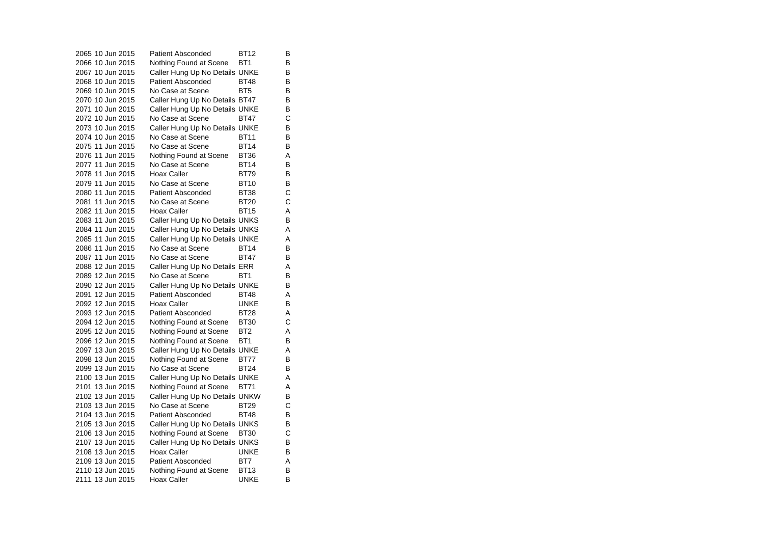| | | | | |
|---|---|---|---|---|
| 2065 | 10 Jun 2015 | Patient Absconded | BT12 | B |
| 2066 | 10 Jun 2015 | Nothing Found at Scene | BT1 | B |
| 2067 | 10 Jun 2015 | Caller Hung Up No Details | UNKE | B |
| 2068 | 10 Jun 2015 | Patient Absconded | BT48 | B |
| 2069 | 10 Jun 2015 | No Case at Scene | BT5 | B |
| 2070 | 10 Jun 2015 | Caller Hung Up No Details | BT47 | B |
| 2071 | 10 Jun 2015 | Caller Hung Up No Details | UNKE | B |
| 2072 | 10 Jun 2015 | No Case at Scene | BT47 | C |
| 2073 | 10 Jun 2015 | Caller Hung Up No Details | UNKE | B |
| 2074 | 10 Jun 2015 | No Case at Scene | BT11 | B |
| 2075 | 11 Jun 2015 | No Case at Scene | BT14 | B |
| 2076 | 11 Jun 2015 | Nothing Found at Scene | BT36 | A |
| 2077 | 11 Jun 2015 | No Case at Scene | BT14 | B |
| 2078 | 11 Jun 2015 | Hoax Caller | BT79 | B |
| 2079 | 11 Jun 2015 | No Case at Scene | BT10 | B |
| 2080 | 11 Jun 2015 | Patient Absconded | BT38 | C |
| 2081 | 11 Jun 2015 | No Case at Scene | BT20 | C |
| 2082 | 11 Jun 2015 | Hoax Caller | BT15 | A |
| 2083 | 11 Jun 2015 | Caller Hung Up No Details | UNKS | B |
| 2084 | 11 Jun 2015 | Caller Hung Up No Details | UNKS | A |
| 2085 | 11 Jun 2015 | Caller Hung Up No Details | UNKE | A |
| 2086 | 11 Jun 2015 | No Case at Scene | BT14 | B |
| 2087 | 11 Jun 2015 | No Case at Scene | BT47 | B |
| 2088 | 12 Jun 2015 | Caller Hung Up No Details | ERR | A |
| 2089 | 12 Jun 2015 | No Case at Scene | BT1 | B |
| 2090 | 12 Jun 2015 | Caller Hung Up No Details | UNKE | B |
| 2091 | 12 Jun 2015 | Patient Absconded | BT48 | A |
| 2092 | 12 Jun 2015 | Hoax Caller | UNKE | B |
| 2093 | 12 Jun 2015 | Patient Absconded | BT28 | A |
| 2094 | 12 Jun 2015 | Nothing Found at Scene | BT30 | C |
| 2095 | 12 Jun 2015 | Nothing Found at Scene | BT2 | A |
| 2096 | 12 Jun 2015 | Nothing Found at Scene | BT1 | B |
| 2097 | 13 Jun 2015 | Caller Hung Up No Details | UNKE | A |
| 2098 | 13 Jun 2015 | Nothing Found at Scene | BT77 | B |
| 2099 | 13 Jun 2015 | No Case at Scene | BT24 | B |
| 2100 | 13 Jun 2015 | Caller Hung Up No Details | UNKE | A |
| 2101 | 13 Jun 2015 | Nothing Found at Scene | BT71 | A |
| 2102 | 13 Jun 2015 | Caller Hung Up No Details | UNKW | B |
| 2103 | 13 Jun 2015 | No Case at Scene | BT29 | C |
| 2104 | 13 Jun 2015 | Patient Absconded | BT48 | B |
| 2105 | 13 Jun 2015 | Caller Hung Up No Details | UNKS | B |
| 2106 | 13 Jun 2015 | Nothing Found at Scene | BT30 | C |
| 2107 | 13 Jun 2015 | Caller Hung Up No Details | UNKS | B |
| 2108 | 13 Jun 2015 | Hoax Caller | UNKE | B |
| 2109 | 13 Jun 2015 | Patient Absconded | BT7 | A |
| 2110 | 13 Jun 2015 | Nothing Found at Scene | BT13 | B |
| 2111 | 13 Jun 2015 | Hoax Caller | UNKE | B |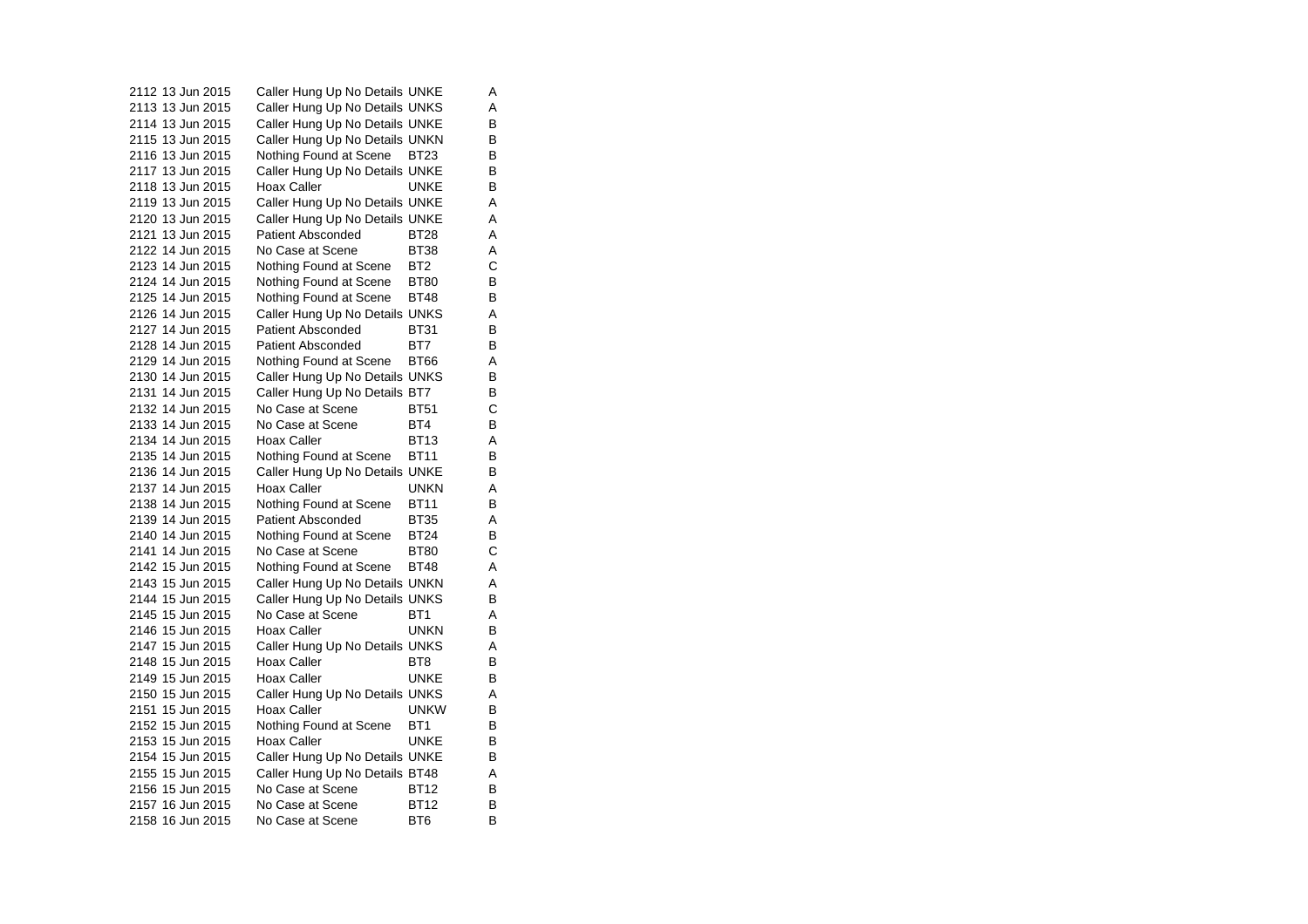| | | | | |
|---|---|---|---|---|
| 2112 | 13 Jun 2015 | Caller Hung Up No Details | UNKE | A |
| 2113 | 13 Jun 2015 | Caller Hung Up No Details | UNKS | A |
| 2114 | 13 Jun 2015 | Caller Hung Up No Details | UNKE | B |
| 2115 | 13 Jun 2015 | Caller Hung Up No Details | UNKN | B |
| 2116 | 13 Jun 2015 | Nothing Found at Scene | BT23 | B |
| 2117 | 13 Jun 2015 | Caller Hung Up No Details | UNKE | B |
| 2118 | 13 Jun 2015 | Hoax Caller | UNKE | B |
| 2119 | 13 Jun 2015 | Caller Hung Up No Details | UNKE | A |
| 2120 | 13 Jun 2015 | Caller Hung Up No Details | UNKE | A |
| 2121 | 13 Jun 2015 | Patient Absconded | BT28 | A |
| 2122 | 14 Jun 2015 | No Case at Scene | BT38 | A |
| 2123 | 14 Jun 2015 | Nothing Found at Scene | BT2 | C |
| 2124 | 14 Jun 2015 | Nothing Found at Scene | BT80 | B |
| 2125 | 14 Jun 2015 | Nothing Found at Scene | BT48 | B |
| 2126 | 14 Jun 2015 | Caller Hung Up No Details | UNKS | A |
| 2127 | 14 Jun 2015 | Patient Absconded | BT31 | B |
| 2128 | 14 Jun 2015 | Patient Absconded | BT7 | B |
| 2129 | 14 Jun 2015 | Nothing Found at Scene | BT66 | A |
| 2130 | 14 Jun 2015 | Caller Hung Up No Details | UNKS | B |
| 2131 | 14 Jun 2015 | Caller Hung Up No Details | BT7 | B |
| 2132 | 14 Jun 2015 | No Case at Scene | BT51 | C |
| 2133 | 14 Jun 2015 | No Case at Scene | BT4 | B |
| 2134 | 14 Jun 2015 | Hoax Caller | BT13 | A |
| 2135 | 14 Jun 2015 | Nothing Found at Scene | BT11 | B |
| 2136 | 14 Jun 2015 | Caller Hung Up No Details | UNKE | B |
| 2137 | 14 Jun 2015 | Hoax Caller | UNKN | A |
| 2138 | 14 Jun 2015 | Nothing Found at Scene | BT11 | B |
| 2139 | 14 Jun 2015 | Patient Absconded | BT35 | A |
| 2140 | 14 Jun 2015 | Nothing Found at Scene | BT24 | B |
| 2141 | 14 Jun 2015 | No Case at Scene | BT80 | C |
| 2142 | 15 Jun 2015 | Nothing Found at Scene | BT48 | A |
| 2143 | 15 Jun 2015 | Caller Hung Up No Details | UNKN | A |
| 2144 | 15 Jun 2015 | Caller Hung Up No Details | UNKS | B |
| 2145 | 15 Jun 2015 | No Case at Scene | BT1 | A |
| 2146 | 15 Jun 2015 | Hoax Caller | UNKN | B |
| 2147 | 15 Jun 2015 | Caller Hung Up No Details | UNKS | A |
| 2148 | 15 Jun 2015 | Hoax Caller | BT8 | B |
| 2149 | 15 Jun 2015 | Hoax Caller | UNKE | B |
| 2150 | 15 Jun 2015 | Caller Hung Up No Details | UNKS | A |
| 2151 | 15 Jun 2015 | Hoax Caller | UNKW | B |
| 2152 | 15 Jun 2015 | Nothing Found at Scene | BT1 | B |
| 2153 | 15 Jun 2015 | Hoax Caller | UNKE | B |
| 2154 | 15 Jun 2015 | Caller Hung Up No Details | UNKE | B |
| 2155 | 15 Jun 2015 | Caller Hung Up No Details | BT48 | A |
| 2156 | 15 Jun 2015 | No Case at Scene | BT12 | B |
| 2157 | 16 Jun 2015 | No Case at Scene | BT12 | B |
| 2158 | 16 Jun 2015 | No Case at Scene | BT6 | B |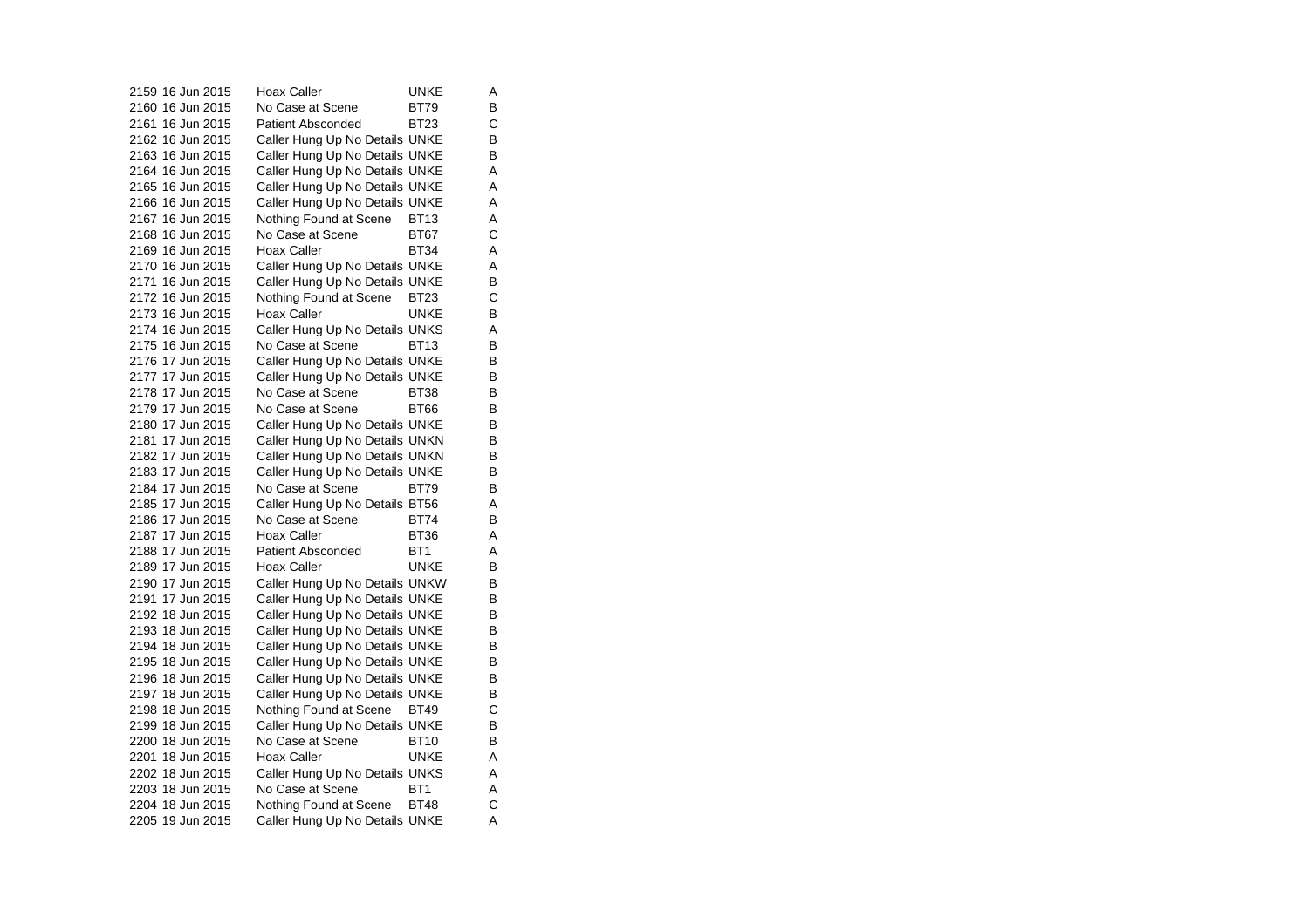| | | | | |
|---|---|---|---|---|
| 2159 | 16 Jun 2015 | Hoax Caller | UNKE | A |
| 2160 | 16 Jun 2015 | No Case at Scene | BT79 | B |
| 2161 | 16 Jun 2015 | Patient Absconded | BT23 | C |
| 2162 | 16 Jun 2015 | Caller Hung Up No Details | UNKE | B |
| 2163 | 16 Jun 2015 | Caller Hung Up No Details | UNKE | B |
| 2164 | 16 Jun 2015 | Caller Hung Up No Details | UNKE | A |
| 2165 | 16 Jun 2015 | Caller Hung Up No Details | UNKE | A |
| 2166 | 16 Jun 2015 | Caller Hung Up No Details | UNKE | A |
| 2167 | 16 Jun 2015 | Nothing Found at Scene | BT13 | A |
| 2168 | 16 Jun 2015 | No Case at Scene | BT67 | C |
| 2169 | 16 Jun 2015 | Hoax Caller | BT34 | A |
| 2170 | 16 Jun 2015 | Caller Hung Up No Details | UNKE | A |
| 2171 | 16 Jun 2015 | Caller Hung Up No Details | UNKE | B |
| 2172 | 16 Jun 2015 | Nothing Found at Scene | BT23 | C |
| 2173 | 16 Jun 2015 | Hoax Caller | UNKE | B |
| 2174 | 16 Jun 2015 | Caller Hung Up No Details | UNKS | A |
| 2175 | 16 Jun 2015 | No Case at Scene | BT13 | B |
| 2176 | 17 Jun 2015 | Caller Hung Up No Details | UNKE | B |
| 2177 | 17 Jun 2015 | Caller Hung Up No Details | UNKE | B |
| 2178 | 17 Jun 2015 | No Case at Scene | BT38 | B |
| 2179 | 17 Jun 2015 | No Case at Scene | BT66 | B |
| 2180 | 17 Jun 2015 | Caller Hung Up No Details | UNKE | B |
| 2181 | 17 Jun 2015 | Caller Hung Up No Details | UNKN | B |
| 2182 | 17 Jun 2015 | Caller Hung Up No Details | UNKN | B |
| 2183 | 17 Jun 2015 | Caller Hung Up No Details | UNKE | B |
| 2184 | 17 Jun 2015 | No Case at Scene | BT79 | B |
| 2185 | 17 Jun 2015 | Caller Hung Up No Details | BT56 | A |
| 2186 | 17 Jun 2015 | No Case at Scene | BT74 | B |
| 2187 | 17 Jun 2015 | Hoax Caller | BT36 | A |
| 2188 | 17 Jun 2015 | Patient Absconded | BT1 | A |
| 2189 | 17 Jun 2015 | Hoax Caller | UNKE | B |
| 2190 | 17 Jun 2015 | Caller Hung Up No Details | UNKW | B |
| 2191 | 17 Jun 2015 | Caller Hung Up No Details | UNKE | B |
| 2192 | 18 Jun 2015 | Caller Hung Up No Details | UNKE | B |
| 2193 | 18 Jun 2015 | Caller Hung Up No Details | UNKE | B |
| 2194 | 18 Jun 2015 | Caller Hung Up No Details | UNKE | B |
| 2195 | 18 Jun 2015 | Caller Hung Up No Details | UNKE | B |
| 2196 | 18 Jun 2015 | Caller Hung Up No Details | UNKE | B |
| 2197 | 18 Jun 2015 | Caller Hung Up No Details | UNKE | B |
| 2198 | 18 Jun 2015 | Nothing Found at Scene | BT49 | C |
| 2199 | 18 Jun 2015 | Caller Hung Up No Details | UNKE | B |
| 2200 | 18 Jun 2015 | No Case at Scene | BT10 | B |
| 2201 | 18 Jun 2015 | Hoax Caller | UNKE | A |
| 2202 | 18 Jun 2015 | Caller Hung Up No Details | UNKS | A |
| 2203 | 18 Jun 2015 | No Case at Scene | BT1 | A |
| 2204 | 18 Jun 2015 | Nothing Found at Scene | BT48 | C |
| 2205 | 19 Jun 2015 | Caller Hung Up No Details | UNKE | A |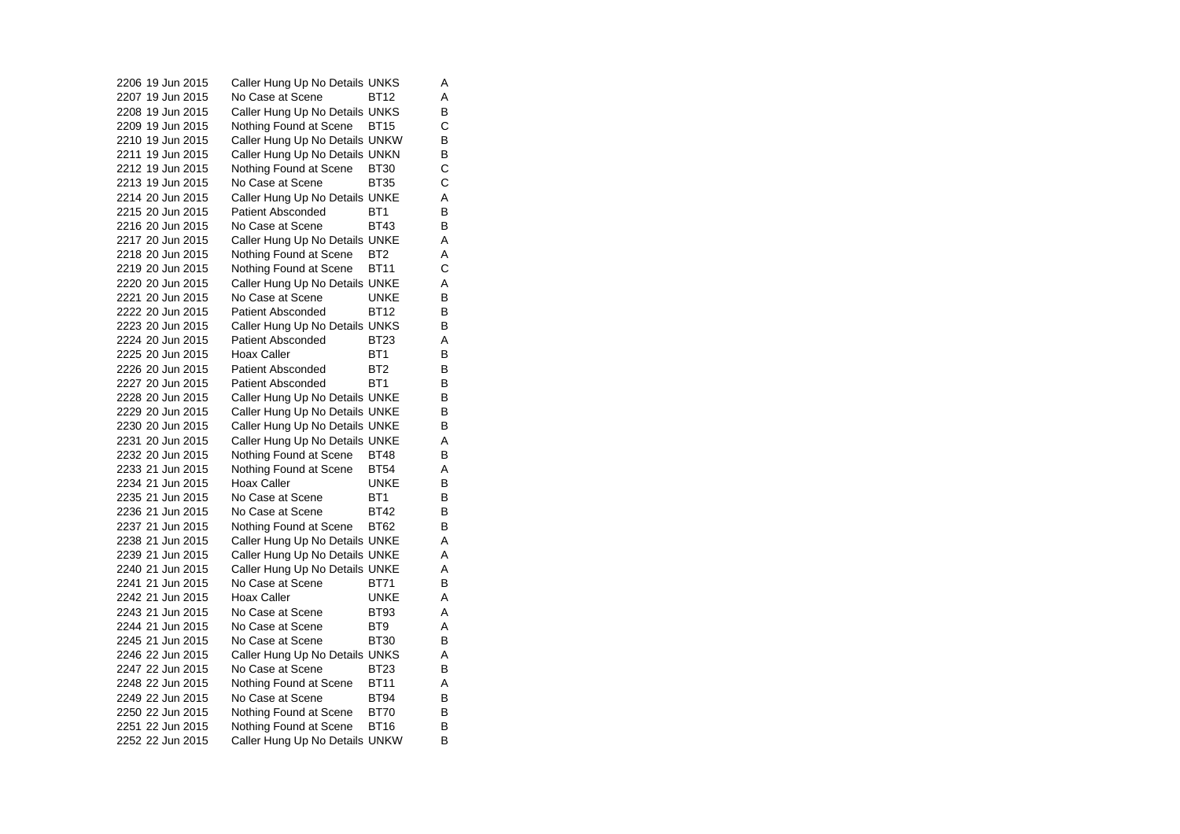| | | | | |
|---|---|---|---|---|
| 2206 | 19 Jun 2015 | Caller Hung Up No Details | UNKS | A |
| 2207 | 19 Jun 2015 | No Case at Scene | BT12 | A |
| 2208 | 19 Jun 2015 | Caller Hung Up No Details | UNKS | B |
| 2209 | 19 Jun 2015 | Nothing Found at Scene | BT15 | C |
| 2210 | 19 Jun 2015 | Caller Hung Up No Details | UNKW | B |
| 2211 | 19 Jun 2015 | Caller Hung Up No Details | UNKN | B |
| 2212 | 19 Jun 2015 | Nothing Found at Scene | BT30 | C |
| 2213 | 19 Jun 2015 | No Case at Scene | BT35 | C |
| 2214 | 20 Jun 2015 | Caller Hung Up No Details | UNKE | A |
| 2215 | 20 Jun 2015 | Patient Absconded | BT1 | B |
| 2216 | 20 Jun 2015 | No Case at Scene | BT43 | B |
| 2217 | 20 Jun 2015 | Caller Hung Up No Details | UNKE | A |
| 2218 | 20 Jun 2015 | Nothing Found at Scene | BT2 | A |
| 2219 | 20 Jun 2015 | Nothing Found at Scene | BT11 | C |
| 2220 | 20 Jun 2015 | Caller Hung Up No Details | UNKE | A |
| 2221 | 20 Jun 2015 | No Case at Scene | UNKE | B |
| 2222 | 20 Jun 2015 | Patient Absconded | BT12 | B |
| 2223 | 20 Jun 2015 | Caller Hung Up No Details | UNKS | B |
| 2224 | 20 Jun 2015 | Patient Absconded | BT23 | A |
| 2225 | 20 Jun 2015 | Hoax Caller | BT1 | B |
| 2226 | 20 Jun 2015 | Patient Absconded | BT2 | B |
| 2227 | 20 Jun 2015 | Patient Absconded | BT1 | B |
| 2228 | 20 Jun 2015 | Caller Hung Up No Details | UNKE | B |
| 2229 | 20 Jun 2015 | Caller Hung Up No Details | UNKE | B |
| 2230 | 20 Jun 2015 | Caller Hung Up No Details | UNKE | B |
| 2231 | 20 Jun 2015 | Caller Hung Up No Details | UNKE | A |
| 2232 | 20 Jun 2015 | Nothing Found at Scene | BT48 | B |
| 2233 | 21 Jun 2015 | Nothing Found at Scene | BT54 | A |
| 2234 | 21 Jun 2015 | Hoax Caller | UNKE | B |
| 2235 | 21 Jun 2015 | No Case at Scene | BT1 | B |
| 2236 | 21 Jun 2015 | No Case at Scene | BT42 | B |
| 2237 | 21 Jun 2015 | Nothing Found at Scene | BT62 | B |
| 2238 | 21 Jun 2015 | Caller Hung Up No Details | UNKE | A |
| 2239 | 21 Jun 2015 | Caller Hung Up No Details | UNKE | A |
| 2240 | 21 Jun 2015 | Caller Hung Up No Details | UNKE | A |
| 2241 | 21 Jun 2015 | No Case at Scene | BT71 | B |
| 2242 | 21 Jun 2015 | Hoax Caller | UNKE | A |
| 2243 | 21 Jun 2015 | No Case at Scene | BT93 | A |
| 2244 | 21 Jun 2015 | No Case at Scene | BT9 | A |
| 2245 | 21 Jun 2015 | No Case at Scene | BT30 | B |
| 2246 | 22 Jun 2015 | Caller Hung Up No Details | UNKS | A |
| 2247 | 22 Jun 2015 | No Case at Scene | BT23 | B |
| 2248 | 22 Jun 2015 | Nothing Found at Scene | BT11 | A |
| 2249 | 22 Jun 2015 | No Case at Scene | BT94 | B |
| 2250 | 22 Jun 2015 | Nothing Found at Scene | BT70 | B |
| 2251 | 22 Jun 2015 | Nothing Found at Scene | BT16 | B |
| 2252 | 22 Jun 2015 | Caller Hung Up No Details | UNKW | B |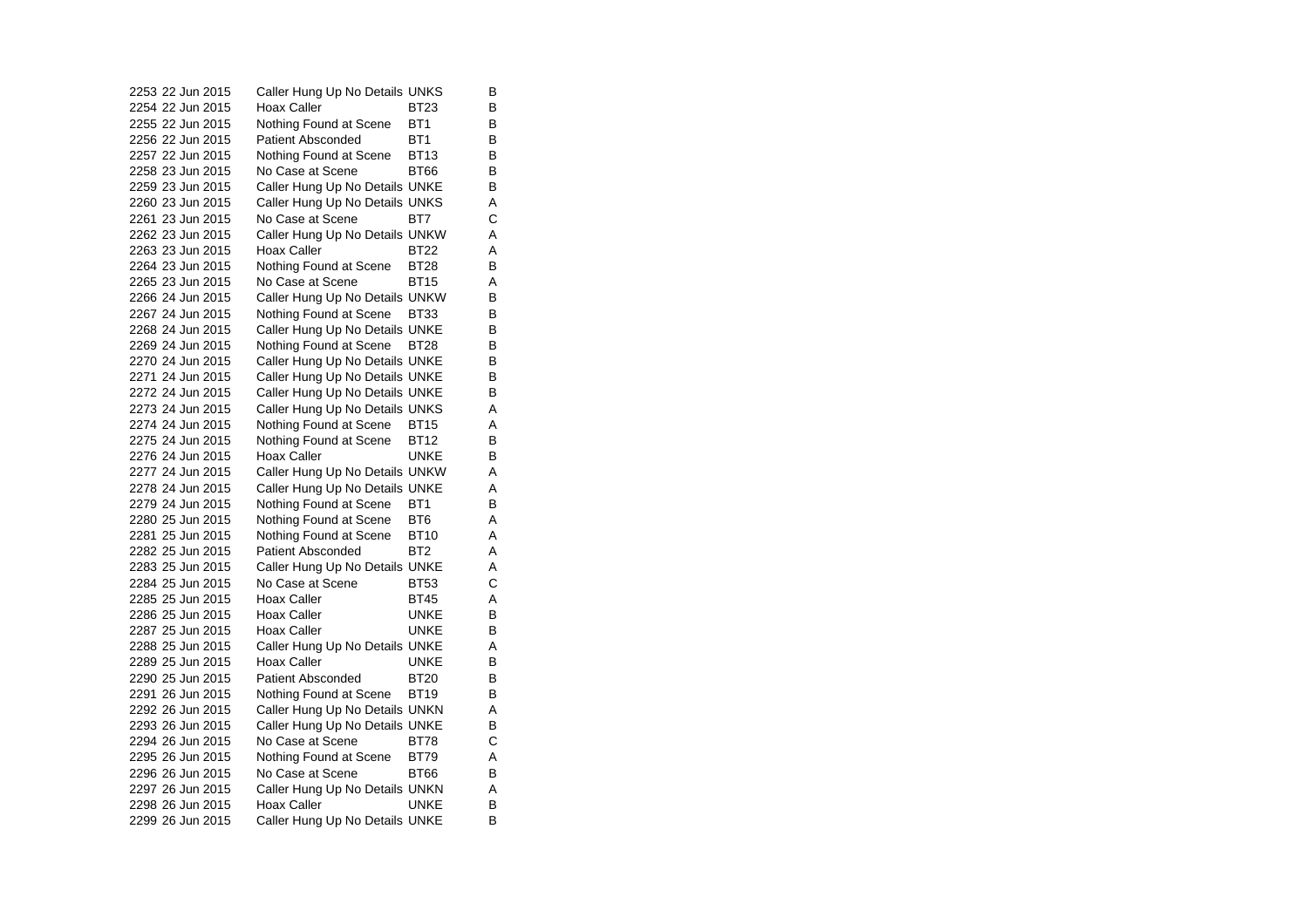| | | | | |
|---|---|---|---|---|
| 2253 | 22 Jun 2015 | Caller Hung Up No Details | UNKS | B |
| 2254 | 22 Jun 2015 | Hoax Caller | BT23 | B |
| 2255 | 22 Jun 2015 | Nothing Found at Scene | BT1 | B |
| 2256 | 22 Jun 2015 | Patient Absconded | BT1 | B |
| 2257 | 22 Jun 2015 | Nothing Found at Scene | BT13 | B |
| 2258 | 23 Jun 2015 | No Case at Scene | BT66 | B |
| 2259 | 23 Jun 2015 | Caller Hung Up No Details | UNKE | B |
| 2260 | 23 Jun 2015 | Caller Hung Up No Details | UNKS | A |
| 2261 | 23 Jun 2015 | No Case at Scene | BT7 | C |
| 2262 | 23 Jun 2015 | Caller Hung Up No Details | UNKW | A |
| 2263 | 23 Jun 2015 | Hoax Caller | BT22 | A |
| 2264 | 23 Jun 2015 | Nothing Found at Scene | BT28 | B |
| 2265 | 23 Jun 2015 | No Case at Scene | BT15 | A |
| 2266 | 24 Jun 2015 | Caller Hung Up No Details | UNKW | B |
| 2267 | 24 Jun 2015 | Nothing Found at Scene | BT33 | B |
| 2268 | 24 Jun 2015 | Caller Hung Up No Details | UNKE | B |
| 2269 | 24 Jun 2015 | Nothing Found at Scene | BT28 | B |
| 2270 | 24 Jun 2015 | Caller Hung Up No Details | UNKE | B |
| 2271 | 24 Jun 2015 | Caller Hung Up No Details | UNKE | B |
| 2272 | 24 Jun 2015 | Caller Hung Up No Details | UNKE | B |
| 2273 | 24 Jun 2015 | Caller Hung Up No Details | UNKS | A |
| 2274 | 24 Jun 2015 | Nothing Found at Scene | BT15 | A |
| 2275 | 24 Jun 2015 | Nothing Found at Scene | BT12 | B |
| 2276 | 24 Jun 2015 | Hoax Caller | UNKE | B |
| 2277 | 24 Jun 2015 | Caller Hung Up No Details | UNKW | A |
| 2278 | 24 Jun 2015 | Caller Hung Up No Details | UNKE | A |
| 2279 | 24 Jun 2015 | Nothing Found at Scene | BT1 | B |
| 2280 | 25 Jun 2015 | Nothing Found at Scene | BT6 | A |
| 2281 | 25 Jun 2015 | Nothing Found at Scene | BT10 | A |
| 2282 | 25 Jun 2015 | Patient Absconded | BT2 | A |
| 2283 | 25 Jun 2015 | Caller Hung Up No Details | UNKE | A |
| 2284 | 25 Jun 2015 | No Case at Scene | BT53 | C |
| 2285 | 25 Jun 2015 | Hoax Caller | BT45 | A |
| 2286 | 25 Jun 2015 | Hoax Caller | UNKE | B |
| 2287 | 25 Jun 2015 | Hoax Caller | UNKE | B |
| 2288 | 25 Jun 2015 | Caller Hung Up No Details | UNKE | A |
| 2289 | 25 Jun 2015 | Hoax Caller | UNKE | B |
| 2290 | 25 Jun 2015 | Patient Absconded | BT20 | B |
| 2291 | 26 Jun 2015 | Nothing Found at Scene | BT19 | B |
| 2292 | 26 Jun 2015 | Caller Hung Up No Details | UNKN | A |
| 2293 | 26 Jun 2015 | Caller Hung Up No Details | UNKE | B |
| 2294 | 26 Jun 2015 | No Case at Scene | BT78 | C |
| 2295 | 26 Jun 2015 | Nothing Found at Scene | BT79 | A |
| 2296 | 26 Jun 2015 | No Case at Scene | BT66 | B |
| 2297 | 26 Jun 2015 | Caller Hung Up No Details | UNKN | A |
| 2298 | 26 Jun 2015 | Hoax Caller | UNKE | B |
| 2299 | 26 Jun 2015 | Caller Hung Up No Details | UNKE | B |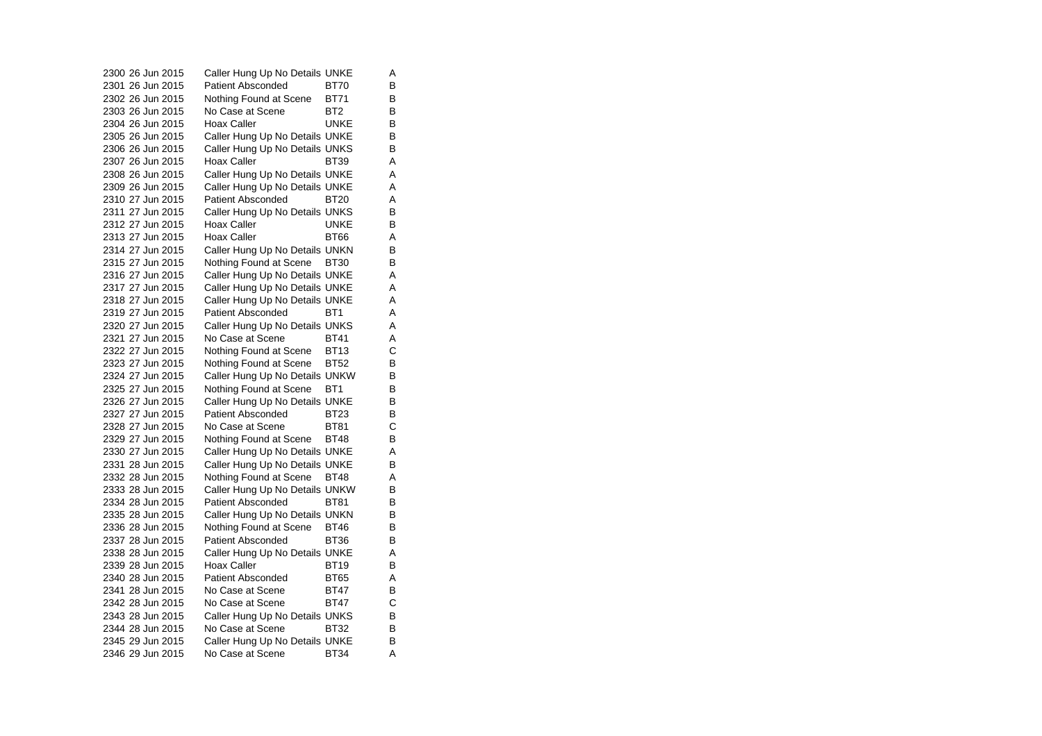| | | | | |
|---|---|---|---|---|
| 2300 | 26 Jun 2015 | Caller Hung Up No Details | UNKE | A |
| 2301 | 26 Jun 2015 | Patient Absconded | BT70 | B |
| 2302 | 26 Jun 2015 | Nothing Found at Scene | BT71 | B |
| 2303 | 26 Jun 2015 | No Case at Scene | BT2 | B |
| 2304 | 26 Jun 2015 | Hoax Caller | UNKE | B |
| 2305 | 26 Jun 2015 | Caller Hung Up No Details | UNKE | B |
| 2306 | 26 Jun 2015 | Caller Hung Up No Details | UNKS | B |
| 2307 | 26 Jun 2015 | Hoax Caller | BT39 | A |
| 2308 | 26 Jun 2015 | Caller Hung Up No Details | UNKE | A |
| 2309 | 26 Jun 2015 | Caller Hung Up No Details | UNKE | A |
| 2310 | 27 Jun 2015 | Patient Absconded | BT20 | A |
| 2311 | 27 Jun 2015 | Caller Hung Up No Details | UNKS | B |
| 2312 | 27 Jun 2015 | Hoax Caller | UNKE | B |
| 2313 | 27 Jun 2015 | Hoax Caller | BT66 | A |
| 2314 | 27 Jun 2015 | Caller Hung Up No Details | UNKN | B |
| 2315 | 27 Jun 2015 | Nothing Found at Scene | BT30 | B |
| 2316 | 27 Jun 2015 | Caller Hung Up No Details | UNKE | A |
| 2317 | 27 Jun 2015 | Caller Hung Up No Details | UNKE | A |
| 2318 | 27 Jun 2015 | Caller Hung Up No Details | UNKE | A |
| 2319 | 27 Jun 2015 | Patient Absconded | BT1 | A |
| 2320 | 27 Jun 2015 | Caller Hung Up No Details | UNKS | A |
| 2321 | 27 Jun 2015 | No Case at Scene | BT41 | A |
| 2322 | 27 Jun 2015 | Nothing Found at Scene | BT13 | C |
| 2323 | 27 Jun 2015 | Nothing Found at Scene | BT52 | B |
| 2324 | 27 Jun 2015 | Caller Hung Up No Details | UNKW | B |
| 2325 | 27 Jun 2015 | Nothing Found at Scene | BT1 | B |
| 2326 | 27 Jun 2015 | Caller Hung Up No Details | UNKE | B |
| 2327 | 27 Jun 2015 | Patient Absconded | BT23 | B |
| 2328 | 27 Jun 2015 | No Case at Scene | BT81 | C |
| 2329 | 27 Jun 2015 | Nothing Found at Scene | BT48 | B |
| 2330 | 27 Jun 2015 | Caller Hung Up No Details | UNKE | A |
| 2331 | 28 Jun 2015 | Caller Hung Up No Details | UNKE | B |
| 2332 | 28 Jun 2015 | Nothing Found at Scene | BT48 | A |
| 2333 | 28 Jun 2015 | Caller Hung Up No Details | UNKW | B |
| 2334 | 28 Jun 2015 | Patient Absconded | BT81 | B |
| 2335 | 28 Jun 2015 | Caller Hung Up No Details | UNKN | B |
| 2336 | 28 Jun 2015 | Nothing Found at Scene | BT46 | B |
| 2337 | 28 Jun 2015 | Patient Absconded | BT36 | B |
| 2338 | 28 Jun 2015 | Caller Hung Up No Details | UNKE | A |
| 2339 | 28 Jun 2015 | Hoax Caller | BT19 | B |
| 2340 | 28 Jun 2015 | Patient Absconded | BT65 | A |
| 2341 | 28 Jun 2015 | No Case at Scene | BT47 | B |
| 2342 | 28 Jun 2015 | No Case at Scene | BT47 | C |
| 2343 | 28 Jun 2015 | Caller Hung Up No Details | UNKS | B |
| 2344 | 28 Jun 2015 | No Case at Scene | BT32 | B |
| 2345 | 29 Jun 2015 | Caller Hung Up No Details | UNKE | B |
| 2346 | 29 Jun 2015 | No Case at Scene | BT34 | A |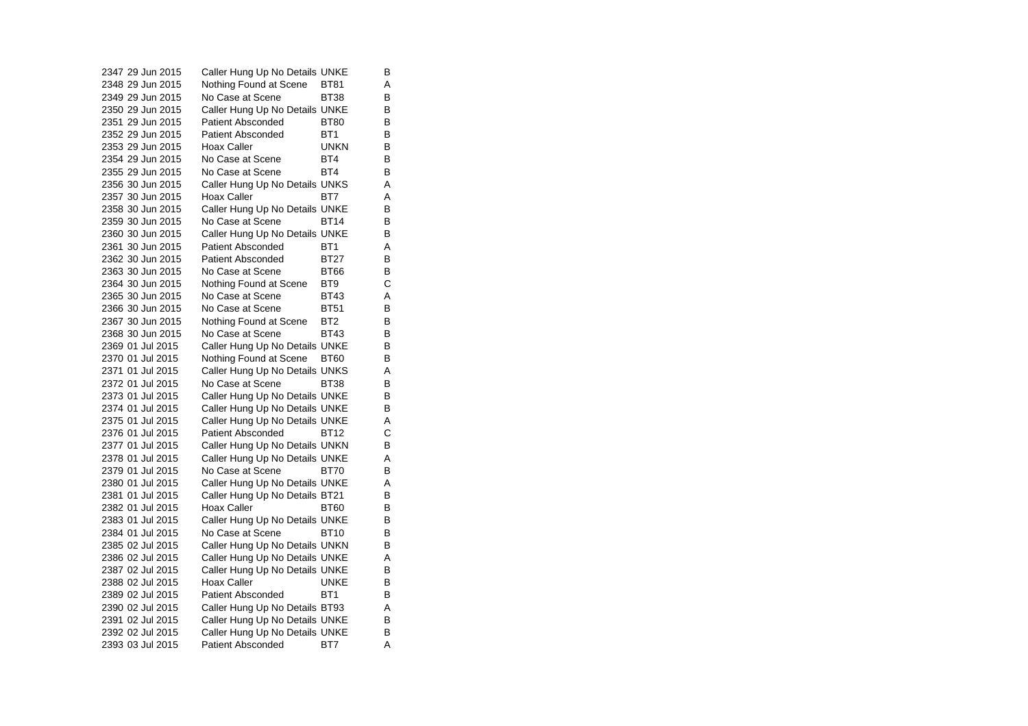| | | | | |
|---|---|---|---|---|
| 2347 | 29 Jun 2015 | Caller Hung Up No Details | UNKE | B |
| 2348 | 29 Jun 2015 | Nothing Found at Scene | BT81 | A |
| 2349 | 29 Jun 2015 | No Case at Scene | BT38 | B |
| 2350 | 29 Jun 2015 | Caller Hung Up No Details | UNKE | B |
| 2351 | 29 Jun 2015 | Patient Absconded | BT80 | B |
| 2352 | 29 Jun 2015 | Patient Absconded | BT1 | B |
| 2353 | 29 Jun 2015 | Hoax Caller | UNKN | B |
| 2354 | 29 Jun 2015 | No Case at Scene | BT4 | B |
| 2355 | 29 Jun 2015 | No Case at Scene | BT4 | B |
| 2356 | 30 Jun 2015 | Caller Hung Up No Details | UNKS | A |
| 2357 | 30 Jun 2015 | Hoax Caller | BT7 | A |
| 2358 | 30 Jun 2015 | Caller Hung Up No Details | UNKE | B |
| 2359 | 30 Jun 2015 | No Case at Scene | BT14 | B |
| 2360 | 30 Jun 2015 | Caller Hung Up No Details | UNKE | B |
| 2361 | 30 Jun 2015 | Patient Absconded | BT1 | A |
| 2362 | 30 Jun 2015 | Patient Absconded | BT27 | B |
| 2363 | 30 Jun 2015 | No Case at Scene | BT66 | B |
| 2364 | 30 Jun 2015 | Nothing Found at Scene | BT9 | C |
| 2365 | 30 Jun 2015 | No Case at Scene | BT43 | A |
| 2366 | 30 Jun 2015 | No Case at Scene | BT51 | B |
| 2367 | 30 Jun 2015 | Nothing Found at Scene | BT2 | B |
| 2368 | 30 Jun 2015 | No Case at Scene | BT43 | B |
| 2369 | 01 Jul 2015 | Caller Hung Up No Details | UNKE | B |
| 2370 | 01 Jul 2015 | Nothing Found at Scene | BT60 | B |
| 2371 | 01 Jul 2015 | Caller Hung Up No Details | UNKS | A |
| 2372 | 01 Jul 2015 | No Case at Scene | BT38 | B |
| 2373 | 01 Jul 2015 | Caller Hung Up No Details | UNKE | B |
| 2374 | 01 Jul 2015 | Caller Hung Up No Details | UNKE | B |
| 2375 | 01 Jul 2015 | Caller Hung Up No Details | UNKE | A |
| 2376 | 01 Jul 2015 | Patient Absconded | BT12 | C |
| 2377 | 01 Jul 2015 | Caller Hung Up No Details | UNKN | B |
| 2378 | 01 Jul 2015 | Caller Hung Up No Details | UNKE | A |
| 2379 | 01 Jul 2015 | No Case at Scene | BT70 | B |
| 2380 | 01 Jul 2015 | Caller Hung Up No Details | UNKE | A |
| 2381 | 01 Jul 2015 | Caller Hung Up No Details | BT21 | B |
| 2382 | 01 Jul 2015 | Hoax Caller | BT60 | B |
| 2383 | 01 Jul 2015 | Caller Hung Up No Details | UNKE | B |
| 2384 | 01 Jul 2015 | No Case at Scene | BT10 | B |
| 2385 | 02 Jul 2015 | Caller Hung Up No Details | UNKN | B |
| 2386 | 02 Jul 2015 | Caller Hung Up No Details | UNKE | A |
| 2387 | 02 Jul 2015 | Caller Hung Up No Details | UNKE | B |
| 2388 | 02 Jul 2015 | Hoax Caller | UNKE | B |
| 2389 | 02 Jul 2015 | Patient Absconded | BT1 | B |
| 2390 | 02 Jul 2015 | Caller Hung Up No Details | BT93 | A |
| 2391 | 02 Jul 2015 | Caller Hung Up No Details | UNKE | B |
| 2392 | 02 Jul 2015 | Caller Hung Up No Details | UNKE | B |
| 2393 | 03 Jul 2015 | Patient Absconded | BT7 | A |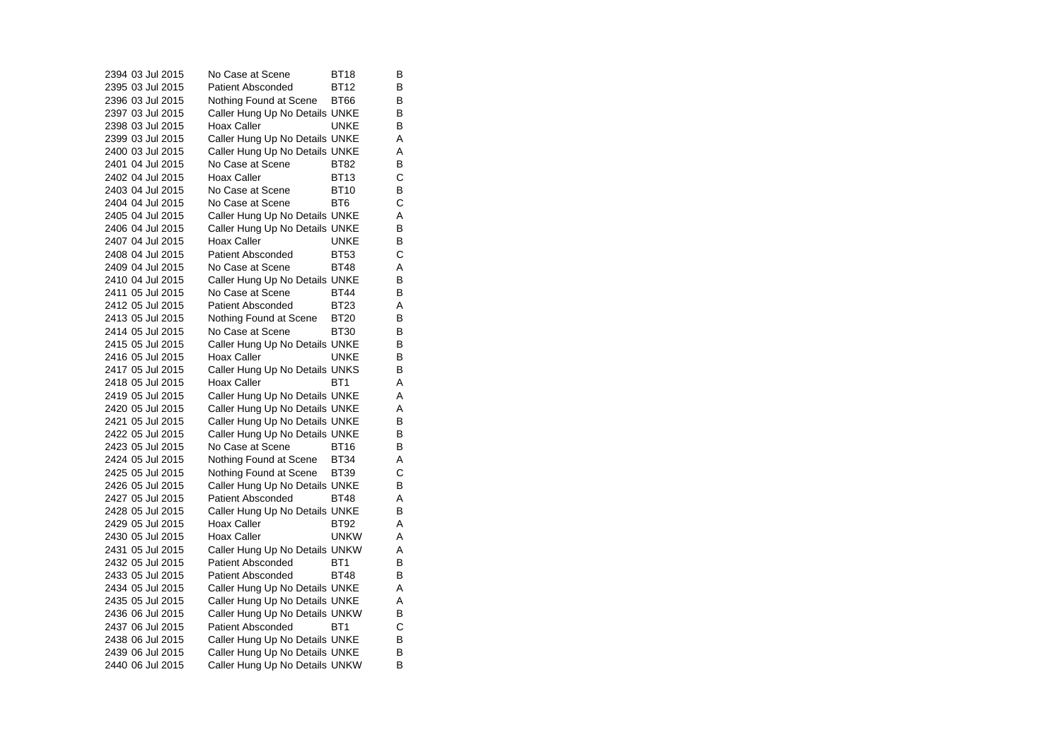| | | | | |
|---|---|---|---|---|
| 2394 | 03 Jul 2015 | No Case at Scene | BT18 | B |
| 2395 | 03 Jul 2015 | Patient Absconded | BT12 | B |
| 2396 | 03 Jul 2015 | Nothing Found at Scene | BT66 | B |
| 2397 | 03 Jul 2015 | Caller Hung Up No Details | UNKE | B |
| 2398 | 03 Jul 2015 | Hoax Caller | UNKE | B |
| 2399 | 03 Jul 2015 | Caller Hung Up No Details | UNKE | A |
| 2400 | 03 Jul 2015 | Caller Hung Up No Details | UNKE | A |
| 2401 | 04 Jul 2015 | No Case at Scene | BT82 | B |
| 2402 | 04 Jul 2015 | Hoax Caller | BT13 | C |
| 2403 | 04 Jul 2015 | No Case at Scene | BT10 | B |
| 2404 | 04 Jul 2015 | No Case at Scene | BT6 | C |
| 2405 | 04 Jul 2015 | Caller Hung Up No Details | UNKE | A |
| 2406 | 04 Jul 2015 | Caller Hung Up No Details | UNKE | B |
| 2407 | 04 Jul 2015 | Hoax Caller | UNKE | B |
| 2408 | 04 Jul 2015 | Patient Absconded | BT53 | C |
| 2409 | 04 Jul 2015 | No Case at Scene | BT48 | A |
| 2410 | 04 Jul 2015 | Caller Hung Up No Details | UNKE | B |
| 2411 | 05 Jul 2015 | No Case at Scene | BT44 | B |
| 2412 | 05 Jul 2015 | Patient Absconded | BT23 | A |
| 2413 | 05 Jul 2015 | Nothing Found at Scene | BT20 | B |
| 2414 | 05 Jul 2015 | No Case at Scene | BT30 | B |
| 2415 | 05 Jul 2015 | Caller Hung Up No Details | UNKE | B |
| 2416 | 05 Jul 2015 | Hoax Caller | UNKE | B |
| 2417 | 05 Jul 2015 | Caller Hung Up No Details | UNKS | B |
| 2418 | 05 Jul 2015 | Hoax Caller | BT1 | A |
| 2419 | 05 Jul 2015 | Caller Hung Up No Details | UNKE | A |
| 2420 | 05 Jul 2015 | Caller Hung Up No Details | UNKE | A |
| 2421 | 05 Jul 2015 | Caller Hung Up No Details | UNKE | B |
| 2422 | 05 Jul 2015 | Caller Hung Up No Details | UNKE | B |
| 2423 | 05 Jul 2015 | No Case at Scene | BT16 | B |
| 2424 | 05 Jul 2015 | Nothing Found at Scene | BT34 | A |
| 2425 | 05 Jul 2015 | Nothing Found at Scene | BT39 | C |
| 2426 | 05 Jul 2015 | Caller Hung Up No Details | UNKE | B |
| 2427 | 05 Jul 2015 | Patient Absconded | BT48 | A |
| 2428 | 05 Jul 2015 | Caller Hung Up No Details | UNKE | B |
| 2429 | 05 Jul 2015 | Hoax Caller | BT92 | A |
| 2430 | 05 Jul 2015 | Hoax Caller | UNKW | A |
| 2431 | 05 Jul 2015 | Caller Hung Up No Details | UNKW | A |
| 2432 | 05 Jul 2015 | Patient Absconded | BT1 | B |
| 2433 | 05 Jul 2015 | Patient Absconded | BT48 | B |
| 2434 | 05 Jul 2015 | Caller Hung Up No Details | UNKE | A |
| 2435 | 05 Jul 2015 | Caller Hung Up No Details | UNKE | A |
| 2436 | 06 Jul 2015 | Caller Hung Up No Details | UNKW | B |
| 2437 | 06 Jul 2015 | Patient Absconded | BT1 | C |
| 2438 | 06 Jul 2015 | Caller Hung Up No Details | UNKE | B |
| 2439 | 06 Jul 2015 | Caller Hung Up No Details | UNKE | B |
| 2440 | 06 Jul 2015 | Caller Hung Up No Details | UNKW | B |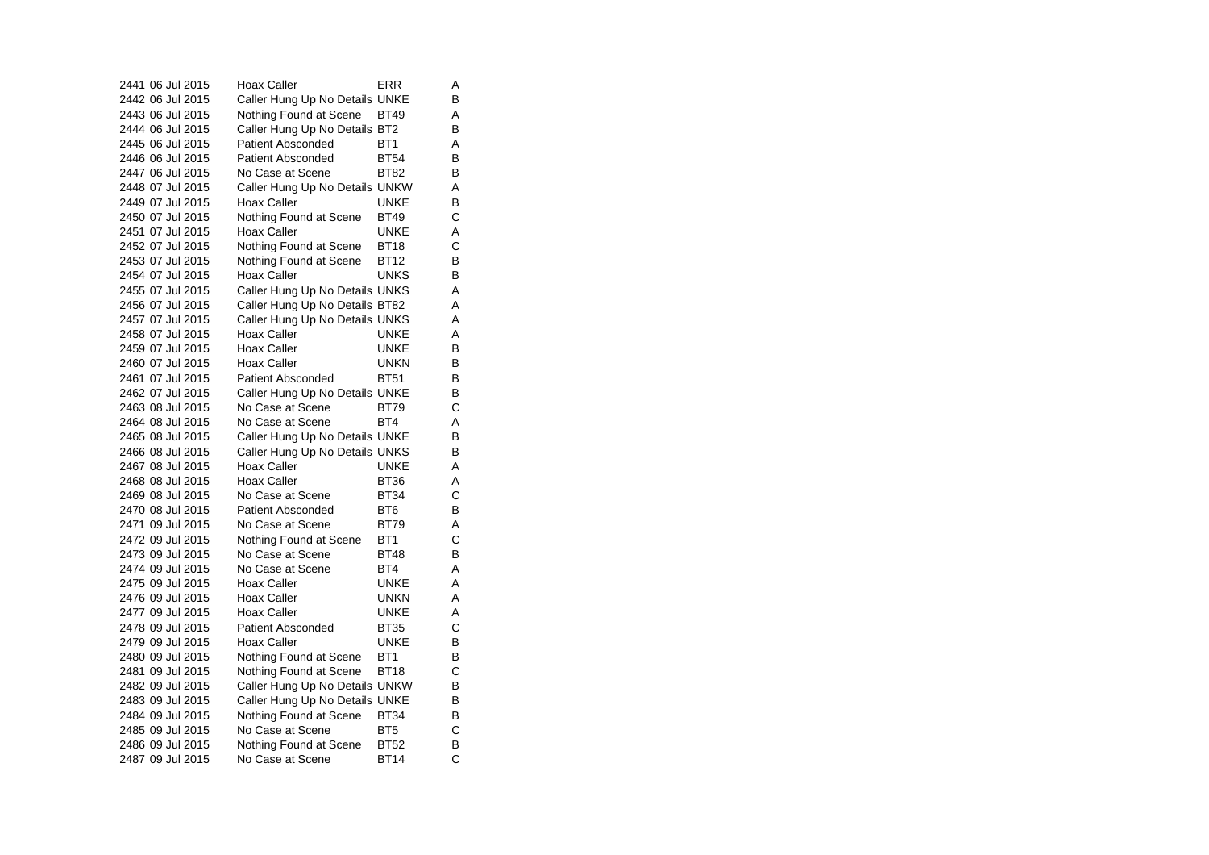| | | | | |
|---|---|---|---|---|
| 2441 | 06 Jul 2015 | Hoax Caller | ERR | A |
| 2442 | 06 Jul 2015 | Caller Hung Up No Details | UNKE | B |
| 2443 | 06 Jul 2015 | Nothing Found at Scene | BT49 | A |
| 2444 | 06 Jul 2015 | Caller Hung Up No Details | BT2 | B |
| 2445 | 06 Jul 2015 | Patient Absconded | BT1 | A |
| 2446 | 06 Jul 2015 | Patient Absconded | BT54 | B |
| 2447 | 06 Jul 2015 | No Case at Scene | BT82 | B |
| 2448 | 07 Jul 2015 | Caller Hung Up No Details | UNKW | A |
| 2449 | 07 Jul 2015 | Hoax Caller | UNKE | B |
| 2450 | 07 Jul 2015 | Nothing Found at Scene | BT49 | C |
| 2451 | 07 Jul 2015 | Hoax Caller | UNKE | A |
| 2452 | 07 Jul 2015 | Nothing Found at Scene | BT18 | C |
| 2453 | 07 Jul 2015 | Nothing Found at Scene | BT12 | B |
| 2454 | 07 Jul 2015 | Hoax Caller | UNKS | B |
| 2455 | 07 Jul 2015 | Caller Hung Up No Details | UNKS | A |
| 2456 | 07 Jul 2015 | Caller Hung Up No Details | BT82 | A |
| 2457 | 07 Jul 2015 | Caller Hung Up No Details | UNKS | A |
| 2458 | 07 Jul 2015 | Hoax Caller | UNKE | A |
| 2459 | 07 Jul 2015 | Hoax Caller | UNKE | B |
| 2460 | 07 Jul 2015 | Hoax Caller | UNKN | B |
| 2461 | 07 Jul 2015 | Patient Absconded | BT51 | B |
| 2462 | 07 Jul 2015 | Caller Hung Up No Details | UNKE | B |
| 2463 | 08 Jul 2015 | No Case at Scene | BT79 | C |
| 2464 | 08 Jul 2015 | No Case at Scene | BT4 | A |
| 2465 | 08 Jul 2015 | Caller Hung Up No Details | UNKE | B |
| 2466 | 08 Jul 2015 | Caller Hung Up No Details | UNKS | B |
| 2467 | 08 Jul 2015 | Hoax Caller | UNKE | A |
| 2468 | 08 Jul 2015 | Hoax Caller | BT36 | A |
| 2469 | 08 Jul 2015 | No Case at Scene | BT34 | C |
| 2470 | 08 Jul 2015 | Patient Absconded | BT6 | B |
| 2471 | 09 Jul 2015 | No Case at Scene | BT79 | A |
| 2472 | 09 Jul 2015 | Nothing Found at Scene | BT1 | C |
| 2473 | 09 Jul 2015 | No Case at Scene | BT48 | B |
| 2474 | 09 Jul 2015 | No Case at Scene | BT4 | A |
| 2475 | 09 Jul 2015 | Hoax Caller | UNKE | A |
| 2476 | 09 Jul 2015 | Hoax Caller | UNKN | A |
| 2477 | 09 Jul 2015 | Hoax Caller | UNKE | A |
| 2478 | 09 Jul 2015 | Patient Absconded | BT35 | C |
| 2479 | 09 Jul 2015 | Hoax Caller | UNKE | B |
| 2480 | 09 Jul 2015 | Nothing Found at Scene | BT1 | B |
| 2481 | 09 Jul 2015 | Nothing Found at Scene | BT18 | C |
| 2482 | 09 Jul 2015 | Caller Hung Up No Details | UNKW | B |
| 2483 | 09 Jul 2015 | Caller Hung Up No Details | UNKE | B |
| 2484 | 09 Jul 2015 | Nothing Found at Scene | BT34 | B |
| 2485 | 09 Jul 2015 | No Case at Scene | BT5 | C |
| 2486 | 09 Jul 2015 | Nothing Found at Scene | BT52 | B |
| 2487 | 09 Jul 2015 | No Case at Scene | BT14 | C |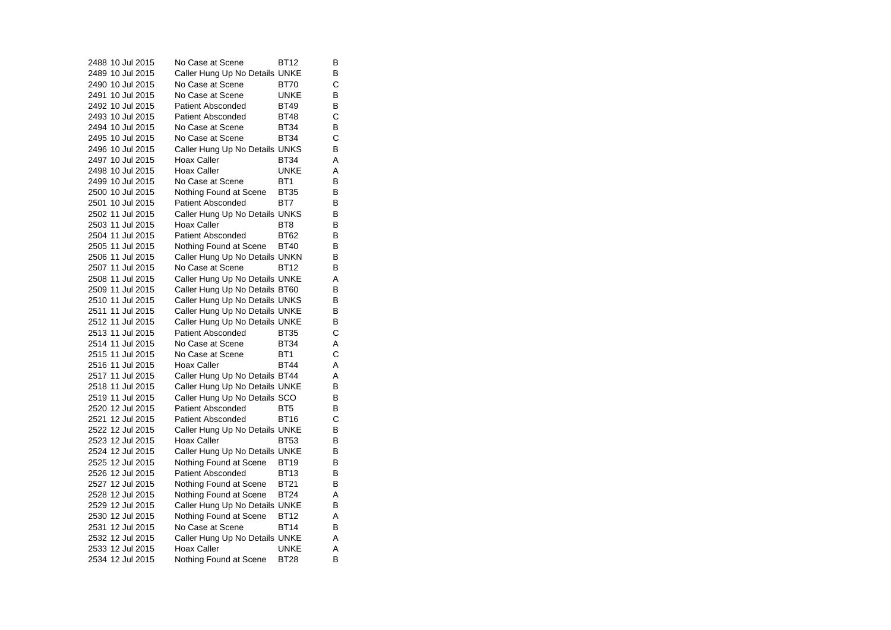| | | | | |
|---|---|---|---|---|
| 2488 | 10 Jul 2015 | No Case at Scene | BT12 | B |
| 2489 | 10 Jul 2015 | Caller Hung Up No Details | UNKE | B |
| 2490 | 10 Jul 2015 | No Case at Scene | BT70 | C |
| 2491 | 10 Jul 2015 | No Case at Scene | UNKE | B |
| 2492 | 10 Jul 2015 | Patient Absconded | BT49 | B |
| 2493 | 10 Jul 2015 | Patient Absconded | BT48 | C |
| 2494 | 10 Jul 2015 | No Case at Scene | BT34 | B |
| 2495 | 10 Jul 2015 | No Case at Scene | BT34 | C |
| 2496 | 10 Jul 2015 | Caller Hung Up No Details | UNKS | B |
| 2497 | 10 Jul 2015 | Hoax Caller | BT34 | A |
| 2498 | 10 Jul 2015 | Hoax Caller | UNKE | A |
| 2499 | 10 Jul 2015 | No Case at Scene | BT1 | B |
| 2500 | 10 Jul 2015 | Nothing Found at Scene | BT35 | B |
| 2501 | 10 Jul 2015 | Patient Absconded | BT7 | B |
| 2502 | 11 Jul 2015 | Caller Hung Up No Details | UNKS | B |
| 2503 | 11 Jul 2015 | Hoax Caller | BT8 | B |
| 2504 | 11 Jul 2015 | Patient Absconded | BT62 | B |
| 2505 | 11 Jul 2015 | Nothing Found at Scene | BT40 | B |
| 2506 | 11 Jul 2015 | Caller Hung Up No Details | UNKN | B |
| 2507 | 11 Jul 2015 | No Case at Scene | BT12 | B |
| 2508 | 11 Jul 2015 | Caller Hung Up No Details | UNKE | A |
| 2509 | 11 Jul 2015 | Caller Hung Up No Details | BT60 | B |
| 2510 | 11 Jul 2015 | Caller Hung Up No Details | UNKS | B |
| 2511 | 11 Jul 2015 | Caller Hung Up No Details | UNKE | B |
| 2512 | 11 Jul 2015 | Caller Hung Up No Details | UNKE | B |
| 2513 | 11 Jul 2015 | Patient Absconded | BT35 | C |
| 2514 | 11 Jul 2015 | No Case at Scene | BT34 | A |
| 2515 | 11 Jul 2015 | No Case at Scene | BT1 | C |
| 2516 | 11 Jul 2015 | Hoax Caller | BT44 | A |
| 2517 | 11 Jul 2015 | Caller Hung Up No Details | BT44 | A |
| 2518 | 11 Jul 2015 | Caller Hung Up No Details | UNKE | B |
| 2519 | 11 Jul 2015 | Caller Hung Up No Details | SCO | B |
| 2520 | 12 Jul 2015 | Patient Absconded | BT5 | B |
| 2521 | 12 Jul 2015 | Patient Absconded | BT16 | C |
| 2522 | 12 Jul 2015 | Caller Hung Up No Details | UNKE | B |
| 2523 | 12 Jul 2015 | Hoax Caller | BT53 | B |
| 2524 | 12 Jul 2015 | Caller Hung Up No Details | UNKE | B |
| 2525 | 12 Jul 2015 | Nothing Found at Scene | BT19 | B |
| 2526 | 12 Jul 2015 | Patient Absconded | BT13 | B |
| 2527 | 12 Jul 2015 | Nothing Found at Scene | BT21 | B |
| 2528 | 12 Jul 2015 | Nothing Found at Scene | BT24 | A |
| 2529 | 12 Jul 2015 | Caller Hung Up No Details | UNKE | B |
| 2530 | 12 Jul 2015 | Nothing Found at Scene | BT12 | A |
| 2531 | 12 Jul 2015 | No Case at Scene | BT14 | B |
| 2532 | 12 Jul 2015 | Caller Hung Up No Details | UNKE | A |
| 2533 | 12 Jul 2015 | Hoax Caller | UNKE | A |
| 2534 | 12 Jul 2015 | Nothing Found at Scene | BT28 | B |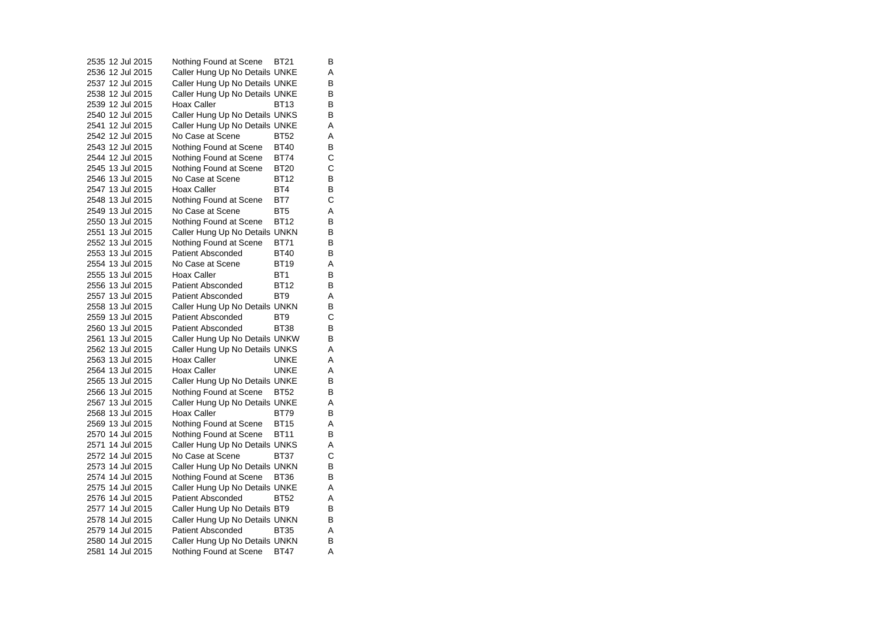| | | | | |
|---|---|---|---|---|
| 2535 | 12 Jul 2015 | Nothing Found at Scene | BT21 | B |
| 2536 | 12 Jul 2015 | Caller Hung Up No Details | UNKE | A |
| 2537 | 12 Jul 2015 | Caller Hung Up No Details | UNKE | B |
| 2538 | 12 Jul 2015 | Caller Hung Up No Details | UNKE | B |
| 2539 | 12 Jul 2015 | Hoax Caller | BT13 | B |
| 2540 | 12 Jul 2015 | Caller Hung Up No Details | UNKS | B |
| 2541 | 12 Jul 2015 | Caller Hung Up No Details | UNKE | A |
| 2542 | 12 Jul 2015 | No Case at Scene | BT52 | A |
| 2543 | 12 Jul 2015 | Nothing Found at Scene | BT40 | B |
| 2544 | 12 Jul 2015 | Nothing Found at Scene | BT74 | C |
| 2545 | 13 Jul 2015 | Nothing Found at Scene | BT20 | C |
| 2546 | 13 Jul 2015 | No Case at Scene | BT12 | B |
| 2547 | 13 Jul 2015 | Hoax Caller | BT4 | B |
| 2548 | 13 Jul 2015 | Nothing Found at Scene | BT7 | C |
| 2549 | 13 Jul 2015 | No Case at Scene | BT5 | A |
| 2550 | 13 Jul 2015 | Nothing Found at Scene | BT12 | B |
| 2551 | 13 Jul 2015 | Caller Hung Up No Details | UNKN | B |
| 2552 | 13 Jul 2015 | Nothing Found at Scene | BT71 | B |
| 2553 | 13 Jul 2015 | Patient Absconded | BT40 | B |
| 2554 | 13 Jul 2015 | No Case at Scene | BT19 | A |
| 2555 | 13 Jul 2015 | Hoax Caller | BT1 | B |
| 2556 | 13 Jul 2015 | Patient Absconded | BT12 | B |
| 2557 | 13 Jul 2015 | Patient Absconded | BT9 | A |
| 2558 | 13 Jul 2015 | Caller Hung Up No Details | UNKN | B |
| 2559 | 13 Jul 2015 | Patient Absconded | BT9 | C |
| 2560 | 13 Jul 2015 | Patient Absconded | BT38 | B |
| 2561 | 13 Jul 2015 | Caller Hung Up No Details | UNKW | B |
| 2562 | 13 Jul 2015 | Caller Hung Up No Details | UNKS | A |
| 2563 | 13 Jul 2015 | Hoax Caller | UNKE | A |
| 2564 | 13 Jul 2015 | Hoax Caller | UNKE | A |
| 2565 | 13 Jul 2015 | Caller Hung Up No Details | UNKE | B |
| 2566 | 13 Jul 2015 | Nothing Found at Scene | BT52 | B |
| 2567 | 13 Jul 2015 | Caller Hung Up No Details | UNKE | A |
| 2568 | 13 Jul 2015 | Hoax Caller | BT79 | B |
| 2569 | 13 Jul 2015 | Nothing Found at Scene | BT15 | A |
| 2570 | 14 Jul 2015 | Nothing Found at Scene | BT11 | B |
| 2571 | 14 Jul 2015 | Caller Hung Up No Details | UNKS | A |
| 2572 | 14 Jul 2015 | No Case at Scene | BT37 | C |
| 2573 | 14 Jul 2015 | Caller Hung Up No Details | UNKN | B |
| 2574 | 14 Jul 2015 | Nothing Found at Scene | BT36 | B |
| 2575 | 14 Jul 2015 | Caller Hung Up No Details | UNKE | A |
| 2576 | 14 Jul 2015 | Patient Absconded | BT52 | A |
| 2577 | 14 Jul 2015 | Caller Hung Up No Details | BT9 | B |
| 2578 | 14 Jul 2015 | Caller Hung Up No Details | UNKN | B |
| 2579 | 14 Jul 2015 | Patient Absconded | BT35 | A |
| 2580 | 14 Jul 2015 | Caller Hung Up No Details | UNKN | B |
| 2581 | 14 Jul 2015 | Nothing Found at Scene | BT47 | A |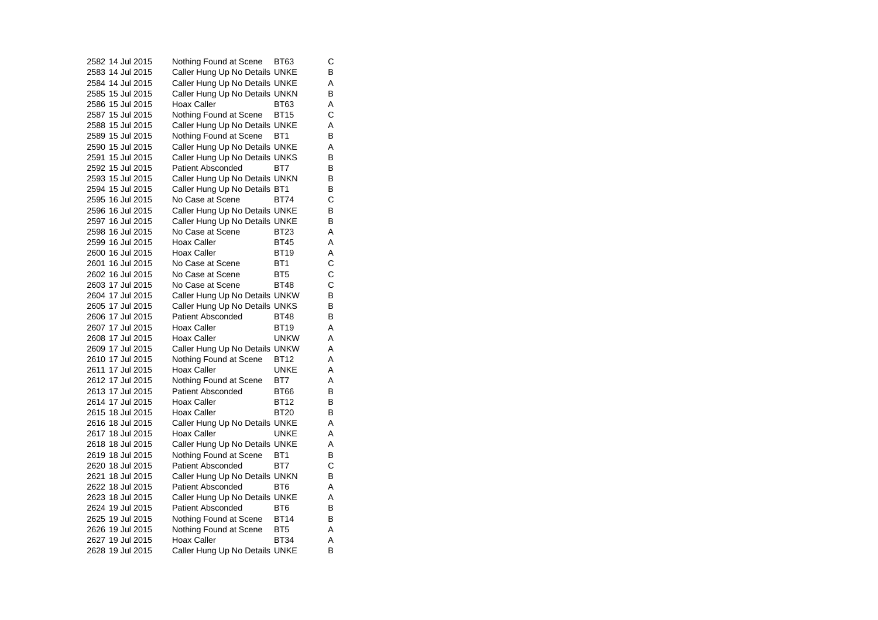| | | | | |
|---|---|---|---|---|
| 2582 | 14 Jul 2015 | Nothing Found at Scene | BT63 | C |
| 2583 | 14 Jul 2015 | Caller Hung Up No Details | UNKE | B |
| 2584 | 14 Jul 2015 | Caller Hung Up No Details | UNKE | A |
| 2585 | 15 Jul 2015 | Caller Hung Up No Details | UNKN | B |
| 2586 | 15 Jul 2015 | Hoax Caller | BT63 | A |
| 2587 | 15 Jul 2015 | Nothing Found at Scene | BT15 | C |
| 2588 | 15 Jul 2015 | Caller Hung Up No Details | UNKE | A |
| 2589 | 15 Jul 2015 | Nothing Found at Scene | BT1 | B |
| 2590 | 15 Jul 2015 | Caller Hung Up No Details | UNKE | A |
| 2591 | 15 Jul 2015 | Caller Hung Up No Details | UNKS | B |
| 2592 | 15 Jul 2015 | Patient Absconded | BT7 | B |
| 2593 | 15 Jul 2015 | Caller Hung Up No Details | UNKN | B |
| 2594 | 15 Jul 2015 | Caller Hung Up No Details | BT1 | B |
| 2595 | 16 Jul 2015 | No Case at Scene | BT74 | C |
| 2596 | 16 Jul 2015 | Caller Hung Up No Details | UNKE | B |
| 2597 | 16 Jul 2015 | Caller Hung Up No Details | UNKE | B |
| 2598 | 16 Jul 2015 | No Case at Scene | BT23 | A |
| 2599 | 16 Jul 2015 | Hoax Caller | BT45 | A |
| 2600 | 16 Jul 2015 | Hoax Caller | BT19 | A |
| 2601 | 16 Jul 2015 | No Case at Scene | BT1 | C |
| 2602 | 16 Jul 2015 | No Case at Scene | BT5 | C |
| 2603 | 17 Jul 2015 | No Case at Scene | BT48 | C |
| 2604 | 17 Jul 2015 | Caller Hung Up No Details | UNKW | B |
| 2605 | 17 Jul 2015 | Caller Hung Up No Details | UNKS | B |
| 2606 | 17 Jul 2015 | Patient Absconded | BT48 | B |
| 2607 | 17 Jul 2015 | Hoax Caller | BT19 | A |
| 2608 | 17 Jul 2015 | Hoax Caller | UNKW | A |
| 2609 | 17 Jul 2015 | Caller Hung Up No Details | UNKW | A |
| 2610 | 17 Jul 2015 | Nothing Found at Scene | BT12 | A |
| 2611 | 17 Jul 2015 | Hoax Caller | UNKE | A |
| 2612 | 17 Jul 2015 | Nothing Found at Scene | BT7 | A |
| 2613 | 17 Jul 2015 | Patient Absconded | BT66 | B |
| 2614 | 17 Jul 2015 | Hoax Caller | BT12 | B |
| 2615 | 18 Jul 2015 | Hoax Caller | BT20 | B |
| 2616 | 18 Jul 2015 | Caller Hung Up No Details | UNKE | A |
| 2617 | 18 Jul 2015 | Hoax Caller | UNKE | A |
| 2618 | 18 Jul 2015 | Caller Hung Up No Details | UNKE | A |
| 2619 | 18 Jul 2015 | Nothing Found at Scene | BT1 | B |
| 2620 | 18 Jul 2015 | Patient Absconded | BT7 | C |
| 2621 | 18 Jul 2015 | Caller Hung Up No Details | UNKN | B |
| 2622 | 18 Jul 2015 | Patient Absconded | BT6 | A |
| 2623 | 18 Jul 2015 | Caller Hung Up No Details | UNKE | A |
| 2624 | 19 Jul 2015 | Patient Absconded | BT6 | B |
| 2625 | 19 Jul 2015 | Nothing Found at Scene | BT14 | B |
| 2626 | 19 Jul 2015 | Nothing Found at Scene | BT5 | A |
| 2627 | 19 Jul 2015 | Hoax Caller | BT34 | A |
| 2628 | 19 Jul 2015 | Caller Hung Up No Details | UNKE | B |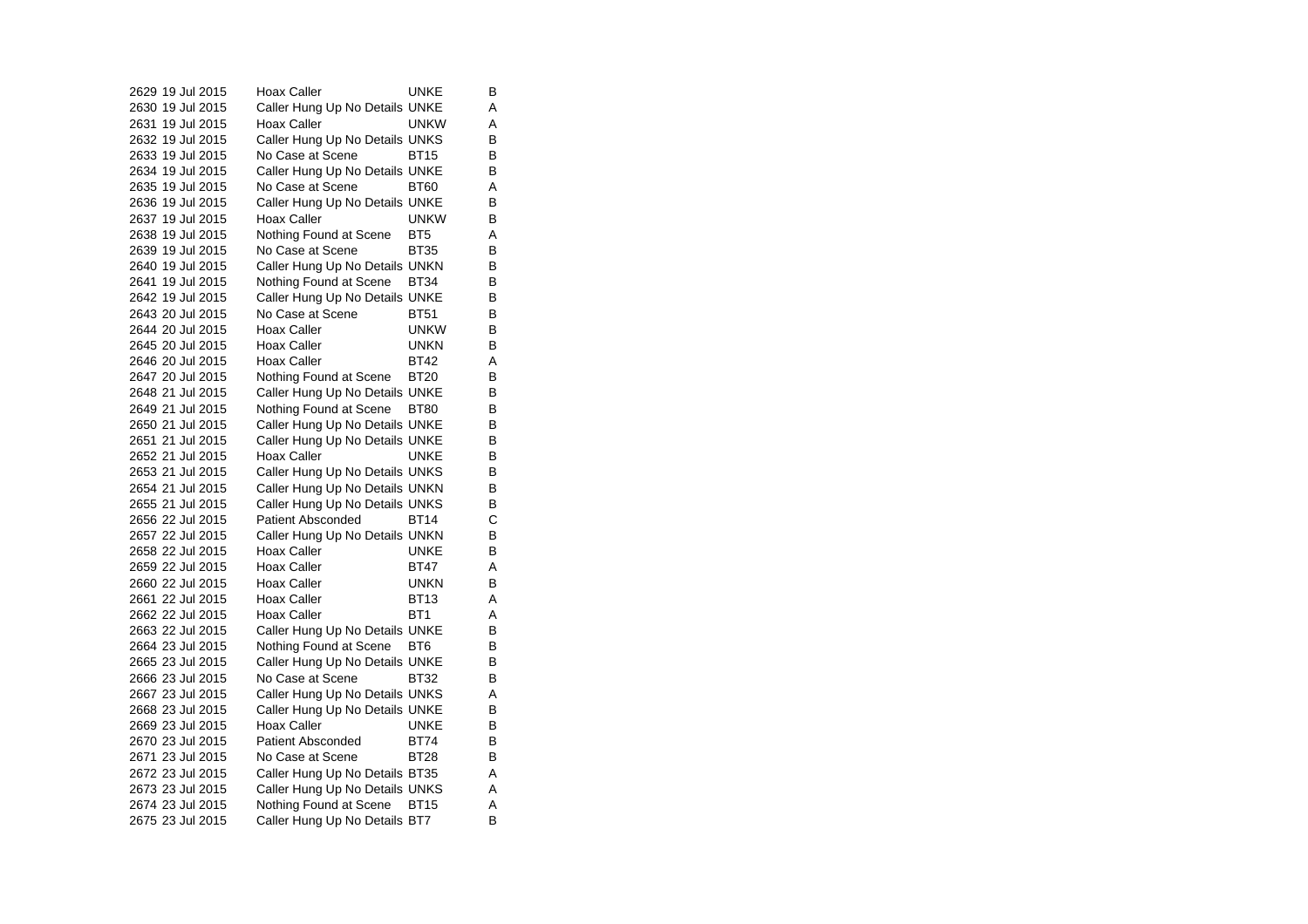| | | | | |
|---|---|---|---|---|
| 2629 | 19 Jul 2015 | Hoax Caller | UNKE | B |
| 2630 | 19 Jul 2015 | Caller Hung Up No Details | UNKE | A |
| 2631 | 19 Jul 2015 | Hoax Caller | UNKW | A |
| 2632 | 19 Jul 2015 | Caller Hung Up No Details | UNKS | B |
| 2633 | 19 Jul 2015 | No Case at Scene | BT15 | B |
| 2634 | 19 Jul 2015 | Caller Hung Up No Details | UNKE | B |
| 2635 | 19 Jul 2015 | No Case at Scene | BT60 | A |
| 2636 | 19 Jul 2015 | Caller Hung Up No Details | UNKE | B |
| 2637 | 19 Jul 2015 | Hoax Caller | UNKW | B |
| 2638 | 19 Jul 2015 | Nothing Found at Scene | BT5 | A |
| 2639 | 19 Jul 2015 | No Case at Scene | BT35 | B |
| 2640 | 19 Jul 2015 | Caller Hung Up No Details | UNKN | B |
| 2641 | 19 Jul 2015 | Nothing Found at Scene | BT34 | B |
| 2642 | 19 Jul 2015 | Caller Hung Up No Details | UNKE | B |
| 2643 | 20 Jul 2015 | No Case at Scene | BT51 | B |
| 2644 | 20 Jul 2015 | Hoax Caller | UNKW | B |
| 2645 | 20 Jul 2015 | Hoax Caller | UNKN | B |
| 2646 | 20 Jul 2015 | Hoax Caller | BT42 | A |
| 2647 | 20 Jul 2015 | Nothing Found at Scene | BT20 | B |
| 2648 | 21 Jul 2015 | Caller Hung Up No Details | UNKE | B |
| 2649 | 21 Jul 2015 | Nothing Found at Scene | BT80 | B |
| 2650 | 21 Jul 2015 | Caller Hung Up No Details | UNKE | B |
| 2651 | 21 Jul 2015 | Caller Hung Up No Details | UNKE | B |
| 2652 | 21 Jul 2015 | Hoax Caller | UNKE | B |
| 2653 | 21 Jul 2015 | Caller Hung Up No Details | UNKS | B |
| 2654 | 21 Jul 2015 | Caller Hung Up No Details | UNKN | B |
| 2655 | 21 Jul 2015 | Caller Hung Up No Details | UNKS | B |
| 2656 | 22 Jul 2015 | Patient Absconded | BT14 | C |
| 2657 | 22 Jul 2015 | Caller Hung Up No Details | UNKN | B |
| 2658 | 22 Jul 2015 | Hoax Caller | UNKE | B |
| 2659 | 22 Jul 2015 | Hoax Caller | BT47 | A |
| 2660 | 22 Jul 2015 | Hoax Caller | UNKN | B |
| 2661 | 22 Jul 2015 | Hoax Caller | BT13 | A |
| 2662 | 22 Jul 2015 | Hoax Caller | BT1 | A |
| 2663 | 22 Jul 2015 | Caller Hung Up No Details | UNKE | B |
| 2664 | 23 Jul 2015 | Nothing Found at Scene | BT6 | B |
| 2665 | 23 Jul 2015 | Caller Hung Up No Details | UNKE | B |
| 2666 | 23 Jul 2015 | No Case at Scene | BT32 | B |
| 2667 | 23 Jul 2015 | Caller Hung Up No Details | UNKS | A |
| 2668 | 23 Jul 2015 | Caller Hung Up No Details | UNKE | B |
| 2669 | 23 Jul 2015 | Hoax Caller | UNKE | B |
| 2670 | 23 Jul 2015 | Patient Absconded | BT74 | B |
| 2671 | 23 Jul 2015 | No Case at Scene | BT28 | B |
| 2672 | 23 Jul 2015 | Caller Hung Up No Details | BT35 | A |
| 2673 | 23 Jul 2015 | Caller Hung Up No Details | UNKS | A |
| 2674 | 23 Jul 2015 | Nothing Found at Scene | BT15 | A |
| 2675 | 23 Jul 2015 | Caller Hung Up No Details | BT7 | B |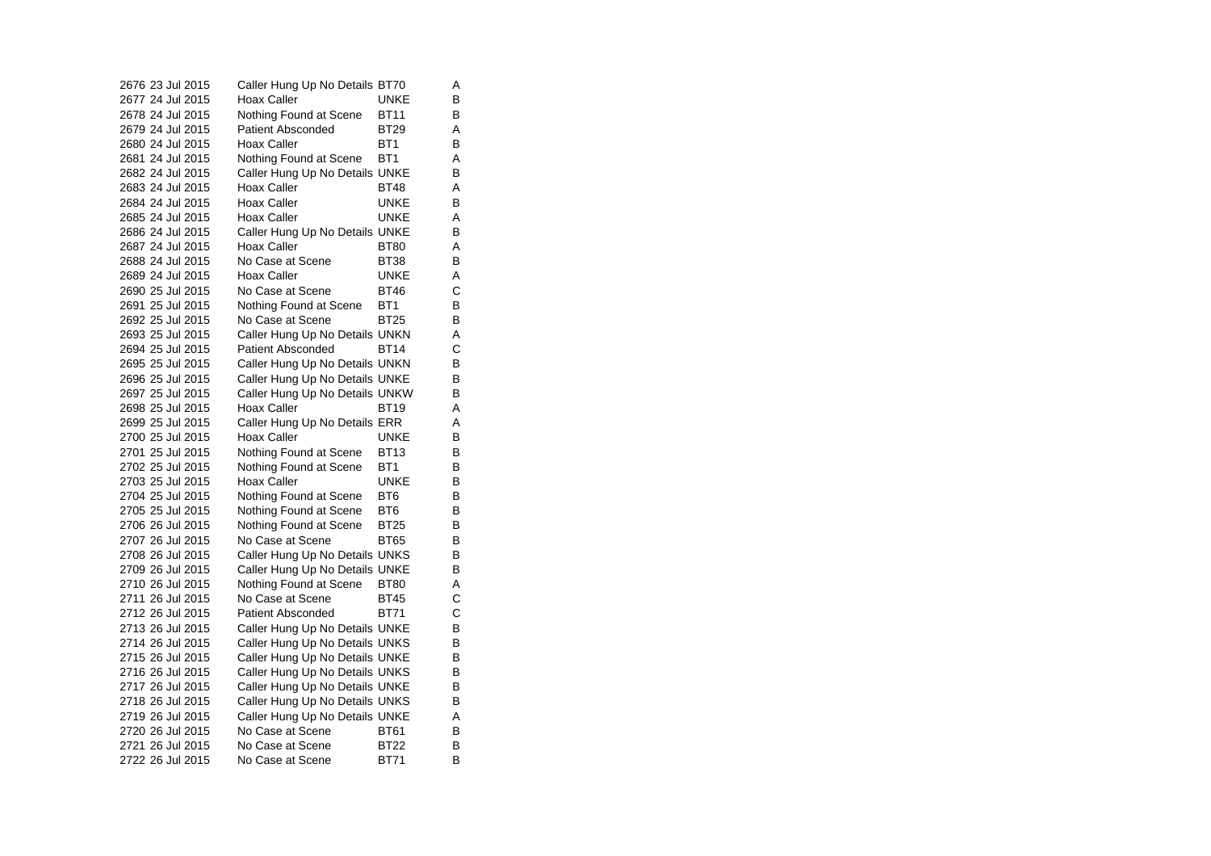| | | | | |
|---|---|---|---|---|
| 2676 | 23 Jul 2015 | Caller Hung Up No Details | BT70 | A |
| 2677 | 24 Jul 2015 | Hoax Caller | UNKE | B |
| 2678 | 24 Jul 2015 | Nothing Found at Scene | BT11 | B |
| 2679 | 24 Jul 2015 | Patient Absconded | BT29 | A |
| 2680 | 24 Jul 2015 | Hoax Caller | BT1 | B |
| 2681 | 24 Jul 2015 | Nothing Found at Scene | BT1 | A |
| 2682 | 24 Jul 2015 | Caller Hung Up No Details | UNKE | B |
| 2683 | 24 Jul 2015 | Hoax Caller | BT48 | A |
| 2684 | 24 Jul 2015 | Hoax Caller | UNKE | B |
| 2685 | 24 Jul 2015 | Hoax Caller | UNKE | A |
| 2686 | 24 Jul 2015 | Caller Hung Up No Details | UNKE | B |
| 2687 | 24 Jul 2015 | Hoax Caller | BT80 | A |
| 2688 | 24 Jul 2015 | No Case at Scene | BT38 | B |
| 2689 | 24 Jul 2015 | Hoax Caller | UNKE | A |
| 2690 | 25 Jul 2015 | No Case at Scene | BT46 | C |
| 2691 | 25 Jul 2015 | Nothing Found at Scene | BT1 | B |
| 2692 | 25 Jul 2015 | No Case at Scene | BT25 | B |
| 2693 | 25 Jul 2015 | Caller Hung Up No Details | UNKN | A |
| 2694 | 25 Jul 2015 | Patient Absconded | BT14 | C |
| 2695 | 25 Jul 2015 | Caller Hung Up No Details | UNKN | B |
| 2696 | 25 Jul 2015 | Caller Hung Up No Details | UNKE | B |
| 2697 | 25 Jul 2015 | Caller Hung Up No Details | UNKW | B |
| 2698 | 25 Jul 2015 | Hoax Caller | BT19 | A |
| 2699 | 25 Jul 2015 | Caller Hung Up No Details | ERR | A |
| 2700 | 25 Jul 2015 | Hoax Caller | UNKE | B |
| 2701 | 25 Jul 2015 | Nothing Found at Scene | BT13 | B |
| 2702 | 25 Jul 2015 | Nothing Found at Scene | BT1 | B |
| 2703 | 25 Jul 2015 | Hoax Caller | UNKE | B |
| 2704 | 25 Jul 2015 | Nothing Found at Scene | BT6 | B |
| 2705 | 25 Jul 2015 | Nothing Found at Scene | BT6 | B |
| 2706 | 26 Jul 2015 | Nothing Found at Scene | BT25 | B |
| 2707 | 26 Jul 2015 | No Case at Scene | BT65 | B |
| 2708 | 26 Jul 2015 | Caller Hung Up No Details | UNKS | B |
| 2709 | 26 Jul 2015 | Caller Hung Up No Details | UNKE | B |
| 2710 | 26 Jul 2015 | Nothing Found at Scene | BT80 | A |
| 2711 | 26 Jul 2015 | No Case at Scene | BT45 | C |
| 2712 | 26 Jul 2015 | Patient Absconded | BT71 | C |
| 2713 | 26 Jul 2015 | Caller Hung Up No Details | UNKE | B |
| 2714 | 26 Jul 2015 | Caller Hung Up No Details | UNKS | B |
| 2715 | 26 Jul 2015 | Caller Hung Up No Details | UNKE | B |
| 2716 | 26 Jul 2015 | Caller Hung Up No Details | UNKS | B |
| 2717 | 26 Jul 2015 | Caller Hung Up No Details | UNKE | B |
| 2718 | 26 Jul 2015 | Caller Hung Up No Details | UNKS | B |
| 2719 | 26 Jul 2015 | Caller Hung Up No Details | UNKE | A |
| 2720 | 26 Jul 2015 | No Case at Scene | BT61 | B |
| 2721 | 26 Jul 2015 | No Case at Scene | BT22 | B |
| 2722 | 26 Jul 2015 | No Case at Scene | BT71 | B |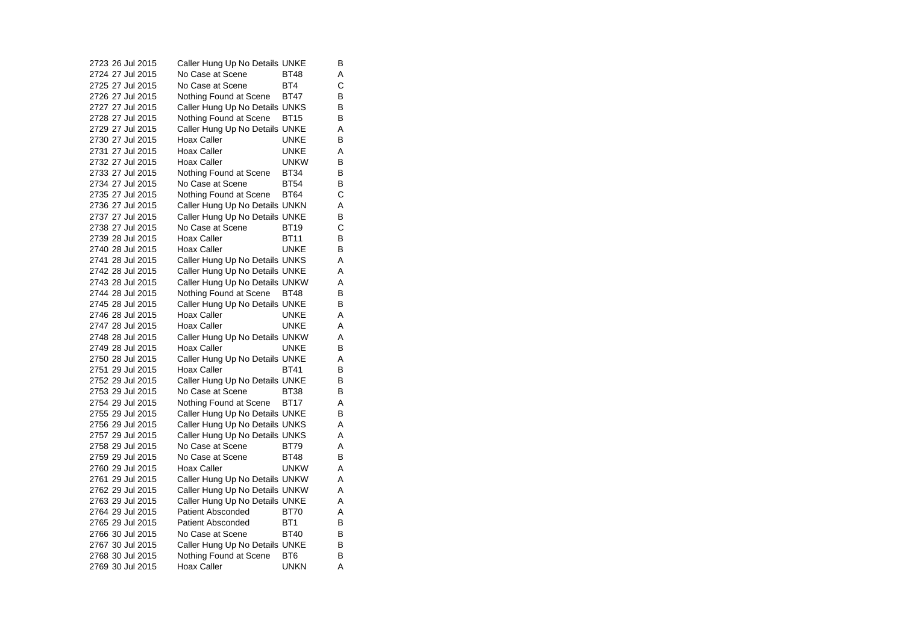| | | | | |
|---|---|---|---|---|
| 2723 | 26 Jul 2015 | Caller Hung Up No Details | UNKE | B |
| 2724 | 27 Jul 2015 | No Case at Scene | BT48 | A |
| 2725 | 27 Jul 2015 | No Case at Scene | BT4 | C |
| 2726 | 27 Jul 2015 | Nothing Found at Scene | BT47 | B |
| 2727 | 27 Jul 2015 | Caller Hung Up No Details | UNKS | B |
| 2728 | 27 Jul 2015 | Nothing Found at Scene | BT15 | B |
| 2729 | 27 Jul 2015 | Caller Hung Up No Details | UNKE | A |
| 2730 | 27 Jul 2015 | Hoax Caller | UNKE | B |
| 2731 | 27 Jul 2015 | Hoax Caller | UNKE | A |
| 2732 | 27 Jul 2015 | Hoax Caller | UNKW | B |
| 2733 | 27 Jul 2015 | Nothing Found at Scene | BT34 | B |
| 2734 | 27 Jul 2015 | No Case at Scene | BT54 | B |
| 2735 | 27 Jul 2015 | Nothing Found at Scene | BT64 | C |
| 2736 | 27 Jul 2015 | Caller Hung Up No Details | UNKN | A |
| 2737 | 27 Jul 2015 | Caller Hung Up No Details | UNKE | B |
| 2738 | 27 Jul 2015 | No Case at Scene | BT19 | C |
| 2739 | 28 Jul 2015 | Hoax Caller | BT11 | B |
| 2740 | 28 Jul 2015 | Hoax Caller | UNKE | B |
| 2741 | 28 Jul 2015 | Caller Hung Up No Details | UNKS | A |
| 2742 | 28 Jul 2015 | Caller Hung Up No Details | UNKE | A |
| 2743 | 28 Jul 2015 | Caller Hung Up No Details | UNKW | A |
| 2744 | 28 Jul 2015 | Nothing Found at Scene | BT48 | B |
| 2745 | 28 Jul 2015 | Caller Hung Up No Details | UNKE | B |
| 2746 | 28 Jul 2015 | Hoax Caller | UNKE | A |
| 2747 | 28 Jul 2015 | Hoax Caller | UNKE | A |
| 2748 | 28 Jul 2015 | Caller Hung Up No Details | UNKW | A |
| 2749 | 28 Jul 2015 | Hoax Caller | UNKE | B |
| 2750 | 28 Jul 2015 | Caller Hung Up No Details | UNKE | A |
| 2751 | 29 Jul 2015 | Hoax Caller | BT41 | B |
| 2752 | 29 Jul 2015 | Caller Hung Up No Details | UNKE | B |
| 2753 | 29 Jul 2015 | No Case at Scene | BT38 | B |
| 2754 | 29 Jul 2015 | Nothing Found at Scene | BT17 | A |
| 2755 | 29 Jul 2015 | Caller Hung Up No Details | UNKE | B |
| 2756 | 29 Jul 2015 | Caller Hung Up No Details | UNKS | A |
| 2757 | 29 Jul 2015 | Caller Hung Up No Details | UNKS | A |
| 2758 | 29 Jul 2015 | No Case at Scene | BT79 | A |
| 2759 | 29 Jul 2015 | No Case at Scene | BT48 | B |
| 2760 | 29 Jul 2015 | Hoax Caller | UNKW | A |
| 2761 | 29 Jul 2015 | Caller Hung Up No Details | UNKW | A |
| 2762 | 29 Jul 2015 | Caller Hung Up No Details | UNKW | A |
| 2763 | 29 Jul 2015 | Caller Hung Up No Details | UNKE | A |
| 2764 | 29 Jul 2015 | Patient Absconded | BT70 | A |
| 2765 | 29 Jul 2015 | Patient Absconded | BT1 | B |
| 2766 | 30 Jul 2015 | No Case at Scene | BT40 | B |
| 2767 | 30 Jul 2015 | Caller Hung Up No Details | UNKE | B |
| 2768 | 30 Jul 2015 | Nothing Found at Scene | BT6 | B |
| 2769 | 30 Jul 2015 | Hoax Caller | UNKN | A |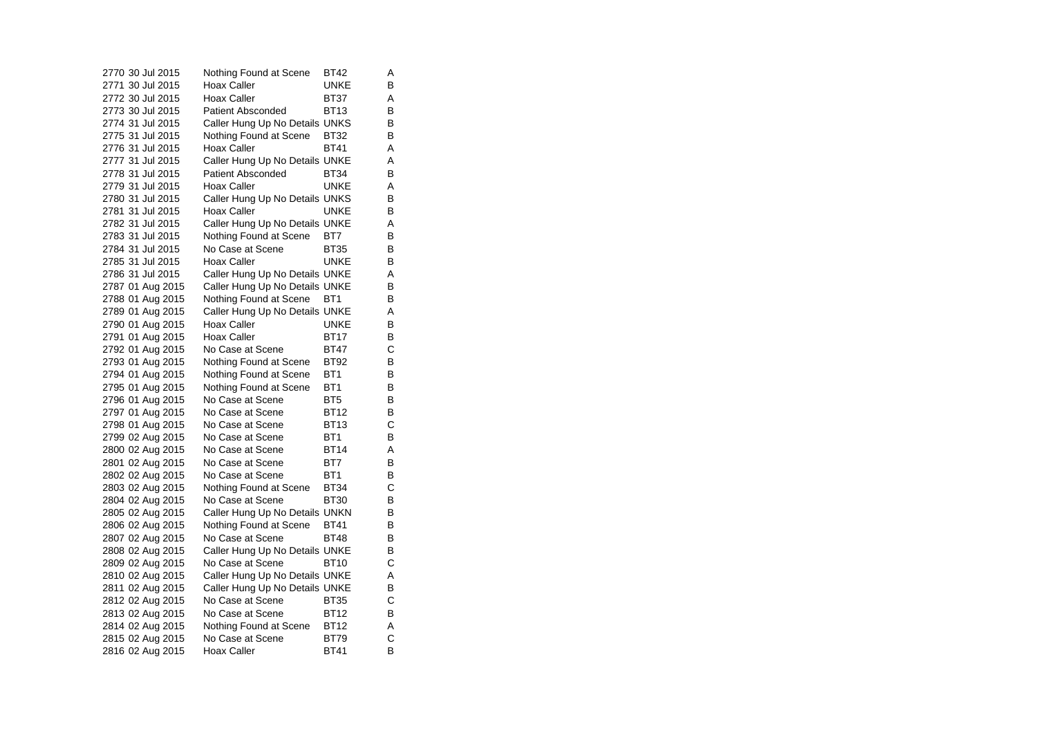| | | | | |
|---|---|---|---|---|
| 2770 | 30 Jul 2015 | Nothing Found at Scene | BT42 | A |
| 2771 | 30 Jul 2015 | Hoax Caller | UNKE | B |
| 2772 | 30 Jul 2015 | Hoax Caller | BT37 | A |
| 2773 | 30 Jul 2015 | Patient Absconded | BT13 | B |
| 2774 | 31 Jul 2015 | Caller Hung Up No Details | UNKS | B |
| 2775 | 31 Jul 2015 | Nothing Found at Scene | BT32 | B |
| 2776 | 31 Jul 2015 | Hoax Caller | BT41 | A |
| 2777 | 31 Jul 2015 | Caller Hung Up No Details | UNKE | A |
| 2778 | 31 Jul 2015 | Patient Absconded | BT34 | B |
| 2779 | 31 Jul 2015 | Hoax Caller | UNKE | A |
| 2780 | 31 Jul 2015 | Caller Hung Up No Details | UNKS | B |
| 2781 | 31 Jul 2015 | Hoax Caller | UNKE | B |
| 2782 | 31 Jul 2015 | Caller Hung Up No Details | UNKE | A |
| 2783 | 31 Jul 2015 | Nothing Found at Scene | BT7 | B |
| 2784 | 31 Jul 2015 | No Case at Scene | BT35 | B |
| 2785 | 31 Jul 2015 | Hoax Caller | UNKE | B |
| 2786 | 31 Jul 2015 | Caller Hung Up No Details | UNKE | A |
| 2787 | 01 Aug 2015 | Caller Hung Up No Details | UNKE | B |
| 2788 | 01 Aug 2015 | Nothing Found at Scene | BT1 | B |
| 2789 | 01 Aug 2015 | Caller Hung Up No Details | UNKE | A |
| 2790 | 01 Aug 2015 | Hoax Caller | UNKE | B |
| 2791 | 01 Aug 2015 | Hoax Caller | BT17 | B |
| 2792 | 01 Aug 2015 | No Case at Scene | BT47 | C |
| 2793 | 01 Aug 2015 | Nothing Found at Scene | BT92 | B |
| 2794 | 01 Aug 2015 | Nothing Found at Scene | BT1 | B |
| 2795 | 01 Aug 2015 | Nothing Found at Scene | BT1 | B |
| 2796 | 01 Aug 2015 | No Case at Scene | BT5 | B |
| 2797 | 01 Aug 2015 | No Case at Scene | BT12 | B |
| 2798 | 01 Aug 2015 | No Case at Scene | BT13 | C |
| 2799 | 02 Aug 2015 | No Case at Scene | BT1 | B |
| 2800 | 02 Aug 2015 | No Case at Scene | BT14 | A |
| 2801 | 02 Aug 2015 | No Case at Scene | BT7 | B |
| 2802 | 02 Aug 2015 | No Case at Scene | BT1 | B |
| 2803 | 02 Aug 2015 | Nothing Found at Scene | BT34 | C |
| 2804 | 02 Aug 2015 | No Case at Scene | BT30 | B |
| 2805 | 02 Aug 2015 | Caller Hung Up No Details | UNKN | B |
| 2806 | 02 Aug 2015 | Nothing Found at Scene | BT41 | B |
| 2807 | 02 Aug 2015 | No Case at Scene | BT48 | B |
| 2808 | 02 Aug 2015 | Caller Hung Up No Details | UNKE | B |
| 2809 | 02 Aug 2015 | No Case at Scene | BT10 | C |
| 2810 | 02 Aug 2015 | Caller Hung Up No Details | UNKE | A |
| 2811 | 02 Aug 2015 | Caller Hung Up No Details | UNKE | B |
| 2812 | 02 Aug 2015 | No Case at Scene | BT35 | C |
| 2813 | 02 Aug 2015 | No Case at Scene | BT12 | B |
| 2814 | 02 Aug 2015 | Nothing Found at Scene | BT12 | A |
| 2815 | 02 Aug 2015 | No Case at Scene | BT79 | C |
| 2816 | 02 Aug 2015 | Hoax Caller | BT41 | B |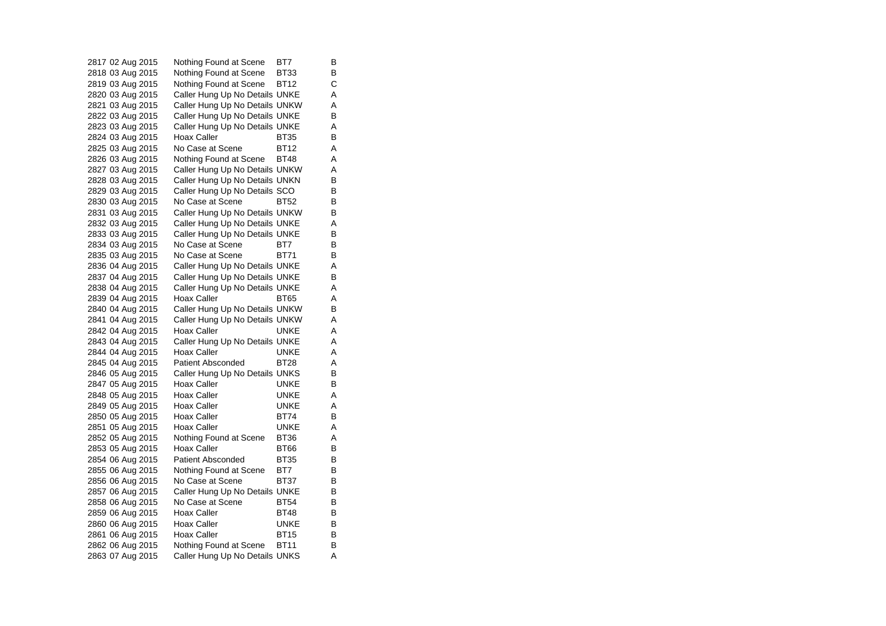| | | | | |
|---|---|---|---|---|
| 2817 | 02 Aug 2015 | Nothing Found at Scene | BT7 | B |
| 2818 | 03 Aug 2015 | Nothing Found at Scene | BT33 | B |
| 2819 | 03 Aug 2015 | Nothing Found at Scene | BT12 | C |
| 2820 | 03 Aug 2015 | Caller Hung Up No Details | UNKE | A |
| 2821 | 03 Aug 2015 | Caller Hung Up No Details | UNKW | A |
| 2822 | 03 Aug 2015 | Caller Hung Up No Details | UNKE | B |
| 2823 | 03 Aug 2015 | Caller Hung Up No Details | UNKE | A |
| 2824 | 03 Aug 2015 | Hoax Caller | BT35 | B |
| 2825 | 03 Aug 2015 | No Case at Scene | BT12 | A |
| 2826 | 03 Aug 2015 | Nothing Found at Scene | BT48 | A |
| 2827 | 03 Aug 2015 | Caller Hung Up No Details | UNKW | A |
| 2828 | 03 Aug 2015 | Caller Hung Up No Details | UNKN | B |
| 2829 | 03 Aug 2015 | Caller Hung Up No Details | SCO | B |
| 2830 | 03 Aug 2015 | No Case at Scene | BT52 | B |
| 2831 | 03 Aug 2015 | Caller Hung Up No Details | UNKW | B |
| 2832 | 03 Aug 2015 | Caller Hung Up No Details | UNKE | A |
| 2833 | 03 Aug 2015 | Caller Hung Up No Details | UNKE | B |
| 2834 | 03 Aug 2015 | No Case at Scene | BT7 | B |
| 2835 | 03 Aug 2015 | No Case at Scene | BT71 | B |
| 2836 | 04 Aug 2015 | Caller Hung Up No Details | UNKE | A |
| 2837 | 04 Aug 2015 | Caller Hung Up No Details | UNKE | B |
| 2838 | 04 Aug 2015 | Caller Hung Up No Details | UNKE | A |
| 2839 | 04 Aug 2015 | Hoax Caller | BT65 | A |
| 2840 | 04 Aug 2015 | Caller Hung Up No Details | UNKW | B |
| 2841 | 04 Aug 2015 | Caller Hung Up No Details | UNKW | A |
| 2842 | 04 Aug 2015 | Hoax Caller | UNKE | A |
| 2843 | 04 Aug 2015 | Caller Hung Up No Details | UNKE | A |
| 2844 | 04 Aug 2015 | Hoax Caller | UNKE | A |
| 2845 | 04 Aug 2015 | Patient Absconded | BT28 | A |
| 2846 | 05 Aug 2015 | Caller Hung Up No Details | UNKS | B |
| 2847 | 05 Aug 2015 | Hoax Caller | UNKE | B |
| 2848 | 05 Aug 2015 | Hoax Caller | UNKE | A |
| 2849 | 05 Aug 2015 | Hoax Caller | UNKE | A |
| 2850 | 05 Aug 2015 | Hoax Caller | BT74 | B |
| 2851 | 05 Aug 2015 | Hoax Caller | UNKE | A |
| 2852 | 05 Aug 2015 | Nothing Found at Scene | BT36 | A |
| 2853 | 05 Aug 2015 | Hoax Caller | BT66 | B |
| 2854 | 06 Aug 2015 | Patient Absconded | BT35 | B |
| 2855 | 06 Aug 2015 | Nothing Found at Scene | BT7 | B |
| 2856 | 06 Aug 2015 | No Case at Scene | BT37 | B |
| 2857 | 06 Aug 2015 | Caller Hung Up No Details | UNKE | B |
| 2858 | 06 Aug 2015 | No Case at Scene | BT54 | B |
| 2859 | 06 Aug 2015 | Hoax Caller | BT48 | B |
| 2860 | 06 Aug 2015 | Hoax Caller | UNKE | B |
| 2861 | 06 Aug 2015 | Hoax Caller | BT15 | B |
| 2862 | 06 Aug 2015 | Nothing Found at Scene | BT11 | B |
| 2863 | 07 Aug 2015 | Caller Hung Up No Details | UNKS | A |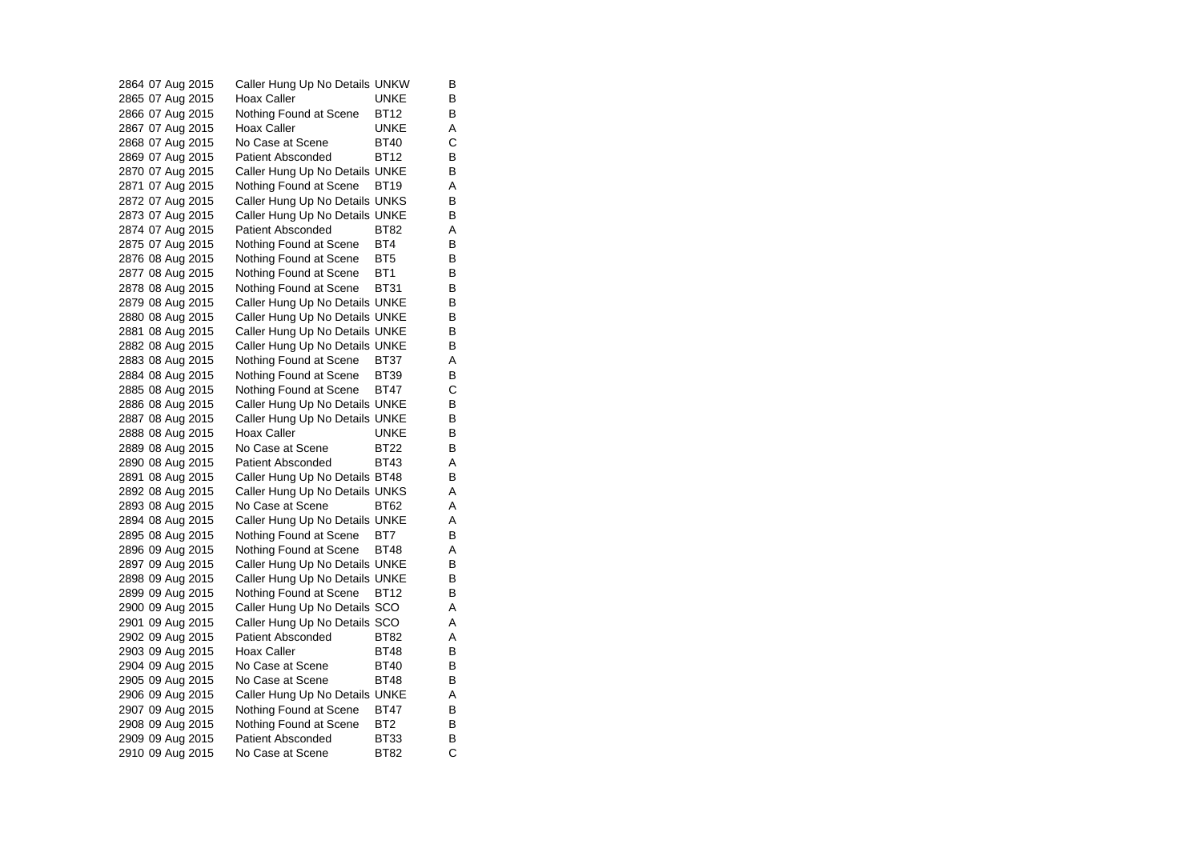| | | | | |
|---|---|---|---|---|
| 2864 | 07 Aug 2015 | Caller Hung Up No Details | UNKW | B |
| 2865 | 07 Aug 2015 | Hoax Caller | UNKE | B |
| 2866 | 07 Aug 2015 | Nothing Found at Scene | BT12 | B |
| 2867 | 07 Aug 2015 | Hoax Caller | UNKE | A |
| 2868 | 07 Aug 2015 | No Case at Scene | BT40 | C |
| 2869 | 07 Aug 2015 | Patient Absconded | BT12 | B |
| 2870 | 07 Aug 2015 | Caller Hung Up No Details | UNKE | B |
| 2871 | 07 Aug 2015 | Nothing Found at Scene | BT19 | A |
| 2872 | 07 Aug 2015 | Caller Hung Up No Details | UNKS | B |
| 2873 | 07 Aug 2015 | Caller Hung Up No Details | UNKE | B |
| 2874 | 07 Aug 2015 | Patient Absconded | BT82 | A |
| 2875 | 07 Aug 2015 | Nothing Found at Scene | BT4 | B |
| 2876 | 08 Aug 2015 | Nothing Found at Scene | BT5 | B |
| 2877 | 08 Aug 2015 | Nothing Found at Scene | BT1 | B |
| 2878 | 08 Aug 2015 | Nothing Found at Scene | BT31 | B |
| 2879 | 08 Aug 2015 | Caller Hung Up No Details | UNKE | B |
| 2880 | 08 Aug 2015 | Caller Hung Up No Details | UNKE | B |
| 2881 | 08 Aug 2015 | Caller Hung Up No Details | UNKE | B |
| 2882 | 08 Aug 2015 | Caller Hung Up No Details | UNKE | B |
| 2883 | 08 Aug 2015 | Nothing Found at Scene | BT37 | A |
| 2884 | 08 Aug 2015 | Nothing Found at Scene | BT39 | B |
| 2885 | 08 Aug 2015 | Nothing Found at Scene | BT47 | C |
| 2886 | 08 Aug 2015 | Caller Hung Up No Details | UNKE | B |
| 2887 | 08 Aug 2015 | Caller Hung Up No Details | UNKE | B |
| 2888 | 08 Aug 2015 | Hoax Caller | UNKE | B |
| 2889 | 08 Aug 2015 | No Case at Scene | BT22 | B |
| 2890 | 08 Aug 2015 | Patient Absconded | BT43 | A |
| 2891 | 08 Aug 2015 | Caller Hung Up No Details | BT48 | B |
| 2892 | 08 Aug 2015 | Caller Hung Up No Details | UNKS | A |
| 2893 | 08 Aug 2015 | No Case at Scene | BT62 | A |
| 2894 | 08 Aug 2015 | Caller Hung Up No Details | UNKE | A |
| 2895 | 08 Aug 2015 | Nothing Found at Scene | BT7 | B |
| 2896 | 09 Aug 2015 | Nothing Found at Scene | BT48 | A |
| 2897 | 09 Aug 2015 | Caller Hung Up No Details | UNKE | B |
| 2898 | 09 Aug 2015 | Caller Hung Up No Details | UNKE | B |
| 2899 | 09 Aug 2015 | Nothing Found at Scene | BT12 | B |
| 2900 | 09 Aug 2015 | Caller Hung Up No Details | SCO | A |
| 2901 | 09 Aug 2015 | Caller Hung Up No Details | SCO | A |
| 2902 | 09 Aug 2015 | Patient Absconded | BT82 | A |
| 2903 | 09 Aug 2015 | Hoax Caller | BT48 | B |
| 2904 | 09 Aug 2015 | No Case at Scene | BT40 | B |
| 2905 | 09 Aug 2015 | No Case at Scene | BT48 | B |
| 2906 | 09 Aug 2015 | Caller Hung Up No Details | UNKE | A |
| 2907 | 09 Aug 2015 | Nothing Found at Scene | BT47 | B |
| 2908 | 09 Aug 2015 | Nothing Found at Scene | BT2 | B |
| 2909 | 09 Aug 2015 | Patient Absconded | BT33 | B |
| 2910 | 09 Aug 2015 | No Case at Scene | BT82 | C |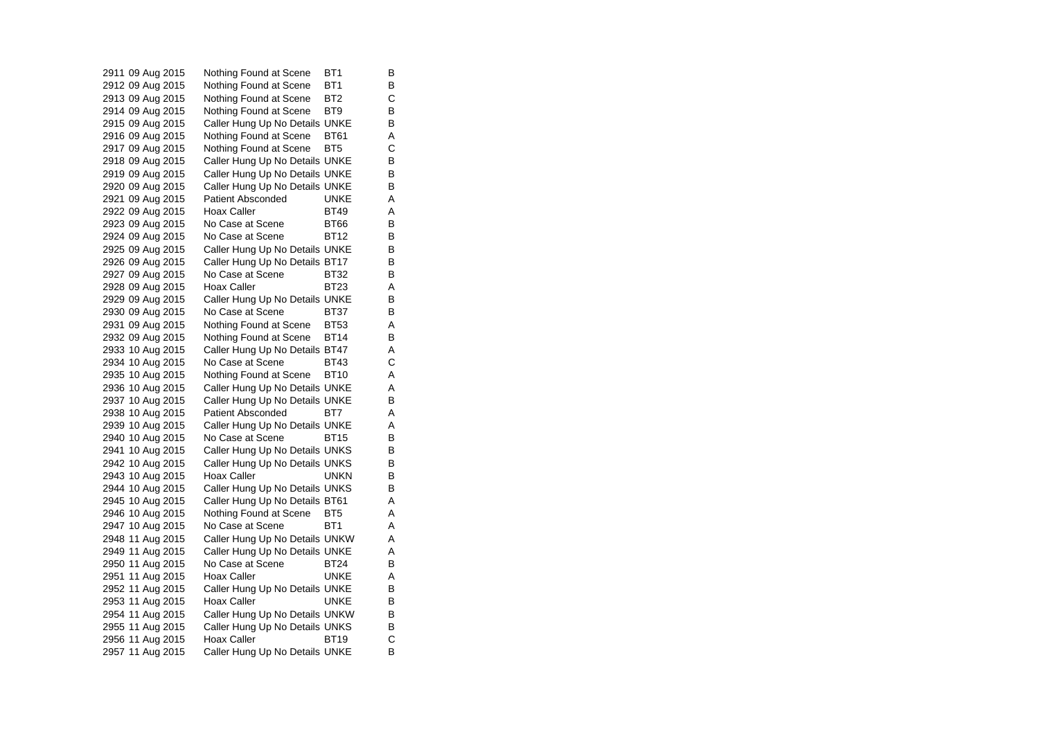| | | | | |
|---|---|---|---|---|
| 2911 | 09 Aug 2015 | Nothing Found at Scene | BT1 | B |
| 2912 | 09 Aug 2015 | Nothing Found at Scene | BT1 | B |
| 2913 | 09 Aug 2015 | Nothing Found at Scene | BT2 | C |
| 2914 | 09 Aug 2015 | Nothing Found at Scene | BT9 | B |
| 2915 | 09 Aug 2015 | Caller Hung Up No Details | UNKE | B |
| 2916 | 09 Aug 2015 | Nothing Found at Scene | BT61 | A |
| 2917 | 09 Aug 2015 | Nothing Found at Scene | BT5 | C |
| 2918 | 09 Aug 2015 | Caller Hung Up No Details | UNKE | B |
| 2919 | 09 Aug 2015 | Caller Hung Up No Details | UNKE | B |
| 2920 | 09 Aug 2015 | Caller Hung Up No Details | UNKE | B |
| 2921 | 09 Aug 2015 | Patient Absconded | UNKE | A |
| 2922 | 09 Aug 2015 | Hoax Caller | BT49 | A |
| 2923 | 09 Aug 2015 | No Case at Scene | BT66 | B |
| 2924 | 09 Aug 2015 | No Case at Scene | BT12 | B |
| 2925 | 09 Aug 2015 | Caller Hung Up No Details | UNKE | B |
| 2926 | 09 Aug 2015 | Caller Hung Up No Details | BT17 | B |
| 2927 | 09 Aug 2015 | No Case at Scene | BT32 | B |
| 2928 | 09 Aug 2015 | Hoax Caller | BT23 | A |
| 2929 | 09 Aug 2015 | Caller Hung Up No Details | UNKE | B |
| 2930 | 09 Aug 2015 | No Case at Scene | BT37 | B |
| 2931 | 09 Aug 2015 | Nothing Found at Scene | BT53 | A |
| 2932 | 09 Aug 2015 | Nothing Found at Scene | BT14 | B |
| 2933 | 10 Aug 2015 | Caller Hung Up No Details | BT47 | A |
| 2934 | 10 Aug 2015 | No Case at Scene | BT43 | C |
| 2935 | 10 Aug 2015 | Nothing Found at Scene | BT10 | A |
| 2936 | 10 Aug 2015 | Caller Hung Up No Details | UNKE | A |
| 2937 | 10 Aug 2015 | Caller Hung Up No Details | UNKE | B |
| 2938 | 10 Aug 2015 | Patient Absconded | BT7 | A |
| 2939 | 10 Aug 2015 | Caller Hung Up No Details | UNKE | A |
| 2940 | 10 Aug 2015 | No Case at Scene | BT15 | B |
| 2941 | 10 Aug 2015 | Caller Hung Up No Details | UNKS | B |
| 2942 | 10 Aug 2015 | Caller Hung Up No Details | UNKS | B |
| 2943 | 10 Aug 2015 | Hoax Caller | UNKN | B |
| 2944 | 10 Aug 2015 | Caller Hung Up No Details | UNKS | B |
| 2945 | 10 Aug 2015 | Caller Hung Up No Details | BT61 | A |
| 2946 | 10 Aug 2015 | Nothing Found at Scene | BT5 | A |
| 2947 | 10 Aug 2015 | No Case at Scene | BT1 | A |
| 2948 | 11 Aug 2015 | Caller Hung Up No Details | UNKW | A |
| 2949 | 11 Aug 2015 | Caller Hung Up No Details | UNKE | A |
| 2950 | 11 Aug 2015 | No Case at Scene | BT24 | B |
| 2951 | 11 Aug 2015 | Hoax Caller | UNKE | A |
| 2952 | 11 Aug 2015 | Caller Hung Up No Details | UNKE | B |
| 2953 | 11 Aug 2015 | Hoax Caller | UNKE | B |
| 2954 | 11 Aug 2015 | Caller Hung Up No Details | UNKW | B |
| 2955 | 11 Aug 2015 | Caller Hung Up No Details | UNKS | B |
| 2956 | 11 Aug 2015 | Hoax Caller | BT19 | C |
| 2957 | 11 Aug 2015 | Caller Hung Up No Details | UNKE | B |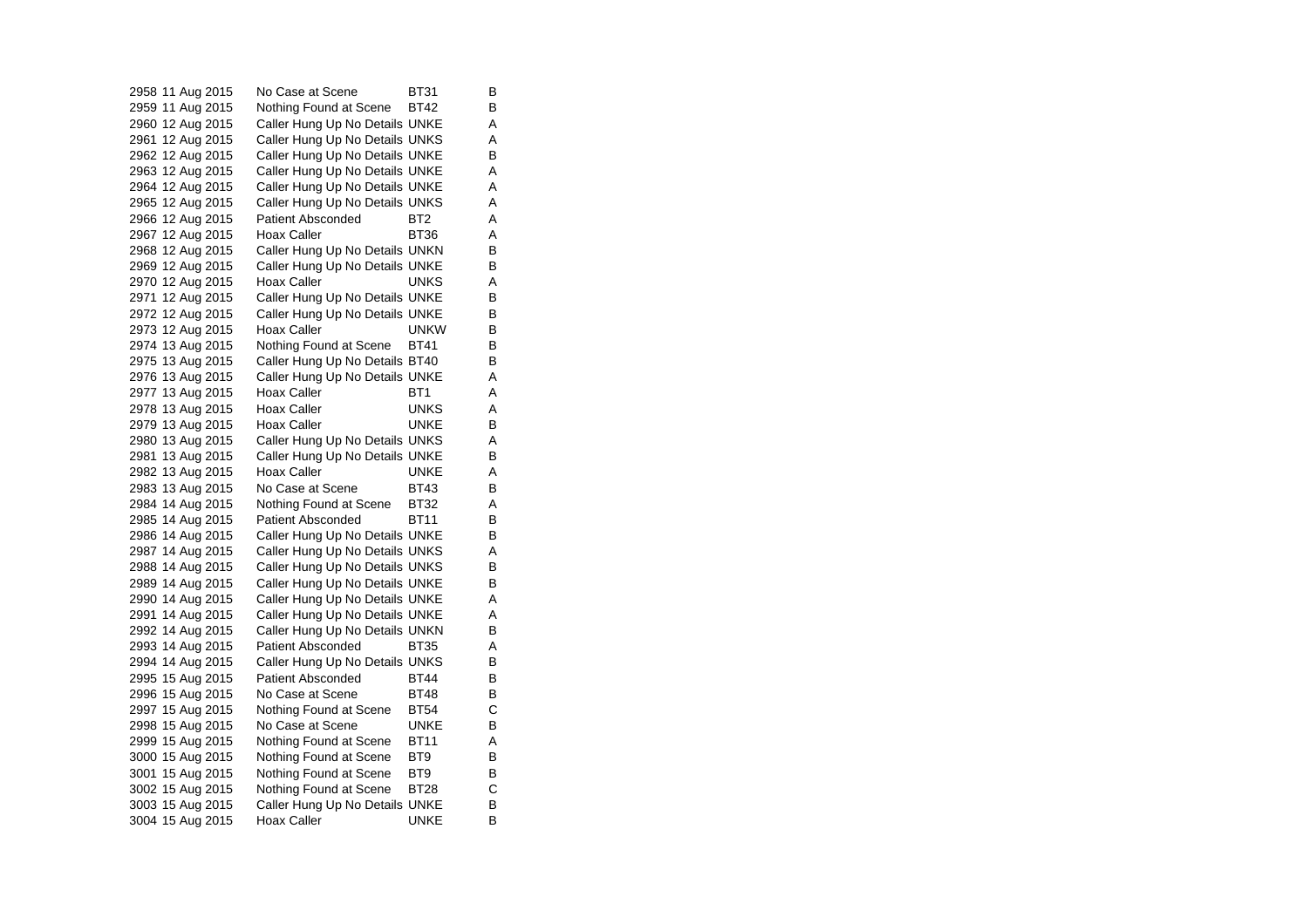| | | | | |
|---|---|---|---|---|
| 2958 | 11 Aug 2015 | No Case at Scene | BT31 | B |
| 2959 | 11 Aug 2015 | Nothing Found at Scene | BT42 | B |
| 2960 | 12 Aug 2015 | Caller Hung Up No Details | UNKE | A |
| 2961 | 12 Aug 2015 | Caller Hung Up No Details | UNKS | A |
| 2962 | 12 Aug 2015 | Caller Hung Up No Details | UNKE | B |
| 2963 | 12 Aug 2015 | Caller Hung Up No Details | UNKE | A |
| 2964 | 12 Aug 2015 | Caller Hung Up No Details | UNKE | A |
| 2965 | 12 Aug 2015 | Caller Hung Up No Details | UNKS | A |
| 2966 | 12 Aug 2015 | Patient Absconded | BT2 | A |
| 2967 | 12 Aug 2015 | Hoax Caller | BT36 | A |
| 2968 | 12 Aug 2015 | Caller Hung Up No Details | UNKN | B |
| 2969 | 12 Aug 2015 | Caller Hung Up No Details | UNKE | B |
| 2970 | 12 Aug 2015 | Hoax Caller | UNKS | A |
| 2971 | 12 Aug 2015 | Caller Hung Up No Details | UNKE | B |
| 2972 | 12 Aug 2015 | Caller Hung Up No Details | UNKE | B |
| 2973 | 12 Aug 2015 | Hoax Caller | UNKW | B |
| 2974 | 13 Aug 2015 | Nothing Found at Scene | BT41 | B |
| 2975 | 13 Aug 2015 | Caller Hung Up No Details | BT40 | B |
| 2976 | 13 Aug 2015 | Caller Hung Up No Details | UNKE | A |
| 2977 | 13 Aug 2015 | Hoax Caller | BT1 | A |
| 2978 | 13 Aug 2015 | Hoax Caller | UNKS | A |
| 2979 | 13 Aug 2015 | Hoax Caller | UNKE | B |
| 2980 | 13 Aug 2015 | Caller Hung Up No Details | UNKS | A |
| 2981 | 13 Aug 2015 | Caller Hung Up No Details | UNKE | B |
| 2982 | 13 Aug 2015 | Hoax Caller | UNKE | A |
| 2983 | 13 Aug 2015 | No Case at Scene | BT43 | B |
| 2984 | 14 Aug 2015 | Nothing Found at Scene | BT32 | A |
| 2985 | 14 Aug 2015 | Patient Absconded | BT11 | B |
| 2986 | 14 Aug 2015 | Caller Hung Up No Details | UNKE | B |
| 2987 | 14 Aug 2015 | Caller Hung Up No Details | UNKS | A |
| 2988 | 14 Aug 2015 | Caller Hung Up No Details | UNKS | B |
| 2989 | 14 Aug 2015 | Caller Hung Up No Details | UNKE | B |
| 2990 | 14 Aug 2015 | Caller Hung Up No Details | UNKE | A |
| 2991 | 14 Aug 2015 | Caller Hung Up No Details | UNKE | A |
| 2992 | 14 Aug 2015 | Caller Hung Up No Details | UNKN | B |
| 2993 | 14 Aug 2015 | Patient Absconded | BT35 | A |
| 2994 | 14 Aug 2015 | Caller Hung Up No Details | UNKS | B |
| 2995 | 15 Aug 2015 | Patient Absconded | BT44 | B |
| 2996 | 15 Aug 2015 | No Case at Scene | BT48 | B |
| 2997 | 15 Aug 2015 | Nothing Found at Scene | BT54 | C |
| 2998 | 15 Aug 2015 | No Case at Scene | UNKE | B |
| 2999 | 15 Aug 2015 | Nothing Found at Scene | BT11 | A |
| 3000 | 15 Aug 2015 | Nothing Found at Scene | BT9 | B |
| 3001 | 15 Aug 2015 | Nothing Found at Scene | BT9 | B |
| 3002 | 15 Aug 2015 | Nothing Found at Scene | BT28 | C |
| 3003 | 15 Aug 2015 | Caller Hung Up No Details | UNKE | B |
| 3004 | 15 Aug 2015 | Hoax Caller | UNKE | B |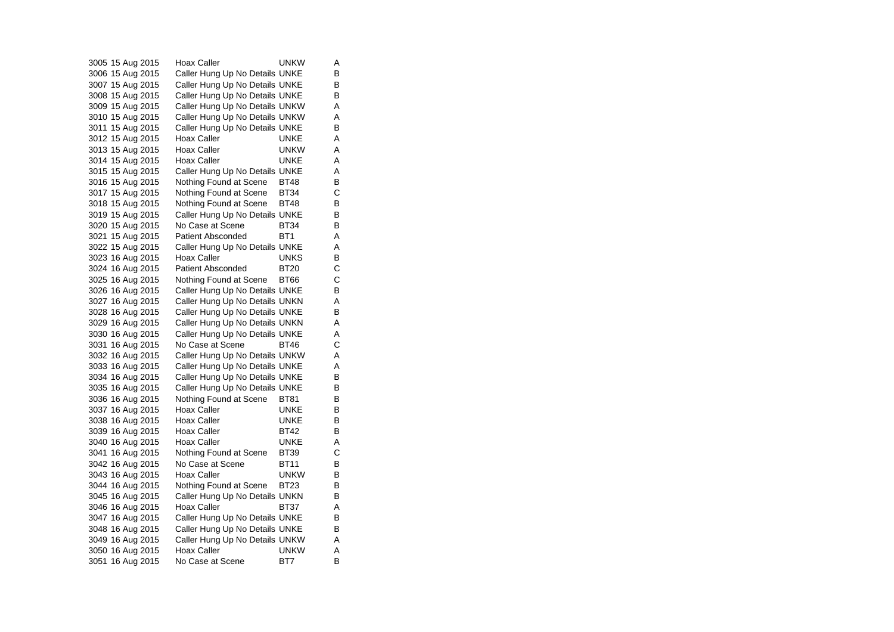| | | | | |
|---|---|---|---|---|
| 3005 | 15 Aug 2015 | Hoax Caller | UNKW | A |
| 3006 | 15 Aug 2015 | Caller Hung Up No Details | UNKE | B |
| 3007 | 15 Aug 2015 | Caller Hung Up No Details | UNKE | B |
| 3008 | 15 Aug 2015 | Caller Hung Up No Details | UNKE | B |
| 3009 | 15 Aug 2015 | Caller Hung Up No Details | UNKW | A |
| 3010 | 15 Aug 2015 | Caller Hung Up No Details | UNKW | A |
| 3011 | 15 Aug 2015 | Caller Hung Up No Details | UNKE | B |
| 3012 | 15 Aug 2015 | Hoax Caller | UNKE | A |
| 3013 | 15 Aug 2015 | Hoax Caller | UNKW | A |
| 3014 | 15 Aug 2015 | Hoax Caller | UNKE | A |
| 3015 | 15 Aug 2015 | Caller Hung Up No Details | UNKE | A |
| 3016 | 15 Aug 2015 | Nothing Found at Scene | BT48 | B |
| 3017 | 15 Aug 2015 | Nothing Found at Scene | BT34 | C |
| 3018 | 15 Aug 2015 | Nothing Found at Scene | BT48 | B |
| 3019 | 15 Aug 2015 | Caller Hung Up No Details | UNKE | B |
| 3020 | 15 Aug 2015 | No Case at Scene | BT34 | B |
| 3021 | 15 Aug 2015 | Patient Absconded | BT1 | A |
| 3022 | 15 Aug 2015 | Caller Hung Up No Details | UNKE | A |
| 3023 | 16 Aug 2015 | Hoax Caller | UNKS | B |
| 3024 | 16 Aug 2015 | Patient Absconded | BT20 | C |
| 3025 | 16 Aug 2015 | Nothing Found at Scene | BT66 | C |
| 3026 | 16 Aug 2015 | Caller Hung Up No Details | UNKE | B |
| 3027 | 16 Aug 2015 | Caller Hung Up No Details | UNKN | A |
| 3028 | 16 Aug 2015 | Caller Hung Up No Details | UNKE | B |
| 3029 | 16 Aug 2015 | Caller Hung Up No Details | UNKN | A |
| 3030 | 16 Aug 2015 | Caller Hung Up No Details | UNKE | A |
| 3031 | 16 Aug 2015 | No Case at Scene | BT46 | C |
| 3032 | 16 Aug 2015 | Caller Hung Up No Details | UNKW | A |
| 3033 | 16 Aug 2015 | Caller Hung Up No Details | UNKE | A |
| 3034 | 16 Aug 2015 | Caller Hung Up No Details | UNKE | B |
| 3035 | 16 Aug 2015 | Caller Hung Up No Details | UNKE | B |
| 3036 | 16 Aug 2015 | Nothing Found at Scene | BT81 | B |
| 3037 | 16 Aug 2015 | Hoax Caller | UNKE | B |
| 3038 | 16 Aug 2015 | Hoax Caller | UNKE | B |
| 3039 | 16 Aug 2015 | Hoax Caller | BT42 | B |
| 3040 | 16 Aug 2015 | Hoax Caller | UNKE | A |
| 3041 | 16 Aug 2015 | Nothing Found at Scene | BT39 | C |
| 3042 | 16 Aug 2015 | No Case at Scene | BT11 | B |
| 3043 | 16 Aug 2015 | Hoax Caller | UNKW | B |
| 3044 | 16 Aug 2015 | Nothing Found at Scene | BT23 | B |
| 3045 | 16 Aug 2015 | Caller Hung Up No Details | UNKN | B |
| 3046 | 16 Aug 2015 | Hoax Caller | BT37 | A |
| 3047 | 16 Aug 2015 | Caller Hung Up No Details | UNKE | B |
| 3048 | 16 Aug 2015 | Caller Hung Up No Details | UNKE | B |
| 3049 | 16 Aug 2015 | Caller Hung Up No Details | UNKW | A |
| 3050 | 16 Aug 2015 | Hoax Caller | UNKW | A |
| 3051 | 16 Aug 2015 | No Case at Scene | BT7 | B |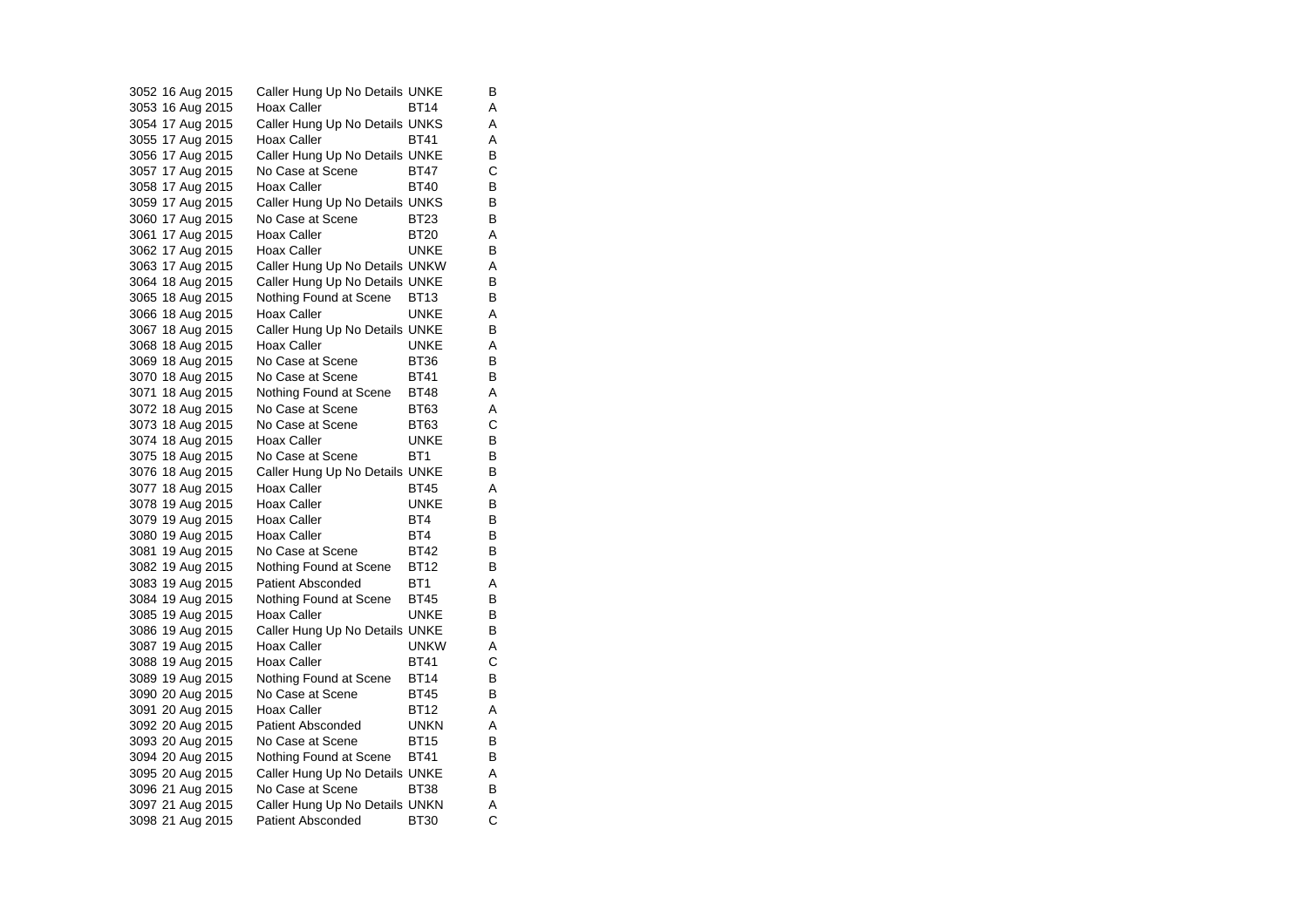| | | | | |
|---|---|---|---|---|
| 3052 | 16 Aug 2015 | Caller Hung Up No Details | UNKE | B |
| 3053 | 16 Aug 2015 | Hoax Caller | BT14 | A |
| 3054 | 17 Aug 2015 | Caller Hung Up No Details | UNKS | A |
| 3055 | 17 Aug 2015 | Hoax Caller | BT41 | A |
| 3056 | 17 Aug 2015 | Caller Hung Up No Details | UNKE | B |
| 3057 | 17 Aug 2015 | No Case at Scene | BT47 | C |
| 3058 | 17 Aug 2015 | Hoax Caller | BT40 | B |
| 3059 | 17 Aug 2015 | Caller Hung Up No Details | UNKS | B |
| 3060 | 17 Aug 2015 | No Case at Scene | BT23 | B |
| 3061 | 17 Aug 2015 | Hoax Caller | BT20 | A |
| 3062 | 17 Aug 2015 | Hoax Caller | UNKE | B |
| 3063 | 17 Aug 2015 | Caller Hung Up No Details | UNKW | A |
| 3064 | 18 Aug 2015 | Caller Hung Up No Details | UNKE | B |
| 3065 | 18 Aug 2015 | Nothing Found at Scene | BT13 | B |
| 3066 | 18 Aug 2015 | Hoax Caller | UNKE | A |
| 3067 | 18 Aug 2015 | Caller Hung Up No Details | UNKE | B |
| 3068 | 18 Aug 2015 | Hoax Caller | UNKE | A |
| 3069 | 18 Aug 2015 | No Case at Scene | BT36 | B |
| 3070 | 18 Aug 2015 | No Case at Scene | BT41 | B |
| 3071 | 18 Aug 2015 | Nothing Found at Scene | BT48 | A |
| 3072 | 18 Aug 2015 | No Case at Scene | BT63 | A |
| 3073 | 18 Aug 2015 | No Case at Scene | BT63 | C |
| 3074 | 18 Aug 2015 | Hoax Caller | UNKE | B |
| 3075 | 18 Aug 2015 | No Case at Scene | BT1 | B |
| 3076 | 18 Aug 2015 | Caller Hung Up No Details | UNKE | B |
| 3077 | 18 Aug 2015 | Hoax Caller | BT45 | A |
| 3078 | 19 Aug 2015 | Hoax Caller | UNKE | B |
| 3079 | 19 Aug 2015 | Hoax Caller | BT4 | B |
| 3080 | 19 Aug 2015 | Hoax Caller | BT4 | B |
| 3081 | 19 Aug 2015 | No Case at Scene | BT42 | B |
| 3082 | 19 Aug 2015 | Nothing Found at Scene | BT12 | B |
| 3083 | 19 Aug 2015 | Patient Absconded | BT1 | A |
| 3084 | 19 Aug 2015 | Nothing Found at Scene | BT45 | B |
| 3085 | 19 Aug 2015 | Hoax Caller | UNKE | B |
| 3086 | 19 Aug 2015 | Caller Hung Up No Details | UNKE | B |
| 3087 | 19 Aug 2015 | Hoax Caller | UNKW | A |
| 3088 | 19 Aug 2015 | Hoax Caller | BT41 | C |
| 3089 | 19 Aug 2015 | Nothing Found at Scene | BT14 | B |
| 3090 | 20 Aug 2015 | No Case at Scene | BT45 | B |
| 3091 | 20 Aug 2015 | Hoax Caller | BT12 | A |
| 3092 | 20 Aug 2015 | Patient Absconded | UNKN | A |
| 3093 | 20 Aug 2015 | No Case at Scene | BT15 | B |
| 3094 | 20 Aug 2015 | Nothing Found at Scene | BT41 | B |
| 3095 | 20 Aug 2015 | Caller Hung Up No Details | UNKE | A |
| 3096 | 21 Aug 2015 | No Case at Scene | BT38 | B |
| 3097 | 21 Aug 2015 | Caller Hung Up No Details | UNKN | A |
| 3098 | 21 Aug 2015 | Patient Absconded | BT30 | C |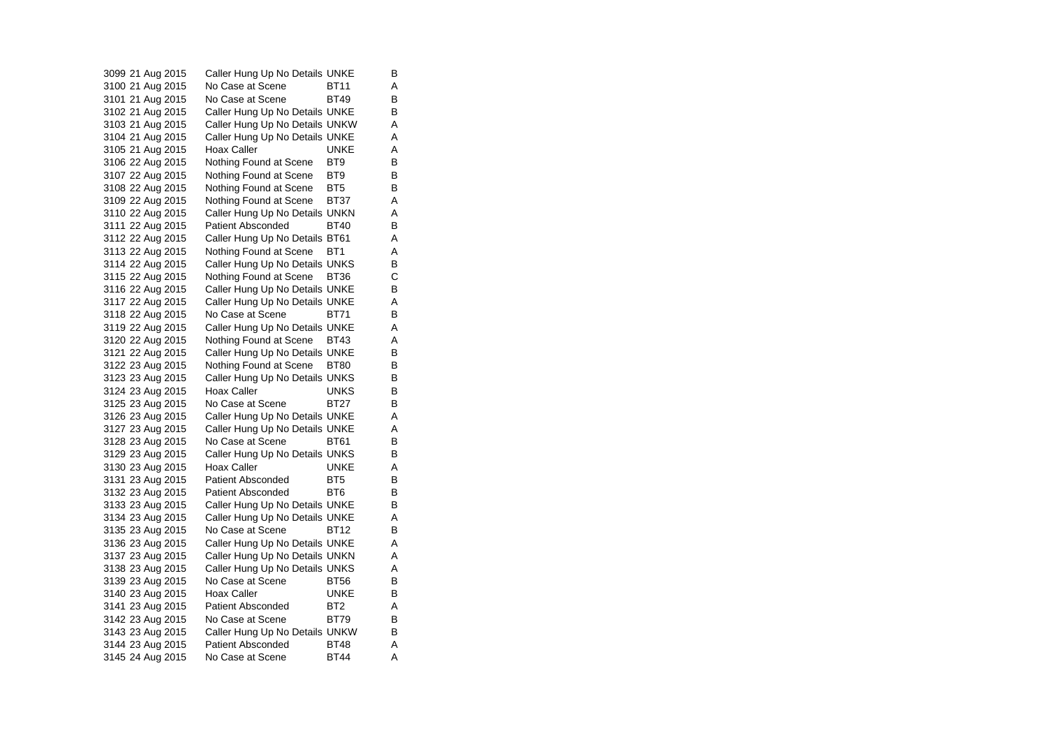| | | | | |
|---|---|---|---|---|
| 3099 | 21 Aug 2015 | Caller Hung Up No Details | UNKE | B |
| 3100 | 21 Aug 2015 | No Case at Scene | BT11 | A |
| 3101 | 21 Aug 2015 | No Case at Scene | BT49 | B |
| 3102 | 21 Aug 2015 | Caller Hung Up No Details | UNKE | B |
| 3103 | 21 Aug 2015 | Caller Hung Up No Details | UNKW | A |
| 3104 | 21 Aug 2015 | Caller Hung Up No Details | UNKE | A |
| 3105 | 21 Aug 2015 | Hoax Caller | UNKE | A |
| 3106 | 22 Aug 2015 | Nothing Found at Scene | BT9 | B |
| 3107 | 22 Aug 2015 | Nothing Found at Scene | BT9 | B |
| 3108 | 22 Aug 2015 | Nothing Found at Scene | BT5 | B |
| 3109 | 22 Aug 2015 | Nothing Found at Scene | BT37 | A |
| 3110 | 22 Aug 2015 | Caller Hung Up No Details | UNKN | A |
| 3111 | 22 Aug 2015 | Patient Absconded | BT40 | B |
| 3112 | 22 Aug 2015 | Caller Hung Up No Details | BT61 | A |
| 3113 | 22 Aug 2015 | Nothing Found at Scene | BT1 | A |
| 3114 | 22 Aug 2015 | Caller Hung Up No Details | UNKS | B |
| 3115 | 22 Aug 2015 | Nothing Found at Scene | BT36 | C |
| 3116 | 22 Aug 2015 | Caller Hung Up No Details | UNKE | B |
| 3117 | 22 Aug 2015 | Caller Hung Up No Details | UNKE | A |
| 3118 | 22 Aug 2015 | No Case at Scene | BT71 | B |
| 3119 | 22 Aug 2015 | Caller Hung Up No Details | UNKE | A |
| 3120 | 22 Aug 2015 | Nothing Found at Scene | BT43 | A |
| 3121 | 22 Aug 2015 | Caller Hung Up No Details | UNKE | B |
| 3122 | 23 Aug 2015 | Nothing Found at Scene | BT80 | B |
| 3123 | 23 Aug 2015 | Caller Hung Up No Details | UNKS | B |
| 3124 | 23 Aug 2015 | Hoax Caller | UNKS | B |
| 3125 | 23 Aug 2015 | No Case at Scene | BT27 | B |
| 3126 | 23 Aug 2015 | Caller Hung Up No Details | UNKE | A |
| 3127 | 23 Aug 2015 | Caller Hung Up No Details | UNKE | A |
| 3128 | 23 Aug 2015 | No Case at Scene | BT61 | B |
| 3129 | 23 Aug 2015 | Caller Hung Up No Details | UNKS | B |
| 3130 | 23 Aug 2015 | Hoax Caller | UNKE | A |
| 3131 | 23 Aug 2015 | Patient Absconded | BT5 | B |
| 3132 | 23 Aug 2015 | Patient Absconded | BT6 | B |
| 3133 | 23 Aug 2015 | Caller Hung Up No Details | UNKE | B |
| 3134 | 23 Aug 2015 | Caller Hung Up No Details | UNKE | A |
| 3135 | 23 Aug 2015 | No Case at Scene | BT12 | B |
| 3136 | 23 Aug 2015 | Caller Hung Up No Details | UNKE | A |
| 3137 | 23 Aug 2015 | Caller Hung Up No Details | UNKN | A |
| 3138 | 23 Aug 2015 | Caller Hung Up No Details | UNKS | A |
| 3139 | 23 Aug 2015 | No Case at Scene | BT56 | B |
| 3140 | 23 Aug 2015 | Hoax Caller | UNKE | B |
| 3141 | 23 Aug 2015 | Patient Absconded | BT2 | A |
| 3142 | 23 Aug 2015 | No Case at Scene | BT79 | B |
| 3143 | 23 Aug 2015 | Caller Hung Up No Details | UNKW | B |
| 3144 | 23 Aug 2015 | Patient Absconded | BT48 | A |
| 3145 | 24 Aug 2015 | No Case at Scene | BT44 | A |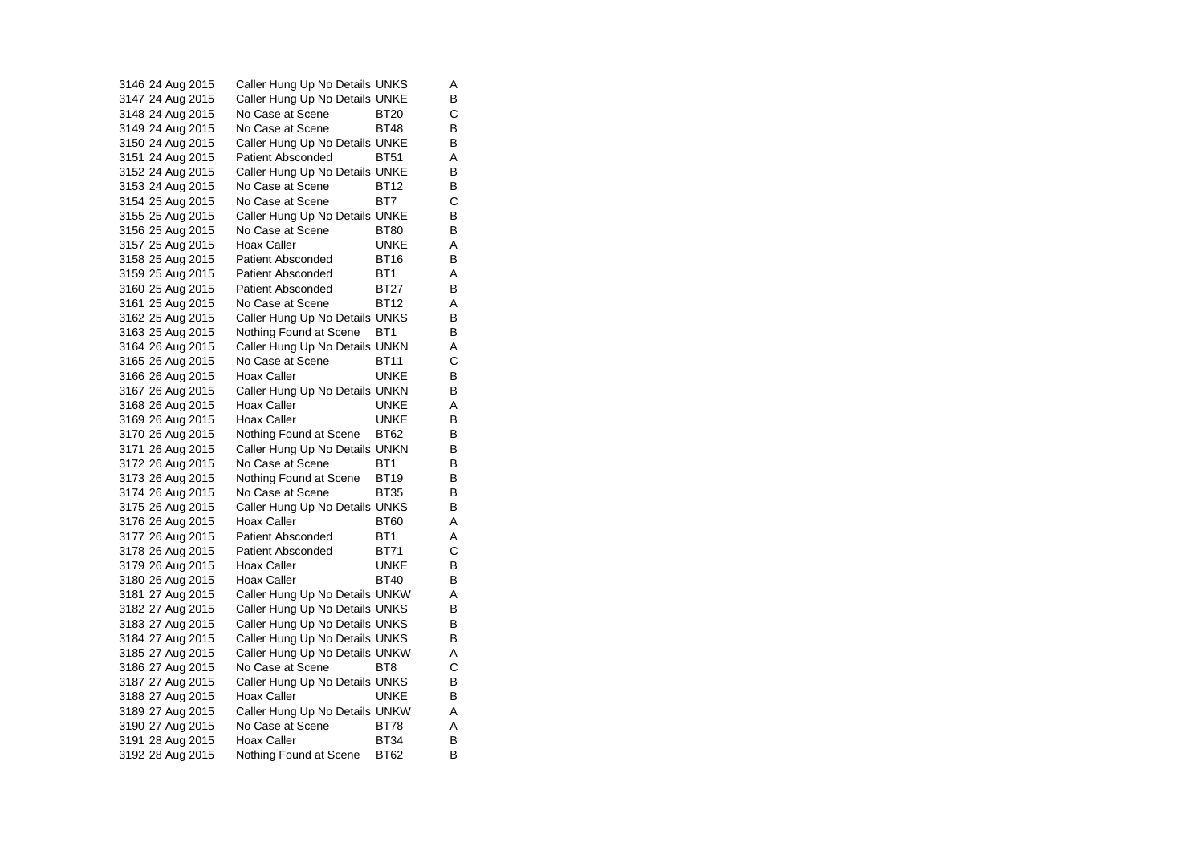| | | | | |
|---|---|---|---|---|
| 3146 | 24 Aug 2015 | Caller Hung Up No Details | UNKS | A |
| 3147 | 24 Aug 2015 | Caller Hung Up No Details | UNKE | B |
| 3148 | 24 Aug 2015 | No Case at Scene | BT20 | C |
| 3149 | 24 Aug 2015 | No Case at Scene | BT48 | B |
| 3150 | 24 Aug 2015 | Caller Hung Up No Details | UNKE | B |
| 3151 | 24 Aug 2015 | Patient Absconded | BT51 | A |
| 3152 | 24 Aug 2015 | Caller Hung Up No Details | UNKE | B |
| 3153 | 24 Aug 2015 | No Case at Scene | BT12 | B |
| 3154 | 25 Aug 2015 | No Case at Scene | BT7 | C |
| 3155 | 25 Aug 2015 | Caller Hung Up No Details | UNKE | B |
| 3156 | 25 Aug 2015 | No Case at Scene | BT80 | B |
| 3157 | 25 Aug 2015 | Hoax Caller | UNKE | A |
| 3158 | 25 Aug 2015 | Patient Absconded | BT16 | B |
| 3159 | 25 Aug 2015 | Patient Absconded | BT1 | A |
| 3160 | 25 Aug 2015 | Patient Absconded | BT27 | B |
| 3161 | 25 Aug 2015 | No Case at Scene | BT12 | A |
| 3162 | 25 Aug 2015 | Caller Hung Up No Details | UNKS | B |
| 3163 | 25 Aug 2015 | Nothing Found at Scene | BT1 | B |
| 3164 | 26 Aug 2015 | Caller Hung Up No Details | UNKN | A |
| 3165 | 26 Aug 2015 | No Case at Scene | BT11 | C |
| 3166 | 26 Aug 2015 | Hoax Caller | UNKE | B |
| 3167 | 26 Aug 2015 | Caller Hung Up No Details | UNKN | B |
| 3168 | 26 Aug 2015 | Hoax Caller | UNKE | A |
| 3169 | 26 Aug 2015 | Hoax Caller | UNKE | B |
| 3170 | 26 Aug 2015 | Nothing Found at Scene | BT62 | B |
| 3171 | 26 Aug 2015 | Caller Hung Up No Details | UNKN | B |
| 3172 | 26 Aug 2015 | No Case at Scene | BT1 | B |
| 3173 | 26 Aug 2015 | Nothing Found at Scene | BT19 | B |
| 3174 | 26 Aug 2015 | No Case at Scene | BT35 | B |
| 3175 | 26 Aug 2015 | Caller Hung Up No Details | UNKS | B |
| 3176 | 26 Aug 2015 | Hoax Caller | BT60 | A |
| 3177 | 26 Aug 2015 | Patient Absconded | BT1 | A |
| 3178 | 26 Aug 2015 | Patient Absconded | BT71 | C |
| 3179 | 26 Aug 2015 | Hoax Caller | UNKE | B |
| 3180 | 26 Aug 2015 | Hoax Caller | BT40 | B |
| 3181 | 27 Aug 2015 | Caller Hung Up No Details | UNKW | A |
| 3182 | 27 Aug 2015 | Caller Hung Up No Details | UNKS | B |
| 3183 | 27 Aug 2015 | Caller Hung Up No Details | UNKS | B |
| 3184 | 27 Aug 2015 | Caller Hung Up No Details | UNKS | B |
| 3185 | 27 Aug 2015 | Caller Hung Up No Details | UNKW | A |
| 3186 | 27 Aug 2015 | No Case at Scene | BT8 | C |
| 3187 | 27 Aug 2015 | Caller Hung Up No Details | UNKS | B |
| 3188 | 27 Aug 2015 | Hoax Caller | UNKE | B |
| 3189 | 27 Aug 2015 | Caller Hung Up No Details | UNKW | A |
| 3190 | 27 Aug 2015 | No Case at Scene | BT78 | A |
| 3191 | 28 Aug 2015 | Hoax Caller | BT34 | B |
| 3192 | 28 Aug 2015 | Nothing Found at Scene | BT62 | B |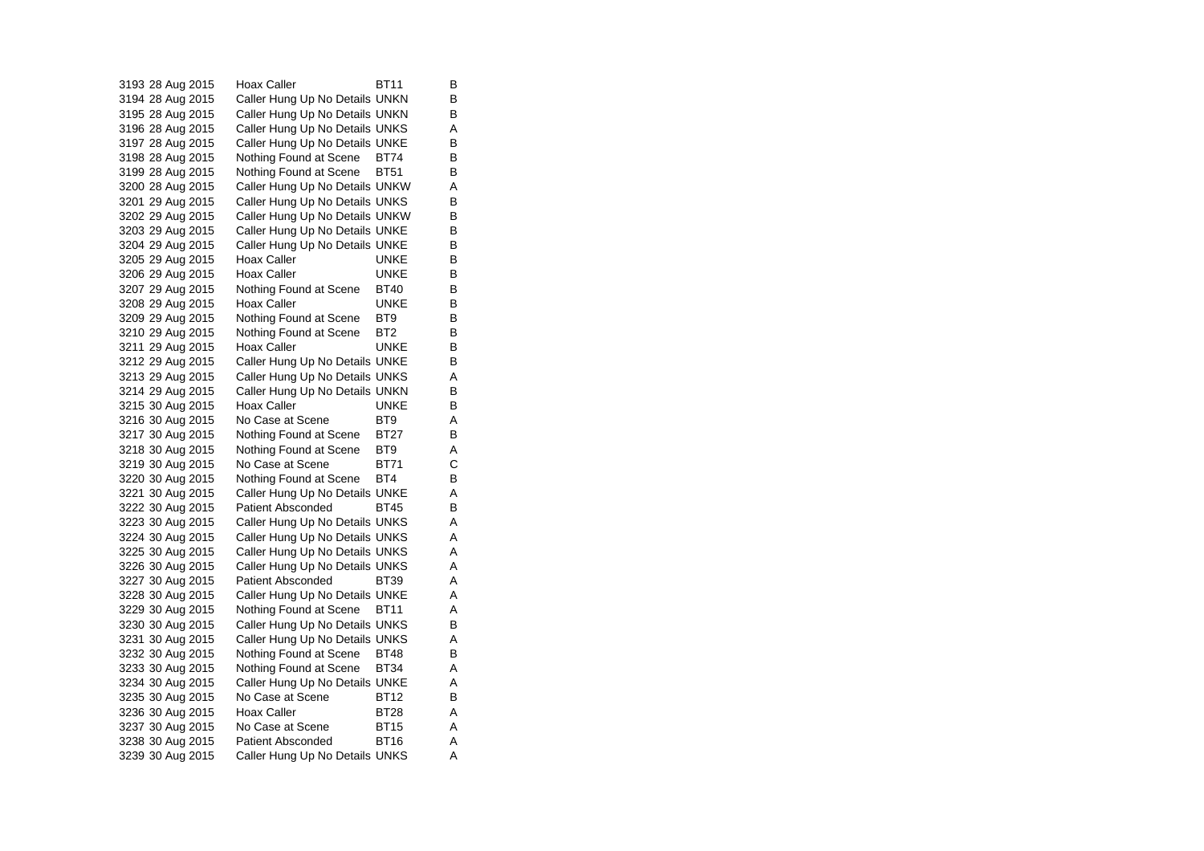| | | | | |
|---|---|---|---|---|
| 3193 | 28 Aug 2015 | Hoax Caller | BT11 | B |
| 3194 | 28 Aug 2015 | Caller Hung Up No Details | UNKN | B |
| 3195 | 28 Aug 2015 | Caller Hung Up No Details | UNKN | B |
| 3196 | 28 Aug 2015 | Caller Hung Up No Details | UNKS | A |
| 3197 | 28 Aug 2015 | Caller Hung Up No Details | UNKE | B |
| 3198 | 28 Aug 2015 | Nothing Found at Scene | BT74 | B |
| 3199 | 28 Aug 2015 | Nothing Found at Scene | BT51 | B |
| 3200 | 28 Aug 2015 | Caller Hung Up No Details | UNKW | A |
| 3201 | 29 Aug 2015 | Caller Hung Up No Details | UNKS | B |
| 3202 | 29 Aug 2015 | Caller Hung Up No Details | UNKW | B |
| 3203 | 29 Aug 2015 | Caller Hung Up No Details | UNKE | B |
| 3204 | 29 Aug 2015 | Caller Hung Up No Details | UNKE | B |
| 3205 | 29 Aug 2015 | Hoax Caller | UNKE | B |
| 3206 | 29 Aug 2015 | Hoax Caller | UNKE | B |
| 3207 | 29 Aug 2015 | Nothing Found at Scene | BT40 | B |
| 3208 | 29 Aug 2015 | Hoax Caller | UNKE | B |
| 3209 | 29 Aug 2015 | Nothing Found at Scene | BT9 | B |
| 3210 | 29 Aug 2015 | Nothing Found at Scene | BT2 | B |
| 3211 | 29 Aug 2015 | Hoax Caller | UNKE | B |
| 3212 | 29 Aug 2015 | Caller Hung Up No Details | UNKE | B |
| 3213 | 29 Aug 2015 | Caller Hung Up No Details | UNKS | A |
| 3214 | 29 Aug 2015 | Caller Hung Up No Details | UNKN | B |
| 3215 | 30 Aug 2015 | Hoax Caller | UNKE | B |
| 3216 | 30 Aug 2015 | No Case at Scene | BT9 | A |
| 3217 | 30 Aug 2015 | Nothing Found at Scene | BT27 | B |
| 3218 | 30 Aug 2015 | Nothing Found at Scene | BT9 | A |
| 3219 | 30 Aug 2015 | No Case at Scene | BT71 | C |
| 3220 | 30 Aug 2015 | Nothing Found at Scene | BT4 | B |
| 3221 | 30 Aug 2015 | Caller Hung Up No Details | UNKE | A |
| 3222 | 30 Aug 2015 | Patient Absconded | BT45 | B |
| 3223 | 30 Aug 2015 | Caller Hung Up No Details | UNKS | A |
| 3224 | 30 Aug 2015 | Caller Hung Up No Details | UNKS | A |
| 3225 | 30 Aug 2015 | Caller Hung Up No Details | UNKS | A |
| 3226 | 30 Aug 2015 | Caller Hung Up No Details | UNKS | A |
| 3227 | 30 Aug 2015 | Patient Absconded | BT39 | A |
| 3228 | 30 Aug 2015 | Caller Hung Up No Details | UNKE | A |
| 3229 | 30 Aug 2015 | Nothing Found at Scene | BT11 | A |
| 3230 | 30 Aug 2015 | Caller Hung Up No Details | UNKS | B |
| 3231 | 30 Aug 2015 | Caller Hung Up No Details | UNKS | A |
| 3232 | 30 Aug 2015 | Nothing Found at Scene | BT48 | B |
| 3233 | 30 Aug 2015 | Nothing Found at Scene | BT34 | A |
| 3234 | 30 Aug 2015 | Caller Hung Up No Details | UNKE | A |
| 3235 | 30 Aug 2015 | No Case at Scene | BT12 | B |
| 3236 | 30 Aug 2015 | Hoax Caller | BT28 | A |
| 3237 | 30 Aug 2015 | No Case at Scene | BT15 | A |
| 3238 | 30 Aug 2015 | Patient Absconded | BT16 | A |
| 3239 | 30 Aug 2015 | Caller Hung Up No Details | UNKS | A |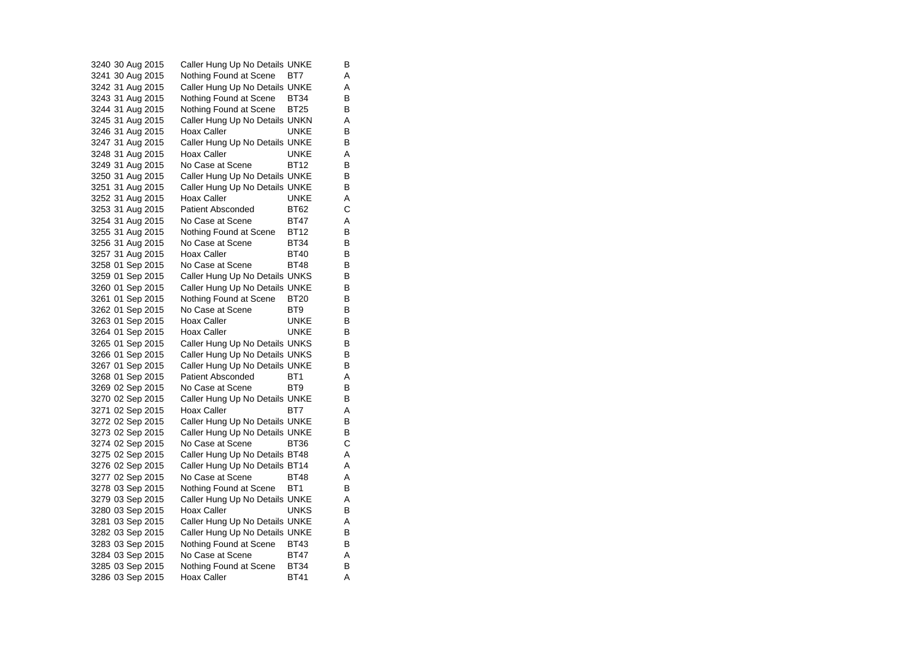| | | | | |
|---|---|---|---|---|
| 3240 | 30 Aug 2015 | Caller Hung Up No Details | UNKE | B |
| 3241 | 30 Aug 2015 | Nothing Found at Scene | BT7 | A |
| 3242 | 31 Aug 2015 | Caller Hung Up No Details | UNKE | A |
| 3243 | 31 Aug 2015 | Nothing Found at Scene | BT34 | B |
| 3244 | 31 Aug 2015 | Nothing Found at Scene | BT25 | B |
| 3245 | 31 Aug 2015 | Caller Hung Up No Details | UNKN | A |
| 3246 | 31 Aug 2015 | Hoax Caller | UNKE | B |
| 3247 | 31 Aug 2015 | Caller Hung Up No Details | UNKE | B |
| 3248 | 31 Aug 2015 | Hoax Caller | UNKE | A |
| 3249 | 31 Aug 2015 | No Case at Scene | BT12 | B |
| 3250 | 31 Aug 2015 | Caller Hung Up No Details | UNKE | B |
| 3251 | 31 Aug 2015 | Caller Hung Up No Details | UNKE | B |
| 3252 | 31 Aug 2015 | Hoax Caller | UNKE | A |
| 3253 | 31 Aug 2015 | Patient Absconded | BT62 | C |
| 3254 | 31 Aug 2015 | No Case at Scene | BT47 | A |
| 3255 | 31 Aug 2015 | Nothing Found at Scene | BT12 | B |
| 3256 | 31 Aug 2015 | No Case at Scene | BT34 | B |
| 3257 | 31 Aug 2015 | Hoax Caller | BT40 | B |
| 3258 | 01 Sep 2015 | No Case at Scene | BT48 | B |
| 3259 | 01 Sep 2015 | Caller Hung Up No Details | UNKS | B |
| 3260 | 01 Sep 2015 | Caller Hung Up No Details | UNKE | B |
| 3261 | 01 Sep 2015 | Nothing Found at Scene | BT20 | B |
| 3262 | 01 Sep 2015 | No Case at Scene | BT9 | B |
| 3263 | 01 Sep 2015 | Hoax Caller | UNKE | B |
| 3264 | 01 Sep 2015 | Hoax Caller | UNKE | B |
| 3265 | 01 Sep 2015 | Caller Hung Up No Details | UNKS | B |
| 3266 | 01 Sep 2015 | Caller Hung Up No Details | UNKS | B |
| 3267 | 01 Sep 2015 | Caller Hung Up No Details | UNKE | B |
| 3268 | 01 Sep 2015 | Patient Absconded | BT1 | A |
| 3269 | 02 Sep 2015 | No Case at Scene | BT9 | B |
| 3270 | 02 Sep 2015 | Caller Hung Up No Details | UNKE | B |
| 3271 | 02 Sep 2015 | Hoax Caller | BT7 | A |
| 3272 | 02 Sep 2015 | Caller Hung Up No Details | UNKE | B |
| 3273 | 02 Sep 2015 | Caller Hung Up No Details | UNKE | B |
| 3274 | 02 Sep 2015 | No Case at Scene | BT36 | C |
| 3275 | 02 Sep 2015 | Caller Hung Up No Details | BT48 | A |
| 3276 | 02 Sep 2015 | Caller Hung Up No Details | BT14 | A |
| 3277 | 02 Sep 2015 | No Case at Scene | BT48 | A |
| 3278 | 03 Sep 2015 | Nothing Found at Scene | BT1 | B |
| 3279 | 03 Sep 2015 | Caller Hung Up No Details | UNKE | A |
| 3280 | 03 Sep 2015 | Hoax Caller | UNKS | B |
| 3281 | 03 Sep 2015 | Caller Hung Up No Details | UNKE | A |
| 3282 | 03 Sep 2015 | Caller Hung Up No Details | UNKE | B |
| 3283 | 03 Sep 2015 | Nothing Found at Scene | BT43 | B |
| 3284 | 03 Sep 2015 | No Case at Scene | BT47 | A |
| 3285 | 03 Sep 2015 | Nothing Found at Scene | BT34 | B |
| 3286 | 03 Sep 2015 | Hoax Caller | BT41 | A |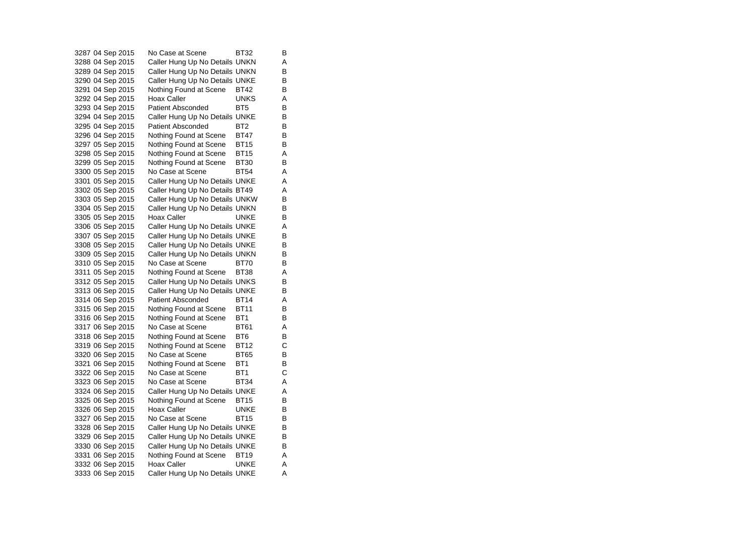| | | | | |
|---|---|---|---|---|
| 3287 | 04 Sep 2015 | No Case at Scene | BT32 | B |
| 3288 | 04 Sep 2015 | Caller Hung Up No Details | UNKN | A |
| 3289 | 04 Sep 2015 | Caller Hung Up No Details | UNKN | B |
| 3290 | 04 Sep 2015 | Caller Hung Up No Details | UNKE | B |
| 3291 | 04 Sep 2015 | Nothing Found at Scene | BT42 | B |
| 3292 | 04 Sep 2015 | Hoax Caller | UNKS | A |
| 3293 | 04 Sep 2015 | Patient Absconded | BT5 | B |
| 3294 | 04 Sep 2015 | Caller Hung Up No Details | UNKE | B |
| 3295 | 04 Sep 2015 | Patient Absconded | BT2 | B |
| 3296 | 04 Sep 2015 | Nothing Found at Scene | BT47 | B |
| 3297 | 05 Sep 2015 | Nothing Found at Scene | BT15 | B |
| 3298 | 05 Sep 2015 | Nothing Found at Scene | BT15 | A |
| 3299 | 05 Sep 2015 | Nothing Found at Scene | BT30 | B |
| 3300 | 05 Sep 2015 | No Case at Scene | BT54 | A |
| 3301 | 05 Sep 2015 | Caller Hung Up No Details | UNKE | A |
| 3302 | 05 Sep 2015 | Caller Hung Up No Details | BT49 | A |
| 3303 | 05 Sep 2015 | Caller Hung Up No Details | UNKW | B |
| 3304 | 05 Sep 2015 | Caller Hung Up No Details | UNKN | B |
| 3305 | 05 Sep 2015 | Hoax Caller | UNKE | B |
| 3306 | 05 Sep 2015 | Caller Hung Up No Details | UNKE | A |
| 3307 | 05 Sep 2015 | Caller Hung Up No Details | UNKE | B |
| 3308 | 05 Sep 2015 | Caller Hung Up No Details | UNKE | B |
| 3309 | 05 Sep 2015 | Caller Hung Up No Details | UNKN | B |
| 3310 | 05 Sep 2015 | No Case at Scene | BT70 | B |
| 3311 | 05 Sep 2015 | Nothing Found at Scene | BT38 | A |
| 3312 | 05 Sep 2015 | Caller Hung Up No Details | UNKS | B |
| 3313 | 06 Sep 2015 | Caller Hung Up No Details | UNKE | B |
| 3314 | 06 Sep 2015 | Patient Absconded | BT14 | A |
| 3315 | 06 Sep 2015 | Nothing Found at Scene | BT11 | B |
| 3316 | 06 Sep 2015 | Nothing Found at Scene | BT1 | B |
| 3317 | 06 Sep 2015 | No Case at Scene | BT61 | A |
| 3318 | 06 Sep 2015 | Nothing Found at Scene | BT6 | B |
| 3319 | 06 Sep 2015 | Nothing Found at Scene | BT12 | C |
| 3320 | 06 Sep 2015 | No Case at Scene | BT65 | B |
| 3321 | 06 Sep 2015 | Nothing Found at Scene | BT1 | B |
| 3322 | 06 Sep 2015 | No Case at Scene | BT1 | C |
| 3323 | 06 Sep 2015 | No Case at Scene | BT34 | A |
| 3324 | 06 Sep 2015 | Caller Hung Up No Details | UNKE | A |
| 3325 | 06 Sep 2015 | Nothing Found at Scene | BT15 | B |
| 3326 | 06 Sep 2015 | Hoax Caller | UNKE | B |
| 3327 | 06 Sep 2015 | No Case at Scene | BT15 | B |
| 3328 | 06 Sep 2015 | Caller Hung Up No Details | UNKE | B |
| 3329 | 06 Sep 2015 | Caller Hung Up No Details | UNKE | B |
| 3330 | 06 Sep 2015 | Caller Hung Up No Details | UNKE | B |
| 3331 | 06 Sep 2015 | Nothing Found at Scene | BT19 | A |
| 3332 | 06 Sep 2015 | Hoax Caller | UNKE | A |
| 3333 | 06 Sep 2015 | Caller Hung Up No Details | UNKE | A |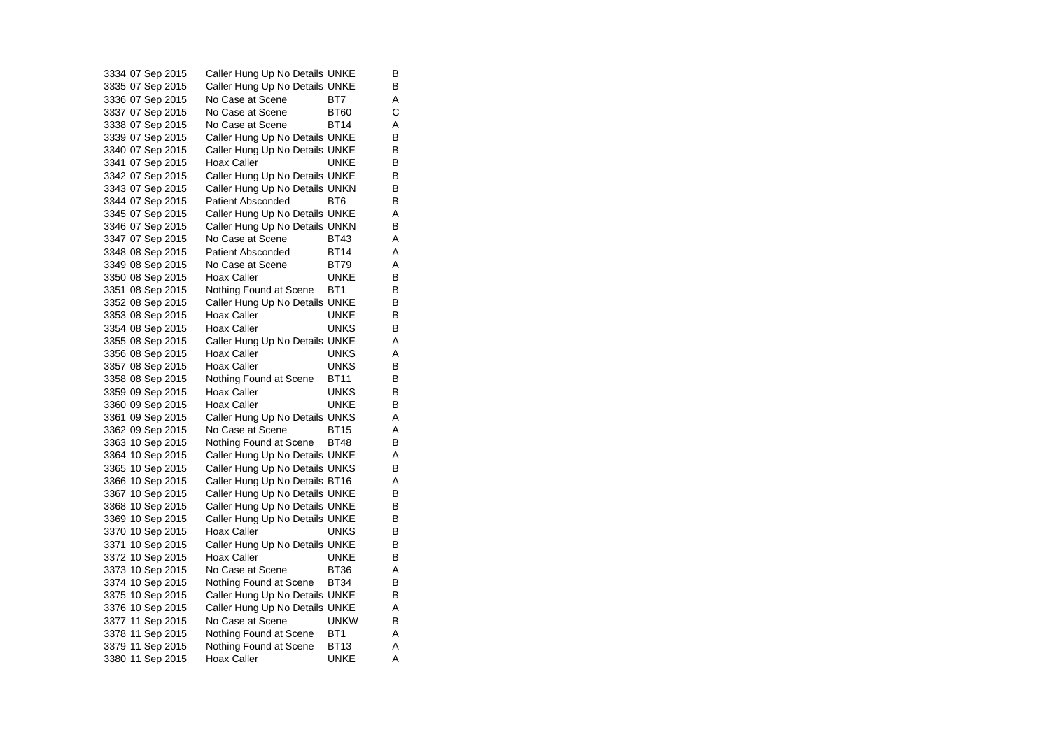| | | | | |
|---|---|---|---|---|
| 3334 | 07 Sep 2015 | Caller Hung Up No Details | UNKE | B |
| 3335 | 07 Sep 2015 | Caller Hung Up No Details | UNKE | B |
| 3336 | 07 Sep 2015 | No Case at Scene | BT7 | A |
| 3337 | 07 Sep 2015 | No Case at Scene | BT60 | C |
| 3338 | 07 Sep 2015 | No Case at Scene | BT14 | A |
| 3339 | 07 Sep 2015 | Caller Hung Up No Details | UNKE | B |
| 3340 | 07 Sep 2015 | Caller Hung Up No Details | UNKE | B |
| 3341 | 07 Sep 2015 | Hoax Caller | UNKE | B |
| 3342 | 07 Sep 2015 | Caller Hung Up No Details | UNKE | B |
| 3343 | 07 Sep 2015 | Caller Hung Up No Details | UNKN | B |
| 3344 | 07 Sep 2015 | Patient Absconded | BT6 | B |
| 3345 | 07 Sep 2015 | Caller Hung Up No Details | UNKE | A |
| 3346 | 07 Sep 2015 | Caller Hung Up No Details | UNKN | B |
| 3347 | 07 Sep 2015 | No Case at Scene | BT43 | A |
| 3348 | 08 Sep 2015 | Patient Absconded | BT14 | A |
| 3349 | 08 Sep 2015 | No Case at Scene | BT79 | A |
| 3350 | 08 Sep 2015 | Hoax Caller | UNKE | B |
| 3351 | 08 Sep 2015 | Nothing Found at Scene | BT1 | B |
| 3352 | 08 Sep 2015 | Caller Hung Up No Details | UNKE | B |
| 3353 | 08 Sep 2015 | Hoax Caller | UNKE | B |
| 3354 | 08 Sep 2015 | Hoax Caller | UNKS | B |
| 3355 | 08 Sep 2015 | Caller Hung Up No Details | UNKE | A |
| 3356 | 08 Sep 2015 | Hoax Caller | UNKS | A |
| 3357 | 08 Sep 2015 | Hoax Caller | UNKS | B |
| 3358 | 08 Sep 2015 | Nothing Found at Scene | BT11 | B |
| 3359 | 09 Sep 2015 | Hoax Caller | UNKS | B |
| 3360 | 09 Sep 2015 | Hoax Caller | UNKE | B |
| 3361 | 09 Sep 2015 | Caller Hung Up No Details | UNKS | A |
| 3362 | 09 Sep 2015 | No Case at Scene | BT15 | A |
| 3363 | 10 Sep 2015 | Nothing Found at Scene | BT48 | B |
| 3364 | 10 Sep 2015 | Caller Hung Up No Details | UNKE | A |
| 3365 | 10 Sep 2015 | Caller Hung Up No Details | UNKS | B |
| 3366 | 10 Sep 2015 | Caller Hung Up No Details | BT16 | A |
| 3367 | 10 Sep 2015 | Caller Hung Up No Details | UNKE | B |
| 3368 | 10 Sep 2015 | Caller Hung Up No Details | UNKE | B |
| 3369 | 10 Sep 2015 | Caller Hung Up No Details | UNKE | B |
| 3370 | 10 Sep 2015 | Hoax Caller | UNKS | B |
| 3371 | 10 Sep 2015 | Caller Hung Up No Details | UNKE | B |
| 3372 | 10 Sep 2015 | Hoax Caller | UNKE | B |
| 3373 | 10 Sep 2015 | No Case at Scene | BT36 | A |
| 3374 | 10 Sep 2015 | Nothing Found at Scene | BT34 | B |
| 3375 | 10 Sep 2015 | Caller Hung Up No Details | UNKE | B |
| 3376 | 10 Sep 2015 | Caller Hung Up No Details | UNKE | A |
| 3377 | 11 Sep 2015 | No Case at Scene | UNKW | B |
| 3378 | 11 Sep 2015 | Nothing Found at Scene | BT1 | A |
| 3379 | 11 Sep 2015 | Nothing Found at Scene | BT13 | A |
| 3380 | 11 Sep 2015 | Hoax Caller | UNKE | A |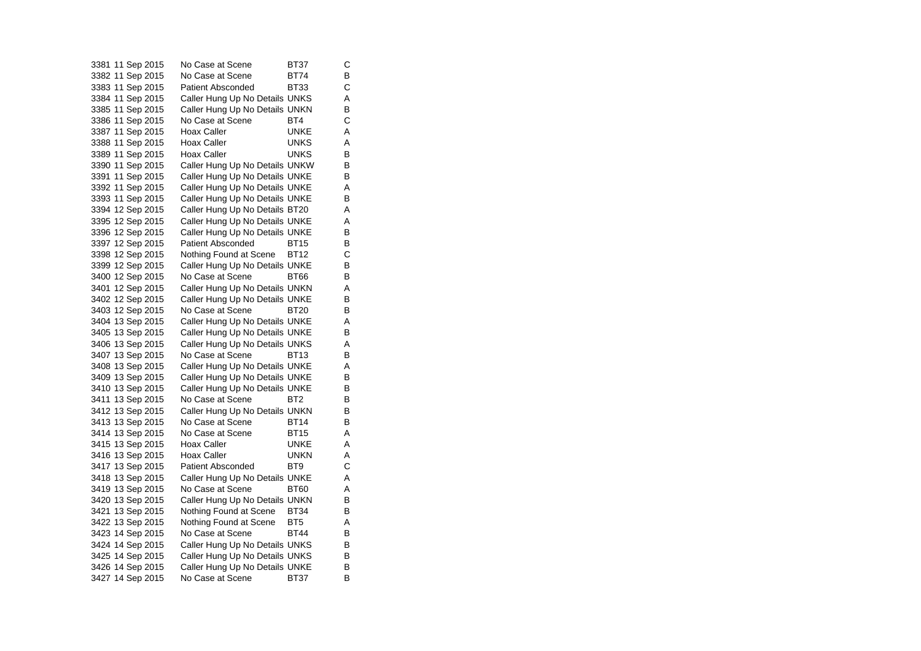| | | | | |
|---|---|---|---|---|
| 3381 | 11 Sep 2015 | No Case at Scene | BT37 | C |
| 3382 | 11 Sep 2015 | No Case at Scene | BT74 | B |
| 3383 | 11 Sep 2015 | Patient Absconded | BT33 | C |
| 3384 | 11 Sep 2015 | Caller Hung Up No Details | UNKS | A |
| 3385 | 11 Sep 2015 | Caller Hung Up No Details | UNKN | B |
| 3386 | 11 Sep 2015 | No Case at Scene | BT4 | C |
| 3387 | 11 Sep 2015 | Hoax Caller | UNKE | A |
| 3388 | 11 Sep 2015 | Hoax Caller | UNKS | A |
| 3389 | 11 Sep 2015 | Hoax Caller | UNKS | B |
| 3390 | 11 Sep 2015 | Caller Hung Up No Details | UNKW | B |
| 3391 | 11 Sep 2015 | Caller Hung Up No Details | UNKE | B |
| 3392 | 11 Sep 2015 | Caller Hung Up No Details | UNKE | A |
| 3393 | 11 Sep 2015 | Caller Hung Up No Details | UNKE | B |
| 3394 | 12 Sep 2015 | Caller Hung Up No Details | BT20 | A |
| 3395 | 12 Sep 2015 | Caller Hung Up No Details | UNKE | A |
| 3396 | 12 Sep 2015 | Caller Hung Up No Details | UNKE | B |
| 3397 | 12 Sep 2015 | Patient Absconded | BT15 | B |
| 3398 | 12 Sep 2015 | Nothing Found at Scene | BT12 | C |
| 3399 | 12 Sep 2015 | Caller Hung Up No Details | UNKE | B |
| 3400 | 12 Sep 2015 | No Case at Scene | BT66 | B |
| 3401 | 12 Sep 2015 | Caller Hung Up No Details | UNKN | A |
| 3402 | 12 Sep 2015 | Caller Hung Up No Details | UNKE | B |
| 3403 | 12 Sep 2015 | No Case at Scene | BT20 | B |
| 3404 | 13 Sep 2015 | Caller Hung Up No Details | UNKE | A |
| 3405 | 13 Sep 2015 | Caller Hung Up No Details | UNKE | B |
| 3406 | 13 Sep 2015 | Caller Hung Up No Details | UNKS | A |
| 3407 | 13 Sep 2015 | No Case at Scene | BT13 | B |
| 3408 | 13 Sep 2015 | Caller Hung Up No Details | UNKE | A |
| 3409 | 13 Sep 2015 | Caller Hung Up No Details | UNKE | B |
| 3410 | 13 Sep 2015 | Caller Hung Up No Details | UNKE | B |
| 3411 | 13 Sep 2015 | No Case at Scene | BT2 | B |
| 3412 | 13 Sep 2015 | Caller Hung Up No Details | UNKN | B |
| 3413 | 13 Sep 2015 | No Case at Scene | BT14 | B |
| 3414 | 13 Sep 2015 | No Case at Scene | BT15 | A |
| 3415 | 13 Sep 2015 | Hoax Caller | UNKE | A |
| 3416 | 13 Sep 2015 | Hoax Caller | UNKN | A |
| 3417 | 13 Sep 2015 | Patient Absconded | BT9 | C |
| 3418 | 13 Sep 2015 | Caller Hung Up No Details | UNKE | A |
| 3419 | 13 Sep 2015 | No Case at Scene | BT60 | A |
| 3420 | 13 Sep 2015 | Caller Hung Up No Details | UNKN | B |
| 3421 | 13 Sep 2015 | Nothing Found at Scene | BT34 | B |
| 3422 | 13 Sep 2015 | Nothing Found at Scene | BT5 | A |
| 3423 | 14 Sep 2015 | No Case at Scene | BT44 | B |
| 3424 | 14 Sep 2015 | Caller Hung Up No Details | UNKS | B |
| 3425 | 14 Sep 2015 | Caller Hung Up No Details | UNKS | B |
| 3426 | 14 Sep 2015 | Caller Hung Up No Details | UNKE | B |
| 3427 | 14 Sep 2015 | No Case at Scene | BT37 | B |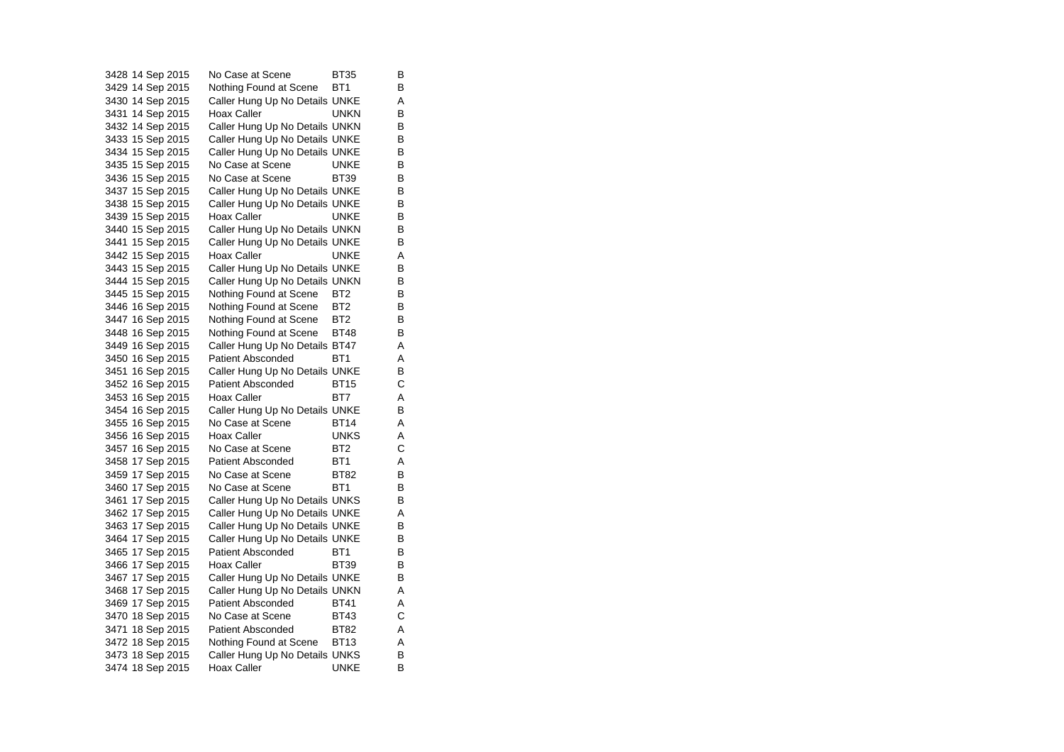| | | | | |
|---|---|---|---|---|
| 3428 | 14 Sep 2015 | No Case at Scene | BT35 | B |
| 3429 | 14 Sep 2015 | Nothing Found at Scene | BT1 | B |
| 3430 | 14 Sep 2015 | Caller Hung Up No Details | UNKE | A |
| 3431 | 14 Sep 2015 | Hoax Caller | UNKN | B |
| 3432 | 14 Sep 2015 | Caller Hung Up No Details | UNKN | B |
| 3433 | 15 Sep 2015 | Caller Hung Up No Details | UNKE | B |
| 3434 | 15 Sep 2015 | Caller Hung Up No Details | UNKE | B |
| 3435 | 15 Sep 2015 | No Case at Scene | UNKE | B |
| 3436 | 15 Sep 2015 | No Case at Scene | BT39 | B |
| 3437 | 15 Sep 2015 | Caller Hung Up No Details | UNKE | B |
| 3438 | 15 Sep 2015 | Caller Hung Up No Details | UNKE | B |
| 3439 | 15 Sep 2015 | Hoax Caller | UNKE | B |
| 3440 | 15 Sep 2015 | Caller Hung Up No Details | UNKN | B |
| 3441 | 15 Sep 2015 | Caller Hung Up No Details | UNKE | B |
| 3442 | 15 Sep 2015 | Hoax Caller | UNKE | A |
| 3443 | 15 Sep 2015 | Caller Hung Up No Details | UNKE | B |
| 3444 | 15 Sep 2015 | Caller Hung Up No Details | UNKN | B |
| 3445 | 15 Sep 2015 | Nothing Found at Scene | BT2 | B |
| 3446 | 16 Sep 2015 | Nothing Found at Scene | BT2 | B |
| 3447 | 16 Sep 2015 | Nothing Found at Scene | BT2 | B |
| 3448 | 16 Sep 2015 | Nothing Found at Scene | BT48 | B |
| 3449 | 16 Sep 2015 | Caller Hung Up No Details | BT47 | A |
| 3450 | 16 Sep 2015 | Patient Absconded | BT1 | A |
| 3451 | 16 Sep 2015 | Caller Hung Up No Details | UNKE | B |
| 3452 | 16 Sep 2015 | Patient Absconded | BT15 | C |
| 3453 | 16 Sep 2015 | Hoax Caller | BT7 | A |
| 3454 | 16 Sep 2015 | Caller Hung Up No Details | UNKE | B |
| 3455 | 16 Sep 2015 | No Case at Scene | BT14 | A |
| 3456 | 16 Sep 2015 | Hoax Caller | UNKS | A |
| 3457 | 16 Sep 2015 | No Case at Scene | BT2 | C |
| 3458 | 17 Sep 2015 | Patient Absconded | BT1 | A |
| 3459 | 17 Sep 2015 | No Case at Scene | BT82 | B |
| 3460 | 17 Sep 2015 | No Case at Scene | BT1 | B |
| 3461 | 17 Sep 2015 | Caller Hung Up No Details | UNKS | B |
| 3462 | 17 Sep 2015 | Caller Hung Up No Details | UNKE | A |
| 3463 | 17 Sep 2015 | Caller Hung Up No Details | UNKE | B |
| 3464 | 17 Sep 2015 | Caller Hung Up No Details | UNKE | B |
| 3465 | 17 Sep 2015 | Patient Absconded | BT1 | B |
| 3466 | 17 Sep 2015 | Hoax Caller | BT39 | B |
| 3467 | 17 Sep 2015 | Caller Hung Up No Details | UNKE | B |
| 3468 | 17 Sep 2015 | Caller Hung Up No Details | UNKN | A |
| 3469 | 17 Sep 2015 | Patient Absconded | BT41 | A |
| 3470 | 18 Sep 2015 | No Case at Scene | BT43 | C |
| 3471 | 18 Sep 2015 | Patient Absconded | BT82 | A |
| 3472 | 18 Sep 2015 | Nothing Found at Scene | BT13 | A |
| 3473 | 18 Sep 2015 | Caller Hung Up No Details | UNKS | B |
| 3474 | 18 Sep 2015 | Hoax Caller | UNKE | B |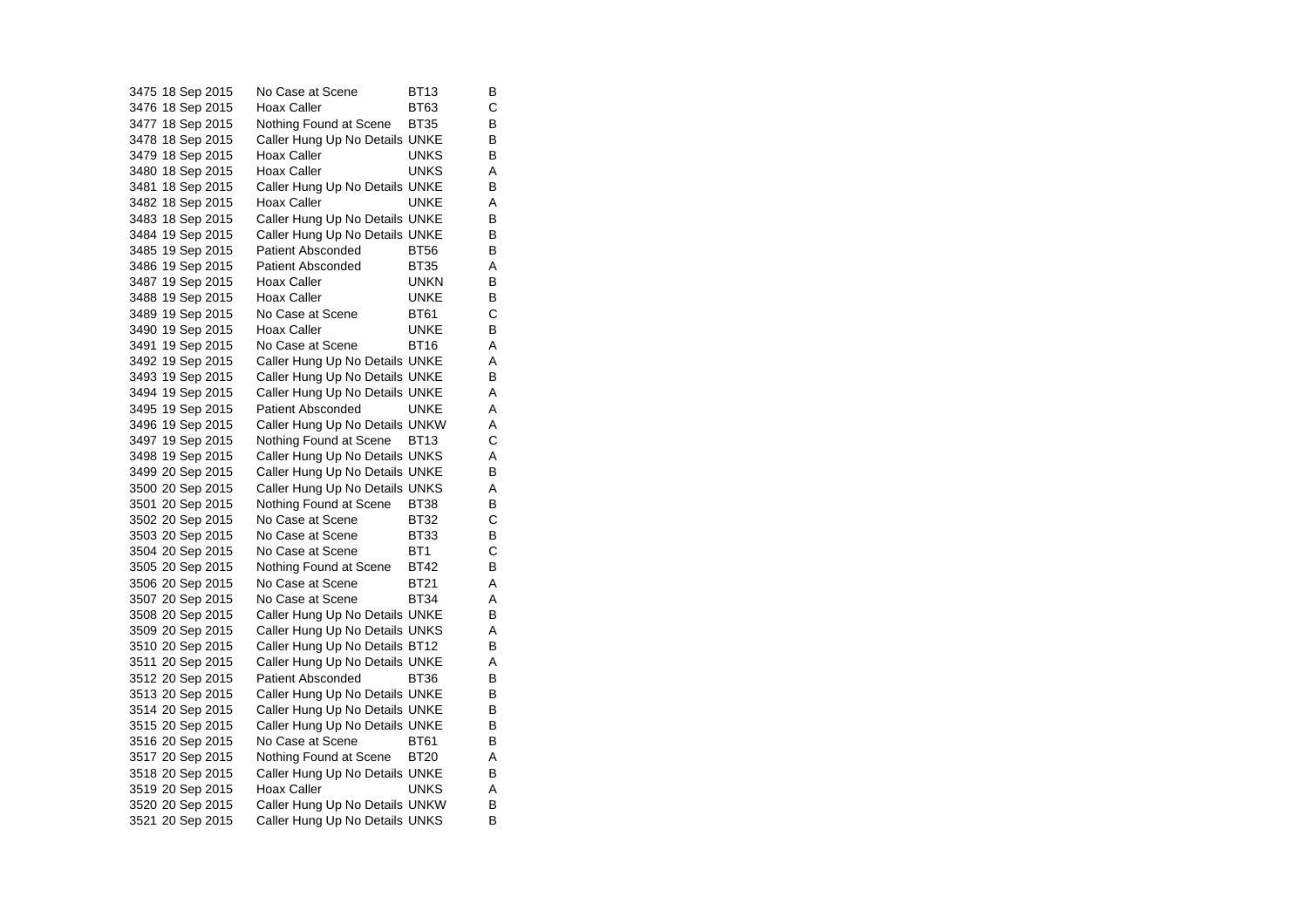| | | | | |
|---|---|---|---|---|
| 3475 | 18 Sep 2015 | No Case at Scene | BT13 | B |
| 3476 | 18 Sep 2015 | Hoax Caller | BT63 | C |
| 3477 | 18 Sep 2015 | Nothing Found at Scene | BT35 | B |
| 3478 | 18 Sep 2015 | Caller Hung Up No Details | UNKE | B |
| 3479 | 18 Sep 2015 | Hoax Caller | UNKS | B |
| 3480 | 18 Sep 2015 | Hoax Caller | UNKS | A |
| 3481 | 18 Sep 2015 | Caller Hung Up No Details | UNKE | B |
| 3482 | 18 Sep 2015 | Hoax Caller | UNKE | A |
| 3483 | 18 Sep 2015 | Caller Hung Up No Details | UNKE | B |
| 3484 | 19 Sep 2015 | Caller Hung Up No Details | UNKE | B |
| 3485 | 19 Sep 2015 | Patient Absconded | BT56 | B |
| 3486 | 19 Sep 2015 | Patient Absconded | BT35 | A |
| 3487 | 19 Sep 2015 | Hoax Caller | UNKN | B |
| 3488 | 19 Sep 2015 | Hoax Caller | UNKE | B |
| 3489 | 19 Sep 2015 | No Case at Scene | BT61 | C |
| 3490 | 19 Sep 2015 | Hoax Caller | UNKE | B |
| 3491 | 19 Sep 2015 | No Case at Scene | BT16 | A |
| 3492 | 19 Sep 2015 | Caller Hung Up No Details | UNKE | A |
| 3493 | 19 Sep 2015 | Caller Hung Up No Details | UNKE | B |
| 3494 | 19 Sep 2015 | Caller Hung Up No Details | UNKE | A |
| 3495 | 19 Sep 2015 | Patient Absconded | UNKE | A |
| 3496 | 19 Sep 2015 | Caller Hung Up No Details | UNKW | A |
| 3497 | 19 Sep 2015 | Nothing Found at Scene | BT13 | C |
| 3498 | 19 Sep 2015 | Caller Hung Up No Details | UNKS | A |
| 3499 | 20 Sep 2015 | Caller Hung Up No Details | UNKE | B |
| 3500 | 20 Sep 2015 | Caller Hung Up No Details | UNKS | A |
| 3501 | 20 Sep 2015 | Nothing Found at Scene | BT38 | B |
| 3502 | 20 Sep 2015 | No Case at Scene | BT32 | C |
| 3503 | 20 Sep 2015 | No Case at Scene | BT33 | B |
| 3504 | 20 Sep 2015 | No Case at Scene | BT1 | C |
| 3505 | 20 Sep 2015 | Nothing Found at Scene | BT42 | B |
| 3506 | 20 Sep 2015 | No Case at Scene | BT21 | A |
| 3507 | 20 Sep 2015 | No Case at Scene | BT34 | A |
| 3508 | 20 Sep 2015 | Caller Hung Up No Details | UNKE | B |
| 3509 | 20 Sep 2015 | Caller Hung Up No Details | UNKS | A |
| 3510 | 20 Sep 2015 | Caller Hung Up No Details | BT12 | B |
| 3511 | 20 Sep 2015 | Caller Hung Up No Details | UNKE | A |
| 3512 | 20 Sep 2015 | Patient Absconded | BT36 | B |
| 3513 | 20 Sep 2015 | Caller Hung Up No Details | UNKE | B |
| 3514 | 20 Sep 2015 | Caller Hung Up No Details | UNKE | B |
| 3515 | 20 Sep 2015 | Caller Hung Up No Details | UNKE | B |
| 3516 | 20 Sep 2015 | No Case at Scene | BT61 | B |
| 3517 | 20 Sep 2015 | Nothing Found at Scene | BT20 | A |
| 3518 | 20 Sep 2015 | Caller Hung Up No Details | UNKE | B |
| 3519 | 20 Sep 2015 | Hoax Caller | UNKS | A |
| 3520 | 20 Sep 2015 | Caller Hung Up No Details | UNKW | B |
| 3521 | 20 Sep 2015 | Caller Hung Up No Details | UNKS | B |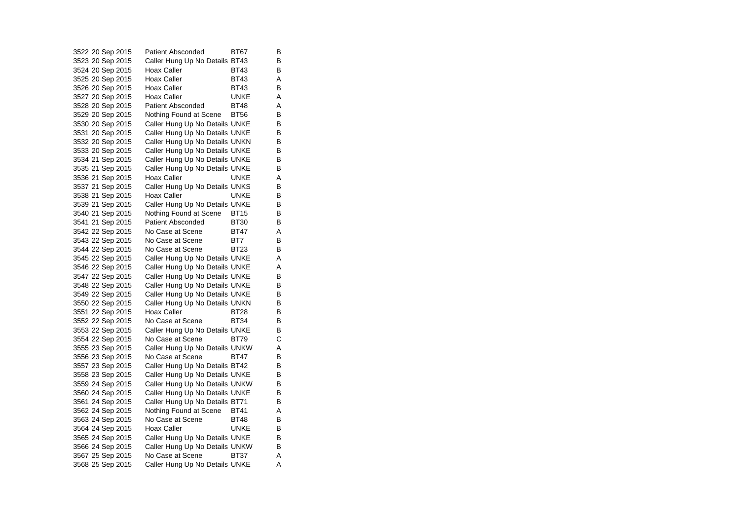| | | | | |
|---|---|---|---|---|
| 3522 | 20 Sep 2015 | Patient Absconded | BT67 | B |
| 3523 | 20 Sep 2015 | Caller Hung Up No Details | BT43 | B |
| 3524 | 20 Sep 2015 | Hoax Caller | BT43 | B |
| 3525 | 20 Sep 2015 | Hoax Caller | BT43 | A |
| 3526 | 20 Sep 2015 | Hoax Caller | BT43 | B |
| 3527 | 20 Sep 2015 | Hoax Caller | UNKE | A |
| 3528 | 20 Sep 2015 | Patient Absconded | BT48 | A |
| 3529 | 20 Sep 2015 | Nothing Found at Scene | BT56 | B |
| 3530 | 20 Sep 2015 | Caller Hung Up No Details | UNKE | B |
| 3531 | 20 Sep 2015 | Caller Hung Up No Details | UNKE | B |
| 3532 | 20 Sep 2015 | Caller Hung Up No Details | UNKN | B |
| 3533 | 20 Sep 2015 | Caller Hung Up No Details | UNKE | B |
| 3534 | 21 Sep 2015 | Caller Hung Up No Details | UNKE | B |
| 3535 | 21 Sep 2015 | Caller Hung Up No Details | UNKE | B |
| 3536 | 21 Sep 2015 | Hoax Caller | UNKE | A |
| 3537 | 21 Sep 2015 | Caller Hung Up No Details | UNKS | B |
| 3538 | 21 Sep 2015 | Hoax Caller | UNKE | B |
| 3539 | 21 Sep 2015 | Caller Hung Up No Details | UNKE | B |
| 3540 | 21 Sep 2015 | Nothing Found at Scene | BT15 | B |
| 3541 | 21 Sep 2015 | Patient Absconded | BT30 | B |
| 3542 | 22 Sep 2015 | No Case at Scene | BT47 | A |
| 3543 | 22 Sep 2015 | No Case at Scene | BT7 | B |
| 3544 | 22 Sep 2015 | No Case at Scene | BT23 | B |
| 3545 | 22 Sep 2015 | Caller Hung Up No Details | UNKE | A |
| 3546 | 22 Sep 2015 | Caller Hung Up No Details | UNKE | A |
| 3547 | 22 Sep 2015 | Caller Hung Up No Details | UNKE | B |
| 3548 | 22 Sep 2015 | Caller Hung Up No Details | UNKE | B |
| 3549 | 22 Sep 2015 | Caller Hung Up No Details | UNKE | B |
| 3550 | 22 Sep 2015 | Caller Hung Up No Details | UNKN | B |
| 3551 | 22 Sep 2015 | Hoax Caller | BT28 | B |
| 3552 | 22 Sep 2015 | No Case at Scene | BT34 | B |
| 3553 | 22 Sep 2015 | Caller Hung Up No Details | UNKE | B |
| 3554 | 22 Sep 2015 | No Case at Scene | BT79 | C |
| 3555 | 23 Sep 2015 | Caller Hung Up No Details | UNKW | A |
| 3556 | 23 Sep 2015 | No Case at Scene | BT47 | B |
| 3557 | 23 Sep 2015 | Caller Hung Up No Details | BT42 | B |
| 3558 | 23 Sep 2015 | Caller Hung Up No Details | UNKE | B |
| 3559 | 24 Sep 2015 | Caller Hung Up No Details | UNKW | B |
| 3560 | 24 Sep 2015 | Caller Hung Up No Details | UNKE | B |
| 3561 | 24 Sep 2015 | Caller Hung Up No Details | BT71 | B |
| 3562 | 24 Sep 2015 | Nothing Found at Scene | BT41 | A |
| 3563 | 24 Sep 2015 | No Case at Scene | BT48 | B |
| 3564 | 24 Sep 2015 | Hoax Caller | UNKE | B |
| 3565 | 24 Sep 2015 | Caller Hung Up No Details | UNKE | B |
| 3566 | 24 Sep 2015 | Caller Hung Up No Details | UNKW | B |
| 3567 | 25 Sep 2015 | No Case at Scene | BT37 | A |
| 3568 | 25 Sep 2015 | Caller Hung Up No Details | UNKE | A |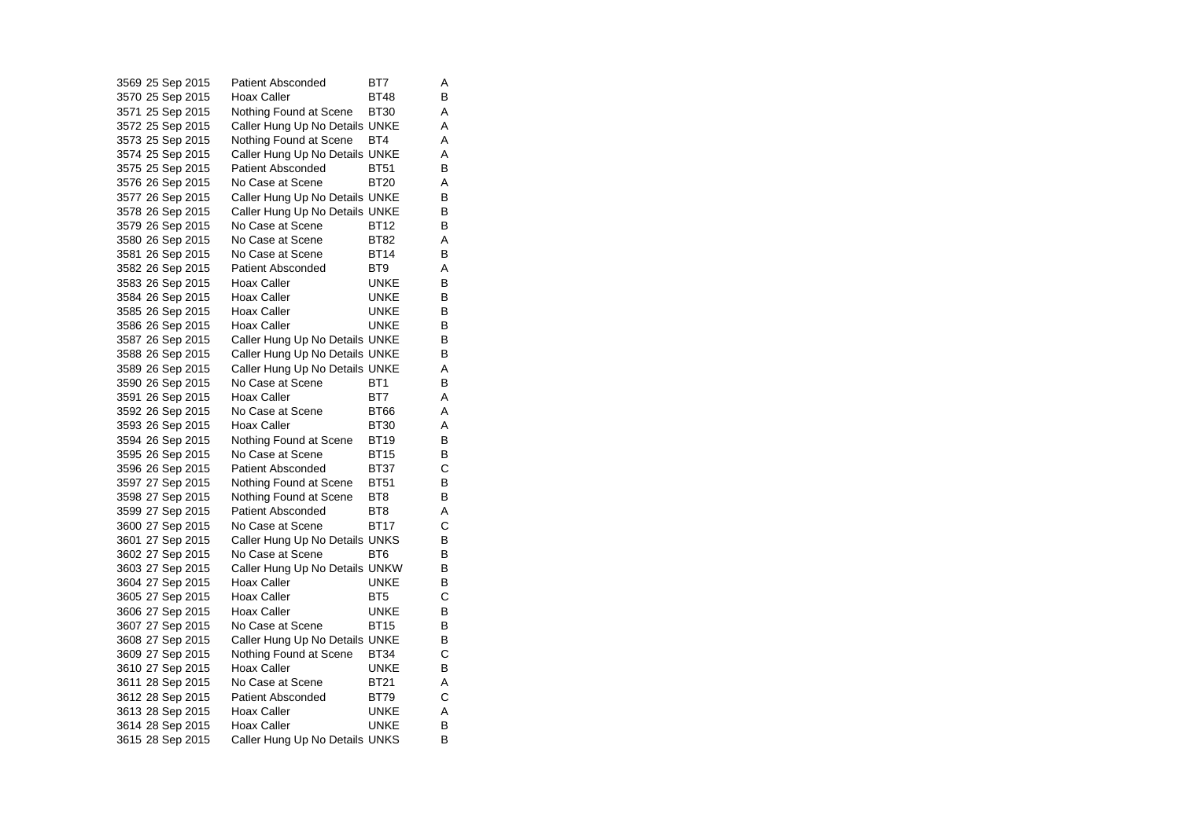| | | | | |
|---|---|---|---|---|
| 3569 | 25 Sep 2015 | Patient Absconded | BT7 | A |
| 3570 | 25 Sep 2015 | Hoax Caller | BT48 | B |
| 3571 | 25 Sep 2015 | Nothing Found at Scene | BT30 | A |
| 3572 | 25 Sep 2015 | Caller Hung Up No Details | UNKE | A |
| 3573 | 25 Sep 2015 | Nothing Found at Scene | BT4 | A |
| 3574 | 25 Sep 2015 | Caller Hung Up No Details | UNKE | A |
| 3575 | 25 Sep 2015 | Patient Absconded | BT51 | B |
| 3576 | 26 Sep 2015 | No Case at Scene | BT20 | A |
| 3577 | 26 Sep 2015 | Caller Hung Up No Details | UNKE | B |
| 3578 | 26 Sep 2015 | Caller Hung Up No Details | UNKE | B |
| 3579 | 26 Sep 2015 | No Case at Scene | BT12 | B |
| 3580 | 26 Sep 2015 | No Case at Scene | BT82 | A |
| 3581 | 26 Sep 2015 | No Case at Scene | BT14 | B |
| 3582 | 26 Sep 2015 | Patient Absconded | BT9 | A |
| 3583 | 26 Sep 2015 | Hoax Caller | UNKE | B |
| 3584 | 26 Sep 2015 | Hoax Caller | UNKE | B |
| 3585 | 26 Sep 2015 | Hoax Caller | UNKE | B |
| 3586 | 26 Sep 2015 | Hoax Caller | UNKE | B |
| 3587 | 26 Sep 2015 | Caller Hung Up No Details | UNKE | B |
| 3588 | 26 Sep 2015 | Caller Hung Up No Details | UNKE | B |
| 3589 | 26 Sep 2015 | Caller Hung Up No Details | UNKE | A |
| 3590 | 26 Sep 2015 | No Case at Scene | BT1 | B |
| 3591 | 26 Sep 2015 | Hoax Caller | BT7 | A |
| 3592 | 26 Sep 2015 | No Case at Scene | BT66 | A |
| 3593 | 26 Sep 2015 | Hoax Caller | BT30 | A |
| 3594 | 26 Sep 2015 | Nothing Found at Scene | BT19 | B |
| 3595 | 26 Sep 2015 | No Case at Scene | BT15 | B |
| 3596 | 26 Sep 2015 | Patient Absconded | BT37 | C |
| 3597 | 27 Sep 2015 | Nothing Found at Scene | BT51 | B |
| 3598 | 27 Sep 2015 | Nothing Found at Scene | BT8 | B |
| 3599 | 27 Sep 2015 | Patient Absconded | BT8 | A |
| 3600 | 27 Sep 2015 | No Case at Scene | BT17 | C |
| 3601 | 27 Sep 2015 | Caller Hung Up No Details | UNKS | B |
| 3602 | 27 Sep 2015 | No Case at Scene | BT6 | B |
| 3603 | 27 Sep 2015 | Caller Hung Up No Details | UNKW | B |
| 3604 | 27 Sep 2015 | Hoax Caller | UNKE | B |
| 3605 | 27 Sep 2015 | Hoax Caller | BT5 | C |
| 3606 | 27 Sep 2015 | Hoax Caller | UNKE | B |
| 3607 | 27 Sep 2015 | No Case at Scene | BT15 | B |
| 3608 | 27 Sep 2015 | Caller Hung Up No Details | UNKE | B |
| 3609 | 27 Sep 2015 | Nothing Found at Scene | BT34 | C |
| 3610 | 27 Sep 2015 | Hoax Caller | UNKE | B |
| 3611 | 28 Sep 2015 | No Case at Scene | BT21 | A |
| 3612 | 28 Sep 2015 | Patient Absconded | BT79 | C |
| 3613 | 28 Sep 2015 | Hoax Caller | UNKE | A |
| 3614 | 28 Sep 2015 | Hoax Caller | UNKE | B |
| 3615 | 28 Sep 2015 | Caller Hung Up No Details | UNKS | B |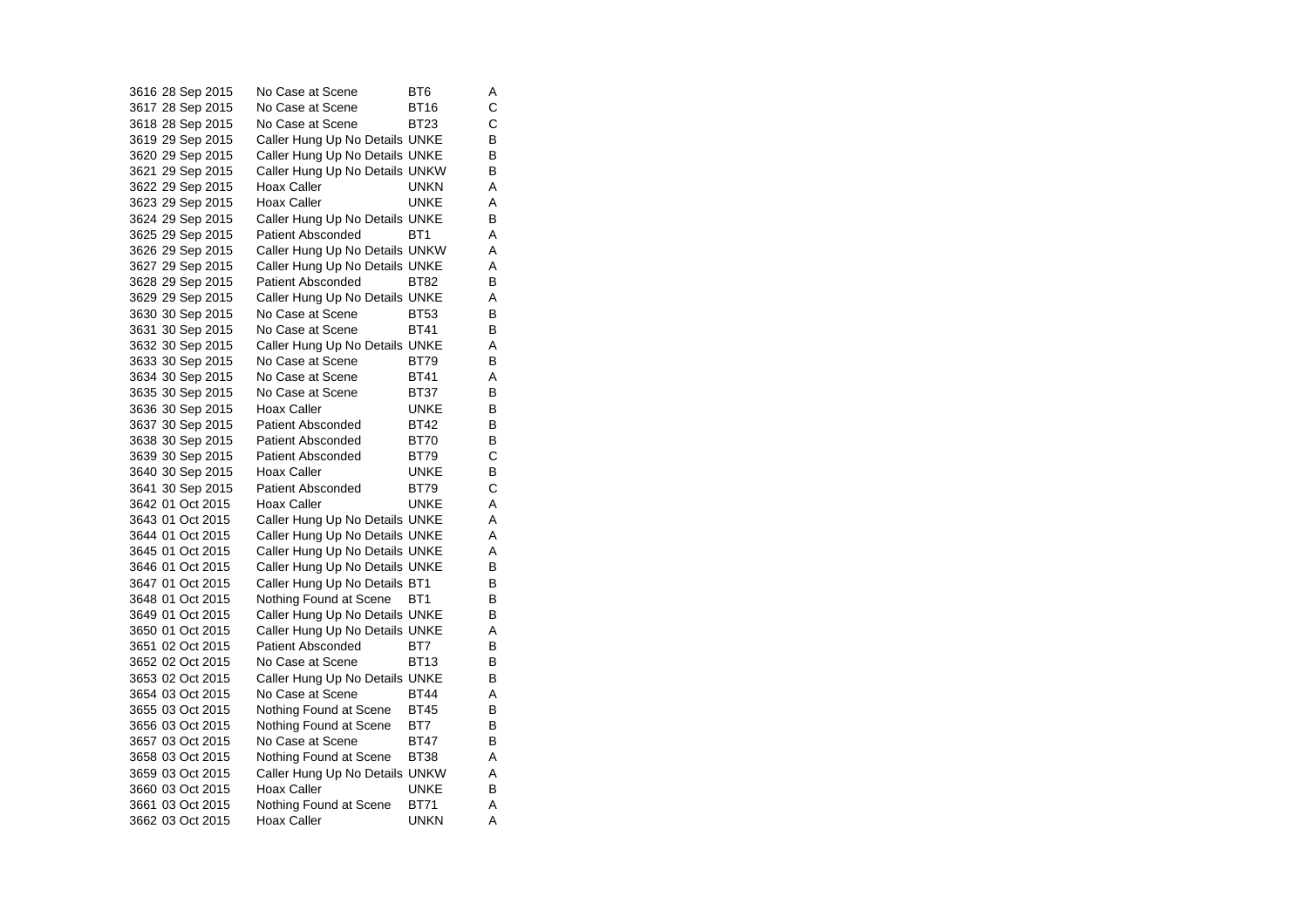| | | | | |
|---|---|---|---|---|
| 3616 | 28 Sep 2015 | No Case at Scene | BT6 | A |
| 3617 | 28 Sep 2015 | No Case at Scene | BT16 | C |
| 3618 | 28 Sep 2015 | No Case at Scene | BT23 | C |
| 3619 | 29 Sep 2015 | Caller Hung Up No Details | UNKE | B |
| 3620 | 29 Sep 2015 | Caller Hung Up No Details | UNKE | B |
| 3621 | 29 Sep 2015 | Caller Hung Up No Details | UNKW | B |
| 3622 | 29 Sep 2015 | Hoax Caller | UNKN | A |
| 3623 | 29 Sep 2015 | Hoax Caller | UNKE | A |
| 3624 | 29 Sep 2015 | Caller Hung Up No Details | UNKE | B |
| 3625 | 29 Sep 2015 | Patient Absconded | BT1 | A |
| 3626 | 29 Sep 2015 | Caller Hung Up No Details | UNKW | A |
| 3627 | 29 Sep 2015 | Caller Hung Up No Details | UNKE | A |
| 3628 | 29 Sep 2015 | Patient Absconded | BT82 | B |
| 3629 | 29 Sep 2015 | Caller Hung Up No Details | UNKE | A |
| 3630 | 30 Sep 2015 | No Case at Scene | BT53 | B |
| 3631 | 30 Sep 2015 | No Case at Scene | BT41 | B |
| 3632 | 30 Sep 2015 | Caller Hung Up No Details | UNKE | A |
| 3633 | 30 Sep 2015 | No Case at Scene | BT79 | B |
| 3634 | 30 Sep 2015 | No Case at Scene | BT41 | A |
| 3635 | 30 Sep 2015 | No Case at Scene | BT37 | B |
| 3636 | 30 Sep 2015 | Hoax Caller | UNKE | B |
| 3637 | 30 Sep 2015 | Patient Absconded | BT42 | B |
| 3638 | 30 Sep 2015 | Patient Absconded | BT70 | B |
| 3639 | 30 Sep 2015 | Patient Absconded | BT79 | C |
| 3640 | 30 Sep 2015 | Hoax Caller | UNKE | B |
| 3641 | 30 Sep 2015 | Patient Absconded | BT79 | C |
| 3642 | 01 Oct 2015 | Hoax Caller | UNKE | A |
| 3643 | 01 Oct 2015 | Caller Hung Up No Details | UNKE | A |
| 3644 | 01 Oct 2015 | Caller Hung Up No Details | UNKE | A |
| 3645 | 01 Oct 2015 | Caller Hung Up No Details | UNKE | A |
| 3646 | 01 Oct 2015 | Caller Hung Up No Details | UNKE | B |
| 3647 | 01 Oct 2015 | Caller Hung Up No Details | BT1 | B |
| 3648 | 01 Oct 2015 | Nothing Found at Scene | BT1 | B |
| 3649 | 01 Oct 2015 | Caller Hung Up No Details | UNKE | B |
| 3650 | 01 Oct 2015 | Caller Hung Up No Details | UNKE | A |
| 3651 | 02 Oct 2015 | Patient Absconded | BT7 | B |
| 3652 | 02 Oct 2015 | No Case at Scene | BT13 | B |
| 3653 | 02 Oct 2015 | Caller Hung Up No Details | UNKE | B |
| 3654 | 03 Oct 2015 | No Case at Scene | BT44 | A |
| 3655 | 03 Oct 2015 | Nothing Found at Scene | BT45 | B |
| 3656 | 03 Oct 2015 | Nothing Found at Scene | BT7 | B |
| 3657 | 03 Oct 2015 | No Case at Scene | BT47 | B |
| 3658 | 03 Oct 2015 | Nothing Found at Scene | BT38 | A |
| 3659 | 03 Oct 2015 | Caller Hung Up No Details | UNKW | A |
| 3660 | 03 Oct 2015 | Hoax Caller | UNKE | B |
| 3661 | 03 Oct 2015 | Nothing Found at Scene | BT71 | A |
| 3662 | 03 Oct 2015 | Hoax Caller | UNKN | A |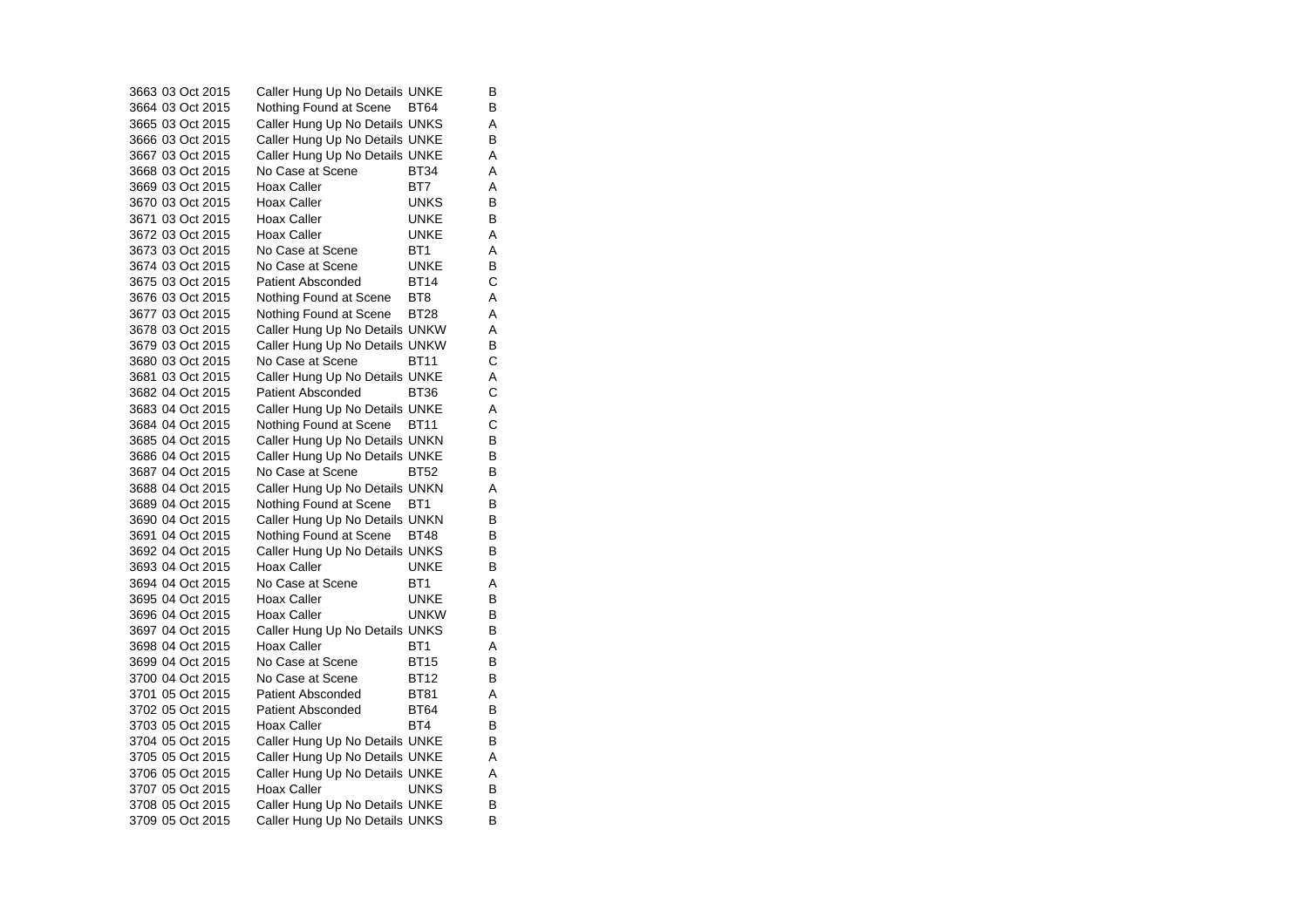| | | | | |
|---|---|---|---|---|
| 3663 | 03 Oct 2015 | Caller Hung Up No Details | UNKE | B |
| 3664 | 03 Oct 2015 | Nothing Found at Scene | BT64 | B |
| 3665 | 03 Oct 2015 | Caller Hung Up No Details | UNKS | A |
| 3666 | 03 Oct 2015 | Caller Hung Up No Details | UNKE | B |
| 3667 | 03 Oct 2015 | Caller Hung Up No Details | UNKE | A |
| 3668 | 03 Oct 2015 | No Case at Scene | BT34 | A |
| 3669 | 03 Oct 2015 | Hoax Caller | BT7 | A |
| 3670 | 03 Oct 2015 | Hoax Caller | UNKS | B |
| 3671 | 03 Oct 2015 | Hoax Caller | UNKE | B |
| 3672 | 03 Oct 2015 | Hoax Caller | UNKE | A |
| 3673 | 03 Oct 2015 | No Case at Scene | BT1 | A |
| 3674 | 03 Oct 2015 | No Case at Scene | UNKE | B |
| 3675 | 03 Oct 2015 | Patient Absconded | BT14 | C |
| 3676 | 03 Oct 2015 | Nothing Found at Scene | BT8 | A |
| 3677 | 03 Oct 2015 | Nothing Found at Scene | BT28 | A |
| 3678 | 03 Oct 2015 | Caller Hung Up No Details | UNKW | A |
| 3679 | 03 Oct 2015 | Caller Hung Up No Details | UNKW | B |
| 3680 | 03 Oct 2015 | No Case at Scene | BT11 | C |
| 3681 | 03 Oct 2015 | Caller Hung Up No Details | UNKE | A |
| 3682 | 04 Oct 2015 | Patient Absconded | BT36 | C |
| 3683 | 04 Oct 2015 | Caller Hung Up No Details | UNKE | A |
| 3684 | 04 Oct 2015 | Nothing Found at Scene | BT11 | C |
| 3685 | 04 Oct 2015 | Caller Hung Up No Details | UNKN | B |
| 3686 | 04 Oct 2015 | Caller Hung Up No Details | UNKE | B |
| 3687 | 04 Oct 2015 | No Case at Scene | BT52 | B |
| 3688 | 04 Oct 2015 | Caller Hung Up No Details | UNKN | A |
| 3689 | 04 Oct 2015 | Nothing Found at Scene | BT1 | B |
| 3690 | 04 Oct 2015 | Caller Hung Up No Details | UNKN | B |
| 3691 | 04 Oct 2015 | Nothing Found at Scene | BT48 | B |
| 3692 | 04 Oct 2015 | Caller Hung Up No Details | UNKS | B |
| 3693 | 04 Oct 2015 | Hoax Caller | UNKE | B |
| 3694 | 04 Oct 2015 | No Case at Scene | BT1 | A |
| 3695 | 04 Oct 2015 | Hoax Caller | UNKE | B |
| 3696 | 04 Oct 2015 | Hoax Caller | UNKW | B |
| 3697 | 04 Oct 2015 | Caller Hung Up No Details | UNKS | B |
| 3698 | 04 Oct 2015 | Hoax Caller | BT1 | A |
| 3699 | 04 Oct 2015 | No Case at Scene | BT15 | B |
| 3700 | 04 Oct 2015 | No Case at Scene | BT12 | B |
| 3701 | 05 Oct 2015 | Patient Absconded | BT81 | A |
| 3702 | 05 Oct 2015 | Patient Absconded | BT64 | B |
| 3703 | 05 Oct 2015 | Hoax Caller | BT4 | B |
| 3704 | 05 Oct 2015 | Caller Hung Up No Details | UNKE | B |
| 3705 | 05 Oct 2015 | Caller Hung Up No Details | UNKE | A |
| 3706 | 05 Oct 2015 | Caller Hung Up No Details | UNKE | A |
| 3707 | 05 Oct 2015 | Hoax Caller | UNKS | B |
| 3708 | 05 Oct 2015 | Caller Hung Up No Details | UNKE | B |
| 3709 | 05 Oct 2015 | Caller Hung Up No Details | UNKS | B |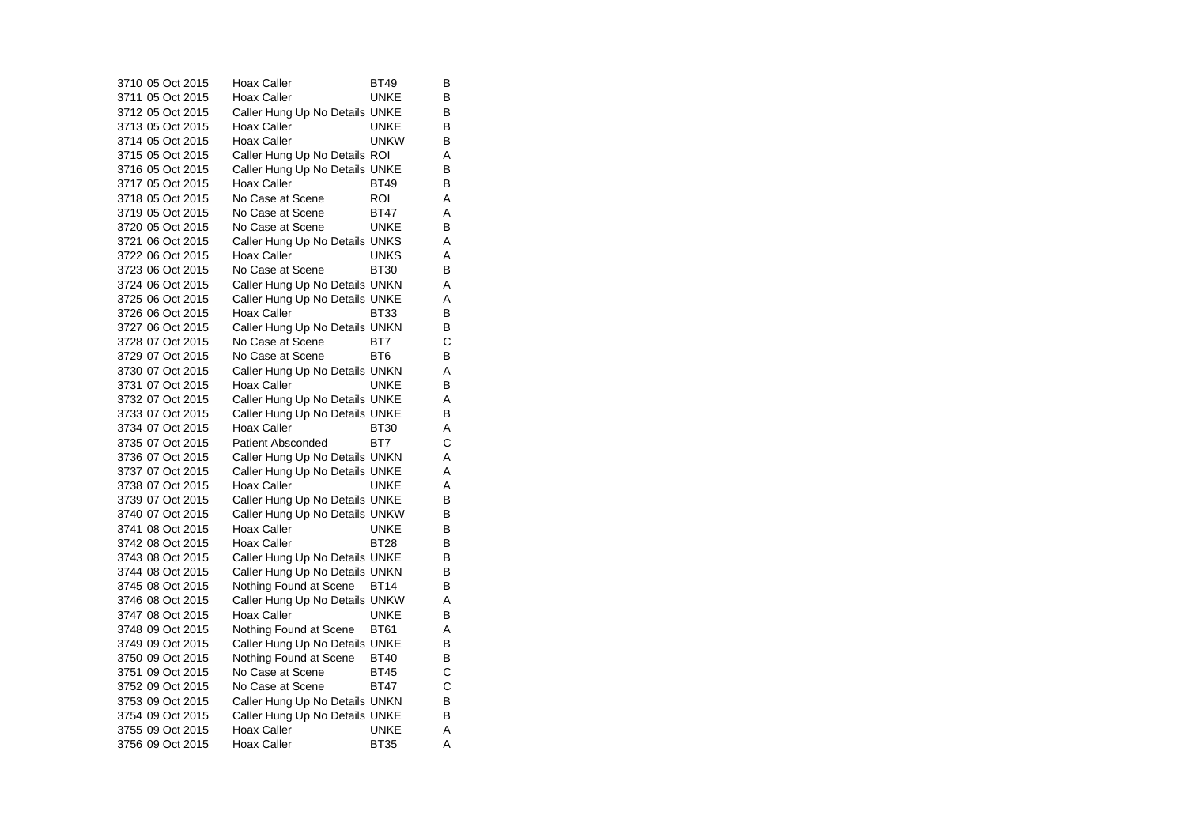| | | | | |
|---|---|---|---|---|
| 3710 | 05 Oct 2015 | Hoax Caller | BT49 | B |
| 3711 | 05 Oct 2015 | Hoax Caller | UNKE | B |
| 3712 | 05 Oct 2015 | Caller Hung Up No Details | UNKE | B |
| 3713 | 05 Oct 2015 | Hoax Caller | UNKE | B |
| 3714 | 05 Oct 2015 | Hoax Caller | UNKW | B |
| 3715 | 05 Oct 2015 | Caller Hung Up No Details | ROI | A |
| 3716 | 05 Oct 2015 | Caller Hung Up No Details | UNKE | B |
| 3717 | 05 Oct 2015 | Hoax Caller | BT49 | B |
| 3718 | 05 Oct 2015 | No Case at Scene | ROI | A |
| 3719 | 05 Oct 2015 | No Case at Scene | BT47 | A |
| 3720 | 05 Oct 2015 | No Case at Scene | UNKE | B |
| 3721 | 06 Oct 2015 | Caller Hung Up No Details | UNKS | A |
| 3722 | 06 Oct 2015 | Hoax Caller | UNKS | A |
| 3723 | 06 Oct 2015 | No Case at Scene | BT30 | B |
| 3724 | 06 Oct 2015 | Caller Hung Up No Details | UNKN | A |
| 3725 | 06 Oct 2015 | Caller Hung Up No Details | UNKE | A |
| 3726 | 06 Oct 2015 | Hoax Caller | BT33 | B |
| 3727 | 06 Oct 2015 | Caller Hung Up No Details | UNKN | B |
| 3728 | 07 Oct 2015 | No Case at Scene | BT7 | C |
| 3729 | 07 Oct 2015 | No Case at Scene | BT6 | B |
| 3730 | 07 Oct 2015 | Caller Hung Up No Details | UNKN | A |
| 3731 | 07 Oct 2015 | Hoax Caller | UNKE | B |
| 3732 | 07 Oct 2015 | Caller Hung Up No Details | UNKE | A |
| 3733 | 07 Oct 2015 | Caller Hung Up No Details | UNKE | B |
| 3734 | 07 Oct 2015 | Hoax Caller | BT30 | A |
| 3735 | 07 Oct 2015 | Patient Absconded | BT7 | C |
| 3736 | 07 Oct 2015 | Caller Hung Up No Details | UNKN | A |
| 3737 | 07 Oct 2015 | Caller Hung Up No Details | UNKE | A |
| 3738 | 07 Oct 2015 | Hoax Caller | UNKE | A |
| 3739 | 07 Oct 2015 | Caller Hung Up No Details | UNKE | B |
| 3740 | 07 Oct 2015 | Caller Hung Up No Details | UNKW | B |
| 3741 | 08 Oct 2015 | Hoax Caller | UNKE | B |
| 3742 | 08 Oct 2015 | Hoax Caller | BT28 | B |
| 3743 | 08 Oct 2015 | Caller Hung Up No Details | UNKE | B |
| 3744 | 08 Oct 2015 | Caller Hung Up No Details | UNKN | B |
| 3745 | 08 Oct 2015 | Nothing Found at Scene | BT14 | B |
| 3746 | 08 Oct 2015 | Caller Hung Up No Details | UNKW | A |
| 3747 | 08 Oct 2015 | Hoax Caller | UNKE | B |
| 3748 | 09 Oct 2015 | Nothing Found at Scene | BT61 | A |
| 3749 | 09 Oct 2015 | Caller Hung Up No Details | UNKE | B |
| 3750 | 09 Oct 2015 | Nothing Found at Scene | BT40 | B |
| 3751 | 09 Oct 2015 | No Case at Scene | BT45 | C |
| 3752 | 09 Oct 2015 | No Case at Scene | BT47 | C |
| 3753 | 09 Oct 2015 | Caller Hung Up No Details | UNKN | B |
| 3754 | 09 Oct 2015 | Caller Hung Up No Details | UNKE | B |
| 3755 | 09 Oct 2015 | Hoax Caller | UNKE | A |
| 3756 | 09 Oct 2015 | Hoax Caller | BT35 | A |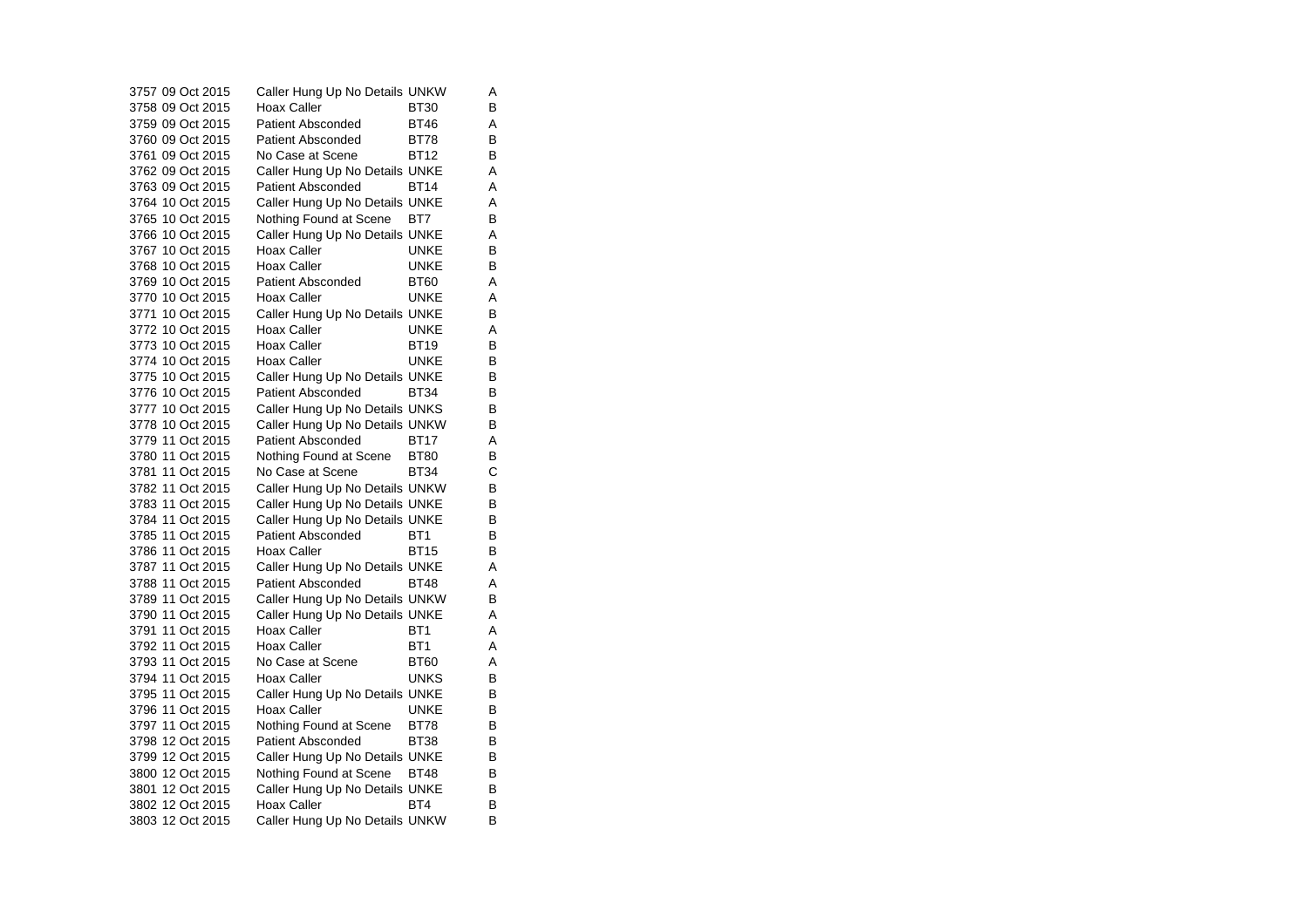| | | | | |
|---|---|---|---|---|
| 3757 | 09 Oct 2015 | Caller Hung Up No Details | UNKW | A |
| 3758 | 09 Oct 2015 | Hoax Caller | BT30 | B |
| 3759 | 09 Oct 2015 | Patient Absconded | BT46 | A |
| 3760 | 09 Oct 2015 | Patient Absconded | BT78 | B |
| 3761 | 09 Oct 2015 | No Case at Scene | BT12 | B |
| 3762 | 09 Oct 2015 | Caller Hung Up No Details | UNKE | A |
| 3763 | 09 Oct 2015 | Patient Absconded | BT14 | A |
| 3764 | 10 Oct 2015 | Caller Hung Up No Details | UNKE | A |
| 3765 | 10 Oct 2015 | Nothing Found at Scene | BT7 | B |
| 3766 | 10 Oct 2015 | Caller Hung Up No Details | UNKE | A |
| 3767 | 10 Oct 2015 | Hoax Caller | UNKE | B |
| 3768 | 10 Oct 2015 | Hoax Caller | UNKE | B |
| 3769 | 10 Oct 2015 | Patient Absconded | BT60 | A |
| 3770 | 10 Oct 2015 | Hoax Caller | UNKE | A |
| 3771 | 10 Oct 2015 | Caller Hung Up No Details | UNKE | B |
| 3772 | 10 Oct 2015 | Hoax Caller | UNKE | A |
| 3773 | 10 Oct 2015 | Hoax Caller | BT19 | B |
| 3774 | 10 Oct 2015 | Hoax Caller | UNKE | B |
| 3775 | 10 Oct 2015 | Caller Hung Up No Details | UNKE | B |
| 3776 | 10 Oct 2015 | Patient Absconded | BT34 | B |
| 3777 | 10 Oct 2015 | Caller Hung Up No Details | UNKS | B |
| 3778 | 10 Oct 2015 | Caller Hung Up No Details | UNKW | B |
| 3779 | 11 Oct 2015 | Patient Absconded | BT17 | A |
| 3780 | 11 Oct 2015 | Nothing Found at Scene | BT80 | B |
| 3781 | 11 Oct 2015 | No Case at Scene | BT34 | C |
| 3782 | 11 Oct 2015 | Caller Hung Up No Details | UNKW | B |
| 3783 | 11 Oct 2015 | Caller Hung Up No Details | UNKE | B |
| 3784 | 11 Oct 2015 | Caller Hung Up No Details | UNKE | B |
| 3785 | 11 Oct 2015 | Patient Absconded | BT1 | B |
| 3786 | 11 Oct 2015 | Hoax Caller | BT15 | B |
| 3787 | 11 Oct 2015 | Caller Hung Up No Details | UNKE | A |
| 3788 | 11 Oct 2015 | Patient Absconded | BT48 | A |
| 3789 | 11 Oct 2015 | Caller Hung Up No Details | UNKW | B |
| 3790 | 11 Oct 2015 | Caller Hung Up No Details | UNKE | A |
| 3791 | 11 Oct 2015 | Hoax Caller | BT1 | A |
| 3792 | 11 Oct 2015 | Hoax Caller | BT1 | A |
| 3793 | 11 Oct 2015 | No Case at Scene | BT60 | A |
| 3794 | 11 Oct 2015 | Hoax Caller | UNKS | B |
| 3795 | 11 Oct 2015 | Caller Hung Up No Details | UNKE | B |
| 3796 | 11 Oct 2015 | Hoax Caller | UNKE | B |
| 3797 | 11 Oct 2015 | Nothing Found at Scene | BT78 | B |
| 3798 | 12 Oct 2015 | Patient Absconded | BT38 | B |
| 3799 | 12 Oct 2015 | Caller Hung Up No Details | UNKE | B |
| 3800 | 12 Oct 2015 | Nothing Found at Scene | BT48 | B |
| 3801 | 12 Oct 2015 | Caller Hung Up No Details | UNKE | B |
| 3802 | 12 Oct 2015 | Hoax Caller | BT4 | B |
| 3803 | 12 Oct 2015 | Caller Hung Up No Details | UNKW | B |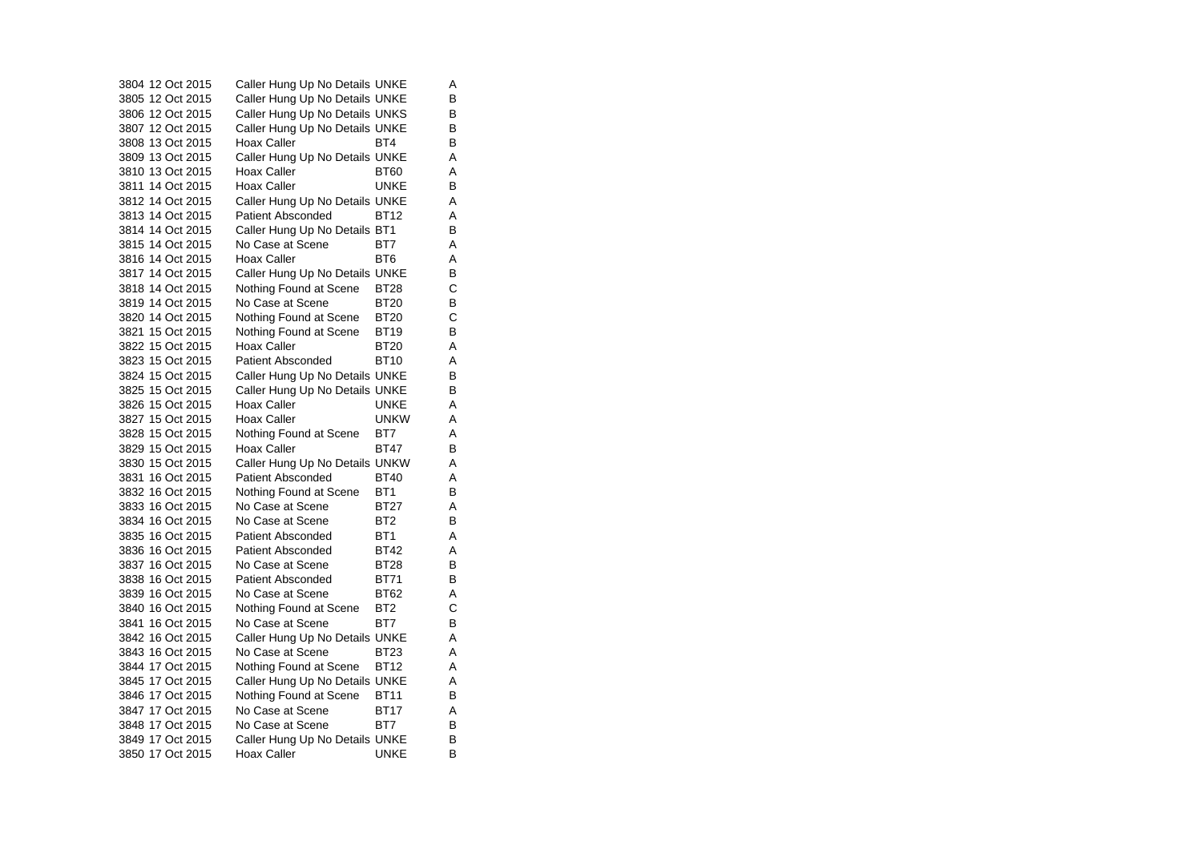| | | | | |
|---|---|---|---|---|
| 3804 | 12 Oct 2015 | Caller Hung Up No Details | UNKE | A |
| 3805 | 12 Oct 2015 | Caller Hung Up No Details | UNKE | B |
| 3806 | 12 Oct 2015 | Caller Hung Up No Details | UNKS | B |
| 3807 | 12 Oct 2015 | Caller Hung Up No Details | UNKE | B |
| 3808 | 13 Oct 2015 | Hoax Caller | BT4 | B |
| 3809 | 13 Oct 2015 | Caller Hung Up No Details | UNKE | A |
| 3810 | 13 Oct 2015 | Hoax Caller | BT60 | A |
| 3811 | 14 Oct 2015 | Hoax Caller | UNKE | B |
| 3812 | 14 Oct 2015 | Caller Hung Up No Details | UNKE | A |
| 3813 | 14 Oct 2015 | Patient Absconded | BT12 | A |
| 3814 | 14 Oct 2015 | Caller Hung Up No Details | BT1 | B |
| 3815 | 14 Oct 2015 | No Case at Scene | BT7 | A |
| 3816 | 14 Oct 2015 | Hoax Caller | BT6 | A |
| 3817 | 14 Oct 2015 | Caller Hung Up No Details | UNKE | B |
| 3818 | 14 Oct 2015 | Nothing Found at Scene | BT28 | C |
| 3819 | 14 Oct 2015 | No Case at Scene | BT20 | B |
| 3820 | 14 Oct 2015 | Nothing Found at Scene | BT20 | C |
| 3821 | 15 Oct 2015 | Nothing Found at Scene | BT19 | B |
| 3822 | 15 Oct 2015 | Hoax Caller | BT20 | A |
| 3823 | 15 Oct 2015 | Patient Absconded | BT10 | A |
| 3824 | 15 Oct 2015 | Caller Hung Up No Details | UNKE | B |
| 3825 | 15 Oct 2015 | Caller Hung Up No Details | UNKE | B |
| 3826 | 15 Oct 2015 | Hoax Caller | UNKE | A |
| 3827 | 15 Oct 2015 | Hoax Caller | UNKW | A |
| 3828 | 15 Oct 2015 | Nothing Found at Scene | BT7 | A |
| 3829 | 15 Oct 2015 | Hoax Caller | BT47 | B |
| 3830 | 15 Oct 2015 | Caller Hung Up No Details | UNKW | A |
| 3831 | 16 Oct 2015 | Patient Absconded | BT40 | A |
| 3832 | 16 Oct 2015 | Nothing Found at Scene | BT1 | B |
| 3833 | 16 Oct 2015 | No Case at Scene | BT27 | A |
| 3834 | 16 Oct 2015 | No Case at Scene | BT2 | B |
| 3835 | 16 Oct 2015 | Patient Absconded | BT1 | A |
| 3836 | 16 Oct 2015 | Patient Absconded | BT42 | A |
| 3837 | 16 Oct 2015 | No Case at Scene | BT28 | B |
| 3838 | 16 Oct 2015 | Patient Absconded | BT71 | B |
| 3839 | 16 Oct 2015 | No Case at Scene | BT62 | A |
| 3840 | 16 Oct 2015 | Nothing Found at Scene | BT2 | C |
| 3841 | 16 Oct 2015 | No Case at Scene | BT7 | B |
| 3842 | 16 Oct 2015 | Caller Hung Up No Details | UNKE | A |
| 3843 | 16 Oct 2015 | No Case at Scene | BT23 | A |
| 3844 | 17 Oct 2015 | Nothing Found at Scene | BT12 | A |
| 3845 | 17 Oct 2015 | Caller Hung Up No Details | UNKE | A |
| 3846 | 17 Oct 2015 | Nothing Found at Scene | BT11 | B |
| 3847 | 17 Oct 2015 | No Case at Scene | BT17 | A |
| 3848 | 17 Oct 2015 | No Case at Scene | BT7 | B |
| 3849 | 17 Oct 2015 | Caller Hung Up No Details | UNKE | B |
| 3850 | 17 Oct 2015 | Hoax Caller | UNKE | B |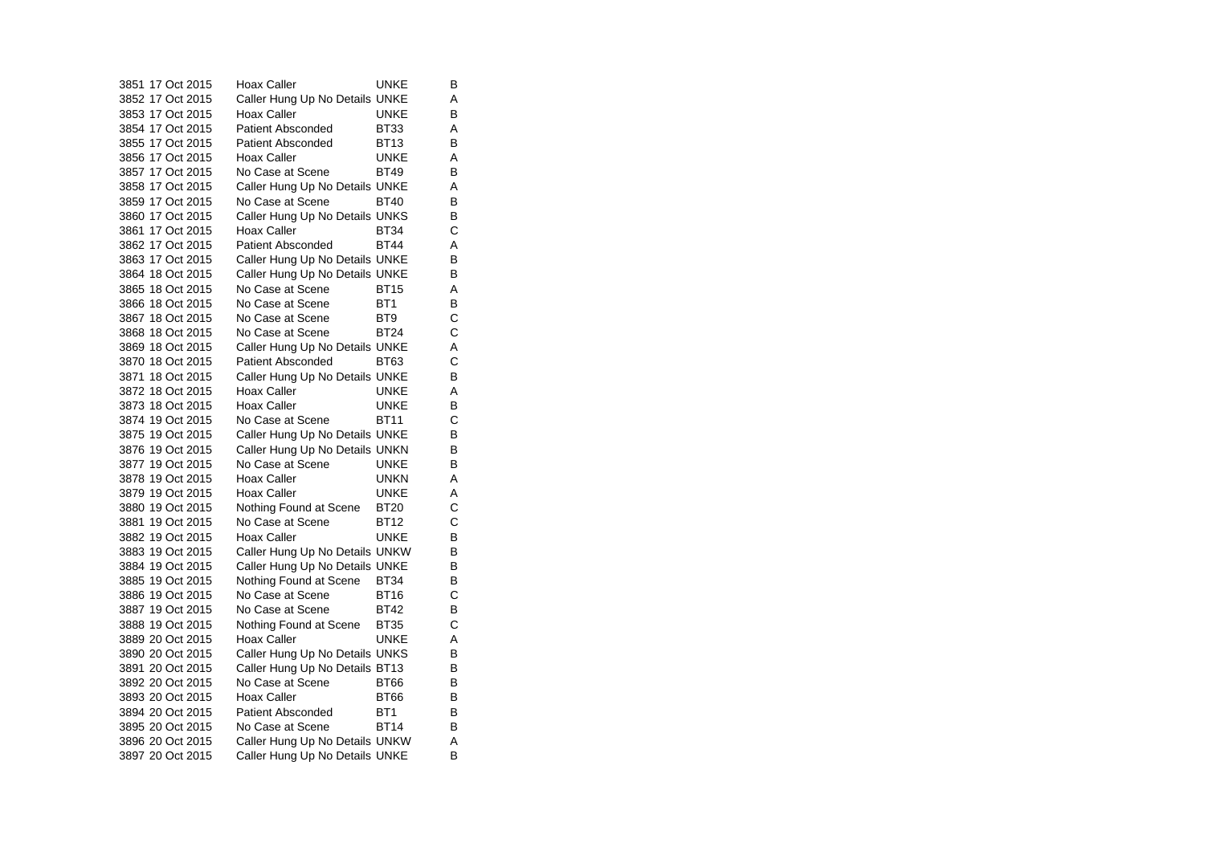| | | | | |
|---|---|---|---|---|
| 3851 | 17 Oct 2015 | Hoax Caller | UNKE | B |
| 3852 | 17 Oct 2015 | Caller Hung Up No Details | UNKE | A |
| 3853 | 17 Oct 2015 | Hoax Caller | UNKE | B |
| 3854 | 17 Oct 2015 | Patient Absconded | BT33 | A |
| 3855 | 17 Oct 2015 | Patient Absconded | BT13 | B |
| 3856 | 17 Oct 2015 | Hoax Caller | UNKE | A |
| 3857 | 17 Oct 2015 | No Case at Scene | BT49 | B |
| 3858 | 17 Oct 2015 | Caller Hung Up No Details | UNKE | A |
| 3859 | 17 Oct 2015 | No Case at Scene | BT40 | B |
| 3860 | 17 Oct 2015 | Caller Hung Up No Details | UNKS | B |
| 3861 | 17 Oct 2015 | Hoax Caller | BT34 | C |
| 3862 | 17 Oct 2015 | Patient Absconded | BT44 | A |
| 3863 | 17 Oct 2015 | Caller Hung Up No Details | UNKE | B |
| 3864 | 18 Oct 2015 | Caller Hung Up No Details | UNKE | B |
| 3865 | 18 Oct 2015 | No Case at Scene | BT15 | A |
| 3866 | 18 Oct 2015 | No Case at Scene | BT1 | B |
| 3867 | 18 Oct 2015 | No Case at Scene | BT9 | C |
| 3868 | 18 Oct 2015 | No Case at Scene | BT24 | C |
| 3869 | 18 Oct 2015 | Caller Hung Up No Details | UNKE | A |
| 3870 | 18 Oct 2015 | Patient Absconded | BT63 | C |
| 3871 | 18 Oct 2015 | Caller Hung Up No Details | UNKE | B |
| 3872 | 18 Oct 2015 | Hoax Caller | UNKE | A |
| 3873 | 18 Oct 2015 | Hoax Caller | UNKE | B |
| 3874 | 19 Oct 2015 | No Case at Scene | BT11 | C |
| 3875 | 19 Oct 2015 | Caller Hung Up No Details | UNKE | B |
| 3876 | 19 Oct 2015 | Caller Hung Up No Details | UNKN | B |
| 3877 | 19 Oct 2015 | No Case at Scene | UNKE | B |
| 3878 | 19 Oct 2015 | Hoax Caller | UNKN | A |
| 3879 | 19 Oct 2015 | Hoax Caller | UNKE | A |
| 3880 | 19 Oct 2015 | Nothing Found at Scene | BT20 | C |
| 3881 | 19 Oct 2015 | No Case at Scene | BT12 | C |
| 3882 | 19 Oct 2015 | Hoax Caller | UNKE | B |
| 3883 | 19 Oct 2015 | Caller Hung Up No Details | UNKW | B |
| 3884 | 19 Oct 2015 | Caller Hung Up No Details | UNKE | B |
| 3885 | 19 Oct 2015 | Nothing Found at Scene | BT34 | B |
| 3886 | 19 Oct 2015 | No Case at Scene | BT16 | C |
| 3887 | 19 Oct 2015 | No Case at Scene | BT42 | B |
| 3888 | 19 Oct 2015 | Nothing Found at Scene | BT35 | C |
| 3889 | 20 Oct 2015 | Hoax Caller | UNKE | A |
| 3890 | 20 Oct 2015 | Caller Hung Up No Details | UNKS | B |
| 3891 | 20 Oct 2015 | Caller Hung Up No Details | BT13 | B |
| 3892 | 20 Oct 2015 | No Case at Scene | BT66 | B |
| 3893 | 20 Oct 2015 | Hoax Caller | BT66 | B |
| 3894 | 20 Oct 2015 | Patient Absconded | BT1 | B |
| 3895 | 20 Oct 2015 | No Case at Scene | BT14 | B |
| 3896 | 20 Oct 2015 | Caller Hung Up No Details | UNKW | A |
| 3897 | 20 Oct 2015 | Caller Hung Up No Details | UNKE | B |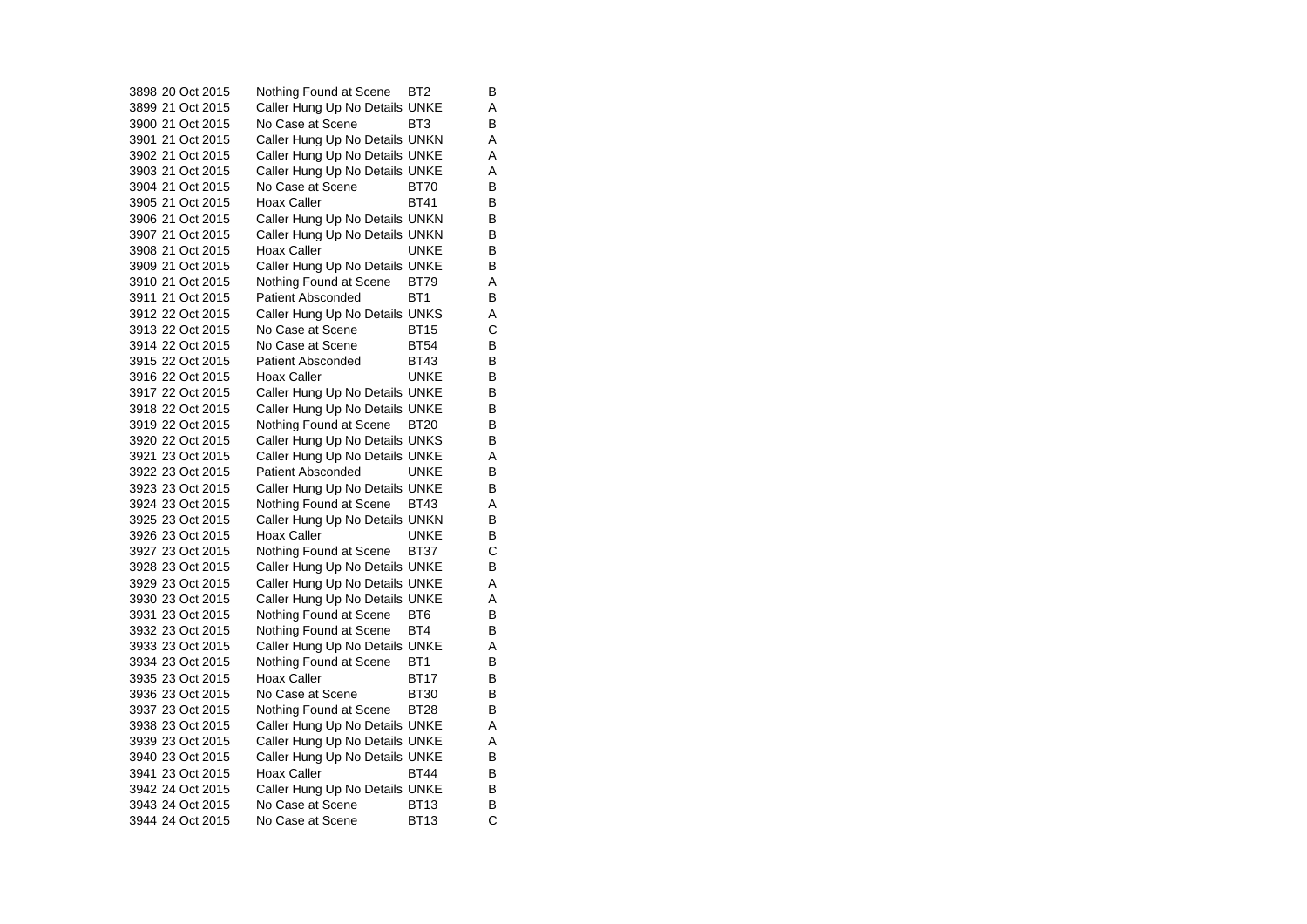| | | | | |
|---|---|---|---|---|
| 3898 | 20 Oct 2015 | Nothing Found at Scene | BT2 | B |
| 3899 | 21 Oct 2015 | Caller Hung Up No Details | UNKE | A |
| 3900 | 21 Oct 2015 | No Case at Scene | BT3 | B |
| 3901 | 21 Oct 2015 | Caller Hung Up No Details | UNKN | A |
| 3902 | 21 Oct 2015 | Caller Hung Up No Details | UNKE | A |
| 3903 | 21 Oct 2015 | Caller Hung Up No Details | UNKE | A |
| 3904 | 21 Oct 2015 | No Case at Scene | BT70 | B |
| 3905 | 21 Oct 2015 | Hoax Caller | BT41 | B |
| 3906 | 21 Oct 2015 | Caller Hung Up No Details | UNKN | B |
| 3907 | 21 Oct 2015 | Caller Hung Up No Details | UNKN | B |
| 3908 | 21 Oct 2015 | Hoax Caller | UNKE | B |
| 3909 | 21 Oct 2015 | Caller Hung Up No Details | UNKE | B |
| 3910 | 21 Oct 2015 | Nothing Found at Scene | BT79 | A |
| 3911 | 21 Oct 2015 | Patient Absconded | BT1 | B |
| 3912 | 22 Oct 2015 | Caller Hung Up No Details | UNKS | A |
| 3913 | 22 Oct 2015 | No Case at Scene | BT15 | C |
| 3914 | 22 Oct 2015 | No Case at Scene | BT54 | B |
| 3915 | 22 Oct 2015 | Patient Absconded | BT43 | B |
| 3916 | 22 Oct 2015 | Hoax Caller | UNKE | B |
| 3917 | 22 Oct 2015 | Caller Hung Up No Details | UNKE | B |
| 3918 | 22 Oct 2015 | Caller Hung Up No Details | UNKE | B |
| 3919 | 22 Oct 2015 | Nothing Found at Scene | BT20 | B |
| 3920 | 22 Oct 2015 | Caller Hung Up No Details | UNKS | B |
| 3921 | 23 Oct 2015 | Caller Hung Up No Details | UNKE | A |
| 3922 | 23 Oct 2015 | Patient Absconded | UNKE | B |
| 3923 | 23 Oct 2015 | Caller Hung Up No Details | UNKE | B |
| 3924 | 23 Oct 2015 | Nothing Found at Scene | BT43 | A |
| 3925 | 23 Oct 2015 | Caller Hung Up No Details | UNKN | B |
| 3926 | 23 Oct 2015 | Hoax Caller | UNKE | B |
| 3927 | 23 Oct 2015 | Nothing Found at Scene | BT37 | C |
| 3928 | 23 Oct 2015 | Caller Hung Up No Details | UNKE | B |
| 3929 | 23 Oct 2015 | Caller Hung Up No Details | UNKE | A |
| 3930 | 23 Oct 2015 | Caller Hung Up No Details | UNKE | A |
| 3931 | 23 Oct 2015 | Nothing Found at Scene | BT6 | B |
| 3932 | 23 Oct 2015 | Nothing Found at Scene | BT4 | B |
| 3933 | 23 Oct 2015 | Caller Hung Up No Details | UNKE | A |
| 3934 | 23 Oct 2015 | Nothing Found at Scene | BT1 | B |
| 3935 | 23 Oct 2015 | Hoax Caller | BT17 | B |
| 3936 | 23 Oct 2015 | No Case at Scene | BT30 | B |
| 3937 | 23 Oct 2015 | Nothing Found at Scene | BT28 | B |
| 3938 | 23 Oct 2015 | Caller Hung Up No Details | UNKE | A |
| 3939 | 23 Oct 2015 | Caller Hung Up No Details | UNKE | A |
| 3940 | 23 Oct 2015 | Caller Hung Up No Details | UNKE | B |
| 3941 | 23 Oct 2015 | Hoax Caller | BT44 | B |
| 3942 | 24 Oct 2015 | Caller Hung Up No Details | UNKE | B |
| 3943 | 24 Oct 2015 | No Case at Scene | BT13 | B |
| 3944 | 24 Oct 2015 | No Case at Scene | BT13 | C |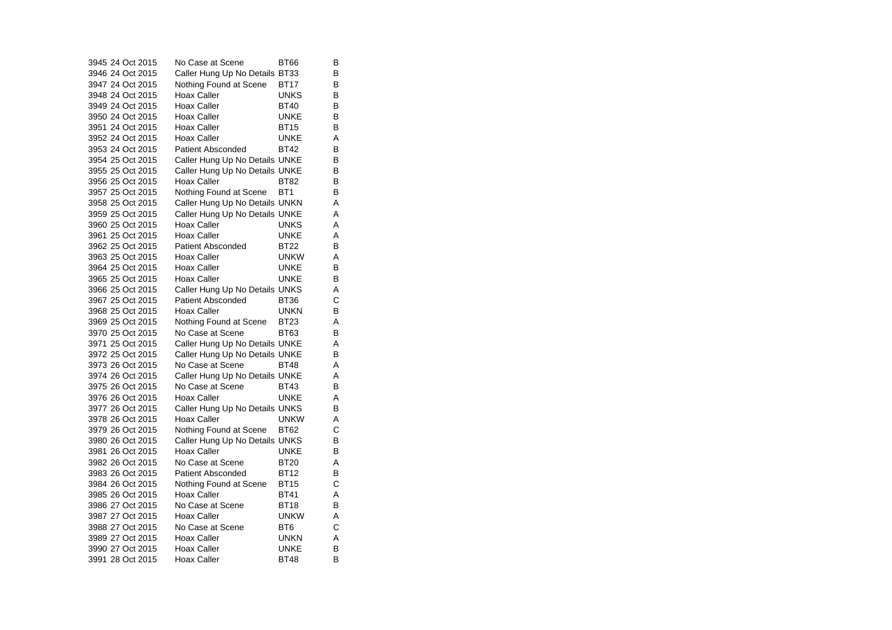| | | | | |
|---|---|---|---|---|
| 3945 | 24 Oct 2015 | No Case at Scene | BT66 | B |
| 3946 | 24 Oct 2015 | Caller Hung Up No Details | BT33 | B |
| 3947 | 24 Oct 2015 | Nothing Found at Scene | BT17 | B |
| 3948 | 24 Oct 2015 | Hoax Caller | UNKS | B |
| 3949 | 24 Oct 2015 | Hoax Caller | BT40 | B |
| 3950 | 24 Oct 2015 | Hoax Caller | UNKE | B |
| 3951 | 24 Oct 2015 | Hoax Caller | BT15 | B |
| 3952 | 24 Oct 2015 | Hoax Caller | UNKE | A |
| 3953 | 24 Oct 2015 | Patient Absconded | BT42 | B |
| 3954 | 25 Oct 2015 | Caller Hung Up No Details | UNKE | B |
| 3955 | 25 Oct 2015 | Caller Hung Up No Details | UNKE | B |
| 3956 | 25 Oct 2015 | Hoax Caller | BT82 | B |
| 3957 | 25 Oct 2015 | Nothing Found at Scene | BT1 | B |
| 3958 | 25 Oct 2015 | Caller Hung Up No Details | UNKN | A |
| 3959 | 25 Oct 2015 | Caller Hung Up No Details | UNKE | A |
| 3960 | 25 Oct 2015 | Hoax Caller | UNKS | A |
| 3961 | 25 Oct 2015 | Hoax Caller | UNKE | A |
| 3962 | 25 Oct 2015 | Patient Absconded | BT22 | B |
| 3963 | 25 Oct 2015 | Hoax Caller | UNKW | A |
| 3964 | 25 Oct 2015 | Hoax Caller | UNKE | B |
| 3965 | 25 Oct 2015 | Hoax Caller | UNKE | B |
| 3966 | 25 Oct 2015 | Caller Hung Up No Details | UNKS | A |
| 3967 | 25 Oct 2015 | Patient Absconded | BT36 | C |
| 3968 | 25 Oct 2015 | Hoax Caller | UNKN | B |
| 3969 | 25 Oct 2015 | Nothing Found at Scene | BT23 | A |
| 3970 | 25 Oct 2015 | No Case at Scene | BT63 | B |
| 3971 | 25 Oct 2015 | Caller Hung Up No Details | UNKE | A |
| 3972 | 25 Oct 2015 | Caller Hung Up No Details | UNKE | B |
| 3973 | 26 Oct 2015 | No Case at Scene | BT48 | A |
| 3974 | 26 Oct 2015 | Caller Hung Up No Details | UNKE | A |
| 3975 | 26 Oct 2015 | No Case at Scene | BT43 | B |
| 3976 | 26 Oct 2015 | Hoax Caller | UNKE | A |
| 3977 | 26 Oct 2015 | Caller Hung Up No Details | UNKS | B |
| 3978 | 26 Oct 2015 | Hoax Caller | UNKW | A |
| 3979 | 26 Oct 2015 | Nothing Found at Scene | BT62 | C |
| 3980 | 26 Oct 2015 | Caller Hung Up No Details | UNKS | B |
| 3981 | 26 Oct 2015 | Hoax Caller | UNKE | B |
| 3982 | 26 Oct 2015 | No Case at Scene | BT20 | A |
| 3983 | 26 Oct 2015 | Patient Absconded | BT12 | B |
| 3984 | 26 Oct 2015 | Nothing Found at Scene | BT15 | C |
| 3985 | 26 Oct 2015 | Hoax Caller | BT41 | A |
| 3986 | 27 Oct 2015 | No Case at Scene | BT18 | B |
| 3987 | 27 Oct 2015 | Hoax Caller | UNKW | A |
| 3988 | 27 Oct 2015 | No Case at Scene | BT6 | C |
| 3989 | 27 Oct 2015 | Hoax Caller | UNKN | A |
| 3990 | 27 Oct 2015 | Hoax Caller | UNKE | B |
| 3991 | 28 Oct 2015 | Hoax Caller | BT48 | B |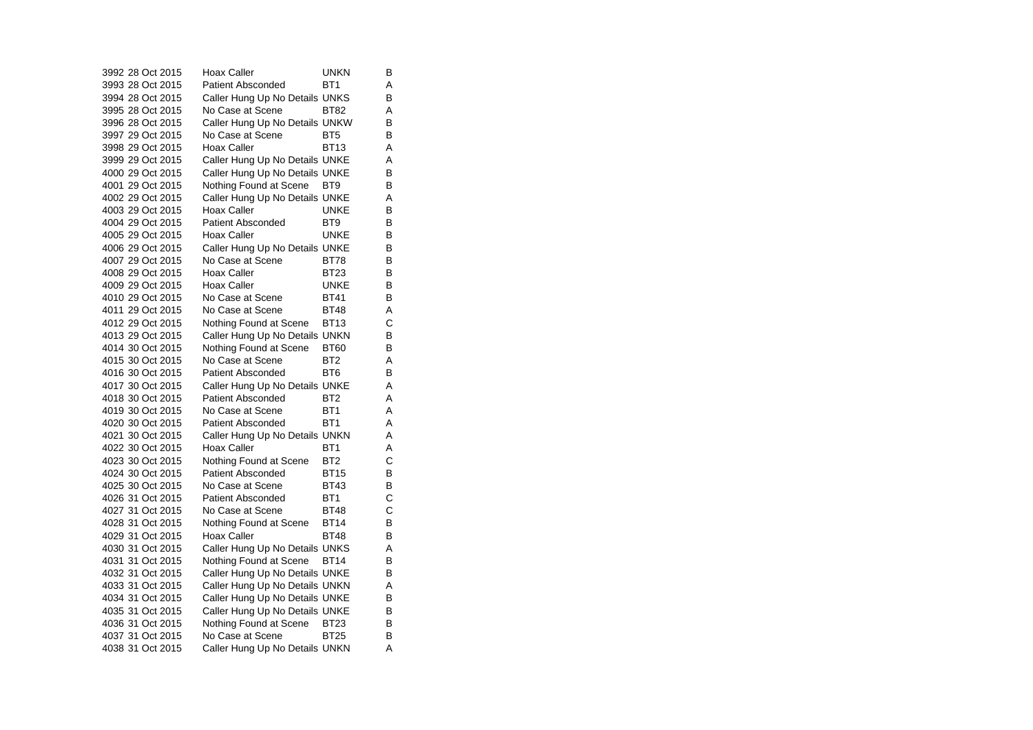| | | | | |
|---|---|---|---|---|
| 3992 | 28 Oct 2015 | Hoax Caller | UNKN | B |
| 3993 | 28 Oct 2015 | Patient Absconded | BT1 | A |
| 3994 | 28 Oct 2015 | Caller Hung Up No Details | UNKS | B |
| 3995 | 28 Oct 2015 | No Case at Scene | BT82 | A |
| 3996 | 28 Oct 2015 | Caller Hung Up No Details | UNKW | B |
| 3997 | 29 Oct 2015 | No Case at Scene | BT5 | B |
| 3998 | 29 Oct 2015 | Hoax Caller | BT13 | A |
| 3999 | 29 Oct 2015 | Caller Hung Up No Details | UNKE | A |
| 4000 | 29 Oct 2015 | Caller Hung Up No Details | UNKE | B |
| 4001 | 29 Oct 2015 | Nothing Found at Scene | BT9 | B |
| 4002 | 29 Oct 2015 | Caller Hung Up No Details | UNKE | A |
| 4003 | 29 Oct 2015 | Hoax Caller | UNKE | B |
| 4004 | 29 Oct 2015 | Patient Absconded | BT9 | B |
| 4005 | 29 Oct 2015 | Hoax Caller | UNKE | B |
| 4006 | 29 Oct 2015 | Caller Hung Up No Details | UNKE | B |
| 4007 | 29 Oct 2015 | No Case at Scene | BT78 | B |
| 4008 | 29 Oct 2015 | Hoax Caller | BT23 | B |
| 4009 | 29 Oct 2015 | Hoax Caller | UNKE | B |
| 4010 | 29 Oct 2015 | No Case at Scene | BT41 | B |
| 4011 | 29 Oct 2015 | No Case at Scene | BT48 | A |
| 4012 | 29 Oct 2015 | Nothing Found at Scene | BT13 | C |
| 4013 | 29 Oct 2015 | Caller Hung Up No Details | UNKN | B |
| 4014 | 30 Oct 2015 | Nothing Found at Scene | BT60 | B |
| 4015 | 30 Oct 2015 | No Case at Scene | BT2 | A |
| 4016 | 30 Oct 2015 | Patient Absconded | BT6 | B |
| 4017 | 30 Oct 2015 | Caller Hung Up No Details | UNKE | A |
| 4018 | 30 Oct 2015 | Patient Absconded | BT2 | A |
| 4019 | 30 Oct 2015 | No Case at Scene | BT1 | A |
| 4020 | 30 Oct 2015 | Patient Absconded | BT1 | A |
| 4021 | 30 Oct 2015 | Caller Hung Up No Details | UNKN | A |
| 4022 | 30 Oct 2015 | Hoax Caller | BT1 | A |
| 4023 | 30 Oct 2015 | Nothing Found at Scene | BT2 | C |
| 4024 | 30 Oct 2015 | Patient Absconded | BT15 | B |
| 4025 | 30 Oct 2015 | No Case at Scene | BT43 | B |
| 4026 | 31 Oct 2015 | Patient Absconded | BT1 | C |
| 4027 | 31 Oct 2015 | No Case at Scene | BT48 | C |
| 4028 | 31 Oct 2015 | Nothing Found at Scene | BT14 | B |
| 4029 | 31 Oct 2015 | Hoax Caller | BT48 | B |
| 4030 | 31 Oct 2015 | Caller Hung Up No Details | UNKS | A |
| 4031 | 31 Oct 2015 | Nothing Found at Scene | BT14 | B |
| 4032 | 31 Oct 2015 | Caller Hung Up No Details | UNKE | B |
| 4033 | 31 Oct 2015 | Caller Hung Up No Details | UNKN | A |
| 4034 | 31 Oct 2015 | Caller Hung Up No Details | UNKE | B |
| 4035 | 31 Oct 2015 | Caller Hung Up No Details | UNKE | B |
| 4036 | 31 Oct 2015 | Nothing Found at Scene | BT23 | B |
| 4037 | 31 Oct 2015 | No Case at Scene | BT25 | B |
| 4038 | 31 Oct 2015 | Caller Hung Up No Details | UNKN | A |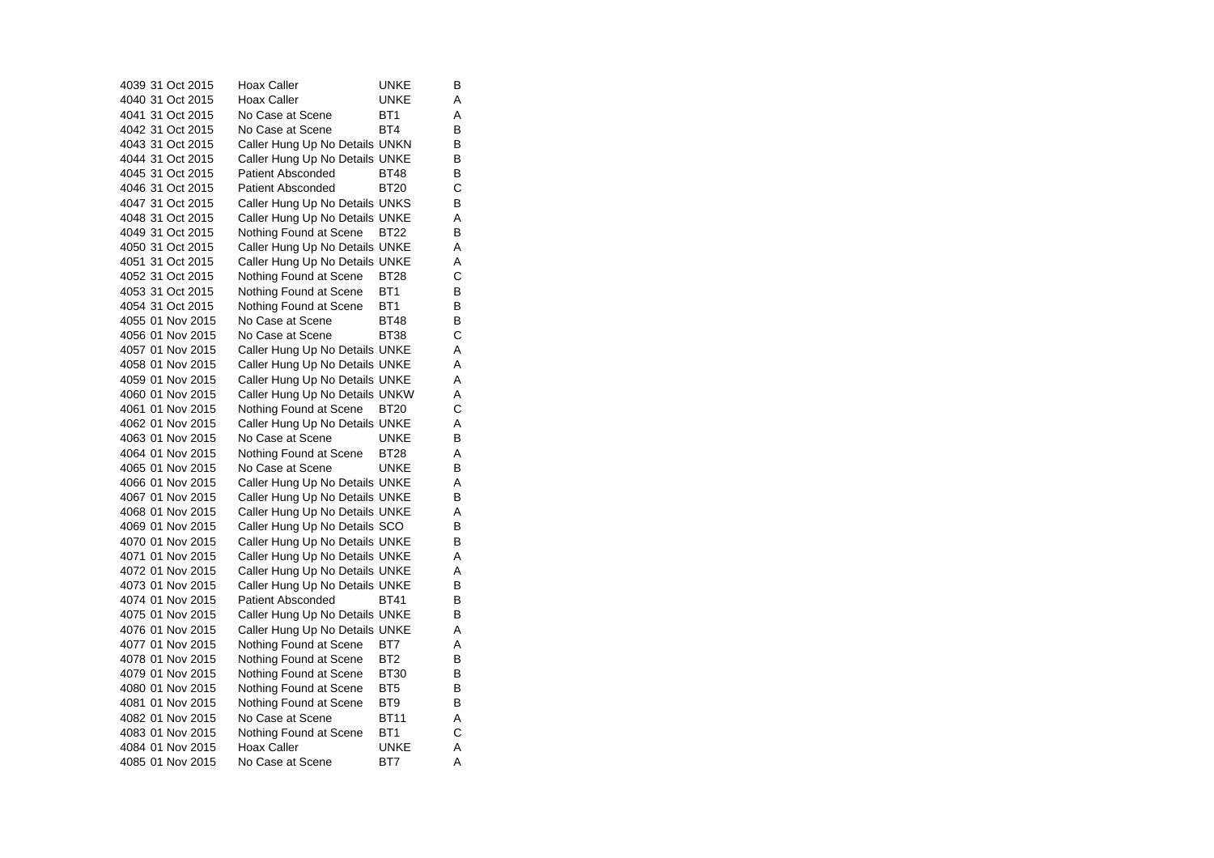| | | | | |
|---|---|---|---|---|
| 4039 | 31 Oct 2015 | Hoax Caller | UNKE | B |
| 4040 | 31 Oct 2015 | Hoax Caller | UNKE | A |
| 4041 | 31 Oct 2015 | No Case at Scene | BT1 | A |
| 4042 | 31 Oct 2015 | No Case at Scene | BT4 | B |
| 4043 | 31 Oct 2015 | Caller Hung Up No Details | UNKN | B |
| 4044 | 31 Oct 2015 | Caller Hung Up No Details | UNKE | B |
| 4045 | 31 Oct 2015 | Patient Absconded | BT48 | B |
| 4046 | 31 Oct 2015 | Patient Absconded | BT20 | C |
| 4047 | 31 Oct 2015 | Caller Hung Up No Details | UNKS | B |
| 4048 | 31 Oct 2015 | Caller Hung Up No Details | UNKE | A |
| 4049 | 31 Oct 2015 | Nothing Found at Scene | BT22 | B |
| 4050 | 31 Oct 2015 | Caller Hung Up No Details | UNKE | A |
| 4051 | 31 Oct 2015 | Caller Hung Up No Details | UNKE | A |
| 4052 | 31 Oct 2015 | Nothing Found at Scene | BT28 | C |
| 4053 | 31 Oct 2015 | Nothing Found at Scene | BT1 | B |
| 4054 | 31 Oct 2015 | Nothing Found at Scene | BT1 | B |
| 4055 | 01 Nov 2015 | No Case at Scene | BT48 | B |
| 4056 | 01 Nov 2015 | No Case at Scene | BT38 | C |
| 4057 | 01 Nov 2015 | Caller Hung Up No Details | UNKE | A |
| 4058 | 01 Nov 2015 | Caller Hung Up No Details | UNKE | A |
| 4059 | 01 Nov 2015 | Caller Hung Up No Details | UNKE | A |
| 4060 | 01 Nov 2015 | Caller Hung Up No Details | UNKW | A |
| 4061 | 01 Nov 2015 | Nothing Found at Scene | BT20 | C |
| 4062 | 01 Nov 2015 | Caller Hung Up No Details | UNKE | A |
| 4063 | 01 Nov 2015 | No Case at Scene | UNKE | B |
| 4064 | 01 Nov 2015 | Nothing Found at Scene | BT28 | A |
| 4065 | 01 Nov 2015 | No Case at Scene | UNKE | B |
| 4066 | 01 Nov 2015 | Caller Hung Up No Details | UNKE | A |
| 4067 | 01 Nov 2015 | Caller Hung Up No Details | UNKE | B |
| 4068 | 01 Nov 2015 | Caller Hung Up No Details | UNKE | A |
| 4069 | 01 Nov 2015 | Caller Hung Up No Details | SCO | B |
| 4070 | 01 Nov 2015 | Caller Hung Up No Details | UNKE | B |
| 4071 | 01 Nov 2015 | Caller Hung Up No Details | UNKE | A |
| 4072 | 01 Nov 2015 | Caller Hung Up No Details | UNKE | A |
| 4073 | 01 Nov 2015 | Caller Hung Up No Details | UNKE | B |
| 4074 | 01 Nov 2015 | Patient Absconded | BT41 | B |
| 4075 | 01 Nov 2015 | Caller Hung Up No Details | UNKE | B |
| 4076 | 01 Nov 2015 | Caller Hung Up No Details | UNKE | A |
| 4077 | 01 Nov 2015 | Nothing Found at Scene | BT7 | A |
| 4078 | 01 Nov 2015 | Nothing Found at Scene | BT2 | B |
| 4079 | 01 Nov 2015 | Nothing Found at Scene | BT30 | B |
| 4080 | 01 Nov 2015 | Nothing Found at Scene | BT5 | B |
| 4081 | 01 Nov 2015 | Nothing Found at Scene | BT9 | B |
| 4082 | 01 Nov 2015 | No Case at Scene | BT11 | A |
| 4083 | 01 Nov 2015 | Nothing Found at Scene | BT1 | C |
| 4084 | 01 Nov 2015 | Hoax Caller | UNKE | A |
| 4085 | 01 Nov 2015 | No Case at Scene | BT7 | A |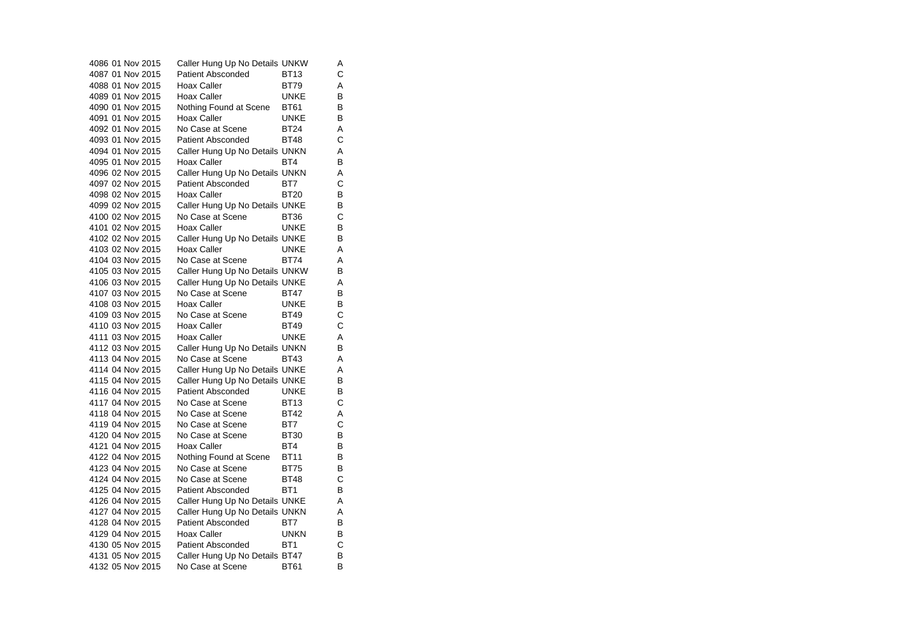| | | | | |
|---|---|---|---|---|
| 4086 | 01 Nov 2015 | Caller Hung Up No Details | UNKW | A |
| 4087 | 01 Nov 2015 | Patient Absconded | BT13 | C |
| 4088 | 01 Nov 2015 | Hoax Caller | BT79 | A |
| 4089 | 01 Nov 2015 | Hoax Caller | UNKE | B |
| 4090 | 01 Nov 2015 | Nothing Found at Scene | BT61 | B |
| 4091 | 01 Nov 2015 | Hoax Caller | UNKE | B |
| 4092 | 01 Nov 2015 | No Case at Scene | BT24 | A |
| 4093 | 01 Nov 2015 | Patient Absconded | BT48 | C |
| 4094 | 01 Nov 2015 | Caller Hung Up No Details | UNKN | A |
| 4095 | 01 Nov 2015 | Hoax Caller | BT4 | B |
| 4096 | 02 Nov 2015 | Caller Hung Up No Details | UNKN | A |
| 4097 | 02 Nov 2015 | Patient Absconded | BT7 | C |
| 4098 | 02 Nov 2015 | Hoax Caller | BT20 | B |
| 4099 | 02 Nov 2015 | Caller Hung Up No Details | UNKE | B |
| 4100 | 02 Nov 2015 | No Case at Scene | BT36 | C |
| 4101 | 02 Nov 2015 | Hoax Caller | UNKE | B |
| 4102 | 02 Nov 2015 | Caller Hung Up No Details | UNKE | B |
| 4103 | 02 Nov 2015 | Hoax Caller | UNKE | A |
| 4104 | 03 Nov 2015 | No Case at Scene | BT74 | A |
| 4105 | 03 Nov 2015 | Caller Hung Up No Details | UNKW | B |
| 4106 | 03 Nov 2015 | Caller Hung Up No Details | UNKE | A |
| 4107 | 03 Nov 2015 | No Case at Scene | BT47 | B |
| 4108 | 03 Nov 2015 | Hoax Caller | UNKE | B |
| 4109 | 03 Nov 2015 | No Case at Scene | BT49 | C |
| 4110 | 03 Nov 2015 | Hoax Caller | BT49 | C |
| 4111 | 03 Nov 2015 | Hoax Caller | UNKE | A |
| 4112 | 03 Nov 2015 | Caller Hung Up No Details | UNKN | B |
| 4113 | 04 Nov 2015 | No Case at Scene | BT43 | A |
| 4114 | 04 Nov 2015 | Caller Hung Up No Details | UNKE | A |
| 4115 | 04 Nov 2015 | Caller Hung Up No Details | UNKE | B |
| 4116 | 04 Nov 2015 | Patient Absconded | UNKE | B |
| 4117 | 04 Nov 2015 | No Case at Scene | BT13 | C |
| 4118 | 04 Nov 2015 | No Case at Scene | BT42 | A |
| 4119 | 04 Nov 2015 | No Case at Scene | BT7 | C |
| 4120 | 04 Nov 2015 | No Case at Scene | BT30 | B |
| 4121 | 04 Nov 2015 | Hoax Caller | BT4 | B |
| 4122 | 04 Nov 2015 | Nothing Found at Scene | BT11 | B |
| 4123 | 04 Nov 2015 | No Case at Scene | BT75 | B |
| 4124 | 04 Nov 2015 | No Case at Scene | BT48 | C |
| 4125 | 04 Nov 2015 | Patient Absconded | BT1 | B |
| 4126 | 04 Nov 2015 | Caller Hung Up No Details | UNKE | A |
| 4127 | 04 Nov 2015 | Caller Hung Up No Details | UNKN | A |
| 4128 | 04 Nov 2015 | Patient Absconded | BT7 | B |
| 4129 | 04 Nov 2015 | Hoax Caller | UNKN | B |
| 4130 | 05 Nov 2015 | Patient Absconded | BT1 | C |
| 4131 | 05 Nov 2015 | Caller Hung Up No Details | BT47 | B |
| 4132 | 05 Nov 2015 | No Case at Scene | BT61 | B |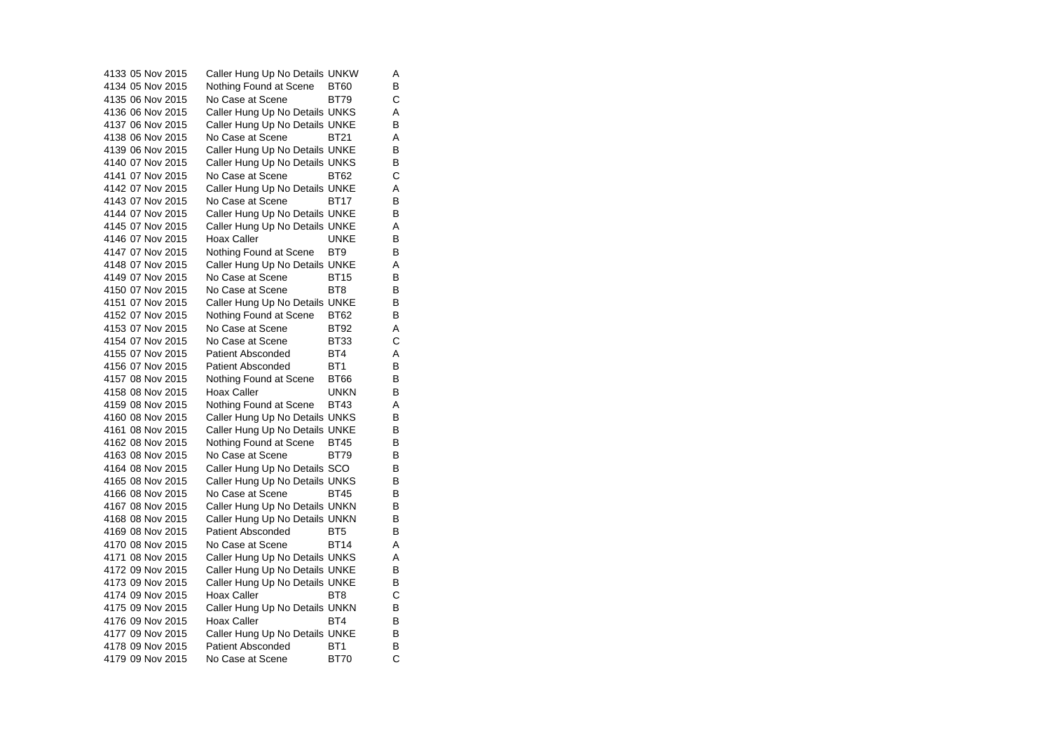| | | | | |
|---|---|---|---|---|
| 4133 | 05 Nov 2015 | Caller Hung Up No Details | UNKW | A |
| 4134 | 05 Nov 2015 | Nothing Found at Scene | BT60 | B |
| 4135 | 06 Nov 2015 | No Case at Scene | BT79 | C |
| 4136 | 06 Nov 2015 | Caller Hung Up No Details | UNKS | A |
| 4137 | 06 Nov 2015 | Caller Hung Up No Details | UNKE | B |
| 4138 | 06 Nov 2015 | No Case at Scene | BT21 | A |
| 4139 | 06 Nov 2015 | Caller Hung Up No Details | UNKE | B |
| 4140 | 07 Nov 2015 | Caller Hung Up No Details | UNKS | B |
| 4141 | 07 Nov 2015 | No Case at Scene | BT62 | C |
| 4142 | 07 Nov 2015 | Caller Hung Up No Details | UNKE | A |
| 4143 | 07 Nov 2015 | No Case at Scene | BT17 | B |
| 4144 | 07 Nov 2015 | Caller Hung Up No Details | UNKE | B |
| 4145 | 07 Nov 2015 | Caller Hung Up No Details | UNKE | A |
| 4146 | 07 Nov 2015 | Hoax Caller | UNKE | B |
| 4147 | 07 Nov 2015 | Nothing Found at Scene | BT9 | B |
| 4148 | 07 Nov 2015 | Caller Hung Up No Details | UNKE | A |
| 4149 | 07 Nov 2015 | No Case at Scene | BT15 | B |
| 4150 | 07 Nov 2015 | No Case at Scene | BT8 | B |
| 4151 | 07 Nov 2015 | Caller Hung Up No Details | UNKE | B |
| 4152 | 07 Nov 2015 | Nothing Found at Scene | BT62 | B |
| 4153 | 07 Nov 2015 | No Case at Scene | BT92 | A |
| 4154 | 07 Nov 2015 | No Case at Scene | BT33 | C |
| 4155 | 07 Nov 2015 | Patient Absconded | BT4 | A |
| 4156 | 07 Nov 2015 | Patient Absconded | BT1 | B |
| 4157 | 08 Nov 2015 | Nothing Found at Scene | BT66 | B |
| 4158 | 08 Nov 2015 | Hoax Caller | UNKN | B |
| 4159 | 08 Nov 2015 | Nothing Found at Scene | BT43 | A |
| 4160 | 08 Nov 2015 | Caller Hung Up No Details | UNKS | B |
| 4161 | 08 Nov 2015 | Caller Hung Up No Details | UNKE | B |
| 4162 | 08 Nov 2015 | Nothing Found at Scene | BT45 | B |
| 4163 | 08 Nov 2015 | No Case at Scene | BT79 | B |
| 4164 | 08 Nov 2015 | Caller Hung Up No Details | SCO | B |
| 4165 | 08 Nov 2015 | Caller Hung Up No Details | UNKS | B |
| 4166 | 08 Nov 2015 | No Case at Scene | BT45 | B |
| 4167 | 08 Nov 2015 | Caller Hung Up No Details | UNKN | B |
| 4168 | 08 Nov 2015 | Caller Hung Up No Details | UNKN | B |
| 4169 | 08 Nov 2015 | Patient Absconded | BT5 | B |
| 4170 | 08 Nov 2015 | No Case at Scene | BT14 | A |
| 4171 | 08 Nov 2015 | Caller Hung Up No Details | UNKS | A |
| 4172 | 09 Nov 2015 | Caller Hung Up No Details | UNKE | B |
| 4173 | 09 Nov 2015 | Caller Hung Up No Details | UNKE | B |
| 4174 | 09 Nov 2015 | Hoax Caller | BT8 | C |
| 4175 | 09 Nov 2015 | Caller Hung Up No Details | UNKN | B |
| 4176 | 09 Nov 2015 | Hoax Caller | BT4 | B |
| 4177 | 09 Nov 2015 | Caller Hung Up No Details | UNKE | B |
| 4178 | 09 Nov 2015 | Patient Absconded | BT1 | B |
| 4179 | 09 Nov 2015 | No Case at Scene | BT70 | C |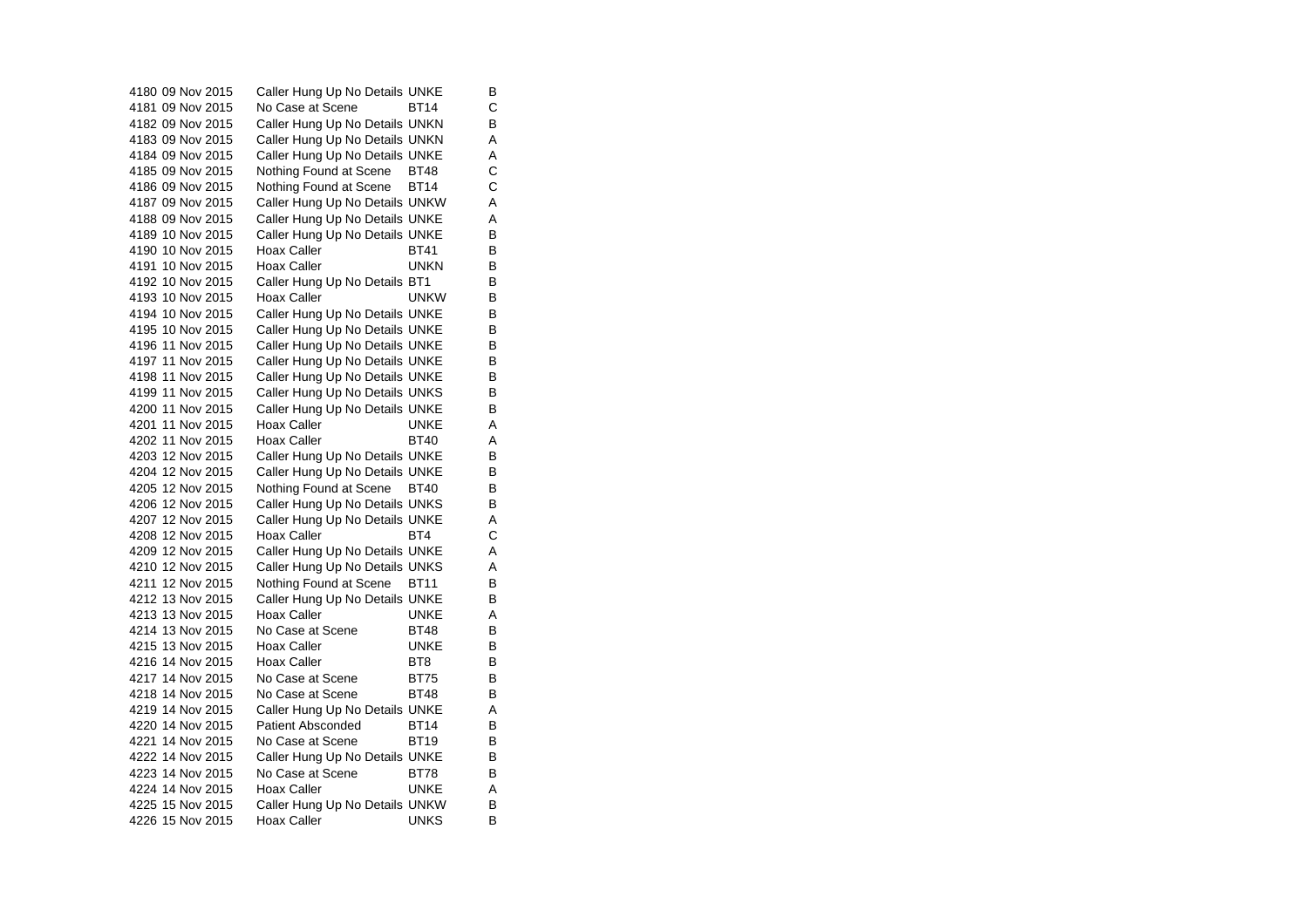| | | | | |
|---|---|---|---|---|
| 4180 | 09 Nov 2015 | Caller Hung Up No Details | UNKE | B |
| 4181 | 09 Nov 2015 | No Case at Scene | BT14 | C |
| 4182 | 09 Nov 2015 | Caller Hung Up No Details | UNKN | B |
| 4183 | 09 Nov 2015 | Caller Hung Up No Details | UNKN | A |
| 4184 | 09 Nov 2015 | Caller Hung Up No Details | UNKE | A |
| 4185 | 09 Nov 2015 | Nothing Found at Scene | BT48 | C |
| 4186 | 09 Nov 2015 | Nothing Found at Scene | BT14 | C |
| 4187 | 09 Nov 2015 | Caller Hung Up No Details | UNKW | A |
| 4188 | 09 Nov 2015 | Caller Hung Up No Details | UNKE | A |
| 4189 | 10 Nov 2015 | Caller Hung Up No Details | UNKE | B |
| 4190 | 10 Nov 2015 | Hoax Caller | BT41 | B |
| 4191 | 10 Nov 2015 | Hoax Caller | UNKN | B |
| 4192 | 10 Nov 2015 | Caller Hung Up No Details | BT1 | B |
| 4193 | 10 Nov 2015 | Hoax Caller | UNKW | B |
| 4194 | 10 Nov 2015 | Caller Hung Up No Details | UNKE | B |
| 4195 | 10 Nov 2015 | Caller Hung Up No Details | UNKE | B |
| 4196 | 11 Nov 2015 | Caller Hung Up No Details | UNKE | B |
| 4197 | 11 Nov 2015 | Caller Hung Up No Details | UNKE | B |
| 4198 | 11 Nov 2015 | Caller Hung Up No Details | UNKE | B |
| 4199 | 11 Nov 2015 | Caller Hung Up No Details | UNKS | B |
| 4200 | 11 Nov 2015 | Caller Hung Up No Details | UNKE | B |
| 4201 | 11 Nov 2015 | Hoax Caller | UNKE | A |
| 4202 | 11 Nov 2015 | Hoax Caller | BT40 | A |
| 4203 | 12 Nov 2015 | Caller Hung Up No Details | UNKE | B |
| 4204 | 12 Nov 2015 | Caller Hung Up No Details | UNKE | B |
| 4205 | 12 Nov 2015 | Nothing Found at Scene | BT40 | B |
| 4206 | 12 Nov 2015 | Caller Hung Up No Details | UNKS | B |
| 4207 | 12 Nov 2015 | Caller Hung Up No Details | UNKE | A |
| 4208 | 12 Nov 2015 | Hoax Caller | BT4 | C |
| 4209 | 12 Nov 2015 | Caller Hung Up No Details | UNKE | A |
| 4210 | 12 Nov 2015 | Caller Hung Up No Details | UNKS | A |
| 4211 | 12 Nov 2015 | Nothing Found at Scene | BT11 | B |
| 4212 | 13 Nov 2015 | Caller Hung Up No Details | UNKE | B |
| 4213 | 13 Nov 2015 | Hoax Caller | UNKE | A |
| 4214 | 13 Nov 2015 | No Case at Scene | BT48 | B |
| 4215 | 13 Nov 2015 | Hoax Caller | UNKE | B |
| 4216 | 14 Nov 2015 | Hoax Caller | BT8 | B |
| 4217 | 14 Nov 2015 | No Case at Scene | BT75 | B |
| 4218 | 14 Nov 2015 | No Case at Scene | BT48 | B |
| 4219 | 14 Nov 2015 | Caller Hung Up No Details | UNKE | A |
| 4220 | 14 Nov 2015 | Patient Absconded | BT14 | B |
| 4221 | 14 Nov 2015 | No Case at Scene | BT19 | B |
| 4222 | 14 Nov 2015 | Caller Hung Up No Details | UNKE | B |
| 4223 | 14 Nov 2015 | No Case at Scene | BT78 | B |
| 4224 | 14 Nov 2015 | Hoax Caller | UNKE | A |
| 4225 | 15 Nov 2015 | Caller Hung Up No Details | UNKW | B |
| 4226 | 15 Nov 2015 | Hoax Caller | UNKS | B |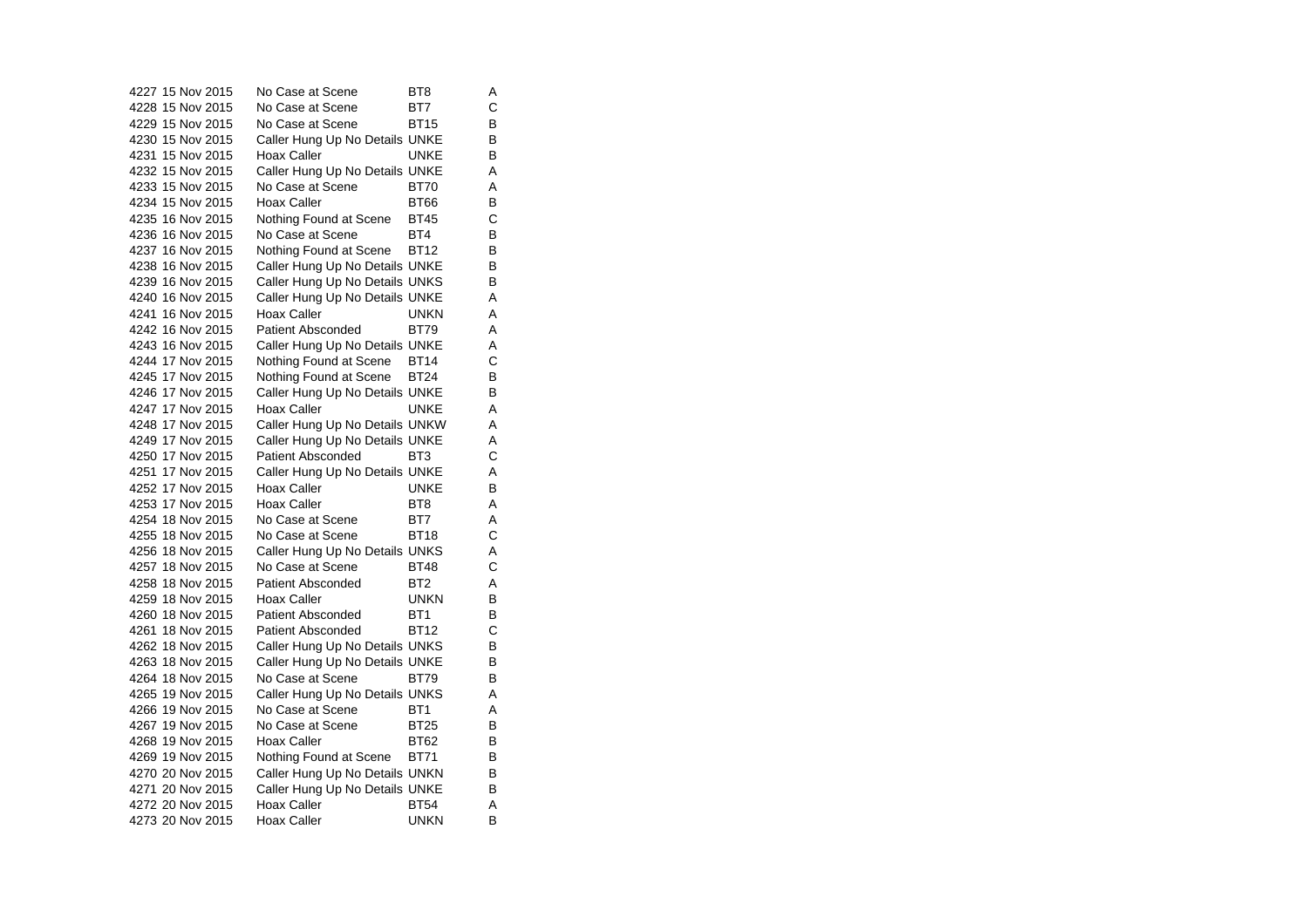| | | | | |
|---|---|---|---|---|
| 4227 | 15 Nov 2015 | No Case at Scene | BT8 | A |
| 4228 | 15 Nov 2015 | No Case at Scene | BT7 | C |
| 4229 | 15 Nov 2015 | No Case at Scene | BT15 | B |
| 4230 | 15 Nov 2015 | Caller Hung Up No Details | UNKE | B |
| 4231 | 15 Nov 2015 | Hoax Caller | UNKE | B |
| 4232 | 15 Nov 2015 | Caller Hung Up No Details | UNKE | A |
| 4233 | 15 Nov 2015 | No Case at Scene | BT70 | A |
| 4234 | 15 Nov 2015 | Hoax Caller | BT66 | B |
| 4235 | 16 Nov 2015 | Nothing Found at Scene | BT45 | C |
| 4236 | 16 Nov 2015 | No Case at Scene | BT4 | B |
| 4237 | 16 Nov 2015 | Nothing Found at Scene | BT12 | B |
| 4238 | 16 Nov 2015 | Caller Hung Up No Details | UNKE | B |
| 4239 | 16 Nov 2015 | Caller Hung Up No Details | UNKS | B |
| 4240 | 16 Nov 2015 | Caller Hung Up No Details | UNKE | A |
| 4241 | 16 Nov 2015 | Hoax Caller | UNKN | A |
| 4242 | 16 Nov 2015 | Patient Absconded | BT79 | A |
| 4243 | 16 Nov 2015 | Caller Hung Up No Details | UNKE | A |
| 4244 | 17 Nov 2015 | Nothing Found at Scene | BT14 | C |
| 4245 | 17 Nov 2015 | Nothing Found at Scene | BT24 | B |
| 4246 | 17 Nov 2015 | Caller Hung Up No Details | UNKE | B |
| 4247 | 17 Nov 2015 | Hoax Caller | UNKE | A |
| 4248 | 17 Nov 2015 | Caller Hung Up No Details | UNKW | A |
| 4249 | 17 Nov 2015 | Caller Hung Up No Details | UNKE | A |
| 4250 | 17 Nov 2015 | Patient Absconded | BT3 | C |
| 4251 | 17 Nov 2015 | Caller Hung Up No Details | UNKE | A |
| 4252 | 17 Nov 2015 | Hoax Caller | UNKE | B |
| 4253 | 17 Nov 2015 | Hoax Caller | BT8 | A |
| 4254 | 18 Nov 2015 | No Case at Scene | BT7 | A |
| 4255 | 18 Nov 2015 | No Case at Scene | BT18 | C |
| 4256 | 18 Nov 2015 | Caller Hung Up No Details | UNKS | A |
| 4257 | 18 Nov 2015 | No Case at Scene | BT48 | C |
| 4258 | 18 Nov 2015 | Patient Absconded | BT2 | A |
| 4259 | 18 Nov 2015 | Hoax Caller | UNKN | B |
| 4260 | 18 Nov 2015 | Patient Absconded | BT1 | B |
| 4261 | 18 Nov 2015 | Patient Absconded | BT12 | C |
| 4262 | 18 Nov 2015 | Caller Hung Up No Details | UNKS | B |
| 4263 | 18 Nov 2015 | Caller Hung Up No Details | UNKE | B |
| 4264 | 18 Nov 2015 | No Case at Scene | BT79 | B |
| 4265 | 19 Nov 2015 | Caller Hung Up No Details | UNKS | A |
| 4266 | 19 Nov 2015 | No Case at Scene | BT1 | A |
| 4267 | 19 Nov 2015 | No Case at Scene | BT25 | B |
| 4268 | 19 Nov 2015 | Hoax Caller | BT62 | B |
| 4269 | 19 Nov 2015 | Nothing Found at Scene | BT71 | B |
| 4270 | 20 Nov 2015 | Caller Hung Up No Details | UNKN | B |
| 4271 | 20 Nov 2015 | Caller Hung Up No Details | UNKE | B |
| 4272 | 20 Nov 2015 | Hoax Caller | BT54 | A |
| 4273 | 20 Nov 2015 | Hoax Caller | UNKN | B |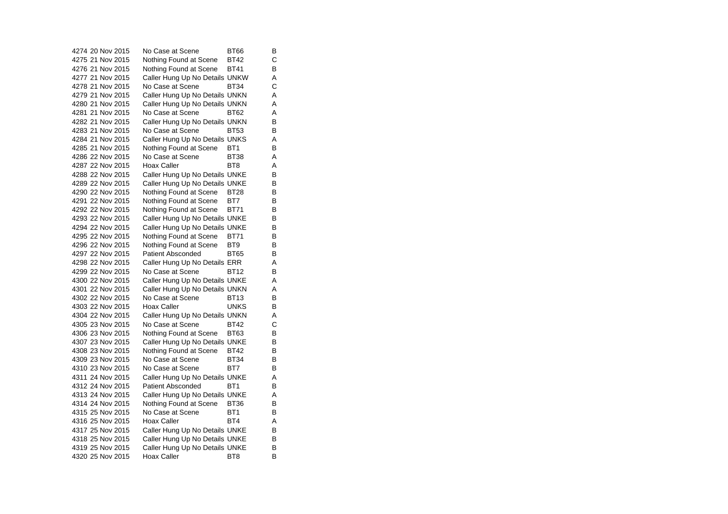| | | | | |
|---|---|---|---|---|
| 4274 | 20 Nov 2015 | No Case at Scene | BT66 | B |
| 4275 | 21 Nov 2015 | Nothing Found at Scene | BT42 | C |
| 4276 | 21 Nov 2015 | Nothing Found at Scene | BT41 | B |
| 4277 | 21 Nov 2015 | Caller Hung Up No Details | UNKW | A |
| 4278 | 21 Nov 2015 | No Case at Scene | BT34 | C |
| 4279 | 21 Nov 2015 | Caller Hung Up No Details | UNKN | A |
| 4280 | 21 Nov 2015 | Caller Hung Up No Details | UNKN | A |
| 4281 | 21 Nov 2015 | No Case at Scene | BT62 | A |
| 4282 | 21 Nov 2015 | Caller Hung Up No Details | UNKN | B |
| 4283 | 21 Nov 2015 | No Case at Scene | BT53 | B |
| 4284 | 21 Nov 2015 | Caller Hung Up No Details | UNKS | A |
| 4285 | 21 Nov 2015 | Nothing Found at Scene | BT1 | B |
| 4286 | 22 Nov 2015 | No Case at Scene | BT38 | A |
| 4287 | 22 Nov 2015 | Hoax Caller | BT8 | A |
| 4288 | 22 Nov 2015 | Caller Hung Up No Details | UNKE | B |
| 4289 | 22 Nov 2015 | Caller Hung Up No Details | UNKE | B |
| 4290 | 22 Nov 2015 | Nothing Found at Scene | BT28 | B |
| 4291 | 22 Nov 2015 | Nothing Found at Scene | BT7 | B |
| 4292 | 22 Nov 2015 | Nothing Found at Scene | BT71 | B |
| 4293 | 22 Nov 2015 | Caller Hung Up No Details | UNKE | B |
| 4294 | 22 Nov 2015 | Caller Hung Up No Details | UNKE | B |
| 4295 | 22 Nov 2015 | Nothing Found at Scene | BT71 | B |
| 4296 | 22 Nov 2015 | Nothing Found at Scene | BT9 | B |
| 4297 | 22 Nov 2015 | Patient Absconded | BT65 | B |
| 4298 | 22 Nov 2015 | Caller Hung Up No Details | ERR | A |
| 4299 | 22 Nov 2015 | No Case at Scene | BT12 | B |
| 4300 | 22 Nov 2015 | Caller Hung Up No Details | UNKE | A |
| 4301 | 22 Nov 2015 | Caller Hung Up No Details | UNKN | A |
| 4302 | 22 Nov 2015 | No Case at Scene | BT13 | B |
| 4303 | 22 Nov 2015 | Hoax Caller | UNKS | B |
| 4304 | 22 Nov 2015 | Caller Hung Up No Details | UNKN | A |
| 4305 | 23 Nov 2015 | No Case at Scene | BT42 | C |
| 4306 | 23 Nov 2015 | Nothing Found at Scene | BT63 | B |
| 4307 | 23 Nov 2015 | Caller Hung Up No Details | UNKE | B |
| 4308 | 23 Nov 2015 | Nothing Found at Scene | BT42 | B |
| 4309 | 23 Nov 2015 | No Case at Scene | BT34 | B |
| 4310 | 23 Nov 2015 | No Case at Scene | BT7 | B |
| 4311 | 24 Nov 2015 | Caller Hung Up No Details | UNKE | A |
| 4312 | 24 Nov 2015 | Patient Absconded | BT1 | B |
| 4313 | 24 Nov 2015 | Caller Hung Up No Details | UNKE | A |
| 4314 | 24 Nov 2015 | Nothing Found at Scene | BT36 | B |
| 4315 | 25 Nov 2015 | No Case at Scene | BT1 | B |
| 4316 | 25 Nov 2015 | Hoax Caller | BT4 | A |
| 4317 | 25 Nov 2015 | Caller Hung Up No Details | UNKE | B |
| 4318 | 25 Nov 2015 | Caller Hung Up No Details | UNKE | B |
| 4319 | 25 Nov 2015 | Caller Hung Up No Details | UNKE | B |
| 4320 | 25 Nov 2015 | Hoax Caller | BT8 | B |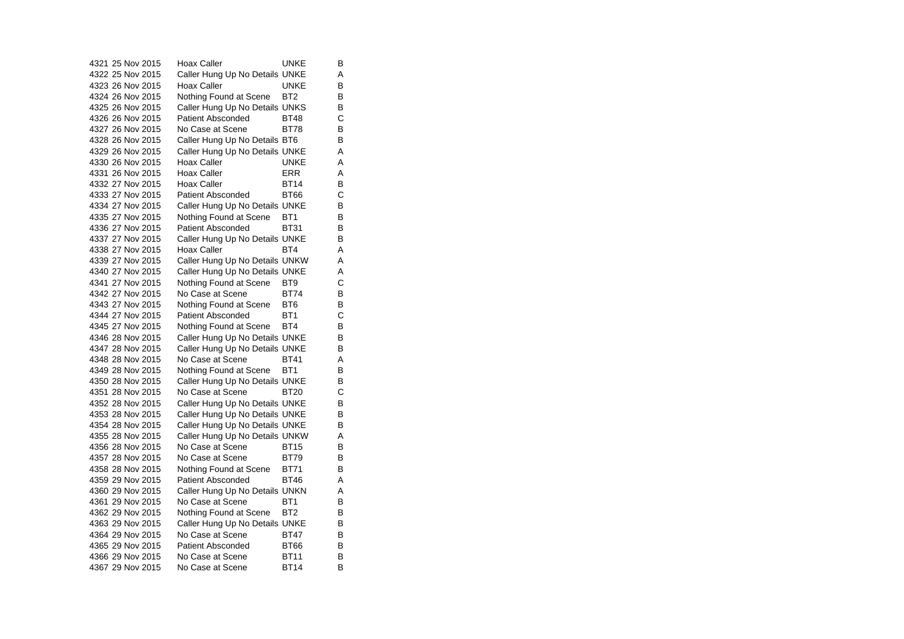| | | | | |
|---|---|---|---|---|
| 4321 | 25 Nov 2015 | Hoax Caller | UNKE | B |
| 4322 | 25 Nov 2015 | Caller Hung Up No Details | UNKE | A |
| 4323 | 26 Nov 2015 | Hoax Caller | UNKE | B |
| 4324 | 26 Nov 2015 | Nothing Found at Scene | BT2 | B |
| 4325 | 26 Nov 2015 | Caller Hung Up No Details | UNKS | B |
| 4326 | 26 Nov 2015 | Patient Absconded | BT48 | C |
| 4327 | 26 Nov 2015 | No Case at Scene | BT78 | B |
| 4328 | 26 Nov 2015 | Caller Hung Up No Details | BT6 | B |
| 4329 | 26 Nov 2015 | Caller Hung Up No Details | UNKE | A |
| 4330 | 26 Nov 2015 | Hoax Caller | UNKE | A |
| 4331 | 26 Nov 2015 | Hoax Caller | ERR | A |
| 4332 | 27 Nov 2015 | Hoax Caller | BT14 | B |
| 4333 | 27 Nov 2015 | Patient Absconded | BT66 | C |
| 4334 | 27 Nov 2015 | Caller Hung Up No Details | UNKE | B |
| 4335 | 27 Nov 2015 | Nothing Found at Scene | BT1 | B |
| 4336 | 27 Nov 2015 | Patient Absconded | BT31 | B |
| 4337 | 27 Nov 2015 | Caller Hung Up No Details | UNKE | B |
| 4338 | 27 Nov 2015 | Hoax Caller | BT4 | A |
| 4339 | 27 Nov 2015 | Caller Hung Up No Details | UNKW | A |
| 4340 | 27 Nov 2015 | Caller Hung Up No Details | UNKE | A |
| 4341 | 27 Nov 2015 | Nothing Found at Scene | BT9 | C |
| 4342 | 27 Nov 2015 | No Case at Scene | BT74 | B |
| 4343 | 27 Nov 2015 | Nothing Found at Scene | BT6 | B |
| 4344 | 27 Nov 2015 | Patient Absconded | BT1 | C |
| 4345 | 27 Nov 2015 | Nothing Found at Scene | BT4 | B |
| 4346 | 28 Nov 2015 | Caller Hung Up No Details | UNKE | B |
| 4347 | 28 Nov 2015 | Caller Hung Up No Details | UNKE | B |
| 4348 | 28 Nov 2015 | No Case at Scene | BT41 | A |
| 4349 | 28 Nov 2015 | Nothing Found at Scene | BT1 | B |
| 4350 | 28 Nov 2015 | Caller Hung Up No Details | UNKE | B |
| 4351 | 28 Nov 2015 | No Case at Scene | BT20 | C |
| 4352 | 28 Nov 2015 | Caller Hung Up No Details | UNKE | B |
| 4353 | 28 Nov 2015 | Caller Hung Up No Details | UNKE | B |
| 4354 | 28 Nov 2015 | Caller Hung Up No Details | UNKE | B |
| 4355 | 28 Nov 2015 | Caller Hung Up No Details | UNKW | A |
| 4356 | 28 Nov 2015 | No Case at Scene | BT15 | B |
| 4357 | 28 Nov 2015 | No Case at Scene | BT79 | B |
| 4358 | 28 Nov 2015 | Nothing Found at Scene | BT71 | B |
| 4359 | 29 Nov 2015 | Patient Absconded | BT46 | A |
| 4360 | 29 Nov 2015 | Caller Hung Up No Details | UNKN | A |
| 4361 | 29 Nov 2015 | No Case at Scene | BT1 | B |
| 4362 | 29 Nov 2015 | Nothing Found at Scene | BT2 | B |
| 4363 | 29 Nov 2015 | Caller Hung Up No Details | UNKE | B |
| 4364 | 29 Nov 2015 | No Case at Scene | BT47 | B |
| 4365 | 29 Nov 2015 | Patient Absconded | BT66 | B |
| 4366 | 29 Nov 2015 | No Case at Scene | BT11 | B |
| 4367 | 29 Nov 2015 | No Case at Scene | BT14 | B |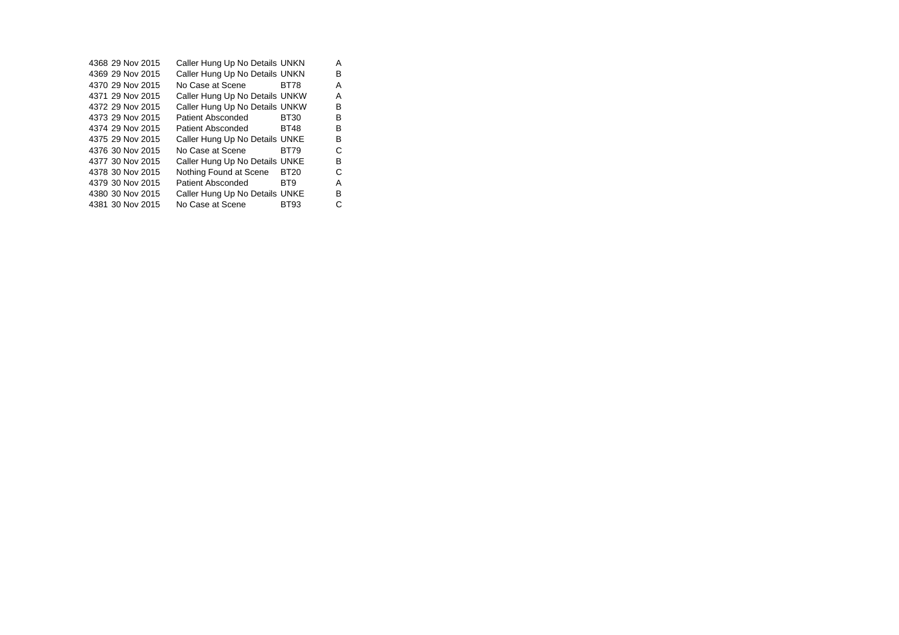| | | | | |
|---|---|---|---|---|
| 4368 | 29 Nov 2015 | Caller Hung Up No Details | UNKN | A |
| 4369 | 29 Nov 2015 | Caller Hung Up No Details | UNKN | B |
| 4370 | 29 Nov 2015 | No Case at Scene | BT78 | A |
| 4371 | 29 Nov 2015 | Caller Hung Up No Details | UNKW | A |
| 4372 | 29 Nov 2015 | Caller Hung Up No Details | UNKW | B |
| 4373 | 29 Nov 2015 | Patient Absconded | BT30 | B |
| 4374 | 29 Nov 2015 | Patient Absconded | BT48 | B |
| 4375 | 29 Nov 2015 | Caller Hung Up No Details | UNKE | B |
| 4376 | 30 Nov 2015 | No Case at Scene | BT79 | C |
| 4377 | 30 Nov 2015 | Caller Hung Up No Details | UNKE | B |
| 4378 | 30 Nov 2015 | Nothing Found at Scene | BT20 | C |
| 4379 | 30 Nov 2015 | Patient Absconded | BT9 | A |
| 4380 | 30 Nov 2015 | Caller Hung Up No Details | UNKE | B |
| 4381 | 30 Nov 2015 | No Case at Scene | BT93 | C |